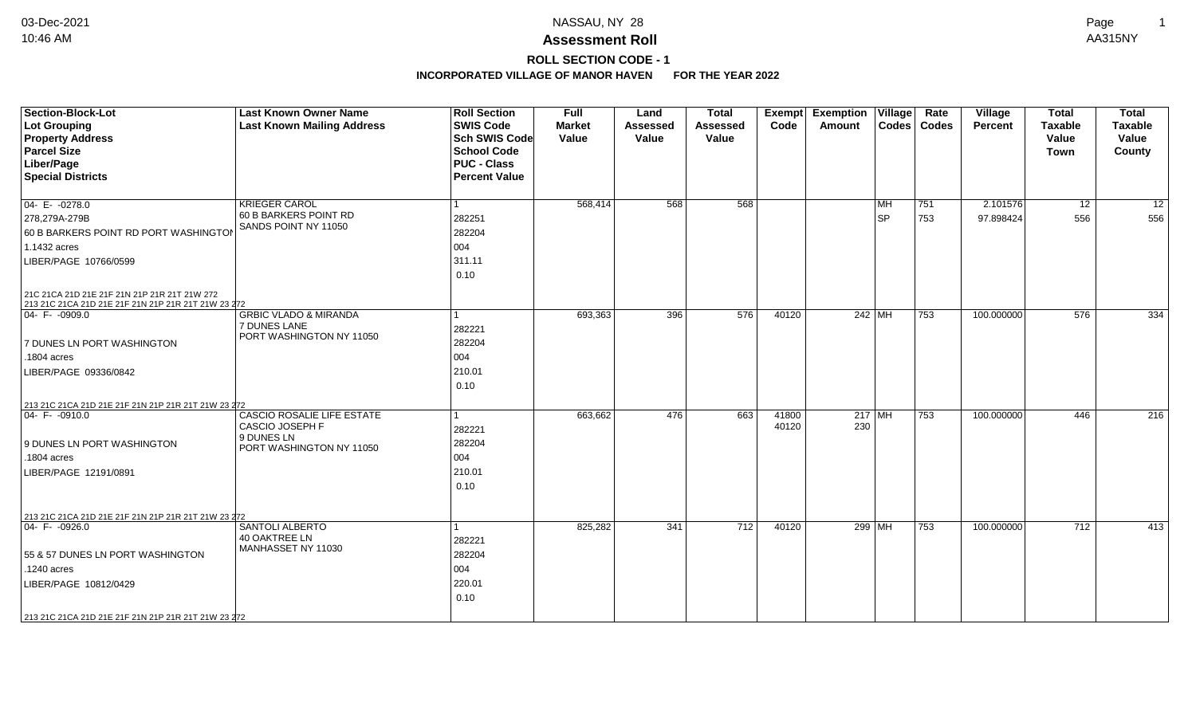# Assessment Roll

## ROLL SECTION CODE - 1

### INCORPORATED VILLAGE OF MANOR HAVEN FOR THE YEAR 2022

NASSAU, NY 28

03-Dec-2021 10:46 AM

AA315NY

| Section-Block-Lot<br>Lot Grouping<br>Property Address<br>Parcel Size<br>Liber/Page<br>Special Districts | Last Known Owner Name<br>Last Known Mailing Address | Roll Section<br>SWIS Code<br>Sch SWIS Code<br>School Code<br>PUC - Class<br>Percent Value | Full Market Value | Land Assessed Value | Total Assessed Value | Exempt Code | Exemption Amount | Village Codes | Rate Codes | Village Percent | Total Taxable Value Town | Total Taxable Value County |
|---|---|---|---|---|---|---|---|---|---|---|---|---|
| 04- E- -0278.0<br>278,279A-279B<br>60 B BARKERS POINT RD PORT WASHINGTON<br>1.1432 acres<br>LIBER/PAGE 10766/0599<br>21C 21CA 21D 21E 21F 21N 21P 21R 21T 21W 272<br>213 21C 21CA 21D 21E 21F 21N 21P 21R 21T 21W 23 272 | KRIEGER CAROL<br>60 B BARKERS POINT RD<br>SANDS POINT NY 11050 | 1<br>282251<br>282204<br>004<br>311.11<br>0.10 | 568,414 | 568 | 568 | | | MH<br>SP | 751<br>753 | 2.101576<br>97.898424 | 12<br>556 | 12<br>556 |
| 04- F- -0909.0<br>7 DUNES LN PORT WASHINGTON<br>.1804 acres<br>LIBER/PAGE 09336/0842<br>213 21C 21CA 21D 21E 21F 21N 21P 21R 21T 21W 23 272 | GRBIC VLADO & MIRANDA<br>7 DUNES LANE<br>PORT WASHINGTON NY 11050 | 1<br>282221<br>282204<br>004<br>210.01<br>0.10 | 693,363 | 396 | 576 | 40120 | 242 | MH | 753 | 100.000000 | 576 | 334 |
| 04- F- -0910.0<br>9 DUNES LN PORT WASHINGTON<br>.1804 acres<br>LIBER/PAGE 12191/0891<br>213 21C 21CA 21D 21E 21F 21N 21P 21R 21T 21W 23 272 | CASCIO ROSALIE LIFE ESTATE<br>CASCIO JOSEPH F<br>9 DUNES LN<br>PORT WASHINGTON NY 11050 | 1<br>282221<br>282204<br>004<br>210.01<br>0.10 | 663,662 | 476 | 663 | 41800<br>40120 | 217<br>230 | MH | 753 | 100.000000 | 446 | 216 |
| 04- F- -0926.0<br>55 & 57 DUNES LN PORT WASHINGTON<br>.1240 acres<br>LIBER/PAGE 10812/0429<br>213 21C 21CA 21D 21E 21F 21N 21P 21R 21T 21W 23 272 | SANTOLI ALBERTO<br>40 OAKTREE LN<br>MANHASSET NY 11030 | 1<br>282221<br>282204<br>004<br>220.01<br>0.10 | 825,282 | 341 | 712 | 40120 | 299 | MH | 753 | 100.000000 | 712 | 413 |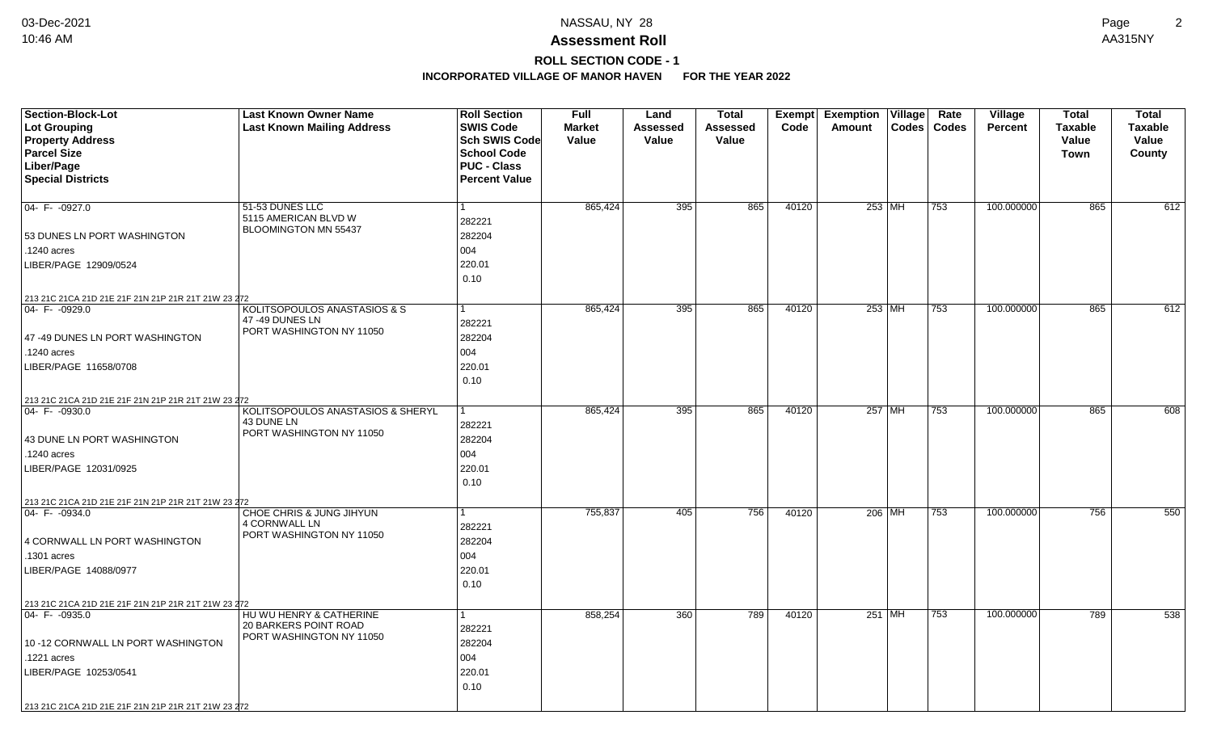# Assessment Roll

## ROLL SECTION CODE - 1

### INCORPORATED VILLAGE OF MANOR HAVEN FOR THE YEAR 2022

| Section-Block-Lot<br>Lot Grouping<br>Property Address<br>Parcel Size<br>Liber/Page<br>Special Districts | Last Known Owner Name<br>Last Known Mailing Address | Roll Section<br>SWIS Code<br>Sch SWIS Code<br>School Code<br>PUC - Class<br>Percent Value | Full Market Value | Land Assessed Value | Total Assessed Value | Exempt Code | Exemption Amount | Village Codes | Rate Codes | Village Percent | Total Taxable Value Town | Total Taxable Value County |
|---|---|---|---|---|---|---|---|---|---|---|---|---|
| 04- F- -0927.0<br>53 DUNES LN PORT WASHINGTON<br>.1240 acres<br>LIBER/PAGE 12909/0524<br>213 21C 21CA 21D 21E 21F 21N 21P 21R 21T 21W 23 272 | 51-53 DUNES LLC<br>5115 AMERICAN BLVD W<br>BLOOMINGTON MN 55437 | 1<br>282221<br>282204<br>004<br>220.01<br>0.10 | 865,424 | 395 | 865 | 40120 | 253 | MH | 753 | 100.000000 | 865 | 612 |
| 04- F- -0929.0<br>47 -49 DUNES LN PORT WASHINGTON<br>.1240 acres<br>LIBER/PAGE 11658/0708<br>213 21C 21CA 21D 21E 21F 21N 21P 21R 21T 21W 23 272 | KOLITSOPOULOS ANASTASIOS & S<br>47 -49 DUNES LN<br>PORT WASHINGTON NY 11050 | 1<br>282221<br>282204<br>004<br>220.01<br>0.10 | 865,424 | 395 | 865 | 40120 | 253 | MH | 753 | 100.000000 | 865 | 612 |
| 04- F- -0930.0<br>43 DUNE LN PORT WASHINGTON<br>.1240 acres<br>LIBER/PAGE 12031/0925<br>213 21C 21CA 21D 21E 21F 21N 21P 21R 21T 21W 23 272 | KOLITSOPOULOS ANASTASIOS & SHERYL<br>43 DUNE LN<br>PORT WASHINGTON NY 11050 | 1<br>282221<br>282204<br>004<br>220.01<br>0.10 | 865,424 | 395 | 865 | 40120 | 257 | MH | 753 | 100.000000 | 865 | 608 |
| 04- F- -0934.0<br>4 CORNWALL LN PORT WASHINGTON<br>.1301 acres<br>LIBER/PAGE 14088/0977<br>213 21C 21CA 21D 21E 21F 21N 21P 21R 21T 21W 23 272 | CHOE CHRIS & JUNG JIHYUN<br>4 CORNWALL LN<br>PORT WASHINGTON NY 11050 | 1<br>282221<br>282204<br>004<br>220.01<br>0.10 | 755,837 | 405 | 756 | 40120 | 206 | MH | 753 | 100.000000 | 756 | 550 |
| 04- F- -0935.0<br>10 -12 CORNWALL LN PORT WASHINGTON<br>.1221 acres<br>LIBER/PAGE 10253/0541<br>213 21C 21CA 21D 21E 21F 21N 21P 21R 21T 21W 23 272 | HU WU HENRY & CATHERINE<br>20 BARKERS POINT ROAD<br>PORT WASHINGTON NY 11050 | 1<br>282221<br>282204<br>004<br>220.01<br>0.10 | 858,254 | 360 | 789 | 40120 | 251 | MH | 753 | 100.000000 | 789 | 538 |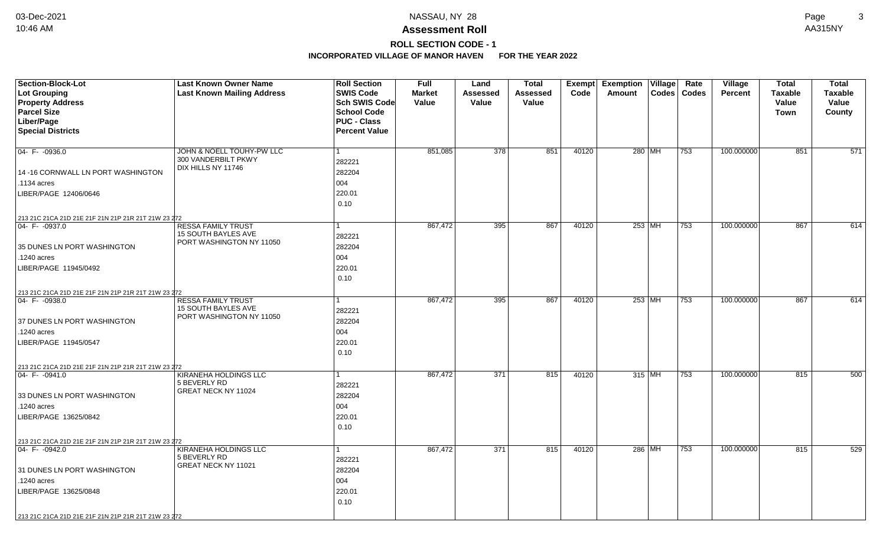# Assessment Roll

## ROLL SECTION CODE - 1

### INCORPORATED VILLAGE OF MANOR HAVEN FOR THE YEAR 2022

| Section-Block-Lot<br>Lot Grouping<br>Property Address<br>Parcel Size<br>Liber/Page<br>Special Districts | Last Known Owner Name<br>Last Known Mailing Address | Roll Section<br>SWIS Code<br>Sch SWIS Code<br>School Code<br>PUC - Class<br>Percent Value | Full Market Value | Land Assessed Value | Total Assessed Value | Exempt Code | Exemption Amount | Village Codes | Rate Codes | Village Percent | Total Taxable Value Town | Total Taxable Value County |
|---|---|---|---|---|---|---|---|---|---|---|---|---|
| 04- F- -0936.0<br>14 -16 CORNWALL LN PORT WASHINGTON<br>.1134 acres<br>LIBER/PAGE 12406/0646<br>213 21C 21CA 21D 21E 21F 21N 21P 21R 21T 21W 23 272 | JOHN & NOELL TOUHY-PW LLC<br>300 VANDERBILT PKWY<br>DIX HILLS NY 11746 | 1<br>282221<br>282204<br>004<br>220.01<br>0.10 | 851,085 | 378 | 851 | 40120 | 280 | MH | 753 | 100.000000 | 851 | 571 |
| 04- F- -0937.0<br>35 DUNES LN PORT WASHINGTON<br>.1240 acres<br>LIBER/PAGE 11945/0492<br>213 21C 21CA 21D 21E 21F 21N 21P 21R 21T 21W 23 272 | RESSA FAMILY TRUST<br>15 SOUTH BAYLES AVE<br>PORT WASHINGTON NY 11050 | 1<br>282221<br>282204<br>004<br>220.01<br>0.10 | 867,472 | 395 | 867 | 40120 | 253 | MH | 753 | 100.000000 | 867 | 614 |
| 04- F- -0938.0<br>37 DUNES LN PORT WASHINGTON<br>.1240 acres<br>LIBER/PAGE 11945/0547<br>213 21C 21CA 21D 21E 21F 21N 21P 21R 21T 21W 23 272 | RESSA FAMILY TRUST<br>15 SOUTH BAYLES AVE<br>PORT WASHINGTON NY 11050 | 1<br>282221<br>282204<br>004<br>220.01<br>0.10 | 867,472 | 395 | 867 | 40120 | 253 | MH | 753 | 100.000000 | 867 | 614 |
| 04- F- -0941.0<br>33 DUNES LN PORT WASHINGTON<br>.1240 acres<br>LIBER/PAGE 13625/0842<br>213 21C 21CA 21D 21E 21F 21N 21P 21R 21T 21W 23 272 | KIRANEHA HOLDINGS LLC<br>5 BEVERLY RD<br>GREAT NECK NY 11024 | 1<br>282221<br>282204<br>004<br>220.01<br>0.10 | 867,472 | 371 | 815 | 40120 | 315 | MH | 753 | 100.000000 | 815 | 500 |
| 04- F- -0942.0<br>31 DUNES LN PORT WASHINGTON<br>.1240 acres<br>LIBER/PAGE 13625/0848<br>213 21C 21CA 21D 21E 21F 21N 21P 21R 21T 21W 23 272 | KIRANEHA HOLDINGS LLC<br>5 BEVERLY RD<br>GREAT NECK NY 11021 | 1<br>282221<br>282204<br>004<br>220.01<br>0.10 | 867,472 | 371 | 815 | 40120 | 286 | MH | 753 | 100.000000 | 815 | 529 |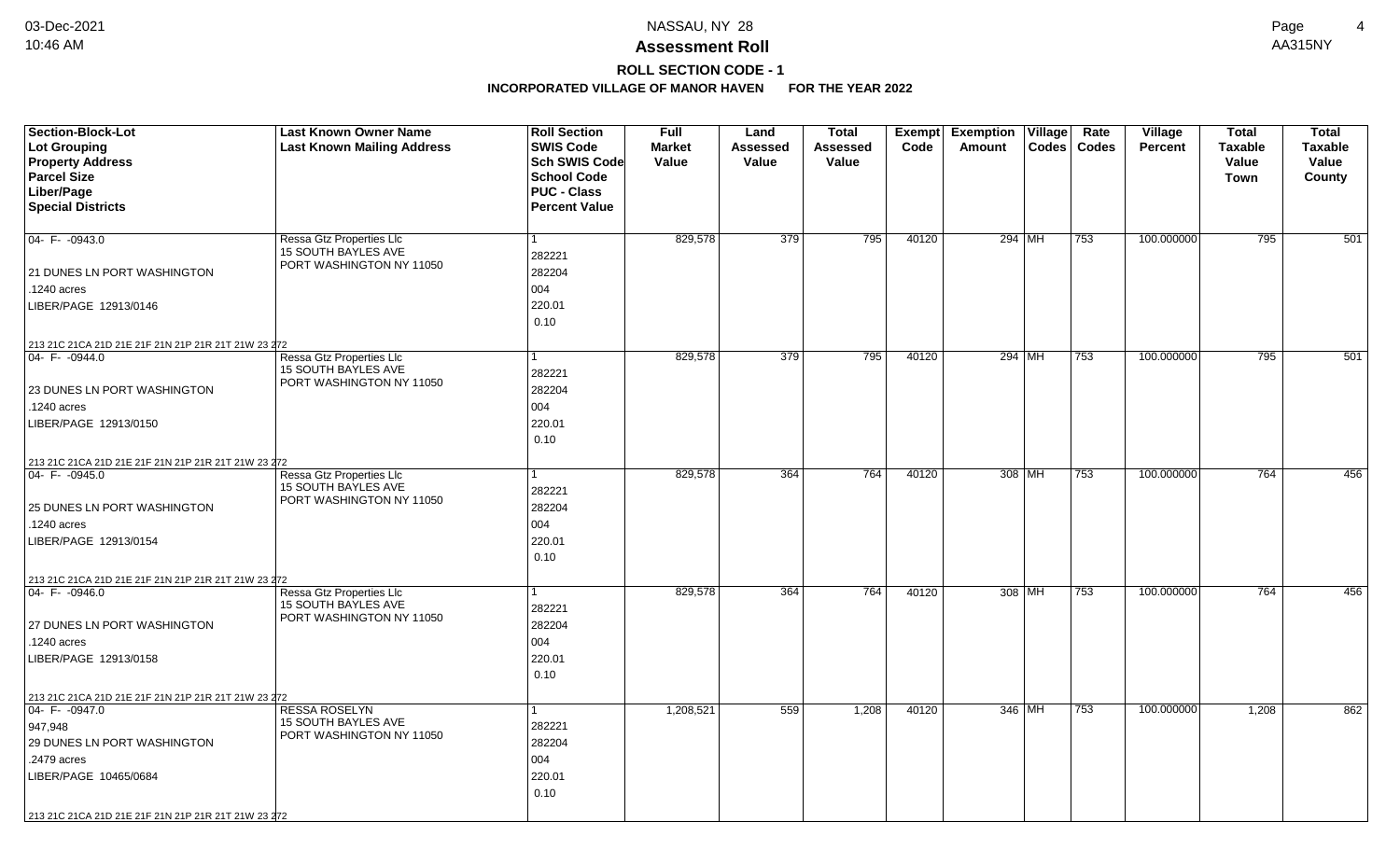# NASSAU, NY 28

## Assessment Roll

### ROLL SECTION CODE - 1

**INCORPORATED VILLAGE OF MANOR HAVEN FOR THE YEAR 2022**

| Section-Block-Lot<br>Lot Grouping<br>Property Address<br>Parcel Size<br>Liber/Page<br>Special Districts | Last Known Owner Name<br>Last Known Mailing Address | Roll Section<br>SWIS Code<br>Sch SWIS Code<br>School Code<br>PUC - Class<br>Percent Value | Full Market Value | Land Assessed Value | Total Assessed Value | Exempt Code | Exemption Amount | Village Codes | Rate Codes | Village Percent | Total Taxable Value Town | Total Taxable Value County |
|---|---|---|---|---|---|---|---|---|---|---|---|---|
| 04- F- -0943.0<br>21 DUNES LN PORT WASHINGTON<br>.1240 acres<br>LIBER/PAGE 12913/0146<br>213 21C 21CA 21D 21E 21F 21N 21P 21R 21T 21W 23 272 | Ressa Gtz Properties Llc<br>15 SOUTH BAYLES AVE<br>PORT WASHINGTON NY 11050 | 1<br>282221<br>282204<br>004<br>220.01<br>0.10 | 829,578 | 379 | 795 | 40120 | 294 | MH | 753 | 100.000000 | 795 | 501 |
| 04- F- -0944.0<br>23 DUNES LN PORT WASHINGTON<br>.1240 acres<br>LIBER/PAGE 12913/0150<br>213 21C 21CA 21D 21E 21F 21N 21P 21R 21T 21W 23 272 | Ressa Gtz Properties Llc<br>15 SOUTH BAYLES AVE<br>PORT WASHINGTON NY 11050 | 1<br>282221<br>282204<br>004<br>220.01<br>0.10 | 829,578 | 379 | 795 | 40120 | 294 | MH | 753 | 100.000000 | 795 | 501 |
| 04- F- -0945.0<br>25 DUNES LN PORT WASHINGTON<br>.1240 acres<br>LIBER/PAGE 12913/0154<br>213 21C 21CA 21D 21E 21F 21N 21P 21R 21T 21W 23 272 | Ressa Gtz Properties Llc<br>15 SOUTH BAYLES AVE<br>PORT WASHINGTON NY 11050 | 1<br>282221<br>282204<br>004<br>220.01<br>0.10 | 829,578 | 364 | 764 | 40120 | 308 | MH | 753 | 100.000000 | 764 | 456 |
| 04- F- -0946.0<br>27 DUNES LN PORT WASHINGTON<br>.1240 acres<br>LIBER/PAGE 12913/0158<br>213 21C 21CA 21D 21E 21F 21N 21P 21R 21T 21W 23 272 | Ressa Gtz Properties Llc<br>15 SOUTH BAYLES AVE<br>PORT WASHINGTON NY 11050 | 1<br>282221<br>282204<br>004<br>220.01<br>0.10 | 829,578 | 364 | 764 | 40120 | 308 | MH | 753 | 100.000000 | 764 | 456 |
| 04- F- -0947.0<br>947,948<br>29 DUNES LN PORT WASHINGTON<br>.2479 acres<br>LIBER/PAGE 10465/0684<br>213 21C 21CA 21D 21E 21F 21N 21P 21R 21T 21W 23 272 | RESSA ROSELYN<br>15 SOUTH BAYLES AVE<br>PORT WASHINGTON NY 11050 | 1<br>282221<br>282204<br>004<br>220.01<br>0.10 | 1,208,521 | 559 | 1,208 | 40120 | 346 | MH | 753 | 100.000000 | 1,208 | 862 |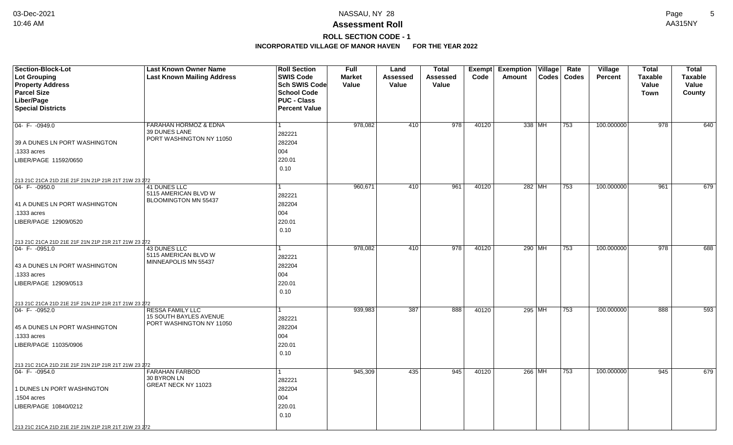# NASSAU, NY 28

## Assessment Roll

### ROLL SECTION CODE - 1

### INCORPORATED VILLAGE OF MANOR HAVEN FOR THE YEAR 2022

| Section-Block-Lot<br>Lot Grouping<br>Property Address<br>Parcel Size<br>Liber/Page<br>Special Districts | Last Known Owner Name<br>Last Known Mailing Address | Roll Section<br>SWIS Code<br>Sch SWIS Code<br>School Code<br>PUC - Class<br>Percent Value | Full Market Value | Land Assessed Value | Total Assessed Value | Exempt Code | Exemption Amount | Village Codes | Rate Codes | Village Percent | Total Taxable Value Town | Total Taxable Value County |
|---|---|---|---|---|---|---|---|---|---|---|---|---|
| 04- F- -0949.0<br>39 A DUNES LN PORT WASHINGTON<br>.1333 acres<br>LIBER/PAGE 11592/0650<br>213 21C 21CA 21D 21E 21F 21N 21P 21R 21T 21W 23 272 | FARAHAN HORMOZ & EDNA<br>39 DUNES LANE<br>PORT WASHINGTON NY 11050 | 1<br>282221<br>282204<br>004<br>220.01<br>0.10 | 978,082 | 410 | 978 | 40120 | 338 | MH | 753 | 100.000000 | 978 | 640 |
| 04- F- -0950.0<br>41 A DUNES LN PORT WASHINGTON<br>.1333 acres<br>LIBER/PAGE 12909/0520<br>213 21C 21CA 21D 21E 21F 21N 21P 21R 21T 21W 23 272 | 41 DUNES LLC<br>5115 AMERICAN BLVD W<br>BLOOMINGTON MN 55437 | 1<br>282221<br>282204<br>004<br>220.01<br>0.10 | 960,671 | 410 | 961 | 40120 | 282 | MH | 753 | 100.000000 | 961 | 679 |
| 04- F- -0951.0<br>43 A DUNES LN PORT WASHINGTON<br>.1333 acres<br>LIBER/PAGE 12909/0513<br>213 21C 21CA 21D 21E 21F 21N 21P 21R 21T 21W 23 272 | 43 DUNES LLC<br>5115 AMERICAN BLVD W<br>MINNEAPOLIS MN 55437 | 1<br>282221<br>282204<br>004<br>220.01<br>0.10 | 978,082 | 410 | 978 | 40120 | 290 | MH | 753 | 100.000000 | 978 | 688 |
| 04- F- -0952.0<br>45 A DUNES LN PORT WASHINGTON<br>.1333 acres<br>LIBER/PAGE 11035/0906<br>213 21C 21CA 21D 21E 21F 21N 21P 21R 21T 21W 23 272 | RESSA FAMILY LLC<br>15 SOUTH BAYLES AVENUE<br>PORT WASHINGTON NY 11050 | 1<br>282221<br>282204<br>004<br>220.01<br>0.10 | 939,983 | 387 | 888 | 40120 | 295 | MH | 753 | 100.000000 | 888 | 593 |
| 04- F- -0954.0<br>1 DUNES LN PORT WASHINGTON<br>.1504 acres<br>LIBER/PAGE 10840/0212<br>213 21C 21CA 21D 21E 21F 21N 21P 21R 21T 21W 23 272 | FARAHAN FARBOD<br>30 BYRON LN<br>GREAT NECK NY 11023 | 1<br>282221<br>282204<br>004<br>220.01<br>0.10 | 945,309 | 435 | 945 | 40120 | 266 | MH | 753 | 100.000000 | 945 | 679 |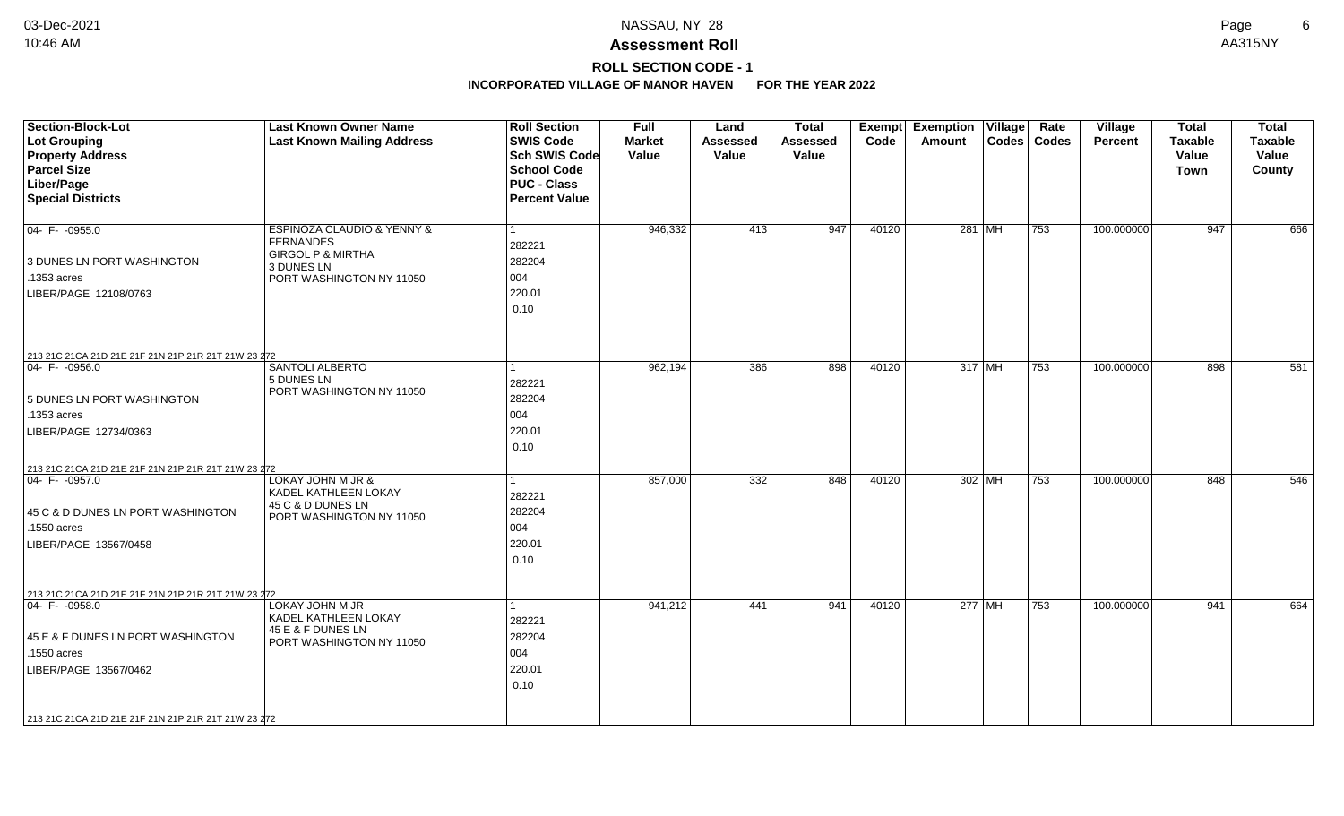# Assessment Roll

## ROLL SECTION CODE - 1

### INCORPORATED VILLAGE OF MANOR HAVEN FOR THE YEAR 2022

| Section-Block-Lot<br>Lot Grouping<br>Property Address<br>Parcel Size<br>Liber/Page<br>Special Districts | Last Known Owner Name<br>Last Known Mailing Address | Roll Section<br>SWIS Code<br>Sch SWIS Code<br>School Code<br>PUC - Class<br>Percent Value | Full Market Value | Land Assessed Value | Total Assessed Value | Exempt Code | Exemption Amount | Village Codes | Rate Codes | Village Percent | Total Taxable Value Town | Total Taxable Value County |
|---|---|---|---|---|---|---|---|---|---|---|---|---|
| 04- F- -0955.0<br>3 DUNES LN PORT WASHINGTON<br>.1353 acres<br>LIBER/PAGE 12108/0763<br>213 21C 21CA 21D 21E 21F 21N 21P 21R 21T 21W 23 272 | ESPINOZA CLAUDIO & YENNY & FERNANDES<br>GIRGOL P & MIRTHA<br>3 DUNES LN<br>PORT WASHINGTON NY 11050 | 1<br>282221<br>282204<br>004<br>220.01<br>0.10 | 946,332 | 413 | 947 | 40120 | 281 | MH | 753 | 100.000000 | 947 | 666 |
| 04- F- -0956.0<br>5 DUNES LN PORT WASHINGTON<br>.1353 acres<br>LIBER/PAGE 12734/0363<br>213 21C 21CA 21D 21E 21F 21N 21P 21R 21T 21W 23 272 | SANTOLI ALBERTO<br>5 DUNES LN<br>PORT WASHINGTON NY 11050 | 1<br>282221<br>282204<br>004<br>220.01<br>0.10 | 962,194 | 386 | 898 | 40120 | 317 | MH | 753 | 100.000000 | 898 | 581 |
| 04- F- -0957.0<br>45 C & D DUNES LN PORT WASHINGTON<br>.1550 acres<br>LIBER/PAGE 13567/0458<br>213 21C 21CA 21D 21E 21F 21N 21P 21R 21T 21W 23 272 | LOKAY JOHN M JR &<br>KADEL KATHLEEN LOKAY<br>45 C & D DUNES LN<br>PORT WASHINGTON NY 11050 | 1<br>282221<br>282204<br>004<br>220.01<br>0.10 | 857,000 | 332 | 848 | 40120 | 302 | MH | 753 | 100.000000 | 848 | 546 |
| 04- F- -0958.0<br>45 E & F DUNES LN PORT WASHINGTON<br>.1550 acres<br>LIBER/PAGE 13567/0462<br>213 21C 21CA 21D 21E 21F 21N 21P 21R 21T 21W 23 272 | LOKAY JOHN M JR<br>KADEL KATHLEEN LOKAY<br>45 E & F DUNES LN<br>PORT WASHINGTON NY 11050 | 1<br>282221<br>282204<br>004<br>220.01<br>0.10 | 941,212 | 441 | 941 | 40120 | 277 | MH | 753 | 100.000000 | 941 | 664 |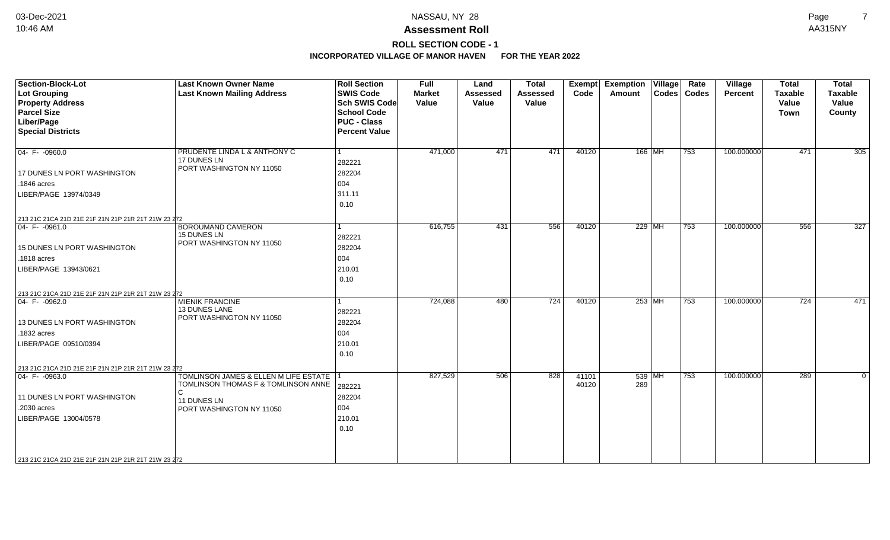# Assessment Roll

## ROLL SECTION CODE - 1

### INCORPORATED VILLAGE OF MANOR HAVEN FOR THE YEAR 2022

| Section-Block-Lot<br>Lot Grouping<br>Property Address<br>Parcel Size<br>Liber/Page<br>Special Districts | Last Known Owner Name<br>Last Known Mailing Address | Roll Section<br>SWIS Code<br>Sch SWIS Code<br>School Code<br>PUC - Class<br>Percent Value | Full Market Value | Land Assessed Value | Total Assessed Value | Exempt Code | Exemption Amount | Village Codes | Rate Codes | Village Percent | Total Taxable Value Town | Total Taxable Value County |
|---|---|---|---|---|---|---|---|---|---|---|---|---|
| 04- F- -0960.0<br>17 DUNES LN PORT WASHINGTON<br>.1846 acres<br>LIBER/PAGE 13974/0349<br>213 21C 21CA 21D 21E 21F 21N 21P 21R 21T 21W 23 272 | PRUDENTE LINDA L & ANTHONY C<br>17 DUNES LN<br>PORT WASHINGTON NY 11050 | 1<br>282221<br>282204<br>004<br>311.11<br>0.10 | 471,000 | 471 | 471 | 40120 | 166 | MH | 753 | 100.000000 | 471 | 305 |
| 04- F- -0961.0<br>15 DUNES LN PORT WASHINGTON<br>.1818 acres<br>LIBER/PAGE 13943/0621<br>213 21C 21CA 21D 21E 21F 21N 21P 21R 21T 21W 23 272 | BOROUMAND CAMERON<br>15 DUNES LN<br>PORT WASHINGTON NY 11050 | 1<br>282221<br>282204<br>004<br>210.01<br>0.10 | 616,755 | 431 | 556 | 40120 | 229 | MH | 753 | 100.000000 | 556 | 327 |
| 04- F- -0962.0<br>13 DUNES LN PORT WASHINGTON<br>.1832 acres<br>LIBER/PAGE 09510/0394<br>213 21C 21CA 21D 21E 21F 21N 21P 21R 21T 21W 23 272 | MIENIK FRANCINE<br>13 DUNES LANE<br>PORT WASHINGTON NY 11050 | 1<br>282221<br>282204<br>004<br>210.01<br>0.10 | 724,088 | 480 | 724 | 40120 | 253 | MH | 753 | 100.000000 | 724 | 471 |
| 04- F- -0963.0<br>11 DUNES LN PORT WASHINGTON<br>.2030 acres<br>LIBER/PAGE 13004/0578<br>213 21C 21CA 21D 21E 21F 21N 21P 21R 21T 21W 23 272 | TOMLINSON JAMES & ELLEN M LIFE ESTATE<br>TOMLINSON THOMAS F & TOMLINSON ANNE C<br>11 DUNES LN<br>PORT WASHINGTON NY 11050 | 1<br>282221<br>282204<br>004<br>210.01<br>0.10 | 827,529 | 506 | 828 | 41101<br>40120 | 539<br>289 | MH | 753 | 100.000000 | 289 | 0 |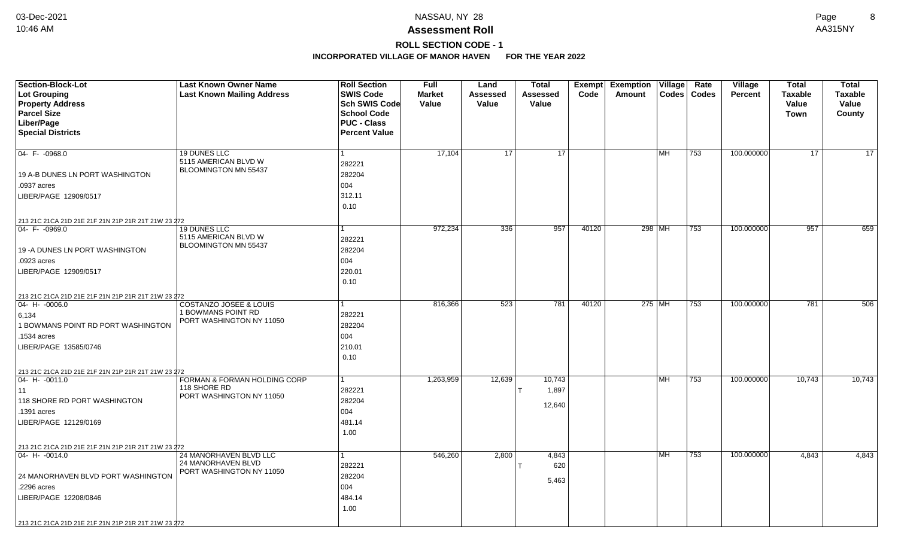# NASSAU, NY 28

## Assessment Roll

### ROLL SECTION CODE - 1

**INCORPORATED VILLAGE OF MANOR HAVEN FOR THE YEAR 2022**

| Section-Block-Lot<br>Lot Grouping<br>Property Address<br>Parcel Size<br>Liber/Page<br>Special Districts | Last Known Owner Name<br>Last Known Mailing Address | Roll Section<br>SWIS Code<br>Sch SWIS Code<br>School Code<br>PUC - Class<br>Percent Value | Full Market Value | Land Assessed Value | Total Assessed Value | Exempt Code | Exemption Amount | Village Codes | Rate Codes | Village Percent | Total Taxable Value Town | Total Taxable Value County |
|---|---|---|---|---|---|---|---|---|---|---|---|---|
| 04- F- -0968.0<br>19 A-B DUNES LN PORT WASHINGTON<br>.0937 acres<br>LIBER/PAGE 12909/0517<br>213 21C 21CA 21D 21E 21F 21N 21P 21R 21T 21W 23 272 | 19 DUNES LLC<br>5115 AMERICAN BLVD W<br>BLOOMINGTON MN 55437 | 1<br>282221<br>282204<br>004<br>312.11<br>0.10 | 17,104 | 17 | 17 | | | MH | 753 | 100.000000 | 17 | 17 |
| 04- F- -0969.0<br>19 -A DUNES LN PORT WASHINGTON<br>.0923 acres<br>LIBER/PAGE 12909/0517<br>213 21C 21CA 21D 21E 21F 21N 21P 21R 21T 21W 23 272 | 19 DUNES LLC<br>5115 AMERICAN BLVD W<br>BLOOMINGTON MN 55437 | 1<br>282221<br>282204<br>004<br>220.01<br>0.10 | 972,234 | 336 | 957 | 40120 | 298 | MH | 753 | 100.000000 | 957 | 659 |
| 04- H- -0006.0<br>6,134<br>1 BOWMANS POINT RD PORT WASHINGTON<br>.1534 acres<br>LIBER/PAGE 13585/0746<br>213 21C 21CA 21D 21E 21F 21N 21P 21R 21T 21W 23 272 | COSTANZO JOSEE & LOUIS<br>1 BOWMANS POINT RD<br>PORT WASHINGTON NY 11050 | 1<br>282221<br>282204<br>004<br>210.01<br>0.10 | 816,366 | 523 | 781 | 40120 | 275 | MH | 753 | 100.000000 | 781 | 506 |
| 04- H- -0011.0<br>11<br>118 SHORE RD PORT WASHINGTON<br>.1391 acres<br>LIBER/PAGE 12129/0169<br>213 21C 21CA 21D 21E 21F 21N 21P 21R 21T 21W 23 272 | FORMAN & FORMAN HOLDING CORP<br>118 SHORE RD<br>PORT WASHINGTON NY 11050 | 1<br>282221<br>282204<br>004<br>481.14<br>1.00 | 1,263,959 | 12,639 | 10,743<br>T 1,897<br>12,640 | | | MH | 753 | 100.000000 | 10,743 | 10,743 |
| 04- H- -0014.0<br>24 MANORHAVEN BLVD PORT WASHINGTON<br>.2296 acres<br>LIBER/PAGE 12208/0846<br>213 21C 21CA 21D 21E 21F 21N 21P 21R 21T 21W 23 272 | 24 MANORHAVEN BLVD LLC<br>24 MANORHAVEN BLVD<br>PORT WASHINGTON NY 11050 | 1<br>282221<br>282204<br>004<br>484.14<br>1.00 | 546,260 | 2,800 | 4,843<br>T 620<br>5,463 | | | MH | 753 | 100.000000 | 4,843 | 4,843 |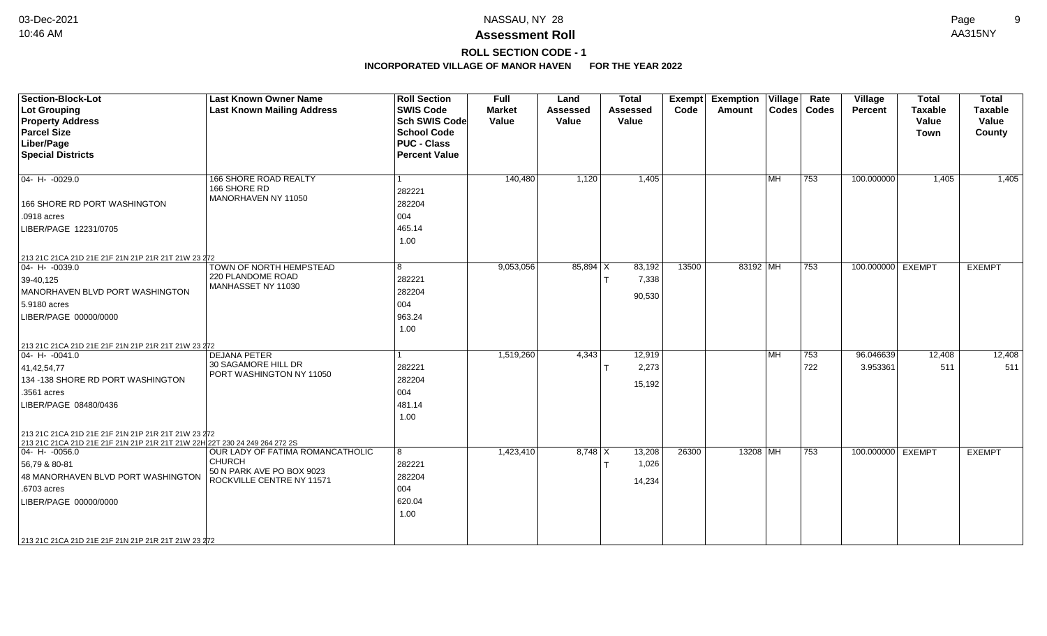# NASSAU, NY 28

## Assessment Roll

### ROLL SECTION CODE - 1

### INCORPORATED VILLAGE OF MANOR HAVEN FOR THE YEAR 2022

| Section-Block-Lot<br>Lot Grouping<br>Property Address<br>Parcel Size<br>Liber/Page<br>Special Districts | Last Known Owner Name<br>Last Known Mailing Address | Roll Section<br>SWIS Code<br>Sch SWIS Code<br>School Code<br>PUC - Class<br>Percent Value | Full Market Value | Land Assessed Value | Total Assessed Value | Exempt Code | Exemption Amount | Village Codes | Rate Codes | Village Percent | Total Taxable Value Town | Total Taxable Value County |
|---|---|---|---|---|---|---|---|---|---|---|---|---|
| 04- H- -0029.0<br>166 SHORE RD PORT WASHINGTON<br>.0918 acres<br>LIBER/PAGE 12231/0705<br>213 21C 21CA 21D 21E 21F 21N 21P 21R 21T 21W 23 272 | 166 SHORE ROAD REALTY<br>166 SHORE RD<br>MANORHAVEN NY 11050 | 1<br>282221<br>282204<br>004<br>465.14<br>1.00 | 140,480 | 1,120 | 1,405 | | | MH | 753 | 100.000000 | 1,405 | 1,405 |
| 04- H- -0039.0<br>39-40,125<br>MANORHAVEN BLVD PORT WASHINGTON<br>5.9180 acres<br>LIBER/PAGE 00000/0000<br>213 21C 21CA 21D 21E 21F 21N 21P 21R 21T 21W 23 272 | TOWN OF NORTH HEMPSTEAD<br>220 PLANDOME ROAD<br>MANHASSET NY 11030 | 8<br>282221<br>282204<br>004<br>963.24<br>1.00 | 9,053,056 | 85,894 | X 83,192<br>T 7,338<br>90,530 | 13500 | 83192 | MH | 753 | 100.000000 | EXEMPT | EXEMPT |
| 04- H- -0041.0<br>41,42,54,77<br>134 -138 SHORE RD PORT WASHINGTON<br>.3561 acres<br>LIBER/PAGE 08480/0436<br>213 21C 21CA 21D 21E 21F 21N 21P 21R 21T 21W 23 272<br>213 21C 21CA 21D 21E 21F 21N 21P 21R 21T 21W 22H 22T 230 24 249 264 272 2S | DEJANA PETER<br>30 SAGAMORE HILL DR<br>PORT WASHINGTON NY 11050 | 1<br>282221<br>282204<br>004<br>481.14<br>1.00 | 1,519,260 | 4,343 | 12,919<br>T 2,273<br>15,192 | | | MH | 753<br>722 | 96.046639<br>3.953361 | 12,408<br>511 | 12,408<br>511 |
| 04- H- -0056.0<br>56,79 & 80-81<br>48 MANORHAVEN BLVD PORT WASHINGTON<br>.6703 acres<br>LIBER/PAGE 00000/0000<br>213 21C 21CA 21D 21E 21F 21N 21P 21R 21T 21W 23 272 | OUR LADY OF FATIMA ROMANCATHOLIC CHURCH<br>50 N PARK AVE PO BOX 9023<br>ROCKVILLE CENTRE NY 11571 | 8<br>282221<br>282204<br>004<br>620.04<br>1.00 | 1,423,410 | 8,748 | X 13,208<br>T 1,026<br>14,234 | 26300 | 13208 | MH | 753 | 100.000000 | EXEMPT | EXEMPT |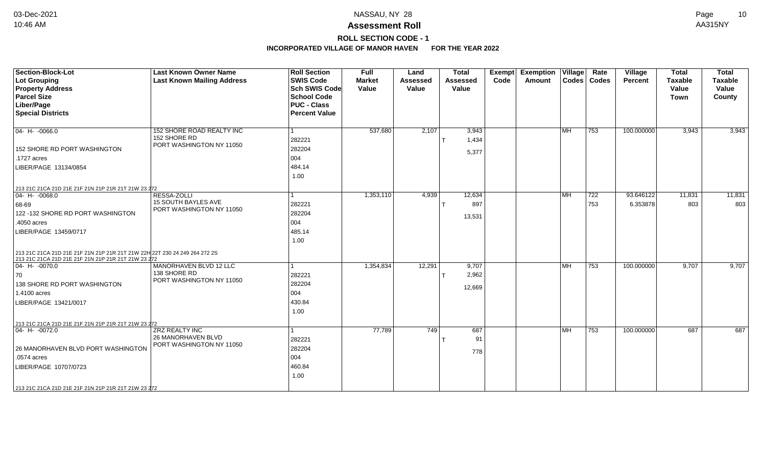**Assessment Roll**

**ROLL SECTION CODE - 1**

**INCORPORATED VILLAGE OF MANOR HAVEN FOR THE YEAR 2022**

| Section-Block-Lot<br>Lot Grouping<br>Property Address<br>Parcel Size<br>Liber/Page<br>Special Districts | Last Known Owner Name<br>Last Known Mailing Address | Roll Section<br>SWIS Code<br>Sch SWIS Code<br>School Code<br>PUC - Class<br>Percent Value | Full Market Value | Land Assessed Value | Total Assessed Value | Exempt Code | Exemption Amount | Village Codes | Rate Codes | Village Percent | Total Taxable Value Town | Total Taxable Value County |
|---|---|---|---|---|---|---|---|---|---|---|---|---|
| 04- H- -0066.0<br>152 SHORE RD PORT WASHINGTON<br>.1727 acres<br>LIBER/PAGE 13134/0854<br>213 21C 21CA 21D 21E 21F 21N 21P 21R 21T 21W 23 272 | 152 SHORE ROAD REALTY INC<br>152 SHORE RD<br>PORT WASHINGTON NY 11050 | 1<br>282221<br>282204<br>004<br>484.14<br>1.00 | 537,680 | 2,107 | 3,943<br>T 1,434<br>5,377 | | | MH | 753 | 100.000000 | 3,943 | 3,943 |
| 04- H- -0068.0<br>68-69<br>122 -132 SHORE RD PORT WASHINGTON<br>.4050 acres<br>LIBER/PAGE 13459/0717<br>213 21C 21CA 21D 21E 21F 21N 21P 21R 21T 21W 22H 22T 230 24 249 264 272 2S<br>213 21C 21CA 21D 21E 21F 21N 21P 21R 21T 21W 23 272 | RESSA-ZOLLI<br>15 SOUTH BAYLES AVE<br>PORT WASHINGTON NY 11050 | 1<br>282221<br>282204<br>004<br>485.14<br>1.00 | 1,353,110 | 4,939 | 12,634<br>T 897<br>13,531 | | | MH | 722<br>753 | 93.646122<br>6.353878 | 11,831<br>803 | 11,831<br>803 |
| 04- H- -0070.0<br>70<br>138 SHORE RD PORT WASHINGTON<br>1.4100 acres<br>LIBER/PAGE 13421/0017<br>213 21C 21CA 21D 21E 21F 21N 21P 21R 21T 21W 23 272 | MANORHAVEN BLVD 12 LLC<br>138 SHORE RD<br>PORT WASHINGTON NY 11050 | 1<br>282221<br>282204<br>004<br>430.84<br>1.00 | 1,354,834 | 12,291 | 9,707<br>T 2,962<br>12,669 | | | MH | 753 | 100.000000 | 9,707 | 9,707 |
| 04- H- -0072.0<br>26 MANORHAVEN BLVD PORT WASHINGTON<br>.0574 acres<br>LIBER/PAGE 10707/0723<br>213 21C 21CA 21D 21E 21F 21N 21P 21R 21T 21W 23 272 | ZRZ REALTY INC<br>26 MANORHAVEN BLVD<br>PORT WASHINGTON NY 11050 | 1<br>282221<br>282204<br>004<br>460.84<br>1.00 | 77,789 | 749 | 687<br>T 91<br>778 | | | MH | 753 | 100.000000 | 687 | 687 |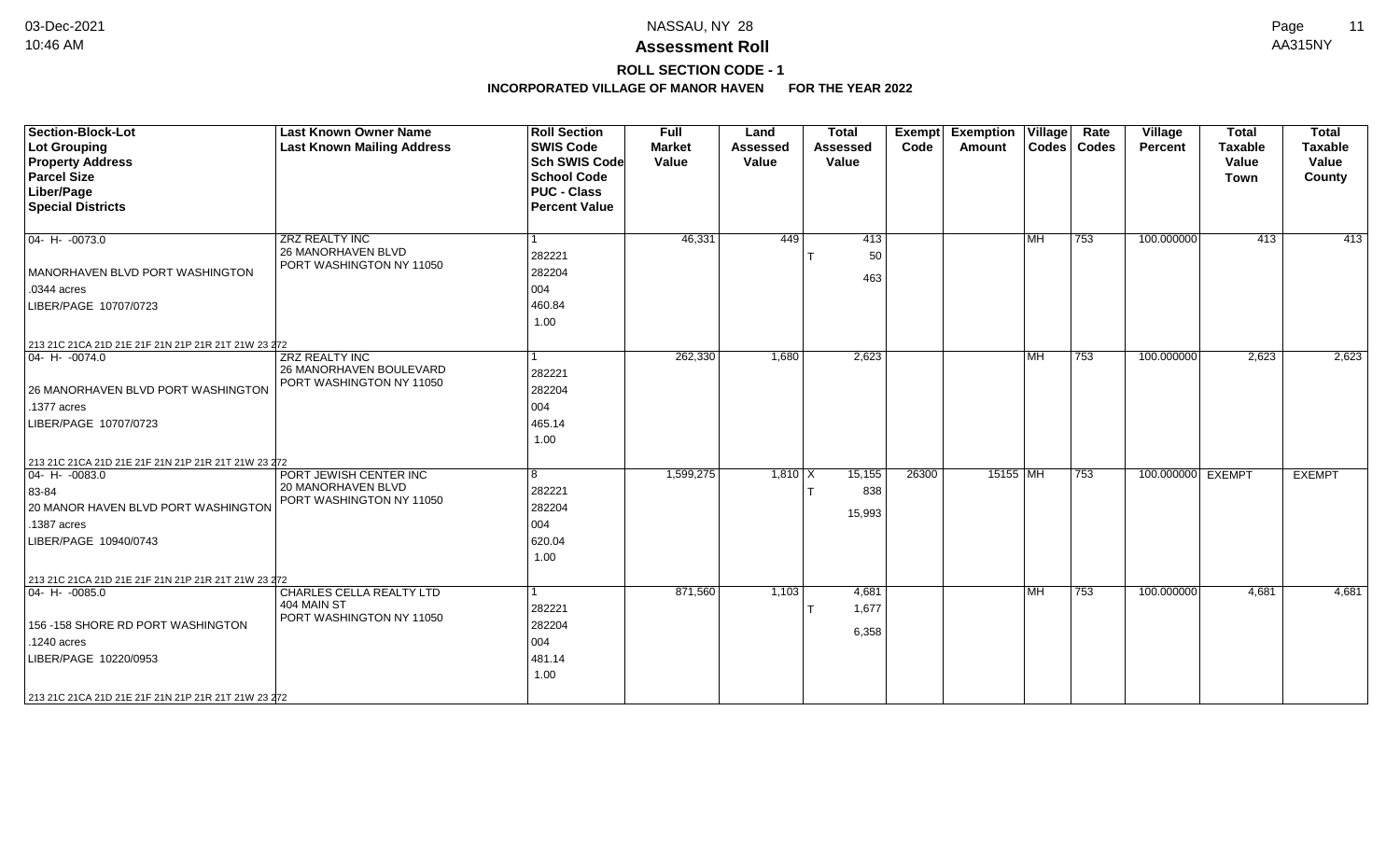## Assessment Roll

### ROLL SECTION CODE - 1

**INCORPORATED VILLAGE OF MANOR HAVEN FOR THE YEAR 2022**

| Section-Block-Lot<br>Lot Grouping<br>Property Address<br>Parcel Size<br>Liber/Page<br>Special Districts | Last Known Owner Name<br>Last Known Mailing Address | Roll Section<br>SWIS Code<br>Sch SWIS Code<br>School Code<br>PUC - Class<br>Percent Value | Full Market Value | Land Assessed Value | Total Assessed Value | Exempt Code | Exemption Amount | Village Codes | Rate Codes | Village Percent | Total Taxable Value Town | Total Taxable Value County |
|---|---|---|---|---|---|---|---|---|---|---|---|---|
| 04- H- -0073.0<br>MANORHAVEN BLVD PORT WASHINGTON<br>.0344 acres<br>LIBER/PAGE 10707/0723<br>213 21C 21CA 21D 21E 21F 21N 21P 21R 21T 21W 23 272 | ZRZ REALTY INC<br>26 MANORHAVEN BLVD<br>PORT WASHINGTON NY 11050 | 1<br>282221<br>282204<br>004<br>460.84<br>1.00 | 46,331 | 449 | 413<br>T 50<br>463 | | | MH | 753 | 100.000000 | 413 | 413 |
| 04- H- -0074.0<br>26 MANORHAVEN BLVD PORT WASHINGTON<br>.1377 acres<br>LIBER/PAGE 10707/0723<br>213 21C 21CA 21D 21E 21F 21N 21P 21R 21T 21W 23 272 | ZRZ REALTY INC<br>26 MANORHAVEN BOULEVARD<br>PORT WASHINGTON NY 11050 | 1<br>282221<br>282204<br>004<br>465.14<br>1.00 | 262,330 | 1,680 | 2,623 | | | MH | 753 | 100.000000 | 2,623 | 2,623 |
| 04- H- -0083.0<br>83-84<br>20 MANOR HAVEN BLVD PORT WASHINGTON<br>.1387 acres<br>LIBER/PAGE 10940/0743<br>213 21C 21CA 21D 21E 21F 21N 21P 21R 21T 21W 23 272 | PORT JEWISH CENTER INC<br>20 MANORHAVEN BLVD<br>PORT WASHINGTON NY 11050 | 8<br>282221<br>282204<br>004<br>620.04<br>1.00 | 1,599,275 | 1,810 | X 15,155<br>T 838<br>15,993 | 26300 | 15155 | MH | 753 | 100.000000 | EXEMPT | EXEMPT |
| 04- H- -0085.0<br>156 -158 SHORE RD PORT WASHINGTON<br>.1240 acres<br>LIBER/PAGE 10220/0953<br>213 21C 21CA 21D 21E 21F 21N 21P 21R 21T 21W 23 272 | CHARLES CELLA REALTY LTD<br>404 MAIN ST<br>PORT WASHINGTON NY 11050 | 1<br>282221<br>282204<br>004<br>481.14<br>1.00 | 871,560 | 1,103 | 4,681<br>T 1,677<br>6,358 | | | MH | 753 | 100.000000 | 4,681 | 4,681 |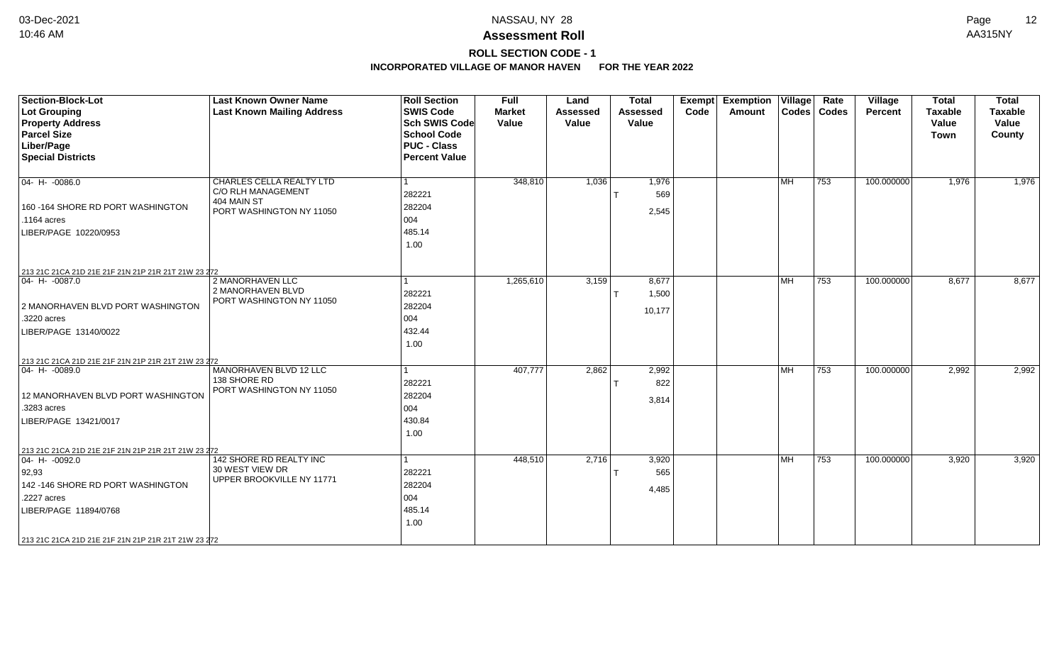# Assessment Roll

## ROLL SECTION CODE - 1

### INCORPORATED VILLAGE OF MANOR HAVEN FOR THE YEAR 2022

| Section-Block-Lot<br>Lot Grouping<br>Property Address<br>Parcel Size<br>Liber/Page<br>Special Districts | Last Known Owner Name<br>Last Known Mailing Address | Roll Section<br>SWIS Code<br>Sch SWIS Code<br>School Code<br>PUC - Class<br>Percent Value | Full Market Value | Land Assessed Value | Total Assessed Value | Exempt Code | Exemption Amount | Village Codes | Rate Codes | Village Percent | Total Taxable Value Town | Total Taxable Value County |
|---|---|---|---|---|---|---|---|---|---|---|---|---|
| 04- H- -0086.0<br>160 -164 SHORE RD PORT WASHINGTON<br>.1164 acres<br>LIBER/PAGE 10220/0953<br>213 21C 21CA 21D 21E 21F 21N 21P 21R 21T 21W 23 272 | CHARLES CELLA REALTY LTD<br>C/O RLH MANAGEMENT<br>404 MAIN ST<br>PORT WASHINGTON NY 11050 | 1<br>282221<br>282204<br>004<br>485.14<br>1.00 | 348,810 | 1,036 | 1,976<br>T 569<br>2,545 | | | MH | 753 | 100.000000 | 1,976 | 1,976 |
| 04- H- -0087.0<br>2 MANORHAVEN BLVD PORT WASHINGTON<br>.3220 acres<br>LIBER/PAGE 13140/0022<br>213 21C 21CA 21D 21E 21F 21N 21P 21R 21T 21W 23 272 | 2 MANORHAVEN LLC<br>2 MANORHAVEN BLVD<br>PORT WASHINGTON NY 11050 | 1<br>282221<br>282204<br>004<br>432.44<br>1.00 | 1,265,610 | 3,159 | 8,677<br>T 1,500<br>10,177 | | | MH | 753 | 100.000000 | 8,677 | 8,677 |
| 04- H- -0089.0<br>12 MANORHAVEN BLVD PORT WASHINGTON<br>.3283 acres<br>LIBER/PAGE 13421/0017<br>213 21C 21CA 21D 21E 21F 21N 21P 21R 21T 21W 23 272 | MANORHAVEN BLVD 12 LLC<br>138 SHORE RD<br>PORT WASHINGTON NY 11050 | 1<br>282221<br>282204<br>004<br>430.84<br>1.00 | 407,777 | 2,862 | 2,992<br>T 822<br>3,814 | | | MH | 753 | 100.000000 | 2,992 | 2,992 |
| 04- H- -0092.0<br>92,93<br>142 -146 SHORE RD PORT WASHINGTON<br>.2227 acres<br>LIBER/PAGE 11894/0768<br>213 21C 21CA 21D 21E 21F 21N 21P 21R 21T 21W 23 272 | 142 SHORE RD REALTY INC<br>30 WEST VIEW DR<br>UPPER BROOKVILLE NY 11771 | 1<br>282221<br>282204<br>004<br>485.14<br>1.00 | 448,510 | 2,716 | 3,920<br>T 565<br>4,485 | | | MH | 753 | 100.000000 | 3,920 | 3,920 |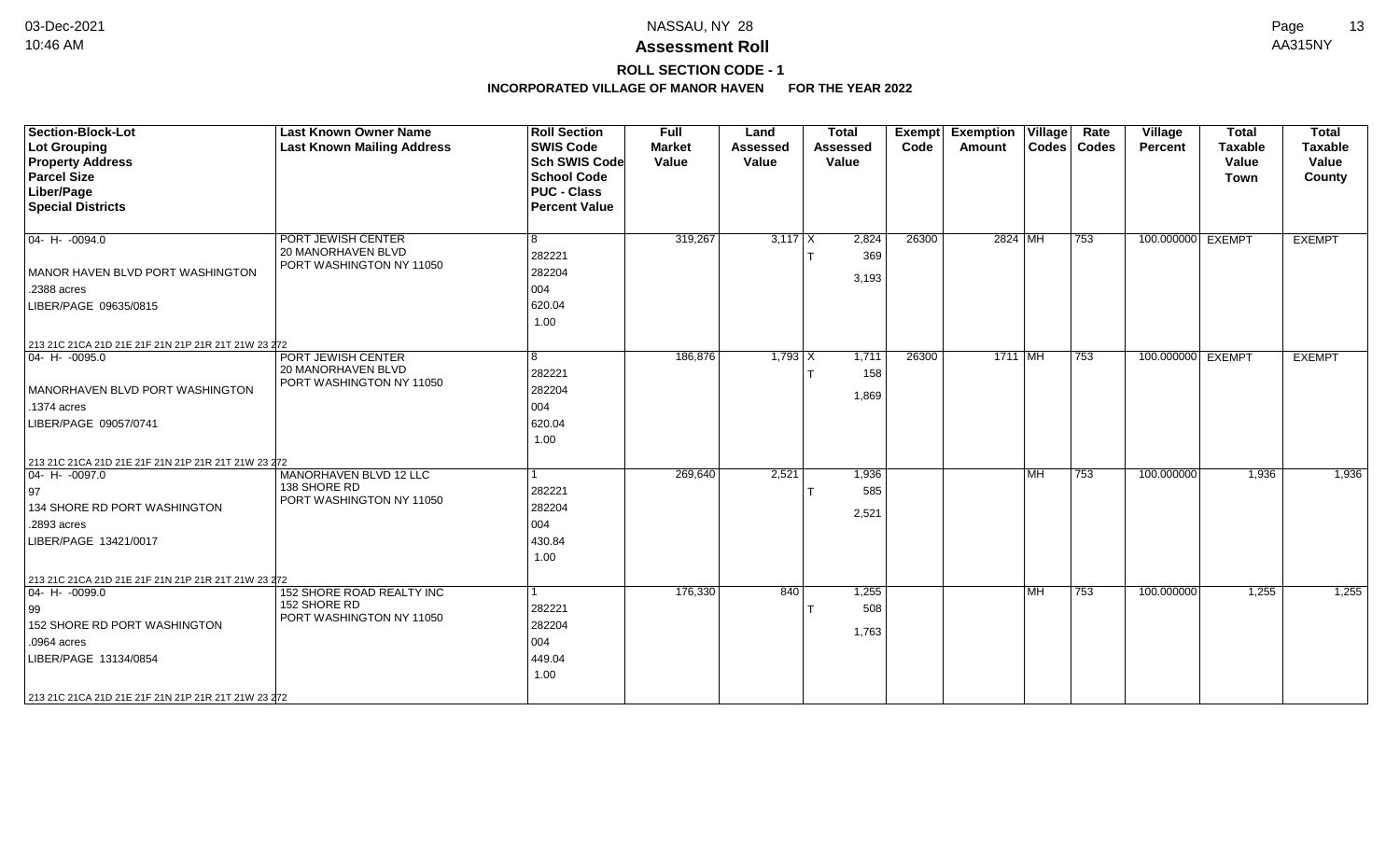# Assessment Roll

## ROLL SECTION CODE - 1

### INCORPORATED VILLAGE OF MANOR HAVEN FOR THE YEAR 2022

| Section-Block-Lot<br>Lot Grouping<br>Property Address<br>Parcel Size<br>Liber/Page<br>Special Districts | Last Known Owner Name<br>Last Known Mailing Address | Roll Section<br>SWIS Code<br>Sch SWIS Code<br>School Code<br>PUC - Class<br>Percent Value | Full Market Value | Land Assessed Value | Total Assessed Value | Exempt Code | Exemption Amount | Village Codes | Rate Codes | Village Percent | Total Taxable Value Town | Total Taxable Value County |
|---|---|---|---|---|---|---|---|---|---|---|---|---|
| 04- H- -0094.0<br>MANOR HAVEN BLVD PORT WASHINGTON<br>.2388 acres<br>LIBER/PAGE 09635/0815<br>213 21C 21CA 21D 21E 21F 21N 21P 21R 21T 21W 23 272 | PORT JEWISH CENTER<br>20 MANORHAVEN BLVD<br>PORT WASHINGTON NY 11050 | 8<br>282221<br>282204<br>004<br>620.04<br>1.00 | 319,267 | 3,117 | X 2,824<br>T 369<br>3,193 | 26300 | 2824 | MH | 753 | 100.000000 | EXEMPT | EXEMPT |
| 04- H- -0095.0<br>MANORHAVEN BLVD PORT WASHINGTON<br>.1374 acres<br>LIBER/PAGE 09057/0741<br>213 21C 21CA 21D 21E 21F 21N 21P 21R 21T 21W 23 272 | PORT JEWISH CENTER<br>20 MANORHAVEN BLVD<br>PORT WASHINGTON NY 11050 | 8<br>282221<br>282204<br>004<br>620.04<br>1.00 | 186,876 | 1,793 | X 1,711<br>T 158<br>1,869 | 26300 | 1711 | MH | 753 | 100.000000 | EXEMPT | EXEMPT |
| 04- H- -0097.0<br>97<br>134 SHORE RD PORT WASHINGTON<br>.2893 acres<br>LIBER/PAGE 13421/0017<br>213 21C 21CA 21D 21E 21F 21N 21P 21R 21T 21W 23 272 | MANORHAVEN BLVD 12 LLC<br>138 SHORE RD<br>PORT WASHINGTON NY 11050 | 1<br>282221<br>282204<br>004<br>430.84<br>1.00 | 269,640 | 2,521 | 1,936<br>T 585<br>2,521 | | | MH | 753 | 100.000000 | 1,936 | 1,936 |
| 04- H- -0099.0<br>99<br>152 SHORE RD PORT WASHINGTON<br>.0964 acres<br>LIBER/PAGE 13134/0854<br>213 21C 21CA 21D 21E 21F 21N 21P 21R 21T 21W 23 272 | 152 SHORE ROAD REALTY INC<br>152 SHORE RD<br>PORT WASHINGTON NY 11050 | 1<br>282221<br>282204<br>004<br>449.04<br>1.00 | 176,330 | 840 | 1,255<br>T 508<br>1,763 | | | MH | 753 | 100.000000 | 1,255 | 1,255 |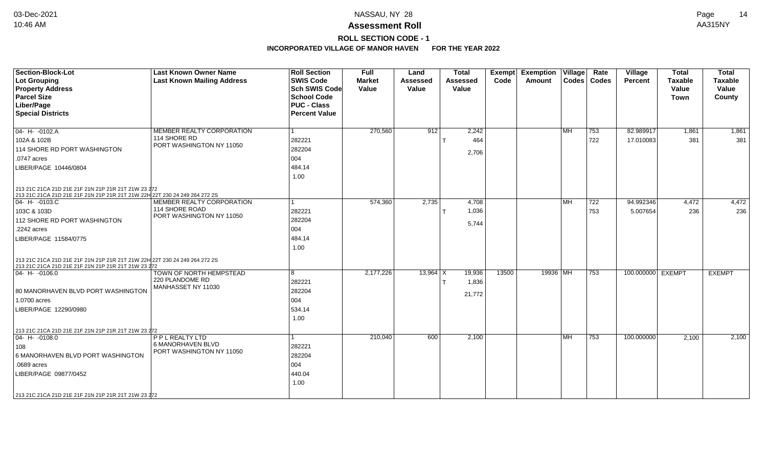# NASSAU, NY 28

## Assessment Roll

### ROLL SECTION CODE - 1

**INCORPORATED VILLAGE OF MANOR HAVEN FOR THE YEAR 2022**

| Section-Block-Lot<br>Lot Grouping<br>Property Address<br>Parcel Size<br>Liber/Page<br>Special Districts | Last Known Owner Name<br>Last Known Mailing Address | Roll Section<br>SWIS Code<br>Sch SWIS Code<br>School Code<br>PUC - Class<br>Percent Value | Full Market Value | Land Assessed Value | Total Assessed Value | Exempt Code | Exemption Amount | Village Codes | Rate Codes | Village Percent | Total Taxable Value Town | Total Taxable Value County |
|---|---|---|---|---|---|---|---|---|---|---|---|---|
| 04- H- -0102.A<br>102A & 102B<br>114 SHORE RD PORT WASHINGTON<br>.0747 acres<br>LIBER/PAGE 10446/0804<br>213 21C 21CA 21D 21E 21F 21N 21P 21R 21T 21W 23 272<br>213 21C 21CA 21D 21E 21F 21N 21P 21R 21T 21W 22H 22T 230 24 249 264 272 2S | MEMBER REALTY CORPORATION<br>114 SHORE RD<br>PORT WASHINGTON NY 11050 | 1<br>282221<br>282204<br>004<br>484.14<br>1.00 | 270,560 | 912 | 2,242<br>T 464<br>2,706 | | | MH | 753<br>722 | 82.989917<br>17.010083 | 1,861<br>381 | 1,861<br>381 |
| 04- H- -0103.C<br>103C & 103D<br>112 SHORE RD PORT WASHINGTON<br>.2242 acres<br>LIBER/PAGE 11584/0775<br>213 21C 21CA 21D 21E 21F 21N 21P 21R 21T 21W 22H 22T 230 24 249 264 272 2S<br>213 21C 21CA 21D 21E 21F 21N 21P 21R 21T 21W 23 272 | MEMBER REALTY CORPORATION<br>114 SHORE ROAD<br>PORT WASHINGTON NY 11050 | 1<br>282221<br>282204<br>004<br>484.14<br>1.00 | 574,360 | 2,735 | 4,708<br>T 1,036<br>5,744 | | | MH | 722<br>753 | 94.992346<br>5.007654 | 4,472<br>236 | 4,472<br>236 |
| 04- H- -0106.0<br><br>80 MANORHAVEN BLVD PORT WASHINGTON<br>1.0700 acres<br>LIBER/PAGE 12290/0980<br>213 21C 21CA 21D 21E 21F 21N 21P 21R 21T 21W 23 272 | TOWN OF NORTH HEMPSTEAD<br>220 PLANDOME RD<br>MANHASSET NY 11030 | 8<br>282221<br>282204<br>004<br>534.14<br>1.00 | 2,177,226 | 13,964 | X 19,936<br>T 1,836<br>21,772 | 13500 | 19936 | MH | 753 | 100.000000 | EXEMPT | EXEMPT |
| 04- H- -0108.0<br>108<br>6 MANORHAVEN BLVD PORT WASHINGTON<br>.0689 acres<br>LIBER/PAGE 09877/0452<br>213 21C 21CA 21D 21E 21F 21N 21P 21R 21T 21W 23 272 | P P L REALTY LTD<br>6 MANORHAVEN BLVD<br>PORT WASHINGTON NY 11050 | 1<br>282221<br>282204<br>004<br>440.04<br>1.00 | 210,040 | 600 | 2,100 | | | MH | 753 | 100.000000 | 2,100 | 2,100 |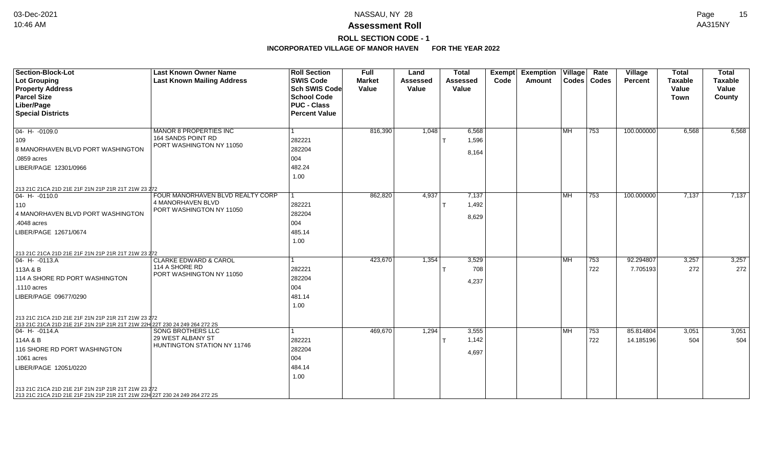# Assessment Roll

## ROLL SECTION CODE - 1

### INCORPORATED VILLAGE OF MANOR HAVEN FOR THE YEAR 2022

| Section-Block-Lot<br>Lot Grouping<br>Property Address<br>Parcel Size<br>Liber/Page<br>Special Districts | Last Known Owner Name<br>Last Known Mailing Address | Roll Section<br>SWIS Code<br>Sch SWIS Code<br>School Code<br>PUC - Class<br>Percent Value | Full Market Value | Land Assessed Value | Total Assessed Value | Exempt Code | Exemption Amount | Village Codes | Rate Codes | Village Percent | Total Taxable Value Town | Total Taxable Value County |
|---|---|---|---|---|---|---|---|---|---|---|---|---|
| 04- H- -0109.0<br>109<br>8 MANORHAVEN BLVD PORT WASHINGTON<br>.0859 acres<br>LIBER/PAGE 12301/0966<br>213 21C 21CA 21D 21E 21F 21N 21P 21R 21T 21W 23 272 | MANOR 8 PROPERTIES INC<br>164 SANDS POINT RD<br>PORT WASHINGTON NY 11050 | 1<br>282221<br>282204<br>004<br>482.24<br>1.00 | 816,390 | 1,048 | 6,568<br>T 1,596<br>8,164 | | | MH | 753 | 100.000000 | 6,568 | 6,568 |
| 04- H- -0110.0<br>110<br>4 MANORHAVEN BLVD PORT WASHINGTON<br>.4048 acres<br>LIBER/PAGE 12671/0674<br>213 21C 21CA 21D 21E 21F 21N 21P 21R 21T 21W 23 272 | FOUR MANORHAVEN BLVD REALTY CORP<br>4 MANORHAVEN BLVD<br>PORT WASHINGTON NY 11050 | 1<br>282221<br>282204<br>004<br>485.14<br>1.00 | 862,820 | 4,937 | 7,137<br>T 1,492<br>8,629 | | | MH | 753 | 100.000000 | 7,137 | 7,137 |
| 04- H- -0113.A<br>113A & B<br>114 A SHORE RD PORT WASHINGTON<br>.1110 acres<br>LIBER/PAGE 09677/0290<br>213 21C 21CA 21D 21E 21F 21N 21P 21R 21T 21W 23 272<br>213 21C 21CA 21D 21E 21F 21N 21P 21R 21T 21W 22H 22T 230 24 249 264 272 2S | CLARKE EDWARD & CAROL<br>114 A SHORE RD<br>PORT WASHINGTON NY 11050 | 1<br>282221<br>282204<br>004<br>481.14<br>1.00 | 423,670 | 1,354 | 3,529<br>T 708<br>4,237 | | | MH | 753<br>722 | 92.294807<br>7.705193 | 3,257<br>272 | 3,257<br>272 |
| 04- H- -0114.A<br>114A & B<br>116 SHORE RD PORT WASHINGTON<br>.1061 acres<br>LIBER/PAGE 12051/0220<br>213 21C 21CA 21D 21E 21F 21N 21P 21R 21T 21W 23 272<br>213 21C 21CA 21D 21E 21F 21N 21P 21R 21T 21W 22H 22T 230 24 249 264 272 2S | SONG BROTHERS LLC<br>29 WEST ALBANY ST<br>HUNTINGTON STATION NY 11746 | 1<br>282221<br>282204<br>004<br>484.14<br>1.00 | 469,670 | 1,294 | 3,555<br>T 1,142<br>4,697 | | | MH | 753<br>722 | 85.814804<br>14.185196 | 3,051<br>504 | 3,051<br>504 |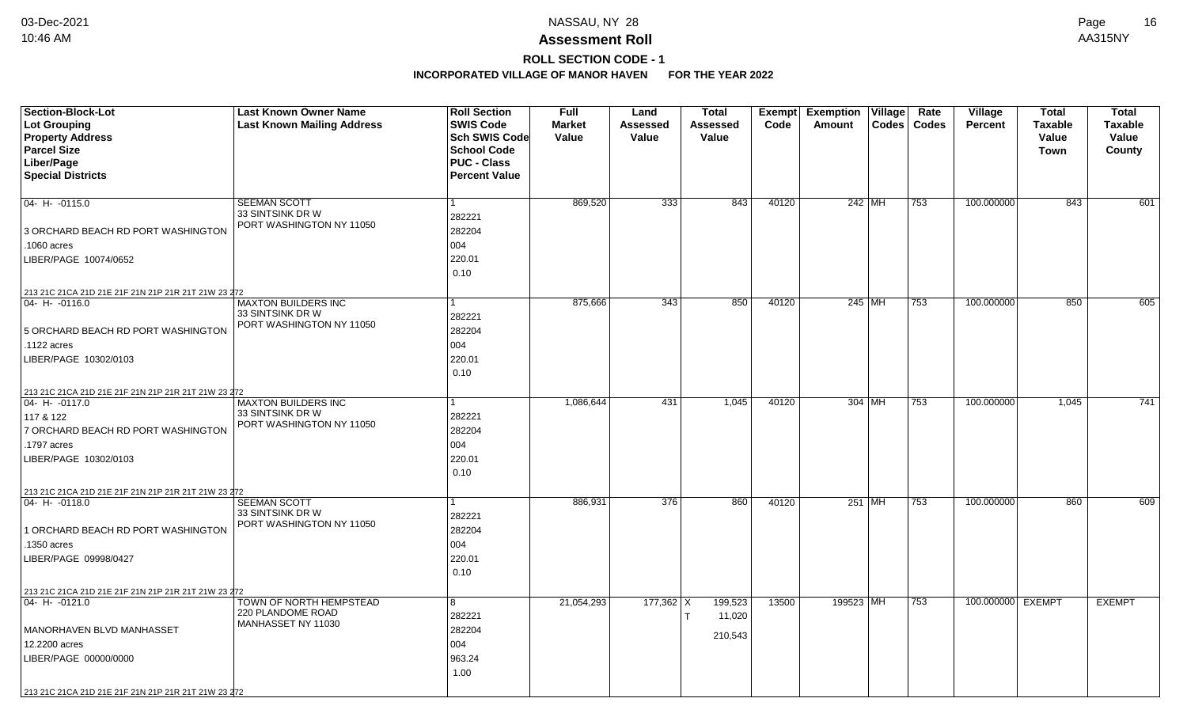# NASSAU, NY 28

## Assessment Roll

### ROLL SECTION CODE - 1

**INCORPORATED VILLAGE OF MANOR HAVEN FOR THE YEAR 2022**

| Section-Block-Lot<br>Lot Grouping<br>Property Address<br>Parcel Size<br>Liber/Page<br>Special Districts | Last Known Owner Name<br>Last Known Mailing Address | Roll Section<br>SWIS Code<br>Sch SWIS Code<br>School Code<br>PUC - Class<br>Percent Value | Full Market Value | Land Assessed Value | Total Assessed Value | Exempt Code | Exemption Amount | Village Codes | Rate Codes | Village Percent | Total Taxable Value Town | Total Taxable Value County |
|---|---|---|---|---|---|---|---|---|---|---|---|---|
| 04- H- -0115.0<br>3 ORCHARD BEACH RD PORT WASHINGTON<br>.1060 acres<br>LIBER/PAGE 10074/0652<br>213 21C 21CA 21D 21E 21F 21N 21P 21R 21T 21W 23 272 | SEEMAN SCOTT<br>33 SINTSINK DR W<br>PORT WASHINGTON NY 11050 | 1<br>282221<br>282204<br>004<br>220.01<br>0.10 | 869,520 | 333 | 843 | 40120 | 242 | MH | 753 | 100.000000 | 843 | 601 |
| 04- H- -0116.0<br>5 ORCHARD BEACH RD PORT WASHINGTON<br>.1122 acres<br>LIBER/PAGE 10302/0103<br>213 21C 21CA 21D 21E 21F 21N 21P 21R 21T 21W 23 272 | MAXTON BUILDERS INC<br>33 SINTSINK DR W<br>PORT WASHINGTON NY 11050 | 1<br>282221<br>282204<br>004<br>220.01<br>0.10 | 875,666 | 343 | 850 | 40120 | 245 | MH | 753 | 100.000000 | 850 | 605 |
| 04- H- -0117.0<br>117 & 122<br>7 ORCHARD BEACH RD PORT WASHINGTON<br>.1797 acres<br>LIBER/PAGE 10302/0103<br>213 21C 21CA 21D 21E 21F 21N 21P 21R 21T 21W 23 272 | MAXTON BUILDERS INC<br>33 SINTSINK DR W<br>PORT WASHINGTON NY 11050 | 1<br>282221<br>282204<br>004<br>220.01<br>0.10 | 1,086,644 | 431 | 1,045 | 40120 | 304 | MH | 753 | 100.000000 | 1,045 | 741 |
| 04- H- -0118.0<br>1 ORCHARD BEACH RD PORT WASHINGTON<br>.1350 acres<br>LIBER/PAGE 09998/0427<br>213 21C 21CA 21D 21E 21F 21N 21P 21R 21T 21W 23 272 | SEEMAN SCOTT<br>33 SINTSINK DR W<br>PORT WASHINGTON NY 11050 | 1<br>282221<br>282204<br>004<br>220.01<br>0.10 | 886,931 | 376 | 860 | 40120 | 251 | MH | 753 | 100.000000 | 860 | 609 |
| 04- H- -0121.0<br>MANORHAVEN BLVD MANHASSET<br>12.2200 acres<br>LIBER/PAGE 00000/0000<br>213 21C 21CA 21D 21E 21F 21N 21P 21R 21T 21W 23 272 | TOWN OF NORTH HEMPSTEAD<br>220 PLANDOME ROAD<br>MANHASSET NY 11030 | 8<br>282221<br>282204<br>004<br>963.24<br>1.00 | 21,054,293 | 177,362 | X 199,523<br>T 11,020<br>210,543 | 13500 | 199523 | MH | 753 | 100.000000 | EXEMPT | EXEMPT |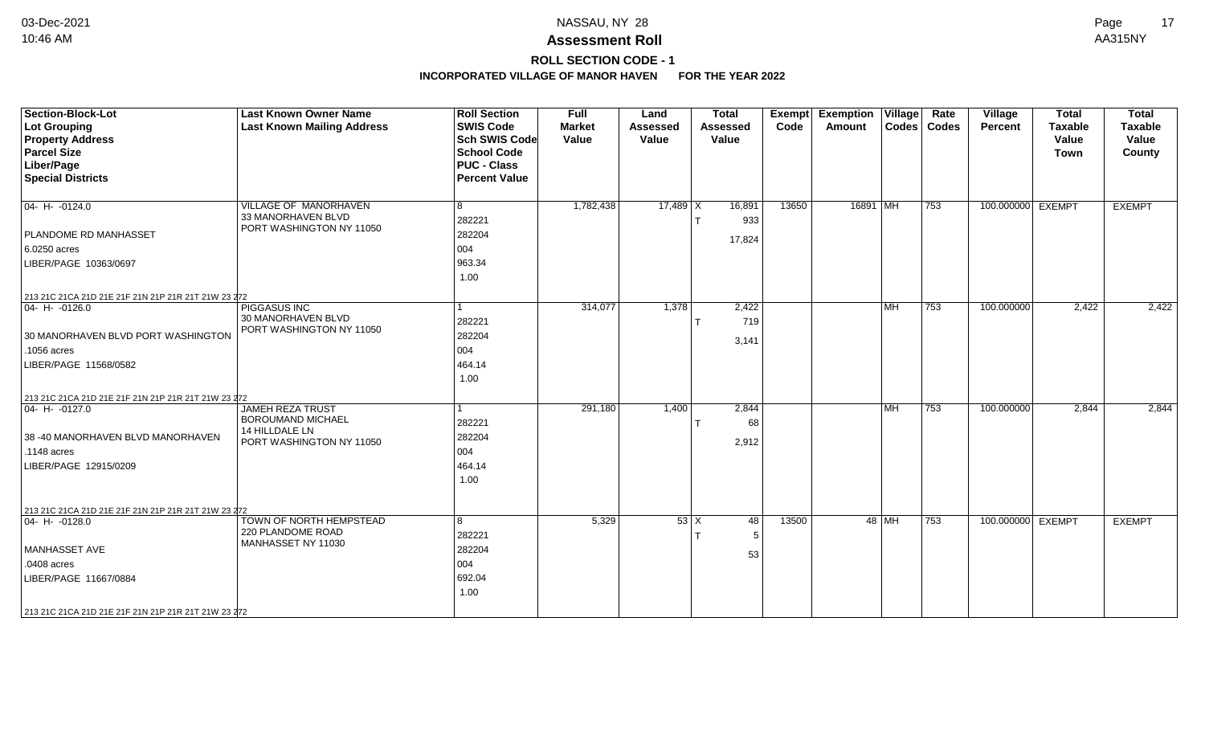# Assessment Roll

## ROLL SECTION CODE - 1

### INCORPORATED VILLAGE OF MANOR HAVEN FOR THE YEAR 2022

| Section-Block-Lot<br>Lot Grouping<br>Property Address<br>Parcel Size<br>Liber/Page<br>Special Districts | Last Known Owner Name<br>Last Known Mailing Address | Roll Section<br>SWIS Code<br>Sch SWIS Code<br>School Code<br>PUC - Class<br>Percent Value | Full Market Value | Land Assessed Value | Total Assessed Value | Exempt Code | Exemption Amount | Village Codes | Rate Codes | Village Percent | Total Taxable Value Town | Total Taxable Value County |
|---|---|---|---|---|---|---|---|---|---|---|---|---|
| 04- H- -0124.0<br>PLANDOME RD MANHASSET<br>6.0250 acres<br>LIBER/PAGE 10363/0697<br>213 21C 21CA 21D 21E 21F 21N 21P 21R 21T 21W 23 272 | VILLAGE OF MANORHAVEN<br>33 MANORHAVEN BLVD<br>PORT WASHINGTON NY 11050 | 8<br>282221<br>282204<br>004<br>963.34<br>1.00 | 1,782,438 | 17,489 | X 16,891<br>T 933<br>17,824 | 13650 | 16891 | MH | 753 | 100.000000 | EXEMPT | EXEMPT |
| 04- H- -0126.0<br>30 MANORHAVEN BLVD PORT WASHINGTON<br>.1056 acres<br>LIBER/PAGE 11568/0582<br>213 21C 21CA 21D 21E 21F 21N 21P 21R 21T 21W 23 272 | PIGGASUS INC<br>30 MANORHAVEN BLVD<br>PORT WASHINGTON NY 11050 | 1<br>282221<br>282204<br>004<br>464.14<br>1.00 | 314,077 | 1,378 | 2,422<br>T 719<br>3,141 | | | MH | 753 | 100.000000 | 2,422 | 2,422 |
| 04- H- -0127.0<br>38 -40 MANORHAVEN BLVD MANORHAVEN<br>.1148 acres<br>LIBER/PAGE 12915/0209<br>213 21C 21CA 21D 21E 21F 21N 21P 21R 21T 21W 23 272 | JAMEH REZA TRUST<br>BOROUMAND MICHAEL<br>14 HILLDALE LN<br>PORT WASHINGTON NY 11050 | 1<br>282221<br>282204<br>004<br>464.14<br>1.00 | 291,180 | 1,400 | 2,844<br>T 68<br>2,912 | | | MH | 753 | 100.000000 | 2,844 | 2,844 |
| 04- H- -0128.0<br>MANHASSET AVE<br>.0408 acres<br>LIBER/PAGE 11667/0884<br>213 21C 21CA 21D 21E 21F 21N 21P 21R 21T 21W 23 272 | TOWN OF NORTH HEMPSTEAD<br>220 PLANDOME ROAD<br>MANHASSET NY 11030 | 8<br>282221<br>282204<br>004<br>692.04<br>1.00 | 5,329 | 53 | X 48<br>T 5<br>53 | 13500 | 48 | MH | 753 | 100.000000 | EXEMPT | EXEMPT |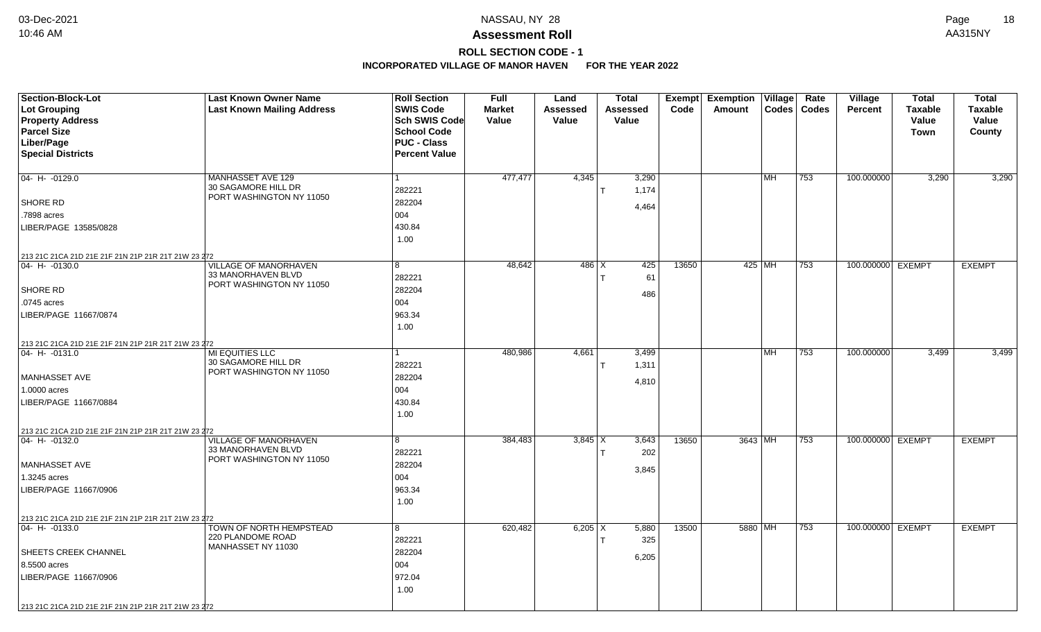# Assessment Roll

## ROLL SECTION CODE - 1

### INCORPORATED VILLAGE OF MANOR HAVEN FOR THE YEAR 2022

NASSAU, NY 28

| Section-Block-Lot<br>Lot Grouping<br>Property Address<br>Parcel Size<br>Liber/Page<br>Special Districts | Last Known Owner Name<br>Last Known Mailing Address | Roll Section<br>SWIS Code<br>Sch SWIS Code<br>School Code<br>PUC - Class<br>Percent Value | Full Market Value | Land Assessed Value | Total Assessed Value | Exempt Code | Exemption Amount | Village Codes | Rate Codes | Village Percent | Total Taxable Value Town | Total Taxable Value County |
|---|---|---|---|---|---|---|---|---|---|---|---|---|
| 04- H- -0129.0<br>SHORE RD<br>.7898 acres<br>LIBER/PAGE 13585/0828<br>213 21C 21CA 21D 21E 21F 21N 21P 21R 21T 21W 23 272 | MANHASSET AVE 129<br>30 SAGAMORE HILL DR<br>PORT WASHINGTON NY 11050 | 1<br>282221<br>282204<br>004<br>430.84<br>1.00 | 477,477 | 4,345 | 3,290<br>T 1,174<br>4,464 | | | MH | 753 | 100.000000 | 3,290 | 3,290 |
| 04- H- -0130.0<br>SHORE RD<br>.0745 acres<br>LIBER/PAGE 11667/0874<br>213 21C 21CA 21D 21E 21F 21N 21P 21R 21T 21W 23 272 | VILLAGE OF MANORHAVEN<br>33 MANORHAVEN BLVD<br>PORT WASHINGTON NY 11050 | 8<br>282221<br>282204<br>004<br>963.34<br>1.00 | 48,642 | 486 | X 425<br>T 61<br>486 | 13650 | 425 | MH | 753 | 100.000000 | EXEMPT | EXEMPT |
| 04- H- -0131.0<br>MANHASSET AVE<br>1.0000 acres<br>LIBER/PAGE 11667/0884<br>213 21C 21CA 21D 21E 21F 21N 21P 21R 21T 21W 23 272 | MI EQUITIES LLC<br>30 SAGAMORE HILL DR<br>PORT WASHINGTON NY 11050 | 1<br>282221<br>282204<br>004<br>430.84<br>1.00 | 480,986 | 4,661 | 3,499<br>T 1,311<br>4,810 | | | MH | 753 | 100.000000 | 3,499 | 3,499 |
| 04- H- -0132.0<br>MANHASSET AVE<br>1.3245 acres<br>LIBER/PAGE 11667/0906<br>213 21C 21CA 21D 21E 21F 21N 21P 21R 21T 21W 23 272 | VILLAGE OF MANORHAVEN<br>33 MANORHAVEN BLVD<br>PORT WASHINGTON NY 11050 | 8<br>282221<br>282204<br>004<br>963.34<br>1.00 | 384,483 | 3,845 | X 3,643<br>T 202<br>3,845 | 13650 | 3643 | MH | 753 | 100.000000 | EXEMPT | EXEMPT |
| 04- H- -0133.0<br>SHEETS CREEK CHANNEL<br>8.5500 acres<br>LIBER/PAGE 11667/0906<br>213 21C 21CA 21D 21E 21F 21N 21P 21R 21T 21W 23 272 | TOWN OF NORTH HEMPSTEAD<br>220 PLANDOME ROAD<br>MANHASSET NY 11030 | 8<br>282221<br>282204<br>004<br>972.04<br>1.00 | 620,482 | 6,205 | X 5,880<br>T 325<br>6,205 | 13500 | 5880 | MH | 753 | 100.000000 | EXEMPT | EXEMPT |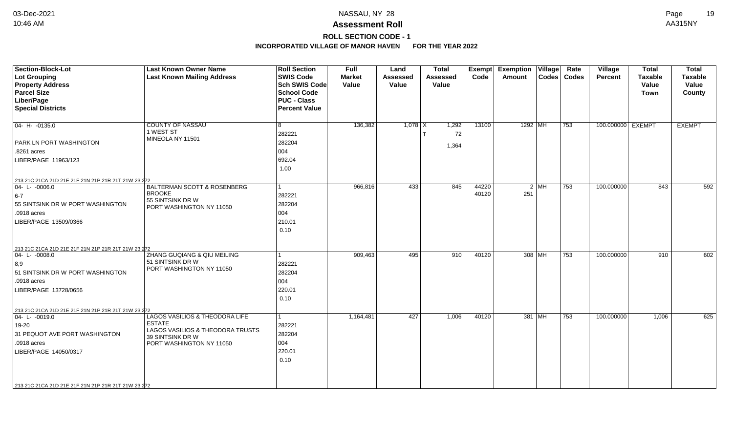# NASSAU, NY 28

## Assessment Roll

### ROLL SECTION CODE - 1

### INCORPORATED VILLAGE OF MANOR HAVEN FOR THE YEAR 2022

| Section-Block-Lot / Lot Grouping / Property Address / Parcel Size / Liber/Page / Special Districts | Last Known Owner Name / Last Known Mailing Address | Roll Section / SWIS Code / Sch SWIS Code / School Code / PUC - Class / Percent Value | Full Market Value | Land Assessed Value | Total Assessed Value | Exempt Code | Exemption Amount | Village Codes | Rate Codes | Village Percent | Total Taxable Value Town | Total Taxable Value County |
|---|---|---|---|---|---|---|---|---|---|---|---|---|
| 04- H- -0135.0<br>PARK LN PORT WASHINGTON<br>.8261 acres<br>LIBER/PAGE 11963/123<br>213 21C 21CA 21D 21E 21F 21N 21P 21R 21T 21W 23 272 | COUNTY OF NASSAU<br>1 WEST ST<br>MINEOLA NY 11501 | 8<br>282221<br>282204<br>004<br>692.04<br>1.00 | 136,382 | 1,078 | X 1,292<br>T 72<br>1,364 | 13100 | 1292 | MH | 753 | 100.000000 | EXEMPT | EXEMPT |
| 04- L- -0006.0<br>6-7<br>55 SINTSINK DR W PORT WASHINGTON<br>.0918 acres<br>LIBER/PAGE 13509/0366<br>213 21C 21CA 21D 21E 21F 21N 21P 21R 21T 21W 23 272 | BALTERMAN SCOTT & ROSENBERG BROOKE<br>55 SINTSINK DR W<br>PORT WASHINGTON NY 11050 | 1<br>282221<br>282204<br>004<br>210.01<br>0.10 | 966,816 | 433 | 845 | 44220<br>40120 | 2<br>251 | MH | 753 | 100.000000 | 843 | 592 |
| 04- L- -0008.0<br>8,9<br>51 SINTSINK DR W PORT WASHINGTON<br>.0918 acres<br>LIBER/PAGE 13728/0656<br>213 21C 21CA 21D 21E 21F 21N 21P 21R 21T 21W 23 272 | ZHANG GUQIANG & QIU MEILING<br>51 SINTSINK DR W<br>PORT WASHINGTON NY 11050 | 1<br>282221<br>282204<br>004<br>220.01<br>0.10 | 909,463 | 495 | 910 | 40120 | 308 | MH | 753 | 100.000000 | 910 | 602 |
| 04- L- -0019.0<br>19-20<br>31 PEQUOT AVE PORT WASHINGTON<br>.0918 acres<br>LIBER/PAGE 14050/0317<br>213 21C 21CA 21D 21E 21F 21N 21P 21R 21T 21W 23 272 | LAGOS VASILIOS & THEODORA LIFE ESTATE<br>LAGOS VASILIOS & THEODORA TRUSTS<br>39 SINTSINK DR W<br>PORT WASHINGTON NY 11050 | 1<br>282221<br>282204<br>004<br>220.01<br>0.10 | 1,164,481 | 427 | 1,006 | 40120 | 381 | MH | 753 | 100.000000 | 1,006 | 625 |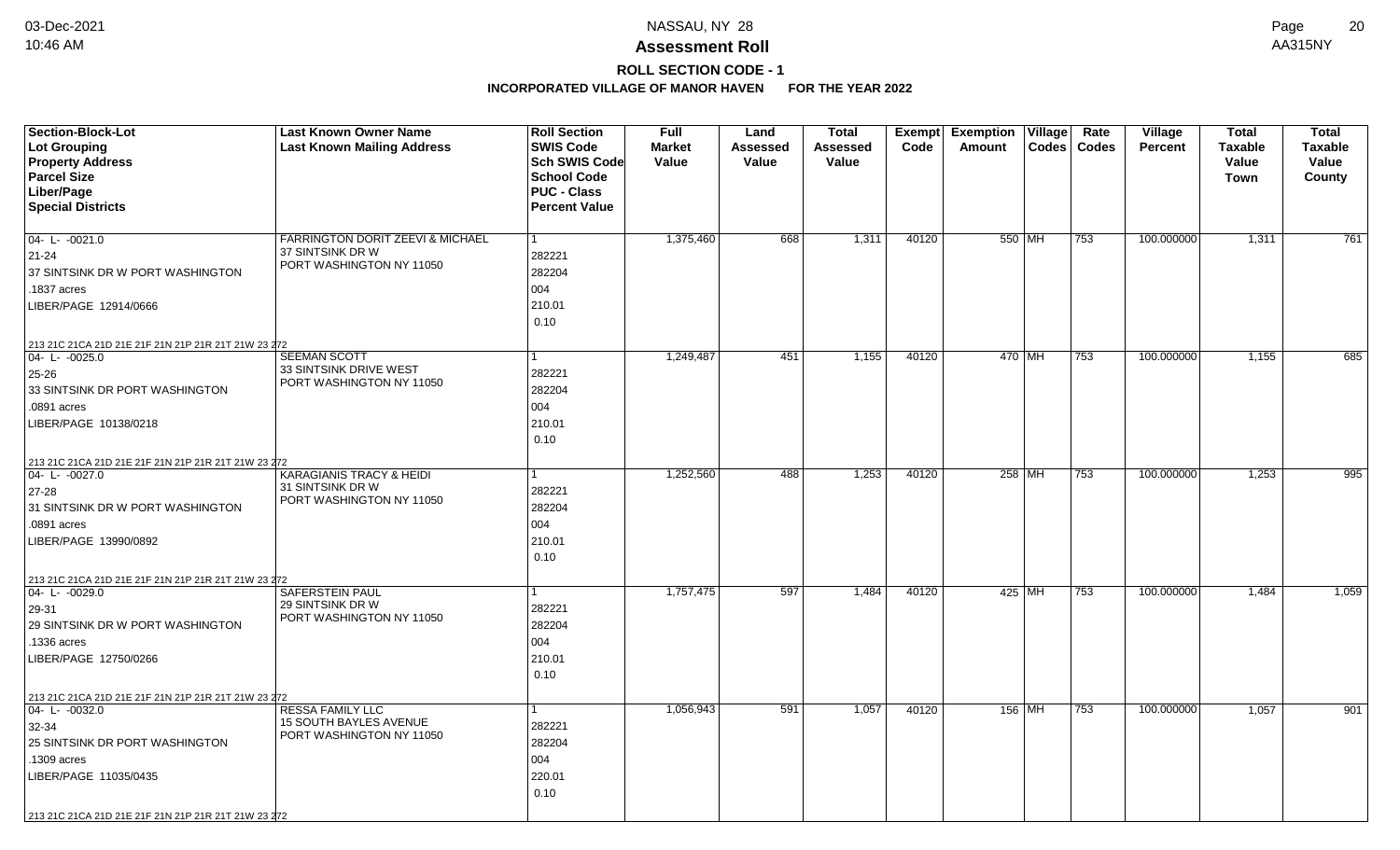# NASSAU, NY 28

## Assessment Roll

### ROLL SECTION CODE - 1

**INCORPORATED VILLAGE OF MANOR HAVEN FOR THE YEAR 2022**

| Section-Block-Lot<br>Lot Grouping<br>Property Address<br>Parcel Size<br>Liber/Page<br>Special Districts | Last Known Owner Name<br>Last Known Mailing Address | Roll Section<br>SWIS Code<br>Sch SWIS Code<br>School Code<br>PUC - Class<br>Percent Value | Full Market Value | Land Assessed Value | Total Assessed Value | Exempt Code | Exemption Amount | Village Codes | Rate Codes | Village Percent | Total Taxable Value Town | Total Taxable Value County |
|---|---|---|---|---|---|---|---|---|---|---|---|---|
| 04- L- -0021.0<br>21-24<br>37 SINTSINK DR W PORT WASHINGTON<br>.1837 acres<br>LIBER/PAGE 12914/0666<br>213 21C 21CA 21D 21E 21F 21N 21P 21R 21T 21W 23 272 | FARRINGTON DORIT ZEEVI & MICHAEL<br>37 SINTSINK DR W<br>PORT WASHINGTON NY 11050 | 1<br>282221<br>282204<br>004<br>210.01<br>0.10 | 1,375,460 | 668 | 1,311 | 40120 | 550 | MH | 753 | 100.000000 | 1,311 | 761 |
| 04- L- -0025.0<br>25-26<br>33 SINTSINK DR PORT WASHINGTON<br>.0891 acres<br>LIBER/PAGE 10138/0218<br>213 21C 21CA 21D 21E 21F 21N 21P 21R 21T 21W 23 272 | SEEMAN SCOTT<br>33 SINTSINK DRIVE WEST<br>PORT WASHINGTON NY 11050 | 1<br>282221<br>282204<br>004<br>210.01<br>0.10 | 1,249,487 | 451 | 1,155 | 40120 | 470 | MH | 753 | 100.000000 | 1,155 | 685 |
| 04- L- -0027.0<br>27-28<br>31 SINTSINK DR W PORT WASHINGTON<br>.0891 acres<br>LIBER/PAGE 13990/0892<br>213 21C 21CA 21D 21E 21F 21N 21P 21R 21T 21W 23 272 | KARAGIANIS TRACY & HEIDI<br>31 SINTSINK DR W<br>PORT WASHINGTON NY 11050 | 1<br>282221<br>282204<br>004<br>210.01<br>0.10 | 1,252,560 | 488 | 1,253 | 40120 | 258 | MH | 753 | 100.000000 | 1,253 | 995 |
| 04- L- -0029.0<br>29-31<br>29 SINTSINK DR W PORT WASHINGTON<br>.1336 acres<br>LIBER/PAGE 12750/0266<br>213 21C 21CA 21D 21E 21F 21N 21P 21R 21T 21W 23 272 | SAFERSTEIN PAUL<br>29 SINTSINK DR W<br>PORT WASHINGTON NY 11050 | 1<br>282221<br>282204<br>004<br>210.01<br>0.10 | 1,757,475 | 597 | 1,484 | 40120 | 425 | MH | 753 | 100.000000 | 1,484 | 1,059 |
| 04- L- -0032.0<br>32-34<br>25 SINTSINK DR PORT WASHINGTON<br>.1309 acres<br>LIBER/PAGE 11035/0435<br>213 21C 21CA 21D 21E 21F 21N 21P 21R 21T 21W 23 272 | RESSA FAMILY LLC<br>15 SOUTH BAYLES AVENUE<br>PORT WASHINGTON NY 11050 | 1<br>282221<br>282204<br>004<br>220.01<br>0.10 | 1,056,943 | 591 | 1,057 | 40120 | 156 | MH | 753 | 100.000000 | 1,057 | 901 |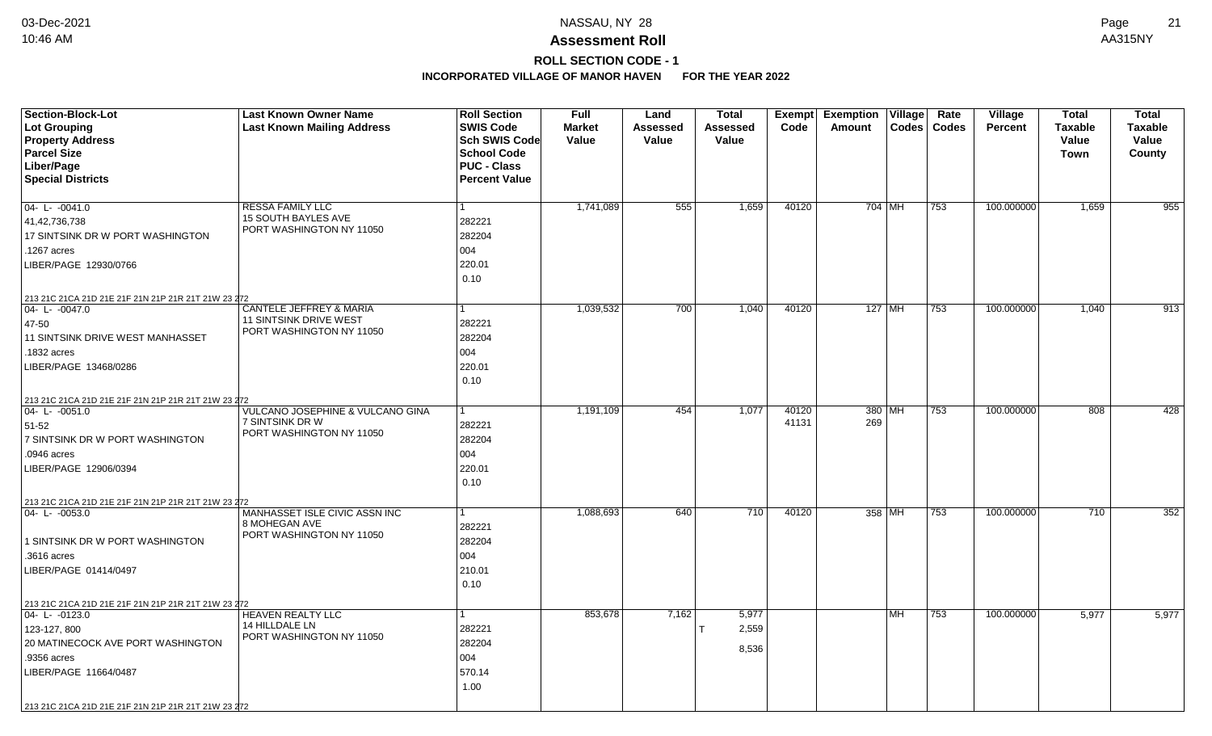# Assessment Roll

## ROLL SECTION CODE - 1

### INCORPORATED VILLAGE OF MANOR HAVEN FOR THE YEAR 2022

| Section-Block-Lot<br>Lot Grouping<br>Property Address<br>Parcel Size<br>Liber/Page<br>Special Districts | Last Known Owner Name<br>Last Known Mailing Address | Roll Section<br>SWIS Code<br>Sch SWIS Code<br>School Code<br>PUC - Class<br>Percent Value | Full Market Value | Land Assessed Value | Total Assessed Value | Exempt Code | Exemption Amount | Village Codes | Rate Codes | Village Percent | Total Taxable Value Town | Total Taxable Value County |
|---|---|---|---|---|---|---|---|---|---|---|---|---|
| 04- L- -0041.0<br>41,42,736,738<br>17 SINTSINK DR W PORT WASHINGTON<br>.1267 acres<br>LIBER/PAGE 12930/0766<br>213 21C 21CA 21D 21E 21F 21N 21P 21R 21T 21W 23 272 | RESSA FAMILY LLC<br>15 SOUTH BAYLES AVE<br>PORT WASHINGTON NY 11050 | 1<br>282221<br>282204<br>004<br>220.01<br>0.10 | 1,741,089 | 555 | 1,659 | 40120 | 704 | MH | 753 | 100.000000 | 1,659 | 955 |
| 04- L- -0047.0<br>47-50<br>11 SINTSINK DRIVE WEST MANHASSET<br>.1832 acres<br>LIBER/PAGE 13468/0286<br>213 21C 21CA 21D 21E 21F 21N 21P 21R 21T 21W 23 272 | CANTELE JEFFREY & MARIA<br>11 SINTSINK DRIVE WEST<br>PORT WASHINGTON NY 11050 | 1<br>282221<br>282204<br>004<br>220.01<br>0.10 | 1,039,532 | 700 | 1,040 | 40120 | 127 | MH | 753 | 100.000000 | 1,040 | 913 |
| 04- L- -0051.0<br>51-52<br>7 SINTSINK DR W PORT WASHINGTON<br>.0946 acres<br>LIBER/PAGE 12906/0394<br>213 21C 21CA 21D 21E 21F 21N 21P 21R 21T 21W 23 272 | VULCANO JOSEPHINE & VULCANO GINA<br>7 SINTSINK DR W<br>PORT WASHINGTON NY 11050 | 1<br>282221<br>282204<br>004<br>220.01<br>0.10 | 1,191,109 | 454 | 1,077 | 40120<br>41131 | 380<br>269 | MH | 753 | 100.000000 | 808 | 428 |
| 04- L- -0053.0<br><br>1 SINTSINK DR W PORT WASHINGTON<br>.3616 acres<br>LIBER/PAGE 01414/0497<br>213 21C 21CA 21D 21E 21F 21N 21P 21R 21T 21W 23 272 | MANHASSET ISLE CIVIC ASSN INC<br>8 MOHEGAN AVE<br>PORT WASHINGTON NY 11050 | 1<br>282221<br>282204<br>004<br>210.01<br>0.10 | 1,088,693 | 640 | 710 | 40120 | 358 | MH | 753 | 100.000000 | 710 | 352 |
| 04- L- -0123.0<br>123-127, 800<br>20 MATINECOCK AVE PORT WASHINGTON<br>.9356 acres<br>LIBER/PAGE 11664/0487<br>213 21C 21CA 21D 21E 21F 21N 21P 21R 21T 21W 23 272 | HEAVEN REALTY LLC<br>14 HILLDALE LN<br>PORT WASHINGTON NY 11050 | 1<br>282221<br>282204<br>004<br>570.14<br>1.00 | 853,678 | 7,162 | 5,977<br>T 2,559<br>8,536 | | | MH | 753 | 100.000000 | 5,977 | 5,977 |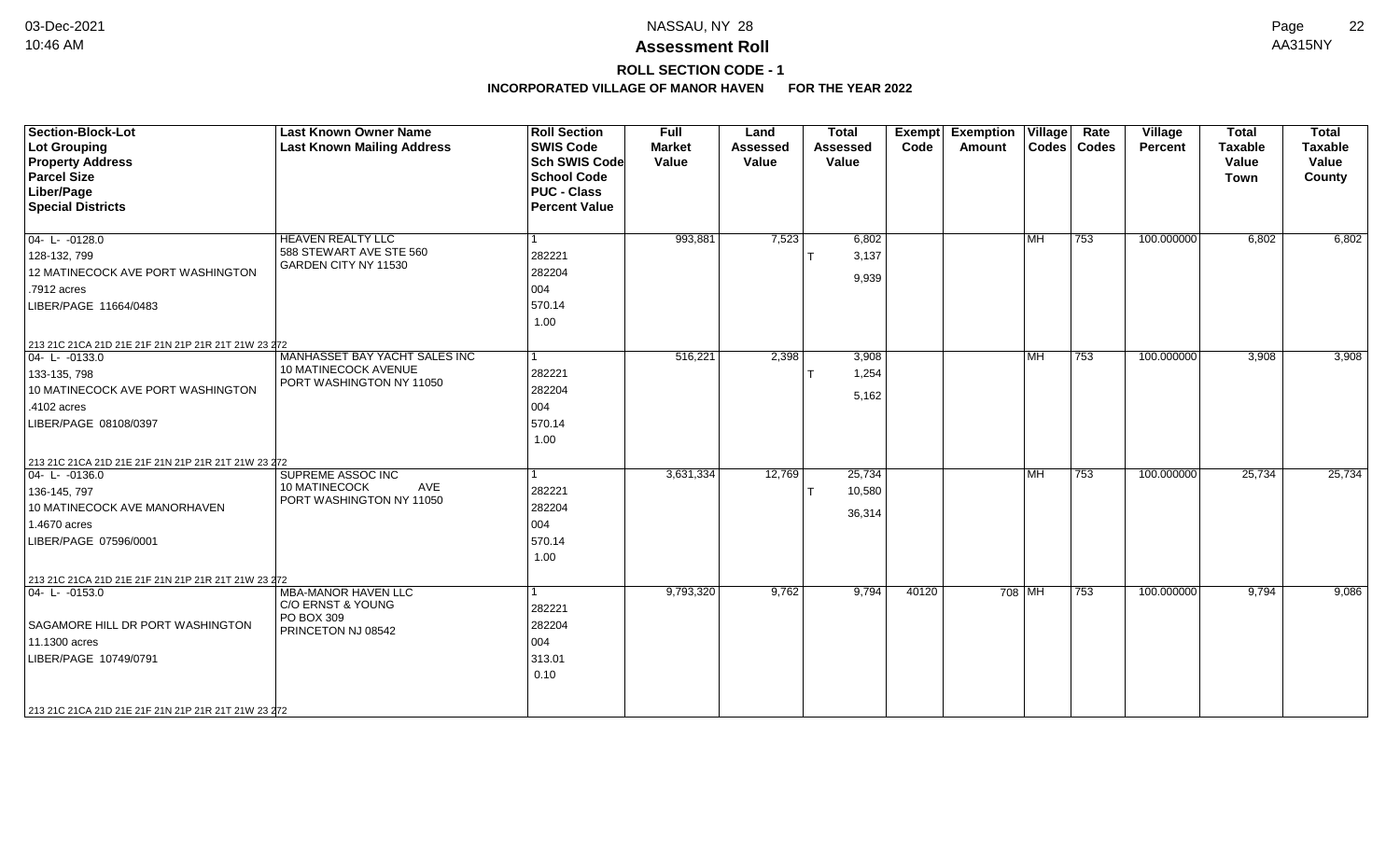# Assessment Roll

## ROLL SECTION CODE - 1

**INCORPORATED VILLAGE OF MANOR HAVEN FOR THE YEAR 2022**

| Section-Block-Lot<br>Lot Grouping<br>Property Address<br>Parcel Size<br>Liber/Page<br>Special Districts | Last Known Owner Name<br>Last Known Mailing Address | Roll Section<br>SWIS Code<br>Sch SWIS Code<br>School Code<br>PUC - Class<br>Percent Value | Full Market Value | Land Assessed Value | Total Assessed Value | Exempt Code | Exemption Amount | Village Codes | Rate Codes | Village Percent | Total Taxable Value Town | Total Taxable Value County |
|---|---|---|---|---|---|---|---|---|---|---|---|---|
| 04- L- -0128.0<br>128-132, 799<br>12 MATINECOCK AVE PORT WASHINGTON<br>.7912 acres<br>LIBER/PAGE 11664/0483<br>213 21C 21CA 21D 21E 21F 21N 21P 21R 21T 21W 23 272 | HEAVEN REALTY LLC<br>588 STEWART AVE STE 560<br>GARDEN CITY NY 11530 | 1<br>282221<br>282204<br>004<br>570.14<br>1.00 | 993,881 | 7,523 | 6,802<br>T 3,137<br>9,939 | | | MH | 753 | 100.000000 | 6,802 | 6,802 |
| 04- L- -0133.0<br>133-135, 798<br>10 MATINECOCK AVE PORT WASHINGTON<br>.4102 acres<br>LIBER/PAGE 08108/0397<br>213 21C 21CA 21D 21E 21F 21N 21P 21R 21T 21W 23 272 | MANHASSET BAY YACHT SALES INC<br>10 MATINECOCK AVENUE<br>PORT WASHINGTON NY 11050 | 1<br>282221<br>282204<br>004<br>570.14<br>1.00 | 516,221 | 2,398 | 3,908<br>T 1,254<br>5,162 | | | MH | 753 | 100.000000 | 3,908 | 3,908 |
| 04- L- -0136.0<br>136-145, 797<br>10 MATINECOCK AVE MANORHAVEN<br>1.4670 acres<br>LIBER/PAGE 07596/0001<br>213 21C 21CA 21D 21E 21F 21N 21P 21R 21T 21W 23 272 | SUPREME ASSOC INC<br>10 MATINECOCK AVE<br>PORT WASHINGTON NY 11050 | 1<br>282221<br>282204<br>004<br>570.14<br>1.00 | 3,631,334 | 12,769 | 25,734<br>T 10,580<br>36,314 | | | MH | 753 | 100.000000 | 25,734 | 25,734 |
| 04- L- -0153.0<br><br>SAGAMORE HILL DR PORT WASHINGTON<br>11.1300 acres<br>LIBER/PAGE 10749/0791<br>213 21C 21CA 21D 21E 21F 21N 21P 21R 21T 21W 23 272 | MBA-MANOR HAVEN LLC<br>C/O ERNST & YOUNG<br>PO BOX 309<br>PRINCETON NJ 08542 | 1<br>282221<br>282204<br>004<br>313.01<br>0.10 | 9,793,320 | 9,762 | 9,794 | 40120 | 708 | MH | 753 | 100.000000 | 9,794 | 9,086 |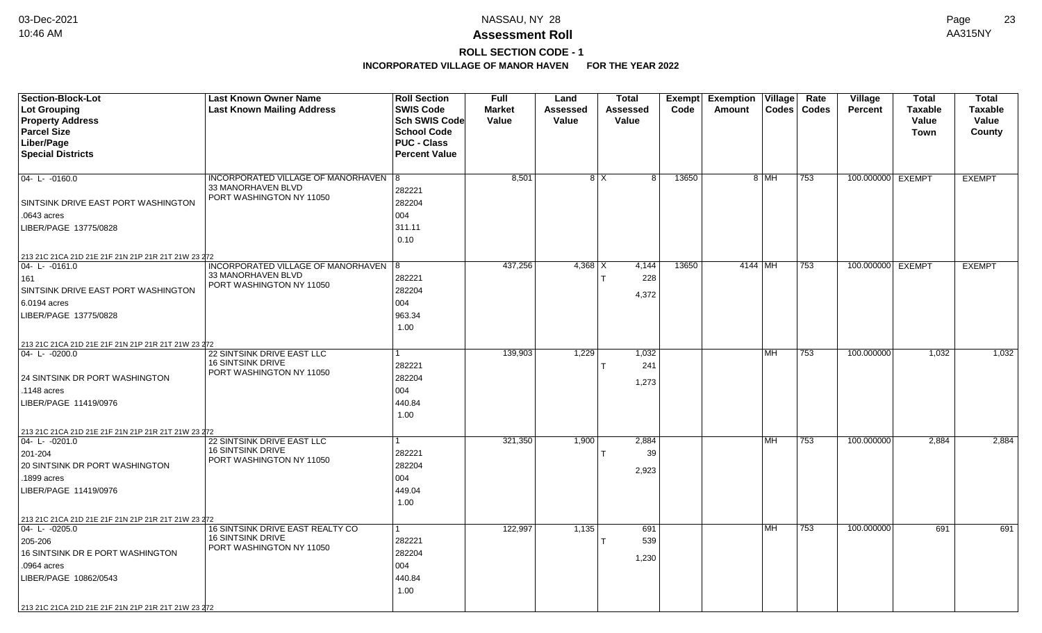**Assessment Roll**

**ROLL SECTION CODE - 1**

**INCORPORATED VILLAGE OF MANOR HAVEN FOR THE YEAR 2022**

| Section-Block-Lot<br>Lot Grouping<br>Property Address<br>Parcel Size<br>Liber/Page<br>Special Districts | Last Known Owner Name<br>Last Known Mailing Address | Roll Section<br>SWIS Code<br>Sch SWIS Code<br>School Code<br>PUC - Class<br>Percent Value | Full Market Value | Land Assessed Value | Total Assessed Value | Exempt Code | Exemption Amount | Village Codes | Rate Codes | Village Percent | Total Taxable Value Town | Total Taxable Value County |
|---|---|---|---|---|---|---|---|---|---|---|---|---|
| 04- L- -0160.0<br><br>SINTSINK DRIVE EAST PORT WASHINGTON<br>.0643 acres<br>LIBER/PAGE 13775/0828<br><br>213 21C 21CA 21D 21E 21F 21N 21P 21R 21T 21W 23 272 | INCORPORATED VILLAGE OF MANORHAVEN<br>33 MANORHAVEN BLVD<br>PORT WASHINGTON NY 11050 | 8<br>282221<br>282204<br>004<br>311.11<br>0.10 | 8,501 | 8 | X 8 | 13650 | 8 | MH | 753 | 100.000000 | EXEMPT | EXEMPT |
| 04- L- -0161.0<br>161<br>SINTSINK DRIVE EAST PORT WASHINGTON<br>6.0194 acres<br>LIBER/PAGE 13775/0828<br><br>213 21C 21CA 21D 21E 21F 21N 21P 21R 21T 21W 23 272 | INCORPORATED VILLAGE OF MANORHAVEN<br>33 MANORHAVEN BLVD<br>PORT WASHINGTON NY 11050 | 8<br>282221<br>282204<br>004<br>963.34<br>1.00 | 437,256 | 4,368 | X 4,144<br>T 228<br>4,372 | 13650 | 4144 | MH | 753 | 100.000000 | EXEMPT | EXEMPT |
| 04- L- -0200.0<br><br>24 SINTSINK DR PORT WASHINGTON<br>.1148 acres<br>LIBER/PAGE 11419/0976<br><br>213 21C 21CA 21D 21E 21F 21N 21P 21R 21T 21W 23 272 | 22 SINTSINK DRIVE EAST LLC<br>16 SINTSINK DRIVE<br>PORT WASHINGTON NY 11050 | 1<br>282221<br>282204<br>004<br>440.84<br>1.00 | 139,903 | 1,229 | 1,032<br>T 241<br>1,273 | | | MH | 753 | 100.000000 | 1,032 | 1,032 |
| 04- L- -0201.0<br>201-204<br>20 SINTSINK DR PORT WASHINGTON<br>.1899 acres<br>LIBER/PAGE 11419/0976<br><br>213 21C 21CA 21D 21E 21F 21N 21P 21R 21T 21W 23 272 | 22 SINTSINK DRIVE EAST LLC<br>16 SINTSINK DRIVE<br>PORT WASHINGTON NY 11050 | 1<br>282221<br>282204<br>004<br>449.04<br>1.00 | 321,350 | 1,900 | 2,884<br>T 39<br>2,923 | | | MH | 753 | 100.000000 | 2,884 | 2,884 |
| 04- L- -0205.0<br>205-206<br>16 SINTSINK DR E PORT WASHINGTON<br>.0964 acres<br>LIBER/PAGE 10862/0543<br><br>213 21C 21CA 21D 21E 21F 21N 21P 21R 21T 21W 23 272 | 16 SINTSINK DRIVE EAST REALTY CO<br>16 SINTSINK DRIVE<br>PORT WASHINGTON NY 11050 | 1<br>282221<br>282204<br>004<br>440.84<br>1.00 | 122,997 | 1,135 | 691<br>T 539<br>1,230 | | | MH | 753 | 100.000000 | 691 | 691 |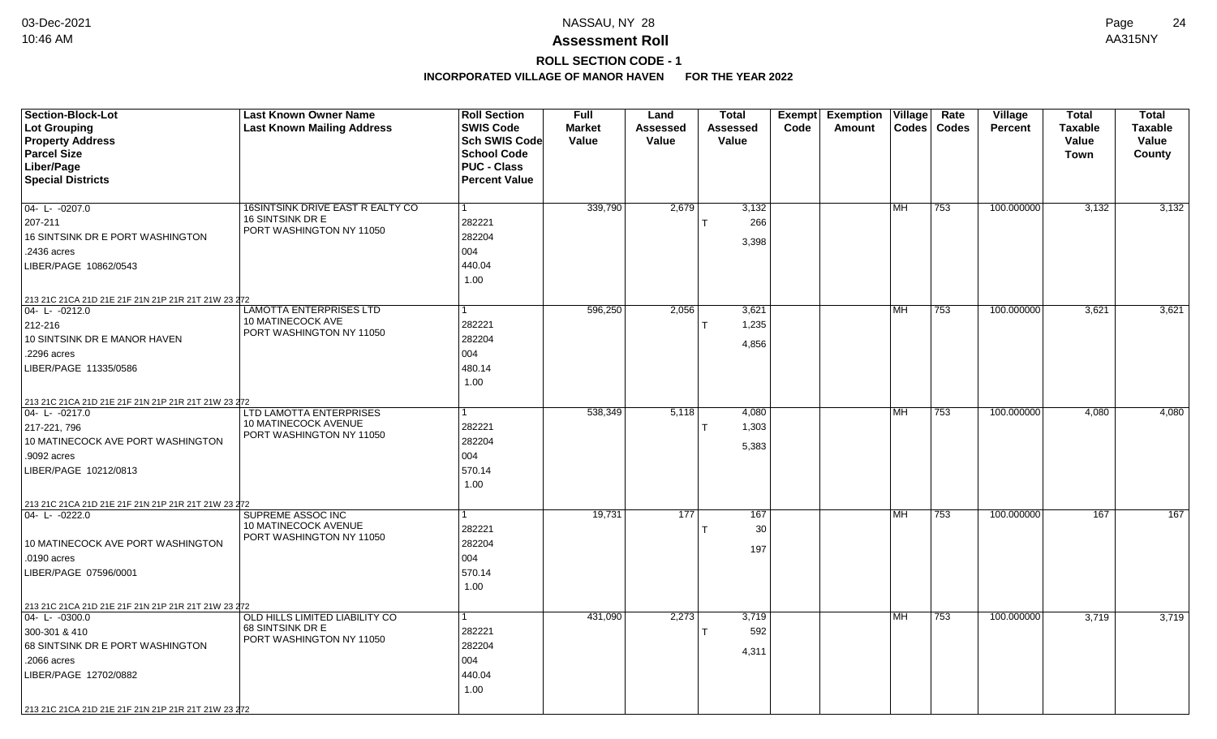# Assessment Roll

## ROLL SECTION CODE - 1

### INCORPORATED VILLAGE OF MANOR HAVEN FOR THE YEAR 2022

| Section-Block-Lot<br>Lot Grouping<br>Property Address<br>Parcel Size<br>Liber/Page<br>Special Districts | Last Known Owner Name<br>Last Known Mailing Address | Roll Section<br>SWIS Code<br>Sch SWIS Code<br>School Code<br>PUC - Class<br>Percent Value | Full Market Value | Land Assessed Value | Total Assessed Value | Exempt Code | Exemption Amount | Village Codes | Rate Codes | Village Percent | Total Taxable Value Town | Total Taxable Value County |
|---|---|---|---|---|---|---|---|---|---|---|---|---|
| 04- L- -0207.0<br>207-211<br>16 SINTSINK DR E PORT WASHINGTON<br>.2436 acres<br>LIBER/PAGE 10862/0543<br>213 21C 21CA 21D 21E 21F 21N 21P 21R 21T 21W 23 272 | 16SINTSINK DRIVE EAST R EALTY CO<br>16 SINTSINK DR E<br>PORT WASHINGTON NY 11050 | 1<br>282221<br>282204<br>004<br>440.04<br>1.00 | 339,790 | 2,679 | 3,132<br>T 266<br>3,398 | | | MH | 753 | 100.000000 | 3,132 | 3,132 |
| 04- L- -0212.0<br>212-216<br>10 SINTSINK DR E MANOR HAVEN<br>.2296 acres<br>LIBER/PAGE 11335/0586<br>213 21C 21CA 21D 21E 21F 21N 21P 21R 21T 21W 23 272 | LAMOTTA ENTERPRISES LTD<br>10 MATINECOCK AVE<br>PORT WASHINGTON NY 11050 | 1<br>282221<br>282204<br>004<br>480.14<br>1.00 | 596,250 | 2,056 | 3,621<br>T 1,235<br>4,856 | | | MH | 753 | 100.000000 | 3,621 | 3,621 |
| 04- L- -0217.0<br>217-221, 796<br>10 MATINECOCK AVE PORT WASHINGTON<br>.9092 acres<br>LIBER/PAGE 10212/0813<br>213 21C 21CA 21D 21E 21F 21N 21P 21R 21T 21W 23 272 | LTD LAMOTTA ENTERPRISES<br>10 MATINECOCK AVENUE<br>PORT WASHINGTON NY 11050 | 1<br>282221<br>282204<br>004<br>570.14<br>1.00 | 538,349 | 5,118 | 4,080<br>T 1,303<br>5,383 | | | MH | 753 | 100.000000 | 4,080 | 4,080 |
| 04- L- -0222.0<br>10 MATINECOCK AVE PORT WASHINGTON<br>.0190 acres<br>LIBER/PAGE 07596/0001<br>213 21C 21CA 21D 21E 21F 21N 21P 21R 21T 21W 23 272 | SUPREME ASSOC INC<br>10 MATINECOCK AVENUE<br>PORT WASHINGTON NY 11050 | 1<br>282221<br>282204<br>004<br>570.14<br>1.00 | 19,731 | 177 | 167<br>T 30<br>197 | | | MH | 753 | 100.000000 | 167 | 167 |
| 04- L- -0300.0<br>300-301 & 410<br>68 SINTSINK DR E PORT WASHINGTON<br>.2066 acres<br>LIBER/PAGE 12702/0882<br>213 21C 21CA 21D 21E 21F 21N 21P 21R 21T 21W 23 272 | OLD HILLS LIMITED LIABILITY CO<br>68 SINTSINK DR E<br>PORT WASHINGTON NY 11050 | 1<br>282221<br>282204<br>004<br>440.04<br>1.00 | 431,090 | 2,273 | 3,719<br>T 592<br>4,311 | | | MH | 753 | 100.000000 | 3,719 | 3,719 |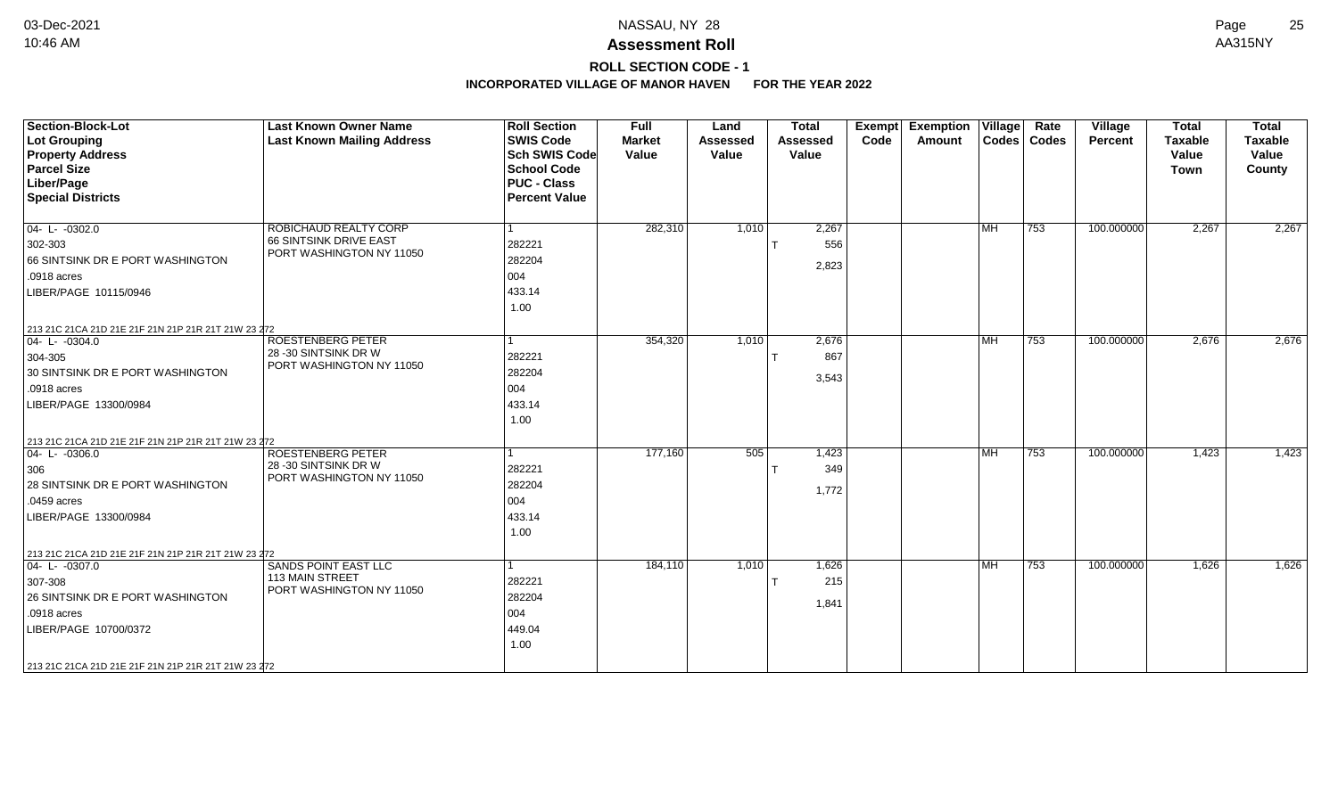# Assessment Roll

## ROLL SECTION CODE - 1

### INCORPORATED VILLAGE OF MANOR HAVEN FOR THE YEAR 2022

| Section-Block-Lot<br>Lot Grouping<br>Property Address<br>Parcel Size<br>Liber/Page<br>Special Districts | Last Known Owner Name<br>Last Known Mailing Address | Roll Section<br>SWIS Code<br>Sch SWIS Code<br>School Code<br>PUC - Class<br>Percent Value | Full Market Value | Land Assessed Value | Total Assessed Value | Exempt Code | Exemption Amount | Village Codes | Rate Codes | Village Percent | Total Taxable Value Town | Total Taxable Value County |
|---|---|---|---|---|---|---|---|---|---|---|---|---|
| 04- L- -0302.0<br>302-303<br>66 SINTSINK DR E PORT WASHINGTON<br>.0918 acres<br>LIBER/PAGE 10115/0946<br>213 21C 21CA 21D 21E 21F 21N 21P 21R 21T 21W 23 272 | ROBICHAUD REALTY CORP<br>66 SINTSINK DRIVE EAST<br>PORT WASHINGTON NY 11050 | 1<br>282221<br>282204<br>004<br>433.14<br>1.00 | 282,310 | 1,010 | 2,267<br>T 556<br>2,823 | | | MH | 753 | 100.000000 | 2,267 | 2,267 |
| 04- L- -0304.0<br>304-305<br>30 SINTSINK DR E PORT WASHINGTON<br>.0918 acres<br>LIBER/PAGE 13300/0984<br>213 21C 21CA 21D 21E 21F 21N 21P 21R 21T 21W 23 272 | ROESTENBERG PETER<br>28 -30 SINTSINK DR W<br>PORT WASHINGTON NY 11050 | 1<br>282221<br>282204<br>004<br>433.14<br>1.00 | 354,320 | 1,010 | 2,676<br>T 867<br>3,543 | | | MH | 753 | 100.000000 | 2,676 | 2,676 |
| 04- L- -0306.0<br>306<br>28 SINTSINK DR E PORT WASHINGTON<br>.0459 acres<br>LIBER/PAGE 13300/0984<br>213 21C 21CA 21D 21E 21F 21N 21P 21R 21T 21W 23 272 | ROESTENBERG PETER<br>28 -30 SINTSINK DR W<br>PORT WASHINGTON NY 11050 | 1<br>282221<br>282204<br>004<br>433.14<br>1.00 | 177,160 | 505 | 1,423<br>T 349<br>1,772 | | | MH | 753 | 100.000000 | 1,423 | 1,423 |
| 04- L- -0307.0<br>307-308<br>26 SINTSINK DR E PORT WASHINGTON<br>.0918 acres<br>LIBER/PAGE 10700/0372<br>213 21C 21CA 21D 21E 21F 21N 21P 21R 21T 21W 23 272 | SANDS POINT EAST LLC<br>113 MAIN STREET<br>PORT WASHINGTON NY 11050 | 1<br>282221<br>282204<br>004<br>449.04<br>1.00 | 184,110 | 1,010 | 1,626<br>T 215<br>1,841 | | | MH | 753 | 100.000000 | 1,626 | 1,626 |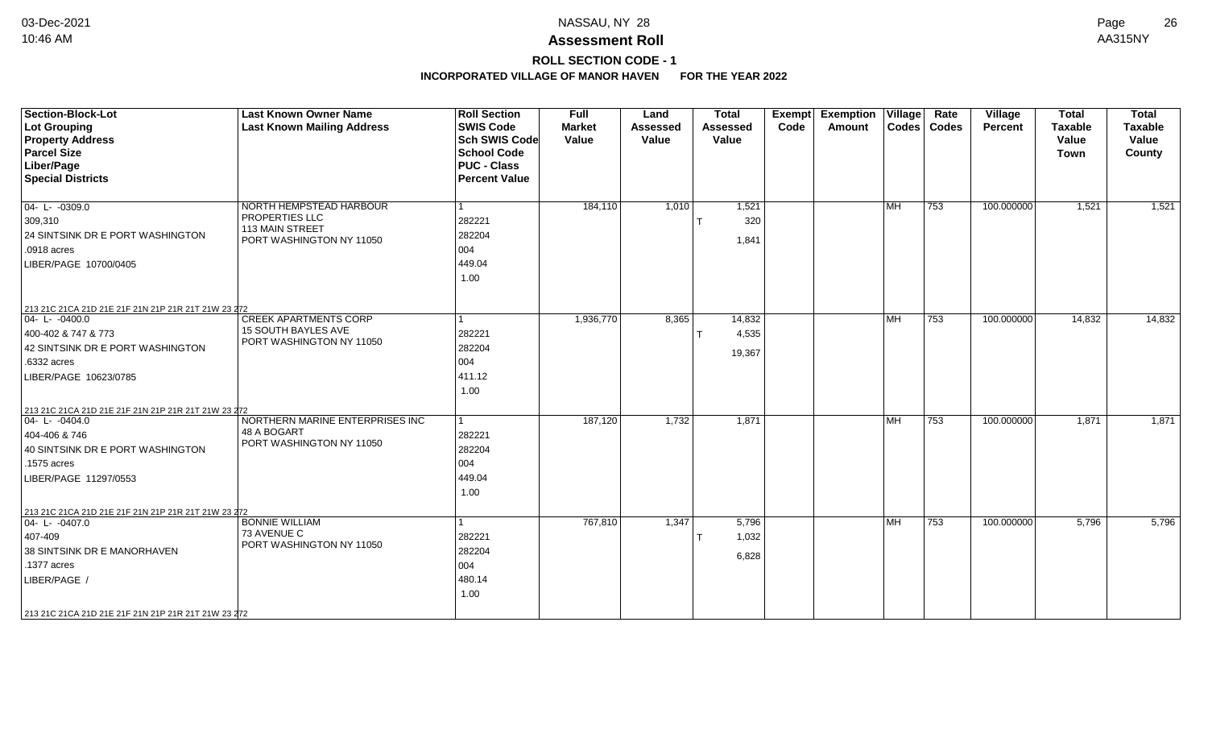# NASSAU, NY 28

## Assessment Roll

### ROLL SECTION CODE - 1

**INCORPORATED VILLAGE OF MANOR HAVEN FOR THE YEAR 2022**

| Section-Block-Lot<br>Lot Grouping<br>Property Address<br>Parcel Size<br>Liber/Page<br>Special Districts | Last Known Owner Name<br>Last Known Mailing Address | Roll Section<br>SWIS Code<br>Sch SWIS Code<br>School Code<br>PUC - Class<br>Percent Value | Full Market Value | Land Assessed Value | Total Assessed Value | Exempt Code | Exemption Amount | Village Codes | Rate Codes | Village Percent | Total Taxable Value Town | Total Taxable Value County |
|---|---|---|---|---|---|---|---|---|---|---|---|---|
| 04- L- -0309.0<br>309,310<br>24 SINTSINK DR E PORT WASHINGTON<br>.0918 acres<br>LIBER/PAGE 10700/0405<br>213 21C 21CA 21D 21E 21F 21N 21P 21R 21T 21W 23 272 | NORTH HEMPSTEAD HARBOUR PROPERTIES LLC<br>113 MAIN STREET<br>PORT WASHINGTON NY 11050 | 1<br>282221<br>282204<br>004<br>449.04<br>1.00 | 184,110 | 1,010 | 1,521<br>T 320<br>1,841 | | | MH | 753 | 100.000000 | 1,521 | 1,521 |
| 04- L- -0400.0<br>400-402 & 747 & 773<br>42 SINTSINK DR E PORT WASHINGTON<br>.6332 acres<br>LIBER/PAGE 10623/0785<br>213 21C 21CA 21D 21E 21F 21N 21P 21R 21T 21W 23 272 | CREEK APARTMENTS CORP<br>15 SOUTH BAYLES AVE<br>PORT WASHINGTON NY 11050 | 1<br>282221<br>282204<br>004<br>411.12<br>1.00 | 1,936,770 | 8,365 | 14,832<br>T 4,535<br>19,367 | | | MH | 753 | 100.000000 | 14,832 | 14,832 |
| 04- L- -0404.0<br>404-406 & 746<br>40 SINTSINK DR E PORT WASHINGTON<br>.1575 acres<br>LIBER/PAGE 11297/0553<br>213 21C 21CA 21D 21E 21F 21N 21P 21R 21T 21W 23 272 | NORTHERN MARINE ENTERPRISES INC<br>48 A BOGART<br>PORT WASHINGTON NY 11050 | 1<br>282221<br>282204<br>004<br>449.04<br>1.00 | 187,120 | 1,732 | 1,871 | | | MH | 753 | 100.000000 | 1,871 | 1,871 |
| 04- L- -0407.0<br>407-409<br>38 SINTSINK DR E MANORHAVEN<br>.1377 acres<br>LIBER/PAGE /<br>213 21C 21CA 21D 21E 21F 21N 21P 21R 21T 21W 23 272 | BONNIE WILLIAM<br>73 AVENUE C<br>PORT WASHINGTON NY 11050 | 1<br>282221<br>282204<br>004<br>480.14<br>1.00 | 767,810 | 1,347 | 5,796<br>T 1,032<br>6,828 | | | MH | 753 | 100.000000 | 5,796 | 5,796 |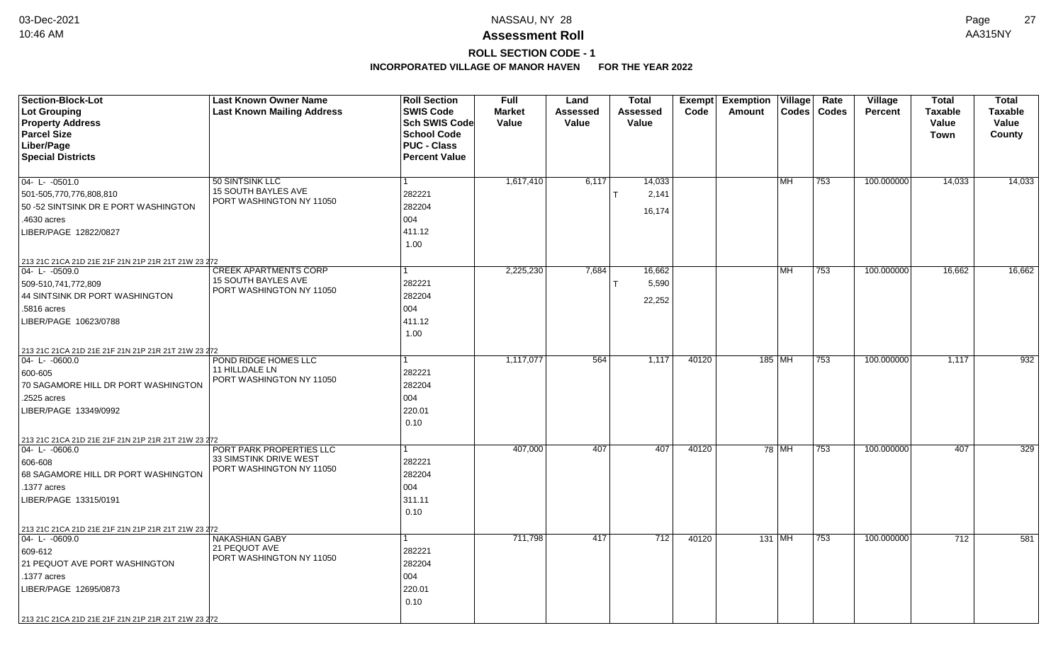# Assessment Roll

## ROLL SECTION CODE - 1

### INCORPORATED VILLAGE OF MANOR HAVEN FOR THE YEAR 2022

| Section-Block-Lot / Lot Grouping / Property Address / Parcel Size / Liber/Page / Special Districts | Last Known Owner Name / Last Known Mailing Address | Roll Section / SWIS Code / Sch SWIS Code / School Code / PUC - Class / Percent Value | Full Market Value | Land Assessed Value | Total Assessed Value | Exempt Code | Exemption Amount | Village Codes | Rate Codes | Village Percent | Total Taxable Value Town | Total Taxable Value County |
|---|---|---|---|---|---|---|---|---|---|---|---|---|
| 04- L- -0501.0<br>501-505,770,776,808,810<br>50 -52 SINTSINK DR E PORT WASHINGTON<br>.4630 acres<br>LIBER/PAGE 12822/0827<br>213 21C 21CA 21D 21E 21F 21N 21P 21R 21T 21W 23 272 | 50 SINTSINK LLC<br>15 SOUTH BAYLES AVE<br>PORT WASHINGTON NY 11050 | 1<br>282221<br>282204<br>004<br>411.12<br>1.00 | 1,617,410 | 6,117 | 14,033<br>T 2,141<br>16,174 | | | MH | 753 | 100.000000 | 14,033 | 14,033 |
| 04- L- -0509.0<br>509-510,741,772,809<br>44 SINTSINK DR PORT WASHINGTON<br>.5816 acres<br>LIBER/PAGE 10623/0788<br>213 21C 21CA 21D 21E 21F 21N 21P 21R 21T 21W 23 272 | CREEK APARTMENTS CORP<br>15 SOUTH BAYLES AVE<br>PORT WASHINGTON NY 11050 | 1<br>282221<br>282204<br>004<br>411.12<br>1.00 | 2,225,230 | 7,684 | 16,662<br>T 5,590<br>22,252 | | | MH | 753 | 100.000000 | 16,662 | 16,662 |
| 04- L- -0600.0<br>600-605<br>70 SAGAMORE HILL DR PORT WASHINGTON<br>.2525 acres<br>LIBER/PAGE 13349/0992<br>213 21C 21CA 21D 21E 21F 21N 21P 21R 21T 21W 23 272 | POND RIDGE HOMES LLC<br>11 HILLDALE LN<br>PORT WASHINGTON NY 11050 | 1<br>282221<br>282204<br>004<br>220.01<br>0.10 | 1,117,077 | 564 | 1,117 | 40120 | 185 | MH | 753 | 100.000000 | 1,117 | 932 |
| 04- L- -0606.0<br>606-608<br>68 SAGAMORE HILL DR PORT WASHINGTON<br>.1377 acres<br>LIBER/PAGE 13315/0191<br>213 21C 21CA 21D 21E 21F 21N 21P 21R 21T 21W 23 272 | PORT PARK PROPERTIES LLC<br>33 SIMSTINK DRIVE WEST<br>PORT WASHINGTON NY 11050 | 1<br>282221<br>282204<br>004<br>311.11<br>0.10 | 407,000 | 407 | 407 | 40120 | 78 | MH | 753 | 100.000000 | 407 | 329 |
| 04- L- -0609.0<br>609-612<br>21 PEQUOT AVE PORT WASHINGTON<br>.1377 acres<br>LIBER/PAGE 12695/0873<br>213 21C 21CA 21D 21E 21F 21N 21P 21R 21T 21W 23 272 | NAKASHIAN GABY<br>21 PEQUOT AVE<br>PORT WASHINGTON NY 11050 | 1<br>282221<br>282204<br>004<br>220.01<br>0.10 | 711,798 | 417 | 712 | 40120 | 131 | MH | 753 | 100.000000 | 712 | 581 |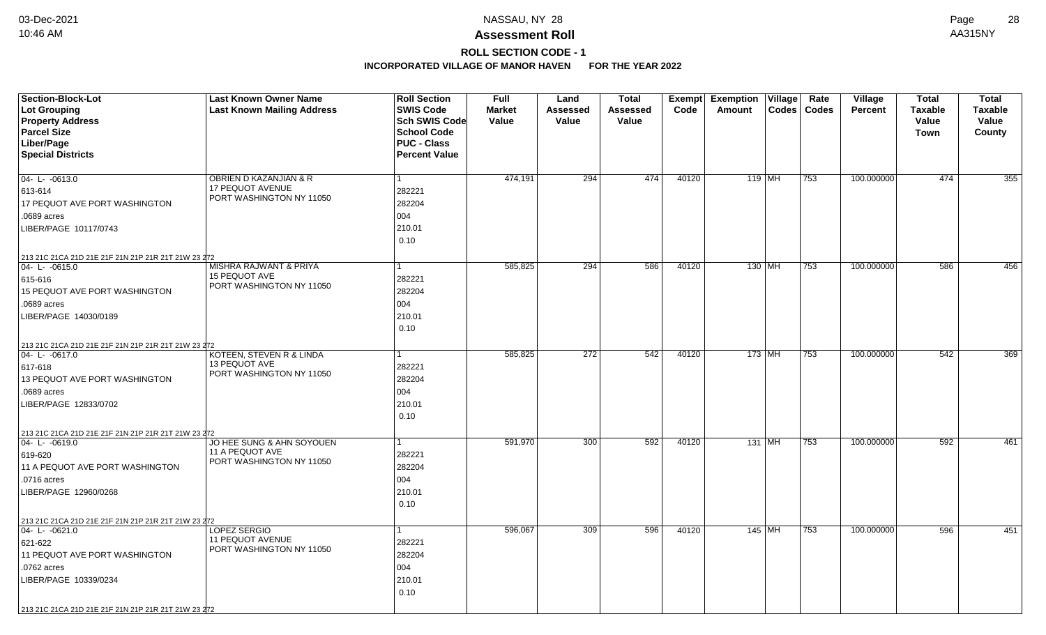# NASSAU, NY 28

## Assessment Roll

### ROLL SECTION CODE - 1

**INCORPORATED VILLAGE OF MANOR HAVEN FOR THE YEAR 2022**

| Section-Block-Lot<br>Lot Grouping<br>Property Address<br>Parcel Size<br>Liber/Page<br>Special Districts | Last Known Owner Name<br>Last Known Mailing Address | Roll Section<br>SWIS Code<br>Sch SWIS Code<br>School Code<br>PUC - Class<br>Percent Value | Full Market Value | Land Assessed Value | Total Assessed Value | Exempt Code | Exemption Amount | Village Codes | Rate Codes | Village Percent | Total Taxable Value Town | Total Taxable Value County |
|---|---|---|---|---|---|---|---|---|---|---|---|---|
| 04- L- -0613.0<br>613-614<br>17 PEQUOT AVE PORT WASHINGTON<br>.0689 acres<br>LIBER/PAGE 10117/0743<br>213 21C 21CA 21D 21E 21F 21N 21P 21R 21T 21W 23 272 | OBRIEN D KAZANJIAN & R<br>17 PEQUOT AVENUE<br>PORT WASHINGTON NY 11050 | 1<br>282221<br>282204<br>004<br>210.01<br>0.10 | 474,191 | 294 | 474 | 40120 | 119 | MH | 753 | 100.000000 | 474 | 355 |
| 04- L- -0615.0<br>615-616<br>15 PEQUOT AVE PORT WASHINGTON<br>.0689 acres<br>LIBER/PAGE 14030/0189<br>213 21C 21CA 21D 21E 21F 21N 21P 21R 21T 21W 23 272 | MISHRA RAJWANT & PRIYA<br>15 PEQUOT AVE<br>PORT WASHINGTON NY 11050 | 1<br>282221<br>282204<br>004<br>210.01<br>0.10 | 585,825 | 294 | 586 | 40120 | 130 | MH | 753 | 100.000000 | 586 | 456 |
| 04- L- -0617.0<br>617-618<br>13 PEQUOT AVE PORT WASHINGTON<br>.0689 acres<br>LIBER/PAGE 12833/0702<br>213 21C 21CA 21D 21E 21F 21N 21P 21R 21T 21W 23 272 | KOTEEN, STEVEN R & LINDA<br>13 PEQUOT AVE<br>PORT WASHINGTON NY 11050 | 1<br>282221<br>282204<br>004<br>210.01<br>0.10 | 585,825 | 272 | 542 | 40120 | 173 | MH | 753 | 100.000000 | 542 | 369 |
| 04- L- -0619.0<br>619-620<br>11 A PEQUOT AVE PORT WASHINGTON<br>.0716 acres<br>LIBER/PAGE 12960/0268<br>213 21C 21CA 21D 21E 21F 21N 21P 21R 21T 21W 23 272 | JO HEE SUNG & AHN SOYOUEN<br>11 A PEQUOT AVE<br>PORT WASHINGTON NY 11050 | 1<br>282221<br>282204<br>004<br>210.01<br>0.10 | 591,970 | 300 | 592 | 40120 | 131 | MH | 753 | 100.000000 | 592 | 461 |
| 04- L- -0621.0<br>621-622<br>11 PEQUOT AVE PORT WASHINGTON<br>.0762 acres<br>LIBER/PAGE 10339/0234<br>213 21C 21CA 21D 21E 21F 21N 21P 21R 21T 21W 23 272 | LOPEZ SERGIO<br>11 PEQUOT AVENUE<br>PORT WASHINGTON NY 11050 | 1<br>282221<br>282204<br>004<br>210.01<br>0.10 | 596,067 | 309 | 596 | 40120 | 145 | MH | 753 | 100.000000 | 596 | 451 |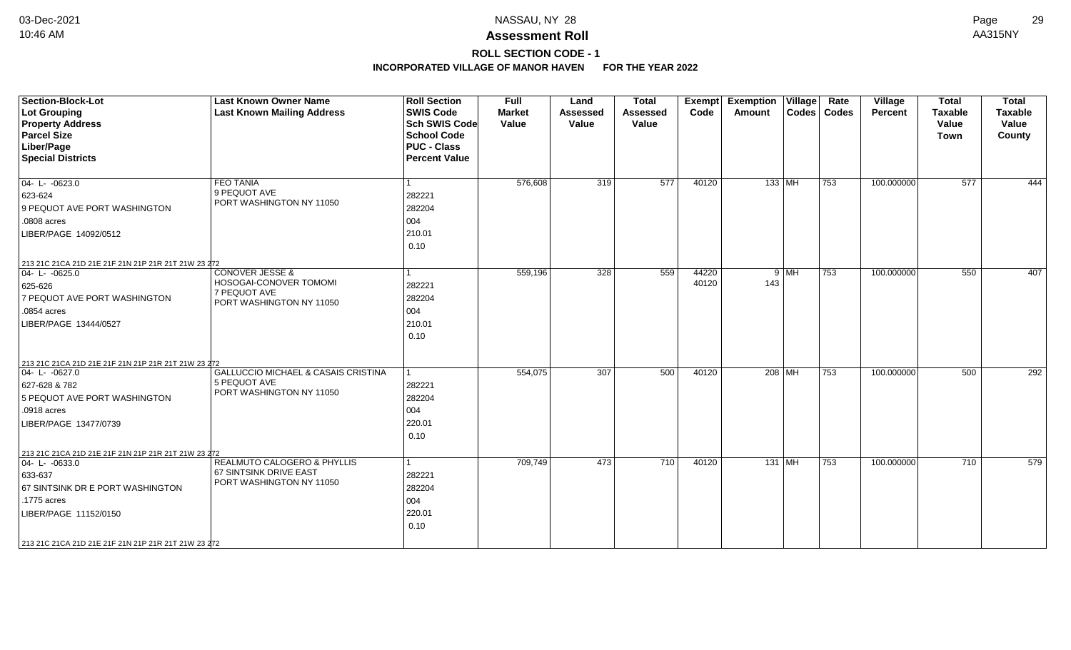# NASSAU, NY 28

## Assessment Roll

### ROLL SECTION CODE - 1

**INCORPORATED VILLAGE OF MANOR HAVEN FOR THE YEAR 2022**

| Section-Block-Lot<br>Lot Grouping<br>Property Address<br>Parcel Size<br>Liber/Page<br>Special Districts | Last Known Owner Name<br>Last Known Mailing Address | Roll Section<br>SWIS Code<br>Sch SWIS Code<br>School Code<br>PUC - Class<br>Percent Value | Full Market Value | Land Assessed Value | Total Assessed Value | Exempt Code | Exemption Amount | Village Codes | Rate Codes | Village Percent | Total Taxable Value Town | Total Taxable Value County |
|---|---|---|---|---|---|---|---|---|---|---|---|---|
| 04- L- -0623.0<br>623-624<br>9 PEQUOT AVE PORT WASHINGTON<br>.0808 acres<br>LIBER/PAGE 14092/0512<br>213 21C 21CA 21D 21E 21F 21N 21P 21R 21T 21W 23 272 | FEO TANIA<br>9 PEQUOT AVE<br>PORT WASHINGTON NY 11050 | 1<br>282221<br>282204<br>004<br>210.01<br>0.10 | 576,608 | 319 | 577 | 40120 | 133 | MH | 753 | 100.000000 | 577 | 444 |
| 04- L- -0625.0<br>625-626<br>7 PEQUOT AVE PORT WASHINGTON<br>.0854 acres<br>LIBER/PAGE 13444/0527<br>213 21C 21CA 21D 21E 21F 21N 21P 21R 21T 21W 23 272 | CONOVER JESSE &<br>HOSOGAI-CONOVER TOMOMI<br>7 PEQUOT AVE<br>PORT WASHINGTON NY 11050 | 1<br>282221<br>282204<br>004<br>210.01<br>0.10 | 559,196 | 328 | 559 | 44220<br>40120 | 9<br>143 | MH | 753 | 100.000000 | 550 | 407 |
| 04- L- -0627.0<br>627-628 & 782<br>5 PEQUOT AVE PORT WASHINGTON<br>.0918 acres<br>LIBER/PAGE 13477/0739<br>213 21C 21CA 21D 21E 21F 21N 21P 21R 21T 21W 23 272 | GALLUCCIO MICHAEL & CASAIS CRISTINA<br>5 PEQUOT AVE<br>PORT WASHINGTON NY 11050 | 1<br>282221<br>282204<br>004<br>220.01<br>0.10 | 554,075 | 307 | 500 | 40120 | 208 | MH | 753 | 100.000000 | 500 | 292 |
| 04- L- -0633.0<br>633-637<br>67 SINTSINK DR E PORT WASHINGTON<br>.1775 acres<br>LIBER/PAGE 11152/0150<br>213 21C 21CA 21D 21E 21F 21N 21P 21R 21T 21W 23 272 | REALMUTO CALOGERO & PHYLLIS<br>67 SINTSINK DRIVE EAST<br>PORT WASHINGTON NY 11050 | 1<br>282221<br>282204<br>004<br>220.01<br>0.10 | 709,749 | 473 | 710 | 40120 | 131 | MH | 753 | 100.000000 | 710 | 579 |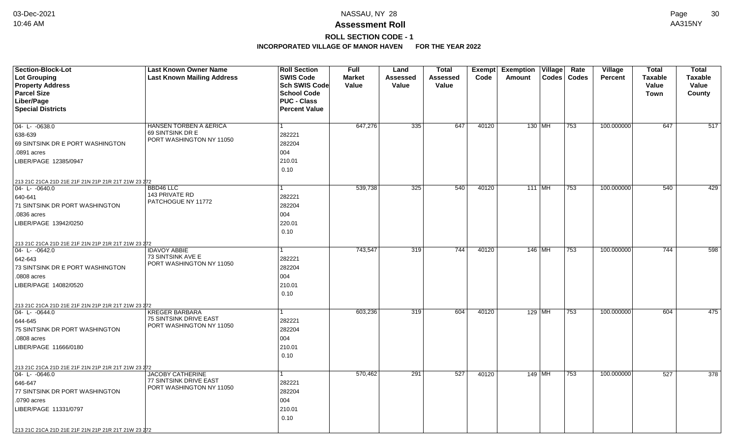# Assessment Roll

## ROLL SECTION CODE - 1

### INCORPORATED VILLAGE OF MANOR HAVEN FOR THE YEAR 2022

| Section-Block-Lot<br>Lot Grouping<br>Property Address<br>Parcel Size<br>Liber/Page<br>Special Districts | Last Known Owner Name<br>Last Known Mailing Address | Roll Section<br>SWIS Code<br>Sch SWIS Code<br>School Code<br>PUC - Class<br>Percent Value | Full Market Value | Land Assessed Value | Total Assessed Value | Exempt Code | Exemption Amount | Village Codes | Rate Codes | Village Percent | Total Taxable Value Town | Total Taxable Value County |
|---|---|---|---|---|---|---|---|---|---|---|---|---|
| 04- L- -0638.0<br>638-639<br>69 SINTSINK DR E PORT WASHINGTON<br>.0891 acres<br>LIBER/PAGE 12385/0947<br>213 21C 21CA 21D 21E 21F 21N 21P 21R 21T 21W 23 272 | HANSEN TORBEN A &ERICA<br>69 SINTSINK DR E<br>PORT WASHINGTON NY 11050 | 1<br>282221<br>282204<br>004<br>210.01<br>0.10 | 647,276 | 335 | 647 | 40120 | 130 | MH | 753 | 100.000000 | 647 | 517 |
| 04- L- -0640.0<br>640-641<br>71 SINTSINK DR PORT WASHINGTON<br>.0836 acres<br>LIBER/PAGE 13942/0250<br>213 21C 21CA 21D 21E 21F 21N 21P 21R 21T 21W 23 272 | BBD46 LLC<br>143 PRIVATE RD<br>PATCHOGUE NY 11772 | 1<br>282221<br>282204<br>004<br>220.01<br>0.10 | 539,738 | 325 | 540 | 40120 | 111 | MH | 753 | 100.000000 | 540 | 429 |
| 04- L- -0642.0<br>642-643<br>73 SINTSINK DR E PORT WASHINGTON<br>.0808 acres<br>LIBER/PAGE 14082/0520<br>213 21C 21CA 21D 21E 21F 21N 21P 21R 21T 21W 23 272 | IDAVOY ABBIE<br>73 SINTSINK AVE E<br>PORT WASHINGTON NY 11050 | 1<br>282221<br>282204<br>004<br>210.01<br>0.10 | 743,547 | 319 | 744 | 40120 | 146 | MH | 753 | 100.000000 | 744 | 598 |
| 04- L- -0644.0<br>644-645<br>75 SINTSINK DR PORT WASHINGTON<br>.0808 acres<br>LIBER/PAGE 11666/0180<br>213 21C 21CA 21D 21E 21F 21N 21P 21R 21T 21W 23 272 | KREGER BARBARA<br>75 SINTSINK DRIVE EAST<br>PORT WASHINGTON NY 11050 | 1<br>282221<br>282204<br>004<br>210.01<br>0.10 | 603,236 | 319 | 604 | 40120 | 129 | MH | 753 | 100.000000 | 604 | 475 |
| 04- L- -0646.0<br>646-647<br>77 SINTSINK DR PORT WASHINGTON<br>.0790 acres<br>LIBER/PAGE 11331/0797<br>213 21C 21CA 21D 21E 21F 21N 21P 21R 21T 21W 23 272 | JACOBY CATHERINE<br>77 SINTSINK DRIVE EAST<br>PORT WASHINGTON NY 11050 | 1<br>282221<br>282204<br>004<br>210.01<br>0.10 | 570,462 | 291 | 527 | 40120 | 149 | MH | 753 | 100.000000 | 527 | 378 |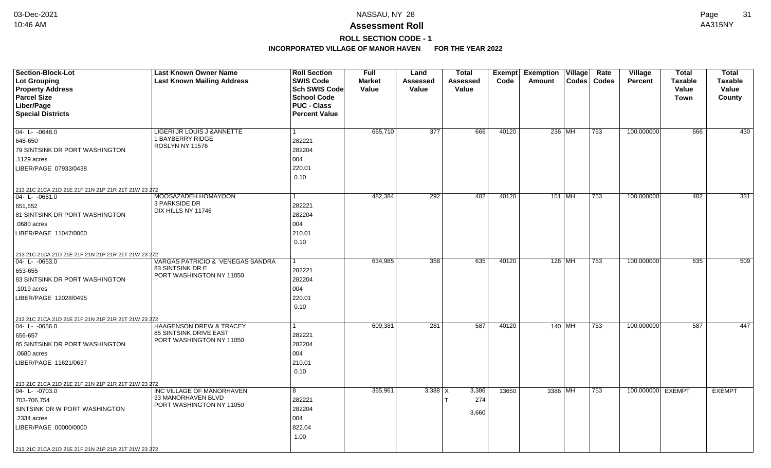# Assessment Roll

## ROLL SECTION CODE - 1

### INCORPORATED VILLAGE OF MANOR HAVEN FOR THE YEAR 2022

| Section-Block-Lot<br>Lot Grouping<br>Property Address<br>Parcel Size<br>Liber/Page<br>Special Districts | Last Known Owner Name<br>Last Known Mailing Address | Roll Section<br>SWIS Code<br>Sch SWIS Code<br>School Code<br>PUC - Class<br>Percent Value | Full Market Value | Land Assessed Value | Total Assessed Value | Exempt Code | Exemption Amount | Village Codes | Rate Codes | Village Percent | Total Taxable Value Town | Total Taxable Value County |
|---|---|---|---|---|---|---|---|---|---|---|---|---|
| 04- L- -0648.0<br>648-650<br>79 SINTSINK DR PORT WASHINGTON<br>.1129 acres<br>LIBER/PAGE 07933/0438<br>213 21C 21CA 21D 21E 21F 21N 21P 21R 21T 21W 23 272 | LIGERI JR LOUIS J &ANNETTE<br>1 BAYBERRY RIDGE<br>ROSLYN NY 11576 | 1<br>282221<br>282204<br>004<br>220.01<br>0.10 | 665,710 | 377 | 666 | 40120 | 236 | MH | 753 | 100.000000 | 666 | 430 |
| 04- L- -0651.0<br>651,652<br>81 SINTSINK DR PORT WASHINGTON<br>.0680 acres<br>LIBER/PAGE 11047/0060<br>213 21C 21CA 21D 21E 21F 21N 21P 21R 21T 21W 23 272 | MOOSAZADEH HOMAYOON<br>3 PARKSIDE DR<br>DIX HILLS NY 11746 | 1<br>282221<br>282204<br>004<br>210.01<br>0.10 | 482,384 | 292 | 482 | 40120 | 151 | MH | 753 | 100.000000 | 482 | 331 |
| 04- L- -0653.0<br>653-655<br>83 SINTSINK DR PORT WASHINGTON<br>.1019 acres<br>LIBER/PAGE 12028/0495<br>213 21C 21CA 21D 21E 21F 21N 21P 21R 21T 21W 23 272 | VARGAS PATRICIO & VENEGAS SANDRA<br>83 SINTSINK DR E<br>PORT WASHINGTON NY 11050 | 1<br>282221<br>282204<br>004<br>220.01<br>0.10 | 634,985 | 358 | 635 | 40120 | 126 | MH | 753 | 100.000000 | 635 | 509 |
| 04- L- -0656.0<br>656-657<br>85 SINTSINK DR PORT WASHINGTON<br>.0680 acres<br>LIBER/PAGE 11621/0637<br>213 21C 21CA 21D 21E 21F 21N 21P 21R 21T 21W 23 272 | HAAGENSON DREW & TRACEY<br>85 SINTSINK DRIVE EAST<br>PORT WASHINGTON NY 11050 | 1<br>282221<br>282204<br>004<br>210.01<br>0.10 | 609,381 | 281 | 587 | 40120 | 140 | MH | 753 | 100.000000 | 587 | 447 |
| 04- L- -0703.0<br>703-706,754<br>SINTSINK DR W PORT WASHINGTON<br>.2334 acres<br>LIBER/PAGE 00000/0000<br>213 21C 21CA 21D 21E 21F 21N 21P 21R 21T 21W 23 272 | INC VILLAGE OF MANORHAVEN<br>33 MANORHAVEN BLVD<br>PORT WASHINGTON NY 11050 | 8<br>282221<br>282204<br>004<br>822.04<br>1.00 | 365,961 | 3,388 | X 3,386<br>T 274<br>3,660 | 13650 | 3386 | MH | 753 | 100.000000 | EXEMPT | EXEMPT |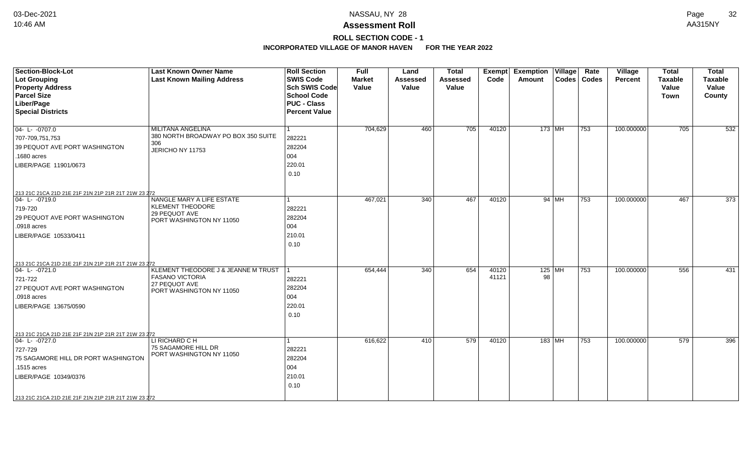# NASSAU, NY 28

## Assessment Roll

### ROLL SECTION CODE - 1

**INCORPORATED VILLAGE OF MANOR HAVEN FOR THE YEAR 2022**

| Section-Block-Lot<br>Lot Grouping<br>Property Address<br>Parcel Size<br>Liber/Page<br>Special Districts | Last Known Owner Name<br>Last Known Mailing Address | Roll Section<br>SWIS Code<br>Sch SWIS Code<br>School Code<br>PUC - Class<br>Percent Value | Full Market Value | Land Assessed Value | Total Assessed Value | Exempt Code | Exemption Amount | Village Codes | Rate Codes | Village Percent | Total Taxable Value Town | Total Taxable Value County |
|---|---|---|---|---|---|---|---|---|---|---|---|---|
| 04- L- -0707.0<br>707-709,751,753<br>39 PEQUOT AVE PORT WASHINGTON<br>.1680 acres<br>LIBER/PAGE 11901/0673<br>213 21C 21CA 21D 21E 21F 21N 21P 21R 21T 21W 23 272 | MILITANA ANGELINA<br>380 NORTH BROADWAY PO BOX 350 SUITE 306<br>JERICHO NY 11753 | 1<br>282221<br>282204<br>004<br>220.01<br>0.10 | 704,629 | 460 | 705 | 40120 | 173 | MH | 753 | 100.000000 | 705 | 532 |
| 04- L- -0719.0<br>719-720<br>29 PEQUOT AVE PORT WASHINGTON<br>.0918 acres<br>LIBER/PAGE 10533/0411<br>213 21C 21CA 21D 21E 21F 21N 21P 21R 21T 21W 23 272 | NANGLE MARY A LIFE ESTATE<br>KLEMENT THEODORE<br>29 PEQUOT AVE<br>PORT WASHINGTON NY 11050 | 1<br>282221<br>282204<br>004<br>210.01<br>0.10 | 467,021 | 340 | 467 | 40120 | 94 | MH | 753 | 100.000000 | 467 | 373 |
| 04- L- -0721.0<br>721-722<br>27 PEQUOT AVE PORT WASHINGTON<br>.0918 acres<br>LIBER/PAGE 13675/0590<br>213 21C 21CA 21D 21E 21F 21N 21P 21R 21T 21W 23 272 | KLEMENT THEODORE J & JEANNE M TRUST<br>FASANO VICTORIA<br>27 PEQUOT AVE<br>PORT WASHINGTON NY 11050 | 1<br>282221<br>282204<br>004<br>220.01<br>0.10 | 654,444 | 340 | 654 | 40120<br>41121 | 125<br>98 | MH | 753 | 100.000000 | 556 | 431 |
| 04- L- -0727.0<br>727-729<br>75 SAGAMORE HILL DR PORT WASHINGTON<br>.1515 acres<br>LIBER/PAGE 10349/0376<br>213 21C 21CA 21D 21E 21F 21N 21P 21R 21T 21W 23 272 | LI RICHARD C H<br>75 SAGAMORE HILL DR<br>PORT WASHINGTON NY 11050 | 1<br>282221<br>282204<br>004<br>210.01<br>0.10 | 616,622 | 410 | 579 | 40120 | 183 | MH | 753 | 100.000000 | 579 | 396 |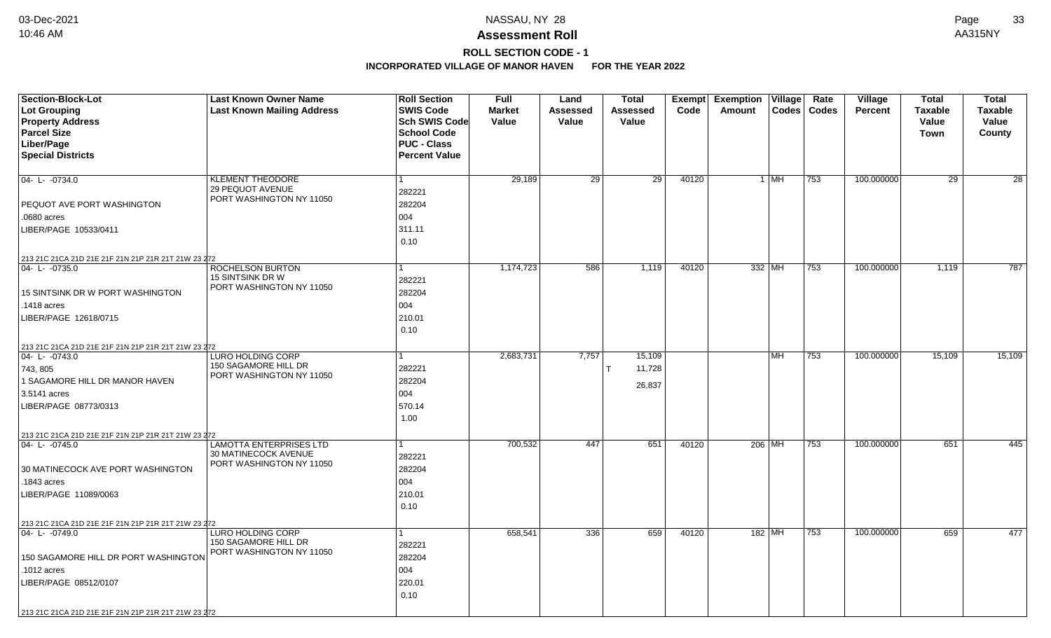# Assessment Roll

## ROLL SECTION CODE - 1

### INCORPORATED VILLAGE OF MANOR HAVEN FOR THE YEAR 2022

| Section-Block-Lot<br>Lot Grouping<br>Property Address<br>Parcel Size<br>Liber/Page<br>Special Districts | Last Known Owner Name<br>Last Known Mailing Address | Roll Section<br>SWIS Code<br>Sch SWIS Code<br>School Code<br>PUC - Class<br>Percent Value | Full Market Value | Land Assessed Value | Total Assessed Value | Exempt Code | Exemption Amount | Village Codes | Rate Codes | Village Percent | Total Taxable Value Town | Total Taxable Value County |
|---|---|---|---|---|---|---|---|---|---|---|---|---|
| 04- L- -0734.0<br>PEQUOT AVE PORT WASHINGTON<br>.0680 acres<br>LIBER/PAGE 10533/0411<br>213 21C 21CA 21D 21E 21F 21N 21P 21R 21T 21W 23 272 | KLEMENT THEODORE<br>29 PEQUOT AVENUE<br>PORT WASHINGTON NY 11050 | 1<br>282221<br>282204<br>004<br>311.11<br>0.10 | 29,189 | 29 | 29 | 40120 | 1 | MH | 753 | 100.000000 | 29 | 28 |
| 04- L- -0735.0<br>15 SINTSINK DR W PORT WASHINGTON<br>.1418 acres<br>LIBER/PAGE 12618/0715<br>213 21C 21CA 21D 21E 21F 21N 21P 21R 21T 21W 23 272 | ROCHELSON BURTON<br>15 SINTSINK DR W<br>PORT WASHINGTON NY 11050 | 1<br>282221<br>282204<br>004<br>210.01<br>0.10 | 1,174,723 | 586 | 1,119 | 40120 | 332 | MH | 753 | 100.000000 | 1,119 | 787 |
| 04- L- -0743.0<br>743, 805<br>1 SAGAMORE HILL DR MANOR HAVEN<br>3.5141 acres<br>LIBER/PAGE 08773/0313<br>213 21C 21CA 21D 21E 21F 21N 21P 21R 21T 21W 23 272 | LURO HOLDING CORP<br>150 SAGAMORE HILL DR<br>PORT WASHINGTON NY 11050 | 1<br>282221<br>282204<br>004<br>570.14<br>1.00 | 2,683,731 | 7,757 | 15,109<br>T 11,728<br>26,837 | | | MH | 753 | 100.000000 | 15,109 | 15,109 |
| 04- L- -0745.0<br>30 MATINECOCK AVE PORT WASHINGTON<br>.1843 acres<br>LIBER/PAGE 11089/0063<br>213 21C 21CA 21D 21E 21F 21N 21P 21R 21T 21W 23 272 | LAMOTTA ENTERPRISES LTD<br>30 MATINECOCK AVENUE<br>PORT WASHINGTON NY 11050 | 1<br>282221<br>282204<br>004<br>210.01<br>0.10 | 700,532 | 447 | 651 | 40120 | 206 | MH | 753 | 100.000000 | 651 | 445 |
| 04- L- -0749.0<br>150 SAGAMORE HILL DR PORT WASHINGTON<br>.1012 acres<br>LIBER/PAGE 08512/0107<br>213 21C 21CA 21D 21E 21F 21N 21P 21R 21T 21W 23 272 | LURO HOLDING CORP<br>150 SAGAMORE HILL DR<br>PORT WASHINGTON NY 11050 | 1<br>282221<br>282204<br>004<br>220.01<br>0.10 | 658,541 | 336 | 659 | 40120 | 182 | MH | 753 | 100.000000 | 659 | 477 |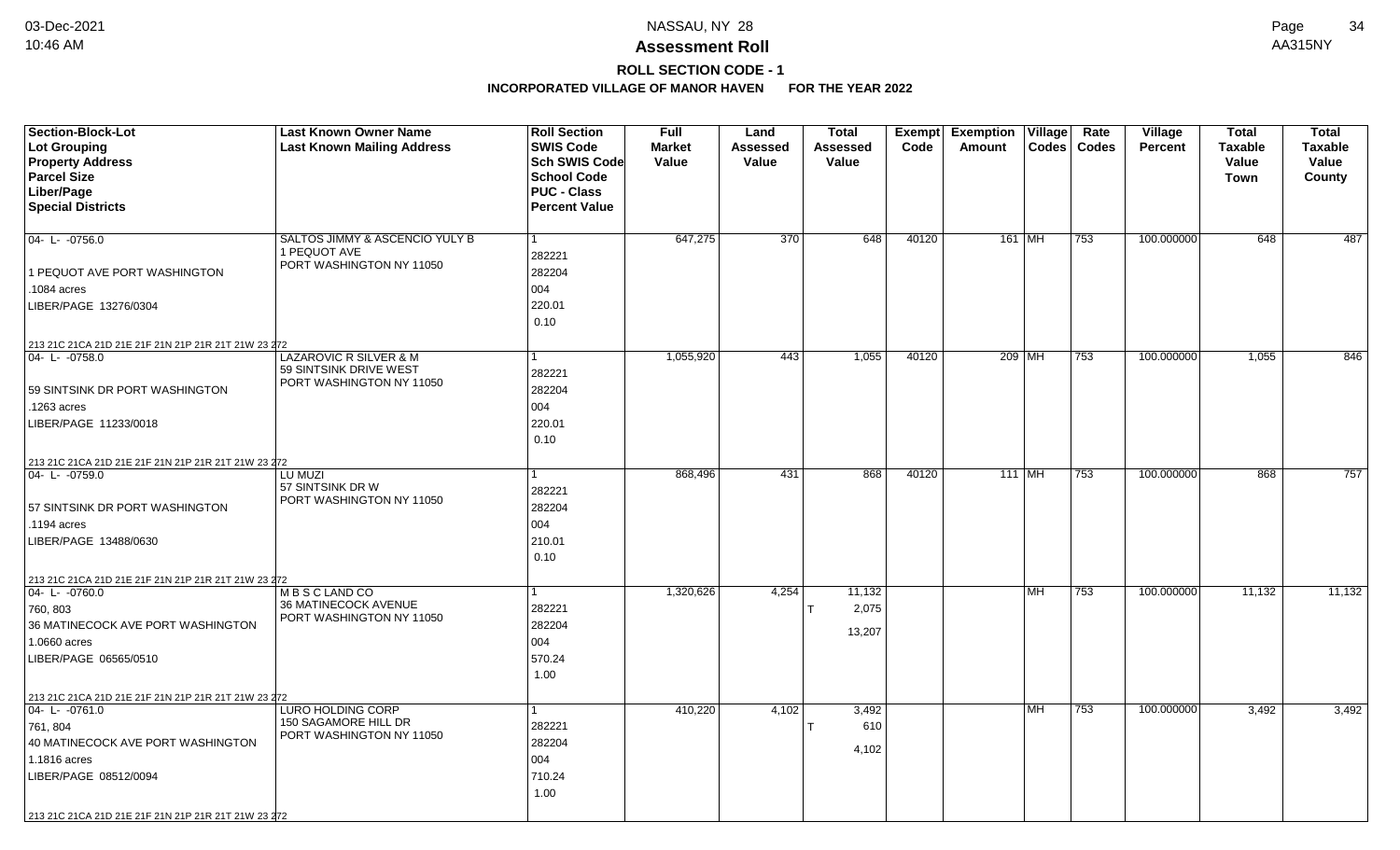# NASSAU, NY 28

## Assessment Roll

### ROLL SECTION CODE - 1

**INCORPORATED VILLAGE OF MANOR HAVEN FOR THE YEAR 2022**

| Section-Block-Lot<br>Lot Grouping<br>Property Address<br>Parcel Size<br>Liber/Page<br>Special Districts | Last Known Owner Name<br>Last Known Mailing Address | Roll Section<br>SWIS Code<br>Sch SWIS Code<br>School Code<br>PUC - Class<br>Percent Value | Full Market Value | Land Assessed Value | Total Assessed Value | Exempt Code | Exemption Amount | Village Codes | Rate Codes | Village Percent | Total Taxable Value Town | Total Taxable Value County |
|---|---|---|---|---|---|---|---|---|---|---|---|---|
| 04- L- -0756.0<br>1 PEQUOT AVE PORT WASHINGTON<br>.1084 acres<br>LIBER/PAGE 13276/0304<br>213 21C 21CA 21D 21E 21F 21N 21P 21R 21T 21W 23 272 | SALTOS JIMMY & ASCENCIO YULY B<br>1 PEQUOT AVE<br>PORT WASHINGTON NY 11050 | 1<br>282221<br>282204<br>004<br>220.01<br>0.10 | 647,275 | 370 | 648 | 40120 | 161 | MH | 753 | 100.000000 | 648 | 487 |
| 04- L- -0758.0<br>59 SINTSINK DR PORT WASHINGTON<br>.1263 acres<br>LIBER/PAGE 11233/0018<br>213 21C 21CA 21D 21E 21F 21N 21P 21R 21T 21W 23 272 | LAZAROVIC R SILVER & M<br>59 SINTSINK DRIVE WEST<br>PORT WASHINGTON NY 11050 | 1<br>282221<br>282204<br>004<br>220.01<br>0.10 | 1,055,920 | 443 | 1,055 | 40120 | 209 | MH | 753 | 100.000000 | 1,055 | 846 |
| 04- L- -0759.0<br>57 SINTSINK DR PORT WASHINGTON<br>.1194 acres<br>LIBER/PAGE 13488/0630<br>213 21C 21CA 21D 21E 21F 21N 21P 21R 21T 21W 23 272 | LU MUZI<br>57 SINTSINK DR W<br>PORT WASHINGTON NY 11050 | 1<br>282221<br>282204<br>004<br>210.01<br>0.10 | 868,496 | 431 | 868 | 40120 | 111 | MH | 753 | 100.000000 | 868 | 757 |
| 04- L- -0760.0<br>760, 803<br>36 MATINECOCK AVE PORT WASHINGTON<br>1.0660 acres<br>LIBER/PAGE 06565/0510<br>213 21C 21CA 21D 21E 21F 21N 21P 21R 21T 21W 23 272 | M B S C LAND CO<br>36 MATINECOCK AVENUE<br>PORT WASHINGTON NY 11050 | 1<br>282221<br>282204<br>004<br>570.24<br>1.00 | 1,320,626 | 4,254 | 11,132<br>T 2,075<br>13,207 | | | MH | 753 | 100.000000 | 11,132 | 11,132 |
| 04- L- -0761.0<br>761, 804<br>40 MATINECOCK AVE PORT WASHINGTON<br>1.1816 acres<br>LIBER/PAGE 08512/0094<br>213 21C 21CA 21D 21E 21F 21N 21P 21R 21T 21W 23 272 | LURO HOLDING CORP<br>150 SAGAMORE HILL DR<br>PORT WASHINGTON NY 11050 | 1<br>282221<br>282204<br>004<br>710.24<br>1.00 | 410,220 | 4,102 | 3,492<br>T 610<br>4,102 | | | MH | 753 | 100.000000 | 3,492 | 3,492 |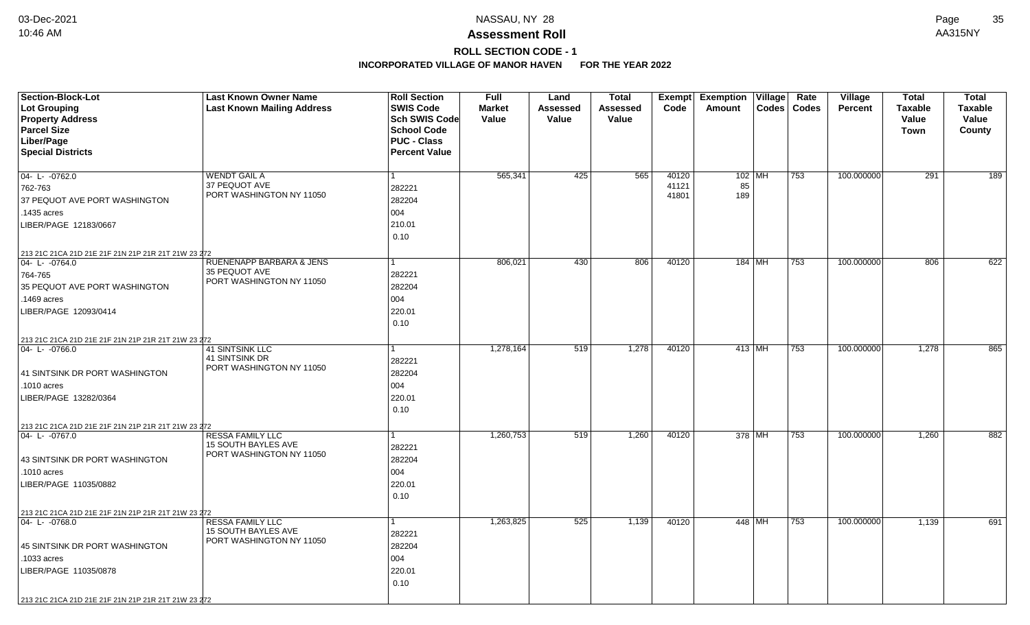# Assessment Roll

## ROLL SECTION CODE - 1

### INCORPORATED VILLAGE OF MANOR HAVEN FOR THE YEAR 2022

| Section-Block-Lot<br>Lot Grouping<br>Property Address<br>Parcel Size<br>Liber/Page<br>Special Districts | Last Known Owner Name<br>Last Known Mailing Address | Roll Section<br>SWIS Code<br>Sch SWIS Code<br>School Code<br>PUC - Class<br>Percent Value | Full Market Value | Land Assessed Value | Total Assessed Value | Exempt Code | Exemption Amount | Village Codes | Rate Codes | Village Percent | Total Taxable Value Town | Total Taxable Value County |
|---|---|---|---|---|---|---|---|---|---|---|---|---|
| 04- L- -0762.0<br>762-763<br>37 PEQUOT AVE PORT WASHINGTON<br>.1435 acres<br>LIBER/PAGE 12183/0667<br>213 21C 21CA 21D 21E 21F 21N 21P 21R 21T 21W 23 272 | WENDT GAIL A<br>37 PEQUOT AVE<br>PORT WASHINGTON NY 11050 | 1<br>282221<br>282204<br>004<br>210.01<br>0.10 | 565,341 | 425 | 565 | 40120<br>41121<br>41801 | 102<br>85<br>189 | MH | 753 | 100.000000 | 291 | 189 |
| 04- L- -0764.0<br>764-765<br>35 PEQUOT AVE PORT WASHINGTON<br>.1469 acres<br>LIBER/PAGE 12093/0414<br>213 21C 21CA 21D 21E 21F 21N 21P 21R 21T 21W 23 272 | RUENENAPP BARBARA & JENS<br>35 PEQUOT AVE<br>PORT WASHINGTON NY 11050 | 1<br>282221<br>282204<br>004<br>220.01<br>0.10 | 806,021 | 430 | 806 | 40120 | 184 | MH | 753 | 100.000000 | 806 | 622 |
| 04- L- -0766.0<br><br>41 SINTSINK DR PORT WASHINGTON<br>.1010 acres<br>LIBER/PAGE 13282/0364<br>213 21C 21CA 21D 21E 21F 21N 21P 21R 21T 21W 23 272 | 41 SINTSINK LLC<br>41 SINTSINK DR<br>PORT WASHINGTON NY 11050 | 1<br>282221<br>282204<br>004<br>220.01<br>0.10 | 1,278,164 | 519 | 1,278 | 40120 | 413 | MH | 753 | 100.000000 | 1,278 | 865 |
| 04- L- -0767.0<br><br>43 SINTSINK DR PORT WASHINGTON<br>.1010 acres<br>LIBER/PAGE 11035/0882<br>213 21C 21CA 21D 21E 21F 21N 21P 21R 21T 21W 23 272 | RESSA FAMILY LLC<br>15 SOUTH BAYLES AVE<br>PORT WASHINGTON NY 11050 | 1<br>282221<br>282204<br>004<br>220.01<br>0.10 | 1,260,753 | 519 | 1,260 | 40120 | 378 | MH | 753 | 100.000000 | 1,260 | 882 |
| 04- L- -0768.0<br><br>45 SINTSINK DR PORT WASHINGTON<br>.1033 acres<br>LIBER/PAGE 11035/0878<br>213 21C 21CA 21D 21E 21F 21N 21P 21R 21T 21W 23 272 | RESSA FAMILY LLC<br>15 SOUTH BAYLES AVE<br>PORT WASHINGTON NY 11050 | 1<br>282221<br>282204<br>004<br>220.01<br>0.10 | 1,263,825 | 525 | 1,139 | 40120 | 448 | MH | 753 | 100.000000 | 1,139 | 691 |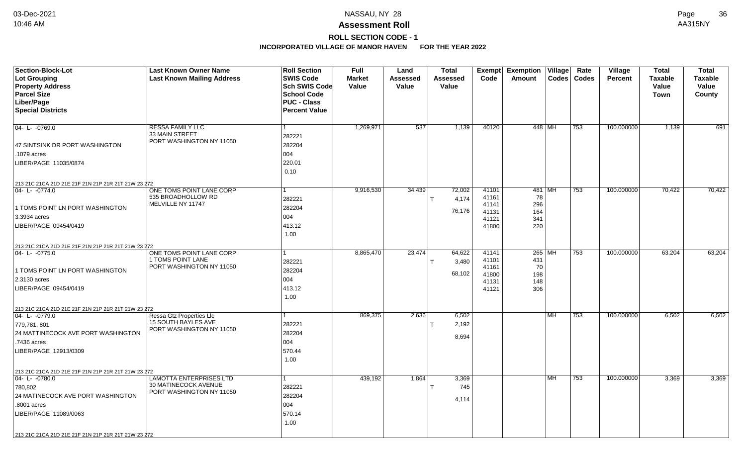# Assessment Roll

## ROLL SECTION CODE - 1

### INCORPORATED VILLAGE OF MANOR HAVEN FOR THE YEAR 2022

| Section-Block-Lot<br>Lot Grouping<br>Property Address<br>Parcel Size<br>Liber/Page<br>Special Districts | Last Known Owner Name<br>Last Known Mailing Address | Roll Section<br>SWIS Code<br>Sch SWIS Code<br>School Code<br>PUC - Class<br>Percent Value | Full Market Value | Land Assessed Value | Total Assessed Value | Exempt Code | Exemption Amount | Village Codes | Rate Codes | Village Percent | Total Taxable Value Town | Total Taxable Value County |
|---|---|---|---|---|---|---|---|---|---|---|---|---|
| 04- L- -0769.0<br>47 SINTSINK DR PORT WASHINGTON<br>.1079 acres<br>LIBER/PAGE 11035/0874<br>213 21C 21CA 21D 21E 21F 21N 21P 21R 21T 21W 23 272 | RESSA FAMILY LLC<br>33 MAIN STREET<br>PORT WASHINGTON NY 11050 | 1<br>282221<br>282204<br>004<br>220.01<br>0.10 | 1,269,971 | 537 | 1,139 | 40120 | 448 | MH | 753 | 100.000000 | 1,139 | 691 |
| 04- L- -0774.0<br>1 TOMS POINT LN PORT WASHINGTON<br>3.3934 acres<br>LIBER/PAGE 09454/0419<br>213 21C 21CA 21D 21E 21F 21N 21P 21R 21T 21W 23 272 | ONE TOMS POINT LANE CORP<br>535 BROADHOLLOW RD<br>MELVILLE NY 11747 | 1<br>282221<br>282204<br>004<br>413.12<br>1.00 | 9,916,530 | 34,439 | 72,002<br>T 4,174<br>76,176 | 41101<br>41161<br>41141<br>41131<br>41121<br>41800 | 481<br>78<br>296<br>164<br>341<br>220 | MH | 753 | 100.000000 | 70,422 | 70,422 |
| 04- L- -0775.0<br>1 TOMS POINT LN PORT WASHINGTON<br>2.3130 acres<br>LIBER/PAGE 09454/0419<br>213 21C 21CA 21D 21E 21F 21N 21P 21R 21T 21W 23 272 | ONE TOMS POINT LANE CORP<br>1 TOMS POINT LANE<br>PORT WASHINGTON NY 11050 | 1<br>282221<br>282204<br>004<br>413.12<br>1.00 | 8,865,470 | 23,474 | 64,622<br>T 3,480<br>68,102 | 41141<br>41101<br>41161<br>41800<br>41131<br>41121 | 265<br>431<br>70<br>198<br>148<br>306 | MH | 753 | 100.000000 | 63,204 | 63,204 |
| 04- L- -0779.0<br>779,781, 801<br>24 MATTINECOCK AVE PORT WASHINGTON<br>.7436 acres<br>LIBER/PAGE 12913/0309<br>213 21C 21CA 21D 21E 21F 21N 21P 21R 21T 21W 23 272 | Ressa Gtz Properties Llc<br>15 SOUTH BAYLES AVE<br>PORT WASHINGTON NY 11050 | 1<br>282221<br>282204<br>004<br>570.44<br>1.00 | 869,375 | 2,636 | 6,502<br>T 2,192<br>8,694 | | | MH | 753 | 100.000000 | 6,502 | 6,502 |
| 04- L- -0780.0<br>780,802<br>24 MATINECOCK AVE PORT WASHINGTON<br>.8001 acres<br>LIBER/PAGE 11089/0063<br>213 21C 21CA 21D 21E 21F 21N 21P 21R 21T 21W 23 272 | LAMOTTA ENTERPRISES LTD<br>30 MATINECOCK AVENUE<br>PORT WASHINGTON NY 11050 | 1<br>282221<br>282204<br>004<br>570.14<br>1.00 | 439,192 | 1,864 | 3,369<br>T 745<br>4,114 | | | MH | 753 | 100.000000 | 3,369 | 3,369 |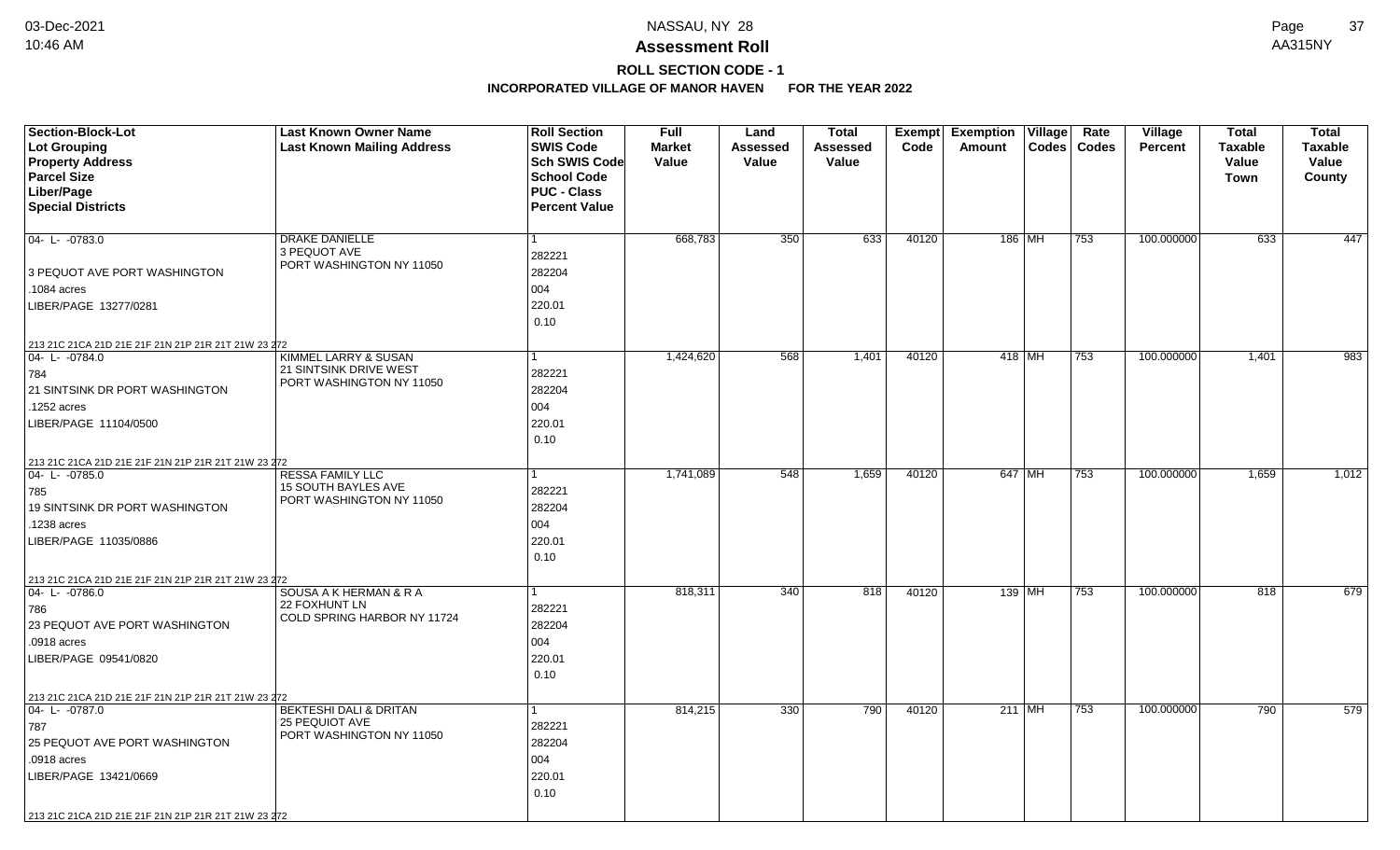# Assessment Roll

## ROLL SECTION CODE - 1

### INCORPORATED VILLAGE OF MANOR HAVEN FOR THE YEAR 2022

| Section-Block-Lot<br>Lot Grouping<br>Property Address<br>Parcel Size<br>Liber/Page<br>Special Districts | Last Known Owner Name<br>Last Known Mailing Address | Roll Section<br>SWIS Code<br>Sch SWIS Code<br>School Code<br>PUC - Class<br>Percent Value | Full Market Value | Land Assessed Value | Total Assessed Value | Exempt Code | Exemption Amount | Village Codes | Rate Codes | Village Percent | Total Taxable Value Town | Total Taxable Value County |
|---|---|---|---|---|---|---|---|---|---|---|---|---|
| 04- L- -0783.0<br>3 PEQUOT AVE PORT WASHINGTON<br>.1084 acres<br>LIBER/PAGE 13277/0281<br>213 21C 21CA 21D 21E 21F 21N 21P 21R 21T 21W 23 272 | DRAKE DANIELLE<br>3 PEQUOT AVE<br>PORT WASHINGTON NY 11050 | 1<br>282221<br>282204<br>004<br>220.01<br>0.10 | 668,783 | 350 | 633 | 40120 | 186 | MH | 753 | 100.000000 | 633 | 447 |
| 04- L- -0784.0<br>784<br>21 SINTSINK DR PORT WASHINGTON<br>.1252 acres<br>LIBER/PAGE 11104/0500<br>213 21C 21CA 21D 21E 21F 21N 21P 21R 21T 21W 23 272 | KIMMEL LARRY & SUSAN<br>21 SINTSINK DRIVE WEST<br>PORT WASHINGTON NY 11050 | 1<br>282221<br>282204<br>004<br>220.01<br>0.10 | 1,424,620 | 568 | 1,401 | 40120 | 418 | MH | 753 | 100.000000 | 1,401 | 983 |
| 04- L- -0785.0<br>785<br>19 SINTSINK DR PORT WASHINGTON<br>.1238 acres<br>LIBER/PAGE 11035/0886<br>213 21C 21CA 21D 21E 21F 21N 21P 21R 21T 21W 23 272 | RESSA FAMILY LLC<br>15 SOUTH BAYLES AVE<br>PORT WASHINGTON NY 11050 | 1<br>282221<br>282204<br>004<br>220.01<br>0.10 | 1,741,089 | 548 | 1,659 | 40120 | 647 | MH | 753 | 100.000000 | 1,659 | 1,012 |
| 04- L- -0786.0<br>786<br>23 PEQUOT AVE PORT WASHINGTON<br>.0918 acres<br>LIBER/PAGE 09541/0820<br>213 21C 21CA 21D 21E 21F 21N 21P 21R 21T 21W 23 272 | SOUSA A K HERMAN & R A<br>22 FOXHUNT LN<br>COLD SPRING HARBOR NY 11724 | 1<br>282221<br>282204<br>004<br>220.01<br>0.10 | 818,311 | 340 | 818 | 40120 | 139 | MH | 753 | 100.000000 | 818 | 679 |
| 04- L- -0787.0<br>787<br>25 PEQUOT AVE PORT WASHINGTON<br>.0918 acres<br>LIBER/PAGE 13421/0669<br>213 21C 21CA 21D 21E 21F 21N 21P 21R 21T 21W 23 272 | BEKTESHI DALI & DRITAN<br>25 PEQUIOT AVE<br>PORT WASHINGTON NY 11050 | 1<br>282221<br>282204<br>004<br>220.01<br>0.10 | 814,215 | 330 | 790 | 40120 | 211 | MH | 753 | 100.000000 | 790 | 579 |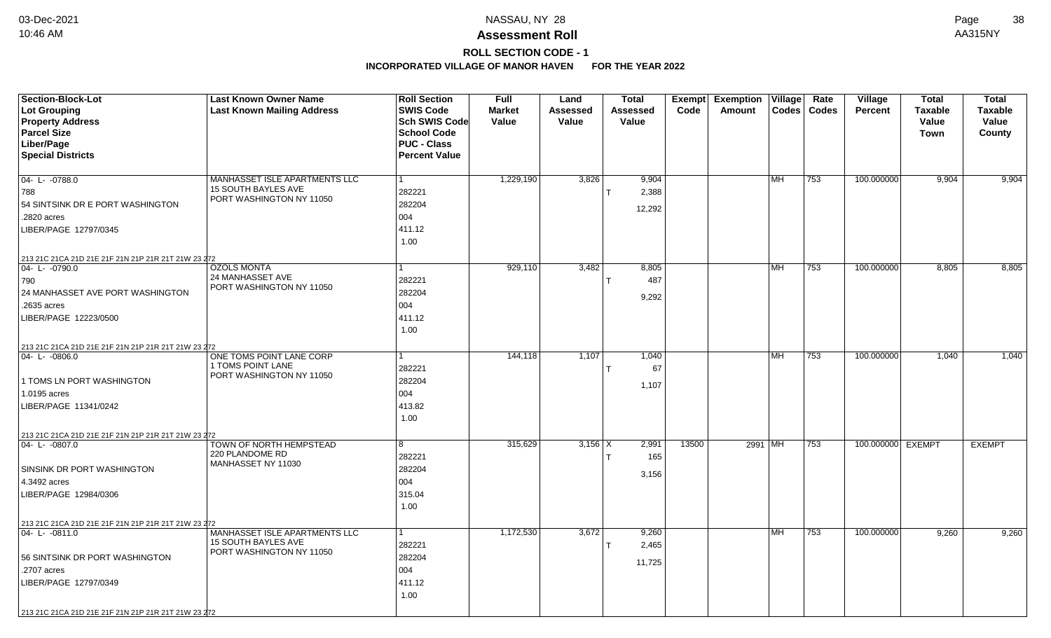**Assessment Roll**

**ROLL SECTION CODE - 1**

**INCORPORATED VILLAGE OF MANOR HAVEN FOR THE YEAR 2022**

| Section-Block-Lot<br>Lot Grouping<br>Property Address<br>Parcel Size<br>Liber/Page<br>Special Districts | Last Known Owner Name<br>Last Known Mailing Address | Roll Section<br>SWIS Code<br>Sch SWIS Code<br>School Code<br>PUC - Class<br>Percent Value | Full Market Value | Land Assessed Value | Total Assessed Value | Exempt Code | Exemption Amount | Village Codes | Rate Codes | Village Percent | Total Taxable Value Town | Total Taxable Value County |
|---|---|---|---|---|---|---|---|---|---|---|---|---|
| 04- L- -0788.0<br>788<br>54 SINTSINK DR E PORT WASHINGTON<br>.2820 acres<br>LIBER/PAGE 12797/0345<br>213 21C 21CA 21D 21E 21F 21N 21P 21R 21T 21W 23 272 | MANHASSET ISLE APARTMENTS LLC<br>15 SOUTH BAYLES AVE<br>PORT WASHINGTON NY 11050 | 1<br>282221<br>282204<br>004<br>411.12<br>1.00 | 1,229,190 | 3,826 | 9,904<br>T 2,388<br>12,292 | | | MH | 753 | 100.000000 | 9,904 | 9,904 |
| 04- L- -0790.0<br>790<br>24 MANHASSET AVE PORT WASHINGTON<br>.2635 acres<br>LIBER/PAGE 12223/0500<br>213 21C 21CA 21D 21E 21F 21N 21P 21R 21T 21W 23 272 | OZOLS MONTA<br>24 MANHASSET AVE<br>PORT WASHINGTON NY 11050 | 1<br>282221<br>282204<br>004<br>411.12<br>1.00 | 929,110 | 3,482 | 8,805<br>T 487<br>9,292 | | | MH | 753 | 100.000000 | 8,805 | 8,805 |
| 04- L- -0806.0<br>1 TOMS LN PORT WASHINGTON<br>1.0195 acres<br>LIBER/PAGE 11341/0242<br>213 21C 21CA 21D 21E 21F 21N 21P 21R 21T 21W 23 272 | ONE TOMS POINT LANE CORP<br>1 TOMS POINT LANE<br>PORT WASHINGTON NY 11050 | 1<br>282221<br>282204<br>004<br>413.82<br>1.00 | 144,118 | 1,107 | 1,040<br>T 67<br>1,107 | | | MH | 753 | 100.000000 | 1,040 | 1,040 |
| 04- L- -0807.0<br>SINSINK DR PORT WASHINGTON<br>4.3492 acres<br>LIBER/PAGE 12984/0306<br>213 21C 21CA 21D 21E 21F 21N 21P 21R 21T 21W 23 272 | TOWN OF NORTH HEMPSTEAD<br>220 PLANDOME RD<br>MANHASSET NY 11030 | 8<br>282221<br>282204<br>004<br>315.04<br>1.00 | 315,629 | 3,156 | X 2,991<br>T 165<br>3,156 | 13500 | 2991 | MH | 753 | 100.000000 | EXEMPT | EXEMPT |
| 04- L- -0811.0<br>56 SINTSINK DR PORT WASHINGTON<br>.2707 acres<br>LIBER/PAGE 12797/0349<br>213 21C 21CA 21D 21E 21F 21N 21P 21R 21T 21W 23 272 | MANHASSET ISLE APARTMENTS LLC<br>15 SOUTH BAYLES AVE<br>PORT WASHINGTON NY 11050 | 1<br>282221<br>282204<br>004<br>411.12<br>1.00 | 1,172,530 | 3,672 | 9,260<br>T 2,465<br>11,725 | | | MH | 753 | 100.000000 | 9,260 | 9,260 |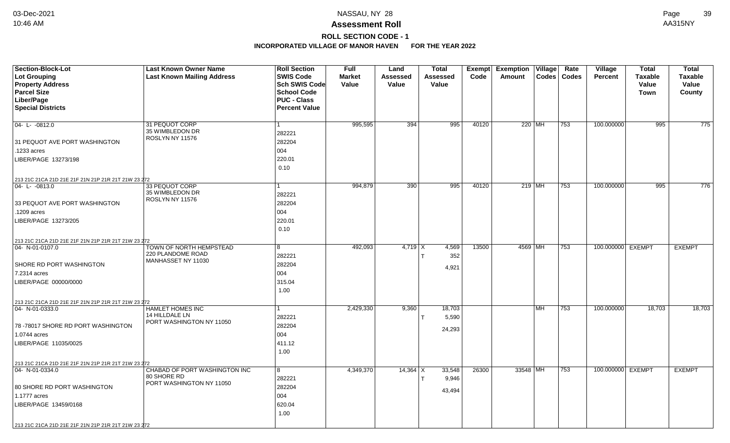# Assessment Roll

## ROLL SECTION CODE - 1

### INCORPORATED VILLAGE OF MANOR HAVEN FOR THE YEAR 2022

| Section-Block-Lot<br>Lot Grouping<br>Property Address<br>Parcel Size<br>Liber/Page<br>Special Districts | Last Known Owner Name<br>Last Known Mailing Address | Roll Section<br>SWIS Code<br>Sch SWIS Code<br>School Code<br>PUC - Class<br>Percent Value | Full Market Value | Land Assessed Value | Total Assessed Value | Exempt Code | Exemption Amount | Village Codes | Rate Codes | Village Percent | Total Taxable Value Town | Total Taxable Value County |
|---|---|---|---|---|---|---|---|---|---|---|---|---|
| 04- L- -0812.0<br>31 PEQUOT AVE PORT WASHINGTON<br>.1233 acres<br>LIBER/PAGE 13273/198<br>213 21C 21CA 21D 21E 21F 21N 21P 21R 21T 21W 23 272 | 31 PEQUOT CORP<br>35 WIMBLEDON DR<br>ROSLYN NY 11576 | 1<br>282221<br>282204<br>004<br>220.01<br>0.10 | 995,595 | 394 | 995 | 40120 | 220 | MH | 753 | 100.000000 | 995 | 775 |
| 04- L- -0813.0<br>33 PEQUOT AVE PORT WASHINGTON<br>.1209 acres<br>LIBER/PAGE 13273/205<br>213 21C 21CA 21D 21E 21F 21N 21P 21R 21T 21W 23 272 | 33 PEQUOT CORP<br>35 WIMBLEDON DR<br>ROSLYN NY 11576 | 1<br>282221<br>282204<br>004<br>220.01<br>0.10 | 994,879 | 390 | 995 | 40120 | 219 | MH | 753 | 100.000000 | 995 | 776 |
| 04- N-01-0107.0<br>SHORE RD PORT WASHINGTON<br>7.2314 acres<br>LIBER/PAGE 00000/0000<br>213 21C 21CA 21D 21E 21F 21N 21P 21R 21T 21W 23 272 | TOWN OF NORTH HEMPSTEAD<br>220 PLANDOME ROAD<br>MANHASSET NY 11030 | 8<br>282221<br>282204<br>004<br>315.04<br>1.00 | 492,093 | 4,719 | X 4,569<br>T 352<br>4,921 | 13500 | 4569 | MH | 753 | 100.000000 | EXEMPT | EXEMPT |
| 04- N-01-0333.0<br>78 -78017 SHORE RD PORT WASHINGTON<br>1.0744 acres<br>LIBER/PAGE 11035/0025<br>213 21C 21CA 21D 21E 21F 21N 21P 21R 21T 21W 23 272 | HAMLET HOMES INC<br>14 HILLDALE LN<br>PORT WASHINGTON NY 11050 | 1<br>282221<br>282204<br>004<br>411.12<br>1.00 | 2,429,330 | 9,360 | 18,703<br>T 5,590<br>24,293 | | | MH | 753 | 100.000000 | 18,703 | 18,703 |
| 04- N-01-0334.0<br>80 SHORE RD PORT WASHINGTON<br>1.1777 acres<br>LIBER/PAGE 13459/0168<br>213 21C 21CA 21D 21E 21F 21N 21P 21R 21T 21W 23 272 | CHABAD OF PORT WASHINGTON INC<br>80 SHORE RD<br>PORT WASHINGTON NY 11050 | 8<br>282221<br>282204<br>004<br>620.04<br>1.00 | 4,349,370 | 14,364 | X 33,548<br>T 9,946<br>43,494 | 26300 | 33548 | MH | 753 | 100.000000 | EXEMPT | EXEMPT |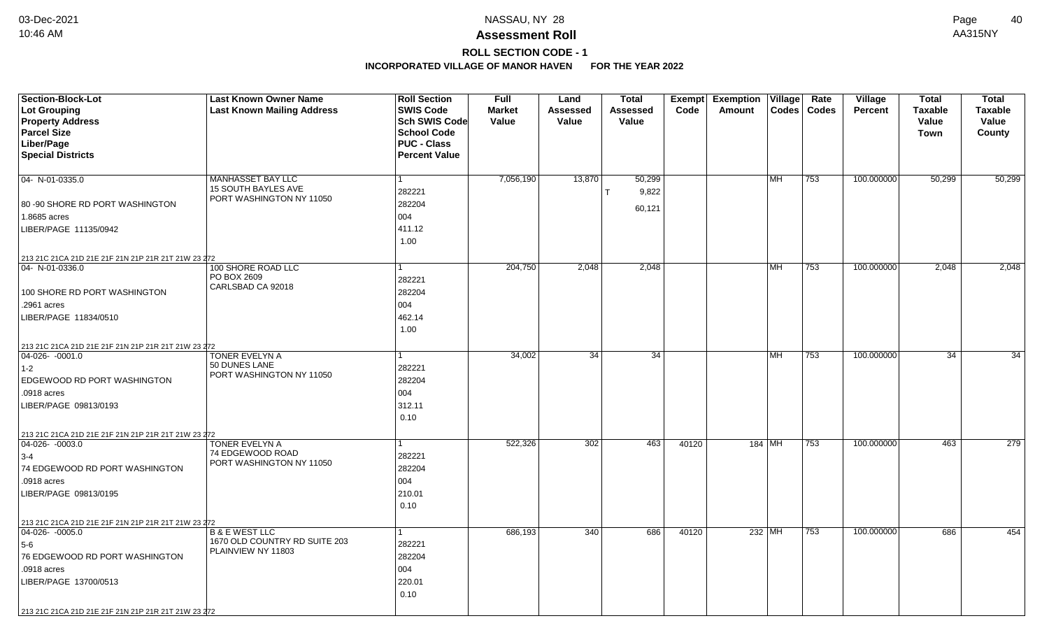# Assessment Roll

## ROLL SECTION CODE - 1

### INCORPORATED VILLAGE OF MANOR HAVEN FOR THE YEAR 2022

NASSAU, NY 28

| Section-Block-Lot<br>Lot Grouping<br>Property Address<br>Parcel Size<br>Liber/Page<br>Special Districts | Last Known Owner Name<br>Last Known Mailing Address | Roll Section<br>SWIS Code<br>Sch SWIS Code<br>School Code<br>PUC - Class<br>Percent Value | Full Market Value | Land Assessed Value | Total Assessed Value | Exempt Code | Exemption Amount | Village Codes | Rate Codes | Village Percent | Total Taxable Value Town | Total Taxable Value County |
|---|---|---|---|---|---|---|---|---|---|---|---|---|
| 04- N-01-0335.0<br>80 -90 SHORE RD PORT WASHINGTON<br>1.8685 acres<br>LIBER/PAGE 11135/0942<br>213 21C 21CA 21D 21E 21F 21N 21P 21R 21T 21W 23 272 | MANHASSET BAY LLC<br>15 SOUTH BAYLES AVE<br>PORT WASHINGTON NY 11050 | 1<br>282221<br>282204<br>004<br>411.12<br>1.00 | 7,056,190 | 13,870 | 50,299<br>T 9,822<br>60,121 | | | MH | 753 | 100.000000 | 50,299 | 50,299 |
| 04- N-01-0336.0<br>100 SHORE RD PORT WASHINGTON<br>.2961 acres<br>LIBER/PAGE 11834/0510<br>213 21C 21CA 21D 21E 21F 21N 21P 21R 21T 21W 23 272 | 100 SHORE ROAD LLC<br>PO BOX 2609<br>CARLSBAD CA 92018 | 1<br>282221<br>282204<br>004<br>462.14<br>1.00 | 204,750 | 2,048 | 2,048 | | | MH | 753 | 100.000000 | 2,048 | 2,048 |
| 04-026- -0001.0<br>1-2<br>EDGEWOOD RD PORT WASHINGTON<br>.0918 acres<br>LIBER/PAGE 09813/0193<br>213 21C 21CA 21D 21E 21F 21N 21P 21R 21T 21W 23 272 | TONER EVELYN A<br>50 DUNES LANE<br>PORT WASHINGTON NY 11050 | 1<br>282221<br>282204<br>004<br>312.11<br>0.10 | 34,002 | 34 | 34 | | | MH | 753 | 100.000000 | 34 | 34 |
| 04-026- -0003.0<br>3-4<br>74 EDGEWOOD RD PORT WASHINGTON<br>.0918 acres<br>LIBER/PAGE 09813/0195<br>213 21C 21CA 21D 21E 21F 21N 21P 21R 21T 21W 23 272 | TONER EVELYN A<br>74 EDGEWOOD ROAD<br>PORT WASHINGTON NY 11050 | 1<br>282221<br>282204<br>004<br>210.01<br>0.10 | 522,326 | 302 | 463 | 40120 | 184 | MH | 753 | 100.000000 | 463 | 279 |
| 04-026- -0005.0<br>5-6<br>76 EDGEWOOD RD PORT WASHINGTON<br>.0918 acres<br>LIBER/PAGE 13700/0513<br>213 21C 21CA 21D 21E 21F 21N 21P 21R 21T 21W 23 272 | B & E WEST LLC<br>1670 OLD COUNTRY RD SUITE 203<br>PLAINVIEW NY 11803 | 1<br>282221<br>282204<br>004<br>220.01<br>0.10 | 686,193 | 340 | 686 | 40120 | 232 | MH | 753 | 100.000000 | 686 | 454 |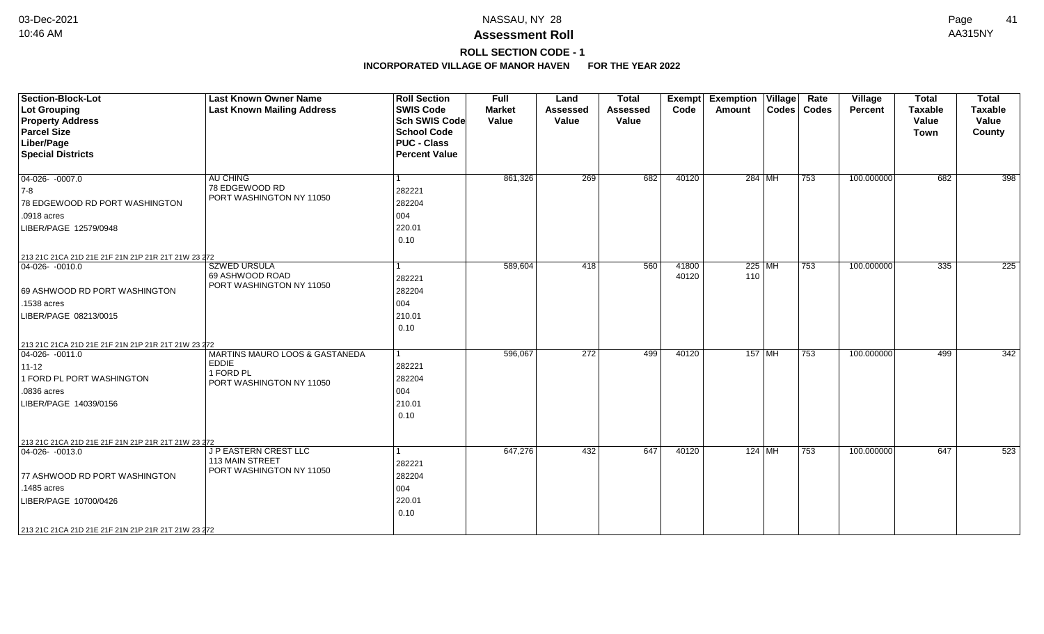# NASSAU, NY 28

## Assessment Roll

### ROLL SECTION CODE - 1

**INCORPORATED VILLAGE OF MANOR HAVEN FOR THE YEAR 2022**

| Section-Block-Lot<br>Lot Grouping<br>Property Address<br>Parcel Size<br>Liber/Page<br>Special Districts | Last Known Owner Name<br>Last Known Mailing Address | Roll Section<br>SWIS Code<br>Sch SWIS Code<br>School Code<br>PUC - Class<br>Percent Value | Full Market Value | Land Assessed Value | Total Assessed Value | Exempt Code | Exemption Amount | Village Codes | Rate Codes | Village Percent | Total Taxable Value Town | Total Taxable Value County |
|---|---|---|---|---|---|---|---|---|---|---|---|---|
| 04-026- -0007.0<br>7-8<br>78 EDGEWOOD RD PORT WASHINGTON<br>.0918 acres<br>LIBER/PAGE 12579/0948<br>213 21C 21CA 21D 21E 21F 21N 21P 21R 21T 21W 23 272 | AU CHING<br>78 EDGEWOOD RD<br>PORT WASHINGTON NY 11050 | 1<br>282221<br>282204<br>004<br>220.01<br>0.10 | 861,326 | 269 | 682 | 40120 | 284 | MH | 753 | 100.000000 | 682 | 398 |
| 04-026- -0010.0<br><br>69 ASHWOOD RD PORT WASHINGTON<br>.1538 acres<br>LIBER/PAGE 08213/0015<br>213 21C 21CA 21D 21E 21F 21N 21P 21R 21T 21W 23 272 | SZWED URSULA<br>69 ASHWOOD ROAD<br>PORT WASHINGTON NY 11050 | 1<br>282221<br>282204<br>004<br>210.01<br>0.10 | 589,604 | 418 | 560 | 41800<br>40120 | 225<br>110 | MH | 753 | 100.000000 | 335 | 225 |
| 04-026- -0011.0<br>11-12<br>1 FORD PL PORT WASHINGTON<br>.0836 acres<br>LIBER/PAGE 14039/0156<br>213 21C 21CA 21D 21E 21F 21N 21P 21R 21T 21W 23 272 | MARTINS MAURO LOOS & GASTANEDA EDDIE<br>1 FORD PL<br>PORT WASHINGTON NY 11050 | 1<br>282221<br>282204<br>004<br>210.01<br>0.10 | 596,067 | 272 | 499 | 40120 | 157 | MH | 753 | 100.000000 | 499 | 342 |
| 04-026- -0013.0<br><br>77 ASHWOOD RD PORT WASHINGTON<br>.1485 acres<br>LIBER/PAGE 10700/0426<br>213 21C 21CA 21D 21E 21F 21N 21P 21R 21T 21W 23 272 | J P EASTERN CREST LLC<br>113 MAIN STREET<br>PORT WASHINGTON NY 11050 | 1<br>282221<br>282204<br>004<br>220.01<br>0.10 | 647,276 | 432 | 647 | 40120 | 124 | MH | 753 | 100.000000 | 647 | 523 |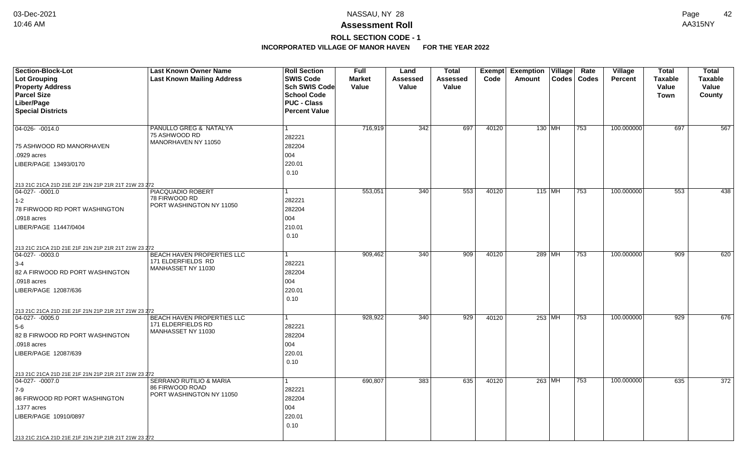# NASSAU, NY 28

## Assessment Roll

### ROLL SECTION CODE - 1

#### INCORPORATED VILLAGE OF MANOR HAVEN FOR THE YEAR 2022

| Section-Block-Lot<br>Lot Grouping<br>Property Address<br>Parcel Size<br>Liber/Page<br>Special Districts | Last Known Owner Name<br>Last Known Mailing Address | Roll Section<br>SWIS Code<br>Sch SWIS Code<br>School Code<br>PUC - Class<br>Percent Value | Full Market Value | Land Assessed Value | Total Assessed Value | Exempt Code | Exemption Amount | Village Codes | Rate Codes | Village Percent | Total Taxable Value Town | Total Taxable Value County |
|---|---|---|---|---|---|---|---|---|---|---|---|---|
| 04-026- -0014.0<br>75 ASHWOOD RD MANORHAVEN<br>.0929 acres<br>LIBER/PAGE 13493/0170<br>213 21C 21CA 21D 21E 21F 21N 21P 21R 21T 21W 23 272 | PANULLO GREG & NATALYA<br>75 ASHWOOD RD<br>MANORHAVEN NY 11050 | 1<br>282221<br>282204<br>004<br>220.01<br>0.10 | 716,919 | 342 | 697 | 40120 | 130 | MH | 753 | 100.000000 | 697 | 567 |
| 04-027- -0001.0<br>1-2<br>78 FIRWOOD RD PORT WASHINGTON<br>.0918 acres<br>LIBER/PAGE 11447/0404<br>213 21C 21CA 21D 21E 21F 21N 21P 21R 21T 21W 23 272 | PIACQUADIO ROBERT<br>78 FIRWOOD RD<br>PORT WASHINGTON NY 11050 | 1<br>282221<br>282204<br>004<br>210.01<br>0.10 | 553,051 | 340 | 553 | 40120 | 115 | MH | 753 | 100.000000 | 553 | 438 |
| 04-027- -0003.0<br>3-4<br>82 A FIRWOOD RD PORT WASHINGTON<br>.0918 acres<br>LIBER/PAGE 12087/636<br>213 21C 21CA 21D 21E 21F 21N 21P 21R 21T 21W 23 272 | BEACH HAVEN PROPERTIES LLC<br>171 ELDERFIELDS RD<br>MANHASSET NY 11030 | 1<br>282221<br>282204<br>004<br>220.01<br>0.10 | 909,462 | 340 | 909 | 40120 | 289 | MH | 753 | 100.000000 | 909 | 620 |
| 04-027- -0005.0<br>5-6<br>82 B FIRWOOD RD PORT WASHINGTON<br>.0918 acres<br>LIBER/PAGE 12087/639<br>213 21C 21CA 21D 21E 21F 21N 21P 21R 21T 21W 23 272 | BEACH HAVEN PROPERTIES LLC<br>171 ELDERFIELDS RD<br>MANHASSET NY 11030 | 1<br>282221<br>282204<br>004<br>220.01<br>0.10 | 928,922 | 340 | 929 | 40120 | 253 | MH | 753 | 100.000000 | 929 | 676 |
| 04-027- -0007.0<br>7-9<br>86 FIRWOOD RD PORT WASHINGTON<br>.1377 acres<br>LIBER/PAGE 10910/0897<br>213 21C 21CA 21D 21E 21F 21N 21P 21R 21T 21W 23 272 | SERRANO RUTILIO & MARIA<br>86 FIRWOOD ROAD<br>PORT WASHINGTON NY 11050 | 1<br>282221<br>282204<br>004<br>220.01<br>0.10 | 690,807 | 383 | 635 | 40120 | 263 | MH | 753 | 100.000000 | 635 | 372 |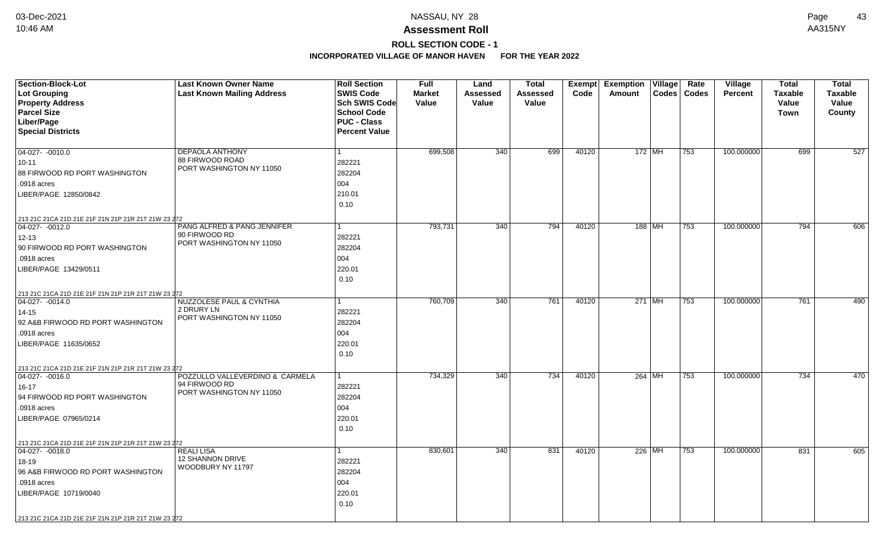# Assessment Roll

## ROLL SECTION CODE - 1

### INCORPORATED VILLAGE OF MANOR HAVEN FOR THE YEAR 2022

| Section-Block-Lot<br>Lot Grouping<br>Property Address<br>Parcel Size<br>Liber/Page<br>Special Districts | Last Known Owner Name<br>Last Known Mailing Address | Roll Section<br>SWIS Code<br>Sch SWIS Code<br>School Code<br>PUC - Class<br>Percent Value | Full Market Value | Land Assessed Value | Total Assessed Value | Exempt Code | Exemption Amount | Village Codes | Rate Codes | Village Percent | Total Taxable Value Town | Total Taxable Value County |
|---|---|---|---|---|---|---|---|---|---|---|---|---|
| 04-027- -0010.0<br>10-11<br>88 FIRWOOD RD PORT WASHINGTON<br>.0918 acres<br>LIBER/PAGE 12850/0842<br>213 21C 21CA 21D 21E 21F 21N 21P 21R 21T 21W 23 272 | DEPAOLA ANTHONY<br>88 FIRWOOD ROAD<br>PORT WASHINGTON NY 11050 | 1<br>282221<br>282204<br>004<br>210.01<br>0.10 | 699,508 | 340 | 699 | 40120 | 172 | MH | 753 | 100.000000 | 699 | 527 |
| 04-027- -0012.0<br>12-13<br>90 FIRWOOD RD PORT WASHINGTON<br>.0918 acres<br>LIBER/PAGE 13429/0511<br>213 21C 21CA 21D 21E 21F 21N 21P 21R 21T 21W 23 272 | PANG ALFRED & PANG JENNIFER<br>90 FIRWOOD RD<br>PORT WASHINGTON NY 11050 | 1<br>282221<br>282204<br>004<br>220.01<br>0.10 | 793,731 | 340 | 794 | 40120 | 188 | MH | 753 | 100.000000 | 794 | 606 |
| 04-027- -0014.0<br>14-15<br>92 A&B FIRWOOD RD PORT WASHINGTON<br>.0918 acres<br>LIBER/PAGE 11635/0652<br>213 21C 21CA 21D 21E 21F 21N 21P 21R 21T 21W 23 272 | NUZZOLESE PAUL & CYNTHIA<br>2 DRURY LN<br>PORT WASHINGTON NY 11050 | 1<br>282221<br>282204<br>004<br>220.01<br>0.10 | 760,709 | 340 | 761 | 40120 | 271 | MH | 753 | 100.000000 | 761 | 490 |
| 04-027- -0016.0<br>16-17<br>94 FIRWOOD RD PORT WASHINGTON<br>.0918 acres<br>LIBER/PAGE 07965/0214<br>213 21C 21CA 21D 21E 21F 21N 21P 21R 21T 21W 23 272 | POZZULLO VALLEVERDINO & CARMELA<br>94 FIRWOOD RD<br>PORT WASHINGTON NY 11050 | 1<br>282221<br>282204<br>004<br>220.01<br>0.10 | 734,329 | 340 | 734 | 40120 | 264 | MH | 753 | 100.000000 | 734 | 470 |
| 04-027- -0018.0<br>18-19<br>96 A&B FIRWOOD RD PORT WASHINGTON<br>.0918 acres<br>LIBER/PAGE 10719/0040<br>213 21C 21CA 21D 21E 21F 21N 21P 21R 21T 21W 23 272 | REALI LISA<br>12 SHANNON DRIVE<br>WOODBURY NY 11797 | 1<br>282221<br>282204<br>004<br>220.01<br>0.10 | 830,601 | 340 | 831 | 40120 | 226 | MH | 753 | 100.000000 | 831 | 605 |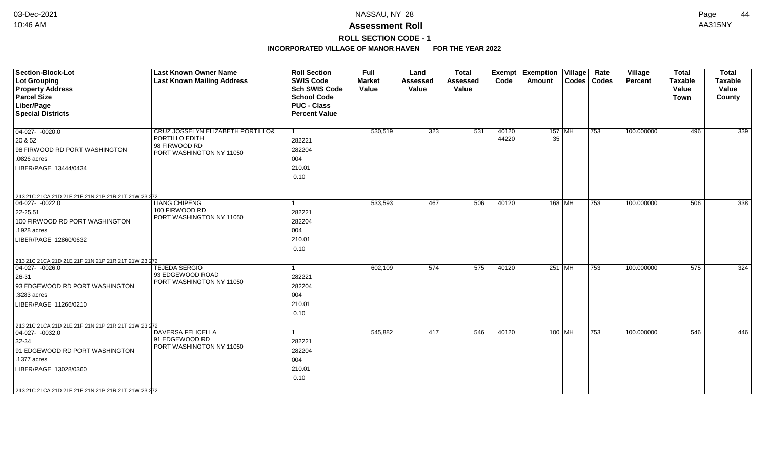# Assessment Roll

## ROLL SECTION CODE - 1

### INCORPORATED VILLAGE OF MANOR HAVEN FOR THE YEAR 2022

| Section-Block-Lot<br>Lot Grouping<br>Property Address<br>Parcel Size<br>Liber/Page<br>Special Districts | Last Known Owner Name<br>Last Known Mailing Address | Roll Section<br>SWIS Code<br>Sch SWIS Code<br>School Code<br>PUC - Class<br>Percent Value | Full Market Value | Land Assessed Value | Total Assessed Value | Exempt Code | Exemption Amount | Village Codes | Rate Codes | Village Percent | Total Taxable Value Town | Total Taxable Value County |
|---|---|---|---|---|---|---|---|---|---|---|---|---|
| 04-027- -0020.0<br>20 & 52<br>98 FIRWOOD RD PORT WASHINGTON<br>.0826 acres<br>LIBER/PAGE 13444/0434<br>213 21C 21CA 21D 21E 21F 21N 21P 21R 21T 21W 23 272 | CRUZ JOSSELYN ELIZABETH PORTILLO&<br>PORTILLO EDITH<br>98 FIRWOOD RD<br>PORT WASHINGTON NY 11050 | 1<br>282221<br>282204<br>004<br>210.01<br>0.10 | 530,519 | 323 | 531 | 40120<br>44220 | 157<br>35 | MH | 753 | 100.000000 | 496 | 339 |
| 04-027- -0022.0<br>22-25,51<br>100 FIRWOOD RD PORT WASHINGTON<br>.1928 acres<br>LIBER/PAGE 12860/0632<br>213 21C 21CA 21D 21E 21F 21N 21P 21R 21T 21W 23 272 | LIANG CHIPENG<br>100 FIRWOOD RD<br>PORT WASHINGTON NY 11050 | 1<br>282221<br>282204<br>004<br>210.01<br>0.10 | 533,593 | 467 | 506 | 40120 | 168 | MH | 753 | 100.000000 | 506 | 338 |
| 04-027- -0026.0<br>26-31<br>93 EDGEWOOD RD PORT WASHINGTON<br>.3283 acres<br>LIBER/PAGE 11266/0210<br>213 21C 21CA 21D 21E 21F 21N 21P 21R 21T 21W 23 272 | TEJEDA SERGIO<br>93 EDGEWOOD ROAD<br>PORT WASHINGTON NY 11050 | 1<br>282221<br>282204<br>004<br>210.01<br>0.10 | 602,109 | 574 | 575 | 40120 | 251 | MH | 753 | 100.000000 | 575 | 324 |
| 04-027- -0032.0<br>32-34<br>91 EDGEWOOD RD PORT WASHINGTON<br>.1377 acres<br>LIBER/PAGE 13028/0360<br>213 21C 21CA 21D 21E 21F 21N 21P 21R 21T 21W 23 272 | DAVERSA FELICELLA<br>91 EDGEWOOD RD<br>PORT WASHINGTON NY 11050 | 1<br>282221<br>282204<br>004<br>210.01<br>0.10 | 545,882 | 417 | 546 | 40120 | 100 | MH | 753 | 100.000000 | 546 | 446 |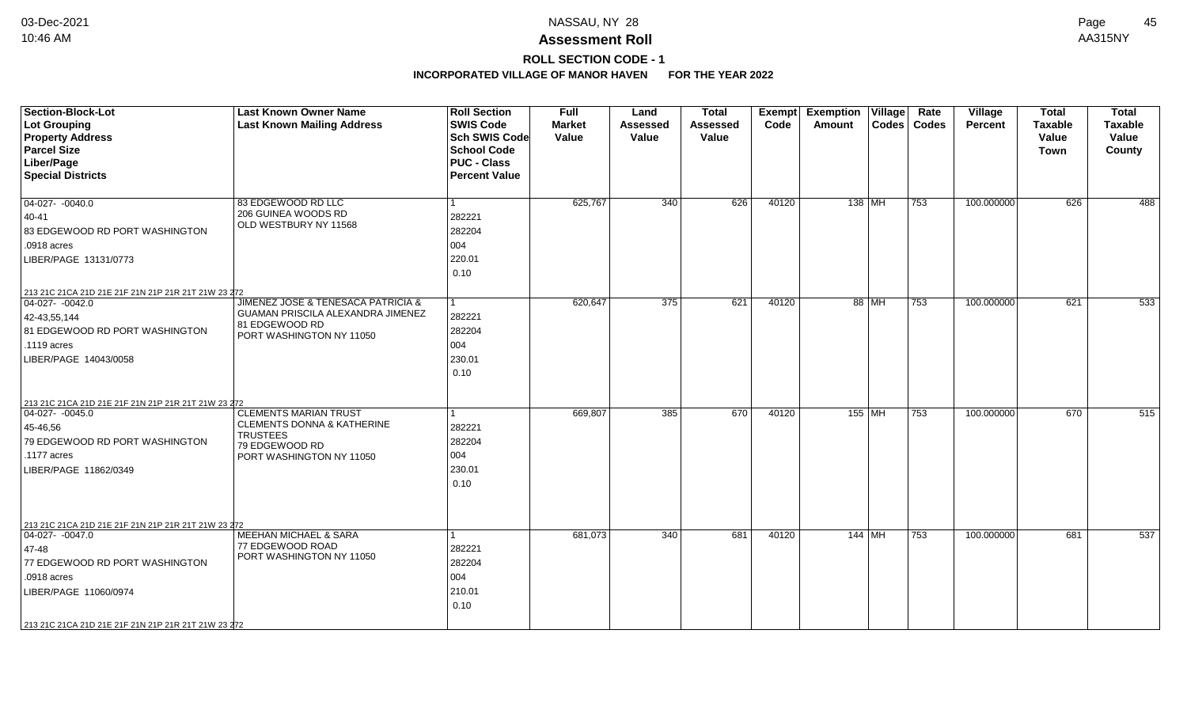# NASSAU, NY 28

## Assessment Roll

### ROLL SECTION CODE - 1

### INCORPORATED VILLAGE OF MANOR HAVEN FOR THE YEAR 2022

| Section-Block-Lot<br>Lot Grouping<br>Property Address<br>Parcel Size<br>Liber/Page<br>Special Districts | Last Known Owner Name<br>Last Known Mailing Address | Roll Section<br>SWIS Code<br>Sch SWIS Code<br>School Code<br>PUC - Class<br>Percent Value | Full Market Value | Land Assessed Value | Total Assessed Value | Exempt Code | Exemption Amount | Village Codes | Rate Codes | Village Percent | Total Taxable Value Town | Total Taxable Value County |
|---|---|---|---|---|---|---|---|---|---|---|---|---|
| 04-027- -0040.0<br>40-41<br>83 EDGEWOOD RD PORT WASHINGTON<br>.0918 acres<br>LIBER/PAGE 13131/0773<br>213 21C 21CA 21D 21E 21F 21N 21P 21R 21T 21W 23 272 | 83 EDGEWOOD RD LLC<br>206 GUINEA WOODS RD<br>OLD WESTBURY NY 11568 | 1<br>282221<br>282204<br>004<br>220.01<br>0.10 | 625,767 | 340 | 626 | 40120 | 138 | MH | 753 | 100.000000 | 626 | 488 |
| 04-027- -0042.0<br>42-43,55,144<br>81 EDGEWOOD RD PORT WASHINGTON<br>.1119 acres<br>LIBER/PAGE 14043/0058<br>213 21C 21CA 21D 21E 21F 21N 21P 21R 21T 21W 23 272 | JIMENEZ JOSE & TENESACA PATRICIA &<br>GUAMAN PRISCILA ALEXANDRA JIMENEZ<br>81 EDGEWOOD RD<br>PORT WASHINGTON NY 11050 | 1<br>282221<br>282204<br>004<br>230.01<br>0.10 | 620,647 | 375 | 621 | 40120 | 88 | MH | 753 | 100.000000 | 621 | 533 |
| 04-027- -0045.0<br>45-46,56<br>79 EDGEWOOD RD PORT WASHINGTON<br>.1177 acres<br>LIBER/PAGE 11862/0349<br>213 21C 21CA 21D 21E 21F 21N 21P 21R 21T 21W 23 272 | CLEMENTS MARIAN TRUST<br>CLEMENTS DONNA & KATHERINE<br>TRUSTEES<br>79 EDGEWOOD RD<br>PORT WASHINGTON NY 11050 | 1<br>282221<br>282204<br>004<br>230.01<br>0.10 | 669,807 | 385 | 670 | 40120 | 155 | MH | 753 | 100.000000 | 670 | 515 |
| 04-027- -0047.0<br>47-48<br>77 EDGEWOOD RD PORT WASHINGTON<br>.0918 acres<br>LIBER/PAGE 11060/0974<br>213 21C 21CA 21D 21E 21F 21N 21P 21R 21T 21W 23 272 | MEEHAN MICHAEL & SARA<br>77 EDGEWOOD ROAD<br>PORT WASHINGTON NY 11050 | 1<br>282221<br>282204<br>004<br>210.01<br>0.10 | 681,073 | 340 | 681 | 40120 | 144 | MH | 753 | 100.000000 | 681 | 537 |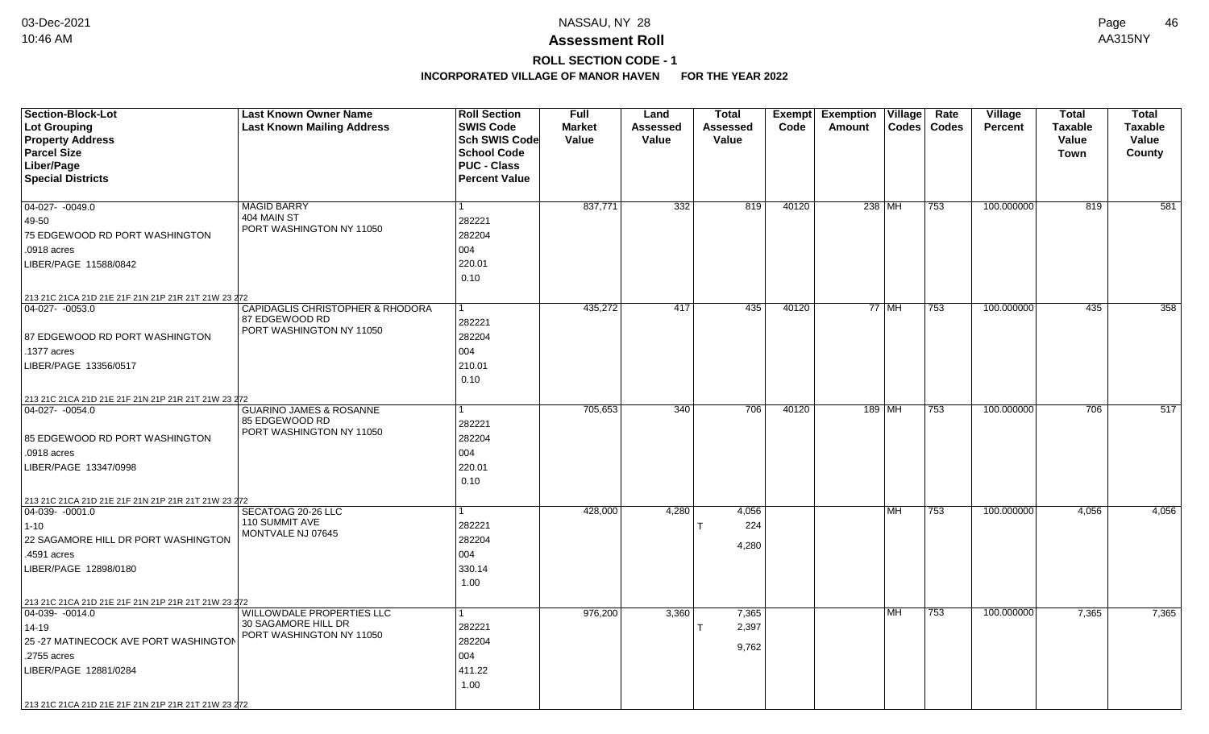**Assessment Roll**

**ROLL SECTION CODE - 1**

**INCORPORATED VILLAGE OF MANOR HAVEN FOR THE YEAR 2022**

| Section-Block-Lot<br>Lot Grouping<br>Property Address<br>Parcel Size<br>Liber/Page<br>Special Districts | Last Known Owner Name<br>Last Known Mailing Address | Roll Section<br>SWIS Code<br>Sch SWIS Code<br>School Code<br>PUC - Class<br>Percent Value | Full Market Value | Land Assessed Value | Total Assessed Value | Exempt Code | Exemption Amount | Village Codes | Rate Codes | Village Percent | Total Taxable Value Town | Total Taxable Value County |
|---|---|---|---|---|---|---|---|---|---|---|---|---|
| 04-027- -0049.0<br>49-50<br>75 EDGEWOOD RD PORT WASHINGTON<br>.0918 acres<br>LIBER/PAGE 11588/0842<br>213 21C 21CA 21D 21E 21F 21N 21P 21R 21T 21W 23 272 | MAGID BARRY<br>404 MAIN ST<br>PORT WASHINGTON NY 11050 | 1<br>282221<br>282204<br>004<br>220.01<br>0.10 | 837,771 | 332 | 819 | 40120 | 238 | MH | 753 | 100.000000 | 819 | 581 |
| 04-027- -0053.0<br>87 EDGEWOOD RD PORT WASHINGTON<br>.1377 acres<br>LIBER/PAGE 13356/0517<br>213 21C 21CA 21D 21E 21F 21N 21P 21R 21T 21W 23 272 | CAPIDAGLIS CHRISTOPHER & RHODORA<br>87 EDGEWOOD RD<br>PORT WASHINGTON NY 11050 | 1<br>282221<br>282204<br>004<br>210.01<br>0.10 | 435,272 | 417 | 435 | 40120 | 77 | MH | 753 | 100.000000 | 435 | 358 |
| 04-027- -0054.0<br>85 EDGEWOOD RD PORT WASHINGTON<br>.0918 acres<br>LIBER/PAGE 13347/0998<br>213 21C 21CA 21D 21E 21F 21N 21P 21R 21T 21W 23 272 | GUARINO JAMES & ROSANNE<br>85 EDGEWOOD RD<br>PORT WASHINGTON NY 11050 | 1<br>282221<br>282204<br>004<br>220.01<br>0.10 | 705,653 | 340 | 706 | 40120 | 189 | MH | 753 | 100.000000 | 706 | 517 |
| 04-039- -0001.0<br>1-10<br>22 SAGAMORE HILL DR PORT WASHINGTON<br>.4591 acres<br>LIBER/PAGE 12898/0180<br>213 21C 21CA 21D 21E 21F 21N 21P 21R 21T 21W 23 272 | SECATOAG 20-26 LLC<br>110 SUMMIT AVE<br>MONTVALE NJ 07645 | 1<br>282221<br>282204<br>004<br>330.14<br>1.00 | 428,000 | 4,280 | 4,056<br>T 224<br>4,280 | | | MH | 753 | 100.000000 | 4,056 | 4,056 |
| 04-039- -0014.0<br>14-19<br>25 -27 MATINECOCK AVE PORT WASHINGTON<br>.2755 acres<br>LIBER/PAGE 12881/0284<br>213 21C 21CA 21D 21E 21F 21N 21P 21R 21T 21W 23 272 | WILLOWDALE PROPERTIES LLC<br>30 SAGAMORE HILL DR<br>PORT WASHINGTON NY 11050 | 1<br>282221<br>282204<br>004<br>411.22<br>1.00 | 976,200 | 3,360 | 7,365<br>T 2,397<br>9,762 | | | MH | 753 | 100.000000 | 7,365 | 7,365 |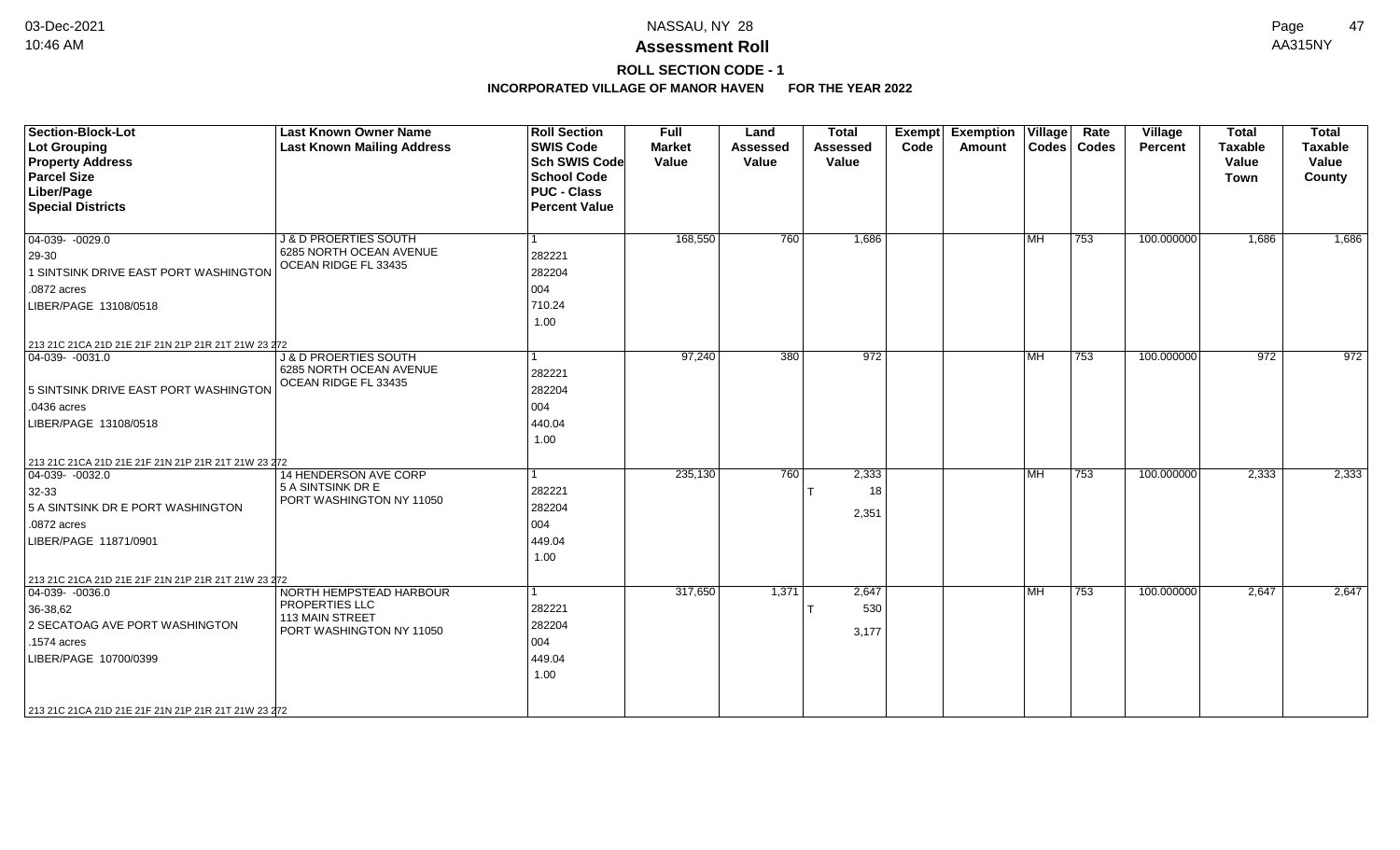# Assessment Roll

## ROLL SECTION CODE - 1

### INCORPORATED VILLAGE OF MANOR HAVEN FOR THE YEAR 2022

| Section-Block-Lot<br>Lot Grouping<br>Property Address<br>Parcel Size<br>Liber/Page<br>Special Districts | Last Known Owner Name<br>Last Known Mailing Address | Roll Section<br>SWIS Code<br>Sch SWIS Code<br>School Code<br>PUC - Class<br>Percent Value | Full Market Value | Land Assessed Value | Total Assessed Value | Exempt Code | Exemption Amount | Village Codes | Rate Codes | Village Percent | Total Taxable Value Town | Total Taxable Value County |
|---|---|---|---|---|---|---|---|---|---|---|---|---|
| 04-039- -0029.0<br>29-30<br>1 SINTSINK DRIVE EAST PORT WASHINGTON<br>.0872 acres<br>LIBER/PAGE 13108/0518<br>213 21C 21CA 21D 21E 21F 21N 21P 21R 21T 21W 23 272 | J & D PROERTIES SOUTH<br>6285 NORTH OCEAN AVENUE<br>OCEAN RIDGE FL 33435 | 1<br>282221<br>282204<br>004<br>710.24<br>1.00 | 168,550 | 760 | 1,686 | | | MH | 753 | 100.000000 | 1,686 | 1,686 |
| 04-039- -0031.0<br>5 SINTSINK DRIVE EAST PORT WASHINGTON<br>.0436 acres<br>LIBER/PAGE 13108/0518<br>213 21C 21CA 21D 21E 21F 21N 21P 21R 21T 21W 23 272 | J & D PROERTIES SOUTH<br>6285 NORTH OCEAN AVENUE<br>OCEAN RIDGE FL 33435 | 1<br>282221<br>282204<br>004<br>440.04<br>1.00 | 97,240 | 380 | 972 | | | MH | 753 | 100.000000 | 972 | 972 |
| 04-039- -0032.0<br>32-33<br>5 A SINTSINK DR E PORT WASHINGTON<br>.0872 acres<br>LIBER/PAGE 11871/0901<br>213 21C 21CA 21D 21E 21F 21N 21P 21R 21T 21W 23 272 | 14 HENDERSON AVE CORP<br>5 A SINTSINK DR E<br>PORT WASHINGTON NY 11050 | 1<br>282221<br>282204<br>004<br>449.04<br>1.00 | 235,130 | 760 | 2,333<br>T 18<br>2,351 | | | MH | 753 | 100.000000 | 2,333 | 2,333 |
| 04-039- -0036.0<br>36-38,62<br>2 SECATOAG AVE PORT WASHINGTON<br>.1574 acres<br>LIBER/PAGE 10700/0399<br>213 21C 21CA 21D 21E 21F 21N 21P 21R 21T 21W 23 272 | NORTH HEMPSTEAD HARBOUR PROPERTIES LLC<br>113 MAIN STREET<br>PORT WASHINGTON NY 11050 | 1<br>282221<br>282204<br>004<br>449.04<br>1.00 | 317,650 | 1,371 | 2,647<br>T 530<br>3,177 | | | MH | 753 | 100.000000 | 2,647 | 2,647 |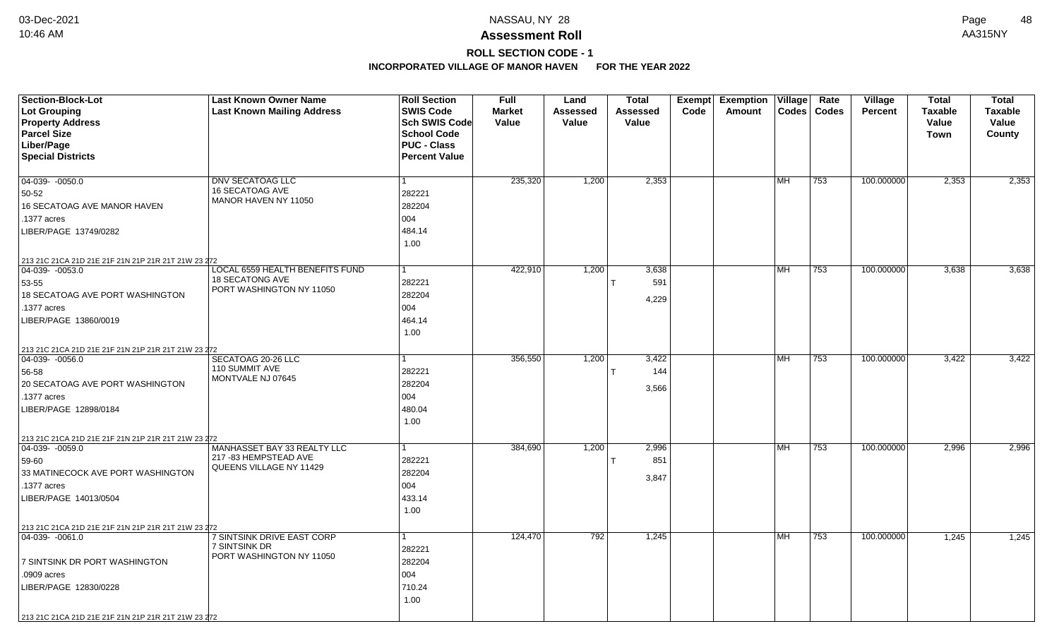# Assessment Roll

## ROLL SECTION CODE - 1

### INCORPORATED VILLAGE OF MANOR HAVEN FOR THE YEAR 2022

| Section-Block-Lot<br>Lot Grouping<br>Property Address<br>Parcel Size<br>Liber/Page<br>Special Districts | Last Known Owner Name<br>Last Known Mailing Address | Roll Section<br>SWIS Code<br>Sch SWIS Code<br>School Code<br>PUC - Class<br>Percent Value | Full Market Value | Land Assessed Value | Total Assessed Value | Exempt Code | Exemption Amount | Village Codes | Rate Codes | Village Percent | Total Taxable Value Town | Total Taxable Value County |
|---|---|---|---|---|---|---|---|---|---|---|---|---|
| 04-039- -0050.0<br>50-52<br>16 SECATOAG AVE MANOR HAVEN<br>.1377 acres<br>LIBER/PAGE 13749/0282<br>213 21C 21CA 21D 21E 21F 21N 21P 21R 21T 21W 23 272 | DNV SECATOAG LLC<br>16 SECATOAG AVE<br>MANOR HAVEN NY 11050 | 1<br>282221<br>282204<br>004<br>484.14<br>1.00 | 235,320 | 1,200 | 2,353 | | | MH | 753 | 100.000000 | 2,353 | 2,353 |
| 04-039- -0053.0<br>53-55<br>18 SECATOAG AVE PORT WASHINGTON<br>.1377 acres<br>LIBER/PAGE 13860/0019<br>213 21C 21CA 21D 21E 21F 21N 21P 21R 21T 21W 23 272 | LOCAL 6559 HEALTH BENEFITS FUND<br>18 SECATONG AVE<br>PORT WASHINGTON NY 11050 | 1<br>282221<br>282204<br>004<br>464.14<br>1.00 | 422,910 | 1,200 | 3,638<br>T 591<br>4,229 | | | MH | 753 | 100.000000 | 3,638 | 3,638 |
| 04-039- -0056.0<br>56-58<br>20 SECATOAG AVE PORT WASHINGTON<br>.1377 acres<br>LIBER/PAGE 12898/0184<br>213 21C 21CA 21D 21E 21F 21N 21P 21R 21T 21W 23 272 | SECATOAG 20-26 LLC<br>110 SUMMIT AVE<br>MONTVALE NJ 07645 | 1<br>282221<br>282204<br>004<br>480.04<br>1.00 | 356,550 | 1,200 | 3,422<br>T 144<br>3,566 | | | MH | 753 | 100.000000 | 3,422 | 3,422 |
| 04-039- -0059.0<br>59-60<br>33 MATINECOCK AVE PORT WASHINGTON<br>.1377 acres<br>LIBER/PAGE 14013/0504<br>213 21C 21CA 21D 21E 21F 21N 21P 21R 21T 21W 23 272 | MANHASSET BAY 33 REALTY LLC<br>217 -83 HEMPSTEAD AVE<br>QUEENS VILLAGE NY 11429 | 1<br>282221<br>282204<br>004<br>433.14<br>1.00 | 384,690 | 1,200 | 2,996<br>T 851<br>3,847 | | | MH | 753 | 100.000000 | 2,996 | 2,996 |
| 04-039- -0061.0<br><br>7 SINTSINK DR PORT WASHINGTON<br>.0909 acres<br>LIBER/PAGE 12830/0228<br>213 21C 21CA 21D 21E 21F 21N 21P 21R 21T 21W 23 272 | 7 SINTSINK DRIVE EAST CORP<br>7 SINTSINK DR<br>PORT WASHINGTON NY 11050 | 1<br>282221<br>282204<br>004<br>710.24<br>1.00 | 124,470 | 792 | 1,245 | | | MH | 753 | 100.000000 | 1,245 | 1,245 |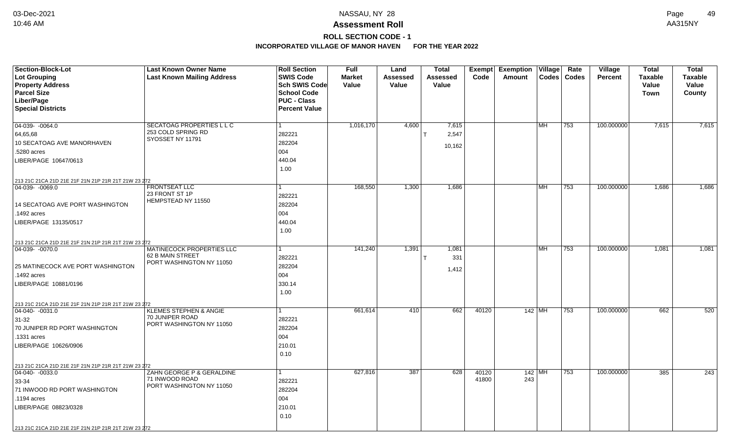# Assessment Roll

## ROLL SECTION CODE - 1

### INCORPORATED VILLAGE OF MANOR HAVEN FOR THE YEAR 2022

| Section-Block-Lot<br>Lot Grouping<br>Property Address<br>Parcel Size<br>Liber/Page<br>Special Districts | Last Known Owner Name<br>Last Known Mailing Address | Roll Section<br>SWIS Code<br>Sch SWIS Code<br>School Code<br>PUC - Class<br>Percent Value | Full Market Value | Land Assessed Value | Total Assessed Value | Exempt Code | Exemption Amount | Village Codes | Rate Codes | Village Percent | Total Taxable Value Town | Total Taxable Value County |
|---|---|---|---|---|---|---|---|---|---|---|---|---|
| 04-039- -0064.0<br>64,65,68<br>10 SECATOAG AVE MANORHAVEN<br>.5280 acres<br>LIBER/PAGE 10647/0613<br>213 21C 21CA 21D 21E 21F 21N 21P 21R 21T 21W 23 272 | SECATOAG PROPERTIES L L C<br>253 COLD SPRING RD<br>SYOSSET NY 11791 | 1<br>282221<br>282204<br>004<br>440.04<br>1.00 | 1,016,170 | 4,600 | 7,615<br>T 2,547<br>10,162 | | | MH | 753 | 100.000000 | 7,615 | 7,615 |
| 04-039- -0069.0<br><br>14 SECATOAG AVE PORT WASHINGTON<br>.1492 acres<br>LIBER/PAGE 13135/0517<br>213 21C 21CA 21D 21E 21F 21N 21P 21R 21T 21W 23 272 | FRONTSEAT LLC<br>23 FRONT ST 1P<br>HEMPSTEAD NY 11550 | 1<br>282221<br>282204<br>004<br>440.04<br>1.00 | 168,550 | 1,300 | 1,686 | | | MH | 753 | 100.000000 | 1,686 | 1,686 |
| 04-039- -0070.0<br><br>25 MATINECOCK AVE PORT WASHINGTON<br>.1492 acres<br>LIBER/PAGE 10881/0196<br>213 21C 21CA 21D 21E 21F 21N 21P 21R 21T 21W 23 272 | MATINECOCK PROPERTIES LLC<br>62 B MAIN STREET<br>PORT WASHINGTON NY 11050 | 1<br>282221<br>282204<br>004<br>330.14<br>1.00 | 141,240 | 1,391 | 1,081<br>T 331<br>1,412 | | | MH | 753 | 100.000000 | 1,081 | 1,081 |
| 04-040- -0031.0<br>31-32<br>70 JUNIPER RD PORT WASHINGTON<br>.1331 acres<br>LIBER/PAGE 10626/0906<br>213 21C 21CA 21D 21E 21F 21N 21P 21R 21T 21W 23 272 | KLEMES STEPHEN & ANGIE<br>70 JUNIPER ROAD<br>PORT WASHINGTON NY 11050 | 1<br>282221<br>282204<br>004<br>210.01<br>0.10 | 661,614 | 410 | 662 | 40120 | 142 | MH | 753 | 100.000000 | 662 | 520 |
| 04-040- -0033.0<br>33-34<br>71 INWOOD RD PORT WASHINGTON<br>.1194 acres<br>LIBER/PAGE 08823/0328<br>213 21C 21CA 21D 21E 21F 21N 21P 21R 21T 21W 23 272 | ZAHN GEORGE P & GERALDINE<br>71 INWOOD ROAD<br>PORT WASHINGTON NY 11050 | 1<br>282221<br>282204<br>004<br>210.01<br>0.10 | 627,816 | 387 | 628 | 40120<br>41800 | 142<br>243 | MH | 753 | 100.000000 | 385 | 243 |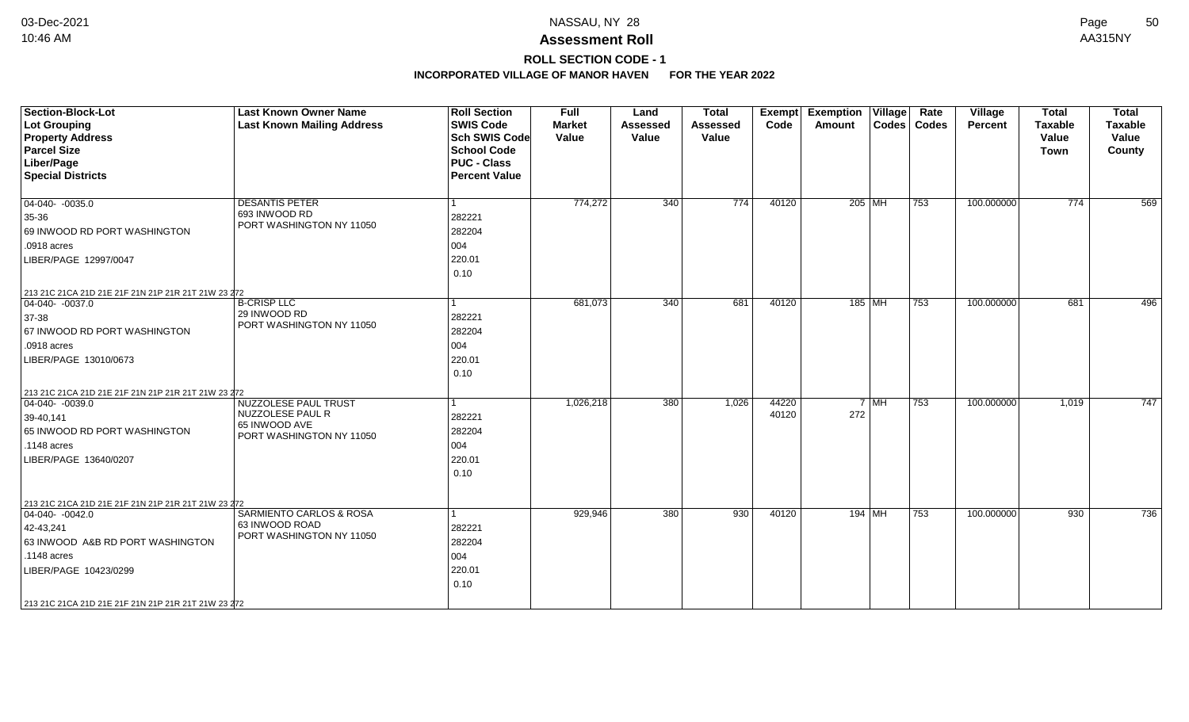# NASSAU, NY 28

## Assessment Roll

### ROLL SECTION CODE - 1

**INCORPORATED VILLAGE OF MANOR HAVEN FOR THE YEAR 2022**

| Section-Block-Lot<br>Lot Grouping<br>Property Address<br>Parcel Size<br>Liber/Page<br>Special Districts | Last Known Owner Name<br>Last Known Mailing Address | Roll Section<br>SWIS Code<br>Sch SWIS Code<br>School Code<br>PUC - Class<br>Percent Value | Full Market Value | Land Assessed Value | Total Assessed Value | Exempt Code | Exemption Amount | Village Codes | Rate Codes | Village Percent | Total Taxable Value Town | Total Taxable Value County |
|---|---|---|---|---|---|---|---|---|---|---|---|---|
| 04-040- -0035.0<br>35-36<br>69 INWOOD RD PORT WASHINGTON<br>.0918 acres<br>LIBER/PAGE 12997/0047<br>213 21C 21CA 21D 21E 21F 21N 21P 21R 21T 21W 23 272 | DESANTIS PETER<br>693 INWOOD RD<br>PORT WASHINGTON NY 11050 | 1<br>282221<br>282204<br>004<br>220.01<br>0.10 | 774,272 | 340 | 774 | 40120 | 205 | MH | 753 | 100.000000 | 774 | 569 |
| 04-040- -0037.0<br>37-38<br>67 INWOOD RD PORT WASHINGTON<br>.0918 acres<br>LIBER/PAGE 13010/0673<br>213 21C 21CA 21D 21E 21F 21N 21P 21R 21T 21W 23 272 | B-CRISP LLC<br>29 INWOOD RD<br>PORT WASHINGTON NY 11050 | 1<br>282221<br>282204<br>004<br>220.01<br>0.10 | 681,073 | 340 | 681 | 40120 | 185 | MH | 753 | 100.000000 | 681 | 496 |
| 04-040- -0039.0<br>39-40,141<br>65 INWOOD RD PORT WASHINGTON<br>.1148 acres<br>LIBER/PAGE 13640/0207<br>213 21C 21CA 21D 21E 21F 21N 21P 21R 21T 21W 23 272 | NUZZOLESE PAUL TRUST<br>NUZZOLESE PAUL R<br>65 INWOOD AVE<br>PORT WASHINGTON NY 11050 | 1<br>282221<br>282204<br>004<br>220.01<br>0.10 | 1,026,218 | 380 | 1,026 | 44220<br>40120 | 7<br>272 | MH | 753 | 100.000000 | 1,019 | 747 |
| 04-040- -0042.0<br>42-43,241<br>63 INWOOD A&B RD PORT WASHINGTON<br>.1148 acres<br>LIBER/PAGE 10423/0299<br>213 21C 21CA 21D 21E 21F 21N 21P 21R 21T 21W 23 272 | SARMIENTO CARLOS & ROSA<br>63 INWOOD ROAD<br>PORT WASHINGTON NY 11050 | 1<br>282221<br>282204<br>004<br>220.01<br>0.10 | 929,946 | 380 | 930 | 40120 | 194 | MH | 753 | 100.000000 | 930 | 736 |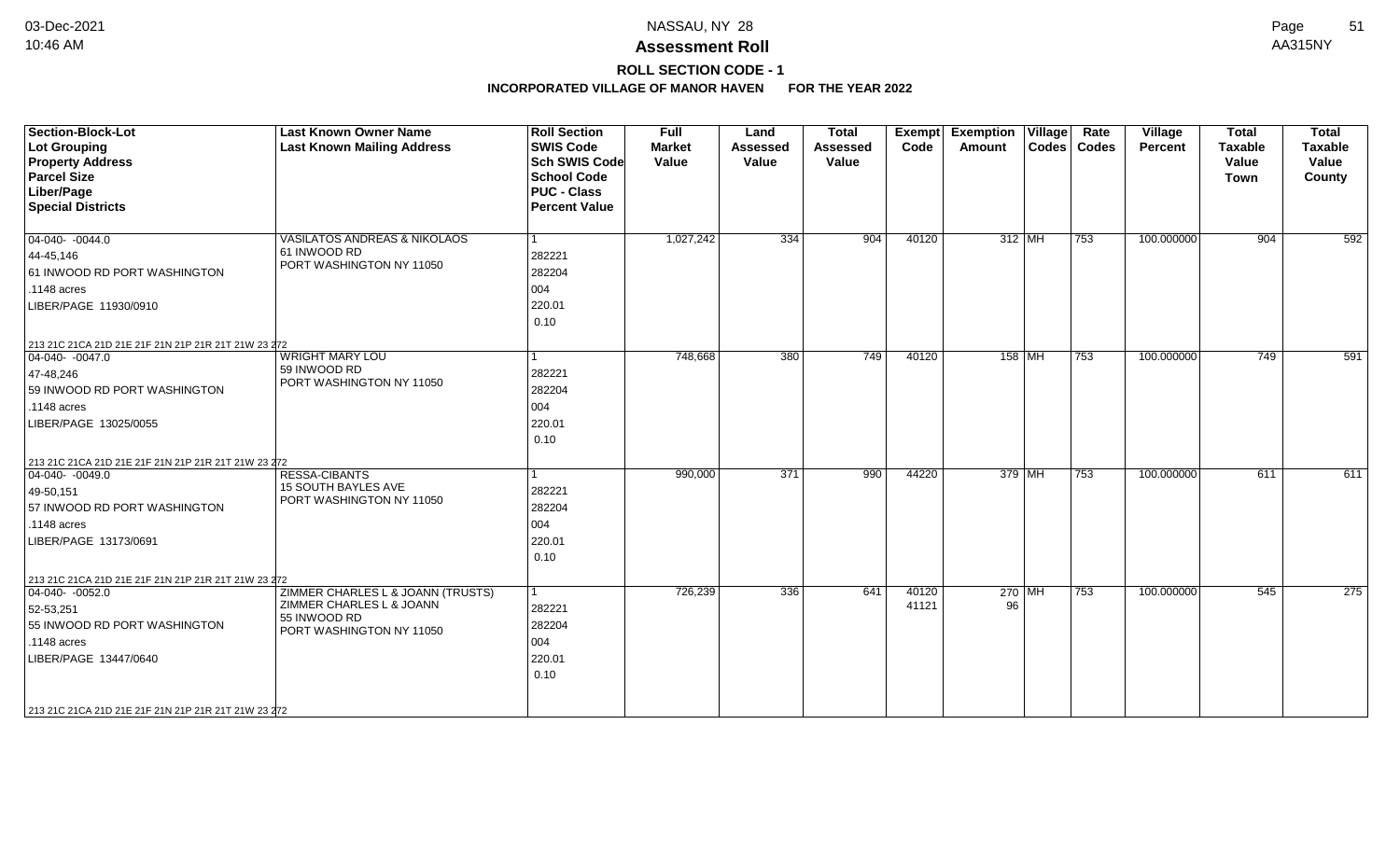**Assessment Roll**

**ROLL SECTION CODE - 1**

**INCORPORATED VILLAGE OF MANOR HAVEN FOR THE YEAR 2022**

| Section-Block-Lot<br>Lot Grouping<br>Property Address<br>Parcel Size<br>Liber/Page<br>Special Districts | Last Known Owner Name<br>Last Known Mailing Address | Roll Section<br>SWIS Code<br>Sch SWIS Code<br>School Code<br>PUC - Class<br>Percent Value | Full Market Value | Land Assessed Value | Total Assessed Value | Exempt Code | Exemption Amount | Village Codes | Rate Codes | Village Percent | Total Taxable Value Town | Total Taxable Value County |
|---|---|---|---|---|---|---|---|---|---|---|---|---|
| 04-040- -0044.0<br>44-45,146<br>61 INWOOD RD PORT WASHINGTON<br>.1148 acres<br>LIBER/PAGE 11930/0910<br>213 21C 21CA 21D 21E 21F 21N 21P 21R 21T 21W 23 272 | VASILATOS ANDREAS & NIKOLAOS<br>61 INWOOD RD<br>PORT WASHINGTON NY 11050 | 1<br>282221<br>282204<br>004<br>220.01<br>0.10 | 1,027,242 | 334 | 904 | 40120 | 312 | MH | 753 | 100.000000 | 904 | 592 |
| 04-040- -0047.0<br>47-48,246<br>59 INWOOD RD PORT WASHINGTON<br>.1148 acres<br>LIBER/PAGE 13025/0055<br>213 21C 21CA 21D 21E 21F 21N 21P 21R 21T 21W 23 272 | WRIGHT MARY LOU<br>59 INWOOD RD<br>PORT WASHINGTON NY 11050 | 1<br>282221<br>282204<br>004<br>220.01<br>0.10 | 748,668 | 380 | 749 | 40120 | 158 | MH | 753 | 100.000000 | 749 | 591 |
| 04-040- -0049.0<br>49-50,151<br>57 INWOOD RD PORT WASHINGTON<br>.1148 acres<br>LIBER/PAGE 13173/0691<br>213 21C 21CA 21D 21E 21F 21N 21P 21R 21T 21W 23 272 | RESSA-CIBANTS<br>15 SOUTH BAYLES AVE<br>PORT WASHINGTON NY 11050 | 1<br>282221<br>282204<br>004<br>220.01<br>0.10 | 990,000 | 371 | 990 | 44220 | 379 | MH | 753 | 100.000000 | 611 | 611 |
| 04-040- -0052.0<br>52-53,251<br>55 INWOOD RD PORT WASHINGTON<br>.1148 acres<br>LIBER/PAGE 13447/0640<br>213 21C 21CA 21D 21E 21F 21N 21P 21R 21T 21W 23 272 | ZIMMER CHARLES L & JOANN (TRUSTS)<br>ZIMMER CHARLES L & JOANN<br>55 INWOOD RD<br>PORT WASHINGTON NY 11050 | 1<br>282221<br>282204<br>004<br>220.01<br>0.10 | 726,239 | 336 | 641 | 40120<br>41121 | 270<br>96 | MH | 753 | 100.000000 | 545 | 275 |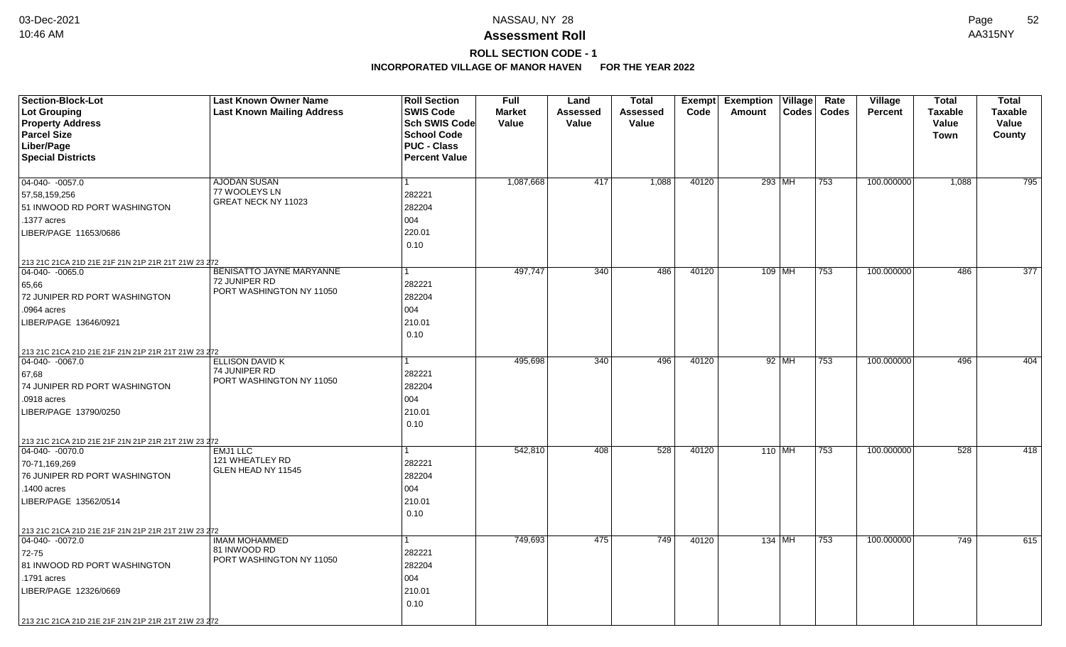# Assessment Roll

## ROLL SECTION CODE - 1

### INCORPORATED VILLAGE OF MANOR HAVEN FOR THE YEAR 2022

| Section-Block-Lot<br>Lot Grouping<br>Property Address<br>Parcel Size<br>Liber/Page<br>Special Districts | Last Known Owner Name<br>Last Known Mailing Address | Roll Section<br>SWIS Code<br>Sch SWIS Code<br>School Code<br>PUC - Class<br>Percent Value | Full Market Value | Land Assessed Value | Total Assessed Value | Exempt Code | Exemption Amount | Village Codes | Rate Codes | Village Percent | Total Taxable Value Town | Total Taxable Value County |
|---|---|---|---|---|---|---|---|---|---|---|---|---|
| 04-040- -0057.0<br>57,58,159,256<br>51 INWOOD RD PORT WASHINGTON<br>.1377 acres<br>LIBER/PAGE 11653/0686<br>213 21C 21CA 21D 21E 21F 21N 21P 21R 21T 21W 23 272 | AJODAN SUSAN<br>77 WOOLEYS LN<br>GREAT NECK NY 11023 | 1<br>282221<br>282204<br>004<br>220.01<br>0.10 | 1,087,668 | 417 | 1,088 | 40120 | 293 | MH | 753 | 100.000000 | 1,088 | 795 |
| 04-040- -0065.0<br>65,66<br>72 JUNIPER RD PORT WASHINGTON<br>.0964 acres<br>LIBER/PAGE 13646/0921<br>213 21C 21CA 21D 21E 21F 21N 21P 21R 21T 21W 23 272 | BENISATTO JAYNE MARYANNE<br>72 JUNIPER RD<br>PORT WASHINGTON NY 11050 | 1<br>282221<br>282204<br>004<br>210.01<br>0.10 | 497,747 | 340 | 486 | 40120 | 109 | MH | 753 | 100.000000 | 486 | 377 |
| 04-040- -0067.0<br>67,68<br>74 JUNIPER RD PORT WASHINGTON<br>.0918 acres<br>LIBER/PAGE 13790/0250<br>213 21C 21CA 21D 21E 21F 21N 21P 21R 21T 21W 23 272 | ELLISON DAVID K<br>74 JUNIPER RD<br>PORT WASHINGTON NY 11050 | 1<br>282221<br>282204<br>004<br>210.01<br>0.10 | 495,698 | 340 | 496 | 40120 | 92 | MH | 753 | 100.000000 | 496 | 404 |
| 04-040- -0070.0<br>70-71,169,269<br>76 JUNIPER RD PORT WASHINGTON<br>.1400 acres<br>LIBER/PAGE 13562/0514<br>213 21C 21CA 21D 21E 21F 21N 21P 21R 21T 21W 23 272 | EMJ1 LLC<br>121 WHEATLEY RD<br>GLEN HEAD NY 11545 | 1<br>282221<br>282204<br>004<br>210.01<br>0.10 | 542,810 | 408 | 528 | 40120 | 110 | MH | 753 | 100.000000 | 528 | 418 |
| 04-040- -0072.0<br>72-75<br>81 INWOOD RD PORT WASHINGTON<br>.1791 acres<br>LIBER/PAGE 12326/0669<br>213 21C 21CA 21D 21E 21F 21N 21P 21R 21T 21W 23 272 | IMAM MOHAMMED<br>81 INWOOD RD<br>PORT WASHINGTON NY 11050 | 1<br>282221<br>282204<br>004<br>210.01<br>0.10 | 749,693 | 475 | 749 | 40120 | 134 | MH | 753 | 100.000000 | 749 | 615 |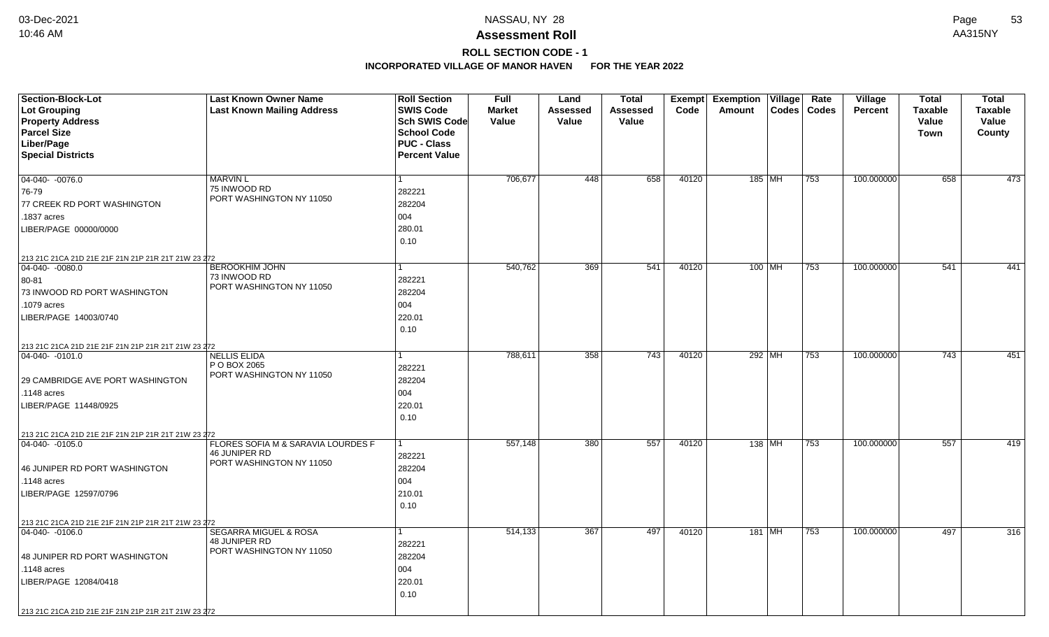# NASSAU, NY 28

## Assessment Roll

### ROLL SECTION CODE - 1

**INCORPORATED VILLAGE OF MANOR HAVEN FOR THE YEAR 2022**

| Section-Block-Lot<br>Lot Grouping<br>Property Address<br>Parcel Size<br>Liber/Page<br>Special Districts | Last Known Owner Name<br>Last Known Mailing Address | Roll Section<br>SWIS Code<br>Sch SWIS Code<br>School Code<br>PUC - Class<br>Percent Value | Full Market Value | Land Assessed Value | Total Assessed Value | Exempt Code | Exemption Amount | Village Codes | Rate Codes | Village Percent | Total Taxable Value Town | Total Taxable Value County |
|---|---|---|---|---|---|---|---|---|---|---|---|---|
| 04-040- -0076.0<br>76-79<br>77 CREEK RD PORT WASHINGTON<br>.1837 acres<br>LIBER/PAGE 00000/0000<br>213 21C 21CA 21D 21E 21F 21N 21P 21R 21T 21W 23 272 | MARVIN L<br>75 INWOOD RD<br>PORT WASHINGTON NY 11050 | 1<br>282221<br>282204<br>004<br>280.01<br>0.10 | 706,677 | 448 | 658 | 40120 | 185 | MH | 753 | 100.000000 | 658 | 473 |
| 04-040- -0080.0<br>80-81<br>73 INWOOD RD PORT WASHINGTON<br>.1079 acres<br>LIBER/PAGE 14003/0740<br>213 21C 21CA 21D 21E 21F 21N 21P 21R 21T 21W 23 272 | BEROOKHIM JOHN<br>73 INWOOD RD<br>PORT WASHINGTON NY 11050 | 1<br>282221<br>282204<br>004<br>220.01<br>0.10 | 540,762 | 369 | 541 | 40120 | 100 | MH | 753 | 100.000000 | 541 | 441 |
| 04-040- -0101.0<br><br>29 CAMBRIDGE AVE PORT WASHINGTON<br>.1148 acres<br>LIBER/PAGE 11448/0925<br>213 21C 21CA 21D 21E 21F 21N 21P 21R 21T 21W 23 272 | NELLIS ELIDA<br>P O BOX 2065<br>PORT WASHINGTON NY 11050 | 1<br>282221<br>282204<br>004<br>220.01<br>0.10 | 788,611 | 358 | 743 | 40120 | 292 | MH | 753 | 100.000000 | 743 | 451 |
| 04-040- -0105.0<br><br>46 JUNIPER RD PORT WASHINGTON<br>.1148 acres<br>LIBER/PAGE 12597/0796<br>213 21C 21CA 21D 21E 21F 21N 21P 21R 21T 21W 23 272 | FLORES SOFIA M & SARAVIA LOURDES F<br>46 JUNIPER RD<br>PORT WASHINGTON NY 11050 | 1<br>282221<br>282204<br>004<br>210.01<br>0.10 | 557,148 | 380 | 557 | 40120 | 138 | MH | 753 | 100.000000 | 557 | 419 |
| 04-040- -0106.0<br><br>48 JUNIPER RD PORT WASHINGTON<br>.1148 acres<br>LIBER/PAGE 12084/0418<br>213 21C 21CA 21D 21E 21F 21N 21P 21R 21T 21W 23 272 | SEGARRA MIGUEL & ROSA<br>48 JUNIPER RD<br>PORT WASHINGTON NY 11050 | 1<br>282221<br>282204<br>004<br>220.01<br>0.10 | 514,133 | 367 | 497 | 40120 | 181 | MH | 753 | 100.000000 | 497 | 316 |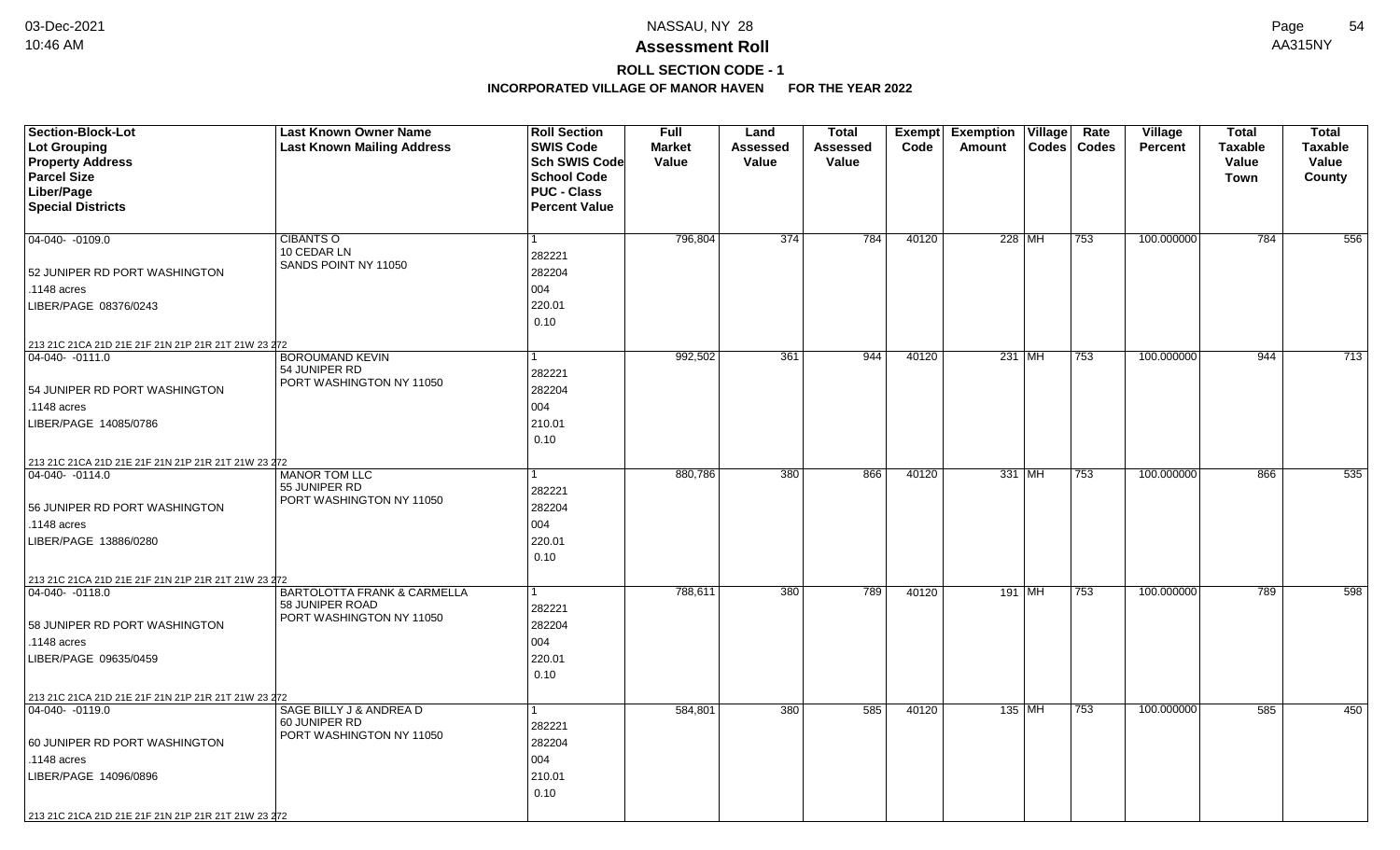# NASSAU, NY 28

## Assessment Roll

### ROLL SECTION CODE - 1

**INCORPORATED VILLAGE OF MANOR HAVEN FOR THE YEAR 2022**

| Section-Block-Lot<br>Lot Grouping<br>Property Address<br>Parcel Size<br>Liber/Page<br>Special Districts | Last Known Owner Name<br>Last Known Mailing Address | Roll Section<br>SWIS Code<br>Sch SWIS Code<br>School Code<br>PUC - Class<br>Percent Value | Full Market Value | Land Assessed Value | Total Assessed Value | Exempt Code | Exemption Amount | Village Codes | Rate Codes | Village Percent | Total Taxable Value Town | Total Taxable Value County |
|---|---|---|---|---|---|---|---|---|---|---|---|---|
| 04-040- -0109.0<br>52 JUNIPER RD PORT WASHINGTON<br>.1148 acres<br>LIBER/PAGE 08376/0243<br>213 21C 21CA 21D 21E 21F 21N 21P 21R 21T 21W 23 272 | CIBANTS O<br>10 CEDAR LN<br>SANDS POINT NY 11050 | 1<br>282221<br>282204<br>004<br>220.01<br>0.10 | 796,804 | 374 | 784 | 40120 | 228 | MH | 753 | 100.000000 | 784 | 556 |
| 04-040- -0111.0<br>54 JUNIPER RD PORT WASHINGTON<br>.1148 acres<br>LIBER/PAGE 14085/0786<br>213 21C 21CA 21D 21E 21F 21N 21P 21R 21T 21W 23 272 | BOROUMAND KEVIN<br>54 JUNIPER RD<br>PORT WASHINGTON NY 11050 | 1<br>282221<br>282204<br>004<br>210.01<br>0.10 | 992,502 | 361 | 944 | 40120 | 231 | MH | 753 | 100.000000 | 944 | 713 |
| 04-040- -0114.0<br>56 JUNIPER RD PORT WASHINGTON<br>.1148 acres<br>LIBER/PAGE 13886/0280<br>213 21C 21CA 21D 21E 21F 21N 21P 21R 21T 21W 23 272 | MANOR TOM LLC<br>55 JUNIPER RD<br>PORT WASHINGTON NY 11050 | 1<br>282221<br>282204<br>004<br>220.01<br>0.10 | 880,786 | 380 | 866 | 40120 | 331 | MH | 753 | 100.000000 | 866 | 535 |
| 04-040- -0118.0<br>58 JUNIPER RD PORT WASHINGTON<br>.1148 acres<br>LIBER/PAGE 09635/0459<br>213 21C 21CA 21D 21E 21F 21N 21P 21R 21T 21W 23 272 | BARTOLOTTA FRANK & CARMELLA<br>58 JUNIPER ROAD<br>PORT WASHINGTON NY 11050 | 1<br>282221<br>282204<br>004<br>220.01<br>0.10 | 788,611 | 380 | 789 | 40120 | 191 | MH | 753 | 100.000000 | 789 | 598 |
| 04-040- -0119.0<br>60 JUNIPER RD PORT WASHINGTON<br>.1148 acres<br>LIBER/PAGE 14096/0896<br>213 21C 21CA 21D 21E 21F 21N 21P 21R 21T 21W 23 272 | SAGE BILLY J & ANDREA D<br>60 JUNIPER RD<br>PORT WASHINGTON NY 11050 | 1<br>282221<br>282204<br>004<br>210.01<br>0.10 | 584,801 | 380 | 585 | 40120 | 135 | MH | 753 | 100.000000 | 585 | 450 |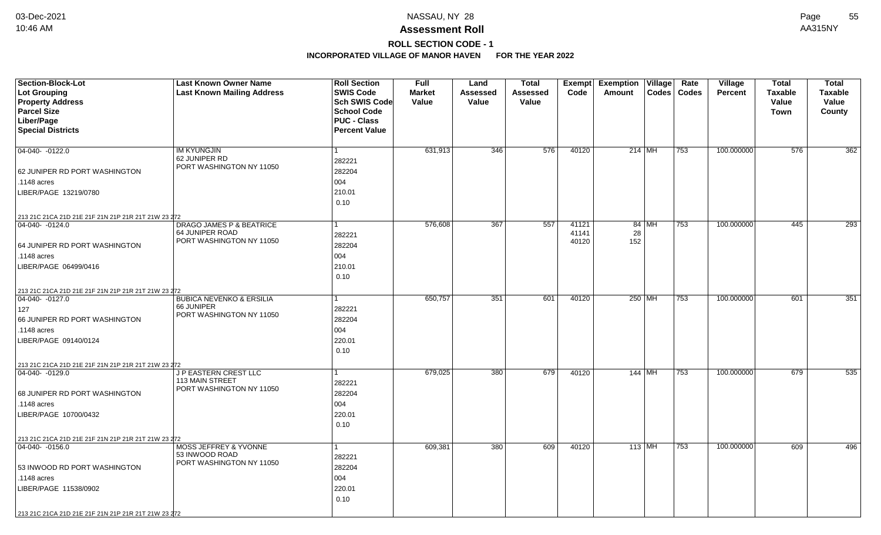# NASSAU, NY 28

## Assessment Roll

### ROLL SECTION CODE - 1

### INCORPORATED VILLAGE OF MANOR HAVEN FOR THE YEAR 2022

| Section-Block-Lot<br>Lot Grouping<br>Property Address<br>Parcel Size<br>Liber/Page<br>Special Districts | Last Known Owner Name<br>Last Known Mailing Address | Roll Section<br>SWIS Code<br>Sch SWIS Code<br>School Code<br>PUC - Class<br>Percent Value | Full Market Value | Land Assessed Value | Total Assessed Value | Exempt Code | Exemption Amount | Village Codes | Rate Codes | Village Percent | Total Taxable Value Town | Total Taxable Value County |
|---|---|---|---|---|---|---|---|---|---|---|---|---|
| 04-040- -0122.0<br>62 JUNIPER RD PORT WASHINGTON<br>.1148 acres<br>LIBER/PAGE 13219/0780<br>213 21C 21CA 21D 21E 21F 21N 21P 21R 21T 21W 23 272 | IM KYUNGJIN<br>62 JUNIPER RD<br>PORT WASHINGTON NY 11050 | 1<br>282221<br>282204<br>004<br>210.01<br>0.10 | 631,913 | 346 | 576 | 40120 | 214 | MH | 753 | 100.000000 | 576 | 362 |
| 04-040- -0124.0<br>64 JUNIPER RD PORT WASHINGTON<br>.1148 acres<br>LIBER/PAGE 06499/0416<br>213 21C 21CA 21D 21E 21F 21N 21P 21R 21T 21W 23 272 | DRAGO JAMES P & BEATRICE<br>64 JUNIPER ROAD<br>PORT WASHINGTON NY 11050 | 1<br>282221<br>282204<br>004<br>210.01<br>0.10 | 576,608 | 367 | 557 | 41121<br>41141<br>40120 | 84<br>28<br>152 | MH | 753 | 100.000000 | 445 | 293 |
| 04-040- -0127.0<br>127<br>66 JUNIPER RD PORT WASHINGTON<br>.1148 acres<br>LIBER/PAGE 09140/0124<br>213 21C 21CA 21D 21E 21F 21N 21P 21R 21T 21W 23 272 | BUBICA NEVENKO & ERSILIA<br>66 JUNIPER<br>PORT WASHINGTON NY 11050 | 1<br>282221<br>282204<br>004<br>220.01<br>0.10 | 650,757 | 351 | 601 | 40120 | 250 | MH | 753 | 100.000000 | 601 | 351 |
| 04-040- -0129.0<br>68 JUNIPER RD PORT WASHINGTON<br>.1148 acres<br>LIBER/PAGE 10700/0432<br>213 21C 21CA 21D 21E 21F 21N 21P 21R 21T 21W 23 272 | J P EASTERN CREST LLC<br>113 MAIN STREET<br>PORT WASHINGTON NY 11050 | 1<br>282221<br>282204<br>004<br>220.01<br>0.10 | 679,025 | 380 | 679 | 40120 | 144 | MH | 753 | 100.000000 | 679 | 535 |
| 04-040- -0156.0<br>53 INWOOD RD PORT WASHINGTON<br>.1148 acres<br>LIBER/PAGE 11538/0902<br>213 21C 21CA 21D 21E 21F 21N 21P 21R 21T 21W 23 272 | MOSS JEFFREY & YVONNE<br>53 INWOOD ROAD<br>PORT WASHINGTON NY 11050 | 1<br>282221<br>282204<br>004<br>220.01<br>0.10 | 609,381 | 380 | 609 | 40120 | 113 | MH | 753 | 100.000000 | 609 | 496 |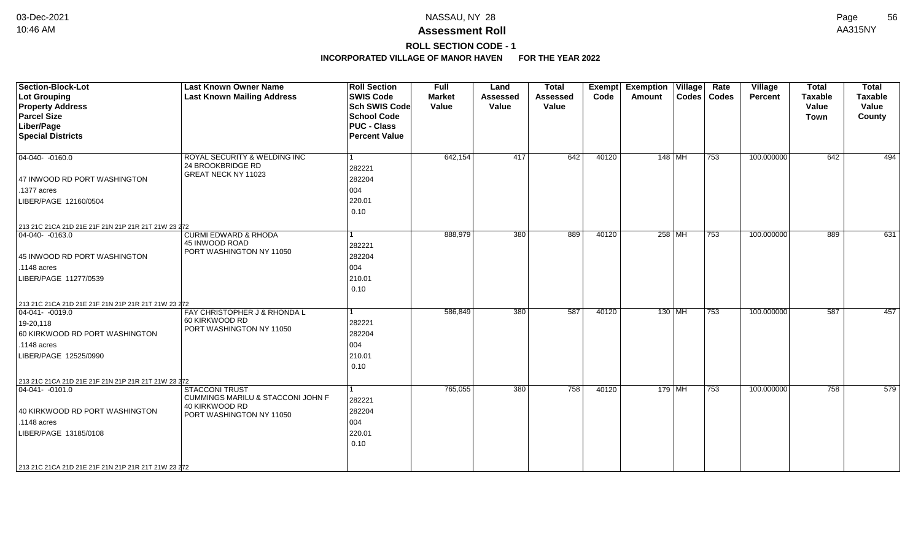# NASSAU, NY 28

# Assessment Roll

## ROLL SECTION CODE - 1

### INCORPORATED VILLAGE OF MANOR HAVEN FOR THE YEAR 2022

| Section-Block-Lot<br>Lot Grouping<br>Property Address<br>Parcel Size<br>Liber/Page<br>Special Districts | Last Known Owner Name<br>Last Known Mailing Address | Roll Section<br>SWIS Code<br>Sch SWIS Code<br>School Code<br>PUC - Class<br>Percent Value | Full Market Value | Land Assessed Value | Total Assessed Value | Exempt Code | Exemption Amount | Village Codes | Rate Codes | Village Percent | Total Taxable Value Town | Total Taxable Value County |
|---|---|---|---|---|---|---|---|---|---|---|---|---|
| 04-040- -0160.0<br>47 INWOOD RD PORT WASHINGTON<br>.1377 acres<br>LIBER/PAGE 12160/0504<br>213 21C 21CA 21D 21E 21F 21N 21P 21R 21T 21W 23 272 | ROYAL SECURITY & WELDING INC<br>24 BROOKBRIDGE RD<br>GREAT NECK NY 11023 | 1<br>282221<br>282204<br>004<br>220.01<br>0.10 | 642,154 | 417 | 642 | 40120 | 148 | MH | 753 | 100.000000 | 642 | 494 |
| 04-040- -0163.0<br>45 INWOOD RD PORT WASHINGTON<br>.1148 acres<br>LIBER/PAGE 11277/0539<br>213 21C 21CA 21D 21E 21F 21N 21P 21R 21T 21W 23 272 | CURMI EDWARD & RHODA<br>45 INWOOD ROAD<br>PORT WASHINGTON NY 11050 | 1<br>282221<br>282204<br>004<br>210.01<br>0.10 | 888,979 | 380 | 889 | 40120 | 258 | MH | 753 | 100.000000 | 889 | 631 |
| 04-041- -0019.0<br>19-20,118<br>60 KIRKWOOD RD PORT WASHINGTON<br>.1148 acres<br>LIBER/PAGE 12525/0990<br>213 21C 21CA 21D 21E 21F 21N 21P 21R 21T 21W 23 272 | FAY CHRISTOPHER J & RHONDA L<br>60 KIRKWOOD RD<br>PORT WASHINGTON NY 11050 | 1<br>282221<br>282204<br>004<br>210.01<br>0.10 | 586,849 | 380 | 587 | 40120 | 130 | MH | 753 | 100.000000 | 587 | 457 |
| 04-041- -0101.0<br>40 KIRKWOOD RD PORT WASHINGTON<br>.1148 acres<br>LIBER/PAGE 13185/0108<br>213 21C 21CA 21D 21E 21F 21N 21P 21R 21T 21W 23 272 | STACCONI TRUST<br>CUMMINGS MARILU & STACCONI JOHN F<br>40 KIRKWOOD RD<br>PORT WASHINGTON NY 11050 | 1<br>282221<br>282204<br>004<br>220.01<br>0.10 | 765,055 | 380 | 758 | 40120 | 179 | MH | 753 | 100.000000 | 758 | 579 |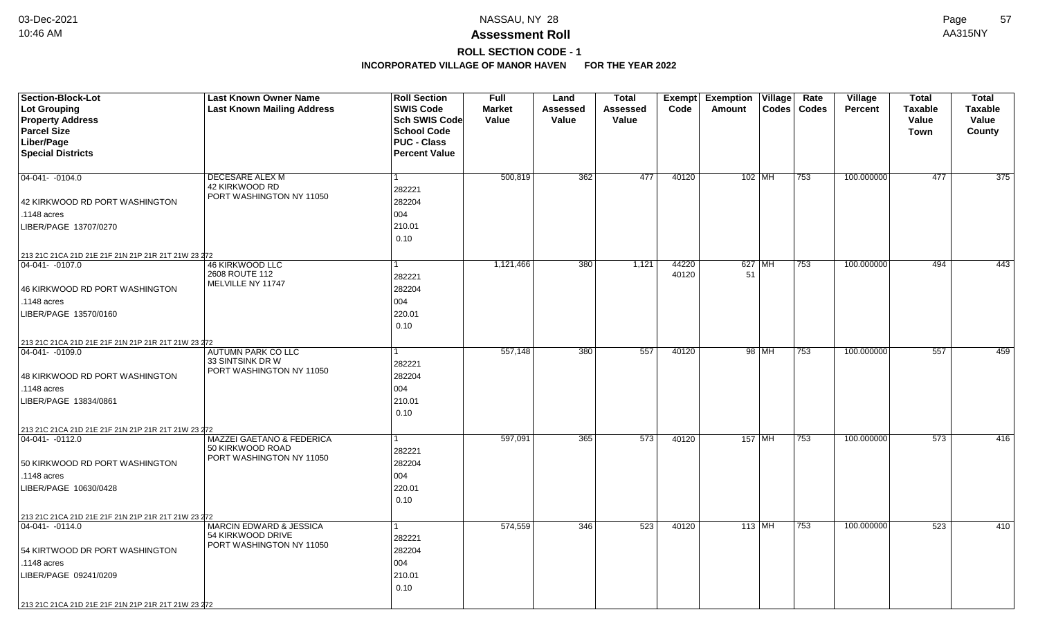# Assessment Roll

## ROLL SECTION CODE - 1

### INCORPORATED VILLAGE OF MANOR HAVEN FOR THE YEAR 2022

| Section-Block-Lot<br>Lot Grouping<br>Property Address<br>Parcel Size<br>Liber/Page<br>Special Districts | Last Known Owner Name<br>Last Known Mailing Address | Roll Section<br>SWIS Code<br>Sch SWIS Code<br>School Code<br>PUC - Class<br>Percent Value | Full Market Value | Land Assessed Value | Total Assessed Value | Exempt Code | Exemption Amount | Village Codes | Rate Codes | Village Percent | Total Taxable Value Town | Total Taxable Value County |
|---|---|---|---|---|---|---|---|---|---|---|---|---|
| 04-041- -0104.0<br>42 KIRKWOOD RD PORT WASHINGTON<br>.1148 acres<br>LIBER/PAGE 13707/0270<br>213 21C 21CA 21D 21E 21F 21N 21P 21R 21T 21W 23 272 | DECESARE ALEX M<br>42 KIRKWOOD RD<br>PORT WASHINGTON NY 11050 | 1<br>282221<br>282204<br>004<br>210.01<br>0.10 | 500,819 | 362 | 477 | 40120 | 102 | MH | 753 | 100.000000 | 477 | 375 |
| 04-041- -0107.0<br>46 KIRKWOOD RD PORT WASHINGTON<br>.1148 acres<br>LIBER/PAGE 13570/0160<br>213 21C 21CA 21D 21E 21F 21N 21P 21R 21T 21W 23 272 | 46 KIRKWOOD LLC<br>2608 ROUTE 112<br>MELVILLE NY 11747 | 1<br>282221<br>282204<br>004<br>220.01<br>0.10 | 1,121,466 | 380 | 1,121 | 44220<br>40120 | 627<br>51 | MH | 753 | 100.000000 | 494 | 443 |
| 04-041- -0109.0<br>48 KIRKWOOD RD PORT WASHINGTON<br>.1148 acres<br>LIBER/PAGE 13834/0861<br>213 21C 21CA 21D 21E 21F 21N 21P 21R 21T 21W 23 272 | AUTUMN PARK CO LLC<br>33 SINTSINK DR W<br>PORT WASHINGTON NY 11050 | 1<br>282221<br>282204<br>004<br>210.01<br>0.10 | 557,148 | 380 | 557 | 40120 | 98 | MH | 753 | 100.000000 | 557 | 459 |
| 04-041- -0112.0<br>50 KIRKWOOD RD PORT WASHINGTON<br>.1148 acres<br>LIBER/PAGE 10630/0428<br>213 21C 21CA 21D 21E 21F 21N 21P 21R 21T 21W 23 272 | MAZZEI GAETANO & FEDERICA<br>50 KIRKWOOD ROAD<br>PORT WASHINGTON NY 11050 | 1<br>282221<br>282204<br>004<br>220.01<br>0.10 | 597,091 | 365 | 573 | 40120 | 157 | MH | 753 | 100.000000 | 573 | 416 |
| 04-041- -0114.0<br>54 KIRTWOOD DR PORT WASHINGTON<br>.1148 acres<br>LIBER/PAGE 09241/0209<br>213 21C 21CA 21D 21E 21F 21N 21P 21R 21T 21W 23 272 | MARCIN EDWARD & JESSICA<br>54 KIRKWOOD DRIVE<br>PORT WASHINGTON NY 11050 | 1<br>282221<br>282204<br>004<br>210.01<br>0.10 | 574,559 | 346 | 523 | 40120 | 113 | MH | 753 | 100.000000 | 523 | 410 |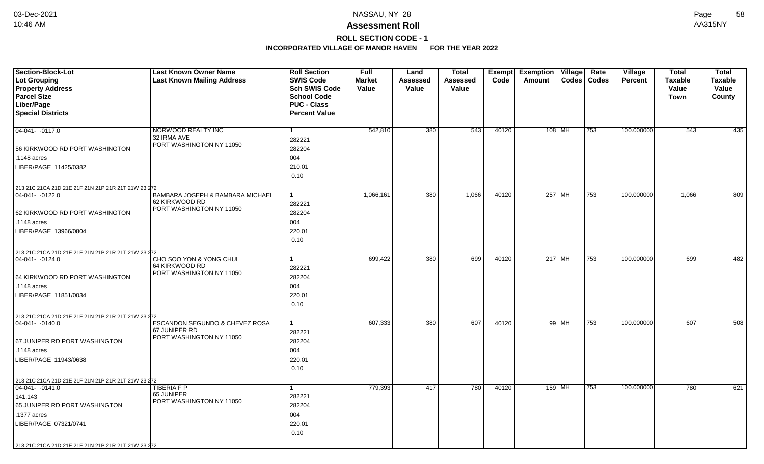# NASSAU, NY 28

## Assessment Roll

### ROLL SECTION CODE - 1

### INCORPORATED VILLAGE OF MANOR HAVEN FOR THE YEAR 2022

| Section-Block-Lot<br>Lot Grouping<br>Property Address<br>Parcel Size<br>Liber/Page<br>Special Districts | Last Known Owner Name<br>Last Known Mailing Address | Roll Section<br>SWIS Code<br>Sch SWIS Code<br>School Code<br>PUC - Class<br>Percent Value | Full Market Value | Land Assessed Value | Total Assessed Value | Exempt Code | Exemption Amount | Village Codes | Rate Codes | Village Percent | Total Taxable Value Town | Total Taxable Value County |
|---|---|---|---|---|---|---|---|---|---|---|---|---|
| 04-041- -0117.0<br>56 KIRKWOOD RD PORT WASHINGTON<br>.1148 acres<br>LIBER/PAGE 11425/0382<br>213 21C 21CA 21D 21E 21F 21N 21P 21R 21T 21W 23 272 | NORWOOD REALTY INC<br>32 IRMA AVE<br>PORT WASHINGTON NY 11050 | 1<br>282221<br>282204<br>004<br>210.01<br>0.10 | 542,810 | 380 | 543 | 40120 | 108 | MH | 753 | 100.000000 | 543 | 435 |
| 04-041- -0122.0<br>62 KIRKWOOD RD PORT WASHINGTON<br>.1148 acres<br>LIBER/PAGE 13966/0804<br>213 21C 21CA 21D 21E 21F 21N 21P 21R 21T 21W 23 272 | BAMBARA JOSEPH & BAMBARA MICHAEL<br>62 KIRKWOOD RD<br>PORT WASHINGTON NY 11050 | 1<br>282221<br>282204<br>004<br>220.01<br>0.10 | 1,066,161 | 380 | 1,066 | 40120 | 257 | MH | 753 | 100.000000 | 1,066 | 809 |
| 04-041- -0124.0<br>64 KIRKWOOD RD PORT WASHINGTON<br>.1148 acres<br>LIBER/PAGE 11851/0034<br>213 21C 21CA 21D 21E 21F 21N 21P 21R 21T 21W 23 272 | CHO SOO YON & YONG CHUL<br>64 KIRKWOOD RD<br>PORT WASHINGTON NY 11050 | 1<br>282221<br>282204<br>004<br>220.01<br>0.10 | 699,422 | 380 | 699 | 40120 | 217 | MH | 753 | 100.000000 | 699 | 482 |
| 04-041- -0140.0<br>67 JUNIPER RD PORT WASHINGTON<br>.1148 acres<br>LIBER/PAGE 11943/0638<br>213 21C 21CA 21D 21E 21F 21N 21P 21R 21T 21W 23 272 | ESCANDON SEGUNDO & CHEVEZ ROSA<br>67 JUNIPER RD<br>PORT WASHINGTON NY 11050 | 1<br>282221<br>282204<br>004<br>220.01<br>0.10 | 607,333 | 380 | 607 | 40120 | 99 | MH | 753 | 100.000000 | 607 | 508 |
| 04-041- -0141.0<br>141,143<br>65 JUNIPER RD PORT WASHINGTON<br>.1377 acres<br>LIBER/PAGE 07321/0741<br>213 21C 21CA 21D 21E 21F 21N 21P 21R 21T 21W 23 272 | TIBERIA F P<br>65 JUNIPER<br>PORT WASHINGTON NY 11050 | 1<br>282221<br>282204<br>004<br>220.01<br>0.10 | 779,393 | 417 | 780 | 40120 | 159 | MH | 753 | 100.000000 | 780 | 621 |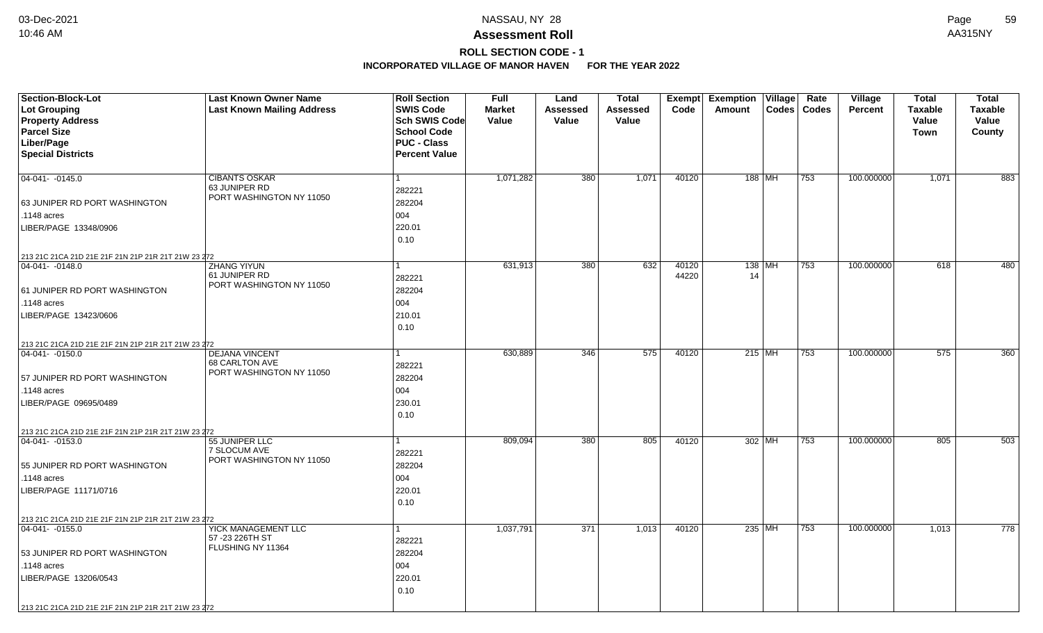# Assessment Roll

## ROLL SECTION CODE - 1

### INCORPORATED VILLAGE OF MANOR HAVEN FOR THE YEAR 2022

| Section-Block-Lot<br>Lot Grouping<br>Property Address<br>Parcel Size<br>Liber/Page<br>Special Districts | Last Known Owner Name<br>Last Known Mailing Address | Roll Section<br>SWIS Code<br>Sch SWIS Code<br>School Code<br>PUC - Class<br>Percent Value | Full Market Value | Land Assessed Value | Total Assessed Value | Exempt Code | Exemption Amount | Village Codes | Rate Codes | Village Percent | Total Taxable Value Town | Total Taxable Value County |
|---|---|---|---|---|---|---|---|---|---|---|---|---|
| 04-041- -0145.0<br>63 JUNIPER RD PORT WASHINGTON<br>.1148 acres<br>LIBER/PAGE 13348/0906<br>213 21C 21CA 21D 21E 21F 21N 21P 21R 21T 21W 23 272 | CIBANTS OSKAR<br>63 JUNIPER RD<br>PORT WASHINGTON NY 11050 | 1<br>282221<br>282204<br>004<br>220.01<br>0.10 | 1,071,282 | 380 | 1,071 | 40120 | 188 | MH | 753 | 100.000000 | 1,071 | 883 |
| 04-041- -0148.0<br>61 JUNIPER RD PORT WASHINGTON<br>.1148 acres<br>LIBER/PAGE 13423/0606<br>213 21C 21CA 21D 21E 21F 21N 21P 21R 21T 21W 23 272 | ZHANG YIYUN<br>61 JUNIPER RD<br>PORT WASHINGTON NY 11050 | 1<br>282221<br>282204<br>004<br>210.01<br>0.10 | 631,913 | 380 | 632 | 40120<br>44220 | 138<br>14 | MH | 753 | 100.000000 | 618 | 480 |
| 04-041- -0150.0<br>57 JUNIPER RD PORT WASHINGTON<br>.1148 acres<br>LIBER/PAGE 09695/0489<br>213 21C 21CA 21D 21E 21F 21N 21P 21R 21T 21W 23 272 | DEJANA VINCENT<br>68 CARLTON AVE<br>PORT WASHINGTON NY 11050 | 1<br>282221<br>282204<br>004<br>230.01<br>0.10 | 630,889 | 346 | 575 | 40120 | 215 | MH | 753 | 100.000000 | 575 | 360 |
| 04-041- -0153.0<br>55 JUNIPER RD PORT WASHINGTON<br>.1148 acres<br>LIBER/PAGE 11171/0716<br>213 21C 21CA 21D 21E 21F 21N 21P 21R 21T 21W 23 272 | 55 JUNIPER LLC<br>7 SLOCUM AVE<br>PORT WASHINGTON NY 11050 | 1<br>282221<br>282204<br>004<br>220.01<br>0.10 | 809,094 | 380 | 805 | 40120 | 302 | MH | 753 | 100.000000 | 805 | 503 |
| 04-041- -0155.0<br>53 JUNIPER RD PORT WASHINGTON<br>.1148 acres<br>LIBER/PAGE 13206/0543<br>213 21C 21CA 21D 21E 21F 21N 21P 21R 21T 21W 23 272 | YICK MANAGEMENT LLC<br>57 -23 226TH ST<br>FLUSHING NY 11364 | 1<br>282221<br>282204<br>004<br>220.01<br>0.10 | 1,037,791 | 371 | 1,013 | 40120 | 235 | MH | 753 | 100.000000 | 1,013 | 778 |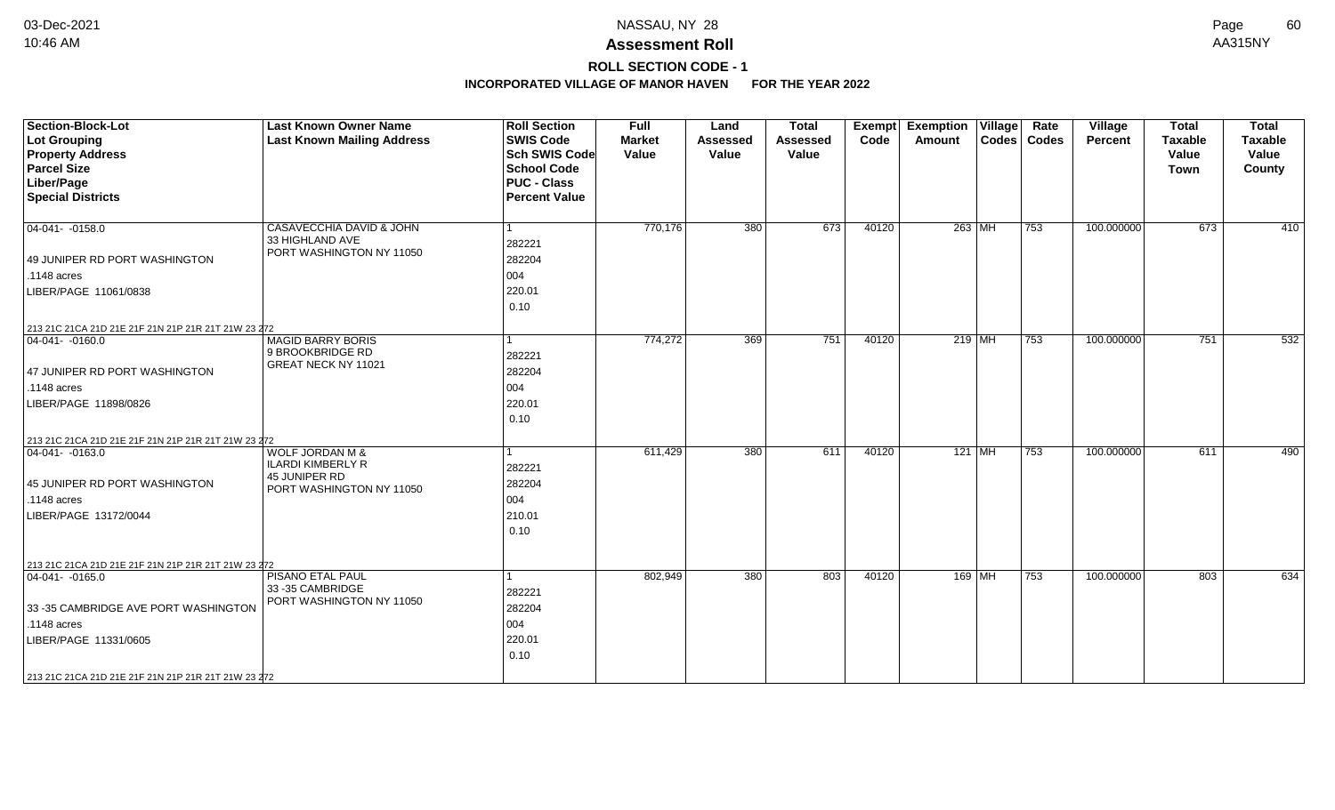# Assessment Roll

## ROLL SECTION CODE - 1

### INCORPORATED VILLAGE OF MANOR HAVEN FOR THE YEAR 2022

| Section-Block-Lot<br>Lot Grouping<br>Property Address<br>Parcel Size<br>Liber/Page<br>Special Districts | Last Known Owner Name<br>Last Known Mailing Address | Roll Section<br>SWIS Code<br>Sch SWIS Code<br>School Code<br>PUC - Class<br>Percent Value | Full Market Value | Land Assessed Value | Total Assessed Value | Exempt Code | Exemption Amount | Village Codes | Rate Codes | Village Percent | Total Taxable Value Town | Total Taxable Value County |
|---|---|---|---|---|---|---|---|---|---|---|---|---|
| 04-041- -0158.0<br>49 JUNIPER RD PORT WASHINGTON<br>.1148 acres<br>LIBER/PAGE 11061/0838<br>213 21C 21CA 21D 21E 21F 21N 21P 21R 21T 21W 23 272 | CASAVECCHIA DAVID & JOHN<br>33 HIGHLAND AVE<br>PORT WASHINGTON NY 11050 | 1<br>282221<br>282204<br>004<br>220.01<br>0.10 | 770,176 | 380 | 673 | 40120 | 263 | MH | 753 | 100.000000 | 673 | 410 |
| 04-041- -0160.0<br>47 JUNIPER RD PORT WASHINGTON<br>.1148 acres<br>LIBER/PAGE 11898/0826<br>213 21C 21CA 21D 21E 21F 21N 21P 21R 21T 21W 23 272 | MAGID BARRY BORIS<br>9 BROOKBRIDGE RD<br>GREAT NECK NY 11021 | 1<br>282221<br>282204<br>004<br>220.01<br>0.10 | 774,272 | 369 | 751 | 40120 | 219 | MH | 753 | 100.000000 | 751 | 532 |
| 04-041- -0163.0<br>45 JUNIPER RD PORT WASHINGTON<br>.1148 acres<br>LIBER/PAGE 13172/0044<br>213 21C 21CA 21D 21E 21F 21N 21P 21R 21T 21W 23 272 | WOLF JORDAN M &<br>ILARDI KIMBERLY R<br>45 JUNIPER RD<br>PORT WASHINGTON NY 11050 | 1<br>282221<br>282204<br>004<br>210.01<br>0.10 | 611,429 | 380 | 611 | 40120 | 121 | MH | 753 | 100.000000 | 611 | 490 |
| 04-041- -0165.0<br>33 -35 CAMBRIDGE AVE PORT WASHINGTON<br>.1148 acres<br>LIBER/PAGE 11331/0605<br>213 21C 21CA 21D 21E 21F 21N 21P 21R 21T 21W 23 272 | PISANO ETAL PAUL<br>33 -35 CAMBRIDGE<br>PORT WASHINGTON NY 11050 | 1<br>282221<br>282204<br>004<br>220.01<br>0.10 | 802,949 | 380 | 803 | 40120 | 169 | MH | 753 | 100.000000 | 803 | 634 |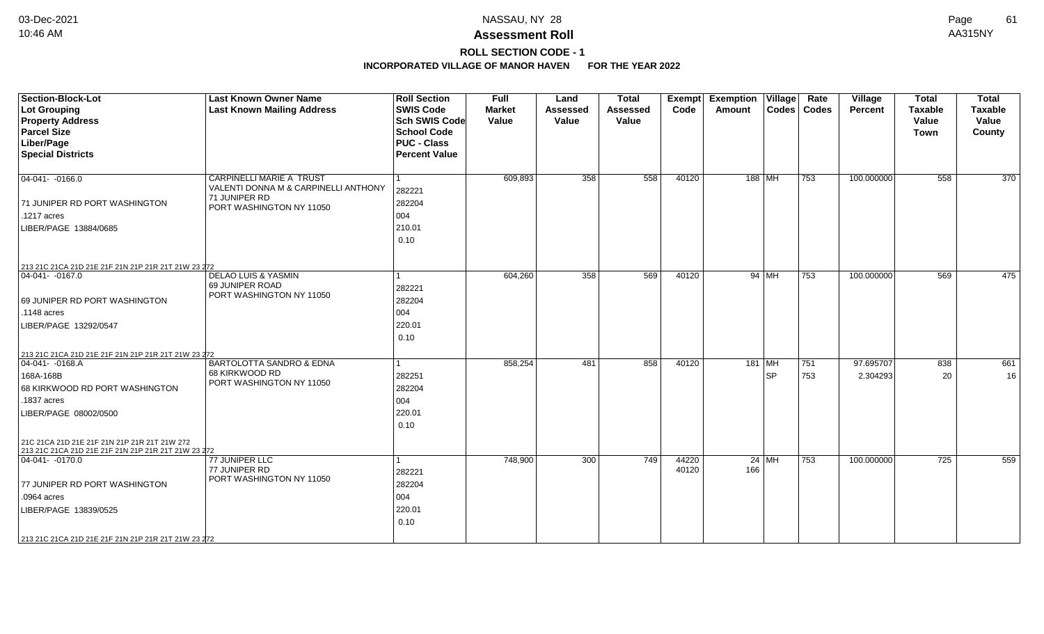# Assessment Roll

## ROLL SECTION CODE - 1

### INCORPORATED VILLAGE OF MANOR HAVEN FOR THE YEAR 2022

| Section-Block-Lot<br>Lot Grouping<br>Property Address<br>Parcel Size<br>Liber/Page<br>Special Districts | Last Known Owner Name<br>Last Known Mailing Address | Roll Section<br>SWIS Code<br>Sch SWIS Code<br>School Code<br>PUC - Class<br>Percent Value | Full Market Value | Land Assessed Value | Total Assessed Value | Exempt Code | Exemption Amount | Village Codes | Rate Codes | Village Percent | Total Taxable Value Town | Total Taxable Value County |
|---|---|---|---|---|---|---|---|---|---|---|---|---|
| 04-041- -0166.0<br>71 JUNIPER RD PORT WASHINGTON<br>.1217 acres<br>LIBER/PAGE 13884/0685<br>213 21C 21CA 21D 21E 21F 21N 21P 21R 21T 21W 23 272 | CARPINELLI MARIE A TRUST<br>VALENTI DONNA M & CARPINELLI ANTHONY<br>71 JUNIPER RD<br>PORT WASHINGTON NY 11050 | 1<br>282221<br>282204<br>004<br>210.01<br>0.10 | 609,893 | 358 | 558 | 40120 | 188 | MH | 753 | 100.000000 | 558 | 370 |
| 04-041- -0167.0<br>69 JUNIPER RD PORT WASHINGTON<br>.1148 acres<br>LIBER/PAGE 13292/0547<br>213 21C 21CA 21D 21E 21F 21N 21P 21R 21T 21W 23 272 | DELAO LUIS & YASMIN<br>69 JUNIPER ROAD<br>PORT WASHINGTON NY 11050 | 1<br>282221<br>282204<br>004<br>220.01<br>0.10 | 604,260 | 358 | 569 | 40120 | 94 | MH | 753 | 100.000000 | 569 | 475 |
| 04-041- -0168.A<br>168A-168B<br>68 KIRKWOOD RD PORT WASHINGTON<br>.1837 acres<br>LIBER/PAGE 08002/0500<br>21C 21CA 21D 21E 21F 21N 21P 21R 21T 21W 272<br>213 21C 21CA 21D 21E 21F 21N 21P 21R 21T 21W 23 272 | BARTOLOTTA SANDRO & EDNA<br>68 KIRKWOOD RD<br>PORT WASHINGTON NY 11050 | 1<br>282251<br>282204<br>004<br>220.01<br>0.10 | 858,254 | 481 | 858 | 40120 | 181 | MH<br>SP | 751<br>753 | 97.695707<br>2.304293 | 838<br>20 | 661<br>16 |
| 04-041- -0170.0<br>77 JUNIPER RD PORT WASHINGTON<br>.0964 acres<br>LIBER/PAGE 13839/0525<br>213 21C 21CA 21D 21E 21F 21N 21P 21R 21T 21W 23 272 | 77 JUNIPER LLC<br>77 JUNIPER RD<br>PORT WASHINGTON NY 11050 | 1<br>282221<br>282204<br>004<br>220.01<br>0.10 | 748,900 | 300 | 749 | 44220<br>40120 | 24<br>166 | MH | 753 | 100.000000 | 725 | 559 |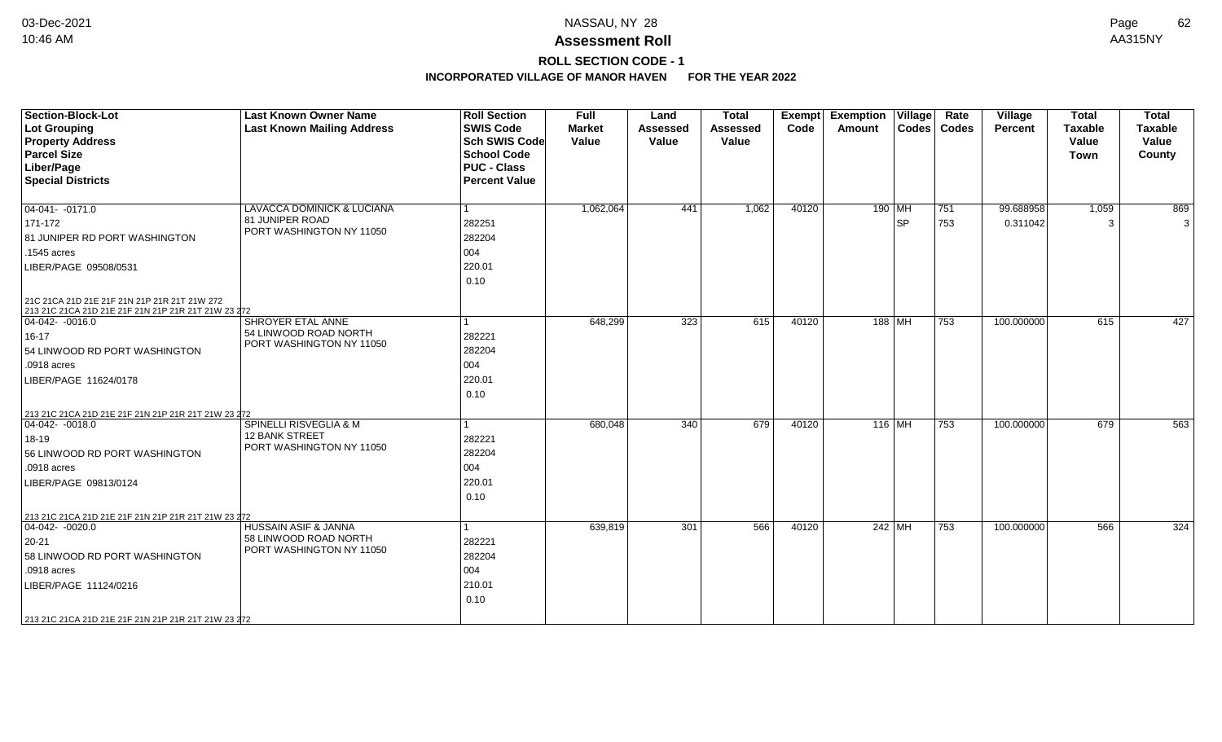## Assessment Roll

**ROLL SECTION CODE - 1**

**INCORPORATED VILLAGE OF MANOR HAVEN FOR THE YEAR 2022**

NASSAU, NY 28

AA315NY

| Section-Block-Lot<br>Lot Grouping<br>Property Address<br>Parcel Size<br>Liber/Page<br>Special Districts | Last Known Owner Name<br>Last Known Mailing Address | Roll Section<br>SWIS Code<br>Sch SWIS Code<br>School Code<br>PUC - Class<br>Percent Value | Full Market Value | Land Assessed Value | Total Assessed Value | Exempt Code | Exemption Amount | Village Codes | Rate Codes | Village Percent | Total Taxable Value Town | Total Taxable Value County |
|---|---|---|---|---|---|---|---|---|---|---|---|---|
| 04-041- -0171.0<br>171-172<br>81 JUNIPER RD PORT WASHINGTON<br>.1545 acres<br>LIBER/PAGE 09508/0531<br>21C 21CA 21D 21E 21F 21N 21P 21R 21T 21W 272<br>213 21C 21CA 21D 21E 21F 21N 21P 21R 21T 21W 23 272 | LAVACCA DOMINICK & LUCIANA<br>81 JUNIPER ROAD<br>PORT WASHINGTON NY 11050 | 1<br>282251<br>282204<br>004<br>220.01<br>0.10 | 1,062,064 | 441 | 1,062 | 40120 | 190 | MH<br>SP | 751<br>753 | 99.688958<br>0.311042 | 1,059<br>3 | 869<br>3 |
| 04-042- -0016.0<br>16-17<br>54 LINWOOD RD PORT WASHINGTON<br>.0918 acres<br>LIBER/PAGE 11624/0178<br>213 21C 21CA 21D 21E 21F 21N 21P 21R 21T 21W 23 272 | SHROYER ETAL ANNE<br>54 LINWOOD ROAD NORTH<br>PORT WASHINGTON NY 11050 | 1<br>282221<br>282204<br>004<br>220.01<br>0.10 | 648,299 | 323 | 615 | 40120 | 188 | MH | 753 | 100.000000 | 615 | 427 |
| 04-042- -0018.0<br>18-19<br>56 LINWOOD RD PORT WASHINGTON<br>.0918 acres<br>LIBER/PAGE 09813/0124<br>213 21C 21CA 21D 21E 21F 21N 21P 21R 21T 21W 23 272 | SPINELLI RISVEGLIA & M<br>12 BANK STREET<br>PORT WASHINGTON NY 11050 | 1<br>282221<br>282204<br>004<br>220.01<br>0.10 | 680,048 | 340 | 679 | 40120 | 116 | MH | 753 | 100.000000 | 679 | 563 |
| 04-042- -0020.0<br>20-21<br>58 LINWOOD RD PORT WASHINGTON<br>.0918 acres<br>LIBER/PAGE 11124/0216<br>213 21C 21CA 21D 21E 21F 21N 21P 21R 21T 21W 23 272 | HUSSAIN ASIF & JANNA<br>58 LINWOOD ROAD NORTH<br>PORT WASHINGTON NY 11050 | 1<br>282221<br>282204<br>004<br>210.01<br>0.10 | 639,819 | 301 | 566 | 40120 | 242 | MH | 753 | 100.000000 | 566 | 324 |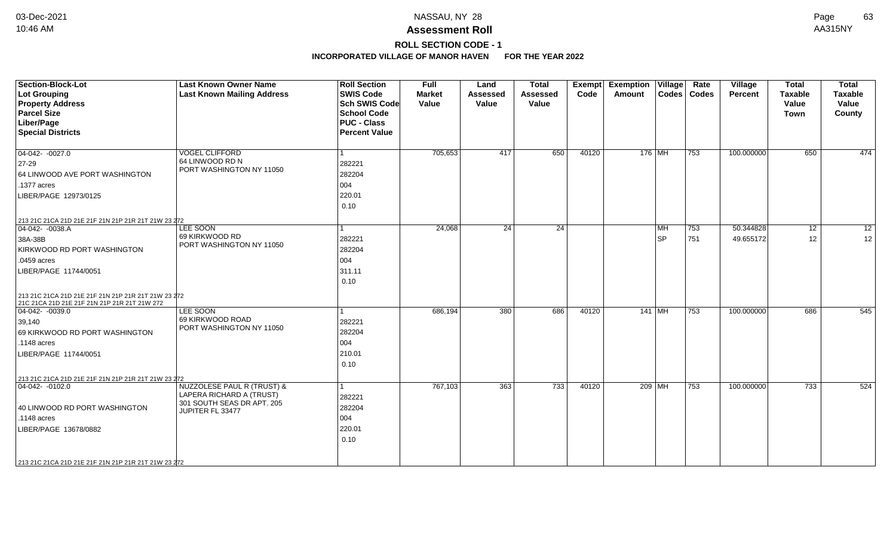# Assessment Roll

## ROLL SECTION CODE - 1

### INCORPORATED VILLAGE OF MANOR HAVEN FOR THE YEAR 2022

| Section-Block-Lot<br>Lot Grouping<br>Property Address<br>Parcel Size<br>Liber/Page<br>Special Districts | Last Known Owner Name<br>Last Known Mailing Address | Roll Section<br>SWIS Code<br>Sch SWIS Code<br>School Code<br>PUC - Class<br>Percent Value | Full Market Value | Land Assessed Value | Total Assessed Value | Exempt Code | Exemption Amount | Village Codes | Rate Codes | Village Percent | Total Taxable Value Town | Total Taxable Value County |
|---|---|---|---|---|---|---|---|---|---|---|---|---|
| 04-042- -0027.0<br>27-29<br>64 LINWOOD AVE PORT WASHINGTON<br>.1377 acres<br>LIBER/PAGE 12973/0125<br>213 21C 21CA 21D 21E 21F 21N 21P 21R 21T 21W 23 272 | VOGEL CLIFFORD<br>64 LINWOOD RD N<br>PORT WASHINGTON NY 11050 | 1<br>282221<br>282204<br>004<br>220.01<br>0.10 | 705,653 | 417 | 650 | 40120 | 176 | MH | 753 | 100.000000 | 650 | 474 |
| 04-042- -0038.A<br>38A-38B<br>KIRKWOOD RD PORT WASHINGTON<br>.0459 acres<br>LIBER/PAGE 11744/0051<br>213 21C 21CA 21D 21E 21F 21N 21P 21R 21T 21W 23 272<br>21C 21CA 21D 21E 21F 21N 21P 21R 21T 21W 272 | LEE SOON<br>69 KIRKWOOD RD<br>PORT WASHINGTON NY 11050 | 1<br>282221<br>282204<br>004<br>311.11<br>0.10 | 24,068 | 24 | 24 | | | MH<br>SP | 753<br>751 | 50.344828<br>49.655172 | 12<br>12 | 12<br>12 |
| 04-042- -0039.0<br>39,140<br>69 KIRKWOOD RD PORT WASHINGTON<br>.1148 acres<br>LIBER/PAGE 11744/0051<br>213 21C 21CA 21D 21E 21F 21N 21P 21R 21T 21W 23 272 | LEE SOON<br>69 KIRKWOOD ROAD<br>PORT WASHINGTON NY 11050 | 1<br>282221<br>282204<br>004<br>210.01<br>0.10 | 686,194 | 380 | 686 | 40120 | 141 | MH | 753 | 100.000000 | 686 | 545 |
| 04-042- -0102.0<br>40 LINWOOD RD PORT WASHINGTON<br>.1148 acres<br>LIBER/PAGE 13678/0882<br>213 21C 21CA 21D 21E 21F 21N 21P 21R 21T 21W 23 272 | NUZZOLESE PAUL R (TRUST) &<br>LAPERA RICHARD A (TRUST)<br>301 SOUTH SEAS DR APT. 205<br>JUPITER FL 33477 | 1<br>282221<br>282204<br>004<br>220.01<br>0.10 | 767,103 | 363 | 733 | 40120 | 209 | MH | 753 | 100.000000 | 733 | 524 |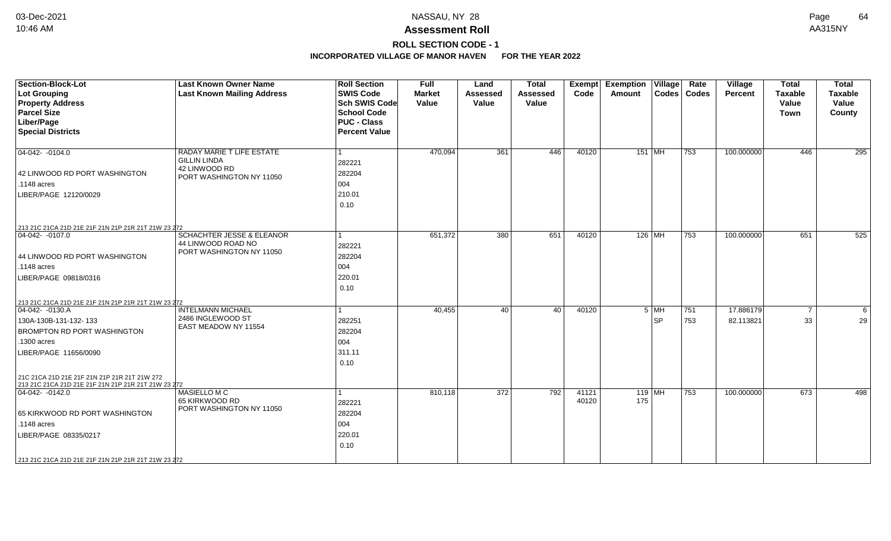# NASSAU, NY 28

## Assessment Roll

### ROLL SECTION CODE - 1

### INCORPORATED VILLAGE OF MANOR HAVEN FOR THE YEAR 2022

| Section-Block-Lot<br>Lot Grouping<br>Property Address<br>Parcel Size<br>Liber/Page<br>Special Districts | Last Known Owner Name<br>Last Known Mailing Address | Roll Section<br>SWIS Code<br>Sch SWIS Code<br>School Code<br>PUC - Class<br>Percent Value | Full Market Value | Land Assessed Value | Total Assessed Value | Exempt Code | Exemption Amount | Village Codes | Rate Codes | Village Percent | Total Taxable Value Town | Total Taxable Value County |
|---|---|---|---|---|---|---|---|---|---|---|---|---|
| 04-042- -0104.0<br>42 LINWOOD RD PORT WASHINGTON<br>.1148 acres<br>LIBER/PAGE 12120/0029<br>213 21C 21CA 21D 21E 21F 21N 21P 21R 21T 21W 23 272 | RADAY MARIE T LIFE ESTATE<br>GILLIN LINDA<br>42 LINWOOD RD<br>PORT WASHINGTON NY 11050 | 1<br>282221<br>282204<br>004<br>210.01<br>0.10 | 470,094 | 361 | 446 | 40120 | 151 | MH | 753 | 100.000000 | 446 | 295 |
| 04-042- -0107.0<br>44 LINWOOD RD PORT WASHINGTON<br>.1148 acres<br>LIBER/PAGE 09818/0316<br>213 21C 21CA 21D 21E 21F 21N 21P 21R 21T 21W 23 272 | SCHACHTER JESSE & ELEANOR<br>44 LINWOOD ROAD NO<br>PORT WASHINGTON NY 11050 | 1<br>282221<br>282204<br>004<br>220.01<br>0.10 | 651,372 | 380 | 651 | 40120 | 126 | MH | 753 | 100.000000 | 651 | 525 |
| 04-042- -0130.A<br>130A-130B-131-132- 133<br>BROMPTON RD PORT WASHINGTON<br>.1300 acres<br>LIBER/PAGE 11656/0090<br>21C 21CA 21D 21E 21F 21N 21P 21R 21T 21W 272<br>213 21C 21CA 21D 21E 21F 21N 21P 21R 21T 21W 23 272 | INTELMANN MICHAEL<br>2486 INGLEWOOD ST<br>EAST MEADOW NY 11554 | 1<br>282251<br>282204<br>004<br>311.11<br>0.10 | 40,455 | 40 | 40 | 40120 | 5 | MH<br>SP | 751<br>753 | 17.886179<br>82.113821 | 7<br>33 | 6<br>29 |
| 04-042- -0142.0<br>65 KIRKWOOD RD PORT WASHINGTON<br>.1148 acres<br>LIBER/PAGE 08335/0217<br>213 21C 21CA 21D 21E 21F 21N 21P 21R 21T 21W 23 272 | MASIELLO M C<br>65 KIRKWOOD RD<br>PORT WASHINGTON NY 11050 | 1<br>282221<br>282204<br>004<br>220.01<br>0.10 | 810,118 | 372 | 792 | 41121<br>40120 | 119<br>175 | MH | 753 | 100.000000 | 673 | 498 |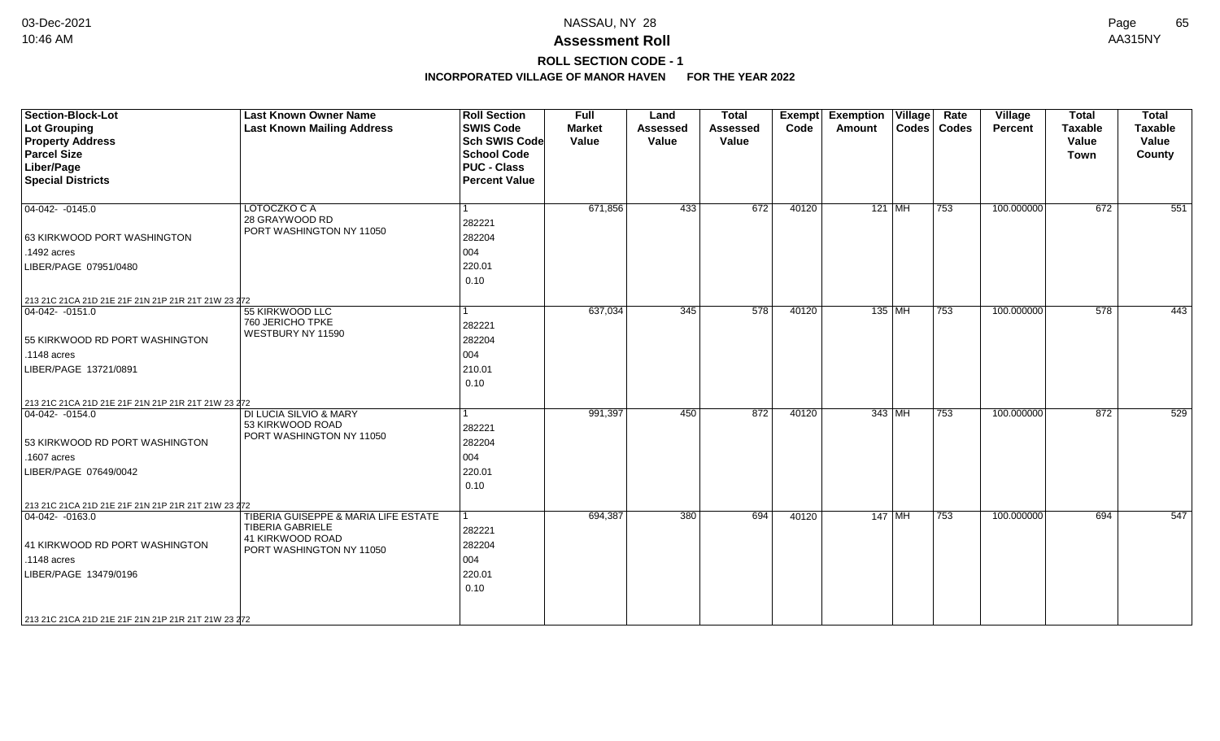# Assessment Roll

## ROLL SECTION CODE - 1

### INCORPORATED VILLAGE OF MANOR HAVEN FOR THE YEAR 2022

| Section-Block-Lot<br>Lot Grouping<br>Property Address<br>Parcel Size<br>Liber/Page<br>Special Districts | Last Known Owner Name<br>Last Known Mailing Address | Roll Section<br>SWIS Code<br>Sch SWIS Code<br>School Code<br>PUC - Class<br>Percent Value | Full Market Value | Land Assessed Value | Total Assessed Value | Exempt Code | Exemption Amount | Village Codes | Rate Codes | Village Percent | Total Taxable Value Town | Total Taxable Value County |
|---|---|---|---|---|---|---|---|---|---|---|---|---|
| 04-042- -0145.0<br>63 KIRKWOOD PORT WASHINGTON<br>.1492 acres<br>LIBER/PAGE 07951/0480<br>213 21C 21CA 21D 21E 21F 21N 21P 21R 21T 21W 23 272 | LOTOCZKO C A<br>28 GRAYWOOD RD<br>PORT WASHINGTON NY 11050 | 1<br>282221<br>282204<br>004<br>220.01<br>0.10 | 671,856 | 433 | 672 | 40120 | 121 | MH | 753 | 100.000000 | 672 | 551 |
| 04-042- -0151.0<br>55 KIRKWOOD RD PORT WASHINGTON<br>.1148 acres<br>LIBER/PAGE 13721/0891<br>213 21C 21CA 21D 21E 21F 21N 21P 21R 21T 21W 23 272 | 55 KIRKWOOD LLC<br>760 JERICHO TPKE<br>WESTBURY NY 11590 | 1<br>282221<br>282204<br>004<br>210.01<br>0.10 | 637,034 | 345 | 578 | 40120 | 135 | MH | 753 | 100.000000 | 578 | 443 |
| 04-042- -0154.0<br>53 KIRKWOOD RD PORT WASHINGTON<br>.1607 acres<br>LIBER/PAGE 07649/0042<br>213 21C 21CA 21D 21E 21F 21N 21P 21R 21T 21W 23 272 | DI LUCIA SILVIO & MARY<br>53 KIRKWOOD ROAD<br>PORT WASHINGTON NY 11050 | 1<br>282221<br>282204<br>004<br>220.01<br>0.10 | 991,397 | 450 | 872 | 40120 | 343 | MH | 753 | 100.000000 | 872 | 529 |
| 04-042- -0163.0<br>41 KIRKWOOD RD PORT WASHINGTON<br>.1148 acres<br>LIBER/PAGE 13479/0196<br>213 21C 21CA 21D 21E 21F 21N 21P 21R 21T 21W 23 272 | TIBERIA GUISEPPE & MARIA LIFE ESTATE<br>TIBERIA GABRIELE<br>41 KIRKWOOD ROAD<br>PORT WASHINGTON NY 11050 | 1<br>282221<br>282204<br>004<br>220.01<br>0.10 | 694,387 | 380 | 694 | 40120 | 147 | MH | 753 | 100.000000 | 694 | 547 |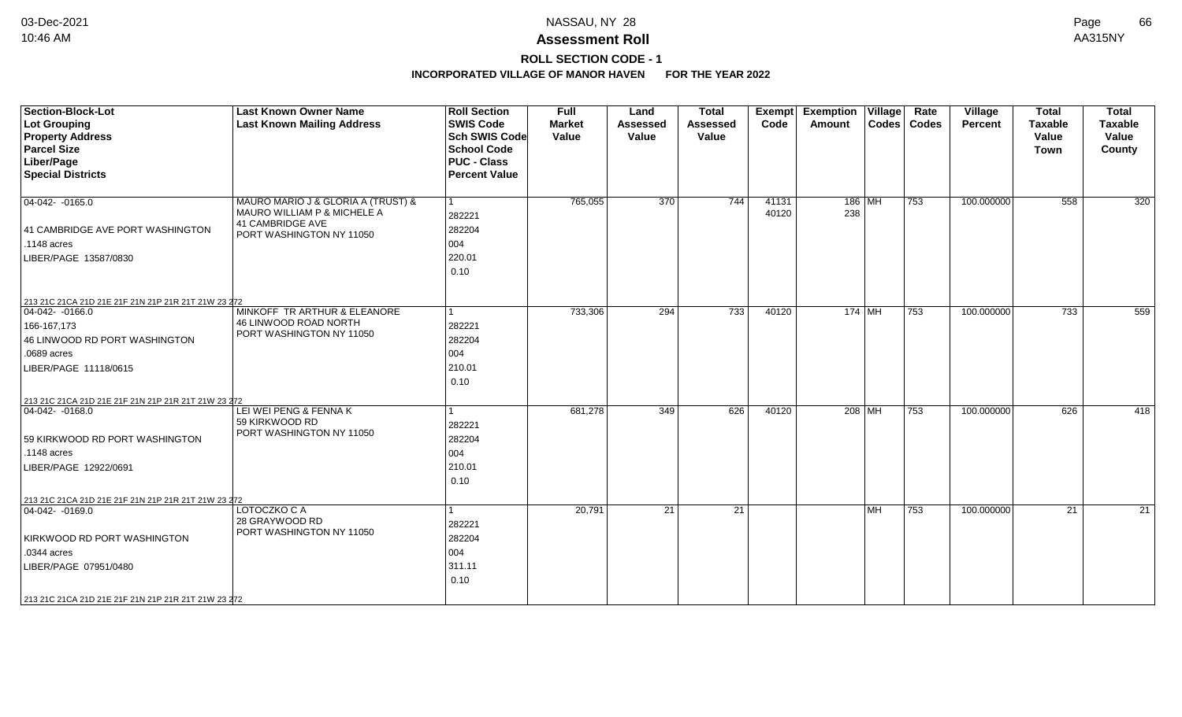# NASSAU, NY 28

## Assessment Roll

### ROLL SECTION CODE - 1

### INCORPORATED VILLAGE OF MANOR HAVEN FOR THE YEAR 2022

| Section-Block-Lot<br>Lot Grouping<br>Property Address<br>Parcel Size<br>Liber/Page<br>Special Districts | Last Known Owner Name<br>Last Known Mailing Address | Roll Section<br>SWIS Code<br>Sch SWIS Code<br>School Code<br>PUC - Class<br>Percent Value | Full Market Value | Land Assessed Value | Total Assessed Value | Exempt Code | Exemption Amount | Village Codes | Rate Codes | Village Percent | Total Taxable Value Town | Total Taxable Value County |
|---|---|---|---|---|---|---|---|---|---|---|---|---|
| 04-042- -0165.0<br><br>41 CAMBRIDGE AVE PORT WASHINGTON<br>.1148 acres<br>LIBER/PAGE 13587/0830<br><br>213 21C 21CA 21D 21E 21F 21N 21P 21R 21T 21W 23 272 | MAURO MARIO J & GLORIA A (TRUST) &<br>MAURO WILLIAM P & MICHELE A<br>41 CAMBRIDGE AVE<br>PORT WASHINGTON NY 11050 | 1<br>282221<br>282204<br>004<br>220.01<br>0.10 | 765,055 | 370 | 744 | 41131<br>40120 | 186<br>238 | MH | 753 | 100.000000 | 558 | 320 |
| 04-042- -0166.0<br>166-167,173<br>46 LINWOOD RD PORT WASHINGTON<br>.0689 acres<br>LIBER/PAGE 11118/0615<br><br>213 21C 21CA 21D 21E 21F 21N 21P 21R 21T 21W 23 272 | MINKOFF TR ARTHUR & ELEANORE<br>46 LINWOOD ROAD NORTH<br>PORT WASHINGTON NY 11050 | 1<br>282221<br>282204<br>004<br>210.01<br>0.10 | 733,306 | 294 | 733 | 40120 | 174 | MH | 753 | 100.000000 | 733 | 559 |
| 04-042- -0168.0<br><br>59 KIRKWOOD RD PORT WASHINGTON<br>.1148 acres<br>LIBER/PAGE 12922/0691<br><br>213 21C 21CA 21D 21E 21F 21N 21P 21R 21T 21W 23 272 | LEI WEI PENG & FENNA K<br>59 KIRKWOOD RD<br>PORT WASHINGTON NY 11050 | 1<br>282221<br>282204<br>004<br>210.01<br>0.10 | 681,278 | 349 | 626 | 40120 | 208 | MH | 753 | 100.000000 | 626 | 418 |
| 04-042- -0169.0<br><br>KIRKWOOD RD PORT WASHINGTON<br>.0344 acres<br>LIBER/PAGE 07951/0480<br><br>213 21C 21CA 21D 21E 21F 21N 21P 21R 21T 21W 23 272 | LOTOCZKO C A<br>28 GRAYWOOD RD<br>PORT WASHINGTON NY 11050 | 1<br>282221<br>282204<br>004<br>311.11<br>0.10 | 20,791 | 21 | 21 | | | MH | 753 | 100.000000 | 21 | 21 |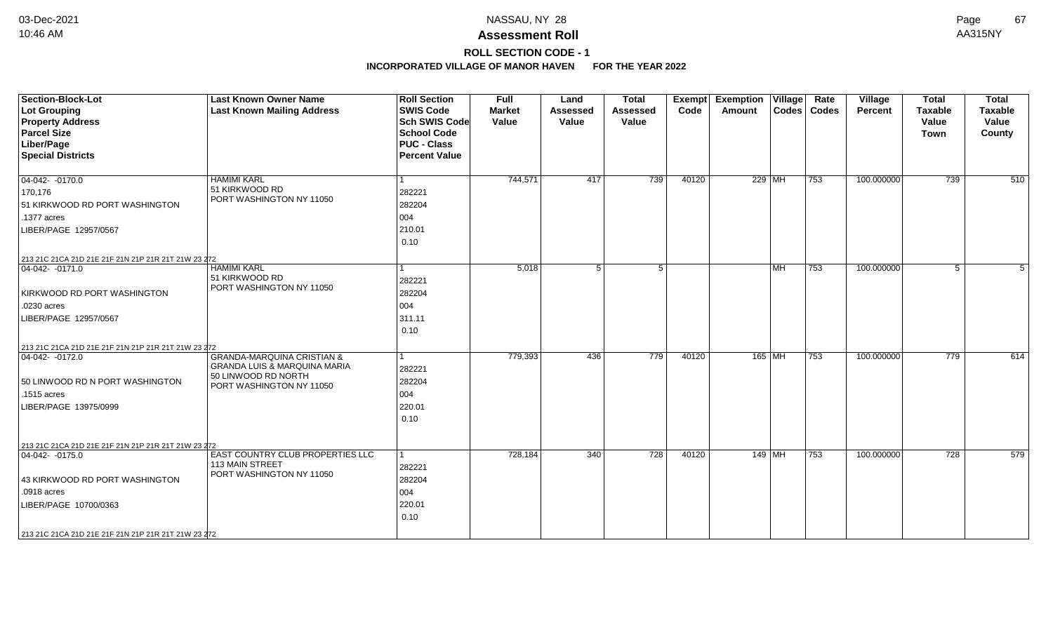# NASSAU, NY 28

## Assessment Roll

### ROLL SECTION CODE - 1

**INCORPORATED VILLAGE OF MANOR HAVEN FOR THE YEAR 2022**

| Section-Block-Lot<br>Lot Grouping<br>Property Address<br>Parcel Size<br>Liber/Page<br>Special Districts | Last Known Owner Name<br>Last Known Mailing Address | Roll Section<br>SWIS Code<br>Sch SWIS Code<br>School Code<br>PUC - Class<br>Percent Value | Full Market Value | Land Assessed Value | Total Assessed Value | Exempt Code | Exemption Amount | Village Codes | Rate Codes | Village Percent | Total Taxable Value Town | Total Taxable Value County |
|---|---|---|---|---|---|---|---|---|---|---|---|---|
| 04-042- -0170.0<br>170,176<br>51 KIRKWOOD RD PORT WASHINGTON<br>.1377 acres<br>LIBER/PAGE 12957/0567<br>213 21C 21CA 21D 21E 21F 21N 21P 21R 21T 21W 23 272 | HAMIMI KARL<br>51 KIRKWOOD RD<br>PORT WASHINGTON NY 11050 | 1<br>282221<br>282204<br>004<br>210.01<br>0.10 | 744,571 | 417 | 739 | 40120 | 229 | MH | 753 | 100.000000 | 739 | 510 |
| 04-042- -0171.0<br><br>KIRKWOOD RD PORT WASHINGTON<br>.0230 acres<br>LIBER/PAGE 12957/0567<br>213 21C 21CA 21D 21E 21F 21N 21P 21R 21T 21W 23 272 | HAMIMI KARL<br>51 KIRKWOOD RD<br>PORT WASHINGTON NY 11050 | 1<br>282221<br>282204<br>004<br>311.11<br>0.10 | 5,018 | 5 | 5 | | | MH | 753 | 100.000000 | 5 | 5 |
| 04-042- -0172.0<br><br>50 LINWOOD RD N PORT WASHINGTON<br>.1515 acres<br>LIBER/PAGE 13975/0999<br>213 21C 21CA 21D 21E 21F 21N 21P 21R 21T 21W 23 272 | GRANDA-MARQUINA CRISTIAN &<br>GRANDA LUIS & MARQUINA MARIA<br>50 LINWOOD RD NORTH<br>PORT WASHINGTON NY 11050 | 1<br>282221<br>282204<br>004<br>220.01<br>0.10 | 779,393 | 436 | 779 | 40120 | 165 | MH | 753 | 100.000000 | 779 | 614 |
| 04-042- -0175.0<br><br>43 KIRKWOOD RD PORT WASHINGTON<br>.0918 acres<br>LIBER/PAGE 10700/0363<br>213 21C 21CA 21D 21E 21F 21N 21P 21R 21T 21W 23 272 | EAST COUNTRY CLUB PROPERTIES LLC<br>113 MAIN STREET<br>PORT WASHINGTON NY 11050 | 1<br>282221<br>282204<br>004<br>220.01<br>0.10 | 728,184 | 340 | 728 | 40120 | 149 | MH | 753 | 100.000000 | 728 | 579 |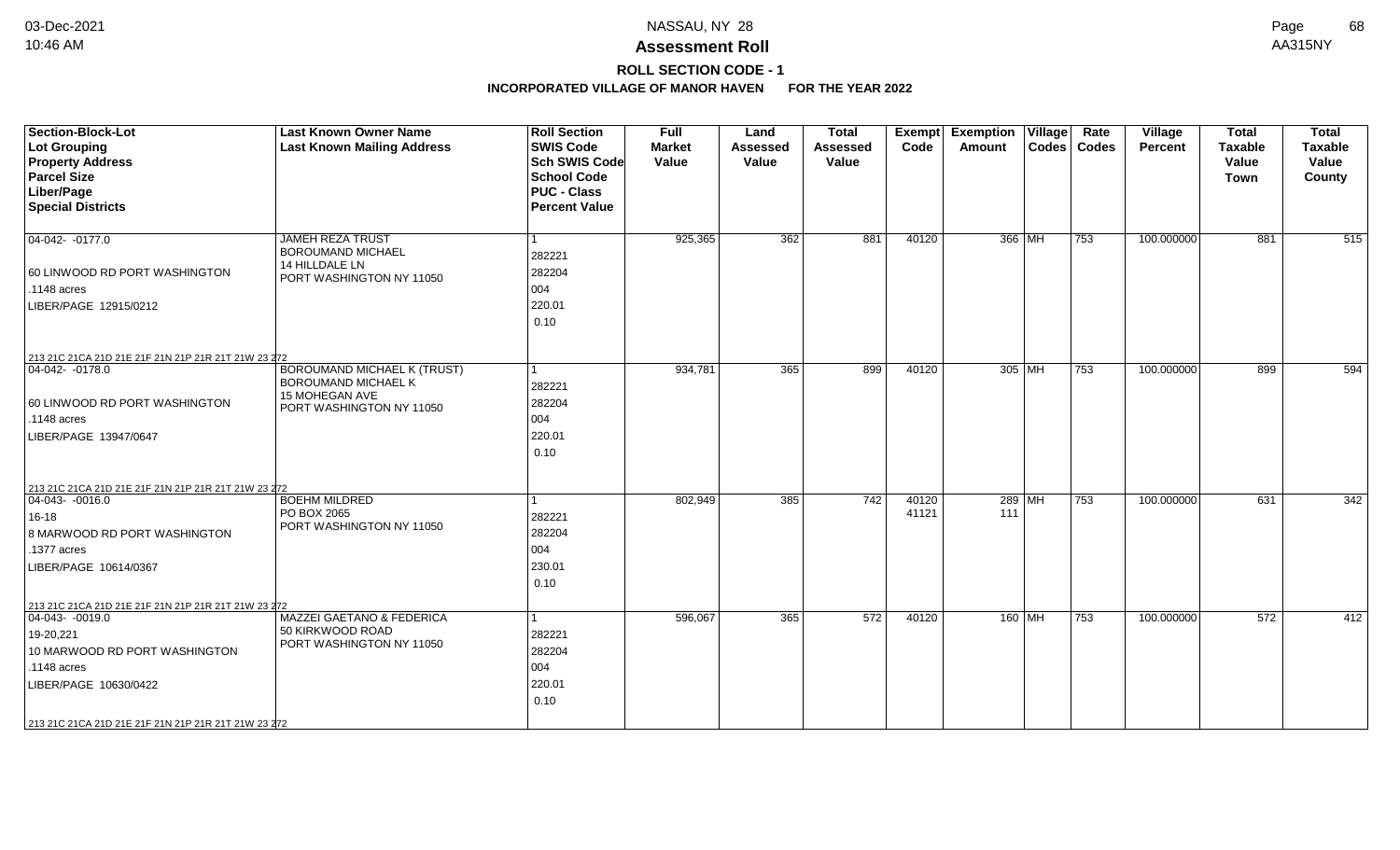# Assessment Roll

## ROLL SECTION CODE - 1

### INCORPORATED VILLAGE OF MANOR HAVEN FOR THE YEAR 2022

| Section-Block-Lot / Lot Grouping / Property Address / Parcel Size / Liber/Page / Special Districts | Last Known Owner Name / Last Known Mailing Address | Roll Section / SWIS Code / Sch SWIS Code / School Code / PUC - Class / Percent Value | Full Market Value | Land Assessed Value | Total Assessed Value | Exempt Code | Exemption Amount | Village Codes | Rate Codes | Village Percent | Total Taxable Value Town | Total Taxable Value County |
|---|---|---|---|---|---|---|---|---|---|---|---|---|
| 04-042- -0177.0<br>60 LINWOOD RD PORT WASHINGTON<br>.1148 acres<br>LIBER/PAGE 12915/0212<br>213 21C 21CA 21D 21E 21F 21N 21P 21R 21T 21W 23 272 | JAMEH REZA TRUST<br>BOROUMAND MICHAEL<br>14 HILLDALE LN<br>PORT WASHINGTON NY 11050 | 1<br>282221<br>282204<br>004<br>220.01<br>0.10 | 925,365 | 362 | 881 | 40120 | 366 | MH | 753 | 100.000000 | 881 | 515 |
| 04-042- -0178.0<br>60 LINWOOD RD PORT WASHINGTON<br>.1148 acres<br>LIBER/PAGE 13947/0647<br>213 21C 21CA 21D 21E 21F 21N 21P 21R 21T 21W 23 272 | BOROUMAND MICHAEL K (TRUST)<br>BOROUMAND MICHAEL K<br>15 MOHEGAN AVE<br>PORT WASHINGTON NY 11050 | 1<br>282221<br>282204<br>004<br>220.01<br>0.10 | 934,781 | 365 | 899 | 40120 | 305 | MH | 753 | 100.000000 | 899 | 594 |
| 04-043- -0016.0<br>16-18<br>8 MARWOOD RD PORT WASHINGTON<br>.1377 acres<br>LIBER/PAGE 10614/0367<br>213 21C 21CA 21D 21E 21F 21N 21P 21R 21T 21W 23 272 | BOEHM MILDRED<br>PO BOX 2065<br>PORT WASHINGTON NY 11050 | 1<br>282221<br>282204<br>004<br>230.01<br>0.10 | 802,949 | 385 | 742 | 40120<br>41121 | 289<br>111 | MH | 753 | 100.000000 | 631 | 342 |
| 04-043- -0019.0<br>19-20,221<br>10 MARWOOD RD PORT WASHINGTON<br>.1148 acres<br>LIBER/PAGE 10630/0422<br>213 21C 21CA 21D 21E 21F 21N 21P 21R 21T 21W 23 272 | MAZZEI GAETANO & FEDERICA<br>50 KIRKWOOD ROAD<br>PORT WASHINGTON NY 11050 | 1<br>282221<br>282204<br>004<br>220.01<br>0.10 | 596,067 | 365 | 572 | 40120 | 160 | MH | 753 | 100.000000 | 572 | 412 |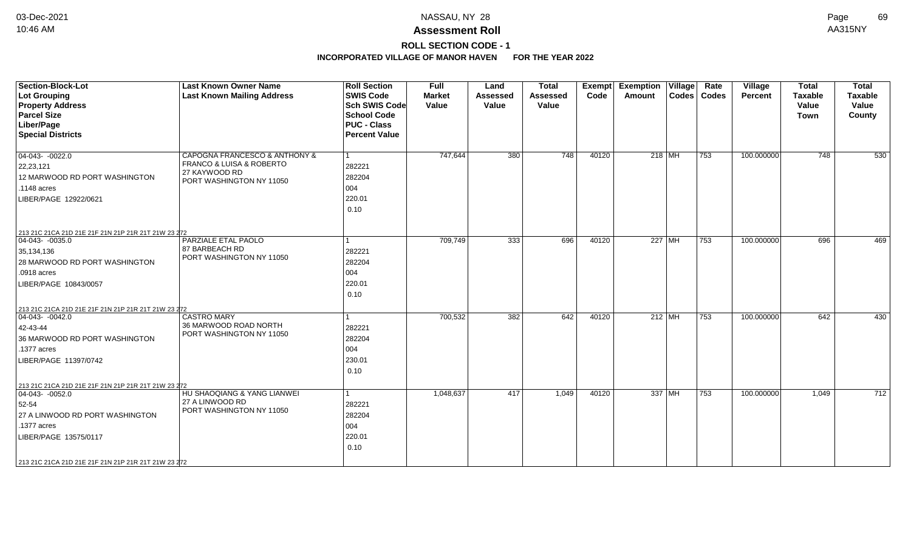# NASSAU, NY 28

## Assessment Roll

### ROLL SECTION CODE - 1

**INCORPORATED VILLAGE OF MANOR HAVEN FOR THE YEAR 2022**

| Section-Block-Lot<br>Lot Grouping<br>Property Address<br>Parcel Size<br>Liber/Page<br>Special Districts | Last Known Owner Name<br>Last Known Mailing Address | Roll Section<br>SWIS Code<br>Sch SWIS Code<br>School Code<br>PUC - Class<br>Percent Value | Full Market Value | Land Assessed Value | Total Assessed Value | Exempt Code | Exemption Amount | Village Codes | Rate Codes | Village Percent | Total Taxable Value Town | Total Taxable Value County |
|---|---|---|---|---|---|---|---|---|---|---|---|---|
| 04-043- -0022.0<br>22,23,121<br>12 MARWOOD RD PORT WASHINGTON<br>.1148 acres<br>LIBER/PAGE 12922/0621<br>213 21C 21CA 21D 21E 21F 21N 21P 21R 21T 21W 23 272 | CAPOGNA FRANCESCO & ANTHONY &<br>FRANCO & LUISA & ROBERTO<br>27 KAYWOOD RD<br>PORT WASHINGTON NY 11050 | 1<br>282221<br>282204<br>004<br>220.01<br>0.10 | 747,644 | 380 | 748 | 40120 | 218 | MH | 753 | 100.000000 | 748 | 530 |
| 04-043- -0035.0<br>35,134,136<br>28 MARWOOD RD PORT WASHINGTON<br>.0918 acres<br>LIBER/PAGE 10843/0057<br>213 21C 21CA 21D 21E 21F 21N 21P 21R 21T 21W 23 272 | PARZIALE ETAL PAOLO<br>87 BARBEACH RD<br>PORT WASHINGTON NY 11050 | 1<br>282221<br>282204<br>004<br>220.01<br>0.10 | 709,749 | 333 | 696 | 40120 | 227 | MH | 753 | 100.000000 | 696 | 469 |
| 04-043- -0042.0<br>42-43-44<br>36 MARWOOD RD PORT WASHINGTON<br>.1377 acres<br>LIBER/PAGE 11397/0742<br>213 21C 21CA 21D 21E 21F 21N 21P 21R 21T 21W 23 272 | CASTRO MARY<br>36 MARWOOD ROAD NORTH<br>PORT WASHINGTON NY 11050 | 1<br>282221<br>282204<br>004<br>230.01<br>0.10 | 700,532 | 382 | 642 | 40120 | 212 | MH | 753 | 100.000000 | 642 | 430 |
| 04-043- -0052.0<br>52-54<br>27 A LINWOOD RD PORT WASHINGTON<br>.1377 acres<br>LIBER/PAGE 13575/0117<br>213 21C 21CA 21D 21E 21F 21N 21P 21R 21T 21W 23 272 | HU SHAOQIANG & YANG LIANWEI<br>27 A LINWOOD RD<br>PORT WASHINGTON NY 11050 | 1<br>282221<br>282204<br>004<br>220.01<br>0.10 | 1,048,637 | 417 | 1,049 | 40120 | 337 | MH | 753 | 100.000000 | 1,049 | 712 |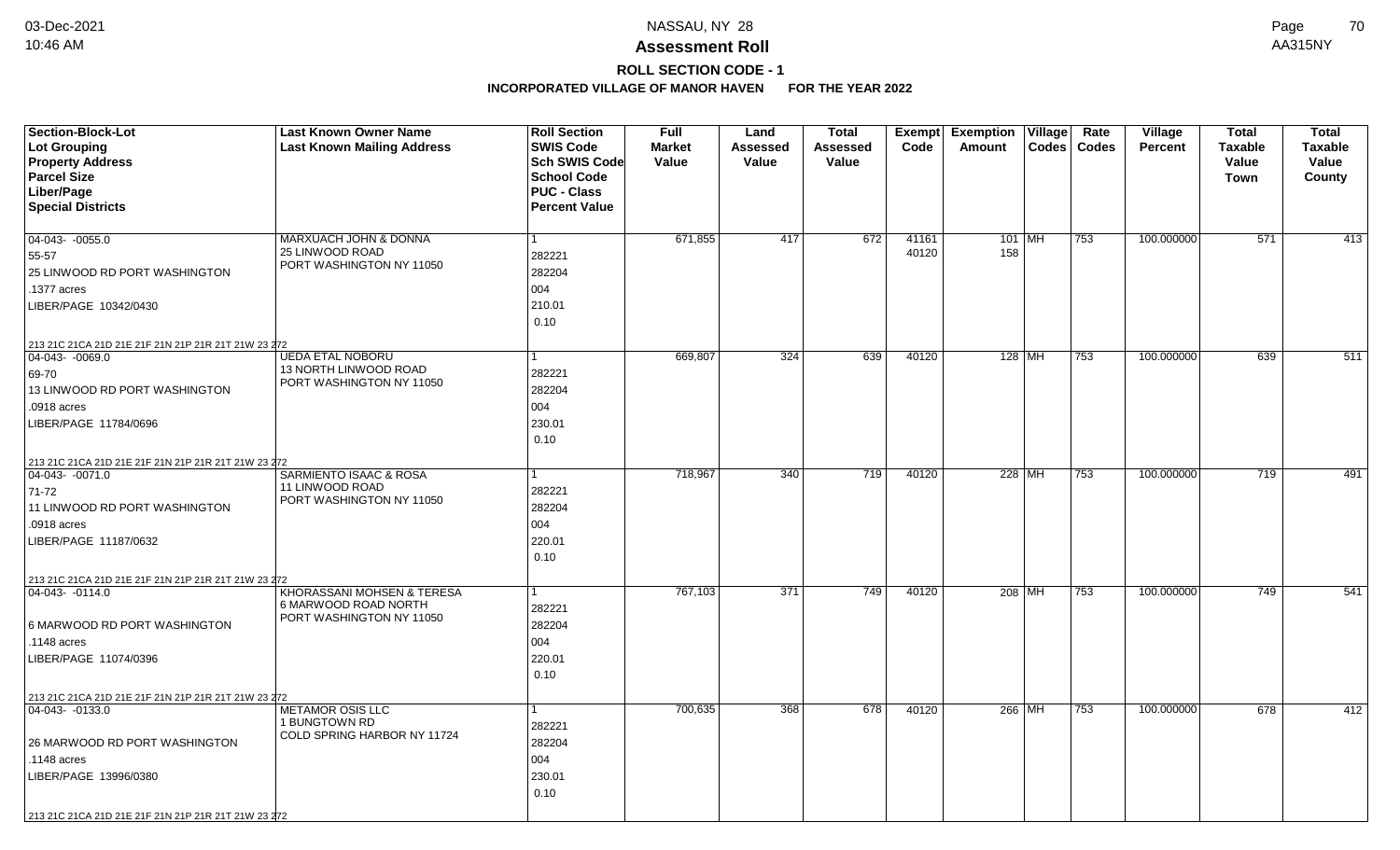# NASSAU, NY 28

## Assessment Roll

### ROLL SECTION CODE - 1

### INCORPORATED VILLAGE OF MANOR HAVEN FOR THE YEAR 2022

| Section-Block-Lot<br>Lot Grouping<br>Property Address<br>Parcel Size<br>Liber/Page<br>Special Districts | Last Known Owner Name<br>Last Known Mailing Address | Roll Section<br>SWIS Code<br>Sch SWIS Code<br>School Code<br>PUC - Class<br>Percent Value | Full Market Value | Land Assessed Value | Total Assessed Value | Exempt Code | Exemption Amount | Village Codes | Rate Codes | Village Percent | Total Taxable Value Town | Total Taxable Value County |
|---|---|---|---|---|---|---|---|---|---|---|---|---|
| 04-043- -0055.0<br>55-57<br>25 LINWOOD RD PORT WASHINGTON<br>.1377 acres<br>LIBER/PAGE 10342/0430<br>213 21C 21CA 21D 21E 21F 21N 21P 21R 21T 21W 23 272 | MARXUACH JOHN & DONNA<br>25 LINWOOD ROAD<br>PORT WASHINGTON NY 11050 | 1<br>282221<br>282204<br>004<br>210.01<br>0.10 | 671,855 | 417 | 672 | 41161<br>40120 | 101<br>158 | MH | 753 | 100.000000 | 571 | 413 |
| 04-043- -0069.0<br>69-70<br>13 LINWOOD RD PORT WASHINGTON<br>.0918 acres<br>LIBER/PAGE 11784/0696<br>213 21C 21CA 21D 21E 21F 21N 21P 21R 21T 21W 23 272 | UEDA ETAL NOBORU<br>13 NORTH LINWOOD ROAD<br>PORT WASHINGTON NY 11050 | 1<br>282221<br>282204<br>004<br>230.01<br>0.10 | 669,807 | 324 | 639 | 40120 | 128 | MH | 753 | 100.000000 | 639 | 511 |
| 04-043- -0071.0<br>71-72<br>11 LINWOOD RD PORT WASHINGTON<br>.0918 acres<br>LIBER/PAGE 11187/0632<br>213 21C 21CA 21D 21E 21F 21N 21P 21R 21T 21W 23 272 | SARMIENTO ISAAC & ROSA<br>11 LINWOOD ROAD<br>PORT WASHINGTON NY 11050 | 1<br>282221<br>282204<br>004<br>220.01<br>0.10 | 718,967 | 340 | 719 | 40120 | 228 | MH | 753 | 100.000000 | 719 | 491 |
| 04-043- -0114.0<br>6 MARWOOD RD PORT WASHINGTON<br>.1148 acres<br>LIBER/PAGE 11074/0396<br>213 21C 21CA 21D 21E 21F 21N 21P 21R 21T 21W 23 272 | KHORASSANI MOHSEN & TERESA<br>6 MARWOOD ROAD NORTH<br>PORT WASHINGTON NY 11050 | 1<br>282221<br>282204<br>004<br>220.01<br>0.10 | 767,103 | 371 | 749 | 40120 | 208 | MH | 753 | 100.000000 | 749 | 541 |
| 04-043- -0133.0<br>26 MARWOOD RD PORT WASHINGTON<br>.1148 acres<br>LIBER/PAGE 13996/0380<br>213 21C 21CA 21D 21E 21F 21N 21P 21R 21T 21W 23 272 | METAMOR OSIS LLC<br>1 BUNGTOWN RD<br>COLD SPRING HARBOR NY 11724 | 1<br>282221<br>282204<br>004<br>230.01<br>0.10 | 700,635 | 368 | 678 | 40120 | 266 | MH | 753 | 100.000000 | 678 | 412 |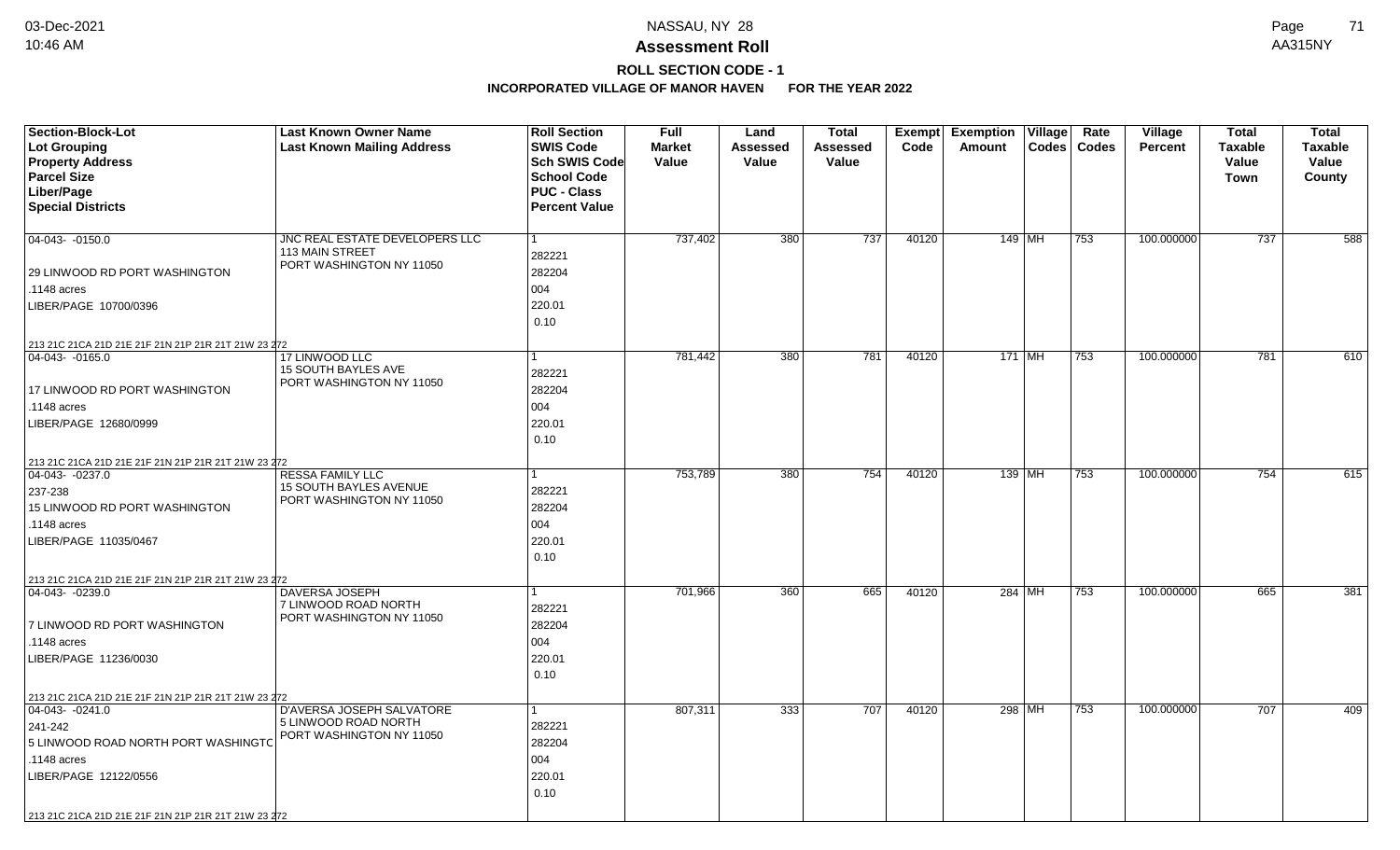# NASSAU, NY 28

## Assessment Roll

### ROLL SECTION CODE - 1

**INCORPORATED VILLAGE OF MANOR HAVEN FOR THE YEAR 2022**

| Section-Block-Lot<br>Lot Grouping<br>Property Address<br>Parcel Size<br>Liber/Page<br>Special Districts | Last Known Owner Name<br>Last Known Mailing Address | Roll Section<br>SWIS Code<br>Sch SWIS Code<br>School Code<br>PUC - Class<br>Percent Value | Full Market Value | Land Assessed Value | Total Assessed Value | Exempt Code | Exemption Amount | Village Codes | Rate Codes | Village Percent | Total Taxable Value Town | Total Taxable Value County |
|---|---|---|---|---|---|---|---|---|---|---|---|---|
| 04-043- -0150.0<br>29 LINWOOD RD PORT WASHINGTON<br>.1148 acres<br>LIBER/PAGE 10700/0396<br>213 21C 21CA 21D 21E 21F 21N 21P 21R 21T 21W 23 272 | JNC REAL ESTATE DEVELOPERS LLC<br>113 MAIN STREET<br>PORT WASHINGTON NY 11050 | 1<br>282221<br>282204<br>004<br>220.01<br>0.10 | 737,402 | 380 | 737 | 40120 | 149 | MH | 753 | 100.000000 | 737 | 588 |
| 04-043- -0165.0<br>17 LINWOOD RD PORT WASHINGTON<br>.1148 acres<br>LIBER/PAGE 12680/0999<br>213 21C 21CA 21D 21E 21F 21N 21P 21R 21T 21W 23 272 | 17 LINWOOD LLC<br>15 SOUTH BAYLES AVE<br>PORT WASHINGTON NY 11050 | 1<br>282221<br>282204<br>004<br>220.01<br>0.10 | 781,442 | 380 | 781 | 40120 | 171 | MH | 753 | 100.000000 | 781 | 610 |
| 04-043- -0237.0<br>237-238<br>15 LINWOOD RD PORT WASHINGTON<br>.1148 acres<br>LIBER/PAGE 11035/0467<br>213 21C 21CA 21D 21E 21F 21N 21P 21R 21T 21W 23 272 | RESSA FAMILY LLC<br>15 SOUTH BAYLES AVENUE<br>PORT WASHINGTON NY 11050 | 1<br>282221<br>282204<br>004<br>220.01<br>0.10 | 753,789 | 380 | 754 | 40120 | 139 | MH | 753 | 100.000000 | 754 | 615 |
| 04-043- -0239.0<br>7 LINWOOD RD PORT WASHINGTON<br>.1148 acres<br>LIBER/PAGE 11236/0030<br>213 21C 21CA 21D 21E 21F 21N 21P 21R 21T 21W 23 272 | DAVERSA JOSEPH<br>7 LINWOOD ROAD NORTH<br>PORT WASHINGTON NY 11050 | 1<br>282221<br>282204<br>004<br>220.01<br>0.10 | 701,966 | 360 | 665 | 40120 | 284 | MH | 753 | 100.000000 | 665 | 381 |
| 04-043- -0241.0<br>241-242<br>5 LINWOOD ROAD NORTH PORT WASHINGTC<br>.1148 acres<br>LIBER/PAGE 12122/0556<br>213 21C 21CA 21D 21E 21F 21N 21P 21R 21T 21W 23 272 | D'AVERSA JOSEPH SALVATORE<br>5 LINWOOD ROAD NORTH<br>PORT WASHINGTON NY 11050 | 1<br>282221<br>282204<br>004<br>220.01<br>0.10 | 807,311 | 333 | 707 | 40120 | 298 | MH | 753 | 100.000000 | 707 | 409 |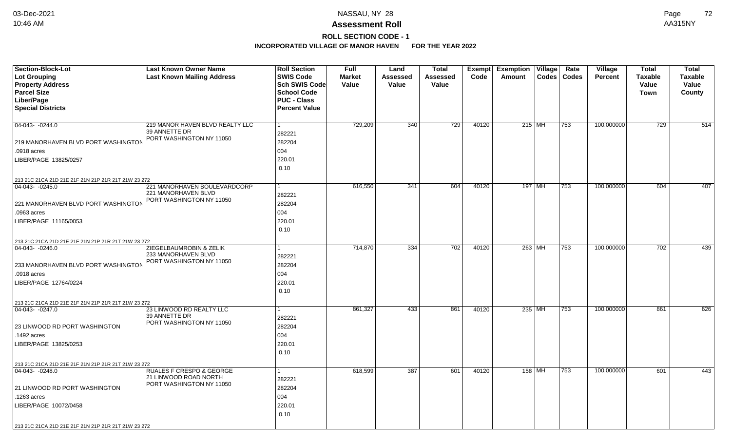# Assessment Roll

## ROLL SECTION CODE - 1

### INCORPORATED VILLAGE OF MANOR HAVEN FOR THE YEAR 2022

| Section-Block-Lot<br>Lot Grouping<br>Property Address<br>Parcel Size<br>Liber/Page<br>Special Districts | Last Known Owner Name<br>Last Known Mailing Address | Roll Section<br>SWIS Code<br>Sch SWIS Code<br>School Code<br>PUC - Class<br>Percent Value | Full Market Value | Land Assessed Value | Total Assessed Value | Exempt Code | Exemption Amount | Village Codes | Rate Codes | Village Percent | Total Taxable Value Town | Total Taxable Value County |
|---|---|---|---|---|---|---|---|---|---|---|---|---|
| 04-043- -0244.0<br>219 MANORHAVEN BLVD PORT WASHINGTON<br>.0918 acres<br>LIBER/PAGE 13825/0257<br>213 21C 21CA 21D 21E 21F 21N 21P 21R 21T 21W 23 272 | 219 MANOR HAVEN BLVD REALTY LLC<br>39 ANNETTE DR<br>PORT WASHINGTON NY 11050 | 1<br>282221<br>282204<br>004<br>220.01<br>0.10 | 729,209 | 340 | 729 | 40120 | 215 | MH | 753 | 100.000000 | 729 | 514 |
| 04-043- -0245.0<br>221 MANORHAVEN BLVD PORT WASHINGTON<br>.0963 acres<br>LIBER/PAGE 11165/0053<br>213 21C 21CA 21D 21E 21F 21N 21P 21R 21T 21W 23 272 | 221 MANORHAVEN BOULEVARDCORP<br>221 MANORHAVEN BLVD<br>PORT WASHINGTON NY 11050 | 1<br>282221<br>282204<br>004<br>220.01<br>0.10 | 616,550 | 341 | 604 | 40120 | 197 | MH | 753 | 100.000000 | 604 | 407 |
| 04-043- -0246.0<br>233 MANORHAVEN BLVD PORT WASHINGTON<br>.0918 acres<br>LIBER/PAGE 12764/0224<br>213 21C 21CA 21D 21E 21F 21N 21P 21R 21T 21W 23 272 | ZIEGELBAUMROBIN & ZELIK<br>233 MANORHAVEN BLVD<br>PORT WASHINGTON NY 11050 | 1<br>282221<br>282204<br>004<br>220.01<br>0.10 | 714,870 | 334 | 702 | 40120 | 263 | MH | 753 | 100.000000 | 702 | 439 |
| 04-043- -0247.0<br>23 LINWOOD RD PORT WASHINGTON<br>.1492 acres<br>LIBER/PAGE 13825/0253<br>213 21C 21CA 21D 21E 21F 21N 21P 21R 21T 21W 23 272 | 23 LINWOOD RD REALTY LLC<br>39 ANNETTE DR<br>PORT WASHINGTON NY 11050 | 1<br>282221<br>282204<br>004<br>220.01<br>0.10 | 861,327 | 433 | 861 | 40120 | 235 | MH | 753 | 100.000000 | 861 | 626 |
| 04-043- -0248.0<br>21 LINWOOD RD PORT WASHINGTON<br>.1263 acres<br>LIBER/PAGE 10072/0458<br>213 21C 21CA 21D 21E 21F 21N 21P 21R 21T 21W 23 272 | RUALES F CRESPO & GEORGE<br>21 LINWOOD ROAD NORTH<br>PORT WASHINGTON NY 11050 | 1<br>282221<br>282204<br>004<br>220.01<br>0.10 | 618,599 | 387 | 601 | 40120 | 158 | MH | 753 | 100.000000 | 601 | 443 |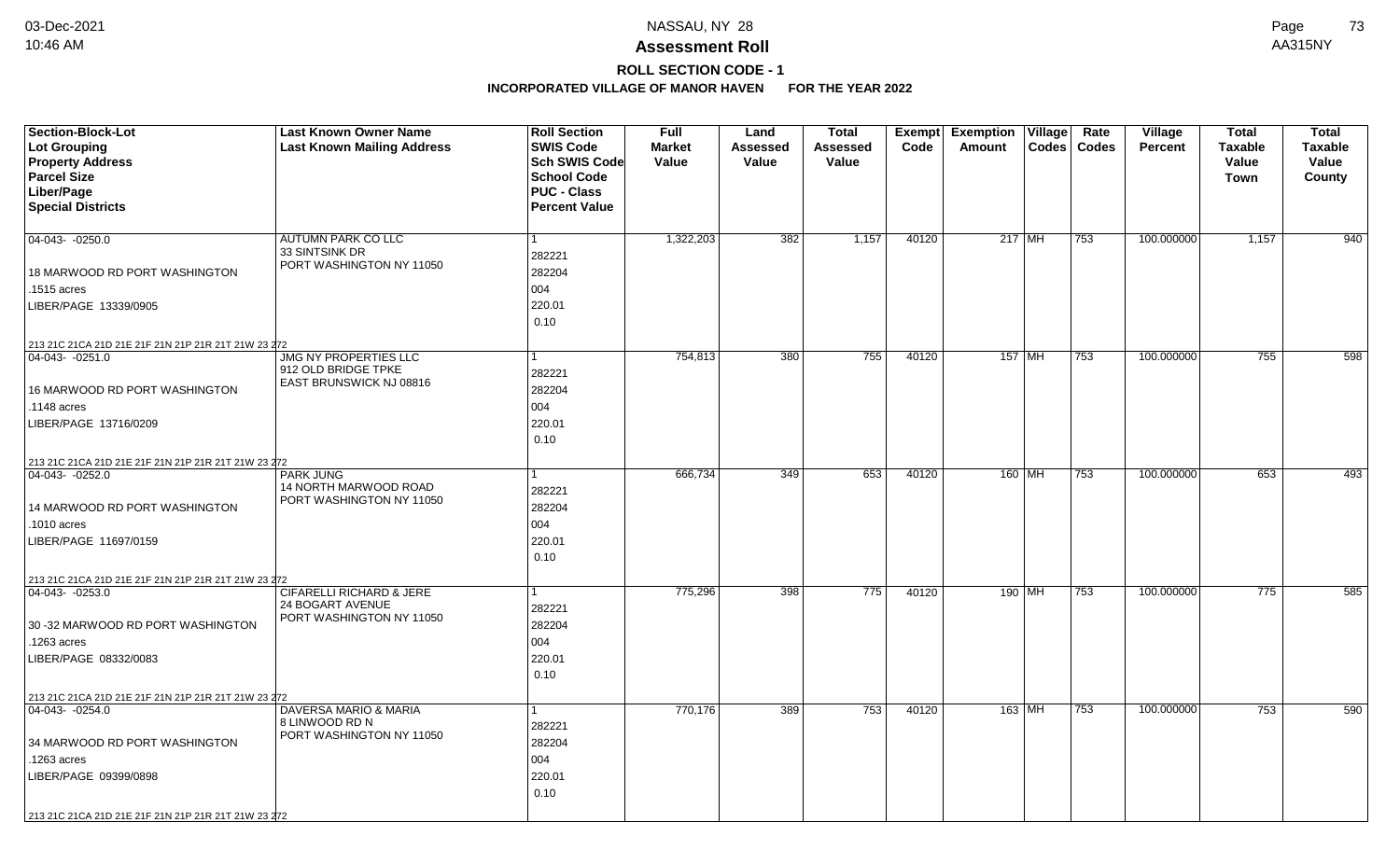# Assessment Roll

## ROLL SECTION CODE - 1

### INCORPORATED VILLAGE OF MANOR HAVEN FOR THE YEAR 2022

| Section-Block-Lot / Lot Grouping / Property Address / Parcel Size / Liber/Page / Special Districts | Last Known Owner Name / Last Known Mailing Address | Roll Section / SWIS Code / Sch SWIS Code / School Code / PUC - Class / Percent Value | Full Market Value | Land Assessed Value | Total Assessed Value | Exempt Code | Exemption Amount | Village Codes | Rate Codes | Village Percent | Total Taxable Value Town | Total Taxable Value County |
|---|---|---|---|---|---|---|---|---|---|---|---|---|
| 04-043- -0250.0<br>18 MARWOOD RD PORT WASHINGTON<br>.1515 acres<br>LIBER/PAGE 13339/0905<br>213 21C 21CA 21D 21E 21F 21N 21P 21R 21T 21W 23 272 | AUTUMN PARK CO LLC<br>33 SINTSINK DR<br>PORT WASHINGTON NY 11050 | 1<br>282221<br>282204<br>004<br>220.01<br>0.10 | 1,322,203 | 382 | 1,157 | 40120 | 217 | MH | 753 | 100.000000 | 1,157 | 940 |
| 04-043- -0251.0<br>16 MARWOOD RD PORT WASHINGTON<br>.1148 acres<br>LIBER/PAGE 13716/0209<br>213 21C 21CA 21D 21E 21F 21N 21P 21R 21T 21W 23 272 | JMG NY PROPERTIES LLC<br>912 OLD BRIDGE TPKE<br>EAST BRUNSWICK NJ 08816 | 1<br>282221<br>282204<br>004<br>220.01<br>0.10 | 754,813 | 380 | 755 | 40120 | 157 | MH | 753 | 100.000000 | 755 | 598 |
| 04-043- -0252.0<br>14 MARWOOD RD PORT WASHINGTON<br>.1010 acres<br>LIBER/PAGE 11697/0159<br>213 21C 21CA 21D 21E 21F 21N 21P 21R 21T 21W 23 272 | PARK JUNG<br>14 NORTH MARWOOD ROAD<br>PORT WASHINGTON NY 11050 | 1<br>282221<br>282204<br>004<br>220.01<br>0.10 | 666,734 | 349 | 653 | 40120 | 160 | MH | 753 | 100.000000 | 653 | 493 |
| 04-043- -0253.0<br>30 -32 MARWOOD RD PORT WASHINGTON<br>.1263 acres<br>LIBER/PAGE 08332/0083<br>213 21C 21CA 21D 21E 21F 21N 21P 21R 21T 21W 23 272 | CIFARELLI RICHARD & JERE<br>24 BOGART AVENUE<br>PORT WASHINGTON NY 11050 | 1<br>282221<br>282204<br>004<br>220.01<br>0.10 | 775,296 | 398 | 775 | 40120 | 190 | MH | 753 | 100.000000 | 775 | 585 |
| 04-043- -0254.0<br>34 MARWOOD RD PORT WASHINGTON<br>.1263 acres<br>LIBER/PAGE 09399/0898<br>213 21C 21CA 21D 21E 21F 21N 21P 21R 21T 21W 23 272 | DAVERSA MARIO & MARIA<br>8 LINWOOD RD N<br>PORT WASHINGTON NY 11050 | 1<br>282221<br>282204<br>004<br>220.01<br>0.10 | 770,176 | 389 | 753 | 40120 | 163 | MH | 753 | 100.000000 | 753 | 590 |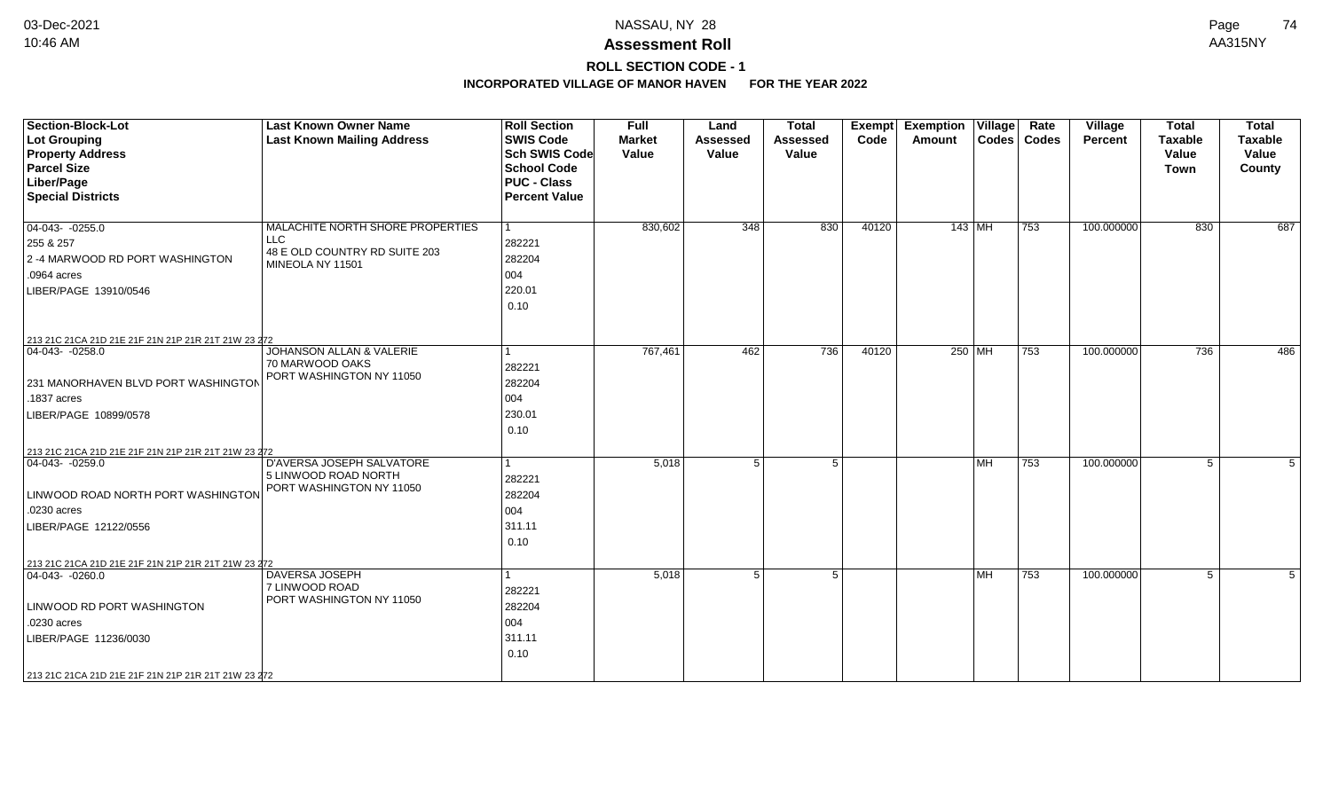# NASSAU, NY 28

## Assessment Roll

### ROLL SECTION CODE - 1

**INCORPORATED VILLAGE OF MANOR HAVEN FOR THE YEAR 2022**

| Section-Block-Lot<br>Lot Grouping<br>Property Address<br>Parcel Size<br>Liber/Page<br>Special Districts | Last Known Owner Name<br>Last Known Mailing Address | Roll Section<br>SWIS Code<br>Sch SWIS Code<br>School Code<br>PUC - Class<br>Percent Value | Full Market Value | Land Assessed Value | Total Assessed Value | Exempt Code | Exemption Amount | Village Codes | Rate Codes | Village Percent | Total Taxable Value Town | Total Taxable Value County |
|---|---|---|---|---|---|---|---|---|---|---|---|---|
| 04-043- -0255.0<br>255 & 257<br>2 -4 MARWOOD RD PORT WASHINGTON<br>.0964 acres<br>LIBER/PAGE 13910/0546<br>213 21C 21CA 21D 21E 21F 21N 21P 21R 21T 21W 23 272 | MALACHITE NORTH SHORE PROPERTIES LLC<br>48 E OLD COUNTRY RD SUITE 203<br>MINEOLA NY 11501 | 1<br>282221<br>282204<br>004<br>220.01<br>0.10 | 830,602 | 348 | 830 | 40120 | 143 | MH | 753 | 100.000000 | 830 | 687 |
| 04-043- -0258.0<br>231 MANORHAVEN BLVD PORT WASHINGTON<br>.1837 acres<br>LIBER/PAGE 10899/0578<br>213 21C 21CA 21D 21E 21F 21N 21P 21R 21T 21W 23 272 | JOHANSON ALLAN & VALERIE<br>70 MARWOOD OAKS<br>PORT WASHINGTON NY 11050 | 1<br>282221<br>282204<br>004<br>230.01<br>0.10 | 767,461 | 462 | 736 | 40120 | 250 | MH | 753 | 100.000000 | 736 | 486 |
| 04-043- -0259.0<br>LINWOOD ROAD NORTH PORT WASHINGTON<br>.0230 acres<br>LIBER/PAGE 12122/0556<br>213 21C 21CA 21D 21E 21F 21N 21P 21R 21T 21W 23 272 | D'AVERSA JOSEPH SALVATORE<br>5 LINWOOD ROAD NORTH<br>PORT WASHINGTON NY 11050 | 1<br>282221<br>282204<br>004<br>311.11<br>0.10 | 5,018 | 5 | 5 | | | MH | 753 | 100.000000 | 5 | 5 |
| 04-043- -0260.0<br>LINWOOD RD PORT WASHINGTON<br>.0230 acres<br>LIBER/PAGE 11236/0030<br>213 21C 21CA 21D 21E 21F 21N 21P 21R 21T 21W 23 272 | DAVERSA JOSEPH<br>7 LINWOOD ROAD<br>PORT WASHINGTON NY 11050 | 1<br>282221<br>282204<br>004<br>311.11<br>0.10 | 5,018 | 5 | 5 | | | MH | 753 | 100.000000 | 5 | 5 |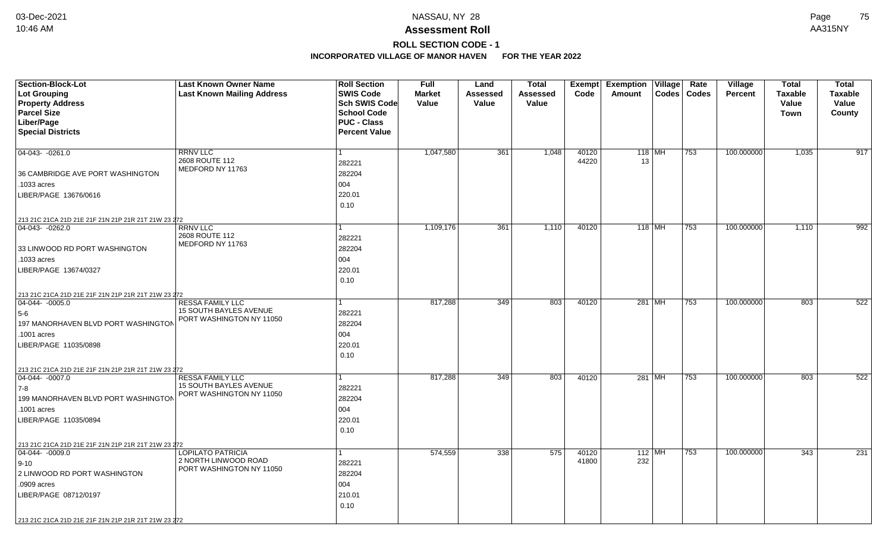# Assessment Roll

## ROLL SECTION CODE - 1

### INCORPORATED VILLAGE OF MANOR HAVEN FOR THE YEAR 2022

NASSAU, NY 28

| Section-Block-Lot<br>Lot Grouping<br>Property Address<br>Parcel Size<br>Liber/Page<br>Special Districts | Last Known Owner Name<br>Last Known Mailing Address | Roll Section<br>SWIS Code<br>Sch SWIS Code<br>School Code<br>PUC - Class<br>Percent Value | Full Market Value | Land Assessed Value | Total Assessed Value | Exempt Code | Exemption Amount | Village Codes | Rate Codes | Village Percent | Total Taxable Value Town | Total Taxable Value County |
|---|---|---|---|---|---|---|---|---|---|---|---|---|
| 04-043- -0261.0<br>36 CAMBRIDGE AVE PORT WASHINGTON<br>.1033 acres<br>LIBER/PAGE 13676/0616<br>213 21C 21CA 21D 21E 21F 21N 21P 21R 21T 21W 23 272 | RRNV LLC<br>2608 ROUTE 112<br>MEDFORD NY 11763 | 1<br>282221<br>282204<br>004<br>220.01<br>0.10 | 1,047,580 | 361 | 1,048 | 40120<br>44220 | 118<br>13 | MH | 753 | 100.000000 | 1,035 | 917 |
| 04-043- -0262.0<br>33 LINWOOD RD PORT WASHINGTON<br>.1033 acres<br>LIBER/PAGE 13674/0327<br>213 21C 21CA 21D 21E 21F 21N 21P 21R 21T 21W 23 272 | RRNV LLC<br>2608 ROUTE 112<br>MEDFORD NY 11763 | 1<br>282221<br>282204<br>004<br>220.01<br>0.10 | 1,109,176 | 361 | 1,110 | 40120 | 118 | MH | 753 | 100.000000 | 1,110 | 992 |
| 04-044- -0005.0<br>5-6<br>197 MANORHAVEN BLVD PORT WASHINGTON<br>.1001 acres<br>LIBER/PAGE 11035/0898<br>213 21C 21CA 21D 21E 21F 21N 21P 21R 21T 21W 23 272 | RESSA FAMILY LLC<br>15 SOUTH BAYLES AVENUE<br>PORT WASHINGTON NY 11050 | 1<br>282221<br>282204<br>004<br>220.01<br>0.10 | 817,288 | 349 | 803 | 40120 | 281 | MH | 753 | 100.000000 | 803 | 522 |
| 04-044- -0007.0<br>7-8<br>199 MANORHAVEN BLVD PORT WASHINGTON<br>.1001 acres<br>LIBER/PAGE 11035/0894<br>213 21C 21CA 21D 21E 21F 21N 21P 21R 21T 21W 23 272 | RESSA FAMILY LLC<br>15 SOUTH BAYLES AVENUE<br>PORT WASHINGTON NY 11050 | 1<br>282221<br>282204<br>004<br>220.01<br>0.10 | 817,288 | 349 | 803 | 40120 | 281 | MH | 753 | 100.000000 | 803 | 522 |
| 04-044- -0009.0<br>9-10<br>2 LINWOOD RD PORT WASHINGTON<br>.0909 acres<br>LIBER/PAGE 08712/0197<br>213 21C 21CA 21D 21E 21F 21N 21P 21R 21T 21W 23 272 | LOPILATO PATRICIA<br>2 NORTH LINWOOD ROAD<br>PORT WASHINGTON NY 11050 | 1<br>282221<br>282204<br>004<br>210.01<br>0.10 | 574,559 | 338 | 575 | 40120<br>41800 | 112<br>232 | MH | 753 | 100.000000 | 343 | 231 |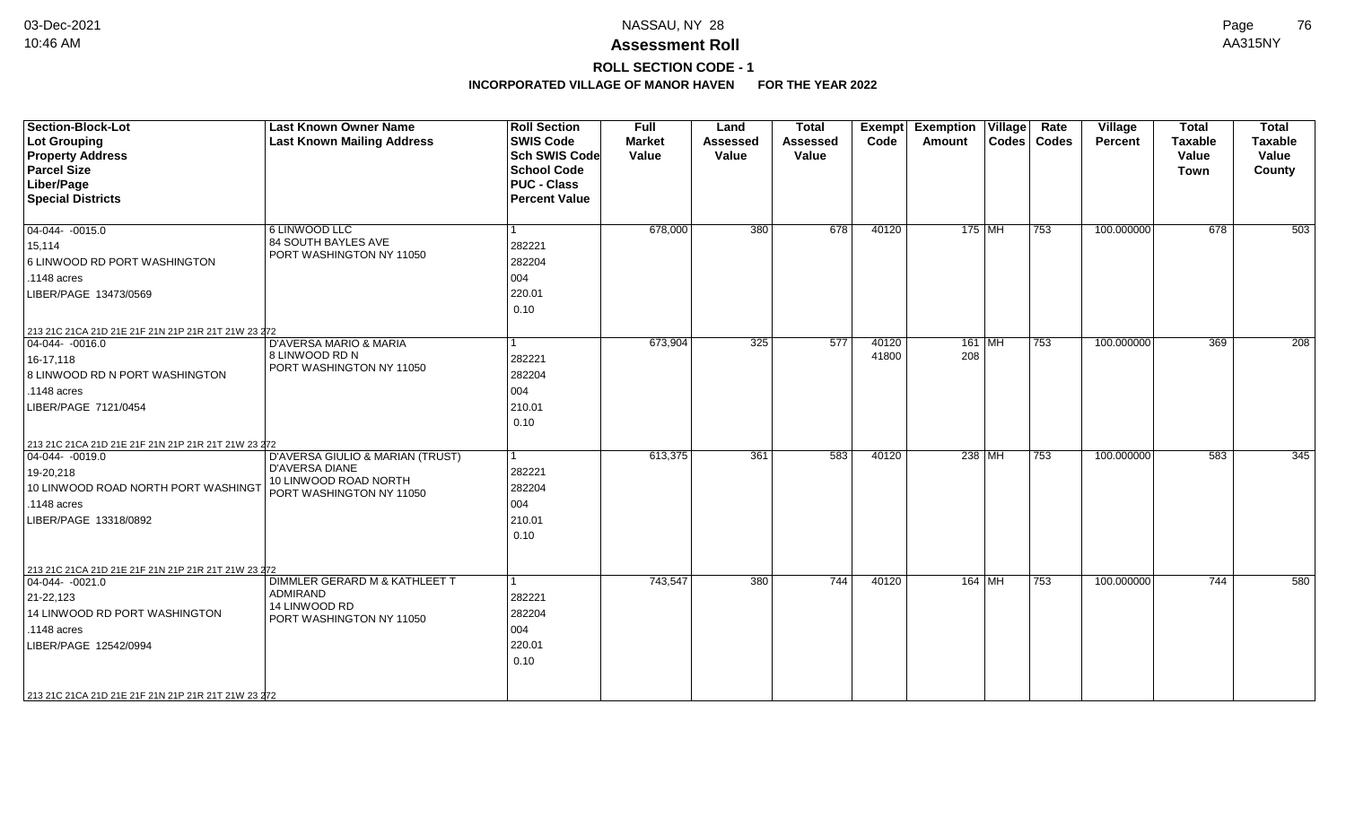# Assessment Roll

## ROLL SECTION CODE - 1

### INCORPORATED VILLAGE OF MANOR HAVEN FOR THE YEAR 2022

| Section-Block-Lot<br>Lot Grouping<br>Property Address<br>Parcel Size<br>Liber/Page<br>Special Districts | Last Known Owner Name<br>Last Known Mailing Address | Roll Section<br>SWIS Code<br>Sch SWIS Code<br>School Code<br>PUC - Class<br>Percent Value | Full Market Value | Land Assessed Value | Total Assessed Value | Exempt Code | Exemption Amount | Village Codes | Rate Codes | Village Percent | Total Taxable Value Town | Total Taxable Value County |
|---|---|---|---|---|---|---|---|---|---|---|---|---|
| 04-044- -0015.0<br>15,114<br>6 LINWOOD RD PORT WASHINGTON<br>.1148 acres<br>LIBER/PAGE 13473/0569<br>213 21C 21CA 21D 21E 21F 21N 21P 21R 21T 21W 23 272 | 6 LINWOOD LLC<br>84 SOUTH BAYLES AVE<br>PORT WASHINGTON NY 11050 | 1<br>282221<br>282204<br>004<br>220.01<br>0.10 | 678,000 | 380 | 678 | 40120 | 175 | MH | 753 | 100.000000 | 678 | 503 |
| 04-044- -0016.0<br>16-17,118<br>8 LINWOOD RD N PORT WASHINGTON<br>.1148 acres<br>LIBER/PAGE 7121/0454<br>213 21C 21CA 21D 21E 21F 21N 21P 21R 21T 21W 23 272 | D'AVERSA MARIO & MARIA<br>8 LINWOOD RD N<br>PORT WASHINGTON NY 11050 | 1<br>282221<br>282204<br>004<br>210.01<br>0.10 | 673,904 | 325 | 577 | 40120<br>41800 | 161<br>208 | MH | 753 | 100.000000 | 369 | 208 |
| 04-044- -0019.0<br>19-20,218<br>10 LINWOOD ROAD NORTH PORT WASHINGT<br>.1148 acres<br>LIBER/PAGE 13318/0892<br>213 21C 21CA 21D 21E 21F 21N 21P 21R 21T 21W 23 272 | D'AVERSA GIULIO & MARIAN (TRUST)<br>D'AVERSA DIANE<br>10 LINWOOD ROAD NORTH<br>PORT WASHINGTON NY 11050 | 1<br>282221<br>282204<br>004<br>210.01<br>0.10 | 613,375 | 361 | 583 | 40120 | 238 | MH | 753 | 100.000000 | 583 | 345 |
| 04-044- -0021.0<br>21-22,123<br>14 LINWOOD RD PORT WASHINGTON<br>.1148 acres<br>LIBER/PAGE 12542/0994<br>213 21C 21CA 21D 21E 21F 21N 21P 21R 21T 21W 23 272 | DIMMLER GERARD M & KATHLEET T<br>ADMIRAND<br>14 LINWOOD RD<br>PORT WASHINGTON NY 11050 | 1<br>282221<br>282204<br>004<br>220.01<br>0.10 | 743,547 | 380 | 744 | 40120 | 164 | MH | 753 | 100.000000 | 744 | 580 |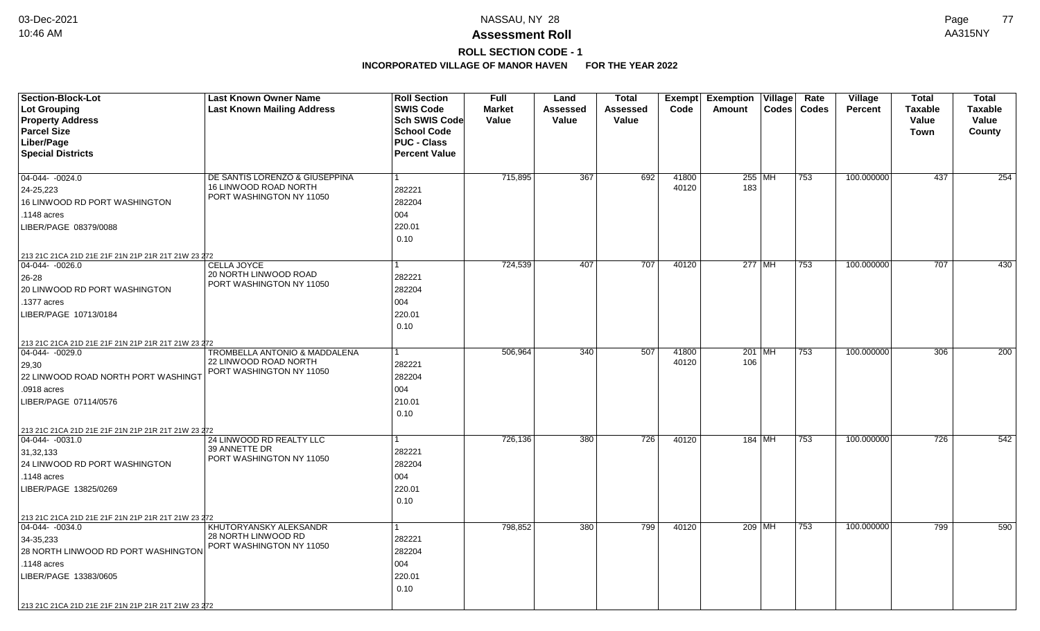# Assessment Roll

## ROLL SECTION CODE - 1

### INCORPORATED VILLAGE OF MANOR HAVEN FOR THE YEAR 2022

| Section-Block-Lot<br>Lot Grouping<br>Property Address<br>Parcel Size<br>Liber/Page<br>Special Districts | Last Known Owner Name<br>Last Known Mailing Address | Roll Section<br>SWIS Code<br>Sch SWIS Code<br>School Code<br>PUC - Class<br>Percent Value | Full Market Value | Land Assessed Value | Total Assessed Value | Exempt Code | Exemption Amount | Village Codes | Rate Codes | Village Percent | Total Taxable Value Town | Total Taxable Value County |
|---|---|---|---|---|---|---|---|---|---|---|---|---|
| 04-044- -0024.0<br>24-25,223<br>16 LINWOOD RD PORT WASHINGTON<br>.1148 acres<br>LIBER/PAGE 08379/0088<br>213 21C 21CA 21D 21E 21F 21N 21P 21R 21T 21W 23 272 | DE SANTIS LORENZO & GIUSEPPINA<br>16 LINWOOD ROAD NORTH<br>PORT WASHINGTON NY 11050 | 1<br>282221<br>282204<br>004<br>220.01<br>0.10 | 715,895 | 367 | 692 | 41800<br>40120 | 255<br>183 | MH | 753 | 100.000000 | 437 | 254 |
| 04-044- -0026.0<br>26-28<br>20 LINWOOD RD PORT WASHINGTON<br>.1377 acres<br>LIBER/PAGE 10713/0184<br>213 21C 21CA 21D 21E 21F 21N 21P 21R 21T 21W 23 272 | CELLA JOYCE<br>20 NORTH LINWOOD ROAD<br>PORT WASHINGTON NY 11050 | 1<br>282221<br>282204<br>004<br>220.01<br>0.10 | 724,539 | 407 | 707 | 40120 | 277 | MH | 753 | 100.000000 | 707 | 430 |
| 04-044- -0029.0<br>29,30<br>22 LINWOOD ROAD NORTH PORT WASHINGT<br>.0918 acres<br>LIBER/PAGE 07114/0576<br>213 21C 21CA 21D 21E 21F 21N 21P 21R 21T 21W 23 272 | TROMBELLA ANTONIO & MADDALENA<br>22 LINWOOD ROAD NORTH<br>PORT WASHINGTON NY 11050 | 1<br>282221<br>282204<br>004<br>210.01<br>0.10 | 506,964 | 340 | 507 | 41800<br>40120 | 201<br>106 | MH | 753 | 100.000000 | 306 | 200 |
| 04-044- -0031.0<br>31,32,133<br>24 LINWOOD RD PORT WASHINGTON<br>.1148 acres<br>LIBER/PAGE 13825/0269<br>213 21C 21CA 21D 21E 21F 21N 21P 21R 21T 21W 23 272 | 24 LINWOOD RD REALTY LLC<br>39 ANNETTE DR<br>PORT WASHINGTON NY 11050 | 1<br>282221<br>282204<br>004<br>220.01<br>0.10 | 726,136 | 380 | 726 | 40120 | 184 | MH | 753 | 100.000000 | 726 | 542 |
| 04-044- -0034.0<br>34-35,233<br>28 NORTH LINWOOD RD PORT WASHINGTON<br>.1148 acres<br>LIBER/PAGE 13383/0605<br>213 21C 21CA 21D 21E 21F 21N 21P 21R 21T 21W 23 272 | KHUTORYANSKY ALEKSANDR<br>28 NORTH LINWOOD RD<br>PORT WASHINGTON NY 11050 | 1<br>282221<br>282204<br>004<br>220.01<br>0.10 | 798,852 | 380 | 799 | 40120 | 209 | MH | 753 | 100.000000 | 799 | 590 |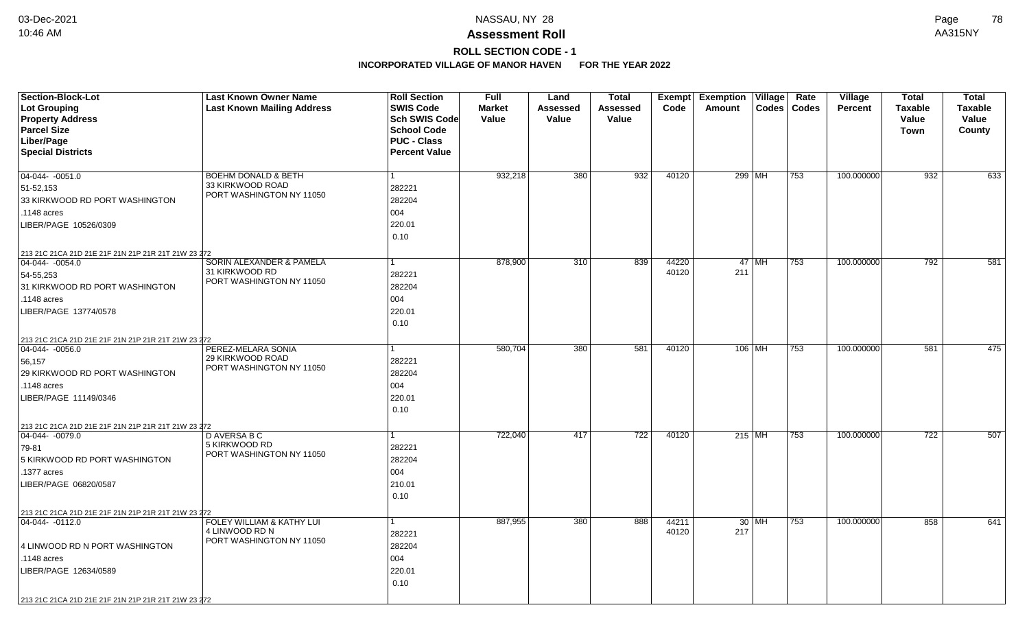# Assessment Roll

## ROLL SECTION CODE - 1

### INCORPORATED VILLAGE OF MANOR HAVEN FOR THE YEAR 2022

| Section-Block-Lot<br>Lot Grouping<br>Property Address<br>Parcel Size<br>Liber/Page<br>Special Districts | Last Known Owner Name<br>Last Known Mailing Address | Roll Section<br>SWIS Code<br>Sch SWIS Code<br>School Code<br>PUC - Class<br>Percent Value | Full Market Value | Land Assessed Value | Total Assessed Value | Exempt Code | Exemption Amount | Village Codes | Rate Codes | Village Percent | Total Taxable Value Town | Total Taxable Value County |
|---|---|---|---|---|---|---|---|---|---|---|---|---|
| 04-044- -0051.0<br>51-52,153<br>33 KIRKWOOD RD PORT WASHINGTON<br>.1148 acres<br>LIBER/PAGE 10526/0309<br>213 21C 21CA 21D 21E 21F 21N 21P 21R 21T 21W 23 272 | BOEHM DONALD & BETH<br>33 KIRKWOOD ROAD<br>PORT WASHINGTON NY 11050 | 1<br>282221<br>282204<br>004<br>220.01<br>0.10 | 932,218 | 380 | 932 | 40120 | 299 | MH | 753 | 100.000000 | 932 | 633 |
| 04-044- -0054.0<br>54-55,253<br>31 KIRKWOOD RD PORT WASHINGTON<br>.1148 acres<br>LIBER/PAGE 13774/0578<br>213 21C 21CA 21D 21E 21F 21N 21P 21R 21T 21W 23 272 | SORIN ALEXANDER & PAMELA<br>31 KIRKWOOD RD<br>PORT WASHINGTON NY 11050 | 1<br>282221<br>282204<br>004<br>220.01<br>0.10 | 878,900 | 310 | 839 | 44220<br>40120 | 47<br>211 | MH | 753 | 100.000000 | 792 | 581 |
| 04-044- -0056.0<br>56,157<br>29 KIRKWOOD RD PORT WASHINGTON<br>.1148 acres<br>LIBER/PAGE 11149/0346<br>213 21C 21CA 21D 21E 21F 21N 21P 21R 21T 21W 23 272 | PEREZ-MELARA SONIA<br>29 KIRKWOOD ROAD<br>PORT WASHINGTON NY 11050 | 1<br>282221<br>282204<br>004<br>220.01<br>0.10 | 580,704 | 380 | 581 | 40120 | 106 | MH | 753 | 100.000000 | 581 | 475 |
| 04-044- -0079.0<br>79-81<br>5 KIRKWOOD RD PORT WASHINGTON<br>.1377 acres<br>LIBER/PAGE 06820/0587<br>213 21C 21CA 21D 21E 21F 21N 21P 21R 21T 21W 23 272 | D AVERSA B C<br>5 KIRKWOOD RD<br>PORT WASHINGTON NY 11050 | 1<br>282221<br>282204<br>004<br>210.01<br>0.10 | 722,040 | 417 | 722 | 40120 | 215 | MH | 753 | 100.000000 | 722 | 507 |
| 04-044- -0112.0<br><br>4 LINWOOD RD N PORT WASHINGTON<br>.1148 acres<br>LIBER/PAGE 12634/0589<br>213 21C 21CA 21D 21E 21F 21N 21P 21R 21T 21W 23 272 | FOLEY WILLIAM & KATHY LUI<br>4 LINWOOD RD N<br>PORT WASHINGTON NY 11050 | 1<br>282221<br>282204<br>004<br>220.01<br>0.10 | 887,955 | 380 | 888 | 44211<br>40120 | 30<br>217 | MH | 753 | 100.000000 | 858 | 641 |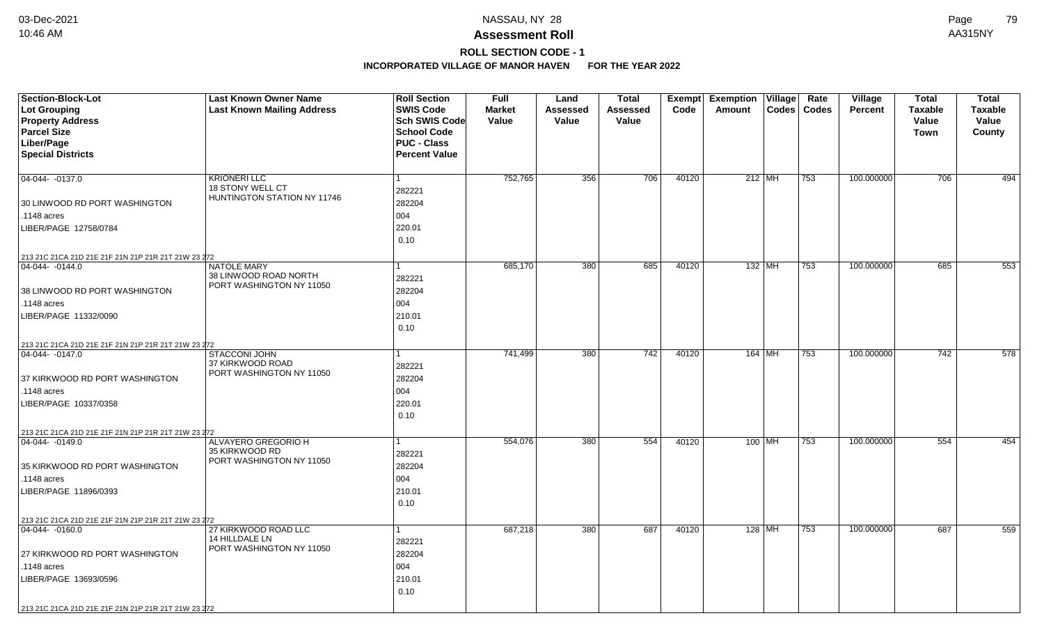**Assessment Roll**

**ROLL SECTION CODE - 1**

**INCORPORATED VILLAGE OF MANOR HAVEN FOR THE YEAR 2022**

| Section-Block-Lot<br>Lot Grouping<br>Property Address<br>Parcel Size<br>Liber/Page<br>Special Districts | Last Known Owner Name<br>Last Known Mailing Address | Roll Section<br>SWIS Code<br>Sch SWIS Code<br>School Code<br>PUC - Class<br>Percent Value | Full Market Value | Land Assessed Value | Total Assessed Value | Exempt Code | Exemption Amount | Village Codes | Rate Codes | Village Percent | Total Taxable Value Town | Total Taxable Value County |
|---|---|---|---|---|---|---|---|---|---|---|---|---|
| 04-044- -0137.0<br>30 LINWOOD RD PORT WASHINGTON<br>.1148 acres<br>LIBER/PAGE 12758/0784<br>213 21C 21CA 21D 21E 21F 21N 21P 21R 21T 21W 23 272 | KRIONERI LLC<br>18 STONY WELL CT<br>HUNTINGTON STATION NY 11746 | 1<br>282221<br>282204<br>004<br>220.01<br>0.10 | 752,765 | 356 | 706 | 40120 | 212 | MH | 753 | 100.000000 | 706 | 494 |
| 04-044- -0144.0<br>38 LINWOOD RD PORT WASHINGTON<br>.1148 acres<br>LIBER/PAGE 11332/0090<br>213 21C 21CA 21D 21E 21F 21N 21P 21R 21T 21W 23 272 | NATOLE MARY<br>38 LINWOOD ROAD NORTH<br>PORT WASHINGTON NY 11050 | 1<br>282221<br>282204<br>004<br>210.01<br>0.10 | 685,170 | 380 | 685 | 40120 | 132 | MH | 753 | 100.000000 | 685 | 553 |
| 04-044- -0147.0<br>37 KIRKWOOD RD PORT WASHINGTON<br>.1148 acres<br>LIBER/PAGE 10337/0358<br>213 21C 21CA 21D 21E 21F 21N 21P 21R 21T 21W 23 272 | STACCONI JOHN<br>37 KIRKWOOD ROAD<br>PORT WASHINGTON NY 11050 | 1<br>282221<br>282204<br>004<br>220.01<br>0.10 | 741,499 | 380 | 742 | 40120 | 164 | MH | 753 | 100.000000 | 742 | 578 |
| 04-044- -0149.0<br>35 KIRKWOOD RD PORT WASHINGTON<br>.1148 acres<br>LIBER/PAGE 11896/0393<br>213 21C 21CA 21D 21E 21F 21N 21P 21R 21T 21W 23 272 | ALVAYERO GREGORIO H<br>35 KIRKWOOD RD<br>PORT WASHINGTON NY 11050 | 1<br>282221<br>282204<br>004<br>210.01<br>0.10 | 554,076 | 380 | 554 | 40120 | 100 | MH | 753 | 100.000000 | 554 | 454 |
| 04-044- -0160.0<br>27 KIRKWOOD RD PORT WASHINGTON<br>.1148 acres<br>LIBER/PAGE 13693/0596<br>213 21C 21CA 21D 21E 21F 21N 21P 21R 21T 21W 23 272 | 27 KIRKWOOD ROAD LLC<br>14 HILLDALE LN<br>PORT WASHINGTON NY 11050 | 1<br>282221<br>282204<br>004<br>210.01<br>0.10 | 687,218 | 380 | 687 | 40120 | 128 | MH | 753 | 100.000000 | 687 | 559 |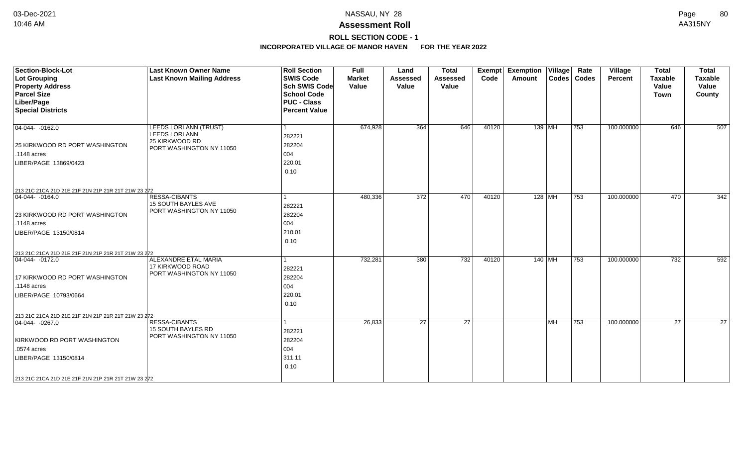# Assessment Roll

## ROLL SECTION CODE - 1

### INCORPORATED VILLAGE OF MANOR HAVEN FOR THE YEAR 2022

| Section-Block-Lot<br>Lot Grouping<br>Property Address<br>Parcel Size<br>Liber/Page<br>Special Districts | Last Known Owner Name<br>Last Known Mailing Address | Roll Section<br>SWIS Code<br>Sch SWIS Code<br>School Code<br>PUC - Class<br>Percent Value | Full Market Value | Land Assessed Value | Total Assessed Value | Exempt Code | Exemption Amount | Village Codes | Rate Codes | Village Percent | Total Taxable Value Town | Total Taxable Value County |
|---|---|---|---|---|---|---|---|---|---|---|---|---|
| 04-044- -0162.0<br>25 KIRKWOOD RD PORT WASHINGTON<br>.1148 acres<br>LIBER/PAGE 13869/0423<br>213 21C 21CA 21D 21E 21F 21N 21P 21R 21T 21W 23 272 | LEEDS LORI ANN (TRUST)<br>LEEDS LORI ANN<br>25 KIRKWOOD RD<br>PORT WASHINGTON NY 11050 | 1<br>282221<br>282204<br>004<br>220.01<br>0.10 | 674,928 | 364 | 646 | 40120 | 139 | MH | 753 | 100.000000 | 646 | 507 |
| 04-044- -0164.0<br>23 KIRKWOOD RD PORT WASHINGTON<br>.1148 acres<br>LIBER/PAGE 13150/0814<br>213 21C 21CA 21D 21E 21F 21N 21P 21R 21T 21W 23 272 | RESSA-CIBANTS<br>15 SOUTH BAYLES AVE<br>PORT WASHINGTON NY 11050 | 1<br>282221<br>282204<br>004<br>210.01<br>0.10 | 480,336 | 372 | 470 | 40120 | 128 | MH | 753 | 100.000000 | 470 | 342 |
| 04-044- -0172.0<br>17 KIRKWOOD RD PORT WASHINGTON<br>.1148 acres<br>LIBER/PAGE 10793/0664<br>213 21C 21CA 21D 21E 21F 21N 21P 21R 21T 21W 23 272 | ALEXANDRE ETAL MARIA<br>17 KIRKWOOD ROAD<br>PORT WASHINGTON NY 11050 | 1<br>282221<br>282204<br>004<br>220.01<br>0.10 | 732,281 | 380 | 732 | 40120 | 140 | MH | 753 | 100.000000 | 732 | 592 |
| 04-044- -0267.0<br>KIRKWOOD RD PORT WASHINGTON<br>.0574 acres<br>LIBER/PAGE 13150/0814<br>213 21C 21CA 21D 21E 21F 21N 21P 21R 21T 21W 23 272 | RESSA-CIBANTS<br>15 SOUTH BAYLES RD<br>PORT WASHINGTON NY 11050 | 1<br>282221<br>282204<br>004<br>311.11<br>0.10 | 26,833 | 27 | 27 | | | MH | 753 | 100.000000 | 27 | 27 |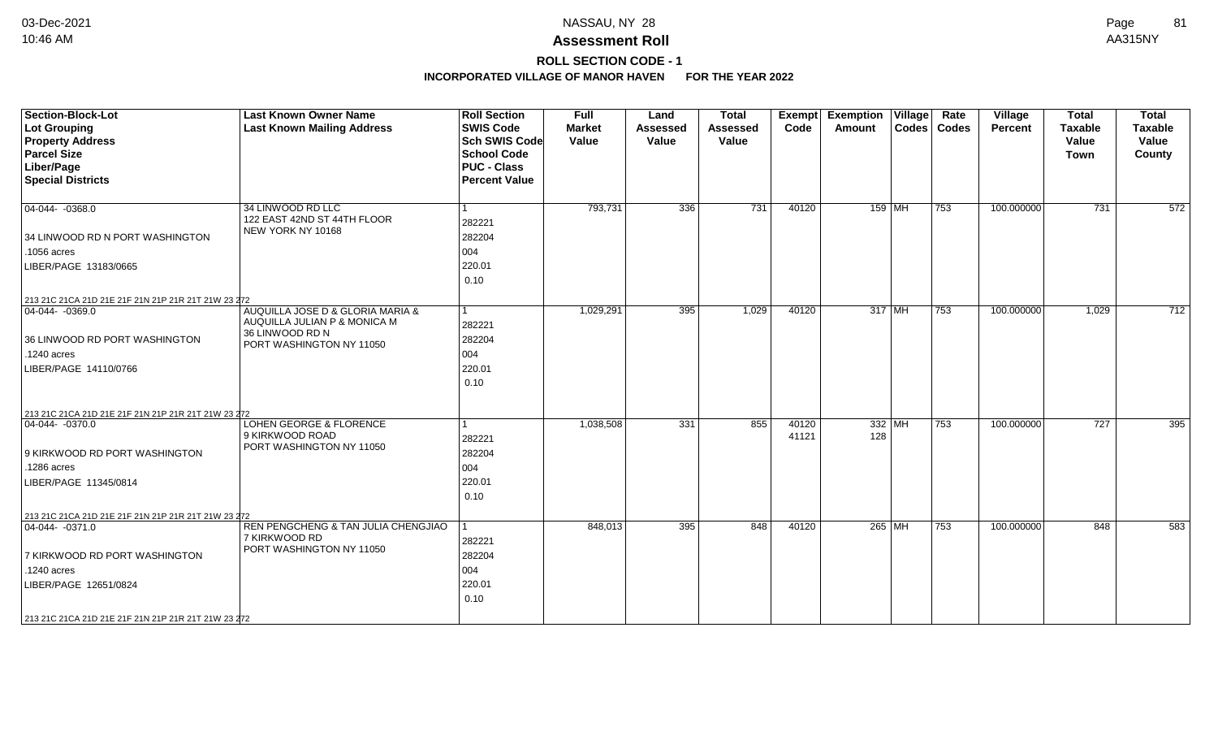# Assessment Roll

## ROLL SECTION CODE - 1

### INCORPORATED VILLAGE OF MANOR HAVEN FOR THE YEAR 2022

| Section-Block-Lot<br>Lot Grouping<br>Property Address<br>Parcel Size<br>Liber/Page<br>Special Districts | Last Known Owner Name<br>Last Known Mailing Address | Roll Section<br>SWIS Code<br>Sch SWIS Code<br>School Code<br>PUC - Class<br>Percent Value | Full Market Value | Land Assessed Value | Total Assessed Value | Exempt Code | Exemption Amount | Village Codes | Rate Codes | Village Percent | Total Taxable Value Town | Total Taxable Value County |
|---|---|---|---|---|---|---|---|---|---|---|---|---|
| 04-044- -0368.0<br>34 LINWOOD RD N PORT WASHINGTON<br>.1056 acres<br>LIBER/PAGE 13183/0665<br>213 21C 21CA 21D 21E 21F 21N 21P 21R 21T 21W 23 272 | 34 LINWOOD RD LLC<br>122 EAST 42ND ST 44TH FLOOR<br>NEW YORK NY 10168 | 1<br>282221<br>282204<br>004<br>220.01<br>0.10 | 793,731 | 336 | 731 | 40120 | 159 | MH | 753 | 100.000000 | 731 | 572 |
| 04-044- -0369.0<br>36 LINWOOD RD PORT WASHINGTON<br>.1240 acres<br>LIBER/PAGE 14110/0766<br>213 21C 21CA 21D 21E 21F 21N 21P 21R 21T 21W 23 272 | AUQUILLA JOSE D & GLORIA MARIA &<br>AUQUILLA JULIAN P & MONICA M<br>36 LINWOOD RD N<br>PORT WASHINGTON NY 11050 | 1<br>282221<br>282204<br>004<br>220.01<br>0.10 | 1,029,291 | 395 | 1,029 | 40120 | 317 | MH | 753 | 100.000000 | 1,029 | 712 |
| 04-044- -0370.0<br>9 KIRKWOOD RD PORT WASHINGTON<br>.1286 acres<br>LIBER/PAGE 11345/0814<br>213 21C 21CA 21D 21E 21F 21N 21P 21R 21T 21W 23 272 | LOHEN GEORGE & FLORENCE<br>9 KIRKWOOD ROAD<br>PORT WASHINGTON NY 11050 | 1<br>282221<br>282204<br>004<br>220.01<br>0.10 | 1,038,508 | 331 | 855 | 40120<br>41121 | 332<br>128 | MH | 753 | 100.000000 | 727 | 395 |
| 04-044- -0371.0<br>7 KIRKWOOD RD PORT WASHINGTON<br>.1240 acres<br>LIBER/PAGE 12651/0824<br>213 21C 21CA 21D 21E 21F 21N 21P 21R 21T 21W 23 272 | REN PENGCHENG & TAN JULIA CHENGJIAO<br>7 KIRKWOOD RD<br>PORT WASHINGTON NY 11050 | 1<br>282221<br>282204<br>004<br>220.01<br>0.10 | 848,013 | 395 | 848 | 40120 | 265 | MH | 753 | 100.000000 | 848 | 583 |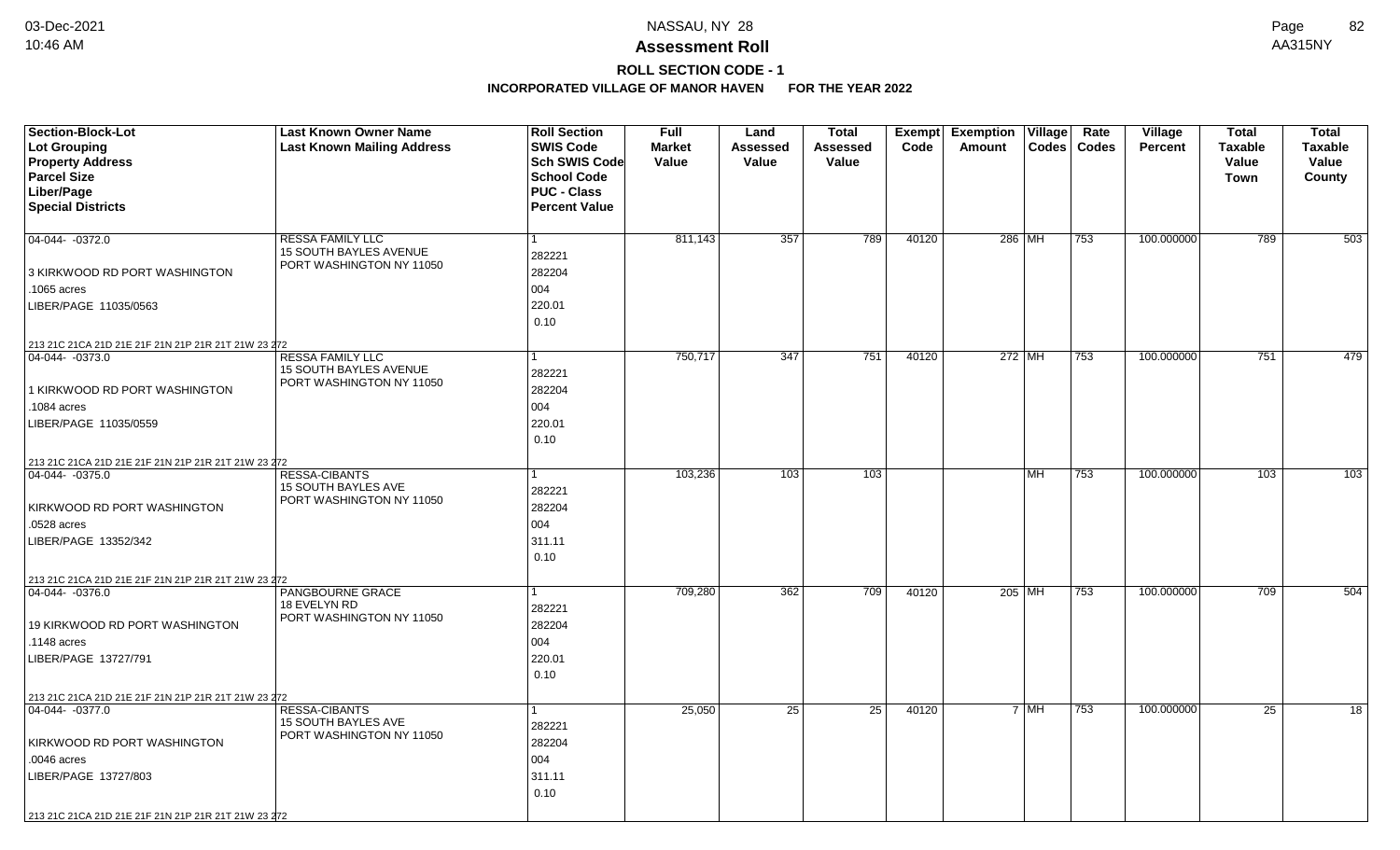# Assessment Roll

## ROLL SECTION CODE - 1

### INCORPORATED VILLAGE OF MANOR HAVEN FOR THE YEAR 2022

| Section-Block-Lot<br>Lot Grouping<br>Property Address<br>Parcel Size<br>Liber/Page<br>Special Districts | Last Known Owner Name<br>Last Known Mailing Address | Roll Section<br>SWIS Code<br>Sch SWIS Code<br>School Code<br>PUC - Class<br>Percent Value | Full Market Value | Land Assessed Value | Total Assessed Value | Exempt Code | Exemption Amount | Village Codes | Rate Codes | Village Percent | Total Taxable Value Town | Total Taxable Value County |
|---|---|---|---|---|---|---|---|---|---|---|---|---|
| 04-044- -0372.0<br>3 KIRKWOOD RD PORT WASHINGTON<br>.1065 acres<br>LIBER/PAGE 11035/0563<br>213 21C 21CA 21D 21E 21F 21N 21P 21R 21T 21W 23 272 | RESSA FAMILY LLC<br>15 SOUTH BAYLES AVENUE<br>PORT WASHINGTON NY 11050 | 1<br>282221<br>282204<br>004<br>220.01<br>0.10 | 811,143 | 357 | 789 | 40120 | 286 | MH | 753 | 100.000000 | 789 | 503 |
| 04-044- -0373.0<br>1 KIRKWOOD RD PORT WASHINGTON<br>.1084 acres<br>LIBER/PAGE 11035/0559<br>213 21C 21CA 21D 21E 21F 21N 21P 21R 21T 21W 23 272 | RESSA FAMILY LLC<br>15 SOUTH BAYLES AVENUE<br>PORT WASHINGTON NY 11050 | 1<br>282221<br>282204<br>004<br>220.01<br>0.10 | 750,717 | 347 | 751 | 40120 | 272 | MH | 753 | 100.000000 | 751 | 479 |
| 04-044- -0375.0<br>KIRKWOOD RD PORT WASHINGTON<br>.0528 acres<br>LIBER/PAGE 13352/342<br>213 21C 21CA 21D 21E 21F 21N 21P 21R 21T 21W 23 272 | RESSA-CIBANTS<br>15 SOUTH BAYLES AVE<br>PORT WASHINGTON NY 11050 | 1<br>282221<br>282204<br>004<br>311.11<br>0.10 | 103,236 | 103 | 103 | | | MH | 753 | 100.000000 | 103 | 103 |
| 04-044- -0376.0<br>19 KIRKWOOD RD PORT WASHINGTON<br>.1148 acres<br>LIBER/PAGE 13727/791<br>213 21C 21CA 21D 21E 21F 21N 21P 21R 21T 21W 23 272 | PANGBOURNE GRACE<br>18 EVELYN RD<br>PORT WASHINGTON NY 11050 | 1<br>282221<br>282204<br>004<br>220.01<br>0.10 | 709,280 | 362 | 709 | 40120 | 205 | MH | 753 | 100.000000 | 709 | 504 |
| 04-044- -0377.0<br>KIRKWOOD RD PORT WASHINGTON<br>.0046 acres<br>LIBER/PAGE 13727/803<br>213 21C 21CA 21D 21E 21F 21N 21P 21R 21T 21W 23 272 | RESSA-CIBANTS<br>15 SOUTH BAYLES AVE<br>PORT WASHINGTON NY 11050 | 1<br>282221<br>282204<br>004<br>311.11<br>0.10 | 25,050 | 25 | 25 | 40120 | 7 | MH | 753 | 100.000000 | 25 | 18 |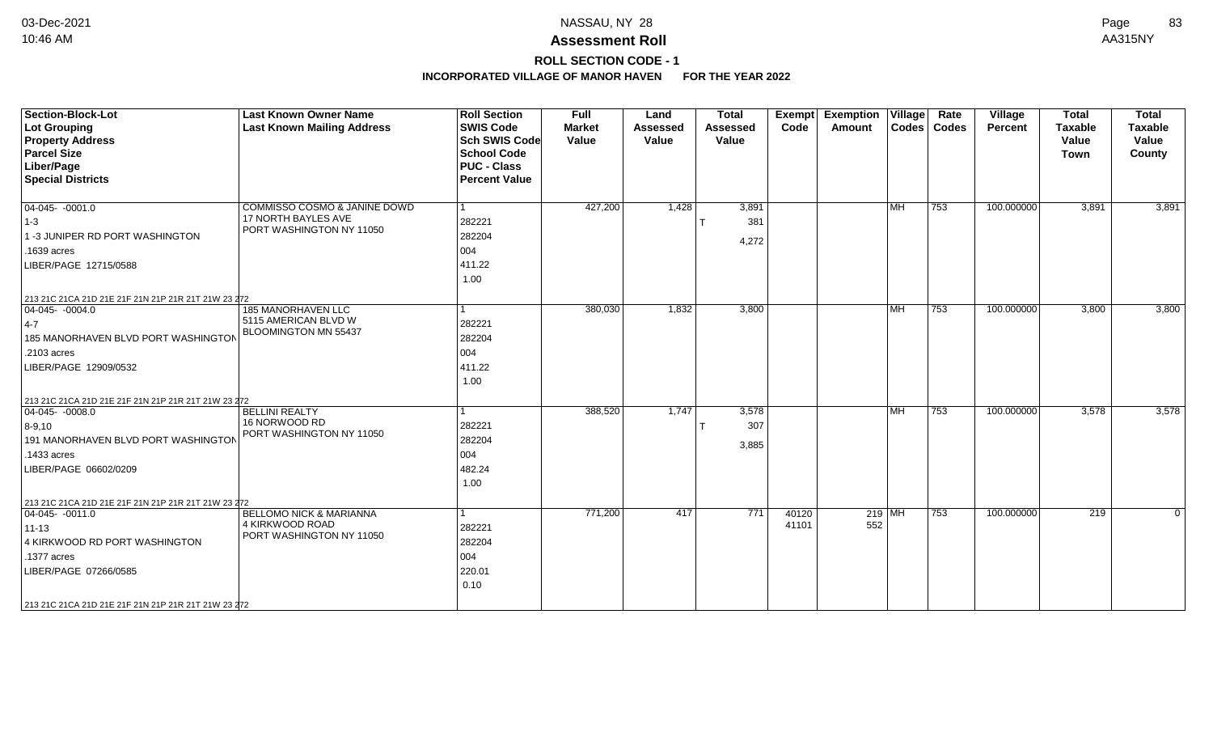# Assessment Roll

## ROLL SECTION CODE - 1

### INCORPORATED VILLAGE OF MANOR HAVEN FOR THE YEAR 2022

| Section-Block-Lot<br>Lot Grouping<br>Property Address<br>Parcel Size<br>Liber/Page<br>Special Districts | Last Known Owner Name<br>Last Known Mailing Address | Roll Section<br>SWIS Code<br>Sch SWIS Code<br>School Code<br>PUC - Class<br>Percent Value | Full Market Value | Land Assessed Value | Total Assessed Value | Exempt Code | Exemption Amount | Village Codes | Rate Codes | Village Percent | Total Taxable Value Town | Total Taxable Value County |
|---|---|---|---|---|---|---|---|---|---|---|---|---|
| 04-045- -0001.0<br>1-3<br>1 -3 JUNIPER RD PORT WASHINGTON<br>.1639 acres<br>LIBER/PAGE 12715/0588<br>213 21C 21CA 21D 21E 21F 21N 21P 21R 21T 21W 23 272 | COMMISSO COSMO & JANINE DOWD<br>17 NORTH BAYLES AVE<br>PORT WASHINGTON NY 11050 | 1<br>282221<br>282204<br>004<br>411.22<br>1.00 | 427,200 | 1,428 | 3,891<br>T 381<br>4,272 | | | MH | 753 | 100.000000 | 3,891 | 3,891 |
| 04-045- -0004.0<br>4-7<br>185 MANORHAVEN BLVD PORT WASHINGTON<br>.2103 acres<br>LIBER/PAGE 12909/0532<br>213 21C 21CA 21D 21E 21F 21N 21P 21R 21T 21W 23 272 | 185 MANORHAVEN LLC<br>5115 AMERICAN BLVD W<br>BLOOMINGTON MN 55437 | 1<br>282221<br>282204<br>004<br>411.22<br>1.00 | 380,030 | 1,832 | 3,800 | | | MH | 753 | 100.000000 | 3,800 | 3,800 |
| 04-045- -0008.0<br>8-9,10<br>191 MANORHAVEN BLVD PORT WASHINGTON<br>.1433 acres<br>LIBER/PAGE 06602/0209<br>213 21C 21CA 21D 21E 21F 21N 21P 21R 21T 21W 23 272 | BELLINI REALTY<br>16 NORWOOD RD<br>PORT WASHINGTON NY 11050 | 1<br>282221<br>282204<br>004<br>482.24<br>1.00 | 388,520 | 1,747 | 3,578<br>T 307<br>3,885 | | | MH | 753 | 100.000000 | 3,578 | 3,578 |
| 04-045- -0011.0<br>11-13<br>4 KIRKWOOD RD PORT WASHINGTON<br>.1377 acres<br>LIBER/PAGE 07266/0585<br>213 21C 21CA 21D 21E 21F 21N 21P 21R 21T 21W 23 272 | BELLOMO NICK & MARIANNA<br>4 KIRKWOOD ROAD<br>PORT WASHINGTON NY 11050 | 1<br>282221<br>282204<br>004<br>220.01<br>0.10 | 771,200 | 417 | 771 | 40120<br>41101 | 219<br>552 | MH | 753 | 100.000000 | 219 | 0 |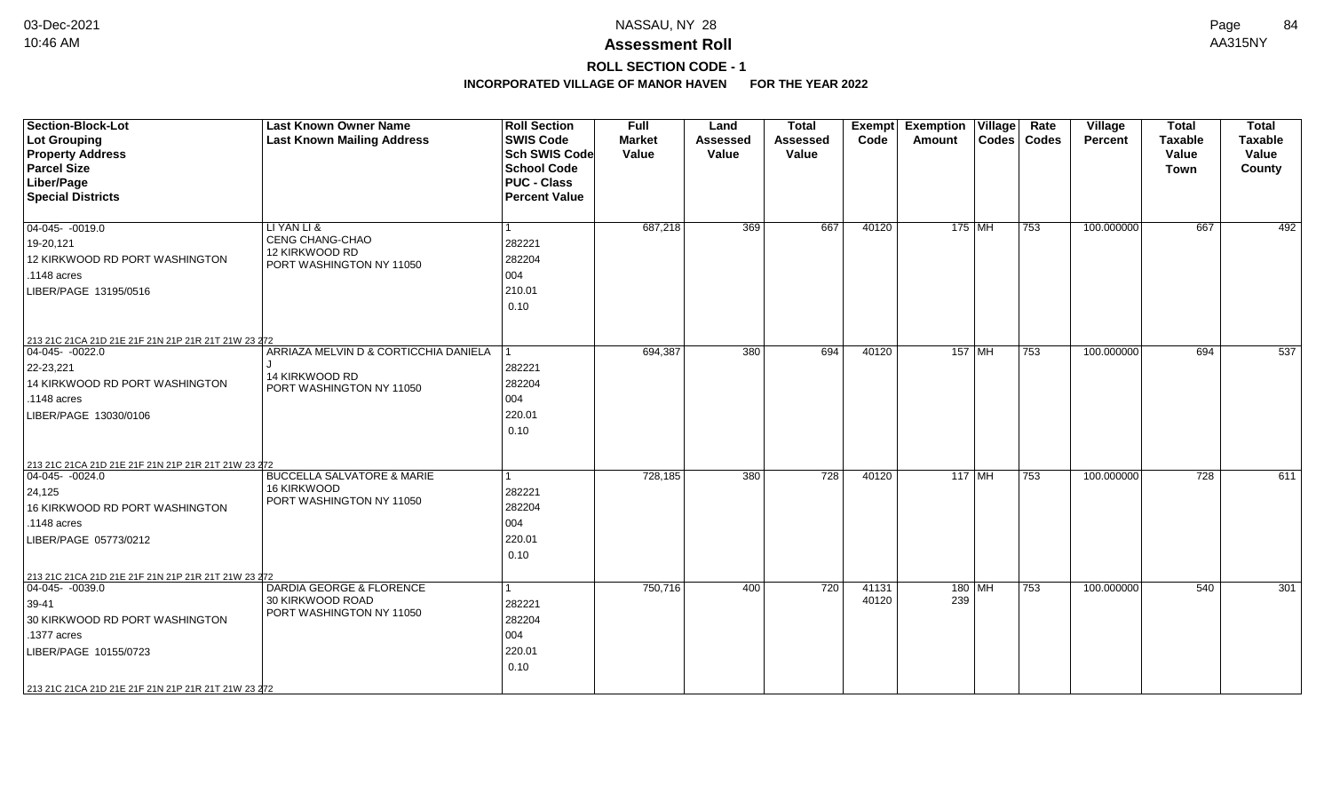# Assessment Roll

## ROLL SECTION CODE - 1

### INCORPORATED VILLAGE OF MANOR HAVEN FOR THE YEAR 2022

| Section-Block-Lot<br>Lot Grouping<br>Property Address<br>Parcel Size<br>Liber/Page<br>Special Districts | Last Known Owner Name<br>Last Known Mailing Address | Roll Section<br>SWIS Code<br>Sch SWIS Code<br>School Code<br>PUC - Class<br>Percent Value | Full Market Value | Land Assessed Value | Total Assessed Value | Exempt Code | Exemption Amount | Village Codes | Rate Codes | Village Percent | Total Taxable Value Town | Total Taxable Value County |
|---|---|---|---|---|---|---|---|---|---|---|---|---|
| 04-045- -0019.0<br>19-20,121<br>12 KIRKWOOD RD PORT WASHINGTON<br>.1148 acres<br>LIBER/PAGE 13195/0516<br>213 21C 21CA 21D 21E 21F 21N 21P 21R 21T 21W 23 272 | LI YAN LI &<br>CENG CHANG-CHAO<br>12 KIRKWOOD RD<br>PORT WASHINGTON NY 11050 | 1<br>282221<br>282204<br>004<br>210.01<br>0.10 | 687,218 | 369 | 667 | 40120 | 175 | MH | 753 | 100.000000 | 667 | 492 |
| 04-045- -0022.0<br>22-23,221<br>14 KIRKWOOD RD PORT WASHINGTON<br>.1148 acres<br>LIBER/PAGE 13030/0106<br>213 21C 21CA 21D 21E 21F 21N 21P 21R 21T 21W 23 272 | ARRIAZA MELVIN D & CORTICCHIA DANIELA J<br>14 KIRKWOOD RD<br>PORT WASHINGTON NY 11050 | 1<br>282221<br>282204<br>004<br>220.01<br>0.10 | 694,387 | 380 | 694 | 40120 | 157 | MH | 753 | 100.000000 | 694 | 537 |
| 04-045- -0024.0<br>24,125<br>16 KIRKWOOD RD PORT WASHINGTON<br>.1148 acres<br>LIBER/PAGE 05773/0212<br>213 21C 21CA 21D 21E 21F 21N 21P 21R 21T 21W 23 272 | BUCCELLA SALVATORE & MARIE<br>16 KIRKWOOD<br>PORT WASHINGTON NY 11050 | 1<br>282221<br>282204<br>004<br>220.01<br>0.10 | 728,185 | 380 | 728 | 40120 | 117 | MH | 753 | 100.000000 | 728 | 611 |
| 04-045- -0039.0<br>39-41<br>30 KIRKWOOD RD PORT WASHINGTON<br>.1377 acres<br>LIBER/PAGE 10155/0723<br>213 21C 21CA 21D 21E 21F 21N 21P 21R 21T 21W 23 272 | DARDIA GEORGE & FLORENCE<br>30 KIRKWOOD ROAD<br>PORT WASHINGTON NY 11050 | 1<br>282221<br>282204<br>004<br>220.01<br>0.10 | 750,716 | 400 | 720 | 41131<br>40120 | 180<br>239 | MH | 753 | 100.000000 | 540 | 301 |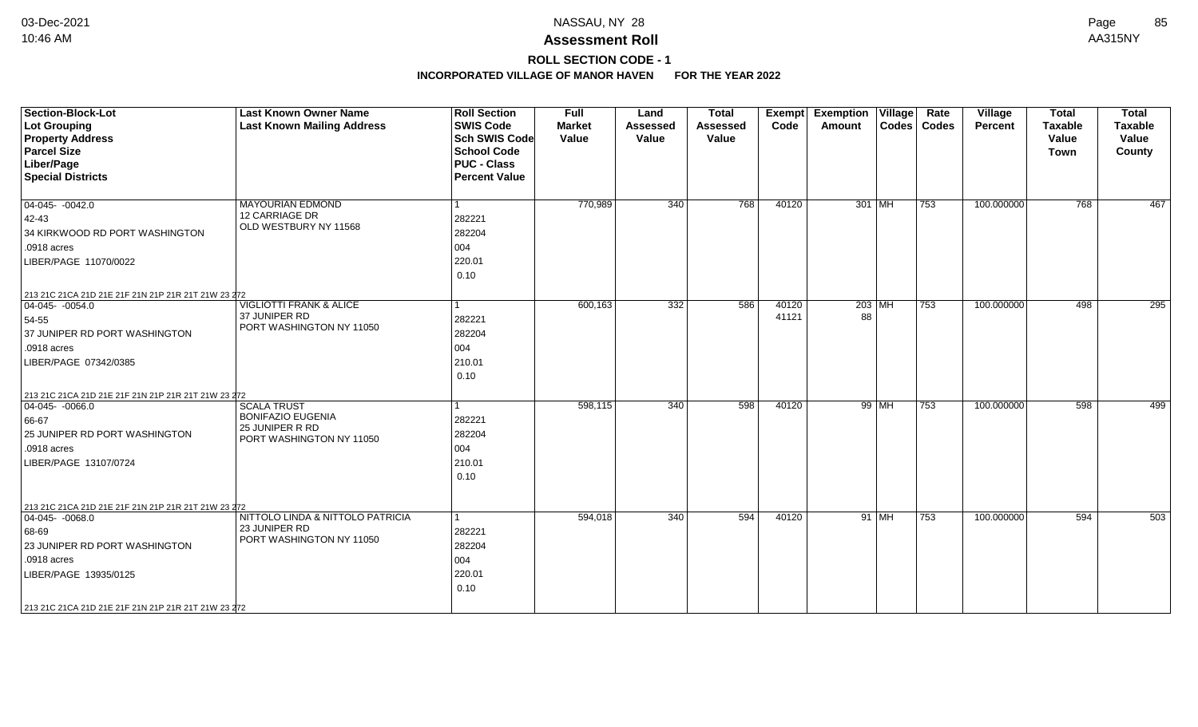# Assessment Roll

## ROLL SECTION CODE - 1

### INCORPORATED VILLAGE OF MANOR HAVEN FOR THE YEAR 2022

| Section-Block-Lot<br>Lot Grouping<br>Property Address<br>Parcel Size<br>Liber/Page<br>Special Districts | Last Known Owner Name<br>Last Known Mailing Address | Roll Section<br>SWIS Code<br>Sch SWIS Code<br>School Code<br>PUC - Class<br>Percent Value | Full Market Value | Land Assessed Value | Total Assessed Value | Exempt Code | Exemption Amount | Village Codes | Rate Codes | Village Percent | Total Taxable Value Town | Total Taxable Value County |
|---|---|---|---|---|---|---|---|---|---|---|---|---|
| 04-045- -0042.0<br>42-43<br>34 KIRKWOOD RD PORT WASHINGTON<br>.0918 acres<br>LIBER/PAGE 11070/0022<br>213 21C 21CA 21D 21E 21F 21N 21P 21R 21T 21W 23 272 | MAYOURIAN EDMOND<br>12 CARRIAGE DR<br>OLD WESTBURY NY 11568 | 1<br>282221<br>282204<br>004<br>220.01<br>0.10 | 770,989 | 340 | 768 | 40120 | 301 | MH | 753 | 100.000000 | 768 | 467 |
| 04-045- -0054.0<br>54-55<br>37 JUNIPER RD PORT WASHINGTON<br>.0918 acres<br>LIBER/PAGE 07342/0385<br>213 21C 21CA 21D 21E 21F 21N 21P 21R 21T 21W 23 272 | VIGLIOTTI FRANK & ALICE<br>37 JUNIPER RD<br>PORT WASHINGTON NY 11050 | 1<br>282221<br>282204<br>004<br>210.01<br>0.10 | 600,163 | 332 | 586 | 40120<br>41121 | 203<br>88 | MH | 753 | 100.000000 | 498 | 295 |
| 04-045- -0066.0<br>66-67<br>25 JUNIPER RD PORT WASHINGTON<br>.0918 acres<br>LIBER/PAGE 13107/0724<br>213 21C 21CA 21D 21E 21F 21N 21P 21R 21T 21W 23 272 | SCALA TRUST<br>BONIFAZIO EUGENIA<br>25 JUNIPER R RD<br>PORT WASHINGTON NY 11050 | 1<br>282221<br>282204<br>004<br>210.01<br>0.10 | 598,115 | 340 | 598 | 40120 | 99 | MH | 753 | 100.000000 | 598 | 499 |
| 04-045- -0068.0<br>68-69<br>23 JUNIPER RD PORT WASHINGTON<br>.0918 acres<br>LIBER/PAGE 13935/0125<br>213 21C 21CA 21D 21E 21F 21N 21P 21R 21T 21W 23 272 | NITTOLO LINDA & NITTOLO PATRICIA<br>23 JUNIPER RD<br>PORT WASHINGTON NY 11050 | 1<br>282221<br>282204<br>004<br>220.01<br>0.10 | 594,018 | 340 | 594 | 40120 | 91 | MH | 753 | 100.000000 | 594 | 503 |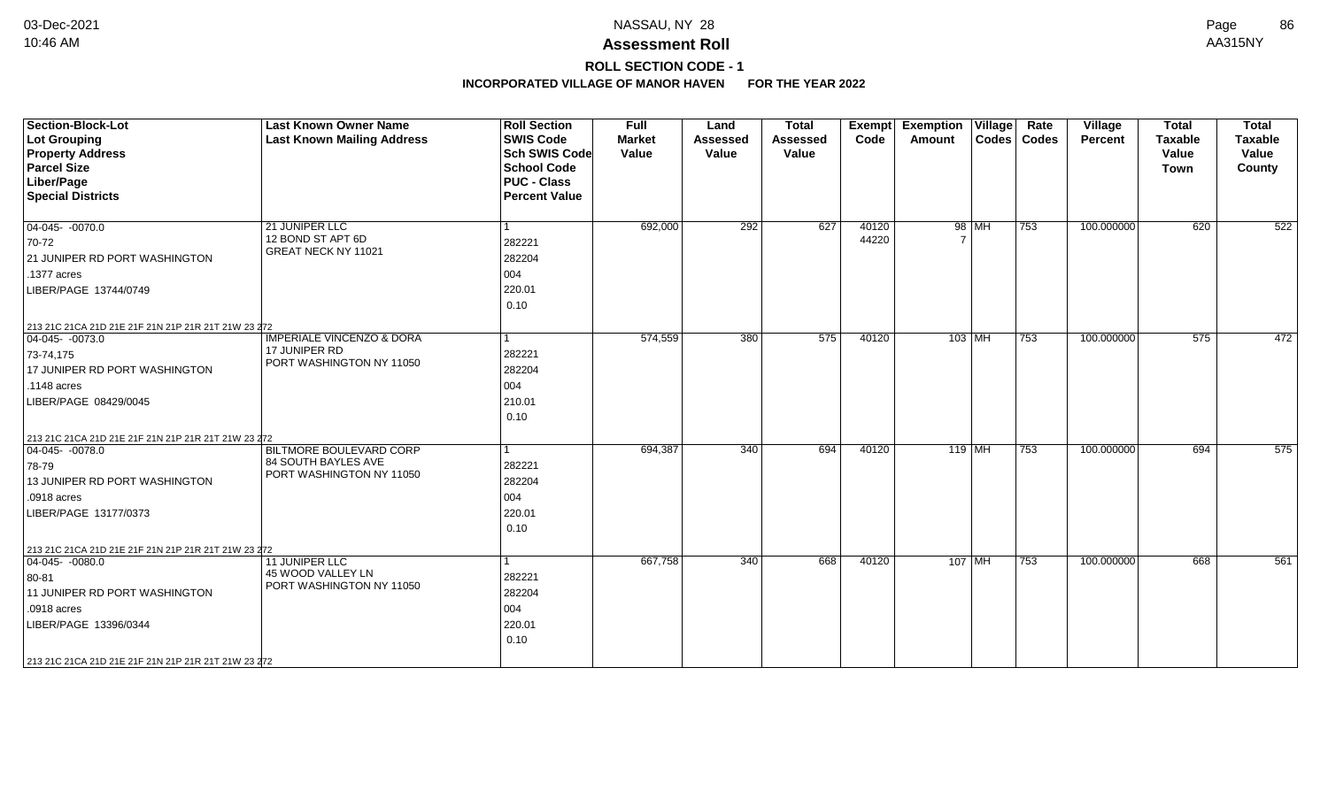# NASSAU, NY 28

## Assessment Roll

### ROLL SECTION CODE - 1

**INCORPORATED VILLAGE OF MANOR HAVEN FOR THE YEAR 2022**

| Section-Block-Lot<br>Lot Grouping<br>Property Address<br>Parcel Size<br>Liber/Page<br>Special Districts | Last Known Owner Name<br>Last Known Mailing Address | Roll Section<br>SWIS Code<br>Sch SWIS Code<br>School Code<br>PUC - Class<br>Percent Value | Full Market Value | Land Assessed Value | Total Assessed Value | Exempt Code | Exemption Amount | Village Codes | Rate Codes | Village Percent | Total Taxable Value Town | Total Taxable Value County |
|---|---|---|---|---|---|---|---|---|---|---|---|---|
| 04-045- -0070.0<br>70-72<br>21 JUNIPER RD PORT WASHINGTON<br>.1377 acres<br>LIBER/PAGE 13744/0749<br>213 21C 21CA 21D 21E 21F 21N 21P 21R 21T 21W 23 272 | 21 JUNIPER LLC<br>12 BOND ST APT 6D<br>GREAT NECK NY 11021 | 1<br>282221<br>282204<br>004<br>220.01<br>0.10 | 692,000 | 292 | 627 | 40120<br>44220 | 98<br>7 | MH | 753 | 100.000000 | 620 | 522 |
| 04-045- -0073.0<br>73-74,175<br>17 JUNIPER RD PORT WASHINGTON<br>.1148 acres<br>LIBER/PAGE 08429/0045<br>213 21C 21CA 21D 21E 21F 21N 21P 21R 21T 21W 23 272 | IMPERIALE VINCENZO & DORA<br>17 JUNIPER RD<br>PORT WASHINGTON NY 11050 | 1<br>282221<br>282204<br>004<br>210.01<br>0.10 | 574,559 | 380 | 575 | 40120 | 103 | MH | 753 | 100.000000 | 575 | 472 |
| 04-045- -0078.0<br>78-79<br>13 JUNIPER RD PORT WASHINGTON<br>.0918 acres<br>LIBER/PAGE 13177/0373<br>213 21C 21CA 21D 21E 21F 21N 21P 21R 21T 21W 23 272 | BILTMORE BOULEVARD CORP<br>84 SOUTH BAYLES AVE<br>PORT WASHINGTON NY 11050 | 1<br>282221<br>282204<br>004<br>220.01<br>0.10 | 694,387 | 340 | 694 | 40120 | 119 | MH | 753 | 100.000000 | 694 | 575 |
| 04-045- -0080.0<br>80-81<br>11 JUNIPER RD PORT WASHINGTON<br>.0918 acres<br>LIBER/PAGE 13396/0344<br>213 21C 21CA 21D 21E 21F 21N 21P 21R 21T 21W 23 272 | 11 JUNIPER LLC<br>45 WOOD VALLEY LN<br>PORT WASHINGTON NY 11050 | 1<br>282221<br>282204<br>004<br>220.01<br>0.10 | 667,758 | 340 | 668 | 40120 | 107 | MH | 753 | 100.000000 | 668 | 561 |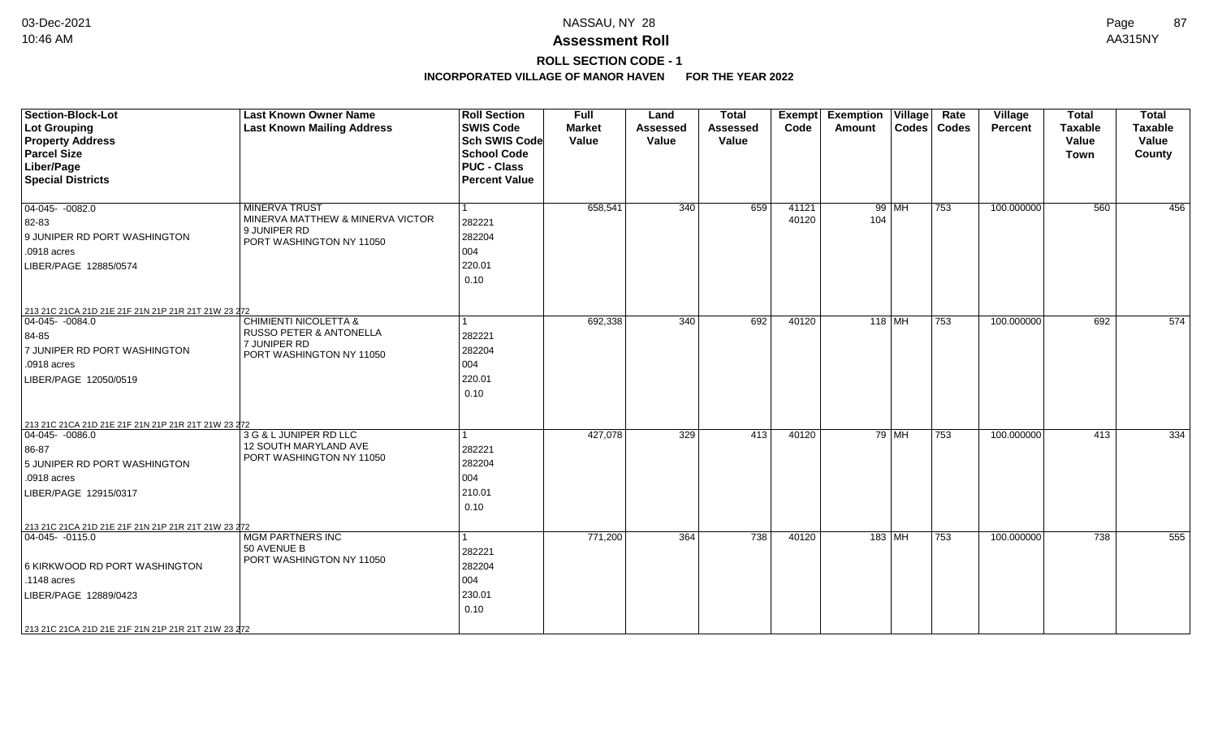# Assessment Roll

## ROLL SECTION CODE - 1

### INCORPORATED VILLAGE OF MANOR HAVEN FOR THE YEAR 2022

| Section-Block-Lot<br>Lot Grouping<br>Property Address<br>Parcel Size<br>Liber/Page<br>Special Districts | Last Known Owner Name<br>Last Known Mailing Address | Roll Section<br>SWIS Code<br>Sch SWIS Code<br>School Code<br>PUC - Class<br>Percent Value | Full Market Value | Land Assessed Value | Total Assessed Value | Exempt Code | Exemption Amount | Village Codes | Rate Codes | Village Percent | Total Taxable Value Town | Total Taxable Value County |
|---|---|---|---|---|---|---|---|---|---|---|---|---|
| 04-045- -0082.0<br>82-83<br>9 JUNIPER RD PORT WASHINGTON<br>.0918 acres<br>LIBER/PAGE 12885/0574<br>213 21C 21CA 21D 21E 21F 21N 21P 21R 21T 21W 23 272 | MINERVA TRUST<br>MINERVA MATTHEW & MINERVA VICTOR<br>9 JUNIPER RD<br>PORT WASHINGTON NY 11050 | 1<br>282221<br>282204<br>004<br>220.01<br>0.10 | 658,541 | 340 | 659 | 41121<br>40120 | 99<br>104 | MH | 753 | 100.000000 | 560 | 456 |
| 04-045- -0084.0<br>84-85<br>7 JUNIPER RD PORT WASHINGTON<br>.0918 acres<br>LIBER/PAGE 12050/0519<br>213 21C 21CA 21D 21E 21F 21N 21P 21R 21T 21W 23 272 | CHIMIENTI NICOLETTA &<br>RUSSO PETER & ANTONELLA<br>7 JUNIPER RD<br>PORT WASHINGTON NY 11050 | 1<br>282221<br>282204<br>004<br>220.01<br>0.10 | 692,338 | 340 | 692 | 40120 | 118 | MH | 753 | 100.000000 | 692 | 574 |
| 04-045- -0086.0<br>86-87<br>5 JUNIPER RD PORT WASHINGTON<br>.0918 acres<br>LIBER/PAGE 12915/0317<br>213 21C 21CA 21D 21E 21F 21N 21P 21R 21T 21W 23 272 | 3 G & L JUNIPER RD LLC<br>12 SOUTH MARYLAND AVE<br>PORT WASHINGTON NY 11050 | 1<br>282221<br>282204<br>004<br>210.01<br>0.10 | 427,078 | 329 | 413 | 40120 | 79 | MH | 753 | 100.000000 | 413 | 334 |
| 04-045- -0115.0<br><br>6 KIRKWOOD RD PORT WASHINGTON<br>.1148 acres<br>LIBER/PAGE 12889/0423<br>213 21C 21CA 21D 21E 21F 21N 21P 21R 21T 21W 23 272 | MGM PARTNERS INC<br>50 AVENUE B<br>PORT WASHINGTON NY 11050 | 1<br>282221<br>282204<br>004<br>230.01<br>0.10 | 771,200 | 364 | 738 | 40120 | 183 | MH | 753 | 100.000000 | 738 | 555 |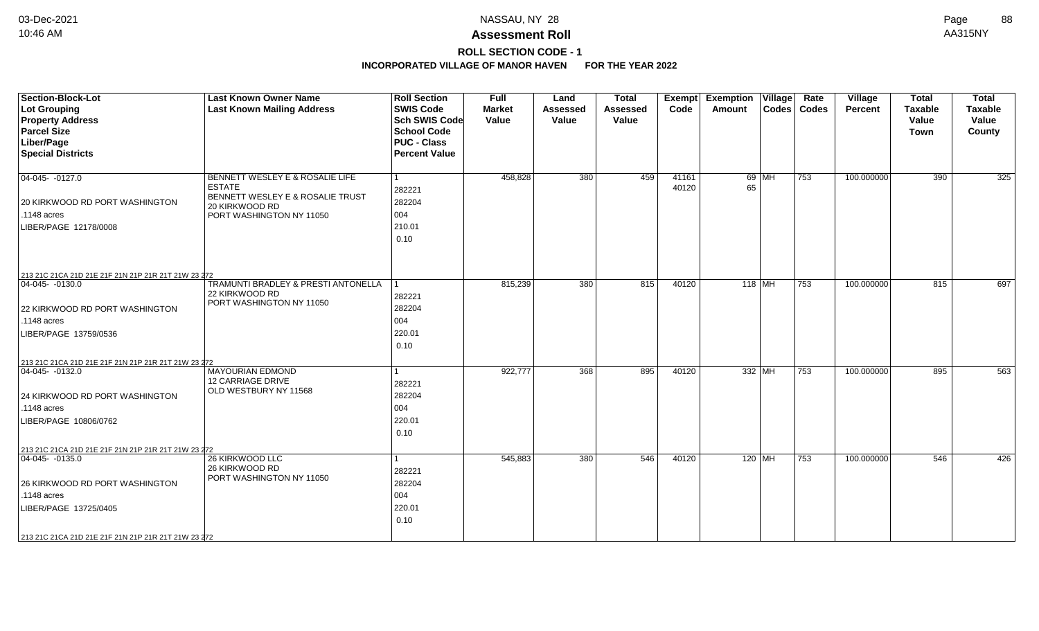# Assessment Roll

## ROLL SECTION CODE - 1

### INCORPORATED VILLAGE OF MANOR HAVEN FOR THE YEAR 2022

| Section-Block-Lot<br>Lot Grouping<br>Property Address<br>Parcel Size<br>Liber/Page<br>Special Districts | Last Known Owner Name<br>Last Known Mailing Address | Roll Section<br>SWIS Code<br>Sch SWIS Code<br>School Code<br>PUC - Class<br>Percent Value | Full Market Value | Land Assessed Value | Total Assessed Value | Exempt Code | Exemption Amount | Village Codes | Rate Codes | Village Percent | Total Taxable Value Town | Total Taxable Value County |
|---|---|---|---|---|---|---|---|---|---|---|---|---|
| 04-045- -0127.0<br>20 KIRKWOOD RD PORT WASHINGTON<br>.1148 acres<br>LIBER/PAGE 12178/0008<br>213 21C 21CA 21D 21E 21F 21N 21P 21R 21T 21W 23 272 | BENNETT WESLEY E & ROSALIE LIFE ESTATE<br>BENNETT WESLEY E & ROSALIE TRUST<br>20 KIRKWOOD RD<br>PORT WASHINGTON NY 11050 | 1<br>282221<br>282204<br>004<br>210.01<br>0.10 | 458,828 | 380 | 459 | 41161<br>40120 | 69<br>65 | MH | 753 | 100.000000 | 390 | 325 |
| 04-045- -0130.0<br>22 KIRKWOOD RD PORT WASHINGTON<br>.1148 acres<br>LIBER/PAGE 13759/0536<br>213 21C 21CA 21D 21E 21F 21N 21P 21R 21T 21W 23 272 | TRAMUNTI BRADLEY & PRESTI ANTONELLA<br>22 KIRKWOOD RD<br>PORT WASHINGTON NY 11050 | 1<br>282221<br>282204<br>004<br>220.01<br>0.10 | 815,239 | 380 | 815 | 40120 | 118 | MH | 753 | 100.000000 | 815 | 697 |
| 04-045- -0132.0<br>24 KIRKWOOD RD PORT WASHINGTON<br>.1148 acres<br>LIBER/PAGE 10806/0762<br>213 21C 21CA 21D 21E 21F 21N 21P 21R 21T 21W 23 272 | MAYOURIAN EDMOND<br>12 CARRIAGE DRIVE<br>OLD WESTBURY NY 11568 | 1<br>282221<br>282204<br>004<br>220.01<br>0.10 | 922,777 | 368 | 895 | 40120 | 332 | MH | 753 | 100.000000 | 895 | 563 |
| 04-045- -0135.0<br>26 KIRKWOOD RD PORT WASHINGTON<br>.1148 acres<br>LIBER/PAGE 13725/0405<br>213 21C 21CA 21D 21E 21F 21N 21P 21R 21T 21W 23 272 | 26 KIRKWOOD LLC<br>26 KIRKWOOD RD<br>PORT WASHINGTON NY 11050 | 1<br>282221<br>282204<br>004<br>220.01<br>0.10 | 545,883 | 380 | 546 | 40120 | 120 | MH | 753 | 100.000000 | 546 | 426 |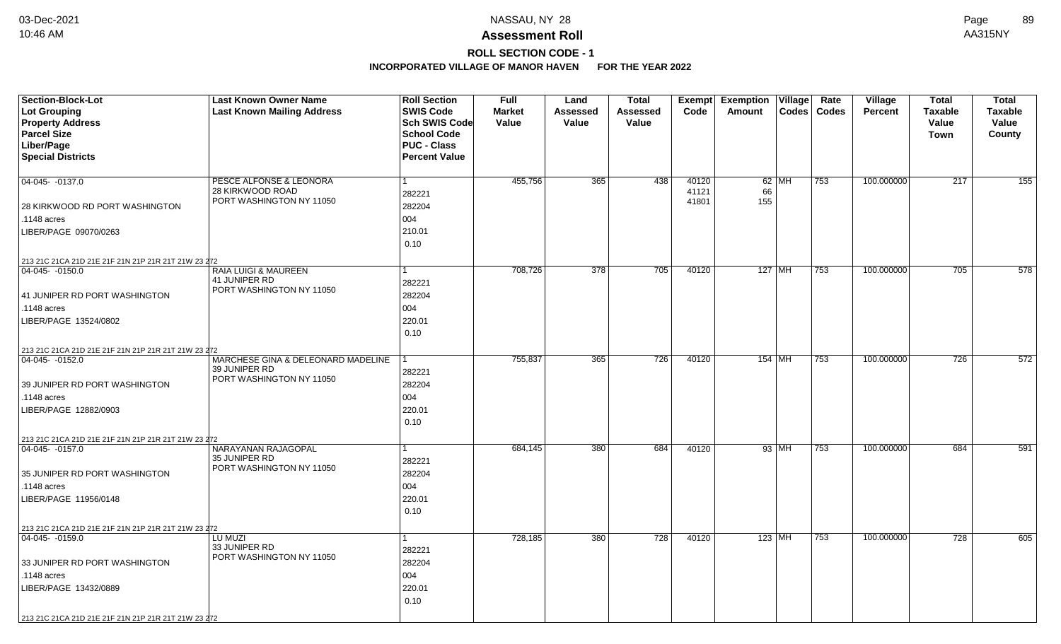# Assessment Roll

## ROLL SECTION CODE - 1

### INCORPORATED VILLAGE OF MANOR HAVEN FOR THE YEAR 2022

| Section-Block-Lot<br>Lot Grouping<br>Property Address<br>Parcel Size<br>Liber/Page<br>Special Districts | Last Known Owner Name<br>Last Known Mailing Address | Roll Section<br>SWIS Code<br>Sch SWIS Code<br>School Code<br>PUC - Class<br>Percent Value | Full Market Value | Land Assessed Value | Total Assessed Value | Exempt Code | Exemption Amount | Village Codes | Rate Codes | Village Percent | Total Taxable Value Town | Total Taxable Value County |
|---|---|---|---|---|---|---|---|---|---|---|---|---|
| 04-045- -0137.0<br>28 KIRKWOOD RD PORT WASHINGTON<br>.1148 acres<br>LIBER/PAGE 09070/0263<br>213 21C 21CA 21D 21E 21F 21N 21P 21R 21T 21W 23 272 | PESCE ALFONSE & LEONORA<br>28 KIRKWOOD ROAD<br>PORT WASHINGTON NY 11050 | 1<br>282221<br>282204<br>004<br>210.01<br>0.10 | 455,756 | 365 | 438 | 40120<br>41121<br>41801 | 62<br>66<br>155 | MH | 753 | 100.000000 | 217 | 155 |
| 04-045- -0150.0<br>41 JUNIPER RD PORT WASHINGTON<br>.1148 acres<br>LIBER/PAGE 13524/0802<br>213 21C 21CA 21D 21E 21F 21N 21P 21R 21T 21W 23 272 | RAIA LUIGI & MAUREEN<br>41 JUNIPER RD<br>PORT WASHINGTON NY 11050 | 1<br>282221<br>282204<br>004<br>220.01<br>0.10 | 708,726 | 378 | 705 | 40120 | 127 | MH | 753 | 100.000000 | 705 | 578 |
| 04-045- -0152.0<br>39 JUNIPER RD PORT WASHINGTON<br>.1148 acres<br>LIBER/PAGE 12882/0903<br>213 21C 21CA 21D 21E 21F 21N 21P 21R 21T 21W 23 272 | MARCHESE GINA & DELEONARD MADELINE<br>39 JUNIPER RD<br>PORT WASHINGTON NY 11050 | 1<br>282221<br>282204<br>004<br>220.01<br>0.10 | 755,837 | 365 | 726 | 40120 | 154 | MH | 753 | 100.000000 | 726 | 572 |
| 04-045- -0157.0<br>35 JUNIPER RD PORT WASHINGTON<br>.1148 acres<br>LIBER/PAGE 11956/0148<br>213 21C 21CA 21D 21E 21F 21N 21P 21R 21T 21W 23 272 | NARAYANAN RAJAGOPAL<br>35 JUNIPER RD<br>PORT WASHINGTON NY 11050 | 1<br>282221<br>282204<br>004<br>220.01<br>0.10 | 684,145 | 380 | 684 | 40120 | 93 | MH | 753 | 100.000000 | 684 | 591 |
| 04-045- -0159.0<br>33 JUNIPER RD PORT WASHINGTON<br>.1148 acres<br>LIBER/PAGE 13432/0889<br>213 21C 21CA 21D 21E 21F 21N 21P 21R 21T 21W 23 272 | LU MUZI<br>33 JUNIPER RD<br>PORT WASHINGTON NY 11050 | 1<br>282221<br>282204<br>004<br>220.01<br>0.10 | 728,185 | 380 | 728 | 40120 | 123 | MH | 753 | 100.000000 | 728 | 605 |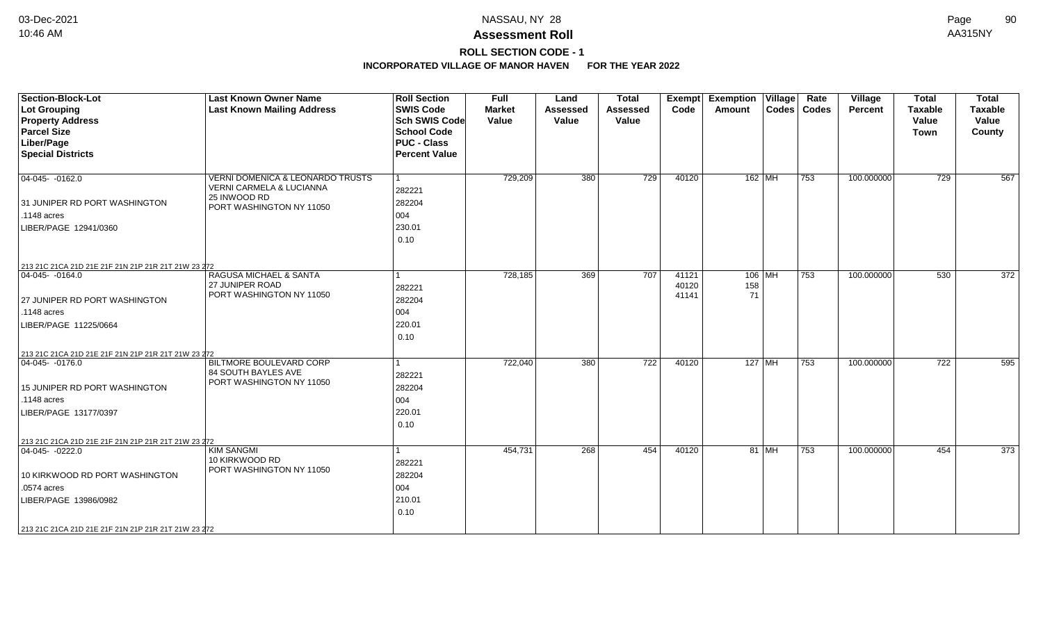**Assessment Roll**

**ROLL SECTION CODE - 1**

**INCORPORATED VILLAGE OF MANOR HAVEN FOR THE YEAR 2022**

| Section-Block-Lot / Lot Grouping / Property Address / Parcel Size / Liber/Page / Special Districts | Last Known Owner Name / Last Known Mailing Address | Roll Section / SWIS Code / Sch SWIS Code / School Code / PUC - Class / Percent Value | Full Market Value | Land Assessed Value | Total Assessed Value | Exempt Code | Exemption Amount | Village Codes | Rate Codes | Village Percent | Total Taxable Value Town | Total Taxable Value County |
|---|---|---|---|---|---|---|---|---|---|---|---|---|
| 04-045- -0162.0<br>31 JUNIPER RD PORT WASHINGTON<br>.1148 acres<br>LIBER/PAGE 12941/0360<br>213 21C 21CA 21D 21E 21F 21N 21P 21R 21T 21W 23 272 | VERNI DOMENICA & LEONARDO TRUSTS<br>VERNI CARMELA & LUCIANNA<br>25 INWOOD RD<br>PORT WASHINGTON NY 11050 | 1<br>282221<br>282204<br>004<br>230.01<br>0.10 | 729,209 | 380 | 729 | 40120 | 162 | MH | 753 | 100.000000 | 729 | 567 |
| 04-045- -0164.0<br>27 JUNIPER RD PORT WASHINGTON<br>.1148 acres<br>LIBER/PAGE 11225/0664<br>213 21C 21CA 21D 21E 21F 21N 21P 21R 21T 21W 23 272 | RAGUSA MICHAEL & SANTA<br>27 JUNIPER ROAD<br>PORT WASHINGTON NY 11050 | 1<br>282221<br>282204<br>004<br>220.01<br>0.10 | 728,185 | 369 | 707 | 41121<br>40120<br>41141 | 106<br>158<br>71 | MH | 753 | 100.000000 | 530 | 372 |
| 04-045- -0176.0<br>15 JUNIPER RD PORT WASHINGTON<br>.1148 acres<br>LIBER/PAGE 13177/0397<br>213 21C 21CA 21D 21E 21F 21N 21P 21R 21T 21W 23 272 | BILTMORE BOULEVARD CORP<br>84 SOUTH BAYLES AVE<br>PORT WASHINGTON NY 11050 | 1<br>282221<br>282204<br>004<br>220.01<br>0.10 | 722,040 | 380 | 722 | 40120 | 127 | MH | 753 | 100.000000 | 722 | 595 |
| 04-045- -0222.0<br>10 KIRKWOOD RD PORT WASHINGTON<br>.0574 acres<br>LIBER/PAGE 13986/0982<br>213 21C 21CA 21D 21E 21F 21N 21P 21R 21T 21W 23 272 | KIM SANGMI<br>10 KIRKWOOD RD<br>PORT WASHINGTON NY 11050 | 1<br>282221<br>282204<br>004<br>210.01<br>0.10 | 454,731 | 268 | 454 | 40120 | 81 | MH | 753 | 100.000000 | 454 | 373 |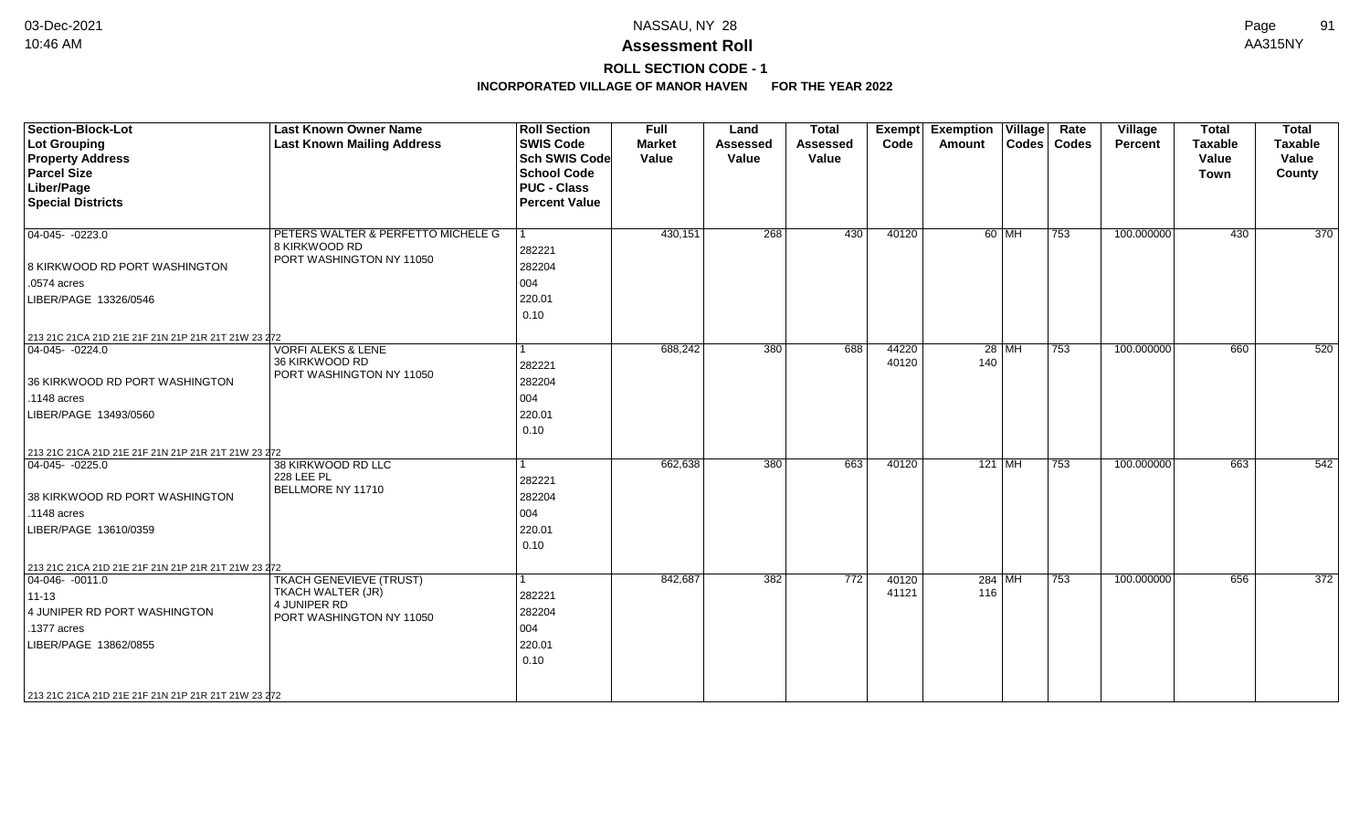**Assessment Roll**

**ROLL SECTION CODE - 1**

**INCORPORATED VILLAGE OF MANOR HAVEN FOR THE YEAR 2022**

| Section-Block-Lot<br>Lot Grouping<br>Property Address<br>Parcel Size<br>Liber/Page<br>Special Districts | Last Known Owner Name<br>Last Known Mailing Address | Roll Section<br>SWIS Code<br>Sch SWIS Code<br>School Code<br>PUC - Class<br>Percent Value | Full Market Value | Land Assessed Value | Total Assessed Value | Exempt Code | Exemption Amount | Village Codes | Rate Codes | Village Percent | Total Taxable Value Town | Total Taxable Value County |
|---|---|---|---|---|---|---|---|---|---|---|---|---|
| 04-045- -0223.0<br>8 KIRKWOOD RD PORT WASHINGTON<br>.0574 acres<br>LIBER/PAGE 13326/0546<br>213 21C 21CA 21D 21E 21F 21N 21P 21R 21T 21W 23 272 | PETERS WALTER & PERFETTO MICHELE G<br>8 KIRKWOOD RD<br>PORT WASHINGTON NY 11050 | 1<br>282221<br>282204<br>004<br>220.01<br>0.10 | 430,151 | 268 | 430 | 40120 | 60 | MH | 753 | 100.000000 | 430 | 370 |
| 04-045- -0224.0<br>36 KIRKWOOD RD PORT WASHINGTON<br>.1148 acres<br>LIBER/PAGE 13493/0560<br>213 21C 21CA 21D 21E 21F 21N 21P 21R 21T 21W 23 272 | VORFI ALEKS & LENE<br>36 KIRKWOOD RD<br>PORT WASHINGTON NY 11050 | 1<br>282221<br>282204<br>004<br>220.01<br>0.10 | 688,242 | 380 | 688 | 44220<br>40120 | 28<br>140 | MH | 753 | 100.000000 | 660 | 520 |
| 04-045- -0225.0<br>38 KIRKWOOD RD PORT WASHINGTON<br>.1148 acres<br>LIBER/PAGE 13610/0359<br>213 21C 21CA 21D 21E 21F 21N 21P 21R 21T 21W 23 272 | 38 KIRKWOOD RD LLC<br>228 LEE PL<br>BELLMORE NY 11710 | 1<br>282221<br>282204<br>004<br>220.01<br>0.10 | 662,638 | 380 | 663 | 40120 | 121 | MH | 753 | 100.000000 | 663 | 542 |
| 04-046- -0011.0<br>11-13<br>4 JUNIPER RD PORT WASHINGTON<br>.1377 acres<br>LIBER/PAGE 13862/0855<br>213 21C 21CA 21D 21E 21F 21N 21P 21R 21T 21W 23 272 | TKACH GENEVIEVE (TRUST)<br>TKACH WALTER (JR)<br>4 JUNIPER RD<br>PORT WASHINGTON NY 11050 | 1<br>282221<br>282204<br>004<br>220.01<br>0.10 | 842,687 | 382 | 772 | 40120<br>41121 | 284<br>116 | MH | 753 | 100.000000 | 656 | 372 |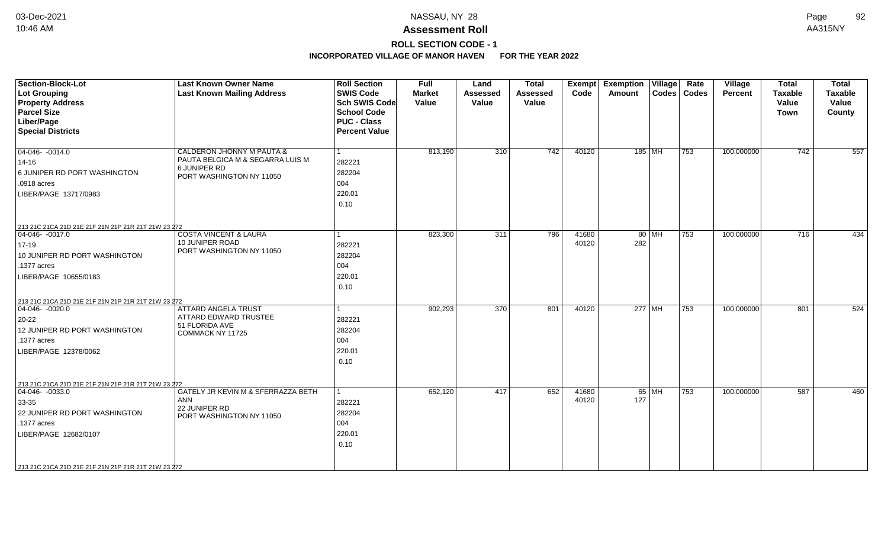# NASSAU, NY 28

## Assessment Roll

### ROLL SECTION CODE - 1

**INCORPORATED VILLAGE OF MANOR HAVEN FOR THE YEAR 2022**

| Section-Block-Lot<br>Lot Grouping<br>Property Address<br>Parcel Size<br>Liber/Page<br>Special Districts | Last Known Owner Name<br>Last Known Mailing Address | Roll Section<br>SWIS Code<br>Sch SWIS Code<br>School Code<br>PUC - Class<br>Percent Value | Full Market Value | Land Assessed Value | Total Assessed Value | Exempt Code | Exemption Amount | Village Codes | Rate Codes | Village Percent | Total Taxable Value Town | Total Taxable Value County |
|---|---|---|---|---|---|---|---|---|---|---|---|---|
| 04-046- -0014.0<br>14-16<br>6 JUNIPER RD PORT WASHINGTON<br>.0918 acres<br>LIBER/PAGE 13717/0983<br>213 21C 21CA 21D 21E 21F 21N 21P 21R 21T 21W 23 272 | CALDERON JHONNY M PAUTA &<br>PAUTA BELGICA M & SEGARRA LUIS M<br>6 JUNIPER RD<br>PORT WASHINGTON NY 11050 | 1<br>282221<br>282204<br>004<br>220.01<br>0.10 | 813,190 | 310 | 742 | 40120 | 185 | MH | 753 | 100.000000 | 742 | 557 |
| 04-046- -0017.0<br>17-19<br>10 JUNIPER RD PORT WASHINGTON<br>.1377 acres<br>LIBER/PAGE 10655/0183<br>213 21C 21CA 21D 21E 21F 21N 21P 21R 21T 21W 23 272 | COSTA VINCENT & LAURA<br>10 JUNIPER ROAD<br>PORT WASHINGTON NY 11050 | 1<br>282221<br>282204<br>004<br>220.01<br>0.10 | 823,300 | 311 | 796 | 41680<br>40120 | 80<br>282 | MH | 753 | 100.000000 | 716 | 434 |
| 04-046- -0020.0<br>20-22<br>12 JUNIPER RD PORT WASHINGTON<br>.1377 acres<br>LIBER/PAGE 12378/0062<br>213 21C 21CA 21D 21E 21F 21N 21P 21R 21T 21W 23 272 | ATTARD ANGELA TRUST<br>ATTARD EDWARD TRUSTEE<br>51 FLORIDA AVE<br>COMMACK NY 11725 | 1<br>282221<br>282204<br>004<br>220.01<br>0.10 | 902,293 | 370 | 801 | 40120 | 277 | MH | 753 | 100.000000 | 801 | 524 |
| 04-046- -0033.0<br>33-35<br>22 JUNIPER RD PORT WASHINGTON<br>.1377 acres<br>LIBER/PAGE 12682/0107<br>213 21C 21CA 21D 21E 21F 21N 21P 21R 21T 21W 23 272 | GATELY JR KEVIN M & SFERRAZZA BETH ANN<br>22 JUNIPER RD<br>PORT WASHINGTON NY 11050 | 1<br>282221<br>282204<br>004<br>220.01<br>0.10 | 652,120 | 417 | 652 | 41680<br>40120 | 65<br>127 | MH | 753 | 100.000000 | 587 | 460 |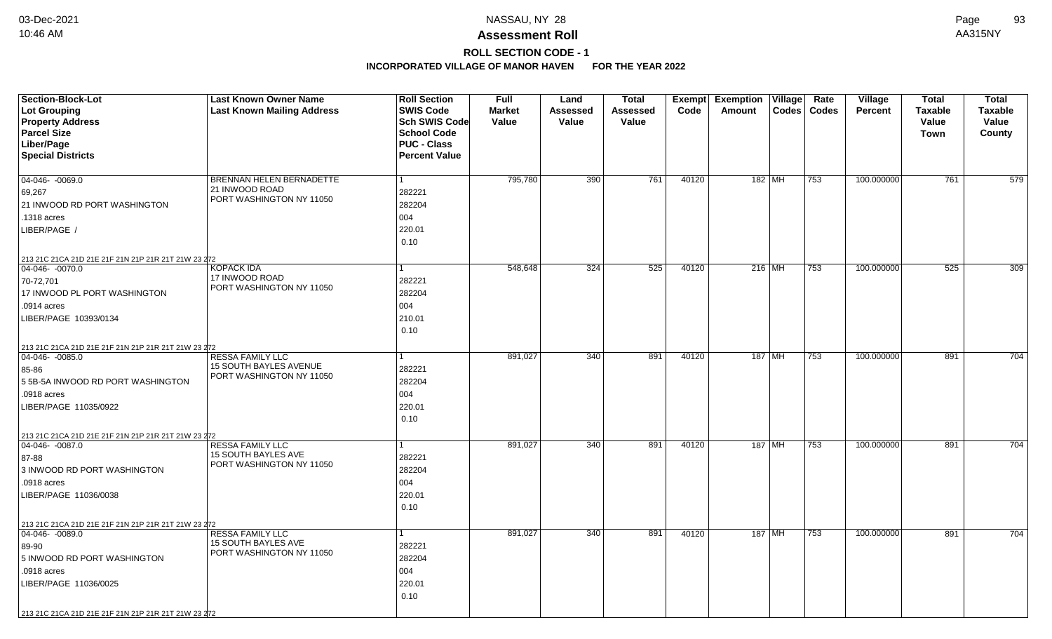# Assessment Roll

## ROLL SECTION CODE - 1

### INCORPORATED VILLAGE OF MANOR HAVEN FOR THE YEAR 2022

| Section-Block-Lot<br>Lot Grouping<br>Property Address<br>Parcel Size<br>Liber/Page<br>Special Districts | Last Known Owner Name<br>Last Known Mailing Address | Roll Section<br>SWIS Code<br>Sch SWIS Code<br>School Code<br>PUC - Class<br>Percent Value | Full Market Value | Land Assessed Value | Total Assessed Value | Exempt Code | Exemption Amount | Village Codes | Rate Codes | Village Percent | Total Taxable Value Town | Total Taxable Value County |
|---|---|---|---|---|---|---|---|---|---|---|---|---|
| 04-046- -0069.0<br>69,267<br>21 INWOOD RD PORT WASHINGTON<br>.1318 acres<br>LIBER/PAGE /<br>213 21C 21CA 21D 21E 21F 21N 21P 21R 21T 21W 23 272 | BRENNAN HELEN BERNADETTE<br>21 INWOOD ROAD<br>PORT WASHINGTON NY 11050 | 1<br>282221<br>282204<br>004<br>220.01<br>0.10 | 795,780 | 390 | 761 | 40120 | 182 | MH | 753 | 100.000000 | 761 | 579 |
| 04-046- -0070.0<br>70-72,701<br>17 INWOOD PL PORT WASHINGTON<br>.0914 acres<br>LIBER/PAGE 10393/0134<br>213 21C 21CA 21D 21E 21F 21N 21P 21R 21T 21W 23 272 | KOPACK IDA<br>17 INWOOD ROAD<br>PORT WASHINGTON NY 11050 | 1<br>282221<br>282204<br>004<br>210.01<br>0.10 | 548,648 | 324 | 525 | 40120 | 216 | MH | 753 | 100.000000 | 525 | 309 |
| 04-046- -0085.0<br>85-86<br>5 5B-5A INWOOD RD PORT WASHINGTON<br>.0918 acres<br>LIBER/PAGE 11035/0922<br>213 21C 21CA 21D 21E 21F 21N 21P 21R 21T 21W 23 272 | RESSA FAMILY LLC<br>15 SOUTH BAYLES AVENUE<br>PORT WASHINGTON NY 11050 | 1<br>282221<br>282204<br>004<br>220.01<br>0.10 | 891,027 | 340 | 891 | 40120 | 187 | MH | 753 | 100.000000 | 891 | 704 |
| 04-046- -0087.0<br>87-88<br>3 INWOOD RD PORT WASHINGTON<br>.0918 acres<br>LIBER/PAGE 11036/0038<br>213 21C 21CA 21D 21E 21F 21N 21P 21R 21T 21W 23 272 | RESSA FAMILY LLC<br>15 SOUTH BAYLES AVE<br>PORT WASHINGTON NY 11050 | 1<br>282221<br>282204<br>004<br>220.01<br>0.10 | 891,027 | 340 | 891 | 40120 | 187 | MH | 753 | 100.000000 | 891 | 704 |
| 04-046- -0089.0<br>89-90<br>5 INWOOD RD PORT WASHINGTON<br>.0918 acres<br>LIBER/PAGE 11036/0025<br>213 21C 21CA 21D 21E 21F 21N 21P 21R 21T 21W 23 272 | RESSA FAMILY LLC<br>15 SOUTH BAYLES AVE<br>PORT WASHINGTON NY 11050 | 1<br>282221<br>282204<br>004<br>220.01<br>0.10 | 891,027 | 340 | 891 | 40120 | 187 | MH | 753 | 100.000000 | 891 | 704 |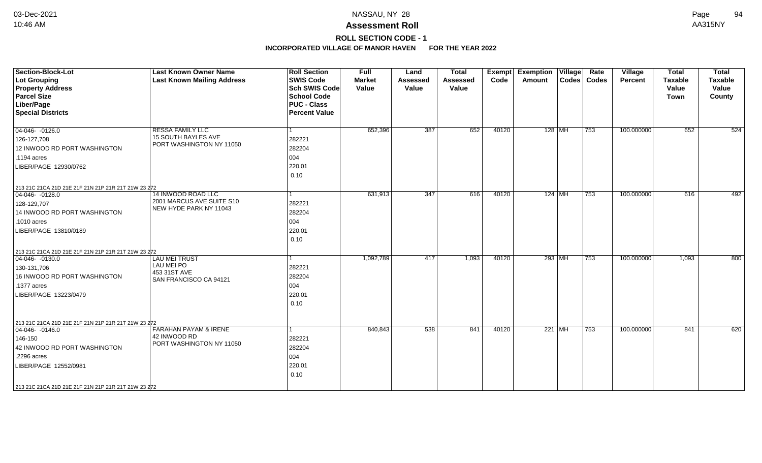# NASSAU, NY 28

## Assessment Roll

### ROLL SECTION CODE - 1

**INCORPORATED VILLAGE OF MANOR HAVEN FOR THE YEAR 2022**

| Section-Block-Lot<br>Lot Grouping<br>Property Address<br>Parcel Size<br>Liber/Page<br>Special Districts | Last Known Owner Name<br>Last Known Mailing Address | Roll Section<br>SWIS Code<br>Sch SWIS Code<br>School Code<br>PUC - Class<br>Percent Value | Full Market Value | Land Assessed Value | Total Assessed Value | Exempt Code | Exemption Amount | Village Codes | Rate Codes | Village Percent | Total Taxable Value Town | Total Taxable Value County |
|---|---|---|---|---|---|---|---|---|---|---|---|---|
| 04-046- -0126.0<br>126-127,708<br>12 INWOOD RD PORT WASHINGTON<br>.1194 acres<br>LIBER/PAGE 12930/0762<br>213 21C 21CA 21D 21E 21F 21N 21P 21R 21T 21W 23 272 | RESSA FAMILY LLC<br>15 SOUTH BAYLES AVE<br>PORT WASHINGTON NY 11050 | 1<br>282221<br>282204<br>004<br>220.01<br>0.10 | 652,396 | 387 | 652 | 40120 | 128 | MH | 753 | 100.000000 | 652 | 524 |
| 04-046- -0128.0<br>128-129,707<br>14 INWOOD RD PORT WASHINGTON<br>.1010 acres<br>LIBER/PAGE 13810/0189<br>213 21C 21CA 21D 21E 21F 21N 21P 21R 21T 21W 23 272 | 14 INWOOD ROAD LLC<br>2001 MARCUS AVE SUITE S10<br>NEW HYDE PARK NY 11043 | 1<br>282221<br>282204<br>004<br>220.01<br>0.10 | 631,913 | 347 | 616 | 40120 | 124 | MH | 753 | 100.000000 | 616 | 492 |
| 04-046- -0130.0<br>130-131,706<br>16 INWOOD RD PORT WASHINGTON<br>.1377 acres<br>LIBER/PAGE 13223/0479<br>213 21C 21CA 21D 21E 21F 21N 21P 21R 21T 21W 23 272 | LAU MEI TRUST<br>LAU MEI PO<br>453 31ST AVE<br>SAN FRANCISCO CA 94121 | 1<br>282221<br>282204<br>004<br>220.01<br>0.10 | 1,092,789 | 417 | 1,093 | 40120 | 293 | MH | 753 | 100.000000 | 1,093 | 800 |
| 04-046- -0146.0<br>146-150<br>42 INWOOD RD PORT WASHINGTON<br>.2296 acres<br>LIBER/PAGE 12552/0981<br>213 21C 21CA 21D 21E 21F 21N 21P 21R 21T 21W 23 272 | FARAHAN PAYAM & IRENE<br>42 INWOOD RD<br>PORT WASHINGTON NY 11050 | 1<br>282221<br>282204<br>004<br>220.01<br>0.10 | 840,843 | 538 | 841 | 40120 | 221 | MH | 753 | 100.000000 | 841 | 620 |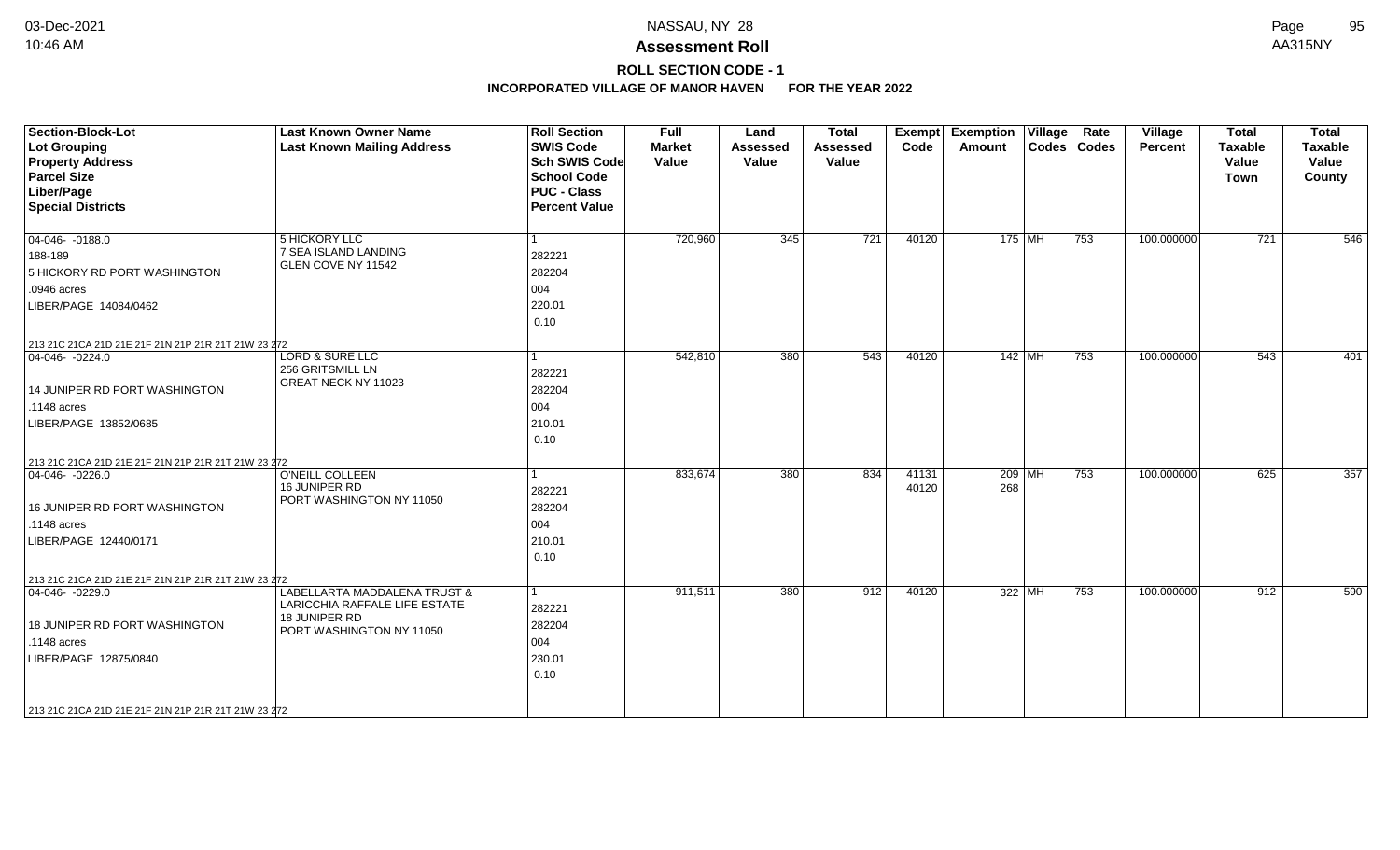# NASSAU, NY 28

## Assessment Roll

### ROLL SECTION CODE - 1

**INCORPORATED VILLAGE OF MANOR HAVEN FOR THE YEAR 2022**

| Section-Block-Lot<br>Lot Grouping<br>Property Address<br>Parcel Size<br>Liber/Page<br>Special Districts | Last Known Owner Name<br>Last Known Mailing Address | Roll Section<br>SWIS Code<br>Sch SWIS Code<br>School Code<br>PUC - Class<br>Percent Value | Full Market Value | Land Assessed Value | Total Assessed Value | Exempt Code | Exemption Amount | Village Codes | Rate Codes | Village Percent | Total Taxable Value Town | Total Taxable Value County |
|---|---|---|---|---|---|---|---|---|---|---|---|---|
| 04-046- -0188.0<br>188-189<br>5 HICKORY RD PORT WASHINGTON<br>.0946 acres<br>LIBER/PAGE 14084/0462<br>213 21C 21CA 21D 21E 21F 21N 21P 21R 21T 21W 23 272 | 5 HICKORY LLC<br>7 SEA ISLAND LANDING<br>GLEN COVE NY 11542 | 1<br>282221<br>282204<br>004<br>220.01<br>0.10 | 720,960 | 345 | 721 | 40120 | 175 | MH | 753 | 100.000000 | 721 | 546 |
| 04-046- -0224.0<br><br>14 JUNIPER RD PORT WASHINGTON<br>.1148 acres<br>LIBER/PAGE 13852/0685<br>213 21C 21CA 21D 21E 21F 21N 21P 21R 21T 21W 23 272 | LORD & SURE LLC<br>256 GRITSMILL LN<br>GREAT NECK NY 11023 | 1<br>282221<br>282204<br>004<br>210.01<br>0.10 | 542,810 | 380 | 543 | 40120 | 142 | MH | 753 | 100.000000 | 543 | 401 |
| 04-046- -0226.0<br><br>16 JUNIPER RD PORT WASHINGTON<br>.1148 acres<br>LIBER/PAGE 12440/0171<br>213 21C 21CA 21D 21E 21F 21N 21P 21R 21T 21W 23 272 | O'NEILL COLLEEN<br>16 JUNIPER RD<br>PORT WASHINGTON NY 11050 | 1<br>282221<br>282204<br>004<br>210.01<br>0.10 | 833,674 | 380 | 834 | 41131<br>40120 | 209<br>268 | MH | 753 | 100.000000 | 625 | 357 |
| 04-046- -0229.0<br><br>18 JUNIPER RD PORT WASHINGTON<br>.1148 acres<br>LIBER/PAGE 12875/0840<br>213 21C 21CA 21D 21E 21F 21N 21P 21R 21T 21W 23 272 | LABELLARTA MADDALENA TRUST &<br>LARICCHIA RAFFALE LIFE ESTATE<br>18 JUNIPER RD<br>PORT WASHINGTON NY 11050 | 1<br>282221<br>282204<br>004<br>230.01<br>0.10 | 911,511 | 380 | 912 | 40120 | 322 | MH | 753 | 100.000000 | 912 | 590 |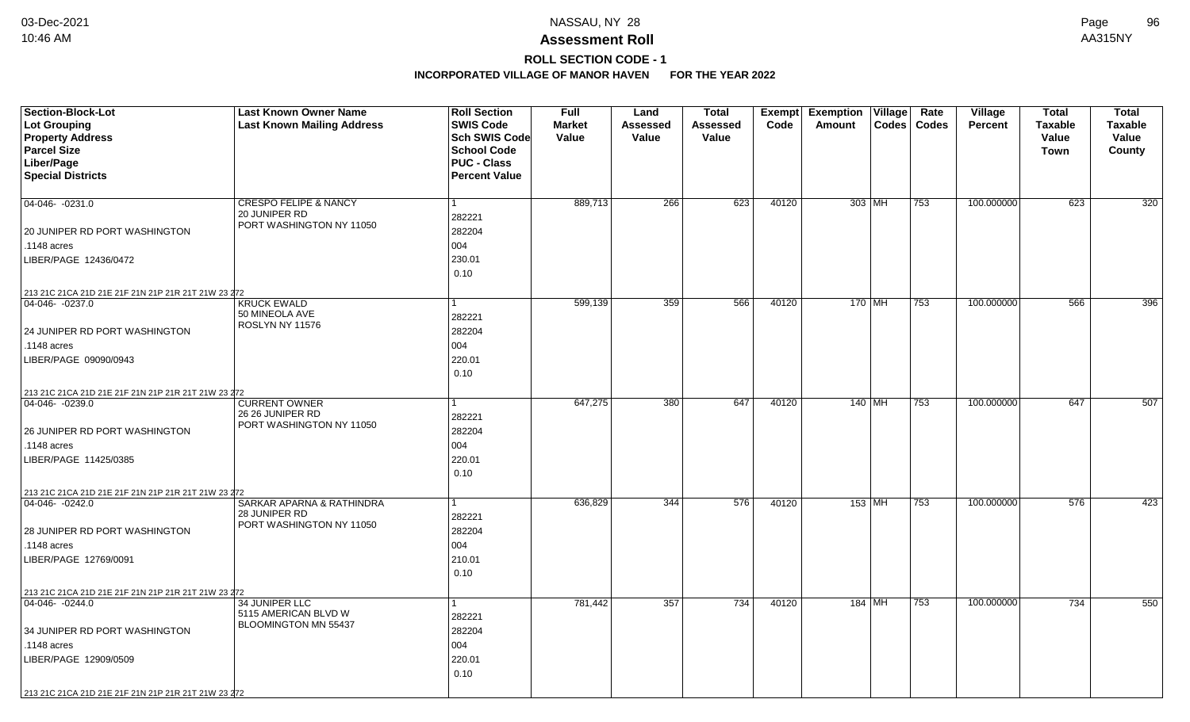## NASSAU, NY 28

## Assessment Roll

### ROLL SECTION CODE - 1

### INCORPORATED VILLAGE OF MANOR HAVEN FOR THE YEAR 2022

| Section-Block-Lot<br>Lot Grouping<br>Property Address<br>Parcel Size<br>Liber/Page<br>Special Districts | Last Known Owner Name<br>Last Known Mailing Address | Roll Section<br>SWIS Code<br>Sch SWIS Code<br>School Code<br>PUC - Class<br>Percent Value | Full Market Value | Land Assessed Value | Total Assessed Value | Exempt Code | Exemption Amount | Village Codes | Rate Codes | Village Percent | Total Taxable Value Town | Total Taxable Value County |
|---|---|---|---|---|---|---|---|---|---|---|---|---|
| 04-046- -0231.0<br>20 JUNIPER RD PORT WASHINGTON<br>.1148 acres<br>LIBER/PAGE 12436/0472<br>213 21C 21CA 21D 21E 21F 21N 21P 21R 21T 21W 23 272 | CRESPO FELIPE & NANCY<br>20 JUNIPER RD<br>PORT WASHINGTON NY 11050 | 1<br>282221<br>282204<br>004<br>230.01<br>0.10 | 889,713 | 266 | 623 | 40120 | 303 | MH | 753 | 100.000000 | 623 | 320 |
| 04-046- -0237.0<br>24 JUNIPER RD PORT WASHINGTON<br>.1148 acres<br>LIBER/PAGE 09090/0943<br>213 21C 21CA 21D 21E 21F 21N 21P 21R 21T 21W 23 272 | KRUCK EWALD<br>50 MINEOLA AVE<br>ROSLYN NY 11576 | 1<br>282221<br>282204<br>004<br>220.01<br>0.10 | 599,139 | 359 | 566 | 40120 | 170 | MH | 753 | 100.000000 | 566 | 396 |
| 04-046- -0239.0<br>26 JUNIPER RD PORT WASHINGTON<br>.1148 acres<br>LIBER/PAGE 11425/0385<br>213 21C 21CA 21D 21E 21F 21N 21P 21R 21T 21W 23 272 | CURRENT OWNER<br>26 26 JUNIPER RD<br>PORT WASHINGTON NY 11050 | 1<br>282221<br>282204<br>004<br>220.01<br>0.10 | 647,275 | 380 | 647 | 40120 | 140 | MH | 753 | 100.000000 | 647 | 507 |
| 04-046- -0242.0<br>28 JUNIPER RD PORT WASHINGTON<br>.1148 acres<br>LIBER/PAGE 12769/0091<br>213 21C 21CA 21D 21E 21F 21N 21P 21R 21T 21W 23 272 | SARKAR APARNA & RATHINDRA<br>28 JUNIPER RD<br>PORT WASHINGTON NY 11050 | 1<br>282221<br>282204<br>004<br>210.01<br>0.10 | 636,829 | 344 | 576 | 40120 | 153 | MH | 753 | 100.000000 | 576 | 423 |
| 04-046- -0244.0<br>34 JUNIPER RD PORT WASHINGTON<br>.1148 acres<br>LIBER/PAGE 12909/0509<br>213 21C 21CA 21D 21E 21F 21N 21P 21R 21T 21W 23 272 | 34 JUNIPER LLC<br>5115 AMERICAN BLVD W<br>BLOOMINGTON MN 55437 | 1<br>282221<br>282204<br>004<br>220.01<br>0.10 | 781,442 | 357 | 734 | 40120 | 184 | MH | 753 | 100.000000 | 734 | 550 |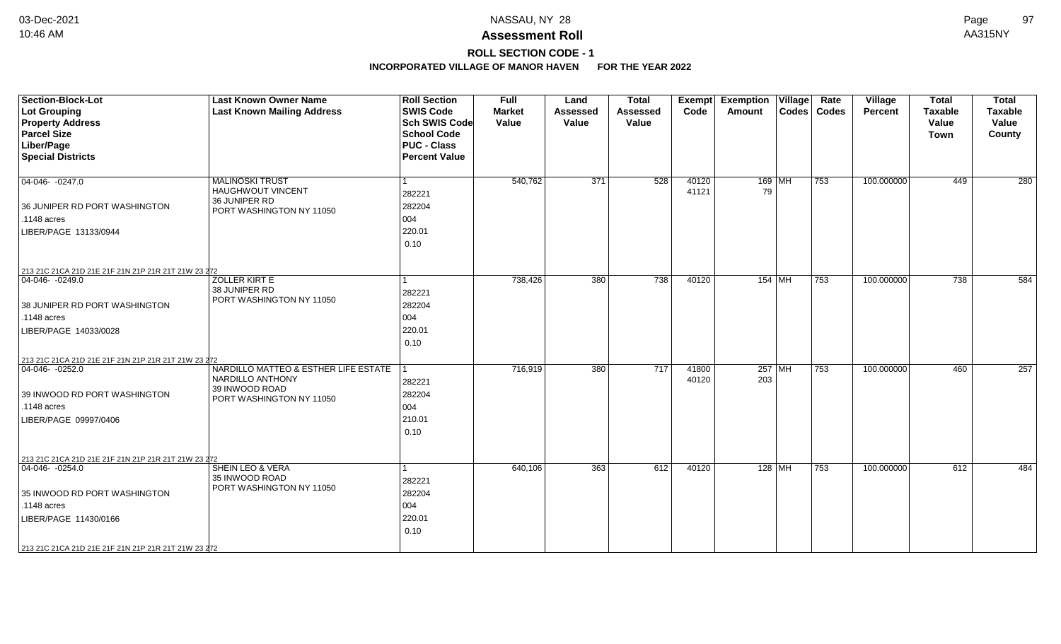# NASSAU, NY 28

## Assessment Roll

### ROLL SECTION CODE - 1

**INCORPORATED VILLAGE OF MANOR HAVEN FOR THE YEAR 2022**

| Section-Block-Lot<br>Lot Grouping<br>Property Address<br>Parcel Size<br>Liber/Page<br>Special Districts | Last Known Owner Name<br>Last Known Mailing Address | Roll Section<br>SWIS Code<br>Sch SWIS Code<br>School Code<br>PUC - Class<br>Percent Value | Full Market Value | Land Assessed Value | Total Assessed Value | Exempt Code | Exemption Amount | Village Codes | Rate Codes | Village Percent | Total Taxable Value Town | Total Taxable Value County |
|---|---|---|---|---|---|---|---|---|---|---|---|---|
| 04-046- -0247.0<br>36 JUNIPER RD PORT WASHINGTON<br>.1148 acres<br>LIBER/PAGE 13133/0944<br>213 21C 21CA 21D 21E 21F 21N 21P 21R 21T 21W 23 272 | MALINOSKI TRUST<br>HAUGHWOUT VINCENT<br>36 JUNIPER RD<br>PORT WASHINGTON NY 11050 | 1<br>282221<br>282204<br>004<br>220.01<br>0.10 | 540,762 | 371 | 528 | 40120<br>41121 | 169<br>79 | MH | 753 | 100.000000 | 449 | 280 |
| 04-046- -0249.0<br>38 JUNIPER RD PORT WASHINGTON<br>.1148 acres<br>LIBER/PAGE 14033/0028<br>213 21C 21CA 21D 21E 21F 21N 21P 21R 21T 21W 23 272 | ZOLLER KIRT E<br>38 JUNIPER RD<br>PORT WASHINGTON NY 11050 | 1<br>282221<br>282204<br>004<br>220.01<br>0.10 | 738,426 | 380 | 738 | 40120 | 154 | MH | 753 | 100.000000 | 738 | 584 |
| 04-046- -0252.0<br>39 INWOOD RD PORT WASHINGTON<br>.1148 acres<br>LIBER/PAGE 09997/0406<br>213 21C 21CA 21D 21E 21F 21N 21P 21R 21T 21W 23 272 | NARDILLO MATTEO & ESTHER LIFE ESTATE<br>NARDILLO ANTHONY<br>39 INWOOD ROAD<br>PORT WASHINGTON NY 11050 | 1<br>282221<br>282204<br>004<br>210.01<br>0.10 | 716,919 | 380 | 717 | 41800<br>40120 | 257<br>203 | MH | 753 | 100.000000 | 460 | 257 |
| 04-046- -0254.0<br>35 INWOOD RD PORT WASHINGTON<br>.1148 acres<br>LIBER/PAGE 11430/0166<br>213 21C 21CA 21D 21E 21F 21N 21P 21R 21T 21W 23 272 | SHEIN LEO & VERA<br>35 INWOOD ROAD<br>PORT WASHINGTON NY 11050 | 1<br>282221<br>282204<br>004<br>220.01<br>0.10 | 640,106 | 363 | 612 | 40120 | 128 | MH | 753 | 100.000000 | 612 | 484 |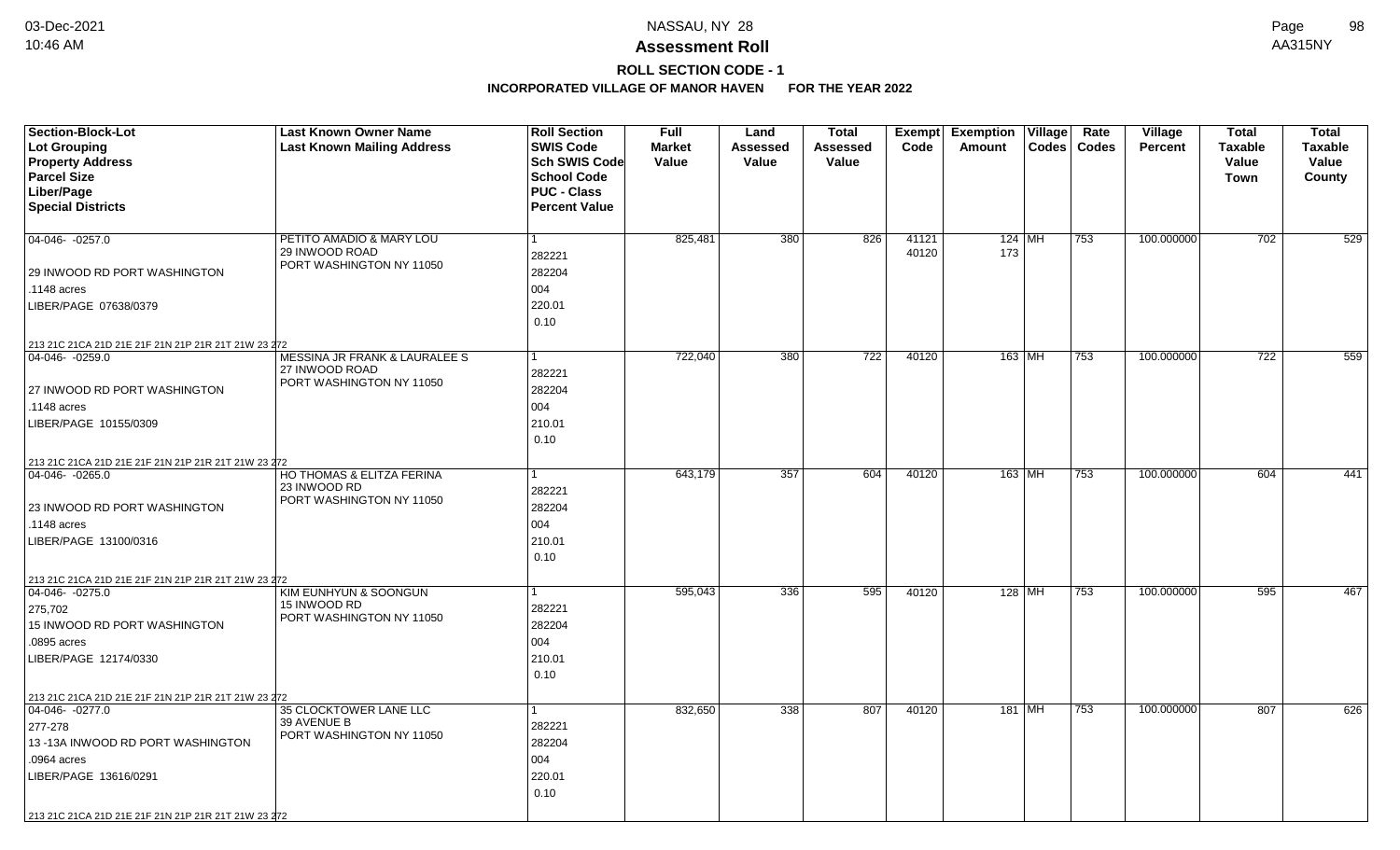# Assessment Roll

## ROLL SECTION CODE - 1

### INCORPORATED VILLAGE OF MANOR HAVEN FOR THE YEAR 2022

| Section-Block-Lot<br>Lot Grouping<br>Property Address<br>Parcel Size<br>Liber/Page<br>Special Districts | Last Known Owner Name<br>Last Known Mailing Address | Roll Section<br>SWIS Code<br>Sch SWIS Code<br>School Code<br>PUC - Class<br>Percent Value | Full Market Value | Land Assessed Value | Total Assessed Value | Exempt Code | Exemption Amount | Village Codes | Rate Codes | Village Percent | Total Taxable Value Town | Total Taxable Value County |
|---|---|---|---|---|---|---|---|---|---|---|---|---|
| 04-046- -0257.0<br>29 INWOOD RD PORT WASHINGTON<br>.1148 acres<br>LIBER/PAGE 07638/0379<br>213 21C 21CA 21D 21E 21F 21N 21P 21R 21T 21W 23 272 | PETITO AMADIO & MARY LOU<br>29 INWOOD ROAD<br>PORT WASHINGTON NY 11050 | 1<br>282221<br>282204<br>004<br>220.01<br>0.10 | 825,481 | 380 | 826 | 41121<br>40120 | 124<br>173 | MH | 753 | 100.000000 | 702 | 529 |
| 04-046- -0259.0<br>27 INWOOD RD PORT WASHINGTON<br>.1148 acres<br>LIBER/PAGE 10155/0309<br>213 21C 21CA 21D 21E 21F 21N 21P 21R 21T 21W 23 272 | MESSINA JR FRANK & LAURALEE S<br>27 INWOOD ROAD<br>PORT WASHINGTON NY 11050 | 1<br>282221<br>282204<br>004<br>210.01<br>0.10 | 722,040 | 380 | 722 | 40120 | 163 | MH | 753 | 100.000000 | 722 | 559 |
| 04-046- -0265.0<br>23 INWOOD RD PORT WASHINGTON<br>.1148 acres<br>LIBER/PAGE 13100/0316<br>213 21C 21CA 21D 21E 21F 21N 21P 21R 21T 21W 23 272 | HO THOMAS & ELITZA FERINA<br>23 INWOOD RD<br>PORT WASHINGTON NY 11050 | 1<br>282221<br>282204<br>004<br>210.01<br>0.10 | 643,179 | 357 | 604 | 40120 | 163 | MH | 753 | 100.000000 | 604 | 441 |
| 04-046- -0275.0<br>275,702<br>15 INWOOD RD PORT WASHINGTON<br>.0895 acres<br>LIBER/PAGE 12174/0330<br>213 21C 21CA 21D 21E 21F 21N 21P 21R 21T 21W 23 272 | KIM EUNHYUN & SOONGUN<br>15 INWOOD RD<br>PORT WASHINGTON NY 11050 | 1<br>282221<br>282204<br>004<br>210.01<br>0.10 | 595,043 | 336 | 595 | 40120 | 128 | MH | 753 | 100.000000 | 595 | 467 |
| 04-046- -0277.0<br>277-278<br>13 -13A INWOOD RD PORT WASHINGTON<br>.0964 acres<br>LIBER/PAGE 13616/0291<br>213 21C 21CA 21D 21E 21F 21N 21P 21R 21T 21W 23 272 | 35 CLOCKTOWER LANE LLC<br>39 AVENUE B<br>PORT WASHINGTON NY 11050 | 1<br>282221<br>282204<br>004<br>220.01<br>0.10 | 832,650 | 338 | 807 | 40120 | 181 | MH | 753 | 100.000000 | 807 | 626 |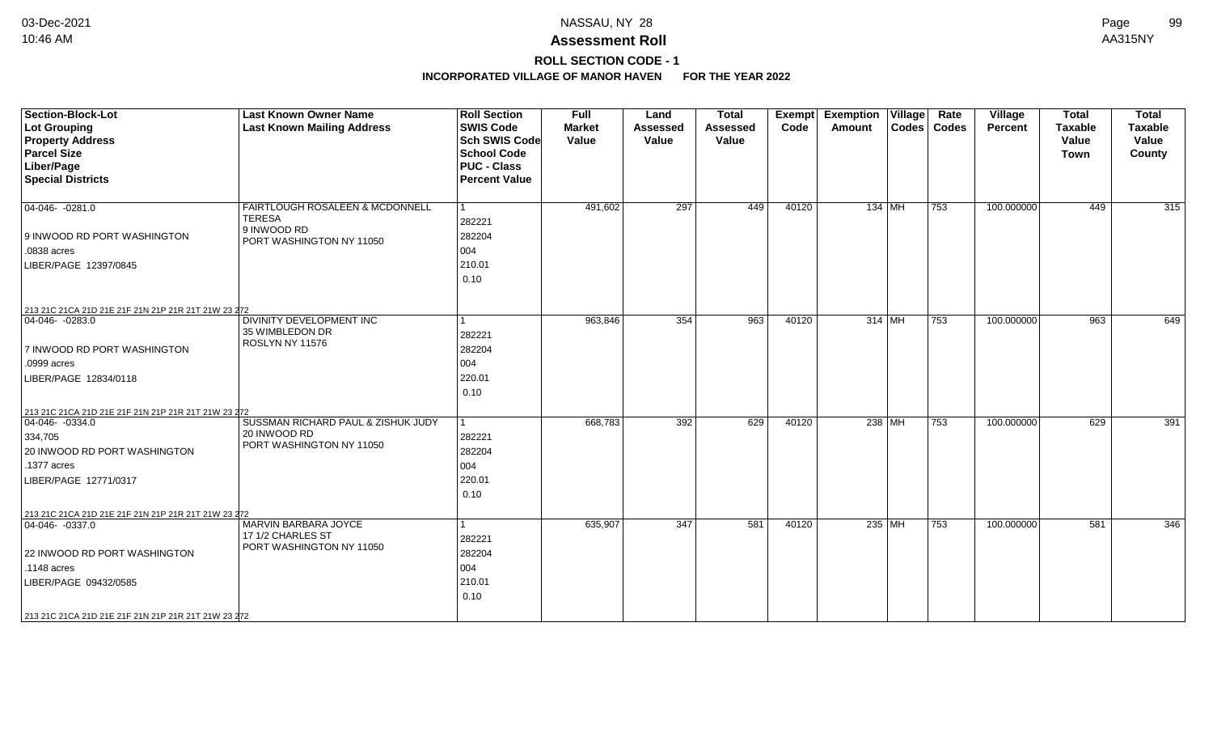# NASSAU, NY 28

## Assessment Roll

### ROLL SECTION CODE - 1

### INCORPORATED VILLAGE OF MANOR HAVEN FOR THE YEAR 2022

| Section-Block-Lot<br>Lot Grouping<br>Property Address<br>Parcel Size<br>Liber/Page<br>Special Districts | Last Known Owner Name<br>Last Known Mailing Address | Roll Section<br>SWIS Code<br>Sch SWIS Code<br>School Code<br>PUC - Class<br>Percent Value | Full Market Value | Land Assessed Value | Total Assessed Value | Exempt Code | Exemption Amount | Village Codes | Rate Codes | Village Percent | Total Taxable Value Town | Total Taxable Value County |
|---|---|---|---|---|---|---|---|---|---|---|---|---|
| 04-046- -0281.0<br><br>9 INWOOD RD PORT WASHINGTON<br>.0838 acres<br>LIBER/PAGE 12397/0845<br><br>213 21C 21CA 21D 21E 21F 21N 21P 21R 21T 21W 23 272 | FAIRTLOUGH ROSALEEN & MCDONNELL TERESA<br>9 INWOOD RD<br>PORT WASHINGTON NY 11050 | 1<br>282221<br>282204<br>004<br>210.01<br>0.10 | 491,602 | 297 | 449 | 40120 | 134 | MH | 753 | 100.000000 | 449 | 315 |
| 04-046- -0283.0<br><br>7 INWOOD RD PORT WASHINGTON<br>.0999 acres<br>LIBER/PAGE 12834/0118<br><br>213 21C 21CA 21D 21E 21F 21N 21P 21R 21T 21W 23 272 | DIVINITY DEVELOPMENT INC<br>35 WIMBLEDON DR<br>ROSLYN NY 11576 | 1<br>282221<br>282204<br>004<br>220.01<br>0.10 | 963,846 | 354 | 963 | 40120 | 314 | MH | 753 | 100.000000 | 963 | 649 |
| 04-046- -0334.0<br>334,705<br>20 INWOOD RD PORT WASHINGTON<br>.1377 acres<br>LIBER/PAGE 12771/0317<br><br>213 21C 21CA 21D 21E 21F 21N 21P 21R 21T 21W 23 272 | SUSSMAN RICHARD PAUL & ZISHUK JUDY<br>20 INWOOD RD<br>PORT WASHINGTON NY 11050 | 1<br>282221<br>282204<br>004<br>220.01<br>0.10 | 668,783 | 392 | 629 | 40120 | 238 | MH | 753 | 100.000000 | 629 | 391 |
| 04-046- -0337.0<br><br>22 INWOOD RD PORT WASHINGTON<br>.1148 acres<br>LIBER/PAGE 09432/0585<br><br>213 21C 21CA 21D 21E 21F 21N 21P 21R 21T 21W 23 272 | MARVIN BARBARA JOYCE<br>17 1/2 CHARLES ST<br>PORT WASHINGTON NY 11050 | 1<br>282221<br>282204<br>004<br>210.01<br>0.10 | 635,907 | 347 | 581 | 40120 | 235 | MH | 753 | 100.000000 | 581 | 346 |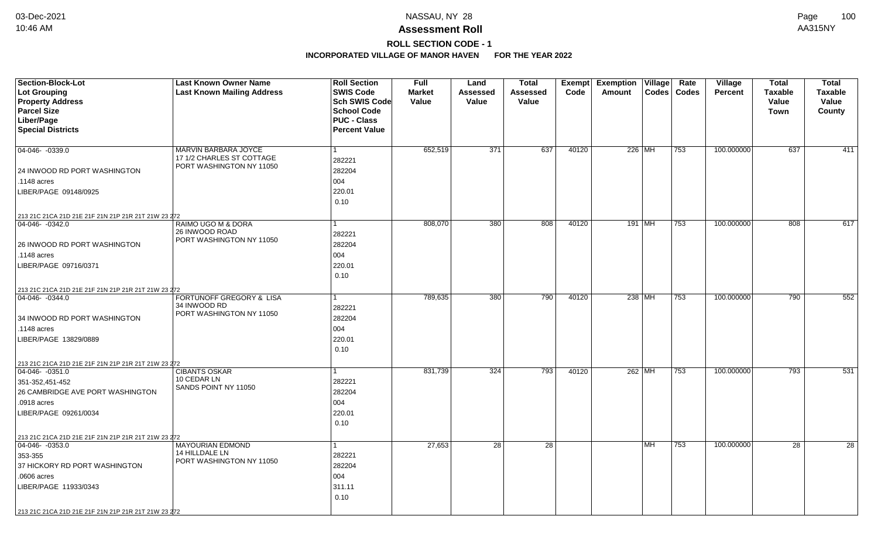# NASSAU, NY 28

## Assessment Roll

### ROLL SECTION CODE - 1

### INCORPORATED VILLAGE OF MANOR HAVEN FOR THE YEAR 2022

| Section-Block-Lot<br>Lot Grouping<br>Property Address<br>Parcel Size<br>Liber/Page<br>Special Districts | Last Known Owner Name<br>Last Known Mailing Address | Roll Section<br>SWIS Code<br>Sch SWIS Code<br>School Code<br>PUC - Class<br>Percent Value | Full Market Value | Land Assessed Value | Total Assessed Value | Exempt Code | Exemption Amount | Village Codes | Rate Codes | Village Percent | Total Taxable Value Town | Total Taxable Value County |
|---|---|---|---|---|---|---|---|---|---|---|---|---|
| 04-046- -0339.0<br>24 INWOOD RD PORT WASHINGTON<br>.1148 acres<br>LIBER/PAGE 09148/0925<br>213 21C 21CA 21D 21E 21F 21N 21P 21R 21T 21W 23 272 | MARVIN BARBARA JOYCE<br>17 1/2 CHARLES ST COTTAGE<br>PORT WASHINGTON NY 11050 | 1<br>282221<br>282204<br>004<br>220.01<br>0.10 | 652,519 | 371 | 637 | 40120 | 226 | MH | 753 | 100.000000 | 637 | 411 |
| 04-046- -0342.0<br>26 INWOOD RD PORT WASHINGTON<br>.1148 acres<br>LIBER/PAGE 09716/0371<br>213 21C 21CA 21D 21E 21F 21N 21P 21R 21T 21W 23 272 | RAIMO UGO M & DORA<br>26 INWOOD ROAD<br>PORT WASHINGTON NY 11050 | 1<br>282221<br>282204<br>004<br>220.01<br>0.10 | 808,070 | 380 | 808 | 40120 | 191 | MH | 753 | 100.000000 | 808 | 617 |
| 04-046- -0344.0<br>34 INWOOD RD PORT WASHINGTON<br>.1148 acres<br>LIBER/PAGE 13829/0889<br>213 21C 21CA 21D 21E 21F 21N 21P 21R 21T 21W 23 272 | FORTUNOFF GREGORY & LISA<br>34 INWOOD RD<br>PORT WASHINGTON NY 11050 | 1<br>282221<br>282204<br>004<br>220.01<br>0.10 | 789,635 | 380 | 790 | 40120 | 238 | MH | 753 | 100.000000 | 790 | 552 |
| 04-046- -0351.0<br>351-352,451-452<br>26 CAMBRIDGE AVE PORT WASHINGTON<br>.0918 acres<br>LIBER/PAGE 09261/0034<br>213 21C 21CA 21D 21E 21F 21N 21P 21R 21T 21W 23 272 | CIBANTS OSKAR<br>10 CEDAR LN<br>SANDS POINT NY 11050 | 1<br>282221<br>282204<br>004<br>220.01<br>0.10 | 831,739 | 324 | 793 | 40120 | 262 | MH | 753 | 100.000000 | 793 | 531 |
| 04-046- -0353.0<br>353-355<br>37 HICKORY RD PORT WASHINGTON<br>.0606 acres<br>LIBER/PAGE 11933/0343<br>213 21C 21CA 21D 21E 21F 21N 21P 21R 21T 21W 23 272 | MAYOURIAN EDMOND<br>14 HILLDALE LN<br>PORT WASHINGTON NY 11050 | 1<br>282221<br>282204<br>004<br>311.11<br>0.10 | 27,653 | 28 | 28 | | | MH | 753 | 100.000000 | 28 | 28 |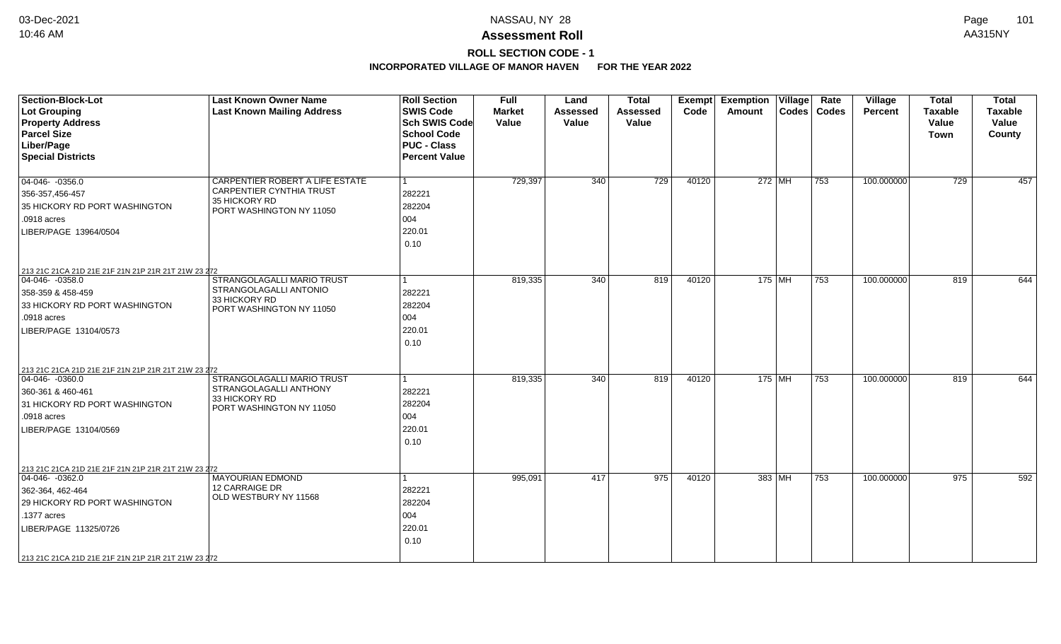# Assessment Roll

**ROLL SECTION CODE - 1**

**INCORPORATED VILLAGE OF MANOR HAVEN FOR THE YEAR 2022**

| Section-Block-Lot / Lot Grouping / Property Address / Parcel Size / Liber/Page / Special Districts | Last Known Owner Name / Last Known Mailing Address | Roll Section / SWIS Code / Sch SWIS Code / School Code / PUC - Class / Percent Value | Full Market Value | Land Assessed Value | Total Assessed Value | Exempt Code | Exemption Amount | Village Codes | Rate Codes | Village Percent | Total Taxable Value Town | Total Taxable Value County |
|---|---|---|---|---|---|---|---|---|---|---|---|---|
| 04-046- -0356.0<br>356-357,456-457<br>35 HICKORY RD PORT WASHINGTON<br>.0918 acres<br>LIBER/PAGE 13964/0504<br>213 21C 21CA 21D 21E 21F 21N 21P 21R 21T 21W 23 272 | CARPENTIER ROBERT A LIFE ESTATE<br>CARPENTIER CYNTHIA TRUST<br>35 HICKORY RD<br>PORT WASHINGTON NY 11050 | 1<br>282221<br>282204<br>004<br>220.01<br>0.10 | 729,397 | 340 | 729 | 40120 | 272 | MH | 753 | 100.000000 | 729 | 457 |
| 04-046- -0358.0<br>358-359 & 458-459<br>33 HICKORY RD PORT WASHINGTON<br>.0918 acres<br>LIBER/PAGE 13104/0573<br>213 21C 21CA 21D 21E 21F 21N 21P 21R 21T 21W 23 272 | STRANGOLAGALLI MARIO TRUST<br>STRANGOLAGALLI ANTONIO<br>33 HICKORY RD<br>PORT WASHINGTON NY 11050 | 1<br>282221<br>282204<br>004<br>220.01<br>0.10 | 819,335 | 340 | 819 | 40120 | 175 | MH | 753 | 100.000000 | 819 | 644 |
| 04-046- -0360.0<br>360-361 & 460-461<br>31 HICKORY RD PORT WASHINGTON<br>.0918 acres<br>LIBER/PAGE 13104/0569<br>213 21C 21CA 21D 21E 21F 21N 21P 21R 21T 21W 23 272 | STRANGOLAGALLI MARIO TRUST<br>STRANGOLAGALLI ANTHONY<br>33 HICKORY RD<br>PORT WASHINGTON NY 11050 | 1<br>282221<br>282204<br>004<br>220.01<br>0.10 | 819,335 | 340 | 819 | 40120 | 175 | MH | 753 | 100.000000 | 819 | 644 |
| 04-046- -0362.0<br>362-364, 462-464<br>29 HICKORY RD PORT WASHINGTON<br>.1377 acres<br>LIBER/PAGE 11325/0726<br>213 21C 21CA 21D 21E 21F 21N 21P 21R 21T 21W 23 272 | MAYOURIAN EDMOND<br>12 CARRAIGE DR<br>OLD WESTBURY NY 11568 | 1<br>282221<br>282204<br>004<br>220.01<br>0.10 | 995,091 | 417 | 975 | 40120 | 383 | MH | 753 | 100.000000 | 975 | 592 |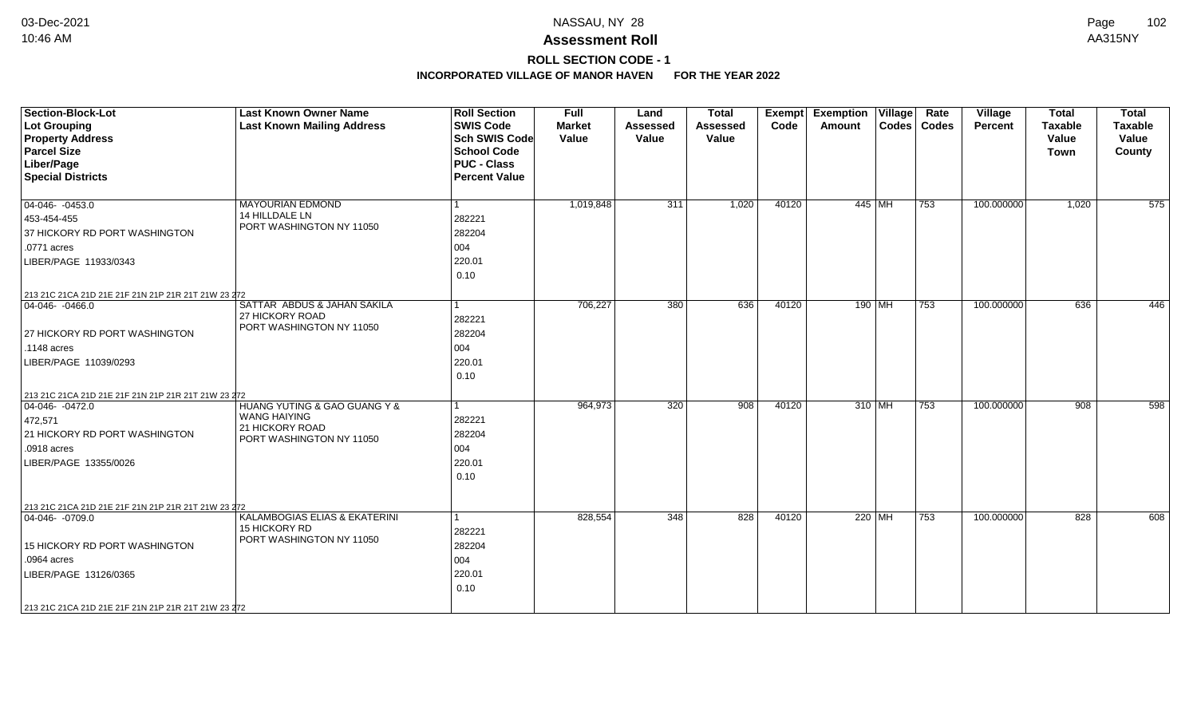NASSAU, NY 28

**Assessment Roll**

**ROLL SECTION CODE - 1**

**INCORPORATED VILLAGE OF MANOR HAVEN FOR THE YEAR 2022**

| Section-Block-Lot<br>Lot Grouping<br>Property Address<br>Parcel Size<br>Liber/Page<br>Special Districts | Last Known Owner Name<br>Last Known Mailing Address | Roll Section<br>SWIS Code<br>Sch SWIS Code<br>School Code<br>PUC - Class<br>Percent Value | Full Market Value | Land Assessed Value | Total Assessed Value | Exempt Code | Exemption Amount | Village Codes | Rate Codes | Village Percent | Total Taxable Value Town | Total Taxable Value County |
|---|---|---|---|---|---|---|---|---|---|---|---|---|
| 04-046- -0453.0<br>453-454-455<br>37 HICKORY RD PORT WASHINGTON<br>.0771 acres<br>LIBER/PAGE 11933/0343<br>213 21C 21CA 21D 21E 21F 21N 21P 21R 21T 21W 23 272 | MAYOURIAN EDMOND<br>14 HILLDALE LN<br>PORT WASHINGTON NY 11050 | 1<br>282221<br>282204<br>004<br>220.01<br>0.10 | 1,019,848 | 311 | 1,020 | 40120 | 445 | MH | 753 | 100.000000 | 1,020 | 575 |
| 04-046- -0466.0<br>27 HICKORY RD PORT WASHINGTON<br>.1148 acres<br>LIBER/PAGE 11039/0293<br>213 21C 21CA 21D 21E 21F 21N 21P 21R 21T 21W 23 272 | SATTAR ABDUS & JAHAN SAKILA<br>27 HICKORY ROAD<br>PORT WASHINGTON NY 11050 | 1<br>282221<br>282204<br>004<br>220.01<br>0.10 | 706,227 | 380 | 636 | 40120 | 190 | MH | 753 | 100.000000 | 636 | 446 |
| 04-046- -0472.0<br>472,571<br>21 HICKORY RD PORT WASHINGTON<br>.0918 acres<br>LIBER/PAGE 13355/0026<br>213 21C 21CA 21D 21E 21F 21N 21P 21R 21T 21W 23 272 | HUANG YUTING & GAO GUANG Y &<br>WANG HAIYING<br>21 HICKORY ROAD<br>PORT WASHINGTON NY 11050 | 1<br>282221<br>282204<br>004<br>220.01<br>0.10 | 964,973 | 320 | 908 | 40120 | 310 | MH | 753 | 100.000000 | 908 | 598 |
| 04-046- -0709.0<br>15 HICKORY RD PORT WASHINGTON<br>.0964 acres<br>LIBER/PAGE 13126/0365<br>213 21C 21CA 21D 21E 21F 21N 21P 21R 21T 21W 23 272 | KALAMBOGIAS ELIAS & EKATERINI<br>15 HICKORY RD<br>PORT WASHINGTON NY 11050 | 1<br>282221<br>282204<br>004<br>220.01<br>0.10 | 828,554 | 348 | 828 | 40120 | 220 | MH | 753 | 100.000000 | 828 | 608 |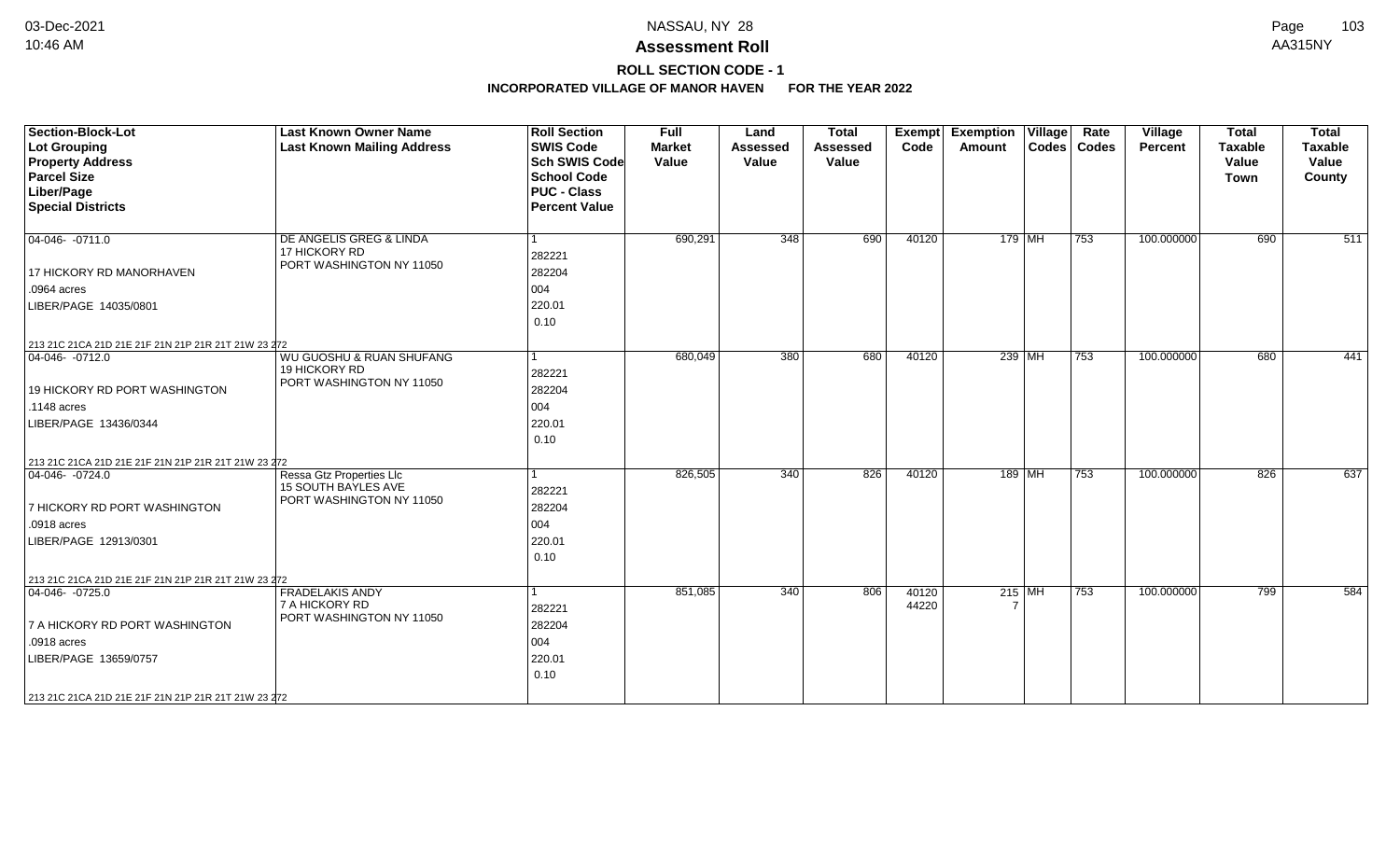# Assessment Roll

## ROLL SECTION CODE - 1

### INCORPORATED VILLAGE OF MANOR HAVEN FOR THE YEAR 2022

| Section-Block-Lot<br>Lot Grouping<br>Property Address<br>Parcel Size<br>Liber/Page<br>Special Districts | Last Known Owner Name<br>Last Known Mailing Address | Roll Section<br>SWIS Code<br>Sch SWIS Code<br>School Code<br>PUC - Class<br>Percent Value | Full Market Value | Land Assessed Value | Total Assessed Value | Exempt Code | Exemption Amount | Village Codes | Rate Codes | Village Percent | Total Taxable Value Town | Total Taxable Value County |
|---|---|---|---|---|---|---|---|---|---|---|---|---|
| 04-046- -0711.0<br>17 HICKORY RD MANORHAVEN<br>.0964 acres<br>LIBER/PAGE 14035/0801<br>213 21C 21CA 21D 21E 21F 21N 21P 21R 21T 21W 23 272 | DE ANGELIS GREG & LINDA<br>17 HICKORY RD<br>PORT WASHINGTON NY 11050 | 1<br>282221<br>282204<br>004<br>220.01<br>0.10 | 690,291 | 348 | 690 | 40120 | 179 | MH | 753 | 100.000000 | 690 | 511 |
| 04-046- -0712.0<br>19 HICKORY RD PORT WASHINGTON<br>.1148 acres<br>LIBER/PAGE 13436/0344<br>213 21C 21CA 21D 21E 21F 21N 21P 21R 21T 21W 23 272 | WU GUOSHU & RUAN SHUFANG<br>19 HICKORY RD<br>PORT WASHINGTON NY 11050 | 1<br>282221<br>282204<br>004<br>220.01<br>0.10 | 680,049 | 380 | 680 | 40120 | 239 | MH | 753 | 100.000000 | 680 | 441 |
| 04-046- -0724.0<br>7 HICKORY RD PORT WASHINGTON<br>.0918 acres<br>LIBER/PAGE 12913/0301<br>213 21C 21CA 21D 21E 21F 21N 21P 21R 21T 21W 23 272 | Ressa Gtz Properties Llc<br>15 SOUTH BAYLES AVE<br>PORT WASHINGTON NY 11050 | 1<br>282221<br>282204<br>004<br>220.01<br>0.10 | 826,505 | 340 | 826 | 40120 | 189 | MH | 753 | 100.000000 | 826 | 637 |
| 04-046- -0725.0<br>7 A HICKORY RD PORT WASHINGTON<br>.0918 acres<br>LIBER/PAGE 13659/0757<br>213 21C 21CA 21D 21E 21F 21N 21P 21R 21T 21W 23 272 | FRADELAKIS ANDY<br>7 A HICKORY RD<br>PORT WASHINGTON NY 11050 | 1<br>282221<br>282204<br>004<br>220.01<br>0.10 | 851,085 | 340 | 806 | 40120<br>44220 | 215<br>7 | MH | 753 | 100.000000 | 799 | 584 |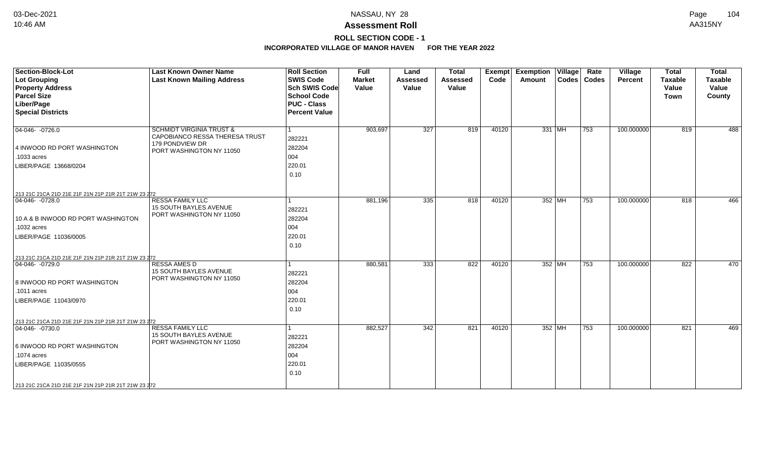**Assessment Roll**

**ROLL SECTION CODE - 1**

**INCORPORATED VILLAGE OF MANOR HAVEN FOR THE YEAR 2022**

| Section-Block-Lot<br>Lot Grouping<br>Property Address<br>Parcel Size<br>Liber/Page<br>Special Districts | Last Known Owner Name<br>Last Known Mailing Address | Roll Section<br>SWIS Code<br>Sch SWIS Code<br>School Code<br>PUC - Class<br>Percent Value | Full Market Value | Land Assessed Value | Total Assessed Value | Exempt Code | Exemption Amount | Village Codes | Rate Codes | Village Percent | Total Taxable Value Town | Total Taxable Value County |
|---|---|---|---|---|---|---|---|---|---|---|---|---|
| 04-046- -0726.0<br>4 INWOOD RD PORT WASHINGTON<br>.1033 acres<br>LIBER/PAGE 13668/0204<br>213 21C 21CA 21D 21E 21F 21N 21P 21R 21T 21W 23 272 | SCHMIDT VIRGINIA TRUST &<br>CAPOBIANCO RESSA THERESA TRUST<br>179 PONDVIEW DR<br>PORT WASHINGTON NY 11050 | 1<br>282221<br>282204<br>004<br>220.01<br>0.10 | 903,697 | 327 | 819 | 40120 | 331 | MH | 753 | 100.000000 | 819 | 488 |
| 04-046- -0728.0<br>10 A & B INWOOD RD PORT WASHINGTON<br>.1032 acres<br>LIBER/PAGE 11036/0005<br>213 21C 21CA 21D 21E 21F 21N 21P 21R 21T 21W 23 272 | RESSA FAMILY LLC<br>15 SOUTH BAYLES AVENUE<br>PORT WASHINGTON NY 11050 | 1<br>282221<br>282204<br>004<br>220.01<br>0.10 | 881,196 | 335 | 818 | 40120 | 352 | MH | 753 | 100.000000 | 818 | 466 |
| 04-046- -0729.0<br>8 INWOOD RD PORT WASHINGTON<br>.1011 acres<br>LIBER/PAGE 11043/0970<br>213 21C 21CA 21D 21E 21F 21N 21P 21R 21T 21W 23 272 | RESSA AMES D<br>15 SOUTH BAYLES AVENUE<br>PORT WASHINGTON NY 11050 | 1<br>282221<br>282204<br>004<br>220.01<br>0.10 | 880,581 | 333 | 822 | 40120 | 352 | MH | 753 | 100.000000 | 822 | 470 |
| 04-046- -0730.0<br>6 INWOOD RD PORT WASHINGTON<br>.1074 acres<br>LIBER/PAGE 11035/0555<br>213 21C 21CA 21D 21E 21F 21N 21P 21R 21T 21W 23 272 | RESSA FAMILY LLC<br>15 SOUTH BAYLES AVENUE<br>PORT WASHINGTON NY 11050 | 1<br>282221<br>282204<br>004<br>220.01<br>0.10 | 882,527 | 342 | 821 | 40120 | 352 | MH | 753 | 100.000000 | 821 | 469 |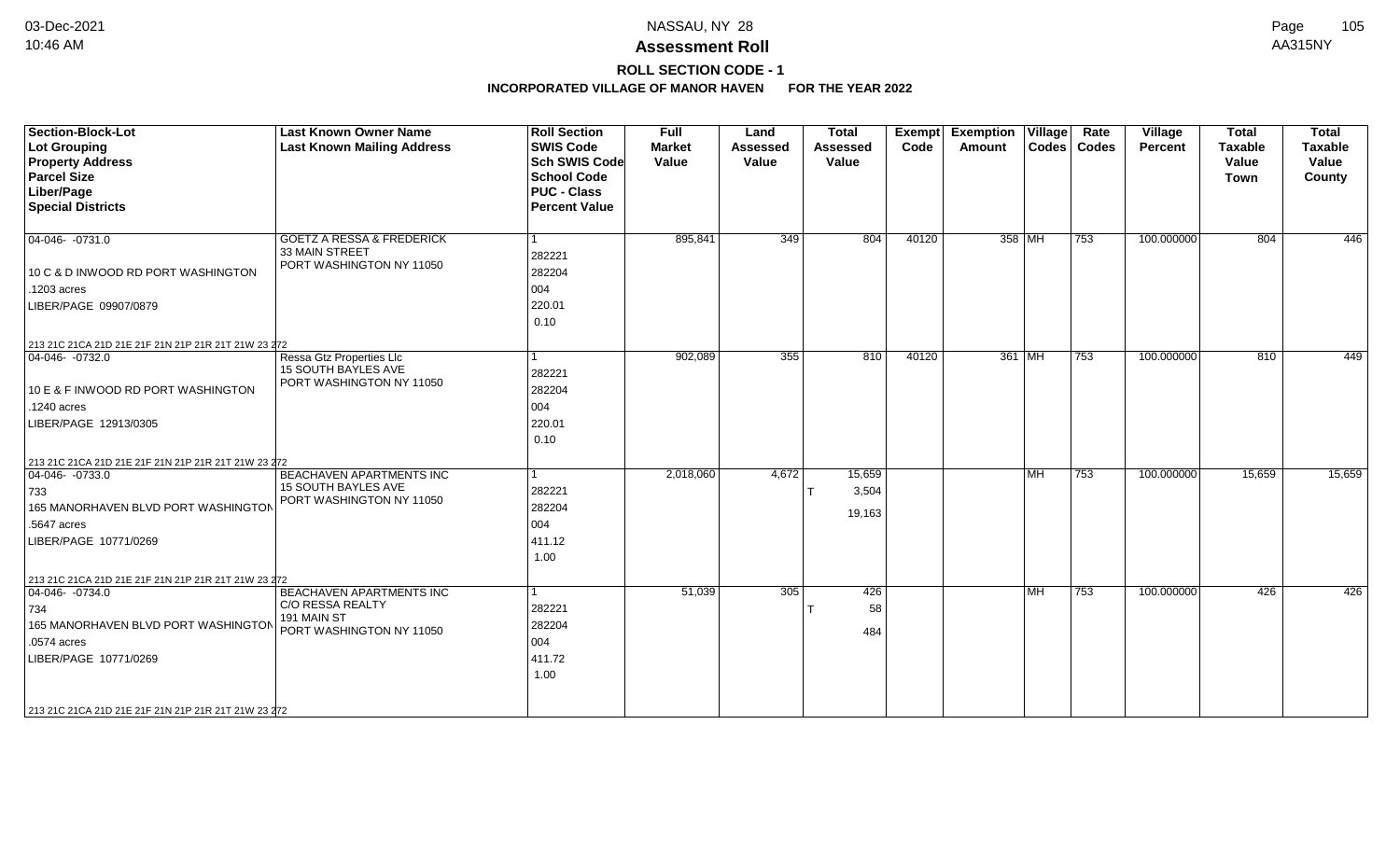# NASSAU, NY 28

## Assessment Roll

### ROLL SECTION CODE - 1

**INCORPORATED VILLAGE OF MANOR HAVEN FOR THE YEAR 2022**

| Section-Block-Lot<br>Lot Grouping<br>Property Address<br>Parcel Size<br>Liber/Page<br>Special Districts | Last Known Owner Name<br>Last Known Mailing Address | Roll Section<br>SWIS Code<br>Sch SWIS Code<br>School Code<br>PUC - Class<br>Percent Value | Full Market Value | Land Assessed Value | Total Assessed Value | Exempt Code | Exemption Amount | Village Codes | Rate Codes | Village Percent | Total Taxable Value Town | Total Taxable Value County |
|---|---|---|---|---|---|---|---|---|---|---|---|---|
| 04-046- -0731.0<br>10 C & D INWOOD RD PORT WASHINGTON<br>.1203 acres<br>LIBER/PAGE 09907/0879<br>213 21C 21CA 21D 21E 21F 21N 21P 21R 21T 21W 23 272 | GOETZ A RESSA & FREDERICK<br>33 MAIN STREET<br>PORT WASHINGTON NY 11050 | 1<br>282221<br>282204<br>004<br>220.01<br>0.10 | 895,841 | 349 | 804 | 40120 | 358 | MH | 753 | 100.000000 | 804 | 446 |
| 04-046- -0732.0<br>10 E & F INWOOD RD PORT WASHINGTON<br>.1240 acres<br>LIBER/PAGE 12913/0305<br>213 21C 21CA 21D 21E 21F 21N 21P 21R 21T 21W 23 272 | Ressa Gtz Properties Llc<br>15 SOUTH BAYLES AVE<br>PORT WASHINGTON NY 11050 | 1<br>282221<br>282204<br>004<br>220.01<br>0.10 | 902,089 | 355 | 810 | 40120 | 361 | MH | 753 | 100.000000 | 810 | 449 |
| 04-046- -0733.0<br>733<br>165 MANORHAVEN BLVD PORT WASHINGTON<br>.5647 acres<br>LIBER/PAGE 10771/0269<br>213 21C 21CA 21D 21E 21F 21N 21P 21R 21T 21W 23 272 | BEACHAVEN APARTMENTS INC<br>15 SOUTH BAYLES AVE<br>PORT WASHINGTON NY 11050 | 1<br>282221<br>282204<br>004<br>411.12<br>1.00 | 2,018,060 | 4,672 | 15,659<br>T 3,504<br>19,163 | | | MH | 753 | 100.000000 | 15,659 | 15,659 |
| 04-046- -0734.0<br>734<br>165 MANORHAVEN BLVD PORT WASHINGTON<br>.0574 acres<br>LIBER/PAGE 10771/0269<br>213 21C 21CA 21D 21E 21F 21N 21P 21R 21T 21W 23 272 | BEACHAVEN APARTMENTS INC<br>C/O RESSA REALTY<br>191 MAIN ST<br>PORT WASHINGTON NY 11050 | 1<br>282221<br>282204<br>004<br>411.72<br>1.00 | 51,039 | 305 | 426<br>T 58<br>484 | | | MH | 753 | 100.000000 | 426 | 426 |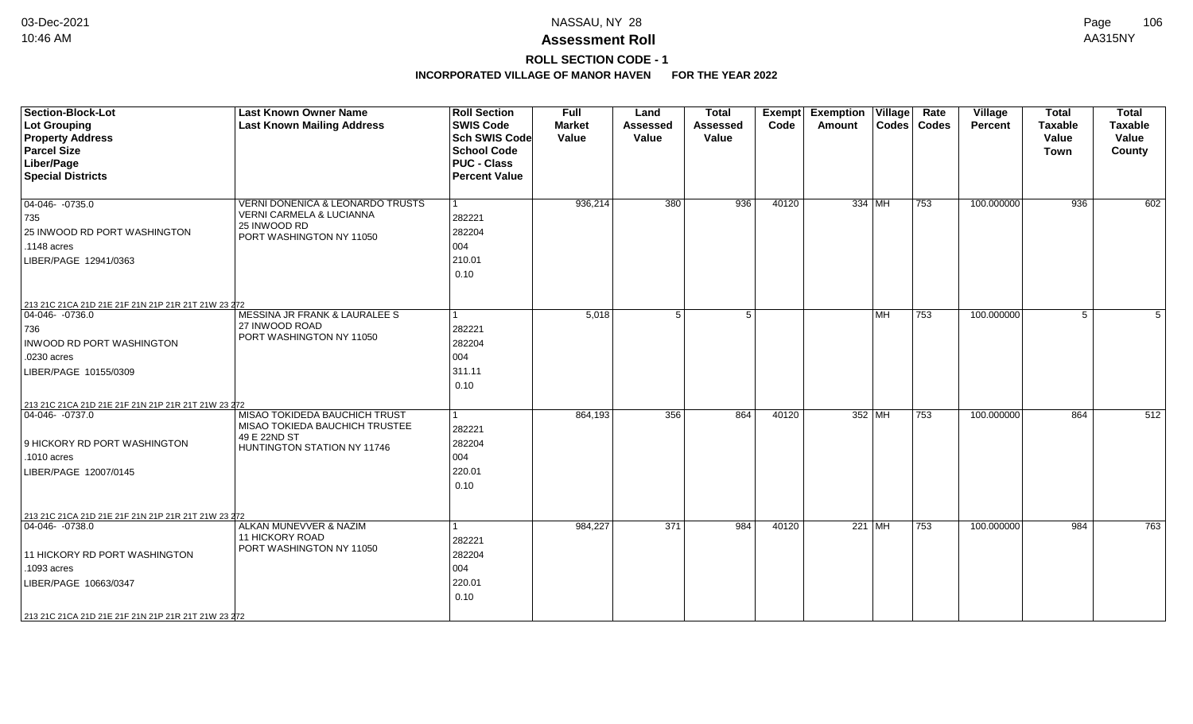# Assessment Roll

## ROLL SECTION CODE - 1

### INCORPORATED VILLAGE OF MANOR HAVEN FOR THE YEAR 2022

| Section-Block-Lot<br>Lot Grouping<br>Property Address<br>Parcel Size<br>Liber/Page<br>Special Districts | Last Known Owner Name<br>Last Known Mailing Address | Roll Section<br>SWIS Code<br>Sch SWIS Code<br>School Code<br>PUC - Class<br>Percent Value | Full Market Value | Land Assessed Value | Total Assessed Value | Exempt Code | Exemption Amount | Village Codes | Rate Codes | Village Percent | Total Taxable Value Town | Total Taxable Value County |
|---|---|---|---|---|---|---|---|---|---|---|---|---|
| 04-046- -0735.0<br>735<br>25 INWOOD RD PORT WASHINGTON<br>.1148 acres<br>LIBER/PAGE 12941/0363<br>213 21C 21CA 21D 21E 21F 21N 21P 21R 21T 21W 23 272 | VERNI DONENICA & LEONARDO TRUSTS<br>VERNI CARMELA & LUCIANNA<br>25 INWOOD RD<br>PORT WASHINGTON NY 11050 | 1<br>282221<br>282204<br>004<br>210.01<br>0.10 | 936,214 | 380 | 936 | 40120 | 334 | MH | 753 | 100.000000 | 936 | 602 |
| 04-046- -0736.0<br>736<br>INWOOD RD PORT WASHINGTON<br>.0230 acres<br>LIBER/PAGE 10155/0309<br>213 21C 21CA 21D 21E 21F 21N 21P 21R 21T 21W 23 272 | MESSINA JR FRANK & LAURALEE S<br>27 INWOOD ROAD<br>PORT WASHINGTON NY 11050 | 1<br>282221<br>282204<br>004<br>311.11<br>0.10 | 5,018 | 5 | 5 | | | MH | 753 | 100.000000 | 5 | 5 |
| 04-046- -0737.0<br><br>9 HICKORY RD PORT WASHINGTON<br>.1010 acres<br>LIBER/PAGE 12007/0145<br>213 21C 21CA 21D 21E 21F 21N 21P 21R 21T 21W 23 272 | MISAO TOKIDEDA BAUCHICH TRUST<br>MISAO TOKIEDA BAUCHICH TRUSTEE<br>49 E 22ND ST<br>HUNTINGTON STATION NY 11746 | 1<br>282221<br>282204<br>004<br>220.01<br>0.10 | 864,193 | 356 | 864 | 40120 | 352 | MH | 753 | 100.000000 | 864 | 512 |
| 04-046- -0738.0<br><br>11 HICKORY RD PORT WASHINGTON<br>.1093 acres<br>LIBER/PAGE 10663/0347<br>213 21C 21CA 21D 21E 21F 21N 21P 21R 21T 21W 23 272 | ALKAN MUNEVVER & NAZIM<br>11 HICKORY ROAD<br>PORT WASHINGTON NY 11050 | 1<br>282221<br>282204<br>004<br>220.01<br>0.10 | 984,227 | 371 | 984 | 40120 | 221 | MH | 753 | 100.000000 | 984 | 763 |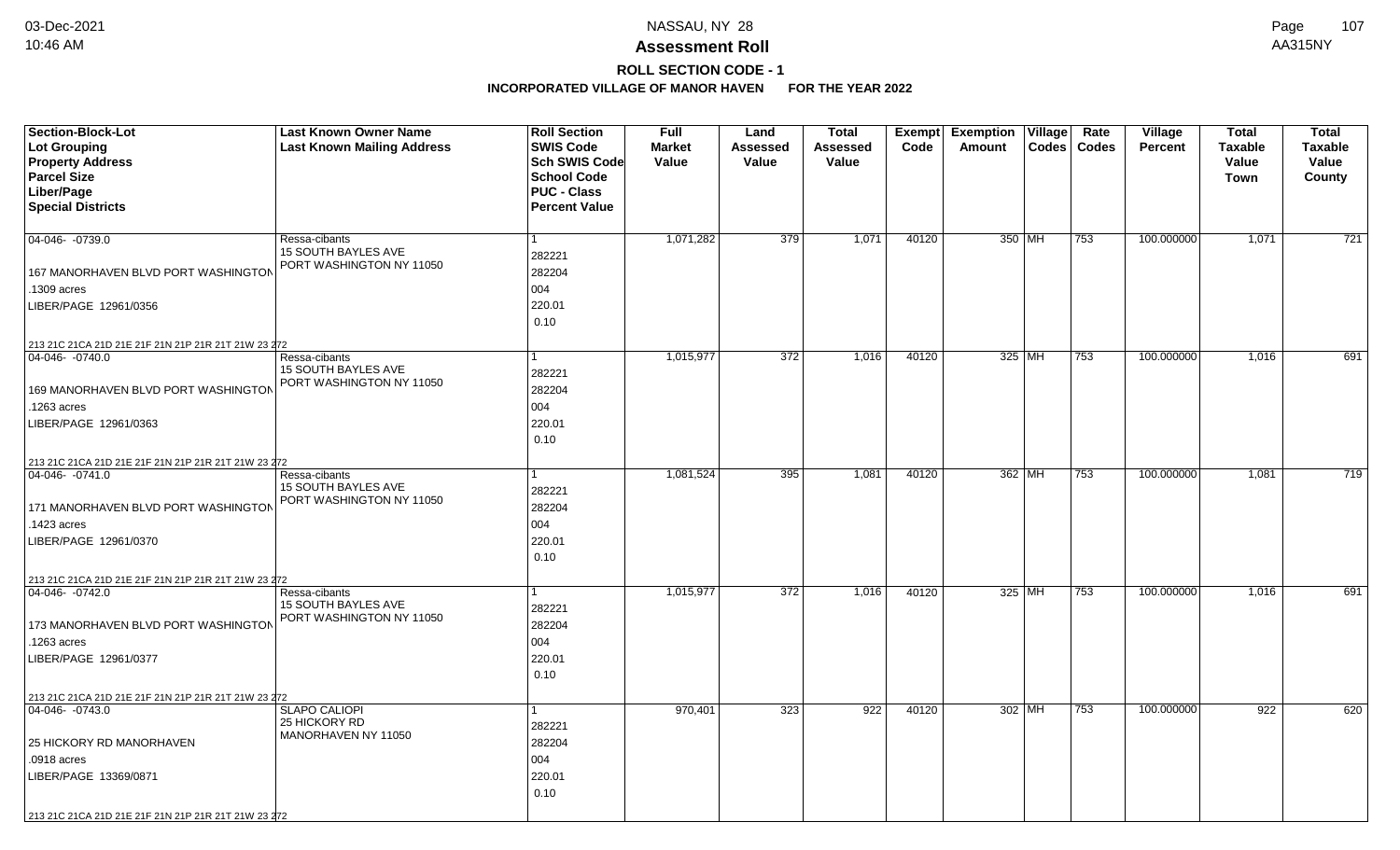# Assessment Roll

## ROLL SECTION CODE - 1

### INCORPORATED VILLAGE OF MANOR HAVEN FOR THE YEAR 2022

| Section-Block-Lot<br>Lot Grouping<br>Property Address<br>Parcel Size<br>Liber/Page<br>Special Districts | Last Known Owner Name<br>Last Known Mailing Address | Roll Section<br>SWIS Code<br>Sch SWIS Code<br>School Code<br>PUC - Class<br>Percent Value | Full Market Value | Land Assessed Value | Total Assessed Value | Exempt Code | Exemption Amount | Village Codes | Rate Codes | Village Percent | Total Taxable Value Town | Total Taxable Value County |
|---|---|---|---|---|---|---|---|---|---|---|---|---|
| 04-046- -0739.0<br>167 MANORHAVEN BLVD PORT WASHINGTON<br>.1309 acres<br>LIBER/PAGE 12961/0356<br>213 21C 21CA 21D 21E 21F 21N 21P 21R 21T 21W 23 272 | Ressa-cibants<br>15 SOUTH BAYLES AVE<br>PORT WASHINGTON NY 11050 | 1<br>282221<br>282204<br>004<br>220.01<br>0.10 | 1,071,282 | 379 | 1,071 | 40120 | 350 | MH | 753 | 100.000000 | 1,071 | 721 |
| 04-046- -0740.0<br>169 MANORHAVEN BLVD PORT WASHINGTON<br>.1263 acres<br>LIBER/PAGE 12961/0363<br>213 21C 21CA 21D 21E 21F 21N 21P 21R 21T 21W 23 272 | Ressa-cibants<br>15 SOUTH BAYLES AVE<br>PORT WASHINGTON NY 11050 | 1<br>282221<br>282204<br>004<br>220.01<br>0.10 | 1,015,977 | 372 | 1,016 | 40120 | 325 | MH | 753 | 100.000000 | 1,016 | 691 |
| 04-046- -0741.0<br>171 MANORHAVEN BLVD PORT WASHINGTON<br>.1423 acres<br>LIBER/PAGE 12961/0370<br>213 21C 21CA 21D 21E 21F 21N 21P 21R 21T 21W 23 272 | Ressa-cibants<br>15 SOUTH BAYLES AVE<br>PORT WASHINGTON NY 11050 | 1<br>282221<br>282204<br>004<br>220.01<br>0.10 | 1,081,524 | 395 | 1,081 | 40120 | 362 | MH | 753 | 100.000000 | 1,081 | 719 |
| 04-046- -0742.0<br>173 MANORHAVEN BLVD PORT WASHINGTON<br>.1263 acres<br>LIBER/PAGE 12961/0377<br>213 21C 21CA 21D 21E 21F 21N 21P 21R 21T 21W 23 272 | Ressa-cibants<br>15 SOUTH BAYLES AVE<br>PORT WASHINGTON NY 11050 | 1<br>282221<br>282204<br>004<br>220.01<br>0.10 | 1,015,977 | 372 | 1,016 | 40120 | 325 | MH | 753 | 100.000000 | 1,016 | 691 |
| 04-046- -0743.0<br>25 HICKORY RD MANORHAVEN<br>.0918 acres<br>LIBER/PAGE 13369/0871<br>213 21C 21CA 21D 21E 21F 21N 21P 21R 21T 21W 23 272 | SLAPO CALIOPI<br>25 HICKORY RD<br>MANORHAVEN NY 11050 | 1<br>282221<br>282204<br>004<br>220.01<br>0.10 | 970,401 | 323 | 922 | 40120 | 302 | MH | 753 | 100.000000 | 922 | 620 |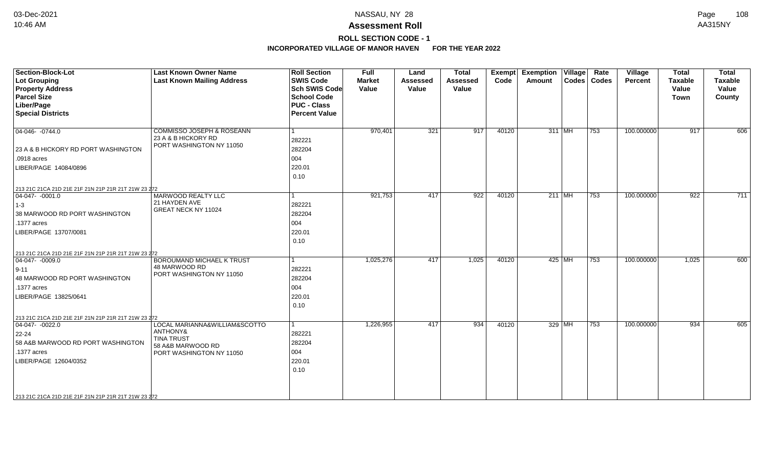# Assessment Roll

## ROLL SECTION CODE - 1

### INCORPORATED VILLAGE OF MANOR HAVEN FOR THE YEAR 2022

| Section-Block-Lot<br>Lot Grouping<br>Property Address<br>Parcel Size<br>Liber/Page<br>Special Districts | Last Known Owner Name<br>Last Known Mailing Address | Roll Section<br>SWIS Code<br>Sch SWIS Code<br>School Code<br>PUC - Class<br>Percent Value | Full Market Value | Land Assessed Value | Total Assessed Value | Exempt Code | Exemption Amount | Village Codes | Rate Codes | Village Percent | Total Taxable Value Town | Total Taxable Value County |
|---|---|---|---|---|---|---|---|---|---|---|---|---|
| 04-046- -0744.0<br>23 A & B HICKORY RD PORT WASHINGTON<br>.0918 acres<br>LIBER/PAGE 14084/0896<br>213 21C 21CA 21D 21E 21F 21N 21P 21R 21T 21W 23 272 | COMMISSO JOSEPH & ROSEANN<br>23 A & B HICKORY RD<br>PORT WASHINGTON NY 11050 | 1<br>282221<br>282204<br>004<br>220.01<br>0.10 | 970,401 | 321 | 917 | 40120 | 311 | MH | 753 | 100.000000 | 917 | 606 |
| 04-047- -0001.0<br>1-3<br>38 MARWOOD RD PORT WASHINGTON<br>.1377 acres<br>LIBER/PAGE 13707/0081<br>213 21C 21CA 21D 21E 21F 21N 21P 21R 21T 21W 23 272 | MARWOOD REALTY LLC<br>21 HAYDEN AVE<br>GREAT NECK NY 11024 | 1<br>282221<br>282204<br>004<br>220.01<br>0.10 | 921,753 | 417 | 922 | 40120 | 211 | MH | 753 | 100.000000 | 922 | 711 |
| 04-047- -0009.0<br>9-11<br>48 MARWOOD RD PORT WASHINGTON<br>.1377 acres<br>LIBER/PAGE 13825/0641<br>213 21C 21CA 21D 21E 21F 21N 21P 21R 21T 21W 23 272 | BOROUMAND MICHAEL K TRUST<br>48 MARWOOD RD<br>PORT WASHINGTON NY 11050 | 1<br>282221<br>282204<br>004<br>220.01<br>0.10 | 1,025,276 | 417 | 1,025 | 40120 | 425 | MH | 753 | 100.000000 | 1,025 | 600 |
| 04-047- -0022.0<br>22-24<br>58 A&B MARWOOD RD PORT WASHINGTON<br>.1377 acres<br>LIBER/PAGE 12604/0352<br>213 21C 21CA 21D 21E 21F 21N 21P 21R 21T 21W 23 272 | LOCAL MARIANNA&WILLIAM&SCOTTO ANTHONY&<br>TINA TRUST<br>58 A&B MARWOOD RD<br>PORT WASHINGTON NY 11050 | 1<br>282221<br>282204<br>004<br>220.01<br>0.10 | 1,226,955 | 417 | 934 | 40120 | 329 | MH | 753 | 100.000000 | 934 | 605 |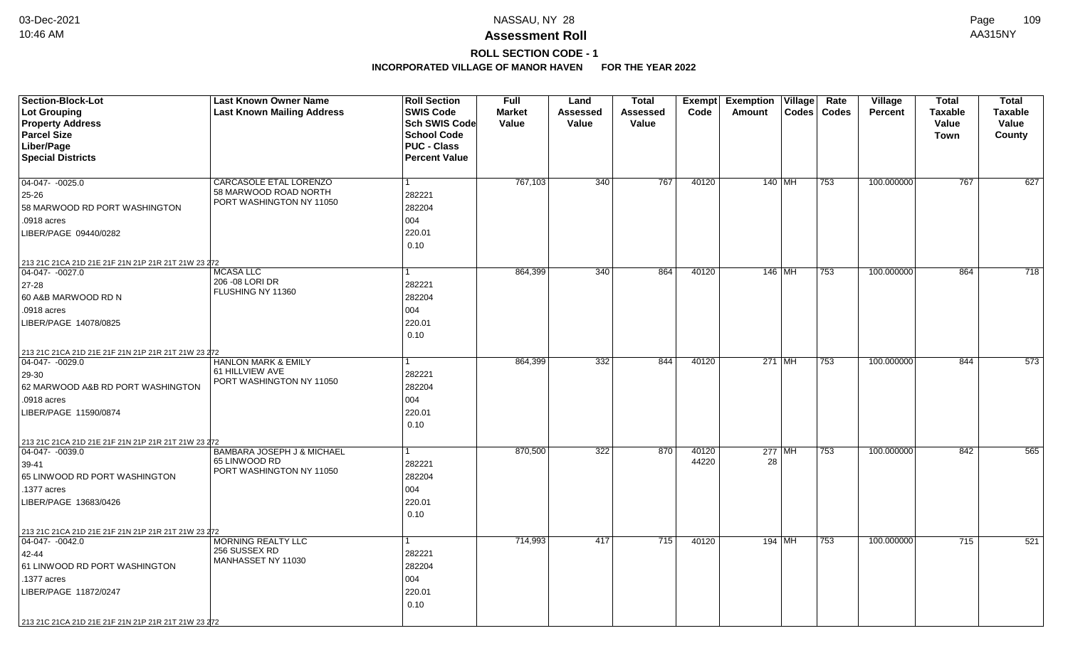# NASSAU, NY 28

## Assessment Roll

### ROLL SECTION CODE - 1

### INCORPORATED VILLAGE OF MANOR HAVEN FOR THE YEAR 2022

| Section-Block-Lot<br>Lot Grouping<br>Property Address<br>Parcel Size<br>Liber/Page<br>Special Districts | Last Known Owner Name<br>Last Known Mailing Address | Roll Section<br>SWIS Code<br>Sch SWIS Code<br>School Code<br>PUC - Class<br>Percent Value | Full Market Value | Land Assessed Value | Total Assessed Value | Exempt Code | Exemption Amount | Village Codes | Rate Codes | Village Percent | Total Taxable Value Town | Total Taxable Value County |
|---|---|---|---|---|---|---|---|---|---|---|---|---|
| 04-047- -0025.0<br>25-26<br>58 MARWOOD RD PORT WASHINGTON<br>.0918 acres<br>LIBER/PAGE 09440/0282<br>213 21C 21CA 21D 21E 21F 21N 21P 21R 21T 21W 23 272 | CARCASOLE ETAL LORENZO<br>58 MARWOOD ROAD NORTH<br>PORT WASHINGTON NY 11050 | 1<br>282221<br>282204<br>004<br>220.01<br>0.10 | 767,103 | 340 | 767 | 40120 | 140 | MH | 753 | 100.000000 | 767 | 627 |
| 04-047- -0027.0<br>27-28<br>60 A&B MARWOOD RD N<br>.0918 acres<br>LIBER/PAGE 14078/0825<br>213 21C 21CA 21D 21E 21F 21N 21P 21R 21T 21W 23 272 | MCASA LLC<br>206 -08 LORI DR<br>FLUSHING NY 11360 | 1<br>282221<br>282204<br>004<br>220.01<br>0.10 | 864,399 | 340 | 864 | 40120 | 146 | MH | 753 | 100.000000 | 864 | 718 |
| 04-047- -0029.0<br>29-30<br>62 MARWOOD A&B RD PORT WASHINGTON<br>.0918 acres<br>LIBER/PAGE 11590/0874<br>213 21C 21CA 21D 21E 21F 21N 21P 21R 21T 21W 23 272 | HANLON MARK & EMILY<br>61 HILLVIEW AVE<br>PORT WASHINGTON NY 11050 | 1<br>282221<br>282204<br>004<br>220.01<br>0.10 | 864,399 | 332 | 844 | 40120 | 271 | MH | 753 | 100.000000 | 844 | 573 |
| 04-047- -0039.0<br>39-41<br>65 LINWOOD RD PORT WASHINGTON<br>.1377 acres<br>LIBER/PAGE 13683/0426<br>213 21C 21CA 21D 21E 21F 21N 21P 21R 21T 21W 23 272 | BAMBARA JOSEPH J & MICHAEL<br>65 LINWOOD RD<br>PORT WASHINGTON NY 11050 | 1<br>282221<br>282204<br>004<br>220.01<br>0.10 | 870,500 | 322 | 870 | 40120<br>44220 | 277<br>28 | MH | 753 | 100.000000 | 842 | 565 |
| 04-047- -0042.0<br>42-44<br>61 LINWOOD RD PORT WASHINGTON<br>.1377 acres<br>LIBER/PAGE 11872/0247<br>213 21C 21CA 21D 21E 21F 21N 21P 21R 21T 21W 23 272 | MORNING REALTY LLC<br>256 SUSSEX RD<br>MANHASSET NY 11030 | 1<br>282221<br>282204<br>004<br>220.01<br>0.10 | 714,993 | 417 | 715 | 40120 | 194 | MH | 753 | 100.000000 | 715 | 521 |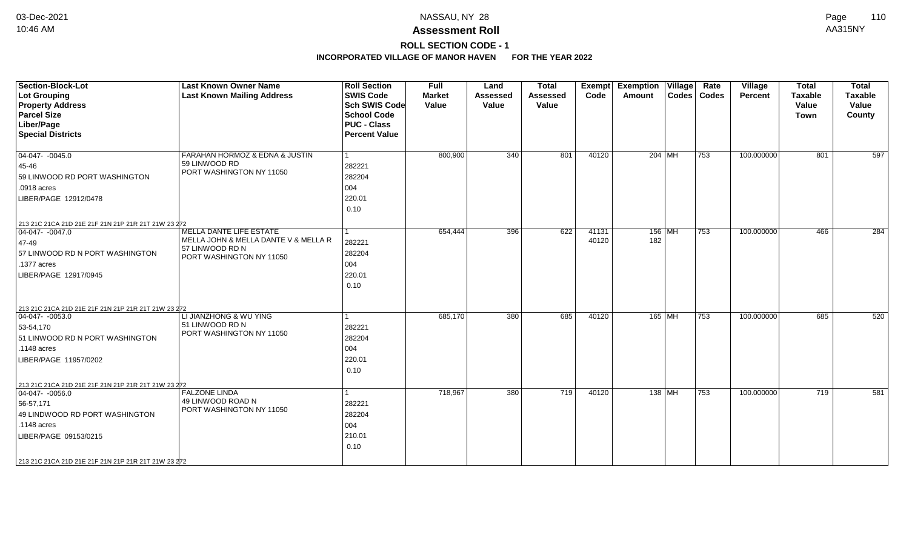# Assessment Roll

## ROLL SECTION CODE - 1

### INCORPORATED VILLAGE OF MANOR HAVEN FOR THE YEAR 2022

| Section-Block-Lot<br>Lot Grouping<br>Property Address<br>Parcel Size<br>Liber/Page<br>Special Districts | Last Known Owner Name<br>Last Known Mailing Address | Roll Section<br>SWIS Code<br>Sch SWIS Code<br>School Code<br>PUC - Class<br>Percent Value | Full Market Value | Land Assessed Value | Total Assessed Value | Exempt Code | Exemption Amount | Village Codes | Rate Codes | Village Percent | Total Taxable Value Town | Total Taxable Value County |
|---|---|---|---|---|---|---|---|---|---|---|---|---|
| 04-047- -0045.0<br>45-46<br>59 LINWOOD RD PORT WASHINGTON<br>.0918 acres<br>LIBER/PAGE 12912/0478<br>213 21C 21CA 21D 21E 21F 21N 21P 21R 21T 21W 23 272 | FARAHAN HORMOZ & EDNA & JUSTIN<br>59 LINWOOD RD<br>PORT WASHINGTON NY 11050 | 1<br>282221<br>282204<br>004<br>220.01<br>0.10 | 800,900 | 340 | 801 | 40120 | 204 | MH | 753 | 100.000000 | 801 | 597 |
| 04-047- -0047.0<br>47-49<br>57 LINWOOD RD N PORT WASHINGTON<br>.1377 acres<br>LIBER/PAGE 12917/0945<br>213 21C 21CA 21D 21E 21F 21N 21P 21R 21T 21W 23 272 | MELLA DANTE LIFE ESTATE<br>MELLA JOHN & MELLA DANTE V & MELLA R<br>57 LINWOOD RD N<br>PORT WASHINGTON NY 11050 | 1<br>282221<br>282204<br>004<br>220.01<br>0.10 | 654,444 | 396 | 622 | 41131<br>40120 | 156<br>182 | MH | 753 | 100.000000 | 466 | 284 |
| 04-047- -0053.0<br>53-54,170<br>51 LINWOOD RD N PORT WASHINGTON<br>.1148 acres<br>LIBER/PAGE 11957/0202<br>213 21C 21CA 21D 21E 21F 21N 21P 21R 21T 21W 23 272 | LI JIANZHONG & WU YING<br>51 LINWOOD RD N<br>PORT WASHINGTON NY 11050 | 1<br>282221<br>282204<br>004<br>220.01<br>0.10 | 685,170 | 380 | 685 | 40120 | 165 | MH | 753 | 100.000000 | 685 | 520 |
| 04-047- -0056.0<br>56-57,171<br>49 LINDWOOD RD PORT WASHINGTON<br>.1148 acres<br>LIBER/PAGE 09153/0215<br>213 21C 21CA 21D 21E 21F 21N 21P 21R 21T 21W 23 272 | FALZONE LINDA<br>49 LINWOOD ROAD N<br>PORT WASHINGTON NY 11050 | 1<br>282221<br>282204<br>004<br>210.01<br>0.10 | 718,967 | 380 | 719 | 40120 | 138 | MH | 753 | 100.000000 | 719 | 581 |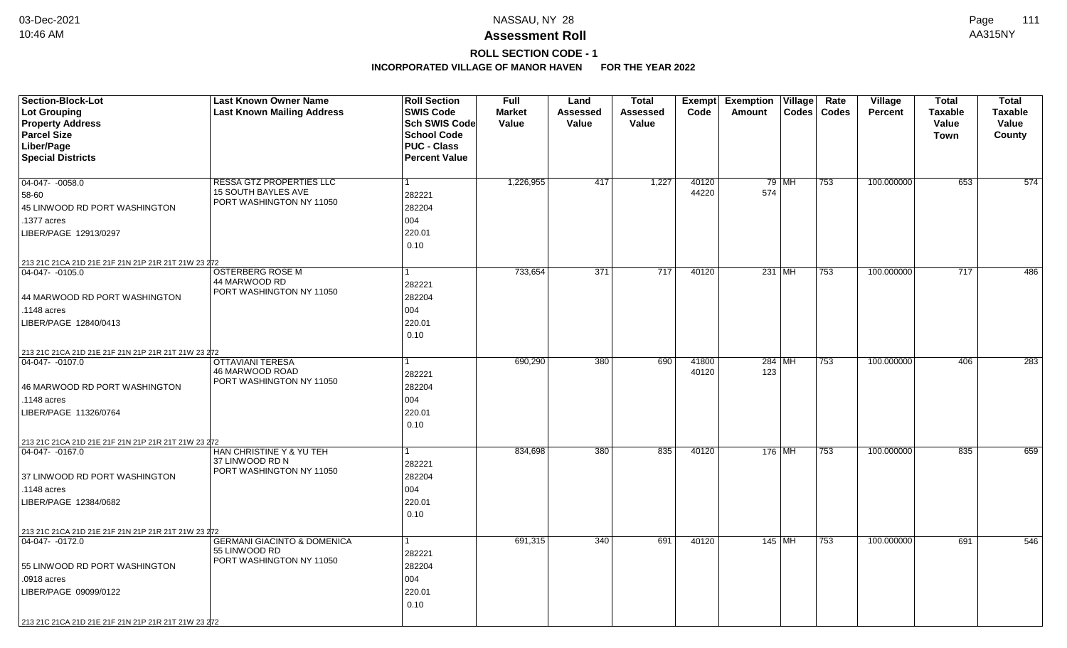# Assessment Roll

## ROLL SECTION CODE - 1

### INCORPORATED VILLAGE OF MANOR HAVEN FOR THE YEAR 2022

| Section-Block-Lot<br>Lot Grouping<br>Property Address<br>Parcel Size<br>Liber/Page<br>Special Districts | Last Known Owner Name<br>Last Known Mailing Address | Roll Section<br>SWIS Code<br>Sch SWIS Code<br>School Code<br>PUC - Class<br>Percent Value | Full Market Value | Land Assessed Value | Total Assessed Value | Exempt Code | Exemption Amount | Village Codes | Rate Codes | Village Percent | Total Taxable Value Town | Total Taxable Value County |
|---|---|---|---|---|---|---|---|---|---|---|---|---|
| 04-047- -0058.0<br>58-60<br>45 LINWOOD RD PORT WASHINGTON<br>.1377 acres<br>LIBER/PAGE 12913/0297<br>213 21C 21CA 21D 21E 21F 21N 21P 21R 21T 21W 23 272 | RESSA GTZ PROPERTIES LLC<br>15 SOUTH BAYLES AVE<br>PORT WASHINGTON NY 11050 | 1<br>282221<br>282204<br>004<br>220.01<br>0.10 | 1,226,955 | 417 | 1,227 | 40120<br>44220 | 79<br>574 | MH | 753 | 100.000000 | 653 | 574 |
| 04-047- -0105.0<br><br>44 MARWOOD RD PORT WASHINGTON<br>.1148 acres<br>LIBER/PAGE 12840/0413<br>213 21C 21CA 21D 21E 21F 21N 21P 21R 21T 21W 23 272 | OSTERBERG ROSE M<br>44 MARWOOD RD<br>PORT WASHINGTON NY 11050 | 1<br>282221<br>282204<br>004<br>220.01<br>0.10 | 733,654 | 371 | 717 | 40120 | 231 | MH | 753 | 100.000000 | 717 | 486 |
| 04-047- -0107.0<br><br>46 MARWOOD RD PORT WASHINGTON<br>.1148 acres<br>LIBER/PAGE 11326/0764<br>213 21C 21CA 21D 21E 21F 21N 21P 21R 21T 21W 23 272 | OTTAVIANI TERESA<br>46 MARWOOD ROAD<br>PORT WASHINGTON NY 11050 | 1<br>282221<br>282204<br>004<br>220.01<br>0.10 | 690,290 | 380 | 690 | 41800<br>40120 | 284<br>123 | MH | 753 | 100.000000 | 406 | 283 |
| 04-047- -0167.0<br><br>37 LINWOOD RD PORT WASHINGTON<br>.1148 acres<br>LIBER/PAGE 12384/0682<br>213 21C 21CA 21D 21E 21F 21N 21P 21R 21T 21W 23 272 | HAN CHRISTINE Y & YU TEH<br>37 LINWOOD RD N<br>PORT WASHINGTON NY 11050 | 1<br>282221<br>282204<br>004<br>220.01<br>0.10 | 834,698 | 380 | 835 | 40120 | 176 | MH | 753 | 100.000000 | 835 | 659 |
| 04-047- -0172.0<br><br>55 LINWOOD RD PORT WASHINGTON<br>.0918 acres<br>LIBER/PAGE 09099/0122<br>213 21C 21CA 21D 21E 21F 21N 21P 21R 21T 21W 23 272 | GERMANI GIACINTO & DOMENICA<br>55 LINWOOD RD<br>PORT WASHINGTON NY 11050 | 1<br>282221<br>282204<br>004<br>220.01<br>0.10 | 691,315 | 340 | 691 | 40120 | 145 | MH | 753 | 100.000000 | 691 | 546 |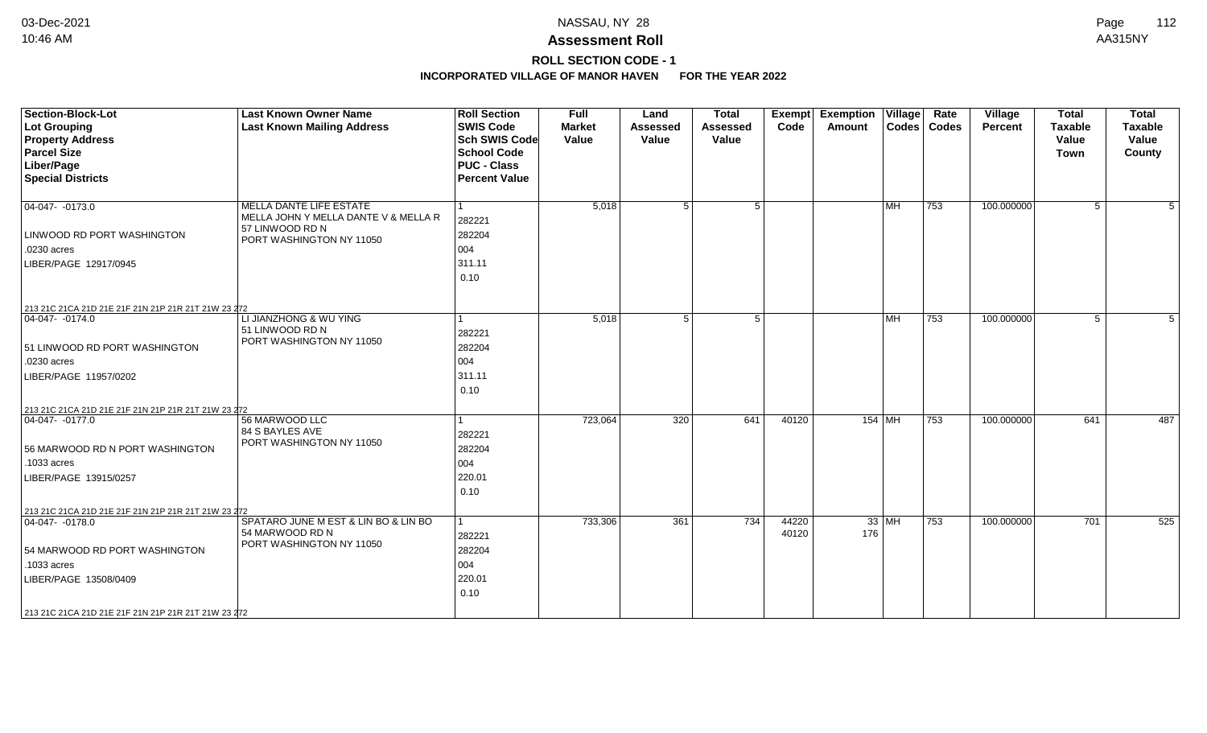# Assessment Roll

## ROLL SECTION CODE - 1

### INCORPORATED VILLAGE OF MANOR HAVEN FOR THE YEAR 2022

| Section-Block-Lot<br>Lot Grouping<br>Property Address<br>Parcel Size<br>Liber/Page<br>Special Districts | Last Known Owner Name<br>Last Known Mailing Address | Roll Section<br>SWIS Code<br>Sch SWIS Code<br>School Code<br>PUC - Class<br>Percent Value | Full Market Value | Land Assessed Value | Total Assessed Value | Exempt Code | Exemption Amount | Village Codes | Rate Codes | Village Percent | Total Taxable Value Town | Total Taxable Value County |
|---|---|---|---|---|---|---|---|---|---|---|---|---|
| 04-047- -0173.0<br>LINWOOD RD PORT WASHINGTON<br>.0230 acres<br>LIBER/PAGE 12917/0945<br>213 21C 21CA 21D 21E 21F 21N 21P 21R 21T 21W 23 272 | MELLA DANTE LIFE ESTATE<br>MELLA JOHN Y MELLA DANTE V & MELLA R<br>57 LINWOOD RD N<br>PORT WASHINGTON NY 11050 | 1<br>282221<br>282204<br>004<br>311.11<br>0.10 | 5,018 | 5 | 5 | | | MH | 753 | 100.000000 | 5 | 5 |
| 04-047- -0174.0<br>51 LINWOOD RD PORT WASHINGTON<br>.0230 acres<br>LIBER/PAGE 11957/0202<br>213 21C 21CA 21D 21E 21F 21N 21P 21R 21T 21W 23 272 | LI JIANZHONG & WU YING<br>51 LINWOOD RD N<br>PORT WASHINGTON NY 11050 | 1<br>282221<br>282204<br>004<br>311.11<br>0.10 | 5,018 | 5 | 5 | | | MH | 753 | 100.000000 | 5 | 5 |
| 04-047- -0177.0<br>56 MARWOOD RD N PORT WASHINGTON<br>.1033 acres<br>LIBER/PAGE 13915/0257<br>213 21C 21CA 21D 21E 21F 21N 21P 21R 21T 21W 23 272 | 56 MARWOOD LLC<br>84 S BAYLES AVE<br>PORT WASHINGTON NY 11050 | 1<br>282221<br>282204<br>004<br>220.01<br>0.10 | 723,064 | 320 | 641 | 40120 | 154 | MH | 753 | 100.000000 | 641 | 487 |
| 04-047- -0178.0<br>54 MARWOOD RD PORT WASHINGTON<br>.1033 acres<br>LIBER/PAGE 13508/0409<br>213 21C 21CA 21D 21E 21F 21N 21P 21R 21T 21W 23 272 | SPATARO JUNE M EST & LIN BO & LIN BO<br>54 MARWOOD RD N<br>PORT WASHINGTON NY 11050 | 1<br>282221<br>282204<br>004<br>220.01<br>0.10 | 733,306 | 361 | 734 | 44220<br>40120 | 33<br>176 | MH | 753 | 100.000000 | 701 | 525 |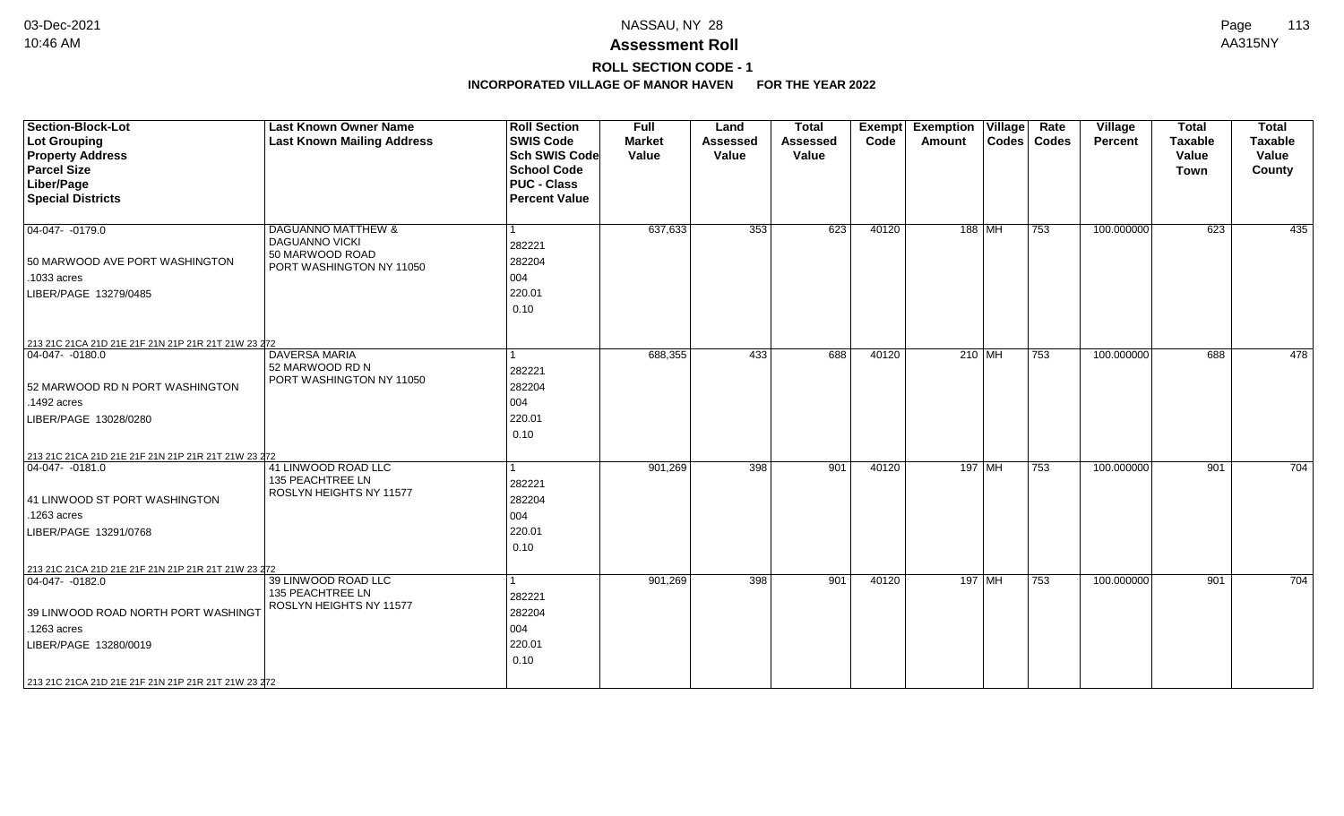# NASSAU, NY 28

# Assessment Roll

## ROLL SECTION CODE - 1

### INCORPORATED VILLAGE OF MANOR HAVEN FOR THE YEAR 2022

| Section-Block-Lot<br>Lot Grouping<br>Property Address<br>Parcel Size<br>Liber/Page<br>Special Districts | Last Known Owner Name<br>Last Known Mailing Address | Roll Section<br>SWIS Code<br>Sch SWIS Code<br>School Code<br>PUC - Class<br>Percent Value | Full Market Value | Land Assessed Value | Total Assessed Value | Exempt Code | Exemption Amount | Village Codes | Rate Codes | Village Percent | Total Taxable Value Town | Total Taxable Value County |
|---|---|---|---|---|---|---|---|---|---|---|---|---|
| 04-047- -0179.0<br>50 MARWOOD AVE PORT WASHINGTON<br>.1033 acres<br>LIBER/PAGE 13279/0485<br>213 21C 21CA 21D 21E 21F 21N 21P 21R 21T 21W 23 272 | DAGUANNO MATTHEW &<br>DAGUANNO VICKI<br>50 MARWOOD ROAD<br>PORT WASHINGTON NY 11050 | 1<br>282221<br>282204<br>004<br>220.01<br>0.10 | 637,633 | 353 | 623 | 40120 | 188 | MH | 753 | 100.000000 | 623 | 435 |
| 04-047- -0180.0<br>52 MARWOOD RD N PORT WASHINGTON<br>.1492 acres<br>LIBER/PAGE 13028/0280<br>213 21C 21CA 21D 21E 21F 21N 21P 21R 21T 21W 23 272 | DAVERSA MARIA<br>52 MARWOOD RD N<br>PORT WASHINGTON NY 11050 | 1<br>282221<br>282204<br>004<br>220.01<br>0.10 | 688,355 | 433 | 688 | 40120 | 210 | MH | 753 | 100.000000 | 688 | 478 |
| 04-047- -0181.0<br>41 LINWOOD ST PORT WASHINGTON<br>.1263 acres<br>LIBER/PAGE 13291/0768<br>213 21C 21CA 21D 21E 21F 21N 21P 21R 21T 21W 23 272 | 41 LINWOOD ROAD LLC<br>135 PEACHTREE LN<br>ROSLYN HEIGHTS NY 11577 | 1<br>282221<br>282204<br>004<br>220.01<br>0.10 | 901,269 | 398 | 901 | 40120 | 197 | MH | 753 | 100.000000 | 901 | 704 |
| 04-047- -0182.0<br>39 LINWOOD ROAD NORTH PORT WASHINGT<br>.1263 acres<br>LIBER/PAGE 13280/0019<br>213 21C 21CA 21D 21E 21F 21N 21P 21R 21T 21W 23 272 | 39 LINWOOD ROAD LLC<br>135 PEACHTREE LN<br>ROSLYN HEIGHTS NY 11577 | 1<br>282221<br>282204<br>004<br>220.01<br>0.10 | 901,269 | 398 | 901 | 40120 | 197 | MH | 753 | 100.000000 | 901 | 704 |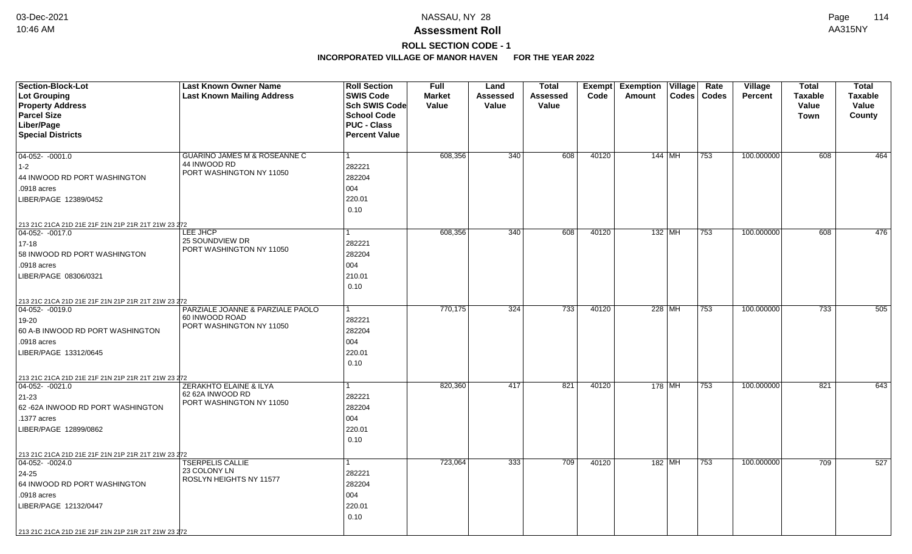# NASSAU, NY 28

## Assessment Roll

### ROLL SECTION CODE - 1

**INCORPORATED VILLAGE OF MANOR HAVEN FOR THE YEAR 2022**

| Section-Block-Lot<br>Lot Grouping<br>Property Address<br>Parcel Size<br>Liber/Page<br>Special Districts | Last Known Owner Name<br>Last Known Mailing Address | Roll Section<br>SWIS Code<br>Sch SWIS Code<br>School Code<br>PUC - Class<br>Percent Value | Full Market Value | Land Assessed Value | Total Assessed Value | Exempt Code | Exemption Amount | Village Codes | Rate Codes | Village Percent | Total Taxable Value Town | Total Taxable Value County |
|---|---|---|---|---|---|---|---|---|---|---|---|---|
| 04-052- -0001.0<br>1-2<br>44 INWOOD RD PORT WASHINGTON<br>.0918 acres<br>LIBER/PAGE 12389/0452<br>213 21C 21CA 21D 21E 21F 21N 21P 21R 21T 21W 23 272 | GUARINO JAMES M & ROSEANNE C<br>44 INWOOD RD<br>PORT WASHINGTON NY 11050 | 1<br>282221<br>282204<br>004<br>220.01<br>0.10 | 608,356 | 340 | 608 | 40120 | 144 | MH | 753 | 100.000000 | 608 | 464 |
| 04-052- -0017.0<br>17-18<br>58 INWOOD RD PORT WASHINGTON<br>.0918 acres<br>LIBER/PAGE 08306/0321<br>213 21C 21CA 21D 21E 21F 21N 21P 21R 21T 21W 23 272 | LEE JHCP<br>25 SOUNDVIEW DR<br>PORT WASHINGTON NY 11050 | 1<br>282221<br>282204<br>004<br>210.01<br>0.10 | 608,356 | 340 | 608 | 40120 | 132 | MH | 753 | 100.000000 | 608 | 476 |
| 04-052- -0019.0<br>19-20<br>60 A-B INWOOD RD PORT WASHINGTON<br>.0918 acres<br>LIBER/PAGE 13312/0645<br>213 21C 21CA 21D 21E 21F 21N 21P 21R 21T 21W 23 272 | PARZIALE JOANNE & PARZIALE PAOLO<br>60 INWOOD ROAD<br>PORT WASHINGTON NY 11050 | 1<br>282221<br>282204<br>004<br>220.01<br>0.10 | 770,175 | 324 | 733 | 40120 | 228 | MH | 753 | 100.000000 | 733 | 505 |
| 04-052- -0021.0<br>21-23<br>62 -62A INWOOD RD PORT WASHINGTON<br>.1377 acres<br>LIBER/PAGE 12899/0862<br>213 21C 21CA 21D 21E 21F 21N 21P 21R 21T 21W 23 272 | ZERAKHTO ELAINE & ILYA<br>62 62A INWOOD RD<br>PORT WASHINGTON NY 11050 | 1<br>282221<br>282204<br>004<br>220.01<br>0.10 | 820,360 | 417 | 821 | 40120 | 178 | MH | 753 | 100.000000 | 821 | 643 |
| 04-052- -0024.0<br>24-25<br>64 INWOOD RD PORT WASHINGTON<br>.0918 acres<br>LIBER/PAGE 12132/0447<br>213 21C 21CA 21D 21E 21F 21N 21P 21R 21T 21W 23 272 | TSERPELIS CALLIE<br>23 COLONY LN<br>ROSLYN HEIGHTS NY 11577 | 1<br>282221<br>282204<br>004<br>220.01<br>0.10 | 723,064 | 333 | 709 | 40120 | 182 | MH | 753 | 100.000000 | 709 | 527 |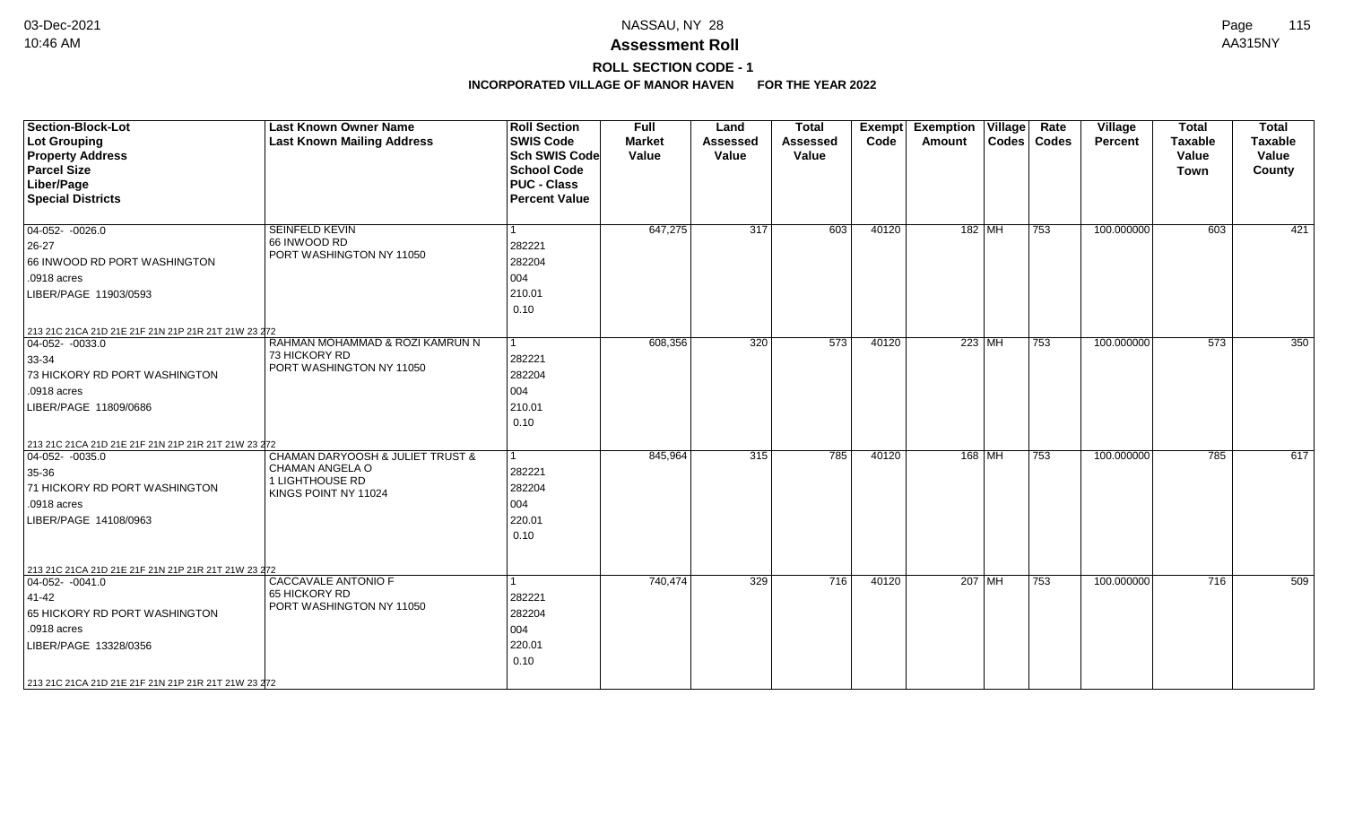## Assessment Roll

**ROLL SECTION CODE - 1**

**INCORPORATED VILLAGE OF MANOR HAVEN FOR THE YEAR 2022**

| Section-Block-Lot / Lot Grouping / Property Address / Parcel Size / Liber/Page / Special Districts | Last Known Owner Name / Last Known Mailing Address | Roll Section / SWIS Code / Sch SWIS Code / School Code / PUC - Class / Percent Value | Full Market Value | Land Assessed Value | Total Assessed Value | Exempt Code | Exemption Amount | Village Codes | Rate Codes | Village Percent | Total Taxable Value Town | Total Taxable Value County |
|---|---|---|---|---|---|---|---|---|---|---|---|---|
| 04-052- -0026.0<br>26-27<br>66 INWOOD RD PORT WASHINGTON<br>.0918 acres<br>LIBER/PAGE 11903/0593<br>213 21C 21CA 21D 21E 21F 21N 21P 21R 21T 21W 23 272 | SEINFELD KEVIN<br>66 INWOOD RD<br>PORT WASHINGTON NY 11050 | 1<br>282221<br>282204<br>004<br>210.01<br>0.10 | 647,275 | 317 | 603 | 40120 | 182 | MH | 753 | 100.000000 | 603 | 421 |
| 04-052- -0033.0<br>33-34<br>73 HICKORY RD PORT WASHINGTON<br>.0918 acres<br>LIBER/PAGE 11809/0686<br>213 21C 21CA 21D 21E 21F 21N 21P 21R 21T 21W 23 272 | RAHMAN MOHAMMAD & ROZI KAMRUN N<br>73 HICKORY RD<br>PORT WASHINGTON NY 11050 | 1<br>282221<br>282204<br>004<br>210.01<br>0.10 | 608,356 | 320 | 573 | 40120 | 223 | MH | 753 | 100.000000 | 573 | 350 |
| 04-052- -0035.0<br>35-36<br>71 HICKORY RD PORT WASHINGTON<br>.0918 acres<br>LIBER/PAGE 14108/0963<br>213 21C 21CA 21D 21E 21F 21N 21P 21R 21T 21W 23 272 | CHAMAN DARYOOSH & JULIET TRUST &<br>CHAMAN ANGELA O<br>1 LIGHTHOUSE RD<br>KINGS POINT NY 11024 | 1<br>282221<br>282204<br>004<br>220.01<br>0.10 | 845,964 | 315 | 785 | 40120 | 168 | MH | 753 | 100.000000 | 785 | 617 |
| 04-052- -0041.0<br>41-42<br>65 HICKORY RD PORT WASHINGTON<br>.0918 acres<br>LIBER/PAGE 13328/0356<br>213 21C 21CA 21D 21E 21F 21N 21P 21R 21T 21W 23 272 | CACCAVALE ANTONIO F<br>65 HICKORY RD<br>PORT WASHINGTON NY 11050 | 1<br>282221<br>282204<br>004<br>220.01<br>0.10 | 740,474 | 329 | 716 | 40120 | 207 | MH | 753 | 100.000000 | 716 | 509 |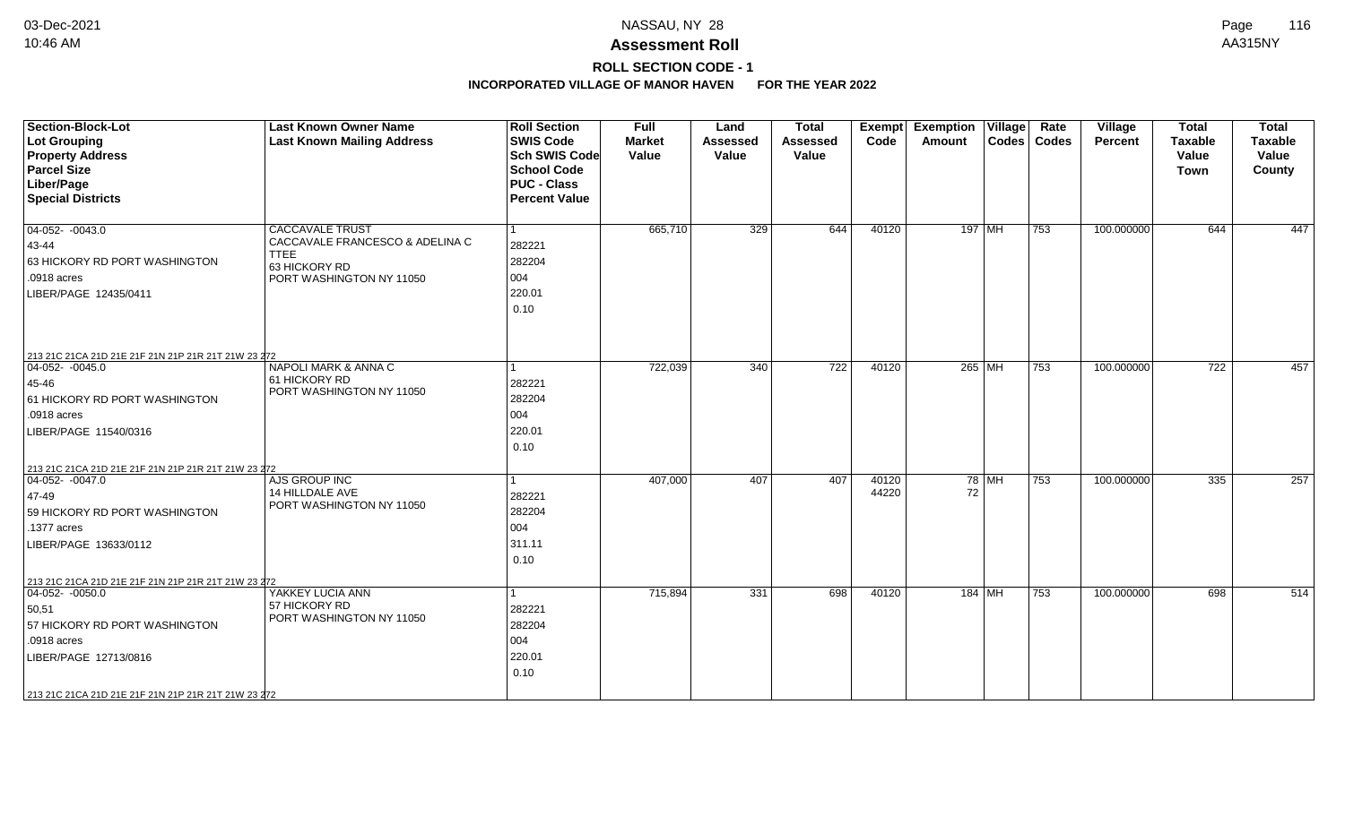**NASSAU, NY 28**

**Assessment Roll**

**ROLL SECTION CODE - 1**

**INCORPORATED VILLAGE OF MANOR HAVEN FOR THE YEAR 2022**

| Section-Block-Lot<br>Lot Grouping<br>Property Address<br>Parcel Size<br>Liber/Page<br>Special Districts | Last Known Owner Name<br>Last Known Mailing Address | Roll Section<br>SWIS Code<br>Sch SWIS Code<br>School Code<br>PUC - Class<br>Percent Value | Full Market Value | Land Assessed Value | Total Assessed Value | Exempt Code | Exemption Amount | Village Codes | Rate Codes | Village Percent | Total Taxable Value Town | Total Taxable Value County |
|---|---|---|---|---|---|---|---|---|---|---|---|---|
| 04-052- -0043.0<br>43-44<br>63 HICKORY RD PORT WASHINGTON<br>.0918 acres<br>LIBER/PAGE 12435/0411<br>213 21C 21CA 21D 21E 21F 21N 21P 21R 21T 21W 23 272 | CACCAVALE TRUST<br>CACCAVALE FRANCESCO & ADELINA C TTEE<br>63 HICKORY RD<br>PORT WASHINGTON NY 11050 | 1<br>282221<br>282204<br>004<br>220.01<br>0.10 | 665,710 | 329 | 644 | 40120 | 197 | MH | 753 | 100.000000 | 644 | 447 |
| 04-052- -0045.0<br>45-46<br>61 HICKORY RD PORT WASHINGTON<br>.0918 acres<br>LIBER/PAGE 11540/0316<br>213 21C 21CA 21D 21E 21F 21N 21P 21R 21T 21W 23 272 | NAPOLI MARK & ANNA C<br>61 HICKORY RD<br>PORT WASHINGTON NY 11050 | 1<br>282221<br>282204<br>004<br>220.01<br>0.10 | 722,039 | 340 | 722 | 40120 | 265 | MH | 753 | 100.000000 | 722 | 457 |
| 04-052- -0047.0<br>47-49<br>59 HICKORY RD PORT WASHINGTON<br>.1377 acres<br>LIBER/PAGE 13633/0112<br>213 21C 21CA 21D 21E 21F 21N 21P 21R 21T 21W 23 272 | AJS GROUP INC<br>14 HILLDALE AVE<br>PORT WASHINGTON NY 11050 | 1<br>282221<br>282204<br>004<br>311.11<br>0.10 | 407,000 | 407 | 407 | 40120<br>44220 | 78<br>72 | MH | 753 | 100.000000 | 335 | 257 |
| 04-052- -0050.0<br>50,51<br>57 HICKORY RD PORT WASHINGTON<br>.0918 acres<br>LIBER/PAGE 12713/0816<br>213 21C 21CA 21D 21E 21F 21N 21P 21R 21T 21W 23 272 | YAKKEY LUCIA ANN<br>57 HICKORY RD<br>PORT WASHINGTON NY 11050 | 1<br>282221<br>282204<br>004<br>220.01<br>0.10 | 715,894 | 331 | 698 | 40120 | 184 | MH | 753 | 100.000000 | 698 | 514 |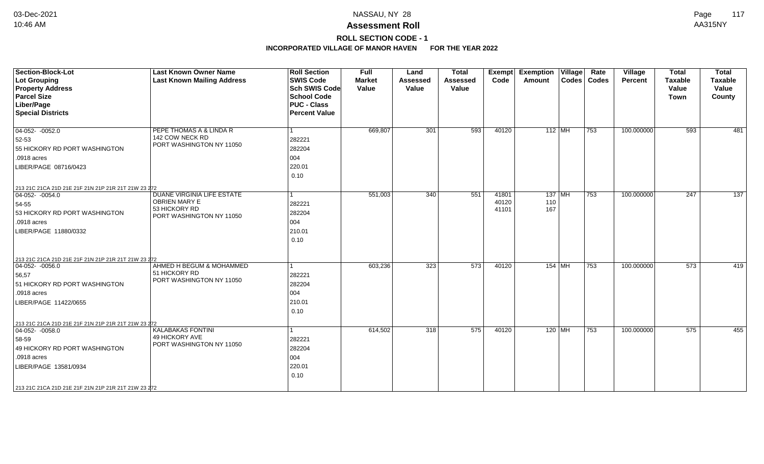# Assessment Roll

**ROLL SECTION CODE - 1**

**INCORPORATED VILLAGE OF MANOR HAVEN FOR THE YEAR 2022**

| Section-Block-Lot<br>Lot Grouping<br>Property Address<br>Parcel Size<br>Liber/Page<br>Special Districts | Last Known Owner Name<br>Last Known Mailing Address | Roll Section<br>SWIS Code<br>Sch SWIS Code<br>School Code<br>PUC - Class<br>Percent Value | Full Market Value | Land Assessed Value | Total Assessed Value | Exempt Code | Exemption Amount | Village Codes | Rate Codes | Village Percent | Total Taxable Value Town | Total Taxable Value County |
|---|---|---|---|---|---|---|---|---|---|---|---|---|
| 04-052- -0052.0<br>52-53<br>55 HICKORY RD PORT WASHINGTON<br>.0918 acres<br>LIBER/PAGE 08716/0423<br>213 21C 21CA 21D 21E 21F 21N 21P 21R 21T 21W 23 272 | PEPE THOMAS A & LINDA R<br>142 COW NECK RD<br>PORT WASHINGTON NY 11050 | 1<br>282221<br>282204<br>004<br>220.01<br>0.10 | 669,807 | 301 | 593 | 40120 | 112 | MH | 753 | 100.000000 | 593 | 481 |
| 04-052- -0054.0<br>54-55<br>53 HICKORY RD PORT WASHINGTON<br>.0918 acres<br>LIBER/PAGE 11880/0332<br>213 21C 21CA 21D 21E 21F 21N 21P 21R 21T 21W 23 272 | DUANE VIRGINIA LIFE ESTATE<br>OBRIEN MARY E<br>53 HICKORY RD<br>PORT WASHINGTON NY 11050 | 1<br>282221<br>282204<br>004<br>210.01<br>0.10 | 551,003 | 340 | 551 | 41801<br>40120<br>41101 | 137<br>110<br>167 | MH | 753 | 100.000000 | 247 | 137 |
| 04-052- -0056.0<br>56,57<br>51 HICKORY RD PORT WASHINGTON<br>.0918 acres<br>LIBER/PAGE 11422/0655<br>213 21C 21CA 21D 21E 21F 21N 21P 21R 21T 21W 23 272 | AHMED H BEGUM & MOHAMMED<br>51 HICKORY RD<br>PORT WASHINGTON NY 11050 | 1<br>282221<br>282204<br>004<br>210.01<br>0.10 | 603,236 | 323 | 573 | 40120 | 154 | MH | 753 | 100.000000 | 573 | 419 |
| 04-052- -0058.0<br>58-59<br>49 HICKORY RD PORT WASHINGTON<br>.0918 acres<br>LIBER/PAGE 13581/0934<br>213 21C 21CA 21D 21E 21F 21N 21P 21R 21T 21W 23 272 | KALABAKAS FONTINI<br>49 HICKORY AVE<br>PORT WASHINGTON NY 11050 | 1<br>282221<br>282204<br>004<br>220.01<br>0.10 | 614,502 | 318 | 575 | 40120 | 120 | MH | 753 | 100.000000 | 575 | 455 |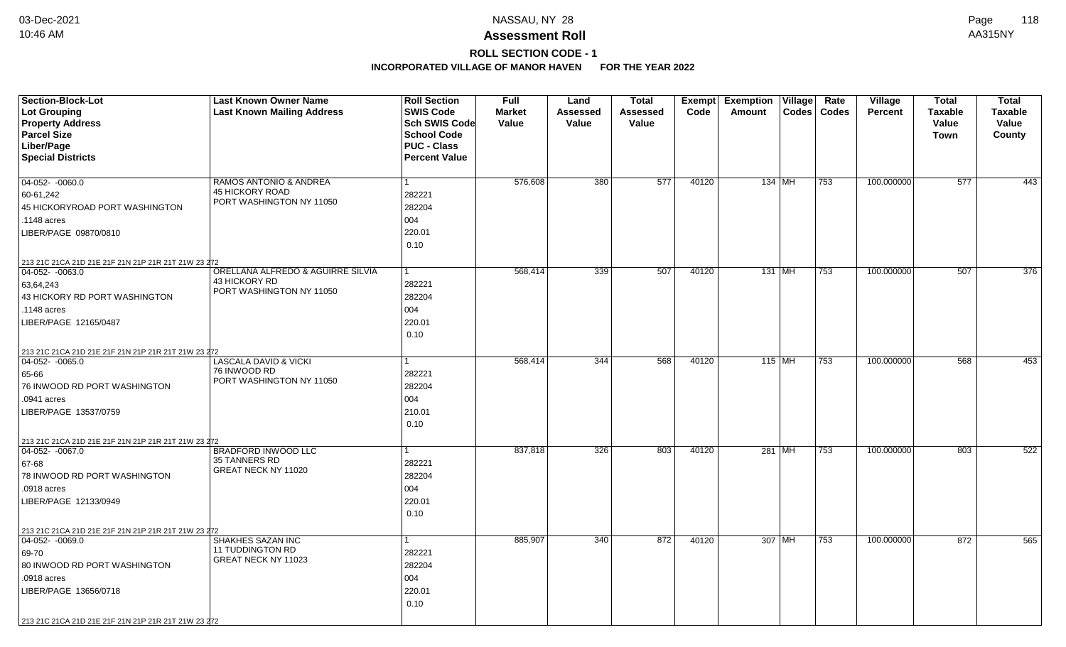# NASSAU, NY 28

## Assessment Roll

### ROLL SECTION CODE - 1

### INCORPORATED VILLAGE OF MANOR HAVEN FOR THE YEAR 2022

| Section-Block-Lot<br>Lot Grouping<br>Property Address<br>Parcel Size<br>Liber/Page<br>Special Districts | Last Known Owner Name<br>Last Known Mailing Address | Roll Section<br>SWIS Code<br>Sch SWIS Code<br>School Code<br>PUC - Class<br>Percent Value | Full Market Value | Land Assessed Value | Total Assessed Value | Exempt Code | Exemption Amount | Village Codes | Rate Codes | Village Percent | Total Taxable Value Town | Total Taxable Value County |
|---|---|---|---|---|---|---|---|---|---|---|---|---|
| 04-052- -0060.0<br>60-61,242<br>45 HICKORYROAD PORT WASHINGTON<br>.1148 acres<br>LIBER/PAGE 09870/0810<br>213 21C 21CA 21D 21E 21F 21N 21P 21R 21T 21W 23 272 | RAMOS ANTONIO & ANDREA<br>45 HICKORY ROAD<br>PORT WASHINGTON NY 11050 | 1<br>282221<br>282204<br>004<br>220.01<br>0.10 | 576,608 | 380 | 577 | 40120 | 134 | MH | 753 | 100.000000 | 577 | 443 |
| 04-052- -0063.0<br>63,64,243<br>43 HICKORY RD PORT WASHINGTON<br>.1148 acres<br>LIBER/PAGE 12165/0487<br>213 21C 21CA 21D 21E 21F 21N 21P 21R 21T 21W 23 272 | ORELLANA ALFREDO & AGUIRRE SILVIA<br>43 HICKORY RD<br>PORT WASHINGTON NY 11050 | 1<br>282221<br>282204<br>004<br>220.01<br>0.10 | 568,414 | 339 | 507 | 40120 | 131 | MH | 753 | 100.000000 | 507 | 376 |
| 04-052- -0065.0<br>65-66<br>76 INWOOD RD PORT WASHINGTON<br>.0941 acres<br>LIBER/PAGE 13537/0759<br>213 21C 21CA 21D 21E 21F 21N 21P 21R 21T 21W 23 272 | LASCALA DAVID & VICKI<br>76 INWOOD RD<br>PORT WASHINGTON NY 11050 | 1<br>282221<br>282204<br>004<br>210.01<br>0.10 | 568,414 | 344 | 568 | 40120 | 115 | MH | 753 | 100.000000 | 568 | 453 |
| 04-052- -0067.0<br>67-68<br>78 INWOOD RD PORT WASHINGTON<br>.0918 acres<br>LIBER/PAGE 12133/0949<br>213 21C 21CA 21D 21E 21F 21N 21P 21R 21T 21W 23 272 | BRADFORD INWOOD LLC<br>35 TANNERS RD<br>GREAT NECK NY 11020 | 1<br>282221<br>282204<br>004<br>220.01<br>0.10 | 837,818 | 326 | 803 | 40120 | 281 | MH | 753 | 100.000000 | 803 | 522 |
| 04-052- -0069.0<br>69-70<br>80 INWOOD RD PORT WASHINGTON<br>.0918 acres<br>LIBER/PAGE 13656/0718<br>213 21C 21CA 21D 21E 21F 21N 21P 21R 21T 21W 23 272 | SHAKHES SAZAN INC<br>11 TUDDINGTON RD<br>GREAT NECK NY 11023 | 1<br>282221<br>282204<br>004<br>220.01<br>0.10 | 885,907 | 340 | 872 | 40120 | 307 | MH | 753 | 100.000000 | 872 | 565 |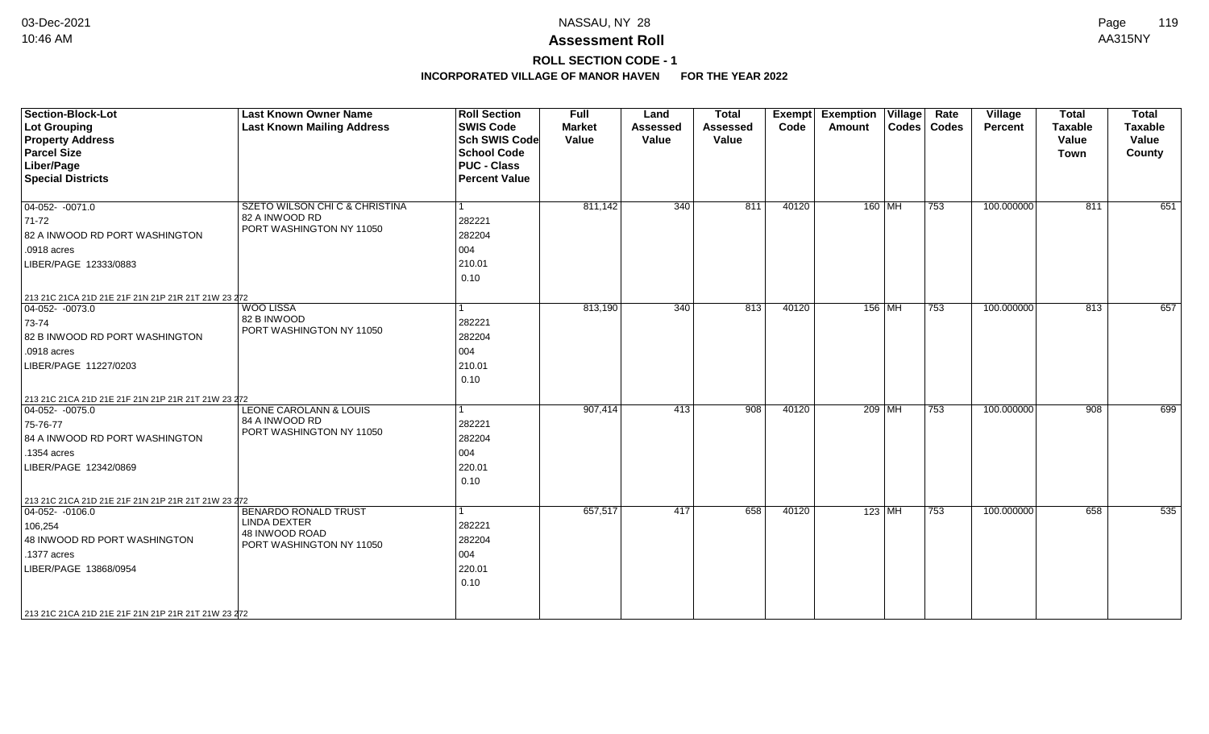# NASSAU, NY 28

## Assessment Roll

### ROLL SECTION CODE - 1

**INCORPORATED VILLAGE OF MANOR HAVEN FOR THE YEAR 2022**

| Section-Block-Lot<br>Lot Grouping<br>Property Address<br>Parcel Size<br>Liber/Page<br>Special Districts | Last Known Owner Name<br>Last Known Mailing Address | Roll Section<br>SWIS Code<br>Sch SWIS Code<br>School Code<br>PUC - Class<br>Percent Value | Full Market Value | Land Assessed Value | Total Assessed Value | Exempt Code | Exemption Amount | Village Codes | Rate Codes | Village Percent | Total Taxable Value Town | Total Taxable Value County |
|---|---|---|---|---|---|---|---|---|---|---|---|---|
| 04-052- -0071.0<br>71-72<br>82 A INWOOD RD PORT WASHINGTON<br>.0918 acres<br>LIBER/PAGE 12333/0883<br>213 21C 21CA 21D 21E 21F 21N 21P 21R 21T 21W 23 272 | SZETO WILSON CHI C & CHRISTINA<br>82 A INWOOD RD<br>PORT WASHINGTON NY 11050 | 1<br>282221<br>282204<br>004<br>210.01<br>0.10 | 811,142 | 340 | 811 | 40120 | 160 | MH | 753 | 100.000000 | 811 | 651 |
| 04-052- -0073.0<br>73-74<br>82 B INWOOD RD PORT WASHINGTON<br>.0918 acres<br>LIBER/PAGE 11227/0203<br>213 21C 21CA 21D 21E 21F 21N 21P 21R 21T 21W 23 272 | WOO LISSA<br>82 B INWOOD<br>PORT WASHINGTON NY 11050 | 1<br>282221<br>282204<br>004<br>210.01<br>0.10 | 813,190 | 340 | 813 | 40120 | 156 | MH | 753 | 100.000000 | 813 | 657 |
| 04-052- -0075.0<br>75-76-77<br>84 A INWOOD RD PORT WASHINGTON<br>.1354 acres<br>LIBER/PAGE 12342/0869<br>213 21C 21CA 21D 21E 21F 21N 21P 21R 21T 21W 23 272 | LEONE CAROLANN & LOUIS<br>84 A INWOOD RD<br>PORT WASHINGTON NY 11050 | 1<br>282221<br>282204<br>004<br>220.01<br>0.10 | 907,414 | 413 | 908 | 40120 | 209 | MH | 753 | 100.000000 | 908 | 699 |
| 04-052- -0106.0<br>106,254<br>48 INWOOD RD PORT WASHINGTON<br>.1377 acres<br>LIBER/PAGE 13868/0954<br>213 21C 21CA 21D 21E 21F 21N 21P 21R 21T 21W 23 272 | BENARDO RONALD TRUST<br>LINDA DEXTER<br>48 INWOOD ROAD<br>PORT WASHINGTON NY 11050 | 1<br>282221<br>282204<br>004<br>220.01<br>0.10 | 657,517 | 417 | 658 | 40120 | 123 | MH | 753 | 100.000000 | 658 | 535 |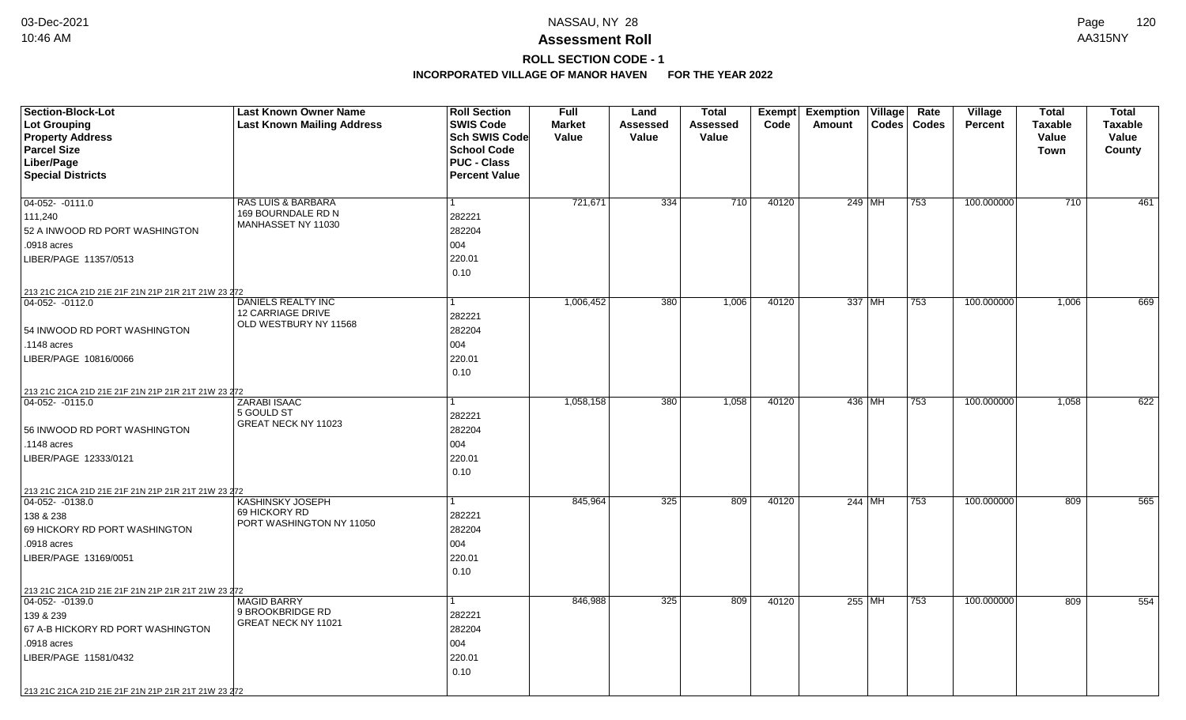# NASSAU, NY 28

## Assessment Roll

### ROLL SECTION CODE - 1

### INCORPORATED VILLAGE OF MANOR HAVEN FOR THE YEAR 2022

| Section-Block-Lot<br>Lot Grouping<br>Property Address<br>Parcel Size<br>Liber/Page<br>Special Districts | Last Known Owner Name<br>Last Known Mailing Address | Roll Section<br>SWIS Code<br>Sch SWIS Code<br>School Code<br>PUC - Class<br>Percent Value | Full Market Value | Land Assessed Value | Total Assessed Value | Exempt Code | Exemption Amount | Village Codes | Rate Codes | Village Percent | Total Taxable Value Town | Total Taxable Value County |
|---|---|---|---|---|---|---|---|---|---|---|---|---|
| 04-052- -0111.0<br>111,240<br>52 A INWOOD RD PORT WASHINGTON<br>.0918 acres<br>LIBER/PAGE 11357/0513<br>213 21C 21CA 21D 21E 21F 21N 21P 21R 21T 21W 23 272 | RAS LUIS & BARBARA<br>169 BOURNDALE RD N<br>MANHASSET NY 11030 | 1<br>282221<br>282204<br>004<br>220.01<br>0.10 | 721,671 | 334 | 710 | 40120 | 249 | MH | 753 | 100.000000 | 710 | 461 |
| 04-052- -0112.0<br><br>54 INWOOD RD PORT WASHINGTON<br>.1148 acres<br>LIBER/PAGE 10816/0066<br>213 21C 21CA 21D 21E 21F 21N 21P 21R 21T 21W 23 272 | DANIELS REALTY INC<br>12 CARRIAGE DRIVE<br>OLD WESTBURY NY 11568 | 1<br>282221<br>282204<br>004<br>220.01<br>0.10 | 1,006,452 | 380 | 1,006 | 40120 | 337 | MH | 753 | 100.000000 | 1,006 | 669 |
| 04-052- -0115.0<br><br>56 INWOOD RD PORT WASHINGTON<br>.1148 acres<br>LIBER/PAGE 12333/0121<br>213 21C 21CA 21D 21E 21F 21N 21P 21R 21T 21W 23 272 | ZARABI ISAAC<br>5 GOULD ST<br>GREAT NECK NY 11023 | 1<br>282221<br>282204<br>004<br>220.01<br>0.10 | 1,058,158 | 380 | 1,058 | 40120 | 436 | MH | 753 | 100.000000 | 1,058 | 622 |
| 04-052- -0138.0<br>138 & 238<br>69 HICKORY RD PORT WASHINGTON<br>.0918 acres<br>LIBER/PAGE 13169/0051<br>213 21C 21CA 21D 21E 21F 21N 21P 21R 21T 21W 23 272 | KASHINSKY JOSEPH<br>69 HICKORY RD<br>PORT WASHINGTON NY 11050 | 1<br>282221<br>282204<br>004<br>220.01<br>0.10 | 845,964 | 325 | 809 | 40120 | 244 | MH | 753 | 100.000000 | 809 | 565 |
| 04-052- -0139.0<br>139 & 239<br>67 A-B HICKORY RD PORT WASHINGTON<br>.0918 acres<br>LIBER/PAGE 11581/0432<br>213 21C 21CA 21D 21E 21F 21N 21P 21R 21T 21W 23 272 | MAGID BARRY<br>9 BROOKBRIDGE RD<br>GREAT NECK NY 11021 | 1<br>282221<br>282204<br>004<br>220.01<br>0.10 | 846,988 | 325 | 809 | 40120 | 255 | MH | 753 | 100.000000 | 809 | 554 |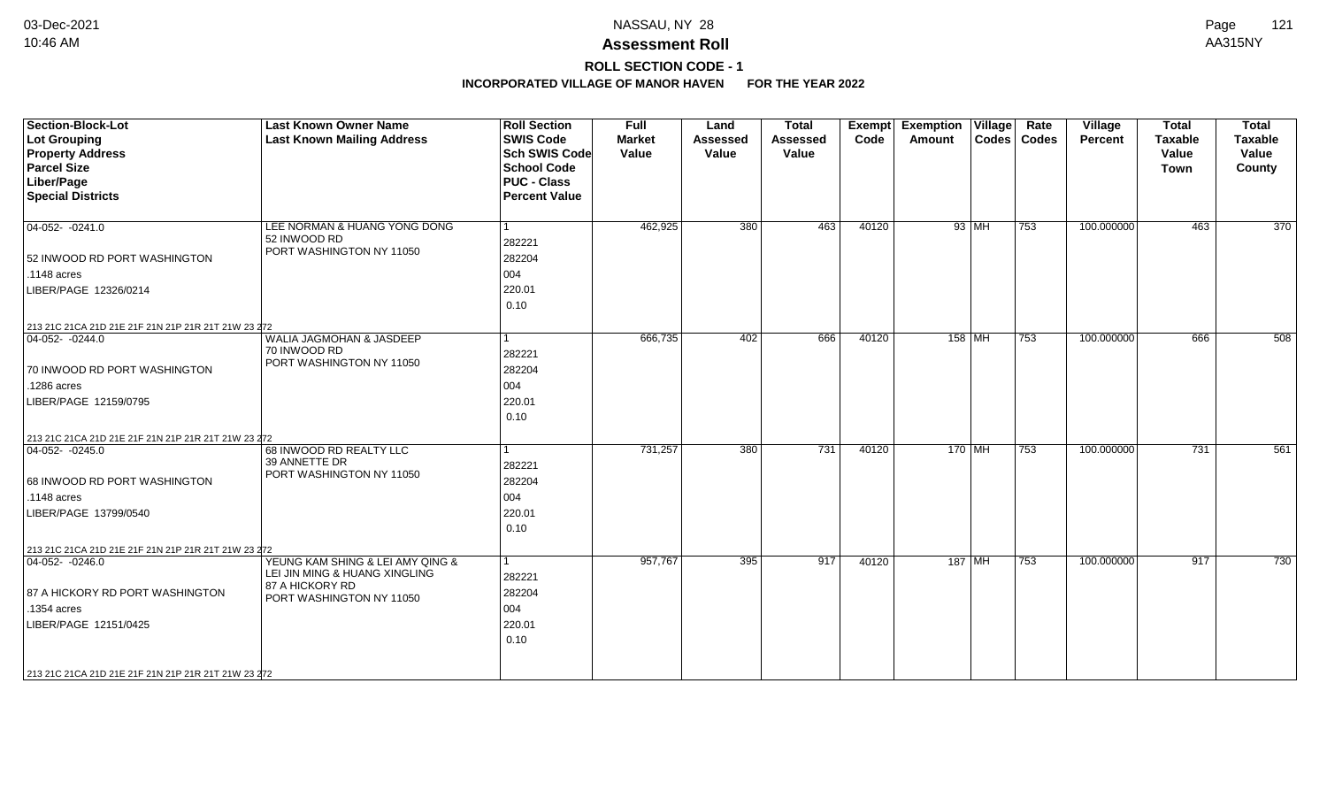**Assessment Roll**

**ROLL SECTION CODE - 1**

**INCORPORATED VILLAGE OF MANOR HAVEN FOR THE YEAR 2022**

| Section-Block-Lot<br>Lot Grouping<br>Property Address<br>Parcel Size<br>Liber/Page<br>Special Districts | Last Known Owner Name<br>Last Known Mailing Address | Roll Section<br>SWIS Code<br>Sch SWIS Code<br>School Code<br>PUC - Class<br>Percent Value | Full Market Value | Land Assessed Value | Total Assessed Value | Exempt Code | Exemption Amount | Village Codes | Rate Codes | Village Percent | Total Taxable Value Town | Total Taxable Value County |
|---|---|---|---|---|---|---|---|---|---|---|---|---|
| 04-052- -0241.0<br>52 INWOOD RD PORT WASHINGTON<br>.1148 acres<br>LIBER/PAGE 12326/0214<br>213 21C 21CA 21D 21E 21F 21N 21P 21R 21T 21W 23 272 | LEE NORMAN & HUANG YONG DONG<br>52 INWOOD RD<br>PORT WASHINGTON NY 11050 | 1<br>282221<br>282204<br>004<br>220.01<br>0.10 | 462,925 | 380 | 463 | 40120 | 93 | MH | 753 | 100.000000 | 463 | 370 |
| 04-052- -0244.0<br>70 INWOOD RD PORT WASHINGTON<br>.1286 acres<br>LIBER/PAGE 12159/0795<br>213 21C 21CA 21D 21E 21F 21N 21P 21R 21T 21W 23 272 | WALIA JAGMOHAN & JASDEEP<br>70 INWOOD RD<br>PORT WASHINGTON NY 11050 | 1<br>282221<br>282204<br>004<br>220.01<br>0.10 | 666,735 | 402 | 666 | 40120 | 158 | MH | 753 | 100.000000 | 666 | 508 |
| 04-052- -0245.0<br>68 INWOOD RD PORT WASHINGTON<br>.1148 acres<br>LIBER/PAGE 13799/0540<br>213 21C 21CA 21D 21E 21F 21N 21P 21R 21T 21W 23 272 | 68 INWOOD RD REALTY LLC<br>39 ANNETTE DR<br>PORT WASHINGTON NY 11050 | 1<br>282221<br>282204<br>004<br>220.01<br>0.10 | 731,257 | 380 | 731 | 40120 | 170 | MH | 753 | 100.000000 | 731 | 561 |
| 04-052- -0246.0<br>87 A HICKORY RD PORT WASHINGTON<br>.1354 acres<br>LIBER/PAGE 12151/0425<br>213 21C 21CA 21D 21E 21F 21N 21P 21R 21T 21W 23 272 | YEUNG KAM SHING & LEI AMY QING &<br>LEI JIN MING & HUANG XINGLING<br>87 A HICKORY RD<br>PORT WASHINGTON NY 11050 | 1<br>282221<br>282204<br>004<br>220.01<br>0.10 | 957,767 | 395 | 917 | 40120 | 187 | MH | 753 | 100.000000 | 917 | 730 |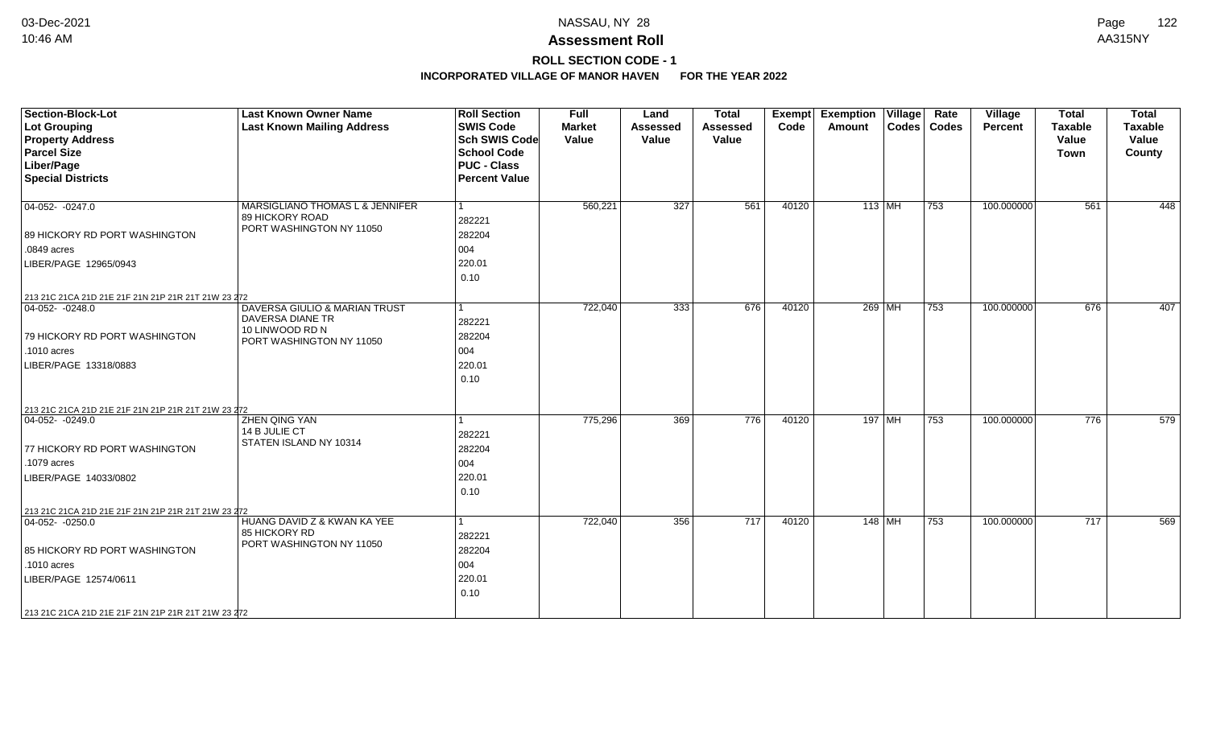# NASSAU, NY 28

## Assessment Roll

### ROLL SECTION CODE - 1

**INCORPORATED VILLAGE OF MANOR HAVEN FOR THE YEAR 2022**

| Section-Block-Lot<br>Lot Grouping<br>Property Address<br>Parcel Size<br>Liber/Page<br>Special Districts | Last Known Owner Name<br>Last Known Mailing Address | Roll Section<br>SWIS Code<br>Sch SWIS Code<br>School Code<br>PUC - Class<br>Percent Value | Full Market Value | Land Assessed Value | Total Assessed Value | Exempt Code | Exemption Amount | Village Codes | Rate Codes | Village Percent | Total Taxable Value Town | Total Taxable Value County |
|---|---|---|---|---|---|---|---|---|---|---|---|---|
| 04-052- -0247.0<br>89 HICKORY RD PORT WASHINGTON<br>.0849 acres<br>LIBER/PAGE 12965/0943<br>213 21C 21CA 21D 21E 21F 21N 21P 21R 21T 21W 23 272 | MARSIGLIANO THOMAS L & JENNIFER<br>89 HICKORY ROAD<br>PORT WASHINGTON NY 11050 | 1<br>282221<br>282204<br>004<br>220.01<br>0.10 | 560,221 | 327 | 561 | 40120 | 113 | MH | 753 | 100.000000 | 561 | 448 |
| 04-052- -0248.0<br>79 HICKORY RD PORT WASHINGTON<br>.1010 acres<br>LIBER/PAGE 13318/0883<br>213 21C 21CA 21D 21E 21F 21N 21P 21R 21T 21W 23 272 | DAVERSA GIULIO & MARIAN TRUST<br>DAVERSA DIANE TR<br>10 LINWOOD RD N<br>PORT WASHINGTON NY 11050 | 1<br>282221<br>282204<br>004<br>220.01<br>0.10 | 722,040 | 333 | 676 | 40120 | 269 | MH | 753 | 100.000000 | 676 | 407 |
| 04-052- -0249.0<br>77 HICKORY RD PORT WASHINGTON<br>.1079 acres<br>LIBER/PAGE 14033/0802<br>213 21C 21CA 21D 21E 21F 21N 21P 21R 21T 21W 23 272 | ZHEN QING YAN<br>14 B JULIE CT<br>STATEN ISLAND NY 10314 | 1<br>282221<br>282204<br>004<br>220.01<br>0.10 | 775,296 | 369 | 776 | 40120 | 197 | MH | 753 | 100.000000 | 776 | 579 |
| 04-052- -0250.0<br>85 HICKORY RD PORT WASHINGTON<br>.1010 acres<br>LIBER/PAGE 12574/0611<br>213 21C 21CA 21D 21E 21F 21N 21P 21R 21T 21W 23 272 | HUANG DAVID Z & KWAN KA YEE<br>85 HICKORY RD<br>PORT WASHINGTON NY 11050 | 1<br>282221<br>282204<br>004<br>220.01<br>0.10 | 722,040 | 356 | 717 | 40120 | 148 | MH | 753 | 100.000000 | 717 | 569 |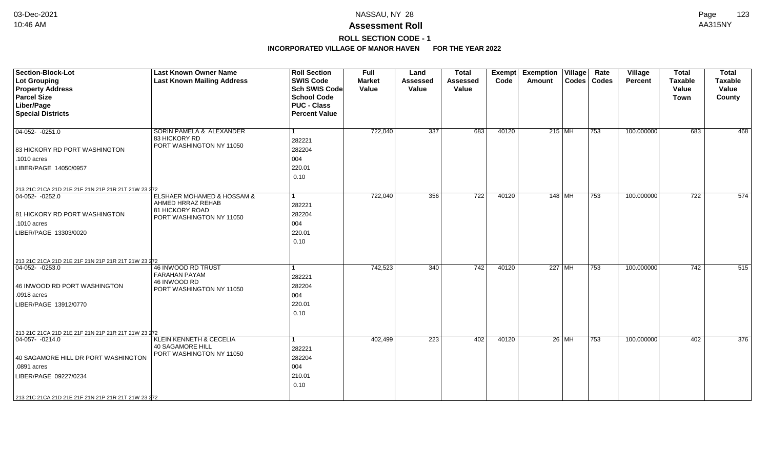# Assessment Roll

## ROLL SECTION CODE - 1

### INCORPORATED VILLAGE OF MANOR HAVEN FOR THE YEAR 2022

| Section-Block-Lot<br>Lot Grouping<br>Property Address<br>Parcel Size<br>Liber/Page<br>Special Districts | Last Known Owner Name<br>Last Known Mailing Address | Roll Section<br>SWIS Code<br>Sch SWIS Code<br>School Code<br>PUC - Class<br>Percent Value | Full Market Value | Land Assessed Value | Total Assessed Value | Exempt Code | Exemption Amount | Village Codes | Rate Codes | Village Percent | Total Taxable Value Town | Total Taxable Value County |
|---|---|---|---|---|---|---|---|---|---|---|---|---|
| 04-052- -0251.0<br>83 HICKORY RD PORT WASHINGTON<br>.1010 acres<br>LIBER/PAGE 14050/0957<br>213 21C 21CA 21D 21E 21F 21N 21P 21R 21T 21W 23 272 | SORIN PAMELA & ALEXANDER<br>83 HICKORY RD<br>PORT WASHINGTON NY 11050 | 1<br>282221<br>282204<br>004<br>220.01<br>0.10 | 722,040 | 337 | 683 | 40120 | 215 | MH | 753 | 100.000000 | 683 | 468 |
| 04-052- -0252.0<br>81 HICKORY RD PORT WASHINGTON<br>.1010 acres<br>LIBER/PAGE 13303/0020<br>213 21C 21CA 21D 21E 21F 21N 21P 21R 21T 21W 23 272 | ELSHAER MOHAMED & HOSSAM &<br>AHMED HRRAZ REHAB<br>81 HICKORY ROAD<br>PORT WASHINGTON NY 11050 | 1<br>282221<br>282204<br>004<br>220.01<br>0.10 | 722,040 | 356 | 722 | 40120 | 148 | MH | 753 | 100.000000 | 722 | 574 |
| 04-052- -0253.0<br>46 INWOOD RD PORT WASHINGTON<br>.0918 acres<br>LIBER/PAGE 13912/0770<br>213 21C 21CA 21D 21E 21F 21N 21P 21R 21T 21W 23 272 | 46 INWOOD RD TRUST<br>FARAHAN PAYAM<br>46 INWOOD RD<br>PORT WASHINGTON NY 11050 | 1<br>282221<br>282204<br>004<br>220.01<br>0.10 | 742,523 | 340 | 742 | 40120 | 227 | MH | 753 | 100.000000 | 742 | 515 |
| 04-057- -0214.0<br>40 SAGAMORE HILL DR PORT WASHINGTON<br>.0891 acres<br>LIBER/PAGE 09227/0234<br>213 21C 21CA 21D 21E 21F 21N 21P 21R 21T 21W 23 272 | KLEIN KENNETH & CECELIA<br>40 SAGAMORE HILL<br>PORT WASHINGTON NY 11050 | 1<br>282221<br>282204<br>004<br>210.01<br>0.10 | 402,499 | 223 | 402 | 40120 | 26 | MH | 753 | 100.000000 | 402 | 376 |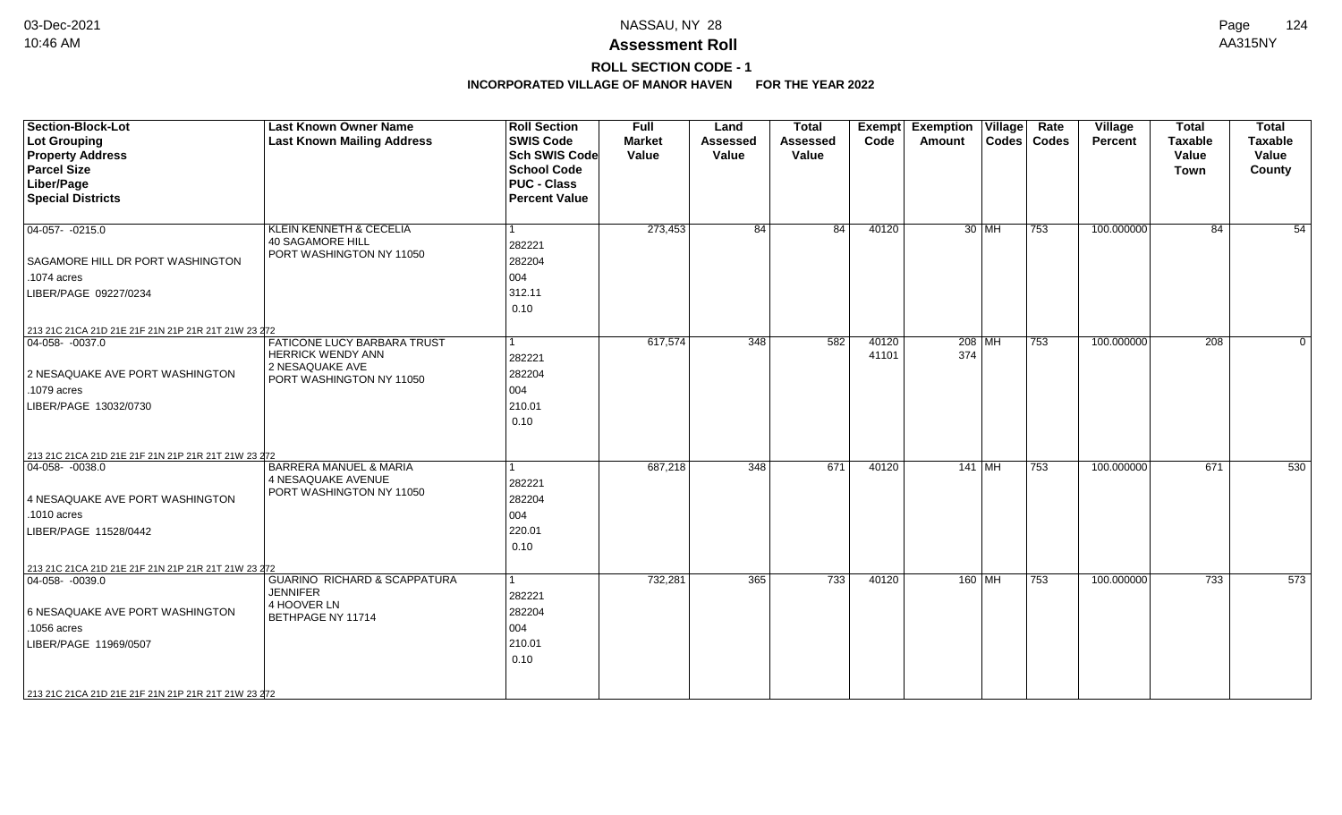# Assessment Roll

## ROLL SECTION CODE - 1

### INCORPORATED VILLAGE OF MANOR HAVEN FOR THE YEAR 2022

| Section-Block-Lot / Lot Grouping / Property Address / Parcel Size / Liber/Page / Special Districts | Last Known Owner Name / Last Known Mailing Address | Roll Section / SWIS Code / Sch SWIS Code / School Code / PUC - Class / Percent Value | Full Market Value | Land Assessed Value | Total Assessed Value | Exempt Code | Exemption Amount | Village Codes | Rate Codes | Village Percent | Total Taxable Value Town | Total Taxable Value County |
|---|---|---|---|---|---|---|---|---|---|---|---|---|
| 04-057- -0215.0<br>SAGAMORE HILL DR PORT WASHINGTON<br>.1074 acres<br>LIBER/PAGE 09227/0234<br>213 21C 21CA 21D 21E 21F 21N 21P 21R 21T 21W 23 272 | KLEIN KENNETH & CECELIA<br>40 SAGAMORE HILL<br>PORT WASHINGTON NY 11050 | 1<br>282221<br>282204<br>004<br>312.11<br>0.10 | 273,453 | 84 | 84 | 40120 | 30 | MH | 753 | 100.000000 | 84 | 54 |
| 04-058- -0037.0<br>2 NESAQUAKE AVE PORT WASHINGTON<br>.1079 acres<br>LIBER/PAGE 13032/0730<br>213 21C 21CA 21D 21E 21F 21N 21P 21R 21T 21W 23 272 | FATICONE LUCY BARBARA TRUST<br>HERRICK WENDY ANN<br>2 NESAQUAKE AVE<br>PORT WASHINGTON NY 11050 | 1<br>282221<br>282204<br>004<br>210.01<br>0.10 | 617,574 | 348 | 582 | 40120<br>41101 | 208<br>374 | MH | 753 | 100.000000 | 208 | 0 |
| 04-058- -0038.0<br>4 NESAQUAKE AVE PORT WASHINGTON<br>.1010 acres<br>LIBER/PAGE 11528/0442<br>213 21C 21CA 21D 21E 21F 21N 21P 21R 21T 21W 23 272 | BARRERA MANUEL & MARIA<br>4 NESAQUAKE AVENUE<br>PORT WASHINGTON NY 11050 | 1<br>282221<br>282204<br>004<br>220.01<br>0.10 | 687,218 | 348 | 671 | 40120 | 141 | MH | 753 | 100.000000 | 671 | 530 |
| 04-058- -0039.0<br>6 NESAQUAKE AVE PORT WASHINGTON<br>.1056 acres<br>LIBER/PAGE 11969/0507<br>213 21C 21CA 21D 21E 21F 21N 21P 21R 21T 21W 23 272 | GUARINO RICHARD & SCAPPATURA JENNIFER<br>4 HOOVER LN<br>BETHPAGE NY 11714 | 1<br>282221<br>282204<br>004<br>210.01<br>0.10 | 732,281 | 365 | 733 | 40120 | 160 | MH | 753 | 100.000000 | 733 | 573 |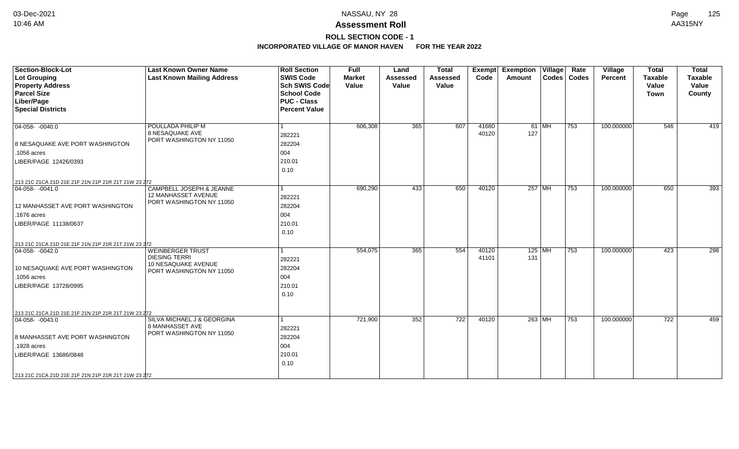**Assessment Roll**

**ROLL SECTION CODE - 1**

**INCORPORATED VILLAGE OF MANOR HAVEN FOR THE YEAR 2022**

| Section-Block-Lot<br>Lot Grouping<br>Property Address<br>Parcel Size<br>Liber/Page<br>Special Districts | Last Known Owner Name<br>Last Known Mailing Address | Roll Section<br>SWIS Code<br>Sch SWIS Code<br>School Code<br>PUC - Class<br>Percent Value | Full Market Value | Land Assessed Value | Total Assessed Value | Exempt Code | Exemption Amount | Village Codes | Rate Codes | Village Percent | Total Taxable Value Town | Total Taxable Value County |
|---|---|---|---|---|---|---|---|---|---|---|---|---|
| 04-058- -0040.0<br>8 NESAQUAKE AVE PORT WASHINGTON<br>.1056 acres<br>LIBER/PAGE 12426/0393<br>213 21C 21CA 21D 21E 21F 21N 21P 21R 21T 21W 23 272 | POULLADA PHILIP M<br>8 NESAQUAKE AVE<br>PORT WASHINGTON NY 11050 | 1<br>282221<br>282204<br>004<br>210.01<br>0.10 | 606,308 | 365 | 607 | 41680<br>40120 | 61<br>127 | MH | 753 | 100.000000 | 546 | 419 |
| 04-058- -0041.0<br>12 MANHASSET AVE PORT WASHINGTON<br>.1676 acres<br>LIBER/PAGE 11138/0637<br>213 21C 21CA 21D 21E 21F 21N 21P 21R 21T 21W 23 272 | CAMPBELL JOSEPH & JEANNE<br>12 MANHASSET AVENUE<br>PORT WASHINGTON NY 11050 | 1<br>282221<br>282204<br>004<br>210.01<br>0.10 | 690,290 | 433 | 650 | 40120 | 257 | MH | 753 | 100.000000 | 650 | 393 |
| 04-058- -0042.0<br>10 NESAQUAKE AVE PORT WASHINGTON<br>.1056 acres<br>LIBER/PAGE 13728/0995<br>213 21C 21CA 21D 21E 21F 21N 21P 21R 21T 21W 23 272 | WEINBERGER TRUST<br>DIESING TERRI<br>10 NESAQUAKE AVENUE<br>PORT WASHINGTON NY 11050 | 1<br>282221<br>282204<br>004<br>210.01<br>0.10 | 554,075 | 365 | 554 | 40120<br>41101 | 125<br>131 | MH | 753 | 100.000000 | 423 | 298 |
| 04-058- -0043.0<br>8 MANHASSET AVE PORT WASHINGTON<br>.1928 acres<br>LIBER/PAGE 13686/0848<br>213 21C 21CA 21D 21E 21F 21N 21P 21R 21T 21W 23 272 | SILVA MICHAEL J & GEORGINA<br>8 MANHASSET AVE<br>PORT WASHINGTON NY 11050 | 1<br>282221<br>282204<br>004<br>210.01<br>0.10 | 721,900 | 352 | 722 | 40120 | 263 | MH | 753 | 100.000000 | 722 | 459 |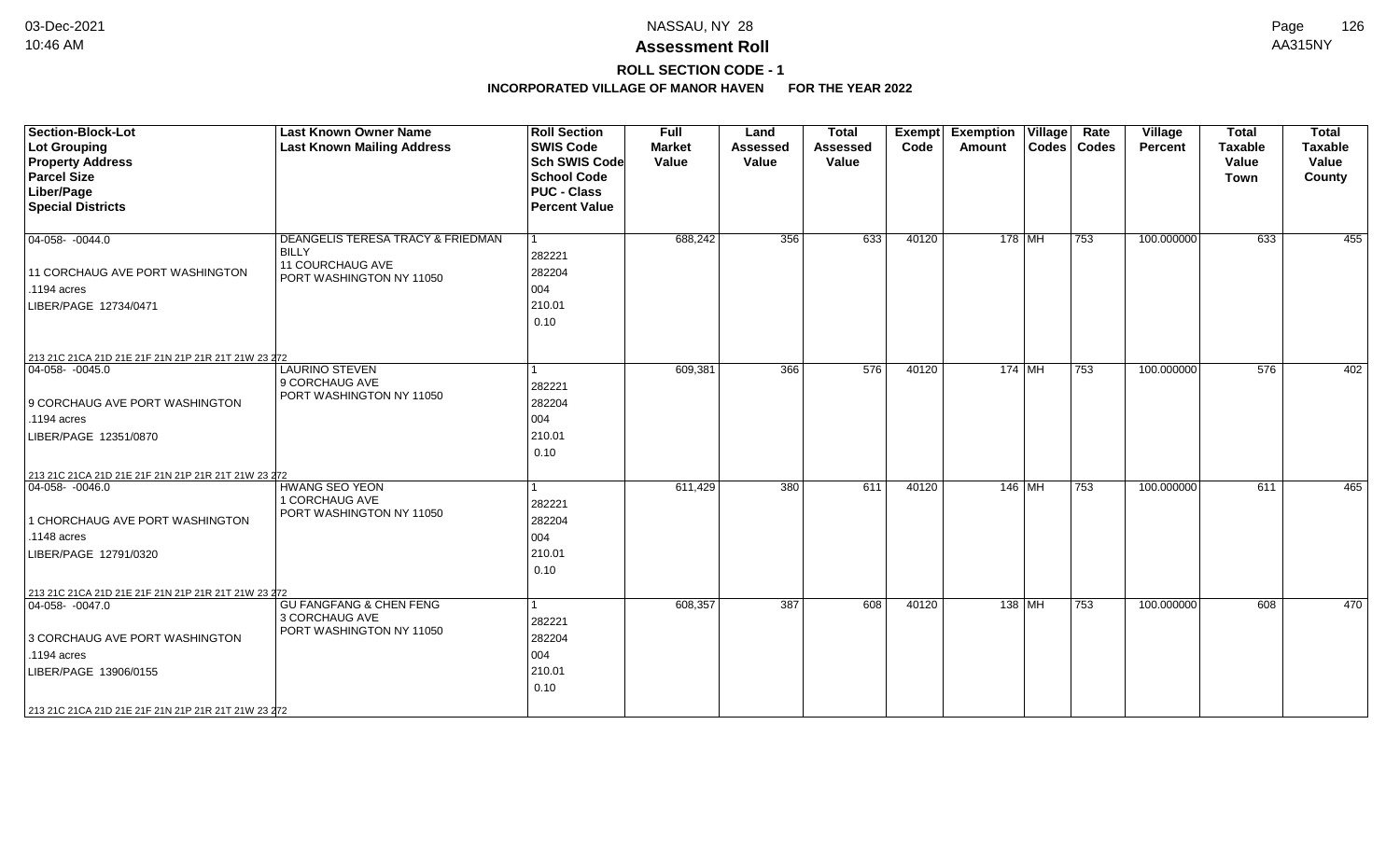**Assessment Roll**

**ROLL SECTION CODE - 1**

**INCORPORATED VILLAGE OF MANOR HAVEN FOR THE YEAR 2022**

| Section-Block-Lot<br>Lot Grouping<br>Property Address<br>Parcel Size<br>Liber/Page<br>Special Districts | Last Known Owner Name<br>Last Known Mailing Address | Roll Section<br>SWIS Code<br>Sch SWIS Code<br>School Code<br>PUC - Class<br>Percent Value | Full Market Value | Land Assessed Value | Total Assessed Value | Exempt Code | Exemption Amount | Village Codes | Rate Codes | Village Percent | Total Taxable Value Town | Total Taxable Value County |
|---|---|---|---|---|---|---|---|---|---|---|---|---|
| 04-058- -0044.0<br>11 CORCHAUG AVE PORT WASHINGTON<br>.1194 acres<br>LIBER/PAGE 12734/0471<br>213 21C 21CA 21D 21E 21F 21N 21P 21R 21T 21W 23 272 | DEANGELIS TERESA TRACY & FRIEDMAN BILLY<br>11 COURCHAUG AVE<br>PORT WASHINGTON NY 11050 | 1<br>282221<br>282204<br>004<br>210.01<br>0.10 | 688,242 | 356 | 633 | 40120 | 178 | MH | 753 | 100.000000 | 633 | 455 |
| 04-058- -0045.0<br>9 CORCHAUG AVE PORT WASHINGTON<br>.1194 acres<br>LIBER/PAGE 12351/0870<br>213 21C 21CA 21D 21E 21F 21N 21P 21R 21T 21W 23 272 | LAURINO STEVEN<br>9 CORCHAUG AVE<br>PORT WASHINGTON NY 11050 | 1<br>282221<br>282204<br>004<br>210.01<br>0.10 | 609,381 | 366 | 576 | 40120 | 174 | MH | 753 | 100.000000 | 576 | 402 |
| 04-058- -0046.0<br>1 CHORCHAUG AVE PORT WASHINGTON<br>.1148 acres<br>LIBER/PAGE 12791/0320<br>213 21C 21CA 21D 21E 21F 21N 21P 21R 21T 21W 23 272 | HWANG SEO YEON<br>1 CORCHAUG AVE<br>PORT WASHINGTON NY 11050 | 1<br>282221<br>282204<br>004<br>210.01<br>0.10 | 611,429 | 380 | 611 | 40120 | 146 | MH | 753 | 100.000000 | 611 | 465 |
| 04-058- -0047.0<br>3 CORCHAUG AVE PORT WASHINGTON<br>.1194 acres<br>LIBER/PAGE 13906/0155<br>213 21C 21CA 21D 21E 21F 21N 21P 21R 21T 21W 23 272 | GU FANGFANG & CHEN FENG<br>3 CORCHAUG AVE<br>PORT WASHINGTON NY 11050 | 1<br>282221<br>282204<br>004<br>210.01<br>0.10 | 608,357 | 387 | 608 | 40120 | 138 | MH | 753 | 100.000000 | 608 | 470 |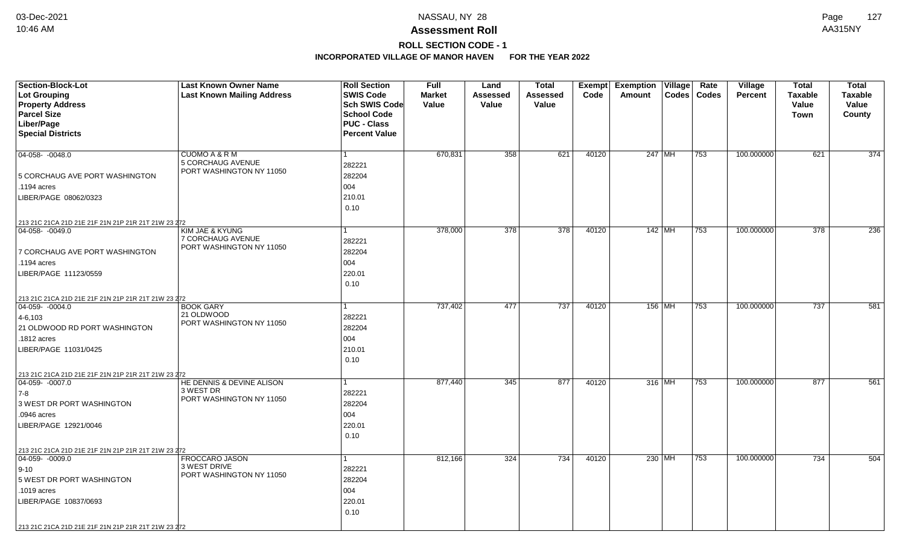**NASSAU, NY 28**

**Assessment Roll**

**ROLL SECTION CODE - 1**

**INCORPORATED VILLAGE OF MANOR HAVEN FOR THE YEAR 2022**

| Section-Block-Lot<br>Lot Grouping<br>Property Address<br>Parcel Size<br>Liber/Page<br>Special Districts | Last Known Owner Name<br>Last Known Mailing Address | Roll Section<br>SWIS Code<br>Sch SWIS Code<br>School Code<br>PUC - Class<br>Percent Value | Full Market Value | Land Assessed Value | Total Assessed Value | Exempt Code | Exemption Amount | Village Codes | Rate Codes | Village Percent | Total Taxable Value Town | Total Taxable Value County |
|---|---|---|---|---|---|---|---|---|---|---|---|---|
| 04-058- -0048.0<br>5 CORCHAUG AVE PORT WASHINGTON<br>.1194 acres<br>LIBER/PAGE 08062/0323<br>213 21C 21CA 21D 21E 21F 21N 21P 21R 21T 21W 23 272 | CUOMO A & R M<br>5 CORCHAUG AVENUE<br>PORT WASHINGTON NY 11050 | 1<br>282221<br>282204<br>004<br>210.01<br>0.10 | 670,831 | 358 | 621 | 40120 | 247 | MH | 753 | 100.000000 | 621 | 374 |
| 04-058- -0049.0<br>7 CORCHAUG AVE PORT WASHINGTON<br>.1194 acres<br>LIBER/PAGE 11123/0559<br>213 21C 21CA 21D 21E 21F 21N 21P 21R 21T 21W 23 272 | KIM JAE & KYUNG<br>7 CORCHAUG AVENUE<br>PORT WASHINGTON NY 11050 | 1<br>282221<br>282204<br>004<br>220.01<br>0.10 | 378,000 | 378 | 378 | 40120 | 142 | MH | 753 | 100.000000 | 378 | 236 |
| 04-059- -0004.0<br>4-6,103<br>21 OLDWOOD RD PORT WASHINGTON<br>.1812 acres<br>LIBER/PAGE 11031/0425<br>213 21C 21CA 21D 21E 21F 21N 21P 21R 21T 21W 23 272 | BOOK GARY<br>21 OLDWOOD<br>PORT WASHINGTON NY 11050 | 1<br>282221<br>282204<br>004<br>210.01<br>0.10 | 737,402 | 477 | 737 | 40120 | 156 | MH | 753 | 100.000000 | 737 | 581 |
| 04-059- -0007.0<br>7-8<br>3 WEST DR PORT WASHINGTON<br>.0946 acres<br>LIBER/PAGE 12921/0046<br>213 21C 21CA 21D 21E 21F 21N 21P 21R 21T 21W 23 272 | HE DENNIS & DEVINE ALISON<br>3 WEST DR<br>PORT WASHINGTON NY 11050 | 1<br>282221<br>282204<br>004<br>220.01<br>0.10 | 877,440 | 345 | 877 | 40120 | 316 | MH | 753 | 100.000000 | 877 | 561 |
| 04-059- -0009.0<br>9-10<br>5 WEST DR PORT WASHINGTON<br>.1019 acres<br>LIBER/PAGE 10837/0693<br>213 21C 21CA 21D 21E 21F 21N 21P 21R 21T 21W 23 272 | FROCCARO JASON<br>3 WEST DRIVE<br>PORT WASHINGTON NY 11050 | 1<br>282221<br>282204<br>004<br>220.01<br>0.10 | 812,166 | 324 | 734 | 40120 | 230 | MH | 753 | 100.000000 | 734 | 504 |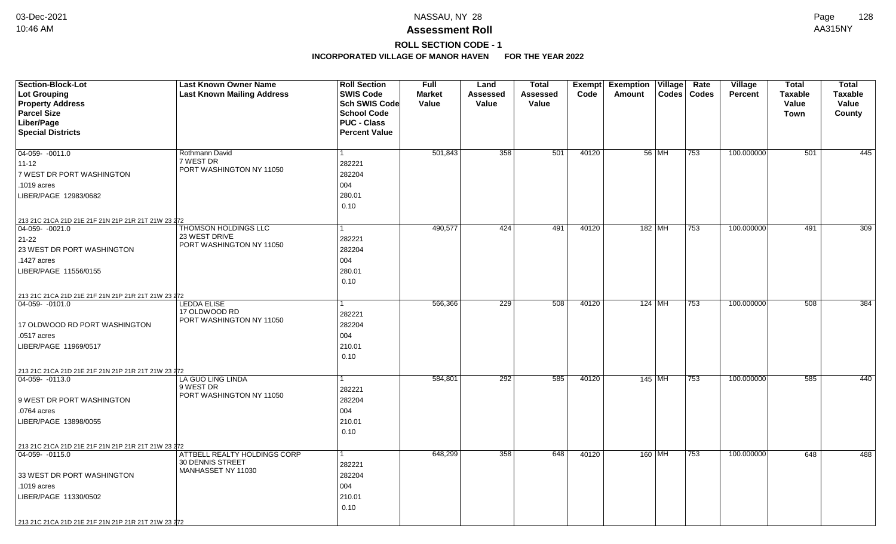# Assessment Roll

## ROLL SECTION CODE - 1

### INCORPORATED VILLAGE OF MANOR HAVEN FOR THE YEAR 2022

| Section-Block-Lot<br>Lot Grouping<br>Property Address<br>Parcel Size<br>Liber/Page<br>Special Districts | Last Known Owner Name<br>Last Known Mailing Address | Roll Section<br>SWIS Code<br>Sch SWIS Code<br>School Code<br>PUC - Class<br>Percent Value | Full Market Value | Land Assessed Value | Total Assessed Value | Exempt Code | Exemption Amount | Village Codes | Rate Codes | Village Percent | Total Taxable Value Town | Total Taxable Value County |
|---|---|---|---|---|---|---|---|---|---|---|---|---|
| 04-059- -0011.0<br>11-12<br>7 WEST DR PORT WASHINGTON<br>.1019 acres<br>LIBER/PAGE 12983/0682<br>213 21C 21CA 21D 21E 21F 21N 21P 21R 21T 21W 23 272 | Rothmann David<br>7 WEST DR<br>PORT WASHINGTON NY 11050 | 1<br>282221<br>282204<br>004<br>280.01<br>0.10 | 501,843 | 358 | 501 | 40120 | 56 | MH | 753 | 100.000000 | 501 | 445 |
| 04-059- -0021.0<br>21-22<br>23 WEST DR PORT WASHINGTON<br>.1427 acres<br>LIBER/PAGE 11556/0155<br>213 21C 21CA 21D 21E 21F 21N 21P 21R 21T 21W 23 272 | THOMSON HOLDINGS LLC<br>23 WEST DRIVE<br>PORT WASHINGTON NY 11050 | 1<br>282221<br>282204<br>004<br>280.01<br>0.10 | 490,577 | 424 | 491 | 40120 | 182 | MH | 753 | 100.000000 | 491 | 309 |
| 04-059- -0101.0<br><br>17 OLDWOOD RD PORT WASHINGTON<br>.0517 acres<br>LIBER/PAGE 11969/0517<br>213 21C 21CA 21D 21E 21F 21N 21P 21R 21T 21W 23 272 | LEDDA ELISE<br>17 OLDWOOD RD<br>PORT WASHINGTON NY 11050 | 1<br>282221<br>282204<br>004<br>210.01<br>0.10 | 566,366 | 229 | 508 | 40120 | 124 | MH | 753 | 100.000000 | 508 | 384 |
| 04-059- -0113.0<br><br>9 WEST DR PORT WASHINGTON<br>.0764 acres<br>LIBER/PAGE 13898/0055<br>213 21C 21CA 21D 21E 21F 21N 21P 21R 21T 21W 23 272 | LA GUO LING LINDA<br>9 WEST DR<br>PORT WASHINGTON NY 11050 | 1<br>282221<br>282204<br>004<br>210.01<br>0.10 | 584,801 | 292 | 585 | 40120 | 145 | MH | 753 | 100.000000 | 585 | 440 |
| 04-059- -0115.0<br><br>33 WEST DR PORT WASHINGTON<br>.1019 acres<br>LIBER/PAGE 11330/0502<br>213 21C 21CA 21D 21E 21F 21N 21P 21R 21T 21W 23 272 | ATTBELL REALTY HOLDINGS CORP<br>30 DENNIS STREET<br>MANHASSET NY 11030 | 1<br>282221<br>282204<br>004<br>210.01<br>0.10 | 648,299 | 358 | 648 | 40120 | 160 | MH | 753 | 100.000000 | 648 | 488 |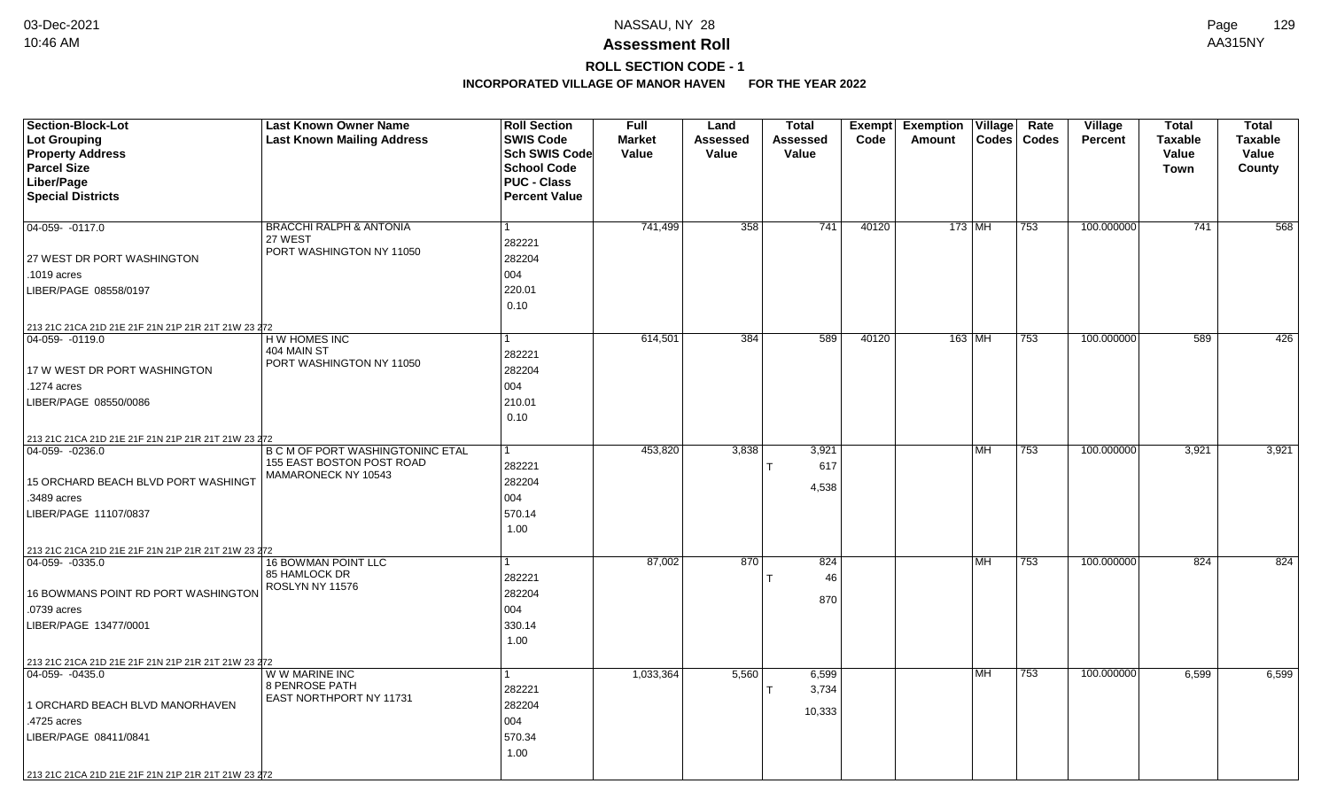# Assessment Roll

## ROLL SECTION CODE - 1

### INCORPORATED VILLAGE OF MANOR HAVEN FOR THE YEAR 2022

| Section-Block-Lot<br>Lot Grouping<br>Property Address<br>Parcel Size<br>Liber/Page<br>Special Districts | Last Known Owner Name<br>Last Known Mailing Address | Roll Section<br>SWIS Code<br>Sch SWIS Code<br>School Code<br>PUC - Class<br>Percent Value | Full Market Value | Land Assessed Value | Total Assessed Value | Exempt Code | Exemption Amount | Village Codes | Rate Codes | Village Percent | Total Taxable Value Town | Total Taxable Value County |
|---|---|---|---|---|---|---|---|---|---|---|---|---|
| 04-059- -0117.0<br>27 WEST DR PORT WASHINGTON<br>.1019 acres<br>LIBER/PAGE 08558/0197<br>213 21C 21CA 21D 21E 21F 21N 21P 21R 21T 21W 23 272 | BRACCHI RALPH & ANTONIA<br>27 WEST<br>PORT WASHINGTON NY 11050 | 1<br>282221<br>282204<br>004<br>220.01<br>0.10 | 741,499 | 358 | 741 | 40120 | 173 | MH | 753 | 100.000000 | 741 | 568 |
| 04-059- -0119.0<br>17 W WEST DR PORT WASHINGTON<br>.1274 acres<br>LIBER/PAGE 08550/0086<br>213 21C 21CA 21D 21E 21F 21N 21P 21R 21T 21W 23 272 | H W HOMES INC<br>404 MAIN ST<br>PORT WASHINGTON NY 11050 | 1<br>282221<br>282204<br>004<br>210.01<br>0.10 | 614,501 | 384 | 589 | 40120 | 163 | MH | 753 | 100.000000 | 589 | 426 |
| 04-059- -0236.0<br>15 ORCHARD BEACH BLVD PORT WASHINGT<br>.3489 acres<br>LIBER/PAGE 11107/0837<br>213 21C 21CA 21D 21E 21F 21N 21P 21R 21T 21W 23 272 | B C M OF PORT WASHINGTONINC ETAL<br>155 EAST BOSTON POST ROAD<br>MAMARONECK NY 10543 | 1<br>282221<br>282204<br>004<br>570.14<br>1.00 | 453,820 | 3,838 | 3,921<br>T 617<br>4,538 | | | MH | 753 | 100.000000 | 3,921 | 3,921 |
| 04-059- -0335.0<br>16 BOWMANS POINT RD PORT WASHINGTON<br>.0739 acres<br>LIBER/PAGE 13477/0001<br>213 21C 21CA 21D 21E 21F 21N 21P 21R 21T 21W 23 272 | 16 BOWMAN POINT LLC<br>85 HAMLOCK DR<br>ROSLYN NY 11576 | 1<br>282221<br>282204<br>004<br>330.14<br>1.00 | 87,002 | 870 | 824<br>T 46<br>870 | | | MH | 753 | 100.000000 | 824 | 824 |
| 04-059- -0435.0<br>1 ORCHARD BEACH BLVD MANORHAVEN<br>.4725 acres<br>LIBER/PAGE 08411/0841<br>213 21C 21CA 21D 21E 21F 21N 21P 21R 21T 21W 23 272 | W W MARINE INC<br>8 PENROSE PATH<br>EAST NORTHPORT NY 11731 | 1<br>282221<br>282204<br>004<br>570.34<br>1.00 | 1,033,364 | 5,560 | 6,599<br>T 3,734<br>10,333 | | | MH | 753 | 100.000000 | 6,599 | 6,599 |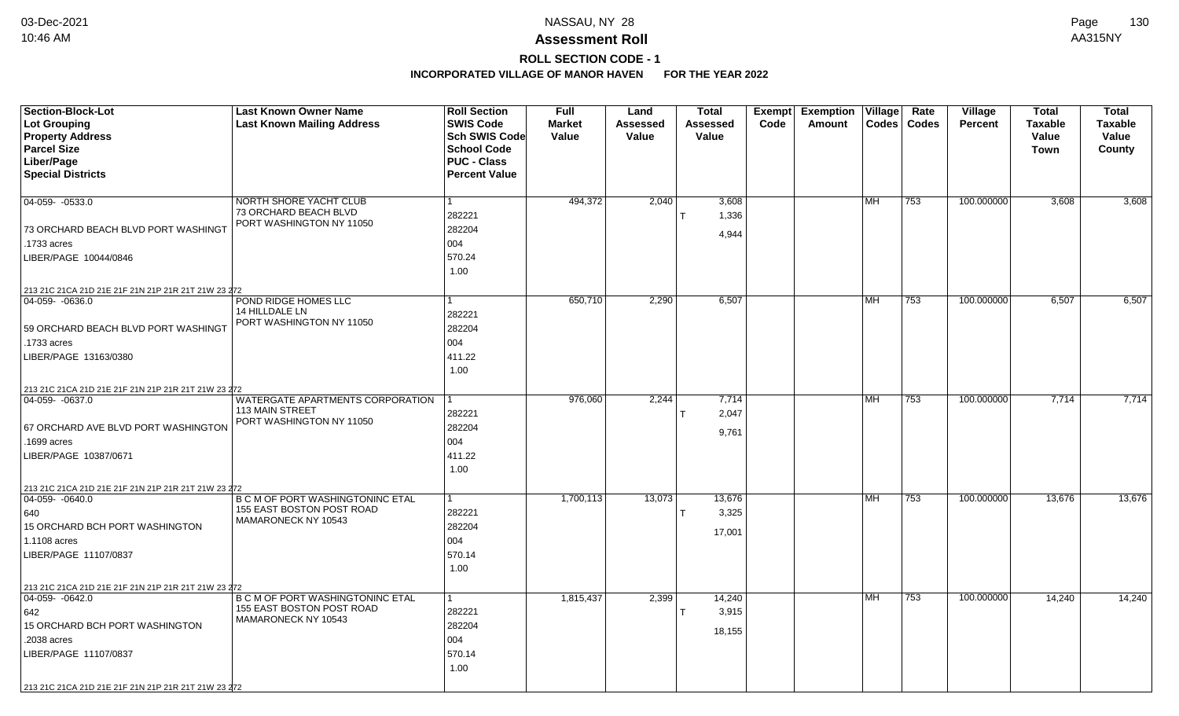# Assessment Roll

## ROLL SECTION CODE - 1

**INCORPORATED VILLAGE OF MANOR HAVEN FOR THE YEAR 2022**

| Section-Block-Lot / Lot Grouping / Property Address / Parcel Size / Liber/Page / Special Districts | Last Known Owner Name / Last Known Mailing Address | Roll Section / SWIS Code / Sch SWIS Code / School Code / PUC - Class / Percent Value | Full Market Value | Land Assessed Value | Total Assessed Value | Exempt Code | Exemption Amount | Village Codes | Rate Codes | Village Percent | Total Taxable Value Town | Total Taxable Value County |
|---|---|---|---|---|---|---|---|---|---|---|---|---|
| 04-059- -0533.0<br>73 ORCHARD BEACH BLVD PORT WASHINGT<br>.1733 acres<br>LIBER/PAGE 10044/0846<br>213 21C 21CA 21D 21E 21F 21N 21P 21R 21T 21W 23 272 | NORTH SHORE YACHT CLUB<br>73 ORCHARD BEACH BLVD<br>PORT WASHINGTON NY 11050 | 1<br>282221<br>282204<br>004<br>570.24<br>1.00 | 494,372 | 2,040 | 3,608<br>T 1,336<br>4,944 | | | MH | 753 | 100.000000 | 3,608 | 3,608 |
| 04-059- -0636.0<br>59 ORCHARD BEACH BLVD PORT WASHINGT<br>.1733 acres<br>LIBER/PAGE 13163/0380<br>213 21C 21CA 21D 21E 21F 21N 21P 21R 21T 21W 23 272 | POND RIDGE HOMES LLC<br>14 HILLDALE LN<br>PORT WASHINGTON NY 11050 | 1<br>282221<br>282204<br>004<br>411.22<br>1.00 | 650,710 | 2,290 | 6,507 | | | MH | 753 | 100.000000 | 6,507 | 6,507 |
| 04-059- -0637.0<br>67 ORCHARD AVE BLVD PORT WASHINGTON<br>.1699 acres<br>LIBER/PAGE 10387/0671<br>213 21C 21CA 21D 21E 21F 21N 21P 21R 21T 21W 23 272 | WATERGATE APARTMENTS CORPORATION<br>113 MAIN STREET<br>PORT WASHINGTON NY 11050 | 1<br>282221<br>282204<br>004<br>411.22<br>1.00 | 976,060 | 2,244 | 7,714<br>T 2,047<br>9,761 | | | MH | 753 | 100.000000 | 7,714 | 7,714 |
| 04-059- -0640.0<br>640<br>15 ORCHARD BCH PORT WASHINGTON<br>1.1108 acres<br>LIBER/PAGE 11107/0837<br>213 21C 21CA 21D 21E 21F 21N 21P 21R 21T 21W 23 272 | B C M OF PORT WASHINGTONINC ETAL<br>155 EAST BOSTON POST ROAD<br>MAMARONECK NY 10543 | 1<br>282221<br>282204<br>004<br>570.14<br>1.00 | 1,700,113 | 13,073 | 13,676<br>T 3,325<br>17,001 | | | MH | 753 | 100.000000 | 13,676 | 13,676 |
| 04-059- -0642.0<br>642<br>15 ORCHARD BCH PORT WASHINGTON<br>.2038 acres<br>LIBER/PAGE 11107/0837<br>213 21C 21CA 21D 21E 21F 21N 21P 21R 21T 21W 23 272 | B C M OF PORT WASHINGTONINC ETAL<br>155 EAST BOSTON POST ROAD<br>MAMARONECK NY 10543 | 1<br>282221<br>282204<br>004<br>570.14<br>1.00 | 1,815,437 | 2,399 | 14,240<br>T 3,915<br>18,155 | | | MH | 753 | 100.000000 | 14,240 | 14,240 |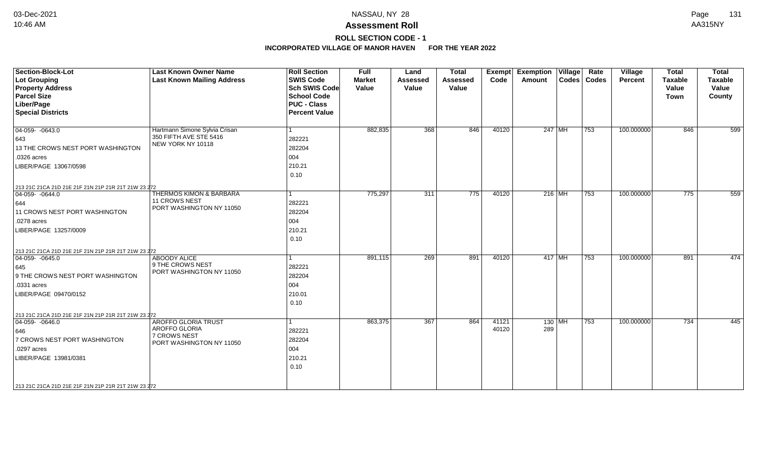**NASSAU, NY 28**

**Assessment Roll**

**ROLL SECTION CODE - 1**

**INCORPORATED VILLAGE OF MANOR HAVEN FOR THE YEAR 2022**

| Section-Block-Lot<br>Lot Grouping<br>Property Address<br>Parcel Size<br>Liber/Page<br>Special Districts | Last Known Owner Name<br>Last Known Mailing Address | Roll Section<br>SWIS Code<br>Sch SWIS Code<br>School Code<br>PUC - Class<br>Percent Value | Full Market Value | Land Assessed Value | Total Assessed Value | Exempt Code | Exemption Amount | Village Codes | Rate Codes | Village Percent | Total Taxable Value Town | Total Taxable Value County |
|---|---|---|---|---|---|---|---|---|---|---|---|---|
| 04-059- -0643.0<br>643<br>13 THE CROWS NEST PORT WASHINGTON<br>.0326 acres<br>LIBER/PAGE 13067/0598<br>213 21C 21CA 21D 21E 21F 21N 21P 21R 21T 21W 23 272 | Hartmann Simone Sylvia Crisan<br>350 FIFTH AVE STE 5416<br>NEW YORK NY 10118 | 1<br>282221<br>282204<br>004<br>210.21<br>0.10 | 882,835 | 368 | 846 | 40120 | 247 | MH | 753 | 100.000000 | 846 | 599 |
| 04-059- -0644.0<br>644<br>11 CROWS NEST PORT WASHINGTON<br>.0278 acres<br>LIBER/PAGE 13257/0009<br>213 21C 21CA 21D 21E 21F 21N 21P 21R 21T 21W 23 272 | THERMOS KIMON & BARBARA<br>11 CROWS NEST<br>PORT WASHINGTON NY 11050 | 1<br>282221<br>282204<br>004<br>210.21<br>0.10 | 775,297 | 311 | 775 | 40120 | 216 | MH | 753 | 100.000000 | 775 | 559 |
| 04-059- -0645.0<br>645<br>9 THE CROWS NEST PORT WASHINGTON<br>.0331 acres<br>LIBER/PAGE 09470/0152<br>213 21C 21CA 21D 21E 21F 21N 21P 21R 21T 21W 23 272 | ABOODY ALICE<br>9 THE CROWS NEST<br>PORT WASHINGTON NY 11050 | 1<br>282221<br>282204<br>004<br>210.01<br>0.10 | 891,115 | 269 | 891 | 40120 | 417 | MH | 753 | 100.000000 | 891 | 474 |
| 04-059- -0646.0<br>646<br>7 CROWS NEST PORT WASHINGTON<br>.0297 acres<br>LIBER/PAGE 13981/0381<br>213 21C 21CA 21D 21E 21F 21N 21P 21R 21T 21W 23 272 | AROFFO GLORIA TRUST<br>AROFFO GLORIA<br>7 CROWS NEST<br>PORT WASHINGTON NY 11050 | 1<br>282221<br>282204<br>004<br>210.21<br>0.10 | 863,375 | 367 | 864 | 41121<br>40120 | 130<br>289 | MH | 753 | 100.000000 | 734 | 445 |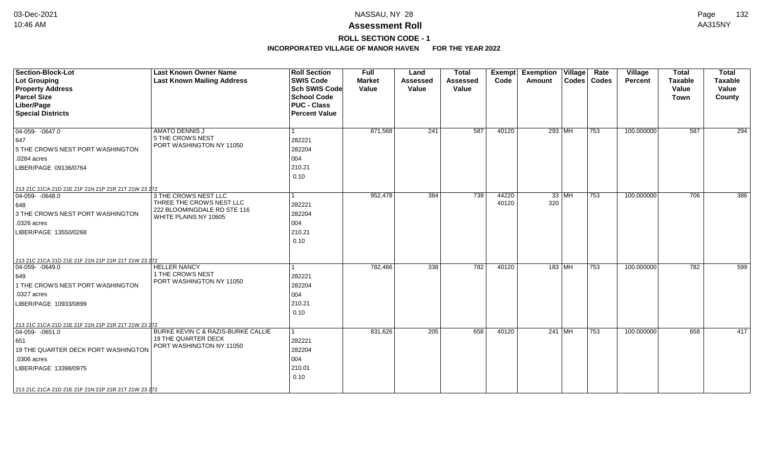# NASSAU, NY 28

## Assessment Roll

### ROLL SECTION CODE - 1

### INCORPORATED VILLAGE OF MANOR HAVEN FOR THE YEAR 2022

| Section-Block-Lot<br>Lot Grouping<br>Property Address<br>Parcel Size<br>Liber/Page<br>Special Districts | Last Known Owner Name<br>Last Known Mailing Address | Roll Section<br>SWIS Code<br>Sch SWIS Code<br>School Code<br>PUC - Class<br>Percent Value | Full Market Value | Land Assessed Value | Total Assessed Value | Exempt Code | Exemption Amount | Village Codes | Rate Codes | Village Percent | Total Taxable Value Town | Total Taxable Value County |
|---|---|---|---|---|---|---|---|---|---|---|---|---|
| 04-059- -0647.0<br>647<br>5 THE CROWS NEST PORT WASHINGTON<br>.0284 acres<br>LIBER/PAGE 09136/0764<br>213 21C 21CA 21D 21E 21F 21N 21P 21R 21T 21W 23 272 | AMATO DENNIS J<br>5 THE CROWS NEST<br>PORT WASHINGTON NY 11050 | 1<br>282221<br>282204<br>004<br>210.21<br>0.10 | 871,568 | 241 | 587 | 40120 | 293 | MH | 753 | 100.000000 | 587 | 294 |
| 04-059- -0648.0<br>648<br>3 THE CROWS NEST PORT WASHINGTON<br>.0326 acres<br>LIBER/PAGE 13550/0268<br>213 21C 21CA 21D 21E 21F 21N 21P 21R 21T 21W 23 272 | 3 THE CROWS NEST LLC<br>THREE THE CROWS NEST LLC<br>222 BLOOMINGDALE RD STE 116<br>WHITE PLAINS NY 10605 | 1<br>282221<br>282204<br>004<br>210.21<br>0.10 | 952,478 | 384 | 739 | 44220<br>40120 | 33<br>320 | MH | 753 | 100.000000 | 706 | 386 |
| 04-059- -0649.0<br>649<br>1 THE CROWS NEST PORT WASHINGTON<br>.0327 acres<br>LIBER/PAGE 10933/0899<br>213 21C 21CA 21D 21E 21F 21N 21P 21R 21T 21W 23 272 | HELLER NANCY<br>1 THE CROWS NEST<br>PORT WASHINGTON NY 11050 | 1<br>282221<br>282204<br>004<br>210.21<br>0.10 | 782,466 | 338 | 782 | 40120 | 183 | MH | 753 | 100.000000 | 782 | 599 |
| 04-059- -0651.0<br>651<br>19 THE QUARTER DECK PORT WASHINGTON<br>.0306 acres<br>LIBER/PAGE 13398/0975<br>213 21C 21CA 21D 21E 21F 21N 21P 21R 21T 21W 23 272 | BURKE KEVIN C & RAZIS-BURKE CALLIE<br>19 THE QUARTER DECK<br>PORT WASHINGTON NY 11050 | 1<br>282221<br>282204<br>004<br>210.01<br>0.10 | 831,626 | 205 | 658 | 40120 | 241 | MH | 753 | 100.000000 | 658 | 417 |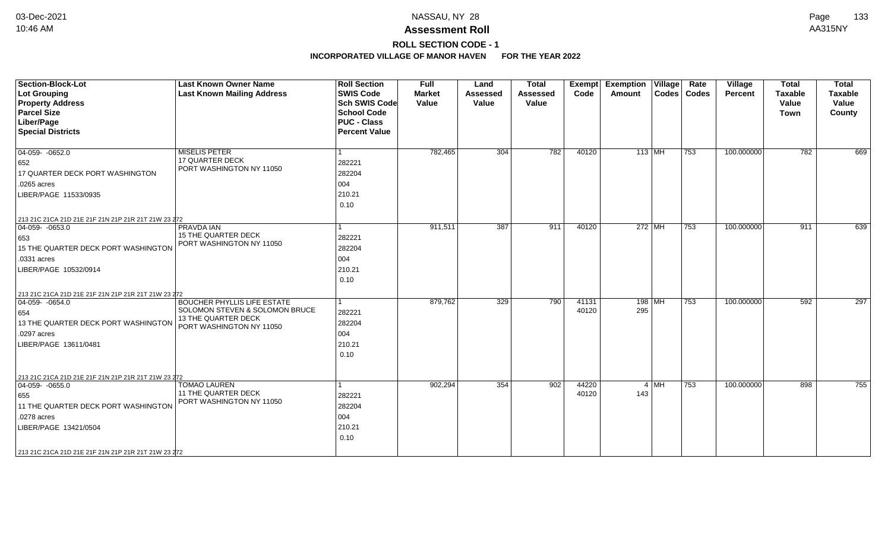NASSAU, NY 28

**Assessment Roll**

**ROLL SECTION CODE - 1**

**INCORPORATED VILLAGE OF MANOR HAVEN FOR THE YEAR 2022**

| Section-Block-Lot<br>Lot Grouping<br>Property Address<br>Parcel Size<br>Liber/Page<br>Special Districts | Last Known Owner Name<br>Last Known Mailing Address | Roll Section<br>SWIS Code<br>Sch SWIS Code<br>School Code<br>PUC - Class<br>Percent Value | Full Market Value | Land Assessed Value | Total Assessed Value | Exempt Code | Exemption Amount | Village Codes | Rate Codes | Village Percent | Total Taxable Value Town | Total Taxable Value County |
|---|---|---|---|---|---|---|---|---|---|---|---|---|
| 04-059- -0652.0<br>652<br>17 QUARTER DECK PORT WASHINGTON<br>.0265 acres<br>LIBER/PAGE 11533/0935<br>213 21C 21CA 21D 21E 21F 21N 21P 21R 21T 21W 23 272 | MISELIS PETER<br>17 QUARTER DECK<br>PORT WASHINGTON NY 11050 | 1<br>282221<br>282204<br>004<br>210.21<br>0.10 | 782,465 | 304 | 782 | 40120 | 113 | MH | 753 | 100.000000 | 782 | 669 |
| 04-059- -0653.0<br>653<br>15 THE QUARTER DECK PORT WASHINGTON<br>.0331 acres<br>LIBER/PAGE 10532/0914<br>213 21C 21CA 21D 21E 21F 21N 21P 21R 21T 21W 23 272 | PRAVDA IAN<br>15 THE QUARTER DECK<br>PORT WASHINGTON NY 11050 | 1<br>282221<br>282204<br>004<br>210.21<br>0.10 | 911,511 | 387 | 911 | 40120 | 272 | MH | 753 | 100.000000 | 911 | 639 |
| 04-059- -0654.0<br>654<br>13 THE QUARTER DECK PORT WASHINGTON<br>.0297 acres<br>LIBER/PAGE 13611/0481<br>213 21C 21CA 21D 21E 21F 21N 21P 21R 21T 21W 23 272 | BOUCHER PHYLLIS LIFE ESTATE<br>SOLOMON STEVEN & SOLOMON BRUCE<br>13 THE QUARTER DECK<br>PORT WASHINGTON NY 11050 | 1<br>282221<br>282204<br>004<br>210.21<br>0.10 | 879,762 | 329 | 790 | 41131<br>40120 | 198<br>295 | MH | 753 | 100.000000 | 592 | 297 |
| 04-059- -0655.0<br>655<br>11 THE QUARTER DECK PORT WASHINGTON<br>.0278 acres<br>LIBER/PAGE 13421/0504<br>213 21C 21CA 21D 21E 21F 21N 21P 21R 21T 21W 23 272 | TOMAO LAUREN<br>11 THE QUARTER DECK<br>PORT WASHINGTON NY 11050 | 1<br>282221<br>282204<br>004<br>210.21<br>0.10 | 902,294 | 354 | 902 | 44220<br>40120 | 4<br>143 | MH | 753 | 100.000000 | 898 | 755 |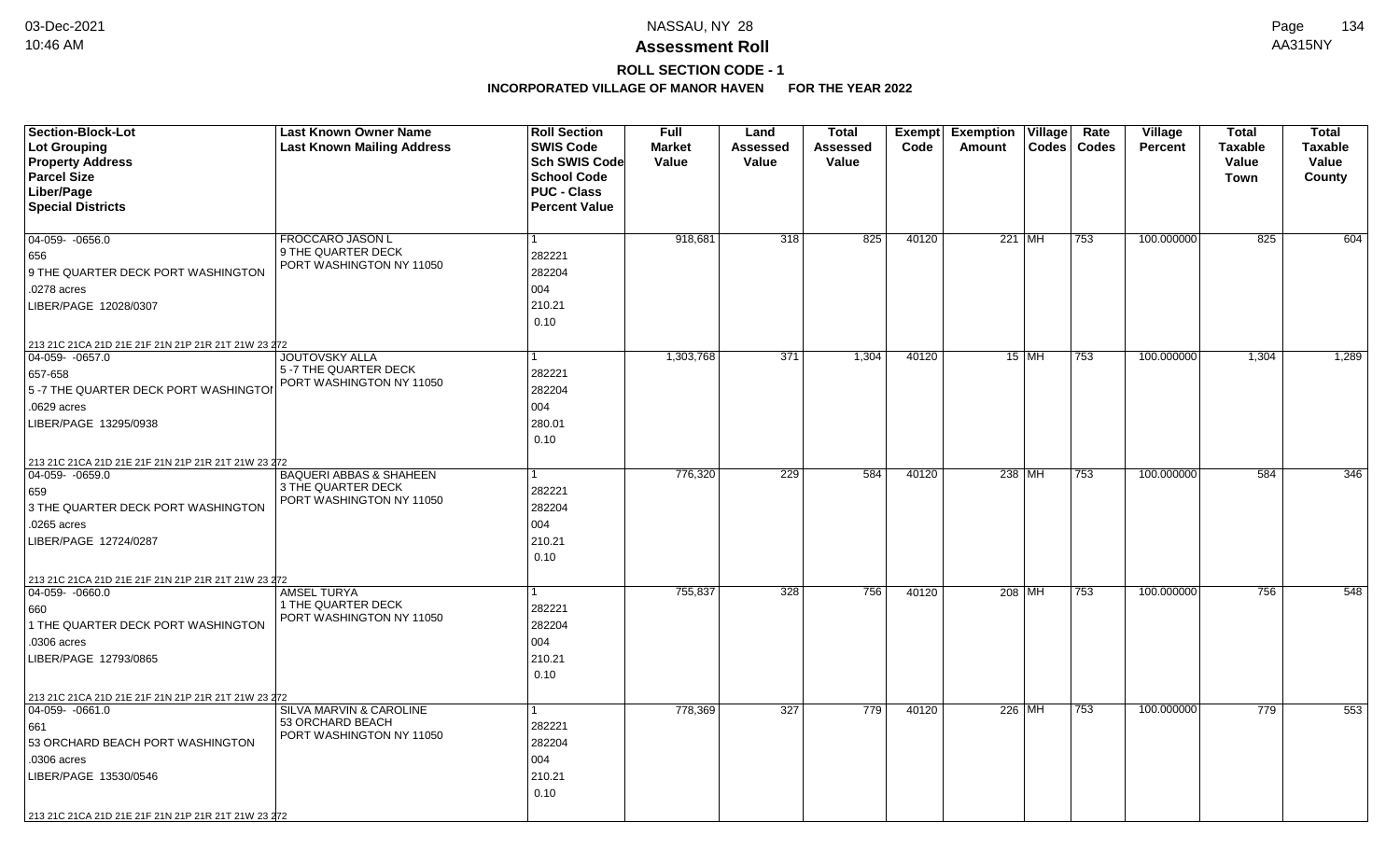# NASSAU, NY 28

## Assessment Roll

### ROLL SECTION CODE - 1

**INCORPORATED VILLAGE OF MANOR HAVEN FOR THE YEAR 2022**

| Section-Block-Lot<br>Lot Grouping<br>Property Address<br>Parcel Size<br>Liber/Page<br>Special Districts | Last Known Owner Name<br>Last Known Mailing Address | Roll Section<br>SWIS Code<br>Sch SWIS Code<br>School Code<br>PUC - Class<br>Percent Value | Full Market Value | Land Assessed Value | Total Assessed Value | Exempt Code | Exemption Amount | Village Codes | Rate Codes | Village Percent | Total Taxable Value Town | Total Taxable Value County |
|---|---|---|---|---|---|---|---|---|---|---|---|---|
| 04-059- -0656.0<br>656<br>9 THE QUARTER DECK PORT WASHINGTON<br>.0278 acres<br>LIBER/PAGE 12028/0307<br>213 21C 21CA 21D 21E 21F 21N 21P 21R 21T 21W 23 272 | FROCCARO JASON L<br>9 THE QUARTER DECK<br>PORT WASHINGTON NY 11050 | 1<br>282221<br>282204<br>004<br>210.21<br>0.10 | 918,681 | 318 | 825 | 40120 | 221 | MH | 753 | 100.000000 | 825 | 604 |
| 04-059- -0657.0<br>657-658<br>5 -7 THE QUARTER DECK PORT WASHINGTON<br>.0629 acres<br>LIBER/PAGE 13295/0938<br>213 21C 21CA 21D 21E 21F 21N 21P 21R 21T 21W 23 272 | JOUTOVSKY ALLA<br>5 -7 THE QUARTER DECK<br>PORT WASHINGTON NY 11050 | 1<br>282221<br>282204<br>004<br>280.01<br>0.10 | 1,303,768 | 371 | 1,304 | 40120 | 15 | MH | 753 | 100.000000 | 1,304 | 1,289 |
| 04-059- -0659.0<br>659<br>3 THE QUARTER DECK PORT WASHINGTON<br>.0265 acres<br>LIBER/PAGE 12724/0287<br>213 21C 21CA 21D 21E 21F 21N 21P 21R 21T 21W 23 272 | BAQUERI ABBAS & SHAHEEN<br>3 THE QUARTER DECK<br>PORT WASHINGTON NY 11050 | 1<br>282221<br>282204<br>004<br>210.21<br>0.10 | 776,320 | 229 | 584 | 40120 | 238 | MH | 753 | 100.000000 | 584 | 346 |
| 04-059- -0660.0<br>660<br>1 THE QUARTER DECK PORT WASHINGTON<br>.0306 acres<br>LIBER/PAGE 12793/0865<br>213 21C 21CA 21D 21E 21F 21N 21P 21R 21T 21W 23 272 | AMSEL TURYA<br>1 THE QUARTER DECK<br>PORT WASHINGTON NY 11050 | 1<br>282221<br>282204<br>004<br>210.21<br>0.10 | 755,837 | 328 | 756 | 40120 | 208 | MH | 753 | 100.000000 | 756 | 548 |
| 04-059- -0661.0<br>661<br>53 ORCHARD BEACH PORT WASHINGTON<br>.0306 acres<br>LIBER/PAGE 13530/0546<br>213 21C 21CA 21D 21E 21F 21N 21P 21R 21T 21W 23 272 | SILVA MARVIN & CAROLINE<br>53 ORCHARD BEACH<br>PORT WASHINGTON NY 11050 | 1<br>282221<br>282204<br>004<br>210.21<br>0.10 | 778,369 | 327 | 779 | 40120 | 226 | MH | 753 | 100.000000 | 779 | 553 |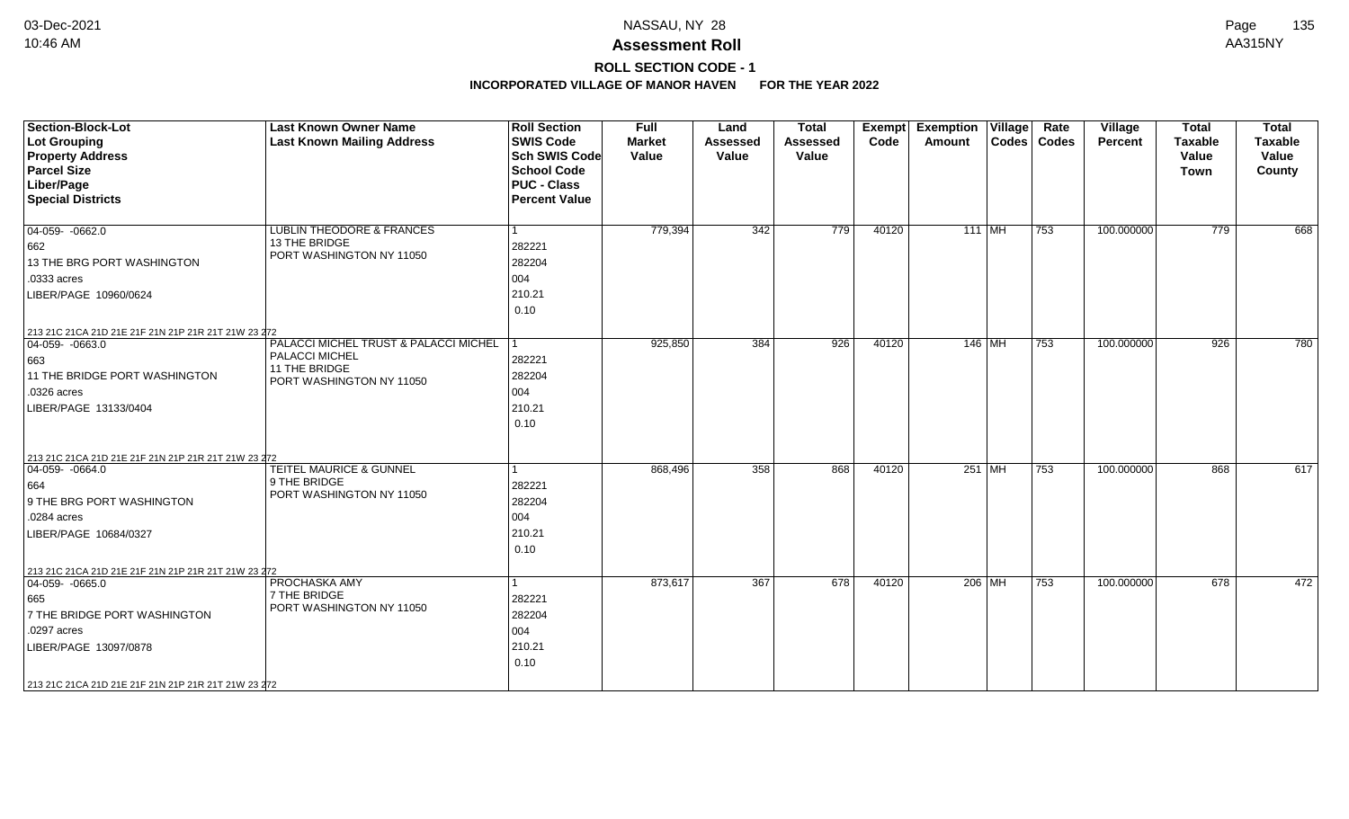## NASSAU, NY 28

## Assessment Roll

### ROLL SECTION CODE - 1

### INCORPORATED VILLAGE OF MANOR HAVEN FOR THE YEAR 2022

| Section-Block-Lot<br>Lot Grouping<br>Property Address<br>Parcel Size<br>Liber/Page<br>Special Districts | Last Known Owner Name<br>Last Known Mailing Address | Roll Section<br>SWIS Code<br>Sch SWIS Code<br>School Code<br>PUC - Class<br>Percent Value | Full Market Value | Land Assessed Value | Total Assessed Value | Exempt Code | Exemption Amount | Village Codes | Rate Codes | Village Percent | Total Taxable Value Town | Total Taxable Value County |
|---|---|---|---|---|---|---|---|---|---|---|---|---|
| 04-059- -0662.0<br>662<br>13 THE BRG PORT WASHINGTON<br>.0333 acres<br>LIBER/PAGE 10960/0624<br>213 21C 21CA 21D 21E 21F 21N 21P 21R 21T 21W 23 272 | LUBLIN THEODORE & FRANCES<br>13 THE BRIDGE<br>PORT WASHINGTON NY 11050 | 1<br>282221<br>282204<br>004<br>210.21<br>0.10 | 779,394 | 342 | 779 | 40120 | 111 | MH | 753 | 100.000000 | 779 | 668 |
| 04-059- -0663.0<br>663<br>11 THE BRIDGE PORT WASHINGTON<br>.0326 acres<br>LIBER/PAGE 13133/0404<br>213 21C 21CA 21D 21E 21F 21N 21P 21R 21T 21W 23 272 | PALACCI MICHEL TRUST & PALACCI MICHEL<br>PALACCI MICHEL<br>11 THE BRIDGE<br>PORT WASHINGTON NY 11050 | 1<br>282221<br>282204<br>004<br>210.21<br>0.10 | 925,850 | 384 | 926 | 40120 | 146 | MH | 753 | 100.000000 | 926 | 780 |
| 04-059- -0664.0<br>664<br>9 THE BRG PORT WASHINGTON<br>.0284 acres<br>LIBER/PAGE 10684/0327<br>213 21C 21CA 21D 21E 21F 21N 21P 21R 21T 21W 23 272 | TEITEL MAURICE & GUNNEL<br>9 THE BRIDGE<br>PORT WASHINGTON NY 11050 | 1<br>282221<br>282204<br>004<br>210.21<br>0.10 | 868,496 | 358 | 868 | 40120 | 251 | MH | 753 | 100.000000 | 868 | 617 |
| 04-059- -0665.0<br>665<br>7 THE BRIDGE PORT WASHINGTON<br>.0297 acres<br>LIBER/PAGE 13097/0878<br>213 21C 21CA 21D 21E 21F 21N 21P 21R 21T 21W 23 272 | PROCHASKA AMY<br>7 THE BRIDGE<br>PORT WASHINGTON NY 11050 | 1<br>282221<br>282204<br>004<br>210.21<br>0.10 | 873,617 | 367 | 678 | 40120 | 206 | MH | 753 | 100.000000 | 678 | 472 |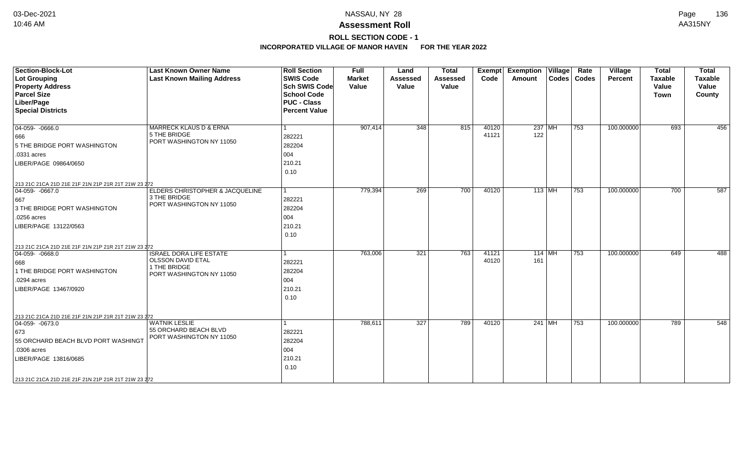# NASSAU, NY 28

## Assessment Roll

### ROLL SECTION CODE - 1

**INCORPORATED VILLAGE OF MANOR HAVEN FOR THE YEAR 2022**

| Section-Block-Lot<br>Lot Grouping<br>Property Address<br>Parcel Size<br>Liber/Page<br>Special Districts | Last Known Owner Name<br>Last Known Mailing Address | Roll Section<br>SWIS Code<br>Sch SWIS Code<br>School Code<br>PUC - Class<br>Percent Value | Full Market Value | Land Assessed Value | Total Assessed Value | Exempt Code | Exemption Amount | Village Codes | Rate Codes | Village Percent | Total Taxable Value Town | Total Taxable Value County |
|---|---|---|---|---|---|---|---|---|---|---|---|---|
| 04-059- -0666.0<br>666<br>5 THE BRIDGE PORT WASHINGTON<br>.0331 acres<br>LIBER/PAGE 09864/0650<br>213 21C 21CA 21D 21E 21F 21N 21P 21R 21T 21W 23 272 | MARRECK KLAUS D & ERNA<br>5 THE BRIDGE<br>PORT WASHINGTON NY 11050 | 1<br>282221<br>282204<br>004<br>210.21<br>0.10 | 907,414 | 348 | 815 | 40120<br>41121 | 237<br>122 | MH | 753 | 100.000000 | 693 | 456 |
| 04-059- -0667.0<br>667<br>3 THE BRIDGE PORT WASHINGTON<br>.0256 acres<br>LIBER/PAGE 13122/0563<br>213 21C 21CA 21D 21E 21F 21N 21P 21R 21T 21W 23 272 | ELDERS CHRISTOPHER & JACQUELINE<br>3 THE BRIDGE<br>PORT WASHINGTON NY 11050 | 1<br>282221<br>282204<br>004<br>210.21<br>0.10 | 779,394 | 269 | 700 | 40120 | 113 | MH | 753 | 100.000000 | 700 | 587 |
| 04-059- -0668.0<br>668<br>1 THE BRIDGE PORT WASHINGTON<br>.0294 acres<br>LIBER/PAGE 13467/0920<br>213 21C 21CA 21D 21E 21F 21N 21P 21R 21T 21W 23 272 | ISRAEL DORA LIFE ESTATE<br>OLSSON DAVID ETAL<br>1 THE BRIDGE<br>PORT WASHINGTON NY 11050 | 1<br>282221<br>282204<br>004<br>210.21<br>0.10 | 763,006 | 321 | 763 | 41121<br>40120 | 114<br>161 | MH | 753 | 100.000000 | 649 | 488 |
| 04-059- -0673.0<br>673<br>55 ORCHARD BEACH BLVD PORT WASHINGT<br>.0306 acres<br>LIBER/PAGE 13816/0685<br>213 21C 21CA 21D 21E 21F 21N 21P 21R 21T 21W 23 272 | WATNIK LESLIE<br>55 ORCHARD BEACH BLVD<br>PORT WASHINGTON NY 11050 | 1<br>282221<br>282204<br>004<br>210.21<br>0.10 | 788,611 | 327 | 789 | 40120 | 241 | MH | 753 | 100.000000 | 789 | 548 |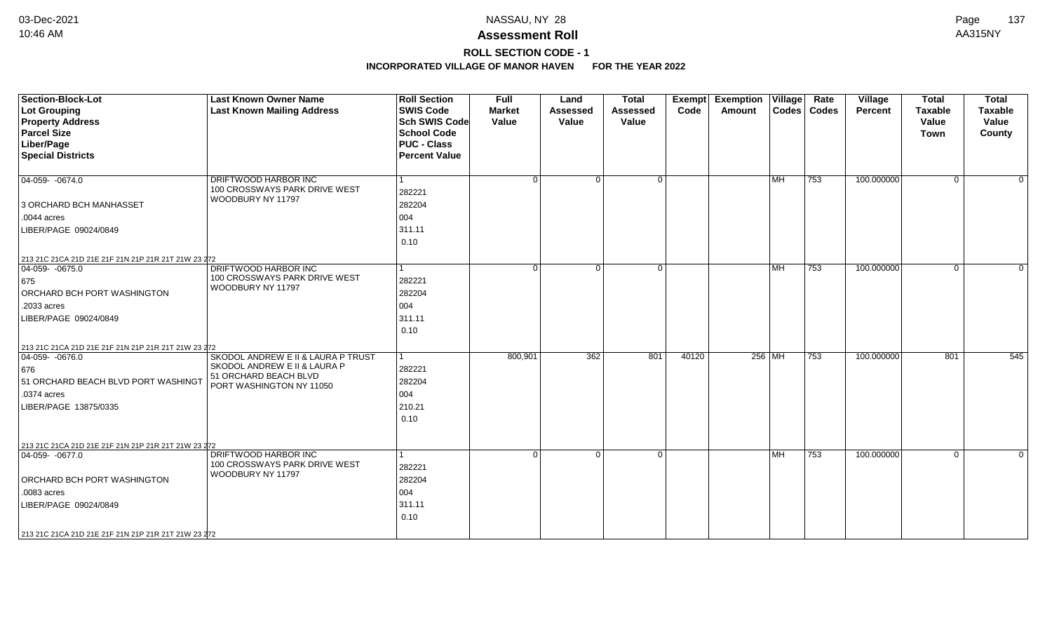# NASSAU, NY 28

## Assessment Roll

### ROLL SECTION CODE - 1

**INCORPORATED VILLAGE OF MANOR HAVEN FOR THE YEAR 2022**

| Section-Block-Lot<br>Lot Grouping<br>Property Address<br>Parcel Size<br>Liber/Page<br>Special Districts | Last Known Owner Name<br>Last Known Mailing Address | Roll Section<br>SWIS Code<br>Sch SWIS Code<br>School Code<br>PUC - Class<br>Percent Value | Full Market Value | Land Assessed Value | Total Assessed Value | Exempt Code | Exemption Amount | Village Codes | Rate Codes | Village Percent | Total Taxable Value Town | Total Taxable Value County |
|---|---|---|---|---|---|---|---|---|---|---|---|---|
| 04-059- -0674.0<br>3 ORCHARD BCH MANHASSET<br>.0044 acres<br>LIBER/PAGE 09024/0849<br>213 21C 21CA 21D 21E 21F 21N 21P 21R 21T 21W 23 272 | DRIFTWOOD HARBOR INC<br>100 CROSSWAYS PARK DRIVE WEST<br>WOODBURY NY 11797 | 1<br>282221<br>282204<br>004<br>311.11<br>0.10 | 0 | 0 | 0 | | | MH | 753 | 100.000000 | 0 | 0 |
| 04-059- -0675.0<br>675<br>ORCHARD BCH PORT WASHINGTON<br>.2033 acres<br>LIBER/PAGE 09024/0849<br>213 21C 21CA 21D 21E 21F 21N 21P 21R 21T 21W 23 272 | DRIFTWOOD HARBOR INC<br>100 CROSSWAYS PARK DRIVE WEST<br>WOODBURY NY 11797 | 1<br>282221<br>282204<br>004<br>311.11<br>0.10 | 0 | 0 | 0 | | | MH | 753 | 100.000000 | 0 | 0 |
| 04-059- -0676.0<br>676<br>51 ORCHARD BEACH BLVD PORT WASHINGT<br>.0374 acres<br>LIBER/PAGE 13875/0335<br>213 21C 21CA 21D 21E 21F 21N 21P 21R 21T 21W 23 272 | SKODOL ANDREW E II & LAURA P TRUST<br>SKODOL ANDREW E II & LAURA P<br>51 ORCHARD BEACH BLVD<br>PORT WASHINGTON NY 11050 | 1<br>282221<br>282204<br>004<br>210.21<br>0.10 | 800,901 | 362 | 801 | 40120 | 256 | MH | 753 | 100.000000 | 801 | 545 |
| 04-059- -0677.0<br>ORCHARD BCH PORT WASHINGTON<br>.0083 acres<br>LIBER/PAGE 09024/0849<br>213 21C 21CA 21D 21E 21F 21N 21P 21R 21T 21W 23 272 | DRIFTWOOD HARBOR INC<br>100 CROSSWAYS PARK DRIVE WEST<br>WOODBURY NY 11797 | 1<br>282221<br>282204<br>004<br>311.11<br>0.10 | 0 | 0 | 0 | | | MH | 753 | 100.000000 | 0 | 0 |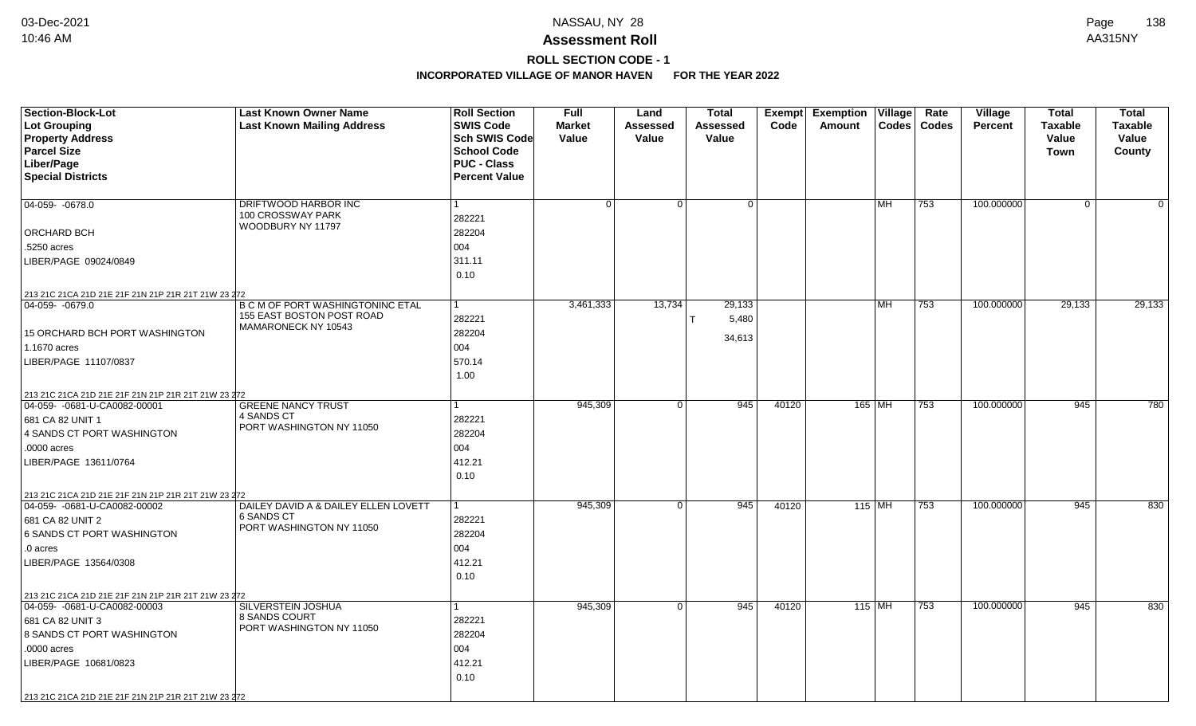# Assessment Roll

## ROLL SECTION CODE - 1

### INCORPORATED VILLAGE OF MANOR HAVEN FOR THE YEAR 2022

| Section-Block-Lot<br>Lot Grouping<br>Property Address<br>Parcel Size<br>Liber/Page<br>Special Districts | Last Known Owner Name<br>Last Known Mailing Address | Roll Section<br>SWIS Code<br>Sch SWIS Code<br>School Code<br>PUC - Class<br>Percent Value | Full Market Value | Land Assessed Value | Total Assessed Value | Exempt Code | Exemption Amount | Village Codes | Rate Codes | Village Percent | Total Taxable Value Town | Total Taxable Value County |
|---|---|---|---|---|---|---|---|---|---|---|---|---|
| 04-059- -0678.0<br>ORCHARD BCH<br>.5250 acres<br>LIBER/PAGE 09024/0849<br>213 21C 21CA 21D 21E 21F 21N 21P 21R 21T 21W 23 272 | DRIFTWOOD HARBOR INC<br>100 CROSSWAY PARK<br>WOODBURY NY 11797 | 1<br>282221<br>282204<br>004<br>311.11<br>0.10 | 0 | 0 | 0 | | | MH | 753 | 100.000000 | 0 | 0 |
| 04-059- -0679.0<br>15 ORCHARD BCH PORT WASHINGTON<br>1.1670 acres<br>LIBER/PAGE 11107/0837<br>213 21C 21CA 21D 21E 21F 21N 21P 21R 21T 21W 23 272 | B C M OF PORT WASHINGTONINC ETAL<br>155 EAST BOSTON POST ROAD<br>MAMARONECK NY 10543 | 1<br>282221<br>282204<br>004<br>570.14<br>1.00 | 3,461,333 | 13,734 | 29,133<br>T 5,480<br>34,613 | | | MH | 753 | 100.000000 | 29,133 | 29,133 |
| 04-059- -0681-U-CA0082-00001<br>681 CA 82 UNIT 1<br>4 SANDS CT PORT WASHINGTON<br>.0000 acres<br>LIBER/PAGE 13611/0764<br>213 21C 21CA 21D 21E 21F 21N 21P 21R 21T 21W 23 272 | GREENE NANCY TRUST<br>4 SANDS CT<br>PORT WASHINGTON NY 11050 | 1<br>282221<br>282204<br>004<br>412.21<br>0.10 | 945,309 | 0 | 945 | 40120 | 165 | MH | 753 | 100.000000 | 945 | 780 |
| 04-059- -0681-U-CA0082-00002<br>681 CA 82 UNIT 2<br>6 SANDS CT PORT WASHINGTON<br>.0 acres<br>LIBER/PAGE 13564/0308<br>213 21C 21CA 21D 21E 21F 21N 21P 21R 21T 21W 23 272 | DAILEY DAVID A & DAILEY ELLEN LOVETT<br>6 SANDS CT<br>PORT WASHINGTON NY 11050 | 1<br>282221<br>282204<br>004<br>412.21<br>0.10 | 945,309 | 0 | 945 | 40120 | 115 | MH | 753 | 100.000000 | 945 | 830 |
| 04-059- -0681-U-CA0082-00003<br>681 CA 82 UNIT 3<br>8 SANDS CT PORT WASHINGTON<br>.0000 acres<br>LIBER/PAGE 10681/0823<br>213 21C 21CA 21D 21E 21F 21N 21P 21R 21T 21W 23 272 | SILVERSTEIN JOSHUA<br>8 SANDS COURT<br>PORT WASHINGTON NY 11050 | 1<br>282221<br>282204<br>004<br>412.21<br>0.10 | 945,309 | 0 | 945 | 40120 | 115 | MH | 753 | 100.000000 | 945 | 830 |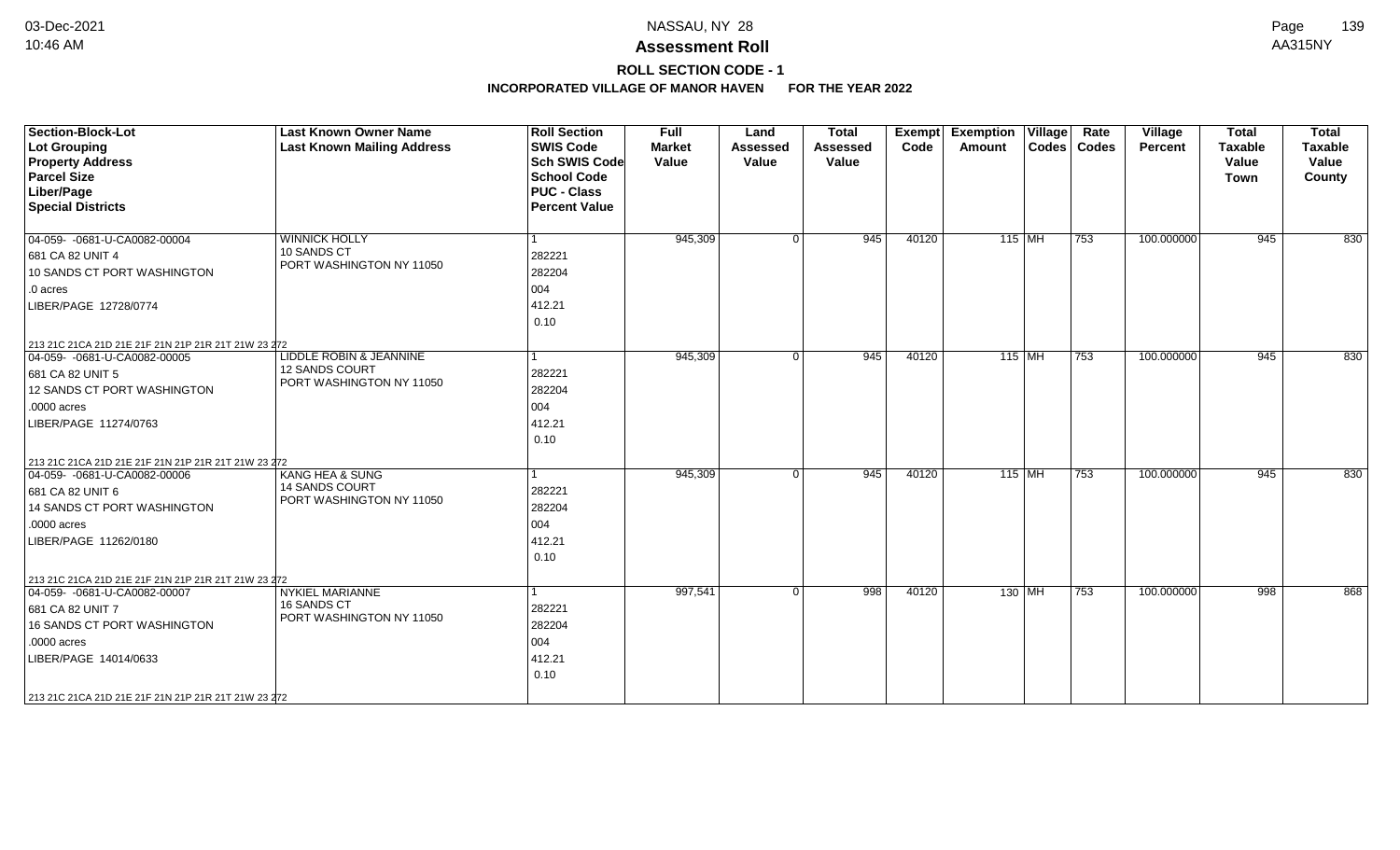**Assessment Roll**

**ROLL SECTION CODE - 1**

**INCORPORATED VILLAGE OF MANOR HAVEN FOR THE YEAR 2022**

| Section-Block-Lot / Lot Grouping / Property Address / Parcel Size / Liber/Page / Special Districts | Last Known Owner Name / Last Known Mailing Address | Roll Section / SWIS Code / Sch SWIS Code / School Code / PUC - Class / Percent Value | Full Market Value | Land Assessed Value | Total Assessed Value | Exempt Code | Exemption Amount | Village Codes | Rate Codes | Village Percent | Total Taxable Value Town | Total Taxable Value County |
|---|---|---|---|---|---|---|---|---|---|---|---|---|
| 04-059- -0681-U-CA0082-00004<br>681 CA 82 UNIT 4<br>10 SANDS CT PORT WASHINGTON<br>.0 acres<br>LIBER/PAGE 12728/0774<br>213 21C 21CA 21D 21E 21F 21N 21P 21R 21T 21W 23 272 | WINNICK HOLLY<br>10 SANDS CT<br>PORT WASHINGTON NY 11050 | 1<br>282221<br>282204<br>004<br>412.21<br>0.10 | 945,309 | 0 | 945 | 40120 | 115 | MH | 753 | 100.000000 | 945 | 830 |
| 04-059- -0681-U-CA0082-00005<br>681 CA 82 UNIT 5<br>12 SANDS CT PORT WASHINGTON<br>.0000 acres<br>LIBER/PAGE 11274/0763<br>213 21C 21CA 21D 21E 21F 21N 21P 21R 21T 21W 23 272 | LIDDLE ROBIN & JEANNINE<br>12 SANDS COURT<br>PORT WASHINGTON NY 11050 | 1<br>282221<br>282204<br>004<br>412.21<br>0.10 | 945,309 | 0 | 945 | 40120 | 115 | MH | 753 | 100.000000 | 945 | 830 |
| 04-059- -0681-U-CA0082-00006<br>681 CA 82 UNIT 6<br>14 SANDS CT PORT WASHINGTON<br>.0000 acres<br>LIBER/PAGE 11262/0180<br>213 21C 21CA 21D 21E 21F 21N 21P 21R 21T 21W 23 272 | KANG HEA & SUNG<br>14 SANDS COURT<br>PORT WASHINGTON NY 11050 | 1<br>282221<br>282204<br>004<br>412.21<br>0.10 | 945,309 | 0 | 945 | 40120 | 115 | MH | 753 | 100.000000 | 945 | 830 |
| 04-059- -0681-U-CA0082-00007<br>681 CA 82 UNIT 7<br>16 SANDS CT PORT WASHINGTON<br>.0000 acres<br>LIBER/PAGE 14014/0633<br>213 21C 21CA 21D 21E 21F 21N 21P 21R 21T 21W 23 272 | NYKIEL MARIANNE<br>16 SANDS CT<br>PORT WASHINGTON NY 11050 | 1<br>282221<br>282204<br>004<br>412.21<br>0.10 | 997,541 | 0 | 998 | 40120 | 130 | MH | 753 | 100.000000 | 998 | 868 |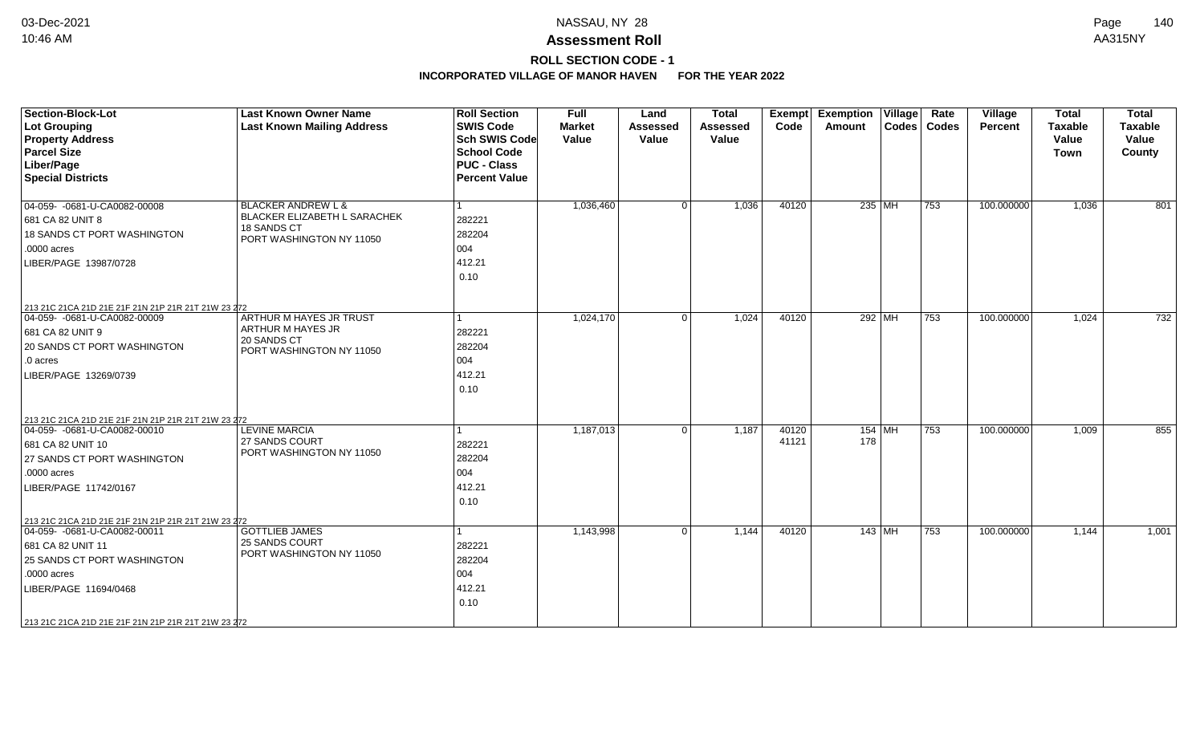# NASSAU, NY 28

## Assessment Roll

### ROLL SECTION CODE - 1

**INCORPORATED VILLAGE OF MANOR HAVEN FOR THE YEAR 2022**

| Section-Block-Lot<br>Lot Grouping<br>Property Address<br>Parcel Size<br>Liber/Page<br>Special Districts | Last Known Owner Name<br>Last Known Mailing Address | Roll Section<br>SWIS Code<br>Sch SWIS Code<br>School Code<br>PUC - Class<br>Percent Value | Full Market Value | Land Assessed Value | Total Assessed Value | Exempt Code | Exemption Amount | Village Codes | Rate Codes | Village Percent | Total Taxable Value Town | Total Taxable Value County |
|---|---|---|---|---|---|---|---|---|---|---|---|---|
| 04-059- -0681-U-CA0082-00008<br>681 CA 82 UNIT 8<br>18 SANDS CT PORT WASHINGTON<br>.0000 acres<br>LIBER/PAGE 13987/0728<br>213 21C 21CA 21D 21E 21F 21N 21P 21R 21T 21W 23 272 | BLACKER ANDREW L &<br>BLACKER ELIZABETH L SARACHEK<br>18 SANDS CT<br>PORT WASHINGTON NY 11050 | 1<br>282221<br>282204<br>004<br>412.21<br>0.10 | 1,036,460 | 0 | 1,036 | 40120 | 235 | MH | 753 | 100.000000 | 1,036 | 801 |
| 04-059- -0681-U-CA0082-00009<br>681 CA 82 UNIT 9<br>20 SANDS CT PORT WASHINGTON<br>.0 acres<br>LIBER/PAGE 13269/0739<br>213 21C 21CA 21D 21E 21F 21N 21P 21R 21T 21W 23 272 | ARTHUR M HAYES JR TRUST<br>ARTHUR M HAYES JR<br>20 SANDS CT<br>PORT WASHINGTON NY 11050 | 1<br>282221<br>282204<br>004<br>412.21<br>0.10 | 1,024,170 | 0 | 1,024 | 40120 | 292 | MH | 753 | 100.000000 | 1,024 | 732 |
| 04-059- -0681-U-CA0082-00010<br>681 CA 82 UNIT 10<br>27 SANDS CT PORT WASHINGTON<br>.0000 acres<br>LIBER/PAGE 11742/0167<br>213 21C 21CA 21D 21E 21F 21N 21P 21R 21T 21W 23 272 | LEVINE MARCIA<br>27 SANDS COURT<br>PORT WASHINGTON NY 11050 | 1<br>282221<br>282204<br>004<br>412.21<br>0.10 | 1,187,013 | 0 | 1,187 | 40120<br>41121 | 154<br>178 | MH | 753 | 100.000000 | 1,009 | 855 |
| 04-059- -0681-U-CA0082-00011<br>681 CA 82 UNIT 11<br>25 SANDS CT PORT WASHINGTON<br>.0000 acres<br>LIBER/PAGE 11694/0468<br>213 21C 21CA 21D 21E 21F 21N 21P 21R 21T 21W 23 272 | GOTTLIEB JAMES<br>25 SANDS COURT<br>PORT WASHINGTON NY 11050 | 1<br>282221<br>282204<br>004<br>412.21<br>0.10 | 1,143,998 | 0 | 1,144 | 40120 | 143 | MH | 753 | 100.000000 | 1,144 | 1,001 |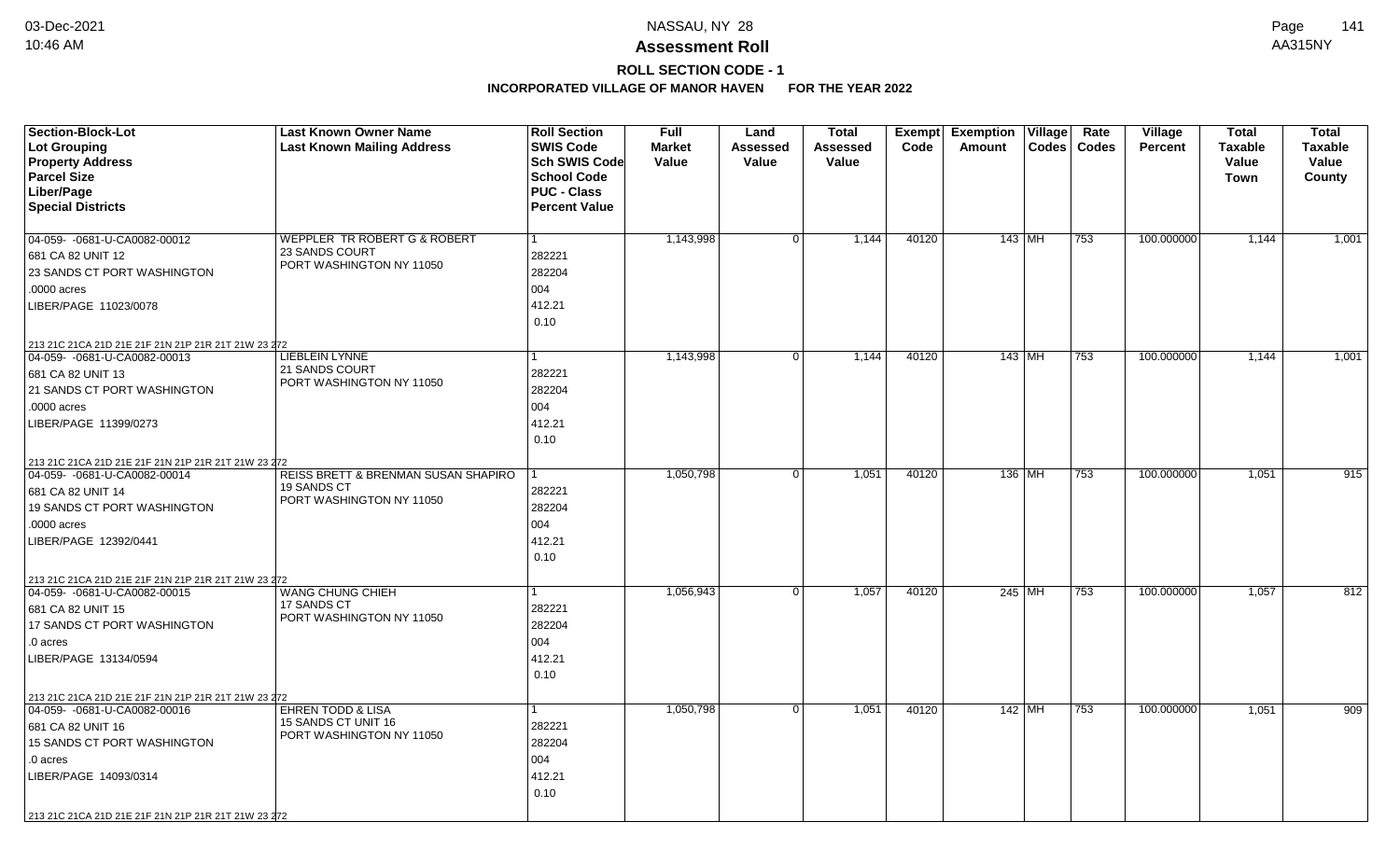**Assessment Roll**

**ROLL SECTION CODE - 1**

**INCORPORATED VILLAGE OF MANOR HAVEN FOR THE YEAR 2022**

| Section-Block-Lot<br>Lot Grouping<br>Property Address<br>Parcel Size<br>Liber/Page<br>Special Districts | Last Known Owner Name<br>Last Known Mailing Address | Roll Section<br>SWIS Code<br>Sch SWIS Code<br>School Code<br>PUC - Class<br>Percent Value | Full Market Value | Land Assessed Value | Total Assessed Value | Exempt Code | Exemption Amount | Village Codes | Rate Codes | Village Percent | Total Taxable Value Town | Total Taxable Value County |
|---|---|---|---|---|---|---|---|---|---|---|---|---|
| 04-059- -0681-U-CA0082-00012<br>681 CA 82 UNIT 12<br>23 SANDS CT PORT WASHINGTON<br>.0000 acres<br>LIBER/PAGE 11023/0078<br>213 21C 21CA 21D 21E 21F 21N 21P 21R 21T 21W 23 272 | WEPPLER TR ROBERT G & ROBERT<br>23 SANDS COURT<br>PORT WASHINGTON NY 11050 | 1<br>282221<br>282204<br>004<br>412.21<br>0.10 | 1,143,998 | 0 | 1,144 | 40120 | 143 | MH | 753 | 100.000000 | 1,144 | 1,001 |
| 04-059- -0681-U-CA0082-00013<br>681 CA 82 UNIT 13<br>21 SANDS CT PORT WASHINGTON<br>.0000 acres<br>LIBER/PAGE 11399/0273<br>213 21C 21CA 21D 21E 21F 21N 21P 21R 21T 21W 23 272 | LIEBLEIN LYNNE<br>21 SANDS COURT<br>PORT WASHINGTON NY 11050 | 1<br>282221<br>282204<br>004<br>412.21<br>0.10 | 1,143,998 | 0 | 1,144 | 40120 | 143 | MH | 753 | 100.000000 | 1,144 | 1,001 |
| 04-059- -0681-U-CA0082-00014<br>681 CA 82 UNIT 14<br>19 SANDS CT PORT WASHINGTON<br>.0000 acres<br>LIBER/PAGE 12392/0441<br>213 21C 21CA 21D 21E 21F 21N 21P 21R 21T 21W 23 272 | REISS BRETT & BRENMAN SUSAN SHAPIRO<br>19 SANDS CT<br>PORT WASHINGTON NY 11050 | 1<br>282221<br>282204<br>004<br>412.21<br>0.10 | 1,050,798 | 0 | 1,051 | 40120 | 136 | MH | 753 | 100.000000 | 1,051 | 915 |
| 04-059- -0681-U-CA0082-00015<br>681 CA 82 UNIT 15<br>17 SANDS CT PORT WASHINGTON<br>.0 acres<br>LIBER/PAGE 13134/0594<br>213 21C 21CA 21D 21E 21F 21N 21P 21R 21T 21W 23 272 | WANG CHUNG CHIEH<br>17 SANDS CT<br>PORT WASHINGTON NY 11050 | 1<br>282221<br>282204<br>004<br>412.21<br>0.10 | 1,056,943 | 0 | 1,057 | 40120 | 245 | MH | 753 | 100.000000 | 1,057 | 812 |
| 04-059- -0681-U-CA0082-00016<br>681 CA 82 UNIT 16<br>15 SANDS CT PORT WASHINGTON<br>.0 acres<br>LIBER/PAGE 14093/0314<br>213 21C 21CA 21D 21E 21F 21N 21P 21R 21T 21W 23 272 | EHREN TODD & LISA<br>15 SANDS CT UNIT 16<br>PORT WASHINGTON NY 11050 | 1<br>282221<br>282204<br>004<br>412.21<br>0.10 | 1,050,798 | 0 | 1,051 | 40120 | 142 | MH | 753 | 100.000000 | 1,051 | 909 |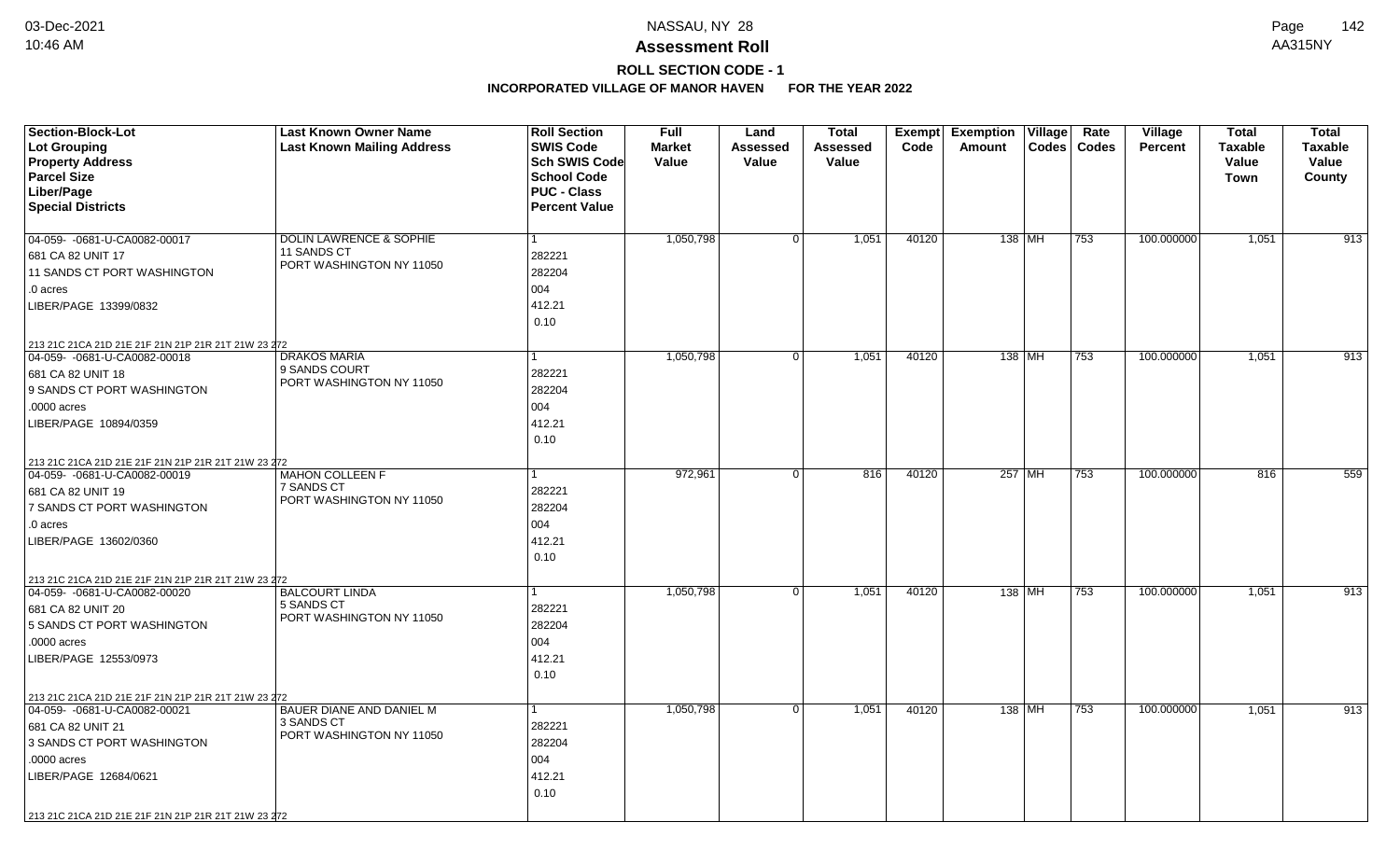**Assessment Roll**

**ROLL SECTION CODE - 1**

**INCORPORATED VILLAGE OF MANOR HAVEN FOR THE YEAR 2022**

| Section-Block-Lot<br>Lot Grouping<br>Property Address<br>Parcel Size<br>Liber/Page<br>Special Districts | Last Known Owner Name<br>Last Known Mailing Address | Roll Section<br>SWIS Code<br>Sch SWIS Code<br>School Code<br>PUC - Class<br>Percent Value | Full Market Value | Land Assessed Value | Total Assessed Value | Exempt Code | Exemption Amount | Village Codes | Rate Codes | Village Percent | Total Taxable Value Town | Total Taxable Value County |
|---|---|---|---|---|---|---|---|---|---|---|---|---|
| 04-059- -0681-U-CA0082-00017<br>681 CA 82 UNIT 17<br>11 SANDS CT PORT WASHINGTON<br>.0 acres<br>LIBER/PAGE 13399/0832<br>213 21C 21CA 21D 21E 21F 21N 21P 21R 21T 21W 23 272 | DOLIN LAWRENCE & SOPHIE<br>11 SANDS CT<br>PORT WASHINGTON NY 11050 | 1<br>282221<br>282204<br>004<br>412.21<br>0.10 | 1,050,798 | 0 | 1,051 | 40120 | 138 | MH | 753 | 100.000000 | 1,051 | 913 |
| 04-059- -0681-U-CA0082-00018<br>681 CA 82 UNIT 18<br>9 SANDS CT PORT WASHINGTON<br>.0000 acres<br>LIBER/PAGE 10894/0359<br>213 21C 21CA 21D 21E 21F 21N 21P 21R 21T 21W 23 272 | DRAKOS MARIA<br>9 SANDS COURT<br>PORT WASHINGTON NY 11050 | 1<br>282221<br>282204<br>004<br>412.21<br>0.10 | 1,050,798 | 0 | 1,051 | 40120 | 138 | MH | 753 | 100.000000 | 1,051 | 913 |
| 04-059- -0681-U-CA0082-00019<br>681 CA 82 UNIT 19<br>7 SANDS CT PORT WASHINGTON<br>.0 acres<br>LIBER/PAGE 13602/0360<br>213 21C 21CA 21D 21E 21F 21N 21P 21R 21T 21W 23 272 | MAHON COLLEEN F<br>7 SANDS CT<br>PORT WASHINGTON NY 11050 | 1<br>282221<br>282204<br>004<br>412.21<br>0.10 | 972,961 | 0 | 816 | 40120 | 257 | MH | 753 | 100.000000 | 816 | 559 |
| 04-059- -0681-U-CA0082-00020<br>681 CA 82 UNIT 20<br>5 SANDS CT PORT WASHINGTON<br>.0000 acres<br>LIBER/PAGE 12553/0973<br>213 21C 21CA 21D 21E 21F 21N 21P 21R 21T 21W 23 272 | BALCOURT LINDA<br>5 SANDS CT<br>PORT WASHINGTON NY 11050 | 1<br>282221<br>282204<br>004<br>412.21<br>0.10 | 1,050,798 | 0 | 1,051 | 40120 | 138 | MH | 753 | 100.000000 | 1,051 | 913 |
| 04-059- -0681-U-CA0082-00021<br>681 CA 82 UNIT 21<br>3 SANDS CT PORT WASHINGTON<br>.0000 acres<br>LIBER/PAGE 12684/0621<br>213 21C 21CA 21D 21E 21F 21N 21P 21R 21T 21W 23 272 | BAUER DIANE AND DANIEL M<br>3 SANDS CT<br>PORT WASHINGTON NY 11050 | 1<br>282221<br>282204<br>004<br>412.21<br>0.10 | 1,050,798 | 0 | 1,051 | 40120 | 138 | MH | 753 | 100.000000 | 1,051 | 913 |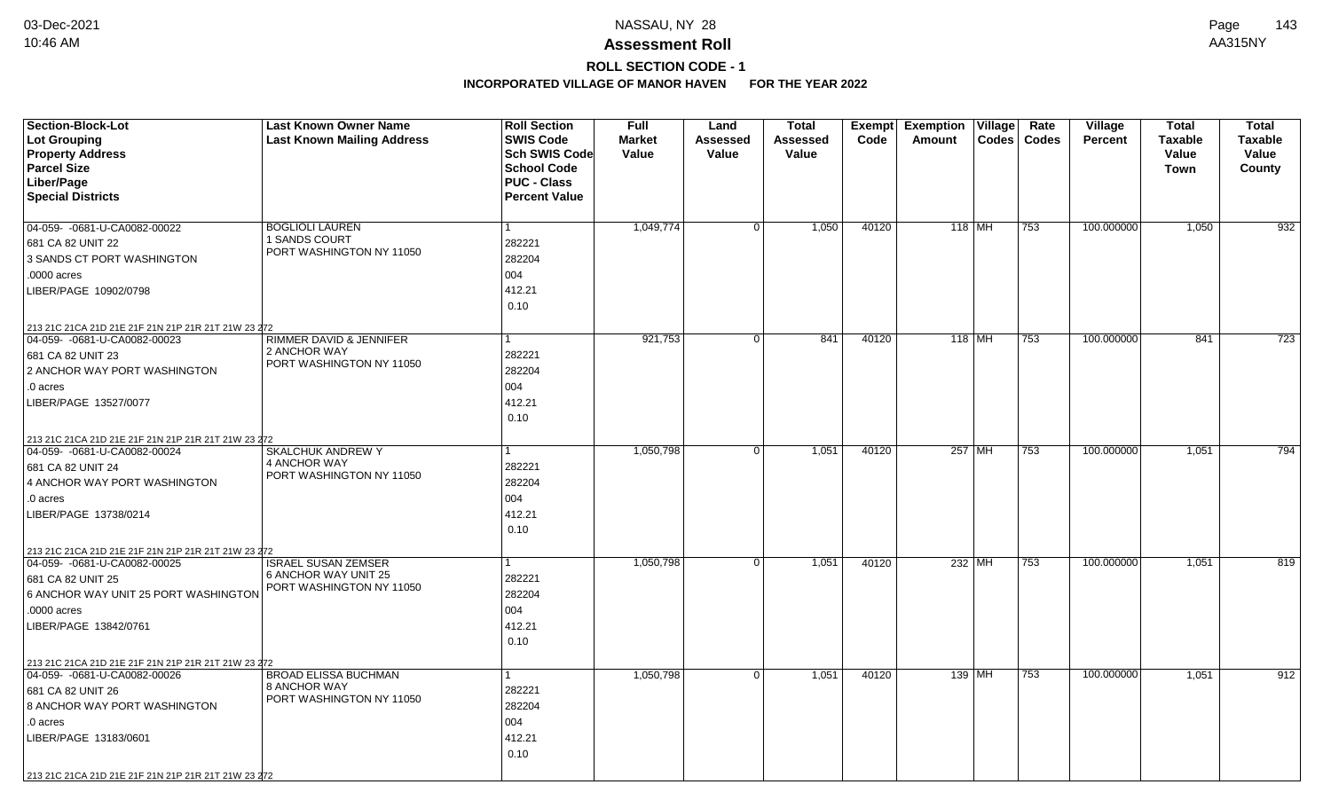# NASSAU, NY 28

# Assessment Roll

## ROLL SECTION CODE - 1

### INCORPORATED VILLAGE OF MANOR HAVEN FOR THE YEAR 2022

| Section-Block-Lot / Lot Grouping / Property Address / Parcel Size / Liber/Page / Special Districts | Last Known Owner Name / Last Known Mailing Address | Roll Section / SWIS Code / Sch SWIS Code / School Code / PUC - Class / Percent Value | Full Market Value | Land Assessed Value | Total Assessed Value | Exempt Code | Exemption Amount | Village Codes | Rate Codes | Village Percent | Total Taxable Value Town | Total Taxable Value County |
|---|---|---|---|---|---|---|---|---|---|---|---|---|
| 04-059- -0681-U-CA0082-00022<br>681 CA 82 UNIT 22<br>3 SANDS CT PORT WASHINGTON<br>.0000 acres<br>LIBER/PAGE 10902/0798<br>213 21C 21CA 21D 21E 21F 21N 21P 21R 21T 21W 23 272 | BOGLIOLI LAUREN<br>1 SANDS COURT<br>PORT WASHINGTON NY 11050 | 1<br>282221<br>282204<br>004<br>412.21<br>0.10 | 1,049,774 | 0 | 1,050 | 40120 | 118 | MH | 753 | 100.000000 | 1,050 | 932 |
| 04-059- -0681-U-CA0082-00023<br>681 CA 82 UNIT 23<br>2 ANCHOR WAY PORT WASHINGTON<br>.0 acres<br>LIBER/PAGE 13527/0077<br>213 21C 21CA 21D 21E 21F 21N 21P 21R 21T 21W 23 272 | RIMMER DAVID & JENNIFER<br>2 ANCHOR WAY<br>PORT WASHINGTON NY 11050 | 1<br>282221<br>282204<br>004<br>412.21<br>0.10 | 921,753 | 0 | 841 | 40120 | 118 | MH | 753 | 100.000000 | 841 | 723 |
| 04-059- -0681-U-CA0082-00024<br>681 CA 82 UNIT 24<br>4 ANCHOR WAY PORT WASHINGTON<br>.0 acres<br>LIBER/PAGE 13738/0214<br>213 21C 21CA 21D 21E 21F 21N 21P 21R 21T 21W 23 272 | SKALCHUK ANDREW Y<br>4 ANCHOR WAY<br>PORT WASHINGTON NY 11050 | 1<br>282221<br>282204<br>004<br>412.21<br>0.10 | 1,050,798 | 0 | 1,051 | 40120 | 257 | MH | 753 | 100.000000 | 1,051 | 794 |
| 04-059- -0681-U-CA0082-00025<br>681 CA 82 UNIT 25<br>6 ANCHOR WAY UNIT 25 PORT WASHINGTON<br>.0000 acres<br>LIBER/PAGE 13842/0761<br>213 21C 21CA 21D 21E 21F 21N 21P 21R 21T 21W 23 272 | ISRAEL SUSAN ZEMSER<br>6 ANCHOR WAY UNIT 25<br>PORT WASHINGTON NY 11050 | 1<br>282221<br>282204<br>004<br>412.21<br>0.10 | 1,050,798 | 0 | 1,051 | 40120 | 232 | MH | 753 | 100.000000 | 1,051 | 819 |
| 04-059- -0681-U-CA0082-00026<br>681 CA 82 UNIT 26<br>8 ANCHOR WAY PORT WASHINGTON<br>.0 acres<br>LIBER/PAGE 13183/0601<br>213 21C 21CA 21D 21E 21F 21N 21P 21R 21T 21W 23 272 | BROAD ELISSA BUCHMAN<br>8 ANCHOR WAY<br>PORT WASHINGTON NY 11050 | 1<br>282221<br>282204<br>004<br>412.21<br>0.10 | 1,050,798 | 0 | 1,051 | 40120 | 139 | MH | 753 | 100.000000 | 1,051 | 912 |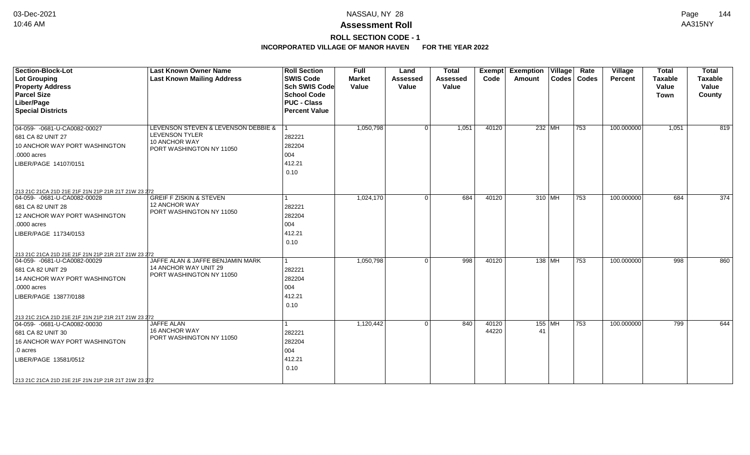# NASSAU, NY 28

## Assessment Roll

### ROLL SECTION CODE - 1

### INCORPORATED VILLAGE OF MANOR HAVEN FOR THE YEAR 2022

| Section-Block-Lot<br>Lot Grouping<br>Property Address<br>Parcel Size<br>Liber/Page<br>Special Districts | Last Known Owner Name<br>Last Known Mailing Address | Roll Section<br>SWIS Code<br>Sch SWIS Code<br>School Code<br>PUC - Class<br>Percent Value | Full Market Value | Land Assessed Value | Total Assessed Value | Exempt Code | Exemption Amount | Village Codes | Rate Codes | Village Percent | Total Taxable Value Town | Total Taxable Value County |
|---|---|---|---|---|---|---|---|---|---|---|---|---|
| 04-059- -0681-U-CA0082-00027<br>681 CA 82 UNIT 27<br>10 ANCHOR WAY PORT WASHINGTON<br>.0000 acres<br>LIBER/PAGE 14107/0151<br>213 21C 21CA 21D 21E 21F 21N 21P 21R 21T 21W 23 272 | LEVENSON STEVEN & LEVENSON DEBBIE &<br>LEVENSON TYLER<br>10 ANCHOR WAY<br>PORT WASHINGTON NY 11050 | 1<br>282221<br>282204<br>004<br>412.21<br>0.10 | 1,050,798 | 0 | 1,051 | 40120 | 232 | MH | 753 | 100.000000 | 1,051 | 819 |
| 04-059- -0681-U-CA0082-00028<br>681 CA 82 UNIT 28<br>12 ANCHOR WAY PORT WASHINGTON<br>.0000 acres<br>LIBER/PAGE 11734/0153<br>213 21C 21CA 21D 21E 21F 21N 21P 21R 21T 21W 23 272 | GREIF F ZISKIN & STEVEN<br>12 ANCHOR WAY<br>PORT WASHINGTON NY 11050 | 1<br>282221<br>282204<br>004<br>412.21<br>0.10 | 1,024,170 | 0 | 684 | 40120 | 310 | MH | 753 | 100.000000 | 684 | 374 |
| 04-059- -0681-U-CA0082-00029<br>681 CA 82 UNIT 29<br>14 ANCHOR WAY PORT WASHINGTON<br>.0000 acres<br>LIBER/PAGE 13877/0188<br>213 21C 21CA 21D 21E 21F 21N 21P 21R 21T 21W 23 272 | JAFFE ALAN & JAFFE BENJAMIN MARK<br>14 ANCHOR WAY UNIT 29<br>PORT WASHINGTON NY 11050 | 1<br>282221<br>282204<br>004<br>412.21<br>0.10 | 1,050,798 | 0 | 998 | 40120 | 138 | MH | 753 | 100.000000 | 998 | 860 |
| 04-059- -0681-U-CA0082-00030<br>681 CA 82 UNIT 30<br>16 ANCHOR WAY PORT WASHINGTON<br>.0 acres<br>LIBER/PAGE 13581/0512<br>213 21C 21CA 21D 21E 21F 21N 21P 21R 21T 21W 23 272 | JAFFE ALAN<br>16 ANCHOR WAY<br>PORT WASHINGTON NY 11050 | 1<br>282221<br>282204<br>004<br>412.21<br>0.10 | 1,120,442 | 0 | 840 | 40120<br>44220 | 155<br>41 | MH | 753 | 100.000000 | 799 | 644 |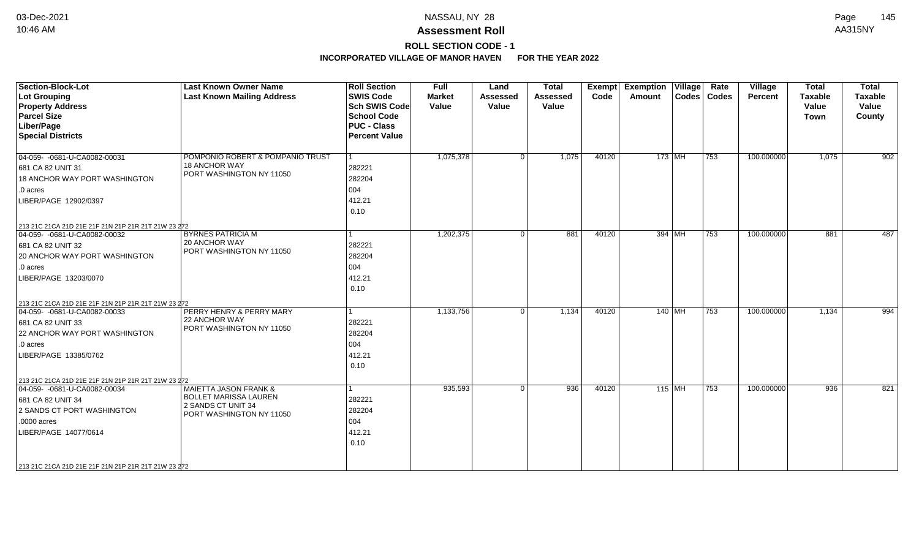# Assessment Roll

## ROLL SECTION CODE - 1

### INCORPORATED VILLAGE OF MANOR HAVEN FOR THE YEAR 2022

| Section-Block-Lot<br>Lot Grouping<br>Property Address<br>Parcel Size<br>Liber/Page<br>Special Districts | Last Known Owner Name<br>Last Known Mailing Address | Roll Section<br>SWIS Code<br>Sch SWIS Code<br>School Code<br>PUC - Class<br>Percent Value | Full Market Value | Land Assessed Value | Total Assessed Value | Exempt Code | Exemption Amount | Village Codes | Rate Codes | Village Percent | Total Taxable Value Town | Total Taxable Value County |
|---|---|---|---|---|---|---|---|---|---|---|---|---|
| 04-059- -0681-U-CA0082-00031<br>681 CA 82 UNIT 31<br>18 ANCHOR WAY PORT WASHINGTON<br>.0 acres<br>LIBER/PAGE 12902/0397<br>213 21C 21CA 21D 21E 21F 21N 21P 21R 21T 21W 23 272 | POMPONIO ROBERT & POMPANIO TRUST<br>18 ANCHOR WAY<br>PORT WASHINGTON NY 11050 | 1<br>282221<br>282204<br>004<br>412.21<br>0.10 | 1,075,378 | 0 | 1,075 | 40120 | 173 | MH | 753 | 100.000000 | 1,075 | 902 |
| 04-059- -0681-U-CA0082-00032<br>681 CA 82 UNIT 32<br>20 ANCHOR WAY PORT WASHINGTON<br>.0 acres<br>LIBER/PAGE 13203/0070<br>213 21C 21CA 21D 21E 21F 21N 21P 21R 21T 21W 23 272 | BYRNES PATRICIA M<br>20 ANCHOR WAY<br>PORT WASHINGTON NY 11050 | 1<br>282221<br>282204<br>004<br>412.21<br>0.10 | 1,202,375 | 0 | 881 | 40120 | 394 | MH | 753 | 100.000000 | 881 | 487 |
| 04-059- -0681-U-CA0082-00033<br>681 CA 82 UNIT 33<br>22 ANCHOR WAY PORT WASHINGTON<br>.0 acres<br>LIBER/PAGE 13385/0762<br>213 21C 21CA 21D 21E 21F 21N 21P 21R 21T 21W 23 272 | PERRY HENRY & PERRY MARY<br>22 ANCHOR WAY<br>PORT WASHINGTON NY 11050 | 1<br>282221<br>282204<br>004<br>412.21<br>0.10 | 1,133,756 | 0 | 1,134 | 40120 | 140 | MH | 753 | 100.000000 | 1,134 | 994 |
| 04-059- -0681-U-CA0082-00034<br>681 CA 82 UNIT 34<br>2 SANDS CT PORT WASHINGTON<br>.0000 acres<br>LIBER/PAGE 14077/0614<br>213 21C 21CA 21D 21E 21F 21N 21P 21R 21T 21W 23 272 | MAIETTA JASON FRANK &<br>BOLLET MARISSA LAUREN<br>2 SANDS CT UNIT 34<br>PORT WASHINGTON NY 11050 | 1<br>282221<br>282204<br>004<br>412.21<br>0.10 | 935,593 | 0 | 936 | 40120 | 115 | MH | 753 | 100.000000 | 936 | 821 |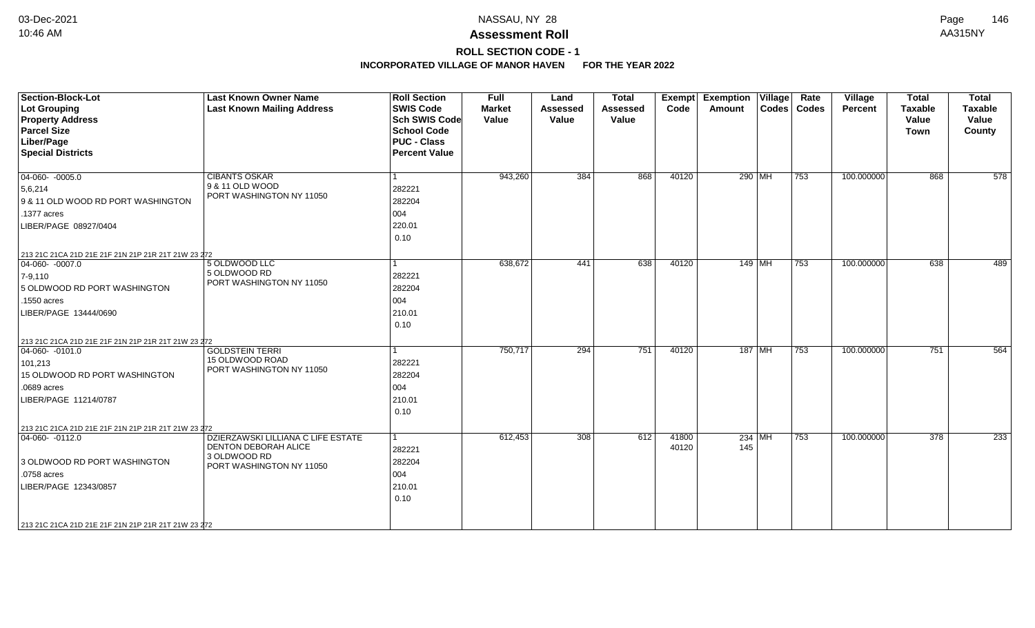# NASSAU, NY 28

## Assessment Roll

### ROLL SECTION CODE - 1

**INCORPORATED VILLAGE OF MANOR HAVEN FOR THE YEAR 2022**

| Section-Block-Lot<br>Lot Grouping<br>Property Address<br>Parcel Size<br>Liber/Page<br>Special Districts | Last Known Owner Name<br>Last Known Mailing Address | Roll Section<br>SWIS Code<br>Sch SWIS Code<br>School Code<br>PUC - Class<br>Percent Value | Full Market Value | Land Assessed Value | Total Assessed Value | Exempt Code | Exemption Amount | Village Codes | Rate Codes | Village Percent | Total Taxable Value Town | Total Taxable Value County |
|---|---|---|---|---|---|---|---|---|---|---|---|---|
| 04-060- -0005.0<br>5,6,214<br>9 & 11 OLD WOOD RD PORT WASHINGTON<br>.1377 acres<br>LIBER/PAGE 08927/0404<br>213 21C 21CA 21D 21E 21F 21N 21P 21R 21T 21W 23 272 | CIBANTS OSKAR<br>9 & 11 OLD WOOD<br>PORT WASHINGTON NY 11050 | 1<br>282221<br>282204<br>004<br>220.01<br>0.10 | 943,260 | 384 | 868 | 40120 | 290 | MH | 753 | 100.000000 | 868 | 578 |
| 04-060- -0007.0<br>7-9,110<br>5 OLDWOOD RD PORT WASHINGTON<br>.1550 acres<br>LIBER/PAGE 13444/0690<br>213 21C 21CA 21D 21E 21F 21N 21P 21R 21T 21W 23 272 | 5 OLDWOOD LLC<br>5 OLDWOOD RD<br>PORT WASHINGTON NY 11050 | 1<br>282221<br>282204<br>004<br>210.01<br>0.10 | 638,672 | 441 | 638 | 40120 | 149 | MH | 753 | 100.000000 | 638 | 489 |
| 04-060- -0101.0<br>101,213<br>15 OLDWOOD RD PORT WASHINGTON<br>.0689 acres<br>LIBER/PAGE 11214/0787<br>213 21C 21CA 21D 21E 21F 21N 21P 21R 21T 21W 23 272 | GOLDSTEIN TERRI<br>15 OLDWOOD ROAD<br>PORT WASHINGTON NY 11050 | 1<br>282221<br>282204<br>004<br>210.01<br>0.10 | 750,717 | 294 | 751 | 40120 | 187 | MH | 753 | 100.000000 | 751 | 564 |
| 04-060- -0112.0<br><br>3 OLDWOOD RD PORT WASHINGTON<br>.0758 acres<br>LIBER/PAGE 12343/0857<br>213 21C 21CA 21D 21E 21F 21N 21P 21R 21T 21W 23 272 | DZIERZAWSKI LILLIANA C LIFE ESTATE<br>DENTON DEBORAH ALICE<br>3 OLDWOOD RD<br>PORT WASHINGTON NY 11050 | 1<br>282221<br>282204<br>004<br>210.01<br>0.10 | 612,453 | 308 | 612 | 41800<br>40120 | 234<br>145 | MH | 753 | 100.000000 | 378 | 233 |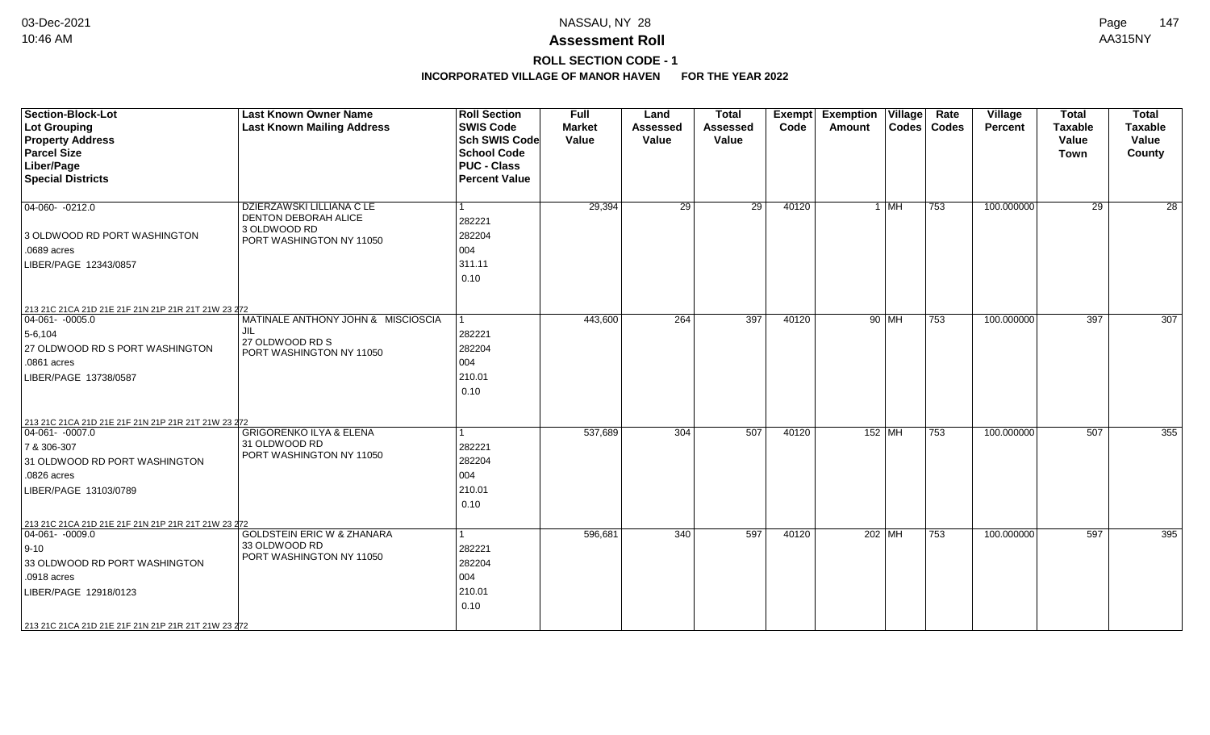# NASSAU, NY 28

## Assessment Roll

### ROLL SECTION CODE - 1

### INCORPORATED VILLAGE OF MANOR HAVEN FOR THE YEAR 2022

| Section-Block-Lot<br>Lot Grouping<br>Property Address<br>Parcel Size<br>Liber/Page<br>Special Districts | Last Known Owner Name<br>Last Known Mailing Address | Roll Section<br>SWIS Code<br>Sch SWIS Code<br>School Code<br>PUC - Class<br>Percent Value | Full Market Value | Land Assessed Value | Total Assessed Value | Exempt Code | Exemption Amount | Village Codes | Rate Codes | Village Percent | Total Taxable Value Town | Total Taxable Value County |
|---|---|---|---|---|---|---|---|---|---|---|---|---|
| 04-060- -0212.0<br>3 OLDWOOD RD PORT WASHINGTON<br>.0689 acres<br>LIBER/PAGE 12343/0857<br>213 21C 21CA 21D 21E 21F 21N 21P 21R 21T 21W 23 272 | DZIERZAWSKI LILLIANA C LE<br>DENTON DEBORAH ALICE<br>3 OLDWOOD RD<br>PORT WASHINGTON NY 11050 | 1<br>282221<br>282204<br>004<br>311.11<br>0.10 | 29,394 | 29 | 29 | 40120 | 1 | MH | 753 | 100.000000 | 29 | 28 |
| 04-061- -0005.0<br>5-6,104<br>27 OLDWOOD RD S PORT WASHINGTON<br>.0861 acres<br>LIBER/PAGE 13738/0587<br>213 21C 21CA 21D 21E 21F 21N 21P 21R 21T 21W 23 272 | MATINALE ANTHONY JOHN & MISCIOSCIA JIL<br>27 OLDWOOD RD S<br>PORT WASHINGTON NY 11050 | 1<br>282221<br>282204<br>004<br>210.01<br>0.10 | 443,600 | 264 | 397 | 40120 | 90 | MH | 753 | 100.000000 | 397 | 307 |
| 04-061- -0007.0<br>7 & 306-307<br>31 OLDWOOD RD PORT WASHINGTON<br>.0826 acres<br>LIBER/PAGE 13103/0789<br>213 21C 21CA 21D 21E 21F 21N 21P 21R 21T 21W 23 272 | GRIGORENKO ILYA & ELENA<br>31 OLDWOOD RD<br>PORT WASHINGTON NY 11050 | 1<br>282221<br>282204<br>004<br>210.01<br>0.10 | 537,689 | 304 | 507 | 40120 | 152 | MH | 753 | 100.000000 | 507 | 355 |
| 04-061- -0009.0<br>9-10<br>33 OLDWOOD RD PORT WASHINGTON<br>.0918 acres<br>LIBER/PAGE 12918/0123<br>213 21C 21CA 21D 21E 21F 21N 21P 21R 21T 21W 23 272 | GOLDSTEIN ERIC W & ZHANARA<br>33 OLDWOOD RD<br>PORT WASHINGTON NY 11050 | 1<br>282221<br>282204<br>004<br>210.01<br>0.10 | 596,681 | 340 | 597 | 40120 | 202 | MH | 753 | 100.000000 | 597 | 395 |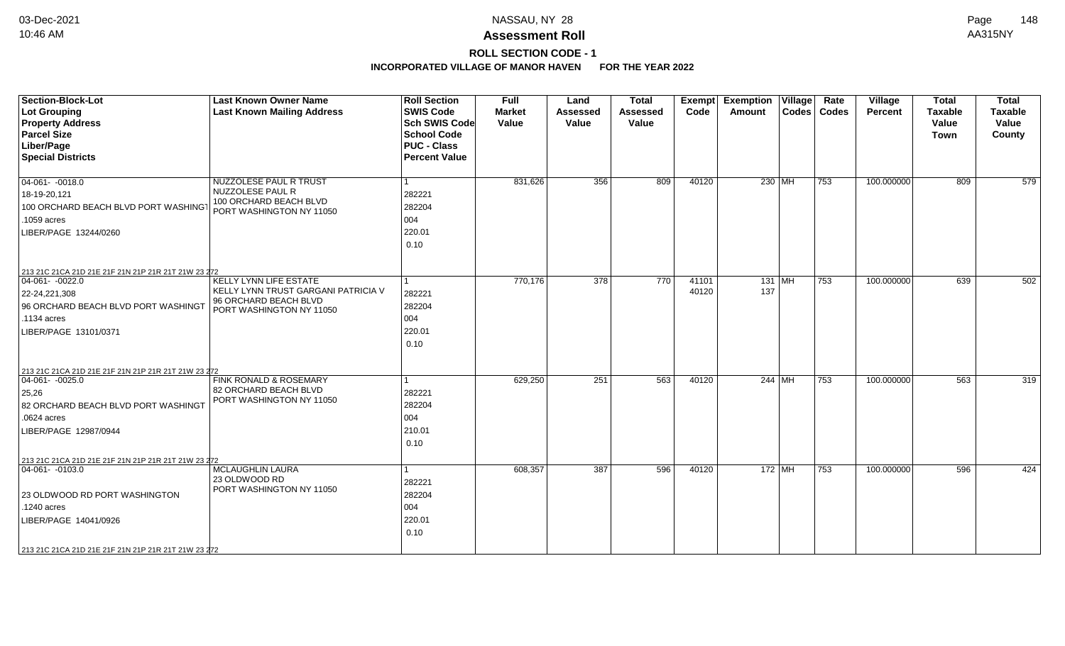# Assessment Roll

## ROLL SECTION CODE - 1

### INCORPORATED VILLAGE OF MANOR HAVEN FOR THE YEAR 2022

NASSAU, NY 28

03-Dec-2021 10:46 AM

AA315NY

| Section-Block-Lot<br>Lot Grouping<br>Property Address<br>Parcel Size<br>Liber/Page<br>Special Districts | Last Known Owner Name<br>Last Known Mailing Address | Roll Section<br>SWIS Code<br>Sch SWIS Code<br>School Code<br>PUC - Class<br>Percent Value | Full Market Value | Land Assessed Value | Total Assessed Value | Exempt Code | Exemption Amount | Village Codes | Rate Codes | Village Percent | Total Taxable Value Town | Total Taxable Value County |
|---|---|---|---|---|---|---|---|---|---|---|---|---|
| 04-061- -0018.0<br>18-19-20,121<br>100 ORCHARD BEACH BLVD PORT WASHINGT<br>.1059 acres<br>LIBER/PAGE 13244/0260<br>213 21C 21CA 21D 21E 21F 21N 21P 21R 21T 21W 23 272 | NUZZOLESE PAUL R TRUST<br>NUZZOLESE PAUL R<br>100 ORCHARD BEACH BLVD<br>PORT WASHINGTON NY 11050 | 1<br>282221<br>282204<br>004<br>220.01<br>0.10 | 831,626 | 356 | 809 | 40120 | 230 | MH | 753 | 100.000000 | 809 | 579 |
| 04-061- -0022.0<br>22-24,221,308<br>96 ORCHARD BEACH BLVD PORT WASHINGT<br>.1134 acres<br>LIBER/PAGE 13101/0371<br>213 21C 21CA 21D 21E 21F 21N 21P 21R 21T 21W 23 272 | KELLY LYNN LIFE ESTATE<br>KELLY LYNN TRUST GARGANI PATRICIA V<br>96 ORCHARD BEACH BLVD<br>PORT WASHINGTON NY 11050 | 1<br>282221<br>282204<br>004<br>220.01<br>0.10 | 770,176 | 378 | 770 | 41101<br>40120 | 131<br>137 | MH | 753 | 100.000000 | 639 | 502 |
| 04-061- -0025.0<br>25,26<br>82 ORCHARD BEACH BLVD PORT WASHINGT<br>.0624 acres<br>LIBER/PAGE 12987/0944<br>213 21C 21CA 21D 21E 21F 21N 21P 21R 21T 21W 23 272 | FINK RONALD & ROSEMARY<br>82 ORCHARD BEACH BLVD<br>PORT WASHINGTON NY 11050 | 1<br>282221<br>282204<br>004<br>210.01<br>0.10 | 629,250 | 251 | 563 | 40120 | 244 | MH | 753 | 100.000000 | 563 | 319 |
| 04-061- -0103.0<br><br>23 OLDWOOD RD PORT WASHINGTON<br>.1240 acres<br>LIBER/PAGE 14041/0926<br>213 21C 21CA 21D 21E 21F 21N 21P 21R 21T 21W 23 272 | MCLAUGHLIN LAURA<br>23 OLDWOOD RD<br>PORT WASHINGTON NY 11050 | 1<br>282221<br>282204<br>004<br>220.01<br>0.10 | 608,357 | 387 | 596 | 40120 | 172 | MH | 753 | 100.000000 | 596 | 424 |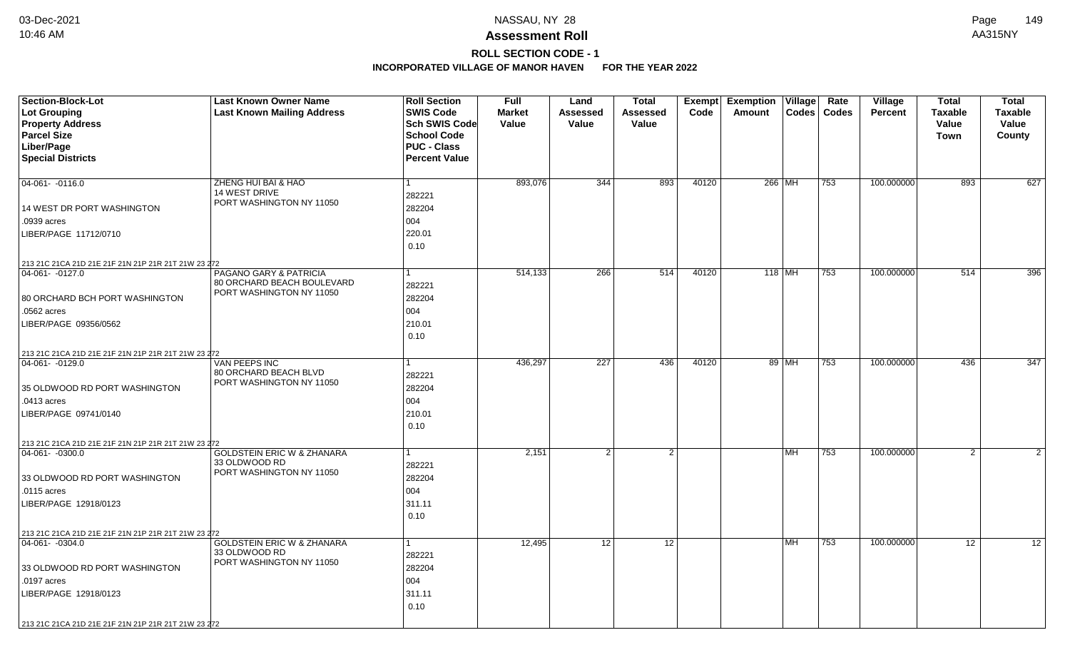# Assessment Roll

## ROLL SECTION CODE - 1

### INCORPORATED VILLAGE OF MANOR HAVEN FOR THE YEAR 2022

| Section-Block-Lot<br>Lot Grouping<br>Property Address<br>Parcel Size<br>Liber/Page<br>Special Districts | Last Known Owner Name<br>Last Known Mailing Address | Roll Section<br>SWIS Code<br>Sch SWIS Code<br>School Code<br>PUC - Class<br>Percent Value | Full Market Value | Land Assessed Value | Total Assessed Value | Exempt Code | Exemption Amount | Village Codes | Rate Codes | Village Percent | Total Taxable Value Town | Total Taxable Value County |
|---|---|---|---|---|---|---|---|---|---|---|---|---|
| 04-061- -0116.0<br>14 WEST DR PORT WASHINGTON<br>.0939 acres<br>LIBER/PAGE 11712/0710<br>213 21C 21CA 21D 21E 21F 21N 21P 21R 21T 21W 23 272 | ZHENG HUI BAI & HAO<br>14 WEST DRIVE<br>PORT WASHINGTON NY 11050 | 1<br>282221<br>282204<br>004<br>220.01<br>0.10 | 893,076 | 344 | 893 | 40120 | 266 | MH | 753 | 100.000000 | 893 | 627 |
| 04-061- -0127.0<br>80 ORCHARD BCH PORT WASHINGTON<br>.0562 acres<br>LIBER/PAGE 09356/0562<br>213 21C 21CA 21D 21E 21F 21N 21P 21R 21T 21W 23 272 | PAGANO GARY & PATRICIA<br>80 ORCHARD BEACH BOULEVARD<br>PORT WASHINGTON NY 11050 | 1<br>282221<br>282204<br>004<br>210.01<br>0.10 | 514,133 | 266 | 514 | 40120 | 118 | MH | 753 | 100.000000 | 514 | 396 |
| 04-061- -0129.0<br>35 OLDWOOD RD PORT WASHINGTON<br>.0413 acres<br>LIBER/PAGE 09741/0140<br>213 21C 21CA 21D 21E 21F 21N 21P 21R 21T 21W 23 272 | VAN PEEPS INC<br>80 ORCHARD BEACH BLVD<br>PORT WASHINGTON NY 11050 | 1<br>282221<br>282204<br>004<br>210.01<br>0.10 | 436,297 | 227 | 436 | 40120 | 89 | MH | 753 | 100.000000 | 436 | 347 |
| 04-061- -0300.0<br>33 OLDWOOD RD PORT WASHINGTON<br>.0115 acres<br>LIBER/PAGE 12918/0123<br>213 21C 21CA 21D 21E 21F 21N 21P 21R 21T 21W 23 272 | GOLDSTEIN ERIC W & ZHANARA<br>33 OLDWOOD RD<br>PORT WASHINGTON NY 11050 | 1<br>282221<br>282204<br>004<br>311.11<br>0.10 | 2,151 | 2 | 2 | | | MH | 753 | 100.000000 | 2 | 2 |
| 04-061- -0304.0<br>33 OLDWOOD RD PORT WASHINGTON<br>.0197 acres<br>LIBER/PAGE 12918/0123<br>213 21C 21CA 21D 21E 21F 21N 21P 21R 21T 21W 23 272 | GOLDSTEIN ERIC W & ZHANARA<br>33 OLDWOOD RD<br>PORT WASHINGTON NY 11050 | 1<br>282221<br>282204<br>004<br>311.11<br>0.10 | 12,495 | 12 | 12 | | | MH | 753 | 100.000000 | 12 | 12 |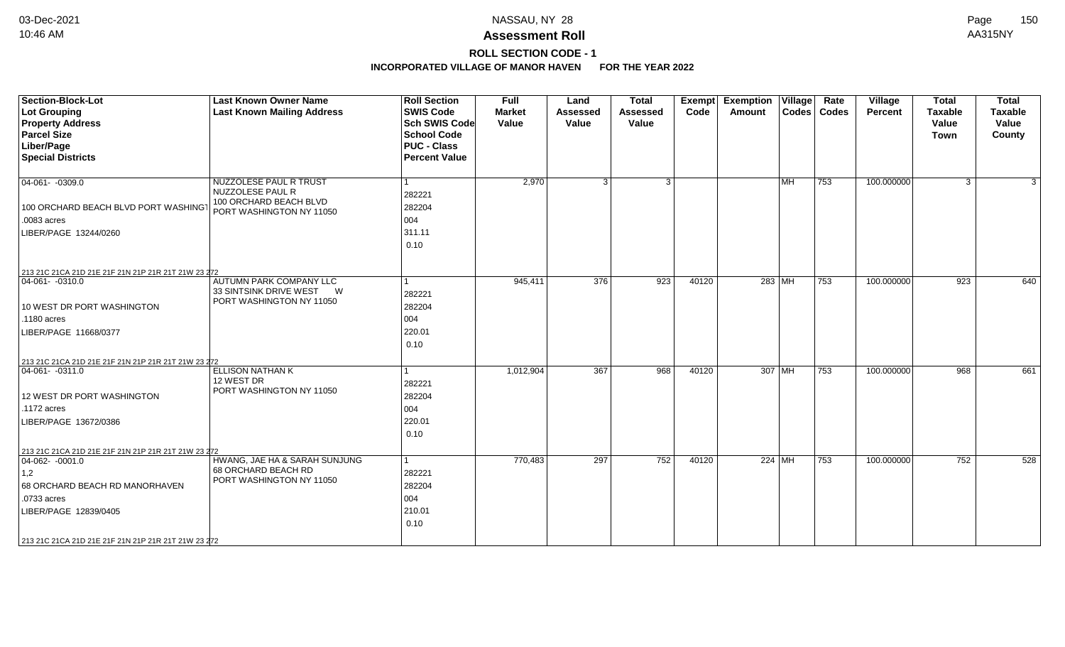# Assessment Roll

## ROLL SECTION CODE - 1

### INCORPORATED VILLAGE OF MANOR HAVEN FOR THE YEAR 2022

| Section-Block-Lot<br>Lot Grouping<br>Property Address<br>Parcel Size<br>Liber/Page<br>Special Districts | Last Known Owner Name<br>Last Known Mailing Address | Roll Section<br>SWIS Code<br>Sch SWIS Code<br>School Code<br>PUC - Class<br>Percent Value | Full Market Value | Land Assessed Value | Total Assessed Value | Exempt Code | Exemption Amount | Village Codes | Rate Codes | Village Percent | Total Taxable Value Town | Total Taxable Value County |
|---|---|---|---|---|---|---|---|---|---|---|---|---|
| 04-061- -0309.0<br>100 ORCHARD BEACH BLVD PORT WASHINGT<br>.0083 acres<br>LIBER/PAGE 13244/0260<br>213 21C 21CA 21D 21E 21F 21N 21P 21R 21T 21W 23 272 | NUZZOLESE PAUL R TRUST<br>NUZZOLESE PAUL R<br>100 ORCHARD BEACH BLVD<br>PORT WASHINGTON NY 11050 | 1<br>282221<br>282204<br>004<br>311.11<br>0.10 | 2,970 | 3 | 3 | | | MH | 753 | 100.000000 | 3 | 3 |
| 04-061- -0310.0<br>10 WEST DR PORT WASHINGTON<br>.1180 acres<br>LIBER/PAGE 11668/0377<br>213 21C 21CA 21D 21E 21F 21N 21P 21R 21T 21W 23 272 | AUTUMN PARK COMPANY LLC<br>33 SINTSINK DRIVE WEST W<br>PORT WASHINGTON NY 11050 | 1<br>282221<br>282204<br>004<br>220.01<br>0.10 | 945,411 | 376 | 923 | 40120 | 283 | MH | 753 | 100.000000 | 923 | 640 |
| 04-061- -0311.0<br>12 WEST DR PORT WASHINGTON<br>.1172 acres<br>LIBER/PAGE 13672/0386<br>213 21C 21CA 21D 21E 21F 21N 21P 21R 21T 21W 23 272 | ELLISON NATHAN K<br>12 WEST DR<br>PORT WASHINGTON NY 11050 | 1<br>282221<br>282204<br>004<br>220.01<br>0.10 | 1,012,904 | 367 | 968 | 40120 | 307 | MH | 753 | 100.000000 | 968 | 661 |
| 04-062- -0001.0<br>1,2<br>68 ORCHARD BEACH RD MANORHAVEN<br>.0733 acres<br>LIBER/PAGE 12839/0405<br>213 21C 21CA 21D 21E 21F 21N 21P 21R 21T 21W 23 272 | HWANG, JAE HA & SARAH SUNJUNG<br>68 ORCHARD BEACH RD<br>PORT WASHINGTON NY 11050 | 1<br>282221<br>282204<br>004<br>210.01<br>0.10 | 770,483 | 297 | 752 | 40120 | 224 | MH | 753 | 100.000000 | 752 | 528 |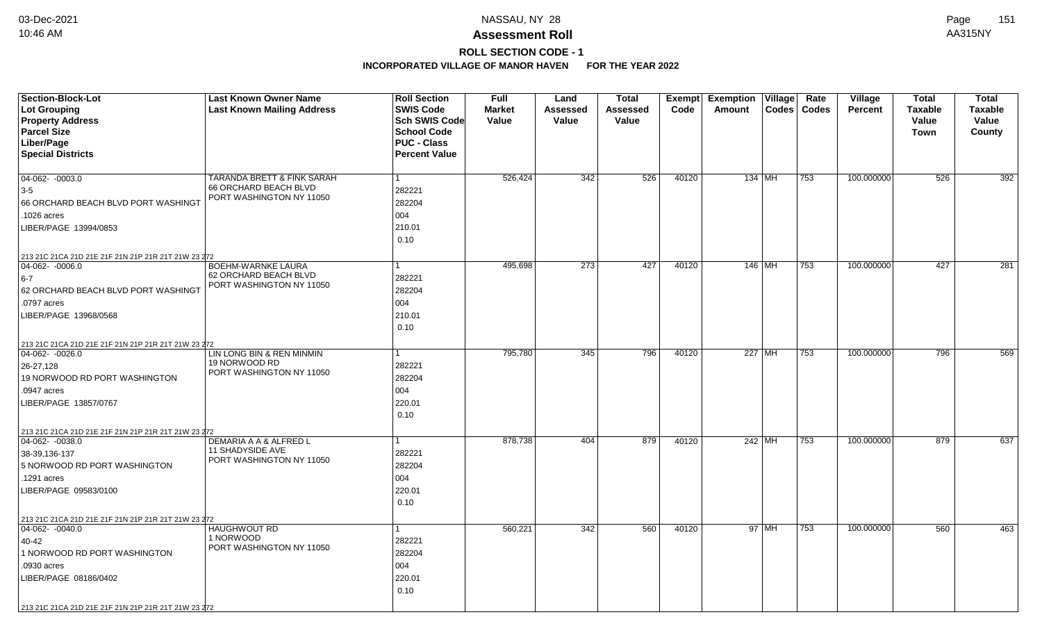# Assessment Roll

## ROLL SECTION CODE - 1

### INCORPORATED VILLAGE OF MANOR HAVEN FOR THE YEAR 2022

NASSAU, NY 28

| Section-Block-Lot / Lot Grouping / Property Address / Parcel Size / Liber/Page / Special Districts | Last Known Owner Name / Last Known Mailing Address | Roll Section / SWIS Code / Sch SWIS Code / School Code / PUC - Class / Percent Value | Full Market Value | Land Assessed Value | Total Assessed Value | Exempt Code | Exemption Amount | Village Codes | Rate Codes | Village Percent | Total Taxable Value Town | Total Taxable Value County |
|---|---|---|---|---|---|---|---|---|---|---|---|---|
| 04-062- -0003.0<br>3-5<br>66 ORCHARD BEACH BLVD PORT WASHINGT<br>.1026 acres<br>LIBER/PAGE 13994/0853<br>213 21C 21CA 21D 21E 21F 21N 21P 21R 21T 21W 23 272 | TARANDA BRETT & FINK SARAH<br>66 ORCHARD BEACH BLVD<br>PORT WASHINGTON NY 11050 | 1<br>282221<br>282204<br>004<br>210.01<br>0.10 | 526,424 | 342 | 526 | 40120 | 134 | MH | 753 | 100.000000 | 526 | 392 |
| 04-062- -0006.0<br>6-7<br>62 ORCHARD BEACH BLVD PORT WASHINGT<br>.0797 acres<br>LIBER/PAGE 13968/0568<br>213 21C 21CA 21D 21E 21F 21N 21P 21R 21T 21W 23 272 | BOEHM-WARNKE LAURA<br>62 ORCHARD BEACH BLVD<br>PORT WASHINGTON NY 11050 | 1<br>282221<br>282204<br>004<br>210.01<br>0.10 | 495,698 | 273 | 427 | 40120 | 146 | MH | 753 | 100.000000 | 427 | 281 |
| 04-062- -0026.0<br>26-27,128<br>19 NORWOOD RD PORT WASHINGTON<br>.0947 acres<br>LIBER/PAGE 13857/0767<br>213 21C 21CA 21D 21E 21F 21N 21P 21R 21T 21W 23 272 | LIN LONG BIN & REN MINMIN<br>19 NORWOOD RD<br>PORT WASHINGTON NY 11050 | 1<br>282221<br>282204<br>004<br>220.01<br>0.10 | 795,780 | 345 | 796 | 40120 | 227 | MH | 753 | 100.000000 | 796 | 569 |
| 04-062- -0038.0<br>38-39,136-137<br>5 NORWOOD RD PORT WASHINGTON<br>.1291 acres<br>LIBER/PAGE 09583/0100<br>213 21C 21CA 21D 21E 21F 21N 21P 21R 21T 21W 23 272 | DEMARIA A A & ALFRED L<br>11 SHADYSIDE AVE<br>PORT WASHINGTON NY 11050 | 1<br>282221<br>282204<br>004<br>220.01<br>0.10 | 878,738 | 404 | 879 | 40120 | 242 | MH | 753 | 100.000000 | 879 | 637 |
| 04-062- -0040.0<br>40-42<br>1 NORWOOD RD PORT WASHINGTON<br>.0930 acres<br>LIBER/PAGE 08186/0402<br>213 21C 21CA 21D 21E 21F 21N 21P 21R 21T 21W 23 272 | HAUGHWOUT RD<br>1 NORWOOD<br>PORT WASHINGTON NY 11050 | 1<br>282221<br>282204<br>004<br>220.01<br>0.10 | 560,221 | 342 | 560 | 40120 | 97 | MH | 753 | 100.000000 | 560 | 463 |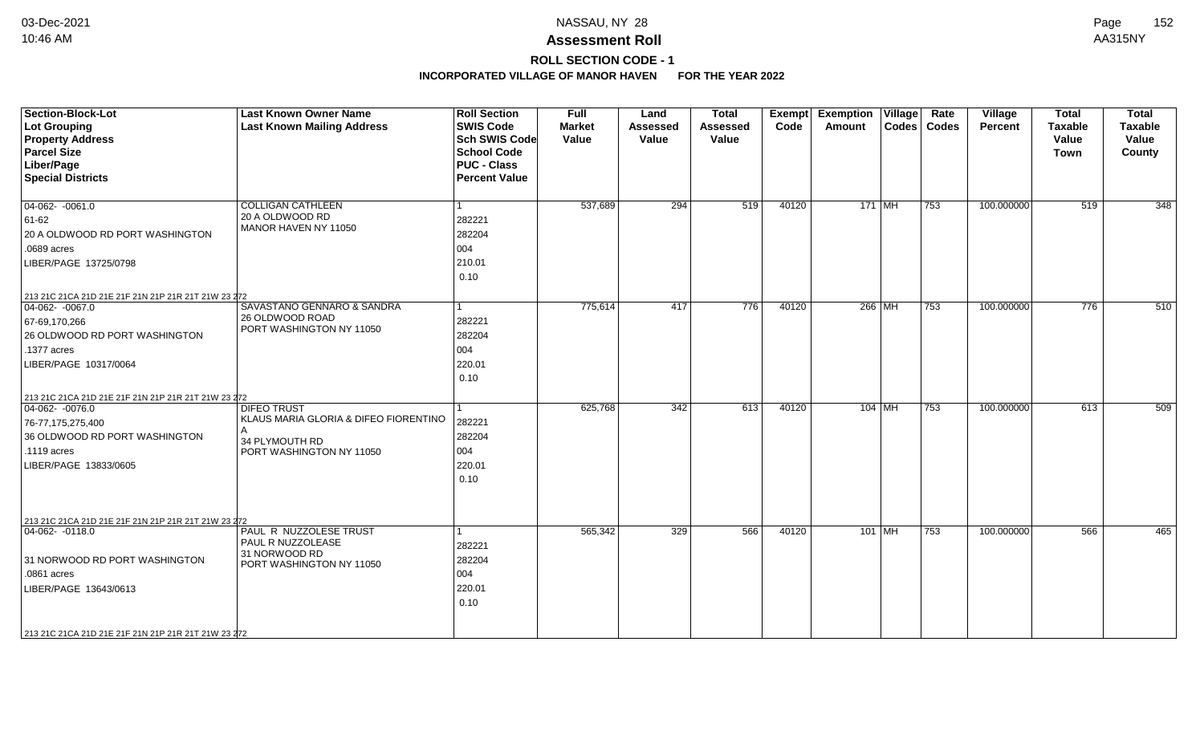# Assessment Roll

## ROLL SECTION CODE - 1

### INCORPORATED VILLAGE OF MANOR HAVEN FOR THE YEAR 2022

| Section-Block-Lot / Lot Grouping / Property Address / Parcel Size / Liber/Page / Special Districts | Last Known Owner Name / Last Known Mailing Address | Roll Section / SWIS Code / Sch SWIS Code / School Code / PUC - Class / Percent Value | Full Market Value | Land Assessed Value | Total Assessed Value | Exempt Code | Exemption Amount | Village Codes | Rate Codes | Village Percent | Total Taxable Value Town | Total Taxable Value County |
|---|---|---|---|---|---|---|---|---|---|---|---|---|
| 04-062- -0061.0<br>61-62<br>20 A OLDWOOD RD PORT WASHINGTON<br>.0689 acres<br>LIBER/PAGE 13725/0798<br>213 21C 21CA 21D 21E 21F 21N 21P 21R 21T 21W 23 272 | COLLIGAN CATHLEEN<br>20 A OLDWOOD RD<br>MANOR HAVEN NY 11050 | 1<br>282221<br>282204<br>004<br>210.01<br>0.10 | 537,689 | 294 | 519 | 40120 | 171 | MH | 753 | 100.000000 | 519 | 348 |
| 04-062- -0067.0<br>67-69,170,266<br>26 OLDWOOD RD PORT WASHINGTON<br>.1377 acres<br>LIBER/PAGE 10317/0064<br>213 21C 21CA 21D 21E 21F 21N 21P 21R 21T 21W 23 272 | SAVASTANO GENNARO & SANDRA<br>26 OLDWOOD ROAD<br>PORT WASHINGTON NY 11050 | 1<br>282221<br>282204<br>004<br>220.01<br>0.10 | 775,614 | 417 | 776 | 40120 | 266 | MH | 753 | 100.000000 | 776 | 510 |
| 04-062- -0076.0<br>76-77,175,275,400<br>36 OLDWOOD RD PORT WASHINGTON<br>.1119 acres<br>LIBER/PAGE 13833/0605<br>213 21C 21CA 21D 21E 21F 21N 21P 21R 21T 21W 23 272 | DIFEO TRUST<br>KLAUS MARIA GLORIA & DIFEO FIORENTINO A<br>34 PLYMOUTH RD<br>PORT WASHINGTON NY 11050 | 1<br>282221<br>282204<br>004<br>220.01<br>0.10 | 625,768 | 342 | 613 | 40120 | 104 | MH | 753 | 100.000000 | 613 | 509 |
| 04-062- -0118.0<br>31 NORWOOD RD PORT WASHINGTON<br>.0861 acres<br>LIBER/PAGE 13643/0613<br>213 21C 21CA 21D 21E 21F 21N 21P 21R 21T 21W 23 272 | PAUL R NUZZOLESE TRUST<br>PAUL R NUZZOLEASE<br>31 NORWOOD RD<br>PORT WASHINGTON NY 11050 | 1<br>282221<br>282204<br>004<br>220.01<br>0.10 | 565,342 | 329 | 566 | 40120 | 101 | MH | 753 | 100.000000 | 566 | 465 |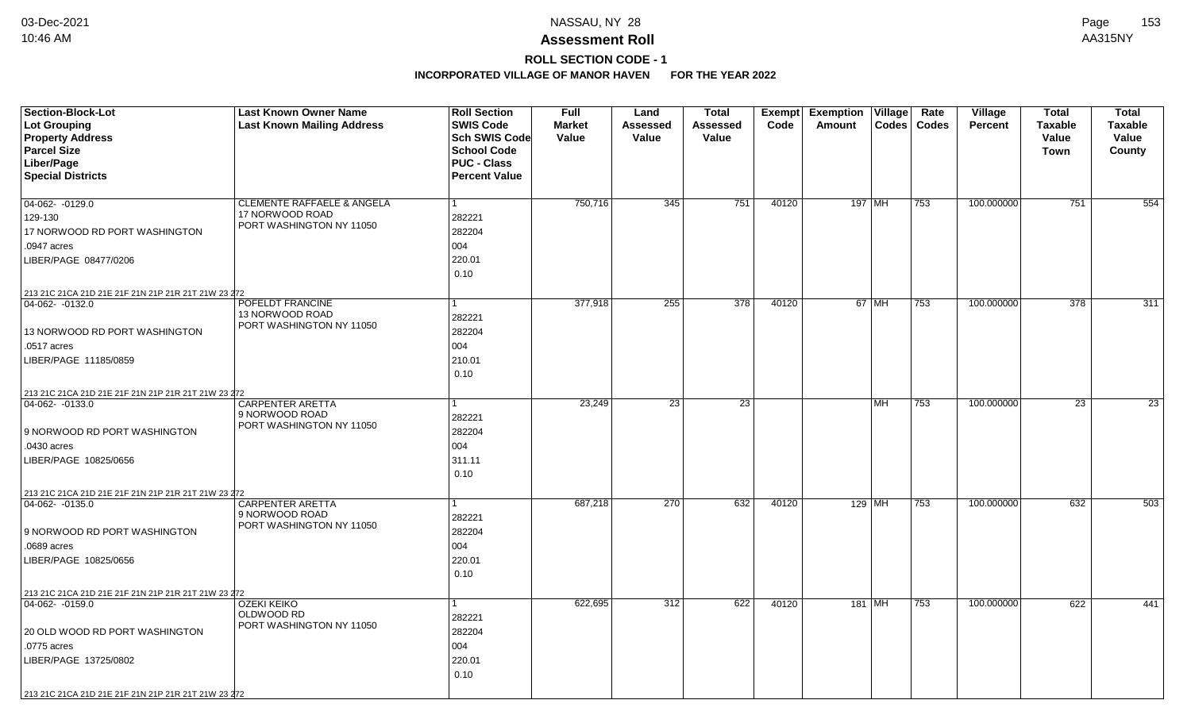# NASSAU, NY 28

## Assessment Roll

### ROLL SECTION CODE - 1

**INCORPORATED VILLAGE OF MANOR HAVEN FOR THE YEAR 2022**

| Section-Block-Lot<br>Lot Grouping<br>Property Address<br>Parcel Size<br>Liber/Page<br>Special Districts | Last Known Owner Name<br>Last Known Mailing Address | Roll Section<br>SWIS Code<br>Sch SWIS Code<br>School Code<br>PUC - Class<br>Percent Value | Full Market Value | Land Assessed Value | Total Assessed Value | Exempt Code | Exemption Amount | Village Codes | Rate Codes | Village Percent | Total Taxable Value Town | Total Taxable Value County |
|---|---|---|---|---|---|---|---|---|---|---|---|---|
| 04-062- -0129.0<br>129-130<br>17 NORWOOD RD PORT WASHINGTON<br>.0947 acres<br>LIBER/PAGE 08477/0206<br>213 21C 21CA 21D 21E 21F 21N 21P 21R 21T 21W 23 272 | CLEMENTE RAFFAELE & ANGELA<br>17 NORWOOD ROAD<br>PORT WASHINGTON NY 11050 | 1<br>282221<br>282204<br>004<br>220.01<br>0.10 | 750,716 | 345 | 751 | 40120 | 197 | MH | 753 | 100.000000 | 751 | 554 |
| 04-062- -0132.0<br>13 NORWOOD RD PORT WASHINGTON<br>.0517 acres<br>LIBER/PAGE 11185/0859<br>213 21C 21CA 21D 21E 21F 21N 21P 21R 21T 21W 23 272 | POFELDT FRANCINE<br>13 NORWOOD ROAD<br>PORT WASHINGTON NY 11050 | 1<br>282221<br>282204<br>004<br>210.01<br>0.10 | 377,918 | 255 | 378 | 40120 | 67 | MH | 753 | 100.000000 | 378 | 311 |
| 04-062- -0133.0<br>9 NORWOOD RD PORT WASHINGTON<br>.0430 acres<br>LIBER/PAGE 10825/0656<br>213 21C 21CA 21D 21E 21F 21N 21P 21R 21T 21W 23 272 | CARPENTER ARETTA<br>9 NORWOOD ROAD<br>PORT WASHINGTON NY 11050 | 1<br>282221<br>282204<br>004<br>311.11<br>0.10 | 23,249 | 23 | 23 | | | MH | 753 | 100.000000 | 23 | 23 |
| 04-062- -0135.0<br>9 NORWOOD RD PORT WASHINGTON<br>.0689 acres<br>LIBER/PAGE 10825/0656<br>213 21C 21CA 21D 21E 21F 21N 21P 21R 21T 21W 23 272 | CARPENTER ARETTA<br>9 NORWOOD ROAD<br>PORT WASHINGTON NY 11050 | 1<br>282221<br>282204<br>004<br>220.01<br>0.10 | 687,218 | 270 | 632 | 40120 | 129 | MH | 753 | 100.000000 | 632 | 503 |
| 04-062- -0159.0<br>20 OLD WOOD RD PORT WASHINGTON<br>.0775 acres<br>LIBER/PAGE 13725/0802<br>213 21C 21CA 21D 21E 21F 21N 21P 21R 21T 21W 23 272 | OZEKI KEIKO<br>OLDWOOD RD<br>PORT WASHINGTON NY 11050 | 1<br>282221<br>282204<br>004<br>220.01<br>0.10 | 622,695 | 312 | 622 | 40120 | 181 | MH | 753 | 100.000000 | 622 | 441 |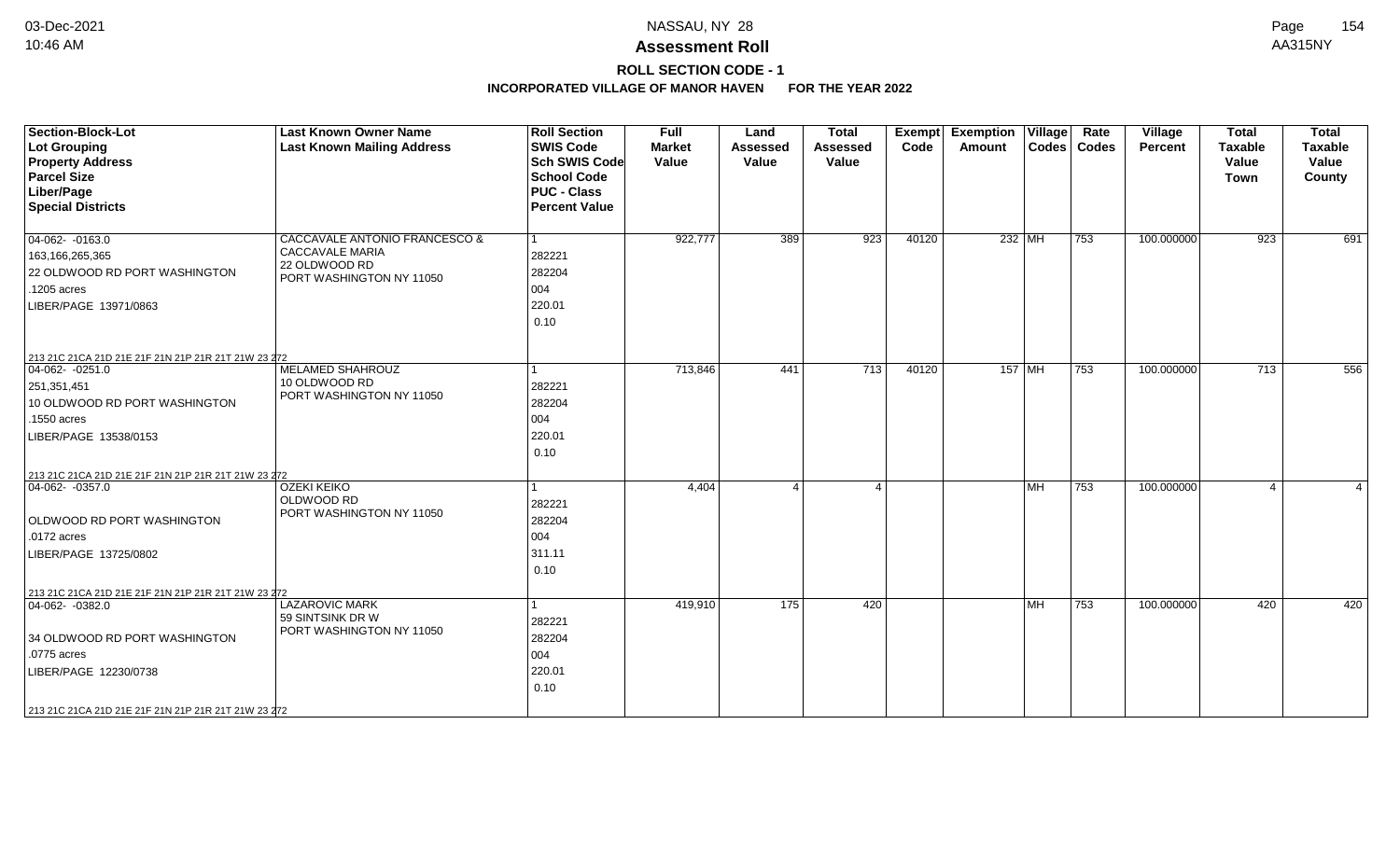## Assessment Roll

### ROLL SECTION CODE - 1

#### INCORPORATED VILLAGE OF MANOR HAVEN FOR THE YEAR 2022

| Section-Block-Lot<br>Lot Grouping<br>Property Address<br>Parcel Size<br>Liber/Page<br>Special Districts | Last Known Owner Name<br>Last Known Mailing Address | Roll Section<br>SWIS Code<br>Sch SWIS Code<br>School Code<br>PUC - Class<br>Percent Value | Full Market Value | Land Assessed Value | Total Assessed Value | Exempt Code | Exemption Amount | Village Codes | Rate Codes | Village Percent | Total Taxable Value Town | Total Taxable Value County |
|---|---|---|---|---|---|---|---|---|---|---|---|---|
| 04-062- -0163.0<br>163,166,265,365<br>22 OLDWOOD RD PORT WASHINGTON<br>.1205 acres<br>LIBER/PAGE 13971/0863<br>213 21C 21CA 21D 21E 21F 21N 21P 21R 21T 21W 23 272 | CACCAVALE ANTONIO FRANCESCO &<br>CACCAVALE MARIA<br>22 OLDWOOD RD<br>PORT WASHINGTON NY 11050 | 1<br>282221<br>282204<br>004<br>220.01<br>0.10 | 922,777 | 389 | 923 | 40120 | 232 | MH | 753 | 100.000000 | 923 | 691 |
| 04-062- -0251.0<br>251,351,451<br>10 OLDWOOD RD PORT WASHINGTON<br>.1550 acres<br>LIBER/PAGE 13538/0153<br>213 21C 21CA 21D 21E 21F 21N 21P 21R 21T 21W 23 272 | MELAMED SHAHROUZ<br>10 OLDWOOD RD<br>PORT WASHINGTON NY 11050 | 1<br>282221<br>282204<br>004<br>220.01<br>0.10 | 713,846 | 441 | 713 | 40120 | 157 | MH | 753 | 100.000000 | 713 | 556 |
| 04-062- -0357.0<br><br>OLDWOOD RD PORT WASHINGTON<br>.0172 acres<br>LIBER/PAGE 13725/0802<br>213 21C 21CA 21D 21E 21F 21N 21P 21R 21T 21W 23 272 | OZEKI KEIKO<br>OLDWOOD RD<br>PORT WASHINGTON NY 11050 | 1<br>282221<br>282204<br>004<br>311.11<br>0.10 | 4,404 | 4 | 4 | | | MH | 753 | 100.000000 | 4 | 4 |
| 04-062- -0382.0<br><br>34 OLDWOOD RD PORT WASHINGTON<br>.0775 acres<br>LIBER/PAGE 12230/0738<br>213 21C 21CA 21D 21E 21F 21N 21P 21R 21T 21W 23 272 | LAZAROVIC MARK<br>59 SINTSINK DR W<br>PORT WASHINGTON NY 11050 | 1<br>282221<br>282204<br>004<br>220.01<br>0.10 | 419,910 | 175 | 420 | | | MH | 753 | 100.000000 | 420 | 420 |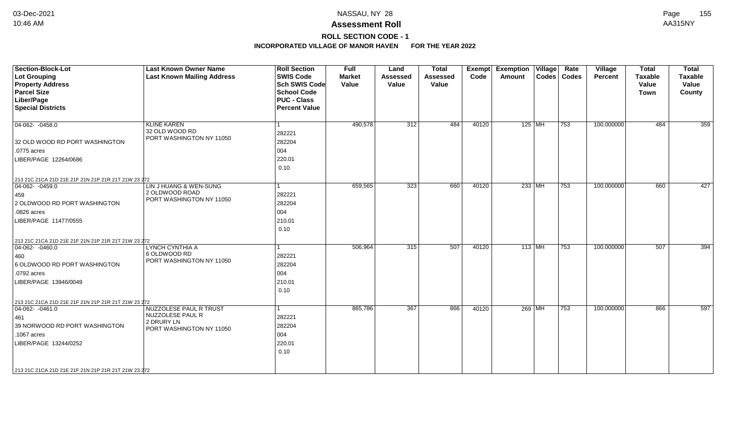NASSAU, NY 28

**Assessment Roll**

**ROLL SECTION CODE - 1**

**INCORPORATED VILLAGE OF MANOR HAVEN FOR THE YEAR 2022**

| Section-Block-Lot<br>Lot Grouping<br>Property Address<br>Parcel Size<br>Liber/Page<br>Special Districts | Last Known Owner Name<br>Last Known Mailing Address | Roll Section<br>SWIS Code<br>Sch SWIS Code<br>School Code<br>PUC - Class<br>Percent Value | Full Market Value | Land Assessed Value | Total Assessed Value | Exempt Code | Exemption Amount | Village Codes | Rate Codes | Village Percent | Total Taxable Value Town | Total Taxable Value County |
|---|---|---|---|---|---|---|---|---|---|---|---|---|
| 04-062- -0458.0<br>32 OLD WOOD RD PORT WASHINGTON<br>.0775 acres<br>LIBER/PAGE 12264/0686<br>213 21C 21CA 21D 21E 21F 21N 21P 21R 21T 21W 23 272 | KLINE KAREN<br>32 OLD WOOD RD<br>PORT WASHINGTON NY 11050 | 1<br>282221<br>282204<br>004<br>220.01<br>0.10 | 490,578 | 312 | 484 | 40120 | 125 | MH | 753 | 100.000000 | 484 | 359 |
| 04-062- -0459.0<br>459<br>2 OLDWOOD RD PORT WASHINGTON<br>.0826 acres<br>LIBER/PAGE 11477/0555<br>213 21C 21CA 21D 21E 21F 21N 21P 21R 21T 21W 23 272 | LIN J HUANG & WEN-SUNG<br>2 OLDWOOD ROAD<br>PORT WASHINGTON NY 11050 | 1<br>282221<br>282204<br>004<br>210.01<br>0.10 | 659,565 | 323 | 660 | 40120 | 233 | MH | 753 | 100.000000 | 660 | 427 |
| 04-062- -0460.0<br>460<br>6 OLDWOOD RD PORT WASHINGTON<br>.0792 acres<br>LIBER/PAGE 13946/0049<br>213 21C 21CA 21D 21E 21F 21N 21P 21R 21T 21W 23 272 | LYNCH CYNTHIA A<br>6 OLDWOOD RD<br>PORT WASHINGTON NY 11050 | 1<br>282221<br>282204<br>004<br>210.01<br>0.10 | 506,964 | 315 | 507 | 40120 | 113 | MH | 753 | 100.000000 | 507 | 394 |
| 04-062- -0461.0<br>461<br>39 NORWOOD RD PORT WASHINGTON<br>.1067 acres<br>LIBER/PAGE 13244/0252<br>213 21C 21CA 21D 21E 21F 21N 21P 21R 21T 21W 23 272 | NUZZOLESE PAUL R TRUST<br>NUZZOLESE PAUL R<br>2 DRURY LN<br>PORT WASHINGTON NY 11050 | 1<br>282221<br>282204<br>004<br>220.01<br>0.10 | 865,786 | 367 | 866 | 40120 | 269 | MH | 753 | 100.000000 | 866 | 597 |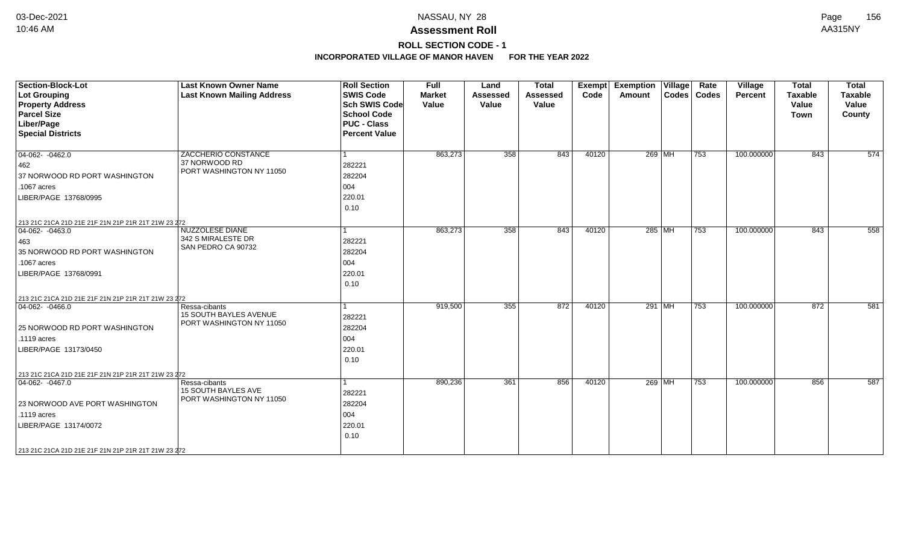# NASSAU, NY 28

## Assessment Roll

### ROLL SECTION CODE - 1

**INCORPORATED VILLAGE OF MANOR HAVEN FOR THE YEAR 2022**

| Section-Block-Lot<br>Lot Grouping<br>Property Address<br>Parcel Size<br>Liber/Page<br>Special Districts | Last Known Owner Name<br>Last Known Mailing Address | Roll Section<br>SWIS Code<br>Sch SWIS Code<br>School Code<br>PUC - Class<br>Percent Value | Full Market Value | Land Assessed Value | Total Assessed Value | Exempt Code | Exemption Amount | Village Codes | Rate Codes | Village Percent | Total Taxable Value Town | Total Taxable Value County |
|---|---|---|---|---|---|---|---|---|---|---|---|---|
| 04-062- -0462.0<br>462<br>37 NORWOOD RD PORT WASHINGTON<br>.1067 acres<br>LIBER/PAGE 13768/0995<br>213 21C 21CA 21D 21E 21F 21N 21P 21R 21T 21W 23 272 | ZACCHERIO CONSTANCE<br>37 NORWOOD RD<br>PORT WASHINGTON NY 11050 | 1<br>282221<br>282204<br>004<br>220.01<br>0.10 | 863,273 | 358 | 843 | 40120 | 269 | MH | 753 | 100.000000 | 843 | 574 |
| 04-062- -0463.0<br>463<br>35 NORWOOD RD PORT WASHINGTON<br>.1067 acres<br>LIBER/PAGE 13768/0991<br>213 21C 21CA 21D 21E 21F 21N 21P 21R 21T 21W 23 272 | NUZZOLESE DIANE<br>342 S MIRALESTE DR<br>SAN PEDRO CA 90732 | 1<br>282221<br>282204<br>004<br>220.01<br>0.10 | 863,273 | 358 | 843 | 40120 | 285 | MH | 753 | 100.000000 | 843 | 558 |
| 04-062- -0466.0<br>25 NORWOOD RD PORT WASHINGTON<br>.1119 acres<br>LIBER/PAGE 13173/0450<br>213 21C 21CA 21D 21E 21F 21N 21P 21R 21T 21W 23 272 | Ressa-cibants<br>15 SOUTH BAYLES AVENUE<br>PORT WASHINGTON NY 11050 | 1<br>282221<br>282204<br>004<br>220.01<br>0.10 | 919,500 | 355 | 872 | 40120 | 291 | MH | 753 | 100.000000 | 872 | 581 |
| 04-062- -0467.0<br>23 NORWOOD AVE PORT WASHINGTON<br>.1119 acres<br>LIBER/PAGE 13174/0072<br>213 21C 21CA 21D 21E 21F 21N 21P 21R 21T 21W 23 272 | Ressa-cibants<br>15 SOUTH BAYLES AVE<br>PORT WASHINGTON NY 11050 | 1<br>282221<br>282204<br>004<br>220.01<br>0.10 | 890,236 | 361 | 856 | 40120 | 269 | MH | 753 | 100.000000 | 856 | 587 |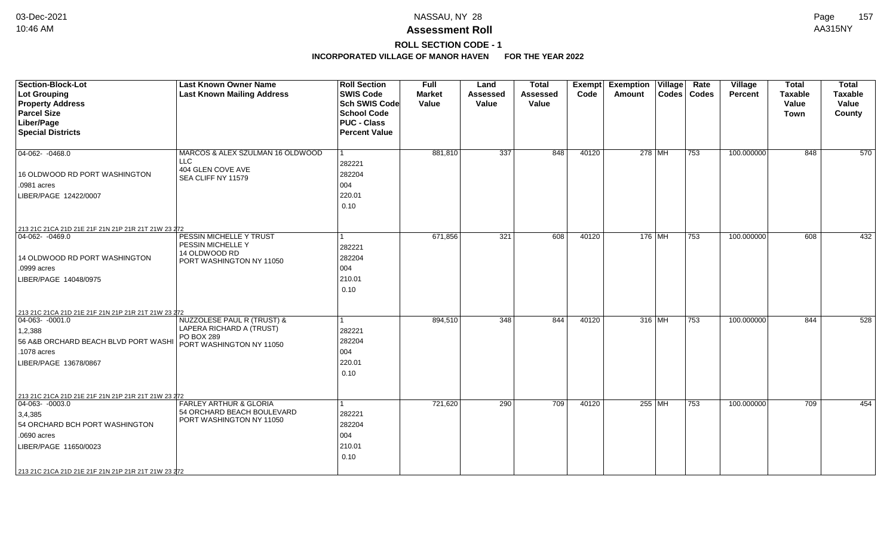# Assessment Roll

## ROLL SECTION CODE - 1

### INCORPORATED VILLAGE OF MANOR HAVEN FOR THE YEAR 2022

NASSAU, NY 28

| Section-Block-Lot<br>Lot Grouping<br>Property Address<br>Parcel Size<br>Liber/Page<br>Special Districts | Last Known Owner Name<br>Last Known Mailing Address | Roll Section<br>SWIS Code<br>Sch SWIS Code<br>School Code<br>PUC - Class<br>Percent Value | Full Market Value | Land Assessed Value | Total Assessed Value | Exempt Code | Exemption Amount | Village Codes | Rate Codes | Village Percent | Total Taxable Value Town | Total Taxable Value County |
|---|---|---|---|---|---|---|---|---|---|---|---|---|
| 04-062- -0468.0<br>16 OLDWOOD RD PORT WASHINGTON<br>.0981 acres<br>LIBER/PAGE 12422/0007<br>213 21C 21CA 21D 21E 21F 21N 21P 21R 21T 21W 23 272 | MARCOS & ALEX SZULMAN 16 OLDWOOD LLC<br>404 GLEN COVE AVE<br>SEA CLIFF NY 11579 | 1<br>282221<br>282204<br>004<br>220.01<br>0.10 | 881,810 | 337 | 848 | 40120 | 278 | MH | 753 | 100.000000 | 848 | 570 |
| 04-062- -0469.0<br>14 OLDWOOD RD PORT WASHINGTON<br>.0999 acres<br>LIBER/PAGE 14048/0975<br>213 21C 21CA 21D 21E 21F 21N 21P 21R 21T 21W 23 272 | PESSIN MICHELLE Y TRUST<br>PESSIN MICHELLE Y<br>14 OLDWOOD RD<br>PORT WASHINGTON NY 11050 | 1<br>282221<br>282204<br>004<br>210.01<br>0.10 | 671,856 | 321 | 608 | 40120 | 176 | MH | 753 | 100.000000 | 608 | 432 |
| 04-063- -0001.0<br>1,2,388<br>56 A&B ORCHARD BEACH BLVD PORT WASHI<br>.1078 acres<br>LIBER/PAGE 13678/0867<br>213 21C 21CA 21D 21E 21F 21N 21P 21R 21T 21W 23 272 | NUZZOLESE PAUL R (TRUST) &<br>LAPERA RICHARD A (TRUST)<br>PO BOX 289<br>PORT WASHINGTON NY 11050 | 1<br>282221<br>282204<br>004<br>220.01<br>0.10 | 894,510 | 348 | 844 | 40120 | 316 | MH | 753 | 100.000000 | 844 | 528 |
| 04-063- -0003.0<br>3,4,385<br>54 ORCHARD BCH PORT WASHINGTON<br>.0690 acres<br>LIBER/PAGE 11650/0023<br>213 21C 21CA 21D 21E 21F 21N 21P 21R 21T 21W 23 272 | FARLEY ARTHUR & GLORIA<br>54 ORCHARD BEACH BOULEVARD<br>PORT WASHINGTON NY 11050 | 1<br>282221<br>282204<br>004<br>210.01<br>0.10 | 721,620 | 290 | 709 | 40120 | 255 | MH | 753 | 100.000000 | 709 | 454 |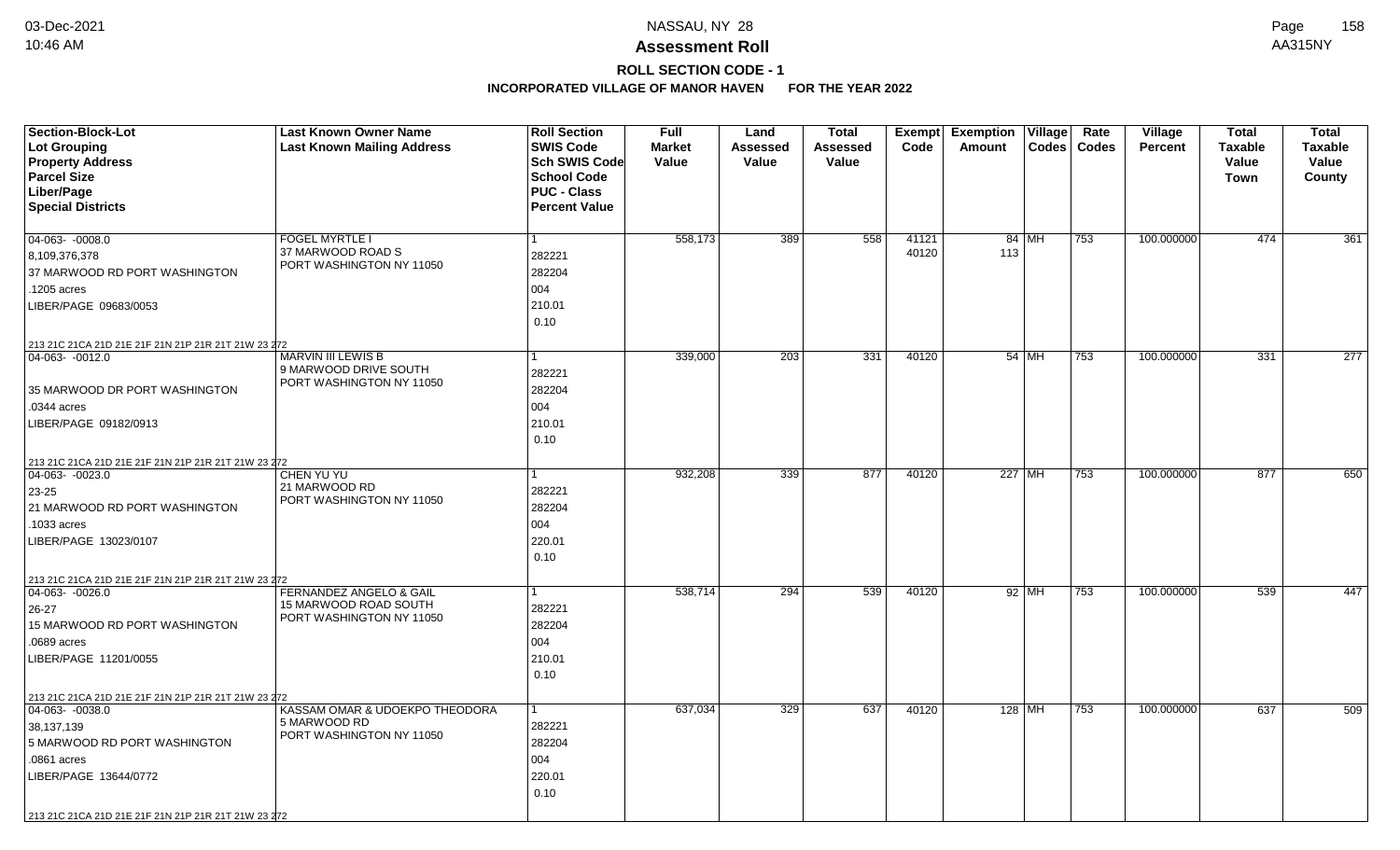# NASSAU, NY 28

## Assessment Roll

### ROLL SECTION CODE - 1

**INCORPORATED VILLAGE OF MANOR HAVEN FOR THE YEAR 2022**

| Section-Block-Lot / Lot Grouping / Property Address / Parcel Size / Liber/Page / Special Districts | Last Known Owner Name / Last Known Mailing Address | Roll Section / SWIS Code / Sch SWIS Code / School Code / PUC - Class / Percent Value | Full Market Value | Land Assessed Value | Total Assessed Value | Exempt Code | Exemption Amount | Village Codes | Rate Codes | Village Percent | Total Taxable Value Town | Total Taxable Value County |
|---|---|---|---|---|---|---|---|---|---|---|---|---|
| 04-063- -0008.0<br>8,109,376,378<br>37 MARWOOD RD PORT WASHINGTON<br>.1205 acres<br>LIBER/PAGE 09683/0053<br>213 21C 21CA 21D 21E 21F 21N 21P 21R 21T 21W 23 272 | FOGEL MYRTLE I<br>37 MARWOOD ROAD S<br>PORT WASHINGTON NY 11050 | 1<br>282221<br>282204<br>004<br>210.01<br>0.10 | 558,173 | 389 | 558 | 41121<br>40120 | 84<br>113 | MH | 753 | 100.000000 | 474 | 361 |
| 04-063- -0012.0<br><br>35 MARWOOD DR PORT WASHINGTON<br>.0344 acres<br>LIBER/PAGE 09182/0913<br>213 21C 21CA 21D 21E 21F 21N 21P 21R 21T 21W 23 272 | MARVIN III LEWIS B<br>9 MARWOOD DRIVE SOUTH<br>PORT WASHINGTON NY 11050 | 1<br>282221<br>282204<br>004<br>210.01<br>0.10 | 339,000 | 203 | 331 | 40120 | 54 | MH | 753 | 100.000000 | 331 | 277 |
| 04-063- -0023.0<br>23-25<br>21 MARWOOD RD PORT WASHINGTON<br>.1033 acres<br>LIBER/PAGE 13023/0107<br>213 21C 21CA 21D 21E 21F 21N 21P 21R 21T 21W 23 272 | CHEN YU YU<br>21 MARWOOD RD<br>PORT WASHINGTON NY 11050 | 1<br>282221<br>282204<br>004<br>220.01<br>0.10 | 932,208 | 339 | 877 | 40120 | 227 | MH | 753 | 100.000000 | 877 | 650 |
| 04-063- -0026.0<br>26-27<br>15 MARWOOD RD PORT WASHINGTON<br>.0689 acres<br>LIBER/PAGE 11201/0055<br>213 21C 21CA 21D 21E 21F 21N 21P 21R 21T 21W 23 272 | FERNANDEZ ANGELO & GAIL<br>15 MARWOOD ROAD SOUTH<br>PORT WASHINGTON NY 11050 | 1<br>282221<br>282204<br>004<br>210.01<br>0.10 | 538,714 | 294 | 539 | 40120 | 92 | MH | 753 | 100.000000 | 539 | 447 |
| 04-063- -0038.0<br>38,137,139<br>5 MARWOOD RD PORT WASHINGTON<br>.0861 acres<br>LIBER/PAGE 13644/0772<br>213 21C 21CA 21D 21E 21F 21N 21P 21R 21T 21W 23 272 | KASSAM OMAR & UDOEKPO THEODORA<br>5 MARWOOD RD<br>PORT WASHINGTON NY 11050 | 1<br>282221<br>282204<br>004<br>220.01<br>0.10 | 637,034 | 329 | 637 | 40120 | 128 | MH | 753 | 100.000000 | 637 | 509 |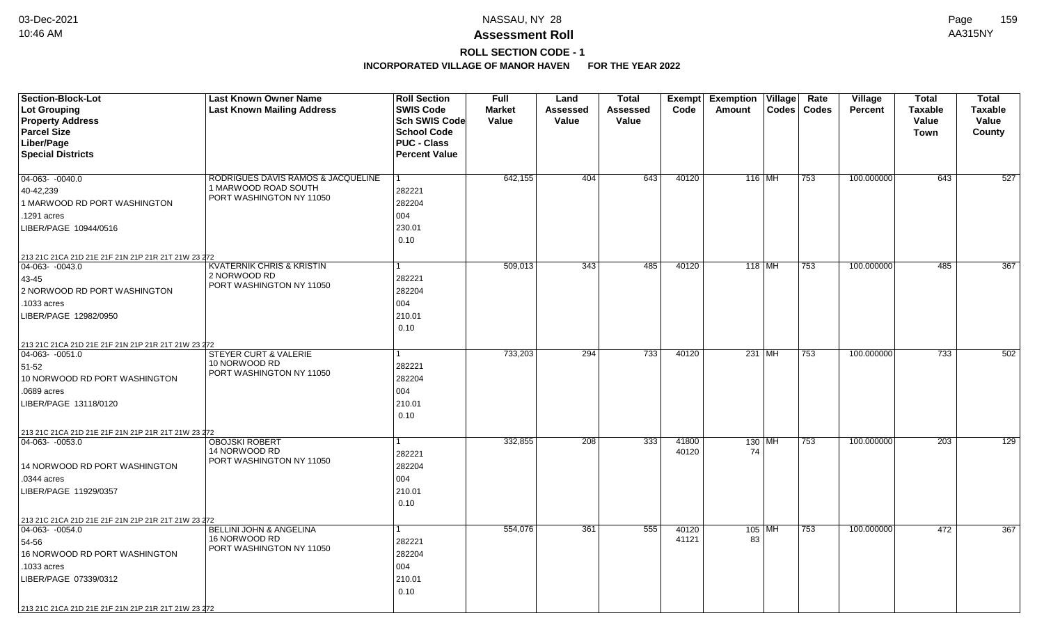**NASSAU, NY 28**

**Assessment Roll**

**ROLL SECTION CODE - 1**

**INCORPORATED VILLAGE OF MANOR HAVEN FOR THE YEAR 2022**

| Section-Block-Lot<br>Lot Grouping<br>Property Address<br>Parcel Size<br>Liber/Page<br>Special Districts | Last Known Owner Name<br>Last Known Mailing Address | Roll Section<br>SWIS Code<br>Sch SWIS Code<br>School Code<br>PUC - Class<br>Percent Value | Full Market Value | Land Assessed Value | Total Assessed Value | Exempt Code | Exemption Amount | Village Codes | Rate Codes | Village Percent | Total Taxable Value Town | Total Taxable Value County |
|---|---|---|---|---|---|---|---|---|---|---|---|---|
| 04-063- -0040.0<br>40-42,239<br>1 MARWOOD RD PORT WASHINGTON<br>.1291 acres<br>LIBER/PAGE 10944/0516<br>213 21C 21CA 21D 21E 21F 21N 21P 21R 21T 21W 23 272 | RODRIGUES DAVIS RAMOS & JACQUELINE<br>1 MARWOOD ROAD SOUTH<br>PORT WASHINGTON NY 11050 | 1<br>282221<br>282204<br>004<br>230.01<br>0.10 | 642,155 | 404 | 643 | 40120 | 116 | MH | 753 | 100.000000 | 643 | 527 |
| 04-063- -0043.0<br>43-45<br>2 NORWOOD RD PORT WASHINGTON<br>.1033 acres<br>LIBER/PAGE 12982/0950<br>213 21C 21CA 21D 21E 21F 21N 21P 21R 21T 21W 23 272 | KVATERNIK CHRIS & KRISTIN<br>2 NORWOOD RD<br>PORT WASHINGTON NY 11050 | 1<br>282221<br>282204<br>004<br>210.01<br>0.10 | 509,013 | 343 | 485 | 40120 | 118 | MH | 753 | 100.000000 | 485 | 367 |
| 04-063- -0051.0<br>51-52<br>10 NORWOOD RD PORT WASHINGTON<br>.0689 acres<br>LIBER/PAGE 13118/0120<br>213 21C 21CA 21D 21E 21F 21N 21P 21R 21T 21W 23 272 | STEYER CURT & VALERIE<br>10 NORWOOD RD<br>PORT WASHINGTON NY 11050 | 1<br>282221<br>282204<br>004<br>210.01<br>0.10 | 733,203 | 294 | 733 | 40120 | 231 | MH | 753 | 100.000000 | 733 | 502 |
| 04-063- -0053.0<br><br>14 NORWOOD RD PORT WASHINGTON<br>.0344 acres<br>LIBER/PAGE 11929/0357<br>213 21C 21CA 21D 21E 21F 21N 21P 21R 21T 21W 23 272 | OBOJSKI ROBERT<br>14 NORWOOD RD<br>PORT WASHINGTON NY 11050 | 1<br>282221<br>282204<br>004<br>210.01<br>0.10 | 332,855 | 208 | 333 | 41800<br>40120 | 130<br>74 | MH | 753 | 100.000000 | 203 | 129 |
| 04-063- -0054.0<br>54-56<br>16 NORWOOD RD PORT WASHINGTON<br>.1033 acres<br>LIBER/PAGE 07339/0312<br>213 21C 21CA 21D 21E 21F 21N 21P 21R 21T 21W 23 272 | BELLINI JOHN & ANGELINA<br>16 NORWOOD RD<br>PORT WASHINGTON NY 11050 | 1<br>282221<br>282204<br>004<br>210.01<br>0.10 | 554,076 | 361 | 555 | 40120<br>41121 | 105<br>83 | MH | 753 | 100.000000 | 472 | 367 |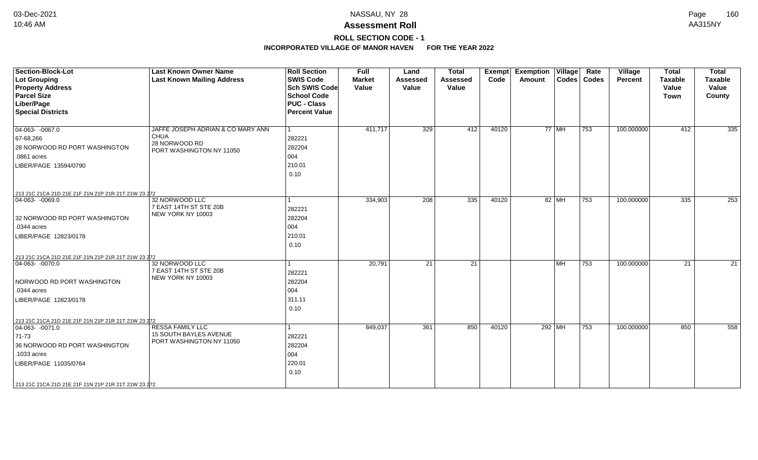# NASSAU, NY 28

## Assessment Roll

### ROLL SECTION CODE - 1

### INCORPORATED VILLAGE OF MANOR HAVEN FOR THE YEAR 2022

| Section-Block-Lot / Lot Grouping / Property Address / Parcel Size / Liber/Page / Special Districts | Last Known Owner Name / Last Known Mailing Address | Roll Section / SWIS Code / Sch SWIS Code / School Code / PUC - Class / Percent Value | Full Market Value | Land Assessed Value | Total Assessed Value | Exempt Code | Exemption Amount | Village Codes | Rate Codes | Village Percent | Total Taxable Value Town | Total Taxable Value County |
|---|---|---|---|---|---|---|---|---|---|---|---|---|
| 04-063- -0067.0<br>67-68,266<br>28 NORWOOD RD PORT WASHINGTON<br>.0861 acres<br>LIBER/PAGE 13594/0790<br>213 21C 21CA 21D 21E 21F 21N 21P 21R 21T 21W 23 272 | JAFFE JOSEPH ADRIAN & CO MARY ANN CHUA<br>28 NORWOOD RD<br>PORT WASHINGTON NY 11050 | 1<br>282221<br>282204<br>004<br>210.01<br>0.10 | 411,717 | 329 | 412 | 40120 | 77 | MH | 753 | 100.000000 | 412 | 335 |
| 04-063- -0069.0<br>32 NORWOOD RD PORT WASHINGTON<br>.0344 acres<br>LIBER/PAGE 12823/0178<br>213 21C 21CA 21D 21E 21F 21N 21P 21R 21T 21W 23 272 | 32 NORWOOD LLC<br>7 EAST 14TH ST STE 20B<br>NEW YORK NY 10003 | 1<br>282221<br>282204<br>004<br>210.01<br>0.10 | 334,903 | 208 | 335 | 40120 | 82 | MH | 753 | 100.000000 | 335 | 253 |
| 04-063- -0070.0<br>NORWOOD RD PORT WASHINGTON<br>.0344 acres<br>LIBER/PAGE 12823/0178<br>213 21C 21CA 21D 21E 21F 21N 21P 21R 21T 21W 23 272 | 32 NORWOOD LLC<br>7 EAST 14TH ST STE 20B<br>NEW YORK NY 10003 | 1<br>282221<br>282204<br>004<br>311.11<br>0.10 | 20,791 | 21 | 21 | | | MH | 753 | 100.000000 | 21 | 21 |
| 04-063- -0071.0<br>71-73<br>36 NORWOOD RD PORT WASHINGTON<br>.1033 acres<br>LIBER/PAGE 11035/0764<br>213 21C 21CA 21D 21E 21F 21N 21P 21R 21T 21W 23 272 | RESSA FAMILY LLC<br>15 SOUTH BAYLES AVENUE<br>PORT WASHINGTON NY 11050 | 1<br>282221<br>282204<br>004<br>220.01<br>0.10 | 849,037 | 361 | 850 | 40120 | 292 | MH | 753 | 100.000000 | 850 | 558 |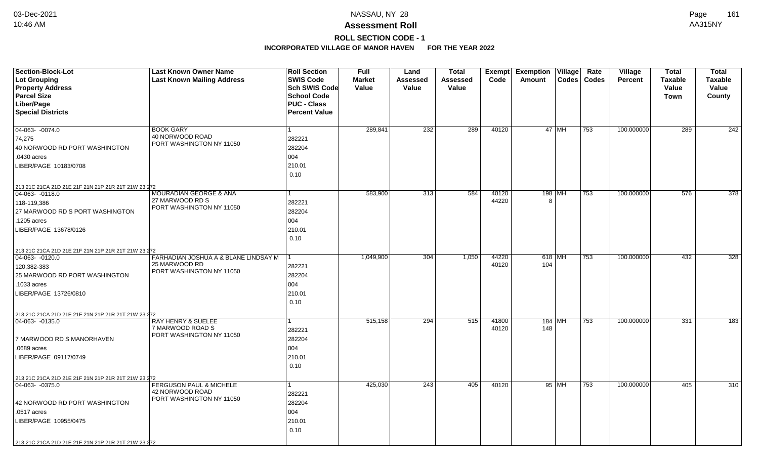# NASSAU, NY 28

## Assessment Roll

### ROLL SECTION CODE - 1

**INCORPORATED VILLAGE OF MANOR HAVEN FOR THE YEAR 2022**

| Section-Block-Lot / Lot Grouping / Property Address / Parcel Size / Liber/Page / Special Districts | Last Known Owner Name / Last Known Mailing Address | Roll Section / SWIS Code / Sch SWIS Code / School Code / PUC - Class / Percent Value | Full Market Value | Land Assessed Value | Total Assessed Value | Exempt Code | Exemption Amount | Village Codes | Rate Codes | Village Percent | Total Taxable Value Town | Total Taxable Value County |
|---|---|---|---|---|---|---|---|---|---|---|---|---|
| 04-063- -0074.0<br>74,275<br>40 NORWOOD RD PORT WASHINGTON<br>.0430 acres<br>LIBER/PAGE 10183/0708<br>213 21C 21CA 21D 21E 21F 21N 21P 21R 21T 21W 23 272 | BOOK GARY<br>40 NORWOOD ROAD<br>PORT WASHINGTON NY 11050 | 1<br>282221<br>282204<br>004<br>210.01<br>0.10 | 289,841 | 232 | 289 | 40120 | 47 | MH | 753 | 100.000000 | 289 | 242 |
| 04-063- -0118.0<br>118-119,386<br>27 MARWOOD RD S PORT WASHINGTON<br>.1205 acres<br>LIBER/PAGE 13678/0126<br>213 21C 21CA 21D 21E 21F 21N 21P 21R 21T 21W 23 272 | MOURADIAN GEORGE & ANA<br>27 MARWOOD RD S<br>PORT WASHINGTON NY 11050 | 1<br>282221<br>282204<br>004<br>210.01<br>0.10 | 583,900 | 313 | 584 | 40120<br>44220 | 198<br>8 | MH | 753 | 100.000000 | 576 | 378 |
| 04-063- -0120.0<br>120,382-383<br>25 MARWOOD RD PORT WASHINGTON<br>.1033 acres<br>LIBER/PAGE 13726/0810<br>213 21C 21CA 21D 21E 21F 21N 21P 21R 21T 21W 23 272 | FARHADIAN JOSHUA A & BLANE LINDSAY M<br>25 MARWOOD RD<br>PORT WASHINGTON NY 11050 | 1<br>282221<br>282204<br>004<br>210.01<br>0.10 | 1,049,900 | 304 | 1,050 | 44220<br>40120 | 618<br>104 | MH | 753 | 100.000000 | 432 | 328 |
| 04-063- -0135.0<br><br>7 MARWOOD RD S MANORHAVEN<br>.0689 acres<br>LIBER/PAGE 09117/0749<br>213 21C 21CA 21D 21E 21F 21N 21P 21R 21T 21W 23 272 | RAY HENRY & SUELEE<br>7 MARWOOD ROAD S<br>PORT WASHINGTON NY 11050 | 1<br>282221<br>282204<br>004<br>210.01<br>0.10 | 515,158 | 294 | 515 | 41800<br>40120 | 184<br>148 | MH | 753 | 100.000000 | 331 | 183 |
| 04-063- -0375.0<br><br>42 NORWOOD RD PORT WASHINGTON<br>.0517 acres<br>LIBER/PAGE 10955/0475<br>213 21C 21CA 21D 21E 21F 21N 21P 21R 21T 21W 23 272 | FERGUSON PAUL & MICHELE<br>42 NORWOOD ROAD<br>PORT WASHINGTON NY 11050 | 1<br>282221<br>282204<br>004<br>210.01<br>0.10 | 425,030 | 243 | 405 | 40120 | 95 | MH | 753 | 100.000000 | 405 | 310 |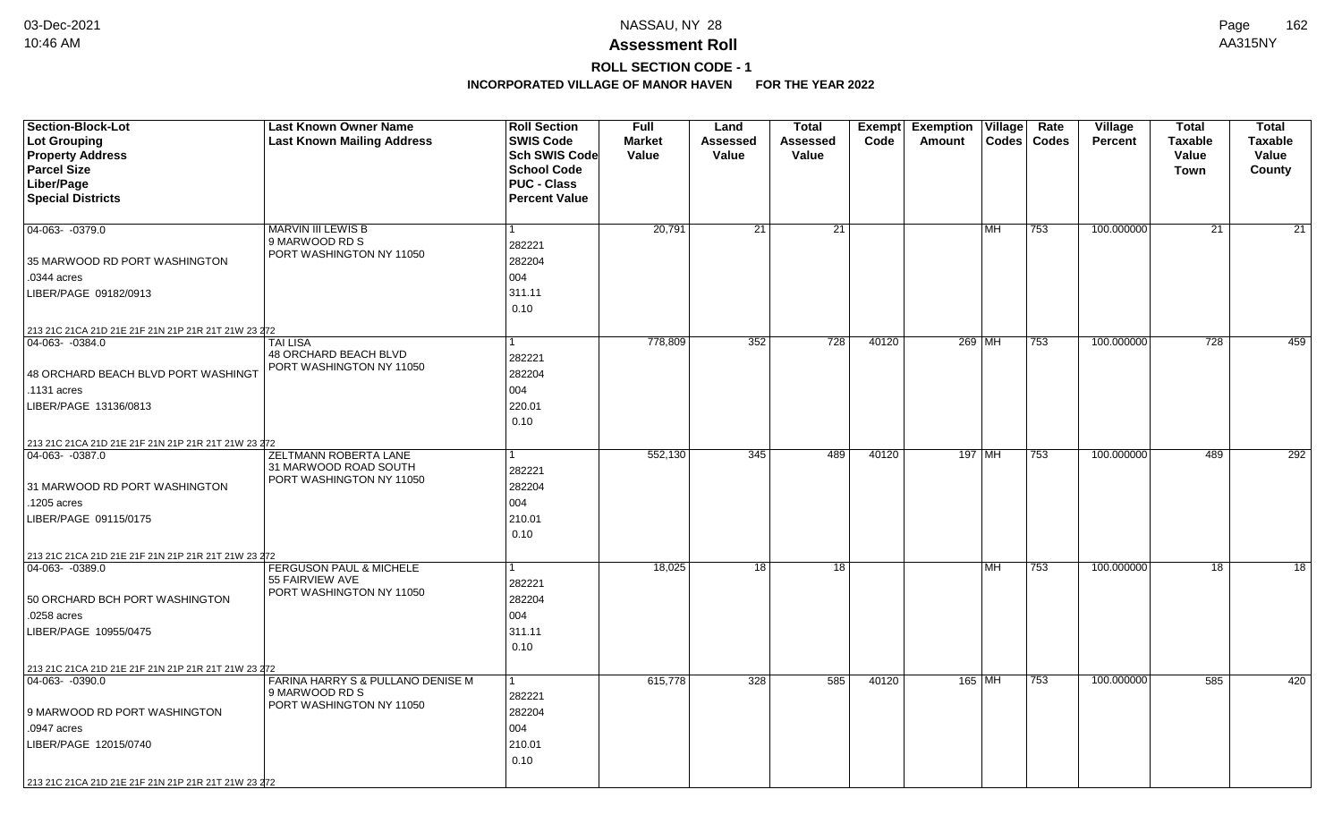# Assessment Roll

## ROLL SECTION CODE - 1

### INCORPORATED VILLAGE OF MANOR HAVEN FOR THE YEAR 2022

| Section-Block-Lot<br>Lot Grouping<br>Property Address<br>Parcel Size<br>Liber/Page<br>Special Districts | Last Known Owner Name<br>Last Known Mailing Address | Roll Section<br>SWIS Code<br>Sch SWIS Code<br>School Code<br>PUC - Class<br>Percent Value | Full Market Value | Land Assessed Value | Total Assessed Value | Exempt Code | Exemption Amount | Village Codes | Rate Codes | Village Percent | Total Taxable Value Town | Total Taxable Value County |
|---|---|---|---|---|---|---|---|---|---|---|---|---|
| 04-063- -0379.0<br>35 MARWOOD RD PORT WASHINGTON<br>.0344 acres<br>LIBER/PAGE 09182/0913<br>213 21C 21CA 21D 21E 21F 21N 21P 21R 21T 21W 23 272 | MARVIN III LEWIS B<br>9 MARWOOD RD S<br>PORT WASHINGTON NY 11050 | 1<br>282221<br>282204<br>004<br>311.11<br>0.10 | 20,791 | 21 | 21 | | | MH | 753 | 100.000000 | 21 | 21 |
| 04-063- -0384.0<br>48 ORCHARD BEACH BLVD PORT WASHINGT<br>.1131 acres<br>LIBER/PAGE 13136/0813<br>213 21C 21CA 21D 21E 21F 21N 21P 21R 21T 21W 23 272 | TAI LISA<br>48 ORCHARD BEACH BLVD<br>PORT WASHINGTON NY 11050 | 1<br>282221<br>282204<br>004<br>220.01<br>0.10 | 778,809 | 352 | 728 | 40120 | 269 | MH | 753 | 100.000000 | 728 | 459 |
| 04-063- -0387.0<br>31 MARWOOD RD PORT WASHINGTON<br>.1205 acres<br>LIBER/PAGE 09115/0175<br>213 21C 21CA 21D 21E 21F 21N 21P 21R 21T 21W 23 272 | ZELTMANN ROBERTA LANE<br>31 MARWOOD ROAD SOUTH<br>PORT WASHINGTON NY 11050 | 1<br>282221<br>282204<br>004<br>210.01<br>0.10 | 552,130 | 345 | 489 | 40120 | 197 | MH | 753 | 100.000000 | 489 | 292 |
| 04-063- -0389.0<br>50 ORCHARD BCH PORT WASHINGTON<br>.0258 acres<br>LIBER/PAGE 10955/0475<br>213 21C 21CA 21D 21E 21F 21N 21P 21R 21T 21W 23 272 | FERGUSON PAUL & MICHELE<br>55 FAIRVIEW AVE<br>PORT WASHINGTON NY 11050 | 1<br>282221<br>282204<br>004<br>311.11<br>0.10 | 18,025 | 18 | 18 | | | MH | 753 | 100.000000 | 18 | 18 |
| 04-063- -0390.0<br>9 MARWOOD RD PORT WASHINGTON<br>.0947 acres<br>LIBER/PAGE 12015/0740<br>213 21C 21CA 21D 21E 21F 21N 21P 21R 21T 21W 23 272 | FARINA HARRY S & PULLANO DENISE M<br>9 MARWOOD RD S<br>PORT WASHINGTON NY 11050 | 1<br>282221<br>282204<br>004<br>210.01<br>0.10 | 615,778 | 328 | 585 | 40120 | 165 | MH | 753 | 100.000000 | 585 | 420 |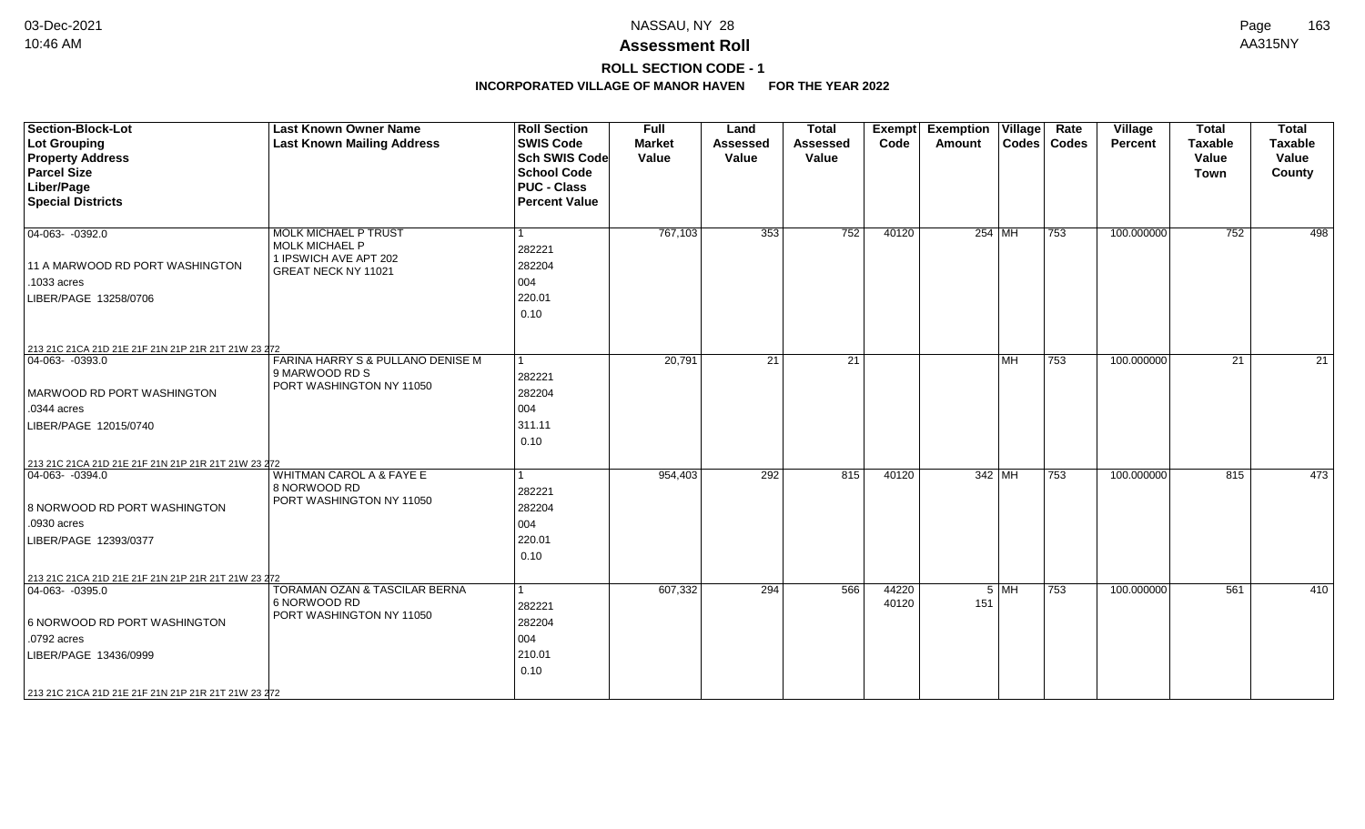# Assessment Roll

## ROLL SECTION CODE - 1

### INCORPORATED VILLAGE OF MANOR HAVEN FOR THE YEAR 2022

| Section-Block-Lot / Lot Grouping / Property Address / Parcel Size / Liber/Page / Special Districts | Last Known Owner Name / Last Known Mailing Address | Roll Section / SWIS Code / Sch SWIS Code / School Code / PUC - Class / Percent Value | Full Market Value | Land Assessed Value | Total Assessed Value | Exempt Code | Exemption Amount | Village Codes | Rate Codes | Village Percent | Total Taxable Value Town | Total Taxable Value County |
|---|---|---|---|---|---|---|---|---|---|---|---|---|
| 04-063- -0392.0<br>11 A MARWOOD RD PORT WASHINGTON<br>.1033 acres<br>LIBER/PAGE 13258/0706<br>213 21C 21CA 21D 21E 21F 21N 21P 21R 21T 21W 23 272 | MOLK MICHAEL P TRUST<br>MOLK MICHAEL P<br>1 IPSWICH AVE APT 202<br>GREAT NECK NY 11021 | 1<br>282221<br>282204<br>004<br>220.01<br>0.10 | 767,103 | 353 | 752 | 40120 | 254 | MH | 753 | 100.000000 | 752 | 498 |
| 04-063- -0393.0<br>MARWOOD RD PORT WASHINGTON<br>.0344 acres<br>LIBER/PAGE 12015/0740<br>213 21C 21CA 21D 21E 21F 21N 21P 21R 21T 21W 23 272 | FARINA HARRY S & PULLANO DENISE M<br>9 MARWOOD RD S<br>PORT WASHINGTON NY 11050 | 1<br>282221<br>282204<br>004<br>311.11<br>0.10 | 20,791 | 21 | 21 | | | MH | 753 | 100.000000 | 21 | 21 |
| 04-063- -0394.0<br>8 NORWOOD RD PORT WASHINGTON<br>.0930 acres<br>LIBER/PAGE 12393/0377<br>213 21C 21CA 21D 21E 21F 21N 21P 21R 21T 21W 23 272 | WHITMAN CAROL A & FAYE E<br>8 NORWOOD RD<br>PORT WASHINGTON NY 11050 | 1<br>282221<br>282204<br>004<br>220.01<br>0.10 | 954,403 | 292 | 815 | 40120 | 342 | MH | 753 | 100.000000 | 815 | 473 |
| 04-063- -0395.0<br>6 NORWOOD RD PORT WASHINGTON<br>.0792 acres<br>LIBER/PAGE 13436/0999<br>213 21C 21CA 21D 21E 21F 21N 21P 21R 21T 21W 23 272 | TORAMAN OZAN & TASCILAR BERNA<br>6 NORWOOD RD<br>PORT WASHINGTON NY 11050 | 1<br>282221<br>282204<br>004<br>210.01<br>0.10 | 607,332 | 294 | 566 | 44220<br>40120 | 5<br>151 | MH | 753 | 100.000000 | 561 | 410 |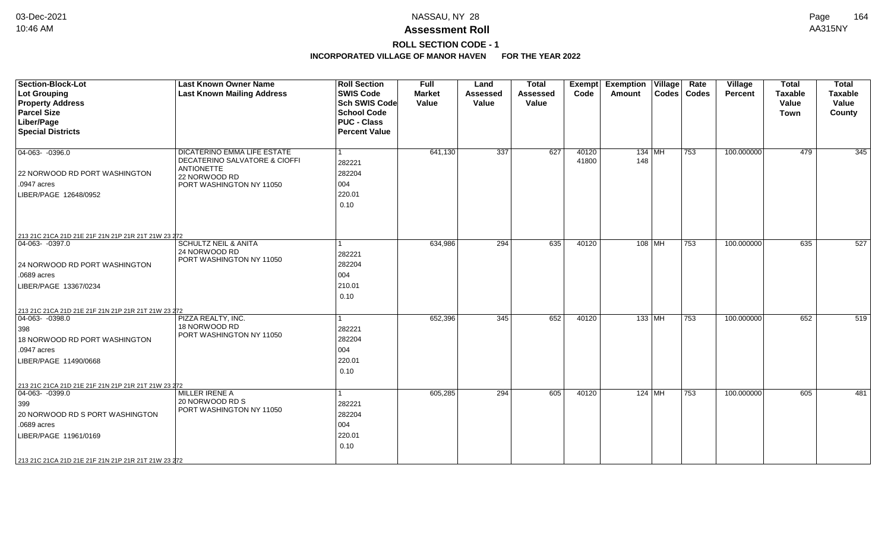NASSAU, NY 28

**Assessment Roll**

**ROLL SECTION CODE - 1**

**INCORPORATED VILLAGE OF MANOR HAVEN FOR THE YEAR 2022**

| Section-Block-Lot<br>Lot Grouping<br>Property Address<br>Parcel Size<br>Liber/Page<br>Special Districts | Last Known Owner Name<br>Last Known Mailing Address | Roll Section<br>SWIS Code<br>Sch SWIS Code<br>School Code<br>PUC - Class<br>Percent Value | Full Market Value | Land Assessed Value | Total Assessed Value | Exempt Code | Exemption Amount | Village Codes | Rate Codes | Village Percent | Total Taxable Value Town | Total Taxable Value County |
|---|---|---|---|---|---|---|---|---|---|---|---|---|
| 04-063- -0396.0<br>22 NORWOOD RD PORT WASHINGTON<br>.0947 acres<br>LIBER/PAGE 12648/0952<br>213 21C 21CA 21D 21E 21F 21N 21P 21R 21T 21W 23 272 | DICATERINO EMMA LIFE ESTATE<br>DECATERINO SALVATORE & CIOFFI ANTIONETTE<br>22 NORWOOD RD<br>PORT WASHINGTON NY 11050 | 1<br>282221<br>282204<br>004<br>220.01<br>0.10 | 641,130 | 337 | 627 | 40120<br>41800 | 134<br>148 | MH | 753 | 100.000000 | 479 | 345 |
| 04-063- -0397.0<br>24 NORWOOD RD PORT WASHINGTON<br>.0689 acres<br>LIBER/PAGE 13367/0234<br>213 21C 21CA 21D 21E 21F 21N 21P 21R 21T 21W 23 272 | SCHULTZ NEIL & ANITA<br>24 NORWOOD RD<br>PORT WASHINGTON NY 11050 | 1<br>282221<br>282204<br>004<br>210.01<br>0.10 | 634,986 | 294 | 635 | 40120 | 108 | MH | 753 | 100.000000 | 635 | 527 |
| 04-063- -0398.0<br>398<br>18 NORWOOD RD PORT WASHINGTON<br>.0947 acres<br>LIBER/PAGE 11490/0668<br>213 21C 21CA 21D 21E 21F 21N 21P 21R 21T 21W 23 272 | PIZZA REALTY, INC.<br>18 NORWOOD RD<br>PORT WASHINGTON NY 11050 | 1<br>282221<br>282204<br>004<br>220.01<br>0.10 | 652,396 | 345 | 652 | 40120 | 133 | MH | 753 | 100.000000 | 652 | 519 |
| 04-063- -0399.0<br>399<br>20 NORWOOD RD S PORT WASHINGTON<br>.0689 acres<br>LIBER/PAGE 11961/0169<br>213 21C 21CA 21D 21E 21F 21N 21P 21R 21T 21W 23 272 | MILLER IRENE A<br>20 NORWOOD RD S<br>PORT WASHINGTON NY 11050 | 1<br>282221<br>282204<br>004<br>220.01<br>0.10 | 605,285 | 294 | 605 | 40120 | 124 | MH | 753 | 100.000000 | 605 | 481 |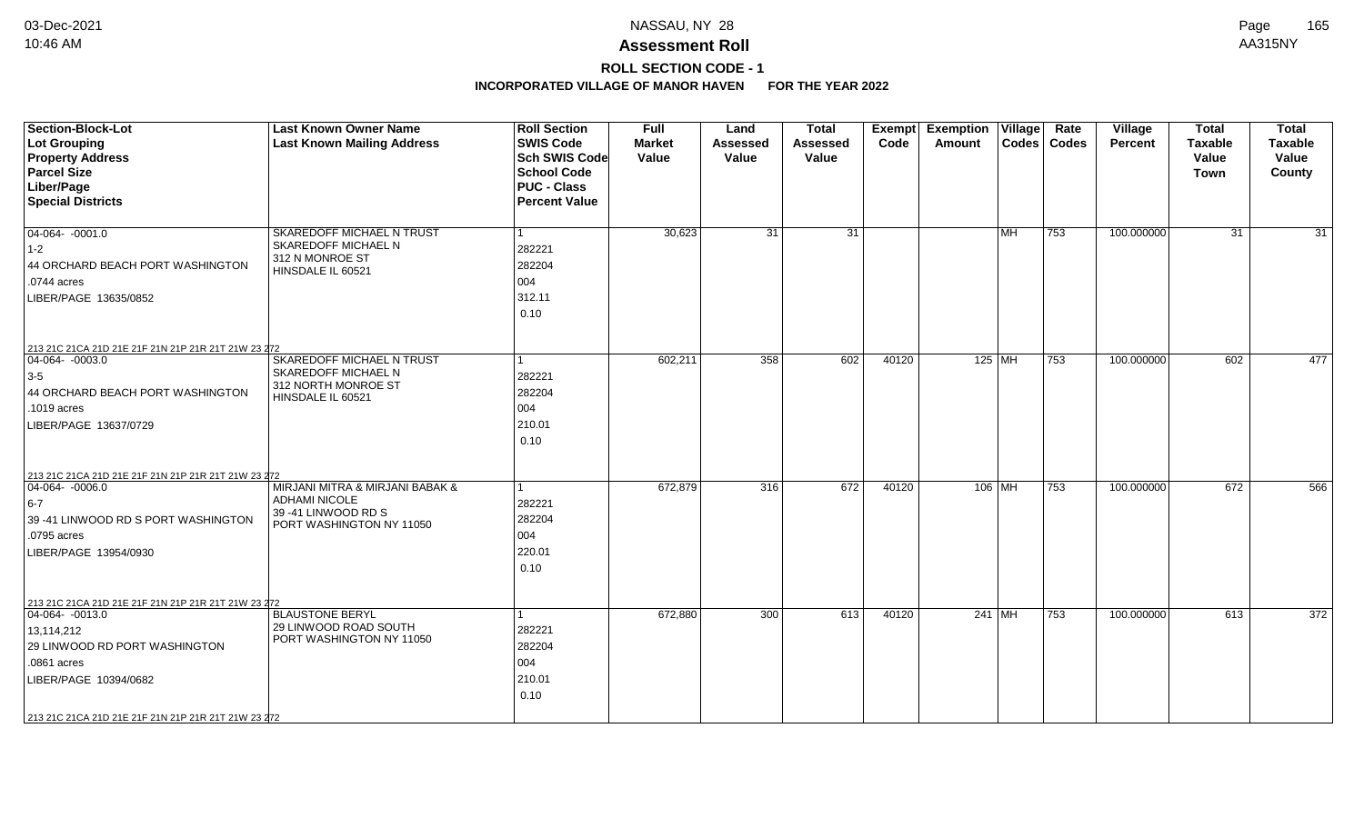# NASSAU, NY 28

## Assessment Roll

### ROLL SECTION CODE - 1

**INCORPORATED VILLAGE OF MANOR HAVEN FOR THE YEAR 2022**

| Section-Block-Lot<br>Lot Grouping<br>Property Address<br>Parcel Size<br>Liber/Page<br>Special Districts | Last Known Owner Name<br>Last Known Mailing Address | Roll Section<br>SWIS Code<br>Sch SWIS Code<br>School Code<br>PUC - Class<br>Percent Value | Full Market Value | Land Assessed Value | Total Assessed Value | Exempt Code | Exemption Amount | Village Codes | Rate Codes | Village Percent | Total Taxable Value Town | Total Taxable Value County |
|---|---|---|---|---|---|---|---|---|---|---|---|---|
| 04-064- -0001.0<br>1-2<br>44 ORCHARD BEACH PORT WASHINGTON<br>.0744 acres<br>LIBER/PAGE 13635/0852<br>213 21C 21CA 21D 21E 21F 21N 21P 21R 21T 21W 23 272 | SKAREDOFF MICHAEL N TRUST<br>SKAREDOFF MICHAEL N<br>312 N MONROE ST<br>HINSDALE IL 60521 | 1<br>282221<br>282204<br>004<br>312.11<br>0.10 | 30,623 | 31 | 31 | | | MH | 753 | 100.000000 | 31 | 31 |
| 04-064- -0003.0<br>3-5<br>44 ORCHARD BEACH PORT WASHINGTON<br>.1019 acres<br>LIBER/PAGE 13637/0729<br>213 21C 21CA 21D 21E 21F 21N 21P 21R 21T 21W 23 272 | SKAREDOFF MICHAEL N TRUST<br>SKAREDOFF MICHAEL N<br>312 NORTH MONROE ST<br>HINSDALE IL 60521 | 1<br>282221<br>282204<br>004<br>210.01<br>0.10 | 602,211 | 358 | 602 | 40120 | 125 | MH | 753 | 100.000000 | 602 | 477 |
| 04-064- -0006.0<br>6-7<br>39 -41 LINWOOD RD S PORT WASHINGTON<br>.0795 acres<br>LIBER/PAGE 13954/0930<br>213 21C 21CA 21D 21E 21F 21N 21P 21R 21T 21W 23 272 | MIRJANI MITRA & MIRJANI BABAK &<br>ADHAMI NICOLE<br>39 -41 LINWOOD RD S<br>PORT WASHINGTON NY 11050 | 1<br>282221<br>282204<br>004<br>220.01<br>0.10 | 672,879 | 316 | 672 | 40120 | 106 | MH | 753 | 100.000000 | 672 | 566 |
| 04-064- -0013.0<br>13,114,212<br>29 LINWOOD RD PORT WASHINGTON<br>.0861 acres<br>LIBER/PAGE 10394/0682<br>213 21C 21CA 21D 21E 21F 21N 21P 21R 21T 21W 23 272 | BLAUSTONE BERYL<br>29 LINWOOD ROAD SOUTH<br>PORT WASHINGTON NY 11050 | 1<br>282221<br>282204<br>004<br>210.01<br>0.10 | 672,880 | 300 | 613 | 40120 | 241 | MH | 753 | 100.000000 | 613 | 372 |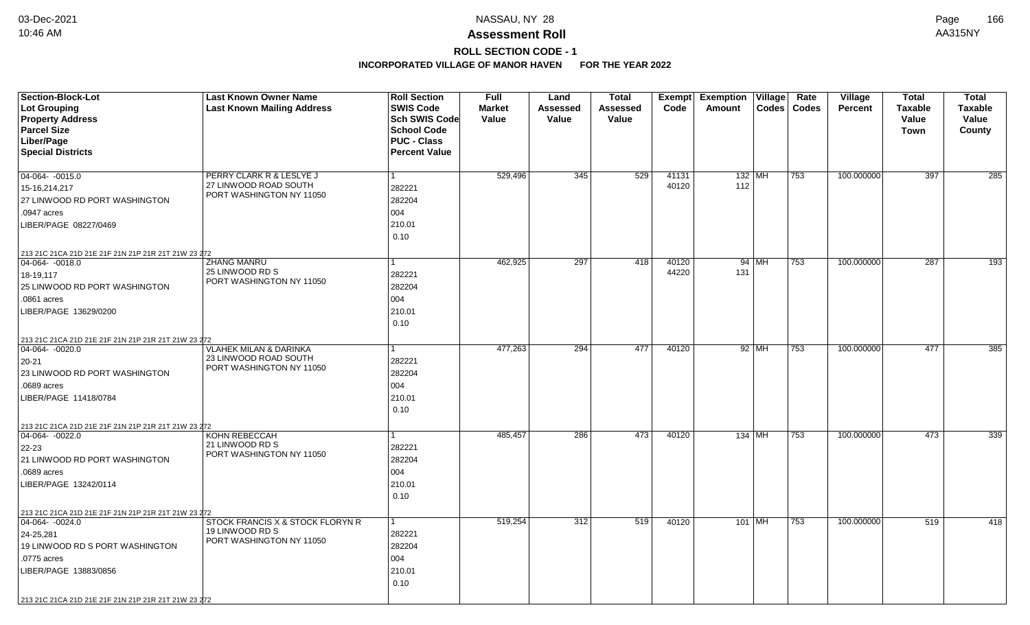# Assessment Roll

## ROLL SECTION CODE - 1

### INCORPORATED VILLAGE OF MANOR HAVEN FOR THE YEAR 2022

| Section-Block-Lot<br>Lot Grouping<br>Property Address<br>Parcel Size<br>Liber/Page<br>Special Districts | Last Known Owner Name<br>Last Known Mailing Address | Roll Section<br>SWIS Code<br>Sch SWIS Code<br>School Code<br>PUC - Class<br>Percent Value | Full Market Value | Land Assessed Value | Total Assessed Value | Exempt Code | Exemption Amount | Village Codes | Rate Codes | Village Percent | Total Taxable Value Town | Total Taxable Value County |
|---|---|---|---|---|---|---|---|---|---|---|---|---|
| 04-064- -0015.0<br>15-16,214,217<br>27 LINWOOD RD PORT WASHINGTON<br>.0947 acres<br>LIBER/PAGE 08227/0469<br>213 21C 21CA 21D 21E 21F 21N 21P 21R 21T 21W 23 272 | PERRY CLARK R & LESLYE J<br>27 LINWOOD ROAD SOUTH<br>PORT WASHINGTON NY 11050 | 1<br>282221<br>282204<br>004<br>210.01<br>0.10 | 529,496 | 345 | 529 | 41131<br>40120 | 132<br>112 | MH | 753 | 100.000000 | 397 | 285 |
| 04-064- -0018.0<br>18-19,117<br>25 LINWOOD RD PORT WASHINGTON<br>.0861 acres<br>LIBER/PAGE 13629/0200<br>213 21C 21CA 21D 21E 21F 21N 21P 21R 21T 21W 23 272 | ZHANG MANRU<br>25 LINWOOD RD S<br>PORT WASHINGTON NY 11050 | 1<br>282221<br>282204<br>004<br>210.01<br>0.10 | 462,925 | 297 | 418 | 40120<br>44220 | 94<br>131 | MH | 753 | 100.000000 | 287 | 193 |
| 04-064- -0020.0<br>20-21<br>23 LINWOOD RD PORT WASHINGTON<br>.0689 acres<br>LIBER/PAGE 11418/0784<br>213 21C 21CA 21D 21E 21F 21N 21P 21R 21T 21W 23 272 | VLAHEK MILAN & DARINKA<br>23 LINWOOD ROAD SOUTH<br>PORT WASHINGTON NY 11050 | 1<br>282221<br>282204<br>004<br>210.01<br>0.10 | 477,263 | 294 | 477 | 40120 | 92 | MH | 753 | 100.000000 | 477 | 385 |
| 04-064- -0022.0<br>22-23<br>21 LINWOOD RD PORT WASHINGTON<br>.0689 acres<br>LIBER/PAGE 13242/0114<br>213 21C 21CA 21D 21E 21F 21N 21P 21R 21T 21W 23 272 | KOHN REBECCAH<br>21 LINWOOD RD S<br>PORT WASHINGTON NY 11050 | 1<br>282221<br>282204<br>004<br>210.01<br>0.10 | 485,457 | 286 | 473 | 40120 | 134 | MH | 753 | 100.000000 | 473 | 339 |
| 04-064- -0024.0<br>24-25,281<br>19 LINWOOD RD S PORT WASHINGTON<br>.0775 acres<br>LIBER/PAGE 13883/0856<br>213 21C 21CA 21D 21E 21F 21N 21P 21R 21T 21W 23 272 | STOCK FRANCIS X & STOCK FLORYN R<br>19 LINWOOD RD S<br>PORT WASHINGTON NY 11050 | 1<br>282221<br>282204<br>004<br>210.01<br>0.10 | 519,254 | 312 | 519 | 40120 | 101 | MH | 753 | 100.000000 | 519 | 418 |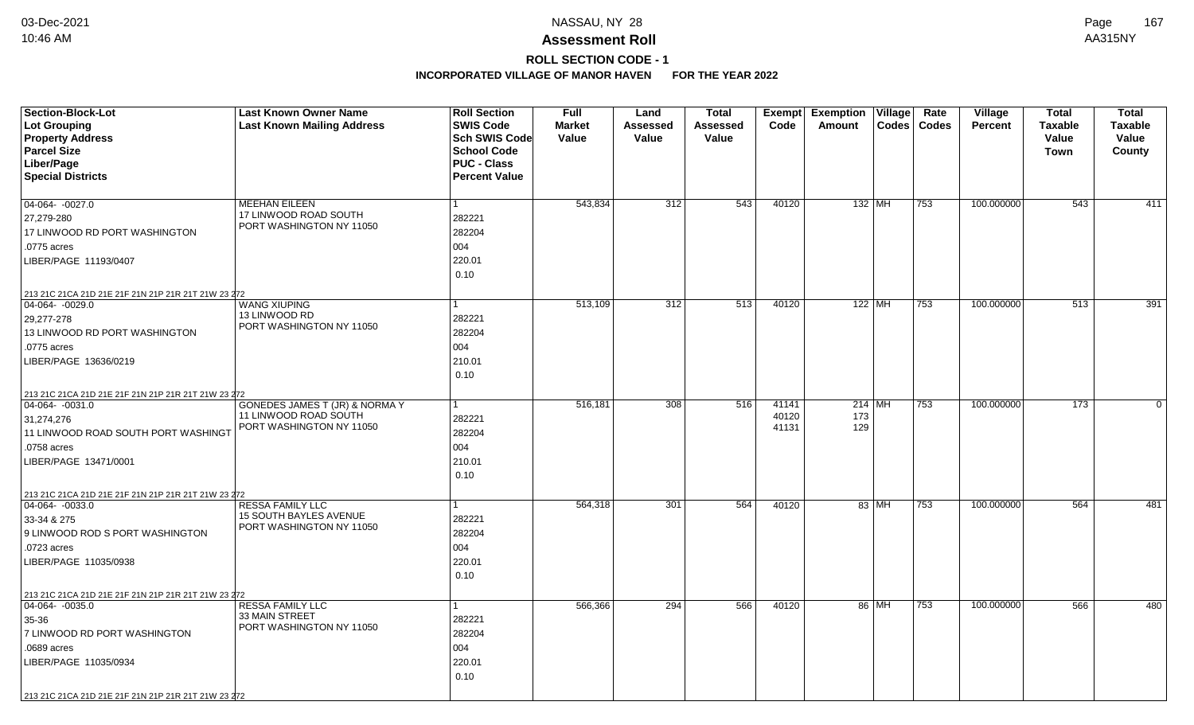# Assessment Roll

## ROLL SECTION CODE - 1

### INCORPORATED VILLAGE OF MANOR HAVEN FOR THE YEAR 2022

| Section-Block-Lot<br>Lot Grouping<br>Property Address<br>Parcel Size<br>Liber/Page<br>Special Districts | Last Known Owner Name<br>Last Known Mailing Address | Roll Section<br>SWIS Code<br>Sch SWIS Code<br>School Code<br>PUC - Class<br>Percent Value | Full Market Value | Land Assessed Value | Total Assessed Value | Exempt Code | Exemption Amount | Village Codes | Rate Codes | Village Percent | Total Taxable Value Town | Total Taxable Value County |
|---|---|---|---|---|---|---|---|---|---|---|---|---|
| 04-064- -0027.0<br>27,279-280<br>17 LINWOOD RD PORT WASHINGTON<br>.0775 acres<br>LIBER/PAGE 11193/0407<br>213 21C 21CA 21D 21E 21F 21N 21P 21R 21T 21W 23 272 | MEEHAN EILEEN<br>17 LINWOOD ROAD SOUTH<br>PORT WASHINGTON NY 11050 | 1<br>282221<br>282204<br>004<br>220.01<br>0.10 | 543,834 | 312 | 543 | 40120 | 132 | MH | 753 | 100.000000 | 543 | 411 |
| 04-064- -0029.0<br>29,277-278<br>13 LINWOOD RD PORT WASHINGTON<br>.0775 acres<br>LIBER/PAGE 13636/0219<br>213 21C 21CA 21D 21E 21F 21N 21P 21R 21T 21W 23 272 | WANG XIUPING<br>13 LINWOOD RD<br>PORT WASHINGTON NY 11050 | 1<br>282221<br>282204<br>004<br>210.01<br>0.10 | 513,109 | 312 | 513 | 40120 | 122 | MH | 753 | 100.000000 | 513 | 391 |
| 04-064- -0031.0<br>31,274,276<br>11 LINWOOD ROAD SOUTH PORT WASHINGT<br>.0758 acres<br>LIBER/PAGE 13471/0001<br>213 21C 21CA 21D 21E 21F 21N 21P 21R 21T 21W 23 272 | GONEDES JAMES T (JR) & NORMA Y<br>11 LINWOOD ROAD SOUTH<br>PORT WASHINGTON NY 11050 | 1<br>282221<br>282204<br>004<br>210.01<br>0.10 | 516,181 | 308 | 516 | 41141<br>40120<br>41131 | 214<br>173<br>129 | MH | 753 | 100.000000 | 173 | 0 |
| 04-064- -0033.0<br>33-34 & 275<br>9 LINWOOD ROD S PORT WASHINGTON<br>.0723 acres<br>LIBER/PAGE 11035/0938<br>213 21C 21CA 21D 21E 21F 21N 21P 21R 21T 21W 23 272 | RESSA FAMILY LLC<br>15 SOUTH BAYLES AVENUE<br>PORT WASHINGTON NY 11050 | 1<br>282221<br>282204<br>004<br>220.01<br>0.10 | 564,318 | 301 | 564 | 40120 | 83 | MH | 753 | 100.000000 | 564 | 481 |
| 04-064- -0035.0<br>35-36<br>7 LINWOOD RD PORT WASHINGTON<br>.0689 acres<br>LIBER/PAGE 11035/0934<br>213 21C 21CA 21D 21E 21F 21N 21P 21R 21T 21W 23 272 | RESSA FAMILY LLC<br>33 MAIN STREET<br>PORT WASHINGTON NY 11050 | 1<br>282221<br>282204<br>004<br>220.01<br>0.10 | 566,366 | 294 | 566 | 40120 | 86 | MH | 753 | 100.000000 | 566 | 480 |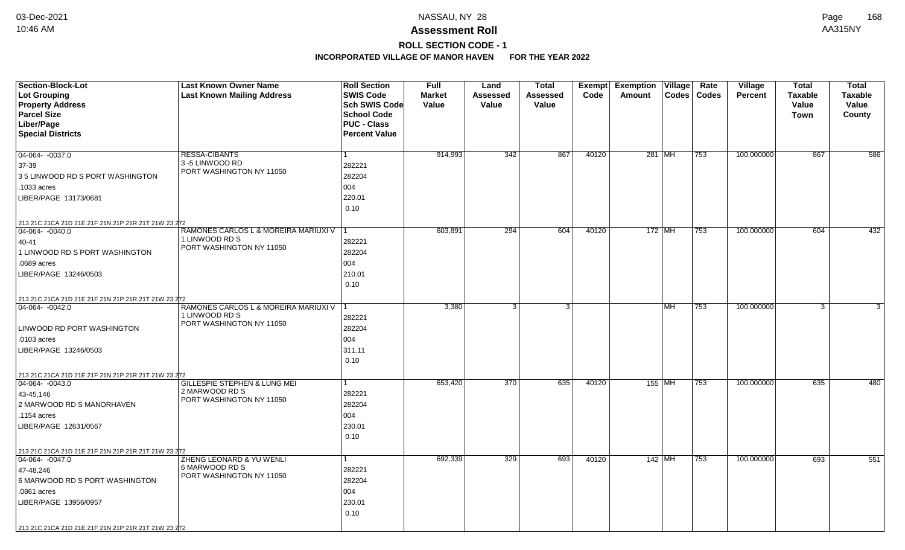# NASSAU, NY 28

## Assessment Roll

### ROLL SECTION CODE - 1

**INCORPORATED VILLAGE OF MANOR HAVEN FOR THE YEAR 2022**

| Section-Block-Lot<br>Lot Grouping<br>Property Address<br>Parcel Size<br>Liber/Page<br>Special Districts | Last Known Owner Name<br>Last Known Mailing Address | Roll Section<br>SWIS Code<br>Sch SWIS Code<br>School Code<br>PUC - Class<br>Percent Value | Full Market Value | Land Assessed Value | Total Assessed Value | Exempt Code | Exemption Amount | Village Codes | Rate Codes | Village Percent | Total Taxable Value Town | Total Taxable Value County |
|---|---|---|---|---|---|---|---|---|---|---|---|---|
| 04-064- -0037.0<br>37-39<br>3 5 LINWOOD RD S PORT WASHINGTON<br>.1033 acres<br>LIBER/PAGE 13173/0681<br>213 21C 21CA 21D 21E 21F 21N 21P 21R 21T 21W 23 272 | RESSA-CIBANTS<br>3 -5 LINWOOD RD<br>PORT WASHINGTON NY 11050 | 1<br>282221<br>282204<br>004<br>220.01<br>0.10 | 914,993 | 342 | 867 | 40120 | 281 | MH | 753 | 100.000000 | 867 | 586 |
| 04-064- -0040.0<br>40-41<br>1 LINWOOD RD S PORT WASHINGTON<br>.0689 acres<br>LIBER/PAGE 13246/0503<br>213 21C 21CA 21D 21E 21F 21N 21P 21R 21T 21W 23 272 | RAMONES CARLOS L & MOREIRA MARIUXI V<br>1 LINWOOD RD S<br>PORT WASHINGTON NY 11050 | 1<br>282221<br>282204<br>004<br>210.01<br>0.10 | 603,891 | 294 | 604 | 40120 | 172 | MH | 753 | 100.000000 | 604 | 432 |
| 04-064- -0042.0<br><br>LINWOOD RD PORT WASHINGTON<br>.0103 acres<br>LIBER/PAGE 13246/0503<br>213 21C 21CA 21D 21E 21F 21N 21P 21R 21T 21W 23 272 | RAMONES CARLOS L & MOREIRA MARIUXI V<br>1 LINWOOD RD S<br>PORT WASHINGTON NY 11050 | 1<br>282221<br>282204<br>004<br>311.11<br>0.10 | 3,380 | 3 | 3 | | | MH | 753 | 100.000000 | 3 | 3 |
| 04-064- -0043.0<br>43-45,146<br>2 MARWOOD RD S MANORHAVEN<br>.1154 acres<br>LIBER/PAGE 12631/0567<br>213 21C 21CA 21D 21E 21F 21N 21P 21R 21T 21W 23 272 | GILLESPIE STEPHEN & LUNG MEI<br>2 MARWOOD RD S<br>PORT WASHINGTON NY 11050 | 1<br>282221<br>282204<br>004<br>230.01<br>0.10 | 653,420 | 370 | 635 | 40120 | 155 | MH | 753 | 100.000000 | 635 | 480 |
| 04-064- -0047.0<br>47-48,246<br>6 MARWOOD RD S PORT WASHINGTON<br>.0861 acres<br>LIBER/PAGE 13956/0957<br>213 21C 21CA 21D 21E 21F 21N 21P 21R 21T 21W 23 272 | ZHENG LEONARD & YU WENLI<br>6 MARWOOD RD S<br>PORT WASHINGTON NY 11050 | 1<br>282221<br>282204<br>004<br>230.01<br>0.10 | 692,339 | 329 | 693 | 40120 | 142 | MH | 753 | 100.000000 | 693 | 551 |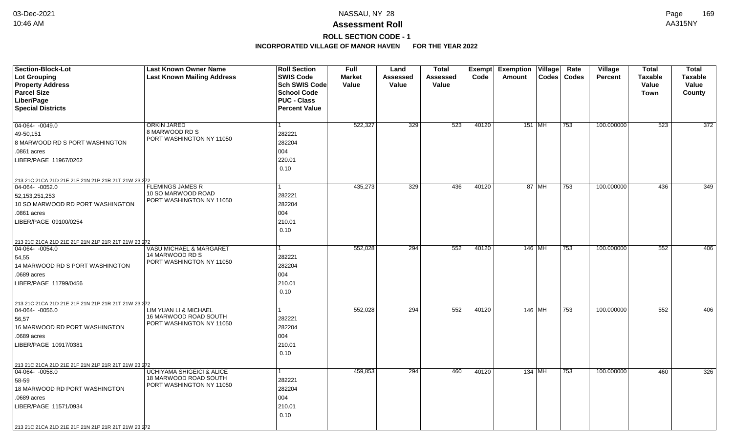# Assessment Roll

## ROLL SECTION CODE - 1

### INCORPORATED VILLAGE OF MANOR HAVEN FOR THE YEAR 2022

| Section-Block-Lot<br>Lot Grouping<br>Property Address<br>Parcel Size<br>Liber/Page<br>Special Districts | Last Known Owner Name<br>Last Known Mailing Address | Roll Section<br>SWIS Code<br>Sch SWIS Code<br>School Code<br>PUC - Class<br>Percent Value | Full Market Value | Land Assessed Value | Total Assessed Value | Exempt Code | Exemption Amount | Village Codes | Rate Codes | Village Percent | Total Taxable Value Town | Total Taxable Value County |
|---|---|---|---|---|---|---|---|---|---|---|---|---|
| 04-064- -0049.0<br>49-50,151<br>8 MARWOOD RD S PORT WASHINGTON<br>.0861 acres<br>LIBER/PAGE 11967/0262<br>213 21C 21CA 21D 21E 21F 21N 21P 21R 21T 21W 23 272 | ORKIN JARED<br>8 MARWOOD RD S<br>PORT WASHINGTON NY 11050 | 1<br>282221<br>282204<br>004<br>220.01<br>0.10 | 522,327 | 329 | 523 | 40120 | 151 | MH | 753 | 100.000000 | 523 | 372 |
| 04-064- -0052.0<br>52,153,251,253<br>10 SO MARWOOD RD PORT WASHINGTON<br>.0861 acres<br>LIBER/PAGE 09100/0254<br>213 21C 21CA 21D 21E 21F 21N 21P 21R 21T 21W 23 272 | FLEMINGS JAMES R<br>10 SO MARWOOD ROAD<br>PORT WASHINGTON NY 11050 | 1<br>282221<br>282204<br>004<br>210.01<br>0.10 | 435,273 | 329 | 436 | 40120 | 87 | MH | 753 | 100.000000 | 436 | 349 |
| 04-064- -0054.0<br>54,55<br>14 MARWOOD RD S PORT WASHINGTON<br>.0689 acres<br>LIBER/PAGE 11799/0456<br>213 21C 21CA 21D 21E 21F 21N 21P 21R 21T 21W 23 272 | VASU MICHAEL & MARGARET<br>14 MARWOOD RD S<br>PORT WASHINGTON NY 11050 | 1<br>282221<br>282204<br>004<br>210.01<br>0.10 | 552,028 | 294 | 552 | 40120 | 146 | MH | 753 | 100.000000 | 552 | 406 |
| 04-064- -0056.0<br>56,57<br>16 MARWOOD RD PORT WASHINGTON<br>.0689 acres<br>LIBER/PAGE 10917/0381<br>213 21C 21CA 21D 21E 21F 21N 21P 21R 21T 21W 23 272 | LIM YUAN LI & MICHAEL<br>16 MARWOOD ROAD SOUTH<br>PORT WASHINGTON NY 11050 | 1<br>282221<br>282204<br>004<br>210.01<br>0.10 | 552,028 | 294 | 552 | 40120 | 146 | MH | 753 | 100.000000 | 552 | 406 |
| 04-064- -0058.0<br>58-59<br>18 MARWOOD RD PORT WASHINGTON<br>.0689 acres<br>LIBER/PAGE 11571/0934<br>213 21C 21CA 21D 21E 21F 21N 21P 21R 21T 21W 23 272 | UCHIYAMA SHIGEICI & ALICE<br>18 MARWOOD ROAD SOUTH<br>PORT WASHINGTON NY 11050 | 1<br>282221<br>282204<br>004<br>210.01<br>0.10 | 459,853 | 294 | 460 | 40120 | 134 | MH | 753 | 100.000000 | 460 | 326 |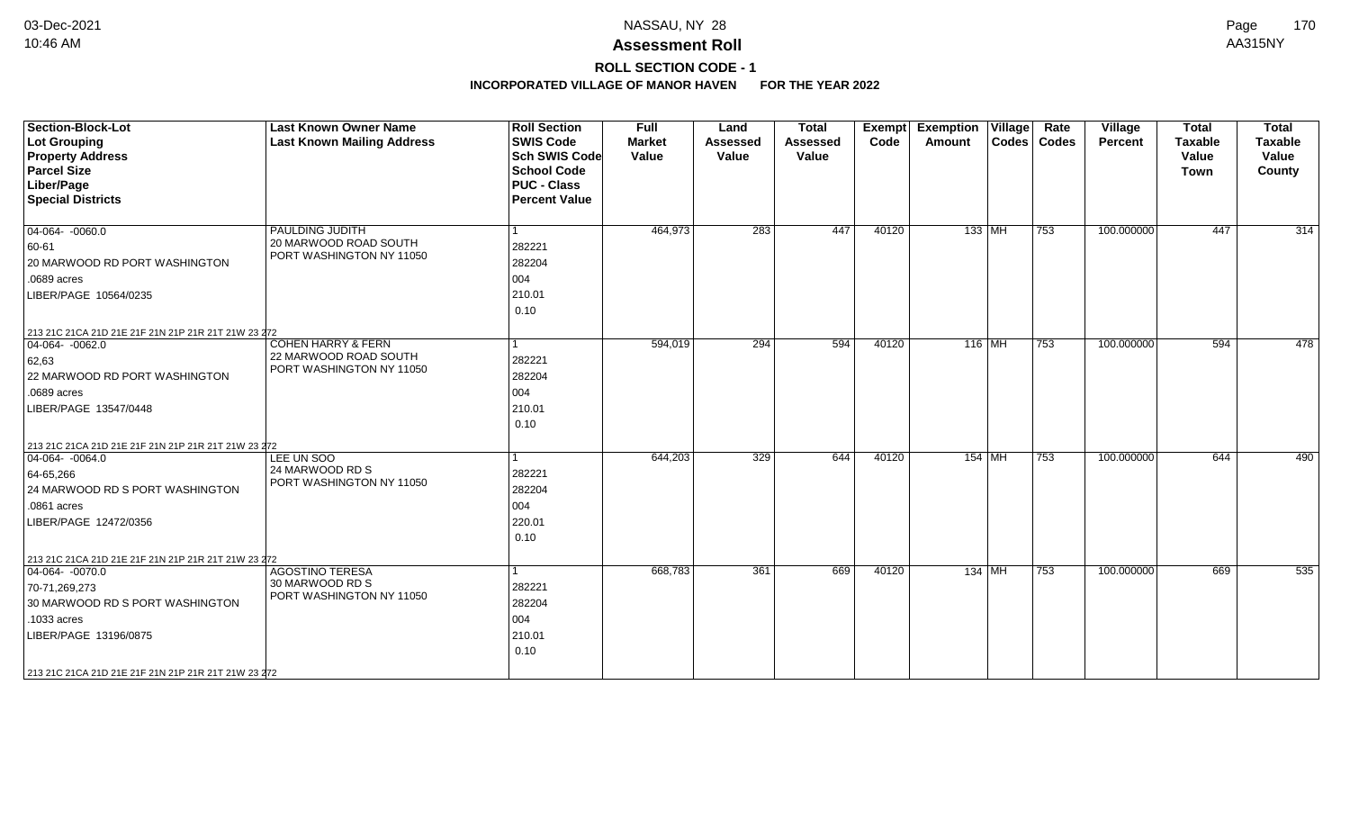# Assessment Roll

## ROLL SECTION CODE - 1

### INCORPORATED VILLAGE OF MANOR HAVEN FOR THE YEAR 2022

| Section-Block-Lot<br>Lot Grouping<br>Property Address<br>Parcel Size<br>Liber/Page<br>Special Districts | Last Known Owner Name<br>Last Known Mailing Address | Roll Section<br>SWIS Code<br>Sch SWIS Code<br>School Code<br>PUC - Class<br>Percent Value | Full Market Value | Land Assessed Value | Total Assessed Value | Exempt Code | Exemption Amount | Village Codes | Rate Codes | Village Percent | Total Taxable Value Town | Total Taxable Value County |
|---|---|---|---|---|---|---|---|---|---|---|---|---|
| 04-064- -0060.0<br>60-61<br>20 MARWOOD RD PORT WASHINGTON<br>.0689 acres<br>LIBER/PAGE 10564/0235<br>213 21C 21CA 21D 21E 21F 21N 21P 21R 21T 21W 23 272 | PAULDING JUDITH<br>20 MARWOOD ROAD SOUTH<br>PORT WASHINGTON NY 11050 | 1<br>282221<br>282204<br>004<br>210.01<br>0.10 | 464,973 | 283 | 447 | 40120 | 133 | MH | 753 | 100.000000 | 447 | 314 |
| 04-064- -0062.0<br>62,63<br>22 MARWOOD RD PORT WASHINGTON<br>.0689 acres<br>LIBER/PAGE 13547/0448<br>213 21C 21CA 21D 21E 21F 21N 21P 21R 21T 21W 23 272 | COHEN HARRY & FERN<br>22 MARWOOD ROAD SOUTH<br>PORT WASHINGTON NY 11050 | 1<br>282221<br>282204<br>004<br>210.01<br>0.10 | 594,019 | 294 | 594 | 40120 | 116 | MH | 753 | 100.000000 | 594 | 478 |
| 04-064- -0064.0<br>64-65,266<br>24 MARWOOD RD S PORT WASHINGTON<br>.0861 acres<br>LIBER/PAGE 12472/0356<br>213 21C 21CA 21D 21E 21F 21N 21P 21R 21T 21W 23 272 | LEE UN SOO<br>24 MARWOOD RD S<br>PORT WASHINGTON NY 11050 | 1<br>282221<br>282204<br>004<br>220.01<br>0.10 | 644,203 | 329 | 644 | 40120 | 154 | MH | 753 | 100.000000 | 644 | 490 |
| 04-064- -0070.0<br>70-71,269,273<br>30 MARWOOD RD S PORT WASHINGTON<br>.1033 acres<br>LIBER/PAGE 13196/0875<br>213 21C 21CA 21D 21E 21F 21N 21P 21R 21T 21W 23 272 | AGOSTINO TERESA<br>30 MARWOOD RD S<br>PORT WASHINGTON NY 11050 | 1<br>282221<br>282204<br>004<br>210.01<br>0.10 | 668,783 | 361 | 669 | 40120 | 134 | MH | 753 | 100.000000 | 669 | 535 |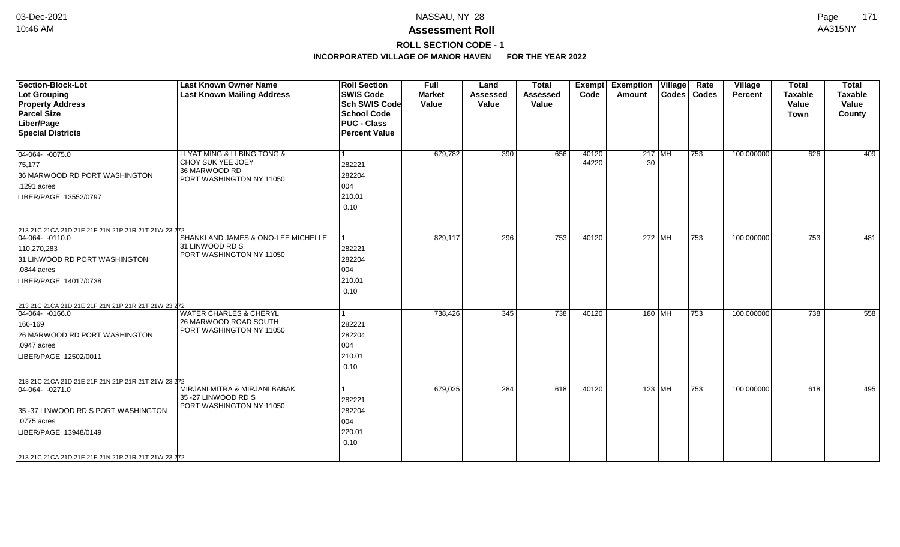# NASSAU, NY 28

## Assessment Roll

### ROLL SECTION CODE - 1

### INCORPORATED VILLAGE OF MANOR HAVEN FOR THE YEAR 2022

| Section-Block-Lot<br>Lot Grouping<br>Property Address<br>Parcel Size<br>Liber/Page<br>Special Districts | Last Known Owner Name<br>Last Known Mailing Address | Roll Section<br>SWIS Code<br>Sch SWIS Code<br>School Code<br>PUC - Class<br>Percent Value | Full Market Value | Land Assessed Value | Total Assessed Value | Exempt Code | Exemption Amount | Village Codes | Rate Codes | Village Percent | Total Taxable Value Town | Total Taxable Value County |
|---|---|---|---|---|---|---|---|---|---|---|---|---|
| 04-064- -0075.0<br>75,177<br>36 MARWOOD RD PORT WASHINGTON<br>.1291 acres<br>LIBER/PAGE 13552/0797<br>213 21C 21CA 21D 21E 21F 21N 21P 21R 21T 21W 23 272 | LI YAT MING & LI BING TONG &<br>CHOY SUK YEE JOEY<br>36 MARWOOD RD<br>PORT WASHINGTON NY 11050 | 1<br>282221<br>282204<br>004<br>210.01<br>0.10 | 679,782 | 390 | 656 | 40120<br>44220 | 217<br>30 | MH | 753 | 100.000000 | 626 | 409 |
| 04-064- -0110.0<br>110,270,283<br>31 LINWOOD RD PORT WASHINGTON<br>.0844 acres<br>LIBER/PAGE 14017/0738<br>213 21C 21CA 21D 21E 21F 21N 21P 21R 21T 21W 23 272 | SHANKLAND JAMES & ONO-LEE MICHELLE<br>31 LINWOOD RD S<br>PORT WASHINGTON NY 11050 | 1<br>282221<br>282204<br>004<br>210.01<br>0.10 | 829,117 | 296 | 753 | 40120 | 272 | MH | 753 | 100.000000 | 753 | 481 |
| 04-064- -0166.0<br>166-169<br>26 MARWOOD RD PORT WASHINGTON<br>.0947 acres<br>LIBER/PAGE 12502/0011<br>213 21C 21CA 21D 21E 21F 21N 21P 21R 21T 21W 23 272 | WATER CHARLES & CHERYL<br>26 MARWOOD ROAD SOUTH<br>PORT WASHINGTON NY 11050 | 1<br>282221<br>282204<br>004<br>210.01<br>0.10 | 738,426 | 345 | 738 | 40120 | 180 | MH | 753 | 100.000000 | 738 | 558 |
| 04-064- -0271.0<br><br>35 -37 LINWOOD RD S PORT WASHINGTON<br>.0775 acres<br>LIBER/PAGE 13948/0149<br>213 21C 21CA 21D 21E 21F 21N 21P 21R 21T 21W 23 272 | MIRJANI MITRA & MIRJANI BABAK<br>35 -27 LINWOOD RD S<br>PORT WASHINGTON NY 11050 | 1<br>282221<br>282204<br>004<br>220.01<br>0.10 | 679,025 | 284 | 618 | 40120 | 123 | MH | 753 | 100.000000 | 618 | 495 |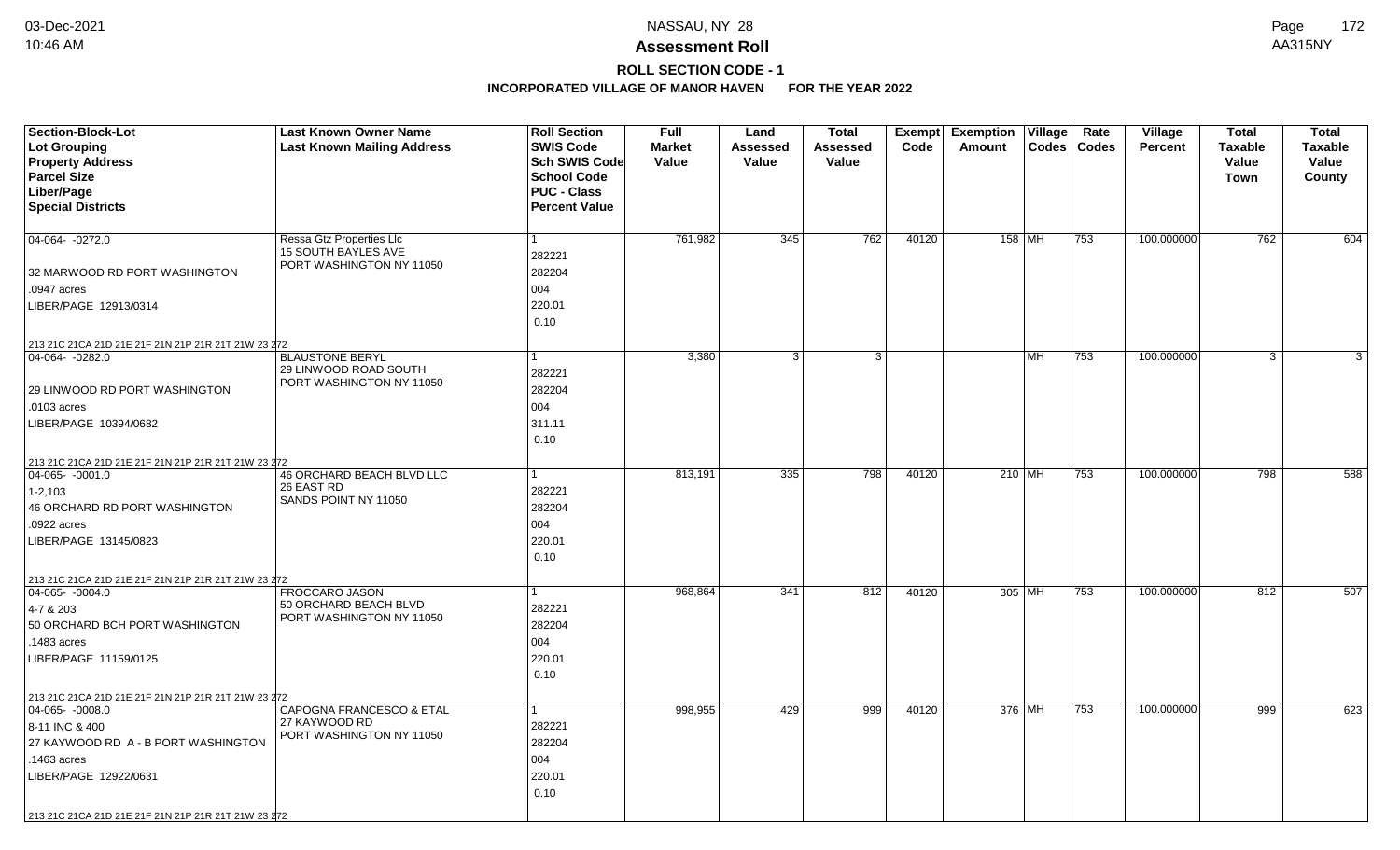## NASSAU, NY 28

## Assessment Roll

### ROLL SECTION CODE - 1

### INCORPORATED VILLAGE OF MANOR HAVEN FOR THE YEAR 2022

| Section-Block-Lot<br>Lot Grouping<br>Property Address<br>Parcel Size<br>Liber/Page<br>Special Districts | Last Known Owner Name<br>Last Known Mailing Address | Roll Section<br>SWIS Code<br>Sch SWIS Code<br>School Code<br>PUC - Class<br>Percent Value | Full Market Value | Land Assessed Value | Total Assessed Value | Exempt Code | Exemption Amount | Village Codes | Rate Codes | Village Percent | Total Taxable Value Town | Total Taxable Value County |
|---|---|---|---|---|---|---|---|---|---|---|---|---|
| 04-064- -0272.0<br>32 MARWOOD RD PORT WASHINGTON<br>.0947 acres<br>LIBER/PAGE 12913/0314<br>213 21C 21CA 21D 21E 21F 21N 21P 21R 21T 21W 23 272 | Ressa Gtz Properties Llc<br>15 SOUTH BAYLES AVE<br>PORT WASHINGTON NY 11050 | 1<br>282221<br>282204<br>004<br>220.01<br>0.10 | 761,982 | 345 | 762 | 40120 | 158 | MH | 753 | 100.000000 | 762 | 604 |
| 04-064- -0282.0<br>29 LINWOOD RD PORT WASHINGTON<br>.0103 acres<br>LIBER/PAGE 10394/0682<br>213 21C 21CA 21D 21E 21F 21N 21P 21R 21T 21W 23 272 | BLAUSTONE BERYL<br>29 LINWOOD ROAD SOUTH<br>PORT WASHINGTON NY 11050 | 1<br>282221<br>282204<br>004<br>311.11<br>0.10 | 3,380 | 3 | 3 | | | MH | 753 | 100.000000 | 3 | 3 |
| 04-065- -0001.0<br>1-2,103<br>46 ORCHARD RD PORT WASHINGTON<br>.0922 acres<br>LIBER/PAGE 13145/0823<br>213 21C 21CA 21D 21E 21F 21N 21P 21R 21T 21W 23 272 | 46 ORCHARD BEACH BLVD LLC<br>26 EAST RD<br>SANDS POINT NY 11050 | 1<br>282221<br>282204<br>004<br>220.01<br>0.10 | 813,191 | 335 | 798 | 40120 | 210 | MH | 753 | 100.000000 | 798 | 588 |
| 04-065- -0004.0<br>4-7 & 203<br>50 ORCHARD BCH PORT WASHINGTON<br>.1483 acres<br>LIBER/PAGE 11159/0125<br>213 21C 21CA 21D 21E 21F 21N 21P 21R 21T 21W 23 272 | FROCCARO JASON<br>50 ORCHARD BEACH BLVD<br>PORT WASHINGTON NY 11050 | 1<br>282221<br>282204<br>004<br>220.01<br>0.10 | 968,864 | 341 | 812 | 40120 | 305 | MH | 753 | 100.000000 | 812 | 507 |
| 04-065- -0008.0<br>8-11 INC & 400<br>27 KAYWOOD RD A - B PORT WASHINGTON<br>.1463 acres<br>LIBER/PAGE 12922/0631<br>213 21C 21CA 21D 21E 21F 21N 21P 21R 21T 21W 23 272 | CAPOGNA FRANCESCO & ETAL<br>27 KAYWOOD RD<br>PORT WASHINGTON NY 11050 | 1<br>282221<br>282204<br>004<br>220.01<br>0.10 | 998,955 | 429 | 999 | 40120 | 376 | MH | 753 | 100.000000 | 999 | 623 |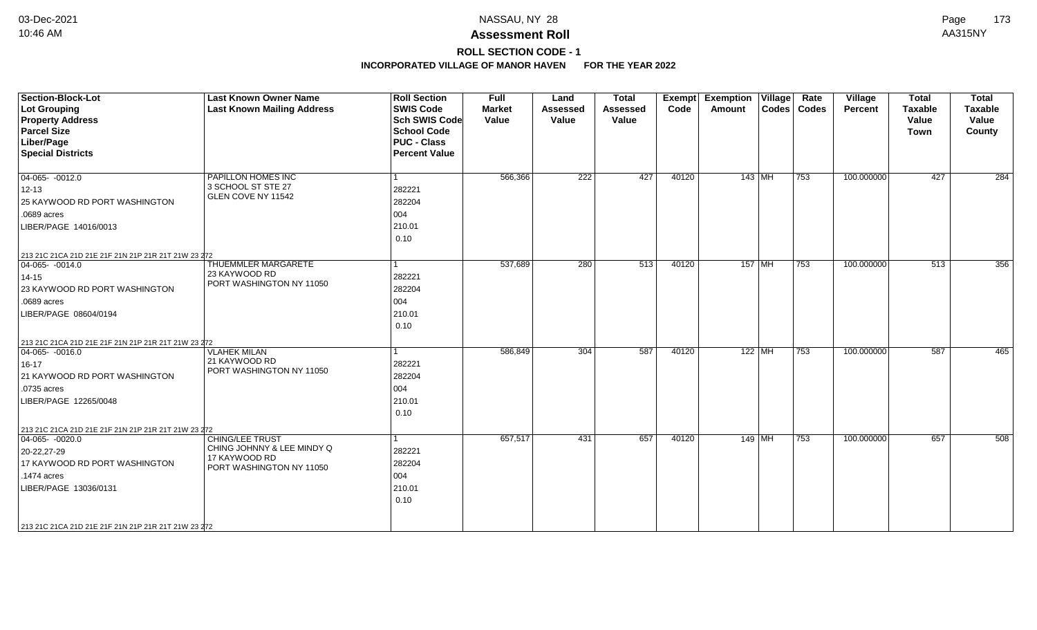## Assessment Roll

### ROLL SECTION CODE - 1

**INCORPORATED VILLAGE OF MANOR HAVEN FOR THE YEAR 2022**

| Section-Block-Lot<br>Lot Grouping<br>Property Address<br>Parcel Size<br>Liber/Page<br>Special Districts | Last Known Owner Name<br>Last Known Mailing Address | Roll Section<br>SWIS Code<br>Sch SWIS Code<br>School Code<br>PUC - Class<br>Percent Value | Full Market Value | Land Assessed Value | Total Assessed Value | Exempt Code | Exemption Amount | Village Codes | Rate Codes | Village Percent | Total Taxable Value Town | Total Taxable Value County |
|---|---|---|---|---|---|---|---|---|---|---|---|---|
| 04-065- -0012.0<br>12-13<br>25 KAYWOOD RD PORT WASHINGTON<br>.0689 acres<br>LIBER/PAGE 14016/0013<br>213 21C 21CA 21D 21E 21F 21N 21P 21R 21T 21W 23 272 | PAPILLON HOMES INC<br>3 SCHOOL ST STE 27<br>GLEN COVE NY 11542 | 1<br>282221<br>282204<br>004<br>210.01<br>0.10 | 566,366 | 222 | 427 | 40120 | 143 | MH | 753 | 100.000000 | 427 | 284 |
| 04-065- -0014.0<br>14-15<br>23 KAYWOOD RD PORT WASHINGTON<br>.0689 acres<br>LIBER/PAGE 08604/0194<br>213 21C 21CA 21D 21E 21F 21N 21P 21R 21T 21W 23 272 | THUEMMLER MARGARETE<br>23 KAYWOOD RD<br>PORT WASHINGTON NY 11050 | 1<br>282221<br>282204<br>004<br>210.01<br>0.10 | 537,689 | 280 | 513 | 40120 | 157 | MH | 753 | 100.000000 | 513 | 356 |
| 04-065- -0016.0<br>16-17<br>21 KAYWOOD RD PORT WASHINGTON<br>.0735 acres<br>LIBER/PAGE 12265/0048<br>213 21C 21CA 21D 21E 21F 21N 21P 21R 21T 21W 23 272 | VLAHEK MILAN<br>21 KAYWOOD RD<br>PORT WASHINGTON NY 11050 | 1<br>282221<br>282204<br>004<br>210.01<br>0.10 | 586,849 | 304 | 587 | 40120 | 122 | MH | 753 | 100.000000 | 587 | 465 |
| 04-065- -0020.0<br>20-22,27-29<br>17 KAYWOOD RD PORT WASHINGTON<br>.1474 acres<br>LIBER/PAGE 13036/0131<br>213 21C 21CA 21D 21E 21F 21N 21P 21R 21T 21W 23 272 | CHING/LEE TRUST<br>CHING JOHNNY & LEE MINDY Q<br>17 KAYWOOD RD<br>PORT WASHINGTON NY 11050 | 1<br>282221<br>282204<br>004<br>210.01<br>0.10 | 657,517 | 431 | 657 | 40120 | 149 | MH | 753 | 100.000000 | 657 | 508 |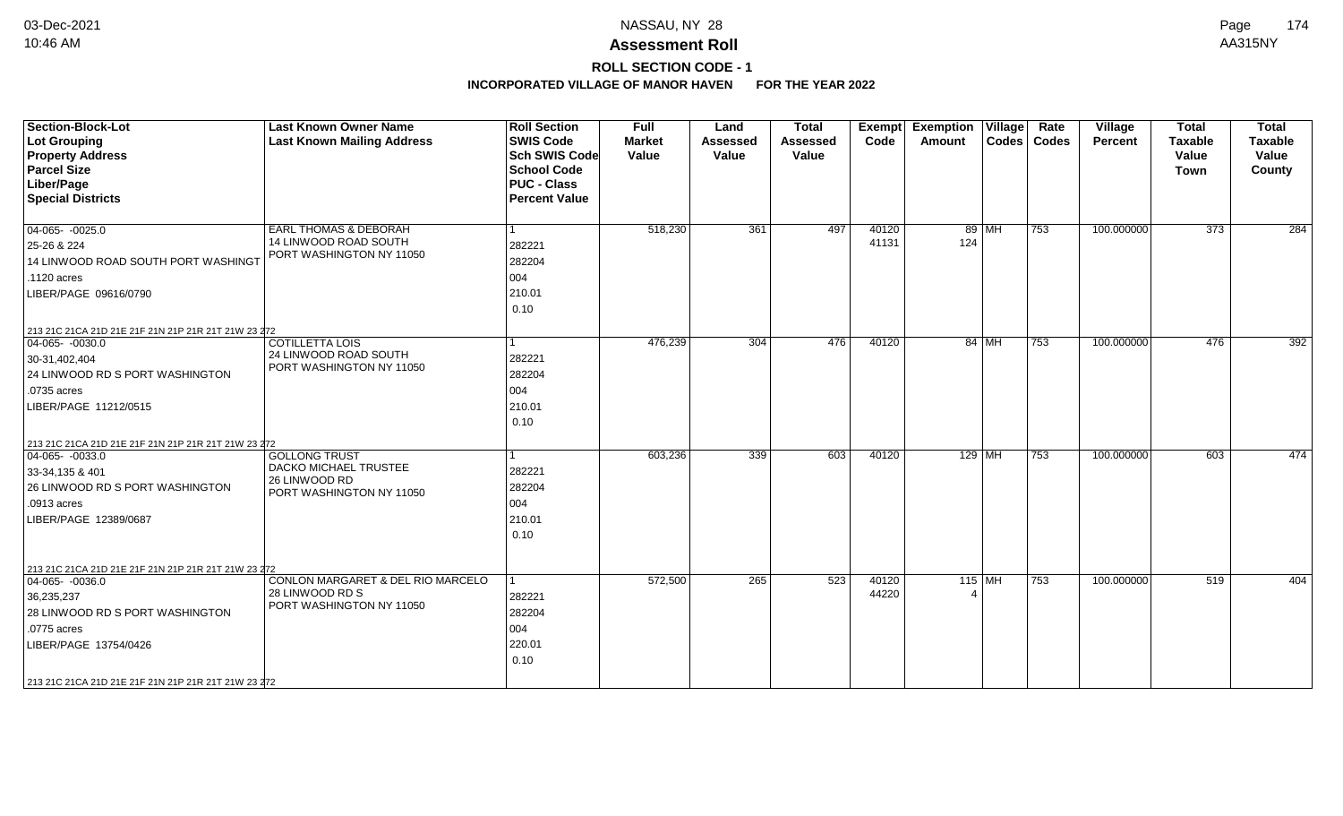**Assessment Roll**

**ROLL SECTION CODE - 1**

**INCORPORATED VILLAGE OF MANOR HAVEN FOR THE YEAR 2022**

NASSAU, NY 28

| Section-Block-Lot<br>Lot Grouping<br>Property Address<br>Parcel Size<br>Liber/Page<br>Special Districts | Last Known Owner Name<br>Last Known Mailing Address | Roll Section<br>SWIS Code<br>Sch SWIS Code<br>School Code<br>PUC - Class<br>Percent Value | Full Market Value | Land Assessed Value | Total Assessed Value | Exempt Code | Exemption Amount | Village Codes | Rate Codes | Village Percent | Total Taxable Value Town | Total Taxable Value County |
|---|---|---|---|---|---|---|---|---|---|---|---|---|
| 04-065- -0025.0<br>25-26 & 224<br>14 LINWOOD ROAD SOUTH PORT WASHINGT<br>.1120 acres<br>LIBER/PAGE 09616/0790<br>213 21C 21CA 21D 21E 21F 21N 21P 21R 21T 21W 23 272 | EARL THOMAS & DEBORAH<br>14 LINWOOD ROAD SOUTH<br>PORT WASHINGTON NY 11050 | 1<br>282221<br>282204<br>004<br>210.01<br>0.10 | 518,230 | 361 | 497 | 40120<br>41131 | 89<br>124 | MH | 753 | 100.000000 | 373 | 284 |
| 04-065- -0030.0<br>30-31,402,404<br>24 LINWOOD RD S PORT WASHINGTON<br>.0735 acres<br>LIBER/PAGE 11212/0515<br>213 21C 21CA 21D 21E 21F 21N 21P 21R 21T 21W 23 272 | COTILLETTA LOIS<br>24 LINWOOD ROAD SOUTH<br>PORT WASHINGTON NY 11050 | 1<br>282221<br>282204<br>004<br>210.01<br>0.10 | 476,239 | 304 | 476 | 40120 | 84 | MH | 753 | 100.000000 | 476 | 392 |
| 04-065- -0033.0<br>33-34,135 & 401<br>26 LINWOOD RD S PORT WASHINGTON<br>.0913 acres<br>LIBER/PAGE 12389/0687<br>213 21C 21CA 21D 21E 21F 21N 21P 21R 21T 21W 23 272 | GOLLONG TRUST<br>DACKO MICHAEL TRUSTEE<br>26 LINWOOD RD<br>PORT WASHINGTON NY 11050 | 1<br>282221<br>282204<br>004<br>210.01<br>0.10 | 603,236 | 339 | 603 | 40120 | 129 | MH | 753 | 100.000000 | 603 | 474 |
| 04-065- -0036.0<br>36,235,237<br>28 LINWOOD RD S PORT WASHINGTON<br>.0775 acres<br>LIBER/PAGE 13754/0426<br>213 21C 21CA 21D 21E 21F 21N 21P 21R 21T 21W 23 272 | CONLON MARGARET & DEL RIO MARCELO<br>28 LINWOOD RD S<br>PORT WASHINGTON NY 11050 | 1<br>282221<br>282204<br>004<br>220.01<br>0.10 | 572,500 | 265 | 523 | 40120<br>44220 | 115<br>4 | MH | 753 | 100.000000 | 519 | 404 |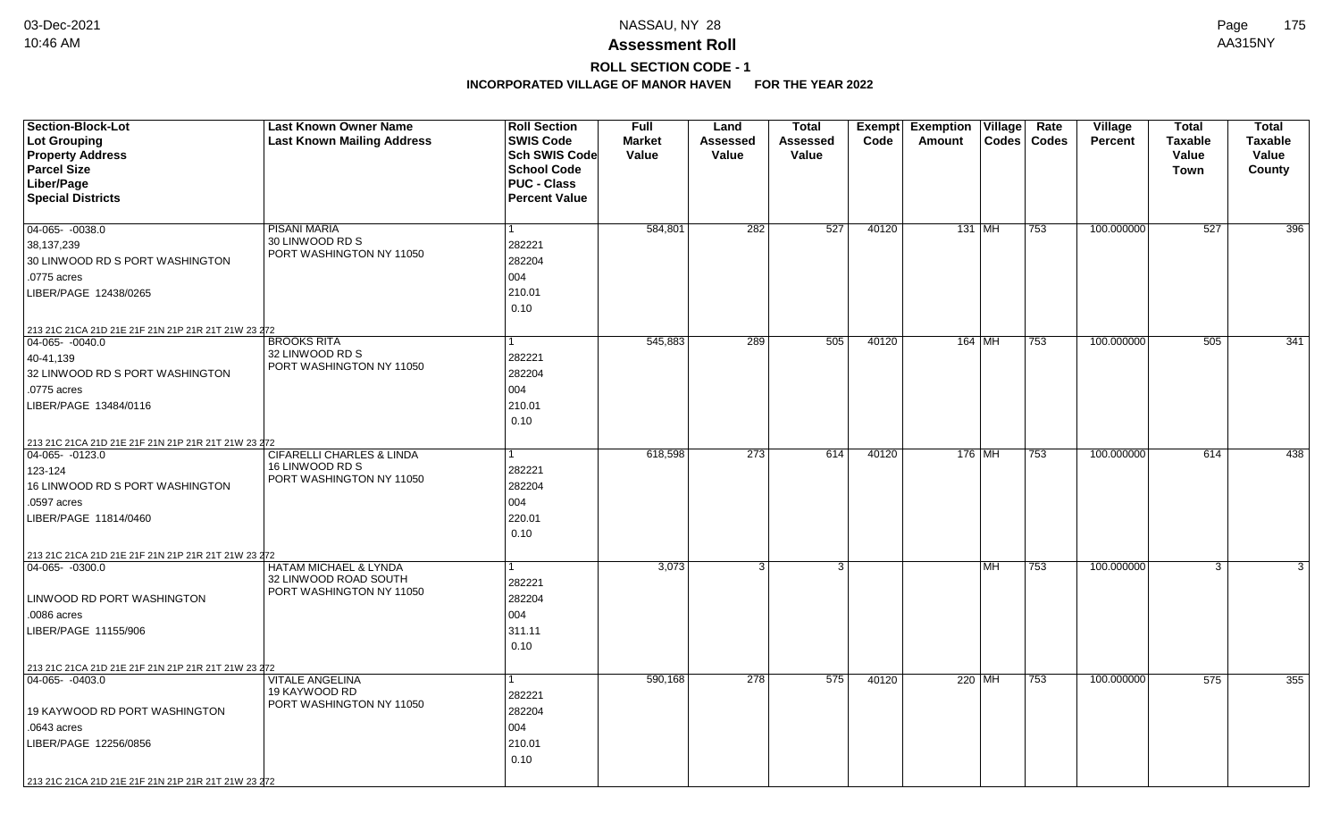# Assessment Roll

## ROLL SECTION CODE - 1

### INCORPORATED VILLAGE OF MANOR HAVEN FOR THE YEAR 2022

| Section-Block-Lot<br>Lot Grouping<br>Property Address<br>Parcel Size<br>Liber/Page<br>Special Districts | Last Known Owner Name<br>Last Known Mailing Address | Roll Section<br>SWIS Code<br>Sch SWIS Code<br>School Code<br>PUC - Class<br>Percent Value | Full Market Value | Land Assessed Value | Total Assessed Value | Exempt Code | Exemption Amount | Village Codes | Rate Codes | Village Percent | Total Taxable Value Town | Total Taxable Value County |
|---|---|---|---|---|---|---|---|---|---|---|---|---|
| 04-065- -0038.0<br>38,137,239<br>30 LINWOOD RD S PORT WASHINGTON<br>.0775 acres<br>LIBER/PAGE 12438/0265<br>213 21C 21CA 21D 21E 21F 21N 21P 21R 21T 21W 23 272 | PISANI MARIA<br>30 LINWOOD RD S<br>PORT WASHINGTON NY 11050 | 1<br>282221<br>282204<br>004<br>210.01<br>0.10 | 584,801 | 282 | 527 | 40120 | 131 | MH | 753 | 100.000000 | 527 | 396 |
| 04-065- -0040.0<br>40-41,139<br>32 LINWOOD RD S PORT WASHINGTON<br>.0775 acres<br>LIBER/PAGE 13484/0116<br>213 21C 21CA 21D 21E 21F 21N 21P 21R 21T 21W 23 272 | BROOKS RITA<br>32 LINWOOD RD S<br>PORT WASHINGTON NY 11050 | 1<br>282221<br>282204<br>004<br>210.01<br>0.10 | 545,883 | 289 | 505 | 40120 | 164 | MH | 753 | 100.000000 | 505 | 341 |
| 04-065- -0123.0<br>123-124<br>16 LINWOOD RD S PORT WASHINGTON<br>.0597 acres<br>LIBER/PAGE 11814/0460<br>213 21C 21CA 21D 21E 21F 21N 21P 21R 21T 21W 23 272 | CIFARELLI CHARLES & LINDA<br>16 LINWOOD RD S<br>PORT WASHINGTON NY 11050 | 1<br>282221<br>282204<br>004<br>220.01<br>0.10 | 618,598 | 273 | 614 | 40120 | 176 | MH | 753 | 100.000000 | 614 | 438 |
| 04-065- -0300.0<br><br>LINWOOD RD PORT WASHINGTON<br>.0086 acres<br>LIBER/PAGE 11155/906<br>213 21C 21CA 21D 21E 21F 21N 21P 21R 21T 21W 23 272 | HATAM MICHAEL & LYNDA<br>32 LINWOOD ROAD SOUTH<br>PORT WASHINGTON NY 11050 | 1<br>282221<br>282204<br>004<br>311.11<br>0.10 | 3,073 | 3 | 3 | | | MH | 753 | 100.000000 | 3 | 3 |
| 04-065- -0403.0<br><br>19 KAYWOOD RD PORT WASHINGTON<br>.0643 acres<br>LIBER/PAGE 12256/0856<br>213 21C 21CA 21D 21E 21F 21N 21P 21R 21T 21W 23 272 | VITALE ANGELINA<br>19 KAYWOOD RD<br>PORT WASHINGTON NY 11050 | 1<br>282221<br>282204<br>004<br>210.01<br>0.10 | 590,168 | 278 | 575 | 40120 | 220 | MH | 753 | 100.000000 | 575 | 355 |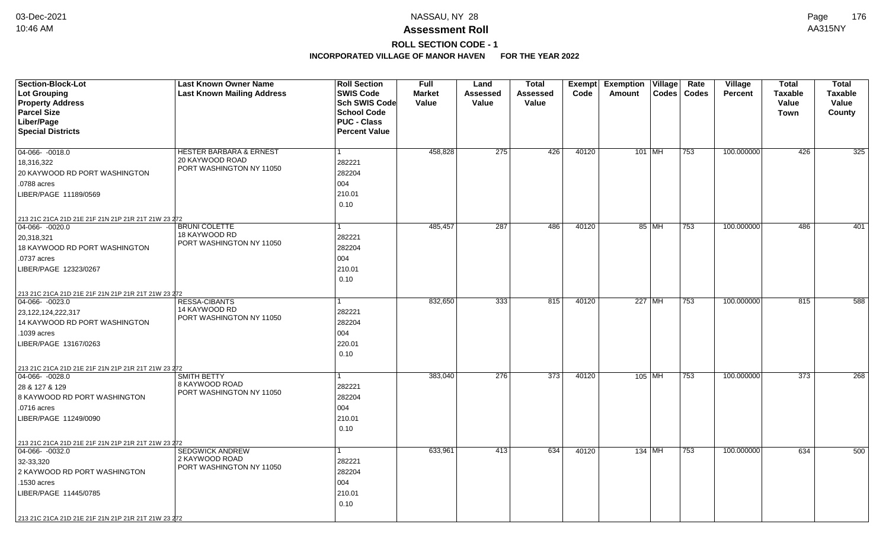# NASSAU, NY 28

## Assessment Roll

### ROLL SECTION CODE - 1

**INCORPORATED VILLAGE OF MANOR HAVEN FOR THE YEAR 2022**

| Section-Block-Lot<br>Lot Grouping<br>Property Address<br>Parcel Size<br>Liber/Page<br>Special Districts | Last Known Owner Name<br>Last Known Mailing Address | Roll Section<br>SWIS Code<br>Sch SWIS Code<br>School Code<br>PUC - Class<br>Percent Value | Full Market Value | Land Assessed Value | Total Assessed Value | Exempt Code | Exemption Amount | Village Codes | Rate Codes | Village Percent | Total Taxable Value Town | Total Taxable Value County |
|---|---|---|---|---|---|---|---|---|---|---|---|---|
| 04-066- -0018.0<br>18,316,322<br>20 KAYWOOD RD PORT WASHINGTON<br>.0788 acres<br>LIBER/PAGE 11189/0569<br>213 21C 21CA 21D 21E 21F 21N 21P 21R 21T 21W 23 272 | HESTER BARBARA & ERNEST<br>20 KAYWOOD ROAD<br>PORT WASHINGTON NY 11050 | 1<br>282221<br>282204<br>004<br>210.01<br>0.10 | 458,828 | 275 | 426 | 40120 | 101 | MH | 753 | 100.000000 | 426 | 325 |
| 04-066- -0020.0<br>20,318,321<br>18 KAYWOOD RD PORT WASHINGTON<br>.0737 acres<br>LIBER/PAGE 12323/0267<br>213 21C 21CA 21D 21E 21F 21N 21P 21R 21T 21W 23 272 | BRUNI COLETTE<br>18 KAYWOOD RD<br>PORT WASHINGTON NY 11050 | 1<br>282221<br>282204<br>004<br>210.01<br>0.10 | 485,457 | 287 | 486 | 40120 | 85 | MH | 753 | 100.000000 | 486 | 401 |
| 04-066- -0023.0<br>23,122,124,222,317<br>14 KAYWOOD RD PORT WASHINGTON<br>.1039 acres<br>LIBER/PAGE 13167/0263<br>213 21C 21CA 21D 21E 21F 21N 21P 21R 21T 21W 23 272 | RESSA-CIBANTS<br>14 KAYWOOD RD<br>PORT WASHINGTON NY 11050 | 1<br>282221<br>282204<br>004<br>220.01<br>0.10 | 832,650 | 333 | 815 | 40120 | 227 | MH | 753 | 100.000000 | 815 | 588 |
| 04-066- -0028.0<br>28 & 127 & 129<br>8 KAYWOOD RD PORT WASHINGTON<br>.0716 acres<br>LIBER/PAGE 11249/0090<br>213 21C 21CA 21D 21E 21F 21N 21P 21R 21T 21W 23 272 | SMITH BETTY<br>8 KAYWOOD ROAD<br>PORT WASHINGTON NY 11050 | 1<br>282221<br>282204<br>004<br>210.01<br>0.10 | 383,040 | 276 | 373 | 40120 | 105 | MH | 753 | 100.000000 | 373 | 268 |
| 04-066- -0032.0<br>32-33,320<br>2 KAYWOOD RD PORT WASHINGTON<br>.1530 acres<br>LIBER/PAGE 11445/0785<br>213 21C 21CA 21D 21E 21F 21N 21P 21R 21T 21W 23 272 | SEDGWICK ANDREW<br>2 KAYWOOD ROAD<br>PORT WASHINGTON NY 11050 | 1<br>282221<br>282204<br>004<br>210.01<br>0.10 | 633,961 | 413 | 634 | 40120 | 134 | MH | 753 | 100.000000 | 634 | 500 |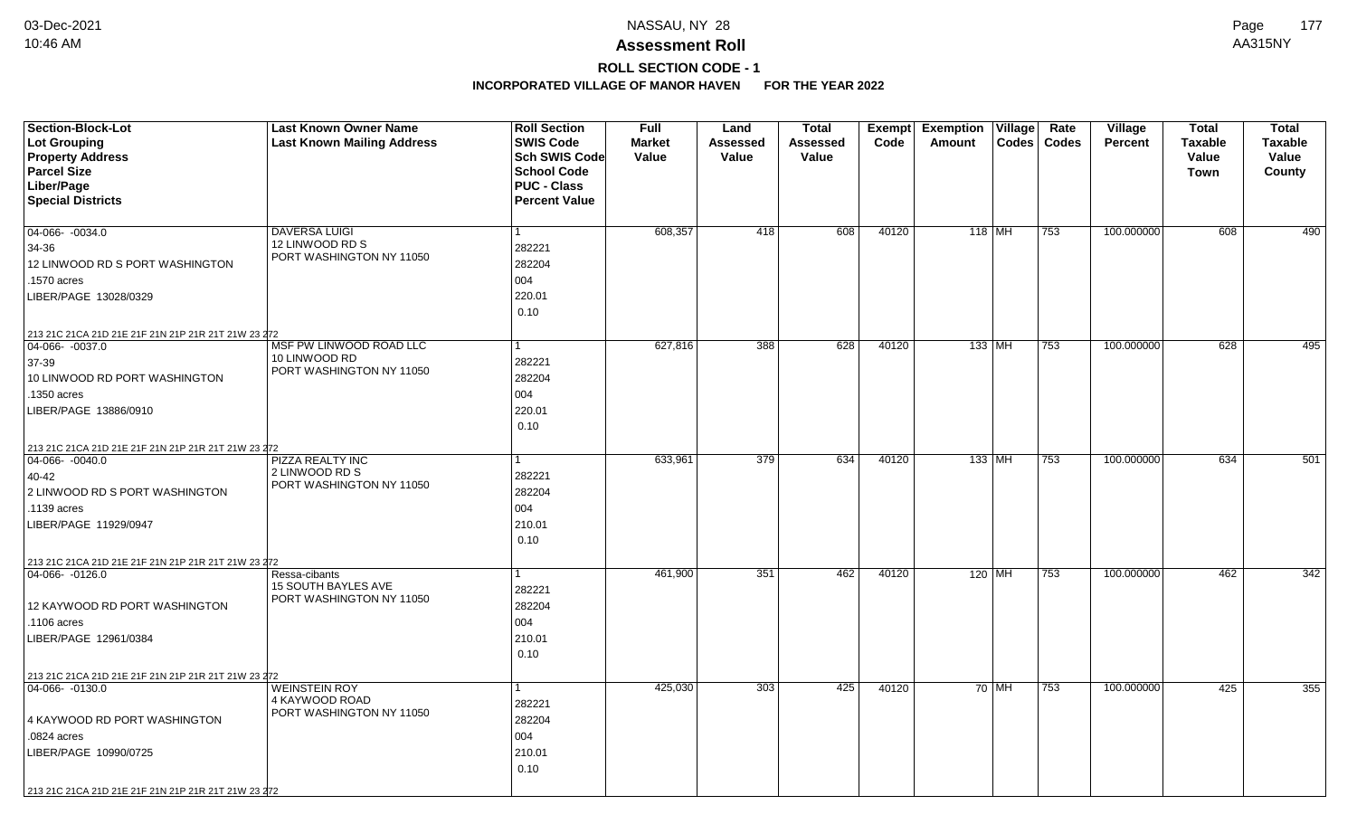# Assessment Roll

## ROLL SECTION CODE - 1

### INCORPORATED VILLAGE OF MANOR HAVEN FOR THE YEAR 2022

| Section-Block-Lot<br>Lot Grouping<br>Property Address<br>Parcel Size<br>Liber/Page<br>Special Districts | Last Known Owner Name<br>Last Known Mailing Address | Roll Section<br>SWIS Code<br>Sch SWIS Code<br>School Code<br>PUC - Class<br>Percent Value | Full Market Value | Land Assessed Value | Total Assessed Value | Exempt Code | Exemption Amount | Village Codes | Rate Codes | Village Percent | Total Taxable Value Town | Total Taxable Value County |
|---|---|---|---|---|---|---|---|---|---|---|---|---|
| 04-066- -0034.0<br>34-36<br>12 LINWOOD RD S PORT WASHINGTON<br>.1570 acres<br>LIBER/PAGE 13028/0329<br>213 21C 21CA 21D 21E 21F 21N 21P 21R 21T 21W 23 272 | DAVERSA LUIGI<br>12 LINWOOD RD S<br>PORT WASHINGTON NY 11050 | 1<br>282221<br>282204<br>004<br>220.01<br>0.10 | 608,357 | 418 | 608 | 40120 | 118 | MH | 753 | 100.000000 | 608 | 490 |
| 04-066- -0037.0<br>37-39<br>10 LINWOOD RD PORT WASHINGTON<br>.1350 acres<br>LIBER/PAGE 13886/0910<br>213 21C 21CA 21D 21E 21F 21N 21P 21R 21T 21W 23 272 | MSF PW LINWOOD ROAD LLC<br>10 LINWOOD RD<br>PORT WASHINGTON NY 11050 | 1<br>282221<br>282204<br>004<br>220.01<br>0.10 | 627,816 | 388 | 628 | 40120 | 133 | MH | 753 | 100.000000 | 628 | 495 |
| 04-066- -0040.0<br>40-42<br>2 LINWOOD RD S PORT WASHINGTON<br>.1139 acres<br>LIBER/PAGE 11929/0947<br>213 21C 21CA 21D 21E 21F 21N 21P 21R 21T 21W 23 272 | PIZZA REALTY INC<br>2 LINWOOD RD S<br>PORT WASHINGTON NY 11050 | 1<br>282221<br>282204<br>004<br>210.01<br>0.10 | 633,961 | 379 | 634 | 40120 | 133 | MH | 753 | 100.000000 | 634 | 501 |
| 04-066- -0126.0<br>12 KAYWOOD RD PORT WASHINGTON<br>.1106 acres<br>LIBER/PAGE 12961/0384<br>213 21C 21CA 21D 21E 21F 21N 21P 21R 21T 21W 23 272 | Ressa-cibants<br>15 SOUTH BAYLES AVE<br>PORT WASHINGTON NY 11050 | 1<br>282221<br>282204<br>004<br>210.01<br>0.10 | 461,900 | 351 | 462 | 40120 | 120 | MH | 753 | 100.000000 | 462 | 342 |
| 04-066- -0130.0<br>4 KAYWOOD RD PORT WASHINGTON<br>.0824 acres<br>LIBER/PAGE 10990/0725<br>213 21C 21CA 21D 21E 21F 21N 21P 21R 21T 21W 23 272 | WEINSTEIN ROY<br>4 KAYWOOD ROAD<br>PORT WASHINGTON NY 11050 | 1<br>282221<br>282204<br>004<br>210.01<br>0.10 | 425,030 | 303 | 425 | 40120 | 70 | MH | 753 | 100.000000 | 425 | 355 |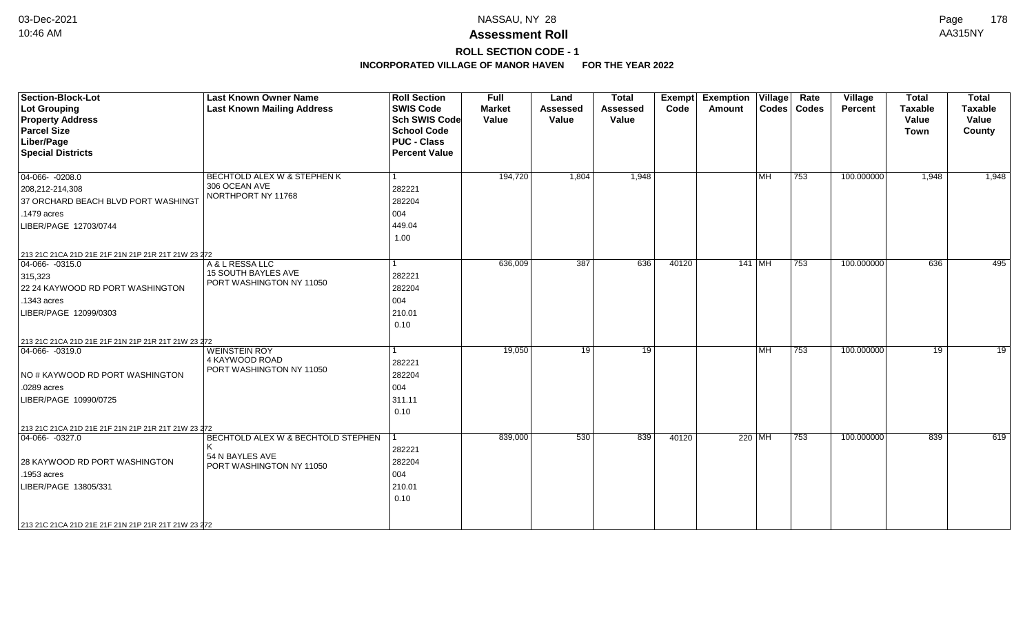# NASSAU, NY 28

## Assessment Roll

### ROLL SECTION CODE - 1

**INCORPORATED VILLAGE OF MANOR HAVEN FOR THE YEAR 2022**

| Section-Block-Lot<br>Lot Grouping<br>Property Address<br>Parcel Size<br>Liber/Page<br>Special Districts | Last Known Owner Name<br>Last Known Mailing Address | Roll Section<br>SWIS Code<br>Sch SWIS Code<br>School Code<br>PUC - Class<br>Percent Value | Full Market Value | Land Assessed Value | Total Assessed Value | Exempt Code | Exemption Amount | Village Codes | Rate Codes | Village Percent | Total Taxable Value Town | Total Taxable Value County |
|---|---|---|---|---|---|---|---|---|---|---|---|---|
| 04-066- -0208.0<br>208,212-214,308<br>37 ORCHARD BEACH BLVD PORT WASHINGT<br>.1479 acres<br>LIBER/PAGE 12703/0744<br>213 21C 21CA 21D 21E 21F 21N 21P 21R 21T 21W 23 272 | BECHTOLD ALEX W & STEPHEN K<br>306 OCEAN AVE<br>NORTHPORT NY 11768 | 1<br>282221<br>282204<br>004<br>449.04<br>1.00 | 194,720 | 1,804 | 1,948 | | | MH | 753 | 100.000000 | 1,948 | 1,948 |
| 04-066- -0315.0<br>315,323<br>22 24 KAYWOOD RD PORT WASHINGTON<br>.1343 acres<br>LIBER/PAGE 12099/0303<br>213 21C 21CA 21D 21E 21F 21N 21P 21R 21T 21W 23 272 | A & L RESSA LLC<br>15 SOUTH BAYLES AVE<br>PORT WASHINGTON NY 11050 | 1<br>282221<br>282204<br>004<br>210.01<br>0.10 | 636,009 | 387 | 636 | 40120 | 141 | MH | 753 | 100.000000 | 636 | 495 |
| 04-066- -0319.0<br><br>NO # KAYWOOD RD PORT WASHINGTON<br>.0289 acres<br>LIBER/PAGE 10990/0725<br>213 21C 21CA 21D 21E 21F 21N 21P 21R 21T 21W 23 272 | WEINSTEIN ROY<br>4 KAYWOOD ROAD<br>PORT WASHINGTON NY 11050 | 1<br>282221<br>282204<br>004<br>311.11<br>0.10 | 19,050 | 19 | 19 | | | MH | 753 | 100.000000 | 19 | 19 |
| 04-066- -0327.0<br><br>28 KAYWOOD RD PORT WASHINGTON<br>.1953 acres<br>LIBER/PAGE 13805/331<br>213 21C 21CA 21D 21E 21F 21N 21P 21R 21T 21W 23 272 | BECHTOLD ALEX W & BECHTOLD STEPHEN K<br>54 N BAYLES AVE<br>PORT WASHINGTON NY 11050 | 1<br>282221<br>282204<br>004<br>210.01<br>0.10 | 839,000 | 530 | 839 | 40120 | 220 | MH | 753 | 100.000000 | 839 | 619 |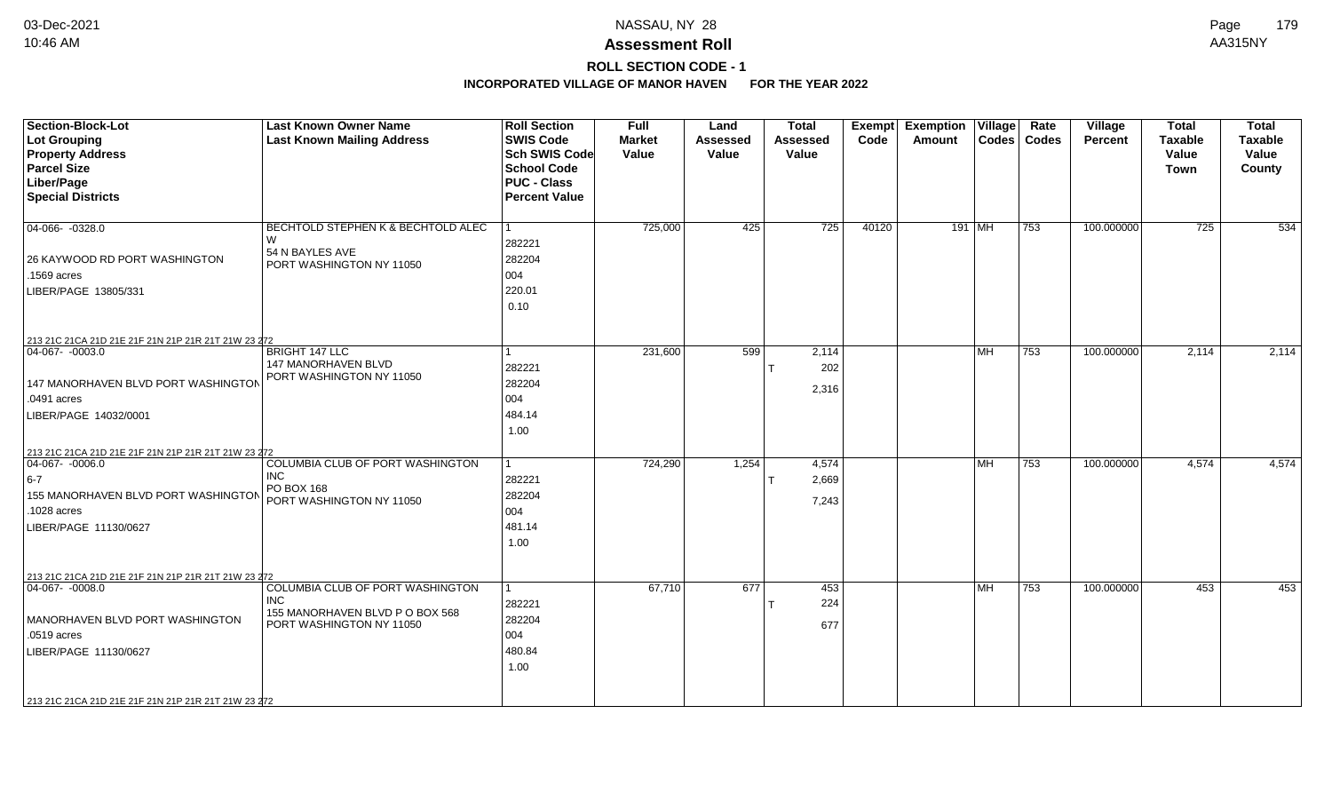# Assessment Roll

## ROLL SECTION CODE - 1

### INCORPORATED VILLAGE OF MANOR HAVEN FOR THE YEAR 2022

| Section-Block-Lot<br>Lot Grouping<br>Property Address<br>Parcel Size<br>Liber/Page<br>Special Districts | Last Known Owner Name<br>Last Known Mailing Address | Roll Section<br>SWIS Code<br>Sch SWIS Code<br>School Code<br>PUC - Class<br>Percent Value | Full Market Value | Land Assessed Value | Total Assessed Value | Exempt Code | Exemption Amount | Village Codes | Rate Codes | Village Percent | Total Taxable Value Town | Total Taxable Value County |
|---|---|---|---|---|---|---|---|---|---|---|---|---|
| 04-066- -0328.0<br>26 KAYWOOD RD PORT WASHINGTON<br>.1569 acres<br>LIBER/PAGE 13805/331<br>213 21C 21CA 21D 21E 21F 21N 21P 21R 21T 21W 23 272 | BECHTOLD STEPHEN K & BECHTOLD ALEC W<br>54 N BAYLES AVE<br>PORT WASHINGTON NY 11050 | 1<br>282221<br>282204<br>004<br>220.01<br>0.10 | 725,000 | 425 | 725 | 40120 | 191 | MH | 753 | 100.000000 | 725 | 534 |
| 04-067- -0003.0<br>147 MANORHAVEN BLVD PORT WASHINGTON<br>.0491 acres<br>LIBER/PAGE 14032/0001<br>213 21C 21CA 21D 21E 21F 21N 21P 21R 21T 21W 23 272 | BRIGHT 147 LLC<br>147 MANORHAVEN BLVD<br>PORT WASHINGTON NY 11050 | 1<br>282221<br>282204<br>004<br>484.14<br>1.00 | 231,600 | 599 | 2,114<br>T 202<br>2,316 | | | MH | 753 | 100.000000 | 2,114 | 2,114 |
| 04-067- -0006.0<br>6-7<br>155 MANORHAVEN BLVD PORT WASHINGTON<br>.1028 acres<br>LIBER/PAGE 11130/0627<br>213 21C 21CA 21D 21E 21F 21N 21P 21R 21T 21W 23 272 | COLUMBIA CLUB OF PORT WASHINGTON INC<br>PO BOX 168<br>PORT WASHINGTON NY 11050 | 1<br>282221<br>282204<br>004<br>481.14<br>1.00 | 724,290 | 1,254 | 4,574<br>T 2,669<br>7,243 | | | MH | 753 | 100.000000 | 4,574 | 4,574 |
| 04-067- -0008.0<br>MANORHAVEN BLVD PORT WASHINGTON<br>.0519 acres<br>LIBER/PAGE 11130/0627<br>213 21C 21CA 21D 21E 21F 21N 21P 21R 21T 21W 23 272 | COLUMBIA CLUB OF PORT WASHINGTON INC<br>155 MANORHAVEN BLVD P O BOX 568<br>PORT WASHINGTON NY 11050 | 1<br>282221<br>282204<br>004<br>480.84<br>1.00 | 67,710 | 677 | 453<br>T 224<br>677 | | | MH | 753 | 100.000000 | 453 | 453 |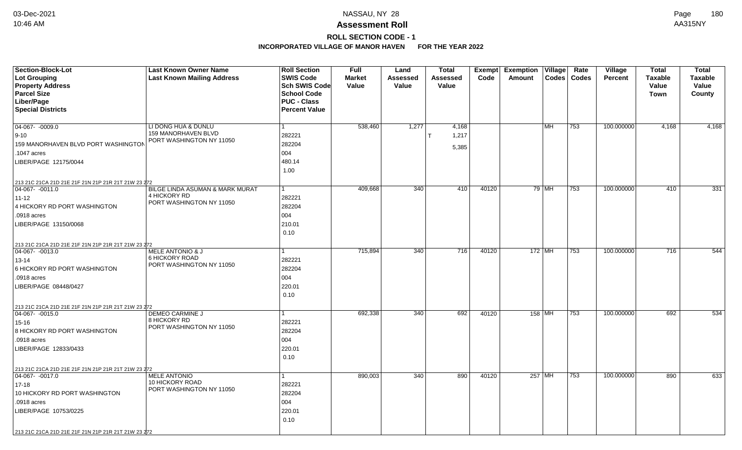**Assessment Roll**

**ROLL SECTION CODE - 1**

**INCORPORATED VILLAGE OF MANOR HAVEN FOR THE YEAR 2022**

| Section-Block-Lot / Lot Grouping / Property Address / Parcel Size / Liber/Page / Special Districts | Last Known Owner Name / Last Known Mailing Address | Roll Section / SWIS Code / Sch SWIS Code / School Code / PUC - Class / Percent Value | Full Market Value | Land Assessed Value | Total Assessed Value | Exempt Code | Exemption Amount | Village Codes | Rate Codes | Village Percent | Total Taxable Value Town | Total Taxable Value County |
|---|---|---|---|---|---|---|---|---|---|---|---|---|
| 04-067- -0009.0<br>9-10<br>159 MANORHAVEN BLVD PORT WASHINGTON<br>.1047 acres<br>LIBER/PAGE 12175/0044<br>213 21C 21CA 21D 21E 21F 21N 21P 21R 21T 21W 23 272 | LI DONG HUA & DUNLU<br>159 MANORHAVEN BLVD<br>PORT WASHINGTON NY 11050 | 1<br>282221<br>282204<br>004<br>480.14<br>1.00 | 538,460 | 1,277 | 4,168<br>T 1,217<br>5,385 | | | MH | 753 | 100.000000 | 4,168 | 4,168 |
| 04-067- -0011.0<br>11-12<br>4 HICKORY RD PORT WASHINGTON<br>.0918 acres<br>LIBER/PAGE 13150/0068<br>213 21C 21CA 21D 21E 21F 21N 21P 21R 21T 21W 23 272 | BILGE LINDA ASUMAN & MARK MURAT<br>4 HICKORY RD<br>PORT WASHINGTON NY 11050 | 1<br>282221<br>282204<br>004<br>210.01<br>0.10 | 409,668 | 340 | 410 | 40120 | 79 | MH | 753 | 100.000000 | 410 | 331 |
| 04-067- -0013.0<br>13-14<br>6 HICKORY RD PORT WASHINGTON<br>.0918 acres<br>LIBER/PAGE 08448/0427<br>213 21C 21CA 21D 21E 21F 21N 21P 21R 21T 21W 23 272 | MELE ANTONIO & J<br>6 HICKORY ROAD<br>PORT WASHINGTON NY 11050 | 1<br>282221<br>282204<br>004<br>220.01<br>0.10 | 715,894 | 340 | 716 | 40120 | 172 | MH | 753 | 100.000000 | 716 | 544 |
| 04-067- -0015.0<br>15-16<br>8 HICKORY RD PORT WASHINGTON<br>.0918 acres<br>LIBER/PAGE 12833/0433<br>213 21C 21CA 21D 21E 21F 21N 21P 21R 21T 21W 23 272 | DEMEO CARMINE J<br>8 HICKORY RD<br>PORT WASHINGTON NY 11050 | 1<br>282221<br>282204<br>004<br>220.01<br>0.10 | 692,338 | 340 | 692 | 40120 | 158 | MH | 753 | 100.000000 | 692 | 534 |
| 04-067- -0017.0<br>17-18<br>10 HICKORY RD PORT WASHINGTON<br>.0918 acres<br>LIBER/PAGE 10753/0225<br>213 21C 21CA 21D 21E 21F 21N 21P 21R 21T 21W 23 272 | MELE ANTONIO<br>10 HICKORY ROAD<br>PORT WASHINGTON NY 11050 | 1<br>282221<br>282204<br>004<br>220.01<br>0.10 | 890,003 | 340 | 890 | 40120 | 257 | MH | 753 | 100.000000 | 890 | 633 |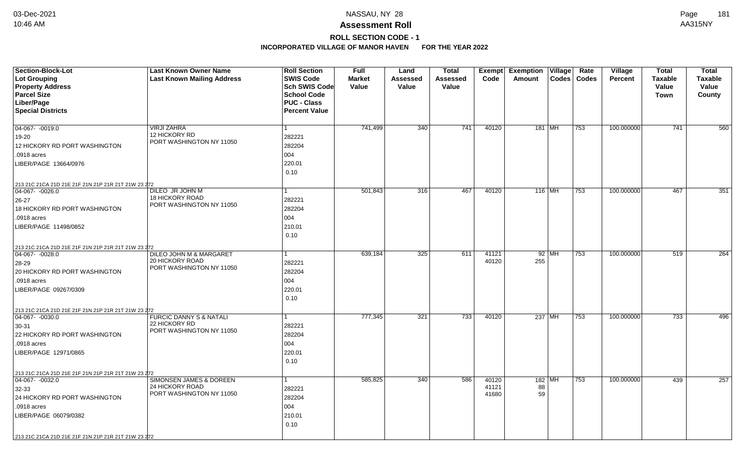**Assessment Roll**

**ROLL SECTION CODE - 1**

**INCORPORATED VILLAGE OF MANOR HAVEN FOR THE YEAR 2022**

| Section-Block-Lot<br>Lot Grouping<br>Property Address<br>Parcel Size<br>Liber/Page<br>Special Districts | Last Known Owner Name<br>Last Known Mailing Address | Roll Section<br>SWIS Code<br>Sch SWIS Code<br>School Code<br>PUC - Class<br>Percent Value | Full Market Value | Land Assessed Value | Total Assessed Value | Exempt Code | Exemption Amount | Village Codes | Rate Codes | Village Percent | Total Taxable Value Town | Total Taxable Value County |
|---|---|---|---|---|---|---|---|---|---|---|---|---|
| 04-067- -0019.0<br>19-20<br>12 HICKORY RD PORT WASHINGTON<br>.0918 acres<br>LIBER/PAGE 13664/0976<br>213 21C 21CA 21D 21E 21F 21N 21P 21R 21T 21W 23 272 | VIRJI ZAHRA<br>12 HICKORY RD<br>PORT WASHINGTON NY 11050 | 1<br>282221<br>282204<br>004<br>220.01<br>0.10 | 741,499 | 340 | 741 | 40120 | 181 | MH | 753 | 100.000000 | 741 | 560 |
| 04-067- -0026.0<br>26-27<br>18 HICKORY RD PORT WASHINGTON<br>.0918 acres<br>LIBER/PAGE 11498/0852<br>213 21C 21CA 21D 21E 21F 21N 21P 21R 21T 21W 23 272 | DILEO JR JOHN M<br>18 HICKORY ROAD<br>PORT WASHINGTON NY 11050 | 1<br>282221<br>282204<br>004<br>210.01<br>0.10 | 501,843 | 316 | 467 | 40120 | 116 | MH | 753 | 100.000000 | 467 | 351 |
| 04-067- -0028.0<br>28-29<br>20 HICKORY RD PORT WASHINGTON<br>.0918 acres<br>LIBER/PAGE 09267/0309<br>213 21C 21CA 21D 21E 21F 21N 21P 21R 21T 21W 23 272 | DILEO JOHN M & MARGARET<br>20 HICKORY ROAD<br>PORT WASHINGTON NY 11050 | 1<br>282221<br>282204<br>004<br>220.01<br>0.10 | 639,184 | 325 | 611 | 41121<br>40120 | 92<br>255 | MH | 753 | 100.000000 | 519 | 264 |
| 04-067- -0030.0<br>30-31<br>22 HICKORY RD PORT WASHINGTON<br>.0918 acres<br>LIBER/PAGE 12971/0865<br>213 21C 21CA 21D 21E 21F 21N 21P 21R 21T 21W 23 272 | FURCIC DANNY S & NATALI<br>22 HICKORY RD<br>PORT WASHINGTON NY 11050 | 1<br>282221<br>282204<br>004<br>220.01<br>0.10 | 777,345 | 321 | 733 | 40120 | 237 | MH | 753 | 100.000000 | 733 | 496 |
| 04-067- -0032.0<br>32-33<br>24 HICKORY RD PORT WASHINGTON<br>.0918 acres<br>LIBER/PAGE 06079/0382<br>213 21C 21CA 21D 21E 21F 21N 21P 21R 21T 21W 23 272 | SIMONSEN JAMES & DOREEN<br>24 HICKORY ROAD<br>PORT WASHINGTON NY 11050 | 1<br>282221<br>282204<br>004<br>210.01<br>0.10 | 585,825 | 340 | 586 | 40120<br>41121<br>41680 | 182<br>88<br>59 | MH | 753 | 100.000000 | 439 | 257 |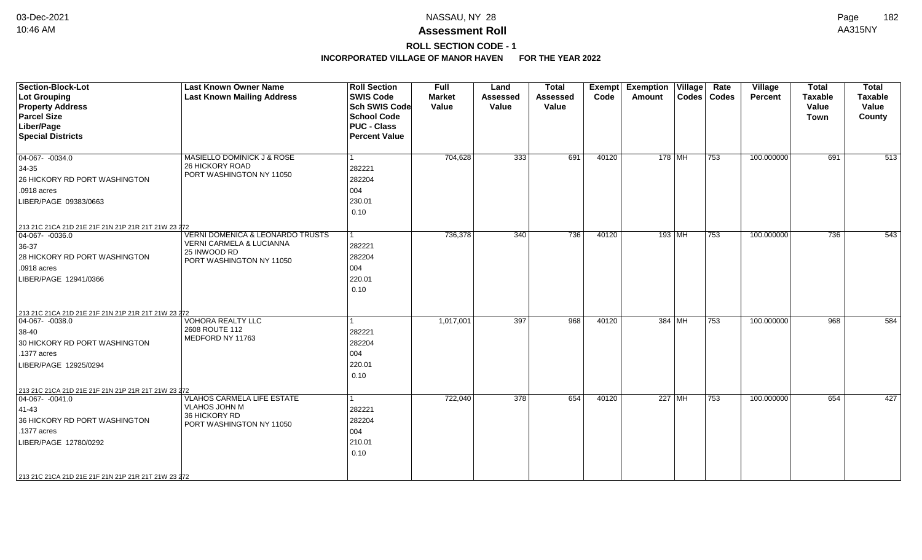# NASSAU, NY 28

## Assessment Roll

### ROLL SECTION CODE - 1

### INCORPORATED VILLAGE OF MANOR HAVEN FOR THE YEAR 2022

| Section-Block-Lot<br>Lot Grouping<br>Property Address<br>Parcel Size<br>Liber/Page<br>Special Districts | Last Known Owner Name<br>Last Known Mailing Address | Roll Section<br>SWIS Code<br>Sch SWIS Code<br>School Code<br>PUC - Class<br>Percent Value | Full Market Value | Land Assessed Value | Total Assessed Value | Exempt Code | Exemption Amount | Village Codes | Rate Codes | Village Percent | Total Taxable Value Town | Total Taxable Value County |
|---|---|---|---|---|---|---|---|---|---|---|---|---|
| 04-067- -0034.0<br>34-35<br>26 HICKORY RD PORT WASHINGTON<br>.0918 acres<br>LIBER/PAGE 09383/0663<br>213 21C 21CA 21D 21E 21F 21N 21P 21R 21T 21W 23 272 | MASIELLO DOMINICK J & ROSE<br>26 HICKORY ROAD<br>PORT WASHINGTON NY 11050 | 1<br>282221<br>282204<br>004<br>230.01<br>0.10 | 704,628 | 333 | 691 | 40120 | 178 | MH | 753 | 100.000000 | 691 | 513 |
| 04-067- -0036.0<br>36-37<br>28 HICKORY RD PORT WASHINGTON<br>.0918 acres<br>LIBER/PAGE 12941/0366<br>213 21C 21CA 21D 21E 21F 21N 21P 21R 21T 21W 23 272 | VERNI DOMENICA & LEONARDO TRUSTS<br>VERNI CARMELA & LUCIANNA<br>25 INWOOD RD<br>PORT WASHINGTON NY 11050 | 1<br>282221<br>282204<br>004<br>220.01<br>0.10 | 736,378 | 340 | 736 | 40120 | 193 | MH | 753 | 100.000000 | 736 | 543 |
| 04-067- -0038.0<br>38-40<br>30 HICKORY RD PORT WASHINGTON<br>.1377 acres<br>LIBER/PAGE 12925/0294<br>213 21C 21CA 21D 21E 21F 21N 21P 21R 21T 21W 23 272 | VOHORA REALTY LLC<br>2608 ROUTE 112<br>MEDFORD NY 11763 | 1<br>282221<br>282204<br>004<br>220.01<br>0.10 | 1,017,001 | 397 | 968 | 40120 | 384 | MH | 753 | 100.000000 | 968 | 584 |
| 04-067- -0041.0<br>41-43<br>36 HICKORY RD PORT WASHINGTON<br>.1377 acres<br>LIBER/PAGE 12780/0292<br>213 21C 21CA 21D 21E 21F 21N 21P 21R 21T 21W 23 272 | VLAHOS CARMELA LIFE ESTATE<br>VLAHOS JOHN M<br>36 HICKORY RD<br>PORT WASHINGTON NY 11050 | 1<br>282221<br>282204<br>004<br>210.01<br>0.10 | 722,040 | 378 | 654 | 40120 | 227 | MH | 753 | 100.000000 | 654 | 427 |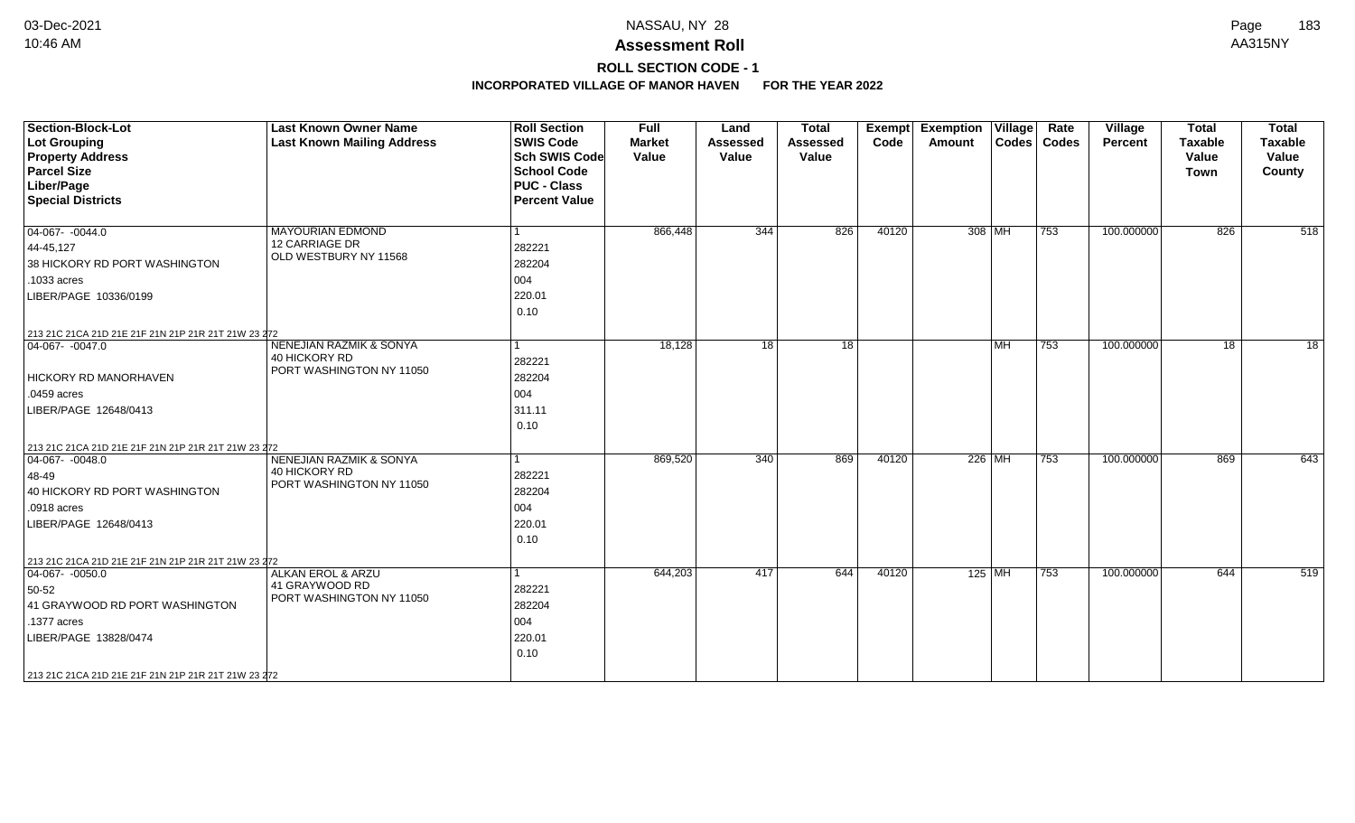# Assessment Roll

## ROLL SECTION CODE - 1

### INCORPORATED VILLAGE OF MANOR HAVEN FOR THE YEAR 2022

| Section-Block-Lot<br>Lot Grouping<br>Property Address<br>Parcel Size<br>Liber/Page<br>Special Districts | Last Known Owner Name<br>Last Known Mailing Address | Roll Section<br>SWIS Code<br>Sch SWIS Code<br>School Code<br>PUC - Class<br>Percent Value | Full Market Value | Land Assessed Value | Total Assessed Value | Exempt Code | Exemption Amount | Village Codes | Rate Codes | Village Percent | Total Taxable Value Town | Total Taxable Value County |
|---|---|---|---|---|---|---|---|---|---|---|---|---|
| 04-067- -0044.0<br>44-45,127<br>38 HICKORY RD PORT WASHINGTON<br>.1033 acres<br>LIBER/PAGE 10336/0199<br>213 21C 21CA 21D 21E 21F 21N 21P 21R 21T 21W 23 272 | MAYOURIAN EDMOND<br>12 CARRIAGE DR<br>OLD WESTBURY NY 11568 | 1<br>282221<br>282204<br>004<br>220.01<br>0.10 | 866,448 | 344 | 826 | 40120 | 308 | MH | 753 | 100.000000 | 826 | 518 |
| 04-067- -0047.0<br><br>HICKORY RD MANORHAVEN<br>.0459 acres<br>LIBER/PAGE 12648/0413<br>213 21C 21CA 21D 21E 21F 21N 21P 21R 21T 21W 23 272 | NENEJIAN RAZMIK & SONYA<br>40 HICKORY RD<br>PORT WASHINGTON NY 11050 | 1<br>282221<br>282204<br>004<br>311.11<br>0.10 | 18,128 | 18 | 18 | | | MH | 753 | 100.000000 | 18 | 18 |
| 04-067- -0048.0<br>48-49<br>40 HICKORY RD PORT WASHINGTON<br>.0918 acres<br>LIBER/PAGE 12648/0413<br>213 21C 21CA 21D 21E 21F 21N 21P 21R 21T 21W 23 272 | NENEJIAN RAZMIK & SONYA<br>40 HICKORY RD<br>PORT WASHINGTON NY 11050 | 1<br>282221<br>282204<br>004<br>220.01<br>0.10 | 869,520 | 340 | 869 | 40120 | 226 | MH | 753 | 100.000000 | 869 | 643 |
| 04-067- -0050.0<br>50-52<br>41 GRAYWOOD RD PORT WASHINGTON<br>.1377 acres<br>LIBER/PAGE 13828/0474<br>213 21C 21CA 21D 21E 21F 21N 21P 21R 21T 21W 23 272 | ALKAN EROL & ARZU<br>41 GRAYWOOD RD<br>PORT WASHINGTON NY 11050 | 1<br>282221<br>282204<br>004<br>220.01<br>0.10 | 644,203 | 417 | 644 | 40120 | 125 | MH | 753 | 100.000000 | 644 | 519 |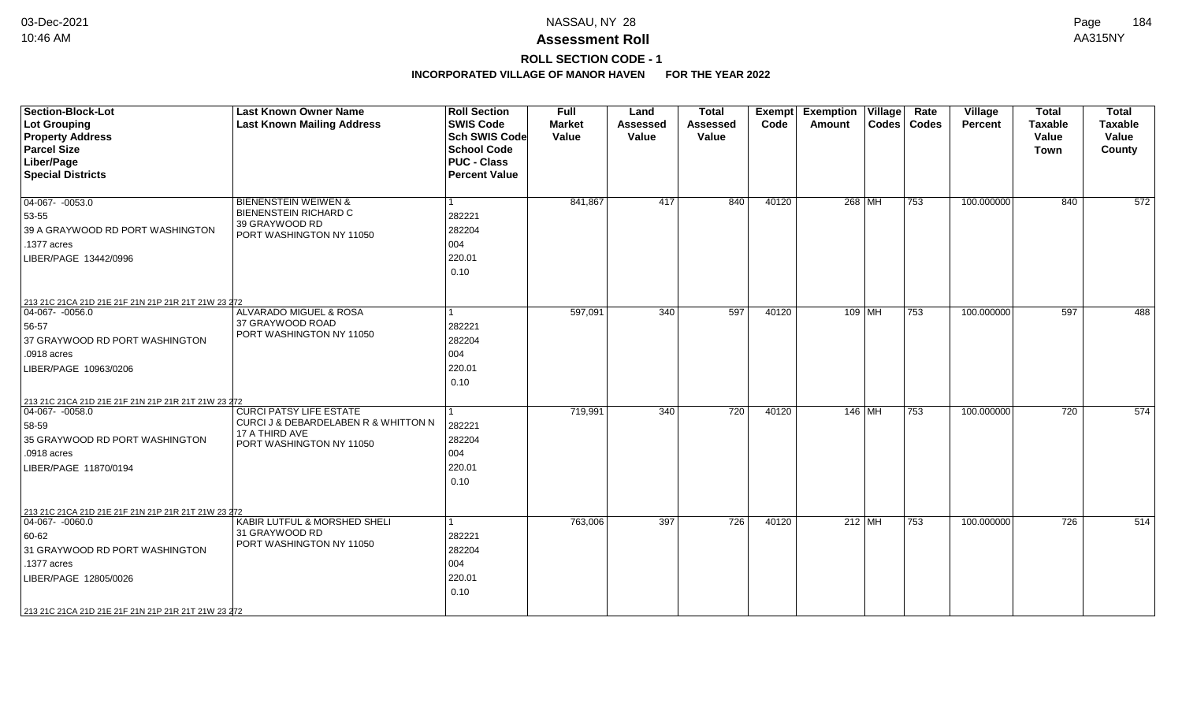# Assessment Roll

## ROLL SECTION CODE - 1

### INCORPORATED VILLAGE OF MANOR HAVEN FOR THE YEAR 2022

NASSAU, NY 28

AA315NY

| Section-Block-Lot<br>Lot Grouping<br>Property Address<br>Parcel Size<br>Liber/Page<br>Special Districts | Last Known Owner Name<br>Last Known Mailing Address | Roll Section<br>SWIS Code<br>Sch SWIS Code<br>School Code<br>PUC - Class<br>Percent Value | Full Market Value | Land Assessed Value | Total Assessed Value | Exempt Code | Exemption Amount | Village Codes | Rate Codes | Village Percent | Total Taxable Value Town | Total Taxable Value County |
|---|---|---|---|---|---|---|---|---|---|---|---|---|
| 04-067- -0053.0<br>53-55<br>39 A GRAYWOOD RD PORT WASHINGTON<br>.1377 acres<br>LIBER/PAGE 13442/0996<br>213 21C 21CA 21D 21E 21F 21N 21P 21R 21T 21W 23 272 | BIENENSTEIN WEIWEN &<br>BIENENSTEIN RICHARD C<br>39 GRAYWOOD RD<br>PORT WASHINGTON NY 11050 | 1<br>282221<br>282204<br>004<br>220.01<br>0.10 | 841,867 | 417 | 840 | 40120 | 268 | MH | 753 | 100.000000 | 840 | 572 |
| 04-067- -0056.0<br>56-57<br>37 GRAYWOOD RD PORT WASHINGTON<br>.0918 acres<br>LIBER/PAGE 10963/0206<br>213 21C 21CA 21D 21E 21F 21N 21P 21R 21T 21W 23 272 | ALVARADO MIGUEL & ROSA<br>37 GRAYWOOD ROAD<br>PORT WASHINGTON NY 11050 | 1<br>282221<br>282204<br>004<br>220.01<br>0.10 | 597,091 | 340 | 597 | 40120 | 109 | MH | 753 | 100.000000 | 597 | 488 |
| 04-067- -0058.0<br>58-59<br>35 GRAYWOOD RD PORT WASHINGTON<br>.0918 acres<br>LIBER/PAGE 11870/0194<br>213 21C 21CA 21D 21E 21F 21N 21P 21R 21T 21W 23 272 | CURCI PATSY LIFE ESTATE<br>CURCI J & DEBARDELABEN R & WHITTON N<br>17 A THIRD AVE<br>PORT WASHINGTON NY 11050 | 1<br>282221<br>282204<br>004<br>220.01<br>0.10 | 719,991 | 340 | 720 | 40120 | 146 | MH | 753 | 100.000000 | 720 | 574 |
| 04-067- -0060.0<br>60-62<br>31 GRAYWOOD RD PORT WASHINGTON<br>.1377 acres<br>LIBER/PAGE 12805/0026<br>213 21C 21CA 21D 21E 21F 21N 21P 21R 21T 21W 23 272 | KABIR LUTFUL & MORSHED SHELI<br>31 GRAYWOOD RD<br>PORT WASHINGTON NY 11050 | 1<br>282221<br>282204<br>004<br>220.01<br>0.10 | 763,006 | 397 | 726 | 40120 | 212 | MH | 753 | 100.000000 | 726 | 514 |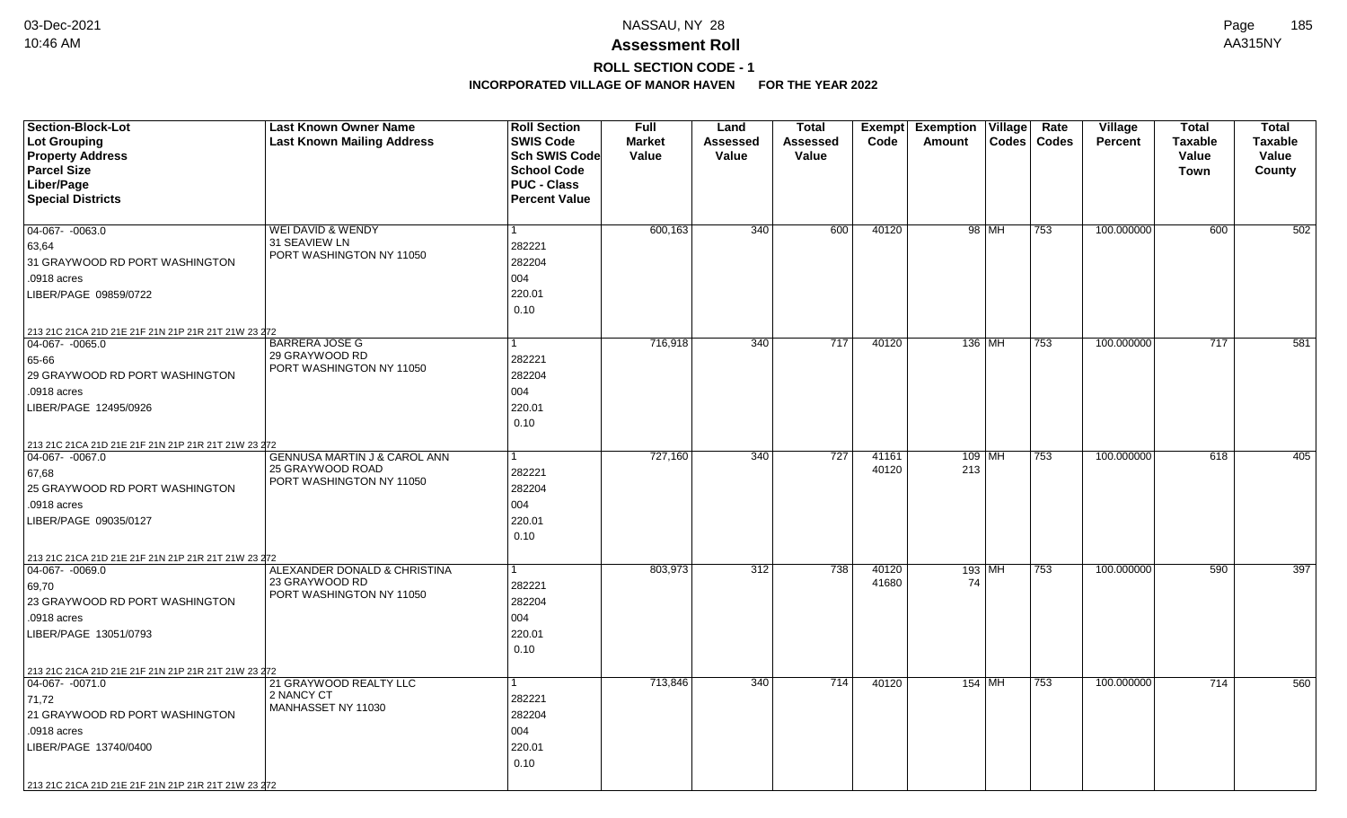# NASSAU, NY 28

## Assessment Roll

### ROLL SECTION CODE - 1

### INCORPORATED VILLAGE OF MANOR HAVEN FOR THE YEAR 2022

| Section-Block-Lot<br>Lot Grouping<br>Property Address<br>Parcel Size<br>Liber/Page<br>Special Districts | Last Known Owner Name<br>Last Known Mailing Address | Roll Section<br>SWIS Code<br>Sch SWIS Code<br>School Code<br>PUC - Class<br>Percent Value | Full Market Value | Land Assessed Value | Total Assessed Value | Exempt Code | Exemption Amount | Village Codes | Rate Codes | Village Percent | Total Taxable Value Town | Total Taxable Value County |
|---|---|---|---|---|---|---|---|---|---|---|---|---|
| 04-067- -0063.0<br>63,64<br>31 GRAYWOOD RD PORT WASHINGTON<br>.0918 acres<br>LIBER/PAGE 09859/0722<br>213 21C 21CA 21D 21E 21F 21N 21P 21R 21T 21W 23 272 | WEI DAVID & WENDY<br>31 SEAVIEW LN<br>PORT WASHINGTON NY 11050 | 1<br>282221<br>282204<br>004<br>220.01<br>0.10 | 600,163 | 340 | 600 | 40120 | 98 | MH | 753 | 100.000000 | 600 | 502 |
| 04-067- -0065.0<br>65-66<br>29 GRAYWOOD RD PORT WASHINGTON<br>.0918 acres<br>LIBER/PAGE 12495/0926<br>213 21C 21CA 21D 21E 21F 21N 21P 21R 21T 21W 23 272 | BARRERA JOSE G<br>29 GRAYWOOD RD<br>PORT WASHINGTON NY 11050 | 1<br>282221<br>282204<br>004<br>220.01<br>0.10 | 716,918 | 340 | 717 | 40120 | 136 | MH | 753 | 100.000000 | 717 | 581 |
| 04-067- -0067.0<br>67,68<br>25 GRAYWOOD RD PORT WASHINGTON<br>.0918 acres<br>LIBER/PAGE 09035/0127<br>213 21C 21CA 21D 21E 21F 21N 21P 21R 21T 21W 23 272 | GENNUSA MARTIN J & CAROL ANN<br>25 GRAYWOOD ROAD<br>PORT WASHINGTON NY 11050 | 1<br>282221<br>282204<br>004<br>220.01<br>0.10 | 727,160 | 340 | 727 | 41161<br>40120 | 109<br>213 | MH | 753 | 100.000000 | 618 | 405 |
| 04-067- -0069.0<br>69,70<br>23 GRAYWOOD RD PORT WASHINGTON<br>.0918 acres<br>LIBER/PAGE 13051/0793<br>213 21C 21CA 21D 21E 21F 21N 21P 21R 21T 21W 23 272 | ALEXANDER DONALD & CHRISTINA<br>23 GRAYWOOD RD<br>PORT WASHINGTON NY 11050 | 1<br>282221<br>282204<br>004<br>220.01<br>0.10 | 803,973 | 312 | 738 | 40120<br>41680 | 193<br>74 | MH | 753 | 100.000000 | 590 | 397 |
| 04-067- -0071.0<br>71,72<br>21 GRAYWOOD RD PORT WASHINGTON<br>.0918 acres<br>LIBER/PAGE 13740/0400<br>213 21C 21CA 21D 21E 21F 21N 21P 21R 21T 21W 23 272 | 21 GRAYWOOD REALTY LLC<br>2 NANCY CT<br>MANHASSET NY 11030 | 1<br>282221<br>282204<br>004<br>220.01<br>0.10 | 713,846 | 340 | 714 | 40120 | 154 | MH | 753 | 100.000000 | 714 | 560 |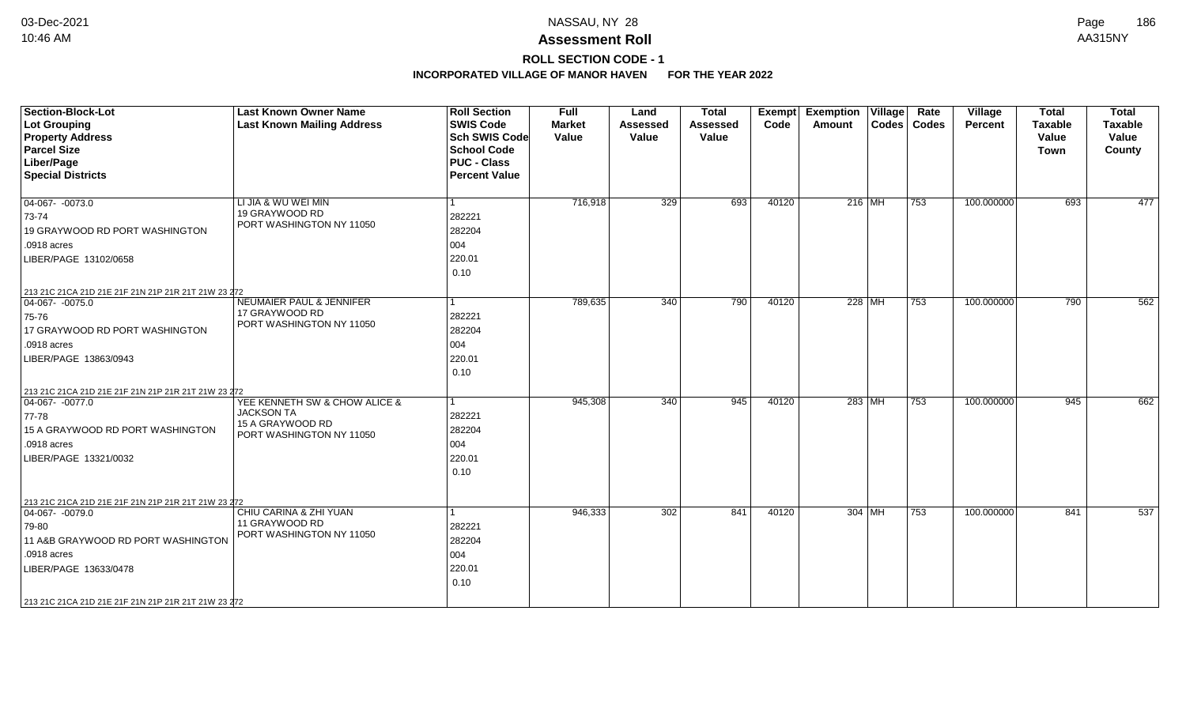# NASSAU, NY 28

## Assessment Roll

### ROLL SECTION CODE - 1

**INCORPORATED VILLAGE OF MANOR HAVEN FOR THE YEAR 2022**

| Section-Block-Lot<br>Lot Grouping<br>Property Address<br>Parcel Size<br>Liber/Page<br>Special Districts | Last Known Owner Name<br>Last Known Mailing Address | Roll Section<br>SWIS Code<br>Sch SWIS Code<br>School Code<br>PUC - Class<br>Percent Value | Full Market Value | Land Assessed Value | Total Assessed Value | Exempt Code | Exemption Amount | Village Codes | Rate Codes | Village Percent | Total Taxable Value Town | Total Taxable Value County |
|---|---|---|---|---|---|---|---|---|---|---|---|---|
| 04-067- -0073.0<br>73-74<br>19 GRAYWOOD RD PORT WASHINGTON<br>.0918 acres<br>LIBER/PAGE 13102/0658<br>213 21C 21CA 21D 21E 21F 21N 21P 21R 21T 21W 23 272 | LI JIA & WU WEI MIN<br>19 GRAYWOOD RD<br>PORT WASHINGTON NY 11050 | 1<br>282221<br>282204<br>004<br>220.01<br>0.10 | 716,918 | 329 | 693 | 40120 | 216 | MH | 753 | 100.000000 | 693 | 477 |
| 04-067- -0075.0<br>75-76<br>17 GRAYWOOD RD PORT WASHINGTON<br>.0918 acres<br>LIBER/PAGE 13863/0943<br>213 21C 21CA 21D 21E 21F 21N 21P 21R 21T 21W 23 272 | NEUMAIER PAUL & JENNIFER<br>17 GRAYWOOD RD<br>PORT WASHINGTON NY 11050 | 1<br>282221<br>282204<br>004<br>220.01<br>0.10 | 789,635 | 340 | 790 | 40120 | 228 | MH | 753 | 100.000000 | 790 | 562 |
| 04-067- -0077.0<br>77-78<br>15 A GRAYWOOD RD PORT WASHINGTON<br>.0918 acres<br>LIBER/PAGE 13321/0032<br>213 21C 21CA 21D 21E 21F 21N 21P 21R 21T 21W 23 272 | YEE KENNETH SW & CHOW ALICE & JACKSON TA<br>15 A GRAYWOOD RD<br>PORT WASHINGTON NY 11050 | 1<br>282221<br>282204<br>004<br>220.01<br>0.10 | 945,308 | 340 | 945 | 40120 | 283 | MH | 753 | 100.000000 | 945 | 662 |
| 04-067- -0079.0<br>79-80<br>11 A&B GRAYWOOD RD PORT WASHINGTON<br>.0918 acres<br>LIBER/PAGE 13633/0478<br>213 21C 21CA 21D 21E 21F 21N 21P 21R 21T 21W 23 272 | CHIU CARINA & ZHI YUAN<br>11 GRAYWOOD RD<br>PORT WASHINGTON NY 11050 | 1<br>282221<br>282204<br>004<br>220.01<br>0.10 | 946,333 | 302 | 841 | 40120 | 304 | MH | 753 | 100.000000 | 841 | 537 |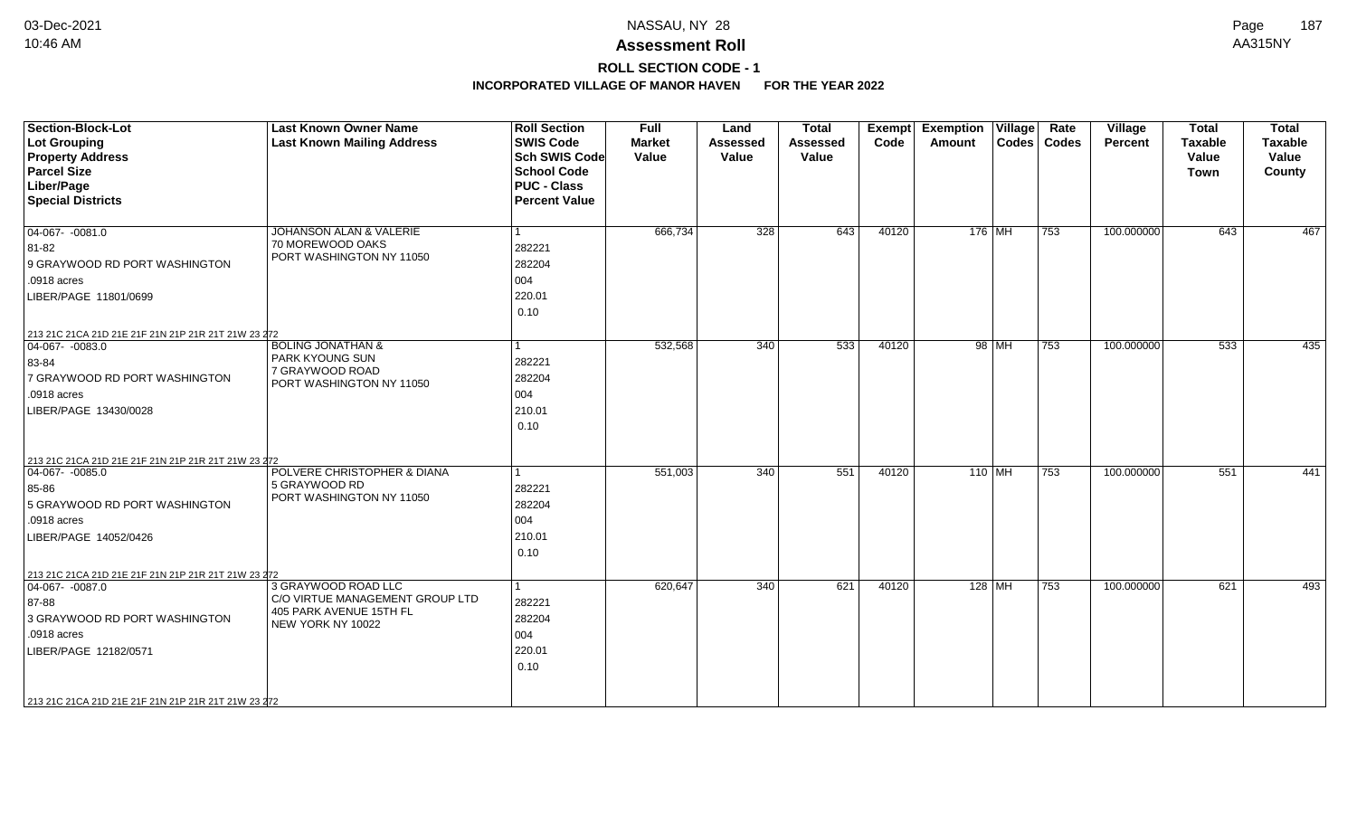**Assessment Roll**

**ROLL SECTION CODE - 1**

**INCORPORATED VILLAGE OF MANOR HAVEN FOR THE YEAR 2022**

| Section-Block-Lot<br>Lot Grouping<br>Property Address<br>Parcel Size<br>Liber/Page<br>Special Districts | Last Known Owner Name<br>Last Known Mailing Address | Roll Section<br>SWIS Code<br>Sch SWIS Code<br>School Code<br>PUC - Class<br>Percent Value | Full Market Value | Land Assessed Value | Total Assessed Value | Exempt Code | Exemption Amount | Village Codes | Rate Codes | Village Percent | Total Taxable Value Town | Total Taxable Value County |
|---|---|---|---|---|---|---|---|---|---|---|---|---|
| 04-067- -0081.0<br>81-82<br>9 GRAYWOOD RD PORT WASHINGTON<br>.0918 acres<br>LIBER/PAGE 11801/0699<br>213 21C 21CA 21D 21E 21F 21N 21P 21R 21T 21W 23 272 | JOHANSON ALAN & VALERIE<br>70 MOREWOOD OAKS<br>PORT WASHINGTON NY 11050 | 1<br>282221<br>282204<br>004<br>220.01<br>0.10 | 666,734 | 328 | 643 | 40120 | 176 | MH | 753 | 100.000000 | 643 | 467 |
| 04-067- -0083.0<br>83-84<br>7 GRAYWOOD RD PORT WASHINGTON<br>.0918 acres<br>LIBER/PAGE 13430/0028<br>213 21C 21CA 21D 21E 21F 21N 21P 21R 21T 21W 23 272 | BOLING JONATHAN &<br>PARK KYOUNG SUN<br>7 GRAYWOOD ROAD<br>PORT WASHINGTON NY 11050 | 1<br>282221<br>282204<br>004<br>210.01<br>0.10 | 532,568 | 340 | 533 | 40120 | 98 | MH | 753 | 100.000000 | 533 | 435 |
| 04-067- -0085.0<br>85-86<br>5 GRAYWOOD RD PORT WASHINGTON<br>.0918 acres<br>LIBER/PAGE 14052/0426<br>213 21C 21CA 21D 21E 21F 21N 21P 21R 21T 21W 23 272 | POLVERE CHRISTOPHER & DIANA<br>5 GRAYWOOD RD<br>PORT WASHINGTON NY 11050 | 1<br>282221<br>282204<br>004<br>210.01<br>0.10 | 551,003 | 340 | 551 | 40120 | 110 | MH | 753 | 100.000000 | 551 | 441 |
| 04-067- -0087.0<br>87-88<br>3 GRAYWOOD RD PORT WASHINGTON<br>.0918 acres<br>LIBER/PAGE 12182/0571<br>213 21C 21CA 21D 21E 21F 21N 21P 21R 21T 21W 23 272 | 3 GRAYWOOD ROAD LLC<br>C/O VIRTUE MANAGEMENT GROUP LTD<br>405 PARK AVENUE 15TH FL<br>NEW YORK NY 10022 | 1<br>282221<br>282204<br>004<br>220.01<br>0.10 | 620,647 | 340 | 621 | 40120 | 128 | MH | 753 | 100.000000 | 621 | 493 |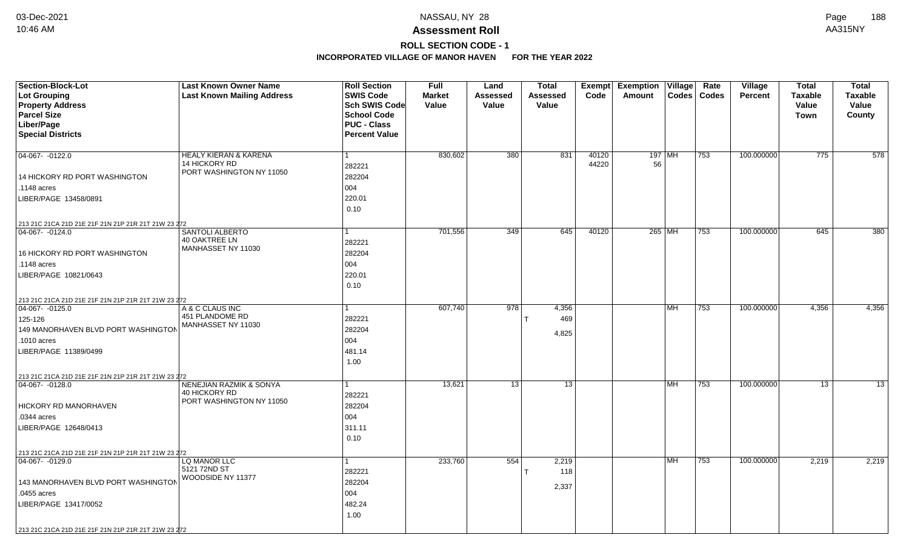# Assessment Roll

## ROLL SECTION CODE - 1

### INCORPORATED VILLAGE OF MANOR HAVEN FOR THE YEAR 2022

| Section-Block-Lot<br>Lot Grouping<br>Property Address<br>Parcel Size<br>Liber/Page<br>Special Districts | Last Known Owner Name<br>Last Known Mailing Address | Roll Section<br>SWIS Code<br>Sch SWIS Code<br>School Code<br>PUC - Class<br>Percent Value | Full Market Value | Land Assessed Value | Total Assessed Value | Exempt Code | Exemption Amount | Village Codes | Rate Codes | Village Percent | Total Taxable Value Town | Total Taxable Value County |
|---|---|---|---|---|---|---|---|---|---|---|---|---|
| 04-067- -0122.0<br>14 HICKORY RD PORT WASHINGTON<br>.1148 acres<br>LIBER/PAGE 13458/0891<br>213 21C 21CA 21D 21E 21F 21N 21P 21R 21T 21W 23 272 | HEALY KIERAN & KARENA<br>14 HICKORY RD<br>PORT WASHINGTON NY 11050 | 1<br>282221<br>282204<br>004<br>220.01<br>0.10 | 830,602 | 380 | 831 | 40120<br>44220 | 197<br>56 | MH | 753 | 100.000000 | 775 | 578 |
| 04-067- -0124.0<br>16 HICKORY RD PORT WASHINGTON<br>.1148 acres<br>LIBER/PAGE 10821/0643<br>213 21C 21CA 21D 21E 21F 21N 21P 21R 21T 21W 23 272 | SANTOLI ALBERTO<br>40 OAKTREE LN<br>MANHASSET NY 11030 | 1<br>282221<br>282204<br>004<br>220.01<br>0.10 | 701,556 | 349 | 645 | 40120 | 265 | MH | 753 | 100.000000 | 645 | 380 |
| 04-067- -0125.0<br>125-126<br>149 MANORHAVEN BLVD PORT WASHINGTON<br>.1010 acres<br>LIBER/PAGE 11389/0499<br>213 21C 21CA 21D 21E 21F 21N 21P 21R 21T 21W 23 272 | A & C CLAUS INC<br>451 PLANDOME RD<br>MANHASSET NY 11030 | 1<br>282221<br>282204<br>004<br>481.14<br>1.00 | 607,740 | 978 | 4,356<br>T 469<br>4,825 | | | MH | 753 | 100.000000 | 4,356 | 4,356 |
| 04-067- -0128.0<br>HICKORY RD MANORHAVEN<br>.0344 acres<br>LIBER/PAGE 12648/0413<br>213 21C 21CA 21D 21E 21F 21N 21P 21R 21T 21W 23 272 | NENEJIAN RAZMIK & SONYA<br>40 HICKORY RD<br>PORT WASHINGTON NY 11050 | 1<br>282221<br>282204<br>004<br>311.11<br>0.10 | 13,621 | 13 | 13 | | | MH | 753 | 100.000000 | 13 | 13 |
| 04-067- -0129.0<br>143 MANORHAVEN BLVD PORT WASHINGTON<br>.0455 acres<br>LIBER/PAGE 13417/0052<br>213 21C 21CA 21D 21E 21F 21N 21P 21R 21T 21W 23 272 | LQ MANOR LLC<br>5121 72ND ST<br>WOODSIDE NY 11377 | 1<br>282221<br>282204<br>004<br>482.24<br>1.00 | 233,760 | 554 | 2,219<br>T 118<br>2,337 | | | MH | 753 | 100.000000 | 2,219 | 2,219 |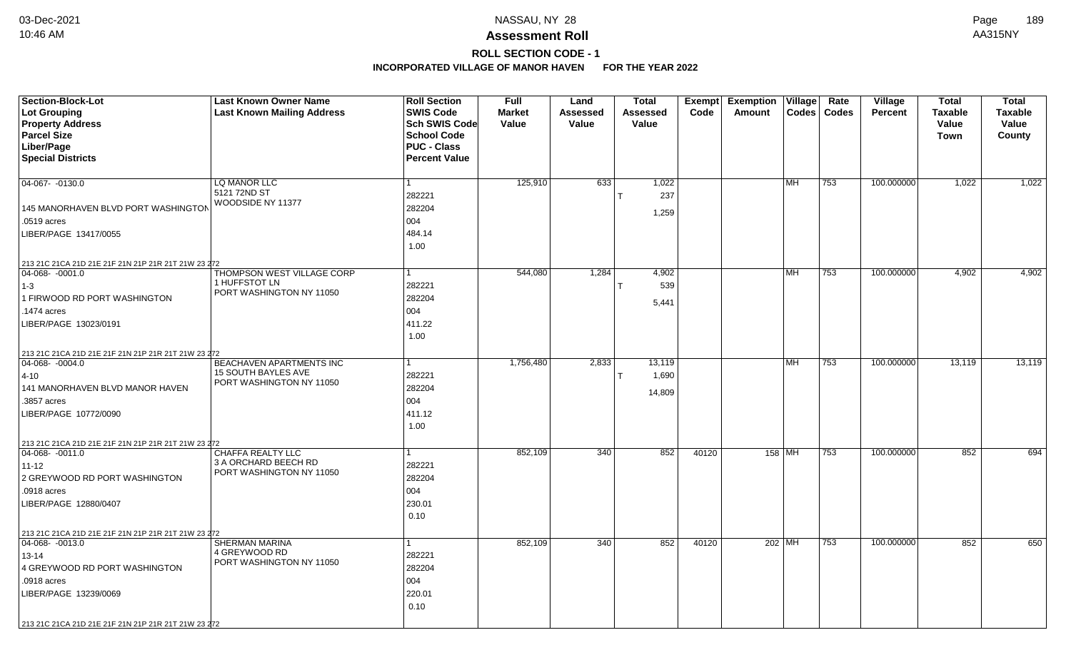# NASSAU, NY 28

## Assessment Roll

### ROLL SECTION CODE - 1

### INCORPORATED VILLAGE OF MANOR HAVEN FOR THE YEAR 2022

| Section-Block-Lot<br>Lot Grouping<br>Property Address<br>Parcel Size<br>Liber/Page<br>Special Districts | Last Known Owner Name<br>Last Known Mailing Address | Roll Section<br>SWIS Code<br>Sch SWIS Code<br>School Code<br>PUC - Class<br>Percent Value | Full Market Value | Land Assessed Value | Total Assessed Value | Exempt Code | Exemption Amount | Village Codes | Rate Codes | Village Percent | Total Taxable Value Town | Total Taxable Value County |
|---|---|---|---|---|---|---|---|---|---|---|---|---|
| 04-067- -0130.0<br>145 MANORHAVEN BLVD PORT WASHINGTON<br>.0519 acres<br>LIBER/PAGE 13417/0055<br>213 21C 21CA 21D 21E 21F 21N 21P 21R 21T 21W 23 272 | LQ MANOR LLC<br>5121 72ND ST<br>WOODSIDE NY 11377 | 1<br>282221<br>282204<br>004<br>484.14<br>1.00 | 125,910 | 633 | 1,022<br>T 237<br>1,259 | | | MH | 753 | 100.000000 | 1,022 | 1,022 |
| 04-068- -0001.0<br>1-3<br>1 FIRWOOD RD PORT WASHINGTON<br>.1474 acres<br>LIBER/PAGE 13023/0191<br>213 21C 21CA 21D 21E 21F 21N 21P 21R 21T 21W 23 272 | THOMPSON WEST VILLAGE CORP<br>1 HUFFSTOT LN<br>PORT WASHINGTON NY 11050 | 1<br>282221<br>282204<br>004<br>411.22<br>1.00 | 544,080 | 1,284 | 4,902<br>T 539<br>5,441 | | | MH | 753 | 100.000000 | 4,902 | 4,902 |
| 04-068- -0004.0<br>4-10<br>141 MANORHAVEN BLVD MANOR HAVEN<br>.3857 acres<br>LIBER/PAGE 10772/0090<br>213 21C 21CA 21D 21E 21F 21N 21P 21R 21T 21W 23 272 | BEACHAVEN APARTMENTS INC<br>15 SOUTH BAYLES AVE<br>PORT WASHINGTON NY 11050 | 1<br>282221<br>282204<br>004<br>411.12<br>1.00 | 1,756,480 | 2,833 | 13,119<br>T 1,690<br>14,809 | | | MH | 753 | 100.000000 | 13,119 | 13,119 |
| 04-068- -0011.0<br>11-12<br>2 GREYWOOD RD PORT WASHINGTON<br>.0918 acres<br>LIBER/PAGE 12880/0407<br>213 21C 21CA 21D 21E 21F 21N 21P 21R 21T 21W 23 272 | CHAFFA REALTY LLC<br>3 A ORCHARD BEECH RD<br>PORT WASHINGTON NY 11050 | 1<br>282221<br>282204<br>004<br>230.01<br>0.10 | 852,109 | 340 | 852 | 40120 | 158 | MH | 753 | 100.000000 | 852 | 694 |
| 04-068- -0013.0<br>13-14<br>4 GREYWOOD RD PORT WASHINGTON<br>.0918 acres<br>LIBER/PAGE 13239/0069<br>213 21C 21CA 21D 21E 21F 21N 21P 21R 21T 21W 23 272 | SHERMAN MARINA<br>4 GREYWOOD RD<br>PORT WASHINGTON NY 11050 | 1<br>282221<br>282204<br>004<br>220.01<br>0.10 | 852,109 | 340 | 852 | 40120 | 202 | MH | 753 | 100.000000 | 852 | 650 |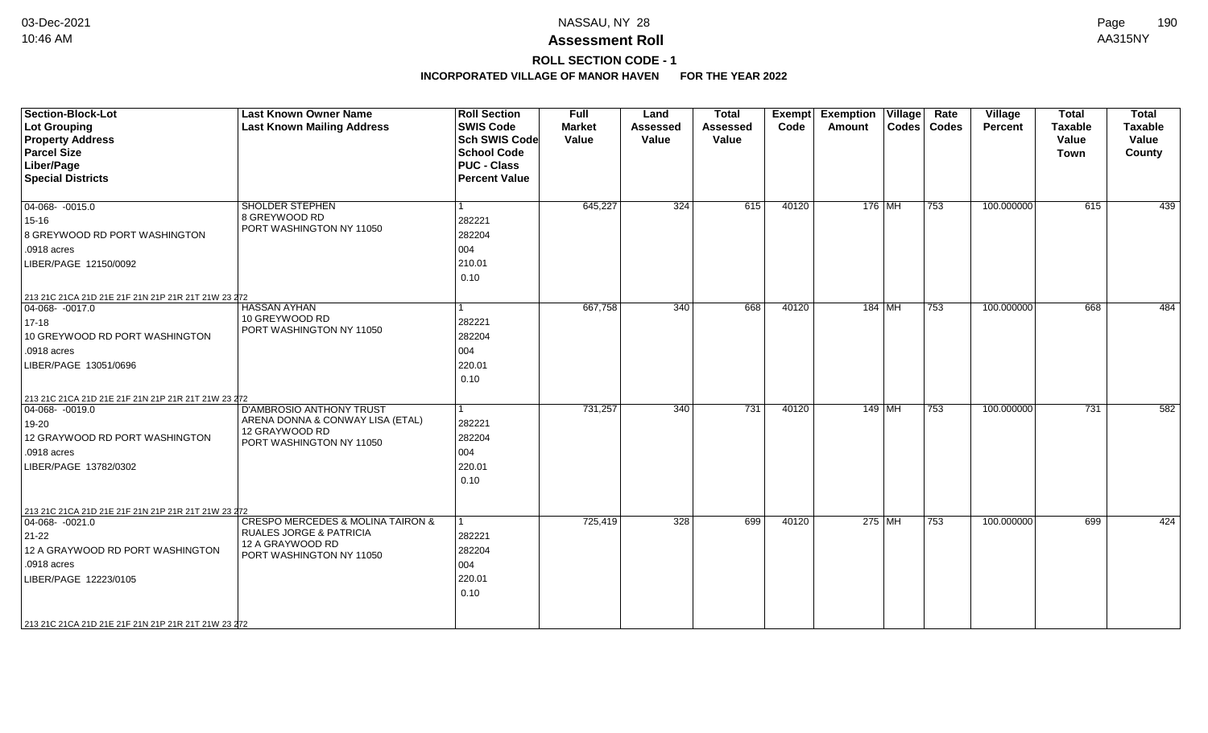# Assessment Roll

## ROLL SECTION CODE - 1

### INCORPORATED VILLAGE OF MANOR HAVEN FOR THE YEAR 2022

| Section-Block-Lot<br>Lot Grouping<br>Property Address<br>Parcel Size<br>Liber/Page<br>Special Districts | Last Known Owner Name<br>Last Known Mailing Address | Roll Section<br>SWIS Code<br>Sch SWIS Code<br>School Code<br>PUC - Class<br>Percent Value | Full Market Value | Land Assessed Value | Total Assessed Value | Exempt Code | Exemption Amount | Village Codes | Rate Codes | Village Percent | Total Taxable Value Town | Total Taxable Value County |
|---|---|---|---|---|---|---|---|---|---|---|---|---|
| 04-068- -0015.0<br>15-16<br>8 GREYWOOD RD PORT WASHINGTON<br>.0918 acres<br>LIBER/PAGE 12150/0092<br>213 21C 21CA 21D 21E 21F 21N 21P 21R 21T 21W 23 272 | SHOLDER STEPHEN<br>8 GREYWOOD RD<br>PORT WASHINGTON NY 11050 | 1<br>282221<br>282204<br>004<br>210.01<br>0.10 | 645,227 | 324 | 615 | 40120 | 176 | MH | 753 | 100.000000 | 615 | 439 |
| 04-068- -0017.0<br>17-18<br>10 GREYWOOD RD PORT WASHINGTON<br>.0918 acres<br>LIBER/PAGE 13051/0696<br>213 21C 21CA 21D 21E 21F 21N 21P 21R 21T 21W 23 272 | HASSAN AYHAN<br>10 GREYWOOD RD<br>PORT WASHINGTON NY 11050 | 1<br>282221<br>282204<br>004<br>220.01<br>0.10 | 667,758 | 340 | 668 | 40120 | 184 | MH | 753 | 100.000000 | 668 | 484 |
| 04-068- -0019.0<br>19-20<br>12 GRAYWOOD RD PORT WASHINGTON<br>.0918 acres<br>LIBER/PAGE 13782/0302<br>213 21C 21CA 21D 21E 21F 21N 21P 21R 21T 21W 23 272 | D'AMBROSIO ANTHONY TRUST<br>ARENA DONNA & CONWAY LISA (ETAL)<br>12 GRAYWOOD RD<br>PORT WASHINGTON NY 11050 | 1<br>282221<br>282204<br>004<br>220.01<br>0.10 | 731,257 | 340 | 731 | 40120 | 149 | MH | 753 | 100.000000 | 731 | 582 |
| 04-068- -0021.0<br>21-22<br>12 A GRAYWOOD RD PORT WASHINGTON<br>.0918 acres<br>LIBER/PAGE 12223/0105<br>213 21C 21CA 21D 21E 21F 21N 21P 21R 21T 21W 23 272 | CRESPO MERCEDES & MOLINA TAIRON &<br>RUALES JORGE & PATRICIA<br>12 A GRAYWOOD RD<br>PORT WASHINGTON NY 11050 | 1<br>282221<br>282204<br>004<br>220.01<br>0.10 | 725,419 | 328 | 699 | 40120 | 275 | MH | 753 | 100.000000 | 699 | 424 |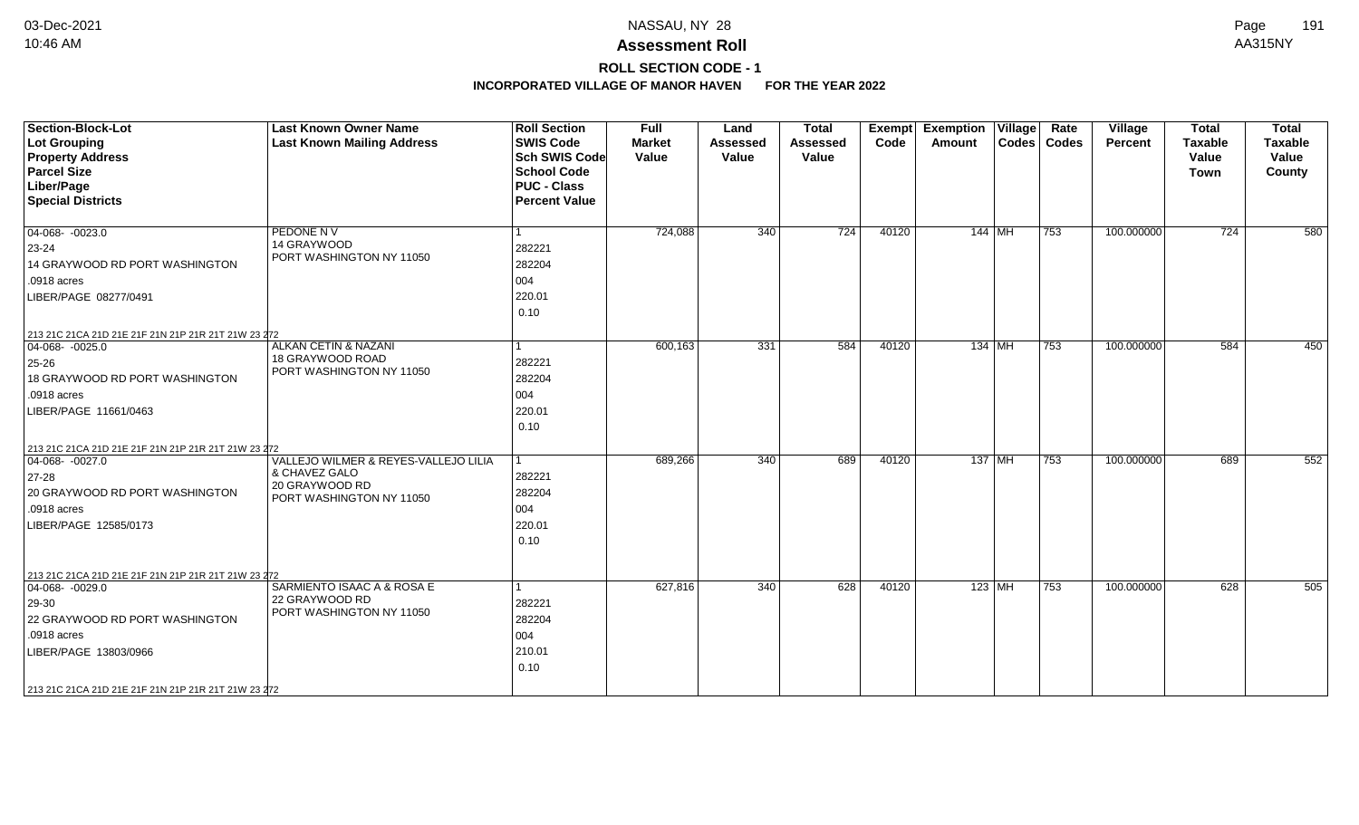# NASSAU, NY 28

## Assessment Roll

### ROLL SECTION CODE - 1

**INCORPORATED VILLAGE OF MANOR HAVEN FOR THE YEAR 2022**

| Section-Block-Lot<br>Lot Grouping<br>Property Address<br>Parcel Size<br>Liber/Page<br>Special Districts | Last Known Owner Name<br>Last Known Mailing Address | Roll Section<br>SWIS Code<br>Sch SWIS Code<br>School Code<br>PUC - Class<br>Percent Value | Full Market Value | Land Assessed Value | Total Assessed Value | Exempt Code | Exemption Amount | Village Codes | Rate Codes | Village Percent | Total Taxable Value Town | Total Taxable Value County |
|---|---|---|---|---|---|---|---|---|---|---|---|---|
| 04-068- -0023.0<br>23-24<br>14 GRAYWOOD RD PORT WASHINGTON<br>.0918 acres<br>LIBER/PAGE 08277/0491<br>213 21C 21CA 21D 21E 21F 21N 21P 21R 21T 21W 23 272 | PEDONE N V<br>14 GRAYWOOD<br>PORT WASHINGTON NY 11050 | 1<br>282221<br>282204<br>004<br>220.01<br>0.10 | 724,088 | 340 | 724 | 40120 | 144 | MH | 753 | 100.000000 | 724 | 580 |
| 04-068- -0025.0<br>25-26<br>18 GRAYWOOD RD PORT WASHINGTON<br>.0918 acres<br>LIBER/PAGE 11661/0463<br>213 21C 21CA 21D 21E 21F 21N 21P 21R 21T 21W 23 272 | ALKAN CETIN & NAZANI<br>18 GRAYWOOD ROAD<br>PORT WASHINGTON NY 11050 | 1<br>282221<br>282204<br>004<br>220.01<br>0.10 | 600,163 | 331 | 584 | 40120 | 134 | MH | 753 | 100.000000 | 584 | 450 |
| 04-068- -0027.0<br>27-28<br>20 GRAYWOOD RD PORT WASHINGTON<br>.0918 acres<br>LIBER/PAGE 12585/0173<br>213 21C 21CA 21D 21E 21F 21N 21P 21R 21T 21W 23 272 | VALLEJO WILMER & REYES-VALLEJO LILIA<br>& CHAVEZ GALO<br>20 GRAYWOOD RD<br>PORT WASHINGTON NY 11050 | 1<br>282221<br>282204<br>004<br>220.01<br>0.10 | 689,266 | 340 | 689 | 40120 | 137 | MH | 753 | 100.000000 | 689 | 552 |
| 04-068- -0029.0<br>29-30<br>22 GRAYWOOD RD PORT WASHINGTON<br>.0918 acres<br>LIBER/PAGE 13803/0966<br>213 21C 21CA 21D 21E 21F 21N 21P 21R 21T 21W 23 272 | SARMIENTO ISAAC A & ROSA E<br>22 GRAYWOOD RD<br>PORT WASHINGTON NY 11050 | 1<br>282221<br>282204<br>004<br>210.01<br>0.10 | 627,816 | 340 | 628 | 40120 | 123 | MH | 753 | 100.000000 | 628 | 505 |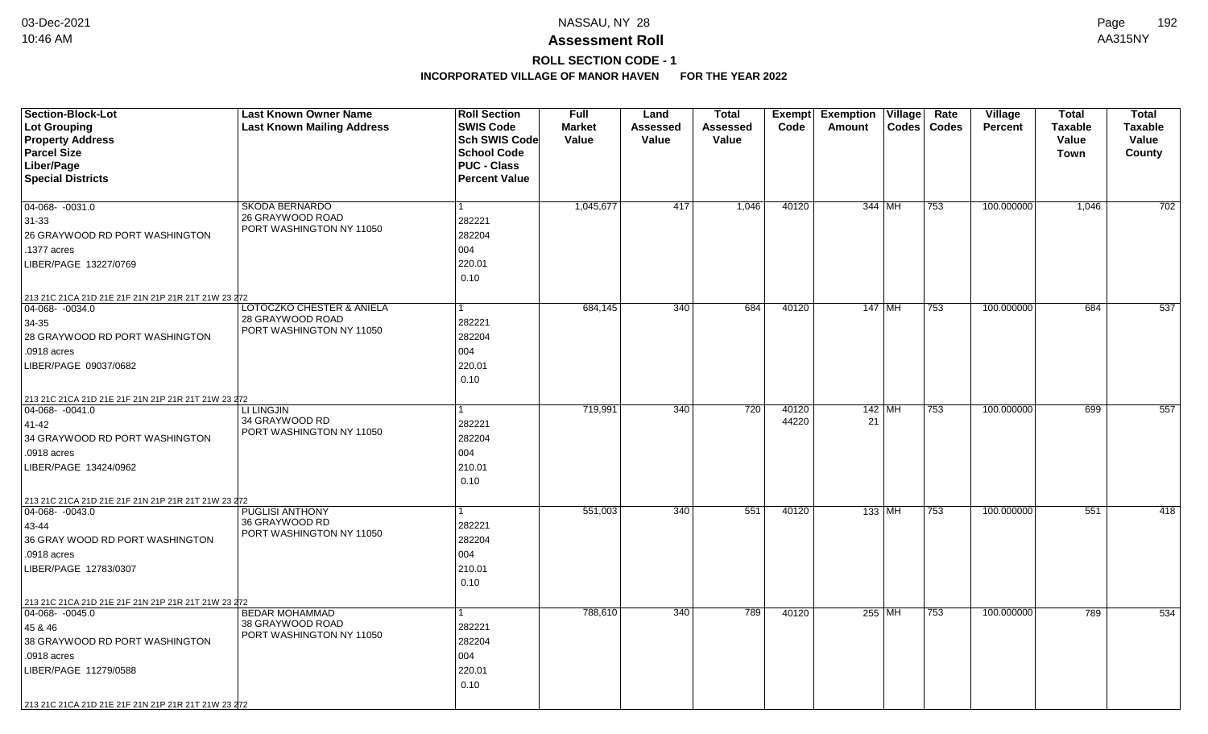# Assessment Roll

## ROLL SECTION CODE - 1

### INCORPORATED VILLAGE OF MANOR HAVEN FOR THE YEAR 2022

| Section-Block-Lot<br>Lot Grouping<br>Property Address<br>Parcel Size<br>Liber/Page<br>Special Districts | Last Known Owner Name<br>Last Known Mailing Address | Roll Section<br>SWIS Code<br>Sch SWIS Code<br>School Code<br>PUC - Class<br>Percent Value | Full Market Value | Land Assessed Value | Total Assessed Value | Exempt Code | Exemption Amount | Village Codes | Rate Codes | Village Percent | Total Taxable Value Town | Total Taxable Value County |
|---|---|---|---|---|---|---|---|---|---|---|---|---|
| 04-068- -0031.0<br>31-33<br>26 GRAYWOOD RD PORT WASHINGTON<br>.1377 acres<br>LIBER/PAGE 13227/0769<br>213 21C 21CA 21D 21E 21F 21N 21P 21R 21T 21W 23 272 | SKODA BERNARDO<br>26 GRAYWOOD ROAD<br>PORT WASHINGTON NY 11050 | 1<br>282221<br>282204<br>004<br>220.01<br>0.10 | 1,045,677 | 417 | 1,046 | 40120 | 344 | MH | 753 | 100.000000 | 1,046 | 702 |
| 04-068- -0034.0<br>34-35<br>28 GRAYWOOD RD PORT WASHINGTON<br>.0918 acres<br>LIBER/PAGE 09037/0682<br>213 21C 21CA 21D 21E 21F 21N 21P 21R 21T 21W 23 272 | LOTOCZKO CHESTER & ANIELA<br>28 GRAYWOOD ROAD<br>PORT WASHINGTON NY 11050 | 1<br>282221<br>282204<br>004<br>220.01<br>0.10 | 684,145 | 340 | 684 | 40120 | 147 | MH | 753 | 100.000000 | 684 | 537 |
| 04-068- -0041.0<br>41-42<br>34 GRAYWOOD RD PORT WASHINGTON<br>.0918 acres<br>LIBER/PAGE 13424/0962<br>213 21C 21CA 21D 21E 21F 21N 21P 21R 21T 21W 23 272 | LI LINGJIN<br>34 GRAYWOOD RD<br>PORT WASHINGTON NY 11050 | 1<br>282221<br>282204<br>004<br>210.01<br>0.10 | 719,991 | 340 | 720 | 40120<br>44220 | 142<br>21 | MH | 753 | 100.000000 | 699 | 557 |
| 04-068- -0043.0<br>43-44<br>36 GRAY WOOD RD PORT WASHINGTON<br>.0918 acres<br>LIBER/PAGE 12783/0307<br>213 21C 21CA 21D 21E 21F 21N 21P 21R 21T 21W 23 272 | PUGLISI ANTHONY<br>36 GRAYWOOD RD<br>PORT WASHINGTON NY 11050 | 1<br>282221<br>282204<br>004<br>210.01<br>0.10 | 551,003 | 340 | 551 | 40120 | 133 | MH | 753 | 100.000000 | 551 | 418 |
| 04-068- -0045.0<br>45 & 46<br>38 GRAYWOOD RD PORT WASHINGTON<br>.0918 acres<br>LIBER/PAGE 11279/0588<br>213 21C 21CA 21D 21E 21F 21N 21P 21R 21T 21W 23 272 | BEDAR MOHAMMAD<br>38 GRAYWOOD ROAD<br>PORT WASHINGTON NY 11050 | 1<br>282221<br>282204<br>004<br>220.01<br>0.10 | 788,610 | 340 | 789 | 40120 | 255 | MH | 753 | 100.000000 | 789 | 534 |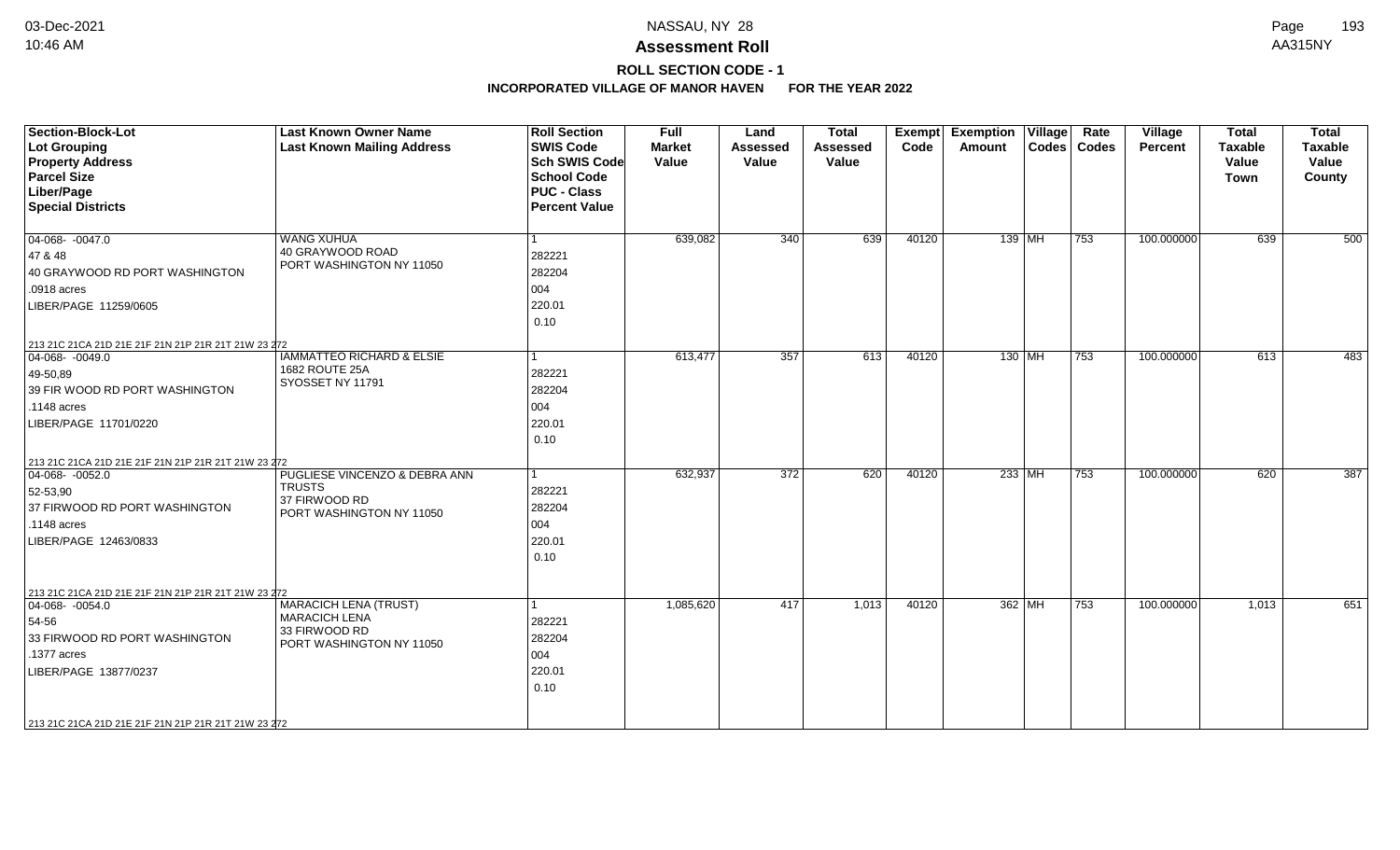## Assessment Roll

### ROLL SECTION CODE - 1

### INCORPORATED VILLAGE OF MANOR HAVEN FOR THE YEAR 2022

| Section-Block-Lot<br>Lot Grouping<br>Property Address<br>Parcel Size<br>Liber/Page<br>Special Districts | Last Known Owner Name<br>Last Known Mailing Address | Roll Section<br>SWIS Code<br>Sch SWIS Code<br>School Code<br>PUC - Class<br>Percent Value | Full Market Value | Land Assessed Value | Total Assessed Value | Exempt Code | Exemption Amount | Village Codes | Rate Codes | Village Percent | Total Taxable Value Town | Total Taxable Value County |
|---|---|---|---|---|---|---|---|---|---|---|---|---|
| 04-068- -0047.0<br>47 & 48<br>40 GRAYWOOD RD PORT WASHINGTON<br>.0918 acres<br>LIBER/PAGE 11259/0605<br>213 21C 21CA 21D 21E 21F 21N 21P 21R 21T 21W 23 272 | WANG XUHUA<br>40 GRAYWOOD ROAD<br>PORT WASHINGTON NY 11050 | 1<br>282221<br>282204<br>004<br>220.01<br>0.10 | 639,082 | 340 | 639 | 40120 | 139 | MH | 753 | 100.000000 | 639 | 500 |
| 04-068- -0049.0<br>49-50,89<br>39 FIR WOOD RD PORT WASHINGTON<br>.1148 acres<br>LIBER/PAGE 11701/0220<br>213 21C 21CA 21D 21E 21F 21N 21P 21R 21T 21W 23 272 | IAMMATTEO RICHARD & ELSIE<br>1682 ROUTE 25A<br>SYOSSET NY 11791 | 1<br>282221<br>282204<br>004<br>220.01<br>0.10 | 613,477 | 357 | 613 | 40120 | 130 | MH | 753 | 100.000000 | 613 | 483 |
| 04-068- -0052.0<br>52-53,90<br>37 FIRWOOD RD PORT WASHINGTON<br>.1148 acres<br>LIBER/PAGE 12463/0833<br>213 21C 21CA 21D 21E 21F 21N 21P 21R 21T 21W 23 272 | PUGLIESE VINCENZO & DEBRA ANN TRUSTS<br>37 FIRWOOD RD<br>PORT WASHINGTON NY 11050 | 1<br>282221<br>282204<br>004<br>220.01<br>0.10 | 632,937 | 372 | 620 | 40120 | 233 | MH | 753 | 100.000000 | 620 | 387 |
| 04-068- -0054.0<br>54-56<br>33 FIRWOOD RD PORT WASHINGTON<br>.1377 acres<br>LIBER/PAGE 13877/0237<br>213 21C 21CA 21D 21E 21F 21N 21P 21R 21T 21W 23 272 | MARACICH LENA (TRUST)<br>MARACICH LENA<br>33 FIRWOOD RD<br>PORT WASHINGTON NY 11050 | 1<br>282221<br>282204<br>004<br>220.01<br>0.10 | 1,085,620 | 417 | 1,013 | 40120 | 362 | MH | 753 | 100.000000 | 1,013 | 651 |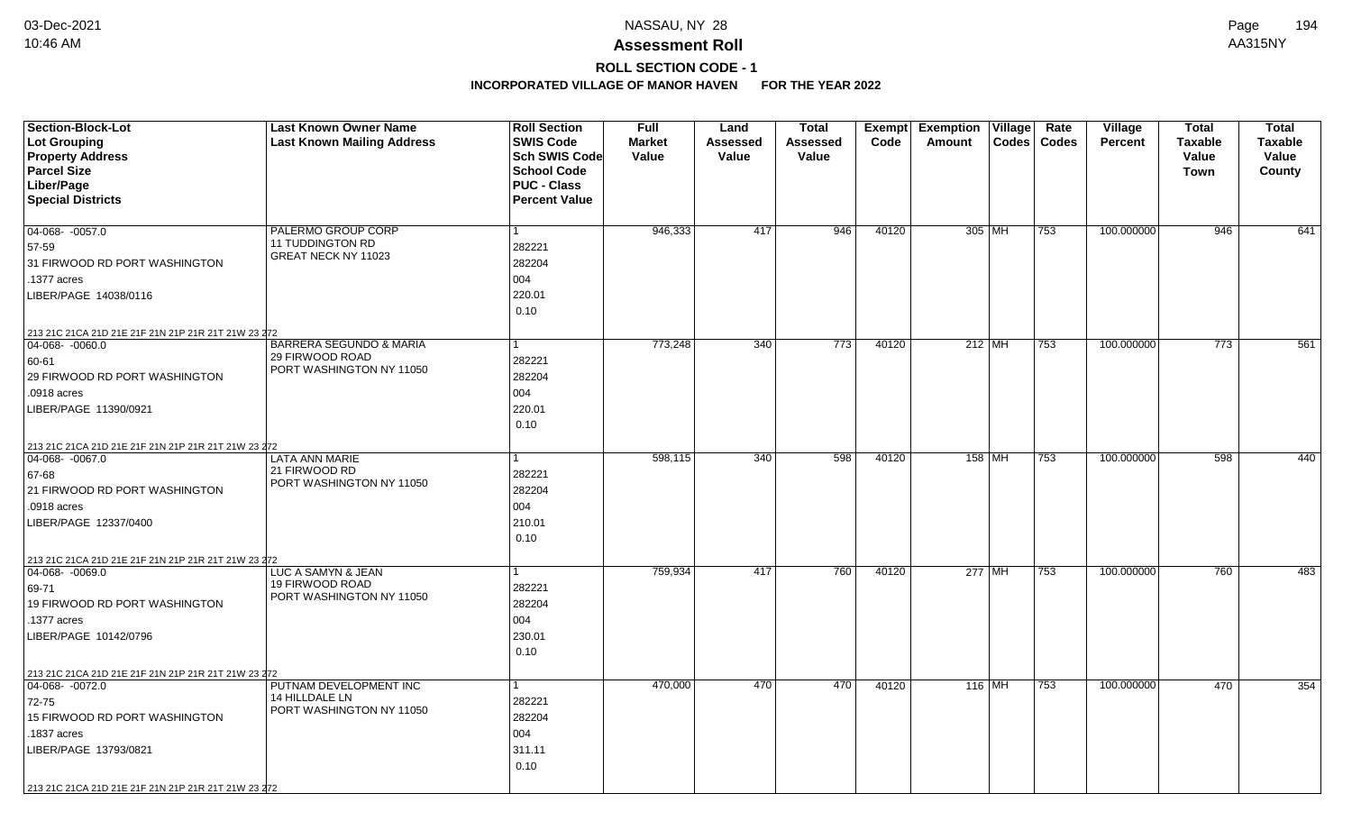# NASSAU, NY 28

## Assessment Roll

### ROLL SECTION CODE - 1

**INCORPORATED VILLAGE OF MANOR HAVEN FOR THE YEAR 2022**

| Section-Block-Lot<br>Lot Grouping<br>Property Address<br>Parcel Size<br>Liber/Page<br>Special Districts | Last Known Owner Name<br>Last Known Mailing Address | Roll Section<br>SWIS Code<br>Sch SWIS Code<br>School Code<br>PUC - Class<br>Percent Value | Full Market Value | Land Assessed Value | Total Assessed Value | Exempt Code | Exemption Amount | Village Codes | Rate Codes | Village Percent | Total Taxable Value Town | Total Taxable Value County |
|---|---|---|---|---|---|---|---|---|---|---|---|---|
| 04-068- -0057.0<br>57-59<br>31 FIRWOOD RD PORT WASHINGTON<br>.1377 acres<br>LIBER/PAGE 14038/0116<br>213 21C 21CA 21D 21E 21F 21N 21P 21R 21T 21W 23 272 | PALERMO GROUP CORP<br>11 TUDDINGTON RD<br>GREAT NECK NY 11023 | 1<br>282221<br>282204<br>004<br>220.01<br>0.10 | 946,333 | 417 | 946 | 40120 | 305 | MH | 753 | 100.000000 | 946 | 641 |
| 04-068- -0060.0<br>60-61<br>29 FIRWOOD RD PORT WASHINGTON<br>.0918 acres<br>LIBER/PAGE 11390/0921<br>213 21C 21CA 21D 21E 21F 21N 21P 21R 21T 21W 23 272 | BARRERA SEGUNDO & MARIA<br>29 FIRWOOD ROAD<br>PORT WASHINGTON NY 11050 | 1<br>282221<br>282204<br>004<br>220.01<br>0.10 | 773,248 | 340 | 773 | 40120 | 212 | MH | 753 | 100.000000 | 773 | 561 |
| 04-068- -0067.0<br>67-68<br>21 FIRWOOD RD PORT WASHINGTON<br>.0918 acres<br>LIBER/PAGE 12337/0400<br>213 21C 21CA 21D 21E 21F 21N 21P 21R 21T 21W 23 272 | LATA ANN MARIE<br>21 FIRWOOD RD<br>PORT WASHINGTON NY 11050 | 1<br>282221<br>282204<br>004<br>210.01<br>0.10 | 598,115 | 340 | 598 | 40120 | 158 | MH | 753 | 100.000000 | 598 | 440 |
| 04-068- -0069.0<br>69-71<br>19 FIRWOOD RD PORT WASHINGTON<br>.1377 acres<br>LIBER/PAGE 10142/0796<br>213 21C 21CA 21D 21E 21F 21N 21P 21R 21T 21W 23 272 | LUC A SAMYN & JEAN<br>19 FIRWOOD ROAD<br>PORT WASHINGTON NY 11050 | 1<br>282221<br>282204<br>004<br>230.01<br>0.10 | 759,934 | 417 | 760 | 40120 | 277 | MH | 753 | 100.000000 | 760 | 483 |
| 04-068- -0072.0<br>72-75<br>15 FIRWOOD RD PORT WASHINGTON<br>.1837 acres<br>LIBER/PAGE 13793/0821<br>213 21C 21CA 21D 21E 21F 21N 21P 21R 21T 21W 23 272 | PUTNAM DEVELOPMENT INC<br>14 HILLDALE LN<br>PORT WASHINGTON NY 11050 | 1<br>282221<br>282204<br>004<br>311.11<br>0.10 | 470,000 | 470 | 470 | 40120 | 116 | MH | 753 | 100.000000 | 470 | 354 |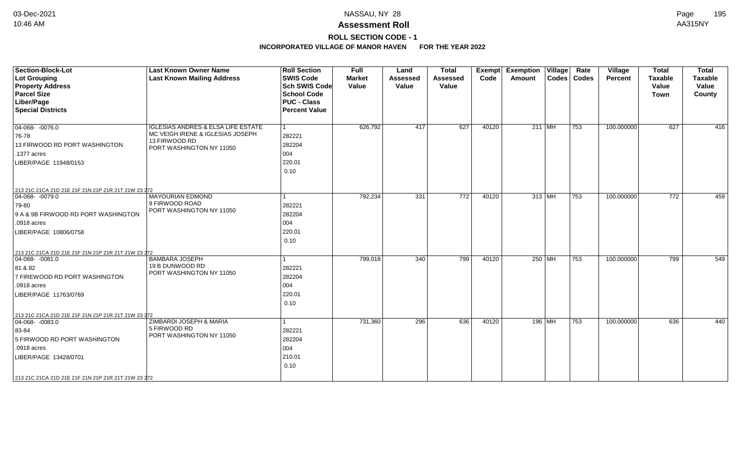**Assessment Roll**

**ROLL SECTION CODE - 1**

**INCORPORATED VILLAGE OF MANOR HAVEN FOR THE YEAR 2022**

| Section-Block-Lot<br>Lot Grouping<br>Property Address<br>Parcel Size<br>Liber/Page<br>Special Districts | Last Known Owner Name<br>Last Known Mailing Address | Roll Section<br>SWIS Code<br>Sch SWIS Code<br>School Code<br>PUC - Class<br>Percent Value | Full Market Value | Land Assessed Value | Total Assessed Value | Exempt Code | Exemption Amount | Village Codes | Rate Codes | Village Percent | Total Taxable Value Town | Total Taxable Value County |
|---|---|---|---|---|---|---|---|---|---|---|---|---|
| 04-068- -0076.0<br>76-78<br>13 FIRWOOD RD PORT WASHINGTON<br>.1377 acres<br>LIBER/PAGE 11948/0153<br>213 21C 21CA 21D 21E 21F 21N 21P 21R 21T 21W 23 272 | IGLESIAS ANDRES & ELSA LIFE ESTATE<br>MC VEIGH IRENE & IGLESIAS JOSEPH<br>13 FIRWOOD RD<br>PORT WASHINGTON NY 11050 | 1<br>282221<br>282204<br>004<br>220.01<br>0.10 | 626,792 | 417 | 627 | 40120 | 211 | MH | 753 | 100.000000 | 627 | 416 |
| 04-068- -0079.0<br>79-80<br>9 A & 9B FIRWOOD RD PORT WASHINGTON<br>.0918 acres<br>LIBER/PAGE 10806/0758<br>213 21C 21CA 21D 21E 21F 21N 21P 21R 21T 21W 23 272 | MAYOURIAN EDMOND<br>9 FIRWOOD ROAD<br>PORT WASHINGTON NY 11050 | 1<br>282221<br>282204<br>004<br>220.01<br>0.10 | 792,234 | 331 | 772 | 40120 | 313 | MH | 753 | 100.000000 | 772 | 459 |
| 04-068- -0081.0<br>81 & 82<br>7 FIREWOOD RD PORT WASHINGTON<br>.0918 acres<br>LIBER/PAGE 11763/0769<br>213 21C 21CA 21D 21E 21F 21N 21P 21R 21T 21W 23 272 | BAMBARA JOSEPH<br>19 B DUNWOOD RD<br>PORT WASHINGTON NY 11050 | 1<br>282221<br>282204<br>004<br>220.01<br>0.10 | 799,018 | 340 | 799 | 40120 | 250 | MH | 753 | 100.000000 | 799 | 549 |
| 04-068- -0083.0<br>83-84<br>5 FIRWOOD RD PORT WASHINGTON<br>.0918 acres<br>LIBER/PAGE 13428/0701<br>213 21C 21CA 21D 21E 21F 21N 21P 21R 21T 21W 23 272 | ZIMBARDI JOSEPH & MARIA<br>5 FIRWOOD RD<br>PORT WASHINGTON NY 11050 | 1<br>282221<br>282204<br>004<br>210.01<br>0.10 | 731,360 | 296 | 636 | 40120 | 196 | MH | 753 | 100.000000 | 636 | 440 |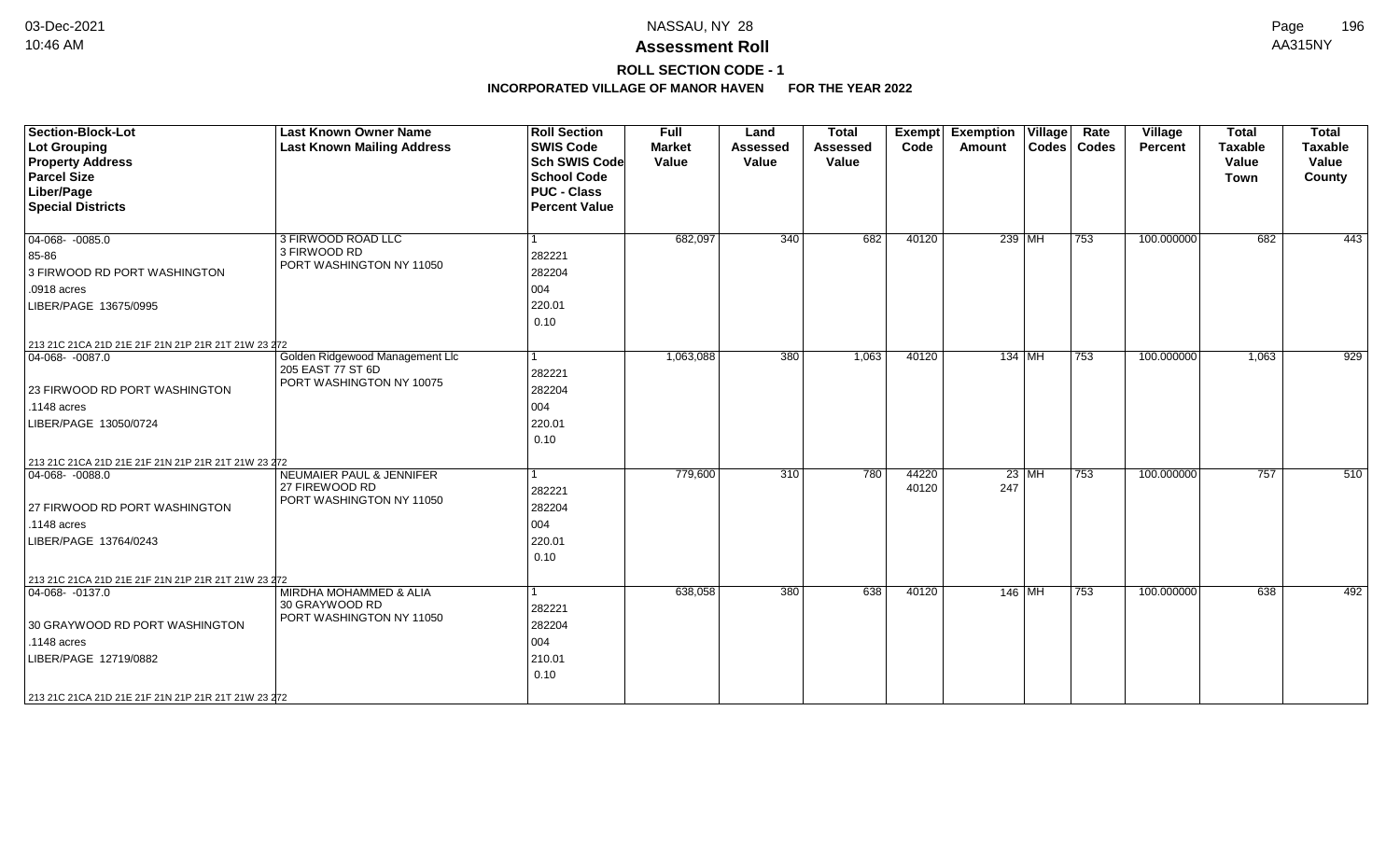# NASSAU, NY 28

## Assessment Roll

### ROLL SECTION CODE - 1

**INCORPORATED VILLAGE OF MANOR HAVEN FOR THE YEAR 2022**

| Section-Block-Lot<br>Lot Grouping<br>Property Address<br>Parcel Size<br>Liber/Page<br>Special Districts | Last Known Owner Name<br>Last Known Mailing Address | Roll Section<br>SWIS Code<br>Sch SWIS Code<br>School Code<br>PUC - Class<br>Percent Value | Full Market Value | Land Assessed Value | Total Assessed Value | Exempt Code | Exemption Amount | Village Codes | Rate Codes | Village Percent | Total Taxable Value Town | Total Taxable Value County |
|---|---|---|---|---|---|---|---|---|---|---|---|---|
| 04-068- -0085.0<br>85-86<br>3 FIRWOOD RD PORT WASHINGTON<br>.0918 acres<br>LIBER/PAGE 13675/0995<br>213 21C 21CA 21D 21E 21F 21N 21P 21R 21T 21W 23 272 | 3 FIRWOOD ROAD LLC<br>3 FIRWOOD RD<br>PORT WASHINGTON NY 11050 | 1<br>282221<br>282204<br>004<br>220.01<br>0.10 | 682,097 | 340 | 682 | 40120 | 239 | MH | 753 | 100.000000 | 682 | 443 |
| 04-068- -0087.0<br><br>23 FIRWOOD RD PORT WASHINGTON<br>.1148 acres<br>LIBER/PAGE 13050/0724<br>213 21C 21CA 21D 21E 21F 21N 21P 21R 21T 21W 23 272 | Golden Ridgewood Management Llc<br>205 EAST 77 ST 6D<br>PORT WASHINGTON NY 10075 | 1<br>282221<br>282204<br>004<br>220.01<br>0.10 | 1,063,088 | 380 | 1,063 | 40120 | 134 | MH | 753 | 100.000000 | 1,063 | 929 |
| 04-068- -0088.0<br><br>27 FIRWOOD RD PORT WASHINGTON<br>.1148 acres<br>LIBER/PAGE 13764/0243<br>213 21C 21CA 21D 21E 21F 21N 21P 21R 21T 21W 23 272 | NEUMAIER PAUL & JENNIFER<br>27 FIREWOOD RD<br>PORT WASHINGTON NY 11050 | 1<br>282221<br>282204<br>004<br>220.01<br>0.10 | 779,600 | 310 | 780 | 44220<br>40120 | 23<br>247 | MH | 753 | 100.000000 | 757 | 510 |
| 04-068- -0137.0<br><br>30 GRAYWOOD RD PORT WASHINGTON<br>.1148 acres<br>LIBER/PAGE 12719/0882<br>213 21C 21CA 21D 21E 21F 21N 21P 21R 21T 21W 23 272 | MIRDHA MOHAMMED & ALIA<br>30 GRAYWOOD RD<br>PORT WASHINGTON NY 11050 | 1<br>282221<br>282204<br>004<br>210.01<br>0.10 | 638,058 | 380 | 638 | 40120 | 146 | MH | 753 | 100.000000 | 638 | 492 |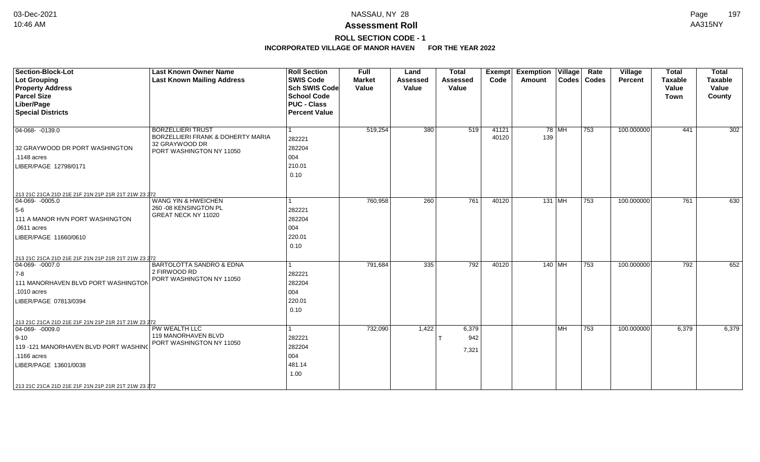# Assessment Roll

## ROLL SECTION CODE - 1

### INCORPORATED VILLAGE OF MANOR HAVEN FOR THE YEAR 2022

| Section-Block-Lot<br>Lot Grouping<br>Property Address<br>Parcel Size<br>Liber/Page<br>Special Districts | Last Known Owner Name<br>Last Known Mailing Address | Roll Section<br>SWIS Code<br>Sch SWIS Code<br>School Code<br>PUC - Class<br>Percent Value | Full Market Value | Land Assessed Value | Total Assessed Value | Exempt Code | Exemption Amount | Village Codes | Rate Codes | Village Percent | Total Taxable Value Town | Total Taxable Value County |
|---|---|---|---|---|---|---|---|---|---|---|---|---|
| 04-068- -0139.0<br>32 GRAYWOOD DR PORT WASHINGTON<br>.1148 acres<br>LIBER/PAGE 12798/0171<br>213 21C 21CA 21D 21E 21F 21N 21P 21R 21T 21W 23 272 | BORZELLIERI TRUST<br>BORZELLIERI FRANK & DOHERTY MARIA<br>32 GRAYWOOD DR<br>PORT WASHINGTON NY 11050 | 1<br>282221<br>282204<br>004<br>210.01<br>0.10 | 519,254 | 380 | 519 | 41121<br>40120 | 78<br>139 | MH | 753 | 100.000000 | 441 | 302 |
| 04-069- -0005.0<br>5-6<br>111 A MANOR HVN PORT WASHINGTON<br>.0611 acres<br>LIBER/PAGE 11660/0610<br>213 21C 21CA 21D 21E 21F 21N 21P 21R 21T 21W 23 272 | WANG YIN & HWEICHEN<br>260 -08 KENSINGTON PL<br>GREAT NECK NY 11020 | 1<br>282221<br>282204<br>004<br>220.01<br>0.10 | 760,958 | 260 | 761 | 40120 | 131 | MH | 753 | 100.000000 | 761 | 630 |
| 04-069- -0007.0<br>7-8<br>111 MANORHAVEN BLVD PORT WASHINGTON<br>.1010 acres<br>LIBER/PAGE 07813/0394<br>213 21C 21CA 21D 21E 21F 21N 21P 21R 21T 21W 23 272 | BARTOLOTTA SANDRO & EDNA<br>2 FIRWOOD RD<br>PORT WASHINGTON NY 11050 | 1<br>282221<br>282204<br>004<br>220.01<br>0.10 | 791,684 | 335 | 792 | 40120 | 140 | MH | 753 | 100.000000 | 792 | 652 |
| 04-069- -0009.0<br>9-10<br>119 -121 MANORHAVEN BLVD PORT WASHING<br>.1166 acres<br>LIBER/PAGE 13601/0038<br>213 21C 21CA 21D 21E 21F 21N 21P 21R 21T 21W 23 272 | PW WEALTH LLC<br>119 MANORHAVEN BLVD<br>PORT WASHINGTON NY 11050 | 1<br>282221<br>282204<br>004<br>481.14<br>1.00 | 732,090 | 1,422 | 6,379<br>T 942<br>7,321 | | | MH | 753 | 100.000000 | 6,379 | 6,379 |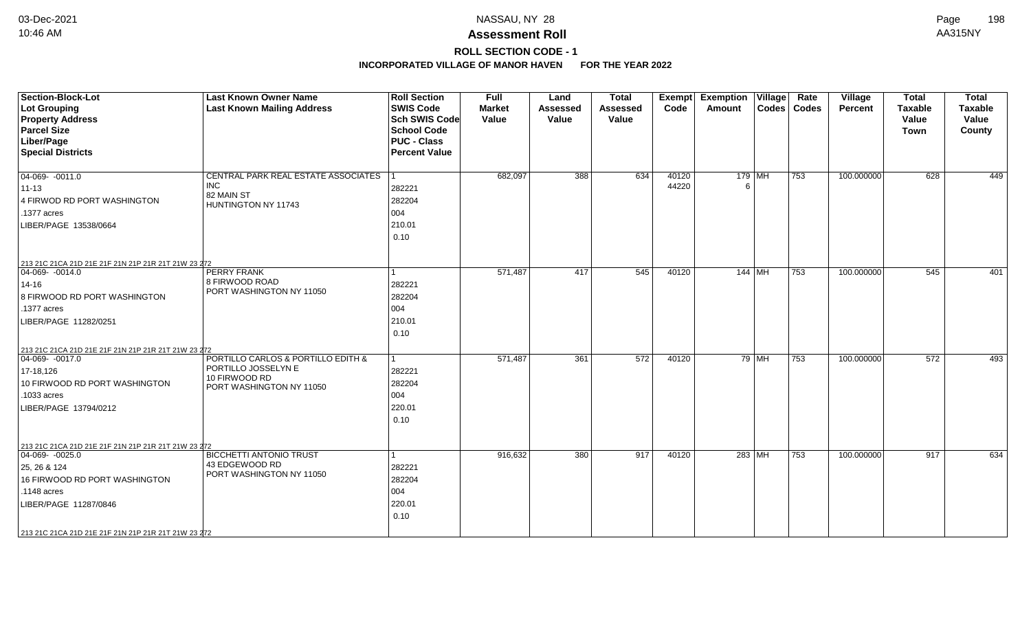# NASSAU, NY 28

## Assessment Roll

### ROLL SECTION CODE - 1

**INCORPORATED VILLAGE OF MANOR HAVEN FOR THE YEAR 2022**

| Section-Block-Lot<br>Lot Grouping<br>Property Address<br>Parcel Size<br>Liber/Page<br>Special Districts | Last Known Owner Name<br>Last Known Mailing Address | Roll Section<br>SWIS Code<br>Sch SWIS Code<br>School Code<br>PUC - Class<br>Percent Value | Full Market Value | Land Assessed Value | Total Assessed Value | Exempt Code | Exemption Amount | Village Codes | Rate Codes | Village Percent | Total Taxable Value Town | Total Taxable Value County |
|---|---|---|---|---|---|---|---|---|---|---|---|---|
| 04-069- -0011.0<br>11-13<br>4 FIRWOD RD PORT WASHINGTON<br>.1377 acres<br>LIBER/PAGE 13538/0664<br>213 21C 21CA 21D 21E 21F 21N 21P 21R 21T 21W 23 272 | CENTRAL PARK REAL ESTATE ASSOCIATES INC<br>82 MAIN ST<br>HUNTINGTON NY 11743 | 1<br>282221<br>282204<br>004<br>210.01<br>0.10 | 682,097 | 388 | 634 | 40120<br>44220 | 179<br>6 | MH | 753 | 100.000000 | 628 | 449 |
| 04-069- -0014.0<br>14-16<br>8 FIRWOOD RD PORT WASHINGTON<br>.1377 acres<br>LIBER/PAGE 11282/0251<br>213 21C 21CA 21D 21E 21F 21N 21P 21R 21T 21W 23 272 | PERRY FRANK<br>8 FIRWOOD ROAD<br>PORT WASHINGTON NY 11050 | 1<br>282221<br>282204<br>004<br>210.01<br>0.10 | 571,487 | 417 | 545 | 40120 | 144 | MH | 753 | 100.000000 | 545 | 401 |
| 04-069- -0017.0<br>17-18,126<br>10 FIRWOOD RD PORT WASHINGTON<br>.1033 acres<br>LIBER/PAGE 13794/0212<br>213 21C 21CA 21D 21E 21F 21N 21P 21R 21T 21W 23 272 | PORTILLO CARLOS & PORTILLO EDITH & PORTILLO JOSSELYN E<br>10 FIRWOOD RD<br>PORT WASHINGTON NY 11050 | 1<br>282221<br>282204<br>004<br>220.01<br>0.10 | 571,487 | 361 | 572 | 40120 | 79 | MH | 753 | 100.000000 | 572 | 493 |
| 04-069- -0025.0<br>25, 26 & 124<br>16 FIRWOOD RD PORT WASHINGTON<br>.1148 acres<br>LIBER/PAGE 11287/0846<br>213 21C 21CA 21D 21E 21F 21N 21P 21R 21T 21W 23 272 | BICCHETTI ANTONIO TRUST<br>43 EDGEWOOD RD<br>PORT WASHINGTON NY 11050 | 1<br>282221<br>282204<br>004<br>220.01<br>0.10 | 916,632 | 380 | 917 | 40120 | 283 | MH | 753 | 100.000000 | 917 | 634 |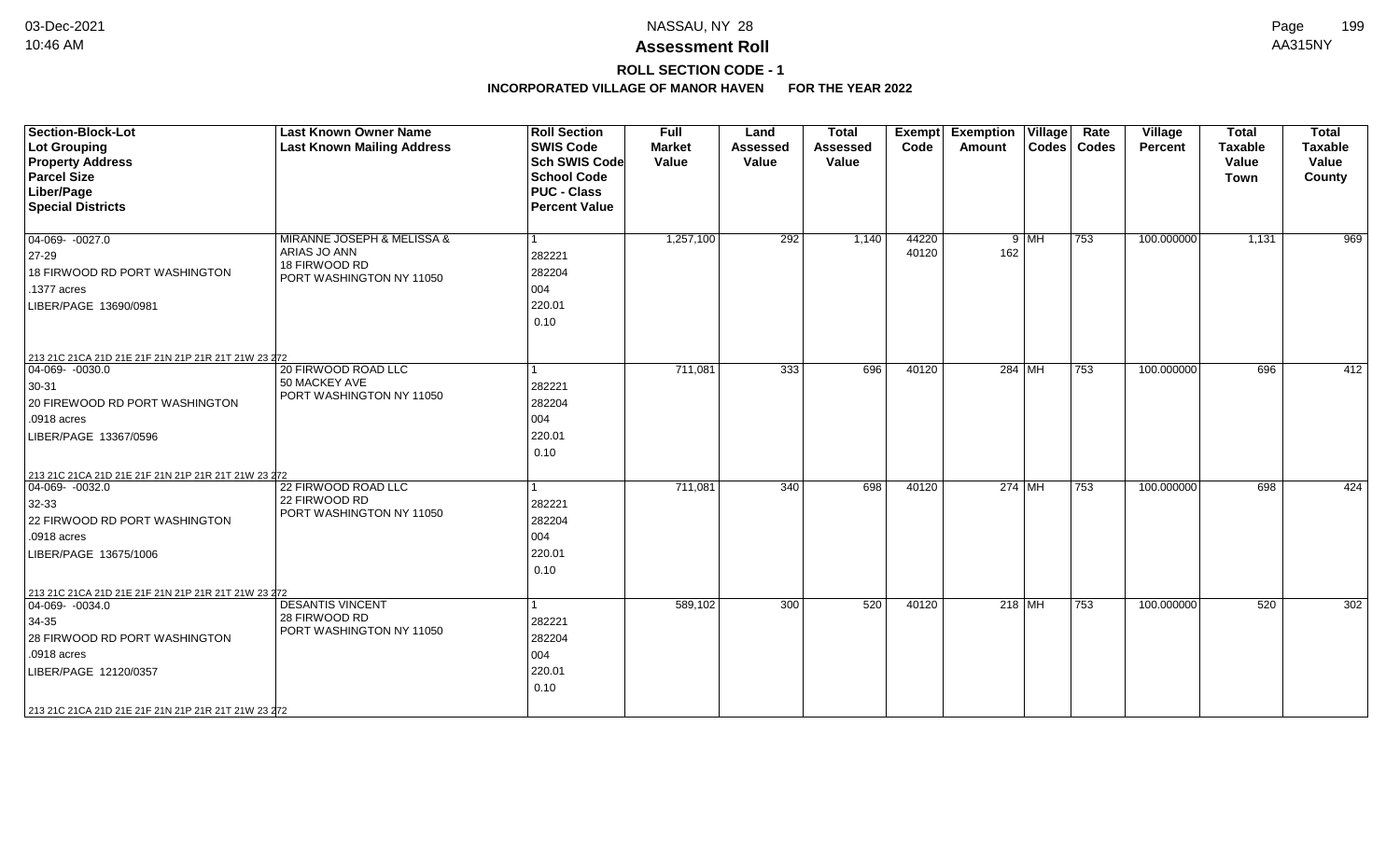# Assessment Roll

## ROLL SECTION CODE - 1

### INCORPORATED VILLAGE OF MANOR HAVEN FOR THE YEAR 2022

NASSAU, NY 28

| Section-Block-Lot<br>Lot Grouping<br>Property Address<br>Parcel Size<br>Liber/Page<br>Special Districts | Last Known Owner Name<br>Last Known Mailing Address | Roll Section<br>SWIS Code<br>Sch SWIS Code<br>School Code<br>PUC - Class<br>Percent Value | Full Market Value | Land Assessed Value | Total Assessed Value | Exempt Code | Exemption Amount | Village Codes | Rate Codes | Village Percent | Total Taxable Value Town | Total Taxable Value County |
|---|---|---|---|---|---|---|---|---|---|---|---|---|
| 04-069- -0027.0<br>27-29<br>18 FIRWOOD RD PORT WASHINGTON<br>.1377 acres<br>LIBER/PAGE 13690/0981<br>213 21C 21CA 21D 21E 21F 21N 21P 21R 21T 21W 23 272 | MIRANNE JOSEPH & MELISSA &<br>ARIAS JO ANN<br>18 FIRWOOD RD<br>PORT WASHINGTON NY 11050 | 1<br>282221<br>282204<br>004<br>220.01<br>0.10 | 1,257,100 | 292 | 1,140 | 44220<br>40120 | 9<br>162 | MH | 753 | 100.000000 | 1,131 | 969 |
| 04-069- -0030.0<br>30-31<br>20 FIREWOOD RD PORT WASHINGTON<br>.0918 acres<br>LIBER/PAGE 13367/0596<br>213 21C 21CA 21D 21E 21F 21N 21P 21R 21T 21W 23 272 | 20 FIRWOOD ROAD LLC<br>50 MACKEY AVE<br>PORT WASHINGTON NY 11050 | 1<br>282221<br>282204<br>004<br>220.01<br>0.10 | 711,081 | 333 | 696 | 40120 | 284 | MH | 753 | 100.000000 | 696 | 412 |
| 04-069- -0032.0<br>32-33<br>22 FIRWOOD RD PORT WASHINGTON<br>.0918 acres<br>LIBER/PAGE 13675/1006<br>213 21C 21CA 21D 21E 21F 21N 21P 21R 21T 21W 23 272 | 22 FIRWOOD ROAD LLC<br>22 FIRWOOD RD<br>PORT WASHINGTON NY 11050 | 1<br>282221<br>282204<br>004<br>220.01<br>0.10 | 711,081 | 340 | 698 | 40120 | 274 | MH | 753 | 100.000000 | 698 | 424 |
| 04-069- -0034.0<br>34-35<br>28 FIRWOOD RD PORT WASHINGTON<br>.0918 acres<br>LIBER/PAGE 12120/0357<br>213 21C 21CA 21D 21E 21F 21N 21P 21R 21T 21W 23 272 | DESANTIS VINCENT<br>28 FIRWOOD RD<br>PORT WASHINGTON NY 11050 | 1<br>282221<br>282204<br>004<br>220.01<br>0.10 | 589,102 | 300 | 520 | 40120 | 218 | MH | 753 | 100.000000 | 520 | 302 |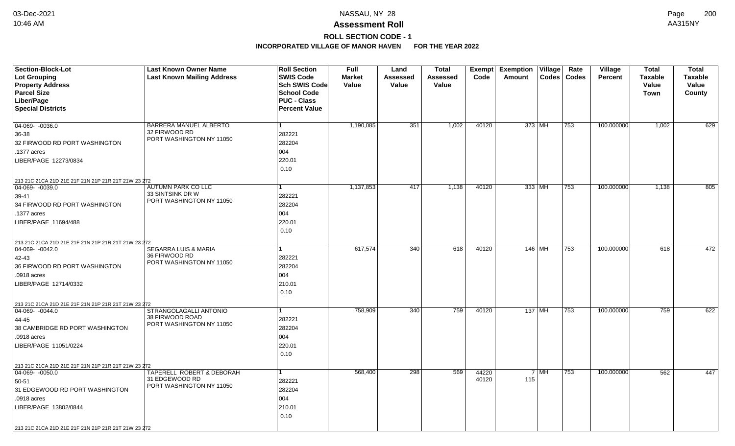## Assessment Roll

### ROLL SECTION CODE - 1

### INCORPORATED VILLAGE OF MANOR HAVEN FOR THE YEAR 2022

| Section-Block-Lot<br>Lot Grouping<br>Property Address<br>Parcel Size<br>Liber/Page<br>Special Districts | Last Known Owner Name<br>Last Known Mailing Address | Roll Section<br>SWIS Code<br>Sch SWIS Code<br>School Code<br>PUC - Class<br>Percent Value | Full Market Value | Land Assessed Value | Total Assessed Value | Exempt Code | Exemption Amount | Village Codes | Rate Codes | Village Percent | Total Taxable Value Town | Total Taxable Value County |
|---|---|---|---|---|---|---|---|---|---|---|---|---|
| 04-069- -0036.0<br>36-38<br>32 FIRWOOD RD PORT WASHINGTON<br>.1377 acres<br>LIBER/PAGE 12273/0834<br>213 21C 21CA 21D 21E 21F 21N 21P 21R 21T 21W 23 272 | BARRERA MANUEL ALBERTO<br>32 FIRWOOD RD<br>PORT WASHINGTON NY 11050 | 1<br>282221<br>282204<br>004<br>220.01<br>0.10 | 1,190,085 | 351 | 1,002 | 40120 | 373 | MH | 753 | 100.000000 | 1,002 | 629 |
| 04-069- -0039.0<br>39-41<br>34 FIRWOOD RD PORT WASHINGTON<br>.1377 acres<br>LIBER/PAGE 11694/488<br>213 21C 21CA 21D 21E 21F 21N 21P 21R 21T 21W 23 272 | AUTUMN PARK CO LLC<br>33 SINTSINK DR W<br>PORT WASHINGTON NY 11050 | 1<br>282221<br>282204<br>004<br>220.01<br>0.10 | 1,137,853 | 417 | 1,138 | 40120 | 333 | MH | 753 | 100.000000 | 1,138 | 805 |
| 04-069- -0042.0<br>42-43<br>36 FIRWOOD RD PORT WASHINGTON<br>.0918 acres<br>LIBER/PAGE 12714/0332<br>213 21C 21CA 21D 21E 21F 21N 21P 21R 21T 21W 23 272 | SEGARRA LUIS & MARIA<br>36 FIRWOOD RD<br>PORT WASHINGTON NY 11050 | 1<br>282221<br>282204<br>004<br>210.01<br>0.10 | 617,574 | 340 | 618 | 40120 | 146 | MH | 753 | 100.000000 | 618 | 472 |
| 04-069- -0044.0<br>44-45<br>38 CAMBRIDGE RD PORT WASHINGTON<br>.0918 acres<br>LIBER/PAGE 11051/0224<br>213 21C 21CA 21D 21E 21F 21N 21P 21R 21T 21W 23 272 | STRANGOLAGALLI ANTONIO<br>38 FIRWOOD ROAD<br>PORT WASHINGTON NY 11050 | 1<br>282221<br>282204<br>004<br>220.01<br>0.10 | 758,909 | 340 | 759 | 40120 | 137 | MH | 753 | 100.000000 | 759 | 622 |
| 04-069- -0050.0<br>50-51<br>31 EDGEWOOD RD PORT WASHINGTON<br>.0918 acres<br>LIBER/PAGE 13802/0844<br>213 21C 21CA 21D 21E 21F 21N 21P 21R 21T 21W 23 272 | TAPERELL ROBERT & DEBORAH<br>31 EDGEWOOD RD<br>PORT WASHINGTON NY 11050 | 1<br>282221<br>282204<br>004<br>210.01<br>0.10 | 568,400 | 298 | 569 | 44220<br>40120 | 7<br>115 | MH | 753 | 100.000000 | 562 | 447 |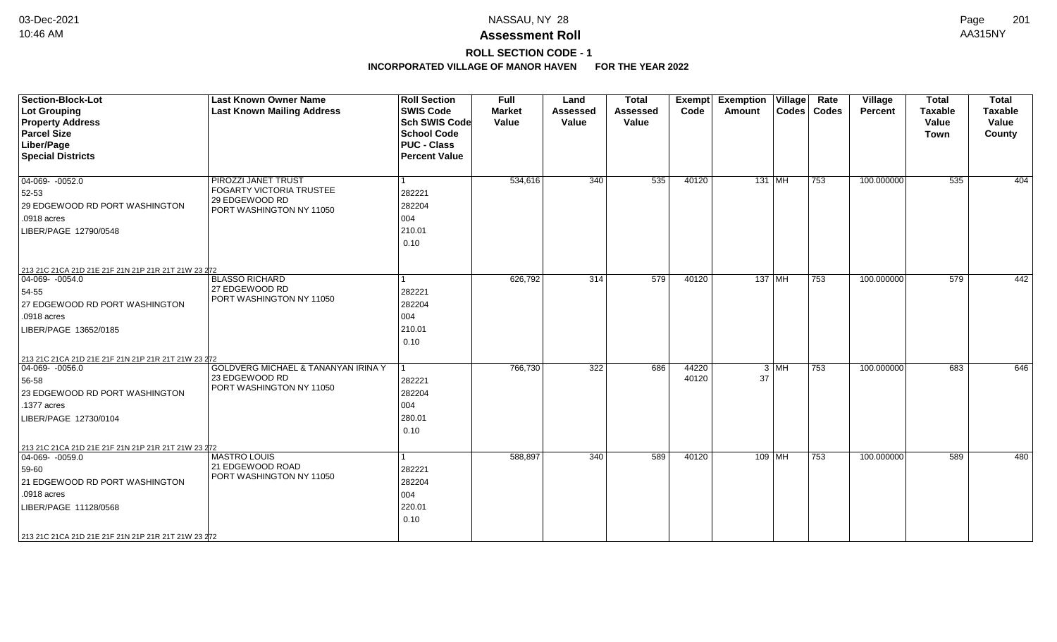# Assessment Roll

## ROLL SECTION CODE - 1

### INCORPORATED VILLAGE OF MANOR HAVEN FOR THE YEAR 2022

| Section-Block-Lot / Lot Grouping / Property Address / Parcel Size / Liber/Page / Special Districts | Last Known Owner Name / Last Known Mailing Address | Roll Section / SWIS Code / Sch SWIS Code / School Code / PUC - Class / Percent Value | Full Market Value | Land Assessed Value | Total Assessed Value | Exempt Code | Exemption Amount | Village Codes | Rate Codes | Village Percent | Total Taxable Value Town | Total Taxable Value County |
|---|---|---|---|---|---|---|---|---|---|---|---|---|
| 04-069- -0052.0<br>52-53<br>29 EDGEWOOD RD PORT WASHINGTON<br>.0918 acres<br>LIBER/PAGE 12790/0548<br>213 21C 21CA 21D 21E 21F 21N 21P 21R 21T 21W 23 272 | PIROZZI JANET TRUST<br>FOGARTY VICTORIA TRUSTEE<br>29 EDGEWOOD RD<br>PORT WASHINGTON NY 11050 | 1<br>282221<br>282204<br>004<br>210.01<br>0.10 | 534,616 | 340 | 535 | 40120 | 131 | MH | 753 | 100.000000 | 535 | 404 |
| 04-069- -0054.0<br>54-55<br>27 EDGEWOOD RD PORT WASHINGTON<br>.0918 acres<br>LIBER/PAGE 13652/0185<br>213 21C 21CA 21D 21E 21F 21N 21P 21R 21T 21W 23 272 | BLASSO RICHARD<br>27 EDGEWOOD RD<br>PORT WASHINGTON NY 11050 | 1<br>282221<br>282204<br>004<br>210.01<br>0.10 | 626,792 | 314 | 579 | 40120 | 137 | MH | 753 | 100.000000 | 579 | 442 |
| 04-069- -0056.0<br>56-58<br>23 EDGEWOOD RD PORT WASHINGTON<br>.1377 acres<br>LIBER/PAGE 12730/0104<br>213 21C 21CA 21D 21E 21F 21N 21P 21R 21T 21W 23 272 | GOLDVERG MICHAEL & TANANYAN IRINA Y<br>23 EDGEWOOD RD<br>PORT WASHINGTON NY 11050 | 1<br>282221<br>282204<br>004<br>280.01<br>0.10 | 766,730 | 322 | 686 | 44220<br>40120 | 3<br>37 | MH | 753 | 100.000000 | 683 | 646 |
| 04-069- -0059.0<br>59-60<br>21 EDGEWOOD RD PORT WASHINGTON<br>.0918 acres<br>LIBER/PAGE 11128/0568<br>213 21C 21CA 21D 21E 21F 21N 21P 21R 21T 21W 23 272 | MASTRO LOUIS<br>21 EDGEWOOD ROAD<br>PORT WASHINGTON NY 11050 | 1<br>282221<br>282204<br>004<br>220.01<br>0.10 | 588,897 | 340 | 589 | 40120 | 109 | MH | 753 | 100.000000 | 589 | 480 |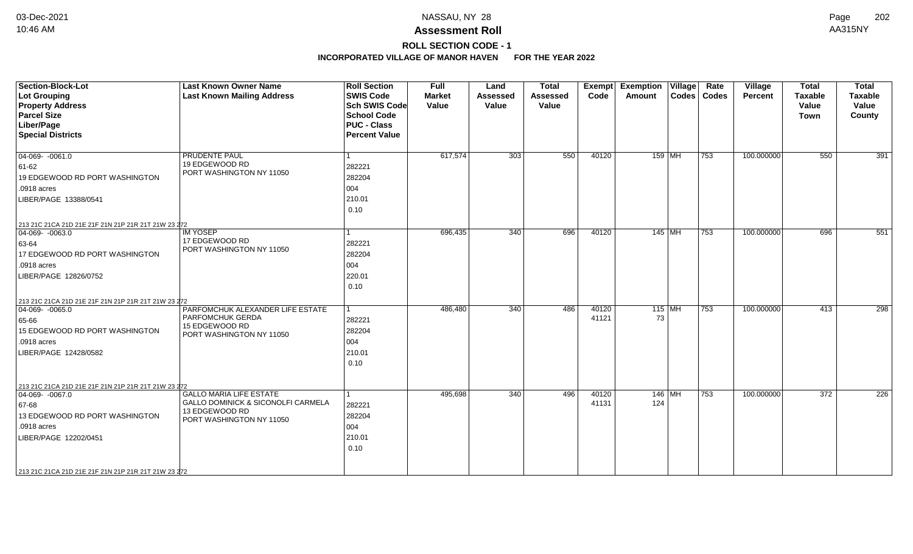# Assessment Roll

## ROLL SECTION CODE - 1

### INCORPORATED VILLAGE OF MANOR HAVEN FOR THE YEAR 2022

| Section-Block-Lot<br>Lot Grouping<br>Property Address<br>Parcel Size<br>Liber/Page<br>Special Districts | Last Known Owner Name<br>Last Known Mailing Address | Roll Section<br>SWIS Code<br>Sch SWIS Code<br>School Code<br>PUC - Class<br>Percent Value | Full Market Value | Land Assessed Value | Total Assessed Value | Exempt Code | Exemption Amount | Village Codes | Rate Codes | Village Percent | Total Taxable Value Town | Total Taxable Value County |
|---|---|---|---|---|---|---|---|---|---|---|---|---|
| 04-069- -0061.0<br>61-62<br>19 EDGEWOOD RD PORT WASHINGTON<br>.0918 acres<br>LIBER/PAGE 13388/0541<br>213 21C 21CA 21D 21E 21F 21N 21P 21R 21T 21W 23 272 | PRUDENTE PAUL<br>19 EDGEWOOD RD<br>PORT WASHINGTON NY 11050 | 1<br>282221<br>282204<br>004<br>210.01<br>0.10 | 617,574 | 303 | 550 | 40120 | 159 | MH | 753 | 100.000000 | 550 | 391 |
| 04-069- -0063.0<br>63-64<br>17 EDGEWOOD RD PORT WASHINGTON<br>.0918 acres<br>LIBER/PAGE 12826/0752<br>213 21C 21CA 21D 21E 21F 21N 21P 21R 21T 21W 23 272 | IM YOSEP<br>17 EDGEWOOD RD<br>PORT WASHINGTON NY 11050 | 1<br>282221<br>282204<br>004<br>220.01<br>0.10 | 696,435 | 340 | 696 | 40120 | 145 | MH | 753 | 100.000000 | 696 | 551 |
| 04-069- -0065.0<br>65-66<br>15 EDGEWOOD RD PORT WASHINGTON<br>.0918 acres<br>LIBER/PAGE 12428/0582<br>213 21C 21CA 21D 21E 21F 21N 21P 21R 21T 21W 23 272 | PARFOMCHUK ALEXANDER LIFE ESTATE<br>PARFOMCHUK GERDA<br>15 EDGEWOOD RD<br>PORT WASHINGTON NY 11050 | 1<br>282221<br>282204<br>004<br>210.01<br>0.10 | 486,480 | 340 | 486 | 40120<br>41121 | 115<br>73 | MH | 753 | 100.000000 | 413 | 298 |
| 04-069- -0067.0<br>67-68<br>13 EDGEWOOD RD PORT WASHINGTON<br>.0918 acres<br>LIBER/PAGE 12202/0451<br>213 21C 21CA 21D 21E 21F 21N 21P 21R 21T 21W 23 272 | GALLO MARIA LIFE ESTATE<br>GALLO DOMINICK & SICONOLFI CARMELA<br>13 EDGEWOOD RD<br>PORT WASHINGTON NY 11050 | 1<br>282221<br>282204<br>004<br>210.01<br>0.10 | 495,698 | 340 | 496 | 40120<br>41131 | 146<br>124 | MH | 753 | 100.000000 | 372 | 226 |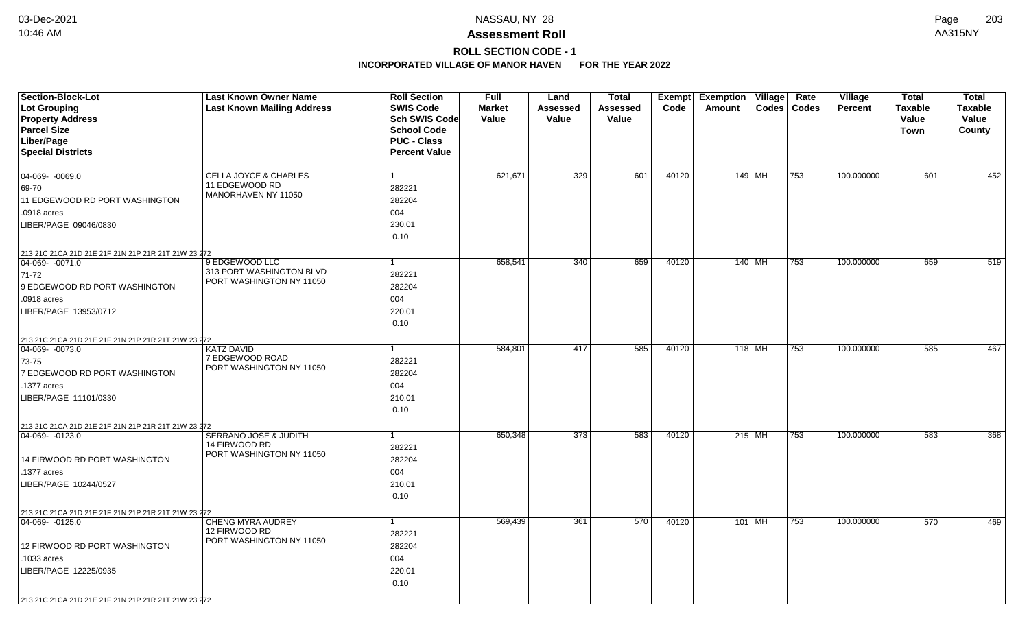# Assessment Roll

## ROLL SECTION CODE - 1

### INCORPORATED VILLAGE OF MANOR HAVEN FOR THE YEAR 2022

NASSAU, NY 28

| Section-Block-Lot<br>Lot Grouping<br>Property Address<br>Parcel Size<br>Liber/Page<br>Special Districts | Last Known Owner Name<br>Last Known Mailing Address | Roll Section<br>SWIS Code<br>Sch SWIS Code<br>School Code<br>PUC - Class<br>Percent Value | Full Market Value | Land Assessed Value | Total Assessed Value | Exempt Code | Exemption Amount | Village Codes | Rate Codes | Village Percent | Total Taxable Value Town | Total Taxable Value County |
|---|---|---|---|---|---|---|---|---|---|---|---|---|
| 04-069- -0069.0<br>69-70<br>11 EDGEWOOD RD PORT WASHINGTON<br>.0918 acres<br>LIBER/PAGE 09046/0830<br>213 21C 21CA 21D 21E 21F 21N 21P 21R 21T 21W 23 272 | CELLA JOYCE & CHARLES<br>11 EDGEWOOD RD<br>MANORHAVEN NY 11050 | 1<br>282221<br>282204<br>004<br>230.01<br>0.10 | 621,671 | 329 | 601 | 40120 | 149 | MH | 753 | 100.000000 | 601 | 452 |
| 04-069- -0071.0<br>71-72<br>9 EDGEWOOD RD PORT WASHINGTON<br>.0918 acres<br>LIBER/PAGE 13953/0712<br>213 21C 21CA 21D 21E 21F 21N 21P 21R 21T 21W 23 272 | 9 EDGEWOOD LLC<br>313 PORT WASHINGTON BLVD<br>PORT WASHINGTON NY 11050 | 1<br>282221<br>282204<br>004<br>220.01<br>0.10 | 658,541 | 340 | 659 | 40120 | 140 | MH | 753 | 100.000000 | 659 | 519 |
| 04-069- -0073.0<br>73-75<br>7 EDGEWOOD RD PORT WASHINGTON<br>.1377 acres<br>LIBER/PAGE 11101/0330<br>213 21C 21CA 21D 21E 21F 21N 21P 21R 21T 21W 23 272 | KATZ DAVID<br>7 EDGEWOOD ROAD<br>PORT WASHINGTON NY 11050 | 1<br>282221<br>282204<br>004<br>210.01<br>0.10 | 584,801 | 417 | 585 | 40120 | 118 | MH | 753 | 100.000000 | 585 | 467 |
| 04-069- -0123.0<br>14 FIRWOOD RD PORT WASHINGTON<br>.1377 acres<br>LIBER/PAGE 10244/0527<br>213 21C 21CA 21D 21E 21F 21N 21P 21R 21T 21W 23 272 | SERRANO JOSE & JUDITH<br>14 FIRWOOD RD<br>PORT WASHINGTON NY 11050 | 1<br>282221<br>282204<br>004<br>210.01<br>0.10 | 650,348 | 373 | 583 | 40120 | 215 | MH | 753 | 100.000000 | 583 | 368 |
| 04-069- -0125.0<br>12 FIRWOOD RD PORT WASHINGTON<br>.1033 acres<br>LIBER/PAGE 12225/0935<br>213 21C 21CA 21D 21E 21F 21N 21P 21R 21T 21W 23 272 | CHENG MYRA AUDREY<br>12 FIRWOOD RD<br>PORT WASHINGTON NY 11050 | 1<br>282221<br>282204<br>004<br>220.01<br>0.10 | 569,439 | 361 | 570 | 40120 | 101 | MH | 753 | 100.000000 | 570 | 469 |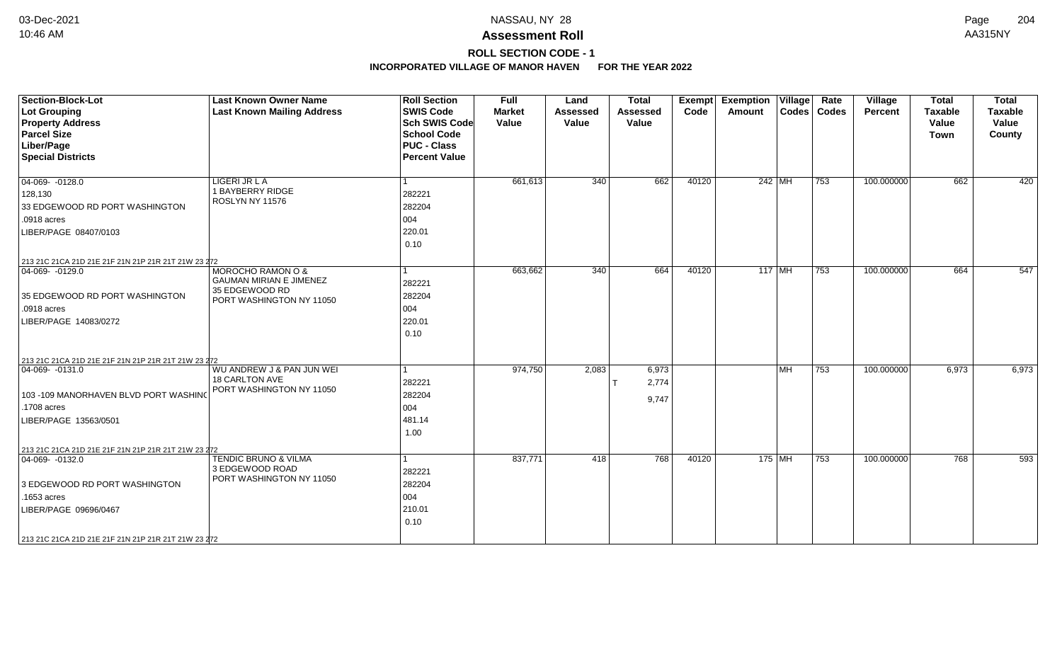# NASSAU, NY 28

## Assessment Roll

### ROLL SECTION CODE - 1

### INCORPORATED VILLAGE OF MANOR HAVEN FOR THE YEAR 2022

| Section-Block-Lot / Lot Grouping / Property Address / Parcel Size / Liber/Page / Special Districts | Last Known Owner Name / Last Known Mailing Address | Roll Section / SWIS Code / Sch SWIS Code / School Code / PUC - Class / Percent Value | Full Market Value | Land Assessed Value | Total Assessed Value | Exempt Code | Exemption Amount | Village Codes | Rate Codes | Village Percent | Total Taxable Value Town | Total Taxable Value County |
|---|---|---|---|---|---|---|---|---|---|---|---|---|
| 04-069- -0128.0<br>128,130<br>33 EDGEWOOD RD PORT WASHINGTON<br>.0918 acres<br>LIBER/PAGE 08407/0103<br>213 21C 21CA 21D 21E 21F 21N 21P 21R 21T 21W 23 272 | LIGERI JR L A<br>1 BAYBERRY RIDGE<br>ROSLYN NY 11576 | 1<br>282221<br>282204<br>004<br>220.01<br>0.10 | 661,613 | 340 | 662 | 40120 | 242 | MH | 753 | 100.000000 | 662 | 420 |
| 04-069- -0129.0<br>35 EDGEWOOD RD PORT WASHINGTON<br>.0918 acres<br>LIBER/PAGE 14083/0272<br>213 21C 21CA 21D 21E 21F 21N 21P 21R 21T 21W 23 272 | MOROCHO RAMON O &<br>GAUMAN MIRIAN E JIMENEZ<br>35 EDGEWOOD RD<br>PORT WASHINGTON NY 11050 | 1<br>282221<br>282204<br>004<br>220.01<br>0.10 | 663,662 | 340 | 664 | 40120 | 117 | MH | 753 | 100.000000 | 664 | 547 |
| 04-069- -0131.0<br>103 -109 MANORHAVEN BLVD PORT WASHING<br>.1708 acres<br>LIBER/PAGE 13563/0501<br>213 21C 21CA 21D 21E 21F 21N 21P 21R 21T 21W 23 272 | WU ANDREW J & PAN JUN WEI<br>18 CARLTON AVE<br>PORT WASHINGTON NY 11050 | 1<br>282221<br>282204<br>004<br>481.14<br>1.00 | 974,750 | 2,083 | 6,973<br>T 2,774<br>9,747 | | | MH | 753 | 100.000000 | 6,973 | 6,973 |
| 04-069- -0132.0<br>3 EDGEWOOD RD PORT WASHINGTON<br>.1653 acres<br>LIBER/PAGE 09696/0467<br>213 21C 21CA 21D 21E 21F 21N 21P 21R 21T 21W 23 272 | TENDIC BRUNO & VILMA<br>3 EDGEWOOD ROAD<br>PORT WASHINGTON NY 11050 | 1<br>282221<br>282204<br>004<br>210.01<br>0.10 | 837,771 | 418 | 768 | 40120 | 175 | MH | 753 | 100.000000 | 768 | 593 |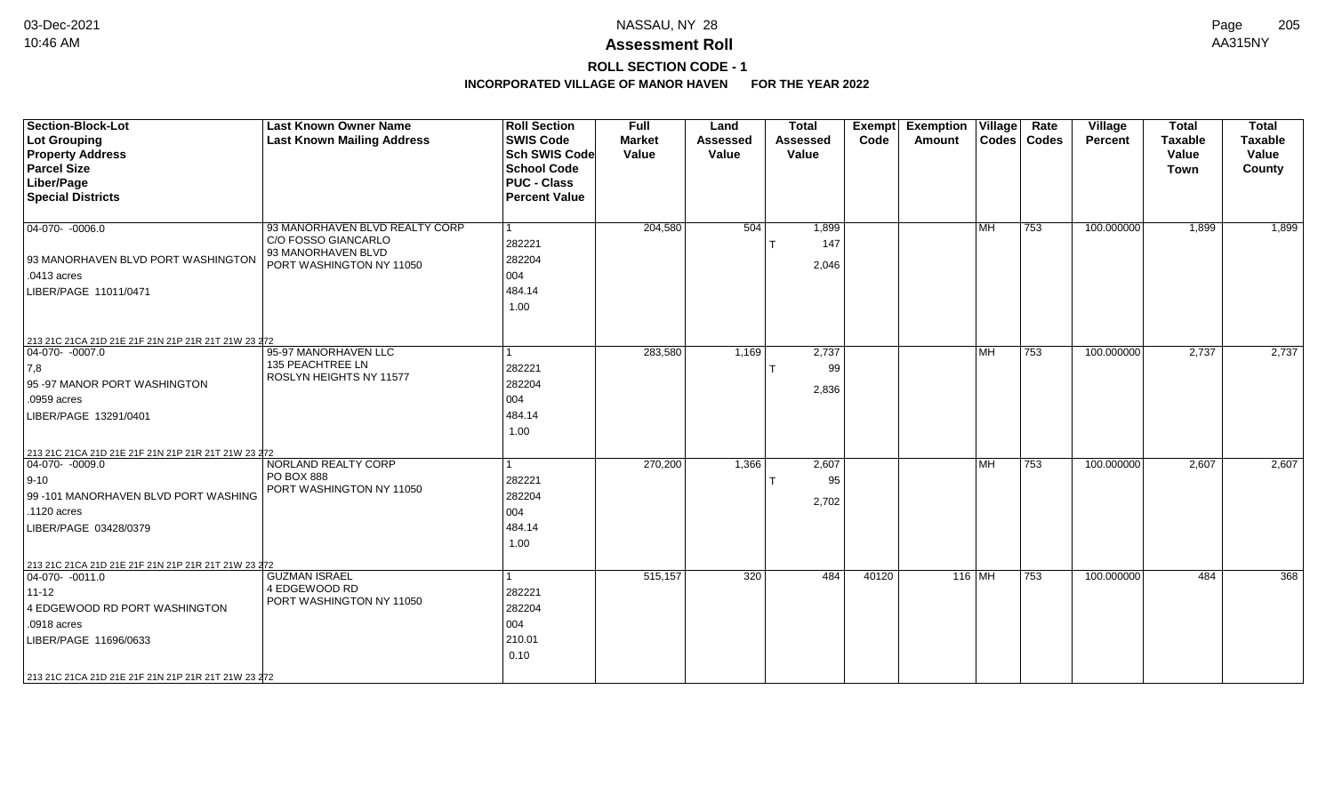**Assessment Roll**

**ROLL SECTION CODE - 1**

**INCORPORATED VILLAGE OF MANOR HAVEN FOR THE YEAR 2022**

| Section-Block-Lot<br>Lot Grouping<br>Property Address<br>Parcel Size<br>Liber/Page<br>Special Districts | Last Known Owner Name<br>Last Known Mailing Address | Roll Section<br>SWIS Code<br>Sch SWIS Code<br>School Code<br>PUC - Class<br>Percent Value | Full Market Value | Land Assessed Value | Total Assessed Value | Exempt Code | Exemption Amount | Village Codes | Rate Codes | Village Percent | Total Taxable Value Town | Total Taxable Value County |
|---|---|---|---|---|---|---|---|---|---|---|---|---|
| 04-070- -0006.0<br>93 MANORHAVEN BLVD PORT WASHINGTON<br>.0413 acres<br>LIBER/PAGE 11011/0471<br>213 21C 21CA 21D 21E 21F 21N 21P 21R 21T 21W 23 272 | 93 MANORHAVEN BLVD REALTY CORP<br>C/O FOSSO GIANCARLO<br>93 MANORHAVEN BLVD<br>PORT WASHINGTON NY 11050 | 1<br>282221<br>282204<br>004<br>484.14<br>1.00 | 204,580 | 504 | 1,899<br>T 147<br>2,046 | | | MH | 753 | 100.000000 | 1,899 | 1,899 |
| 04-070- -0007.0<br>7,8<br>95 -97 MANOR PORT WASHINGTON<br>.0959 acres<br>LIBER/PAGE 13291/0401<br>213 21C 21CA 21D 21E 21F 21N 21P 21R 21T 21W 23 272 | 95-97 MANORHAVEN LLC<br>135 PEACHTREE LN<br>ROSLYN HEIGHTS NY 11577 | 1<br>282221<br>282204<br>004<br>484.14<br>1.00 | 283,580 | 1,169 | 2,737<br>T 99<br>2,836 | | | MH | 753 | 100.000000 | 2,737 | 2,737 |
| 04-070- -0009.0<br>9-10<br>99 -101 MANORHAVEN BLVD PORT WASHING<br>.1120 acres<br>LIBER/PAGE 03428/0379<br>213 21C 21CA 21D 21E 21F 21N 21P 21R 21T 21W 23 272 | NORLAND REALTY CORP<br>PO BOX 888<br>PORT WASHINGTON NY 11050 | 1<br>282221<br>282204<br>004<br>484.14<br>1.00 | 270,200 | 1,366 | 2,607<br>T 95<br>2,702 | | | MH | 753 | 100.000000 | 2,607 | 2,607 |
| 04-070- -0011.0<br>11-12<br>4 EDGEWOOD RD PORT WASHINGTON<br>.0918 acres<br>LIBER/PAGE 11696/0633<br>213 21C 21CA 21D 21E 21F 21N 21P 21R 21T 21W 23 272 | GUZMAN ISRAEL<br>4 EDGEWOOD RD<br>PORT WASHINGTON NY 11050 | 1<br>282221<br>282204<br>004<br>210.01<br>0.10 | 515,157 | 320 | 484 | 40120 | 116 | MH | 753 | 100.000000 | 484 | 368 |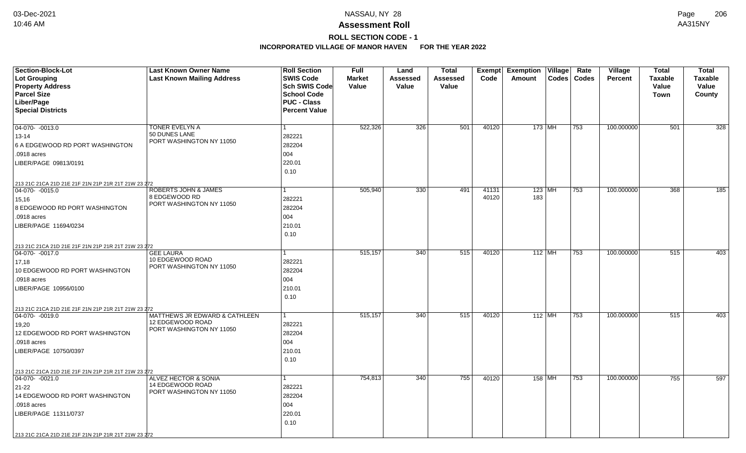# Assessment Roll

## ROLL SECTION CODE - 1

### INCORPORATED VILLAGE OF MANOR HAVEN FOR THE YEAR 2022

| Section-Block-Lot<br>Lot Grouping<br>Property Address<br>Parcel Size<br>Liber/Page<br>Special Districts | Last Known Owner Name<br>Last Known Mailing Address | Roll Section<br>SWIS Code<br>Sch SWIS Code<br>School Code<br>PUC - Class<br>Percent Value | Full Market Value | Land Assessed Value | Total Assessed Value | Exempt Code | Exemption Amount | Village Codes | Rate Codes | Village Percent | Total Taxable Value Town | Total Taxable Value County |
|---|---|---|---|---|---|---|---|---|---|---|---|---|
| 04-070- -0013.0<br>13-14<br>6 A EDGEWOOD RD PORT WASHINGTON<br>.0918 acres<br>LIBER/PAGE 09813/0191<br>213 21C 21CA 21D 21E 21F 21N 21P 21R 21T 21W 23 272 | TONER EVELYN A<br>50 DUNES LANE<br>PORT WASHINGTON NY 11050 | 1<br>282221<br>282204<br>004<br>220.01<br>0.10 | 522,326 | 326 | 501 | 40120 | 173 | MH | 753 | 100.000000 | 501 | 328 |
| 04-070- -0015.0<br>15,16<br>8 EDGEWOOD RD PORT WASHINGTON<br>.0918 acres<br>LIBER/PAGE 11694/0234<br>213 21C 21CA 21D 21E 21F 21N 21P 21R 21T 21W 23 272 | ROBERTS JOHN & JAMES<br>8 EDGEWOOD RD<br>PORT WASHINGTON NY 11050 | 1<br>282221<br>282204<br>004<br>210.01<br>0.10 | 505,940 | 330 | 491 | 41131<br>40120 | 123<br>183 | MH | 753 | 100.000000 | 368 | 185 |
| 04-070- -0017.0<br>17,18<br>10 EDGEWOOD RD PORT WASHINGTON<br>.0918 acres<br>LIBER/PAGE 10956/0100<br>213 21C 21CA 21D 21E 21F 21N 21P 21R 21T 21W 23 272 | GEE LAURA<br>10 EDGEWOOD ROAD<br>PORT WASHINGTON NY 11050 | 1<br>282221<br>282204<br>004<br>210.01<br>0.10 | 515,157 | 340 | 515 | 40120 | 112 | MH | 753 | 100.000000 | 515 | 403 |
| 04-070- -0019.0<br>19,20<br>12 EDGEWOOD RD PORT WASHINGTON<br>.0918 acres<br>LIBER/PAGE 10750/0397<br>213 21C 21CA 21D 21E 21F 21N 21P 21R 21T 21W 23 272 | MATTHEWS JR EDWARD & CATHLEEN<br>12 EDGEWOOD ROAD<br>PORT WASHINGTON NY 11050 | 1<br>282221<br>282204<br>004<br>210.01<br>0.10 | 515,157 | 340 | 515 | 40120 | 112 | MH | 753 | 100.000000 | 515 | 403 |
| 04-070- -0021.0<br>21-22<br>14 EDGEWOOD RD PORT WASHINGTON<br>.0918 acres<br>LIBER/PAGE 11311/0737<br>213 21C 21CA 21D 21E 21F 21N 21P 21R 21T 21W 23 272 | ALVEZ HECTOR & SONIA<br>14 EDGEWOOD ROAD<br>PORT WASHINGTON NY 11050 | 1<br>282221<br>282204<br>004<br>220.01<br>0.10 | 754,813 | 340 | 755 | 40120 | 158 | MH | 753 | 100.000000 | 755 | 597 |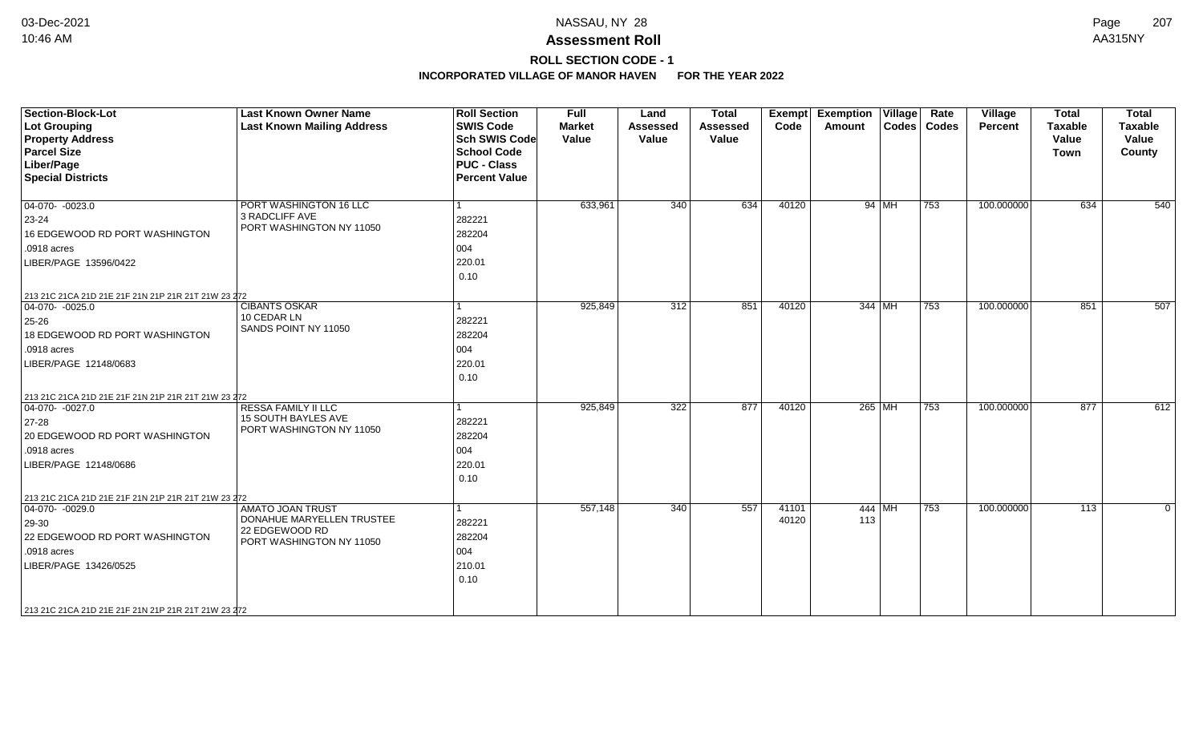# NASSAU, NY 28

## Assessment Roll

### ROLL SECTION CODE - 1

**INCORPORATED VILLAGE OF MANOR HAVEN FOR THE YEAR 2022**

| Section-Block-Lot<br>Lot Grouping<br>Property Address<br>Parcel Size<br>Liber/Page<br>Special Districts | Last Known Owner Name<br>Last Known Mailing Address | Roll Section<br>SWIS Code<br>Sch SWIS Code<br>School Code<br>PUC - Class<br>Percent Value | Full Market Value | Land Assessed Value | Total Assessed Value | Exempt Code | Exemption Amount | Village Codes | Rate Codes | Village Percent | Total Taxable Value Town | Total Taxable Value County |
|---|---|---|---|---|---|---|---|---|---|---|---|---|
| 04-070- -0023.0<br>23-24<br>16 EDGEWOOD RD PORT WASHINGTON<br>.0918 acres<br>LIBER/PAGE 13596/0422<br>213 21C 21CA 21D 21E 21F 21N 21P 21R 21T 21W 23 272 | PORT WASHINGTON 16 LLC<br>3 RADCLIFF AVE<br>PORT WASHINGTON NY 11050 | 1<br>282221<br>282204<br>004<br>220.01<br>0.10 | 633,961 | 340 | 634 | 40120 | 94 | MH | 753 | 100.000000 | 634 | 540 |
| 04-070- -0025.0<br>25-26<br>18 EDGEWOOD RD PORT WASHINGTON<br>.0918 acres<br>LIBER/PAGE 12148/0683<br>213 21C 21CA 21D 21E 21F 21N 21P 21R 21T 21W 23 272 | CIBANTS OSKAR<br>10 CEDAR LN<br>SANDS POINT NY 11050 | 1<br>282221<br>282204<br>004<br>220.01<br>0.10 | 925,849 | 312 | 851 | 40120 | 344 | MH | 753 | 100.000000 | 851 | 507 |
| 04-070- -0027.0<br>27-28<br>20 EDGEWOOD RD PORT WASHINGTON<br>.0918 acres<br>LIBER/PAGE 12148/0686<br>213 21C 21CA 21D 21E 21F 21N 21P 21R 21T 21W 23 272 | RESSA FAMILY II LLC<br>15 SOUTH BAYLES AVE<br>PORT WASHINGTON NY 11050 | 1<br>282221<br>282204<br>004<br>220.01<br>0.10 | 925,849 | 322 | 877 | 40120 | 265 | MH | 753 | 100.000000 | 877 | 612 |
| 04-070- -0029.0<br>29-30<br>22 EDGEWOOD RD PORT WASHINGTON<br>.0918 acres<br>LIBER/PAGE 13426/0525<br>213 21C 21CA 21D 21E 21F 21N 21P 21R 21T 21W 23 272 | AMATO JOAN TRUST<br>DONAHUE MARYELLEN TRUSTEE<br>22 EDGEWOOD RD<br>PORT WASHINGTON NY 11050 | 1<br>282221<br>282204<br>004<br>210.01<br>0.10 | 557,148 | 340 | 557 | 41101<br>40120 | 444<br>113 | MH | 753 | 100.000000 | 113 | 0 |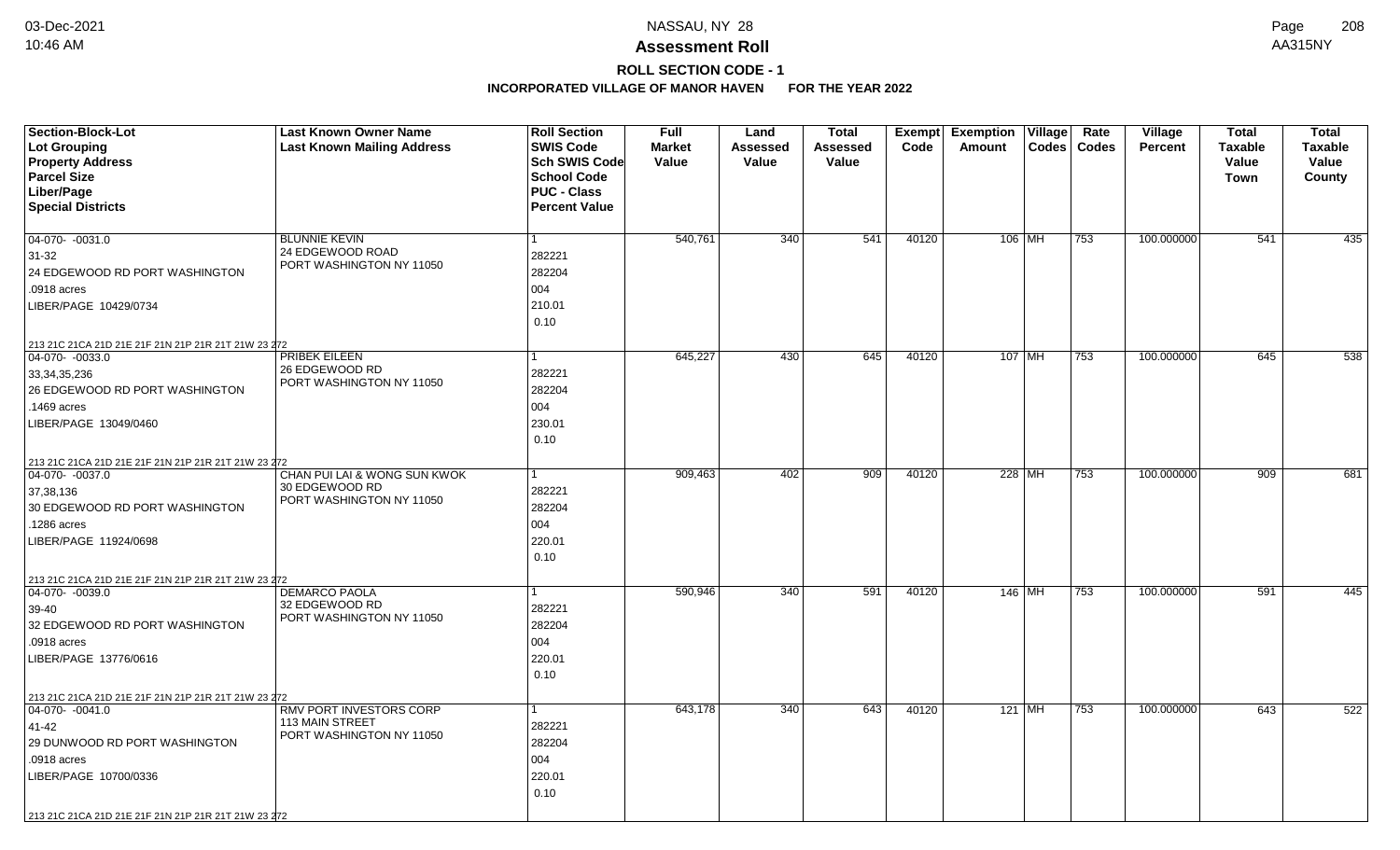# NASSAU, NY 28

# Assessment Roll

## ROLL SECTION CODE - 1

### INCORPORATED VILLAGE OF MANOR HAVEN FOR THE YEAR 2022

| Section-Block-Lot<br>Lot Grouping<br>Property Address<br>Parcel Size<br>Liber/Page<br>Special Districts | Last Known Owner Name<br>Last Known Mailing Address | Roll Section<br>SWIS Code<br>Sch SWIS Code<br>School Code<br>PUC - Class<br>Percent Value | Full Market Value | Land Assessed Value | Total Assessed Value | Exempt Code | Exemption Amount | Village Codes | Rate Codes | Village Percent | Total Taxable Value Town | Total Taxable Value County |
|---|---|---|---|---|---|---|---|---|---|---|---|---|
| 04-070- -0031.0<br>31-32<br>24 EDGEWOOD RD PORT WASHINGTON<br>.0918 acres<br>LIBER/PAGE 10429/0734<br>213 21C 21CA 21D 21E 21F 21N 21P 21R 21T 21W 23 272 | BLUNNIE KEVIN<br>24 EDGEWOOD ROAD<br>PORT WASHINGTON NY 11050 | 1<br>282221<br>282204<br>004<br>210.01<br>0.10 | 540,761 | 340 | 541 | 40120 | 106 | MH | 753 | 100.000000 | 541 | 435 |
| 04-070- -0033.0<br>33,34,35,236<br>26 EDGEWOOD RD PORT WASHINGTON<br>.1469 acres<br>LIBER/PAGE 13049/0460<br>213 21C 21CA 21D 21E 21F 21N 21P 21R 21T 21W 23 272 | PRIBEK EILEEN<br>26 EDGEWOOD RD<br>PORT WASHINGTON NY 11050 | 1<br>282221<br>282204<br>004<br>230.01<br>0.10 | 645,227 | 430 | 645 | 40120 | 107 | MH | 753 | 100.000000 | 645 | 538 |
| 04-070- -0037.0<br>37,38,136<br>30 EDGEWOOD RD PORT WASHINGTON<br>.1286 acres<br>LIBER/PAGE 11924/0698<br>213 21C 21CA 21D 21E 21F 21N 21P 21R 21T 21W 23 272 | CHAN PUI LAI & WONG SUN KWOK<br>30 EDGEWOOD RD<br>PORT WASHINGTON NY 11050 | 1<br>282221<br>282204<br>004<br>220.01<br>0.10 | 909,463 | 402 | 909 | 40120 | 228 | MH | 753 | 100.000000 | 909 | 681 |
| 04-070- -0039.0<br>39-40<br>32 EDGEWOOD RD PORT WASHINGTON<br>.0918 acres<br>LIBER/PAGE 13776/0616<br>213 21C 21CA 21D 21E 21F 21N 21P 21R 21T 21W 23 272 | DEMARCO PAOLA<br>32 EDGEWOOD RD<br>PORT WASHINGTON NY 11050 | 1<br>282221<br>282204<br>004<br>220.01<br>0.10 | 590,946 | 340 | 591 | 40120 | 146 | MH | 753 | 100.000000 | 591 | 445 |
| 04-070- -0041.0<br>41-42<br>29 DUNWOOD RD PORT WASHINGTON<br>.0918 acres<br>LIBER/PAGE 10700/0336<br>213 21C 21CA 21D 21E 21F 21N 21P 21R 21T 21W 23 272 | RMV PORT INVESTORS CORP<br>113 MAIN STREET<br>PORT WASHINGTON NY 11050 | 1<br>282221<br>282204<br>004<br>220.01<br>0.10 | 643,178 | 340 | 643 | 40120 | 121 | MH | 753 | 100.000000 | 643 | 522 |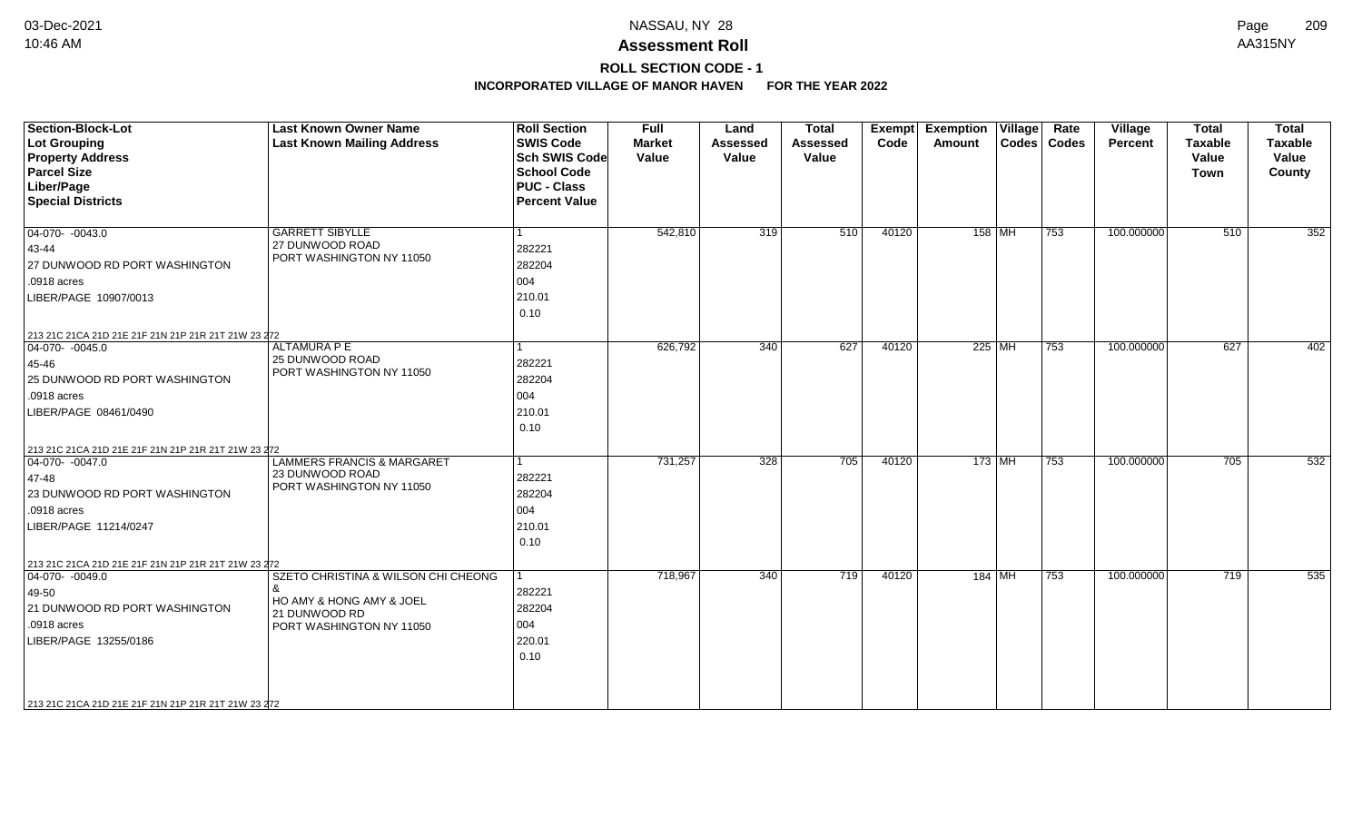# Assessment Roll

## ROLL SECTION CODE - 1

### INCORPORATED VILLAGE OF MANOR HAVEN FOR THE YEAR 2022

| Section-Block-Lot<br>Lot Grouping<br>Property Address<br>Parcel Size<br>Liber/Page<br>Special Districts | Last Known Owner Name<br>Last Known Mailing Address | Roll Section<br>SWIS Code<br>Sch SWIS Code<br>School Code<br>PUC - Class<br>Percent Value | Full Market Value | Land Assessed Value | Total Assessed Value | Exempt Code | Exemption Amount | Village Codes | Rate Codes | Village Percent | Total Taxable Value Town | Total Taxable Value County |
|---|---|---|---|---|---|---|---|---|---|---|---|---|
| 04-070- -0043.0<br>43-44<br>27 DUNWOOD RD PORT WASHINGTON<br>.0918 acres<br>LIBER/PAGE 10907/0013<br>213 21C 21CA 21D 21E 21F 21N 21P 21R 21T 21W 23 272 | GARRETT SIBYLLE<br>27 DUNWOOD ROAD<br>PORT WASHINGTON NY 11050 | 1<br>282221<br>282204<br>004<br>210.01<br>0.10 | 542,810 | 319 | 510 | 40120 | 158 | MH | 753 | 100.000000 | 510 | 352 |
| 04-070- -0045.0<br>45-46<br>25 DUNWOOD RD PORT WASHINGTON<br>.0918 acres<br>LIBER/PAGE 08461/0490<br>213 21C 21CA 21D 21E 21F 21N 21P 21R 21T 21W 23 272 | ALTAMURA P E<br>25 DUNWOOD ROAD<br>PORT WASHINGTON NY 11050 | 1<br>282221<br>282204<br>004<br>210.01<br>0.10 | 626,792 | 340 | 627 | 40120 | 225 | MH | 753 | 100.000000 | 627 | 402 |
| 04-070- -0047.0<br>47-48<br>23 DUNWOOD RD PORT WASHINGTON<br>.0918 acres<br>LIBER/PAGE 11214/0247<br>213 21C 21CA 21D 21E 21F 21N 21P 21R 21T 21W 23 272 | LAMMERS FRANCIS & MARGARET<br>23 DUNWOOD ROAD<br>PORT WASHINGTON NY 11050 | 1<br>282221<br>282204<br>004<br>210.01<br>0.10 | 731,257 | 328 | 705 | 40120 | 173 | MH | 753 | 100.000000 | 705 | 532 |
| 04-070- -0049.0<br>49-50<br>21 DUNWOOD RD PORT WASHINGTON<br>.0918 acres<br>LIBER/PAGE 13255/0186<br>213 21C 21CA 21D 21E 21F 21N 21P 21R 21T 21W 23 272 | SZETO CHRISTINA & WILSON CHI CHEONG &<br>HO AMY & HONG AMY & JOEL<br>21 DUNWOOD RD<br>PORT WASHINGTON NY 11050 | 1<br>282221<br>282204<br>004<br>220.01<br>0.10 | 718,967 | 340 | 719 | 40120 | 184 | MH | 753 | 100.000000 | 719 | 535 |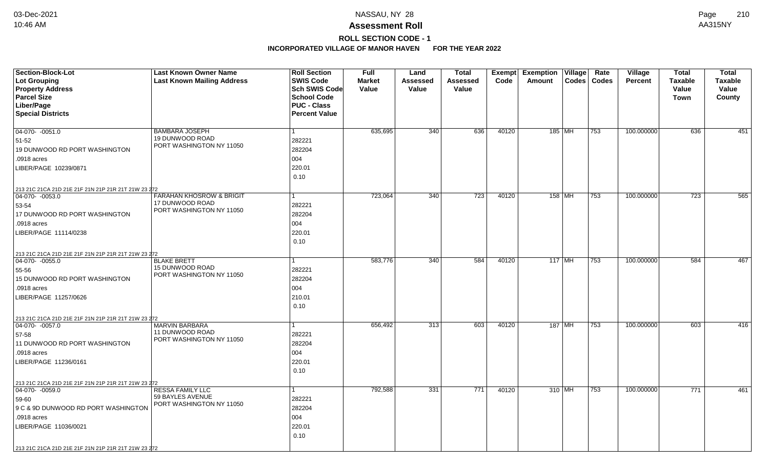# NASSAU, NY 28

## Assessment Roll

### ROLL SECTION CODE - 1

**INCORPORATED VILLAGE OF MANOR HAVEN FOR THE YEAR 2022**

| Section-Block-Lot<br>Lot Grouping<br>Property Address<br>Parcel Size<br>Liber/Page<br>Special Districts | Last Known Owner Name<br>Last Known Mailing Address | Roll Section<br>SWIS Code<br>Sch SWIS Code<br>School Code<br>PUC - Class<br>Percent Value | Full Market Value | Land Assessed Value | Total Assessed Value | Exempt Code | Exemption Amount | Village Codes | Rate Codes | Village Percent | Total Taxable Value Town | Total Taxable Value County |
|---|---|---|---|---|---|---|---|---|---|---|---|---|
| 04-070- -0051.0<br>51-52<br>19 DUNWOOD RD PORT WASHINGTON<br>.0918 acres<br>LIBER/PAGE 10239/0871<br>213 21C 21CA 21D 21E 21F 21N 21P 21R 21T 21W 23 272 | BAMBARA JOSEPH<br>19 DUNWOOD ROAD<br>PORT WASHINGTON NY 11050 | 1<br>282221<br>282204<br>004<br>220.01<br>0.10 | 635,695 | 340 | 636 | 40120 | 185 | MH | 753 | 100.000000 | 636 | 451 |
| 04-070- -0053.0<br>53-54<br>17 DUNWOOD RD PORT WASHINGTON<br>.0918 acres<br>LIBER/PAGE 11114/0238<br>213 21C 21CA 21D 21E 21F 21N 21P 21R 21T 21W 23 272 | FARAHAN KHOSROW & BRIGIT<br>17 DUNWOOD ROAD<br>PORT WASHINGTON NY 11050 | 1<br>282221<br>282204<br>004<br>220.01<br>0.10 | 723,064 | 340 | 723 | 40120 | 158 | MH | 753 | 100.000000 | 723 | 565 |
| 04-070- -0055.0<br>55-56<br>15 DUNWOOD RD PORT WASHINGTON<br>.0918 acres<br>LIBER/PAGE 11257/0626<br>213 21C 21CA 21D 21E 21F 21N 21P 21R 21T 21W 23 272 | BLAKE BRETT<br>15 DUNWOOD ROAD<br>PORT WASHINGTON NY 11050 | 1<br>282221<br>282204<br>004<br>210.01<br>0.10 | 583,776 | 340 | 584 | 40120 | 117 | MH | 753 | 100.000000 | 584 | 467 |
| 04-070- -0057.0<br>57-58<br>11 DUNWOOD RD PORT WASHINGTON<br>.0918 acres<br>LIBER/PAGE 11236/0161<br>213 21C 21CA 21D 21E 21F 21N 21P 21R 21T 21W 23 272 | MARVIN BARBARA<br>11 DUNWOOD ROAD<br>PORT WASHINGTON NY 11050 | 1<br>282221<br>282204<br>004<br>220.01<br>0.10 | 656,492 | 313 | 603 | 40120 | 187 | MH | 753 | 100.000000 | 603 | 416 |
| 04-070- -0059.0<br>59-60<br>9 C & 9D DUNWOOD RD PORT WASHINGTON<br>.0918 acres<br>LIBER/PAGE 11036/0021<br>213 21C 21CA 21D 21E 21F 21N 21P 21R 21T 21W 23 272 | RESSA FAMILY LLC<br>59 BAYLES AVENUE<br>PORT WASHINGTON NY 11050 | 1<br>282221<br>282204<br>004<br>220.01<br>0.10 | 792,588 | 331 | 771 | 40120 | 310 | MH | 753 | 100.000000 | 771 | 461 |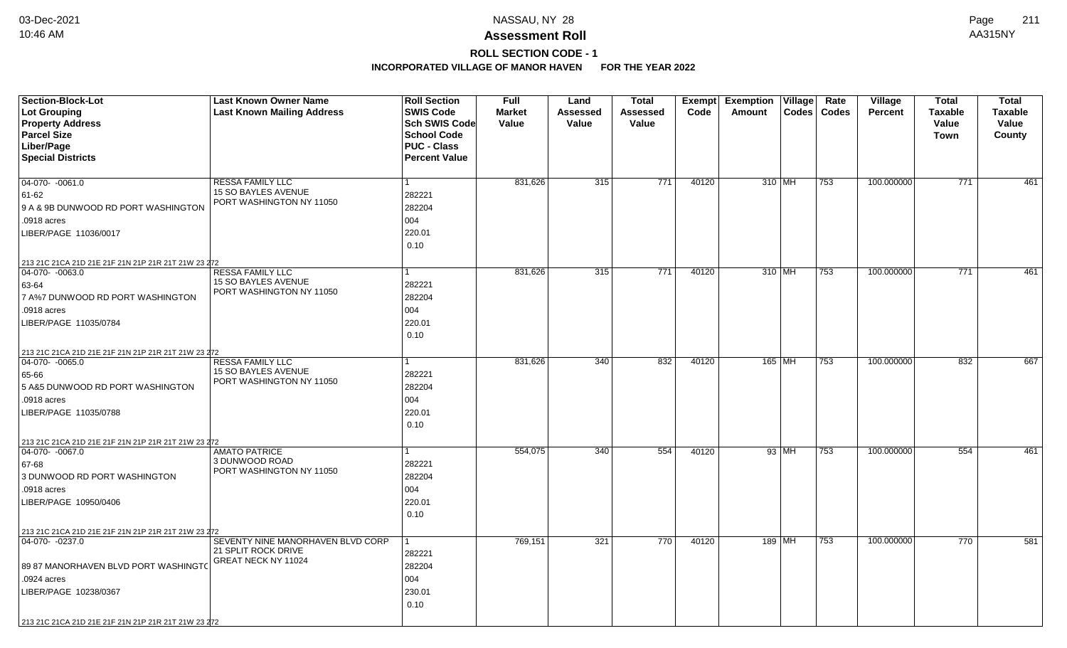# NASSAU, NY 28

## Assessment Roll

### ROLL SECTION CODE - 1

### INCORPORATED VILLAGE OF MANOR HAVEN FOR THE YEAR 2022

| Section-Block-Lot<br>Lot Grouping<br>Property Address<br>Parcel Size<br>Liber/Page<br>Special Districts | Last Known Owner Name<br>Last Known Mailing Address | Roll Section<br>SWIS Code<br>Sch SWIS Code<br>School Code<br>PUC - Class<br>Percent Value | Full Market Value | Land Assessed Value | Total Assessed Value | Exempt Code | Exemption Amount | Village Codes | Rate Codes | Village Percent | Total Taxable Value Town | Total Taxable Value County |
|---|---|---|---|---|---|---|---|---|---|---|---|---|
| 04-070- -0061.0<br>61-62<br>9 A & 9B DUNWOOD RD PORT WASHINGTON<br>.0918 acres<br>LIBER/PAGE 11036/0017<br>213 21C 21CA 21D 21E 21F 21N 21P 21R 21T 21W 23 272 | RESSA FAMILY LLC<br>15 SO BAYLES AVENUE<br>PORT WASHINGTON NY 11050 | 1<br>282221<br>282204<br>004<br>220.01<br>0.10 | 831,626 | 315 | 771 | 40120 | 310 | MH | 753 | 100.000000 | 771 | 461 |
| 04-070- -0063.0<br>63-64<br>7 A%7 DUNWOOD RD PORT WASHINGTON<br>.0918 acres<br>LIBER/PAGE 11035/0784<br>213 21C 21CA 21D 21E 21F 21N 21P 21R 21T 21W 23 272 | RESSA FAMILY LLC<br>15 SO BAYLES AVENUE<br>PORT WASHINGTON NY 11050 | 1<br>282221<br>282204<br>004<br>220.01<br>0.10 | 831,626 | 315 | 771 | 40120 | 310 | MH | 753 | 100.000000 | 771 | 461 |
| 04-070- -0065.0<br>65-66<br>5 A&5 DUNWOOD RD PORT WASHINGTON<br>.0918 acres<br>LIBER/PAGE 11035/0788<br>213 21C 21CA 21D 21E 21F 21N 21P 21R 21T 21W 23 272 | RESSA FAMILY LLC<br>15 SO BAYLES AVENUE<br>PORT WASHINGTON NY 11050 | 1<br>282221<br>282204<br>004<br>220.01<br>0.10 | 831,626 | 340 | 832 | 40120 | 165 | MH | 753 | 100.000000 | 832 | 667 |
| 04-070- -0067.0<br>67-68<br>3 DUNWOOD RD PORT WASHINGTON<br>.0918 acres<br>LIBER/PAGE 10950/0406<br>213 21C 21CA 21D 21E 21F 21N 21P 21R 21T 21W 23 272 | AMATO PATRICE<br>3 DUNWOOD ROAD<br>PORT WASHINGTON NY 11050 | 1<br>282221<br>282204<br>004<br>220.01<br>0.10 | 554,075 | 340 | 554 | 40120 | 93 | MH | 753 | 100.000000 | 554 | 461 |
| 04-070- -0237.0<br>89 87 MANORHAVEN BLVD PORT WASHINGTO<br>.0924 acres<br>LIBER/PAGE 10238/0367<br>213 21C 21CA 21D 21E 21F 21N 21P 21R 21T 21W 23 272 | SEVENTY NINE MANORHAVEN BLVD CORP<br>21 SPLIT ROCK DRIVE<br>GREAT NECK NY 11024 | 1<br>282221<br>282204<br>004<br>230.01<br>0.10 | 769,151 | 321 | 770 | 40120 | 189 | MH | 753 | 100.000000 | 770 | 581 |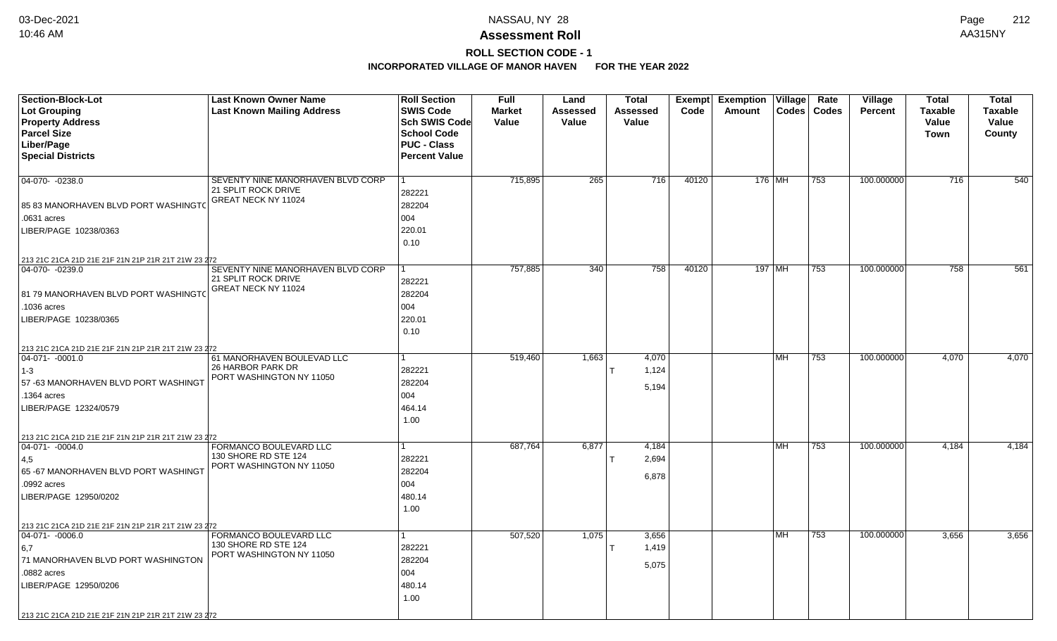**Assessment Roll**

**ROLL SECTION CODE - 1**

**INCORPORATED VILLAGE OF MANOR HAVEN FOR THE YEAR 2022**

| Section-Block-Lot<br>Lot Grouping<br>Property Address<br>Parcel Size<br>Liber/Page<br>Special Districts | Last Known Owner Name<br>Last Known Mailing Address | Roll Section<br>SWIS Code<br>Sch SWIS Code<br>School Code<br>PUC - Class<br>Percent Value | Full Market Value | Land Assessed Value | Total Assessed Value | Exempt Code | Exemption Amount | Village Codes | Rate Codes | Village Percent | Total Taxable Value Town | Total Taxable Value County |
|---|---|---|---|---|---|---|---|---|---|---|---|---|
| 04-070- -0238.0<br>85 83 MANORHAVEN BLVD PORT WASHINGTO<br>.0631 acres<br>LIBER/PAGE 10238/0363<br>213 21C 21CA 21D 21E 21F 21N 21P 21R 21T 21W 23 272 | SEVENTY NINE MANORHAVEN BLVD CORP<br>21 SPLIT ROCK DRIVE<br>GREAT NECK NY 11024 | 1<br>282221<br>282204<br>004<br>220.01<br>0.10 | 715,895 | 265 | 716 | 40120 | 176 | MH | 753 | 100.000000 | 716 | 540 |
| 04-070- -0239.0<br>81 79 MANORHAVEN BLVD PORT WASHINGTO<br>.1036 acres<br>LIBER/PAGE 10238/0365<br>213 21C 21CA 21D 21E 21F 21N 21P 21R 21T 21W 23 272 | SEVENTY NINE MANORHAVEN BLVD CORP<br>21 SPLIT ROCK DRIVE<br>GREAT NECK NY 11024 | 1<br>282221<br>282204<br>004<br>220.01<br>0.10 | 757,885 | 340 | 758 | 40120 | 197 | MH | 753 | 100.000000 | 758 | 561 |
| 04-071- -0001.0<br>1-3<br>57 -63 MANORHAVEN BLVD PORT WASHINGT<br>.1364 acres<br>LIBER/PAGE 12324/0579<br>213 21C 21CA 21D 21E 21F 21N 21P 21R 21T 21W 23 272 | 61 MANORHAVEN BOULEVAD LLC<br>26 HARBOR PARK DR<br>PORT WASHINGTON NY 11050 | 1<br>282221<br>282204<br>004<br>464.14<br>1.00 | 519,460 | 1,663 | 4,070<br>T 1,124<br>5,194 | | | MH | 753 | 100.000000 | 4,070 | 4,070 |
| 04-071- -0004.0<br>4,5<br>65 -67 MANORHAVEN BLVD PORT WASHINGT<br>.0992 acres<br>LIBER/PAGE 12950/0202<br>213 21C 21CA 21D 21E 21F 21N 21P 21R 21T 21W 23 272 | FORMANCO BOULEVARD LLC<br>130 SHORE RD STE 124<br>PORT WASHINGTON NY 11050 | 1<br>282221<br>282204<br>004<br>480.14<br>1.00 | 687,764 | 6,877 | 4,184<br>T 2,694<br>6,878 | | | MH | 753 | 100.000000 | 4,184 | 4,184 |
| 04-071- -0006.0<br>6,7<br>71 MANORHAVEN BLVD PORT WASHINGTON<br>.0882 acres<br>LIBER/PAGE 12950/0206<br>213 21C 21CA 21D 21E 21F 21N 21P 21R 21T 21W 23 272 | FORMANCO BOULEVARD LLC<br>130 SHORE RD STE 124<br>PORT WASHINGTON NY 11050 | 1<br>282221<br>282204<br>004<br>480.14<br>1.00 | 507,520 | 1,075 | 3,656<br>T 1,419<br>5,075 | | | MH | 753 | 100.000000 | 3,656 | 3,656 |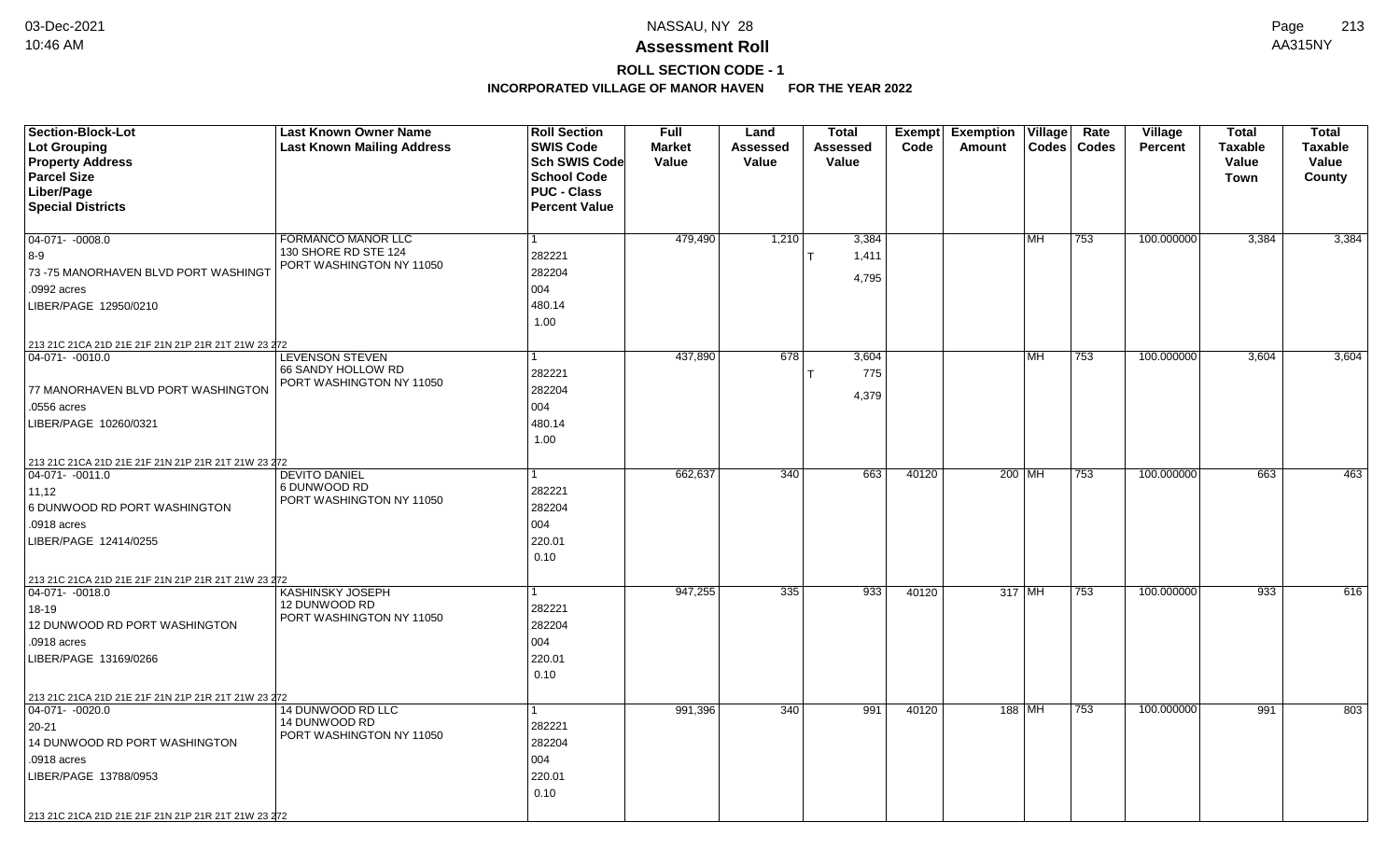# NASSAU, NY 28

## Assessment Roll

### ROLL SECTION CODE - 1

### INCORPORATED VILLAGE OF MANOR HAVEN FOR THE YEAR 2022

| Section-Block-Lot / Lot Grouping / Property Address / Parcel Size / Liber/Page / Special Districts | Last Known Owner Name / Last Known Mailing Address | Roll Section / SWIS Code / Sch SWIS Code / School Code / PUC - Class / Percent Value | Full Market Value | Land Assessed Value | Total Assessed Value | Exempt Code | Exemption Amount | Village Codes | Rate Codes | Village Percent | Total Taxable Value Town | Total Taxable Value County |
|---|---|---|---|---|---|---|---|---|---|---|---|---|
| 04-071- -0008.0<br>8-9<br>73 -75 MANORHAVEN BLVD PORT WASHINGT<br>.0992 acres<br>LIBER/PAGE 12950/0210<br>213 21C 21CA 21D 21E 21F 21N 21P 21R 21T 21W 23 272 | FORMANCO MANOR LLC<br>130 SHORE RD STE 124<br>PORT WASHINGTON NY 11050 | 1<br>282221<br>282204<br>004<br>480.14<br>1.00 | 479,490 | 1,210 | 3,384<br>T 1,411<br>4,795 | | | MH | 753 | 100.000000 | 3,384 | 3,384 |
| 04-071- -0010.0<br>77 MANORHAVEN BLVD PORT WASHINGTON<br>.0556 acres<br>LIBER/PAGE 10260/0321<br>213 21C 21CA 21D 21E 21F 21N 21P 21R 21T 21W 23 272 | LEVENSON STEVEN<br>66 SANDY HOLLOW RD<br>PORT WASHINGTON NY 11050 | 1<br>282221<br>282204<br>004<br>480.14<br>1.00 | 437,890 | 678 | 3,604<br>T 775<br>4,379 | | | MH | 753 | 100.000000 | 3,604 | 3,604 |
| 04-071- -0011.0<br>11,12<br>6 DUNWOOD RD PORT WASHINGTON<br>.0918 acres<br>LIBER/PAGE 12414/0255<br>213 21C 21CA 21D 21E 21F 21N 21P 21R 21T 21W 23 272 | DEVITO DANIEL<br>6 DUNWOOD RD<br>PORT WASHINGTON NY 11050 | 1<br>282221<br>282204<br>004<br>220.01<br>0.10 | 662,637 | 340 | 663 | 40120 | 200 | MH | 753 | 100.000000 | 663 | 463 |
| 04-071- -0018.0<br>18-19<br>12 DUNWOOD RD PORT WASHINGTON<br>.0918 acres<br>LIBER/PAGE 13169/0266<br>213 21C 21CA 21D 21E 21F 21N 21P 21R 21T 21W 23 272 | KASHINSKY JOSEPH<br>12 DUNWOOD RD<br>PORT WASHINGTON NY 11050 | 1<br>282221<br>282204<br>004<br>220.01<br>0.10 | 947,255 | 335 | 933 | 40120 | 317 | MH | 753 | 100.000000 | 933 | 616 |
| 04-071- -0020.0<br>20-21<br>14 DUNWOOD RD PORT WASHINGTON<br>.0918 acres<br>LIBER/PAGE 13788/0953<br>213 21C 21CA 21D 21E 21F 21N 21P 21R 21T 21W 23 272 | 14 DUNWOOD RD LLC<br>14 DUNWOOD RD<br>PORT WASHINGTON NY 11050 | 1<br>282221<br>282204<br>004<br>220.01<br>0.10 | 991,396 | 340 | 991 | 40120 | 188 | MH | 753 | 100.000000 | 991 | 803 |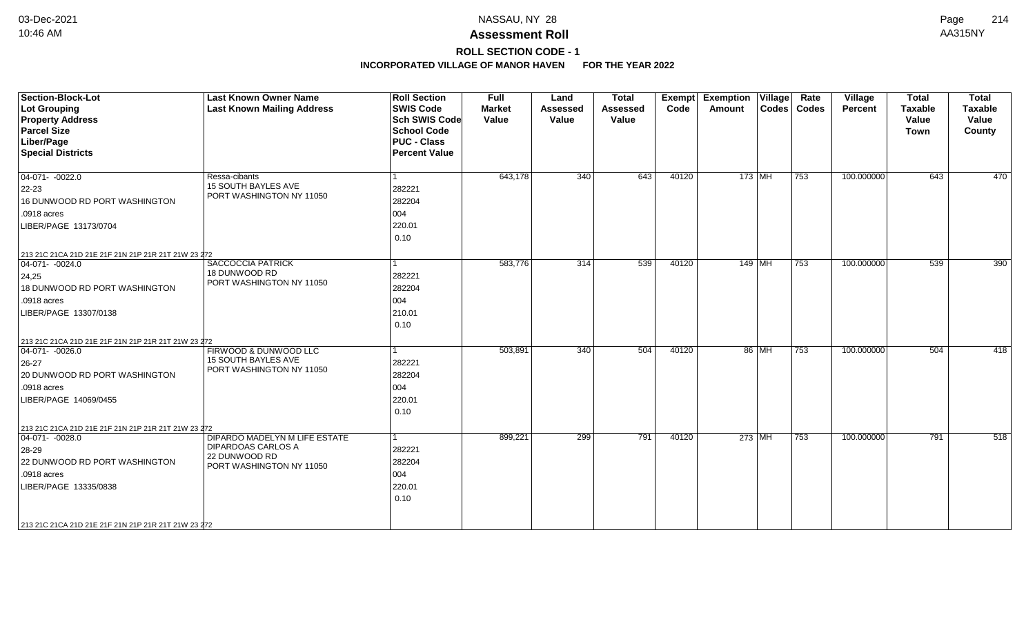# Assessment Roll

## ROLL SECTION CODE - 1

### INCORPORATED VILLAGE OF MANOR HAVEN FOR THE YEAR 2022

| Section-Block-Lot<br>Lot Grouping<br>Property Address<br>Parcel Size<br>Liber/Page<br>Special Districts | Last Known Owner Name<br>Last Known Mailing Address | Roll Section<br>SWIS Code<br>Sch SWIS Code<br>School Code<br>PUC - Class<br>Percent Value | Full Market Value | Land Assessed Value | Total Assessed Value | Exempt Code | Exemption Amount | Village Codes | Rate Codes | Village Percent | Total Taxable Value Town | Total Taxable Value County |
|---|---|---|---|---|---|---|---|---|---|---|---|---|
| 04-071- -0022.0<br>22-23<br>16 DUNWOOD RD PORT WASHINGTON<br>.0918 acres<br>LIBER/PAGE 13173/0704<br>213 21C 21CA 21D 21E 21F 21N 21P 21R 21T 21W 23 272 | Ressa-cibants<br>15 SOUTH BAYLES AVE<br>PORT WASHINGTON NY 11050 | 1<br>282221<br>282204<br>004<br>220.01<br>0.10 | 643,178 | 340 | 643 | 40120 | 173 | MH | 753 | 100.000000 | 643 | 470 |
| 04-071- -0024.0<br>24,25<br>18 DUNWOOD RD PORT WASHINGTON<br>.0918 acres<br>LIBER/PAGE 13307/0138<br>213 21C 21CA 21D 21E 21F 21N 21P 21R 21T 21W 23 272 | SACCOCCIA PATRICK<br>18 DUNWOOD RD<br>PORT WASHINGTON NY 11050 | 1<br>282221<br>282204<br>004<br>210.01<br>0.10 | 583,776 | 314 | 539 | 40120 | 149 | MH | 753 | 100.000000 | 539 | 390 |
| 04-071- -0026.0<br>26-27<br>20 DUNWOOD RD PORT WASHINGTON<br>.0918 acres<br>LIBER/PAGE 14069/0455<br>213 21C 21CA 21D 21E 21F 21N 21P 21R 21T 21W 23 272 | FIRWOOD & DUNWOOD LLC<br>15 SOUTH BAYLES AVE<br>PORT WASHINGTON NY 11050 | 1<br>282221<br>282204<br>004<br>220.01<br>0.10 | 503,891 | 340 | 504 | 40120 | 86 | MH | 753 | 100.000000 | 504 | 418 |
| 04-071- -0028.0<br>28-29<br>22 DUNWOOD RD PORT WASHINGTON<br>.0918 acres<br>LIBER/PAGE 13335/0838<br>213 21C 21CA 21D 21E 21F 21N 21P 21R 21T 21W 23 272 | DIPARDO MADELYN M LIFE ESTATE<br>DIPARDOAS CARLOS A<br>22 DUNWOOD RD<br>PORT WASHINGTON NY 11050 | 1<br>282221<br>282204<br>004<br>220.01<br>0.10 | 899,221 | 299 | 791 | 40120 | 273 | MH | 753 | 100.000000 | 791 | 518 |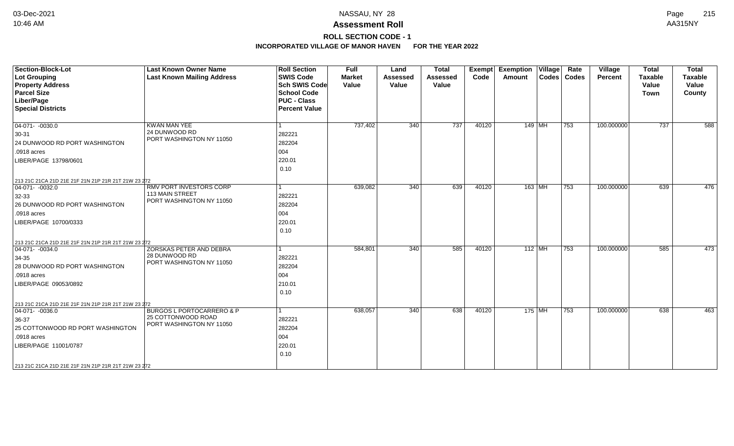**Assessment Roll**

**ROLL SECTION CODE - 1**

**INCORPORATED VILLAGE OF MANOR HAVEN FOR THE YEAR 2022**

| Section-Block-Lot<br>Lot Grouping<br>Property Address<br>Parcel Size<br>Liber/Page<br>Special Districts | Last Known Owner Name<br>Last Known Mailing Address | Roll Section<br>SWIS Code<br>Sch SWIS Code<br>School Code<br>PUC - Class<br>Percent Value | Full Market Value | Land Assessed Value | Total Assessed Value | Exempt Code | Exemption Amount | Village Codes | Rate Codes | Village Percent | Total Taxable Value Town | Total Taxable Value County |
|---|---|---|---|---|---|---|---|---|---|---|---|---|
| 04-071- -0030.0<br>30-31<br>24 DUNWOOD RD PORT WASHINGTON<br>.0918 acres<br>LIBER/PAGE 13798/0601<br>213 21C 21CA 21D 21E 21F 21N 21P 21R 21T 21W 23 272 | KWAN MAN YEE<br>24 DUNWOOD RD<br>PORT WASHINGTON NY 11050 | 1<br>282221<br>282204<br>004<br>220.01<br>0.10 | 737,402 | 340 | 737 | 40120 | 149 | MH | 753 | 100.000000 | 737 | 588 |
| 04-071- -0032.0<br>32-33<br>26 DUNWOOD RD PORT WASHINGTON<br>.0918 acres<br>LIBER/PAGE 10700/0333<br>213 21C 21CA 21D 21E 21F 21N 21P 21R 21T 21W 23 272 | RMV PORT INVESTORS CORP<br>113 MAIN STREET<br>PORT WASHINGTON NY 11050 | 1<br>282221<br>282204<br>004<br>220.01<br>0.10 | 639,082 | 340 | 639 | 40120 | 163 | MH | 753 | 100.000000 | 639 | 476 |
| 04-071- -0034.0<br>34-35<br>28 DUNWOOD RD PORT WASHINGTON<br>.0918 acres<br>LIBER/PAGE 09053/0892<br>213 21C 21CA 21D 21E 21F 21N 21P 21R 21T 21W 23 272 | ZORSKAS PETER AND DEBRA<br>28 DUNWOOD RD<br>PORT WASHINGTON NY 11050 | 1<br>282221<br>282204<br>004<br>210.01<br>0.10 | 584,801 | 340 | 585 | 40120 | 112 | MH | 753 | 100.000000 | 585 | 473 |
| 04-071- -0036.0<br>36-37<br>25 COTTONWOOD RD PORT WASHINGTON<br>.0918 acres<br>LIBER/PAGE 11001/0787<br>213 21C 21CA 21D 21E 21F 21N 21P 21R 21T 21W 23 272 | BURGOS L PORTOCARRERO & P<br>25 COTTONWOOD ROAD<br>PORT WASHINGTON NY 11050 | 1<br>282221<br>282204<br>004<br>220.01<br>0.10 | 638,057 | 340 | 638 | 40120 | 175 | MH | 753 | 100.000000 | 638 | 463 |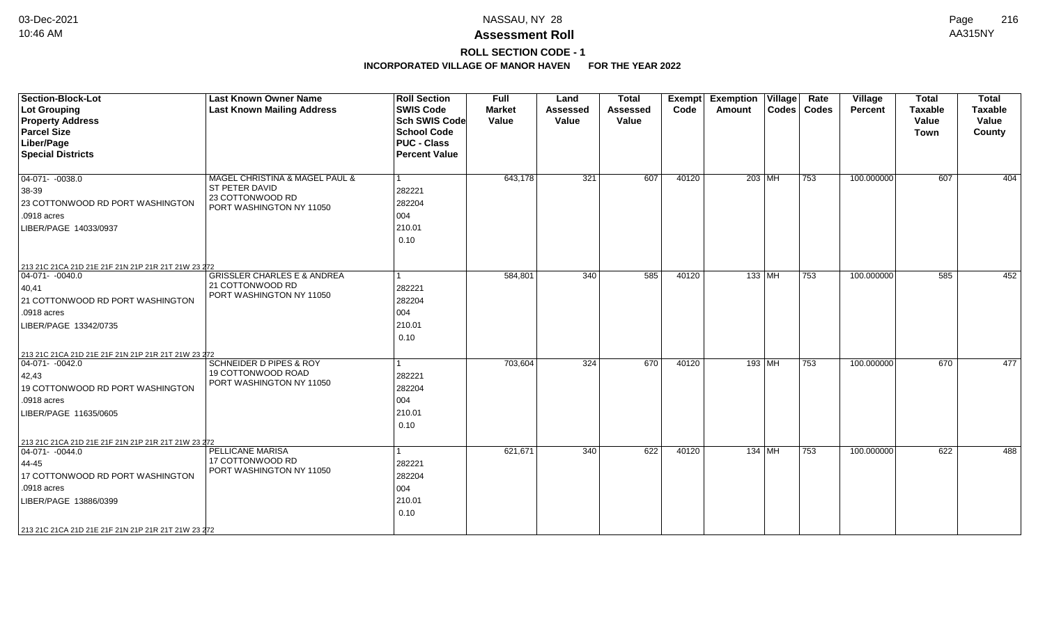# Assessment Roll

## ROLL SECTION CODE - 1

### INCORPORATED VILLAGE OF MANOR HAVEN FOR THE YEAR 2022

| Section-Block-Lot<br>Lot Grouping<br>Property Address<br>Parcel Size<br>Liber/Page<br>Special Districts | Last Known Owner Name<br>Last Known Mailing Address | Roll Section<br>SWIS Code<br>Sch SWIS Code<br>School Code<br>PUC - Class<br>Percent Value | Full Market Value | Land Assessed Value | Total Assessed Value | Exempt Code | Exemption Amount | Village Codes | Rate Codes | Village Percent | Total Taxable Value Town | Total Taxable Value County |
|---|---|---|---|---|---|---|---|---|---|---|---|---|
| 04-071- -0038.0<br>38-39<br>23 COTTONWOOD RD PORT WASHINGTON<br>.0918 acres<br>LIBER/PAGE 14033/0937<br>213 21C 21CA 21D 21E 21F 21N 21P 21R 21T 21W 23 272 | MAGEL CHRISTINA & MAGEL PAUL & ST PETER DAVID<br>23 COTTONWOOD RD<br>PORT WASHINGTON NY 11050 | 1<br>282221<br>282204<br>004<br>210.01<br>0.10 | 643,178 | 321 | 607 | 40120 | 203 | MH | 753 | 100.000000 | 607 | 404 |
| 04-071- -0040.0<br>40,41<br>21 COTTONWOOD RD PORT WASHINGTON<br>.0918 acres<br>LIBER/PAGE 13342/0735<br>213 21C 21CA 21D 21E 21F 21N 21P 21R 21T 21W 23 272 | GRISSLER CHARLES E & ANDREA<br>21 COTTONWOOD RD<br>PORT WASHINGTON NY 11050 | 1<br>282221<br>282204<br>004<br>210.01<br>0.10 | 584,801 | 340 | 585 | 40120 | 133 | MH | 753 | 100.000000 | 585 | 452 |
| 04-071- -0042.0<br>42,43<br>19 COTTONWOOD RD PORT WASHINGTON<br>.0918 acres<br>LIBER/PAGE 11635/0605<br>213 21C 21CA 21D 21E 21F 21N 21P 21R 21T 21W 23 272 | SCHNEIDER D PIPES & ROY<br>19 COTTONWOOD ROAD<br>PORT WASHINGTON NY 11050 | 1<br>282221<br>282204<br>004<br>210.01<br>0.10 | 703,604 | 324 | 670 | 40120 | 193 | MH | 753 | 100.000000 | 670 | 477 |
| 04-071- -0044.0<br>44-45<br>17 COTTONWOOD RD PORT WASHINGTON<br>.0918 acres<br>LIBER/PAGE 13886/0399<br>213 21C 21CA 21D 21E 21F 21N 21P 21R 21T 21W 23 272 | PELLICANE MARISA<br>17 COTTONWOOD RD<br>PORT WASHINGTON NY 11050 | 1<br>282221<br>282204<br>004<br>210.01<br>0.10 | 621,671 | 340 | 622 | 40120 | 134 | MH | 753 | 100.000000 | 622 | 488 |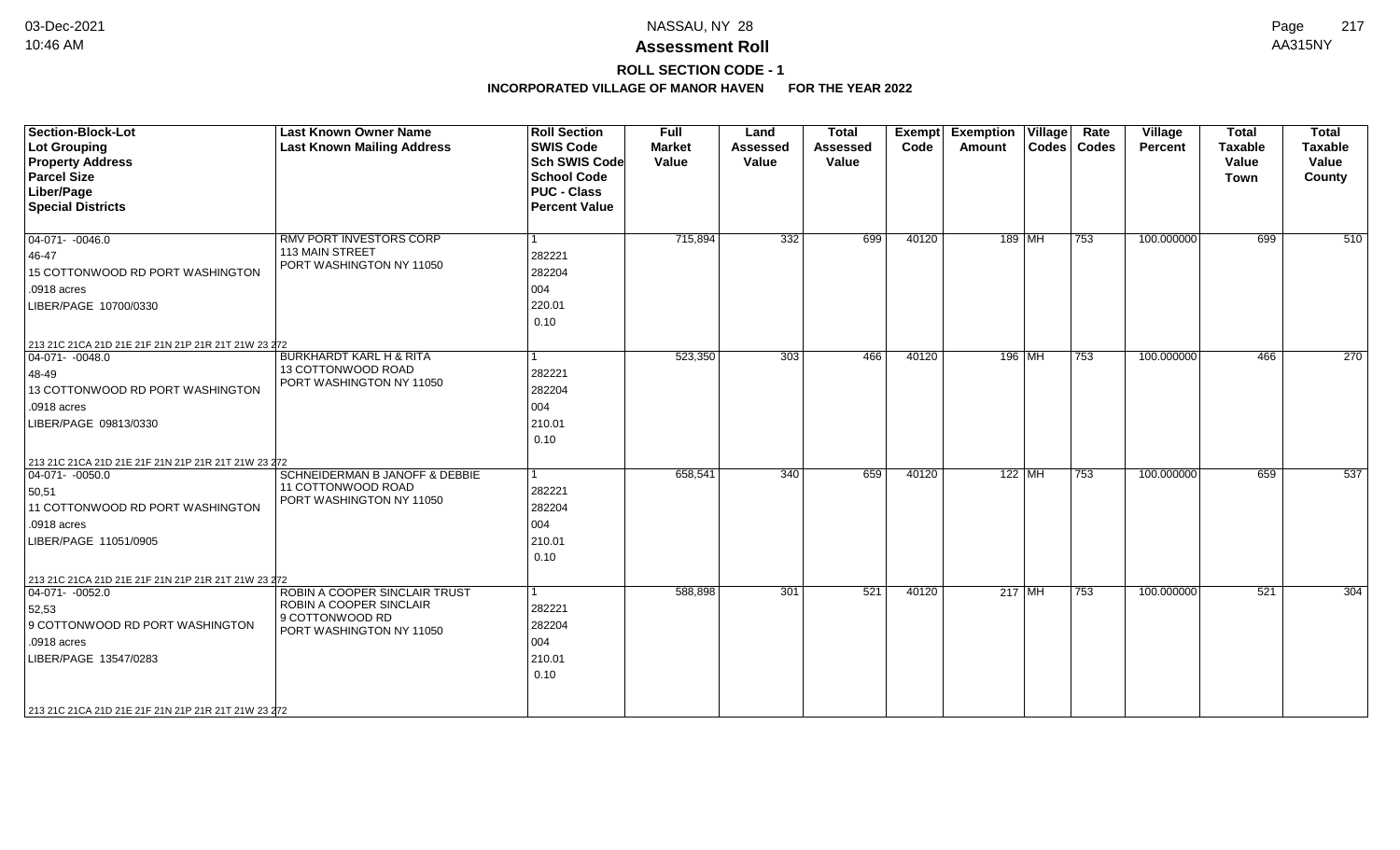**Assessment Roll**

**ROLL SECTION CODE - 1**

**INCORPORATED VILLAGE OF MANOR HAVEN FOR THE YEAR 2022**

| Section-Block-Lot<br>Lot Grouping<br>Property Address<br>Parcel Size<br>Liber/Page<br>Special Districts | Last Known Owner Name<br>Last Known Mailing Address | Roll Section<br>SWIS Code<br>Sch SWIS Code<br>School Code<br>PUC - Class<br>Percent Value | Full Market Value | Land Assessed Value | Total Assessed Value | Exempt Code | Exemption Amount | Village Codes | Rate Codes | Village Percent | Total Taxable Value Town | Total Taxable Value County |
|---|---|---|---|---|---|---|---|---|---|---|---|---|
| 04-071- -0046.0<br>46-47<br>15 COTTONWOOD RD PORT WASHINGTON<br>.0918 acres<br>LIBER/PAGE 10700/0330<br>213 21C 21CA 21D 21E 21F 21N 21P 21R 21T 21W 23 272 | RMV PORT INVESTORS CORP<br>113 MAIN STREET<br>PORT WASHINGTON NY 11050 | 1<br>282221<br>282204<br>004<br>220.01<br>0.10 | 715,894 | 332 | 699 | 40120 | 189 | MH | 753 | 100.000000 | 699 | 510 |
| 04-071- -0048.0<br>48-49<br>13 COTTONWOOD RD PORT WASHINGTON<br>.0918 acres<br>LIBER/PAGE 09813/0330<br>213 21C 21CA 21D 21E 21F 21N 21P 21R 21T 21W 23 272 | BURKHARDT KARL H & RITA<br>13 COTTONWOOD ROAD<br>PORT WASHINGTON NY 11050 | 1<br>282221<br>282204<br>004<br>210.01<br>0.10 | 523,350 | 303 | 466 | 40120 | 196 | MH | 753 | 100.000000 | 466 | 270 |
| 04-071- -0050.0<br>50,51<br>11 COTTONWOOD RD PORT WASHINGTON<br>.0918 acres<br>LIBER/PAGE 11051/0905<br>213 21C 21CA 21D 21E 21F 21N 21P 21R 21T 21W 23 272 | SCHNEIDERMAN B JANOFF & DEBBIE<br>11 COTTONWOOD ROAD<br>PORT WASHINGTON NY 11050 | 1<br>282221<br>282204<br>004<br>210.01<br>0.10 | 658,541 | 340 | 659 | 40120 | 122 | MH | 753 | 100.000000 | 659 | 537 |
| 04-071- -0052.0<br>52,53<br>9 COTTONWOOD RD PORT WASHINGTON<br>.0918 acres<br>LIBER/PAGE 13547/0283<br>213 21C 21CA 21D 21E 21F 21N 21P 21R 21T 21W 23 272 | ROBIN A COOPER SINCLAIR TRUST<br>ROBIN A COOPER SINCLAIR<br>9 COTTONWOOD RD<br>PORT WASHINGTON NY 11050 | 1<br>282221<br>282204<br>004<br>210.01<br>0.10 | 588,898 | 301 | 521 | 40120 | 217 | MH | 753 | 100.000000 | 521 | 304 |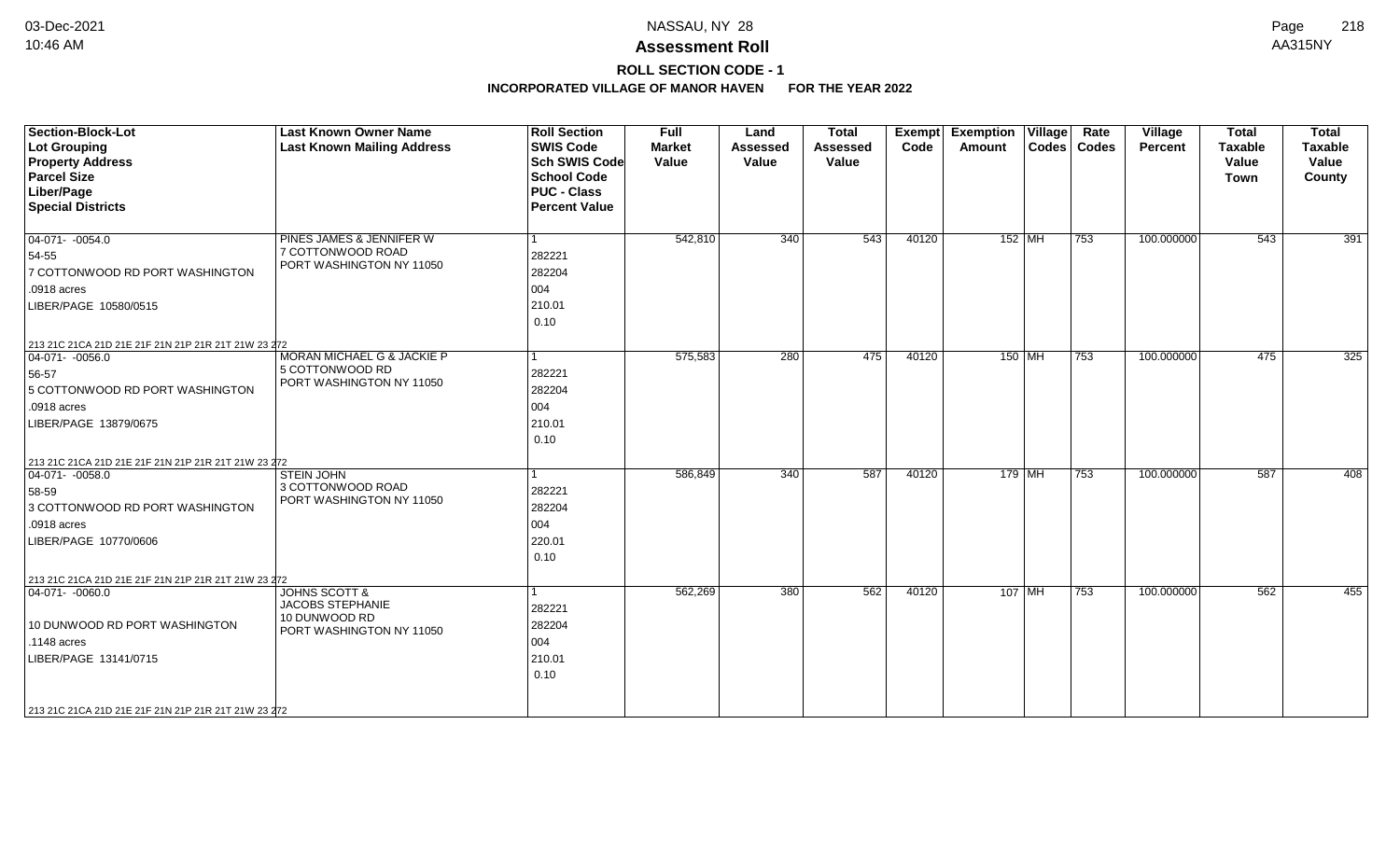# NASSAU, NY 28

## Assessment Roll

### ROLL SECTION CODE - 1

**INCORPORATED VILLAGE OF MANOR HAVEN FOR THE YEAR 2022**

| Section-Block-Lot<br>Lot Grouping<br>Property Address<br>Parcel Size<br>Liber/Page<br>Special Districts | Last Known Owner Name<br>Last Known Mailing Address | Roll Section<br>SWIS Code<br>Sch SWIS Code<br>School Code<br>PUC - Class<br>Percent Value | Full Market Value | Land Assessed Value | Total Assessed Value | Exempt Code | Exemption Amount | Village Codes | Rate Codes | Village Percent | Total Taxable Value Town | Total Taxable Value County |
|---|---|---|---|---|---|---|---|---|---|---|---|---|
| 04-071- -0054.0<br>54-55<br>7 COTTONWOOD RD PORT WASHINGTON<br>.0918 acres<br>LIBER/PAGE 10580/0515<br>213 21C 21CA 21D 21E 21F 21N 21P 21R 21T 21W 23 272 | PINES JAMES & JENNIFER W<br>7 COTTONWOOD ROAD<br>PORT WASHINGTON NY 11050 | 1<br>282221<br>282204<br>004<br>210.01<br>0.10 | 542,810 | 340 | 543 | 40120 | 152 | MH | 753 | 100.000000 | 543 | 391 |
| 04-071- -0056.0<br>56-57<br>5 COTTONWOOD RD PORT WASHINGTON<br>.0918 acres<br>LIBER/PAGE 13879/0675<br>213 21C 21CA 21D 21E 21F 21N 21P 21R 21T 21W 23 272 | MORAN MICHAEL G & JACKIE P<br>5 COTTONWOOD RD<br>PORT WASHINGTON NY 11050 | 1<br>282221<br>282204<br>004<br>210.01<br>0.10 | 575,583 | 280 | 475 | 40120 | 150 | MH | 753 | 100.000000 | 475 | 325 |
| 04-071- -0058.0<br>58-59<br>3 COTTONWOOD RD PORT WASHINGTON<br>.0918 acres<br>LIBER/PAGE 10770/0606<br>213 21C 21CA 21D 21E 21F 21N 21P 21R 21T 21W 23 272 | STEIN JOHN<br>3 COTTONWOOD ROAD<br>PORT WASHINGTON NY 11050 | 1<br>282221<br>282204<br>004<br>220.01<br>0.10 | 586,849 | 340 | 587 | 40120 | 179 | MH | 753 | 100.000000 | 587 | 408 |
| 04-071- -0060.0<br><br>10 DUNWOOD RD PORT WASHINGTON<br>.1148 acres<br>LIBER/PAGE 13141/0715<br>213 21C 21CA 21D 21E 21F 21N 21P 21R 21T 21W 23 272 | JOHNS SCOTT &<br>JACOBS STEPHANIE<br>10 DUNWOOD RD<br>PORT WASHINGTON NY 11050 | 1<br>282221<br>282204<br>004<br>210.01<br>0.10 | 562,269 | 380 | 562 | 40120 | 107 | MH | 753 | 100.000000 | 562 | 455 |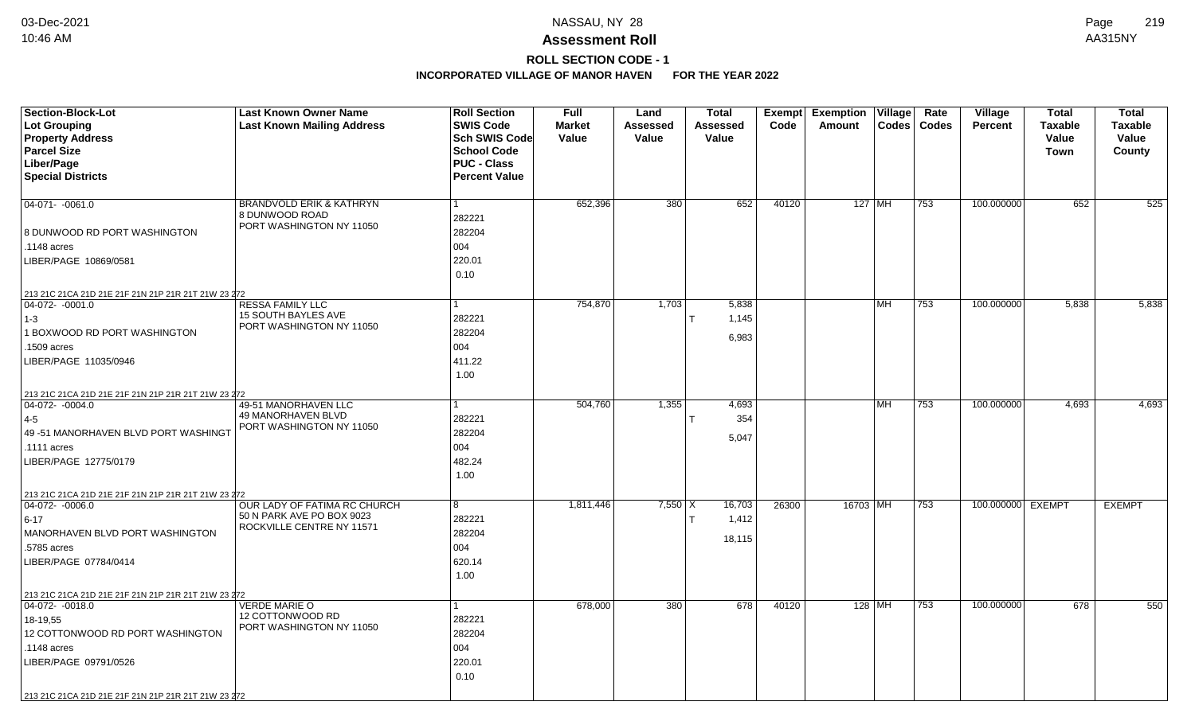# Assessment Roll

## ROLL SECTION CODE - 1

### INCORPORATED VILLAGE OF MANOR HAVEN FOR THE YEAR 2022

| Section-Block-Lot<br>Lot Grouping<br>Property Address<br>Parcel Size<br>Liber/Page<br>Special Districts | Last Known Owner Name<br>Last Known Mailing Address | Roll Section<br>SWIS Code<br>Sch SWIS Code<br>School Code<br>PUC - Class<br>Percent Value | Full Market Value | Land Assessed Value | Total Assessed Value | Exempt Code | Exemption Amount | Village Codes | Rate Codes | Village Percent | Total Taxable Value Town | Total Taxable Value County |
|---|---|---|---|---|---|---|---|---|---|---|---|---|
| 04-071- -0061.0<br>8 DUNWOOD RD PORT WASHINGTON<br>.1148 acres<br>LIBER/PAGE 10869/0581<br>213 21C 21CA 21D 21E 21F 21N 21P 21R 21T 21W 23 272 | BRANDVOLD ERIK & KATHRYN<br>8 DUNWOOD ROAD<br>PORT WASHINGTON NY 11050 | 1<br>282221<br>282204<br>004<br>220.01<br>0.10 | 652,396 | 380 | 652 | 40120 | 127 | MH | 753 | 100.000000 | 652 | 525 |
| 04-072- -0001.0<br>1-3<br>1 BOXWOOD RD PORT WASHINGTON<br>.1509 acres<br>LIBER/PAGE 11035/0946<br>213 21C 21CA 21D 21E 21F 21N 21P 21R 21T 21W 23 272 | RESSA FAMILY LLC<br>15 SOUTH BAYLES AVE<br>PORT WASHINGTON NY 11050 | 1<br>282221<br>282204<br>004<br>411.22<br>1.00 | 754,870 | 1,703 | 5,838<br>T 1,145<br>6,983 | | | MH | 753 | 100.000000 | 5,838 | 5,838 |
| 04-072- -0004.0<br>4-5<br>49 -51 MANORHAVEN BLVD PORT WASHINGT<br>.1111 acres<br>LIBER/PAGE 12775/0179<br>213 21C 21CA 21D 21E 21F 21N 21P 21R 21T 21W 23 272 | 49-51 MANORHAVEN LLC<br>49 MANORHAVEN BLVD<br>PORT WASHINGTON NY 11050 | 1<br>282221<br>282204<br>004<br>482.24<br>1.00 | 504,760 | 1,355 | 4,693<br>T 354<br>5,047 | | | MH | 753 | 100.000000 | 4,693 | 4,693 |
| 04-072- -0006.0<br>6-17<br>MANORHAVEN BLVD PORT WASHINGTON<br>.5785 acres<br>LIBER/PAGE 07784/0414<br>213 21C 21CA 21D 21E 21F 21N 21P 21R 21T 21W 23 272 | OUR LADY OF FATIMA RC CHURCH<br>50 N PARK AVE PO BOX 9023<br>ROCKVILLE CENTRE NY 11571 | 8<br>282221<br>282204<br>004<br>620.14<br>1.00 | 1,811,446 | 7,550 | X 16,703<br>T 1,412<br>18,115 | 26300 | 16703 | MH | 753 | 100.000000 | EXEMPT | EXEMPT |
| 04-072- -0018.0<br>18-19,55<br>12 COTTONWOOD RD PORT WASHINGTON<br>.1148 acres<br>LIBER/PAGE 09791/0526<br>213 21C 21CA 21D 21E 21F 21N 21P 21R 21T 21W 23 272 | VERDE MARIE O<br>12 COTTONWOOD RD<br>PORT WASHINGTON NY 11050 | 1<br>282221<br>282204<br>004<br>220.01<br>0.10 | 678,000 | 380 | 678 | 40120 | 128 | MH | 753 | 100.000000 | 678 | 550 |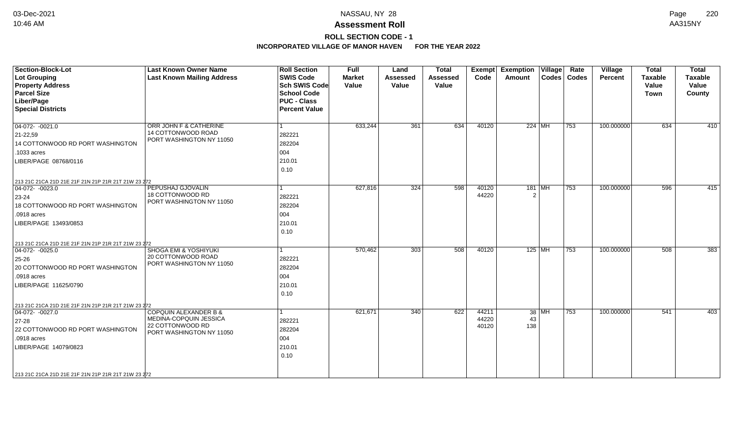# Assessment Roll

**ROLL SECTION CODE - 1**

**INCORPORATED VILLAGE OF MANOR HAVEN FOR THE YEAR 2022**

NASSAU, NY 28

03-Dec-2021 10:46 AM

AA315NY

| Section-Block-Lot<br>Lot Grouping<br>Property Address<br>Parcel Size<br>Liber/Page<br>Special Districts | Last Known Owner Name<br>Last Known Mailing Address | Roll Section<br>SWIS Code<br>Sch SWIS Code<br>School Code<br>PUC - Class<br>Percent Value | Full Market Value | Land Assessed Value | Total Assessed Value | Exempt Code | Exemption Amount | Village Codes | Rate Codes | Village Percent | Total Taxable Value Town | Total Taxable Value County |
|---|---|---|---|---|---|---|---|---|---|---|---|---|
| 04-072- -0021.0<br>21-22,59<br>14 COTTONWOOD RD PORT WASHINGTON<br>.1033 acres<br>LIBER/PAGE 08768/0116<br>213 21C 21CA 21D 21E 21F 21N 21P 21R 21T 21W 23 272 | ORR JOHN F & CATHERINE<br>14 COTTONWOOD ROAD<br>PORT WASHINGTON NY 11050 | 1<br>282221<br>282204<br>004<br>210.01<br>0.10 | 633,244 | 361 | 634 | 40120 | 224 | MH | 753 | 100.000000 | 634 | 410 |
| 04-072- -0023.0<br>23-24<br>18 COTTONWOOD RD PORT WASHINGTON<br>.0918 acres<br>LIBER/PAGE 13493/0853<br>213 21C 21CA 21D 21E 21F 21N 21P 21R 21T 21W 23 272 | PEPUSHAJ GJOVALIN<br>18 COTTONWOOD RD<br>PORT WASHINGTON NY 11050 | 1<br>282221<br>282204<br>004<br>210.01<br>0.10 | 627,816 | 324 | 598 | 40120<br>44220 | 181<br>2 | MH | 753 | 100.000000 | 596 | 415 |
| 04-072- -0025.0<br>25-26<br>20 COTTONWOOD RD PORT WASHINGTON<br>.0918 acres<br>LIBER/PAGE 11625/0790<br>213 21C 21CA 21D 21E 21F 21N 21P 21R 21T 21W 23 272 | SHOGA EMI & YOSHIYUKI<br>20 COTTONWOOD ROAD<br>PORT WASHINGTON NY 11050 | 1<br>282221<br>282204<br>004<br>210.01<br>0.10 | 570,462 | 303 | 508 | 40120 | 125 | MH | 753 | 100.000000 | 508 | 383 |
| 04-072- -0027.0<br>27-28<br>22 COTTONWOOD RD PORT WASHINGTON<br>.0918 acres<br>LIBER/PAGE 14079/0823<br>213 21C 21CA 21D 21E 21F 21N 21P 21R 21T 21W 23 272 | COPQUIN ALEXANDER B &<br>MEDINA-COPQUIN JESSICA<br>22 COTTONWOOD RD<br>PORT WASHINGTON NY 11050 | 1<br>282221<br>282204<br>004<br>210.01<br>0.10 | 621,671 | 340 | 622 | 44211<br>44220<br>40120 | 38<br>43<br>138 | MH | 753 | 100.000000 | 541 | 403 |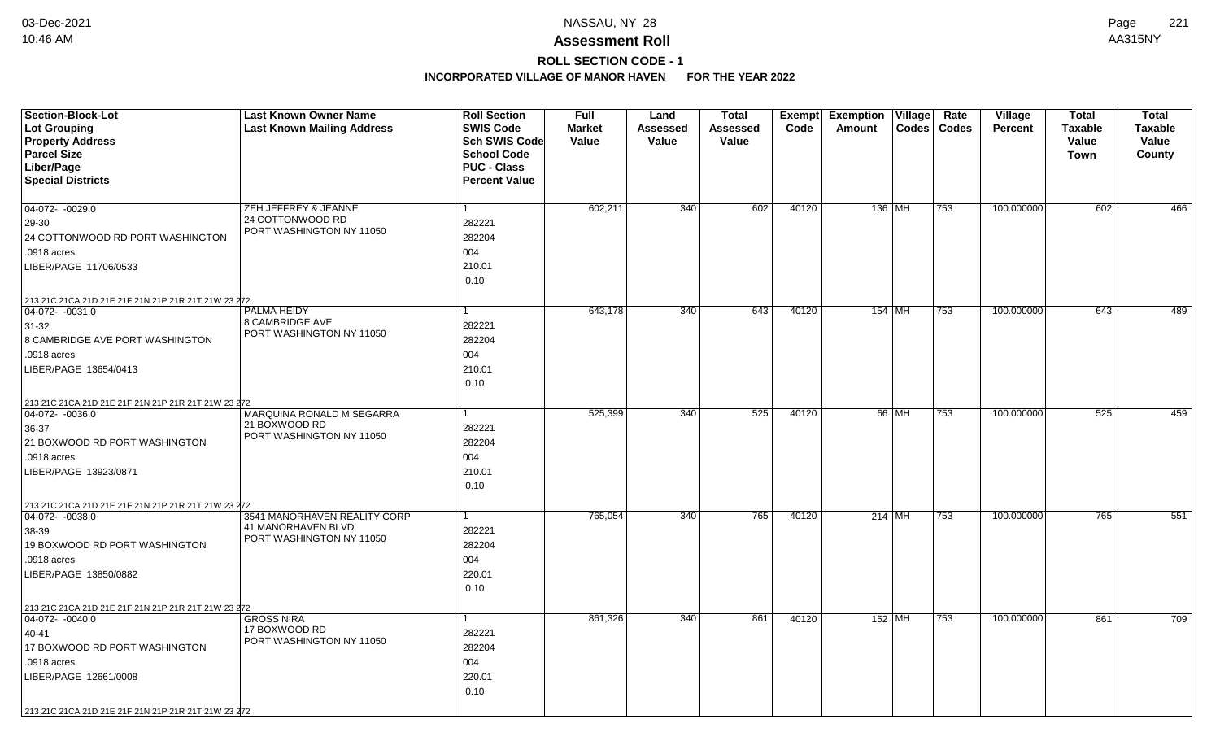# Assessment Roll

## ROLL SECTION CODE - 1

### INCORPORATED VILLAGE OF MANOR HAVEN FOR THE YEAR 2022

| Section-Block-Lot<br>Lot Grouping<br>Property Address<br>Parcel Size<br>Liber/Page<br>Special Districts | Last Known Owner Name<br>Last Known Mailing Address | Roll Section<br>SWIS Code<br>Sch SWIS Code<br>School Code<br>PUC - Class<br>Percent Value | Full Market Value | Land Assessed Value | Total Assessed Value | Exempt Code | Exemption Amount | Village Codes | Rate Codes | Village Percent | Total Taxable Value Town | Total Taxable Value County |
|---|---|---|---|---|---|---|---|---|---|---|---|---|
| 04-072- -0029.0<br>29-30<br>24 COTTONWOOD RD PORT WASHINGTON<br>.0918 acres<br>LIBER/PAGE 11706/0533<br>213 21C 21CA 21D 21E 21F 21N 21P 21R 21T 21W 23 272 | ZEH JEFFREY & JEANNE<br>24 COTTONWOOD RD<br>PORT WASHINGTON NY 11050 | 1<br>282221<br>282204<br>004<br>210.01<br>0.10 | 602,211 | 340 | 602 | 40120 | 136 | MH | 753 | 100.000000 | 602 | 466 |
| 04-072- -0031.0<br>31-32<br>8 CAMBRIDGE AVE PORT WASHINGTON<br>.0918 acres<br>LIBER/PAGE 13654/0413<br>213 21C 21CA 21D 21E 21F 21N 21P 21R 21T 21W 23 272 | PALMA HEIDY<br>8 CAMBRIDGE AVE<br>PORT WASHINGTON NY 11050 | 1<br>282221<br>282204<br>004<br>210.01<br>0.10 | 643,178 | 340 | 643 | 40120 | 154 | MH | 753 | 100.000000 | 643 | 489 |
| 04-072- -0036.0<br>36-37<br>21 BOXWOOD RD PORT WASHINGTON<br>.0918 acres<br>LIBER/PAGE 13923/0871<br>213 21C 21CA 21D 21E 21F 21N 21P 21R 21T 21W 23 272 | MARQUINA RONALD M SEGARRA<br>21 BOXWOOD RD<br>PORT WASHINGTON NY 11050 | 1<br>282221<br>282204<br>004<br>210.01<br>0.10 | 525,399 | 340 | 525 | 40120 | 66 | MH | 753 | 100.000000 | 525 | 459 |
| 04-072- -0038.0<br>38-39<br>19 BOXWOOD RD PORT WASHINGTON<br>.0918 acres<br>LIBER/PAGE 13850/0882<br>213 21C 21CA 21D 21E 21F 21N 21P 21R 21T 21W 23 272 | 3541 MANORHAVEN REALITY CORP<br>41 MANORHAVEN BLVD<br>PORT WASHINGTON NY 11050 | 1<br>282221<br>282204<br>004<br>220.01<br>0.10 | 765,054 | 340 | 765 | 40120 | 214 | MH | 753 | 100.000000 | 765 | 551 |
| 04-072- -0040.0<br>40-41<br>17 BOXWOOD RD PORT WASHINGTON<br>.0918 acres<br>LIBER/PAGE 12661/0008<br>213 21C 21CA 21D 21E 21F 21N 21P 21R 21T 21W 23 272 | GROSS NIRA<br>17 BOXWOOD RD<br>PORT WASHINGTON NY 11050 | 1<br>282221<br>282204<br>004<br>220.01<br>0.10 | 861,326 | 340 | 861 | 40120 | 152 | MH | 753 | 100.000000 | 861 | 709 |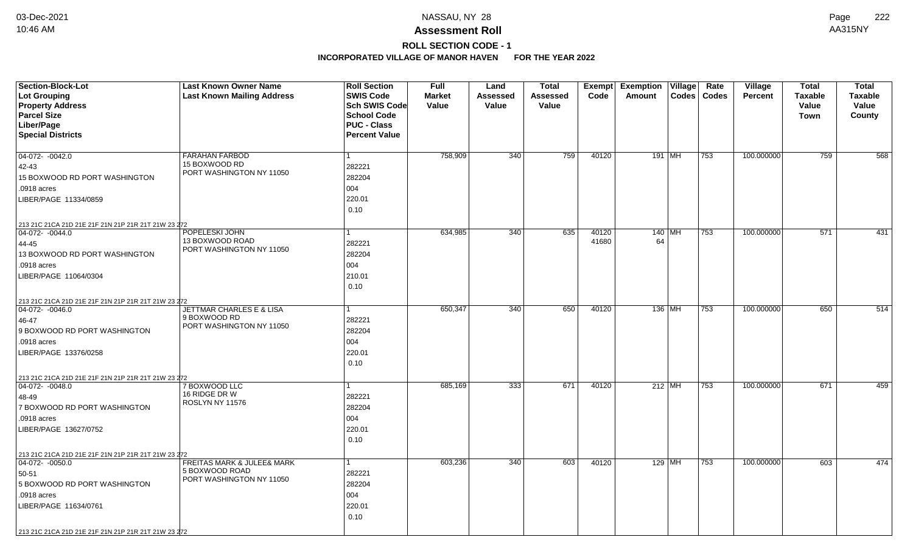# NASSAU, NY 28

## Assessment Roll

### ROLL SECTION CODE - 1

### INCORPORATED VILLAGE OF MANOR HAVEN FOR THE YEAR 2022

| Section-Block-Lot<br>Lot Grouping<br>Property Address<br>Parcel Size<br>Liber/Page<br>Special Districts | Last Known Owner Name<br>Last Known Mailing Address | Roll Section<br>SWIS Code<br>Sch SWIS Code<br>School Code<br>PUC - Class<br>Percent Value | Full Market Value | Land Assessed Value | Total Assessed Value | Exempt Code | Exemption Amount | Village Codes | Rate Codes | Village Percent | Total Taxable Value Town | Total Taxable Value County |
|---|---|---|---|---|---|---|---|---|---|---|---|---|
| 04-072- -0042.0<br>42-43<br>15 BOXWOOD RD PORT WASHINGTON<br>.0918 acres<br>LIBER/PAGE 11334/0859<br>213 21C 21CA 21D 21E 21F 21N 21P 21R 21T 21W 23 272 | FARAHAN FARBOD<br>15 BOXWOOD RD<br>PORT WASHINGTON NY 11050 | 1<br>282221<br>282204<br>004<br>220.01<br>0.10 | 758,909 | 340 | 759 | 40120 | 191 | MH | 753 | 100.000000 | 759 | 568 |
| 04-072- -0044.0<br>44-45<br>13 BOXWOOD RD PORT WASHINGTON<br>.0918 acres<br>LIBER/PAGE 11064/0304<br>213 21C 21CA 21D 21E 21F 21N 21P 21R 21T 21W 23 272 | POPELESKI JOHN<br>13 BOXWOOD ROAD<br>PORT WASHINGTON NY 11050 | 1<br>282221<br>282204<br>004<br>210.01<br>0.10 | 634,985 | 340 | 635 | 40120<br>41680 | 140<br>64 | MH | 753 | 100.000000 | 571 | 431 |
| 04-072- -0046.0<br>46-47<br>9 BOXWOOD RD PORT WASHINGTON<br>.0918 acres<br>LIBER/PAGE 13376/0258<br>213 21C 21CA 21D 21E 21F 21N 21P 21R 21T 21W 23 272 | JETTMAR CHARLES E & LISA<br>9 BOXWOOD RD<br>PORT WASHINGTON NY 11050 | 1<br>282221<br>282204<br>004<br>220.01<br>0.10 | 650,347 | 340 | 650 | 40120 | 136 | MH | 753 | 100.000000 | 650 | 514 |
| 04-072- -0048.0<br>48-49<br>7 BOXWOOD RD PORT WASHINGTON<br>.0918 acres<br>LIBER/PAGE 13627/0752<br>213 21C 21CA 21D 21E 21F 21N 21P 21R 21T 21W 23 272 | 7 BOXWOOD LLC<br>16 RIDGE DR W<br>ROSLYN NY 11576 | 1<br>282221<br>282204<br>004<br>220.01<br>0.10 | 685,169 | 333 | 671 | 40120 | 212 | MH | 753 | 100.000000 | 671 | 459 |
| 04-072- -0050.0<br>50-51<br>5 BOXWOOD RD PORT WASHINGTON<br>.0918 acres<br>LIBER/PAGE 11634/0761<br>213 21C 21CA 21D 21E 21F 21N 21P 21R 21T 21W 23 272 | FREITAS MARK & JULEE& MARK<br>5 BOXWOOD ROAD<br>PORT WASHINGTON NY 11050 | 1<br>282221<br>282204<br>004<br>220.01<br>0.10 | 603,236 | 340 | 603 | 40120 | 129 | MH | 753 | 100.000000 | 603 | 474 |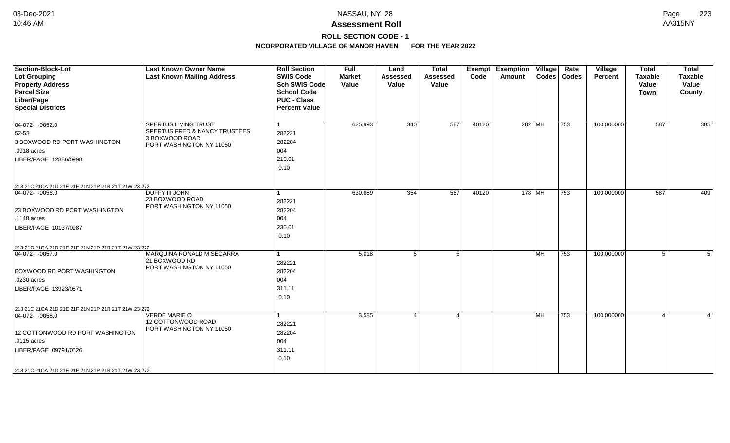**Assessment Roll**

**ROLL SECTION CODE - 1**

**INCORPORATED VILLAGE OF MANOR HAVEN FOR THE YEAR 2022**

| Section-Block-Lot / Lot Grouping / Property Address / Parcel Size / Liber/Page / Special Districts | Last Known Owner Name / Last Known Mailing Address | Roll Section / SWIS Code / Sch SWIS Code / School Code / PUC - Class / Percent Value | Full Market Value | Land Assessed Value | Total Assessed Value | Exempt Code | Exemption Amount | Village Codes | Rate Codes | Village Percent | Total Taxable Value Town | Total Taxable Value County |
|---|---|---|---|---|---|---|---|---|---|---|---|---|
| 04-072- -0052.0<br>52-53<br>3 BOXWOOD RD PORT WASHINGTON<br>.0918 acres<br>LIBER/PAGE 12886/0998<br>213 21C 21CA 21D 21E 21F 21N 21P 21R 21T 21W 23 272 | SPERTUS LIVING TRUST<br>SPERTUS FRED & NANCY TRUSTEES<br>3 BOXWOOD ROAD<br>PORT WASHINGTON NY 11050 | 1<br>282221<br>282204<br>004<br>210.01<br>0.10 | 625,993 | 340 | 587 | 40120 | 202 | MH | 753 | 100.000000 | 587 | 385 |
| 04-072- -0056.0<br>23 BOXWOOD RD PORT WASHINGTON<br>.1148 acres<br>LIBER/PAGE 10137/0987<br>213 21C 21CA 21D 21E 21F 21N 21P 21R 21T 21W 23 272 | DUFFY III JOHN<br>23 BOXWOOD ROAD<br>PORT WASHINGTON NY 11050 | 1<br>282221<br>282204<br>004<br>230.01<br>0.10 | 630,889 | 354 | 587 | 40120 | 178 | MH | 753 | 100.000000 | 587 | 409 |
| 04-072- -0057.0<br>BOXWOOD RD PORT WASHINGTON<br>.0230 acres<br>LIBER/PAGE 13923/0871<br>213 21C 21CA 21D 21E 21F 21N 21P 21R 21T 21W 23 272 | MARQUINA RONALD M SEGARRA<br>21 BOXWOOD RD<br>PORT WASHINGTON NY 11050 | 1<br>282221<br>282204<br>004<br>311.11<br>0.10 | 5,018 | 5 | 5 | | | MH | 753 | 100.000000 | 5 | 5 |
| 04-072- -0058.0<br>12 COTTONWOOD RD PORT WASHINGTON<br>.0115 acres<br>LIBER/PAGE 09791/0526<br>213 21C 21CA 21D 21E 21F 21N 21P 21R 21T 21W 23 272 | VERDE MARIE O<br>12 COTTONWOOD ROAD<br>PORT WASHINGTON NY 11050 | 1<br>282221<br>282204<br>004<br>311.11<br>0.10 | 3,585 | 4 | 4 | | | MH | 753 | 100.000000 | 4 | 4 |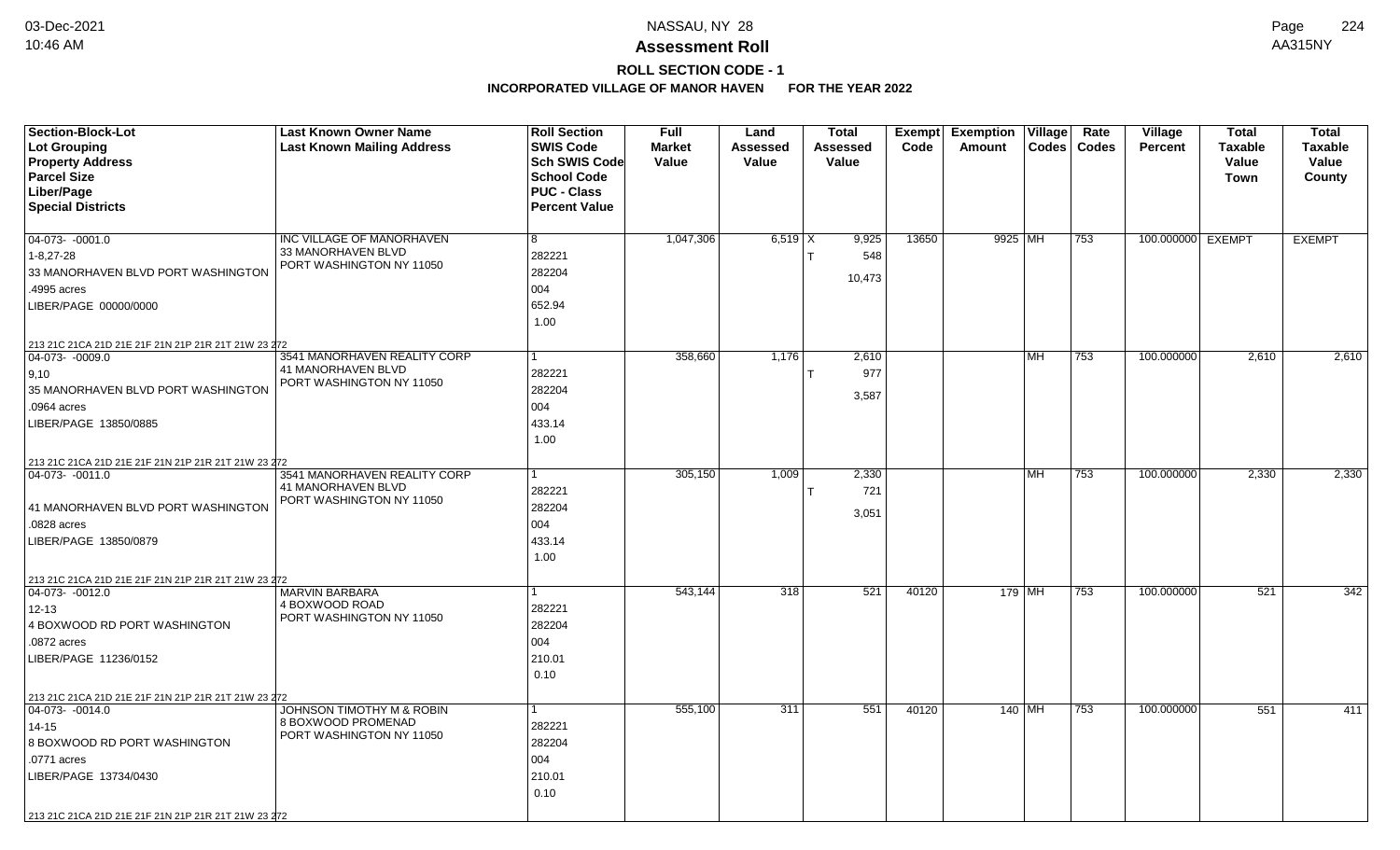# Assessment Roll

## ROLL SECTION CODE - 1

### INCORPORATED VILLAGE OF MANOR HAVEN FOR THE YEAR 2022

| Section-Block-Lot<br>Lot Grouping<br>Property Address<br>Parcel Size<br>Liber/Page<br>Special Districts | Last Known Owner Name<br>Last Known Mailing Address | Roll Section<br>SWIS Code<br>Sch SWIS Code<br>School Code<br>PUC - Class<br>Percent Value | Full Market Value | Land Assessed Value | Total Assessed Value | Exempt Code | Exemption Amount | Village Codes | Rate Codes | Village Percent | Total Taxable Value Town | Total Taxable Value County |
|---|---|---|---|---|---|---|---|---|---|---|---|---|
| 04-073- -0001.0<br>1-8,27-28<br>33 MANORHAVEN BLVD PORT WASHINGTON<br>.4995 acres<br>LIBER/PAGE 00000/0000<br>213 21C 21CA 21D 21E 21F 21N 21P 21R 21T 21W 23 272 | INC VILLAGE OF MANORHAVEN<br>33 MANORHAVEN BLVD<br>PORT WASHINGTON NY 11050 | 8<br>282221<br>282204<br>004<br>652.94<br>1.00 | 1,047,306 | 6,519 | X 9,925<br>T 548<br>10,473 | 13650 | 9925 | MH | 753 | 100.000000 | EXEMPT | EXEMPT |
| 04-073- -0009.0<br>9,10<br>35 MANORHAVEN BLVD PORT WASHINGTON<br>.0964 acres<br>LIBER/PAGE 13850/0885<br>213 21C 21CA 21D 21E 21F 21N 21P 21R 21T 21W 23 272 | 3541 MANORHAVEN REALITY CORP<br>41 MANORHAVEN BLVD<br>PORT WASHINGTON NY 11050 | 1<br>282221<br>282204<br>004<br>433.14<br>1.00 | 358,660 | 1,176 | 2,610<br>T 977<br>3,587 | | | MH | 753 | 100.000000 | 2,610 | 2,610 |
| 04-073- -0011.0<br><br>41 MANORHAVEN BLVD PORT WASHINGTON<br>.0828 acres<br>LIBER/PAGE 13850/0879<br>213 21C 21CA 21D 21E 21F 21N 21P 21R 21T 21W 23 272 | 3541 MANORHAVEN REALITY CORP<br>41 MANORHAVEN BLVD<br>PORT WASHINGTON NY 11050 | 1<br>282221<br>282204<br>004<br>433.14<br>1.00 | 305,150 | 1,009 | 2,330<br>T 721<br>3,051 | | | MH | 753 | 100.000000 | 2,330 | 2,330 |
| 04-073- -0012.0<br>12-13<br>4 BOXWOOD RD PORT WASHINGTON<br>.0872 acres<br>LIBER/PAGE 11236/0152<br>213 21C 21CA 21D 21E 21F 21N 21P 21R 21T 21W 23 272 | MARVIN BARBARA<br>4 BOXWOOD ROAD<br>PORT WASHINGTON NY 11050 | 1<br>282221<br>282204<br>004<br>210.01<br>0.10 | 543,144 | 318 | 521 | 40120 | 179 | MH | 753 | 100.000000 | 521 | 342 |
| 04-073- -0014.0<br>14-15<br>8 BOXWOOD RD PORT WASHINGTON<br>.0771 acres<br>LIBER/PAGE 13734/0430<br>213 21C 21CA 21D 21E 21F 21N 21P 21R 21T 21W 23 272 | JOHNSON TIMOTHY M & ROBIN<br>8 BOXWOOD PROMENAD<br>PORT WASHINGTON NY 11050 | 1<br>282221<br>282204<br>004<br>210.01<br>0.10 | 555,100 | 311 | 551 | 40120 | 140 | MH | 753 | 100.000000 | 551 | 411 |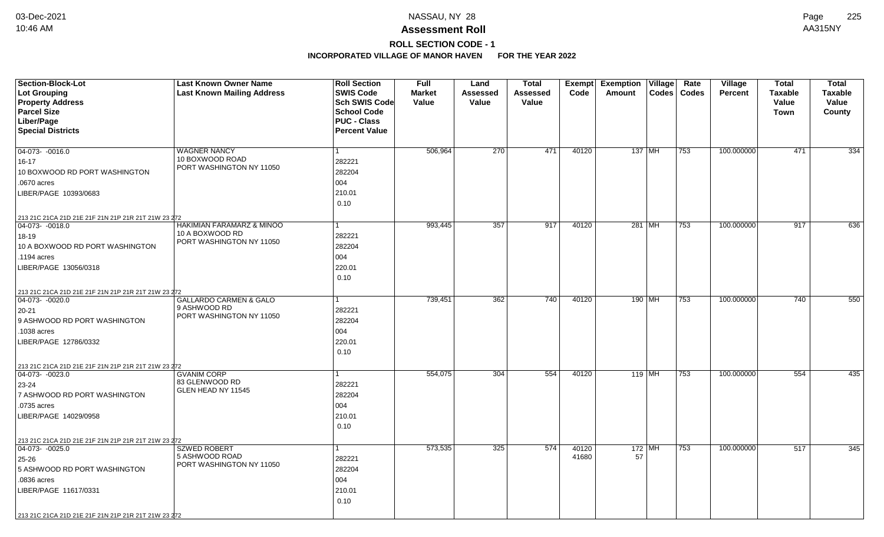# Assessment Roll

## ROLL SECTION CODE - 1

### INCORPORATED VILLAGE OF MANOR HAVEN FOR THE YEAR 2022

| Section-Block-Lot<br>Lot Grouping<br>Property Address<br>Parcel Size<br>Liber/Page<br>Special Districts | Last Known Owner Name<br>Last Known Mailing Address | Roll Section<br>SWIS Code<br>Sch SWIS Code<br>School Code<br>PUC - Class<br>Percent Value | Full Market Value | Land Assessed Value | Total Assessed Value | Exempt Code | Exemption Amount | Village Codes | Rate Codes | Village Percent | Total Taxable Value Town | Total Taxable Value County |
|---|---|---|---|---|---|---|---|---|---|---|---|---|
| 04-073- -0016.0<br>16-17<br>10 BOXWOOD RD PORT WASHINGTON<br>.0670 acres<br>LIBER/PAGE 10393/0683<br>213 21C 21CA 21D 21E 21F 21N 21P 21R 21T 21W 23 272 | WAGNER NANCY<br>10 BOXWOOD ROAD<br>PORT WASHINGTON NY 11050 | 1<br>282221<br>282204<br>004<br>210.01<br>0.10 | 506,964 | 270 | 471 | 40120 | 137 | MH | 753 | 100.000000 | 471 | 334 |
| 04-073- -0018.0<br>18-19<br>10 A BOXWOOD RD PORT WASHINGTON<br>.1194 acres<br>LIBER/PAGE 13056/0318<br>213 21C 21CA 21D 21E 21F 21N 21P 21R 21T 21W 23 272 | HAKIMIAN FARAMARZ & MINOO<br>10 A BOXWOOD RD<br>PORT WASHINGTON NY 11050 | 1<br>282221<br>282204<br>004<br>220.01<br>0.10 | 993,445 | 357 | 917 | 40120 | 281 | MH | 753 | 100.000000 | 917 | 636 |
| 04-073- -0020.0<br>20-21<br>9 ASHWOOD RD PORT WASHINGTON<br>.1038 acres<br>LIBER/PAGE 12786/0332<br>213 21C 21CA 21D 21E 21F 21N 21P 21R 21T 21W 23 272 | GALLARDO CARMEN & GALO<br>9 ASHWOOD RD<br>PORT WASHINGTON NY 11050 | 1<br>282221<br>282204<br>004<br>220.01<br>0.10 | 739,451 | 362 | 740 | 40120 | 190 | MH | 753 | 100.000000 | 740 | 550 |
| 04-073- -0023.0<br>23-24<br>7 ASHWOOD RD PORT WASHINGTON<br>.0735 acres<br>LIBER/PAGE 14029/0958<br>213 21C 21CA 21D 21E 21F 21N 21P 21R 21T 21W 23 272 | GVANIM CORP<br>83 GLENWOOD RD<br>GLEN HEAD NY 11545 | 1<br>282221<br>282204<br>004<br>210.01<br>0.10 | 554,075 | 304 | 554 | 40120 | 119 | MH | 753 | 100.000000 | 554 | 435 |
| 04-073- -0025.0<br>25-26<br>5 ASHWOOD RD PORT WASHINGTON<br>.0836 acres<br>LIBER/PAGE 11617/0331<br>213 21C 21CA 21D 21E 21F 21N 21P 21R 21T 21W 23 272 | SZWED ROBERT<br>5 ASHWOOD ROAD<br>PORT WASHINGTON NY 11050 | 1<br>282221<br>282204<br>004<br>210.01<br>0.10 | 573,535 | 325 | 574 | 40120<br>41680 | 172<br>57 | MH | 753 | 100.000000 | 517 | 345 |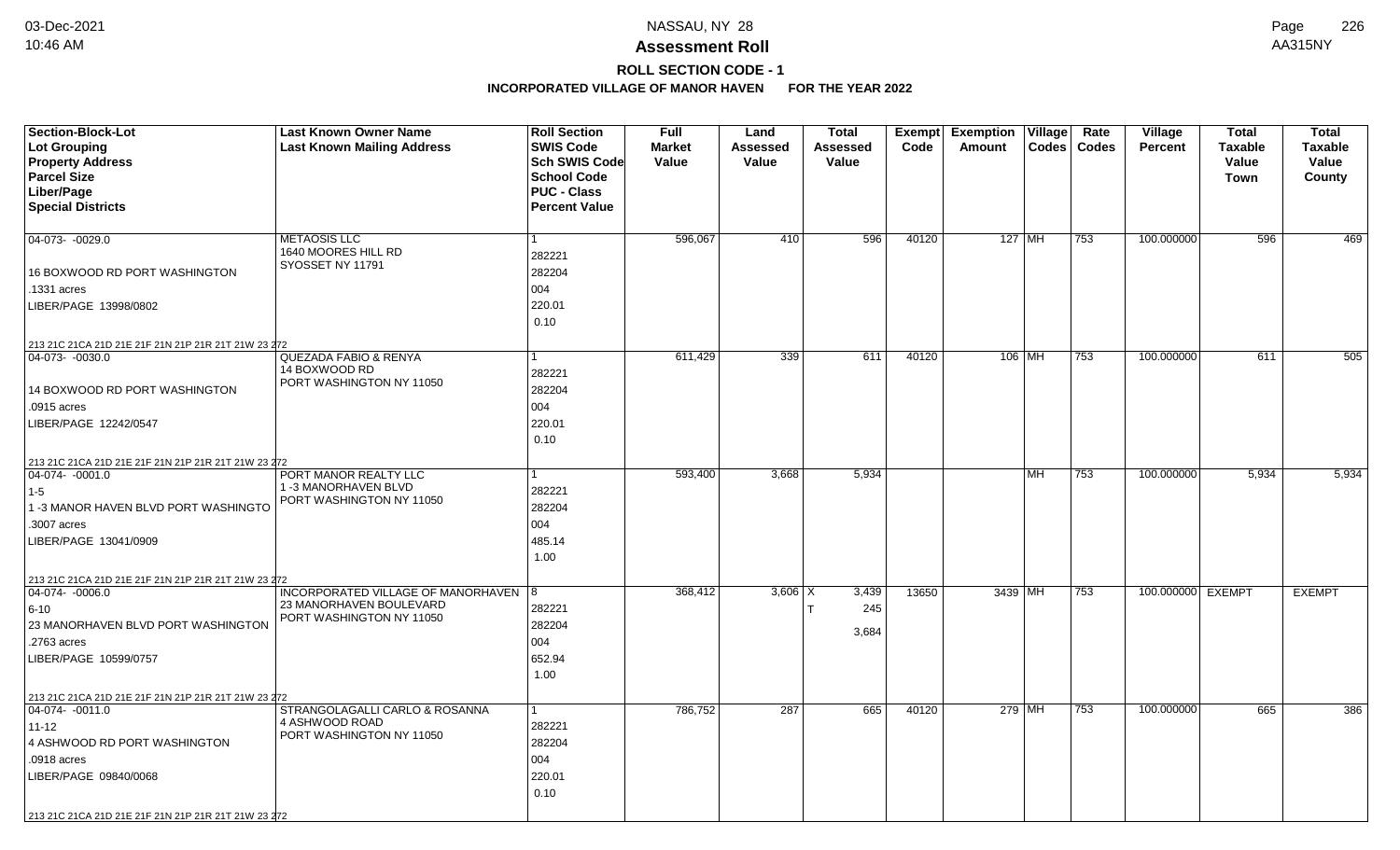## NASSAU, NY 28

## Assessment Roll

### ROLL SECTION CODE - 1

### INCORPORATED VILLAGE OF MANOR HAVEN FOR THE YEAR 2022

| Section-Block-Lot<br>Lot Grouping<br>Property Address<br>Parcel Size<br>Liber/Page<br>Special Districts | Last Known Owner Name<br>Last Known Mailing Address | Roll Section<br>SWIS Code<br>Sch SWIS Code<br>School Code<br>PUC - Class<br>Percent Value | Full Market Value | Land Assessed Value | Total Assessed Value | Exempt Code | Exemption Amount | Village Codes | Rate Codes | Village Percent | Total Taxable Value Town | Total Taxable Value County |
|---|---|---|---|---|---|---|---|---|---|---|---|---|
| 04-073- -0029.0<br>16 BOXWOOD RD PORT WASHINGTON<br>.1331 acres<br>LIBER/PAGE 13998/0802<br>213 21C 21CA 21D 21E 21F 21N 21P 21R 21T 21W 23 272 | METAOSIS LLC<br>1640 MOORES HILL RD<br>SYOSSET NY 11791 | 1<br>282221<br>282204<br>004<br>220.01<br>0.10 | 596,067 | 410 | 596 | 40120 | 127 | MH | 753 | 100.000000 | 596 | 469 |
| 04-073- -0030.0<br>14 BOXWOOD RD PORT WASHINGTON<br>.0915 acres<br>LIBER/PAGE 12242/0547<br>213 21C 21CA 21D 21E 21F 21N 21P 21R 21T 21W 23 272 | QUEZADA FABIO & RENYA<br>14 BOXWOOD RD<br>PORT WASHINGTON NY 11050 | 1<br>282221<br>282204<br>004<br>220.01<br>0.10 | 611,429 | 339 | 611 | 40120 | 106 | MH | 753 | 100.000000 | 611 | 505 |
| 04-074- -0001.0<br>1-5<br>1 -3 MANOR HAVEN BLVD PORT WASHINGTO<br>.3007 acres<br>LIBER/PAGE 13041/0909<br>213 21C 21CA 21D 21E 21F 21N 21P 21R 21T 21W 23 272 | PORT MANOR REALTY LLC<br>1 -3 MANORHAVEN BLVD<br>PORT WASHINGTON NY 11050 | 1<br>282221<br>282204<br>004<br>485.14<br>1.00 | 593,400 | 3,668 | 5,934 | | | MH | 753 | 100.000000 | 5,934 | 5,934 |
| 04-074- -0006.0<br>6-10<br>23 MANORHAVEN BLVD PORT WASHINGTON<br>.2763 acres<br>LIBER/PAGE 10599/0757<br>213 21C 21CA 21D 21E 21F 21N 21P 21R 21T 21W 23 272 | INCORPORATED VILLAGE OF MANORHAVEN<br>23 MANORHAVEN BOULEVARD<br>PORT WASHINGTON NY 11050 | 8<br>282221<br>282204<br>004<br>652.94<br>1.00 | 368,412 | 3,606 | X 3,439<br>T 245<br>3,684 | 13650 | 3439 | MH | 753 | 100.000000 | EXEMPT | EXEMPT |
| 04-074- -0011.0<br>11-12<br>4 ASHWOOD RD PORT WASHINGTON<br>.0918 acres<br>LIBER/PAGE 09840/0068<br>213 21C 21CA 21D 21E 21F 21N 21P 21R 21T 21W 23 272 | STRANGOLAGALLI CARLO & ROSANNA<br>4 ASHWOOD ROAD<br>PORT WASHINGTON NY 11050 | 1<br>282221<br>282204<br>004<br>220.01<br>0.10 | 786,752 | 287 | 665 | 40120 | 279 | MH | 753 | 100.000000 | 665 | 386 |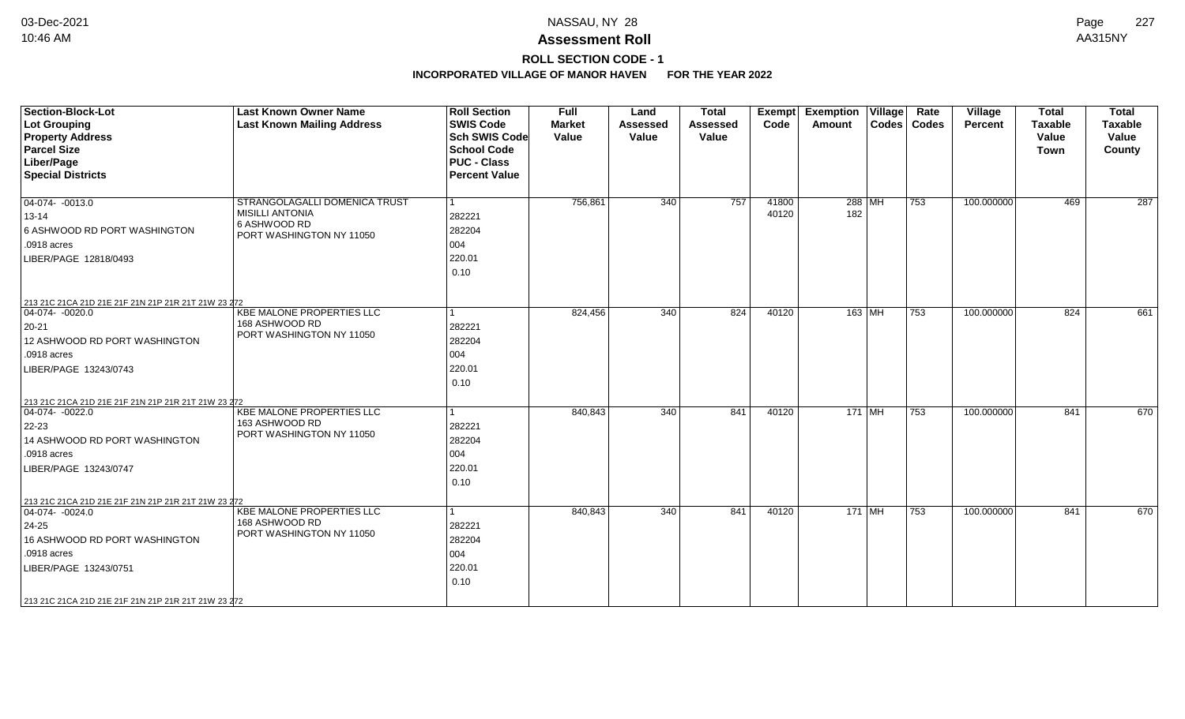**Assessment Roll**

**ROLL SECTION CODE - 1**

**INCORPORATED VILLAGE OF MANOR HAVEN FOR THE YEAR 2022**

| Section-Block-Lot<br>Lot Grouping<br>Property Address<br>Parcel Size<br>Liber/Page<br>Special Districts | Last Known Owner Name<br>Last Known Mailing Address | Roll Section<br>SWIS Code<br>Sch SWIS Code<br>School Code<br>PUC - Class<br>Percent Value | Full Market Value | Land Assessed Value | Total Assessed Value | Exempt Code | Exemption Amount | Village Codes | Rate Codes | Village Percent | Total Taxable Value Town | Total Taxable Value County |
|---|---|---|---|---|---|---|---|---|---|---|---|---|
| 04-074- -0013.0<br>13-14<br>6 ASHWOOD RD PORT WASHINGTON<br>.0918 acres<br>LIBER/PAGE 12818/0493<br>213 21C 21CA 21D 21E 21F 21N 21P 21R 21T 21W 23 272 | STRANGOLAGALLI DOMENICA TRUST<br>MISILLI ANTONIA<br>6 ASHWOOD RD<br>PORT WASHINGTON NY 11050 | 1<br>282221<br>282204<br>004<br>220.01<br>0.10 | 756,861 | 340 | 757 | 41800<br>40120 | 288<br>182 | MH | 753 | 100.000000 | 469 | 287 |
| 04-074- -0020.0<br>20-21<br>12 ASHWOOD RD PORT WASHINGTON<br>.0918 acres<br>LIBER/PAGE 13243/0743<br>213 21C 21CA 21D 21E 21F 21N 21P 21R 21T 21W 23 272 | KBE MALONE PROPERTIES LLC<br>168 ASHWOOD RD<br>PORT WASHINGTON NY 11050 | 1<br>282221<br>282204<br>004<br>220.01<br>0.10 | 824,456 | 340 | 824 | 40120 | 163 | MH | 753 | 100.000000 | 824 | 661 |
| 04-074- -0022.0<br>22-23<br>14 ASHWOOD RD PORT WASHINGTON<br>.0918 acres<br>LIBER/PAGE 13243/0747<br>213 21C 21CA 21D 21E 21F 21N 21P 21R 21T 21W 23 272 | KBE MALONE PROPERTIES LLC<br>163 ASHWOOD RD<br>PORT WASHINGTON NY 11050 | 1<br>282221<br>282204<br>004<br>220.01<br>0.10 | 840,843 | 340 | 841 | 40120 | 171 | MH | 753 | 100.000000 | 841 | 670 |
| 04-074- -0024.0<br>24-25<br>16 ASHWOOD RD PORT WASHINGTON<br>.0918 acres<br>LIBER/PAGE 13243/0751<br>213 21C 21CA 21D 21E 21F 21N 21P 21R 21T 21W 23 272 | KBE MALONE PROPERTIES LLC<br>168 ASHWOOD RD<br>PORT WASHINGTON NY 11050 | 1<br>282221<br>282204<br>004<br>220.01<br>0.10 | 840,843 | 340 | 841 | 40120 | 171 | MH | 753 | 100.000000 | 841 | 670 |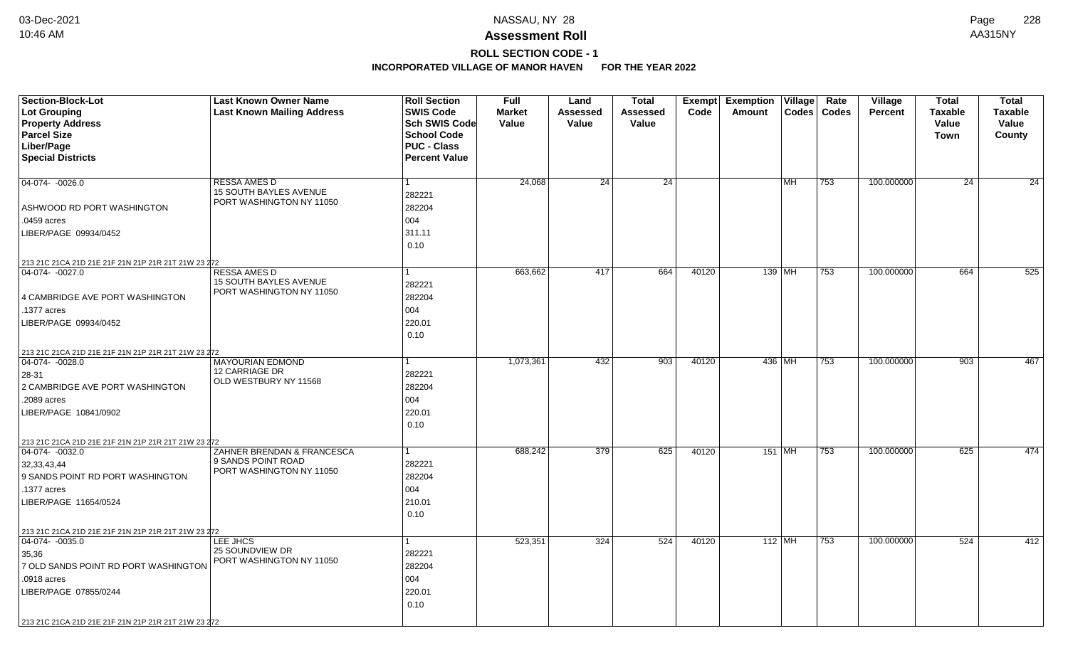**Assessment Roll**

**ROLL SECTION CODE - 1**

**INCORPORATED VILLAGE OF MANOR HAVEN FOR THE YEAR 2022**

| Section-Block-Lot<br>Lot Grouping<br>Property Address<br>Parcel Size<br>Liber/Page<br>Special Districts | Last Known Owner Name<br>Last Known Mailing Address | Roll Section<br>SWIS Code<br>Sch SWIS Code<br>School Code<br>PUC - Class<br>Percent Value | Full Market Value | Land Assessed Value | Total Assessed Value | Exempt Code | Exemption Amount | Village Codes | Rate Codes | Village Percent | Total Taxable Value Town | Total Taxable Value County |
|---|---|---|---|---|---|---|---|---|---|---|---|---|
| 04-074- -0026.0<br>ASHWOOD RD PORT WASHINGTON<br>.0459 acres<br>LIBER/PAGE 09934/0452<br>213 21C 21CA 21D 21E 21F 21N 21P 21R 21T 21W 23 272 | RESSA AMES D<br>15 SOUTH BAYLES AVENUE<br>PORT WASHINGTON NY 11050 | 1<br>282221<br>282204<br>004<br>311.11<br>0.10 | 24,068 | 24 | 24 | | | MH | 753 | 100.000000 | 24 | 24 |
| 04-074- -0027.0<br>4 CAMBRIDGE AVE PORT WASHINGTON<br>.1377 acres<br>LIBER/PAGE 09934/0452<br>213 21C 21CA 21D 21E 21F 21N 21P 21R 21T 21W 23 272 | RESSA AMES D<br>15 SOUTH BAYLES AVENUE<br>PORT WASHINGTON NY 11050 | 1<br>282221<br>282204<br>004<br>220.01<br>0.10 | 663,662 | 417 | 664 | 40120 | 139 | MH | 753 | 100.000000 | 664 | 525 |
| 04-074- -0028.0<br>28-31<br>2 CAMBRIDGE AVE PORT WASHINGTON<br>.2089 acres<br>LIBER/PAGE 10841/0902<br>213 21C 21CA 21D 21E 21F 21N 21P 21R 21T 21W 23 272 | MAYOURIAN EDMOND<br>12 CARRIAGE DR<br>OLD WESTBURY NY 11568 | 1<br>282221<br>282204<br>004<br>220.01<br>0.10 | 1,073,361 | 432 | 903 | 40120 | 436 | MH | 753 | 100.000000 | 903 | 467 |
| 04-074- -0032.0<br>32,33,43,44<br>9 SANDS POINT RD PORT WASHINGTON<br>.1377 acres<br>LIBER/PAGE 11654/0524<br>213 21C 21CA 21D 21E 21F 21N 21P 21R 21T 21W 23 272 | ZAHNER BRENDAN & FRANCESCA<br>9 SANDS POINT ROAD<br>PORT WASHINGTON NY 11050 | 1<br>282221<br>282204<br>004<br>210.01<br>0.10 | 688,242 | 379 | 625 | 40120 | 151 | MH | 753 | 100.000000 | 625 | 474 |
| 04-074- -0035.0<br>35,36<br>7 OLD SANDS POINT RD PORT WASHINGTON<br>.0918 acres<br>LIBER/PAGE 07855/0244<br>213 21C 21CA 21D 21E 21F 21N 21P 21R 21T 21W 23 272 | LEE JHCS<br>25 SOUNDVIEW DR<br>PORT WASHINGTON NY 11050 | 1<br>282221<br>282204<br>004<br>220.01<br>0.10 | 523,351 | 324 | 524 | 40120 | 112 | MH | 753 | 100.000000 | 524 | 412 |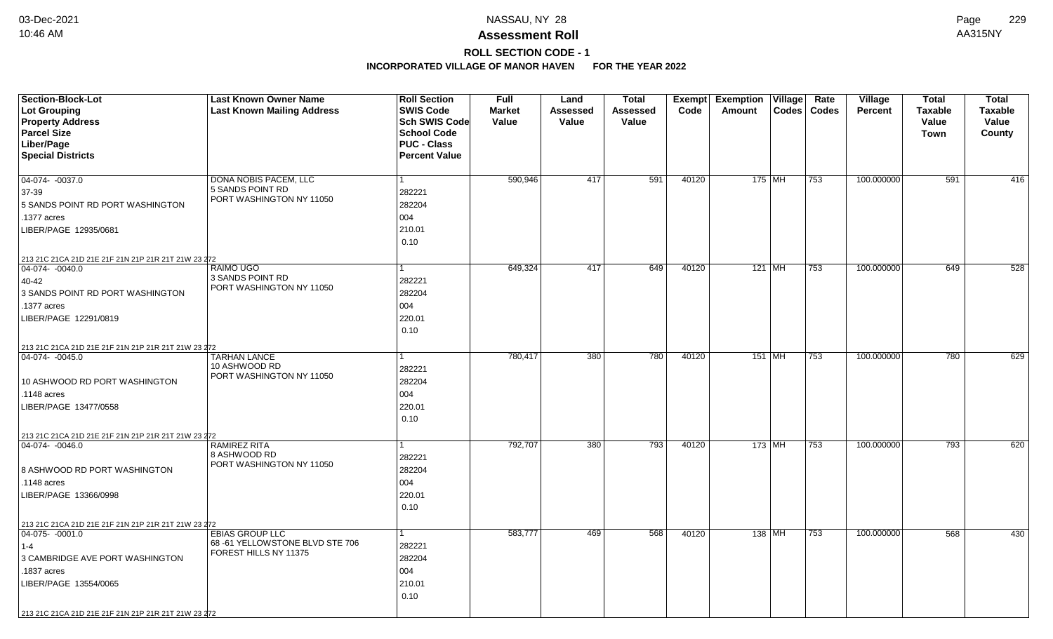# NASSAU, NY 28

## Assessment Roll

### ROLL SECTION CODE - 1

### INCORPORATED VILLAGE OF MANOR HAVEN FOR THE YEAR 2022

| Section-Block-Lot<br>Lot Grouping<br>Property Address<br>Parcel Size<br>Liber/Page<br>Special Districts | Last Known Owner Name<br>Last Known Mailing Address | Roll Section<br>SWIS Code<br>Sch SWIS Code<br>School Code<br>PUC - Class<br>Percent Value | Full Market Value | Land Assessed Value | Total Assessed Value | Exempt Code | Exemption Amount | Village Codes | Rate Codes | Village Percent | Total Taxable Value Town | Total Taxable Value County |
|---|---|---|---|---|---|---|---|---|---|---|---|---|
| 04-074- -0037.0<br>37-39<br>5 SANDS POINT RD PORT WASHINGTON<br>.1377 acres<br>LIBER/PAGE 12935/0681<br>213 21C 21CA 21D 21E 21F 21N 21P 21R 21T 21W 23 272 | DONA NOBIS PACEM, LLC<br>5 SANDS POINT RD<br>PORT WASHINGTON NY 11050 | 1<br>282221<br>282204<br>004<br>210.01<br>0.10 | 590,946 | 417 | 591 | 40120 | 175 | MH | 753 | 100.000000 | 591 | 416 |
| 04-074- -0040.0<br>40-42<br>3 SANDS POINT RD PORT WASHINGTON<br>.1377 acres<br>LIBER/PAGE 12291/0819<br>213 21C 21CA 21D 21E 21F 21N 21P 21R 21T 21W 23 272 | RAIMO UGO<br>3 SANDS POINT RD<br>PORT WASHINGTON NY 11050 | 1<br>282221<br>282204<br>004<br>220.01<br>0.10 | 649,324 | 417 | 649 | 40120 | 121 | MH | 753 | 100.000000 | 649 | 528 |
| 04-074- -0045.0<br>10 ASHWOOD RD PORT WASHINGTON<br>.1148 acres<br>LIBER/PAGE 13477/0558<br>213 21C 21CA 21D 21E 21F 21N 21P 21R 21T 21W 23 272 | TARHAN LANCE<br>10 ASHWOOD RD<br>PORT WASHINGTON NY 11050 | 1<br>282221<br>282204<br>004<br>220.01<br>0.10 | 780,417 | 380 | 780 | 40120 | 151 | MH | 753 | 100.000000 | 780 | 629 |
| 04-074- -0046.0<br>8 ASHWOOD RD PORT WASHINGTON<br>.1148 acres<br>LIBER/PAGE 13366/0998<br>213 21C 21CA 21D 21E 21F 21N 21P 21R 21T 21W 23 272 | RAMIREZ RITA<br>8 ASHWOOD RD<br>PORT WASHINGTON NY 11050 | 1<br>282221<br>282204<br>004<br>220.01<br>0.10 | 792,707 | 380 | 793 | 40120 | 173 | MH | 753 | 100.000000 | 793 | 620 |
| 04-075- -0001.0<br>1-4<br>3 CAMBRIDGE AVE PORT WASHINGTON<br>.1837 acres<br>LIBER/PAGE 13554/0065<br>213 21C 21CA 21D 21E 21F 21N 21P 21R 21T 21W 23 272 | EBIAS GROUP LLC<br>68 -61 YELLOWSTONE BLVD STE 706<br>FOREST HILLS NY 11375 | 1<br>282221<br>282204<br>004<br>210.01<br>0.10 | 583,777 | 469 | 568 | 40120 | 138 | MH | 753 | 100.000000 | 568 | 430 |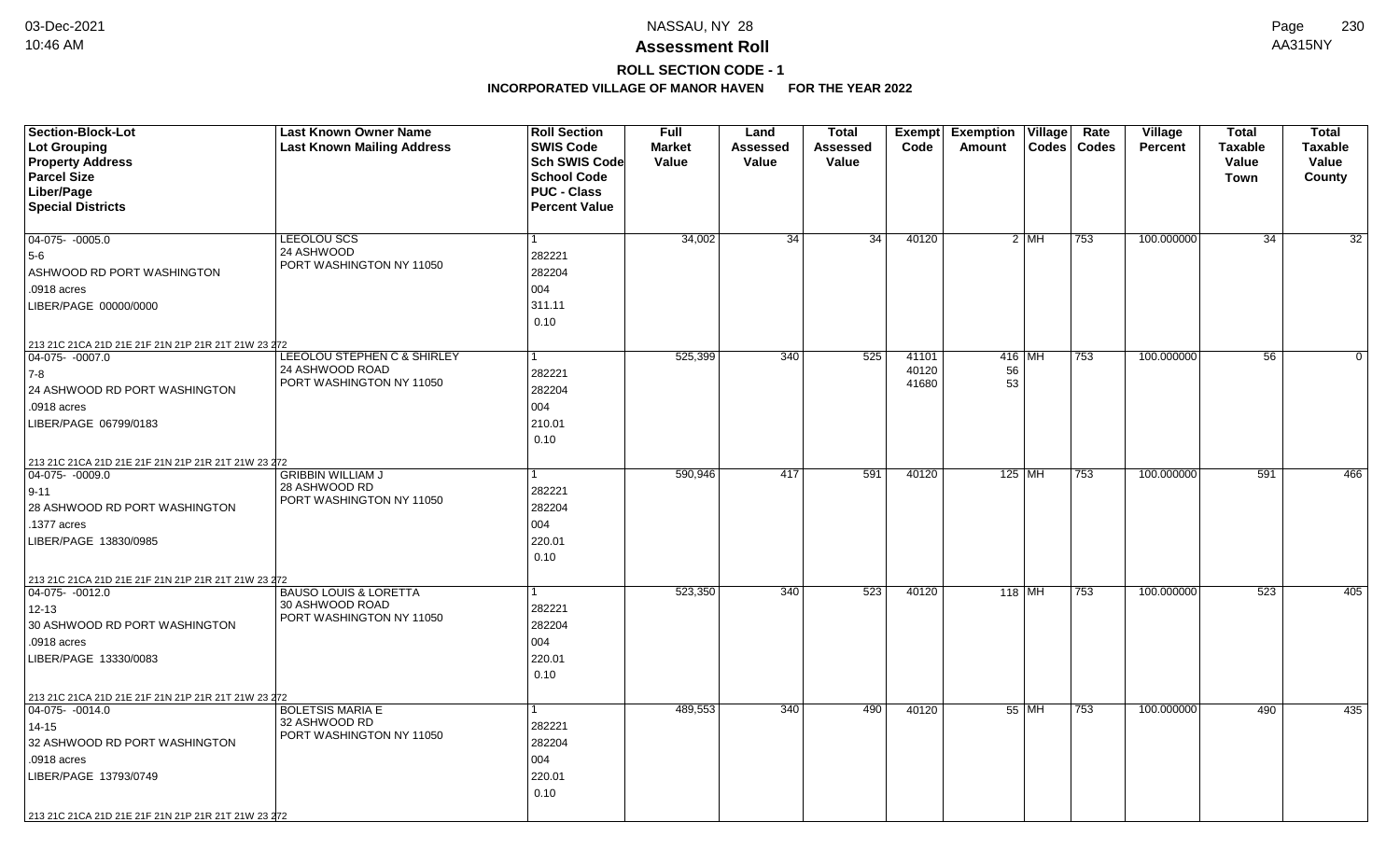# NASSAU, NY 28

## Assessment Roll

### ROLL SECTION CODE - 1

**INCORPORATED VILLAGE OF MANOR HAVEN FOR THE YEAR 2022**

| Section-Block-Lot<br>Lot Grouping<br>Property Address<br>Parcel Size<br>Liber/Page<br>Special Districts | Last Known Owner Name<br>Last Known Mailing Address | Roll Section<br>SWIS Code<br>Sch SWIS Code<br>School Code<br>PUC - Class<br>Percent Value | Full Market Value | Land Assessed Value | Total Assessed Value | Exempt Code | Exemption Amount | Village Codes | Rate Codes | Village Percent | Total Taxable Value Town | Total Taxable Value County |
|---|---|---|---|---|---|---|---|---|---|---|---|---|
| 04-075- -0005.0<br>5-6<br>ASHWOOD RD PORT WASHINGTON<br>.0918 acres<br>LIBER/PAGE 00000/0000<br>213 21C 21CA 21D 21E 21F 21N 21P 21R 21T 21W 23 272 | LEEOLOU SCS<br>24 ASHWOOD<br>PORT WASHINGTON NY 11050 | 1<br>282221<br>282204<br>004<br>311.11<br>0.10 | 34,002 | 34 | 34 | 40120 | 2 | MH | 753 | 100.000000 | 34 | 32 |
| 04-075- -0007.0<br>7-8<br>24 ASHWOOD RD PORT WASHINGTON<br>.0918 acres<br>LIBER/PAGE 06799/0183<br>213 21C 21CA 21D 21E 21F 21N 21P 21R 21T 21W 23 272 | LEEOLOU STEPHEN C & SHIRLEY<br>24 ASHWOOD ROAD<br>PORT WASHINGTON NY 11050 | 1<br>282221<br>282204<br>004<br>210.01<br>0.10 | 525,399 | 340 | 525 | 41101<br>40120<br>41680 | 416<br>56<br>53 | MH | 753 | 100.000000 | 56 | 0 |
| 04-075- -0009.0<br>9-11<br>28 ASHWOOD RD PORT WASHINGTON<br>.1377 acres<br>LIBER/PAGE 13830/0985<br>213 21C 21CA 21D 21E 21F 21N 21P 21R 21T 21W 23 272 | GRIBBIN WILLIAM J<br>28 ASHWOOD RD<br>PORT WASHINGTON NY 11050 | 1<br>282221<br>282204<br>004<br>220.01<br>0.10 | 590,946 | 417 | 591 | 40120 | 125 | MH | 753 | 100.000000 | 591 | 466 |
| 04-075- -0012.0<br>12-13<br>30 ASHWOOD RD PORT WASHINGTON<br>.0918 acres<br>LIBER/PAGE 13330/0083<br>213 21C 21CA 21D 21E 21F 21N 21P 21R 21T 21W 23 272 | BAUSO LOUIS & LORETTA<br>30 ASHWOOD ROAD<br>PORT WASHINGTON NY 11050 | 1<br>282221<br>282204<br>004<br>220.01<br>0.10 | 523,350 | 340 | 523 | 40120 | 118 | MH | 753 | 100.000000 | 523 | 405 |
| 04-075- -0014.0<br>14-15<br>32 ASHWOOD RD PORT WASHINGTON<br>.0918 acres<br>LIBER/PAGE 13793/0749<br>213 21C 21CA 21D 21E 21F 21N 21P 21R 21T 21W 23 272 | BOLETSIS MARIA E<br>32 ASHWOOD RD<br>PORT WASHINGTON NY 11050 | 1<br>282221<br>282204<br>004<br>220.01<br>0.10 | 489,553 | 340 | 490 | 40120 | 55 | MH | 753 | 100.000000 | 490 | 435 |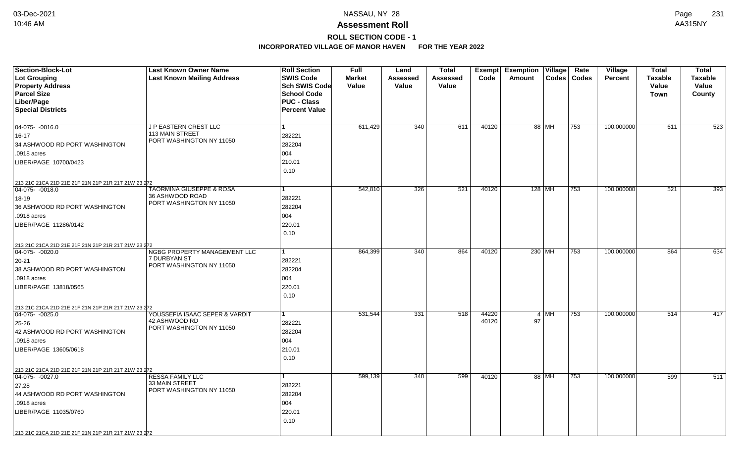# NASSAU, NY 28

## Assessment Roll

### ROLL SECTION CODE - 1

**INCORPORATED VILLAGE OF MANOR HAVEN FOR THE YEAR 2022**

| Section-Block-Lot<br>Lot Grouping<br>Property Address<br>Parcel Size<br>Liber/Page<br>Special Districts | Last Known Owner Name<br>Last Known Mailing Address | Roll Section<br>SWIS Code<br>Sch SWIS Code<br>School Code<br>PUC - Class<br>Percent Value | Full Market Value | Land Assessed Value | Total Assessed Value | Exempt Code | Exemption Amount | Village Codes | Rate Codes | Village Percent | Total Taxable Value Town | Total Taxable Value County |
|---|---|---|---|---|---|---|---|---|---|---|---|---|
| 04-075- -0016.0<br>16-17<br>34 ASHWOOD RD PORT WASHINGTON<br>.0918 acres<br>LIBER/PAGE 10700/0423<br>213 21C 21CA 21D 21E 21F 21N 21P 21R 21T 21W 23 272 | J P EASTERN CREST LLC<br>113 MAIN STREET<br>PORT WASHINGTON NY 11050 | 1<br>282221<br>282204<br>004<br>210.01<br>0.10 | 611,429 | 340 | 611 | 40120 | 88 | MH | 753 | 100.000000 | 611 | 523 |
| 04-075- -0018.0<br>18-19<br>36 ASHWOOD RD PORT WASHINGTON<br>.0918 acres<br>LIBER/PAGE 11286/0142<br>213 21C 21CA 21D 21E 21F 21N 21P 21R 21T 21W 23 272 | TAORMINA GIUSEPPE & ROSA<br>36 ASHWOOD ROAD<br>PORT WASHINGTON NY 11050 | 1<br>282221<br>282204<br>004<br>220.01<br>0.10 | 542,810 | 326 | 521 | 40120 | 128 | MH | 753 | 100.000000 | 521 | 393 |
| 04-075- -0020.0<br>20-21<br>38 ASHWOOD RD PORT WASHINGTON<br>.0918 acres<br>LIBER/PAGE 13818/0565<br>213 21C 21CA 21D 21E 21F 21N 21P 21R 21T 21W 23 272 | NGBG PROPERTY MANAGEMENT LLC<br>7 DURBYAN ST<br>PORT WASHINGTON NY 11050 | 1<br>282221<br>282204<br>004<br>220.01<br>0.10 | 864,399 | 340 | 864 | 40120 | 230 | MH | 753 | 100.000000 | 864 | 634 |
| 04-075- -0025.0<br>25-26<br>42 ASHWOOD RD PORT WASHINGTON<br>.0918 acres<br>LIBER/PAGE 13605/0618<br>213 21C 21CA 21D 21E 21F 21N 21P 21R 21T 21W 23 272 | YOUSSEFIA ISAAC SEPER & VARDIT<br>42 ASHWOOD RD<br>PORT WASHINGTON NY 11050 | 1<br>282221<br>282204<br>004<br>210.01<br>0.10 | 531,544 | 331 | 518 | 44220<br>40120 | 4<br>97 | MH | 753 | 100.000000 | 514 | 417 |
| 04-075- -0027.0<br>27,28<br>44 ASHWOOD RD PORT WASHINGTON<br>.0918 acres<br>LIBER/PAGE 11035/0760<br>213 21C 21CA 21D 21E 21F 21N 21P 21R 21T 21W 23 272 | RESSA FAMILY LLC<br>33 MAIN STREET<br>PORT WASHINGTON NY 11050 | 1<br>282221<br>282204<br>004<br>220.01<br>0.10 | 599,139 | 340 | 599 | 40120 | 88 | MH | 753 | 100.000000 | 599 | 511 |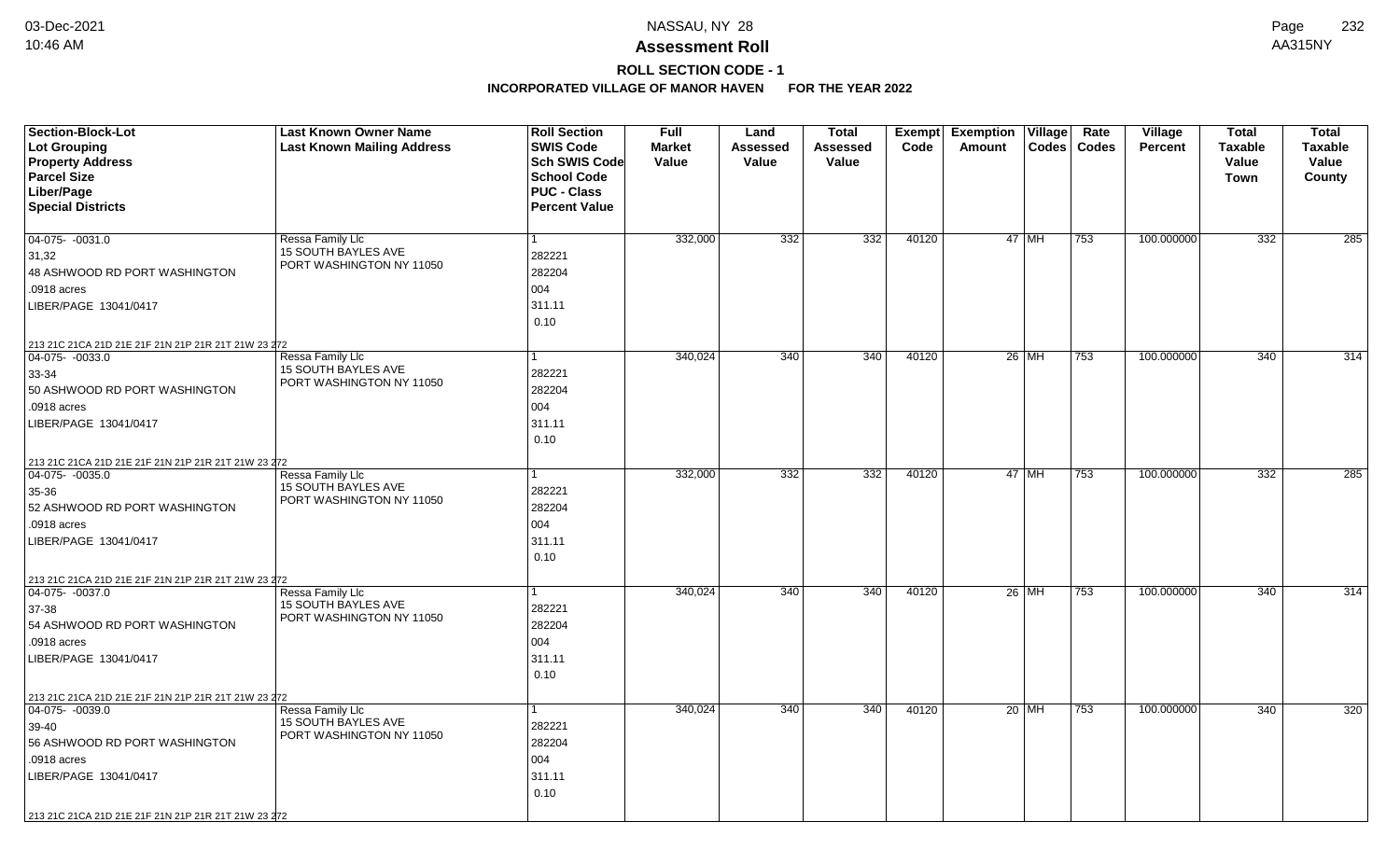# Assessment Roll

## ROLL SECTION CODE - 1

### INCORPORATED VILLAGE OF MANOR HAVEN FOR THE YEAR 2022

| Section-Block-Lot<br>Lot Grouping<br>Property Address<br>Parcel Size<br>Liber/Page<br>Special Districts | Last Known Owner Name<br>Last Known Mailing Address | Roll Section<br>SWIS Code<br>Sch SWIS Code<br>School Code<br>PUC - Class<br>Percent Value | Full Market Value | Land Assessed Value | Total Assessed Value | Exempt Code | Exemption Amount | Village Codes | Rate Codes | Village Percent | Total Taxable Value Town | Total Taxable Value County |
|---|---|---|---|---|---|---|---|---|---|---|---|---|
| 04-075- -0031.0<br>31,32<br>48 ASHWOOD RD PORT WASHINGTON<br>.0918 acres<br>LIBER/PAGE 13041/0417<br>213 21C 21CA 21D 21E 21F 21N 21P 21R 21T 21W 23 272 | Ressa Family Llc<br>15 SOUTH BAYLES AVE<br>PORT WASHINGTON NY 11050 | 1<br>282221<br>282204<br>004<br>311.11<br>0.10 | 332,000 | 332 | 332 | 40120 | 47 | MH | 753 | 100.000000 | 332 | 285 |
| 04-075- -0033.0<br>33-34<br>50 ASHWOOD RD PORT WASHINGTON<br>.0918 acres<br>LIBER/PAGE 13041/0417<br>213 21C 21CA 21D 21E 21F 21N 21P 21R 21T 21W 23 272 | Ressa Family Llc<br>15 SOUTH BAYLES AVE<br>PORT WASHINGTON NY 11050 | 1<br>282221<br>282204<br>004<br>311.11<br>0.10 | 340,024 | 340 | 340 | 40120 | 26 | MH | 753 | 100.000000 | 340 | 314 |
| 04-075- -0035.0<br>35-36<br>52 ASHWOOD RD PORT WASHINGTON<br>.0918 acres<br>LIBER/PAGE 13041/0417<br>213 21C 21CA 21D 21E 21F 21N 21P 21R 21T 21W 23 272 | Ressa Family Llc<br>15 SOUTH BAYLES AVE<br>PORT WASHINGTON NY 11050 | 1<br>282221<br>282204<br>004<br>311.11<br>0.10 | 332,000 | 332 | 332 | 40120 | 47 | MH | 753 | 100.000000 | 332 | 285 |
| 04-075- -0037.0<br>37-38<br>54 ASHWOOD RD PORT WASHINGTON<br>.0918 acres<br>LIBER/PAGE 13041/0417<br>213 21C 21CA 21D 21E 21F 21N 21P 21R 21T 21W 23 272 | Ressa Family Llc<br>15 SOUTH BAYLES AVE<br>PORT WASHINGTON NY 11050 | 1<br>282221<br>282204<br>004<br>311.11<br>0.10 | 340,024 | 340 | 340 | 40120 | 26 | MH | 753 | 100.000000 | 340 | 314 |
| 04-075- -0039.0<br>39-40<br>56 ASHWOOD RD PORT WASHINGTON<br>.0918 acres<br>LIBER/PAGE 13041/0417<br>213 21C 21CA 21D 21E 21F 21N 21P 21R 21T 21W 23 272 | Ressa Family Llc<br>15 SOUTH BAYLES AVE<br>PORT WASHINGTON NY 11050 | 1<br>282221<br>282204<br>004<br>311.11<br>0.10 | 340,024 | 340 | 340 | 40120 | 20 | MH | 753 | 100.000000 | 340 | 320 |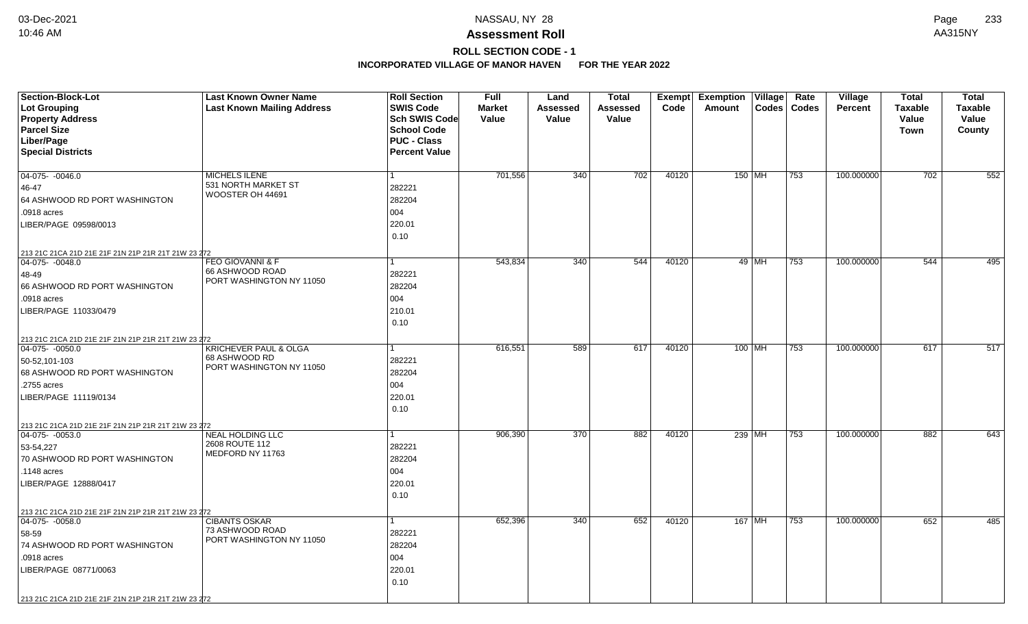# NASSAU, NY 28

## Assessment Roll

### ROLL SECTION CODE - 1

**INCORPORATED VILLAGE OF MANOR HAVEN FOR THE YEAR 2022**

| Section-Block-Lot<br>Lot Grouping<br>Property Address<br>Parcel Size<br>Liber/Page<br>Special Districts | Last Known Owner Name<br>Last Known Mailing Address | Roll Section<br>SWIS Code<br>Sch SWIS Code<br>School Code<br>PUC - Class<br>Percent Value | Full Market Value | Land Assessed Value | Total Assessed Value | Exempt Code | Exemption Amount | Village Codes | Rate Codes | Village Percent | Total Taxable Value Town | Total Taxable Value County |
|---|---|---|---|---|---|---|---|---|---|---|---|---|
| 04-075- -0046.0<br>46-47<br>64 ASHWOOD RD PORT WASHINGTON<br>.0918 acres<br>LIBER/PAGE 09598/0013<br>213 21C 21CA 21D 21E 21F 21N 21P 21R 21T 21W 23 272 | MICHELS ILENE<br>531 NORTH MARKET ST<br>WOOSTER OH 44691 | 1<br>282221<br>282204<br>004<br>220.01<br>0.10 | 701,556 | 340 | 702 | 40120 | 150 | MH | 753 | 100.000000 | 702 | 552 |
| 04-075- -0048.0<br>48-49<br>66 ASHWOOD RD PORT WASHINGTON<br>.0918 acres<br>LIBER/PAGE 11033/0479<br>213 21C 21CA 21D 21E 21F 21N 21P 21R 21T 21W 23 272 | FEO GIOVANNI & F<br>66 ASHWOOD ROAD<br>PORT WASHINGTON NY 11050 | 1<br>282221<br>282204<br>004<br>210.01<br>0.10 | 543,834 | 340 | 544 | 40120 | 49 | MH | 753 | 100.000000 | 544 | 495 |
| 04-075- -0050.0<br>50-52,101-103<br>68 ASHWOOD RD PORT WASHINGTON<br>.2755 acres<br>LIBER/PAGE 11119/0134<br>213 21C 21CA 21D 21E 21F 21N 21P 21R 21T 21W 23 272 | KRICHEVER PAUL & OLGA<br>68 ASHWOOD RD<br>PORT WASHINGTON NY 11050 | 1<br>282221<br>282204<br>004<br>220.01<br>0.10 | 616,551 | 589 | 617 | 40120 | 100 | MH | 753 | 100.000000 | 617 | 517 |
| 04-075- -0053.0<br>53-54,227<br>70 ASHWOOD RD PORT WASHINGTON<br>.1148 acres<br>LIBER/PAGE 12888/0417<br>213 21C 21CA 21D 21E 21F 21N 21P 21R 21T 21W 23 272 | NEAL HOLDING LLC<br>2608 ROUTE 112<br>MEDFORD NY 11763 | 1<br>282221<br>282204<br>004<br>220.01<br>0.10 | 906,390 | 370 | 882 | 40120 | 239 | MH | 753 | 100.000000 | 882 | 643 |
| 04-075- -0058.0<br>58-59<br>74 ASHWOOD RD PORT WASHINGTON<br>.0918 acres<br>LIBER/PAGE 08771/0063<br>213 21C 21CA 21D 21E 21F 21N 21P 21R 21T 21W 23 272 | CIBANTS OSKAR<br>73 ASHWOOD ROAD<br>PORT WASHINGTON NY 11050 | 1<br>282221<br>282204<br>004<br>220.01<br>0.10 | 652,396 | 340 | 652 | 40120 | 167 | MH | 753 | 100.000000 | 652 | 485 |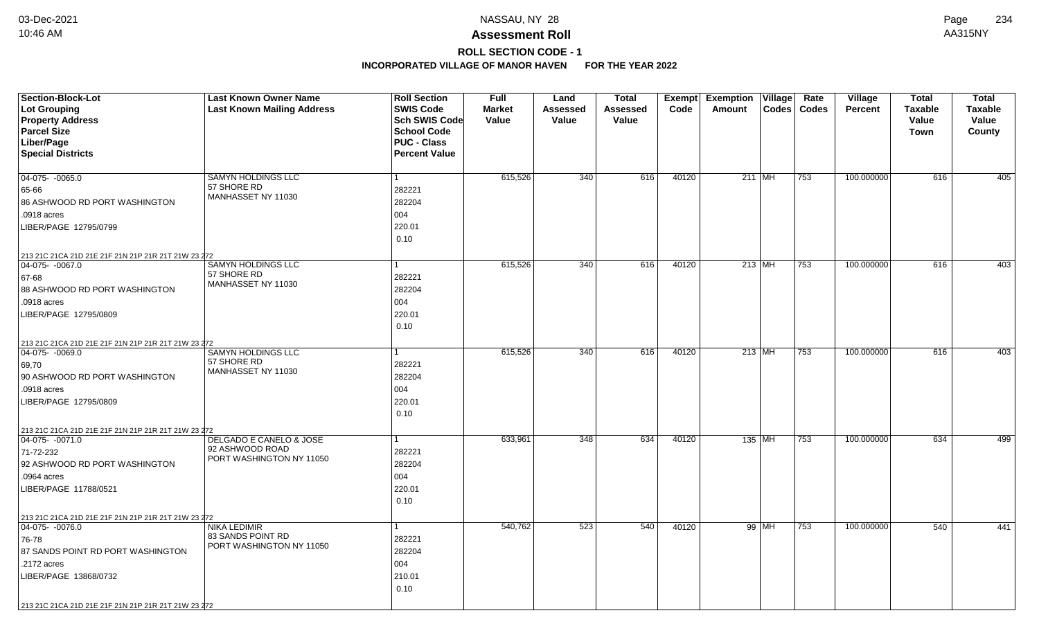# Assessment Roll

## ROLL SECTION CODE - 1

### INCORPORATED VILLAGE OF MANOR HAVEN FOR THE YEAR 2022

| Section-Block-Lot<br>Lot Grouping<br>Property Address<br>Parcel Size<br>Liber/Page<br>Special Districts | Last Known Owner Name<br>Last Known Mailing Address | Roll Section<br>SWIS Code<br>Sch SWIS Code<br>School Code<br>PUC - Class<br>Percent Value | Full Market Value | Land Assessed Value | Total Assessed Value | Exempt Code | Exemption Amount | Village Codes | Rate Codes | Village Percent | Total Taxable Value Town | Total Taxable Value County |
|---|---|---|---|---|---|---|---|---|---|---|---|---|
| 04-075- -0065.0<br>65-66<br>86 ASHWOOD RD PORT WASHINGTON<br>.0918 acres<br>LIBER/PAGE 12795/0799<br>213 21C 21CA 21D 21E 21F 21N 21P 21R 21T 21W 23 272 | SAMYN HOLDINGS LLC<br>57 SHORE RD<br>MANHASSET NY 11030 | 1<br>282221<br>282204<br>004<br>220.01<br>0.10 | 615,526 | 340 | 616 | 40120 | 211 | MH | 753 | 100.000000 | 616 | 405 |
| 04-075- -0067.0<br>67-68<br>88 ASHWOOD RD PORT WASHINGTON<br>.0918 acres<br>LIBER/PAGE 12795/0809<br>213 21C 21CA 21D 21E 21F 21N 21P 21R 21T 21W 23 272 | SAMYN HOLDINGS LLC<br>57 SHORE RD<br>MANHASSET NY 11030 | 1<br>282221<br>282204<br>004<br>220.01<br>0.10 | 615,526 | 340 | 616 | 40120 | 213 | MH | 753 | 100.000000 | 616 | 403 |
| 04-075- -0069.0<br>69,70<br>90 ASHWOOD RD PORT WASHINGTON<br>.0918 acres<br>LIBER/PAGE 12795/0809<br>213 21C 21CA 21D 21E 21F 21N 21P 21R 21T 21W 23 272 | SAMYN HOLDINGS LLC<br>57 SHORE RD<br>MANHASSET NY 11030 | 1<br>282221<br>282204<br>004<br>220.01<br>0.10 | 615,526 | 340 | 616 | 40120 | 213 | MH | 753 | 100.000000 | 616 | 403 |
| 04-075- -0071.0<br>71-72-232<br>92 ASHWOOD RD PORT WASHINGTON<br>.0964 acres<br>LIBER/PAGE 11788/0521<br>213 21C 21CA 21D 21E 21F 21N 21P 21R 21T 21W 23 272 | DELGADO E CANELO & JOSE<br>92 ASHWOOD ROAD<br>PORT WASHINGTON NY 11050 | 1<br>282221<br>282204<br>004<br>220.01<br>0.10 | 633,961 | 348 | 634 | 40120 | 135 | MH | 753 | 100.000000 | 634 | 499 |
| 04-075- -0076.0<br>76-78<br>87 SANDS POINT RD PORT WASHINGTON<br>.2172 acres<br>LIBER/PAGE 13868/0732<br>213 21C 21CA 21D 21E 21F 21N 21P 21R 21T 21W 23 272 | NIKA LEDIMIR<br>83 SANDS POINT RD<br>PORT WASHINGTON NY 11050 | 1<br>282221<br>282204<br>004<br>210.01<br>0.10 | 540,762 | 523 | 540 | 40120 | 99 | MH | 753 | 100.000000 | 540 | 441 |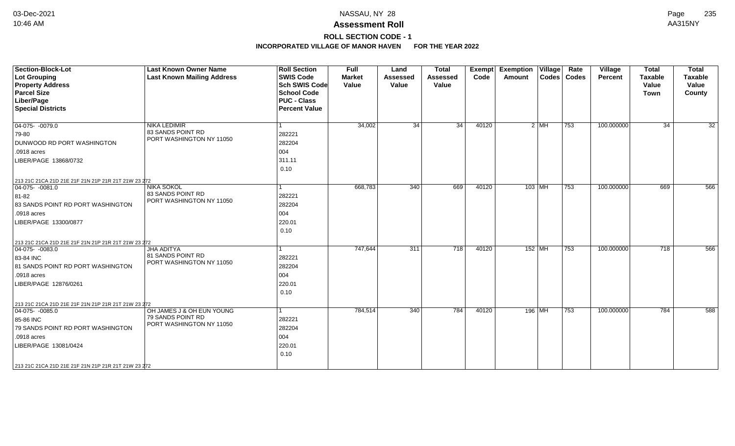# Assessment Roll

## ROLL SECTION CODE - 1

### INCORPORATED VILLAGE OF MANOR HAVEN FOR THE YEAR 2022

| Section-Block-Lot<br>Lot Grouping<br>Property Address<br>Parcel Size<br>Liber/Page<br>Special Districts | Last Known Owner Name<br>Last Known Mailing Address | Roll Section<br>SWIS Code<br>Sch SWIS Code<br>School Code<br>PUC - Class<br>Percent Value | Full Market Value | Land Assessed Value | Total Assessed Value | Exempt Code | Exemption Amount | Village Codes | Rate Codes | Village Percent | Total Taxable Value Town | Total Taxable Value County |
|---|---|---|---|---|---|---|---|---|---|---|---|---|
| 04-075- -0079.0<br>79-80<br>DUNWOOD RD PORT WASHINGTON<br>.0918 acres<br>LIBER/PAGE 13868/0732<br>213 21C 21CA 21D 21E 21F 21N 21P 21R 21T 21W 23 272 | NIKA LEDIMIR<br>83 SANDS POINT RD<br>PORT WASHINGTON NY 11050 | 1<br>282221<br>282204<br>004<br>311.11<br>0.10 | 34,002 | 34 | 34 | 40120 | 2 | MH | 753 | 100.000000 | 34 | 32 |
| 04-075- -0081.0<br>81-82<br>83 SANDS POINT RD PORT WASHINGTON<br>.0918 acres<br>LIBER/PAGE 13300/0877<br>213 21C 21CA 21D 21E 21F 21N 21P 21R 21T 21W 23 272 | NIKA SOKOL<br>83 SANDS POINT RD<br>PORT WASHINGTON NY 11050 | 1<br>282221<br>282204<br>004<br>220.01<br>0.10 | 668,783 | 340 | 669 | 40120 | 103 | MH | 753 | 100.000000 | 669 | 566 |
| 04-075- -0083.0<br>83-84 INC<br>81 SANDS POINT RD PORT WASHINGTON<br>.0918 acres<br>LIBER/PAGE 12876/0261<br>213 21C 21CA 21D 21E 21F 21N 21P 21R 21T 21W 23 272 | JHA ADITYA<br>81 SANDS POINT RD<br>PORT WASHINGTON NY 11050 | 1<br>282221<br>282204<br>004<br>220.01<br>0.10 | 747,644 | 311 | 718 | 40120 | 152 | MH | 753 | 100.000000 | 718 | 566 |
| 04-075- -0085.0<br>85-86 INC<br>79 SANDS POINT RD PORT WASHINGTON<br>.0918 acres<br>LIBER/PAGE 13081/0424<br>213 21C 21CA 21D 21E 21F 21N 21P 21R 21T 21W 23 272 | OH JAMES J & OH EUN YOUNG<br>79 SANDS POINT RD<br>PORT WASHINGTON NY 11050 | 1<br>282221<br>282204<br>004<br>220.01<br>0.10 | 784,514 | 340 | 784 | 40120 | 196 | MH | 753 | 100.000000 | 784 | 588 |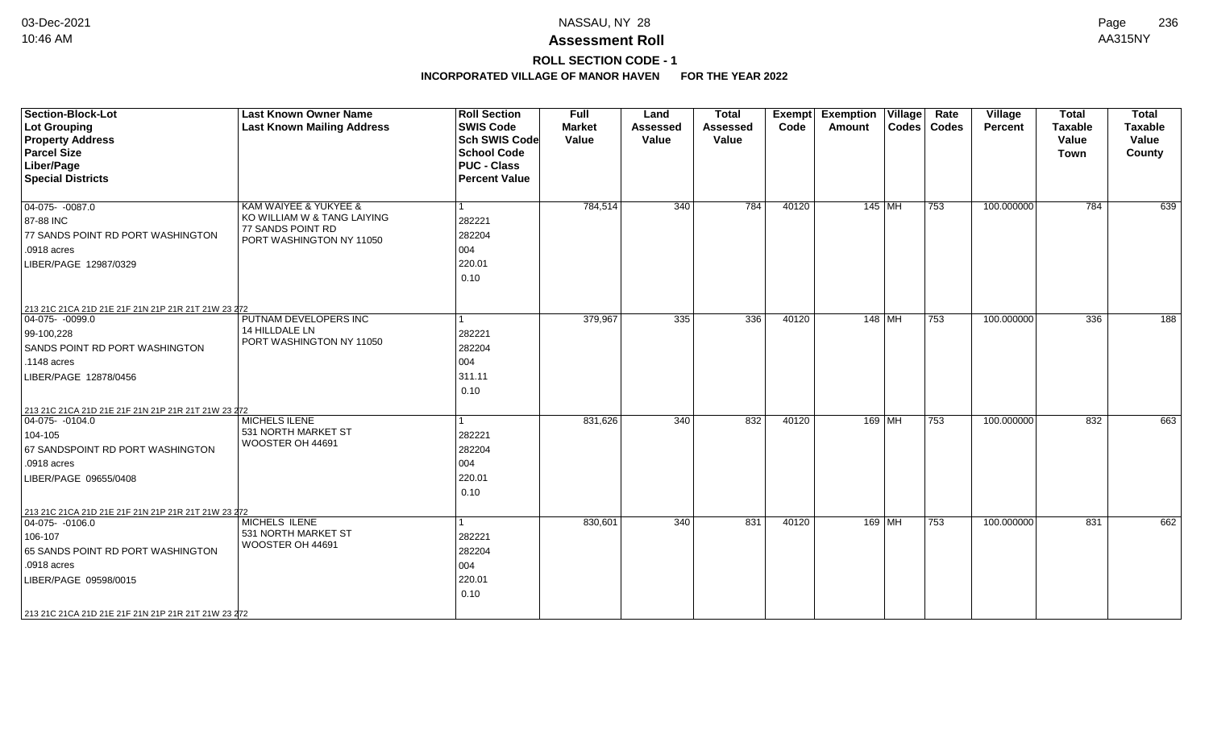**Assessment Roll**

**ROLL SECTION CODE - 1**

**INCORPORATED VILLAGE OF MANOR HAVEN FOR THE YEAR 2022**

| Section-Block-Lot / Lot Grouping / Property Address / Parcel Size / Liber/Page / Special Districts | Last Known Owner Name / Last Known Mailing Address | Roll Section / SWIS Code / Sch SWIS Code / School Code / PUC - Class / Percent Value | Full Market Value | Land Assessed Value | Total Assessed Value | Exempt Code | Exemption Amount | Village Codes | Rate Codes | Village Percent | Total Taxable Value Town | Total Taxable Value County |
|---|---|---|---|---|---|---|---|---|---|---|---|---|
| 04-075- -0087.0<br>87-88 INC<br>77 SANDS POINT RD PORT WASHINGTON<br>.0918 acres<br>LIBER/PAGE 12987/0329<br>213 21C 21CA 21D 21E 21F 21N 21P 21R 21T 21W 23 272 | KAM WAIYEE & YUKYEE &<br>KO WILLIAM W & TANG LAIYING<br>77 SANDS POINT RD<br>PORT WASHINGTON NY 11050 | 1<br>282221<br>282204<br>004<br>220.01<br>0.10 | 784,514 | 340 | 784 | 40120 | 145 | MH | 753 | 100.000000 | 784 | 639 |
| 04-075- -0099.0<br>99-100,228<br>SANDS POINT RD PORT WASHINGTON<br>.1148 acres<br>LIBER/PAGE 12878/0456<br>213 21C 21CA 21D 21E 21F 21N 21P 21R 21T 21W 23 272 | PUTNAM DEVELOPERS INC<br>14 HILLDALE LN<br>PORT WASHINGTON NY 11050 | 1<br>282221<br>282204<br>004<br>311.11<br>0.10 | 379,967 | 335 | 336 | 40120 | 148 | MH | 753 | 100.000000 | 336 | 188 |
| 04-075- -0104.0<br>104-105<br>67 SANDSPOINT RD PORT WASHINGTON<br>.0918 acres<br>LIBER/PAGE 09655/0408<br>213 21C 21CA 21D 21E 21F 21N 21P 21R 21T 21W 23 272 | MICHELS ILENE<br>531 NORTH MARKET ST<br>WOOSTER OH 44691 | 1<br>282221<br>282204<br>004<br>220.01<br>0.10 | 831,626 | 340 | 832 | 40120 | 169 | MH | 753 | 100.000000 | 832 | 663 |
| 04-075- -0106.0<br>106-107<br>65 SANDS POINT RD PORT WASHINGTON<br>.0918 acres<br>LIBER/PAGE 09598/0015<br>213 21C 21CA 21D 21E 21F 21N 21P 21R 21T 21W 23 272 | MICHELS ILENE<br>531 NORTH MARKET ST<br>WOOSTER OH 44691 | 1<br>282221<br>282204<br>004<br>220.01<br>0.10 | 830,601 | 340 | 831 | 40120 | 169 | MH | 753 | 100.000000 | 831 | 662 |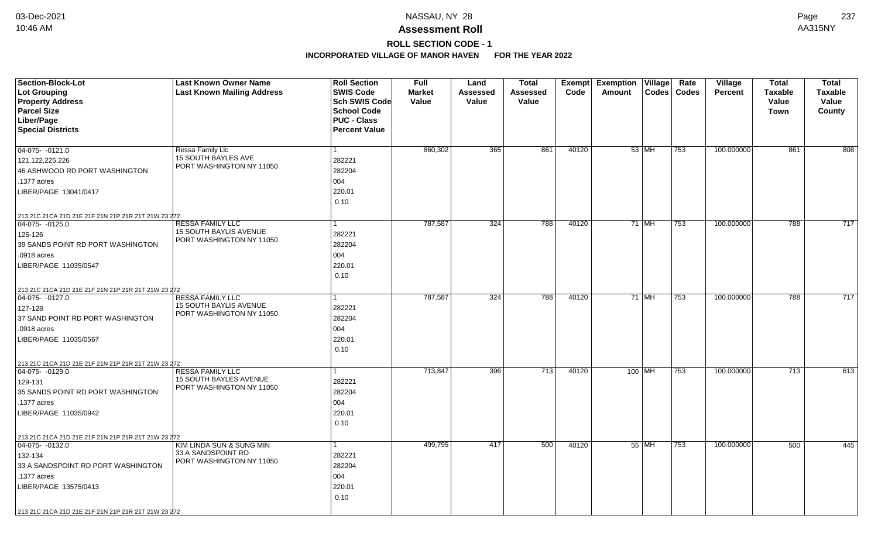# Assessment Roll

## ROLL SECTION CODE - 1

### INCORPORATED VILLAGE OF MANOR HAVEN FOR THE YEAR 2022

| Section-Block-Lot<br>Lot Grouping<br>Property Address<br>Parcel Size<br>Liber/Page<br>Special Districts | Last Known Owner Name<br>Last Known Mailing Address | Roll Section<br>SWIS Code<br>Sch SWIS Code<br>School Code<br>PUC - Class<br>Percent Value | Full Market Value | Land Assessed Value | Total Assessed Value | Exempt Code | Exemption Amount | Village Codes | Rate Codes | Village Percent | Total Taxable Value Town | Total Taxable Value County |
|---|---|---|---|---|---|---|---|---|---|---|---|---|
| 04-075- -0121.0<br>121,122,225,226<br>46 ASHWOOD RD PORT WASHINGTON<br>.1377 acres<br>LIBER/PAGE 13041/0417<br>213 21C 21CA 21D 21E 21F 21N 21P 21R 21T 21W 23 272 | Ressa Family Llc<br>15 SOUTH BAYLES AVE<br>PORT WASHINGTON NY 11050 | 1<br>282221<br>282204<br>004<br>220.01<br>0.10 | 860,302 | 365 | 861 | 40120 | 53 | MH | 753 | 100.000000 | 861 | 808 |
| 04-075- -0125.0<br>125-126<br>39 SANDS POINT RD PORT WASHINGTON<br>.0918 acres<br>LIBER/PAGE 11035/0547<br>213 21C 21CA 21D 21E 21F 21N 21P 21R 21T 21W 23 272 | RESSA FAMILY LLC<br>15 SOUTH BAYLIS AVENUE<br>PORT WASHINGTON NY 11050 | 1<br>282221<br>282204<br>004<br>220.01<br>0.10 | 787,587 | 324 | 788 | 40120 | 71 | MH | 753 | 100.000000 | 788 | 717 |
| 04-075- -0127.0<br>127-128<br>37 SAND POINT RD PORT WASHINGTON<br>.0918 acres<br>LIBER/PAGE 11035/0567<br>213 21C 21CA 21D 21E 21F 21N 21P 21R 21T 21W 23 272 | RESSA FAMILY LLC<br>15 SOUTH BAYLIS AVENUE<br>PORT WASHINGTON NY 11050 | 1<br>282221<br>282204<br>004<br>220.01<br>0.10 | 787,587 | 324 | 788 | 40120 | 71 | MH | 753 | 100.000000 | 788 | 717 |
| 04-075- -0129.0<br>129-131<br>35 SANDS POINT RD PORT WASHINGTON<br>.1377 acres<br>LIBER/PAGE 11035/0942<br>213 21C 21CA 21D 21E 21F 21N 21P 21R 21T 21W 23 272 | RESSA FAMILY LLC<br>15 SOUTH BAYLES AVENUE<br>PORT WASHINGTON NY 11050 | 1<br>282221<br>282204<br>004<br>220.01<br>0.10 | 713,847 | 396 | 713 | 40120 | 100 | MH | 753 | 100.000000 | 713 | 613 |
| 04-075- -0132.0<br>132-134<br>33 A SANDSPOINT RD PORT WASHINGTON<br>.1377 acres<br>LIBER/PAGE 13575/0413<br>213 21C 21CA 21D 21E 21F 21N 21P 21R 21T 21W 23 272 | KIM LINDA SUN & SUNG MIN<br>33 A SANDSPOINT RD<br>PORT WASHINGTON NY 11050 | 1<br>282221<br>282204<br>004<br>220.01<br>0.10 | 499,795 | 417 | 500 | 40120 | 55 | MH | 753 | 100.000000 | 500 | 445 |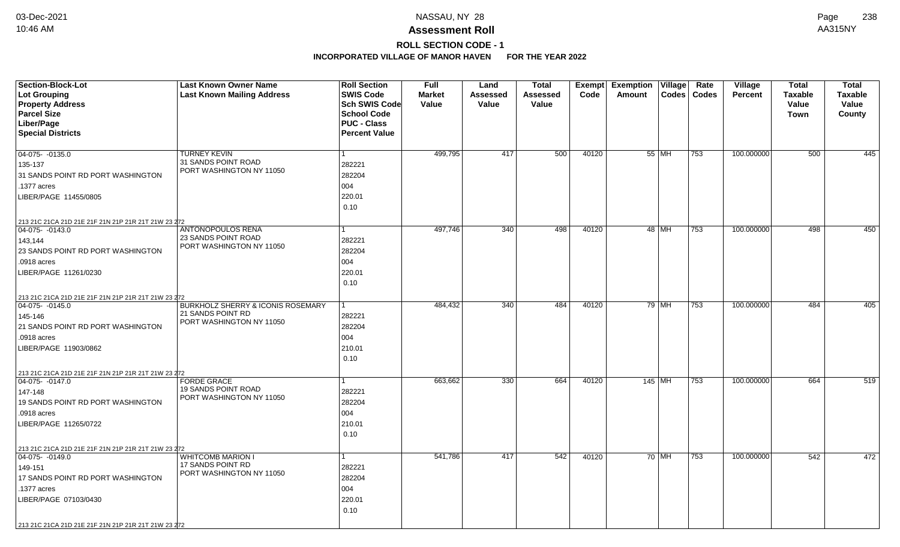# Assessment Roll

## ROLL SECTION CODE - 1

### INCORPORATED VILLAGE OF MANOR HAVEN FOR THE YEAR 2022

| Section-Block-Lot / Lot Grouping / Property Address / Parcel Size / Liber/Page / Special Districts | Last Known Owner Name / Last Known Mailing Address | Roll Section / SWIS Code / Sch SWIS Code / School Code / PUC - Class / Percent Value | Full Market Value | Land Assessed Value | Total Assessed Value | Exempt Code | Exemption Amount | Village Codes | Rate Codes | Village Percent | Total Taxable Value Town | Total Taxable Value County |
|---|---|---|---|---|---|---|---|---|---|---|---|---|
| 04-075- -0135.0<br>135-137<br>31 SANDS POINT RD PORT WASHINGTON<br>.1377 acres<br>LIBER/PAGE 11455/0805<br>213 21C 21CA 21D 21E 21F 21N 21P 21R 21T 21W 23 272 | TURNEY KEVIN<br>31 SANDS POINT ROAD<br>PORT WASHINGTON NY 11050 | 1<br>282221<br>282204<br>004<br>220.01<br>0.10 | 499,795 | 417 | 500 | 40120 | 55 | MH | 753 | 100.000000 | 500 | 445 |
| 04-075- -0143.0<br>143,144<br>23 SANDS POINT RD PORT WASHINGTON<br>.0918 acres<br>LIBER/PAGE 11261/0230<br>213 21C 21CA 21D 21E 21F 21N 21P 21R 21T 21W 23 272 | ANTONOPOULOS RENA<br>23 SANDS POINT ROAD<br>PORT WASHINGTON NY 11050 | 1<br>282221<br>282204<br>004<br>220.01<br>0.10 | 497,746 | 340 | 498 | 40120 | 48 | MH | 753 | 100.000000 | 498 | 450 |
| 04-075- -0145.0<br>145-146<br>21 SANDS POINT RD PORT WASHINGTON<br>.0918 acres<br>LIBER/PAGE 11903/0862<br>213 21C 21CA 21D 21E 21F 21N 21P 21R 21T 21W 23 272 | BURKHOLZ SHERRY & ICONIS ROSEMARY<br>21 SANDS POINT RD<br>PORT WASHINGTON NY 11050 | 1<br>282221<br>282204<br>004<br>210.01<br>0.10 | 484,432 | 340 | 484 | 40120 | 79 | MH | 753 | 100.000000 | 484 | 405 |
| 04-075- -0147.0<br>147-148<br>19 SANDS POINT RD PORT WASHINGTON<br>.0918 acres<br>LIBER/PAGE 11265/0722<br>213 21C 21CA 21D 21E 21F 21N 21P 21R 21T 21W 23 272 | FORDE GRACE<br>19 SANDS POINT ROAD<br>PORT WASHINGTON NY 11050 | 1<br>282221<br>282204<br>004<br>210.01<br>0.10 | 663,662 | 330 | 664 | 40120 | 145 | MH | 753 | 100.000000 | 664 | 519 |
| 04-075- -0149.0<br>149-151<br>17 SANDS POINT RD PORT WASHINGTON<br>.1377 acres<br>LIBER/PAGE 07103/0430<br>213 21C 21CA 21D 21E 21F 21N 21P 21R 21T 21W 23 272 | WHITCOMB MARION I<br>17 SANDS POINT RD<br>PORT WASHINGTON NY 11050 | 1<br>282221<br>282204<br>004<br>220.01<br>0.10 | 541,786 | 417 | 542 | 40120 | 70 | MH | 753 | 100.000000 | 542 | 472 |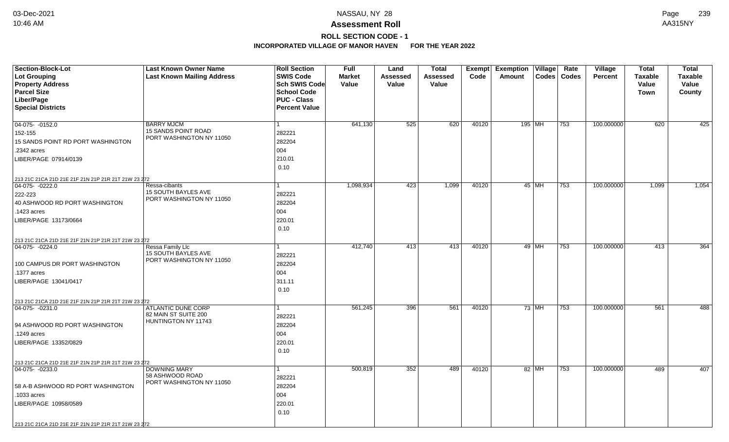# Assessment Roll

## ROLL SECTION CODE - 1

### INCORPORATED VILLAGE OF MANOR HAVEN FOR THE YEAR 2022

| Section-Block-Lot<br>Lot Grouping<br>Property Address<br>Parcel Size<br>Liber/Page<br>Special Districts | Last Known Owner Name<br>Last Known Mailing Address | Roll Section<br>SWIS Code<br>Sch SWIS Code<br>School Code<br>PUC - Class<br>Percent Value | Full Market Value | Land Assessed Value | Total Assessed Value | Exempt Code | Exemption Amount | Village Codes | Rate Codes | Village Percent | Total Taxable Value Town | Total Taxable Value County |
|---|---|---|---|---|---|---|---|---|---|---|---|---|
| 04-075- -0152.0<br>152-155<br>15 SANDS POINT RD PORT WASHINGTON<br>.2342 acres<br>LIBER/PAGE 07914/0139<br>213 21C 21CA 21D 21E 21F 21N 21P 21R 21T 21W 23 272 | BARRY MJCM<br>15 SANDS POINT ROAD<br>PORT WASHINGTON NY 11050 | 1<br>282221<br>282204<br>004<br>210.01<br>0.10 | 641,130 | 525 | 620 | 40120 | 195 | MH | 753 | 100.000000 | 620 | 425 |
| 04-075- -0222.0<br>222-223<br>40 ASHWOOD RD PORT WASHINGTON<br>.1423 acres<br>LIBER/PAGE 13173/0664<br>213 21C 21CA 21D 21E 21F 21N 21P 21R 21T 21W 23 272 | Ressa-cibants<br>15 SOUTH BAYLES AVE<br>PORT WASHINGTON NY 11050 | 1<br>282221<br>282204<br>004<br>220.01<br>0.10 | 1,098,934 | 423 | 1,099 | 40120 | 45 | MH | 753 | 100.000000 | 1,099 | 1,054 |
| 04-075- -0224.0<br>100 CAMPUS DR PORT WASHINGTON<br>.1377 acres<br>LIBER/PAGE 13041/0417<br>213 21C 21CA 21D 21E 21F 21N 21P 21R 21T 21W 23 272 | Ressa Family Llc<br>15 SOUTH BAYLES AVE<br>PORT WASHINGTON NY 11050 | 1<br>282221<br>282204<br>004<br>311.11<br>0.10 | 412,740 | 413 | 413 | 40120 | 49 | MH | 753 | 100.000000 | 413 | 364 |
| 04-075- -0231.0<br>94 ASHWOOD RD PORT WASHINGTON<br>.1249 acres<br>LIBER/PAGE 13352/0829<br>213 21C 21CA 21D 21E 21F 21N 21P 21R 21T 21W 23 272 | ATLANTIC DUNE CORP<br>82 MAIN ST SUITE 200<br>HUNTINGTON NY 11743 | 1<br>282221<br>282204<br>004<br>220.01<br>0.10 | 561,245 | 396 | 561 | 40120 | 73 | MH | 753 | 100.000000 | 561 | 488 |
| 04-075- -0233.0<br>58 A-B ASHWOOD RD PORT WASHINGTON<br>.1033 acres<br>LIBER/PAGE 10958/0589<br>213 21C 21CA 21D 21E 21F 21N 21P 21R 21T 21W 23 272 | DOWNING MARY<br>58 ASHWOOD ROAD<br>PORT WASHINGTON NY 11050 | 1<br>282221<br>282204<br>004<br>220.01<br>0.10 | 500,819 | 352 | 489 | 40120 | 82 | MH | 753 | 100.000000 | 489 | 407 |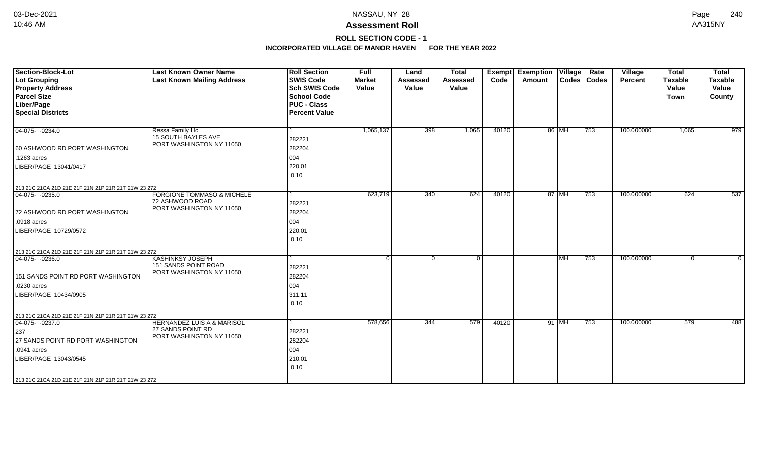## Assessment Roll

**ROLL SECTION CODE - 1**

**INCORPORATED VILLAGE OF MANOR HAVEN FOR THE YEAR 2022**

| Section-Block-Lot / Lot Grouping / Property Address / Parcel Size / Liber/Page / Special Districts | Last Known Owner Name / Last Known Mailing Address | Roll Section / SWIS Code / Sch SWIS Code / School Code / PUC - Class / Percent Value | Full Market Value | Land Assessed Value | Total Assessed Value | Exempt Code | Exemption Amount | Village Codes | Rate Codes | Village Percent | Total Taxable Value Town | Total Taxable Value County |
|---|---|---|---|---|---|---|---|---|---|---|---|---|
| 04-075- -0234.0<br>60 ASHWOOD RD PORT WASHINGTON<br>.1263 acres<br>LIBER/PAGE 13041/0417<br>213 21C 21CA 21D 21E 21F 21N 21P 21R 21T 21W 23 272 | Ressa Family Llc<br>15 SOUTH BAYLES AVE<br>PORT WASHINGTON NY 11050 | 1<br>282221<br>282204<br>004<br>220.01<br>0.10 | 1,065,137 | 398 | 1,065 | 40120 | 86 | MH | 753 | 100.000000 | 1,065 | 979 |
| 04-075- -0235.0<br>72 ASHWOOD RD PORT WASHINGTON<br>.0918 acres<br>LIBER/PAGE 10729/0572<br>213 21C 21CA 21D 21E 21F 21N 21P 21R 21T 21W 23 272 | FORGIONE TOMMASO & MICHELE<br>72 ASHWOOD ROAD<br>PORT WASHINGTON NY 11050 | 1<br>282221<br>282204<br>004<br>220.01<br>0.10 | 623,719 | 340 | 624 | 40120 | 87 | MH | 753 | 100.000000 | 624 | 537 |
| 04-075- -0236.0<br>151 SANDS POINT RD PORT WASHINGTON<br>.0230 acres<br>LIBER/PAGE 10434/0905<br>213 21C 21CA 21D 21E 21F 21N 21P 21R 21T 21W 23 272 | KASHINKSY JOSEPH<br>151 SANDS POINT ROAD<br>PORT WASHINGTON NY 11050 | 1<br>282221<br>282204<br>004<br>311.11<br>0.10 | 0 | 0 | 0 | | | MH | 753 | 100.000000 | 0 | 0 |
| 04-075- -0237.0<br>237<br>27 SANDS POINT RD PORT WASHINGTON<br>.0941 acres<br>LIBER/PAGE 13043/0545<br>213 21C 21CA 21D 21E 21F 21N 21P 21R 21T 21W 23 272 | HERNANDEZ LUIS A & MARISOL<br>27 SANDS POINT RD<br>PORT WASHINGTON NY 11050 | 1<br>282221<br>282204<br>004<br>210.01<br>0.10 | 578,656 | 344 | 579 | 40120 | 91 | MH | 753 | 100.000000 | 579 | 488 |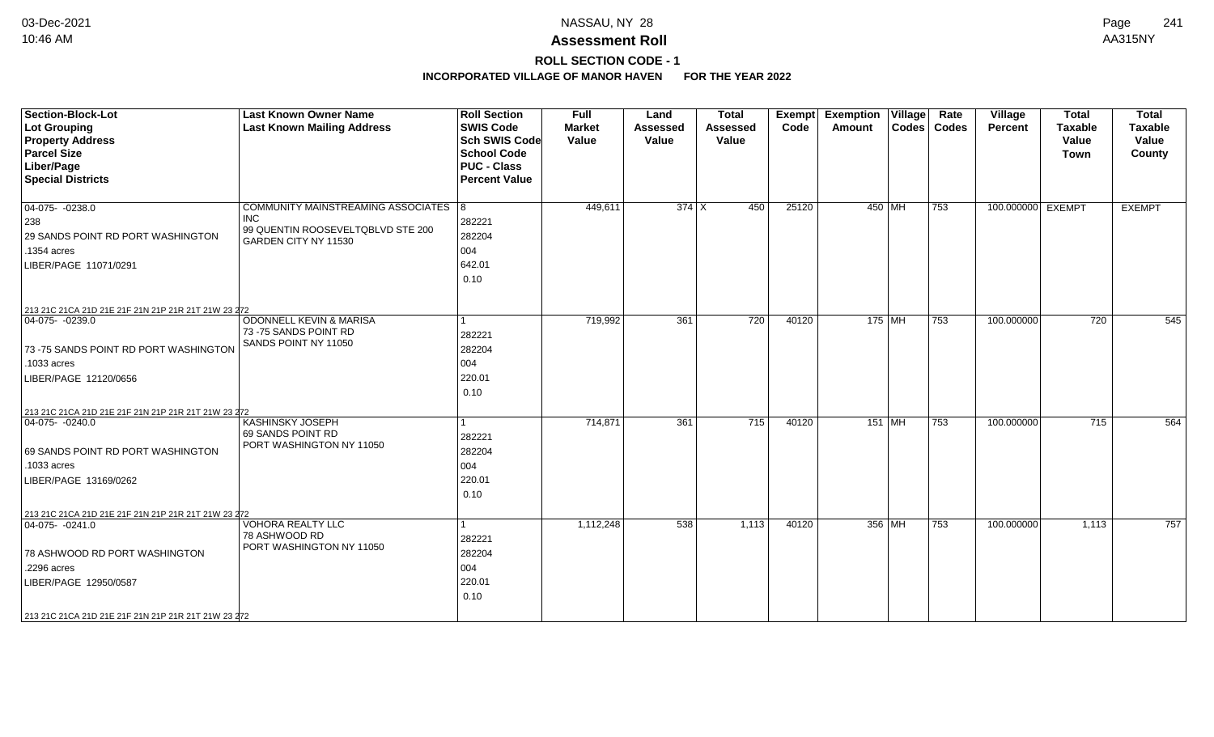**NASSAU, NY 28**

**Assessment Roll**

**ROLL SECTION CODE - 1**

**INCORPORATED VILLAGE OF MANOR HAVEN FOR THE YEAR 2022**

| Section-Block-Lot<br>Lot Grouping<br>Property Address<br>Parcel Size<br>Liber/Page<br>Special Districts | Last Known Owner Name<br>Last Known Mailing Address | Roll Section<br>SWIS Code<br>Sch SWIS Code<br>School Code<br>PUC - Class<br>Percent Value | Full Market Value | Land Assessed Value | Total Assessed Value | Exempt Code | Exemption Amount | Village Codes | Rate Codes | Village Percent | Total Taxable Value Town | Total Taxable Value County |
|---|---|---|---|---|---|---|---|---|---|---|---|---|
| 04-075- -0238.0<br>238<br>29 SANDS POINT RD PORT WASHINGTON<br>.1354 acres<br>LIBER/PAGE 11071/0291<br>213 21C 21CA 21D 21E 21F 21N 21P 21R 21T 21W 23 272 | COMMUNITY MAINSTREAMING ASSOCIATES INC<br>99 QUENTIN ROOSEVELTQBLVD STE 200<br>GARDEN CITY NY 11530 | 8<br>282221<br>282204<br>004<br>642.01<br>0.10 | 449,611 | 374 X | 450 | 25120 | 450 | MH | 753 | 100.000000 | EXEMPT | EXEMPT |
| 04-075- -0239.0<br>73 -75 SANDS POINT RD PORT WASHINGTON<br>.1033 acres<br>LIBER/PAGE 12120/0656<br>213 21C 21CA 21D 21E 21F 21N 21P 21R 21T 21W 23 272 | ODONNELL KEVIN & MARISA<br>73 -75 SANDS POINT RD<br>SANDS POINT NY 11050 | 1<br>282221<br>282204<br>004<br>220.01<br>0.10 | 719,992 | 361 | 720 | 40120 | 175 | MH | 753 | 100.000000 | 720 | 545 |
| 04-075- -0240.0<br>69 SANDS POINT RD PORT WASHINGTON<br>.1033 acres<br>LIBER/PAGE 13169/0262<br>213 21C 21CA 21D 21E 21F 21N 21P 21R 21T 21W 23 272 | KASHINSKY JOSEPH<br>69 SANDS POINT RD<br>PORT WASHINGTON NY 11050 | 1<br>282221<br>282204<br>004<br>220.01<br>0.10 | 714,871 | 361 | 715 | 40120 | 151 | MH | 753 | 100.000000 | 715 | 564 |
| 04-075- -0241.0<br>78 ASHWOOD RD PORT WASHINGTON<br>.2296 acres<br>LIBER/PAGE 12950/0587<br>213 21C 21CA 21D 21E 21F 21N 21P 21R 21T 21W 23 272 | VOHORA REALTY LLC<br>78 ASHWOOD RD<br>PORT WASHINGTON NY 11050 | 1<br>282221<br>282204<br>004<br>220.01<br>0.10 | 1,112,248 | 538 | 1,113 | 40120 | 356 | MH | 753 | 100.000000 | 1,113 | 757 |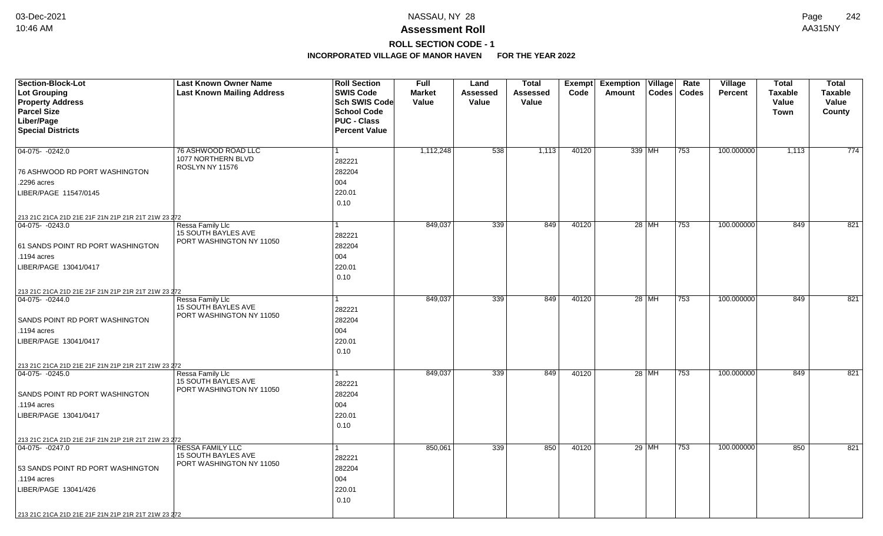# NASSAU, NY 28

## Assessment Roll

### ROLL SECTION CODE - 1

**INCORPORATED VILLAGE OF MANOR HAVEN FOR THE YEAR 2022**

| Section-Block-Lot<br>Lot Grouping<br>Property Address<br>Parcel Size<br>Liber/Page<br>Special Districts | Last Known Owner Name<br>Last Known Mailing Address | Roll Section<br>SWIS Code<br>Sch SWIS Code<br>School Code<br>PUC - Class<br>Percent Value | Full Market Value | Land Assessed Value | Total Assessed Value | Exempt Code | Exemption Amount | Village Codes | Rate Codes | Village Percent | Total Taxable Value Town | Total Taxable Value County |
|---|---|---|---|---|---|---|---|---|---|---|---|---|
| 04-075- -0242.0<br>76 ASHWOOD RD PORT WASHINGTON<br>.2296 acres<br>LIBER/PAGE 11547/0145<br>213 21C 21CA 21D 21E 21F 21N 21P 21R 21T 21W 23 272 | 76 ASHWOOD ROAD LLC<br>1077 NORTHERN BLVD<br>ROSLYN NY 11576 | 1<br>282221<br>282204<br>004<br>220.01<br>0.10 | 1,112,248 | 538 | 1,113 | 40120 | 339 | MH | 753 | 100.000000 | 1,113 | 774 |
| 04-075- -0243.0<br>61 SANDS POINT RD PORT WASHINGTON<br>.1194 acres<br>LIBER/PAGE 13041/0417<br>213 21C 21CA 21D 21E 21F 21N 21P 21R 21T 21W 23 272 | Ressa Family Llc<br>15 SOUTH BAYLES AVE<br>PORT WASHINGTON NY 11050 | 1<br>282221<br>282204<br>004<br>220.01<br>0.10 | 849,037 | 339 | 849 | 40120 | 28 | MH | 753 | 100.000000 | 849 | 821 |
| 04-075- -0244.0<br>SANDS POINT RD PORT WASHINGTON<br>.1194 acres<br>LIBER/PAGE 13041/0417<br>213 21C 21CA 21D 21E 21F 21N 21P 21R 21T 21W 23 272 | Ressa Family Llc<br>15 SOUTH BAYLES AVE<br>PORT WASHINGTON NY 11050 | 1<br>282221<br>282204<br>004<br>220.01<br>0.10 | 849,037 | 339 | 849 | 40120 | 28 | MH | 753 | 100.000000 | 849 | 821 |
| 04-075- -0245.0<br>SANDS POINT RD PORT WASHINGTON<br>.1194 acres<br>LIBER/PAGE 13041/0417<br>213 21C 21CA 21D 21E 21F 21N 21P 21R 21T 21W 23 272 | Ressa Family Llc<br>15 SOUTH BAYLES AVE<br>PORT WASHINGTON NY 11050 | 1<br>282221<br>282204<br>004<br>220.01<br>0.10 | 849,037 | 339 | 849 | 40120 | 28 | MH | 753 | 100.000000 | 849 | 821 |
| 04-075- -0247.0<br>53 SANDS POINT RD PORT WASHINGTON<br>.1194 acres<br>LIBER/PAGE 13041/426<br>213 21C 21CA 21D 21E 21F 21N 21P 21R 21T 21W 23 272 | RESSA FAMILY LLC<br>15 SOUTH BAYLES AVE<br>PORT WASHINGTON NY 11050 | 1<br>282221<br>282204<br>004<br>220.01<br>0.10 | 850,061 | 339 | 850 | 40120 | 29 | MH | 753 | 100.000000 | 850 | 821 |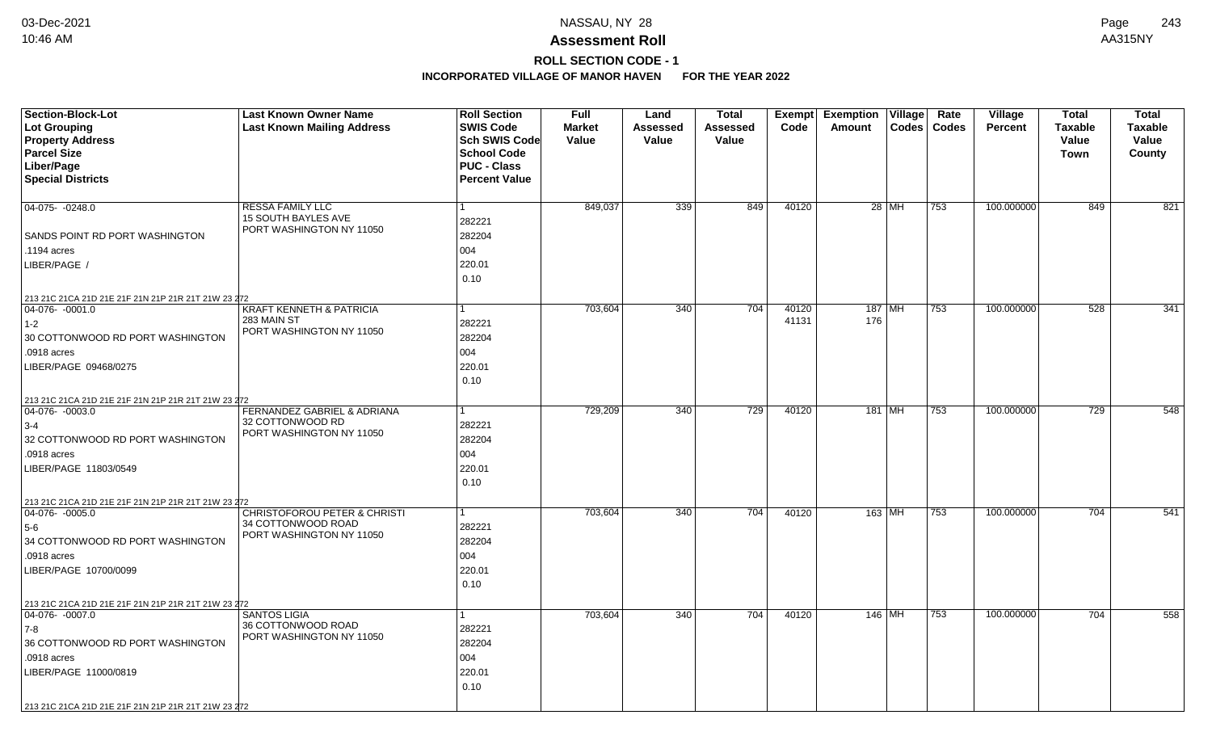# Assessment Roll

## ROLL SECTION CODE - 1

### INCORPORATED VILLAGE OF MANOR HAVEN FOR THE YEAR 2022

| Section-Block-Lot<br>Lot Grouping<br>Property Address<br>Parcel Size<br>Liber/Page<br>Special Districts | Last Known Owner Name<br>Last Known Mailing Address | Roll Section<br>SWIS Code<br>Sch SWIS Code<br>School Code<br>PUC - Class<br>Percent Value | Full Market Value | Land Assessed Value | Total Assessed Value | Exempt Code | Exemption Amount | Village Codes | Rate Codes | Village Percent | Total Taxable Value Town | Total Taxable Value County |
|---|---|---|---|---|---|---|---|---|---|---|---|---|
| 04-075- -0248.0<br>SANDS POINT RD PORT WASHINGTON<br>.1194 acres<br>LIBER/PAGE /<br>213 21C 21CA 21D 21E 21F 21N 21P 21R 21T 21W 23 272 | RESSA FAMILY LLC<br>15 SOUTH BAYLES AVE<br>PORT WASHINGTON NY 11050 | 1<br>282221<br>282204<br>004<br>220.01<br>0.10 | 849,037 | 339 | 849 | 40120 | 28 | MH | 753 | 100.000000 | 849 | 821 |
| 04-076- -0001.0<br>1-2<br>30 COTTONWOOD RD PORT WASHINGTON<br>.0918 acres<br>LIBER/PAGE 09468/0275<br>213 21C 21CA 21D 21E 21F 21N 21P 21R 21T 21W 23 272 | KRAFT KENNETH & PATRICIA<br>283 MAIN ST<br>PORT WASHINGTON NY 11050 | 1<br>282221<br>282204<br>004<br>220.01<br>0.10 | 703,604 | 340 | 704 | 40120<br>41131 | 187<br>176 | MH | 753 | 100.000000 | 528 | 341 |
| 04-076- -0003.0<br>3-4<br>32 COTTONWOOD RD PORT WASHINGTON<br>.0918 acres<br>LIBER/PAGE 11803/0549<br>213 21C 21CA 21D 21E 21F 21N 21P 21R 21T 21W 23 272 | FERNANDEZ GABRIEL & ADRIANA<br>32 COTTONWOOD RD<br>PORT WASHINGTON NY 11050 | 1<br>282221<br>282204<br>004<br>220.01<br>0.10 | 729,209 | 340 | 729 | 40120 | 181 | MH | 753 | 100.000000 | 729 | 548 |
| 04-076- -0005.0<br>5-6<br>34 COTTONWOOD RD PORT WASHINGTON<br>.0918 acres<br>LIBER/PAGE 10700/0099<br>213 21C 21CA 21D 21E 21F 21N 21P 21R 21T 21W 23 272 | CHRISTOFOROU PETER & CHRISTI<br>34 COTTONWOOD ROAD<br>PORT WASHINGTON NY 11050 | 1<br>282221<br>282204<br>004<br>220.01<br>0.10 | 703,604 | 340 | 704 | 40120 | 163 | MH | 753 | 100.000000 | 704 | 541 |
| 04-076- -0007.0<br>7-8<br>36 COTTONWOOD RD PORT WASHINGTON<br>.0918 acres<br>LIBER/PAGE 11000/0819<br>213 21C 21CA 21D 21E 21F 21N 21P 21R 21T 21W 23 272 | SANTOS LIGIA<br>36 COTTONWOOD ROAD<br>PORT WASHINGTON NY 11050 | 1<br>282221<br>282204<br>004<br>220.01<br>0.10 | 703,604 | 340 | 704 | 40120 | 146 | MH | 753 | 100.000000 | 704 | 558 |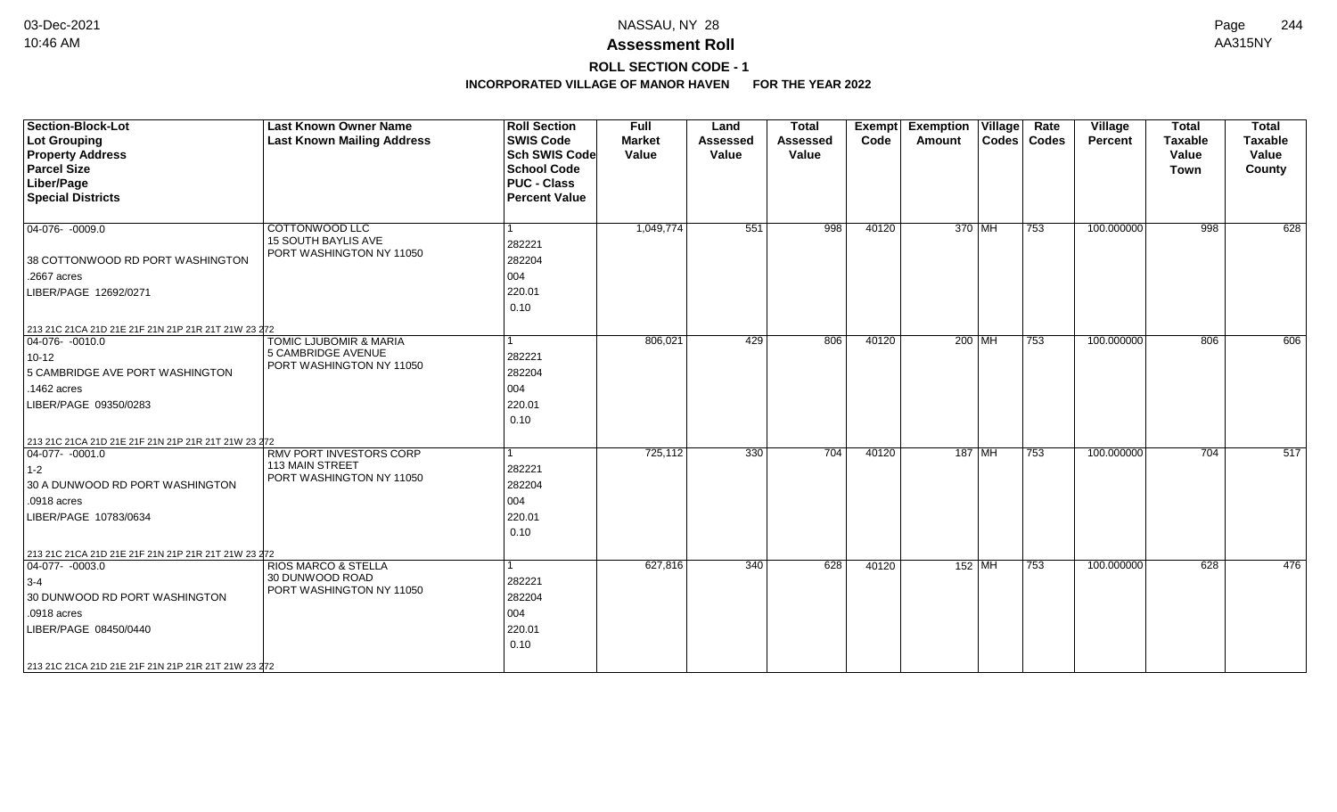# NASSAU, NY 28

## Assessment Roll

### ROLL SECTION CODE - 1

**INCORPORATED VILLAGE OF MANOR HAVEN FOR THE YEAR 2022**

| Section-Block-Lot<br>Lot Grouping<br>Property Address<br>Parcel Size<br>Liber/Page<br>Special Districts | Last Known Owner Name<br>Last Known Mailing Address | Roll Section<br>SWIS Code<br>Sch SWIS Code<br>School Code<br>PUC - Class<br>Percent Value | Full Market Value | Land Assessed Value | Total Assessed Value | Exempt Code | Exemption Amount | Village Codes | Rate Codes | Village Percent | Total Taxable Value Town | Total Taxable Value County |
|---|---|---|---|---|---|---|---|---|---|---|---|---|
| 04-076- -0009.0<br><br>38 COTTONWOOD RD PORT WASHINGTON<br>.2667 acres<br>LIBER/PAGE 12692/0271<br><br>213 21C 21CA 21D 21E 21F 21N 21P 21R 21T 21W 23 272 | COTTONWOOD LLC<br>15 SOUTH BAYLIS AVE<br>PORT WASHINGTON NY 11050 | 1<br>282221<br>282204<br>004<br>220.01<br>0.10 | 1,049,774 | 551 | 998 | 40120 | 370 | MH | 753 | 100.000000 | 998 | 628 |
| 04-076- -0010.0<br>10-12<br>5 CAMBRIDGE AVE PORT WASHINGTON<br>.1462 acres<br>LIBER/PAGE 09350/0283<br><br>213 21C 21CA 21D 21E 21F 21N 21P 21R 21T 21W 23 272 | TOMIC LJUBOMIR & MARIA<br>5 CAMBRIDGE AVENUE<br>PORT WASHINGTON NY 11050 | 1<br>282221<br>282204<br>004<br>220.01<br>0.10 | 806,021 | 429 | 806 | 40120 | 200 | MH | 753 | 100.000000 | 806 | 606 |
| 04-077- -0001.0<br>1-2<br>30 A DUNWOOD RD PORT WASHINGTON<br>.0918 acres<br>LIBER/PAGE 10783/0634<br><br>213 21C 21CA 21D 21E 21F 21N 21P 21R 21T 21W 23 272 | RMV PORT INVESTORS CORP<br>113 MAIN STREET<br>PORT WASHINGTON NY 11050 | 1<br>282221<br>282204<br>004<br>220.01<br>0.10 | 725,112 | 330 | 704 | 40120 | 187 | MH | 753 | 100.000000 | 704 | 517 |
| 04-077- -0003.0<br>3-4<br>30 DUNWOOD RD PORT WASHINGTON<br>.0918 acres<br>LIBER/PAGE 08450/0440<br><br>213 21C 21CA 21D 21E 21F 21N 21P 21R 21T 21W 23 272 | RIOS MARCO & STELLA<br>30 DUNWOOD ROAD<br>PORT WASHINGTON NY 11050 | 1<br>282221<br>282204<br>004<br>220.01<br>0.10 | 627,816 | 340 | 628 | 40120 | 152 | MH | 753 | 100.000000 | 628 | 476 |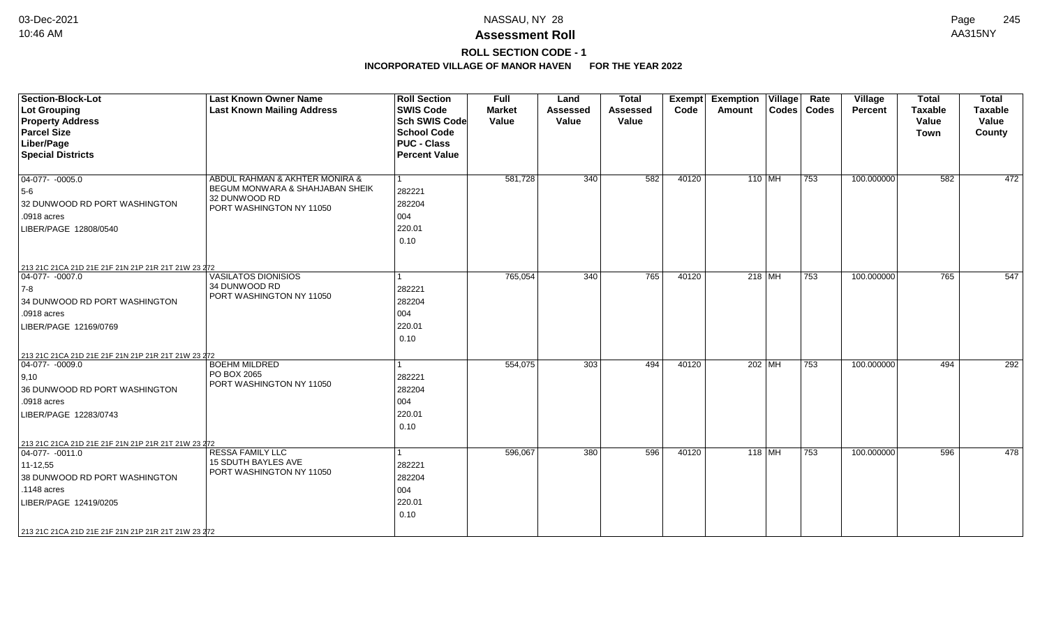# Assessment Roll

## ROLL SECTION CODE - 1

**INCORPORATED VILLAGE OF MANOR HAVEN FOR THE YEAR 2022**

| Section-Block-Lot<br>Lot Grouping<br>Property Address<br>Parcel Size<br>Liber/Page<br>Special Districts | Last Known Owner Name<br>Last Known Mailing Address | Roll Section<br>SWIS Code<br>Sch SWIS Code<br>School Code<br>PUC - Class<br>Percent Value | Full Market Value | Land Assessed Value | Total Assessed Value | Exempt Code | Exemption Amount | Village Codes | Rate Codes | Village Percent | Total Taxable Value Town | Total Taxable Value County |
|---|---|---|---|---|---|---|---|---|---|---|---|---|
| 04-077- -0005.0<br>5-6<br>32 DUNWOOD RD PORT WASHINGTON<br>.0918 acres<br>LIBER/PAGE 12808/0540<br>213 21C 21CA 21D 21E 21F 21N 21P 21R 21T 21W 23 272 | ABDUL RAHMAN & AKHTER MONIRA &<br>BEGUM MONWARA & SHAHJABAN SHEIK<br>32 DUNWOOD RD<br>PORT WASHINGTON NY 11050 | 1<br>282221<br>282204<br>004<br>220.01<br>0.10 | 581,728 | 340 | 582 | 40120 | 110 | MH | 753 | 100.000000 | 582 | 472 |
| 04-077- -0007.0<br>7-8<br>34 DUNWOOD RD PORT WASHINGTON<br>.0918 acres<br>LIBER/PAGE 12169/0769<br>213 21C 21CA 21D 21E 21F 21N 21P 21R 21T 21W 23 272 | VASILATOS DIONISIOS<br>34 DUNWOOD RD<br>PORT WASHINGTON NY 11050 | 1<br>282221<br>282204<br>004<br>220.01<br>0.10 | 765,054 | 340 | 765 | 40120 | 218 | MH | 753 | 100.000000 | 765 | 547 |
| 04-077- -0009.0<br>9,10<br>36 DUNWOOD RD PORT WASHINGTON<br>.0918 acres<br>LIBER/PAGE 12283/0743<br>213 21C 21CA 21D 21E 21F 21N 21P 21R 21T 21W 23 272 | BOEHM MILDRED<br>PO BOX 2065<br>PORT WASHINGTON NY 11050 | 1<br>282221<br>282204<br>004<br>220.01<br>0.10 | 554,075 | 303 | 494 | 40120 | 202 | MH | 753 | 100.000000 | 494 | 292 |
| 04-077- -0011.0<br>11-12,55<br>38 DUNWOOD RD PORT WASHINGTON<br>.1148 acres<br>LIBER/PAGE 12419/0205<br>213 21C 21CA 21D 21E 21F 21N 21P 21R 21T 21W 23 272 | RESSA FAMILY LLC<br>15 SDUTH BAYLES AVE<br>PORT WASHINGTON NY 11050 | 1<br>282221<br>282204<br>004<br>220.01<br>0.10 | 596,067 | 380 | 596 | 40120 | 118 | MH | 753 | 100.000000 | 596 | 478 |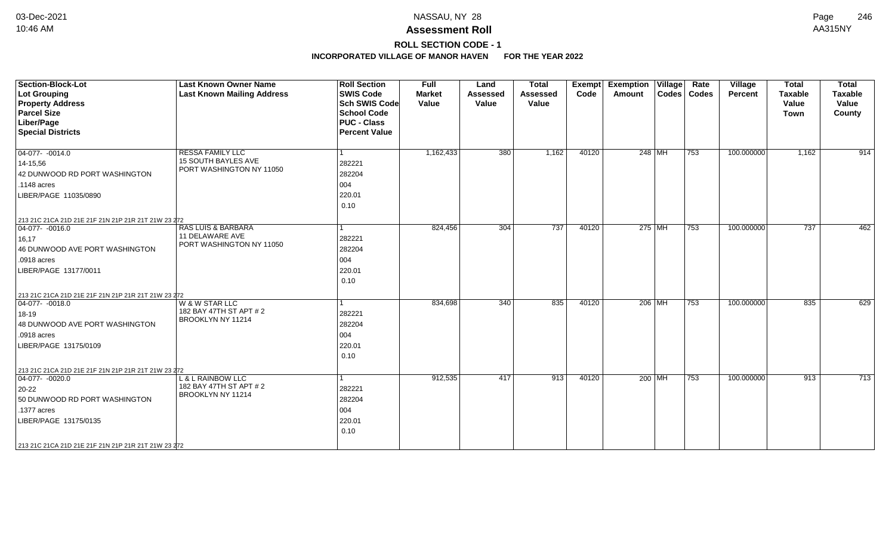# Assessment Roll

## ROLL SECTION CODE - 1

### INCORPORATED VILLAGE OF MANOR HAVEN FOR THE YEAR 2022

| Section-Block-Lot<br>Lot Grouping<br>Property Address<br>Parcel Size<br>Liber/Page<br>Special Districts | Last Known Owner Name<br>Last Known Mailing Address | Roll Section<br>SWIS Code<br>Sch SWIS Code<br>School Code<br>PUC - Class<br>Percent Value | Full Market Value | Land Assessed Value | Total Assessed Value | Exempt Code | Exemption Amount | Village Codes | Rate Codes | Village Percent | Total Taxable Value Town | Total Taxable Value County |
|---|---|---|---|---|---|---|---|---|---|---|---|---|
| 04-077- -0014.0<br>14-15,56<br>42 DUNWOOD RD PORT WASHINGTON<br>.1148 acres<br>LIBER/PAGE 11035/0890<br>213 21C 21CA 21D 21E 21F 21N 21P 21R 21T 21W 23 272 | RESSA FAMILY LLC<br>15 SOUTH BAYLES AVE<br>PORT WASHINGTON NY 11050 | 1<br>282221<br>282204<br>004<br>220.01<br>0.10 | 1,162,433 | 380 | 1,162 | 40120 | 248 | MH | 753 | 100.000000 | 1,162 | 914 |
| 04-077- -0016.0<br>16,17<br>46 DUNWOOD AVE PORT WASHINGTON<br>.0918 acres<br>LIBER/PAGE 13177/0011<br>213 21C 21CA 21D 21E 21F 21N 21P 21R 21T 21W 23 272 | RAS LUIS & BARBARA<br>11 DELAWARE AVE<br>PORT WASHINGTON NY 11050 | 1<br>282221<br>282204<br>004<br>220.01<br>0.10 | 824,456 | 304 | 737 | 40120 | 275 | MH | 753 | 100.000000 | 737 | 462 |
| 04-077- -0018.0<br>18-19<br>48 DUNWOOD AVE PORT WASHINGTON<br>.0918 acres<br>LIBER/PAGE 13175/0109<br>213 21C 21CA 21D 21E 21F 21N 21P 21R 21T 21W 23 272 | W & W STAR LLC<br>182 BAY 47TH ST APT # 2<br>BROOKLYN NY 11214 | 1<br>282221<br>282204<br>004<br>220.01<br>0.10 | 834,698 | 340 | 835 | 40120 | 206 | MH | 753 | 100.000000 | 835 | 629 |
| 04-077- -0020.0<br>20-22<br>50 DUNWOOD RD PORT WASHINGTON<br>.1377 acres<br>LIBER/PAGE 13175/0135<br>213 21C 21CA 21D 21E 21F 21N 21P 21R 21T 21W 23 272 | L & L RAINBOW LLC<br>182 BAY 47TH ST APT # 2<br>BROOKLYN NY 11214 | 1<br>282221<br>282204<br>004<br>220.01<br>0.10 | 912,535 | 417 | 913 | 40120 | 200 | MH | 753 | 100.000000 | 913 | 713 |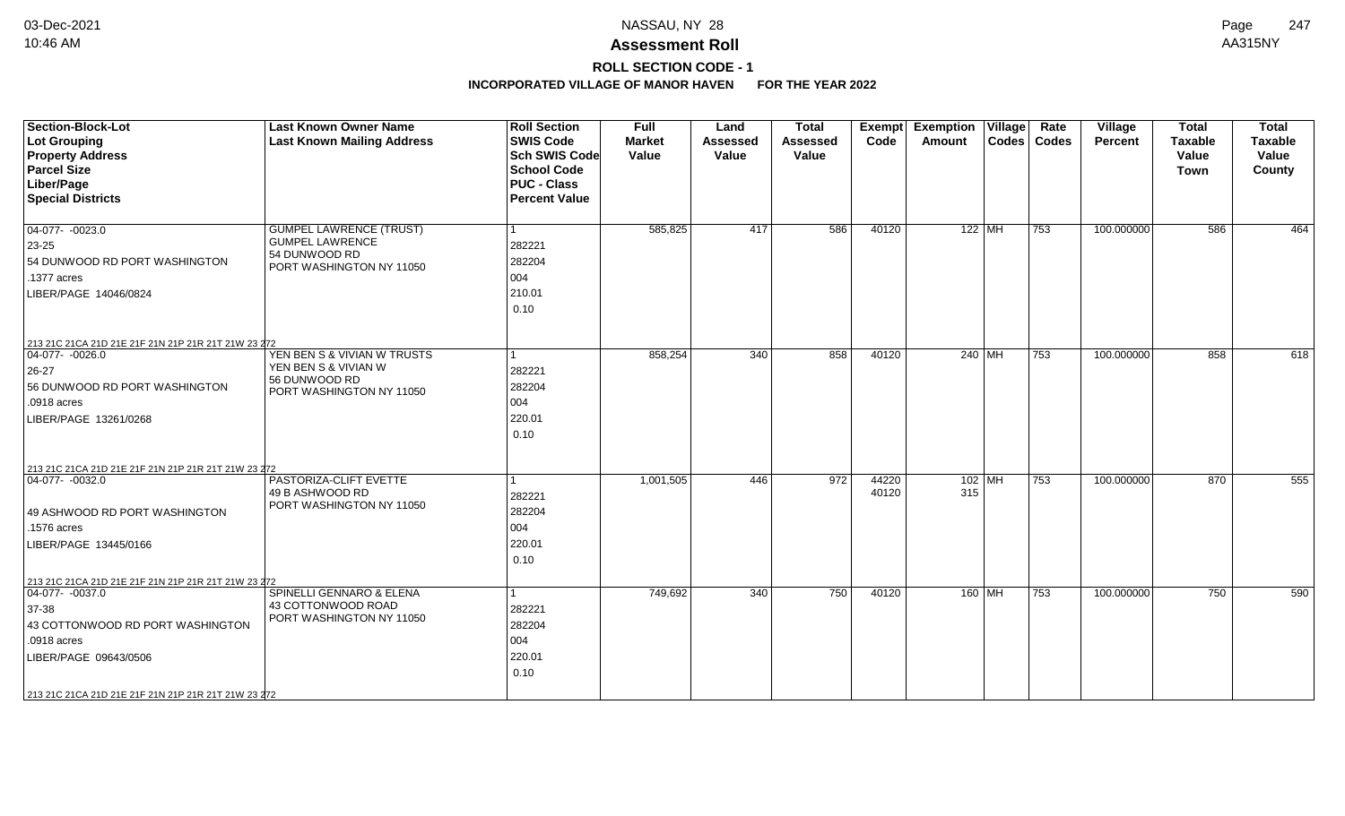# NASSAU, NY 28

# Assessment Roll

## ROLL SECTION CODE - 1

### INCORPORATED VILLAGE OF MANOR HAVEN FOR THE YEAR 2022

| Section-Block-Lot<br>Lot Grouping<br>Property Address<br>Parcel Size<br>Liber/Page<br>Special Districts | Last Known Owner Name<br>Last Known Mailing Address | Roll Section<br>SWIS Code<br>Sch SWIS Code<br>School Code<br>PUC - Class<br>Percent Value | Full Market Value | Land Assessed Value | Total Assessed Value | Exempt Code | Exemption Amount | Village Codes | Rate Codes | Village Percent | Total Taxable Value Town | Total Taxable Value County |
|---|---|---|---|---|---|---|---|---|---|---|---|---|
| 04-077- -0023.0<br>23-25<br>54 DUNWOOD RD PORT WASHINGTON<br>.1377 acres<br>LIBER/PAGE 14046/0824<br>213 21C 21CA 21D 21E 21F 21N 21P 21R 21T 21W 23 272 | GUMPEL LAWRENCE (TRUST)<br>GUMPEL LAWRENCE<br>54 DUNWOOD RD<br>PORT WASHINGTON NY 11050 | 1<br>282221<br>282204<br>004<br>210.01<br>0.10 | 585,825 | 417 | 586 | 40120 | 122 | MH | 753 | 100.000000 | 586 | 464 |
| 04-077- -0026.0<br>26-27<br>56 DUNWOOD RD PORT WASHINGTON<br>.0918 acres<br>LIBER/PAGE 13261/0268<br>213 21C 21CA 21D 21E 21F 21N 21P 21R 21T 21W 23 272 | YEN BEN S & VIVIAN W TRUSTS<br>YEN BEN S & VIVIAN W<br>56 DUNWOOD RD<br>PORT WASHINGTON NY 11050 | 1<br>282221<br>282204<br>004<br>220.01<br>0.10 | 858,254 | 340 | 858 | 40120 | 240 | MH | 753 | 100.000000 | 858 | 618 |
| 04-077- -0032.0<br>49 ASHWOOD RD PORT WASHINGTON<br>.1576 acres<br>LIBER/PAGE 13445/0166<br>213 21C 21CA 21D 21E 21F 21N 21P 21R 21T 21W 23 272 | PASTORIZA-CLIFT EVETTE<br>49 B ASHWOOD RD<br>PORT WASHINGTON NY 11050 | 1<br>282221<br>282204<br>004<br>220.01<br>0.10 | 1,001,505 | 446 | 972 | 44220<br>40120 | 102<br>315 | MH | 753 | 100.000000 | 870 | 555 |
| 04-077- -0037.0<br>37-38<br>43 COTTONWOOD RD PORT WASHINGTON<br>.0918 acres<br>LIBER/PAGE 09643/0506<br>213 21C 21CA 21D 21E 21F 21N 21P 21R 21T 21W 23 272 | SPINELLI GENNARO & ELENA<br>43 COTTONWOOD ROAD<br>PORT WASHINGTON NY 11050 | 1<br>282221<br>282204<br>004<br>220.01<br>0.10 | 749,692 | 340 | 750 | 40120 | 160 | MH | 753 | 100.000000 | 750 | 590 |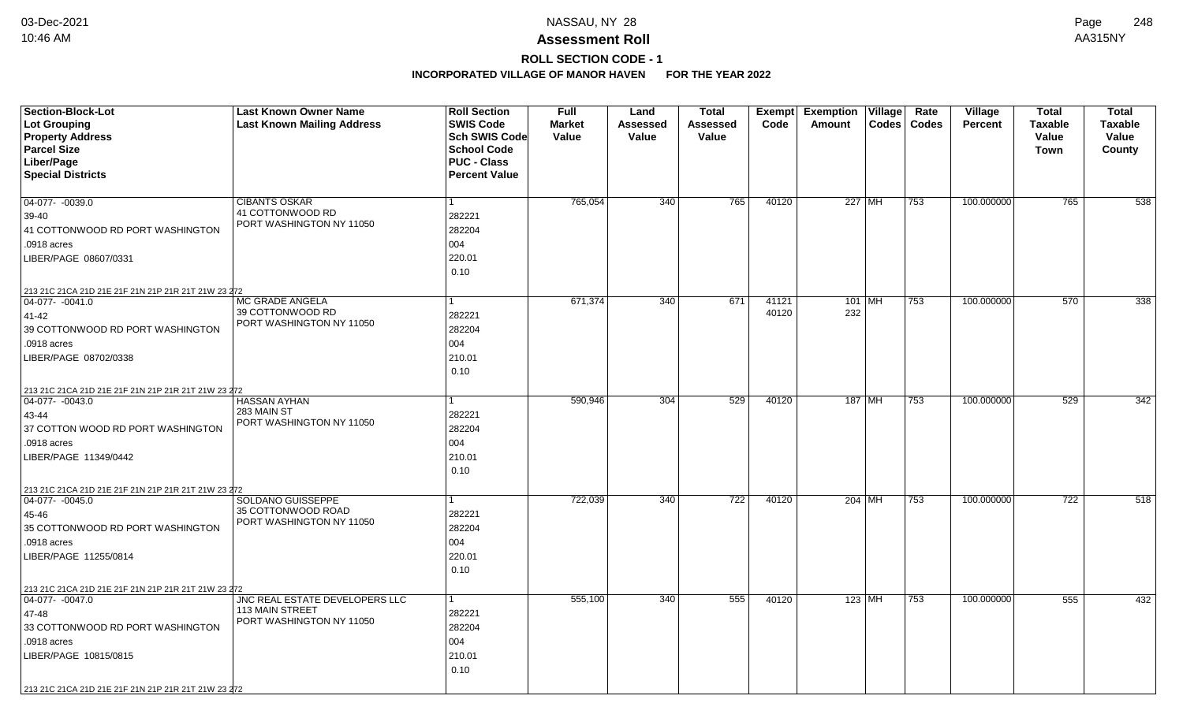**Assessment Roll**

**ROLL SECTION CODE - 1**

**INCORPORATED VILLAGE OF MANOR HAVEN FOR THE YEAR 2022**

NASSAU, NY 28

| Section-Block-Lot<br>Lot Grouping<br>Property Address<br>Parcel Size<br>Liber/Page<br>Special Districts | Last Known Owner Name<br>Last Known Mailing Address | Roll Section<br>SWIS Code<br>Sch SWIS Code<br>School Code<br>PUC - Class<br>Percent Value | Full Market Value | Land Assessed Value | Total Assessed Value | Exempt Code | Exemption Amount | Village Codes | Rate Codes | Village Percent | Total Taxable Value Town | Total Taxable Value County |
|---|---|---|---|---|---|---|---|---|---|---|---|---|
| 04-077- -0039.0<br>39-40<br>41 COTTONWOOD RD PORT WASHINGTON<br>.0918 acres<br>LIBER/PAGE 08607/0331<br>213 21C 21CA 21D 21E 21F 21N 21P 21R 21T 21W 23 272 | CIBANTS OSKAR<br>41 COTTONWOOD RD<br>PORT WASHINGTON NY 11050 | 1<br>282221<br>282204<br>004<br>220.01<br>0.10 | 765,054 | 340 | 765 | 40120 | 227 | MH | 753 | 100.000000 | 765 | 538 |
| 04-077- -0041.0<br>41-42<br>39 COTTONWOOD RD PORT WASHINGTON<br>.0918 acres<br>LIBER/PAGE 08702/0338<br>213 21C 21CA 21D 21E 21F 21N 21P 21R 21T 21W 23 272 | MC GRADE ANGELA<br>39 COTTONWOOD RD<br>PORT WASHINGTON NY 11050 | 1<br>282221<br>282204<br>004<br>210.01<br>0.10 | 671,374 | 340 | 671 | 41121<br>40120 | 101<br>232 | MH | 753 | 100.000000 | 570 | 338 |
| 04-077- -0043.0<br>43-44<br>37 COTTON WOOD RD PORT WASHINGTON<br>.0918 acres<br>LIBER/PAGE 11349/0442<br>213 21C 21CA 21D 21E 21F 21N 21P 21R 21T 21W 23 272 | HASSAN AYHAN<br>283 MAIN ST<br>PORT WASHINGTON NY 11050 | 1<br>282221<br>282204<br>004<br>210.01<br>0.10 | 590,946 | 304 | 529 | 40120 | 187 | MH | 753 | 100.000000 | 529 | 342 |
| 04-077- -0045.0<br>45-46<br>35 COTTONWOOD RD PORT WASHINGTON<br>.0918 acres<br>LIBER/PAGE 11255/0814<br>213 21C 21CA 21D 21E 21F 21N 21P 21R 21T 21W 23 272 | SOLDANO GUISSEPPE<br>35 COTTONWOOD ROAD<br>PORT WASHINGTON NY 11050 | 1<br>282221<br>282204<br>004<br>220.01<br>0.10 | 722,039 | 340 | 722 | 40120 | 204 | MH | 753 | 100.000000 | 722 | 518 |
| 04-077- -0047.0<br>47-48<br>33 COTTONWOOD RD PORT WASHINGTON<br>.0918 acres<br>LIBER/PAGE 10815/0815<br>213 21C 21CA 21D 21E 21F 21N 21P 21R 21T 21W 23 272 | JNC REAL ESTATE DEVELOPERS LLC<br>113 MAIN STREET<br>PORT WASHINGTON NY 11050 | 1<br>282221<br>282204<br>004<br>210.01<br>0.10 | 555,100 | 340 | 555 | 40120 | 123 | MH | 753 | 100.000000 | 555 | 432 |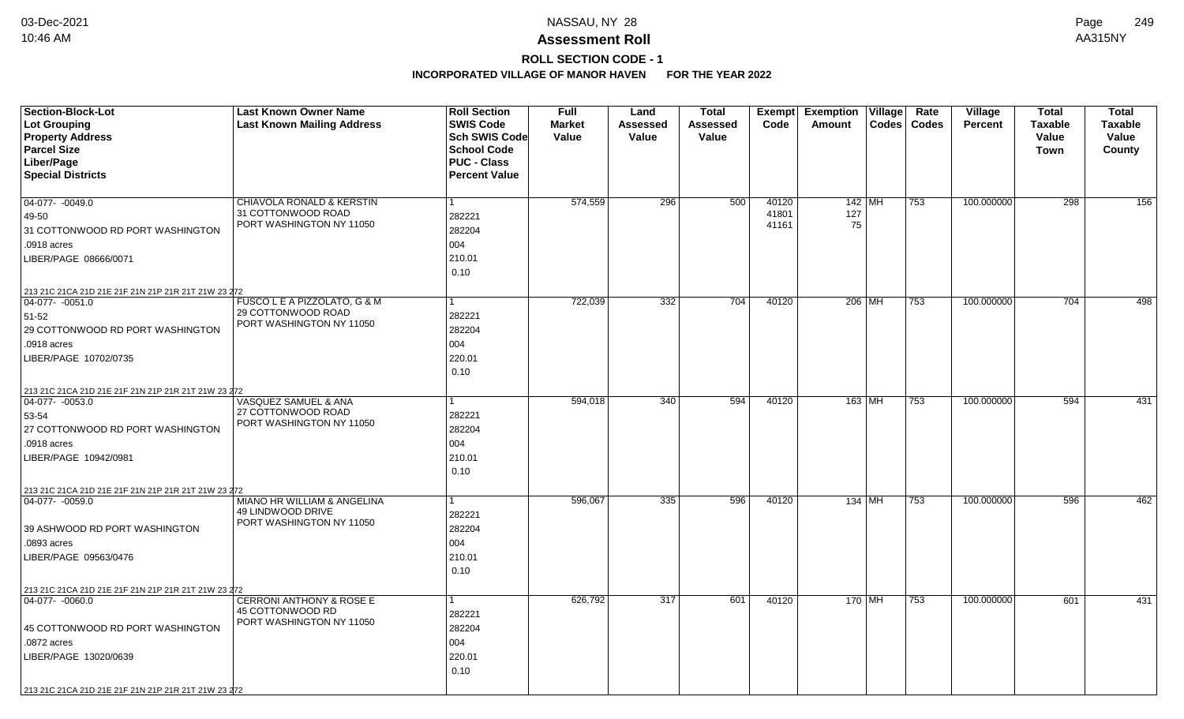# Assessment Roll

## ROLL SECTION CODE - 1

### INCORPORATED VILLAGE OF MANOR HAVEN FOR THE YEAR 2022

| Section-Block-Lot / Lot Grouping / Property Address / Parcel Size / Liber/Page / Special Districts | Last Known Owner Name / Last Known Mailing Address | Roll Section / SWIS Code / Sch SWIS Code / School Code / PUC - Class / Percent Value | Full Market Value | Land Assessed Value | Total Assessed Value | Exempt Code | Exemption Amount | Village Codes | Rate Codes | Village Percent | Total Taxable Value Town | Total Taxable Value County |
|---|---|---|---|---|---|---|---|---|---|---|---|---|
| 04-077- -0049.0<br>49-50<br>31 COTTONWOOD RD PORT WASHINGTON<br>.0918 acres<br>LIBER/PAGE 08666/0071<br>213 21C 21CA 21D 21E 21F 21N 21P 21R 21T 21W 23 272 | CHIAVOLA RONALD & KERSTIN<br>31 COTTONWOOD ROAD<br>PORT WASHINGTON NY 11050 | 1<br>282221<br>282204<br>004<br>210.01<br>0.10 | 574,559 | 296 | 500 | 40120<br>41801<br>41161 | 142<br>127<br>75 | MH | 753 | 100.000000 | 298 | 156 |
| 04-077- -0051.0<br>51-52<br>29 COTTONWOOD RD PORT WASHINGTON<br>.0918 acres<br>LIBER/PAGE 10702/0735<br>213 21C 21CA 21D 21E 21F 21N 21P 21R 21T 21W 23 272 | FUSCO L E A PIZZOLATO, G & M<br>29 COTTONWOOD ROAD<br>PORT WASHINGTON NY 11050 | 1<br>282221<br>282204<br>004<br>220.01<br>0.10 | 722,039 | 332 | 704 | 40120 | 206 | MH | 753 | 100.000000 | 704 | 498 |
| 04-077- -0053.0<br>53-54<br>27 COTTONWOOD RD PORT WASHINGTON<br>.0918 acres<br>LIBER/PAGE 10942/0981<br>213 21C 21CA 21D 21E 21F 21N 21P 21R 21T 21W 23 272 | VASQUEZ SAMUEL & ANA<br>27 COTTONWOOD ROAD<br>PORT WASHINGTON NY 11050 | 1<br>282221<br>282204<br>004<br>210.01<br>0.10 | 594,018 | 340 | 594 | 40120 | 163 | MH | 753 | 100.000000 | 594 | 431 |
| 04-077- -0059.0<br>39 ASHWOOD RD PORT WASHINGTON<br>.0893 acres<br>LIBER/PAGE 09563/0476<br>213 21C 21CA 21D 21E 21F 21N 21P 21R 21T 21W 23 272 | MIANO HR WILLIAM & ANGELINA<br>49 LINDWOOD DRIVE<br>PORT WASHINGTON NY 11050 | 1<br>282221<br>282204<br>004<br>210.01<br>0.10 | 596,067 | 335 | 596 | 40120 | 134 | MH | 753 | 100.000000 | 596 | 462 |
| 04-077- -0060.0<br>45 COTTONWOOD RD PORT WASHINGTON<br>.0872 acres<br>LIBER/PAGE 13020/0639<br>213 21C 21CA 21D 21E 21F 21N 21P 21R 21T 21W 23 272 | CERRONI ANTHONY & ROSE E<br>45 COTTONWOOD RD<br>PORT WASHINGTON NY 11050 | 1<br>282221<br>282204<br>004<br>220.01<br>0.10 | 626,792 | 317 | 601 | 40120 | 170 | MH | 753 | 100.000000 | 601 | 431 |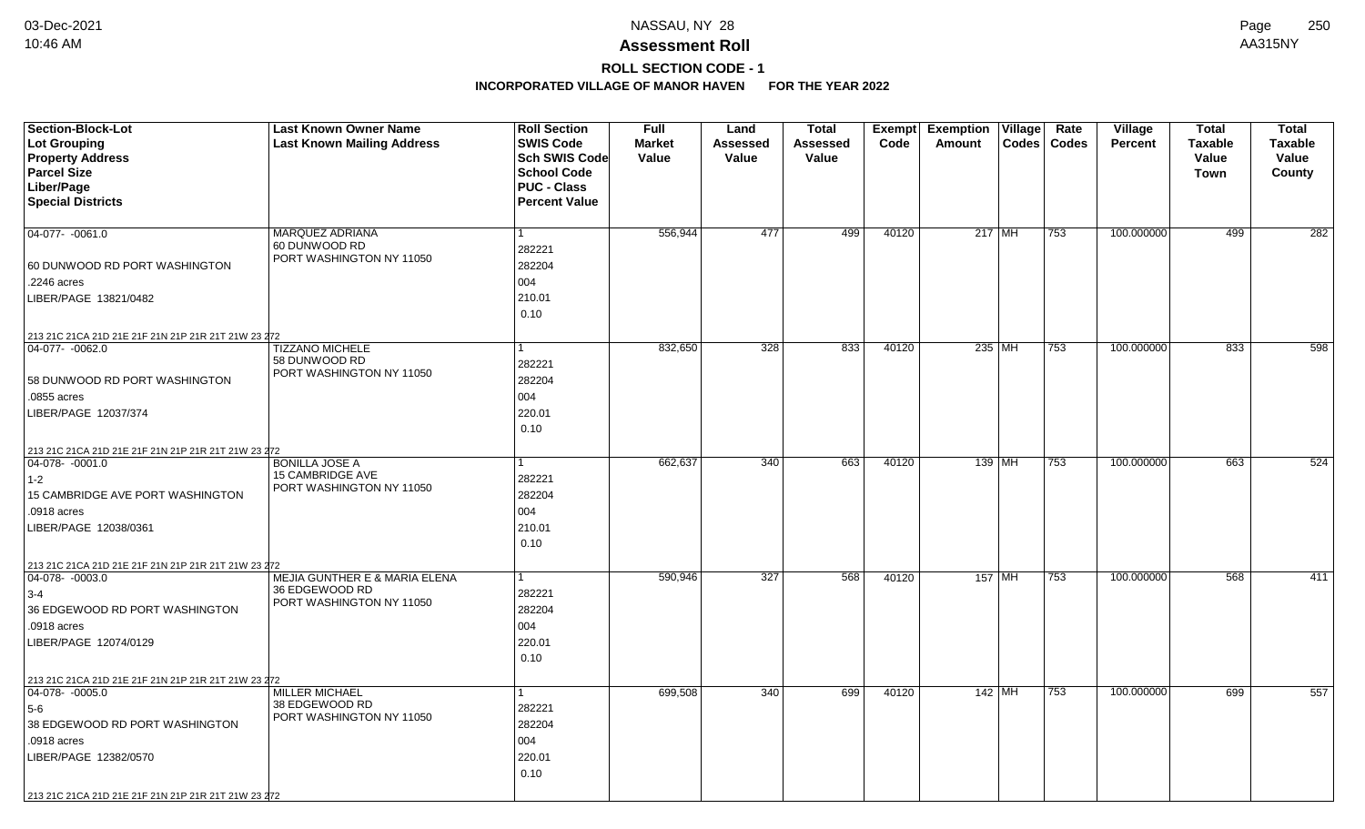# Assessment Roll

## ROLL SECTION CODE - 1

### INCORPORATED VILLAGE OF MANOR HAVEN FOR THE YEAR 2022

| Section-Block-Lot / Lot Grouping / Property Address / Parcel Size / Liber/Page / Special Districts | Last Known Owner Name / Last Known Mailing Address | Roll Section / SWIS Code / Sch SWIS Code / School Code / PUC - Class / Percent Value | Full Market Value | Land Assessed Value | Total Assessed Value | Exempt Code | Exemption Amount | Village Codes | Rate Codes | Village Percent | Total Taxable Value Town | Total Taxable Value County |
|---|---|---|---|---|---|---|---|---|---|---|---|---|
| 04-077- -0061.0<br>60 DUNWOOD RD PORT WASHINGTON<br>.2246 acres<br>LIBER/PAGE 13821/0482<br>213 21C 21CA 21D 21E 21F 21N 21P 21R 21T 21W 23 272 | MARQUEZ ADRIANA<br>60 DUNWOOD RD<br>PORT WASHINGTON NY 11050 | 1<br>282221<br>282204<br>004<br>210.01<br>0.10 | 556,944 | 477 | 499 | 40120 | 217 | MH | 753 | 100.000000 | 499 | 282 |
| 04-077- -0062.0<br>58 DUNWOOD RD PORT WASHINGTON<br>.0855 acres<br>LIBER/PAGE 12037/374<br>213 21C 21CA 21D 21E 21F 21N 21P 21R 21T 21W 23 272 | TIZZANO MICHELE<br>58 DUNWOOD RD<br>PORT WASHINGTON NY 11050 | 1<br>282221<br>282204<br>004<br>220.01<br>0.10 | 832,650 | 328 | 833 | 40120 | 235 | MH | 753 | 100.000000 | 833 | 598 |
| 04-078- -0001.0<br>1-2<br>15 CAMBRIDGE AVE PORT WASHINGTON<br>.0918 acres<br>LIBER/PAGE 12038/0361<br>213 21C 21CA 21D 21E 21F 21N 21P 21R 21T 21W 23 272 | BONILLA JOSE A<br>15 CAMBRIDGE AVE<br>PORT WASHINGTON NY 11050 | 1<br>282221<br>282204<br>004<br>210.01<br>0.10 | 662,637 | 340 | 663 | 40120 | 139 | MH | 753 | 100.000000 | 663 | 524 |
| 04-078- -0003.0<br>3-4<br>36 EDGEWOOD RD PORT WASHINGTON<br>.0918 acres<br>LIBER/PAGE 12074/0129<br>213 21C 21CA 21D 21E 21F 21N 21P 21R 21T 21W 23 272 | MEJIA GUNTHER E & MARIA ELENA<br>36 EDGEWOOD RD<br>PORT WASHINGTON NY 11050 | 1<br>282221<br>282204<br>004<br>220.01<br>0.10 | 590,946 | 327 | 568 | 40120 | 157 | MH | 753 | 100.000000 | 568 | 411 |
| 04-078- -0005.0<br>5-6<br>38 EDGEWOOD RD PORT WASHINGTON<br>.0918 acres<br>LIBER/PAGE 12382/0570<br>213 21C 21CA 21D 21E 21F 21N 21P 21R 21T 21W 23 272 | MILLER MICHAEL<br>38 EDGEWOOD RD<br>PORT WASHINGTON NY 11050 | 1<br>282221<br>282204<br>004<br>220.01<br>0.10 | 699,508 | 340 | 699 | 40120 | 142 | MH | 753 | 100.000000 | 699 | 557 |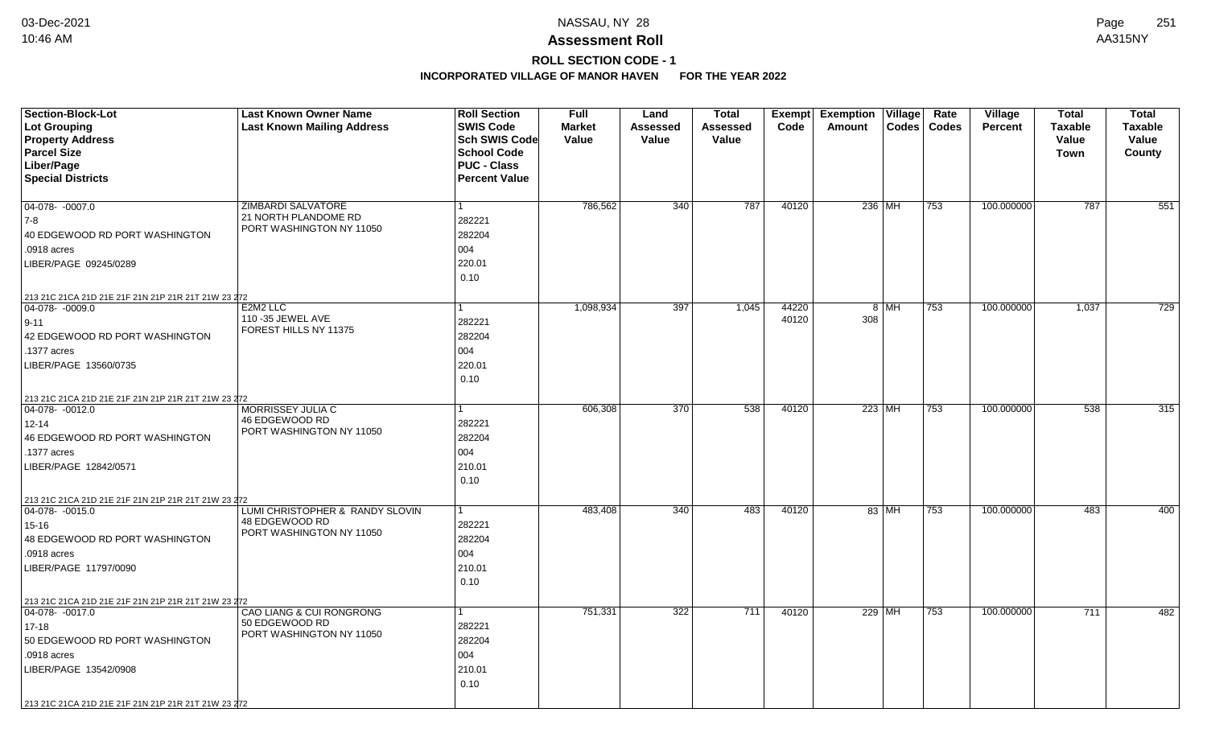# Assessment Roll

## ROLL SECTION CODE - 1

### INCORPORATED VILLAGE OF MANOR HAVEN FOR THE YEAR 2022

| Section-Block-Lot<br>Lot Grouping<br>Property Address<br>Parcel Size<br>Liber/Page<br>Special Districts | Last Known Owner Name<br>Last Known Mailing Address | Roll Section<br>SWIS Code<br>Sch SWIS Code<br>School Code<br>PUC - Class<br>Percent Value | Full Market Value | Land Assessed Value | Total Assessed Value | Exempt Code | Exemption Amount | Village Codes | Rate Codes | Village Percent | Total Taxable Value Town | Total Taxable Value County |
|---|---|---|---|---|---|---|---|---|---|---|---|---|
| 04-078- -0007.0<br>7-8<br>40 EDGEWOOD RD PORT WASHINGTON<br>.0918 acres<br>LIBER/PAGE 09245/0289<br>213 21C 21CA 21D 21E 21F 21N 21P 21R 21T 21W 23 272 | ZIMBARDI SALVATORE<br>21 NORTH PLANDOME RD<br>PORT WASHINGTON NY 11050 | 1<br>282221<br>282204<br>004<br>220.01<br>0.10 | 786,562 | 340 | 787 | 40120 | 236 | MH | 753 | 100.000000 | 787 | 551 |
| 04-078- -0009.0<br>9-11<br>42 EDGEWOOD RD PORT WASHINGTON<br>.1377 acres<br>LIBER/PAGE 13560/0735<br>213 21C 21CA 21D 21E 21F 21N 21P 21R 21T 21W 23 272 | E2M2 LLC<br>110 -35 JEWEL AVE<br>FOREST HILLS NY 11375 | 1<br>282221<br>282204<br>004<br>220.01<br>0.10 | 1,098,934 | 397 | 1,045 | 44220<br>40120 | 8<br>308 | MH | 753 | 100.000000 | 1,037 | 729 |
| 04-078- -0012.0<br>12-14<br>46 EDGEWOOD RD PORT WASHINGTON<br>.1377 acres<br>LIBER/PAGE 12842/0571<br>213 21C 21CA 21D 21E 21F 21N 21P 21R 21T 21W 23 272 | MORRISSEY JULIA C<br>46 EDGEWOOD RD<br>PORT WASHINGTON NY 11050 | 1<br>282221<br>282204<br>004<br>210.01<br>0.10 | 606,308 | 370 | 538 | 40120 | 223 | MH | 753 | 100.000000 | 538 | 315 |
| 04-078- -0015.0<br>15-16<br>48 EDGEWOOD RD PORT WASHINGTON<br>.0918 acres<br>LIBER/PAGE 11797/0090<br>213 21C 21CA 21D 21E 21F 21N 21P 21R 21T 21W 23 272 | LUMI CHRISTOPHER & RANDY SLOVIN<br>48 EDGEWOOD RD<br>PORT WASHINGTON NY 11050 | 1<br>282221<br>282204<br>004<br>210.01<br>0.10 | 483,408 | 340 | 483 | 40120 | 83 | MH | 753 | 100.000000 | 483 | 400 |
| 04-078- -0017.0<br>17-18<br>50 EDGEWOOD RD PORT WASHINGTON<br>.0918 acres<br>LIBER/PAGE 13542/0908<br>213 21C 21CA 21D 21E 21F 21N 21P 21R 21T 21W 23 272 | CAO LIANG & CUI RONGRONG<br>50 EDGEWOOD RD<br>PORT WASHINGTON NY 11050 | 1<br>282221<br>282204<br>004<br>210.01<br>0.10 | 751,331 | 322 | 711 | 40120 | 229 | MH | 753 | 100.000000 | 711 | 482 |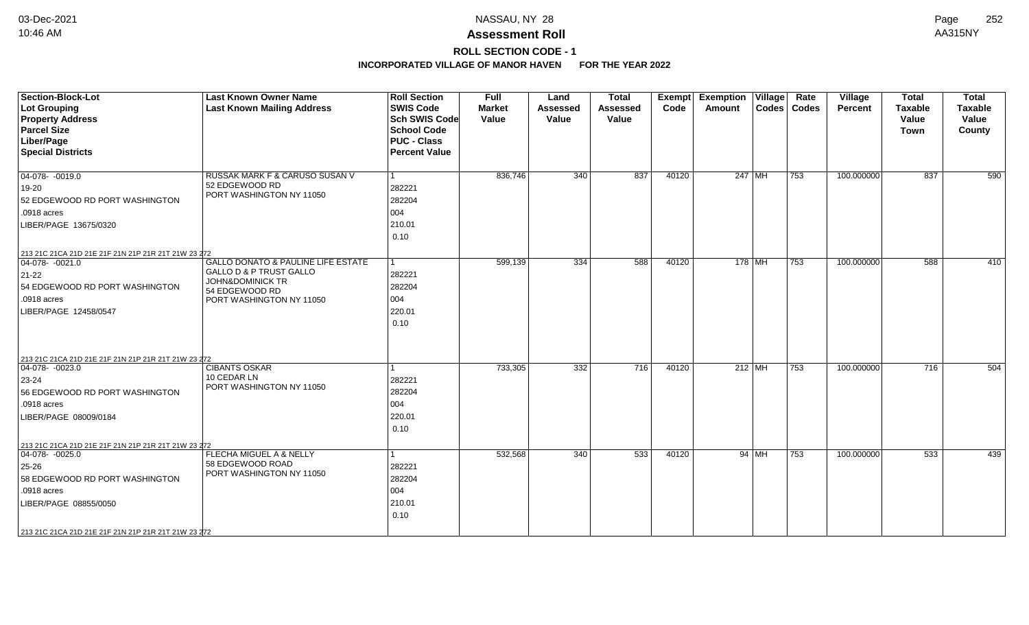# NASSAU, NY 28

## Assessment Roll

### ROLL SECTION CODE - 1

### INCORPORATED VILLAGE OF MANOR HAVEN FOR THE YEAR 2022

| Section-Block-Lot<br>Lot Grouping<br>Property Address<br>Parcel Size<br>Liber/Page<br>Special Districts | Last Known Owner Name<br>Last Known Mailing Address | Roll Section<br>SWIS Code<br>Sch SWIS Code<br>School Code<br>PUC - Class<br>Percent Value | Full Market Value | Land Assessed Value | Total Assessed Value | Exempt Code | Exemption Amount | Village Codes | Rate Codes | Village Percent | Total Taxable Value Town | Total Taxable Value County |
|---|---|---|---|---|---|---|---|---|---|---|---|---|
| 04-078- -0019.0<br>19-20<br>52 EDGEWOOD RD PORT WASHINGTON<br>.0918 acres<br>LIBER/PAGE 13675/0320<br>213 21C 21CA 21D 21E 21F 21N 21P 21R 21T 21W 23 272 | RUSSAK MARK F & CARUSO SUSAN V<br>52 EDGEWOOD RD<br>PORT WASHINGTON NY 11050 | 1<br>282221<br>282204<br>004<br>210.01<br>0.10 | 836,746 | 340 | 837 | 40120 | 247 | MH | 753 | 100.000000 | 837 | 590 |
| 04-078- -0021.0<br>21-22<br>54 EDGEWOOD RD PORT WASHINGTON<br>.0918 acres<br>LIBER/PAGE 12458/0547<br>213 21C 21CA 21D 21E 21F 21N 21P 21R 21T 21W 23 272 | GALLO DONATO & PAULINE LIFE ESTATE<br>GALLO D & P TRUST GALLO<br>JOHN&DOMINICK TR<br>54 EDGEWOOD RD<br>PORT WASHINGTON NY 11050 | 1<br>282221<br>282204<br>004<br>220.01<br>0.10 | 599,139 | 334 | 588 | 40120 | 178 | MH | 753 | 100.000000 | 588 | 410 |
| 04-078- -0023.0<br>23-24<br>56 EDGEWOOD RD PORT WASHINGTON<br>.0918 acres<br>LIBER/PAGE 08009/0184<br>213 21C 21CA 21D 21E 21F 21N 21P 21R 21T 21W 23 272 | CIBANTS OSKAR<br>10 CEDAR LN<br>PORT WASHINGTON NY 11050 | 1<br>282221<br>282204<br>004<br>220.01<br>0.10 | 733,305 | 332 | 716 | 40120 | 212 | MH | 753 | 100.000000 | 716 | 504 |
| 04-078- -0025.0<br>25-26<br>58 EDGEWOOD RD PORT WASHINGTON<br>.0918 acres<br>LIBER/PAGE 08855/0050<br>213 21C 21CA 21D 21E 21F 21N 21P 21R 21T 21W 23 272 | FLECHA MIGUEL A & NELLY<br>58 EDGEWOOD ROAD<br>PORT WASHINGTON NY 11050 | 1<br>282221<br>282204<br>004<br>210.01<br>0.10 | 532,568 | 340 | 533 | 40120 | 94 | MH | 753 | 100.000000 | 533 | 439 |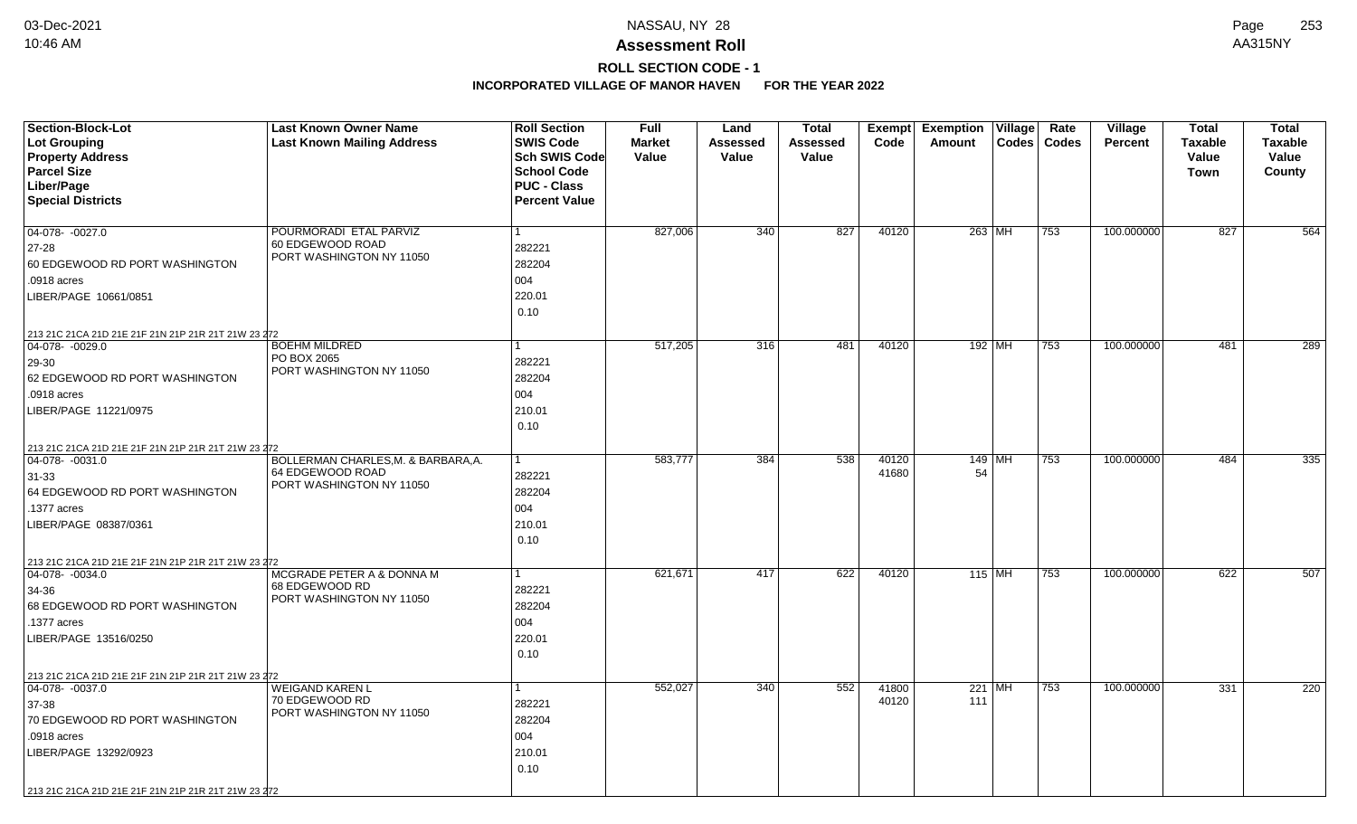# Assessment Roll

## ROLL SECTION CODE - 1

### INCORPORATED VILLAGE OF MANOR HAVEN FOR THE YEAR 2022

| Section-Block-Lot / Lot Grouping / Property Address / Parcel Size / Liber/Page / Special Districts | Last Known Owner Name / Last Known Mailing Address | Roll Section / SWIS Code / Sch SWIS Code / School Code / PUC - Class / Percent Value | Full Market Value | Land Assessed Value | Total Assessed Value | Exempt Code | Exemption Amount | Village Codes | Rate Codes | Village Percent | Total Taxable Value Town | Total Taxable Value County |
|---|---|---|---|---|---|---|---|---|---|---|---|---|
| 04-078- -0027.0<br>27-28<br>60 EDGEWOOD RD PORT WASHINGTON<br>.0918 acres<br>LIBER/PAGE 10661/0851<br>213 21C 21CA 21D 21E 21F 21N 21P 21R 21T 21W 23 272 | POURMORADI ETAL PARVIZ<br>60 EDGEWOOD ROAD<br>PORT WASHINGTON NY 11050 | 1<br>282221<br>282204<br>004<br>220.01<br>0.10 | 827,006 | 340 | 827 | 40120 | 263 | MH | 753 | 100.000000 | 827 | 564 |
| 04-078- -0029.0<br>29-30<br>62 EDGEWOOD RD PORT WASHINGTON<br>.0918 acres<br>LIBER/PAGE 11221/0975<br>213 21C 21CA 21D 21E 21F 21N 21P 21R 21T 21W 23 272 | BOEHM MILDRED<br>PO BOX 2065<br>PORT WASHINGTON NY 11050 | 1<br>282221<br>282204<br>004<br>210.01<br>0.10 | 517,205 | 316 | 481 | 40120 | 192 | MH | 753 | 100.000000 | 481 | 289 |
| 04-078- -0031.0<br>31-33<br>64 EDGEWOOD RD PORT WASHINGTON<br>.1377 acres<br>LIBER/PAGE 08387/0361<br>213 21C 21CA 21D 21E 21F 21N 21P 21R 21T 21W 23 272 | BOLLERMAN CHARLES,M. & BARBARA,A.<br>64 EDGEWOOD ROAD<br>PORT WASHINGTON NY 11050 | 1<br>282221<br>282204<br>004<br>210.01<br>0.10 | 583,777 | 384 | 538 | 40120<br>41680 | 149<br>54 | MH | 753 | 100.000000 | 484 | 335 |
| 04-078- -0034.0<br>34-36<br>68 EDGEWOOD RD PORT WASHINGTON<br>.1377 acres<br>LIBER/PAGE 13516/0250<br>213 21C 21CA 21D 21E 21F 21N 21P 21R 21T 21W 23 272 | MCGRADE PETER A & DONNA M<br>68 EDGEWOOD RD<br>PORT WASHINGTON NY 11050 | 1<br>282221<br>282204<br>004<br>220.01<br>0.10 | 621,671 | 417 | 622 | 40120 | 115 | MH | 753 | 100.000000 | 622 | 507 |
| 04-078- -0037.0<br>37-38<br>70 EDGEWOOD RD PORT WASHINGTON<br>.0918 acres<br>LIBER/PAGE 13292/0923<br>213 21C 21CA 21D 21E 21F 21N 21P 21R 21T 21W 23 272 | WEIGAND KAREN L<br>70 EDGEWOOD RD<br>PORT WASHINGTON NY 11050 | 1<br>282221<br>282204<br>004<br>210.01<br>0.10 | 552,027 | 340 | 552 | 41800<br>40120 | 221<br>111 | MH | 753 | 100.000000 | 331 | 220 |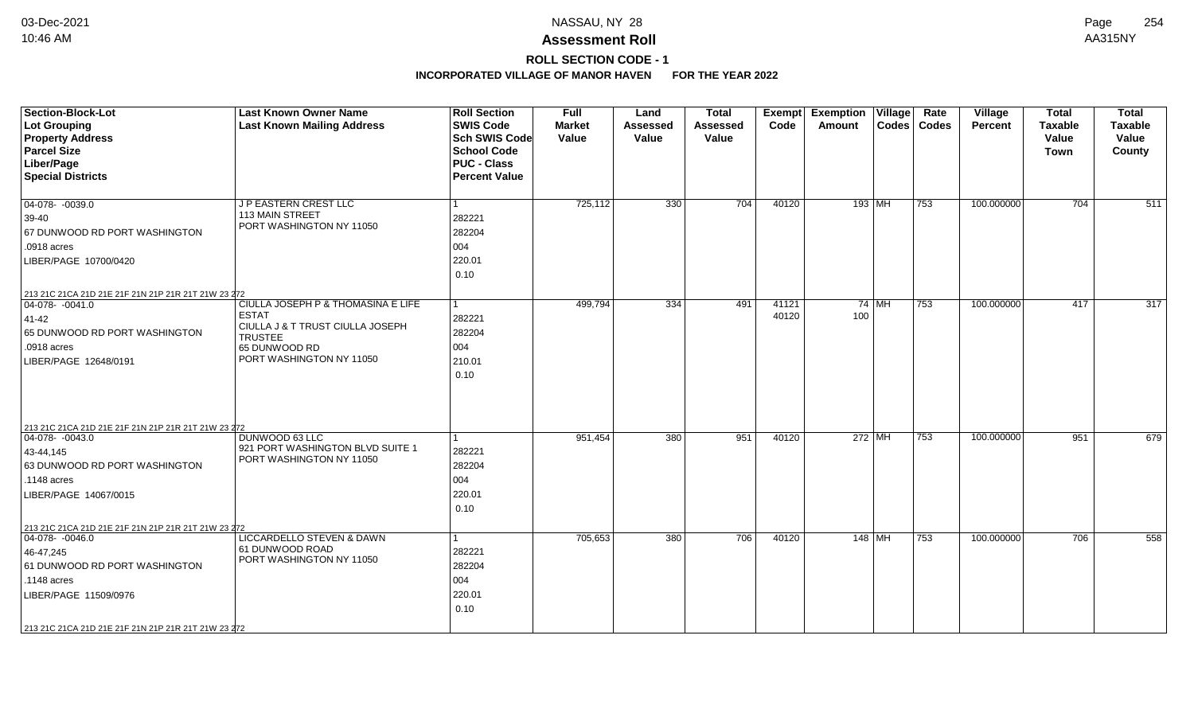## Assessment Roll

### ROLL SECTION CODE - 1

### INCORPORATED VILLAGE OF MANOR HAVEN FOR THE YEAR 2022

NASSAU, NY 28

| Section-Block-Lot<br>Lot Grouping<br>Property Address<br>Parcel Size<br>Liber/Page<br>Special Districts | Last Known Owner Name<br>Last Known Mailing Address | Roll Section<br>SWIS Code<br>Sch SWIS Code<br>School Code<br>PUC - Class<br>Percent Value | Full Market Value | Land Assessed Value | Total Assessed Value | Exempt Code | Exemption Amount | Village Codes | Rate Codes | Village Percent | Total Taxable Value Town | Total Taxable Value County |
|---|---|---|---|---|---|---|---|---|---|---|---|---|
| 04-078- -0039.0<br>39-40<br>67 DUNWOOD RD PORT WASHINGTON<br>.0918 acres<br>LIBER/PAGE 10700/0420<br>213 21C 21CA 21D 21E 21F 21N 21P 21R 21T 21W 23 272 | J P EASTERN CREST LLC<br>113 MAIN STREET<br>PORT WASHINGTON NY 11050 | 1<br>282221<br>282204<br>004<br>220.01<br>0.10 | 725,112 | 330 | 704 | 40120 | 193 | MH | 753 | 100.000000 | 704 | 511 |
| 04-078- -0041.0<br>41-42<br>65 DUNWOOD RD PORT WASHINGTON<br>.0918 acres<br>LIBER/PAGE 12648/0191<br>213 21C 21CA 21D 21E 21F 21N 21P 21R 21T 21W 23 272 | CIULLA JOSEPH P & THOMASINA E LIFE ESTAT<br>CIULLA J & T TRUST CIULLA JOSEPH TRUSTEE<br>65 DUNWOOD RD<br>PORT WASHINGTON NY 11050 | 1<br>282221<br>282204<br>004<br>210.01<br>0.10 | 499,794 | 334 | 491 | 41121<br>40120 | 74<br>100 | MH | 753 | 100.000000 | 417 | 317 |
| 04-078- -0043.0<br>43-44,145<br>63 DUNWOOD RD PORT WASHINGTON<br>.1148 acres<br>LIBER/PAGE 14067/0015<br>213 21C 21CA 21D 21E 21F 21N 21P 21R 21T 21W 23 272 | DUNWOOD 63 LLC<br>921 PORT WASHINGTON BLVD SUITE 1<br>PORT WASHINGTON NY 11050 | 1<br>282221<br>282204<br>004<br>220.01<br>0.10 | 951,454 | 380 | 951 | 40120 | 272 | MH | 753 | 100.000000 | 951 | 679 |
| 04-078- -0046.0<br>46-47,245<br>61 DUNWOOD RD PORT WASHINGTON<br>.1148 acres<br>LIBER/PAGE 11509/0976<br>213 21C 21CA 21D 21E 21F 21N 21P 21R 21T 21W 23 272 | LICCARDELLO STEVEN & DAWN<br>61 DUNWOOD ROAD<br>PORT WASHINGTON NY 11050 | 1<br>282221<br>282204<br>004<br>220.01<br>0.10 | 705,653 | 380 | 706 | 40120 | 148 | MH | 753 | 100.000000 | 706 | 558 |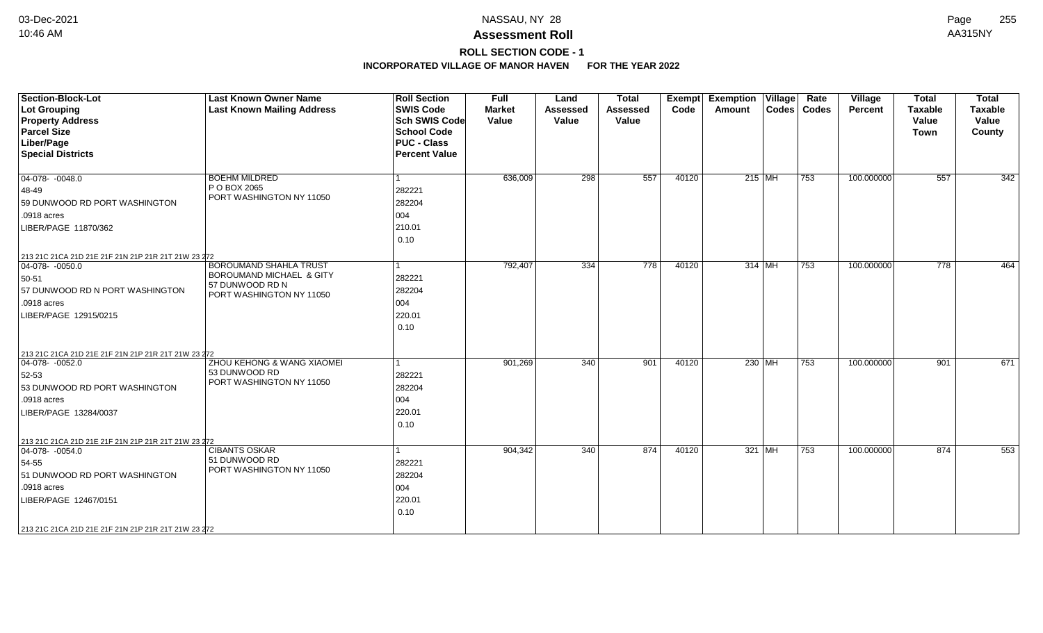# Assessment Roll

## ROLL SECTION CODE - 1

### INCORPORATED VILLAGE OF MANOR HAVEN FOR THE YEAR 2022

| Section-Block-Lot<br>Lot Grouping<br>Property Address<br>Parcel Size<br>Liber/Page<br>Special Districts | Last Known Owner Name<br>Last Known Mailing Address | Roll Section<br>SWIS Code<br>Sch SWIS Code<br>School Code<br>PUC - Class<br>Percent Value | Full Market Value | Land Assessed Value | Total Assessed Value | Exempt Code | Exemption Amount | Village Codes | Rate Codes | Village Percent | Total Taxable Value Town | Total Taxable Value County |
|---|---|---|---|---|---|---|---|---|---|---|---|---|
| 04-078- -0048.0<br>48-49<br>59 DUNWOOD RD PORT WASHINGTON<br>.0918 acres<br>LIBER/PAGE 11870/362<br>213 21C 21CA 21D 21E 21F 21N 21P 21R 21T 21W 23 272 | BOEHM MILDRED<br>P O BOX 2065<br>PORT WASHINGTON NY 11050 | 1<br>282221<br>282204<br>004<br>210.01<br>0.10 | 636,009 | 298 | 557 | 40120 | 215 | MH | 753 | 100.000000 | 557 | 342 |
| 04-078- -0050.0<br>50-51<br>57 DUNWOOD RD N PORT WASHINGTON<br>.0918 acres<br>LIBER/PAGE 12915/0215<br>213 21C 21CA 21D 21E 21F 21N 21P 21R 21T 21W 23 272 | BOROUMAND SHAHLA TRUST<br>BOROUMAND MICHAEL & GITY<br>57 DUNWOOD RD N<br>PORT WASHINGTON NY 11050 | 1<br>282221<br>282204<br>004<br>220.01<br>0.10 | 792,407 | 334 | 778 | 40120 | 314 | MH | 753 | 100.000000 | 778 | 464 |
| 04-078- -0052.0<br>52-53<br>53 DUNWOOD RD PORT WASHINGTON<br>.0918 acres<br>LIBER/PAGE 13284/0037<br>213 21C 21CA 21D 21E 21F 21N 21P 21R 21T 21W 23 272 | ZHOU KEHONG & WANG XIAOMEI<br>53 DUNWOOD RD<br>PORT WASHINGTON NY 11050 | 1<br>282221<br>282204<br>004<br>220.01<br>0.10 | 901,269 | 340 | 901 | 40120 | 230 | MH | 753 | 100.000000 | 901 | 671 |
| 04-078- -0054.0<br>54-55<br>51 DUNWOOD RD PORT WASHINGTON<br>.0918 acres<br>LIBER/PAGE 12467/0151<br>213 21C 21CA 21D 21E 21F 21N 21P 21R 21T 21W 23 272 | CIBANTS OSKAR<br>51 DUNWOOD RD<br>PORT WASHINGTON NY 11050 | 1<br>282221<br>282204<br>004<br>220.01<br>0.10 | 904,342 | 340 | 874 | 40120 | 321 | MH | 753 | 100.000000 | 874 | 553 |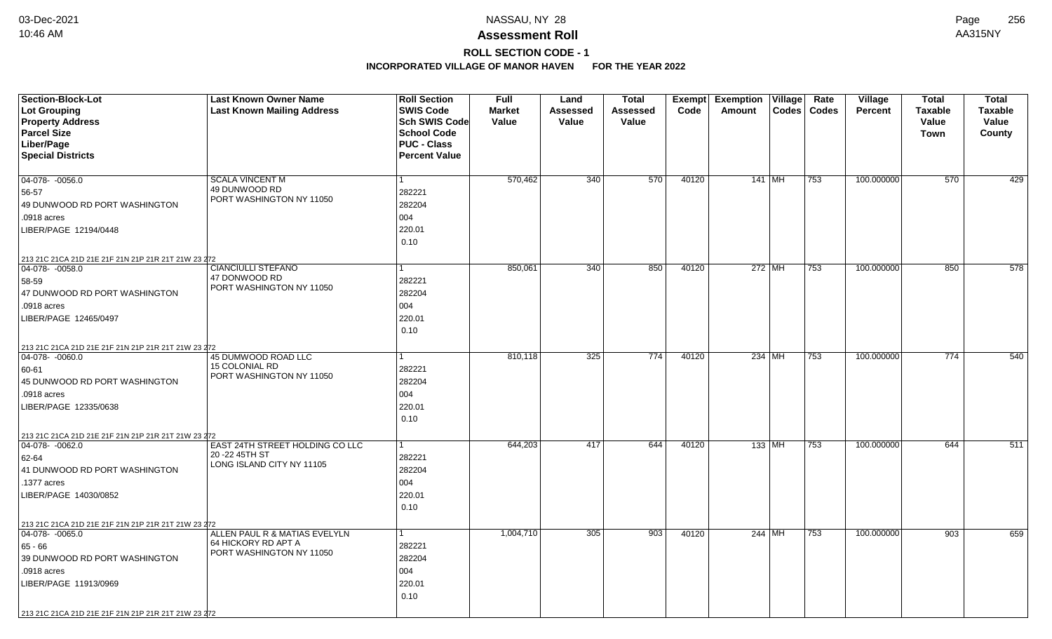# Assessment Roll

## ROLL SECTION CODE - 1

### INCORPORATED VILLAGE OF MANOR HAVEN FOR THE YEAR 2022

| Section-Block-Lot / Lot Grouping / Property Address / Parcel Size / Liber/Page / Special Districts | Last Known Owner Name / Last Known Mailing Address | Roll Section / SWIS Code / Sch SWIS Code / School Code / PUC - Class / Percent Value | Full Market Value | Land Assessed Value | Total Assessed Value | Exempt Code | Exemption Amount | Village Codes | Rate Codes | Village Percent | Total Taxable Value Town | Total Taxable Value County |
|---|---|---|---|---|---|---|---|---|---|---|---|---|
| 04-078- -0056.0<br>56-57<br>49 DUNWOOD RD PORT WASHINGTON<br>.0918 acres<br>LIBER/PAGE 12194/0448<br>213 21C 21CA 21D 21E 21F 21N 21P 21R 21T 21W 23 272 | SCALA VINCENT M<br>49 DUNWOOD RD<br>PORT WASHINGTON NY 11050 | 1<br>282221<br>282204<br>004<br>220.01<br>0.10 | 570,462 | 340 | 570 | 40120 | 141 | MH | 753 | 100.000000 | 570 | 429 |
| 04-078- -0058.0<br>58-59<br>47 DUNWOOD RD PORT WASHINGTON<br>.0918 acres<br>LIBER/PAGE 12465/0497<br>213 21C 21CA 21D 21E 21F 21N 21P 21R 21T 21W 23 272 | CIANCIULLI STEFANO<br>47 DONWOOD RD<br>PORT WASHINGTON NY 11050 | 1<br>282221<br>282204<br>004<br>220.01<br>0.10 | 850,061 | 340 | 850 | 40120 | 272 | MH | 753 | 100.000000 | 850 | 578 |
| 04-078- -0060.0<br>60-61<br>45 DUNWOOD RD PORT WASHINGTON<br>.0918 acres<br>LIBER/PAGE 12335/0638<br>213 21C 21CA 21D 21E 21F 21N 21P 21R 21T 21W 23 272 | 45 DUMWOOD ROAD LLC<br>15 COLONIAL RD<br>PORT WASHINGTON NY 11050 | 1<br>282221<br>282204<br>004<br>220.01<br>0.10 | 810,118 | 325 | 774 | 40120 | 234 | MH | 753 | 100.000000 | 774 | 540 |
| 04-078- -0062.0<br>62-64<br>41 DUNWOOD RD PORT WASHINGTON<br>.1377 acres<br>LIBER/PAGE 14030/0852<br>213 21C 21CA 21D 21E 21F 21N 21P 21R 21T 21W 23 272 | EAST 24TH STREET HOLDING CO LLC<br>20 -22 45TH ST<br>LONG ISLAND CITY NY 11105 | 1<br>282221<br>282204<br>004<br>220.01<br>0.10 | 644,203 | 417 | 644 | 40120 | 133 | MH | 753 | 100.000000 | 644 | 511 |
| 04-078- -0065.0<br>65 - 66<br>39 DUNWOOD RD PORT WASHINGTON<br>.0918 acres<br>LIBER/PAGE 11913/0969<br>213 21C 21CA 21D 21E 21F 21N 21P 21R 21T 21W 23 272 | ALLEN PAUL R & MATIAS EVELYLN<br>64 HICKORY RD APT A<br>PORT WASHINGTON NY 11050 | 1<br>282221<br>282204<br>004<br>220.01<br>0.10 | 1,004,710 | 305 | 903 | 40120 | 244 | MH | 753 | 100.000000 | 903 | 659 |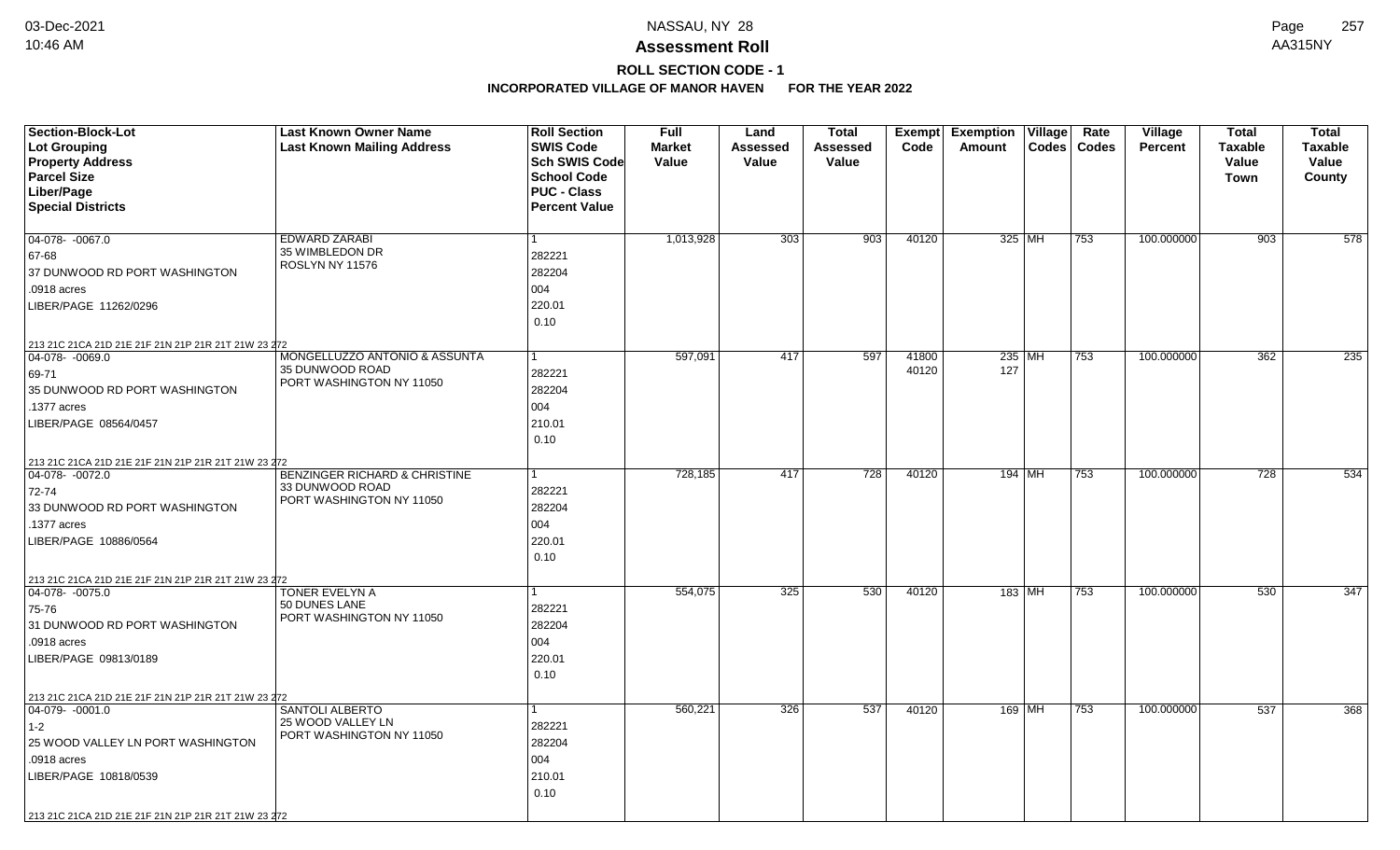NASSAU, NY 28

# Assessment Roll

## ROLL SECTION CODE - 1

### INCORPORATED VILLAGE OF MANOR HAVEN FOR THE YEAR 2022

| Section-Block-Lot<br>Lot Grouping<br>Property Address<br>Parcel Size<br>Liber/Page<br>Special Districts | Last Known Owner Name<br>Last Known Mailing Address | Roll Section<br>SWIS Code<br>Sch SWIS Code<br>School Code<br>PUC - Class<br>Percent Value | Full Market Value | Land Assessed Value | Total Assessed Value | Exempt Code | Exemption Amount | Village Codes | Rate Codes | Village Percent | Total Taxable Value Town | Total Taxable Value County |
|---|---|---|---|---|---|---|---|---|---|---|---|---|
| 04-078- -0067.0<br>67-68<br>37 DUNWOOD RD PORT WASHINGTON<br>.0918 acres<br>LIBER/PAGE 11262/0296<br>213 21C 21CA 21D 21E 21F 21N 21P 21R 21T 21W 23 272 | EDWARD ZARABI<br>35 WIMBLEDON DR<br>ROSLYN NY 11576 | 1<br>282221<br>282204<br>004<br>220.01<br>0.10 | 1,013,928 | 303 | 903 | 40120 | 325 | MH | 753 | 100.000000 | 903 | 578 |
| 04-078- -0069.0<br>69-71<br>35 DUNWOOD RD PORT WASHINGTON<br>.1377 acres<br>LIBER/PAGE 08564/0457<br>213 21C 21CA 21D 21E 21F 21N 21P 21R 21T 21W 23 272 | MONGELLUZZO ANTONIO & ASSUNTA<br>35 DUNWOOD ROAD<br>PORT WASHINGTON NY 11050 | 1<br>282221<br>282204<br>004<br>210.01<br>0.10 | 597,091 | 417 | 597 | 41800<br>40120 | 235<br>127 | MH | 753 | 100.000000 | 362 | 235 |
| 04-078- -0072.0<br>72-74<br>33 DUNWOOD RD PORT WASHINGTON<br>.1377 acres<br>LIBER/PAGE 10886/0564<br>213 21C 21CA 21D 21E 21F 21N 21P 21R 21T 21W 23 272 | BENZINGER RICHARD & CHRISTINE<br>33 DUNWOOD ROAD<br>PORT WASHINGTON NY 11050 | 1<br>282221<br>282204<br>004<br>220.01<br>0.10 | 728,185 | 417 | 728 | 40120 | 194 | MH | 753 | 100.000000 | 728 | 534 |
| 04-078- -0075.0<br>75-76<br>31 DUNWOOD RD PORT WASHINGTON<br>.0918 acres<br>LIBER/PAGE 09813/0189<br>213 21C 21CA 21D 21E 21F 21N 21P 21R 21T 21W 23 272 | TONER EVELYN A<br>50 DUNES LANE<br>PORT WASHINGTON NY 11050 | 1<br>282221<br>282204<br>004<br>220.01<br>0.10 | 554,075 | 325 | 530 | 40120 | 183 | MH | 753 | 100.000000 | 530 | 347 |
| 04-079- -0001.0<br>1-2<br>25 WOOD VALLEY LN PORT WASHINGTON<br>.0918 acres<br>LIBER/PAGE 10818/0539<br>213 21C 21CA 21D 21E 21F 21N 21P 21R 21T 21W 23 272 | SANTOLI ALBERTO<br>25 WOOD VALLEY LN<br>PORT WASHINGTON NY 11050 | 1<br>282221<br>282204<br>004<br>210.01<br>0.10 | 560,221 | 326 | 537 | 40120 | 169 | MH | 753 | 100.000000 | 537 | 368 |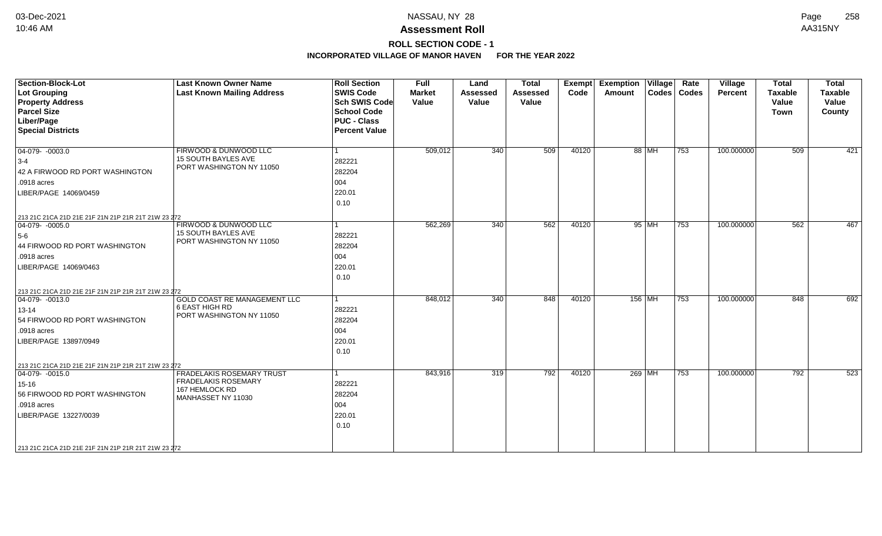# NASSAU, NY 28

## Assessment Roll

### ROLL SECTION CODE - 1

**INCORPORATED VILLAGE OF MANOR HAVEN FOR THE YEAR 2022**

| Section-Block-Lot<br>Lot Grouping<br>Property Address<br>Parcel Size<br>Liber/Page<br>Special Districts | Last Known Owner Name<br>Last Known Mailing Address | Roll Section<br>SWIS Code<br>Sch SWIS Code<br>School Code<br>PUC - Class<br>Percent Value | Full Market Value | Land Assessed Value | Total Assessed Value | Exempt Code | Exemption Amount | Village Codes | Rate Codes | Village Percent | Total Taxable Value Town | Total Taxable Value County |
|---|---|---|---|---|---|---|---|---|---|---|---|---|
| 04-079- -0003.0<br>3-4<br>42 A FIRWOOD RD PORT WASHINGTON<br>.0918 acres<br>LIBER/PAGE 14069/0459<br>213 21C 21CA 21D 21E 21F 21N 21P 21R 21T 21W 23 272 | FIRWOOD & DUNWOOD LLC<br>15 SOUTH BAYLES AVE<br>PORT WASHINGTON NY 11050 | 1<br>282221<br>282204<br>004<br>220.01<br>0.10 | 509,012 | 340 | 509 | 40120 | 88 | MH | 753 | 100.000000 | 509 | 421 |
| 04-079- -0005.0<br>5-6<br>44 FIRWOOD RD PORT WASHINGTON<br>.0918 acres<br>LIBER/PAGE 14069/0463<br>213 21C 21CA 21D 21E 21F 21N 21P 21R 21T 21W 23 272 | FIRWOOD & DUNWOOD LLC<br>15 SOUTH BAYLES AVE<br>PORT WASHINGTON NY 11050 | 1<br>282221<br>282204<br>004<br>220.01<br>0.10 | 562,269 | 340 | 562 | 40120 | 95 | MH | 753 | 100.000000 | 562 | 467 |
| 04-079- -0013.0<br>13-14<br>54 FIRWOOD RD PORT WASHINGTON<br>.0918 acres<br>LIBER/PAGE 13897/0949<br>213 21C 21CA 21D 21E 21F 21N 21P 21R 21T 21W 23 272 | GOLD COAST RE MANAGEMENT LLC<br>6 EAST HIGH RD<br>PORT WASHINGTON NY 11050 | 1<br>282221<br>282204<br>004<br>220.01<br>0.10 | 848,012 | 340 | 848 | 40120 | 156 | MH | 753 | 100.000000 | 848 | 692 |
| 04-079- -0015.0<br>15-16<br>56 FIRWOOD RD PORT WASHINGTON<br>.0918 acres<br>LIBER/PAGE 13227/0039<br>213 21C 21CA 21D 21E 21F 21N 21P 21R 21T 21W 23 272 | FRADELAKIS ROSEMARY TRUST<br>FRADELAKIS ROSEMARY<br>167 HEMLOCK RD<br>MANHASSET NY 11030 | 1<br>282221<br>282204<br>004<br>220.01<br>0.10 | 843,916 | 319 | 792 | 40120 | 269 | MH | 753 | 100.000000 | 792 | 523 |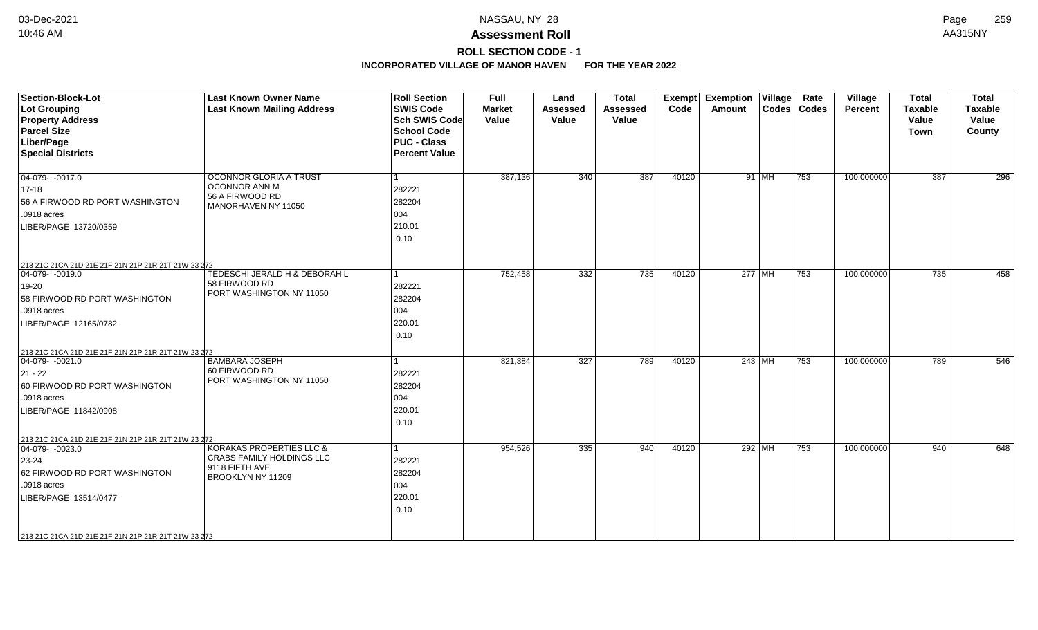# Assessment Roll

## ROLL SECTION CODE - 1

### INCORPORATED VILLAGE OF MANOR HAVEN FOR THE YEAR 2022

| Section-Block-Lot<br>Lot Grouping<br>Property Address<br>Parcel Size<br>Liber/Page<br>Special Districts | Last Known Owner Name<br>Last Known Mailing Address | Roll Section<br>SWIS Code<br>Sch SWIS Code<br>School Code<br>PUC - Class<br>Percent Value | Full Market Value | Land Assessed Value | Total Assessed Value | Exempt Code | Exemption Amount | Village Codes | Rate Codes | Village Percent | Total Taxable Value Town | Total Taxable Value County |
|---|---|---|---|---|---|---|---|---|---|---|---|---|
| 04-079- -0017.0<br>17-18<br>56 A FIRWOOD RD PORT WASHINGTON<br>.0918 acres<br>LIBER/PAGE 13720/0359<br>213 21C 21CA 21D 21E 21F 21N 21P 21R 21T 21W 23 272 | OCONNOR GLORIA A TRUST<br>OCONNOR ANN M<br>56 A FIRWOOD RD<br>MANORHAVEN NY 11050 | 1<br>282221<br>282204<br>004<br>210.01<br>0.10 | 387,136 | 340 | 387 | 40120 | 91 | MH | 753 | 100.000000 | 387 | 296 |
| 04-079- -0019.0<br>19-20<br>58 FIRWOOD RD PORT WASHINGTON<br>.0918 acres<br>LIBER/PAGE 12165/0782<br>213 21C 21CA 21D 21E 21F 21N 21P 21R 21T 21W 23 272 | TEDESCHI JERALD H & DEBORAH L<br>58 FIRWOOD RD<br>PORT WASHINGTON NY 11050 | 1<br>282221<br>282204<br>004<br>220.01<br>0.10 | 752,458 | 332 | 735 | 40120 | 277 | MH | 753 | 100.000000 | 735 | 458 |
| 04-079- -0021.0<br>21 - 22<br>60 FIRWOOD RD PORT WASHINGTON<br>.0918 acres<br>LIBER/PAGE 11842/0908<br>213 21C 21CA 21D 21E 21F 21N 21P 21R 21T 21W 23 272 | BAMBARA JOSEPH<br>60 FIRWOOD RD<br>PORT WASHINGTON NY 11050 | 1<br>282221<br>282204<br>004<br>220.01<br>0.10 | 821,384 | 327 | 789 | 40120 | 243 | MH | 753 | 100.000000 | 789 | 546 |
| 04-079- -0023.0<br>23-24<br>62 FIRWOOD RD PORT WASHINGTON<br>.0918 acres<br>LIBER/PAGE 13514/0477<br>213 21C 21CA 21D 21E 21F 21N 21P 21R 21T 21W 23 272 | KORAKAS PROPERTIES LLC &<br>CRABS FAMILY HOLDINGS LLC<br>9118 FIFTH AVE<br>BROOKLYN NY 11209 | 1<br>282221<br>282204<br>004<br>220.01<br>0.10 | 954,526 | 335 | 940 | 40120 | 292 | MH | 753 | 100.000000 | 940 | 648 |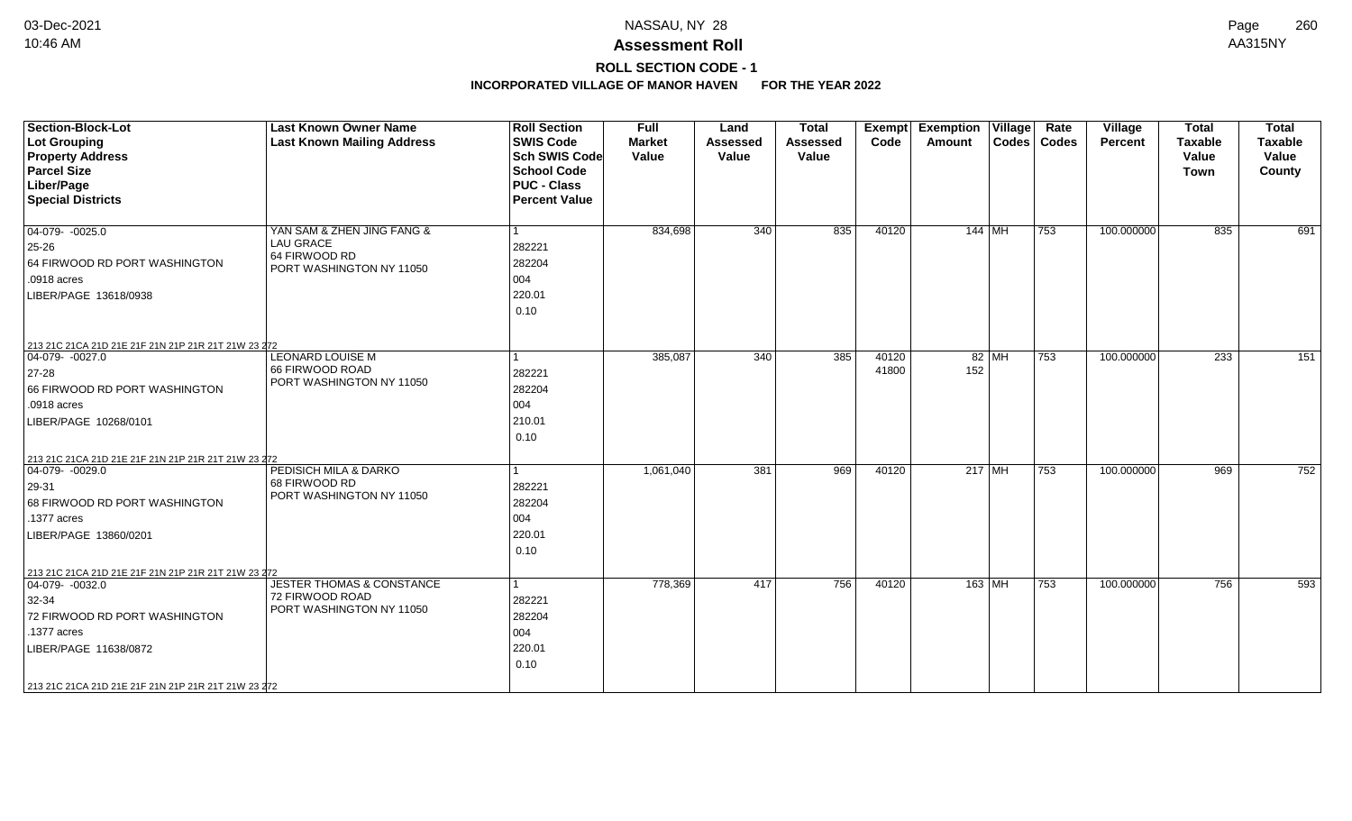# Assessment Roll

## ROLL SECTION CODE - 1

### INCORPORATED VILLAGE OF MANOR HAVEN FOR THE YEAR 2022

| Section-Block-Lot<br>Lot Grouping<br>Property Address<br>Parcel Size<br>Liber/Page<br>Special Districts | Last Known Owner Name<br>Last Known Mailing Address | Roll Section<br>SWIS Code<br>Sch SWIS Code<br>School Code<br>PUC - Class<br>Percent Value | Full Market Value | Land Assessed Value | Total Assessed Value | Exempt Code | Exemption Amount | Village Codes | Rate Codes | Village Percent | Total Taxable Value Town | Total Taxable Value County |
|---|---|---|---|---|---|---|---|---|---|---|---|---|
| 04-079- -0025.0<br>25-26<br>64 FIRWOOD RD PORT WASHINGTON<br>.0918 acres<br>LIBER/PAGE 13618/0938<br>213 21C 21CA 21D 21E 21F 21N 21P 21R 21T 21W 23 272 | YAN SAM & ZHEN JING FANG &<br>LAU GRACE<br>64 FIRWOOD RD<br>PORT WASHINGTON NY 11050 | 1<br>282221<br>282204<br>004<br>220.01<br>0.10 | 834,698 | 340 | 835 | 40120 | 144 | MH | 753 | 100.000000 | 835 | 691 |
| 04-079- -0027.0<br>27-28<br>66 FIRWOOD RD PORT WASHINGTON<br>.0918 acres<br>LIBER/PAGE 10268/0101<br>213 21C 21CA 21D 21E 21F 21N 21P 21R 21T 21W 23 272 | LEONARD LOUISE M<br>66 FIRWOOD ROAD<br>PORT WASHINGTON NY 11050 | 1<br>282221<br>282204<br>004<br>210.01<br>0.10 | 385,087 | 340 | 385 | 40120<br>41800 | 82<br>152 | MH | 753 | 100.000000 | 233 | 151 |
| 04-079- -0029.0<br>29-31<br>68 FIRWOOD RD PORT WASHINGTON<br>.1377 acres<br>LIBER/PAGE 13860/0201<br>213 21C 21CA 21D 21E 21F 21N 21P 21R 21T 21W 23 272 | PEDISICH MILA & DARKO<br>68 FIRWOOD RD<br>PORT WASHINGTON NY 11050 | 1<br>282221<br>282204<br>004<br>220.01<br>0.10 | 1,061,040 | 381 | 969 | 40120 | 217 | MH | 753 | 100.000000 | 969 | 752 |
| 04-079- -0032.0<br>32-34<br>72 FIRWOOD RD PORT WASHINGTON<br>.1377 acres<br>LIBER/PAGE 11638/0872<br>213 21C 21CA 21D 21E 21F 21N 21P 21R 21T 21W 23 272 | JESTER THOMAS & CONSTANCE<br>72 FIRWOOD ROAD<br>PORT WASHINGTON NY 11050 | 1<br>282221<br>282204<br>004<br>220.01<br>0.10 | 778,369 | 417 | 756 | 40120 | 163 | MH | 753 | 100.000000 | 756 | 593 |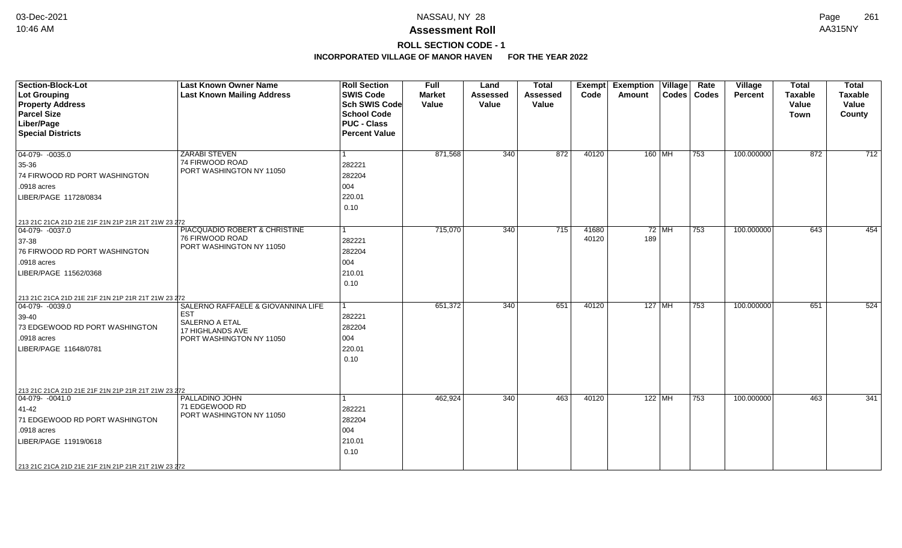# NASSAU, NY 28

## Assessment Roll

### ROLL SECTION CODE - 1

### INCORPORATED VILLAGE OF MANOR HAVEN FOR THE YEAR 2022

| Section-Block-Lot / Lot Grouping / Property Address / Parcel Size / Liber/Page / Special Districts | Last Known Owner Name / Last Known Mailing Address | Roll Section / SWIS Code / Sch SWIS Code / School Code / PUC - Class / Percent Value | Full Market Value | Land Assessed Value | Total Assessed Value | Exempt Code | Exemption Amount | Village Codes | Rate Codes | Village Percent | Total Taxable Value Town | Total Taxable Value County |
|---|---|---|---|---|---|---|---|---|---|---|---|---|
| 04-079- -0035.0<br>35-36<br>74 FIRWOOD RD PORT WASHINGTON<br>.0918 acres<br>LIBER/PAGE 11728/0834<br>213 21C 21CA 21D 21E 21F 21N 21P 21R 21T 21W 23 272 | ZARABI STEVEN<br>74 FIRWOOD ROAD<br>PORT WASHINGTON NY 11050 | 1<br>282221<br>282204<br>004<br>220.01<br>0.10 | 871,568 | 340 | 872 | 40120 | 160 | MH | 753 | 100.000000 | 872 | 712 |
| 04-079- -0037.0<br>37-38<br>76 FIRWOOD RD PORT WASHINGTON<br>.0918 acres<br>LIBER/PAGE 11562/0368<br>213 21C 21CA 21D 21E 21F 21N 21P 21R 21T 21W 23 272 | PIACQUADIO ROBERT & CHRISTINE<br>76 FIRWOOD ROAD<br>PORT WASHINGTON NY 11050 | 1<br>282221<br>282204<br>004<br>210.01<br>0.10 | 715,070 | 340 | 715 | 41680<br>40120 | 72<br>189 | MH | 753 | 100.000000 | 643 | 454 |
| 04-079- -0039.0<br>39-40<br>73 EDGEWOOD RD PORT WASHINGTON<br>.0918 acres<br>LIBER/PAGE 11648/0781<br>213 21C 21CA 21D 21E 21F 21N 21P 21R 21T 21W 23 272 | SALERNO RAFFAELE & GIOVANNINA LIFE EST<br>SALERNO A ETAL<br>17 HIGHLANDS AVE<br>PORT WASHINGTON NY 11050 | 1<br>282221<br>282204<br>004<br>220.01<br>0.10 | 651,372 | 340 | 651 | 40120 | 127 | MH | 753 | 100.000000 | 651 | 524 |
| 04-079- -0041.0<br>41-42<br>71 EDGEWOOD RD PORT WASHINGTON<br>.0918 acres<br>LIBER/PAGE 11919/0618<br>213 21C 21CA 21D 21E 21F 21N 21P 21R 21T 21W 23 272 | PALLADINO JOHN<br>71 EDGEWOOD RD<br>PORT WASHINGTON NY 11050 | 1<br>282221<br>282204<br>004<br>210.01<br>0.10 | 462,924 | 340 | 463 | 40120 | 122 | MH | 753 | 100.000000 | 463 | 341 |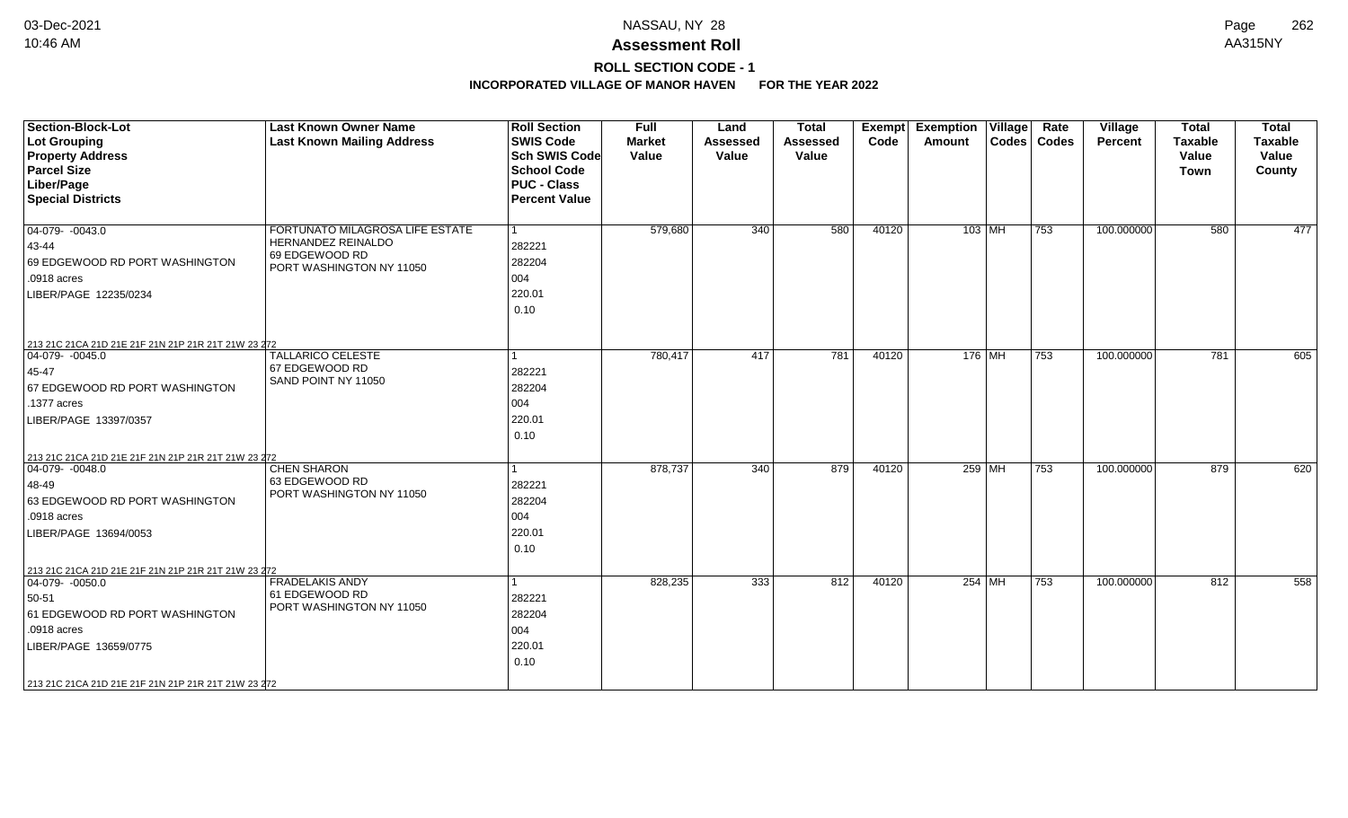# Assessment Roll

## ROLL SECTION CODE - 1

### INCORPORATED VILLAGE OF MANOR HAVEN FOR THE YEAR 2022

NASSAU, NY 28

03-Dec-2021 10:46 AM

AA315NY

| Section-Block-Lot<br>Lot Grouping<br>Property Address<br>Parcel Size<br>Liber/Page<br>Special Districts | Last Known Owner Name<br>Last Known Mailing Address | Roll Section<br>SWIS Code<br>Sch SWIS Code<br>School Code<br>PUC - Class<br>Percent Value | Full Market Value | Land Assessed Value | Total Assessed Value | Exempt Code | Exemption Amount | Village Codes | Rate Codes | Village Percent | Total Taxable Value Town | Total Taxable Value County |
|---|---|---|---|---|---|---|---|---|---|---|---|---|
| 04-079- -0043.0<br>43-44<br>69 EDGEWOOD RD PORT WASHINGTON<br>.0918 acres<br>LIBER/PAGE 12235/0234<br>213 21C 21CA 21D 21E 21F 21N 21P 21R 21T 21W 23 272 | FORTUNATO MILAGROSA LIFE ESTATE<br>HERNANDEZ REINALDO<br>69 EDGEWOOD RD<br>PORT WASHINGTON NY 11050 | 1<br>282221<br>282204<br>004<br>220.01<br>0.10 | 579,680 | 340 | 580 | 40120 | 103 | MH | 753 | 100.000000 | 580 | 477 |
| 04-079- -0045.0<br>45-47<br>67 EDGEWOOD RD PORT WASHINGTON<br>.1377 acres<br>LIBER/PAGE 13397/0357<br>213 21C 21CA 21D 21E 21F 21N 21P 21R 21T 21W 23 272 | TALLARICO CELESTE<br>67 EDGEWOOD RD<br>SAND POINT NY 11050 | 1<br>282221<br>282204<br>004<br>220.01<br>0.10 | 780,417 | 417 | 781 | 40120 | 176 | MH | 753 | 100.000000 | 781 | 605 |
| 04-079- -0048.0<br>48-49<br>63 EDGEWOOD RD PORT WASHINGTON<br>.0918 acres<br>LIBER/PAGE 13694/0053<br>213 21C 21CA 21D 21E 21F 21N 21P 21R 21T 21W 23 272 | CHEN SHARON<br>63 EDGEWOOD RD<br>PORT WASHINGTON NY 11050 | 1<br>282221<br>282204<br>004<br>220.01<br>0.10 | 878,737 | 340 | 879 | 40120 | 259 | MH | 753 | 100.000000 | 879 | 620 |
| 04-079- -0050.0<br>50-51<br>61 EDGEWOOD RD PORT WASHINGTON<br>.0918 acres<br>LIBER/PAGE 13659/0775<br>213 21C 21CA 21D 21E 21F 21N 21P 21R 21T 21W 23 272 | FRADELAKIS ANDY<br>61 EDGEWOOD RD<br>PORT WASHINGTON NY 11050 | 1<br>282221<br>282204<br>004<br>220.01<br>0.10 | 828,235 | 333 | 812 | 40120 | 254 | MH | 753 | 100.000000 | 812 | 558 |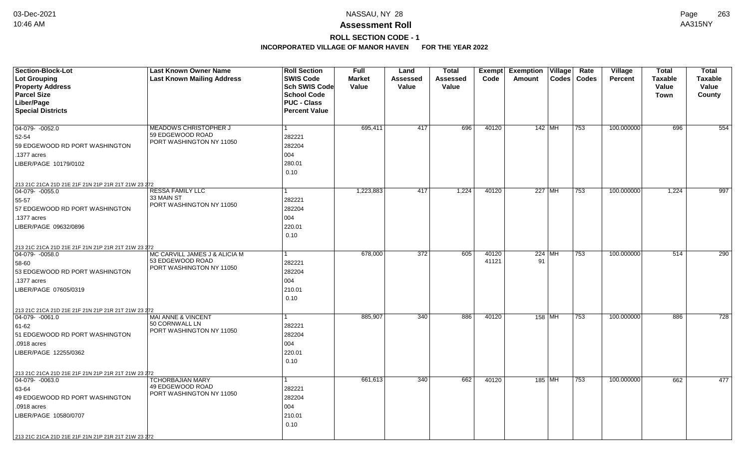# NASSAU, NY 28

## Assessment Roll

### ROLL SECTION CODE - 1

**INCORPORATED VILLAGE OF MANOR HAVEN FOR THE YEAR 2022**

| Section-Block-Lot<br>Lot Grouping<br>Property Address<br>Parcel Size<br>Liber/Page<br>Special Districts | Last Known Owner Name<br>Last Known Mailing Address | Roll Section<br>SWIS Code<br>Sch SWIS Code<br>School Code<br>PUC - Class<br>Percent Value | Full Market Value | Land Assessed Value | Total Assessed Value | Exempt Code | Exemption Amount | Village Codes | Rate Codes | Village Percent | Total Taxable Value Town | Total Taxable Value County |
|---|---|---|---|---|---|---|---|---|---|---|---|---|
| 04-079- -0052.0<br>52-54<br>59 EDGEWOOD RD PORT WASHINGTON<br>.1377 acres<br>LIBER/PAGE 10179/0102<br>213 21C 21CA 21D 21E 21F 21N 21P 21R 21T 21W 23 272 | MEADOWS CHRISTOPHER J<br>59 EDGEWOOD ROAD<br>PORT WASHINGTON NY 11050 | 1<br>282221<br>282204<br>004<br>280.01<br>0.10 | 695,411 | 417 | 696 | 40120 | 142 | MH | 753 | 100.000000 | 696 | 554 |
| 04-079- -0055.0<br>55-57<br>57 EDGEWOOD RD PORT WASHINGTON<br>.1377 acres<br>LIBER/PAGE 09632/0896<br>213 21C 21CA 21D 21E 21F 21N 21P 21R 21T 21W 23 272 | RESSA FAMILY LLC<br>33 MAIN ST<br>PORT WASHINGTON NY 11050 | 1<br>282221<br>282204<br>004<br>220.01<br>0.10 | 1,223,883 | 417 | 1,224 | 40120 | 227 | MH | 753 | 100.000000 | 1,224 | 997 |
| 04-079- -0058.0<br>58-60<br>53 EDGEWOOD RD PORT WASHINGTON<br>.1377 acres<br>LIBER/PAGE 07605/0319<br>213 21C 21CA 21D 21E 21F 21N 21P 21R 21T 21W 23 272 | MC CARVILL JAMES J & ALICIA M<br>53 EDGEWOOD ROAD<br>PORT WASHINGTON NY 11050 | 1<br>282221<br>282204<br>004<br>210.01<br>0.10 | 678,000 | 372 | 605 | 40120<br>41121 | 224<br>91 | MH | 753 | 100.000000 | 514 | 290 |
| 04-079- -0061.0<br>61-62<br>51 EDGEWOOD RD PORT WASHINGTON<br>.0918 acres<br>LIBER/PAGE 12255/0362<br>213 21C 21CA 21D 21E 21F 21N 21P 21R 21T 21W 23 272 | MAI ANNE & VINCENT<br>50 CORNWALL LN<br>PORT WASHINGTON NY 11050 | 1<br>282221<br>282204<br>004<br>220.01<br>0.10 | 885,907 | 340 | 886 | 40120 | 158 | MH | 753 | 100.000000 | 886 | 728 |
| 04-079- -0063.0<br>63-64<br>49 EDGEWOOD RD PORT WASHINGTON<br>.0918 acres<br>LIBER/PAGE 10580/0707<br>213 21C 21CA 21D 21E 21F 21N 21P 21R 21T 21W 23 272 | TCHORBAJIAN MARY<br>49 EDGEWOOD ROAD<br>PORT WASHINGTON NY 11050 | 1<br>282221<br>282204<br>004<br>210.01<br>0.10 | 661,613 | 340 | 662 | 40120 | 185 | MH | 753 | 100.000000 | 662 | 477 |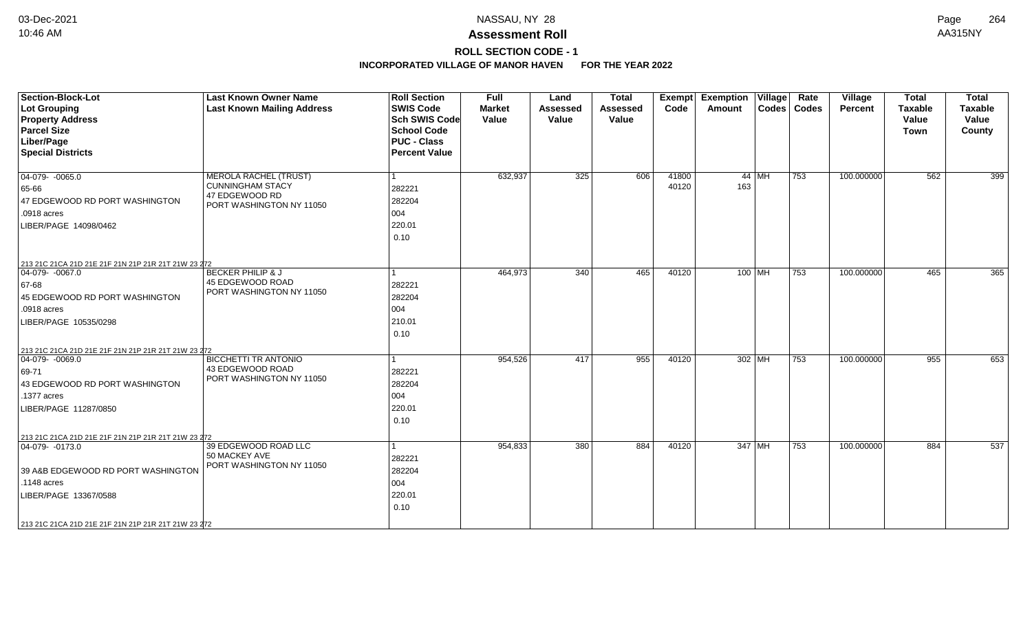# Assessment Roll

## ROLL SECTION CODE - 1

### INCORPORATED VILLAGE OF MANOR HAVEN FOR THE YEAR 2022

NASSAU, NY 28

AA315NY

| Section-Block-Lot<br>Lot Grouping<br>Property Address<br>Parcel Size<br>Liber/Page<br>Special Districts | Last Known Owner Name<br>Last Known Mailing Address | Roll Section<br>SWIS Code<br>Sch SWIS Code<br>School Code<br>PUC - Class<br>Percent Value | Full Market Value | Land Assessed Value | Total Assessed Value | Exempt Code | Exemption Amount | Village Codes | Rate Codes | Village Percent | Total Taxable Value Town | Total Taxable Value County |
|---|---|---|---|---|---|---|---|---|---|---|---|---|
| 04-079- -0065.0<br>65-66<br>47 EDGEWOOD RD PORT WASHINGTON<br>.0918 acres<br>LIBER/PAGE 14098/0462<br>213 21C 21CA 21D 21E 21F 21N 21P 21R 21T 21W 23 272 | MEROLA RACHEL (TRUST)<br>CUNNINGHAM STACY<br>47 EDGEWOOD RD<br>PORT WASHINGTON NY 11050 | 1<br>282221<br>282204<br>004<br>220.01<br>0.10 | 632,937 | 325 | 606 | 41800<br>40120 | 44<br>163 | MH | 753 | 100.000000 | 562 | 399 |
| 04-079- -0067.0<br>67-68<br>45 EDGEWOOD RD PORT WASHINGTON<br>.0918 acres<br>LIBER/PAGE 10535/0298<br>213 21C 21CA 21D 21E 21F 21N 21P 21R 21T 21W 23 272 | BECKER PHILIP & J<br>45 EDGEWOOD ROAD<br>PORT WASHINGTON NY 11050 | 1<br>282221<br>282204<br>004<br>210.01<br>0.10 | 464,973 | 340 | 465 | 40120 | 100 | MH | 753 | 100.000000 | 465 | 365 |
| 04-079- -0069.0<br>69-71<br>43 EDGEWOOD RD PORT WASHINGTON<br>.1377 acres<br>LIBER/PAGE 11287/0850<br>213 21C 21CA 21D 21E 21F 21N 21P 21R 21T 21W 23 272 | BICCHETTI TR ANTONIO<br>43 EDGEWOOD ROAD<br>PORT WASHINGTON NY 11050 | 1<br>282221<br>282204<br>004<br>220.01<br>0.10 | 954,526 | 417 | 955 | 40120 | 302 | MH | 753 | 100.000000 | 955 | 653 |
| 04-079- -0173.0<br><br>39 A&B EDGEWOOD RD PORT WASHINGTON<br>.1148 acres<br>LIBER/PAGE 13367/0588<br>213 21C 21CA 21D 21E 21F 21N 21P 21R 21T 21W 23 272 | 39 EDGEWOOD ROAD LLC<br>50 MACKEY AVE<br>PORT WASHINGTON NY 11050 | 1<br>282221<br>282204<br>004<br>220.01<br>0.10 | 954,833 | 380 | 884 | 40120 | 347 | MH | 753 | 100.000000 | 884 | 537 |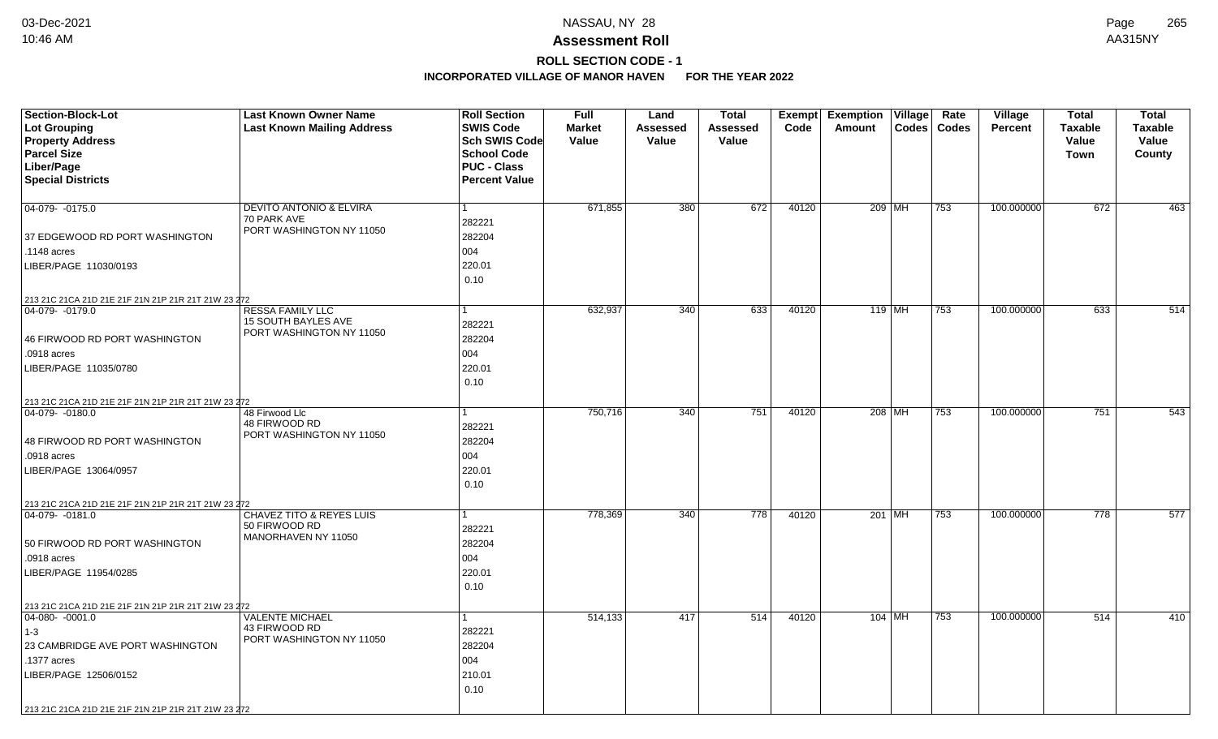# Assessment Roll

## ROLL SECTION CODE - 1

### INCORPORATED VILLAGE OF MANOR HAVEN FOR THE YEAR 2022

| Section-Block-Lot<br>Lot Grouping<br>Property Address<br>Parcel Size<br>Liber/Page<br>Special Districts | Last Known Owner Name<br>Last Known Mailing Address | Roll Section<br>SWIS Code<br>Sch SWIS Code<br>School Code<br>PUC - Class<br>Percent Value | Full Market Value | Land Assessed Value | Total Assessed Value | Exempt Code | Exemption Amount | Village Codes | Rate Codes | Village Percent | Total Taxable Value Town | Total Taxable Value County |
|---|---|---|---|---|---|---|---|---|---|---|---|---|
| 04-079- -0175.0<br>37 EDGEWOOD RD PORT WASHINGTON<br>.1148 acres<br>LIBER/PAGE 11030/0193<br>213 21C 21CA 21D 21E 21F 21N 21P 21R 21T 21W 23 272 | DEVITO ANTONIO & ELVIRA<br>70 PARK AVE<br>PORT WASHINGTON NY 11050 | 1<br>282221<br>282204<br>004<br>220.01<br>0.10 | 671,855 | 380 | 672 | 40120 | 209 | MH | 753 | 100.000000 | 672 | 463 |
| 04-079- -0179.0<br>46 FIRWOOD RD PORT WASHINGTON<br>.0918 acres<br>LIBER/PAGE 11035/0780<br>213 21C 21CA 21D 21E 21F 21N 21P 21R 21T 21W 23 272 | RESSA FAMILY LLC<br>15 SOUTH BAYLES AVE<br>PORT WASHINGTON NY 11050 | 1<br>282221<br>282204<br>004<br>220.01<br>0.10 | 632,937 | 340 | 633 | 40120 | 119 | MH | 753 | 100.000000 | 633 | 514 |
| 04-079- -0180.0<br>48 FIRWOOD RD PORT WASHINGTON<br>.0918 acres<br>LIBER/PAGE 13064/0957<br>213 21C 21CA 21D 21E 21F 21N 21P 21R 21T 21W 23 272 | 48 Firwood Llc<br>48 FIRWOOD RD<br>PORT WASHINGTON NY 11050 | 1<br>282221<br>282204<br>004<br>220.01<br>0.10 | 750,716 | 340 | 751 | 40120 | 208 | MH | 753 | 100.000000 | 751 | 543 |
| 04-079- -0181.0<br>50 FIRWOOD RD PORT WASHINGTON<br>.0918 acres<br>LIBER/PAGE 11954/0285<br>213 21C 21CA 21D 21E 21F 21N 21P 21R 21T 21W 23 272 | CHAVEZ TITO & REYES LUIS<br>50 FIRWOOD RD<br>MANORHAVEN NY 11050 | 1<br>282221<br>282204<br>004<br>220.01<br>0.10 | 778,369 | 340 | 778 | 40120 | 201 | MH | 753 | 100.000000 | 778 | 577 |
| 04-080- -0001.0<br>1-3<br>23 CAMBRIDGE AVE PORT WASHINGTON<br>.1377 acres<br>LIBER/PAGE 12506/0152<br>213 21C 21CA 21D 21E 21F 21N 21P 21R 21T 21W 23 272 | VALENTE MICHAEL<br>43 FIRWOOD RD<br>PORT WASHINGTON NY 11050 | 1<br>282221<br>282204<br>004<br>210.01<br>0.10 | 514,133 | 417 | 514 | 40120 | 104 | MH | 753 | 100.000000 | 514 | 410 |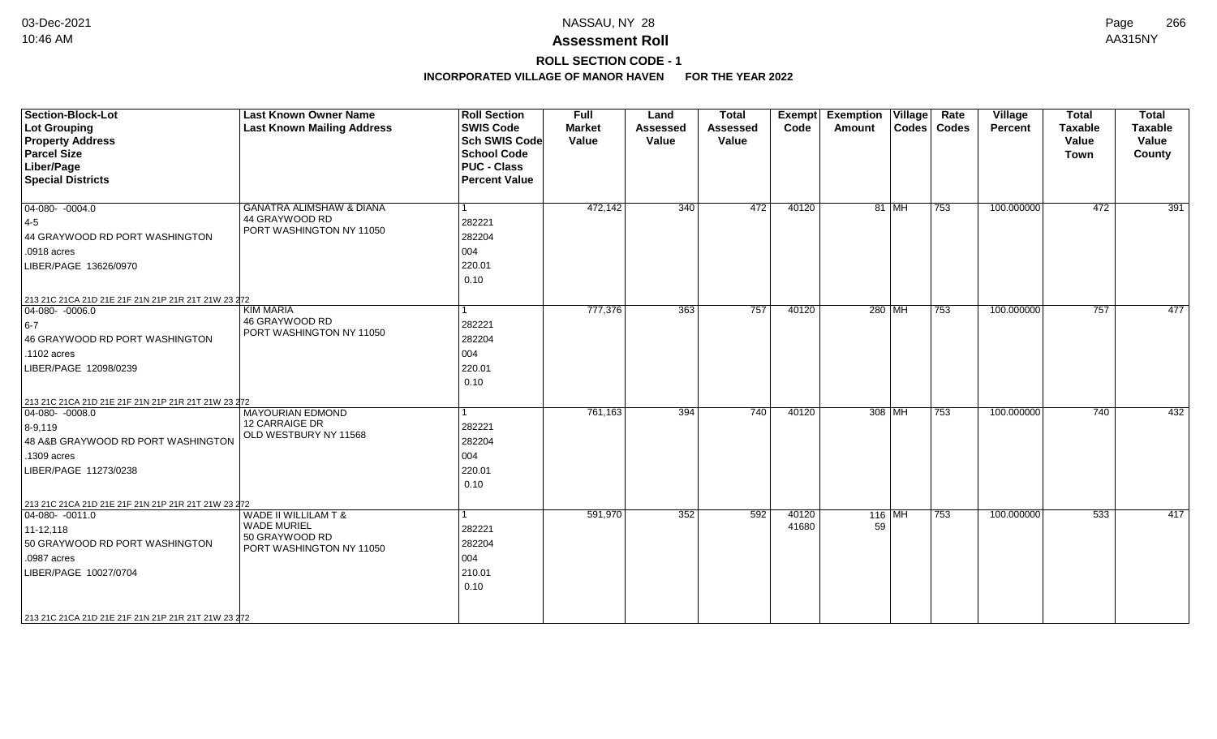# NASSAU, NY 28

## Assessment Roll

### ROLL SECTION CODE - 1

**INCORPORATED VILLAGE OF MANOR HAVEN FOR THE YEAR 2022**

| Section-Block-Lot<br>Lot Grouping<br>Property Address<br>Parcel Size<br>Liber/Page<br>Special Districts | Last Known Owner Name<br>Last Known Mailing Address | Roll Section<br>SWIS Code<br>Sch SWIS Code<br>School Code<br>PUC - Class<br>Percent Value | Full Market Value | Land Assessed Value | Total Assessed Value | Exempt Code | Exemption Amount | Village Codes | Rate Codes | Village Percent | Total Taxable Value Town | Total Taxable Value County |
|---|---|---|---|---|---|---|---|---|---|---|---|---|
| 04-080- -0004.0<br>4-5<br>44 GRAYWOOD RD PORT WASHINGTON<br>.0918 acres<br>LIBER/PAGE 13626/0970<br>213 21C 21CA 21D 21E 21F 21N 21P 21R 21T 21W 23 272 | GANATRA ALIMSHAW & DIANA<br>44 GRAYWOOD RD<br>PORT WASHINGTON NY 11050 | 1<br>282221<br>282204<br>004<br>220.01<br>0.10 | 472,142 | 340 | 472 | 40120 | 81 | MH | 753 | 100.000000 | 472 | 391 |
| 04-080- -0006.0<br>6-7<br>46 GRAYWOOD RD PORT WASHINGTON<br>.1102 acres<br>LIBER/PAGE 12098/0239<br>213 21C 21CA 21D 21E 21F 21N 21P 21R 21T 21W 23 272 | KIM MARIA<br>46 GRAYWOOD RD<br>PORT WASHINGTON NY 11050 | 1<br>282221<br>282204<br>004<br>220.01<br>0.10 | 777,376 | 363 | 757 | 40120 | 280 | MH | 753 | 100.000000 | 757 | 477 |
| 04-080- -0008.0<br>8-9,119<br>48 A&B GRAYWOOD RD PORT WASHINGTON<br>.1309 acres<br>LIBER/PAGE 11273/0238<br>213 21C 21CA 21D 21E 21F 21N 21P 21R 21T 21W 23 272 | MAYOURIAN EDMOND<br>12 CARRAIGE DR<br>OLD WESTBURY NY 11568 | 1<br>282221<br>282204<br>004<br>220.01<br>0.10 | 761,163 | 394 | 740 | 40120 | 308 | MH | 753 | 100.000000 | 740 | 432 |
| 04-080- -0011.0<br>11-12,118<br>50 GRAYWOOD RD PORT WASHINGTON<br>.0987 acres<br>LIBER/PAGE 10027/0704<br>213 21C 21CA 21D 21E 21F 21N 21P 21R 21T 21W 23 272 | WADE II WILLILAM T &<br>WADE MURIEL<br>50 GRAYWOOD RD<br>PORT WASHINGTON NY 11050 | 1<br>282221<br>282204<br>004<br>210.01<br>0.10 | 591,970 | 352 | 592 | 40120<br>41680 | 116<br>59 | MH | 753 | 100.000000 | 533 | 417 |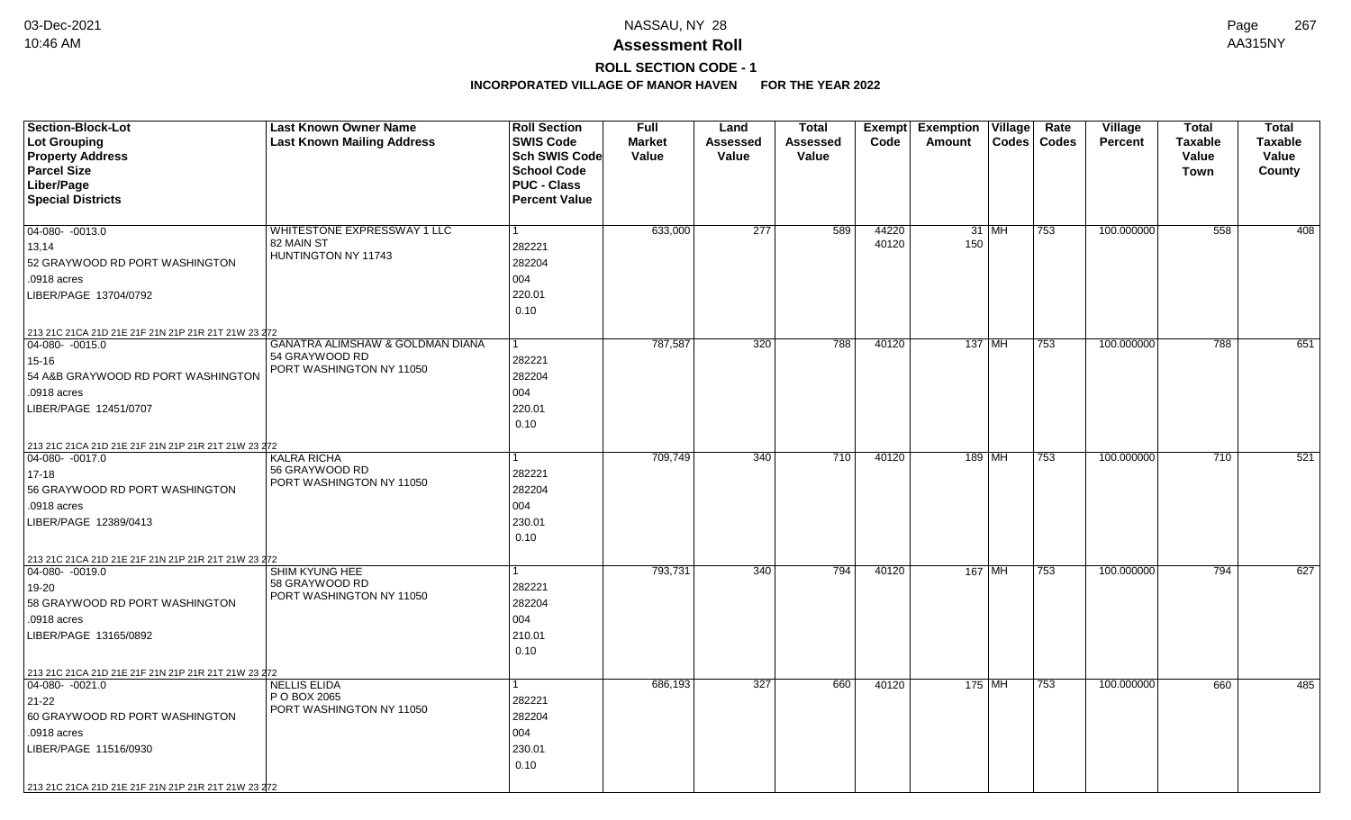# NASSAU, NY 28

## Assessment Roll

### ROLL SECTION CODE - 1

### INCORPORATED VILLAGE OF MANOR HAVEN FOR THE YEAR 2022

| Section-Block-Lot<br>Lot Grouping<br>Property Address<br>Parcel Size<br>Liber/Page<br>Special Districts | Last Known Owner Name<br>Last Known Mailing Address | Roll Section<br>SWIS Code<br>Sch SWIS Code<br>School Code<br>PUC - Class<br>Percent Value | Full Market Value | Land Assessed Value | Total Assessed Value | Exempt Code | Exemption Amount | Village Codes | Rate Codes | Village Percent | Total Taxable Value Town | Total Taxable Value County |
|---|---|---|---|---|---|---|---|---|---|---|---|---|
| 04-080- -0013.0<br>13,14<br>52 GRAYWOOD RD PORT WASHINGTON<br>.0918 acres<br>LIBER/PAGE 13704/0792<br>213 21C 21CA 21D 21E 21F 21N 21P 21R 21T 21W 23 272 | WHITESTONE EXPRESSWAY 1 LLC<br>82 MAIN ST<br>HUNTINGTON NY 11743 | 1<br>282221<br>282204<br>004<br>220.01<br>0.10 | 633,000 | 277 | 589 | 44220<br>40120 | 31<br>150 | MH | 753 | 100.000000 | 558 | 408 |
| 04-080- -0015.0<br>15-16<br>54 A&B GRAYWOOD RD PORT WASHINGTON<br>.0918 acres<br>LIBER/PAGE 12451/0707<br>213 21C 21CA 21D 21E 21F 21N 21P 21R 21T 21W 23 272 | GANATRA ALIMSHAW & GOLDMAN DIANA<br>54 GRAYWOOD RD<br>PORT WASHINGTON NY 11050 | 1<br>282221<br>282204<br>004<br>220.01<br>0.10 | 787,587 | 320 | 788 | 40120 | 137 | MH | 753 | 100.000000 | 788 | 651 |
| 04-080- -0017.0<br>17-18<br>56 GRAYWOOD RD PORT WASHINGTON<br>.0918 acres<br>LIBER/PAGE 12389/0413<br>213 21C 21CA 21D 21E 21F 21N 21P 21R 21T 21W 23 272 | KALRA RICHA<br>56 GRAYWOOD RD<br>PORT WASHINGTON NY 11050 | 1<br>282221<br>282204<br>004<br>230.01<br>0.10 | 709,749 | 340 | 710 | 40120 | 189 | MH | 753 | 100.000000 | 710 | 521 |
| 04-080- -0019.0<br>19-20<br>58 GRAYWOOD RD PORT WASHINGTON<br>.0918 acres<br>LIBER/PAGE 13165/0892<br>213 21C 21CA 21D 21E 21F 21N 21P 21R 21T 21W 23 272 | SHIM KYUNG HEE<br>58 GRAYWOOD RD<br>PORT WASHINGTON NY 11050 | 1<br>282221<br>282204<br>004<br>210.01<br>0.10 | 793,731 | 340 | 794 | 40120 | 167 | MH | 753 | 100.000000 | 794 | 627 |
| 04-080- -0021.0<br>21-22<br>60 GRAYWOOD RD PORT WASHINGTON<br>.0918 acres<br>LIBER/PAGE 11516/0930<br>213 21C 21CA 21D 21E 21F 21N 21P 21R 21T 21W 23 272 | NELLIS ELIDA<br>P O BOX 2065<br>PORT WASHINGTON NY 11050 | 1<br>282221<br>282204<br>004<br>230.01<br>0.10 | 686,193 | 327 | 660 | 40120 | 175 | MH | 753 | 100.000000 | 660 | 485 |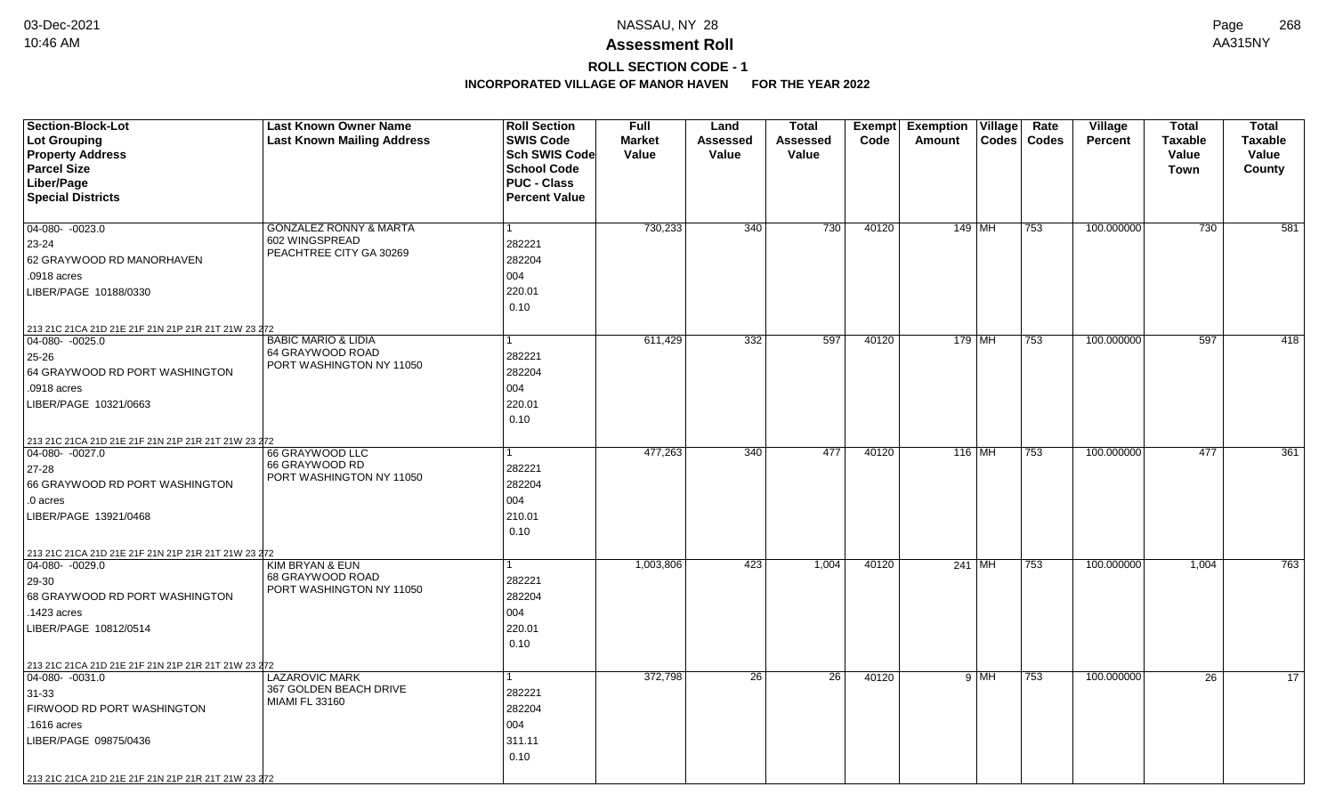# NASSAU, NY 28

# Assessment Roll

## ROLL SECTION CODE - 1

### INCORPORATED VILLAGE OF MANOR HAVEN FOR THE YEAR 2022

| Section-Block-Lot<br>Lot Grouping<br>Property Address<br>Parcel Size<br>Liber/Page<br>Special Districts | Last Known Owner Name<br>Last Known Mailing Address | Roll Section<br>SWIS Code<br>Sch SWIS Code<br>School Code<br>PUC - Class<br>Percent Value | Full Market Value | Land Assessed Value | Total Assessed Value | Exempt Code | Exemption Amount | Village Codes | Rate Codes | Village Percent | Total Taxable Value Town | Total Taxable Value County |
|---|---|---|---|---|---|---|---|---|---|---|---|---|
| 04-080- -0023.0<br>23-24<br>62 GRAYWOOD RD MANORHAVEN<br>.0918 acres<br>LIBER/PAGE 10188/0330<br>213 21C 21CA 21D 21E 21F 21N 21P 21R 21T 21W 23 272 | GONZALEZ RONNY & MARTA<br>602 WINGSPREAD<br>PEACHTREE CITY GA 30269 | 1<br>282221<br>282204<br>004<br>220.01<br>0.10 | 730,233 | 340 | 730 | 40120 | 149 | MH | 753 | 100.000000 | 730 | 581 |
| 04-080- -0025.0<br>25-26<br>64 GRAYWOOD RD PORT WASHINGTON<br>.0918 acres<br>LIBER/PAGE 10321/0663<br>213 21C 21CA 21D 21E 21F 21N 21P 21R 21T 21W 23 272 | BABIC MARIO & LIDIA<br>64 GRAYWOOD ROAD<br>PORT WASHINGTON NY 11050 | 1<br>282221<br>282204<br>004<br>220.01<br>0.10 | 611,429 | 332 | 597 | 40120 | 179 | MH | 753 | 100.000000 | 597 | 418 |
| 04-080- -0027.0<br>27-28<br>66 GRAYWOOD RD PORT WASHINGTON<br>.0 acres<br>LIBER/PAGE 13921/0468<br>213 21C 21CA 21D 21E 21F 21N 21P 21R 21T 21W 23 272 | 66 GRAYWOOD LLC<br>66 GRAYWOOD RD<br>PORT WASHINGTON NY 11050 | 1<br>282221<br>282204<br>004<br>210.01<br>0.10 | 477,263 | 340 | 477 | 40120 | 116 | MH | 753 | 100.000000 | 477 | 361 |
| 04-080- -0029.0<br>29-30<br>68 GRAYWOOD RD PORT WASHINGTON<br>.1423 acres<br>LIBER/PAGE 10812/0514<br>213 21C 21CA 21D 21E 21F 21N 21P 21R 21T 21W 23 272 | KIM BRYAN & EUN<br>68 GRAYWOOD ROAD<br>PORT WASHINGTON NY 11050 | 1<br>282221<br>282204<br>004<br>220.01<br>0.10 | 1,003,806 | 423 | 1,004 | 40120 | 241 | MH | 753 | 100.000000 | 1,004 | 763 |
| 04-080- -0031.0<br>31-33<br>FIRWOOD RD PORT WASHINGTON<br>.1616 acres<br>LIBER/PAGE 09875/0436<br>213 21C 21CA 21D 21E 21F 21N 21P 21R 21T 21W 23 272 | LAZAROVIC MARK<br>367 GOLDEN BEACH DRIVE<br>MIAMI FL 33160 | 1<br>282221<br>282204<br>004<br>311.11<br>0.10 | 372,798 | 26 | 26 | 40120 | 9 | MH | 753 | 100.000000 | 26 | 17 |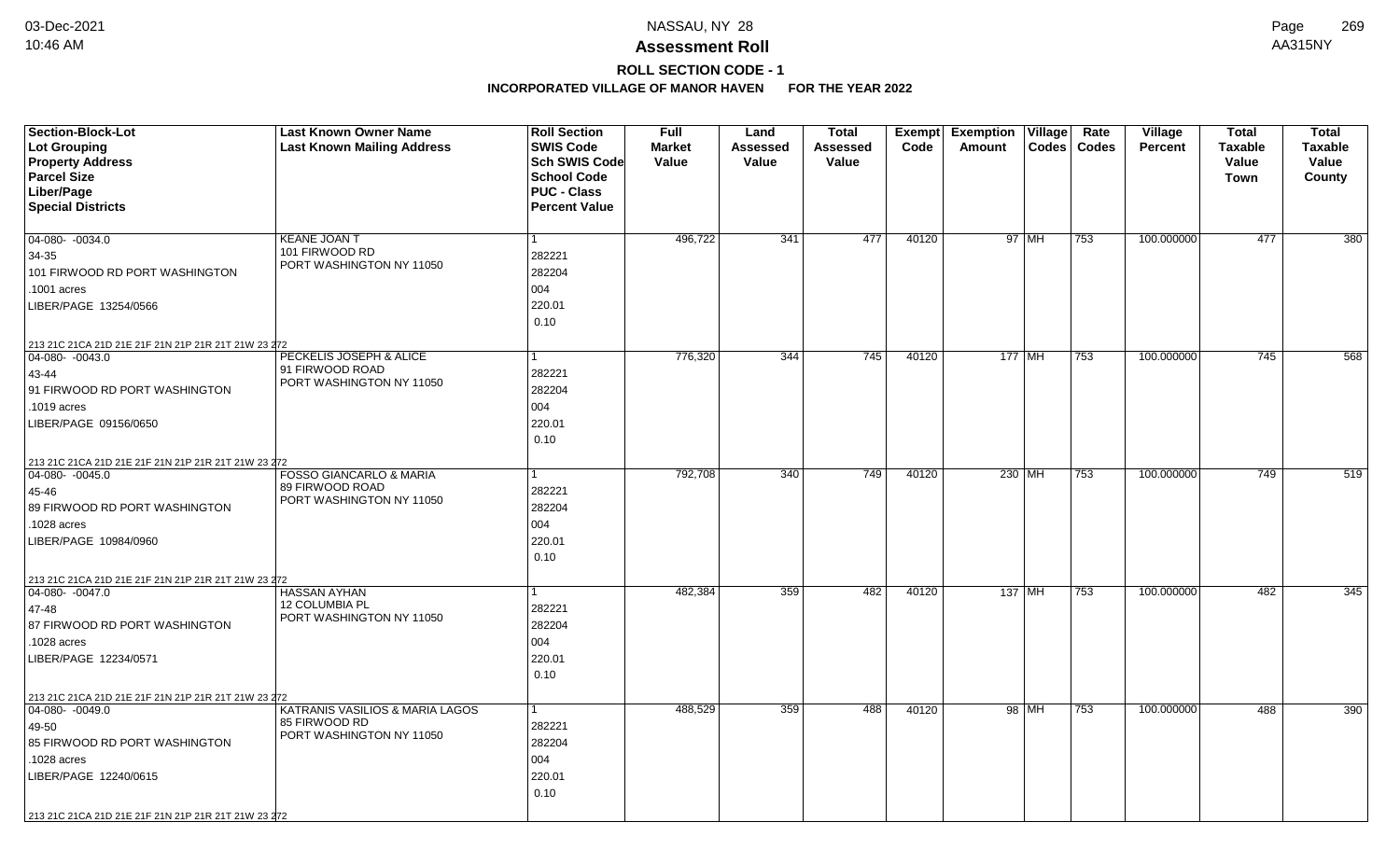# Assessment Roll

## ROLL SECTION CODE - 1

### INCORPORATED VILLAGE OF MANOR HAVEN FOR THE YEAR 2022

| Section-Block-Lot<br>Lot Grouping<br>Property Address<br>Parcel Size<br>Liber/Page<br>Special Districts | Last Known Owner Name<br>Last Known Mailing Address | Roll Section<br>SWIS Code<br>Sch SWIS Code<br>School Code<br>PUC - Class<br>Percent Value | Full Market Value | Land Assessed Value | Total Assessed Value | Exempt Code | Exemption Amount | Village Codes | Rate Codes | Village Percent | Total Taxable Value Town | Total Taxable Value County |
|---|---|---|---|---|---|---|---|---|---|---|---|---|
| 04-080- -0034.0<br>34-35<br>101 FIRWOOD RD PORT WASHINGTON<br>.1001 acres<br>LIBER/PAGE 13254/0566<br>213 21C 21CA 21D 21E 21F 21N 21P 21R 21T 21W 23 272 | KEANE JOAN T<br>101 FIRWOOD RD<br>PORT WASHINGTON NY 11050 | 1<br>282221<br>282204<br>004<br>220.01<br>0.10 | 496,722 | 341 | 477 | 40120 | 97 | MH | 753 | 100.000000 | 477 | 380 |
| 04-080- -0043.0<br>43-44<br>91 FIRWOOD RD PORT WASHINGTON<br>.1019 acres<br>LIBER/PAGE 09156/0650<br>213 21C 21CA 21D 21E 21F 21N 21P 21R 21T 21W 23 272 | PECKELIS JOSEPH & ALICE<br>91 FIRWOOD ROAD<br>PORT WASHINGTON NY 11050 | 1<br>282221<br>282204<br>004<br>220.01<br>0.10 | 776,320 | 344 | 745 | 40120 | 177 | MH | 753 | 100.000000 | 745 | 568 |
| 04-080- -0045.0<br>45-46<br>89 FIRWOOD RD PORT WASHINGTON<br>.1028 acres<br>LIBER/PAGE 10984/0960<br>213 21C 21CA 21D 21E 21F 21N 21P 21R 21T 21W 23 272 | FOSSO GIANCARLO & MARIA<br>89 FIRWOOD ROAD<br>PORT WASHINGTON NY 11050 | 1<br>282221<br>282204<br>004<br>220.01<br>0.10 | 792,708 | 340 | 749 | 40120 | 230 | MH | 753 | 100.000000 | 749 | 519 |
| 04-080- -0047.0<br>47-48<br>87 FIRWOOD RD PORT WASHINGTON<br>.1028 acres<br>LIBER/PAGE 12234/0571<br>213 21C 21CA 21D 21E 21F 21N 21P 21R 21T 21W 23 272 | HASSAN AYHAN<br>12 COLUMBIA PL<br>PORT WASHINGTON NY 11050 | 1<br>282221<br>282204<br>004<br>220.01<br>0.10 | 482,384 | 359 | 482 | 40120 | 137 | MH | 753 | 100.000000 | 482 | 345 |
| 04-080- -0049.0<br>49-50<br>85 FIRWOOD RD PORT WASHINGTON<br>.1028 acres<br>LIBER/PAGE 12240/0615<br>213 21C 21CA 21D 21E 21F 21N 21P 21R 21T 21W 23 272 | KATRANIS VASILIOS & MARIA LAGOS<br>85 FIRWOOD RD<br>PORT WASHINGTON NY 11050 | 1<br>282221<br>282204<br>004<br>220.01<br>0.10 | 488,529 | 359 | 488 | 40120 | 98 | MH | 753 | 100.000000 | 488 | 390 |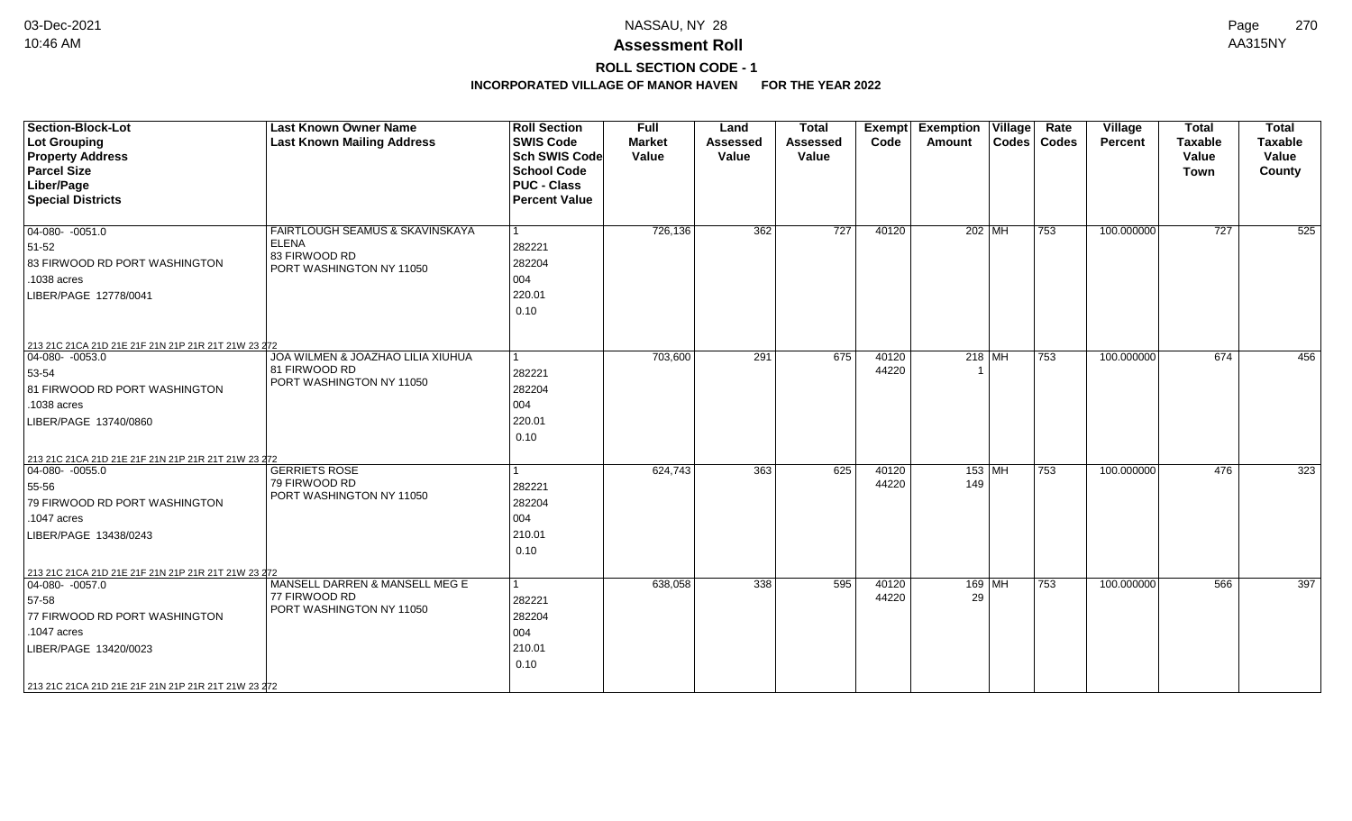# Assessment Roll

## ROLL SECTION CODE - 1

### INCORPORATED VILLAGE OF MANOR HAVEN FOR THE YEAR 2022

| Section-Block-Lot<br>Lot Grouping<br>Property Address<br>Parcel Size<br>Liber/Page<br>Special Districts | Last Known Owner Name<br>Last Known Mailing Address | Roll Section<br>SWIS Code<br>Sch SWIS Code<br>School Code<br>PUC - Class<br>Percent Value | Full Market Value | Land Assessed Value | Total Assessed Value | Exempt Code | Exemption Amount | Village Codes | Rate Codes | Village Percent | Total Taxable Value Town | Total Taxable Value County |
|---|---|---|---|---|---|---|---|---|---|---|---|---|
| 04-080- -0051.0<br>51-52<br>83 FIRWOOD RD PORT WASHINGTON<br>.1038 acres<br>LIBER/PAGE 12778/0041<br>213 21C 21CA 21D 21E 21F 21N 21P 21R 21T 21W 23 272 | FAIRTLOUGH SEAMUS & SKAVINSKAYA ELENA<br>83 FIRWOOD RD<br>PORT WASHINGTON NY 11050 | 1<br>282221<br>282204<br>004<br>220.01<br>0.10 | 726,136 | 362 | 727 | 40120 | 202 | MH | 753 | 100.000000 | 727 | 525 |
| 04-080- -0053.0<br>53-54<br>81 FIRWOOD RD PORT WASHINGTON<br>.1038 acres<br>LIBER/PAGE 13740/0860<br>213 21C 21CA 21D 21E 21F 21N 21P 21R 21T 21W 23 272 | JOA WILMEN & JOAZHAO LILIA XIUHUA<br>81 FIRWOOD RD<br>PORT WASHINGTON NY 11050 | 1<br>282221<br>282204<br>004<br>220.01<br>0.10 | 703,600 | 291 | 675 | 40120<br>44220 | 218<br>1 | MH | 753 | 100.000000 | 674 | 456 |
| 04-080- -0055.0<br>55-56<br>79 FIRWOOD RD PORT WASHINGTON<br>.1047 acres<br>LIBER/PAGE 13438/0243<br>213 21C 21CA 21D 21E 21F 21N 21P 21R 21T 21W 23 272 | GERRIETS ROSE<br>79 FIRWOOD RD<br>PORT WASHINGTON NY 11050 | 1<br>282221<br>282204<br>004<br>210.01<br>0.10 | 624,743 | 363 | 625 | 40120<br>44220 | 153<br>149 | MH | 753 | 100.000000 | 476 | 323 |
| 04-080- -0057.0<br>57-58<br>77 FIRWOOD RD PORT WASHINGTON<br>.1047 acres<br>LIBER/PAGE 13420/0023<br>213 21C 21CA 21D 21E 21F 21N 21P 21R 21T 21W 23 272 | MANSELL DARREN & MANSELL MEG E<br>77 FIRWOOD RD<br>PORT WASHINGTON NY 11050 | 1<br>282221<br>282204<br>004<br>210.01<br>0.10 | 638,058 | 338 | 595 | 40120<br>44220 | 169<br>29 | MH | 753 | 100.000000 | 566 | 397 |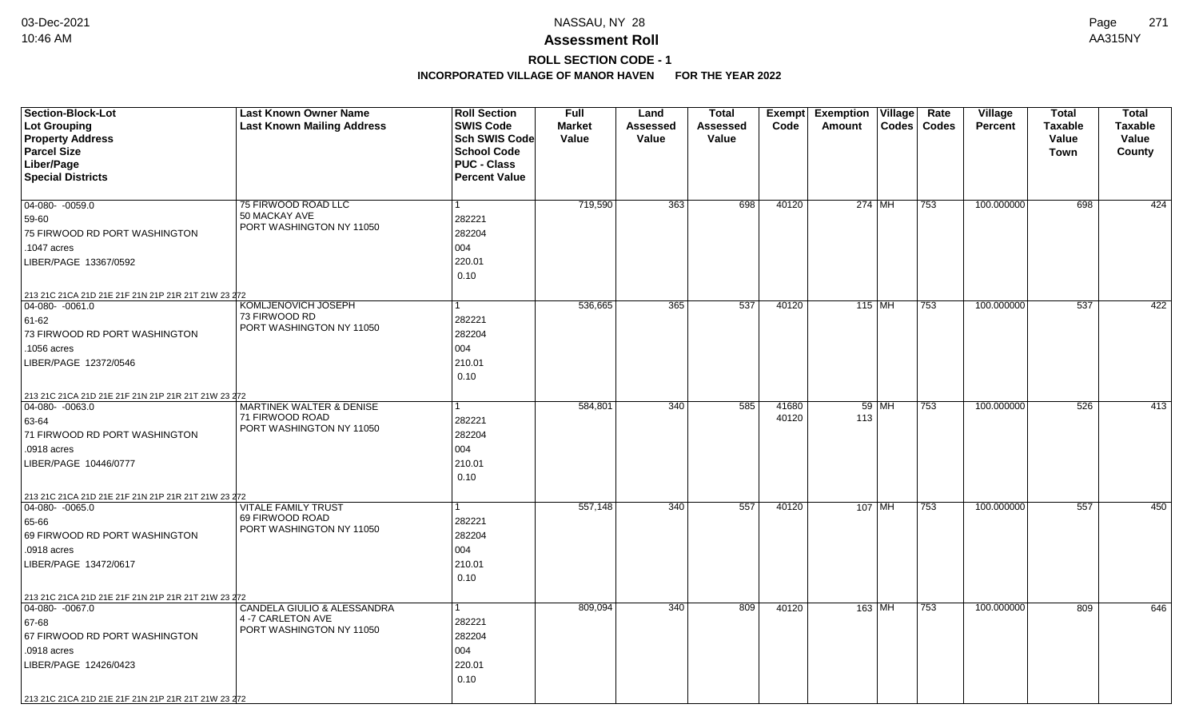# Assessment Roll

## ROLL SECTION CODE - 1

### INCORPORATED VILLAGE OF MANOR HAVEN FOR THE YEAR 2022

| Section-Block-Lot<br>Lot Grouping<br>Property Address<br>Parcel Size<br>Liber/Page<br>Special Districts | Last Known Owner Name<br>Last Known Mailing Address | Roll Section<br>SWIS Code<br>Sch SWIS Code<br>School Code<br>PUC - Class<br>Percent Value | Full Market Value | Land Assessed Value | Total Assessed Value | Exempt Code | Exemption Amount | Village Codes | Rate Codes | Village Percent | Total Taxable Value Town | Total Taxable Value County |
|---|---|---|---|---|---|---|---|---|---|---|---|---|
| 04-080- -0059.0<br>59-60<br>75 FIRWOOD RD PORT WASHINGTON<br>.1047 acres<br>LIBER/PAGE 13367/0592<br>213 21C 21CA 21D 21E 21F 21N 21P 21R 21T 21W 23 272 | 75 FIRWOOD ROAD LLC<br>50 MACKAY AVE<br>PORT WASHINGTON NY 11050 | 1<br>282221<br>282204<br>004<br>220.01<br>0.10 | 719,590 | 363 | 698 | 40120 | 274 | MH | 753 | 100.000000 | 698 | 424 |
| 04-080- -0061.0<br>61-62<br>73 FIRWOOD RD PORT WASHINGTON<br>.1056 acres<br>LIBER/PAGE 12372/0546<br>213 21C 21CA 21D 21E 21F 21N 21P 21R 21T 21W 23 272 | KOMLJENOVICH JOSEPH<br>73 FIRWOOD RD<br>PORT WASHINGTON NY 11050 | 1<br>282221<br>282204<br>004<br>210.01<br>0.10 | 536,665 | 365 | 537 | 40120 | 115 | MH | 753 | 100.000000 | 537 | 422 |
| 04-080- -0063.0<br>63-64<br>71 FIRWOOD RD PORT WASHINGTON<br>.0918 acres<br>LIBER/PAGE 10446/0777<br>213 21C 21CA 21D 21E 21F 21N 21P 21R 21T 21W 23 272 | MARTINEK WALTER & DENISE<br>71 FIRWOOD ROAD<br>PORT WASHINGTON NY 11050 | 1<br>282221<br>282204<br>004<br>210.01<br>0.10 | 584,801 | 340 | 585 | 41680<br>40120 | 59<br>113 | MH | 753 | 100.000000 | 526 | 413 |
| 04-080- -0065.0<br>65-66<br>69 FIRWOOD RD PORT WASHINGTON<br>.0918 acres<br>LIBER/PAGE 13472/0617<br>213 21C 21CA 21D 21E 21F 21N 21P 21R 21T 21W 23 272 | VITALE FAMILY TRUST<br>69 FIRWOOD ROAD<br>PORT WASHINGTON NY 11050 | 1<br>282221<br>282204<br>004<br>210.01<br>0.10 | 557,148 | 340 | 557 | 40120 | 107 | MH | 753 | 100.000000 | 557 | 450 |
| 04-080- -0067.0<br>67-68<br>67 FIRWOOD RD PORT WASHINGTON<br>.0918 acres<br>LIBER/PAGE 12426/0423<br>213 21C 21CA 21D 21E 21F 21N 21P 21R 21T 21W 23 272 | CANDELA GIULIO & ALESSANDRA<br>4 -7 CARLETON AVE<br>PORT WASHINGTON NY 11050 | 1<br>282221<br>282204<br>004<br>220.01<br>0.10 | 809,094 | 340 | 809 | 40120 | 163 | MH | 753 | 100.000000 | 809 | 646 |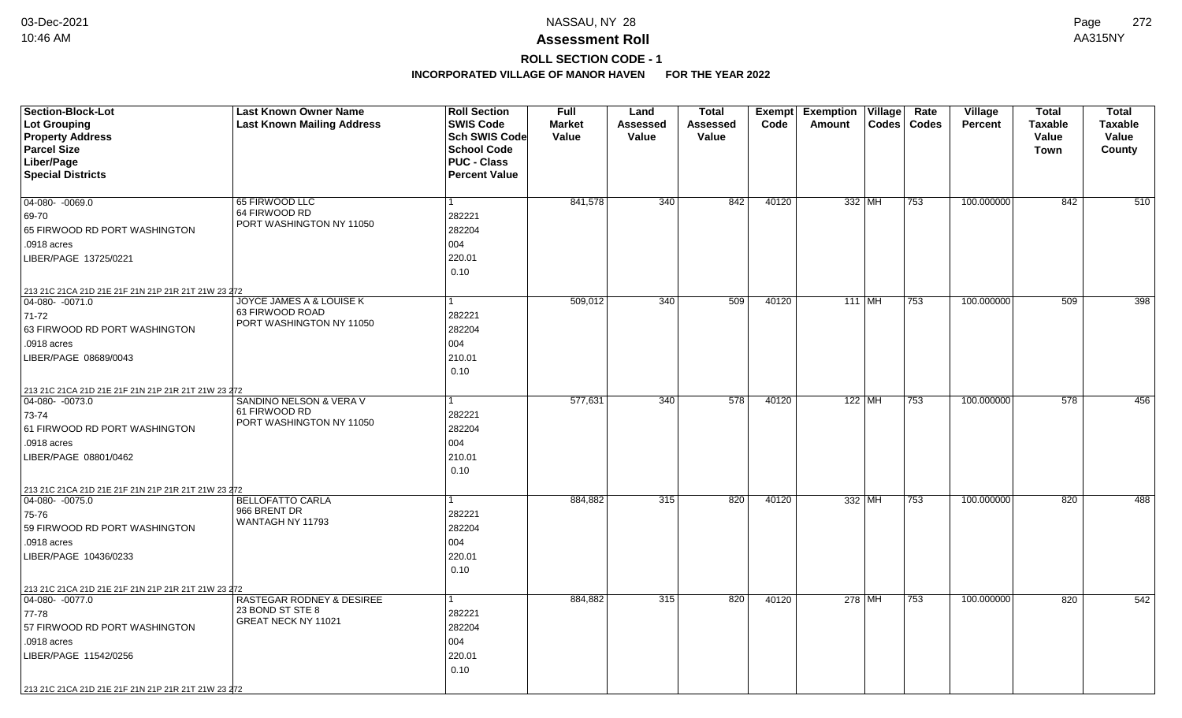# Assessment Roll

## ROLL SECTION CODE - 1

### INCORPORATED VILLAGE OF MANOR HAVEN FOR THE YEAR 2022

| Section-Block-Lot<br>Lot Grouping<br>Property Address<br>Parcel Size<br>Liber/Page<br>Special Districts | Last Known Owner Name<br>Last Known Mailing Address | Roll Section<br>SWIS Code<br>Sch SWIS Code<br>School Code<br>PUC - Class<br>Percent Value | Full Market Value | Land Assessed Value | Total Assessed Value | Exempt Code | Exemption Amount | Village Codes | Rate Codes | Village Percent | Total Taxable Value Town | Total Taxable Value County |
|---|---|---|---|---|---|---|---|---|---|---|---|---|
| 04-080- -0069.0<br>69-70<br>65 FIRWOOD RD PORT WASHINGTON<br>.0918 acres<br>LIBER/PAGE 13725/0221<br>213 21C 21CA 21D 21E 21F 21N 21P 21R 21T 21W 23 272 | 65 FIRWOOD LLC<br>64 FIRWOOD RD<br>PORT WASHINGTON NY 11050 | 1<br>282221<br>282204<br>004<br>220.01<br>0.10 | 841,578 | 340 | 842 | 40120 | 332 | MH | 753 | 100.000000 | 842 | 510 |
| 04-080- -0071.0<br>71-72<br>63 FIRWOOD RD PORT WASHINGTON<br>.0918 acres<br>LIBER/PAGE 08689/0043<br>213 21C 21CA 21D 21E 21F 21N 21P 21R 21T 21W 23 272 | JOYCE JAMES A & LOUISE K<br>63 FIRWOOD ROAD<br>PORT WASHINGTON NY 11050 | 1<br>282221<br>282204<br>004<br>210.01<br>0.10 | 509,012 | 340 | 509 | 40120 | 111 | MH | 753 | 100.000000 | 509 | 398 |
| 04-080- -0073.0<br>73-74<br>61 FIRWOOD RD PORT WASHINGTON<br>.0918 acres<br>LIBER/PAGE 08801/0462<br>213 21C 21CA 21D 21E 21F 21N 21P 21R 21T 21W 23 272 | SANDINO NELSON & VERA V<br>61 FIRWOOD RD<br>PORT WASHINGTON NY 11050 | 1<br>282221<br>282204<br>004<br>210.01<br>0.10 | 577,631 | 340 | 578 | 40120 | 122 | MH | 753 | 100.000000 | 578 | 456 |
| 04-080- -0075.0<br>75-76<br>59 FIRWOOD RD PORT WASHINGTON<br>.0918 acres<br>LIBER/PAGE 10436/0233<br>213 21C 21CA 21D 21E 21F 21N 21P 21R 21T 21W 23 272 | BELLOFATTO CARLA<br>966 BRENT DR<br>WANTAGH NY 11793 | 1<br>282221<br>282204<br>004<br>220.01<br>0.10 | 884,882 | 315 | 820 | 40120 | 332 | MH | 753 | 100.000000 | 820 | 488 |
| 04-080- -0077.0<br>77-78<br>57 FIRWOOD RD PORT WASHINGTON<br>.0918 acres<br>LIBER/PAGE 11542/0256<br>213 21C 21CA 21D 21E 21F 21N 21P 21R 21T 21W 23 272 | RASTEGAR RODNEY & DESIREE<br>23 BOND ST STE 8<br>GREAT NECK NY 11021 | 1<br>282221<br>282204<br>004<br>220.01<br>0.10 | 884,882 | 315 | 820 | 40120 | 278 | MH | 753 | 100.000000 | 820 | 542 |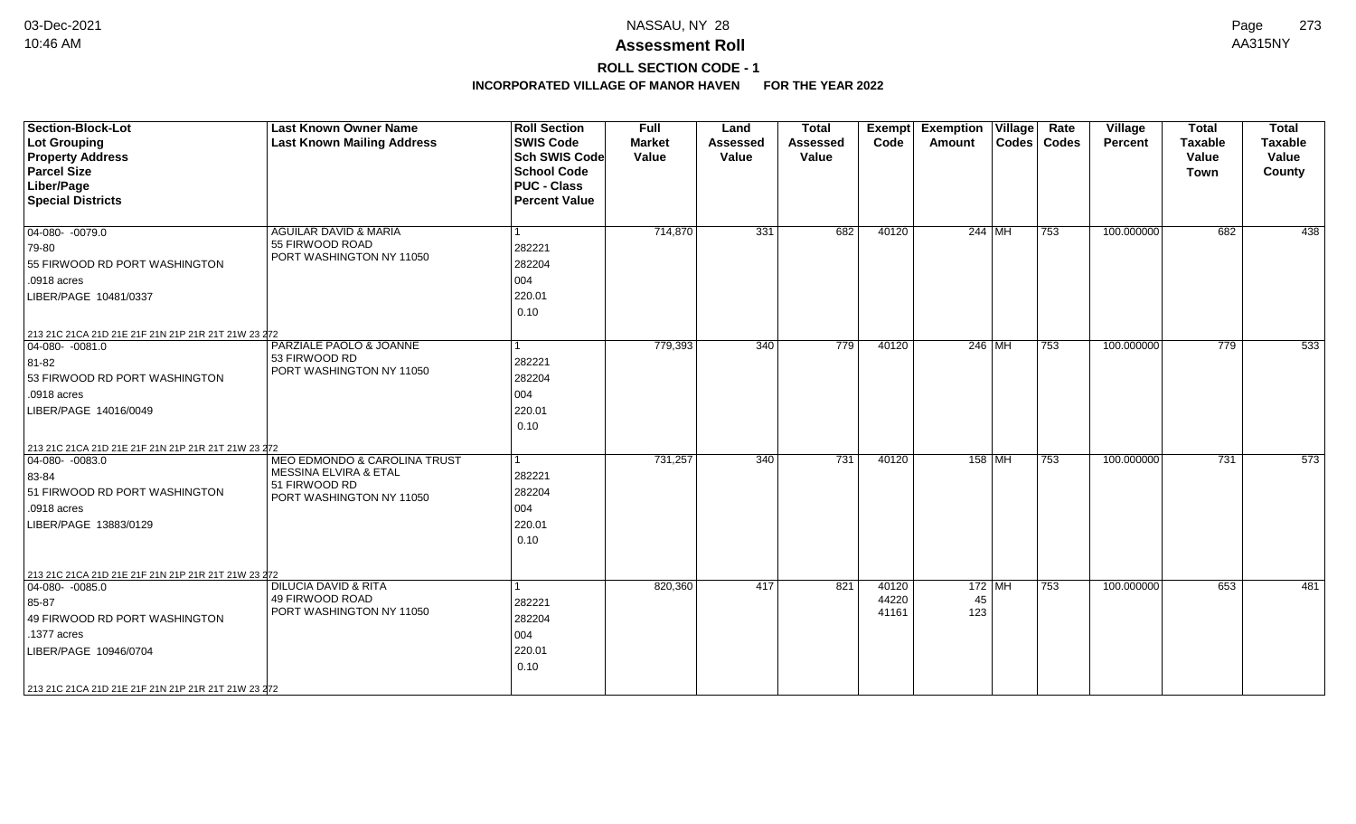# NASSAU, NY 28

## Assessment Roll

### ROLL SECTION CODE - 1

### INCORPORATED VILLAGE OF MANOR HAVEN FOR THE YEAR 2022

| Section-Block-Lot<br>Lot Grouping<br>Property Address<br>Parcel Size<br>Liber/Page<br>Special Districts | Last Known Owner Name<br>Last Known Mailing Address | Roll Section<br>SWIS Code<br>Sch SWIS Code<br>School Code<br>PUC - Class<br>Percent Value | Full Market Value | Land Assessed Value | Total Assessed Value | Exempt Code | Exemption Amount | Village Codes | Rate Codes | Village Percent | Total Taxable Value Town | Total Taxable Value County |
|---|---|---|---|---|---|---|---|---|---|---|---|---|
| 04-080- -0079.0<br>79-80<br>55 FIRWOOD RD PORT WASHINGTON<br>.0918 acres<br>LIBER/PAGE 10481/0337<br>213 21C 21CA 21D 21E 21F 21N 21P 21R 21T 21W 23 272 | AGUILAR DAVID & MARIA<br>55 FIRWOOD ROAD<br>PORT WASHINGTON NY 11050 | 1<br>282221<br>282204<br>004<br>220.01<br>0.10 | 714,870 | 331 | 682 | 40120 | 244 | MH | 753 | 100.000000 | 682 | 438 |
| 04-080- -0081.0<br>81-82<br>53 FIRWOOD RD PORT WASHINGTON<br>.0918 acres<br>LIBER/PAGE 14016/0049<br>213 21C 21CA 21D 21E 21F 21N 21P 21R 21T 21W 23 272 | PARZIALE PAOLO & JOANNE<br>53 FIRWOOD RD<br>PORT WASHINGTON NY 11050 | 1<br>282221<br>282204<br>004<br>220.01<br>0.10 | 779,393 | 340 | 779 | 40120 | 246 | MH | 753 | 100.000000 | 779 | 533 |
| 04-080- -0083.0<br>83-84<br>51 FIRWOOD RD PORT WASHINGTON<br>.0918 acres<br>LIBER/PAGE 13883/0129<br>213 21C 21CA 21D 21E 21F 21N 21P 21R 21T 21W 23 272 | MEO EDMONDO & CAROLINA TRUST<br>MESSINA ELVIRA & ETAL<br>51 FIRWOOD RD<br>PORT WASHINGTON NY 11050 | 1<br>282221<br>282204<br>004<br>220.01<br>0.10 | 731,257 | 340 | 731 | 40120 | 158 | MH | 753 | 100.000000 | 731 | 573 |
| 04-080- -0085.0<br>85-87<br>49 FIRWOOD RD PORT WASHINGTON<br>.1377 acres<br>LIBER/PAGE 10946/0704<br>213 21C 21CA 21D 21E 21F 21N 21P 21R 21T 21W 23 272 | DILUCIA DAVID & RITA<br>49 FIRWOOD ROAD<br>PORT WASHINGTON NY 11050 | 1<br>282221<br>282204<br>004<br>220.01<br>0.10 | 820,360 | 417 | 821 | 40120<br>44220<br>41161 | 172<br>45<br>123 | MH | 753 | 100.000000 | 653 | 481 |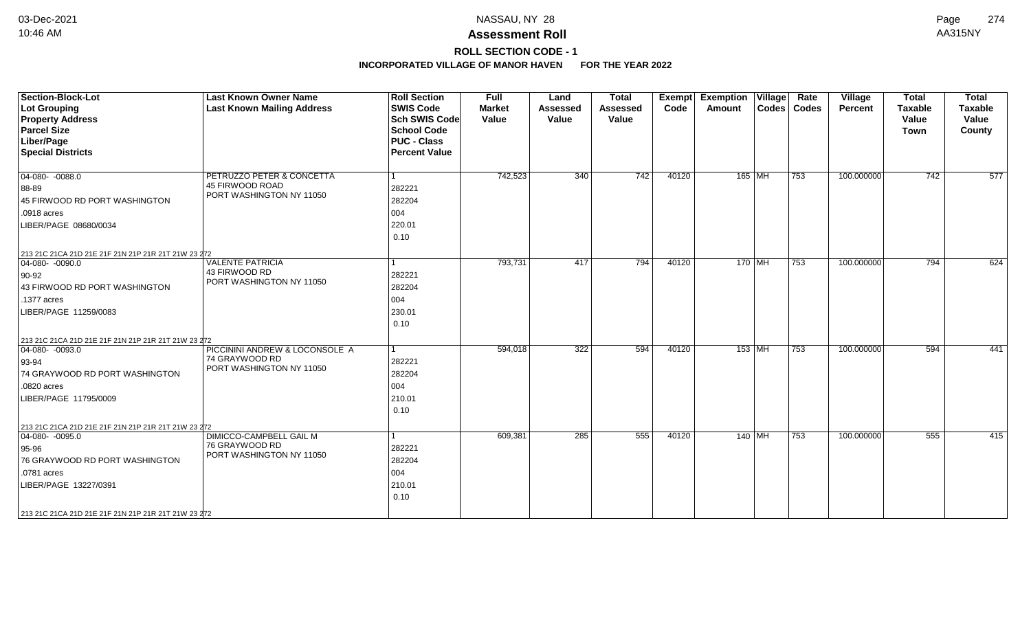# NASSAU, NY 28

## Assessment Roll

### ROLL SECTION CODE - 1

**INCORPORATED VILLAGE OF MANOR HAVEN FOR THE YEAR 2022**

| Section-Block-Lot<br>Lot Grouping<br>Property Address<br>Parcel Size<br>Liber/Page<br>Special Districts | Last Known Owner Name<br>Last Known Mailing Address | Roll Section<br>SWIS Code<br>Sch SWIS Code<br>School Code<br>PUC - Class<br>Percent Value | Full Market Value | Land Assessed Value | Total Assessed Value | Exempt Code | Exemption Amount | Village Codes | Rate Codes | Village Percent | Total Taxable Value Town | Total Taxable Value County |
|---|---|---|---|---|---|---|---|---|---|---|---|---|
| 04-080- -0088.0<br>88-89<br>45 FIRWOOD RD PORT WASHINGTON<br>.0918 acres<br>LIBER/PAGE 08680/0034<br>213 21C 21CA 21D 21E 21F 21N 21P 21R 21T 21W 23 272 | PETRUZZO PETER & CONCETTA<br>45 FIRWOOD ROAD<br>PORT WASHINGTON NY 11050 | 1<br>282221<br>282204<br>004<br>220.01<br>0.10 | 742,523 | 340 | 742 | 40120 | 165 | MH | 753 | 100.000000 | 742 | 577 |
| 04-080- -0090.0<br>90-92<br>43 FIRWOOD RD PORT WASHINGTON<br>.1377 acres<br>LIBER/PAGE 11259/0083<br>213 21C 21CA 21D 21E 21F 21N 21P 21R 21T 21W 23 272 | VALENTE PATRICIA<br>43 FIRWOOD RD<br>PORT WASHINGTON NY 11050 | 1<br>282221<br>282204<br>004<br>230.01<br>0.10 | 793,731 | 417 | 794 | 40120 | 170 | MH | 753 | 100.000000 | 794 | 624 |
| 04-080- -0093.0<br>93-94<br>74 GRAYWOOD RD PORT WASHINGTON<br>.0820 acres<br>LIBER/PAGE 11795/0009<br>213 21C 21CA 21D 21E 21F 21N 21P 21R 21T 21W 23 272 | PICCININI ANDREW & LOCONSOLE A<br>74 GRAYWOOD RD<br>PORT WASHINGTON NY 11050 | 1<br>282221<br>282204<br>004<br>210.01<br>0.10 | 594,018 | 322 | 594 | 40120 | 153 | MH | 753 | 100.000000 | 594 | 441 |
| 04-080- -0095.0<br>95-96<br>76 GRAYWOOD RD PORT WASHINGTON<br>.0781 acres<br>LIBER/PAGE 13227/0391<br>213 21C 21CA 21D 21E 21F 21N 21P 21R 21T 21W 23 272 | DIMICCO-CAMPBELL GAIL M<br>76 GRAYWOOD RD<br>PORT WASHINGTON NY 11050 | 1<br>282221<br>282204<br>004<br>210.01<br>0.10 | 609,381 | 285 | 555 | 40120 | 140 | MH | 753 | 100.000000 | 555 | 415 |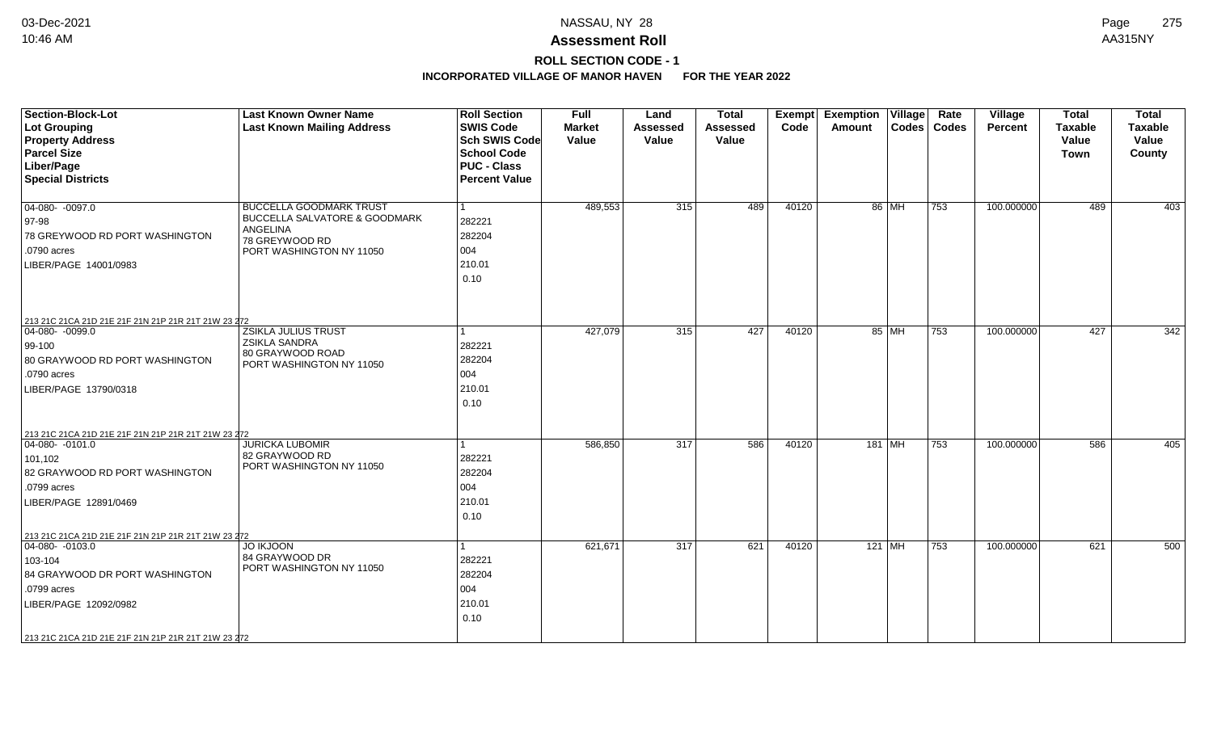# Assessment Roll

## ROLL SECTION CODE - 1

### INCORPORATED VILLAGE OF MANOR HAVEN FOR THE YEAR 2022

NASSAU, NY 28

| Section-Block-Lot<br>Lot Grouping<br>Property Address<br>Parcel Size<br>Liber/Page<br>Special Districts | Last Known Owner Name<br>Last Known Mailing Address | Roll Section<br>SWIS Code<br>Sch SWIS Code<br>School Code<br>PUC - Class<br>Percent Value | Full Market Value | Land Assessed Value | Total Assessed Value | Exempt Code | Exemption Amount | Village Codes | Rate Codes | Village Percent | Total Taxable Value Town | Total Taxable Value County |
|---|---|---|---|---|---|---|---|---|---|---|---|---|
| 04-080- -0097.0<br>97-98<br>78 GREYWOOD RD PORT WASHINGTON<br>.0790 acres<br>LIBER/PAGE 14001/0983<br>213 21C 21CA 21D 21E 21F 21N 21P 21R 21T 21W 23 272 | BUCCELLA GOODMARK TRUST<br>BUCCELLA SALVATORE & GOODMARK ANGELINA<br>78 GREYWOOD RD<br>PORT WASHINGTON NY 11050 | 1<br>282221<br>282204<br>004<br>210.01<br>0.10 | 489,553 | 315 | 489 | 40120 | 86 | MH | 753 | 100.000000 | 489 | 403 |
| 04-080- -0099.0<br>99-100<br>80 GRAYWOOD RD PORT WASHINGTON<br>.0790 acres<br>LIBER/PAGE 13790/0318<br>213 21C 21CA 21D 21E 21F 21N 21P 21R 21T 21W 23 272 | ZSIKLA JULIUS TRUST<br>ZSIKLA SANDRA<br>80 GRAYWOOD ROAD<br>PORT WASHINGTON NY 11050 | 1<br>282221<br>282204<br>004<br>210.01<br>0.10 | 427,079 | 315 | 427 | 40120 | 85 | MH | 753 | 100.000000 | 427 | 342 |
| 04-080- -0101.0<br>101,102<br>82 GRAYWOOD RD PORT WASHINGTON<br>.0799 acres<br>LIBER/PAGE 12891/0469<br>213 21C 21CA 21D 21E 21F 21N 21P 21R 21T 21W 23 272 | JURICKA LUBOMIR<br>82 GRAYWOOD RD<br>PORT WASHINGTON NY 11050 | 1<br>282221<br>282204<br>004<br>210.01<br>0.10 | 586,850 | 317 | 586 | 40120 | 181 | MH | 753 | 100.000000 | 586 | 405 |
| 04-080- -0103.0<br>103-104<br>84 GRAYWOOD DR PORT WASHINGTON<br>.0799 acres<br>LIBER/PAGE 12092/0982<br>213 21C 21CA 21D 21E 21F 21N 21P 21R 21T 21W 23 272 | JO IKJOON<br>84 GRAYWOOD DR<br>PORT WASHINGTON NY 11050 | 1<br>282221<br>282204<br>004<br>210.01<br>0.10 | 621,671 | 317 | 621 | 40120 | 121 | MH | 753 | 100.000000 | 621 | 500 |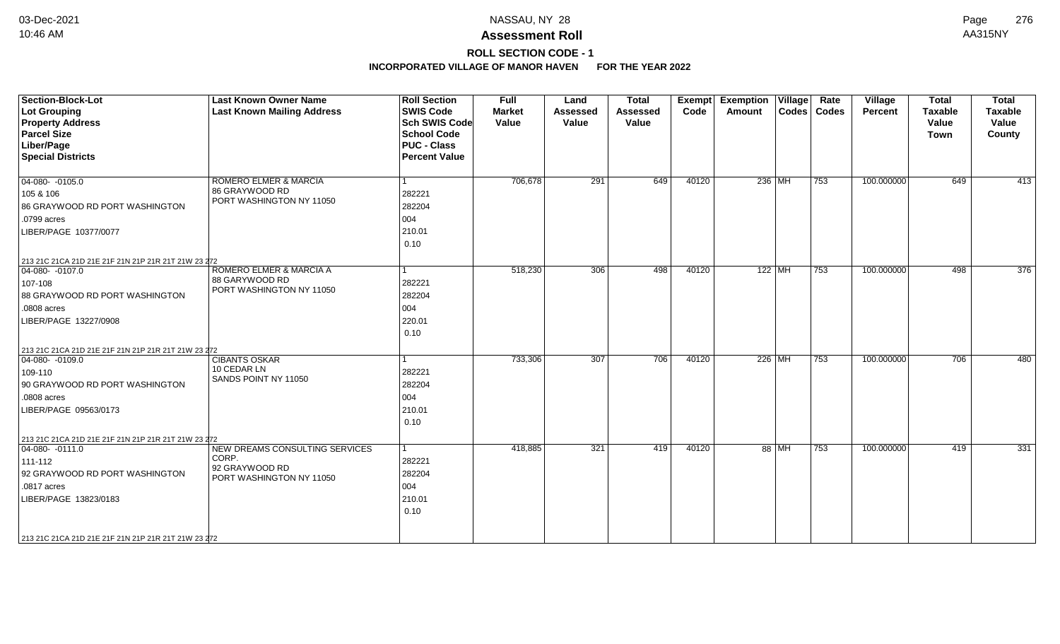# NASSAU, NY 28

## Assessment Roll

### ROLL SECTION CODE - 1

**INCORPORATED VILLAGE OF MANOR HAVEN FOR THE YEAR 2022**

| Section-Block-Lot<br>Lot Grouping<br>Property Address<br>Parcel Size<br>Liber/Page<br>Special Districts | Last Known Owner Name<br>Last Known Mailing Address | Roll Section<br>SWIS Code<br>Sch SWIS Code<br>School Code<br>PUC - Class<br>Percent Value | Full Market Value | Land Assessed Value | Total Assessed Value | Exempt Code | Exemption Amount | Village Codes | Rate Codes | Village Percent | Total Taxable Value Town | Total Taxable Value County |
|---|---|---|---|---|---|---|---|---|---|---|---|---|
| 04-080- -0105.0<br>105 & 106<br>86 GRAYWOOD RD PORT WASHINGTON<br>.0799 acres<br>LIBER/PAGE 10377/0077<br>213 21C 21CA 21D 21E 21F 21N 21P 21R 21T 21W 23 272 | ROMERO ELMER & MARCIA<br>86 GRAYWOOD RD<br>PORT WASHINGTON NY 11050 | 1<br>282221<br>282204<br>004<br>210.01<br>0.10 | 706,678 | 291 | 649 | 40120 | 236 | MH | 753 | 100.000000 | 649 | 413 |
| 04-080- -0107.0<br>107-108<br>88 GRAYWOOD RD PORT WASHINGTON<br>.0808 acres<br>LIBER/PAGE 13227/0908<br>213 21C 21CA 21D 21E 21F 21N 21P 21R 21T 21W 23 272 | ROMERO ELMER & MARCIA A<br>88 GARYWOOD RD<br>PORT WASHINGTON NY 11050 | 1<br>282221<br>282204<br>004<br>220.01<br>0.10 | 518,230 | 306 | 498 | 40120 | 122 | MH | 753 | 100.000000 | 498 | 376 |
| 04-080- -0109.0<br>109-110<br>90 GRAYWOOD RD PORT WASHINGTON<br>.0808 acres<br>LIBER/PAGE 09563/0173<br>213 21C 21CA 21D 21E 21F 21N 21P 21R 21T 21W 23 272 | CIBANTS OSKAR<br>10 CEDAR LN<br>SANDS POINT NY 11050 | 1<br>282221<br>282204<br>004<br>210.01<br>0.10 | 733,306 | 307 | 706 | 40120 | 226 | MH | 753 | 100.000000 | 706 | 480 |
| 04-080- -0111.0<br>111-112<br>92 GRAYWOOD RD PORT WASHINGTON<br>.0817 acres<br>LIBER/PAGE 13823/0183<br>213 21C 21CA 21D 21E 21F 21N 21P 21R 21T 21W 23 272 | NEW DREAMS CONSULTING SERVICES CORP.<br>92 GRAYWOOD RD<br>PORT WASHINGTON NY 11050 | 1<br>282221<br>282204<br>004<br>210.01<br>0.10 | 418,885 | 321 | 419 | 40120 | 88 | MH | 753 | 100.000000 | 419 | 331 |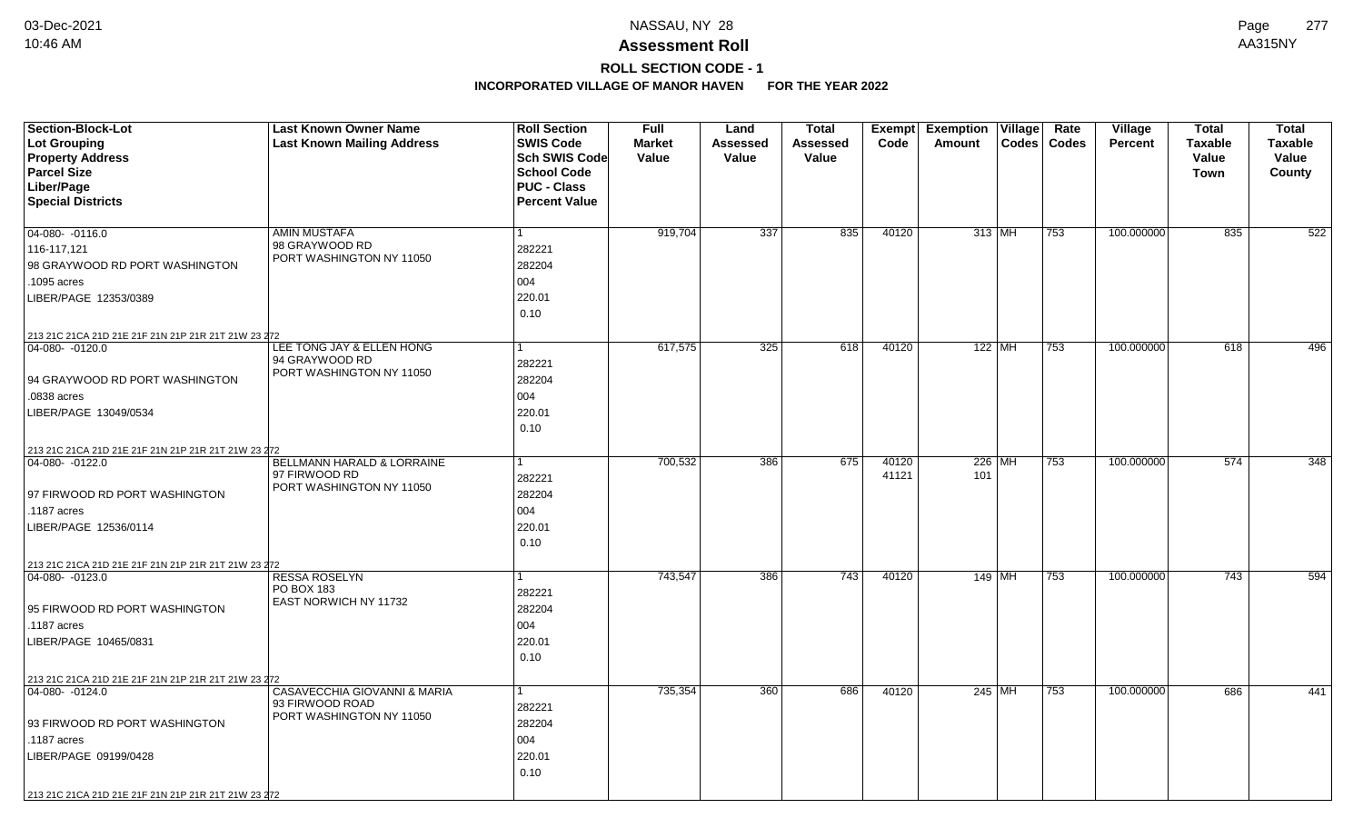# Assessment Roll

## ROLL SECTION CODE - 1

### INCORPORATED VILLAGE OF MANOR HAVEN FOR THE YEAR 2022

| Section-Block-Lot<br>Lot Grouping<br>Property Address<br>Parcel Size<br>Liber/Page<br>Special Districts | Last Known Owner Name<br>Last Known Mailing Address | Roll Section<br>SWIS Code<br>Sch SWIS Code<br>School Code<br>PUC - Class<br>Percent Value | Full Market Value | Land Assessed Value | Total Assessed Value | Exempt Code | Exemption Amount | Village Codes | Rate Codes | Village Percent | Total Taxable Value Town | Total Taxable Value County |
|---|---|---|---|---|---|---|---|---|---|---|---|---|
| 04-080- -0116.0<br>116-117,121<br>98 GRAYWOOD RD PORT WASHINGTON<br>.1095 acres<br>LIBER/PAGE 12353/0389<br>213 21C 21CA 21D 21E 21F 21N 21P 21R 21T 21W 23 272 | AMIN MUSTAFA<br>98 GRAYWOOD RD<br>PORT WASHINGTON NY 11050 | 1<br>282221<br>282204<br>004<br>220.01<br>0.10 | 919,704 | 337 | 835 | 40120 | 313 | MH | 753 | 100.000000 | 835 | 522 |
| 04-080- -0120.0<br>94 GRAYWOOD RD PORT WASHINGTON<br>.0838 acres<br>LIBER/PAGE 13049/0534<br>213 21C 21CA 21D 21E 21F 21N 21P 21R 21T 21W 23 272 | LEE TONG JAY & ELLEN HONG<br>94 GRAYWOOD RD<br>PORT WASHINGTON NY 11050 | 1<br>282221<br>282204<br>004<br>220.01<br>0.10 | 617,575 | 325 | 618 | 40120 | 122 | MH | 753 | 100.000000 | 618 | 496 |
| 04-080- -0122.0<br>97 FIRWOOD RD PORT WASHINGTON<br>.1187 acres<br>LIBER/PAGE 12536/0114<br>213 21C 21CA 21D 21E 21F 21N 21P 21R 21T 21W 23 272 | BELLMANN HARALD & LORRAINE<br>97 FIRWOOD RD<br>PORT WASHINGTON NY 11050 | 1<br>282221<br>282204<br>004<br>220.01<br>0.10 | 700,532 | 386 | 675 | 40120<br>41121 | 226<br>101 | MH | 753 | 100.000000 | 574 | 348 |
| 04-080- -0123.0<br>95 FIRWOOD RD PORT WASHINGTON<br>.1187 acres<br>LIBER/PAGE 10465/0831<br>213 21C 21CA 21D 21E 21F 21N 21P 21R 21T 21W 23 272 | RESSA ROSELYN<br>PO BOX 183<br>EAST NORWICH NY 11732 | 1<br>282221<br>282204<br>004<br>220.01<br>0.10 | 743,547 | 386 | 743 | 40120 | 149 | MH | 753 | 100.000000 | 743 | 594 |
| 04-080- -0124.0<br>93 FIRWOOD RD PORT WASHINGTON<br>.1187 acres<br>LIBER/PAGE 09199/0428<br>213 21C 21CA 21D 21E 21F 21N 21P 21R 21T 21W 23 272 | CASAVECCHIA GIOVANNI & MARIA<br>93 FIRWOOD ROAD<br>PORT WASHINGTON NY 11050 | 1<br>282221<br>282204<br>004<br>220.01<br>0.10 | 735,354 | 360 | 686 | 40120 | 245 | MH | 753 | 100.000000 | 686 | 441 |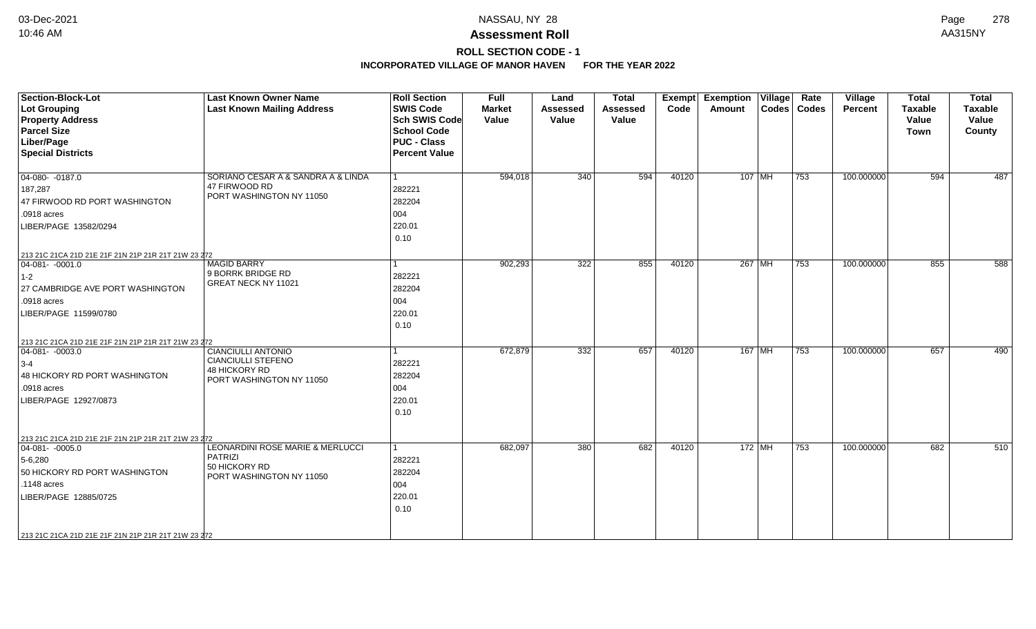**Assessment Roll**

**ROLL SECTION CODE - 1**

**INCORPORATED VILLAGE OF MANOR HAVEN FOR THE YEAR 2022**

| Section-Block-Lot<br>Lot Grouping<br>Property Address<br>Parcel Size<br>Liber/Page<br>Special Districts | Last Known Owner Name<br>Last Known Mailing Address | Roll Section<br>SWIS Code<br>Sch SWIS Code<br>School Code<br>PUC - Class<br>Percent Value | Full Market Value | Land Assessed Value | Total Assessed Value | Exempt Code | Exemption Amount | Village Codes | Rate Codes | Village Percent | Total Taxable Value Town | Total Taxable Value County |
|---|---|---|---|---|---|---|---|---|---|---|---|---|
| 04-080- -0187.0<br>187,287<br>47 FIRWOOD RD PORT WASHINGTON<br>.0918 acres<br>LIBER/PAGE 13582/0294<br>213 21C 21CA 21D 21E 21F 21N 21P 21R 21T 21W 23 272 | SORIANO CESAR A & SANDRA A & LINDA<br>47 FIRWOOD RD<br>PORT WASHINGTON NY 11050 | 1<br>282221<br>282204<br>004<br>220.01<br>0.10 | 594,018 | 340 | 594 | 40120 | 107 | MH | 753 | 100.000000 | 594 | 487 |
| 04-081- -0001.0<br>1-2<br>27 CAMBRIDGE AVE PORT WASHINGTON<br>.0918 acres<br>LIBER/PAGE 11599/0780<br>213 21C 21CA 21D 21E 21F 21N 21P 21R 21T 21W 23 272 | MAGID BARRY<br>9 BORRK BRIDGE RD<br>GREAT NECK NY 11021 | 1<br>282221<br>282204<br>004<br>220.01<br>0.10 | 902,293 | 322 | 855 | 40120 | 267 | MH | 753 | 100.000000 | 855 | 588 |
| 04-081- -0003.0<br>3-4<br>48 HICKORY RD PORT WASHINGTON<br>.0918 acres<br>LIBER/PAGE 12927/0873<br>213 21C 21CA 21D 21E 21F 21N 21P 21R 21T 21W 23 272 | CIANCIULLI ANTONIO<br>CIANCIULLI STEFENO<br>48 HICKORY RD<br>PORT WASHINGTON NY 11050 | 1<br>282221<br>282204<br>004<br>220.01<br>0.10 | 672,879 | 332 | 657 | 40120 | 167 | MH | 753 | 100.000000 | 657 | 490 |
| 04-081- -0005.0<br>5-6,280<br>50 HICKORY RD PORT WASHINGTON<br>.1148 acres<br>LIBER/PAGE 12885/0725<br>213 21C 21CA 21D 21E 21F 21N 21P 21R 21T 21W 23 272 | LEONARDINI ROSE MARIE & MERLUCCI PATRIZI<br>50 HICKORY RD<br>PORT WASHINGTON NY 11050 | 1<br>282221<br>282204<br>004<br>220.01<br>0.10 | 682,097 | 380 | 682 | 40120 | 172 | MH | 753 | 100.000000 | 682 | 510 |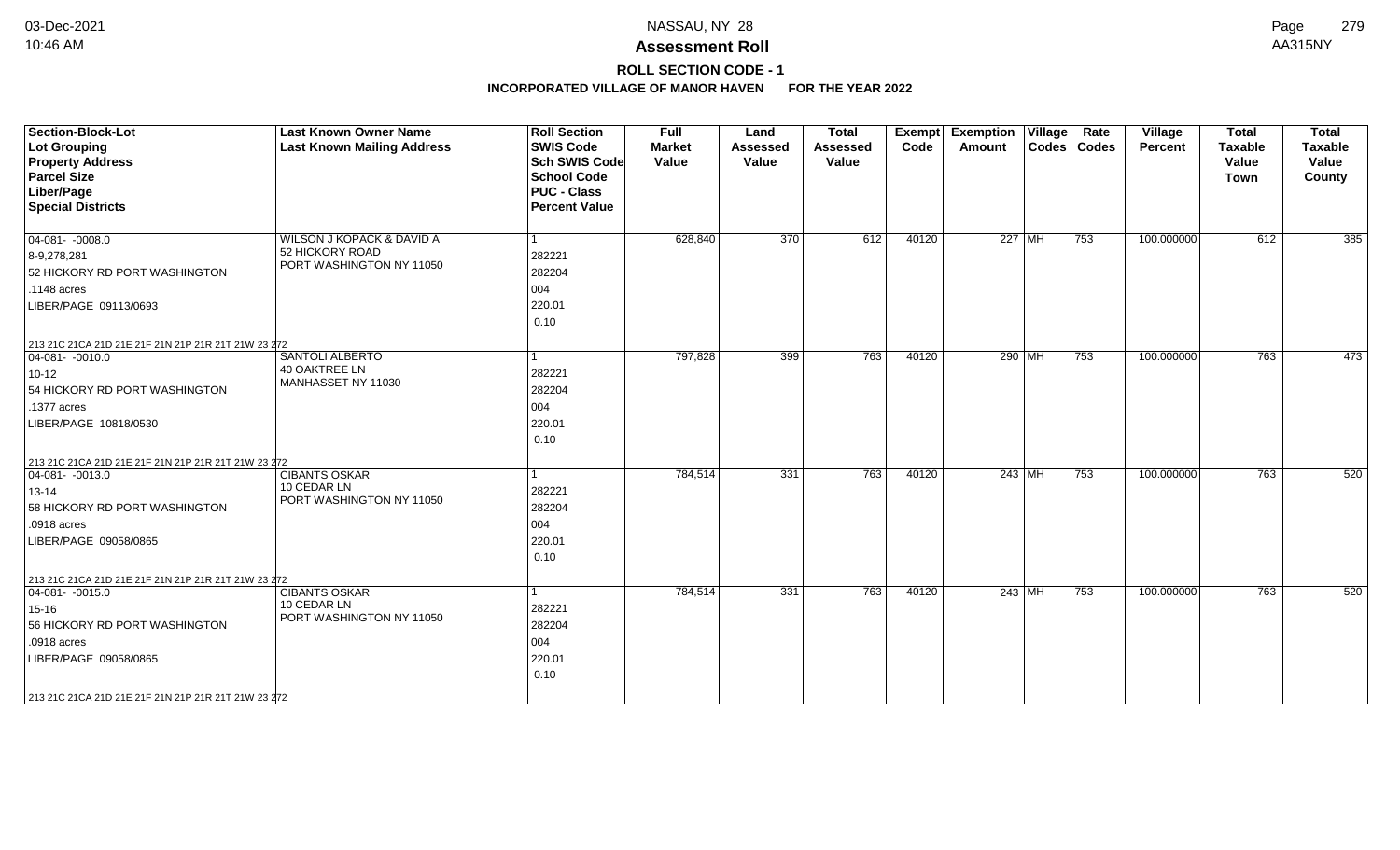# NASSAU, NY 28

## Assessment Roll

### ROLL SECTION CODE - 1

**INCORPORATED VILLAGE OF MANOR HAVEN FOR THE YEAR 2022**

| Section-Block-Lot<br>Lot Grouping<br>Property Address<br>Parcel Size<br>Liber/Page<br>Special Districts | Last Known Owner Name<br>Last Known Mailing Address | Roll Section<br>SWIS Code<br>Sch SWIS Code<br>School Code<br>PUC - Class<br>Percent Value | Full Market Value | Land Assessed Value | Total Assessed Value | Exempt Code | Exemption Amount | Village Codes | Rate Codes | Village Percent | Total Taxable Value Town | Total Taxable Value County |
|---|---|---|---|---|---|---|---|---|---|---|---|---|
| 04-081- -0008.0<br>8-9,278,281<br>52 HICKORY RD PORT WASHINGTON<br>.1148 acres<br>LIBER/PAGE 09113/0693<br>213 21C 21CA 21D 21E 21F 21N 21P 21R 21T 21W 23 272 | WILSON J KOPACK & DAVID A<br>52 HICKORY ROAD<br>PORT WASHINGTON NY 11050 | 1<br>282221<br>282204<br>004<br>220.01<br>0.10 | 628,840 | 370 | 612 | 40120 | 227 | MH | 753 | 100.000000 | 612 | 385 |
| 04-081- -0010.0<br>10-12<br>54 HICKORY RD PORT WASHINGTON<br>.1377 acres<br>LIBER/PAGE 10818/0530<br>213 21C 21CA 21D 21E 21F 21N 21P 21R 21T 21W 23 272 | SANTOLI ALBERTO<br>40 OAKTREE LN<br>MANHASSET NY 11030 | 1<br>282221<br>282204<br>004<br>220.01<br>0.10 | 797,828 | 399 | 763 | 40120 | 290 | MH | 753 | 100.000000 | 763 | 473 |
| 04-081- -0013.0<br>13-14<br>58 HICKORY RD PORT WASHINGTON<br>.0918 acres<br>LIBER/PAGE 09058/0865<br>213 21C 21CA 21D 21E 21F 21N 21P 21R 21T 21W 23 272 | CIBANTS OSKAR<br>10 CEDAR LN<br>PORT WASHINGTON NY 11050 | 1<br>282221<br>282204<br>004<br>220.01<br>0.10 | 784,514 | 331 | 763 | 40120 | 243 | MH | 753 | 100.000000 | 763 | 520 |
| 04-081- -0015.0<br>15-16<br>56 HICKORY RD PORT WASHINGTON<br>.0918 acres<br>LIBER/PAGE 09058/0865<br>213 21C 21CA 21D 21E 21F 21N 21P 21R 21T 21W 23 272 | CIBANTS OSKAR<br>10 CEDAR LN<br>PORT WASHINGTON NY 11050 | 1<br>282221<br>282204<br>004<br>220.01<br>0.10 | 784,514 | 331 | 763 | 40120 | 243 | MH | 753 | 100.000000 | 763 | 520 |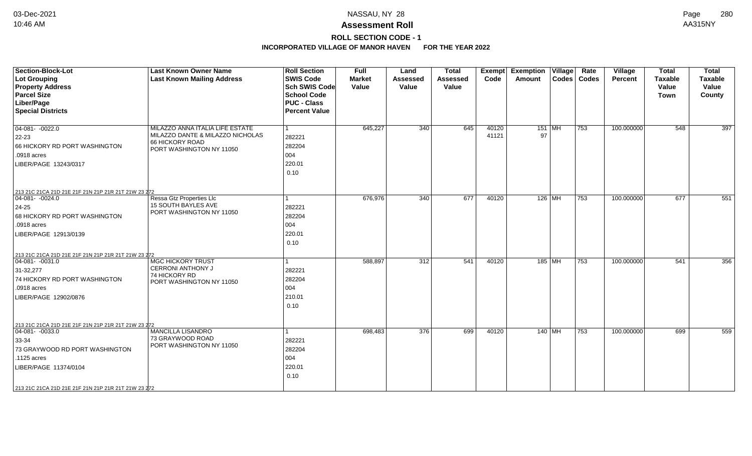# NASSAU, NY 28

## Assessment Roll

### ROLL SECTION CODE - 1

**INCORPORATED VILLAGE OF MANOR HAVEN FOR THE YEAR 2022**

| Section-Block-Lot / Lot Grouping / Property Address / Parcel Size / Liber/Page / Special Districts | Last Known Owner Name / Last Known Mailing Address | Roll Section / SWIS Code / Sch SWIS Code / School Code / PUC - Class / Percent Value | Full Market Value | Land Assessed Value | Total Assessed Value | Exempt Code | Exemption Amount | Village Codes | Rate Codes | Village Percent | Total Taxable Value Town | Total Taxable Value County |
|---|---|---|---|---|---|---|---|---|---|---|---|---|
| 04-081- -0022.0<br>22-23<br>66 HICKORY RD PORT WASHINGTON<br>.0918 acres<br>LIBER/PAGE 13243/0317<br>213 21C 21CA 21D 21E 21F 21N 21P 21R 21T 21W 23 272 | MILAZZO ANNA ITALIA LIFE ESTATE<br>MILAZZO DANTE & MILAZZO NICHOLAS<br>66 HICKORY ROAD<br>PORT WASHINGTON NY 11050 | 1<br>282221<br>282204<br>004<br>220.01<br>0.10 | 645,227 | 340 | 645 | 40120<br>41121 | 151<br>97 | MH | 753 | 100.000000 | 548 | 397 |
| 04-081- -0024.0<br>24-25<br>68 HICKORY RD PORT WASHINGTON<br>.0918 acres<br>LIBER/PAGE 12913/0139<br>213 21C 21CA 21D 21E 21F 21N 21P 21R 21T 21W 23 272 | Ressa Gtz Properties Llc<br>15 SOUTH BAYLES AVE<br>PORT WASHINGTON NY 11050 | 1<br>282221<br>282204<br>004<br>220.01<br>0.10 | 676,976 | 340 | 677 | 40120 | 126 | MH | 753 | 100.000000 | 677 | 551 |
| 04-081- -0031.0<br>31-32,277<br>74 HICKORY RD PORT WASHINGTON<br>.0918 acres<br>LIBER/PAGE 12902/0876<br>213 21C 21CA 21D 21E 21F 21N 21P 21R 21T 21W 23 272 | MGC HICKORY TRUST<br>CERRONI ANTHONY J<br>74 HICKORY RD<br>PORT WASHINGTON NY 11050 | 1<br>282221<br>282204<br>004<br>210.01<br>0.10 | 588,897 | 312 | 541 | 40120 | 185 | MH | 753 | 100.000000 | 541 | 356 |
| 04-081- -0033.0<br>33-34<br>73 GRAYWOOD RD PORT WASHINGTON<br>.1125 acres<br>LIBER/PAGE 11374/0104<br>213 21C 21CA 21D 21E 21F 21N 21P 21R 21T 21W 23 272 | MANCILLA LISANDRO<br>73 GRAYWOOD ROAD<br>PORT WASHINGTON NY 11050 | 1<br>282221<br>282204<br>004<br>220.01<br>0.10 | 698,483 | 376 | 699 | 40120 | 140 | MH | 753 | 100.000000 | 699 | 559 |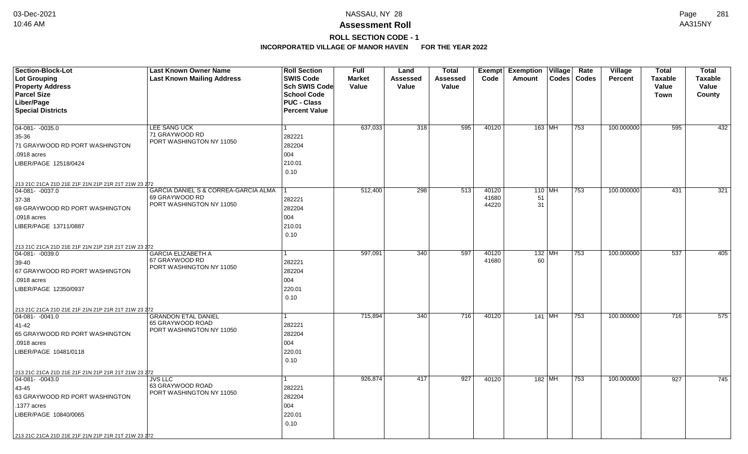# NASSAU, NY 28

## Assessment Roll

### ROLL SECTION CODE - 1

### INCORPORATED VILLAGE OF MANOR HAVEN FOR THE YEAR 2022

| Section-Block-Lot<br>Lot Grouping<br>Property Address<br>Parcel Size<br>Liber/Page<br>Special Districts | Last Known Owner Name<br>Last Known Mailing Address | Roll Section<br>SWIS Code<br>Sch SWIS Code<br>School Code<br>PUC - Class<br>Percent Value | Full Market Value | Land Assessed Value | Total Assessed Value | Exempt Code | Exemption Amount | Village Codes | Rate Codes | Village Percent | Total Taxable Value Town | Total Taxable Value County |
|---|---|---|---|---|---|---|---|---|---|---|---|---|
| 04-081- -0035.0<br>35-36<br>71 GRAYWOOD RD PORT WASHINGTON<br>.0918 acres<br>LIBER/PAGE 12518/0424<br>213 21C 21CA 21D 21E 21F 21N 21P 21R 21T 21W 23 272 | LEE SANG UCK<br>71 GRAYWOOD RD<br>PORT WASHINGTON NY 11050 | 1<br>282221<br>282204<br>004<br>210.01<br>0.10 | 637,033 | 318 | 595 | 40120 | 163 | MH | 753 | 100.000000 | 595 | 432 |
| 04-081- -0037.0<br>37-38<br>69 GRAYWOOD RD PORT WASHINGTON<br>.0918 acres<br>LIBER/PAGE 13711/0887<br>213 21C 21CA 21D 21E 21F 21N 21P 21R 21T 21W 23 272 | GARCIA DANIEL S & CORREA-GARCIA ALMA<br>69 GRAYWOOD RD<br>PORT WASHINGTON NY 11050 | 1<br>282221<br>282204<br>004<br>210.01<br>0.10 | 512,400 | 298 | 513 | 40120<br>41680<br>44220 | 110<br>51<br>31 | MH | 753 | 100.000000 | 431 | 321 |
| 04-081- -0039.0<br>39-40<br>67 GRAYWOOD RD PORT WASHINGTON<br>.0918 acres<br>LIBER/PAGE 12350/0937<br>213 21C 21CA 21D 21E 21F 21N 21P 21R 21T 21W 23 272 | GARCIA ELIZABETH A<br>67 GRAYWOOD RD<br>PORT WASHINGTON NY 11050 | 1<br>282221<br>282204<br>004<br>220.01<br>0.10 | 597,091 | 340 | 597 | 40120<br>41680 | 132<br>60 | MH | 753 | 100.000000 | 537 | 405 |
| 04-081- -0041.0<br>41-42<br>65 GRAYWOOD RD PORT WASHINGTON<br>.0918 acres<br>LIBER/PAGE 10481/0118<br>213 21C 21CA 21D 21E 21F 21N 21P 21R 21T 21W 23 272 | GRANDON ETAL DANIEL<br>65 GRAYWOOD ROAD<br>PORT WASHINGTON NY 11050 | 1<br>282221<br>282204<br>004<br>220.01<br>0.10 | 715,894 | 340 | 716 | 40120 | 141 | MH | 753 | 100.000000 | 716 | 575 |
| 04-081- -0043.0<br>43-45<br>63 GRAYWOOD RD PORT WASHINGTON<br>.1377 acres<br>LIBER/PAGE 10840/0065<br>213 21C 21CA 21D 21E 21F 21N 21P 21R 21T 21W 23 272 | JVS LLC<br>63 GRAYWOOD ROAD<br>PORT WASHINGTON NY 11050 | 1<br>282221<br>282204<br>004<br>220.01<br>0.10 | 926,874 | 417 | 927 | 40120 | 182 | MH | 753 | 100.000000 | 927 | 745 |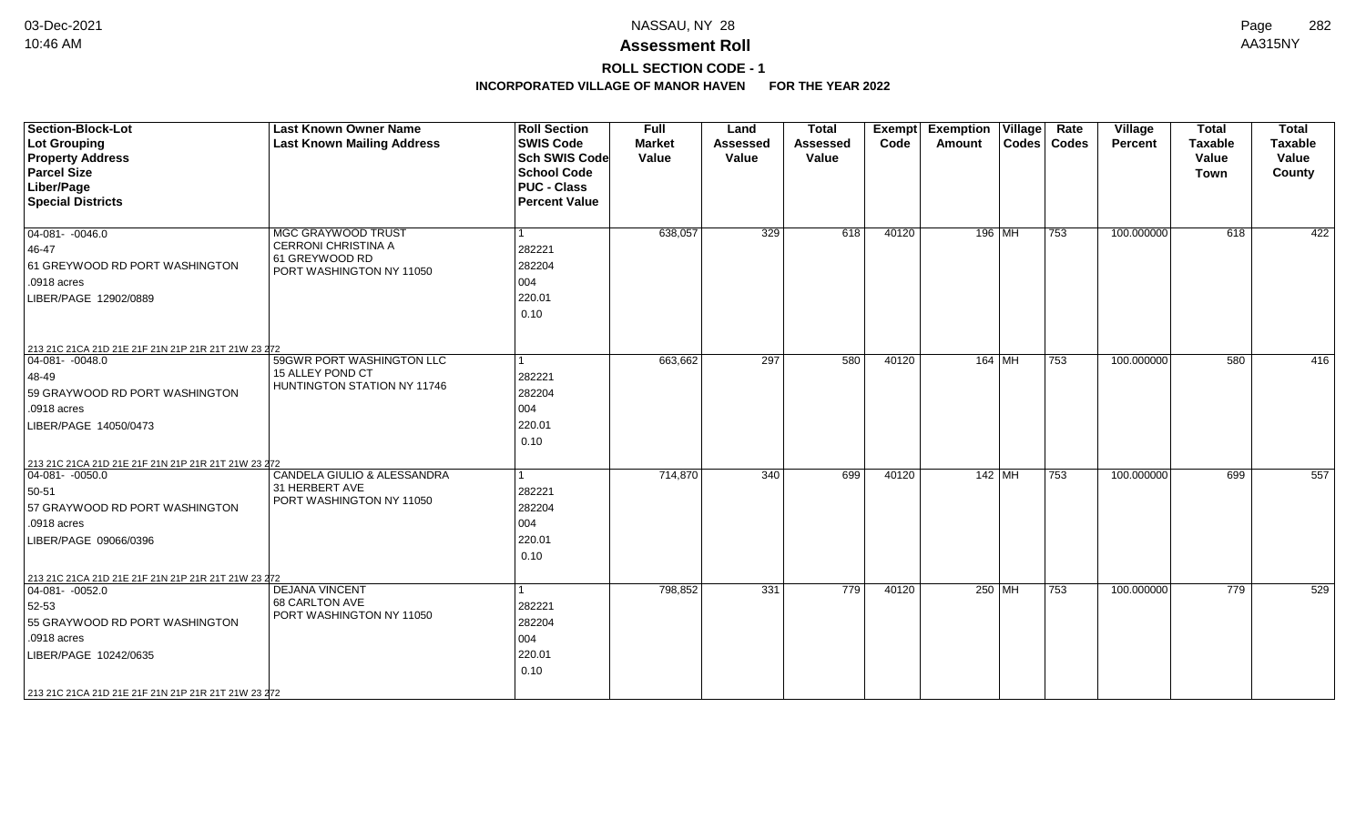# NASSAU, NY 28

# Assessment Roll

## ROLL SECTION CODE - 1

### INCORPORATED VILLAGE OF MANOR HAVEN FOR THE YEAR 2022

| Section-Block-Lot<br>Lot Grouping<br>Property Address<br>Parcel Size<br>Liber/Page<br>Special Districts | Last Known Owner Name<br>Last Known Mailing Address | Roll Section<br>SWIS Code<br>Sch SWIS Code<br>School Code<br>PUC - Class<br>Percent Value | Full Market Value | Land Assessed Value | Total Assessed Value | Exempt Code | Exemption Amount | Village Codes | Rate Codes | Village Percent | Total Taxable Value Town | Total Taxable Value County |
|---|---|---|---|---|---|---|---|---|---|---|---|---|
| 04-081- -0046.0<br>46-47<br>61 GREYWOOD RD PORT WASHINGTON<br>.0918 acres<br>LIBER/PAGE 12902/0889<br>213 21C 21CA 21D 21E 21F 21N 21P 21R 21T 21W 23 272 | MGC GRAYWOOD TRUST<br>CERRONI CHRISTINA A<br>61 GREYWOOD RD<br>PORT WASHINGTON NY 11050 | 1<br>282221<br>282204<br>004<br>220.01<br>0.10 | 638,057 | 329 | 618 | 40120 | 196 | MH | 753 | 100.000000 | 618 | 422 |
| 04-081- -0048.0<br>48-49<br>59 GRAYWOOD RD PORT WASHINGTON<br>.0918 acres<br>LIBER/PAGE 14050/0473<br>213 21C 21CA 21D 21E 21F 21N 21P 21R 21T 21W 23 272 | 59GWR PORT WASHINGTON LLC<br>15 ALLEY POND CT<br>HUNTINGTON STATION NY 11746 | 1<br>282221<br>282204<br>004<br>220.01<br>0.10 | 663,662 | 297 | 580 | 40120 | 164 | MH | 753 | 100.000000 | 580 | 416 |
| 04-081- -0050.0<br>50-51<br>57 GRAYWOOD RD PORT WASHINGTON<br>.0918 acres<br>LIBER/PAGE 09066/0396<br>213 21C 21CA 21D 21E 21F 21N 21P 21R 21T 21W 23 272 | CANDELA GIULIO & ALESSANDRA<br>31 HERBERT AVE<br>PORT WASHINGTON NY 11050 | 1<br>282221<br>282204<br>004<br>220.01<br>0.10 | 714,870 | 340 | 699 | 40120 | 142 | MH | 753 | 100.000000 | 699 | 557 |
| 04-081- -0052.0<br>52-53<br>55 GRAYWOOD RD PORT WASHINGTON<br>.0918 acres<br>LIBER/PAGE 10242/0635<br>213 21C 21CA 21D 21E 21F 21N 21P 21R 21T 21W 23 272 | DEJANA VINCENT<br>68 CARLTON AVE<br>PORT WASHINGTON NY 11050 | 1<br>282221<br>282204<br>004<br>220.01<br>0.10 | 798,852 | 331 | 779 | 40120 | 250 | MH | 753 | 100.000000 | 779 | 529 |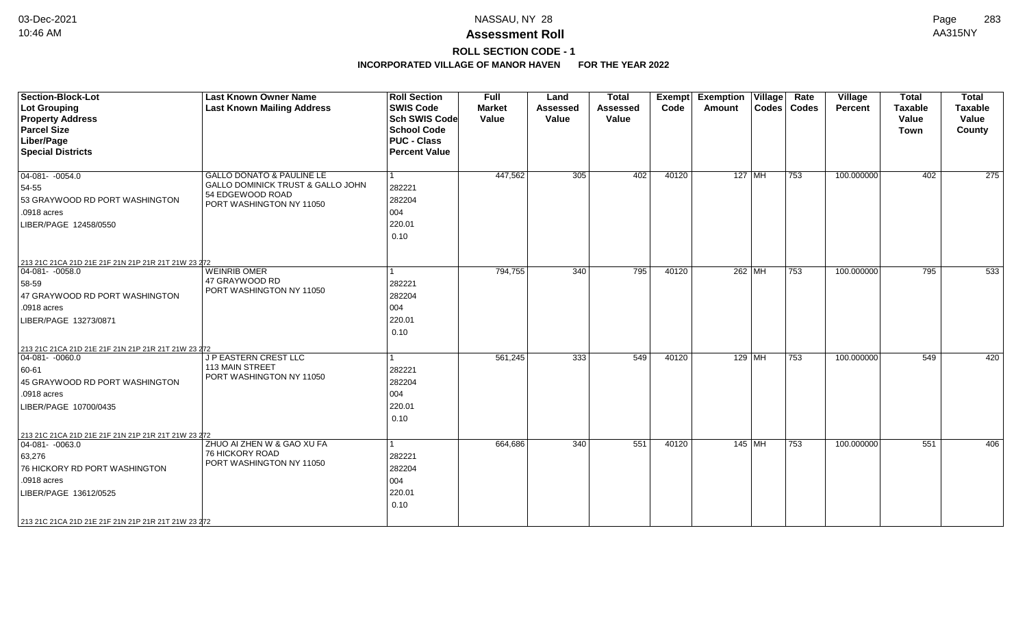# Assessment Roll

## ROLL SECTION CODE - 1

### INCORPORATED VILLAGE OF MANOR HAVEN FOR THE YEAR 2022

| Section-Block-Lot<br>Lot Grouping<br>Property Address<br>Parcel Size<br>Liber/Page<br>Special Districts | Last Known Owner Name<br>Last Known Mailing Address | Roll Section<br>SWIS Code<br>Sch SWIS Code<br>School Code<br>PUC - Class<br>Percent Value | Full Market Value | Land Assessed Value | Total Assessed Value | Exempt Code | Exemption Amount | Village Codes | Rate Codes | Village Percent | Total Taxable Value Town | Total Taxable Value County |
|---|---|---|---|---|---|---|---|---|---|---|---|---|
| 04-081- -0054.0<br>54-55<br>53 GRAYWOOD RD PORT WASHINGTON<br>.0918 acres<br>LIBER/PAGE 12458/0550<br>213 21C 21CA 21D 21E 21F 21N 21P 21R 21T 21W 23 272 | GALLO DONATO & PAULINE LE<br>GALLO DOMINICK TRUST & GALLO JOHN<br>54 EDGEWOOD ROAD<br>PORT WASHINGTON NY 11050 | 1<br>282221<br>282204<br>004<br>220.01<br>0.10 | 447,562 | 305 | 402 | 40120 | 127 | MH | 753 | 100.000000 | 402 | 275 |
| 04-081- -0058.0<br>58-59<br>47 GRAYWOOD RD PORT WASHINGTON<br>.0918 acres<br>LIBER/PAGE 13273/0871<br>213 21C 21CA 21D 21E 21F 21N 21P 21R 21T 21W 23 272 | WEINRIB OMER<br>47 GRAYWOOD RD<br>PORT WASHINGTON NY 11050 | 1<br>282221<br>282204<br>004<br>220.01<br>0.10 | 794,755 | 340 | 795 | 40120 | 262 | MH | 753 | 100.000000 | 795 | 533 |
| 04-081- -0060.0<br>60-61<br>45 GRAYWOOD RD PORT WASHINGTON<br>.0918 acres<br>LIBER/PAGE 10700/0435<br>213 21C 21CA 21D 21E 21F 21N 21P 21R 21T 21W 23 272 | J P EASTERN CREST LLC<br>113 MAIN STREET<br>PORT WASHINGTON NY 11050 | 1<br>282221<br>282204<br>004<br>220.01<br>0.10 | 561,245 | 333 | 549 | 40120 | 129 | MH | 753 | 100.000000 | 549 | 420 |
| 04-081- -0063.0<br>63,276<br>76 HICKORY RD PORT WASHINGTON<br>.0918 acres<br>LIBER/PAGE 13612/0525<br>213 21C 21CA 21D 21E 21F 21N 21P 21R 21T 21W 23 272 | ZHUO AI ZHEN W & GAO XU FA<br>76 HICKORY ROAD<br>PORT WASHINGTON NY 11050 | 1<br>282221<br>282204<br>004<br>220.01<br>0.10 | 664,686 | 340 | 551 | 40120 | 145 | MH | 753 | 100.000000 | 551 | 406 |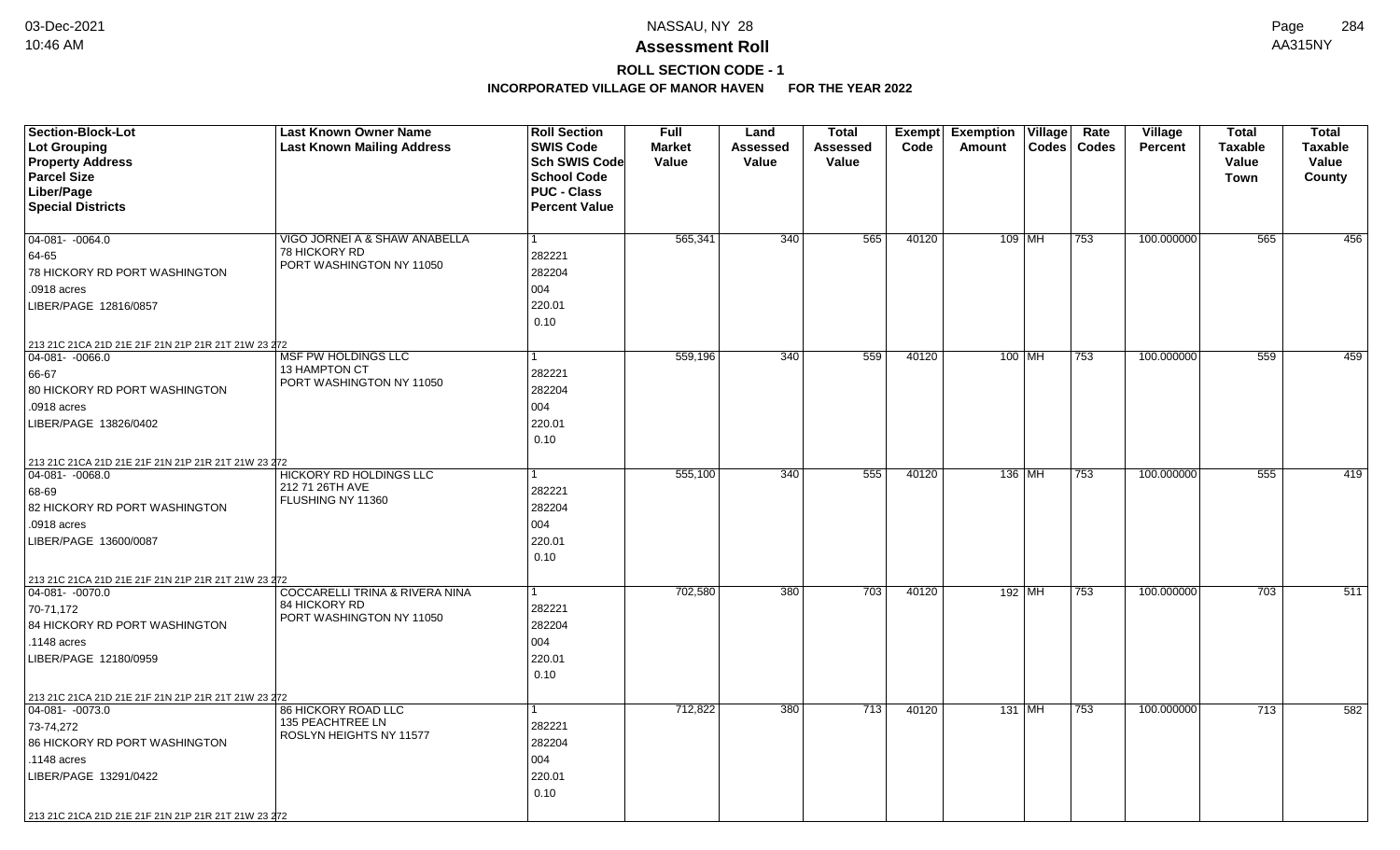# NASSAU, NY 28

## Assessment Roll

### ROLL SECTION CODE - 1

**INCORPORATED VILLAGE OF MANOR HAVEN FOR THE YEAR 2022**

| Section-Block-Lot<br>Lot Grouping<br>Property Address<br>Parcel Size<br>Liber/Page<br>Special Districts | Last Known Owner Name<br>Last Known Mailing Address | Roll Section<br>SWIS Code<br>Sch SWIS Code<br>School Code<br>PUC - Class<br>Percent Value | Full Market Value | Land Assessed Value | Total Assessed Value | Exempt Code | Exemption Amount | Village Codes | Rate Codes | Village Percent | Total Taxable Value Town | Total Taxable Value County |
|---|---|---|---|---|---|---|---|---|---|---|---|---|
| 04-081- -0064.0<br>64-65<br>78 HICKORY RD PORT WASHINGTON<br>.0918 acres<br>LIBER/PAGE 12816/0857<br>213 21C 21CA 21D 21E 21F 21N 21P 21R 21T 21W 23 272 | VIGO JORNEI A & SHAW ANABELLA<br>78 HICKORY RD<br>PORT WASHINGTON NY 11050 | 1<br>282221<br>282204<br>004<br>220.01<br>0.10 | 565,341 | 340 | 565 | 40120 | 109 | MH | 753 | 100.000000 | 565 | 456 |
| 04-081- -0066.0<br>66-67<br>80 HICKORY RD PORT WASHINGTON<br>.0918 acres<br>LIBER/PAGE 13826/0402<br>213 21C 21CA 21D 21E 21F 21N 21P 21R 21T 21W 23 272 | MSF PW HOLDINGS LLC<br>13 HAMPTON CT<br>PORT WASHINGTON NY 11050 | 1<br>282221<br>282204<br>004<br>220.01<br>0.10 | 559,196 | 340 | 559 | 40120 | 100 | MH | 753 | 100.000000 | 559 | 459 |
| 04-081- -0068.0<br>68-69<br>82 HICKORY RD PORT WASHINGTON<br>.0918 acres<br>LIBER/PAGE 13600/0087<br>213 21C 21CA 21D 21E 21F 21N 21P 21R 21T 21W 23 272 | HICKORY RD HOLDINGS LLC<br>212 71 26TH AVE<br>FLUSHING NY 11360 | 1<br>282221<br>282204<br>004<br>220.01<br>0.10 | 555,100 | 340 | 555 | 40120 | 136 | MH | 753 | 100.000000 | 555 | 419 |
| 04-081- -0070.0<br>70-71,172<br>84 HICKORY RD PORT WASHINGTON<br>.1148 acres<br>LIBER/PAGE 12180/0959<br>213 21C 21CA 21D 21E 21F 21N 21P 21R 21T 21W 23 272 | COCCARELLI TRINA & RIVERA NINA<br>84 HICKORY RD<br>PORT WASHINGTON NY 11050 | 1<br>282221<br>282204<br>004<br>220.01<br>0.10 | 702,580 | 380 | 703 | 40120 | 192 | MH | 753 | 100.000000 | 703 | 511 |
| 04-081- -0073.0<br>73-74,272<br>86 HICKORY RD PORT WASHINGTON<br>.1148 acres<br>LIBER/PAGE 13291/0422<br>213 21C 21CA 21D 21E 21F 21N 21P 21R 21T 21W 23 272 | 86 HICKORY ROAD LLC<br>135 PEACHTREE LN<br>ROSLYN HEIGHTS NY 11577 | 1<br>282221<br>282204<br>004<br>220.01<br>0.10 | 712,822 | 380 | 713 | 40120 | 131 | MH | 753 | 100.000000 | 713 | 582 |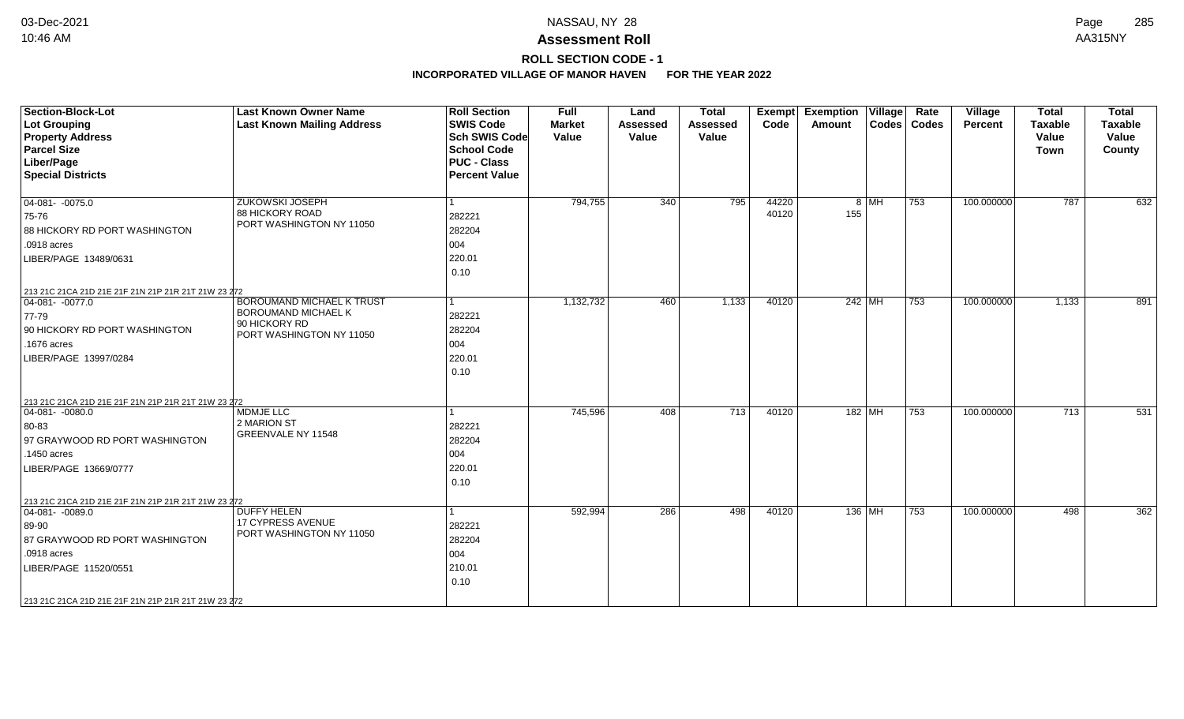# Assessment Roll

## ROLL SECTION CODE - 1

**INCORPORATED VILLAGE OF MANOR HAVEN FOR THE YEAR 2022**

| Section-Block-Lot<br>Lot Grouping<br>Property Address<br>Parcel Size<br>Liber/Page<br>Special Districts | Last Known Owner Name<br>Last Known Mailing Address | Roll Section<br>SWIS Code<br>Sch SWIS Code<br>School Code<br>PUC - Class<br>Percent Value | Full Market Value | Land Assessed Value | Total Assessed Value | Exempt Code | Exemption Amount | Village Codes | Rate Codes | Village Percent | Total Taxable Value Town | Total Taxable Value County |
|---|---|---|---|---|---|---|---|---|---|---|---|---|
| 04-081- -0075.0<br>75-76<br>88 HICKORY RD PORT WASHINGTON<br>.0918 acres<br>LIBER/PAGE 13489/0631<br>213 21C 21CA 21D 21E 21F 21N 21P 21R 21T 21W 23 272 | ZUKOWSKI JOSEPH<br>88 HICKORY ROAD<br>PORT WASHINGTON NY 11050 | 1<br>282221<br>282204<br>004<br>220.01<br>0.10 | 794,755 | 340 | 795 | 44220<br>40120 | 8<br>155 | MH | 753 | 100.000000 | 787 | 632 |
| 04-081- -0077.0<br>77-79<br>90 HICKORY RD PORT WASHINGTON<br>.1676 acres<br>LIBER/PAGE 13997/0284<br>213 21C 21CA 21D 21E 21F 21N 21P 21R 21T 21W 23 272 | BOROUMAND MICHAEL K TRUST<br>BOROUMAND MICHAEL K<br>90 HICKORY RD<br>PORT WASHINGTON NY 11050 | 1<br>282221<br>282204<br>004<br>220.01<br>0.10 | 1,132,732 | 460 | 1,133 | 40120 | 242 | MH | 753 | 100.000000 | 1,133 | 891 |
| 04-081- -0080.0<br>80-83<br>97 GRAYWOOD RD PORT WASHINGTON<br>.1450 acres<br>LIBER/PAGE 13669/0777<br>213 21C 21CA 21D 21E 21F 21N 21P 21R 21T 21W 23 272 | MDMJE LLC<br>2 MARION ST<br>GREENVALE NY 11548 | 1<br>282221<br>282204<br>004<br>220.01<br>0.10 | 745,596 | 408 | 713 | 40120 | 182 | MH | 753 | 100.000000 | 713 | 531 |
| 04-081- -0089.0<br>89-90<br>87 GRAYWOOD RD PORT WASHINGTON<br>.0918 acres<br>LIBER/PAGE 11520/0551<br>213 21C 21CA 21D 21E 21F 21N 21P 21R 21T 21W 23 272 | DUFFY HELEN<br>17 CYPRESS AVENUE<br>PORT WASHINGTON NY 11050 | 1<br>282221<br>282204<br>004<br>210.01<br>0.10 | 592,994 | 286 | 498 | 40120 | 136 | MH | 753 | 100.000000 | 498 | 362 |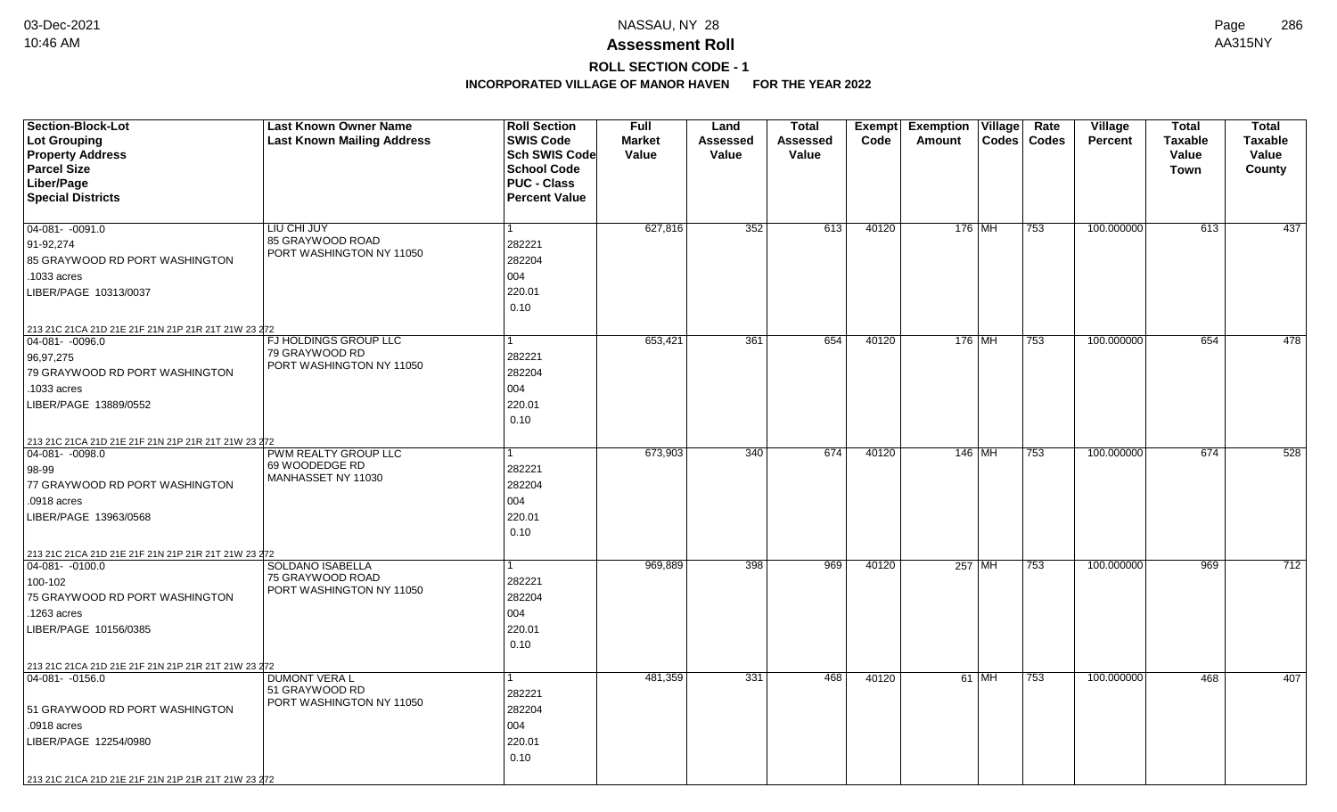# Assessment Roll

## ROLL SECTION CODE - 1

### INCORPORATED VILLAGE OF MANOR HAVEN FOR THE YEAR 2022

| Section-Block-Lot<br>Lot Grouping<br>Property Address<br>Parcel Size<br>Liber/Page<br>Special Districts | Last Known Owner Name<br>Last Known Mailing Address | Roll Section<br>SWIS Code<br>Sch SWIS Code<br>School Code<br>PUC - Class<br>Percent Value | Full Market Value | Land Assessed Value | Total Assessed Value | Exempt Code | Exemption Amount | Village Codes | Rate Codes | Village Percent | Total Taxable Value Town | Total Taxable Value County |
|---|---|---|---|---|---|---|---|---|---|---|---|---|
| 04-081- -0091.0<br>91-92,274<br>85 GRAYWOOD RD PORT WASHINGTON<br>.1033 acres<br>LIBER/PAGE 10313/0037<br>213 21C 21CA 21D 21E 21F 21N 21P 21R 21T 21W 23 272 | LIU CHI JUY<br>85 GRAYWOOD ROAD<br>PORT WASHINGTON NY 11050 | 1<br>282221<br>282204<br>004<br>220.01<br>0.10 | 627,816 | 352 | 613 | 40120 | 176 | MH | 753 | 100.000000 | 613 | 437 |
| 04-081- -0096.0<br>96,97,275<br>79 GRAYWOOD RD PORT WASHINGTON<br>.1033 acres<br>LIBER/PAGE 13889/0552<br>213 21C 21CA 21D 21E 21F 21N 21P 21R 21T 21W 23 272 | FJ HOLDINGS GROUP LLC<br>79 GRAYWOOD RD<br>PORT WASHINGTON NY 11050 | 1<br>282221<br>282204<br>004<br>220.01<br>0.10 | 653,421 | 361 | 654 | 40120 | 176 | MH | 753 | 100.000000 | 654 | 478 |
| 04-081- -0098.0<br>98-99<br>77 GRAYWOOD RD PORT WASHINGTON<br>.0918 acres<br>LIBER/PAGE 13963/0568<br>213 21C 21CA 21D 21E 21F 21N 21P 21R 21T 21W 23 272 | PWM REALTY GROUP LLC<br>69 WOODEDGE RD<br>MANHASSET NY 11030 | 1<br>282221<br>282204<br>004<br>220.01<br>0.10 | 673,903 | 340 | 674 | 40120 | 146 | MH | 753 | 100.000000 | 674 | 528 |
| 04-081- -0100.0<br>100-102<br>75 GRAYWOOD RD PORT WASHINGTON<br>.1263 acres<br>LIBER/PAGE 10156/0385<br>213 21C 21CA 21D 21E 21F 21N 21P 21R 21T 21W 23 272 | SOLDANO ISABELLA<br>75 GRAYWOOD ROAD<br>PORT WASHINGTON NY 11050 | 1<br>282221<br>282204<br>004<br>220.01<br>0.10 | 969,889 | 398 | 969 | 40120 | 257 | MH | 753 | 100.000000 | 969 | 712 |
| 04-081- -0156.0<br><br>51 GRAYWOOD RD PORT WASHINGTON<br>.0918 acres<br>LIBER/PAGE 12254/0980<br>213 21C 21CA 21D 21E 21F 21N 21P 21R 21T 21W 23 272 | DUMONT VERA L<br>51 GRAYWOOD RD<br>PORT WASHINGTON NY 11050 | 1<br>282221<br>282204<br>004<br>220.01<br>0.10 | 481,359 | 331 | 468 | 40120 | 61 | MH | 753 | 100.000000 | 468 | 407 |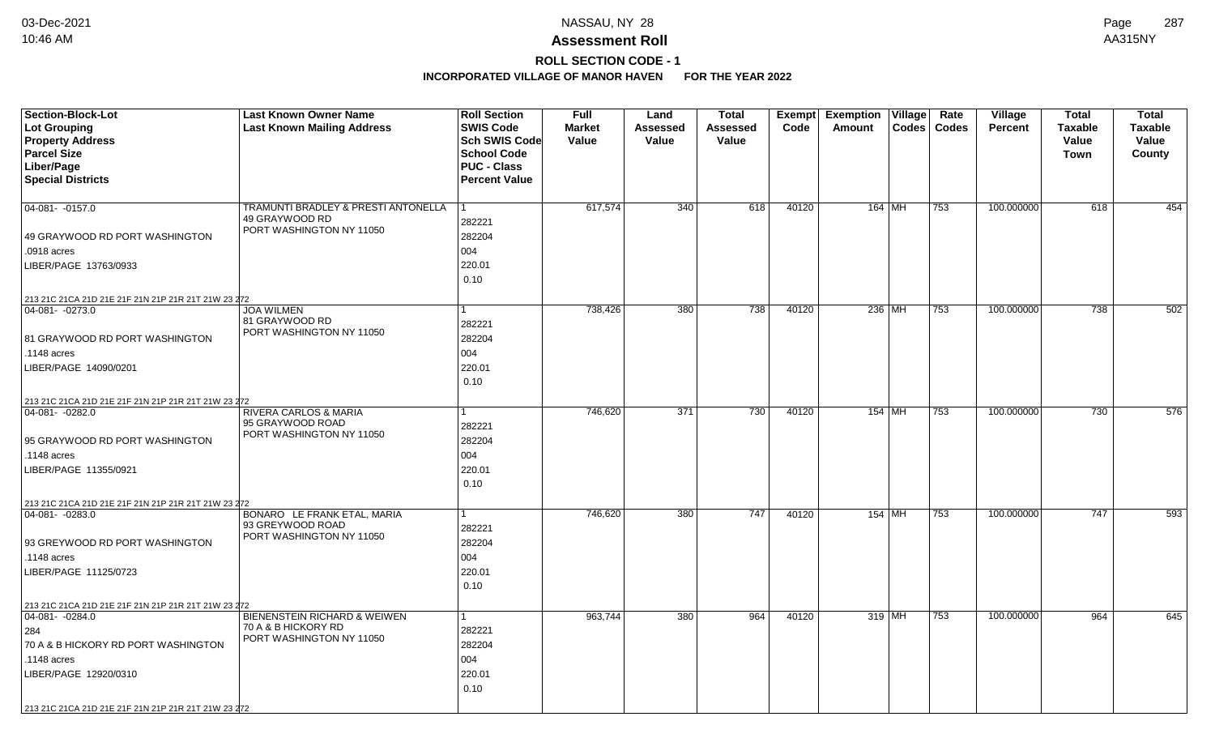# Assessment Roll

## ROLL SECTION CODE - 1

### INCORPORATED VILLAGE OF MANOR HAVEN FOR THE YEAR 2022

| Section-Block-Lot<br>Lot Grouping<br>Property Address<br>Parcel Size<br>Liber/Page<br>Special Districts | Last Known Owner Name<br>Last Known Mailing Address | Roll Section<br>SWIS Code<br>Sch SWIS Code<br>School Code<br>PUC - Class<br>Percent Value | Full Market Value | Land Assessed Value | Total Assessed Value | Exempt Code | Exemption Amount | Village Codes | Rate Codes | Village Percent | Total Taxable Value Town | Total Taxable Value County |
|---|---|---|---|---|---|---|---|---|---|---|---|---|
| 04-081- -0157.0<br>49 GRAYWOOD RD PORT WASHINGTON<br>.0918 acres<br>LIBER/PAGE 13763/0933<br>213 21C 21CA 21D 21E 21F 21N 21P 21R 21T 21W 23 272 | TRAMUNTI BRADLEY & PRESTI ANTONELLA<br>49 GRAYWOOD RD<br>PORT WASHINGTON NY 11050 | 1<br>282221<br>282204<br>004<br>220.01<br>0.10 | 617,574 | 340 | 618 | 40120 | 164 | MH | 753 | 100.000000 | 618 | 454 |
| 04-081- -0273.0<br>81 GRAYWOOD RD PORT WASHINGTON<br>.1148 acres<br>LIBER/PAGE 14090/0201<br>213 21C 21CA 21D 21E 21F 21N 21P 21R 21T 21W 23 272 | JOA WILMEN<br>81 GRAYWOOD RD<br>PORT WASHINGTON NY 11050 | 1<br>282221<br>282204<br>004<br>220.01<br>0.10 | 738,426 | 380 | 738 | 40120 | 236 | MH | 753 | 100.000000 | 738 | 502 |
| 04-081- -0282.0<br>95 GRAYWOOD RD PORT WASHINGTON<br>.1148 acres<br>LIBER/PAGE 11355/0921<br>213 21C 21CA 21D 21E 21F 21N 21P 21R 21T 21W 23 272 | RIVERA CARLOS & MARIA<br>95 GRAYWOOD ROAD<br>PORT WASHINGTON NY 11050 | 1<br>282221<br>282204<br>004<br>220.01<br>0.10 | 746,620 | 371 | 730 | 40120 | 154 | MH | 753 | 100.000000 | 730 | 576 |
| 04-081- -0283.0<br>93 GREYWOOD RD PORT WASHINGTON<br>.1148 acres<br>LIBER/PAGE 11125/0723<br>213 21C 21CA 21D 21E 21F 21N 21P 21R 21T 21W 23 272 | BONARO LE FRANK ETAL, MARIA<br>93 GREYWOOD ROAD<br>PORT WASHINGTON NY 11050 | 1<br>282221<br>282204<br>004<br>220.01<br>0.10 | 746,620 | 380 | 747 | 40120 | 154 | MH | 753 | 100.000000 | 747 | 593 |
| 04-081- -0284.0<br>284<br>70 A & B HICKORY RD PORT WASHINGTON<br>.1148 acres<br>LIBER/PAGE 12920/0310<br>213 21C 21CA 21D 21E 21F 21N 21P 21R 21T 21W 23 272 | BIENENSTEIN RICHARD & WEIWEN<br>70 A & B HICKORY RD<br>PORT WASHINGTON NY 11050 | 1<br>282221<br>282204<br>004<br>220.01<br>0.10 | 963,744 | 380 | 964 | 40120 | 319 | MH | 753 | 100.000000 | 964 | 645 |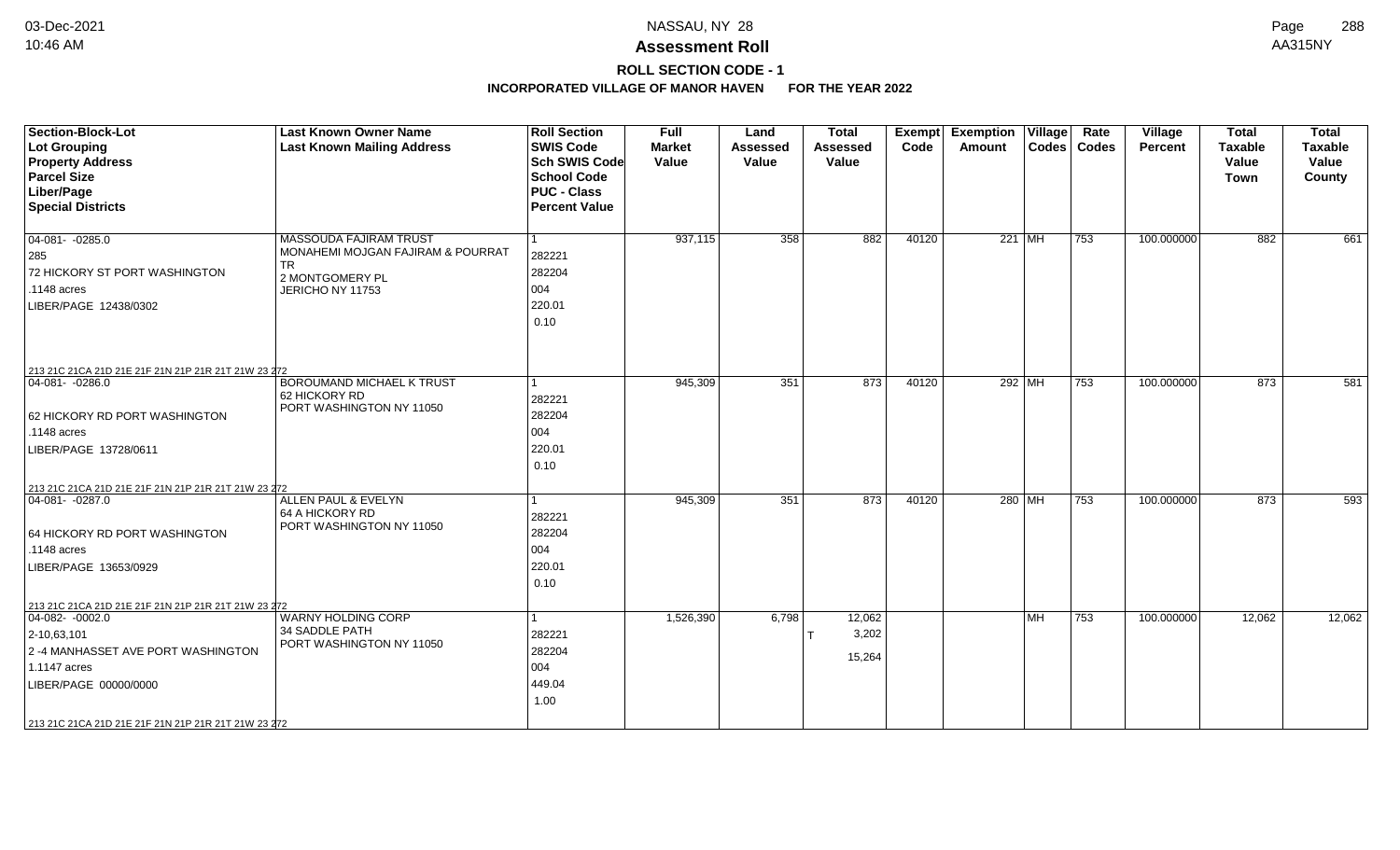## Assessment Roll

### ROLL SECTION CODE - 1

### INCORPORATED VILLAGE OF MANOR HAVEN FOR THE YEAR 2022

| Section-Block-Lot<br>Lot Grouping<br>Property Address<br>Parcel Size<br>Liber/Page<br>Special Districts | Last Known Owner Name<br>Last Known Mailing Address | Roll Section<br>SWIS Code<br>Sch SWIS Code<br>School Code<br>PUC - Class<br>Percent Value | Full Market Value | Land Assessed Value | Total Assessed Value | Exempt Code | Exemption Amount | Village Codes | Rate Codes | Village Percent | Total Taxable Value Town | Total Taxable Value County |
|---|---|---|---|---|---|---|---|---|---|---|---|---|
| 04-081- -0285.0<br>285<br>72 HICKORY ST PORT WASHINGTON<br>.1148 acres<br>LIBER/PAGE 12438/0302<br>213 21C 21CA 21D 21E 21F 21N 21P 21R 21T 21W 23 272 | MASSOUDA FAJIRAM TRUST<br>MONAHEMI MOJGAN FAJIRAM & POURRAT TR<br>2 MONTGOMERY PL<br>JERICHO NY 11753 | 1<br>282221<br>282204<br>004<br>220.01<br>0.10 | 937,115 | 358 | 882 | 40120 | 221 | MH | 753 | 100.000000 | 882 | 661 |
| 04-081- -0286.0<br><br>62 HICKORY RD PORT WASHINGTON<br>.1148 acres<br>LIBER/PAGE 13728/0611<br>213 21C 21CA 21D 21E 21F 21N 21P 21R 21T 21W 23 272 | BOROUMAND MICHAEL K TRUST<br>62 HICKORY RD<br>PORT WASHINGTON NY 11050 | 1<br>282221<br>282204<br>004<br>220.01<br>0.10 | 945,309 | 351 | 873 | 40120 | 292 | MH | 753 | 100.000000 | 873 | 581 |
| 04-081- -0287.0<br><br>64 HICKORY RD PORT WASHINGTON<br>.1148 acres<br>LIBER/PAGE 13653/0929<br>213 21C 21CA 21D 21E 21F 21N 21P 21R 21T 21W 23 272 | ALLEN PAUL & EVELYN<br>64 A HICKORY RD<br>PORT WASHINGTON NY 11050 | 1<br>282221<br>282204<br>004<br>220.01<br>0.10 | 945,309 | 351 | 873 | 40120 | 280 | MH | 753 | 100.000000 | 873 | 593 |
| 04-082- -0002.0<br>2-10,63,101<br>2 -4 MANHASSET AVE PORT WASHINGTON<br>1.1147 acres<br>LIBER/PAGE 00000/0000<br>213 21C 21CA 21D 21E 21F 21N 21P 21R 21T 21W 23 272 | WARNY HOLDING CORP<br>34 SADDLE PATH<br>PORT WASHINGTON NY 11050 | 1<br>282221<br>282204<br>004<br>449.04<br>1.00 | 1,526,390 | 6,798 | 12,062<br>T 3,202<br>15,264 | | | MH | 753 | 100.000000 | 12,062 | 12,062 |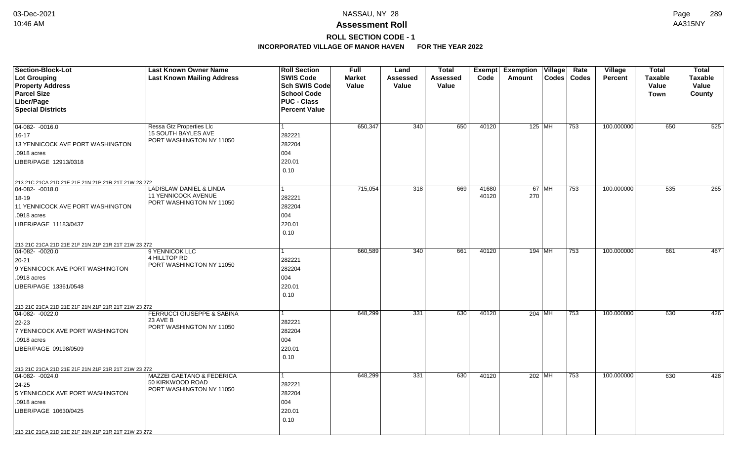# Assessment Roll

## ROLL SECTION CODE - 1

### INCORPORATED VILLAGE OF MANOR HAVEN FOR THE YEAR 2022

| Section-Block-Lot<br>Lot Grouping<br>Property Address<br>Parcel Size<br>Liber/Page<br>Special Districts | Last Known Owner Name<br>Last Known Mailing Address | Roll Section<br>SWIS Code<br>Sch SWIS Code<br>School Code<br>PUC - Class<br>Percent Value | Full Market Value | Land Assessed Value | Total Assessed Value | Exempt Code | Exemption Amount | Village Codes | Rate Codes | Village Percent | Total Taxable Value Town | Total Taxable Value County |
|---|---|---|---|---|---|---|---|---|---|---|---|---|
| 04-082- -0016.0<br>16-17<br>13 YENNICOCK AVE PORT WASHINGTON<br>.0918 acres<br>LIBER/PAGE 12913/0318<br>213 21C 21CA 21D 21E 21F 21N 21P 21R 21T 21W 23 272 | Ressa Gtz Properties Llc<br>15 SOUTH BAYLES AVE<br>PORT WASHINGTON NY 11050 | 1<br>282221<br>282204<br>004<br>220.01<br>0.10 | 650,347 | 340 | 650 | 40120 | 125 | MH | 753 | 100.000000 | 650 | 525 |
| 04-082- -0018.0<br>18-19<br>11 YENNICOCK AVE PORT WASHINGTON<br>.0918 acres<br>LIBER/PAGE 11183/0437<br>213 21C 21CA 21D 21E 21F 21N 21P 21R 21T 21W 23 272 | LADISLAW DANIEL & LINDA<br>11 YENNICOCK AVENUE<br>PORT WASHINGTON NY 11050 | 1<br>282221<br>282204<br>004<br>220.01<br>0.10 | 715,054 | 318 | 669 | 41680<br>40120 | 67<br>270 | MH | 753 | 100.000000 | 535 | 265 |
| 04-082- -0020.0<br>20-21<br>9 YENNICOCK AVE PORT WASHINGTON<br>.0918 acres<br>LIBER/PAGE 13361/0548<br>213 21C 21CA 21D 21E 21F 21N 21P 21R 21T 21W 23 272 | 9 YENNICOK LLC<br>4 HILLTOP RD<br>PORT WASHINGTON NY 11050 | 1<br>282221<br>282204<br>004<br>220.01<br>0.10 | 660,589 | 340 | 661 | 40120 | 194 | MH | 753 | 100.000000 | 661 | 467 |
| 04-082- -0022.0<br>22-23<br>7 YENNICOCK AVE PORT WASHINGTON<br>.0918 acres<br>LIBER/PAGE 09198/0509<br>213 21C 21CA 21D 21E 21F 21N 21P 21R 21T 21W 23 272 | FERRUCCI GIUSEPPE & SABINA<br>23 AVE B<br>PORT WASHINGTON NY 11050 | 1<br>282221<br>282204<br>004<br>220.01<br>0.10 | 648,299 | 331 | 630 | 40120 | 204 | MH | 753 | 100.000000 | 630 | 426 |
| 04-082- -0024.0<br>24-25<br>5 YENNICOCK AVE PORT WASHINGTON<br>.0918 acres<br>LIBER/PAGE 10630/0425<br>213 21C 21CA 21D 21E 21F 21N 21P 21R 21T 21W 23 272 | MAZZEI GAETANO & FEDERICA<br>50 KIRKWOOD ROAD<br>PORT WASHINGTON NY 11050 | 1<br>282221<br>282204<br>004<br>220.01<br>0.10 | 648,299 | 331 | 630 | 40120 | 202 | MH | 753 | 100.000000 | 630 | 428 |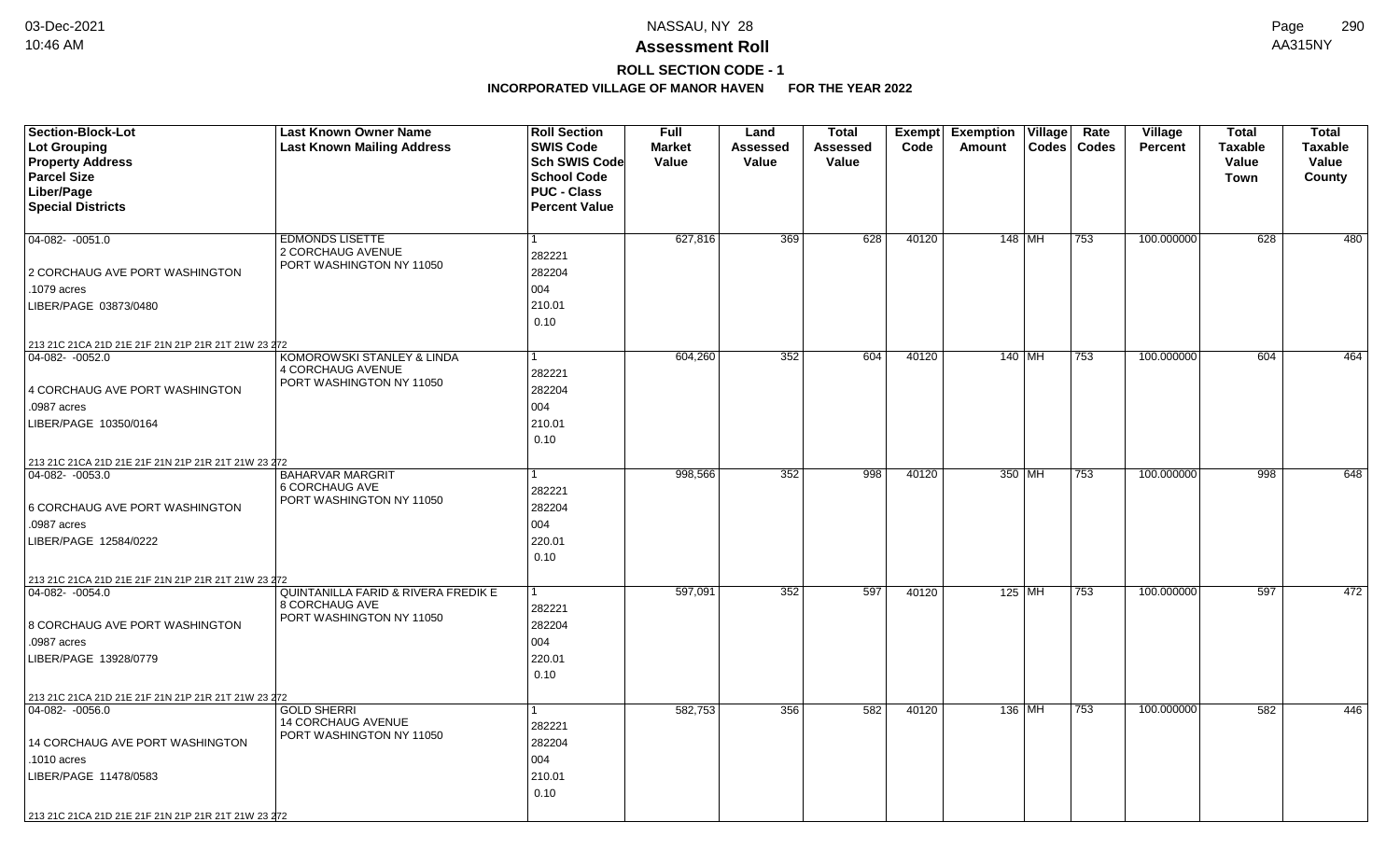# Assessment Roll

## ROLL SECTION CODE - 1

### INCORPORATED VILLAGE OF MANOR HAVEN FOR THE YEAR 2022

| Section-Block-Lot<br>Lot Grouping<br>Property Address<br>Parcel Size<br>Liber/Page<br>Special Districts | Last Known Owner Name<br>Last Known Mailing Address | Roll Section<br>SWIS Code<br>Sch SWIS Code<br>School Code<br>PUC - Class<br>Percent Value | Full Market Value | Land Assessed Value | Total Assessed Value | Exempt Code | Exemption Amount | Village Codes | Rate Codes | Village Percent | Total Taxable Value Town | Total Taxable Value County |
|---|---|---|---|---|---|---|---|---|---|---|---|---|
| 04-082- -0051.0<br>2 CORCHAUG AVE PORT WASHINGTON<br>.1079 acres<br>LIBER/PAGE 03873/0480<br>213 21C 21CA 21D 21E 21F 21N 21P 21R 21T 21W 23 272 | EDMONDS LISETTE<br>2 CORCHAUG AVENUE<br>PORT WASHINGTON NY 11050 | 1<br>282221<br>282204<br>004<br>210.01<br>0.10 | 627,816 | 369 | 628 | 40120 | 148 | MH | 753 | 100.000000 | 628 | 480 |
| 04-082- -0052.0<br>4 CORCHAUG AVE PORT WASHINGTON<br>.0987 acres<br>LIBER/PAGE 10350/0164<br>213 21C 21CA 21D 21E 21F 21N 21P 21R 21T 21W 23 272 | KOMOROWSKI STANLEY & LINDA<br>4 CORCHAUG AVENUE<br>PORT WASHINGTON NY 11050 | 1<br>282221<br>282204<br>004<br>210.01<br>0.10 | 604,260 | 352 | 604 | 40120 | 140 | MH | 753 | 100.000000 | 604 | 464 |
| 04-082- -0053.0<br>6 CORCHAUG AVE PORT WASHINGTON<br>.0987 acres<br>LIBER/PAGE 12584/0222<br>213 21C 21CA 21D 21E 21F 21N 21P 21R 21T 21W 23 272 | BAHARVAR MARGRIT<br>6 CORCHAUG AVE<br>PORT WASHINGTON NY 11050 | 1<br>282221<br>282204<br>004<br>220.01<br>0.10 | 998,566 | 352 | 998 | 40120 | 350 | MH | 753 | 100.000000 | 998 | 648 |
| 04-082- -0054.0<br>8 CORCHAUG AVE PORT WASHINGTON<br>.0987 acres<br>LIBER/PAGE 13928/0779<br>213 21C 21CA 21D 21E 21F 21N 21P 21R 21T 21W 23 272 | QUINTANILLA FARID & RIVERA FREDIK E<br>8 CORCHAUG AVE<br>PORT WASHINGTON NY 11050 | 1<br>282221<br>282204<br>004<br>220.01<br>0.10 | 597,091 | 352 | 597 | 40120 | 125 | MH | 753 | 100.000000 | 597 | 472 |
| 04-082- -0056.0<br>14 CORCHAUG AVE PORT WASHINGTON<br>.1010 acres<br>LIBER/PAGE 11478/0583<br>213 21C 21CA 21D 21E 21F 21N 21P 21R 21T 21W 23 272 | GOLD SHERRI<br>14 CORCHAUG AVENUE<br>PORT WASHINGTON NY 11050 | 1<br>282221<br>282204<br>004<br>210.01<br>0.10 | 582,753 | 356 | 582 | 40120 | 136 | MH | 753 | 100.000000 | 582 | 446 |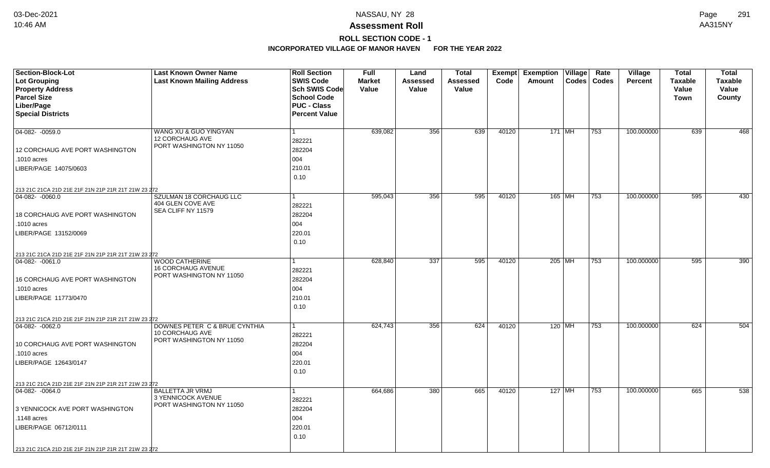## Assessment Roll

### ROLL SECTION CODE - 1

**INCORPORATED VILLAGE OF MANOR HAVEN FOR THE YEAR 2022**

| Section-Block-Lot<br>Lot Grouping<br>Property Address<br>Parcel Size<br>Liber/Page<br>Special Districts | Last Known Owner Name<br>Last Known Mailing Address | Roll Section<br>SWIS Code<br>Sch SWIS Code<br>School Code<br>PUC - Class<br>Percent Value | Full Market Value | Land Assessed Value | Total Assessed Value | Exempt Code | Exemption Amount | Village Codes | Rate Codes | Village Percent | Total Taxable Value Town | Total Taxable Value County |
|---|---|---|---|---|---|---|---|---|---|---|---|---|
| 04-082- -0059.0<br>12 CORCHAUG AVE PORT WASHINGTON<br>.1010 acres<br>LIBER/PAGE 14075/0603<br>213 21C 21CA 21D 21E 21F 21N 21P 21R 21T 21W 23 272 | WANG XU & GUO YINGYAN<br>12 CORCHAUG AVE<br>PORT WASHINGTON NY 11050 | 1<br>282221<br>282204<br>004<br>210.01<br>0.10 | 639,082 | 356 | 639 | 40120 | 171 | MH | 753 | 100.000000 | 639 | 468 |
| 04-082- -0060.0<br>18 CORCHAUG AVE PORT WASHINGTON<br>.1010 acres<br>LIBER/PAGE 13152/0069<br>213 21C 21CA 21D 21E 21F 21N 21P 21R 21T 21W 23 272 | SZULMAN 18 CORCHAUG LLC<br>404 GLEN COVE AVE<br>SEA CLIFF NY 11579 | 1<br>282221<br>282204<br>004<br>220.01<br>0.10 | 595,043 | 356 | 595 | 40120 | 165 | MH | 753 | 100.000000 | 595 | 430 |
| 04-082- -0061.0<br>16 CORCHAUG AVE PORT WASHINGTON<br>.1010 acres<br>LIBER/PAGE 11773/0470<br>213 21C 21CA 21D 21E 21F 21N 21P 21R 21T 21W 23 272 | WOOD CATHERINE<br>16 CORCHAUG AVENUE<br>PORT WASHINGTON NY 11050 | 1<br>282221<br>282204<br>004<br>210.01<br>0.10 | 628,840 | 337 | 595 | 40120 | 205 | MH | 753 | 100.000000 | 595 | 390 |
| 04-082- -0062.0<br>10 CORCHAUG AVE PORT WASHINGTON<br>.1010 acres<br>LIBER/PAGE 12643/0147<br>213 21C 21CA 21D 21E 21F 21N 21P 21R 21T 21W 23 272 | DOWNES PETER C & BRUE CYNTHIA<br>10 CORCHAUG AVE<br>PORT WASHINGTON NY 11050 | 1<br>282221<br>282204<br>004<br>220.01<br>0.10 | 624,743 | 356 | 624 | 40120 | 120 | MH | 753 | 100.000000 | 624 | 504 |
| 04-082- -0064.0<br>3 YENNICOCK AVE PORT WASHINGTON<br>.1148 acres<br>LIBER/PAGE 06712/0111<br>213 21C 21CA 21D 21E 21F 21N 21P 21R 21T 21W 23 272 | BALLETTA JR VRMJ<br>3 YENNICOCK AVENUE<br>PORT WASHINGTON NY 11050 | 1<br>282221<br>282204<br>004<br>220.01<br>0.10 | 664,686 | 380 | 665 | 40120 | 127 | MH | 753 | 100.000000 | 665 | 538 |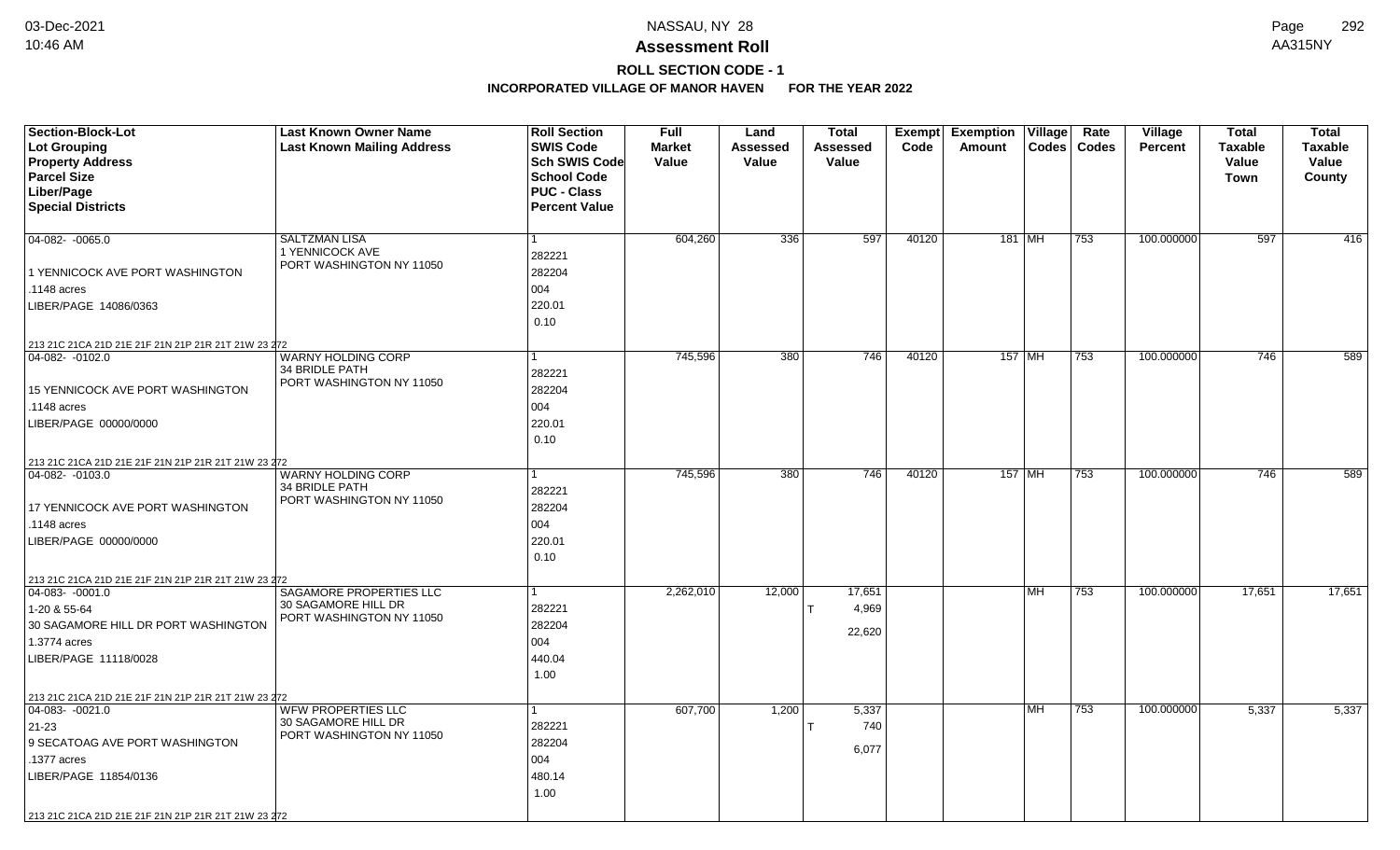# NASSAU, NY 28

## Assessment Roll

### ROLL SECTION CODE - 1

### INCORPORATED VILLAGE OF MANOR HAVEN FOR THE YEAR 2022

| Section-Block-Lot<br>Lot Grouping<br>Property Address<br>Parcel Size<br>Liber/Page<br>Special Districts | Last Known Owner Name<br>Last Known Mailing Address | Roll Section<br>SWIS Code<br>Sch SWIS Code<br>School Code<br>PUC - Class<br>Percent Value | Full Market Value | Land Assessed Value | Total Assessed Value | Exempt Code | Exemption Amount | Village Codes | Rate Codes | Village Percent | Total Taxable Value Town | Total Taxable Value County |
|---|---|---|---|---|---|---|---|---|---|---|---|---|
| 04-082- -0065.0<br>1 YENNICOCK AVE PORT WASHINGTON<br>.1148 acres<br>LIBER/PAGE 14086/0363<br>213 21C 21CA 21D 21E 21F 21N 21P 21R 21T 21W 23 272 | SALTZMAN LISA<br>1 YENNICOCK AVE<br>PORT WASHINGTON NY 11050 | 1<br>282221<br>282204<br>004<br>220.01<br>0.10 | 604,260 | 336 | 597 | 40120 | 181 | MH | 753 | 100.000000 | 597 | 416 |
| 04-082- -0102.0<br>15 YENNICOCK AVE PORT WASHINGTON<br>.1148 acres<br>LIBER/PAGE 00000/0000<br>213 21C 21CA 21D 21E 21F 21N 21P 21R 21T 21W 23 272 | WARNY HOLDING CORP<br>34 BRIDLE PATH<br>PORT WASHINGTON NY 11050 | 1<br>282221<br>282204<br>004<br>220.01<br>0.10 | 745,596 | 380 | 746 | 40120 | 157 | MH | 753 | 100.000000 | 746 | 589 |
| 04-082- -0103.0<br>17 YENNICOCK AVE PORT WASHINGTON<br>.1148 acres<br>LIBER/PAGE 00000/0000<br>213 21C 21CA 21D 21E 21F 21N 21P 21R 21T 21W 23 272 | WARNY HOLDING CORP<br>34 BRIDLE PATH<br>PORT WASHINGTON NY 11050 | 1<br>282221<br>282204<br>004<br>220.01<br>0.10 | 745,596 | 380 | 746 | 40120 | 157 | MH | 753 | 100.000000 | 746 | 589 |
| 04-083- -0001.0<br>1-20 & 55-64<br>30 SAGAMORE HILL DR PORT WASHINGTON<br>1.3774 acres<br>LIBER/PAGE 11118/0028<br>213 21C 21CA 21D 21E 21F 21N 21P 21R 21T 21W 23 272 | SAGAMORE PROPERTIES LLC<br>30 SAGAMORE HILL DR<br>PORT WASHINGTON NY 11050 | 1<br>282221<br>282204<br>004<br>440.04<br>1.00 | 2,262,010 | 12,000 | 17,651<br>T 4,969<br>22,620 | | | MH | 753 | 100.000000 | 17,651 | 17,651 |
| 04-083- -0021.0<br>21-23<br>9 SECATOAG AVE PORT WASHINGTON<br>.1377 acres<br>LIBER/PAGE 11854/0136<br>213 21C 21CA 21D 21E 21F 21N 21P 21R 21T 21W 23 272 | WFW PROPERTIES LLC<br>30 SAGAMORE HILL DR<br>PORT WASHINGTON NY 11050 | 1<br>282221<br>282204<br>004<br>480.14<br>1.00 | 607,700 | 1,200 | 5,337<br>T 740<br>6,077 | | | MH | 753 | 100.000000 | 5,337 | 5,337 |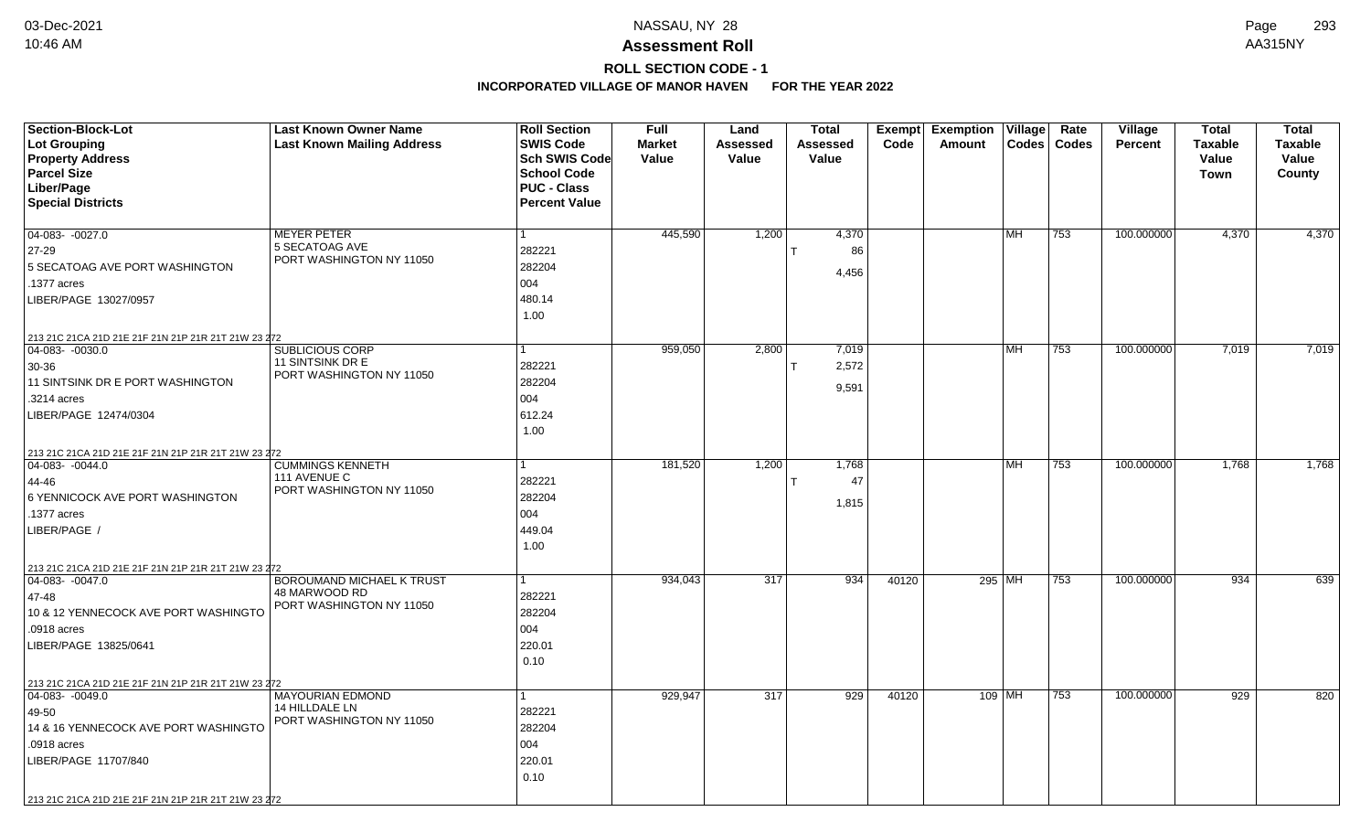# NASSAU, NY 28

## Assessment Roll

### ROLL SECTION CODE - 1

**INCORPORATED VILLAGE OF MANOR HAVEN FOR THE YEAR 2022**

| Section-Block-Lot<br>Lot Grouping<br>Property Address<br>Parcel Size<br>Liber/Page<br>Special Districts | Last Known Owner Name<br>Last Known Mailing Address | Roll Section<br>SWIS Code<br>Sch SWIS Code<br>School Code<br>PUC - Class<br>Percent Value | Full Market Value | Land Assessed Value | Total Assessed Value | Exempt Code | Exemption Amount | Village Codes | Rate Codes | Village Percent | Total Taxable Value Town | Total Taxable Value County |
|---|---|---|---|---|---|---|---|---|---|---|---|---|
| 04-083- -0027.0<br>27-29<br>5 SECATOAG AVE PORT WASHINGTON<br>.1377 acres<br>LIBER/PAGE 13027/0957<br>213 21C 21CA 21D 21E 21F 21N 21P 21R 21T 21W 23 272 | MEYER PETER<br>5 SECATOAG AVE<br>PORT WASHINGTON NY 11050 | 1<br>282221<br>282204<br>004<br>480.14<br>1.00 | 445,590 | 1,200 | 4,370<br>T 86<br>4,456 | | | MH | 753 | 100.000000 | 4,370 | 4,370 |
| 04-083- -0030.0<br>30-36<br>11 SINTSINK DR E PORT WASHINGTON<br>.3214 acres<br>LIBER/PAGE 12474/0304<br>213 21C 21CA 21D 21E 21F 21N 21P 21R 21T 21W 23 272 | SUBLICIOUS CORP<br>11 SINTSINK DR E<br>PORT WASHINGTON NY 11050 | 1<br>282221<br>282204<br>004<br>612.24<br>1.00 | 959,050 | 2,800 | 7,019<br>T 2,572<br>9,591 | | | MH | 753 | 100.000000 | 7,019 | 7,019 |
| 04-083- -0044.0<br>44-46<br>6 YENNICOCK AVE PORT WASHINGTON<br>.1377 acres<br>LIBER/PAGE /<br>213 21C 21CA 21D 21E 21F 21N 21P 21R 21T 21W 23 272 | CUMMINGS KENNETH<br>111 AVENUE C<br>PORT WASHINGTON NY 11050 | 1<br>282221<br>282204<br>004<br>449.04<br>1.00 | 181,520 | 1,200 | 1,768<br>T 47<br>1,815 | | | MH | 753 | 100.000000 | 1,768 | 1,768 |
| 04-083- -0047.0<br>47-48<br>10 & 12 YENNECOCK AVE PORT WASHINGTO<br>.0918 acres<br>LIBER/PAGE 13825/0641<br>213 21C 21CA 21D 21E 21F 21N 21P 21R 21T 21W 23 272 | BOROUMAND MICHAEL K TRUST<br>48 MARWOOD RD<br>PORT WASHINGTON NY 11050 | 1<br>282221<br>282204<br>004<br>220.01<br>0.10 | 934,043 | 317 | 934 | 40120 | 295 | MH | 753 | 100.000000 | 934 | 639 |
| 04-083- -0049.0<br>49-50<br>14 & 16 YENNECOCK AVE PORT WASHINGTO<br>.0918 acres<br>LIBER/PAGE 11707/840<br>213 21C 21CA 21D 21E 21F 21N 21P 21R 21T 21W 23 272 | MAYOURIAN EDMOND<br>14 HILLDALE LN<br>PORT WASHINGTON NY 11050 | 1<br>282221<br>282204<br>004<br>220.01<br>0.10 | 929,947 | 317 | 929 | 40120 | 109 | MH | 753 | 100.000000 | 929 | 820 |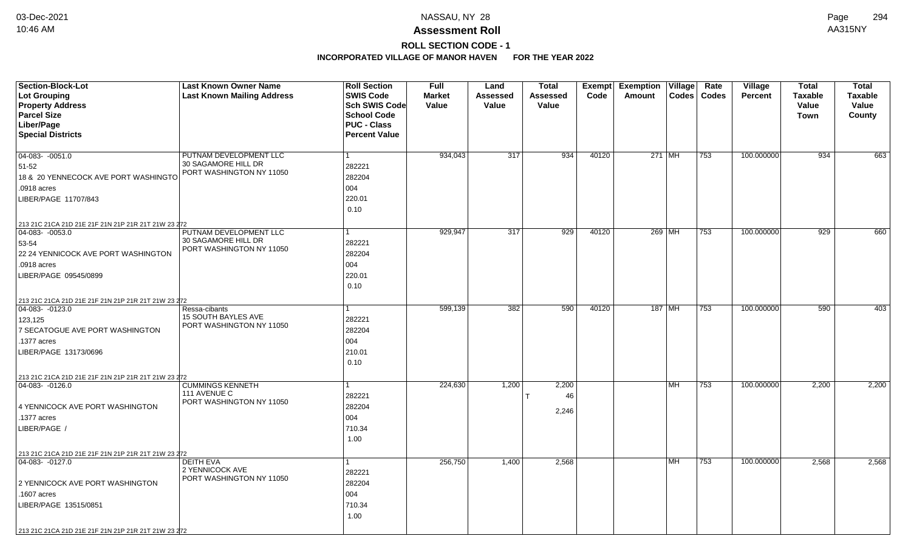## NASSAU, NY 28

## Assessment Roll

### ROLL SECTION CODE - 1

### INCORPORATED VILLAGE OF MANOR HAVEN FOR THE YEAR 2022

| Section-Block-Lot<br>Lot Grouping<br>Property Address<br>Parcel Size<br>Liber/Page<br>Special Districts | Last Known Owner Name<br>Last Known Mailing Address | Roll Section<br>SWIS Code<br>Sch SWIS Code<br>School Code<br>PUC - Class<br>Percent Value | Full Market Value | Land Assessed Value | Total Assessed Value | Exempt Code | Exemption Amount | Village Codes | Rate Codes | Village Percent | Total Taxable Value Town | Total Taxable Value County |
|---|---|---|---|---|---|---|---|---|---|---|---|---|
| 04-083- -0051.0<br>51-52<br>18 & 20 YENNECOCK AVE PORT WASHINGTO<br>.0918 acres<br>LIBER/PAGE 11707/843<br>213 21C 21CA 21D 21E 21F 21N 21P 21R 21T 21W 23 272 | PUTNAM DEVELOPMENT LLC<br>30 SAGAMORE HILL DR<br>PORT WASHINGTON NY 11050 | 1<br>282221<br>282204<br>004<br>220.01<br>0.10 | 934,043 | 317 | 934 | 40120 | 271 | MH | 753 | 100.000000 | 934 | 663 |
| 04-083- -0053.0<br>53-54<br>22 24 YENNICOCK AVE PORT WASHINGTON<br>.0918 acres<br>LIBER/PAGE 09545/0899<br>213 21C 21CA 21D 21E 21F 21N 21P 21R 21T 21W 23 272 | PUTNAM DEVELOPMENT LLC<br>30 SAGAMORE HILL DR<br>PORT WASHINGTON NY 11050 | 1<br>282221<br>282204<br>004<br>220.01<br>0.10 | 929,947 | 317 | 929 | 40120 | 269 | MH | 753 | 100.000000 | 929 | 660 |
| 04-083- -0123.0<br>123,125<br>7 SECATOGUE AVE PORT WASHINGTON<br>.1377 acres<br>LIBER/PAGE 13173/0696<br>213 21C 21CA 21D 21E 21F 21N 21P 21R 21T 21W 23 272 | Ressa-cibants<br>15 SOUTH BAYLES AVE<br>PORT WASHINGTON NY 11050 | 1<br>282221<br>282204<br>004<br>210.01<br>0.10 | 599,139 | 382 | 590 | 40120 | 187 | MH | 753 | 100.000000 | 590 | 403 |
| 04-083- -0126.0<br><br>4 YENNICOCK AVE PORT WASHINGTON<br>.1377 acres<br>LIBER/PAGE /<br>213 21C 21CA 21D 21E 21F 21N 21P 21R 21T 21W 23 272 | CUMMINGS KENNETH<br>111 AVENUE C<br>PORT WASHINGTON NY 11050 | 1<br>282221<br>282204<br>004<br>710.34<br>1.00 | 224,630 | 1,200 | 2,200<br>T 46<br>2,246 | | | MH | 753 | 100.000000 | 2,200 | 2,200 |
| 04-083- -0127.0<br><br>2 YENNICOCK AVE PORT WASHINGTON<br>.1607 acres<br>LIBER/PAGE 13515/0851<br>213 21C 21CA 21D 21E 21F 21N 21P 21R 21T 21W 23 272 | DEITH EVA<br>2 YENNICOCK AVE<br>PORT WASHINGTON NY 11050 | 1<br>282221<br>282204<br>004<br>710.34<br>1.00 | 256,750 | 1,400 | 2,568 | | | MH | 753 | 100.000000 | 2,568 | 2,568 |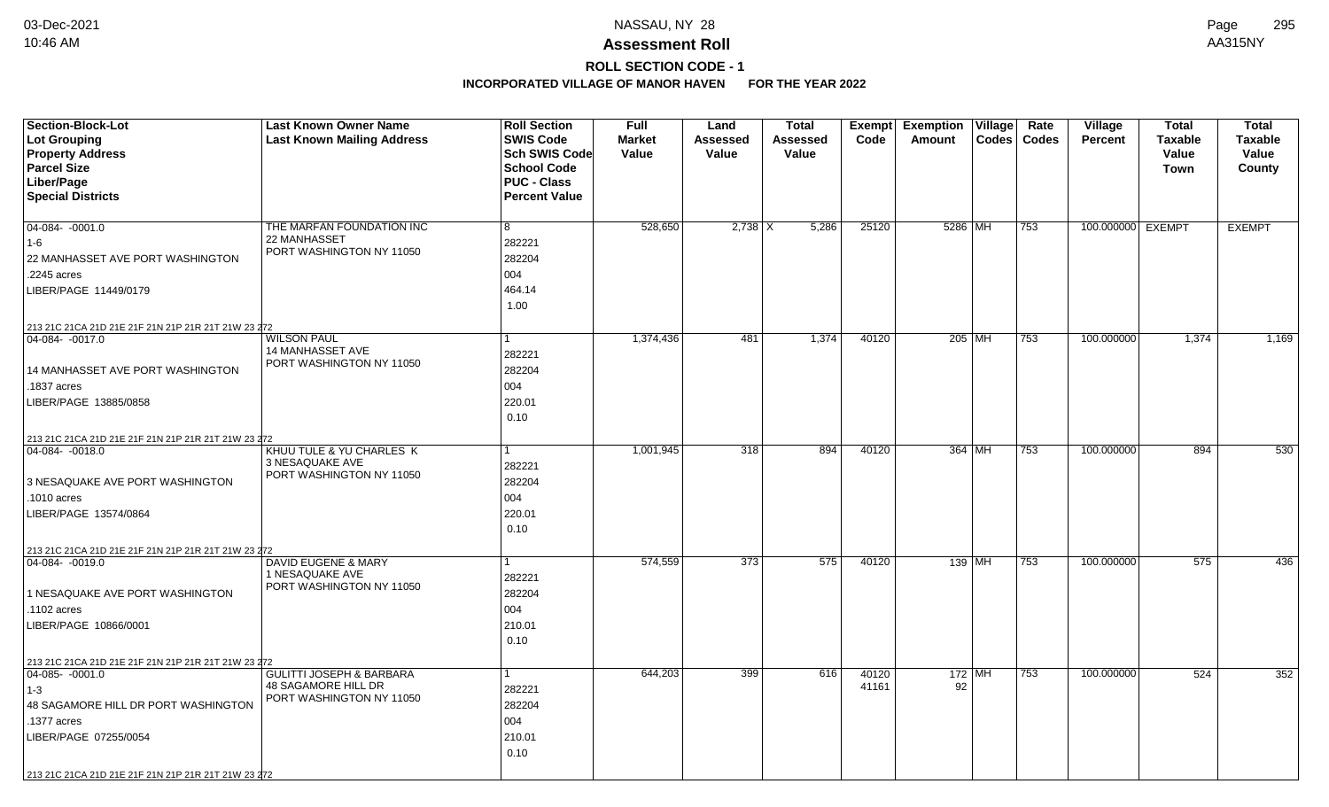## NASSAU, NY 28

## Assessment Roll

### ROLL SECTION CODE - 1

### INCORPORATED VILLAGE OF MANOR HAVEN FOR THE YEAR 2022

| Section-Block-Lot<br>Lot Grouping<br>Property Address<br>Parcel Size<br>Liber/Page<br>Special Districts | Last Known Owner Name<br>Last Known Mailing Address | Roll Section<br>SWIS Code<br>Sch SWIS Code<br>School Code<br>PUC - Class<br>Percent Value | Full Market Value | Land Assessed Value | Total Assessed Value | Exempt Code | Exemption Amount | Village Codes | Rate Codes | Village Percent | Total Taxable Value Town | Total Taxable Value County |
|---|---|---|---|---|---|---|---|---|---|---|---|---|
| 04-084- -0001.0<br>1-6<br>22 MANHASSET AVE PORT WASHINGTON<br>.2245 acres<br>LIBER/PAGE 11449/0179<br>213 21C 21CA 21D 21E 21F 21N 21P 21R 21T 21W 23 272 | THE MARFAN FOUNDATION INC<br>22 MANHASSET<br>PORT WASHINGTON NY 11050 | 8<br>282221<br>282204<br>004<br>464.14<br>1.00 | 528,650 | 2,738 X | 5,286 | 25120 | 5286 | MH | 753 | 100.000000 | EXEMPT | EXEMPT |
| 04-084- -0017.0<br><br>14 MANHASSET AVE PORT WASHINGTON<br>.1837 acres<br>LIBER/PAGE 13885/0858<br>213 21C 21CA 21D 21E 21F 21N 21P 21R 21T 21W 23 272 | WILSON PAUL<br>14 MANHASSET AVE<br>PORT WASHINGTON NY 11050 | 1<br>282221<br>282204<br>004<br>220.01<br>0.10 | 1,374,436 | 481 | 1,374 | 40120 | 205 | MH | 753 | 100.000000 | 1,374 | 1,169 |
| 04-084- -0018.0<br><br>3 NESAQUAKE AVE PORT WASHINGTON<br>.1010 acres<br>LIBER/PAGE 13574/0864<br>213 21C 21CA 21D 21E 21F 21N 21P 21R 21T 21W 23 272 | KHUU TULE & YU CHARLES K<br>3 NESAQUAKE AVE<br>PORT WASHINGTON NY 11050 | 1<br>282221<br>282204<br>004<br>220.01<br>0.10 | 1,001,945 | 318 | 894 | 40120 | 364 | MH | 753 | 100.000000 | 894 | 530 |
| 04-084- -0019.0<br><br>1 NESAQUAKE AVE PORT WASHINGTON<br>.1102 acres<br>LIBER/PAGE 10866/0001<br>213 21C 21CA 21D 21E 21F 21N 21P 21R 21T 21W 23 272 | DAVID EUGENE & MARY<br>1 NESAQUAKE AVE<br>PORT WASHINGTON NY 11050 | 1<br>282221<br>282204<br>004<br>210.01<br>0.10 | 574,559 | 373 | 575 | 40120 | 139 | MH | 753 | 100.000000 | 575 | 436 |
| 04-085- -0001.0<br>1-3<br>48 SAGAMORE HILL DR PORT WASHINGTON<br>.1377 acres<br>LIBER/PAGE 07255/0054<br>213 21C 21CA 21D 21E 21F 21N 21P 21R 21T 21W 23 272 | GULITTI JOSEPH & BARBARA<br>48 SAGAMORE HILL DR<br>PORT WASHINGTON NY 11050 | 1<br>282221<br>282204<br>004<br>210.01<br>0.10 | 644,203 | 399 | 616 | 40120<br>41161 | 172<br>92 | MH | 753 | 100.000000 | 524 | 352 |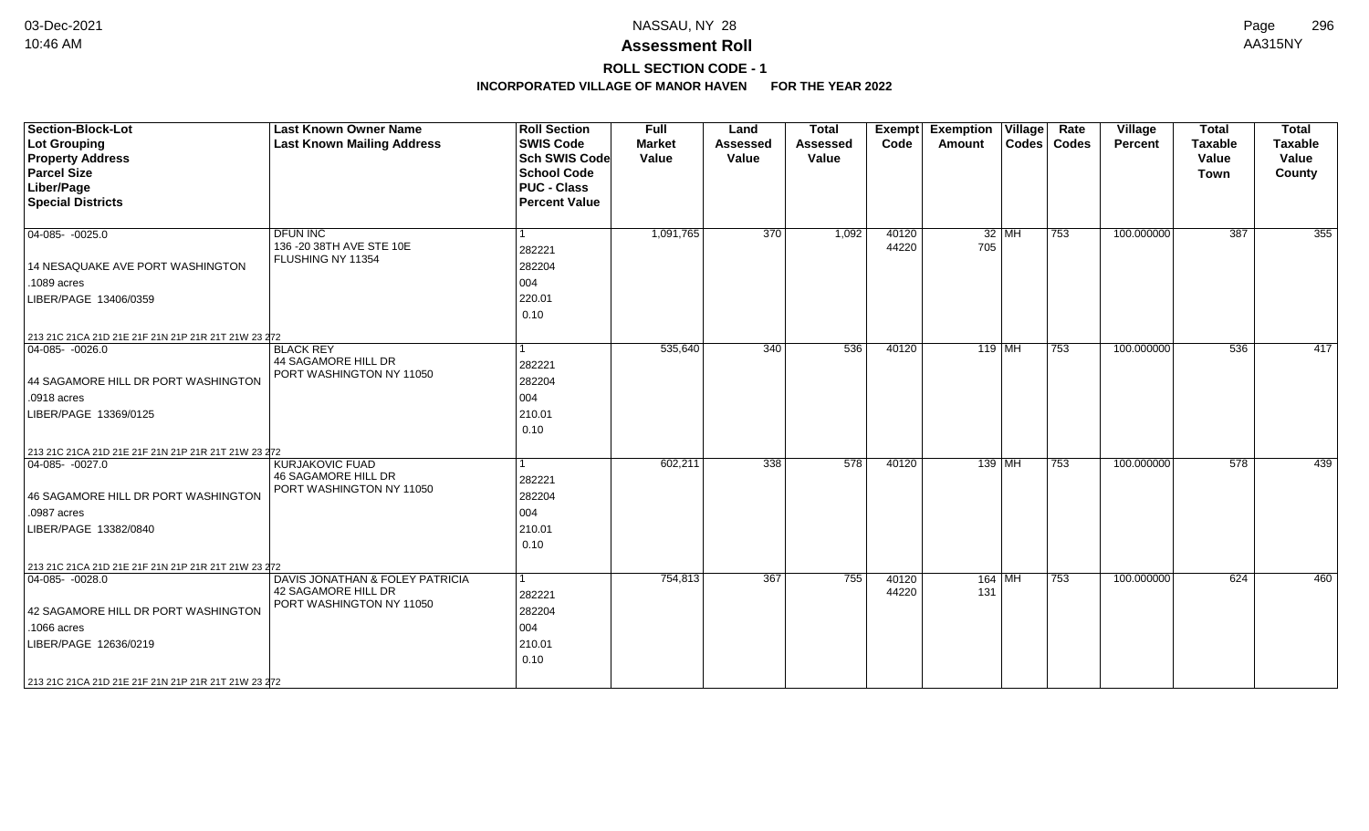# Assessment Roll

## ROLL SECTION CODE - 1

### INCORPORATED VILLAGE OF MANOR HAVEN FOR THE YEAR 2022

| Section-Block-Lot<br>Lot Grouping<br>Property Address<br>Parcel Size<br>Liber/Page<br>Special Districts | Last Known Owner Name<br>Last Known Mailing Address | Roll Section<br>SWIS Code<br>Sch SWIS Code<br>School Code<br>PUC - Class<br>Percent Value | Full Market Value | Land Assessed Value | Total Assessed Value | Exempt Code | Exemption Amount | Village Codes | Rate Codes | Village Percent | Total Taxable Value Town | Total Taxable Value County |
|---|---|---|---|---|---|---|---|---|---|---|---|---|
| 04-085- -0025.0<br>14 NESAQUAKE AVE PORT WASHINGTON<br>.1089 acres<br>LIBER/PAGE 13406/0359<br>213 21C 21CA 21D 21E 21F 21N 21P 21R 21T 21W 23 272 | DFUN INC<br>136 -20 38TH AVE STE 10E<br>FLUSHING NY 11354 | 1<br>282221<br>282204<br>004<br>220.01<br>0.10 | 1,091,765 | 370 | 1,092 | 40120<br>44220 | 32<br>705 | MH | 753 | 100.000000 | 387 | 355 |
| 04-085- -0026.0<br>44 SAGAMORE HILL DR PORT WASHINGTON<br>.0918 acres<br>LIBER/PAGE 13369/0125<br>213 21C 21CA 21D 21E 21F 21N 21P 21R 21T 21W 23 272 | BLACK REY<br>44 SAGAMORE HILL DR<br>PORT WASHINGTON NY 11050 | 1<br>282221<br>282204<br>004<br>210.01<br>0.10 | 535,640 | 340 | 536 | 40120 | 119 | MH | 753 | 100.000000 | 536 | 417 |
| 04-085- -0027.0<br>46 SAGAMORE HILL DR PORT WASHINGTON<br>.0987 acres<br>LIBER/PAGE 13382/0840<br>213 21C 21CA 21D 21E 21F 21N 21P 21R 21T 21W 23 272 | KURJAKOVIC FUAD<br>46 SAGAMORE HILL DR<br>PORT WASHINGTON NY 11050 | 1<br>282221<br>282204<br>004<br>210.01<br>0.10 | 602,211 | 338 | 578 | 40120 | 139 | MH | 753 | 100.000000 | 578 | 439 |
| 04-085- -0028.0<br>42 SAGAMORE HILL DR PORT WASHINGTON<br>.1066 acres<br>LIBER/PAGE 12636/0219<br>213 21C 21CA 21D 21E 21F 21N 21P 21R 21T 21W 23 272 | DAVIS JONATHAN & FOLEY PATRICIA<br>42 SAGAMORE HILL DR<br>PORT WASHINGTON NY 11050 | 1<br>282221<br>282204<br>004<br>210.01<br>0.10 | 754,813 | 367 | 755 | 40120<br>44220 | 164<br>131 | MH | 753 | 100.000000 | 624 | 460 |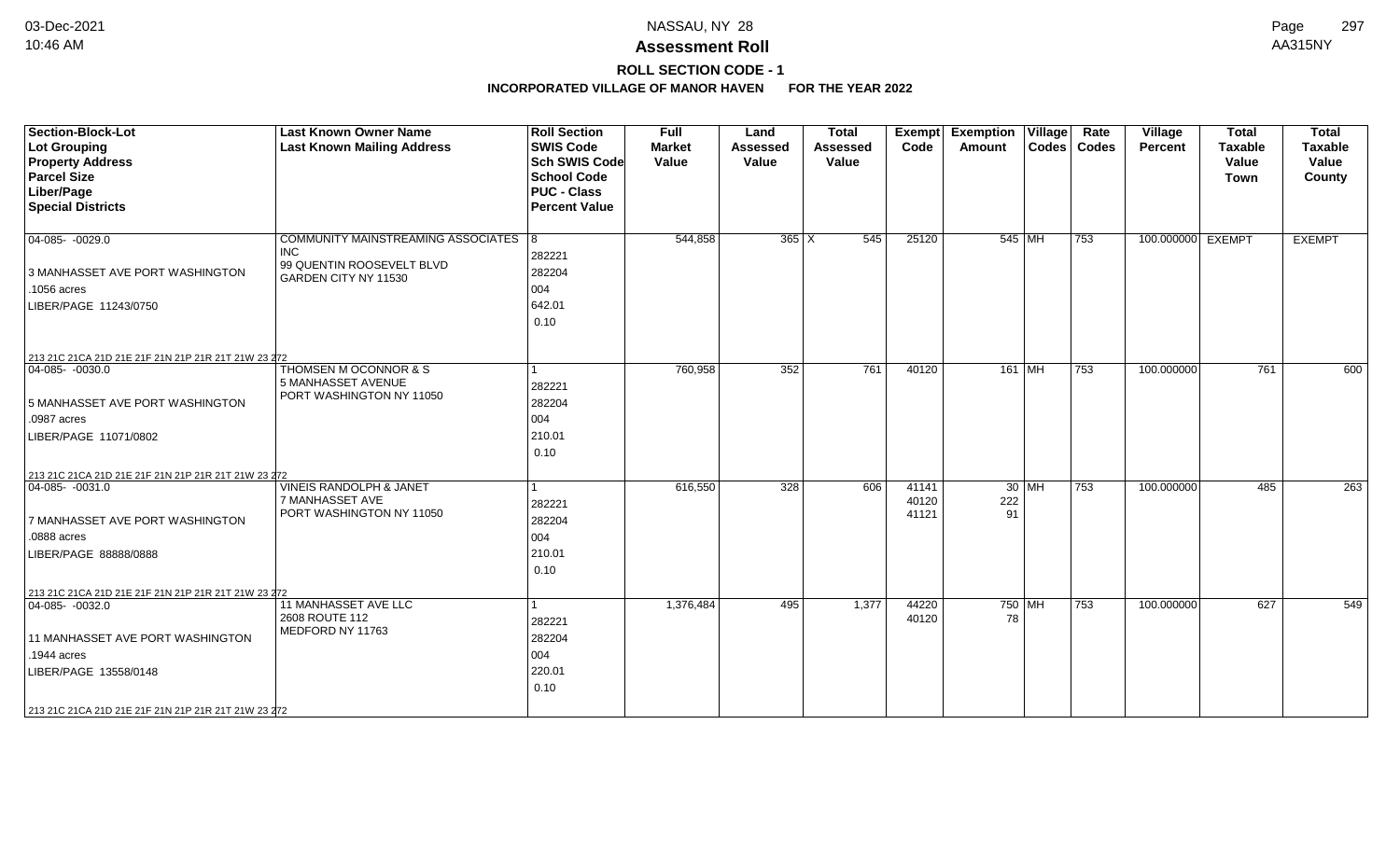# NASSAU, NY 28

## Assessment Roll

### ROLL SECTION CODE - 1

### INCORPORATED VILLAGE OF MANOR HAVEN FOR THE YEAR 2022

| Section-Block-Lot<br>Lot Grouping<br>Property Address<br>Parcel Size<br>Liber/Page<br>Special Districts | Last Known Owner Name<br>Last Known Mailing Address | Roll Section<br>SWIS Code<br>Sch SWIS Code<br>School Code<br>PUC - Class<br>Percent Value | Full Market Value | Land Assessed Value | Total Assessed Value | Exempt Code | Exemption Amount | Village Codes | Rate Codes | Village Percent | Total Taxable Value Town | Total Taxable Value County |
|---|---|---|---|---|---|---|---|---|---|---|---|---|
| 04-085- -0029.0<br>3 MANHASSET AVE PORT WASHINGTON<br>.1056 acres<br>LIBER/PAGE 11243/0750<br>213 21C 21CA 21D 21E 21F 21N 21P 21R 21T 21W 23 272 | COMMUNITY MAINSTREAMING ASSOCIATES INC<br>99 QUENTIN ROOSEVELT BLVD<br>GARDEN CITY NY 11530 | 8<br>282221<br>282204<br>004<br>642.01<br>0.10 | 544,858 | 365 X | 545 | 25120 | 545 | MH | 753 | 100.000000 | EXEMPT | EXEMPT |
| 04-085- -0030.0<br>5 MANHASSET AVE PORT WASHINGTON<br>.0987 acres<br>LIBER/PAGE 11071/0802<br>213 21C 21CA 21D 21E 21F 21N 21P 21R 21T 21W 23 272 | THOMSEN M OCONNOR & S<br>5 MANHASSET AVENUE<br>PORT WASHINGTON NY 11050 | 1<br>282221<br>282204<br>004<br>210.01<br>0.10 | 760,958 | 352 | 761 | 40120 | 161 | MH | 753 | 100.000000 | 761 | 600 |
| 04-085- -0031.0<br>7 MANHASSET AVE PORT WASHINGTON<br>.0888 acres<br>LIBER/PAGE 88888/0888<br>213 21C 21CA 21D 21E 21F 21N 21P 21R 21T 21W 23 272 | VINEIS RANDOLPH & JANET<br>7 MANHASSET AVE<br>PORT WASHINGTON NY 11050 | 1<br>282221<br>282204<br>004<br>210.01<br>0.10 | 616,550 | 328 | 606 | 41141<br>40120<br>41121 | 30<br>222<br>91 | MH | 753 | 100.000000 | 485 | 263 |
| 04-085- -0032.0<br>11 MANHASSET AVE PORT WASHINGTON<br>.1944 acres<br>LIBER/PAGE 13558/0148<br>213 21C 21CA 21D 21E 21F 21N 21P 21R 21T 21W 23 272 | 11 MANHASSET AVE LLC<br>2608 ROUTE 112<br>MEDFORD NY 11763 | 1<br>282221<br>282204<br>004<br>220.01<br>0.10 | 1,376,484 | 495 | 1,377 | 44220<br>40120 | 750<br>78 | MH | 753 | 100.000000 | 627 | 549 |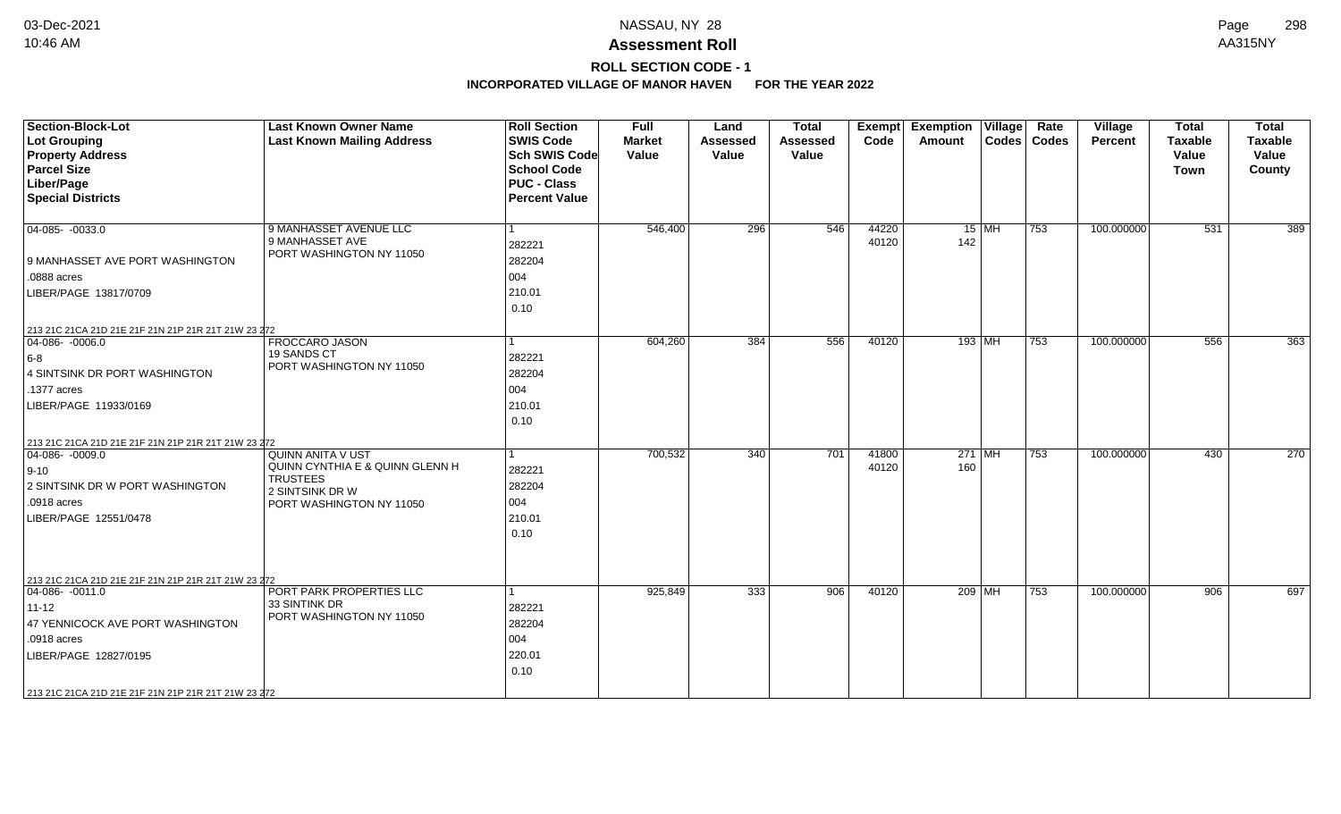# NASSAU, NY 28

# Assessment Roll

## ROLL SECTION CODE - 1

### INCORPORATED VILLAGE OF MANOR HAVEN FOR THE YEAR 2022

| Section-Block-Lot<br>Lot Grouping<br>Property Address<br>Parcel Size<br>Liber/Page<br>Special Districts | Last Known Owner Name<br>Last Known Mailing Address | Roll Section<br>SWIS Code<br>Sch SWIS Code<br>School Code<br>PUC - Class<br>Percent Value | Full Market Value | Land Assessed Value | Total Assessed Value | Exempt Code | Exemption Amount | Village Codes | Rate Codes | Village Percent | Total Taxable Value Town | Total Taxable Value County |
|---|---|---|---|---|---|---|---|---|---|---|---|---|
| 04-085- -0033.0<br>9 MANHASSET AVE PORT WASHINGTON<br>.0888 acres<br>LIBER/PAGE 13817/0709<br>213 21C 21CA 21D 21E 21F 21N 21P 21R 21T 21W 23 272 | 9 MANHASSET AVENUE LLC<br>9 MANHASSET AVE<br>PORT WASHINGTON NY 11050 | 1<br>282221<br>282204<br>004<br>210.01<br>0.10 | 546,400 | 296 | 546 | 44220<br>40120 | 15<br>142 | MH | 753 | 100.000000 | 531 | 389 |
| 04-086- -0006.0<br>6-8<br>4 SINTSINK DR PORT WASHINGTON<br>.1377 acres<br>LIBER/PAGE 11933/0169<br>213 21C 21CA 21D 21E 21F 21N 21P 21R 21T 21W 23 272 | FROCCARO JASON<br>19 SANDS CT<br>PORT WASHINGTON NY 11050 | 1<br>282221<br>282204<br>004<br>210.01<br>0.10 | 604,260 | 384 | 556 | 40120 | 193 | MH | 753 | 100.000000 | 556 | 363 |
| 04-086- -0009.0<br>9-10<br>2 SINTSINK DR W PORT WASHINGTON<br>.0918 acres<br>LIBER/PAGE 12551/0478<br>213 21C 21CA 21D 21E 21F 21N 21P 21R 21T 21W 23 272 | QUINN ANITA V UST<br>QUINN CYNTHIA E & QUINN GLENN H TRUSTEES<br>2 SINTSINK DR W<br>PORT WASHINGTON NY 11050 | 1<br>282221<br>282204<br>004<br>210.01<br>0.10 | 700,532 | 340 | 701 | 41800<br>40120 | 271<br>160 | MH | 753 | 100.000000 | 430 | 270 |
| 04-086- -0011.0<br>11-12<br>47 YENNICOCK AVE PORT WASHINGTON<br>.0918 acres<br>LIBER/PAGE 12827/0195<br>213 21C 21CA 21D 21E 21F 21N 21P 21R 21T 21W 23 272 | PORT PARK PROPERTIES LLC<br>33 SINTINK DR<br>PORT WASHINGTON NY 11050 | 1<br>282221<br>282204<br>004<br>220.01<br>0.10 | 925,849 | 333 | 906 | 40120 | 209 | MH | 753 | 100.000000 | 906 | 697 |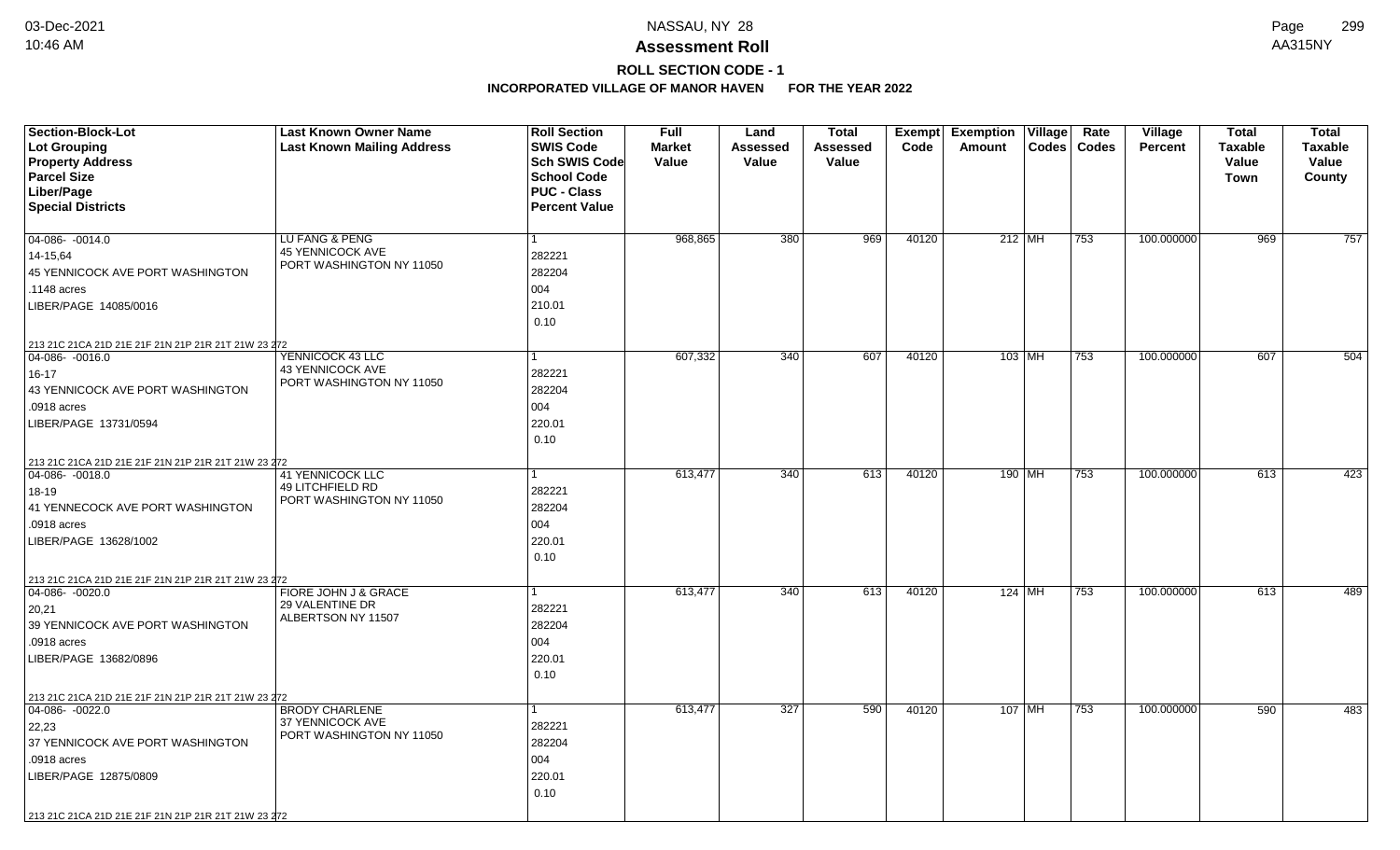# NASSAU, NY 28

## Assessment Roll

### ROLL SECTION CODE - 1

**INCORPORATED VILLAGE OF MANOR HAVEN FOR THE YEAR 2022**

| Section-Block-Lot<br>Lot Grouping<br>Property Address<br>Parcel Size<br>Liber/Page<br>Special Districts | Last Known Owner Name<br>Last Known Mailing Address | Roll Section<br>SWIS Code<br>Sch SWIS Code<br>School Code<br>PUC - Class<br>Percent Value | Full Market Value | Land Assessed Value | Total Assessed Value | Exempt Code | Exemption Amount | Village Codes | Rate Codes | Village Percent | Total Taxable Value Town | Total Taxable Value County |
|---|---|---|---|---|---|---|---|---|---|---|---|---|
| 04-086- -0014.0<br>14-15,64<br>45 YENNICOCK AVE PORT WASHINGTON<br>.1148 acres<br>LIBER/PAGE 14085/0016<br>213 21C 21CA 21D 21E 21F 21N 21P 21R 21T 21W 23 272 | LU FANG & PENG<br>45 YENNICOCK AVE<br>PORT WASHINGTON NY 11050 | 1<br>282221<br>282204<br>004<br>210.01<br>0.10 | 968,865 | 380 | 969 | 40120 | 212 | MH | 753 | 100.000000 | 969 | 757 |
| 04-086- -0016.0<br>16-17<br>43 YENNICOCK AVE PORT WASHINGTON<br>.0918 acres<br>LIBER/PAGE 13731/0594<br>213 21C 21CA 21D 21E 21F 21N 21P 21R 21T 21W 23 272 | YENNICOCK 43 LLC<br>43 YENNICOCK AVE<br>PORT WASHINGTON NY 11050 | 1<br>282221<br>282204<br>004<br>220.01<br>0.10 | 607,332 | 340 | 607 | 40120 | 103 | MH | 753 | 100.000000 | 607 | 504 |
| 04-086- -0018.0<br>18-19<br>41 YENNECOCK AVE PORT WASHINGTON<br>.0918 acres<br>LIBER/PAGE 13628/1002<br>213 21C 21CA 21D 21E 21F 21N 21P 21R 21T 21W 23 272 | 41 YENNICOCK LLC<br>49 LITCHFIELD RD<br>PORT WASHINGTON NY 11050 | 1<br>282221<br>282204<br>004<br>220.01<br>0.10 | 613,477 | 340 | 613 | 40120 | 190 | MH | 753 | 100.000000 | 613 | 423 |
| 04-086- -0020.0<br>20,21<br>39 YENNICOCK AVE PORT WASHINGTON<br>.0918 acres<br>LIBER/PAGE 13682/0896<br>213 21C 21CA 21D 21E 21F 21N 21P 21R 21T 21W 23 272 | FIORE JOHN J & GRACE<br>29 VALENTINE DR<br>ALBERTSON NY 11507 | 1<br>282221<br>282204<br>004<br>220.01<br>0.10 | 613,477 | 340 | 613 | 40120 | 124 | MH | 753 | 100.000000 | 613 | 489 |
| 04-086- -0022.0<br>22,23<br>37 YENNICOCK AVE PORT WASHINGTON<br>.0918 acres<br>LIBER/PAGE 12875/0809<br>213 21C 21CA 21D 21E 21F 21N 21P 21R 21T 21W 23 272 | BRODY CHARLENE<br>37 YENNICOCK AVE<br>PORT WASHINGTON NY 11050 | 1<br>282221<br>282204<br>004<br>220.01<br>0.10 | 613,477 | 327 | 590 | 40120 | 107 | MH | 753 | 100.000000 | 590 | 483 |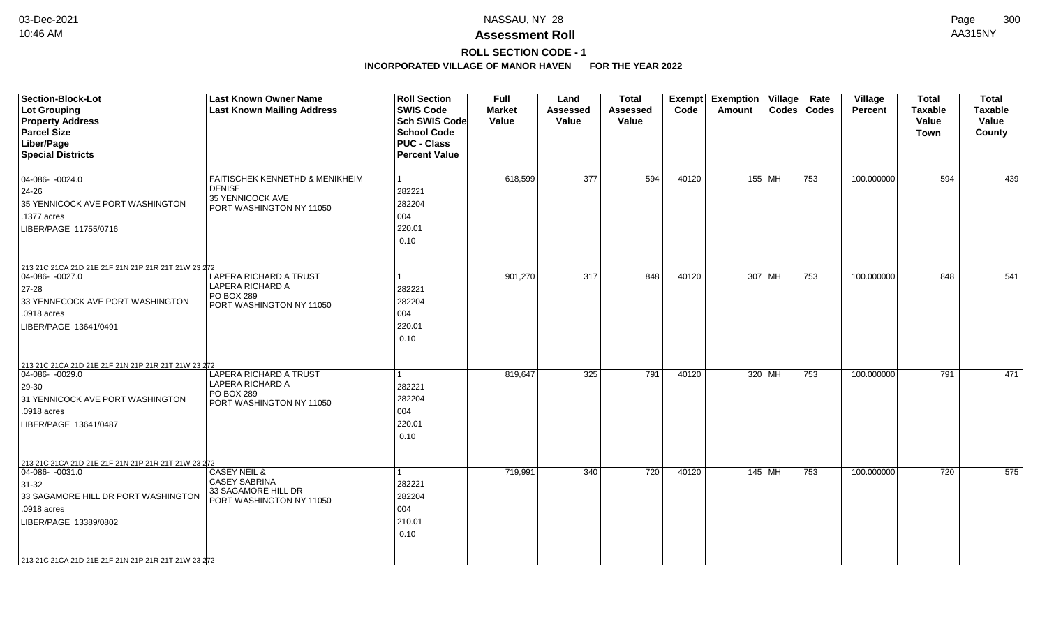**Assessment Roll**

**ROLL SECTION CODE - 1**

**INCORPORATED VILLAGE OF MANOR HAVEN FOR THE YEAR 2022**

| Section-Block-Lot / Lot Grouping / Property Address / Parcel Size / Liber/Page / Special Districts | Last Known Owner Name / Last Known Mailing Address | Roll Section / SWIS Code / Sch SWIS Code / School Code / PUC - Class / Percent Value | Full Market Value | Land Assessed Value | Total Assessed Value | Exempt Code | Exemption Amount | Village Codes | Rate Codes | Village Percent | Total Taxable Value Town | Total Taxable Value County |
|---|---|---|---|---|---|---|---|---|---|---|---|---|
| 04-086- -0024.0<br>24-26<br>35 YENNICOCK AVE PORT WASHINGTON<br>.1377 acres<br>LIBER/PAGE 11755/0716<br>213 21C 21CA 21D 21E 21F 21N 21P 21R 21T 21W 23 272 | FAITISCHEK KENNETHD & MENIKHEIM DENISE<br>35 YENNICOCK AVE<br>PORT WASHINGTON NY 11050 | 1<br>282221<br>282204<br>004<br>220.01<br>0.10 | 618,599 | 377 | 594 | 40120 | 155 | MH | 753 | 100.000000 | 594 | 439 |
| 04-086- -0027.0<br>27-28<br>33 YENNECOCK AVE PORT WASHINGTON<br>.0918 acres<br>LIBER/PAGE 13641/0491<br>213 21C 21CA 21D 21E 21F 21N 21P 21R 21T 21W 23 272 | LAPERA RICHARD A TRUST<br>LAPERA RICHARD A<br>PO BOX 289<br>PORT WASHINGTON NY 11050 | 1<br>282221<br>282204<br>004<br>220.01<br>0.10 | 901,270 | 317 | 848 | 40120 | 307 | MH | 753 | 100.000000 | 848 | 541 |
| 04-086- -0029.0<br>29-30<br>31 YENNICOCK AVE PORT WASHINGTON<br>.0918 acres<br>LIBER/PAGE 13641/0487<br>213 21C 21CA 21D 21E 21F 21N 21P 21R 21T 21W 23 272 | LAPERA RICHARD A TRUST<br>LAPERA RICHARD A<br>PO BOX 289<br>PORT WASHINGTON NY 11050 | 1<br>282221<br>282204<br>004<br>220.01<br>0.10 | 819,647 | 325 | 791 | 40120 | 320 | MH | 753 | 100.000000 | 791 | 471 |
| 04-086- -0031.0<br>31-32<br>33 SAGAMORE HILL DR PORT WASHINGTON<br>.0918 acres<br>LIBER/PAGE 13389/0802<br>213 21C 21CA 21D 21E 21F 21N 21P 21R 21T 21W 23 272 | CASEY NEIL &<br>CASEY SABRINA<br>33 SAGAMORE HILL DR<br>PORT WASHINGTON NY 11050 | 1<br>282221<br>282204<br>004<br>210.01<br>0.10 | 719,991 | 340 | 720 | 40120 | 145 | MH | 753 | 100.000000 | 720 | 575 |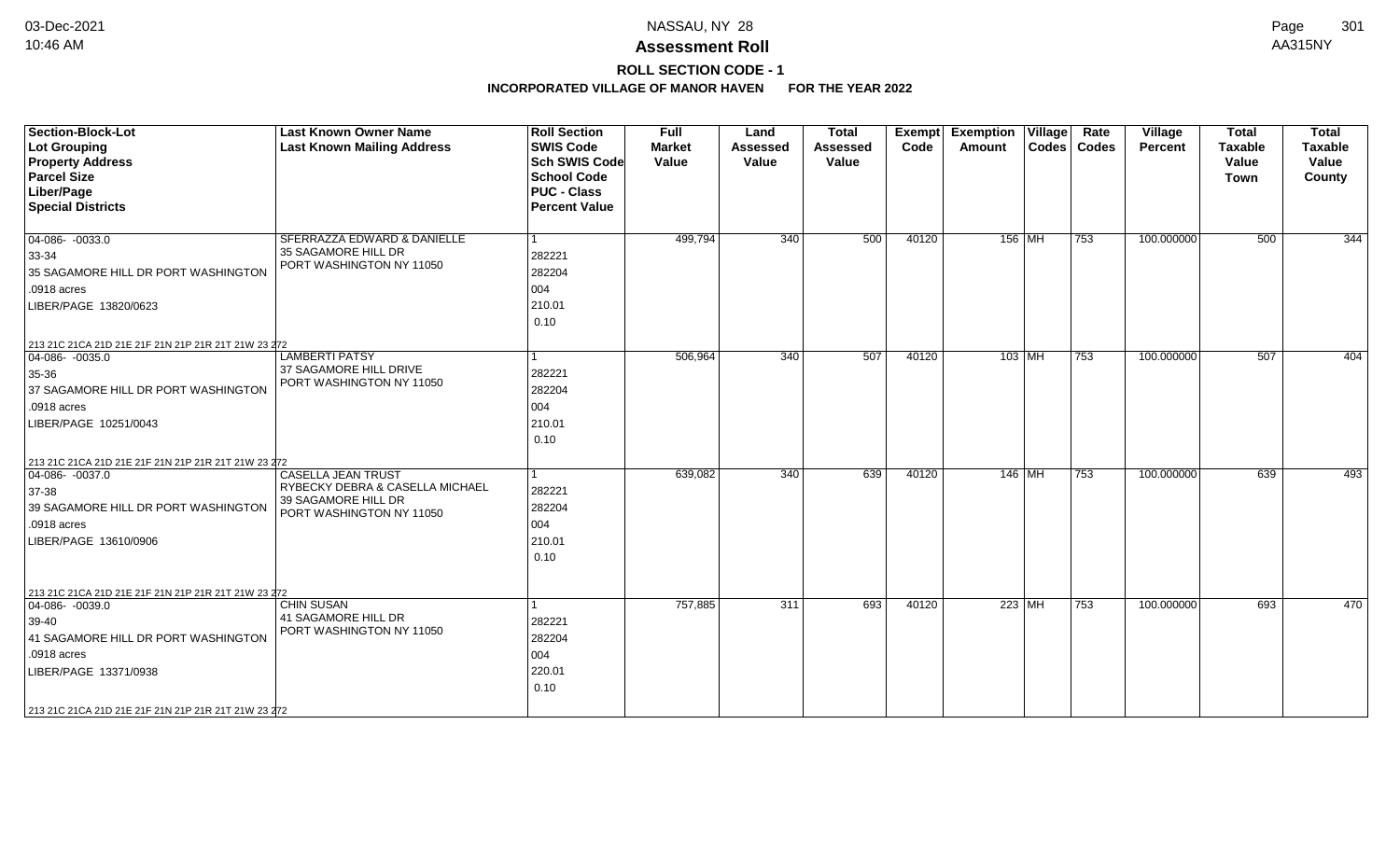**NASSAU, NY 28**

**Assessment Roll**

**ROLL SECTION CODE - 1**

**INCORPORATED VILLAGE OF MANOR HAVEN FOR THE YEAR 2022**

| Section-Block-Lot<br>Lot Grouping<br>Property Address<br>Parcel Size<br>Liber/Page<br>Special Districts | Last Known Owner Name<br>Last Known Mailing Address | Roll Section<br>SWIS Code<br>Sch SWIS Code<br>School Code<br>PUC - Class<br>Percent Value | Full Market Value | Land Assessed Value | Total Assessed Value | Exempt Code | Exemption Amount | Village Codes | Rate Codes | Village Percent | Total Taxable Value Town | Total Taxable Value County |
|---|---|---|---|---|---|---|---|---|---|---|---|---|
| 04-086- -0033.0<br>33-34<br>35 SAGAMORE HILL DR PORT WASHINGTON<br>.0918 acres<br>LIBER/PAGE 13820/0623<br>213 21C 21CA 21D 21E 21F 21N 21P 21R 21T 21W 23 272 | SFERRAZZA EDWARD & DANIELLE<br>35 SAGAMORE HILL DR<br>PORT WASHINGTON NY 11050 | 1<br>282221<br>282204<br>004<br>210.01<br>0.10 | 499,794 | 340 | 500 | 40120 | 156 | MH | 753 | 100.000000 | 500 | 344 |
| 04-086- -0035.0<br>35-36<br>37 SAGAMORE HILL DR PORT WASHINGTON<br>.0918 acres<br>LIBER/PAGE 10251/0043<br>213 21C 21CA 21D 21E 21F 21N 21P 21R 21T 21W 23 272 | LAMBERTI PATSY<br>37 SAGAMORE HILL DRIVE<br>PORT WASHINGTON NY 11050 | 1<br>282221<br>282204<br>004<br>210.01<br>0.10 | 506,964 | 340 | 507 | 40120 | 103 | MH | 753 | 100.000000 | 507 | 404 |
| 04-086- -0037.0<br>37-38<br>39 SAGAMORE HILL DR PORT WASHINGTON<br>.0918 acres<br>LIBER/PAGE 13610/0906<br>213 21C 21CA 21D 21E 21F 21N 21P 21R 21T 21W 23 272 | CASELLA JEAN TRUST<br>RYBECKY DEBRA & CASELLA MICHAEL<br>39 SAGAMORE HILL DR<br>PORT WASHINGTON NY 11050 | 1<br>282221<br>282204<br>004<br>210.01<br>0.10 | 639,082 | 340 | 639 | 40120 | 146 | MH | 753 | 100.000000 | 639 | 493 |
| 04-086- -0039.0<br>39-40<br>41 SAGAMORE HILL DR PORT WASHINGTON<br>.0918 acres<br>LIBER/PAGE 13371/0938<br>213 21C 21CA 21D 21E 21F 21N 21P 21R 21T 21W 23 272 | CHIN SUSAN<br>41 SAGAMORE HILL DR<br>PORT WASHINGTON NY 11050 | 1<br>282221<br>282204<br>004<br>220.01<br>0.10 | 757,885 | 311 | 693 | 40120 | 223 | MH | 753 | 100.000000 | 693 | 470 |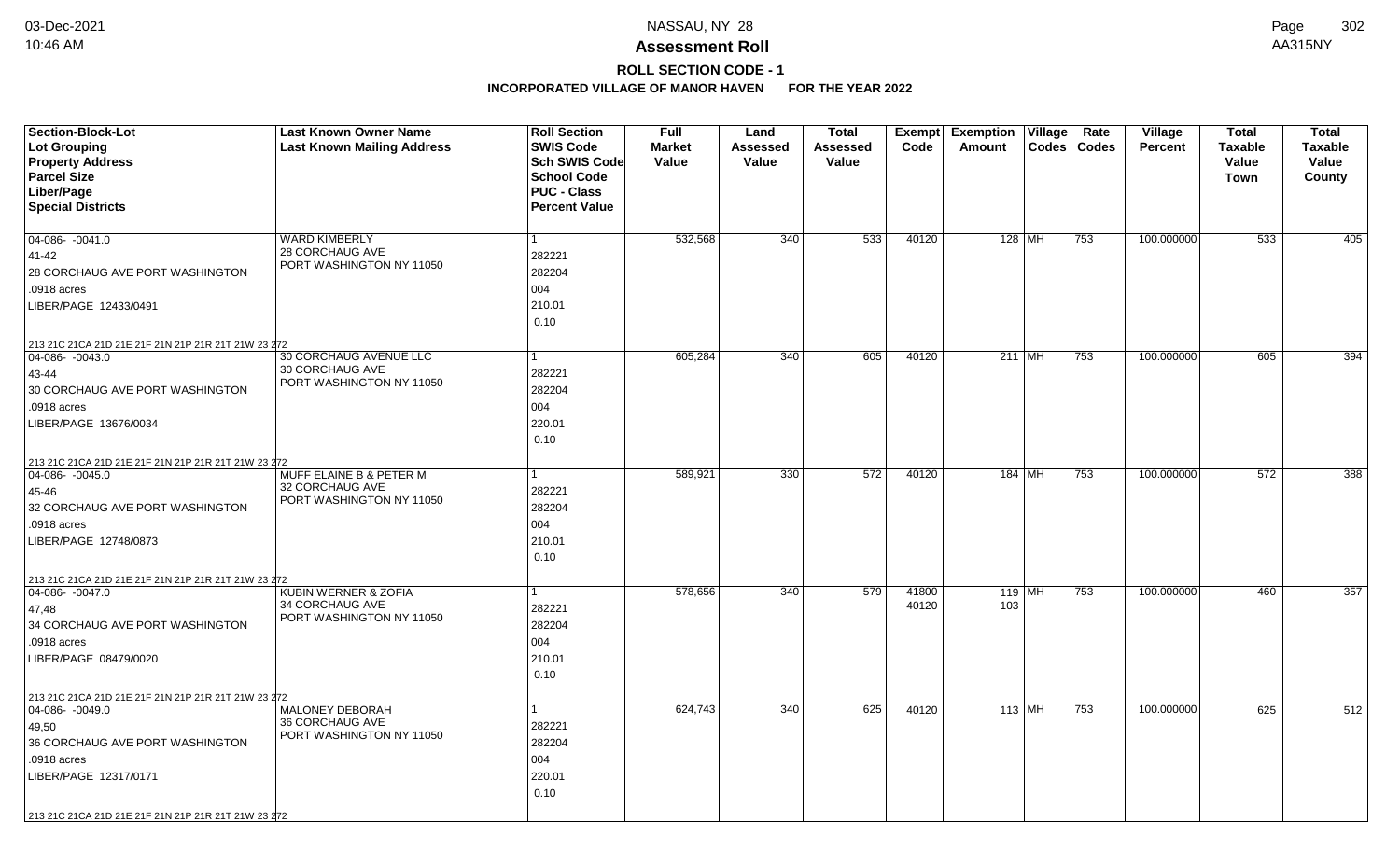**NASSAU, NY 28**

**Assessment Roll**

**ROLL SECTION CODE - 1**

**INCORPORATED VILLAGE OF MANOR HAVEN FOR THE YEAR 2022**

| Section-Block-Lot<br>Lot Grouping<br>Property Address<br>Parcel Size<br>Liber/Page<br>Special Districts | Last Known Owner Name<br>Last Known Mailing Address | Roll Section<br>SWIS Code<br>Sch SWIS Code<br>School Code<br>PUC - Class<br>Percent Value | Full Market Value | Land Assessed Value | Total Assessed Value | Exempt Code | Exemption Amount | Village Codes | Rate Codes | Village Percent | Total Taxable Value Town | Total Taxable Value County |
|---|---|---|---|---|---|---|---|---|---|---|---|---|
| 04-086- -0041.0<br>41-42<br>28 CORCHAUG AVE PORT WASHINGTON<br>.0918 acres<br>LIBER/PAGE 12433/0491<br>213 21C 21CA 21D 21E 21F 21N 21P 21R 21T 21W 23 272 | WARD KIMBERLY<br>28 CORCHAUG AVE<br>PORT WASHINGTON NY 11050 | 1<br>282221<br>282204<br>004<br>210.01<br>0.10 | 532,568 | 340 | 533 | 40120 | 128 | MH | 753 | 100.000000 | 533 | 405 |
| 04-086- -0043.0<br>43-44<br>30 CORCHAUG AVENUE PORT WASHINGTON<br>.0918 acres<br>LIBER/PAGE 13676/0034<br>213 21C 21CA 21D 21E 21F 21N 21P 21R 21T 21W 23 272 | 30 CORCHAUG AVENUE LLC<br>30 CORCHAUG AVE<br>PORT WASHINGTON NY 11050 | 1<br>282221<br>282204<br>004<br>220.01<br>0.10 | 605,284 | 340 | 605 | 40120 | 211 | MH | 753 | 100.000000 | 605 | 394 |
| 04-086- -0045.0<br>45-46<br>32 CORCHAUG AVE PORT WASHINGTON<br>.0918 acres<br>LIBER/PAGE 12748/0873<br>213 21C 21CA 21D 21E 21F 21N 21P 21R 21T 21W 23 272 | MUFF ELAINE B & PETER M<br>32 CORCHAUG AVE<br>PORT WASHINGTON NY 11050 | 1<br>282221<br>282204<br>004<br>210.01<br>0.10 | 589,921 | 330 | 572 | 40120 | 184 | MH | 753 | 100.000000 | 572 | 388 |
| 04-086- -0047.0<br>47,48<br>34 CORCHAUG AVE PORT WASHINGTON<br>.0918 acres<br>LIBER/PAGE 08479/0020<br>213 21C 21CA 21D 21E 21F 21N 21P 21R 21T 21W 23 272 | KUBIN WERNER & ZOFIA<br>34 CORCHAUG AVE<br>PORT WASHINGTON NY 11050 | 1<br>282221<br>282204<br>004<br>210.01<br>0.10 | 578,656 | 340 | 579 | 41800<br>40120 | 119<br>103 | MH | 753 | 100.000000 | 460 | 357 |
| 04-086- -0049.0<br>49,50<br>36 CORCHAUG AVE PORT WASHINGTON<br>.0918 acres<br>LIBER/PAGE 12317/0171<br>213 21C 21CA 21D 21E 21F 21N 21P 21R 21T 21W 23 272 | MALONEY DEBORAH<br>36 CORCHAUG AVE<br>PORT WASHINGTON NY 11050 | 1<br>282221<br>282204<br>004<br>220.01<br>0.10 | 624,743 | 340 | 625 | 40120 | 113 | MH | 753 | 100.000000 | 625 | 512 |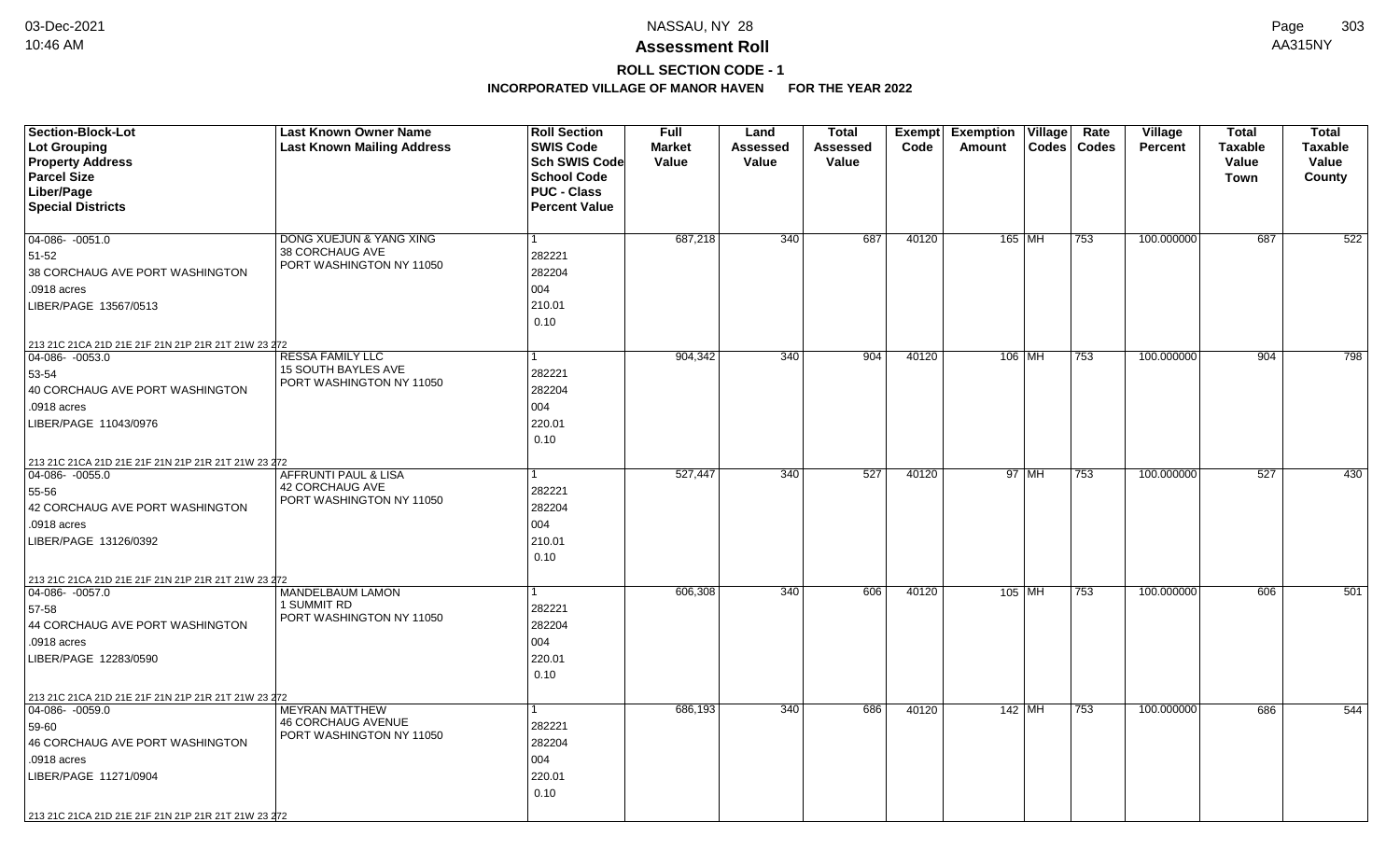# Assessment Roll

## ROLL SECTION CODE - 1

### INCORPORATED VILLAGE OF MANOR HAVEN FOR THE YEAR 2022

NASSAU, NY 28

| Section-Block-Lot<br>Lot Grouping<br>Property Address<br>Parcel Size<br>Liber/Page<br>Special Districts | Last Known Owner Name<br>Last Known Mailing Address | Roll Section<br>SWIS Code<br>Sch SWIS Code<br>School Code<br>PUC - Class<br>Percent Value | Full Market Value | Land Assessed Value | Total Assessed Value | Exempt Code | Exemption Amount | Village Codes | Rate Codes | Village Percent | Total Taxable Value Town | Total Taxable Value County |
|---|---|---|---|---|---|---|---|---|---|---|---|---|
| 04-086- -0051.0<br>51-52<br>38 CORCHAUG AVE PORT WASHINGTON<br>.0918 acres<br>LIBER/PAGE 13567/0513<br>213 21C 21CA 21D 21E 21F 21N 21P 21R 21T 21W 23 272 | DONG XUEJUN & YANG XING<br>38 CORCHAUG AVE<br>PORT WASHINGTON NY 11050 | 1<br>282221<br>282204<br>004<br>210.01<br>0.10 | 687,218 | 340 | 687 | 40120 | 165 | MH | 753 | 100.000000 | 687 | 522 |
| 04-086- -0053.0<br>53-54<br>40 CORCHAUG AVE PORT WASHINGTON<br>.0918 acres<br>LIBER/PAGE 11043/0976<br>213 21C 21CA 21D 21E 21F 21N 21P 21R 21T 21W 23 272 | RESSA FAMILY LLC<br>15 SOUTH BAYLES AVE<br>PORT WASHINGTON NY 11050 | 1<br>282221<br>282204<br>004<br>220.01<br>0.10 | 904,342 | 340 | 904 | 40120 | 106 | MH | 753 | 100.000000 | 904 | 798 |
| 04-086- -0055.0<br>55-56<br>42 CORCHAUG AVE PORT WASHINGTON<br>.0918 acres<br>LIBER/PAGE 13126/0392<br>213 21C 21CA 21D 21E 21F 21N 21P 21R 21T 21W 23 272 | AFFRUNTI PAUL & LISA<br>42 CORCHAUG AVE<br>PORT WASHINGTON NY 11050 | 1<br>282221<br>282204<br>004<br>210.01<br>0.10 | 527,447 | 340 | 527 | 40120 | 97 | MH | 753 | 100.000000 | 527 | 430 |
| 04-086- -0057.0<br>57-58<br>44 CORCHAUG AVE PORT WASHINGTON<br>.0918 acres<br>LIBER/PAGE 12283/0590<br>213 21C 21CA 21D 21E 21F 21N 21P 21R 21T 21W 23 272 | MANDELBAUM LAMON<br>1 SUMMIT RD<br>PORT WASHINGTON NY 11050 | 1<br>282221<br>282204<br>004<br>220.01<br>0.10 | 606,308 | 340 | 606 | 40120 | 105 | MH | 753 | 100.000000 | 606 | 501 |
| 04-086- -0059.0<br>59-60<br>46 CORCHAUG AVE PORT WASHINGTON<br>.0918 acres<br>LIBER/PAGE 11271/0904<br>213 21C 21CA 21D 21E 21F 21N 21P 21R 21T 21W 23 272 | MEYRAN MATTHEW<br>46 CORCHAUG AVENUE<br>PORT WASHINGTON NY 11050 | 1<br>282221<br>282204<br>004<br>220.01<br>0.10 | 686,193 | 340 | 686 | 40120 | 142 | MH | 753 | 100.000000 | 686 | 544 |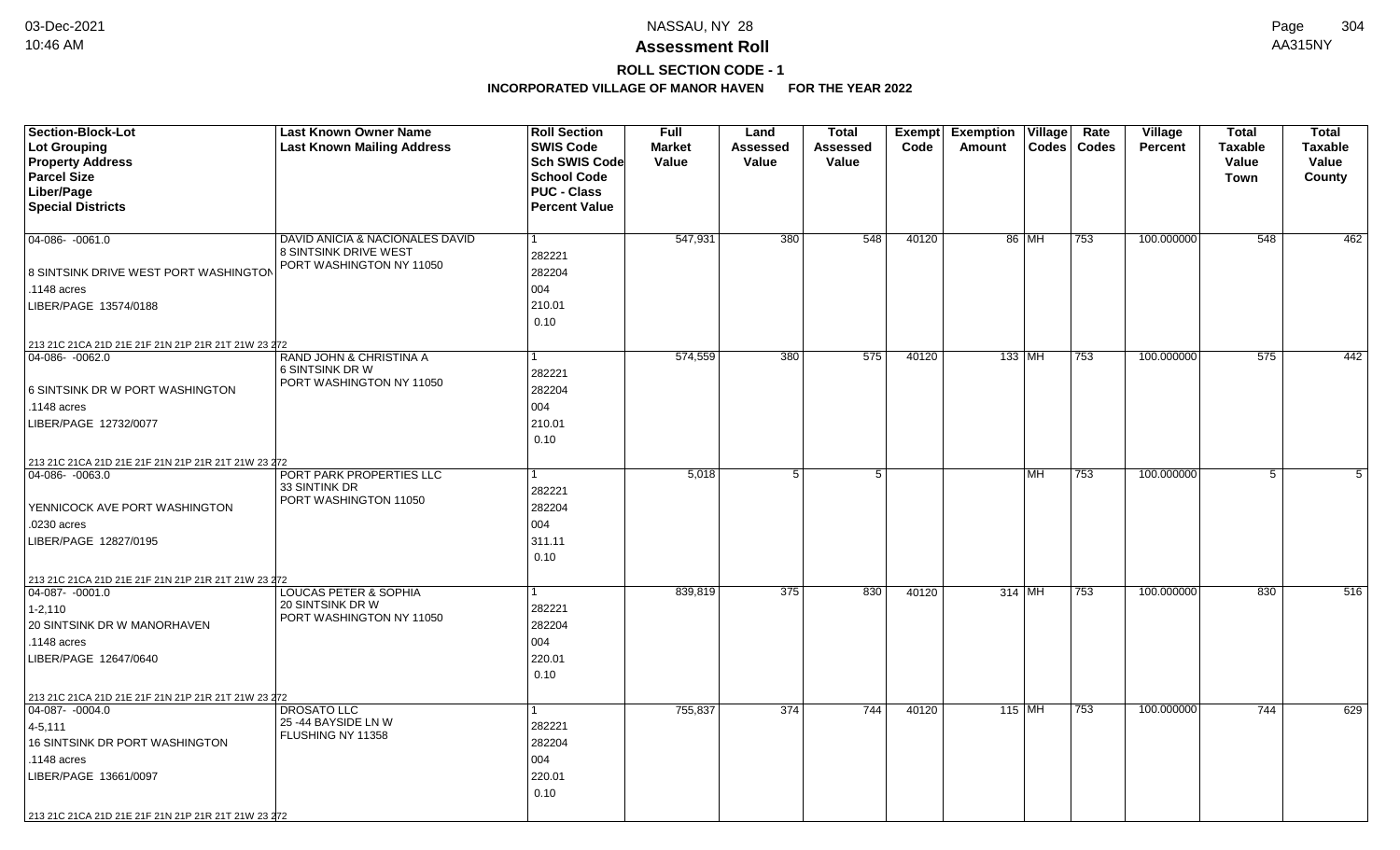# Assessment Roll

## ROLL SECTION CODE - 1

### INCORPORATED VILLAGE OF MANOR HAVEN FOR THE YEAR 2022

| Section-Block-Lot<br>Lot Grouping<br>Property Address<br>Parcel Size<br>Liber/Page<br>Special Districts | Last Known Owner Name<br>Last Known Mailing Address | Roll Section<br>SWIS Code<br>Sch SWIS Code<br>School Code<br>PUC - Class<br>Percent Value | Full Market Value | Land Assessed Value | Total Assessed Value | Exempt Code | Exemption Amount | Village Codes | Rate Codes | Village Percent | Total Taxable Value Town | Total Taxable Value County |
|---|---|---|---|---|---|---|---|---|---|---|---|---|
| 04-086- -0061.0<br>8 SINTSINK DRIVE WEST PORT WASHINGTON<br>.1148 acres<br>LIBER/PAGE 13574/0188<br>213 21C 21CA 21D 21E 21F 21N 21P 21R 21T 21W 23 272 | DAVID ANICIA & NACIONALES DAVID<br>8 SINTSINK DRIVE WEST<br>PORT WASHINGTON NY 11050 | 1<br>282221<br>282204<br>004<br>210.01<br>0.10 | 547,931 | 380 | 548 | 40120 | 86 | MH | 753 | 100.000000 | 548 | 462 |
| 04-086- -0062.0<br>6 SINTSINK DR W PORT WASHINGTON<br>.1148 acres<br>LIBER/PAGE 12732/0077<br>213 21C 21CA 21D 21E 21F 21N 21P 21R 21T 21W 23 272 | RAND JOHN & CHRISTINA A<br>6 SINTSINK DR W<br>PORT WASHINGTON NY 11050 | 1<br>282221<br>282204<br>004<br>210.01<br>0.10 | 574,559 | 380 | 575 | 40120 | 133 | MH | 753 | 100.000000 | 575 | 442 |
| 04-086- -0063.0<br>YENNICOCK AVE PORT WASHINGTON<br>.0230 acres<br>LIBER/PAGE 12827/0195<br>213 21C 21CA 21D 21E 21F 21N 21P 21R 21T 21W 23 272 | PORT PARK PROPERTIES LLC<br>33 SINTINK DR<br>PORT WASHINGTON 11050 | 1<br>282221<br>282204<br>004<br>311.11<br>0.10 | 5,018 | 5 | 5 | | | MH | 753 | 100.000000 | 5 | 5 |
| 04-087- -0001.0<br>1-2,110<br>20 SINTSINK DR W MANORHAVEN<br>.1148 acres<br>LIBER/PAGE 12647/0640<br>213 21C 21CA 21D 21E 21F 21N 21P 21R 21T 21W 23 272 | LOUCAS PETER & SOPHIA<br>20 SINTSINK DR W<br>PORT WASHINGTON NY 11050 | 1<br>282221<br>282204<br>004<br>220.01<br>0.10 | 839,819 | 375 | 830 | 40120 | 314 | MH | 753 | 100.000000 | 830 | 516 |
| 04-087- -0004.0<br>4-5,111<br>16 SINTSINK DR PORT WASHINGTON<br>.1148 acres<br>LIBER/PAGE 13661/0097<br>213 21C 21CA 21D 21E 21F 21N 21P 21R 21T 21W 23 272 | DROSATO LLC<br>25 -44 BAYSIDE LN W<br>FLUSHING NY 11358 | 1<br>282221<br>282204<br>004<br>220.01<br>0.10 | 755,837 | 374 | 744 | 40120 | 115 | MH | 753 | 100.000000 | 744 | 629 |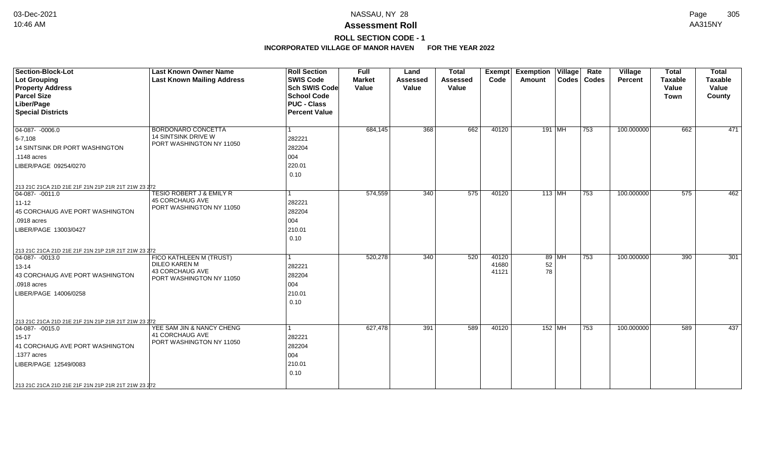## NASSAU, NY 28

## Assessment Roll

### ROLL SECTION CODE - 1

### INCORPORATED VILLAGE OF MANOR HAVEN FOR THE YEAR 2022

| Section-Block-Lot<br>Lot Grouping<br>Property Address<br>Parcel Size<br>Liber/Page<br>Special Districts | Last Known Owner Name<br>Last Known Mailing Address | Roll Section<br>SWIS Code<br>Sch SWIS Code<br>School Code<br>PUC - Class<br>Percent Value | Full Market Value | Land Assessed Value | Total Assessed Value | Exempt Code | Exemption Amount | Village Codes | Rate Codes | Village Percent | Total Taxable Value Town | Total Taxable Value County |
|---|---|---|---|---|---|---|---|---|---|---|---|---|
| 04-087- -0006.0<br>6-7,108<br>14 SINTSINK DR PORT WASHINGTON<br>.1148 acres<br>LIBER/PAGE 09254/0270<br>213 21C 21CA 21D 21E 21F 21N 21P 21R 21T 21W 23 272 | BORDONARO CONCETTA<br>14 SINTSINK DRIVE W<br>PORT WASHINGTON NY 11050 | 1<br>282221<br>282204<br>004<br>220.01<br>0.10 | 684,145 | 368 | 662 | 40120 | 191 | MH | 753 | 100.000000 | 662 | 471 |
| 04-087- -0011.0<br>11-12<br>45 CORCHAUG AVE PORT WASHINGTON<br>.0918 acres<br>LIBER/PAGE 13003/0427<br>213 21C 21CA 21D 21E 21F 21N 21P 21R 21T 21W 23 272 | TESIO ROBERT J & EMILY R<br>45 CORCHAUG AVE<br>PORT WASHINGTON NY 11050 | 1<br>282221<br>282204<br>004<br>210.01<br>0.10 | 574,559 | 340 | 575 | 40120 | 113 | MH | 753 | 100.000000 | 575 | 462 |
| 04-087- -0013.0<br>13-14<br>43 CORCHAUG AVE PORT WASHINGTON<br>.0918 acres<br>LIBER/PAGE 14006/0258<br>213 21C 21CA 21D 21E 21F 21N 21P 21R 21T 21W 23 272 | FICO KATHLEEN M (TRUST)<br>DILEO KAREN M<br>43 CORCHAUG AVE<br>PORT WASHINGTON NY 11050 | 1<br>282221<br>282204<br>004<br>210.01<br>0.10 | 520,278 | 340 | 520 | 40120<br>41680<br>41121 | 89<br>52<br>78 | MH | 753 | 100.000000 | 390 | 301 |
| 04-087- -0015.0<br>15-17<br>41 CORCHAUG AVE PORT WASHINGTON<br>.1377 acres<br>LIBER/PAGE 12549/0083<br>213 21C 21CA 21D 21E 21F 21N 21P 21R 21T 21W 23 272 | YEE SAM JIN & NANCY CHENG<br>41 CORCHAUG AVE<br>PORT WASHINGTON NY 11050 | 1<br>282221<br>282204<br>004<br>210.01<br>0.10 | 627,478 | 391 | 589 | 40120 | 152 | MH | 753 | 100.000000 | 589 | 437 |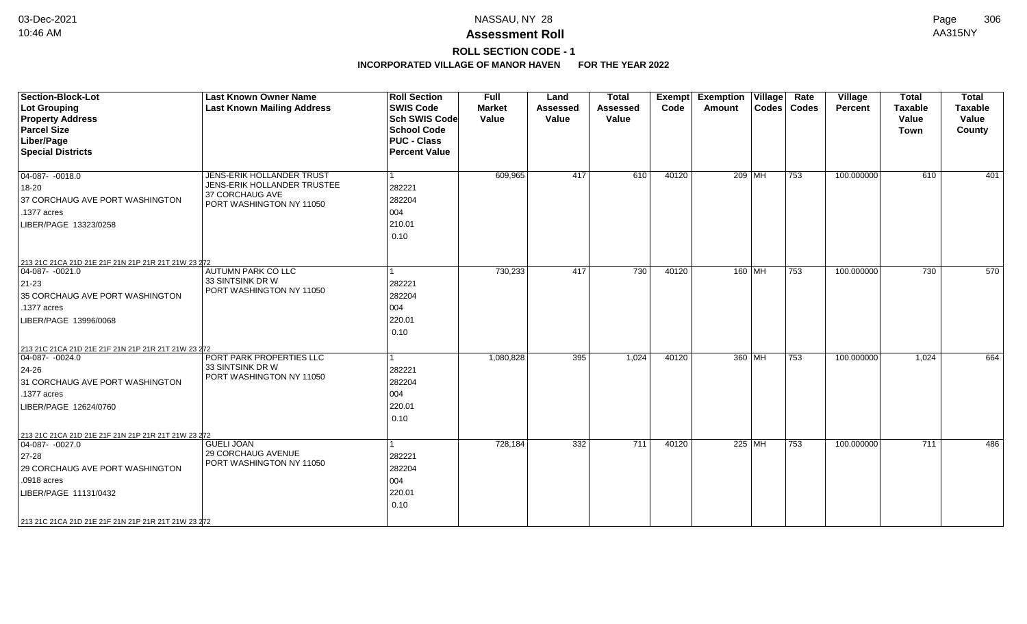**Assessment Roll**

**ROLL SECTION CODE - 1**

**INCORPORATED VILLAGE OF MANOR HAVEN FOR THE YEAR 2022**

| Section-Block-Lot<br>Lot Grouping<br>Property Address<br>Parcel Size<br>Liber/Page<br>Special Districts | Last Known Owner Name<br>Last Known Mailing Address | Roll Section<br>SWIS Code<br>Sch SWIS Code<br>School Code<br>PUC - Class<br>Percent Value | Full Market Value | Land Assessed Value | Total Assessed Value | Exempt Code | Exemption Amount | Village Codes | Rate Codes | Village Percent | Total Taxable Value Town | Total Taxable Value County |
|---|---|---|---|---|---|---|---|---|---|---|---|---|
| 04-087- -0018.0<br>18-20<br>37 CORCHAUG AVE PORT WASHINGTON<br>.1377 acres<br>LIBER/PAGE 13323/0258<br>213 21C 21CA 21D 21E 21F 21N 21P 21R 21T 21W 23 272 | JENS-ERIK HOLLANDER TRUST<br>JENS-ERIK HOLLANDER TRUSTEE<br>37 CORCHAUG AVE<br>PORT WASHINGTON NY 11050 | 1<br>282221<br>282204<br>004<br>210.01<br>0.10 | 609,965 | 417 | 610 | 40120 | 209 | MH | 753 | 100.000000 | 610 | 401 |
| 04-087- -0021.0<br>21-23<br>35 CORCHAUG AVE PORT WASHINGTON<br>.1377 acres<br>LIBER/PAGE 13996/0068<br>213 21C 21CA 21D 21E 21F 21N 21P 21R 21T 21W 23 272 | AUTUMN PARK CO LLC<br>33 SINTSINK DR W<br>PORT WASHINGTON NY 11050 | 1<br>282221<br>282204<br>004<br>220.01<br>0.10 | 730,233 | 417 | 730 | 40120 | 160 | MH | 753 | 100.000000 | 730 | 570 |
| 04-087- -0024.0<br>24-26<br>31 CORCHAUG AVE PORT WASHINGTON<br>.1377 acres<br>LIBER/PAGE 12624/0760<br>213 21C 21CA 21D 21E 21F 21N 21P 21R 21T 21W 23 272 | PORT PARK PROPERTIES LLC<br>33 SINTSINK DR W<br>PORT WASHINGTON NY 11050 | 1<br>282221<br>282204<br>004<br>220.01<br>0.10 | 1,080,828 | 395 | 1,024 | 40120 | 360 | MH | 753 | 100.000000 | 1,024 | 664 |
| 04-087- -0027.0<br>27-28<br>29 CORCHAUG AVE PORT WASHINGTON<br>.0918 acres<br>LIBER/PAGE 11131/0432<br>213 21C 21CA 21D 21E 21F 21N 21P 21R 21T 21W 23 272 | GUELI JOAN<br>29 CORCHAUG AVENUE<br>PORT WASHINGTON NY 11050 | 1<br>282221<br>282204<br>004<br>220.01<br>0.10 | 728,184 | 332 | 711 | 40120 | 225 | MH | 753 | 100.000000 | 711 | 486 |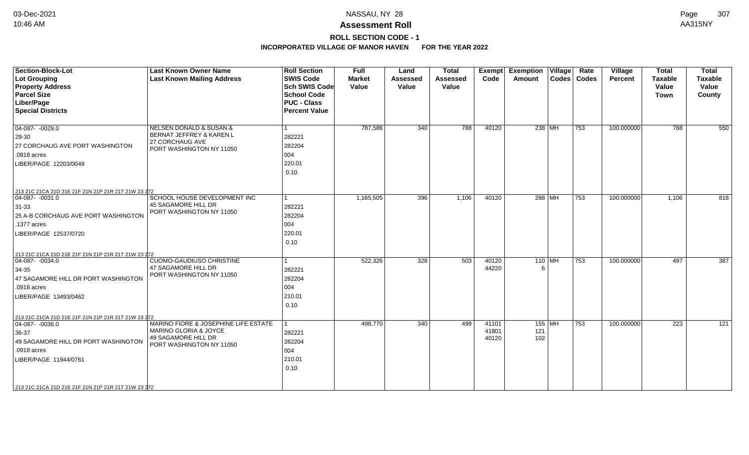# NASSAU, NY 28

## Assessment Roll

### ROLL SECTION CODE - 1

### INCORPORATED VILLAGE OF MANOR HAVEN FOR THE YEAR 2022

| Section-Block-Lot<br>Lot Grouping<br>Property Address<br>Parcel Size<br>Liber/Page<br>Special Districts | Last Known Owner Name<br>Last Known Mailing Address | Roll Section<br>SWIS Code<br>Sch SWIS Code<br>School Code<br>PUC - Class<br>Percent Value | Full Market Value | Land Assessed Value | Total Assessed Value | Exempt Code | Exemption Amount | Village Codes | Rate Codes | Village Percent | Total Taxable Value Town | Total Taxable Value County |
|---|---|---|---|---|---|---|---|---|---|---|---|---|
| 04-087- -0029.0<br>29-30<br>27 CORCHAUG AVE PORT WASHINGTON<br>.0918 acres<br>LIBER/PAGE 12203/0049<br>213 21C 21CA 21D 21E 21F 21N 21P 21R 21T 21W 23 272 | NELSEN DONALD & SUSAN &<br>BERNAT JEFFREY & KAREN L<br>27 CORCHAUG AVE<br>PORT WASHINGTON NY 11050 | 1<br>282221<br>282204<br>004<br>220.01<br>0.10 | 787,586 | 340 | 788 | 40120 | 238 | MH | 753 | 100.000000 | 788 | 550 |
| 04-087- -0031.0<br>31-33<br>25 A-B CORCHAUG AVE PORT WASHINGTON<br>.1377 acres<br>LIBER/PAGE 12537/0720<br>213 21C 21CA 21D 21E 21F 21N 21P 21R 21T 21W 23 272 | SCHOOL HOUSE DEVELOPMENT INC<br>45 SAGAMORE HILL DR<br>PORT WASHINGTON NY 11050 | 1<br>282221<br>282204<br>004<br>220.01<br>0.10 | 1,165,505 | 396 | 1,106 | 40120 | 288 | MH | 753 | 100.000000 | 1,106 | 818 |
| 04-087- -0034.0<br>34-35<br>47 SAGAMORE HILL DR PORT WASHINGTON<br>.0918 acres<br>LIBER/PAGE 13493/0462<br>213 21C 21CA 21D 21E 21F 21N 21P 21R 21T 21W 23 272 | CUOMO-GAUDIUSO CHRISTINE<br>47 SAGAMORE HILL DR<br>PORT WASHINGTON NY 11050 | 1<br>282221<br>282204<br>004<br>210.01<br>0.10 | 522,326 | 328 | 503 | 40120<br>44220 | 110<br>6 | MH | 753 | 100.000000 | 497 | 387 |
| 04-087- -0036.0<br>36-37<br>49 SAGAMORE HILL DR PORT WASHINGTON<br>.0918 acres<br>LIBER/PAGE 11944/0761<br>213 21C 21CA 21D 21E 21F 21N 21P 21R 21T 21W 23 272 | MARINO FIORE & JOSEPHINE LIFE ESTATE<br>MARINO GLORIA & JOYCE<br>49 SAGAMORE HILL DR<br>PORT WASHINGTON NY 11050 | 1<br>282221<br>282204<br>004<br>210.01<br>0.10 | 498,770 | 340 | 499 | 41101<br>41801<br>40120 | 155<br>121<br>102 | MH | 753 | 100.000000 | 223 | 121 |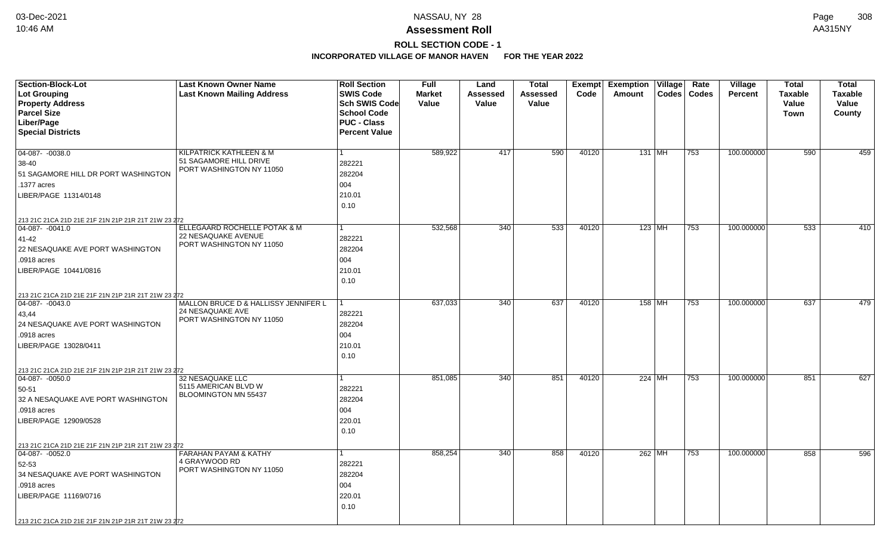# Assessment Roll

## ROLL SECTION CODE - 1

### INCORPORATED VILLAGE OF MANOR HAVEN FOR THE YEAR 2022

| Section-Block-Lot<br>Lot Grouping<br>Property Address<br>Parcel Size<br>Liber/Page<br>Special Districts | Last Known Owner Name<br>Last Known Mailing Address | Roll Section<br>SWIS Code<br>Sch SWIS Code<br>School Code<br>PUC - Class<br>Percent Value | Full Market Value | Land Assessed Value | Total Assessed Value | Exempt Code | Exemption Amount | Village Codes | Rate Codes | Village Percent | Total Taxable Value Town | Total Taxable Value County |
|---|---|---|---|---|---|---|---|---|---|---|---|---|
| 04-087- -0038.0<br>38-40<br>51 SAGAMORE HILL DR PORT WASHINGTON<br>.1377 acres<br>LIBER/PAGE 11314/0148<br>213 21C 21CA 21D 21E 21F 21N 21P 21R 21T 21W 23 272 | KILPATRICK KATHLEEN & M<br>51 SAGAMORE HILL DRIVE<br>PORT WASHINGTON NY 11050 | 1<br>282221<br>282204<br>004<br>210.01<br>0.10 | 589,922 | 417 | 590 | 40120 | 131 | MH | 753 | 100.000000 | 590 | 459 |
| 04-087- -0041.0<br>41-42<br>22 NESAQUAKE AVE PORT WASHINGTON<br>.0918 acres<br>LIBER/PAGE 10441/0816<br>213 21C 21CA 21D 21E 21F 21N 21P 21R 21T 21W 23 272 | ELLEGAARD ROCHELLE POTAK & M<br>22 NESAQUAKE AVENUE<br>PORT WASHINGTON NY 11050 | 1<br>282221<br>282204<br>004<br>210.01<br>0.10 | 532,568 | 340 | 533 | 40120 | 123 | MH | 753 | 100.000000 | 533 | 410 |
| 04-087- -0043.0<br>43,44<br>24 NESAQUAKE AVE PORT WASHINGTON<br>.0918 acres<br>LIBER/PAGE 13028/0411<br>213 21C 21CA 21D 21E 21F 21N 21P 21R 21T 21W 23 272 | MALLON BRUCE D & HALLISSY JENNIFER L<br>24 NESAQUAKE AVE<br>PORT WASHINGTON NY 11050 | 1<br>282221<br>282204<br>004<br>210.01<br>0.10 | 637,033 | 340 | 637 | 40120 | 158 | MH | 753 | 100.000000 | 637 | 479 |
| 04-087- -0050.0<br>50-51<br>32 A NESAQUAKE AVE PORT WASHINGTON<br>.0918 acres<br>LIBER/PAGE 12909/0528<br>213 21C 21CA 21D 21E 21F 21N 21P 21R 21T 21W 23 272 | 32 NESAQUAKE LLC<br>5115 AMERICAN BLVD W<br>BLOOMINGTON MN 55437 | 1<br>282221<br>282204<br>004<br>220.01<br>0.10 | 851,085 | 340 | 851 | 40120 | 224 | MH | 753 | 100.000000 | 851 | 627 |
| 04-087- -0052.0<br>52-53<br>34 NESAQUAKE AVE PORT WASHINGTON<br>.0918 acres<br>LIBER/PAGE 11169/0716<br>213 21C 21CA 21D 21E 21F 21N 21P 21R 21T 21W 23 272 | FARAHAN PAYAM & KATHY<br>4 GRAYWOOD RD<br>PORT WASHINGTON NY 11050 | 1<br>282221<br>282204<br>004<br>220.01<br>0.10 | 858,254 | 340 | 858 | 40120 | 262 | MH | 753 | 100.000000 | 858 | 596 |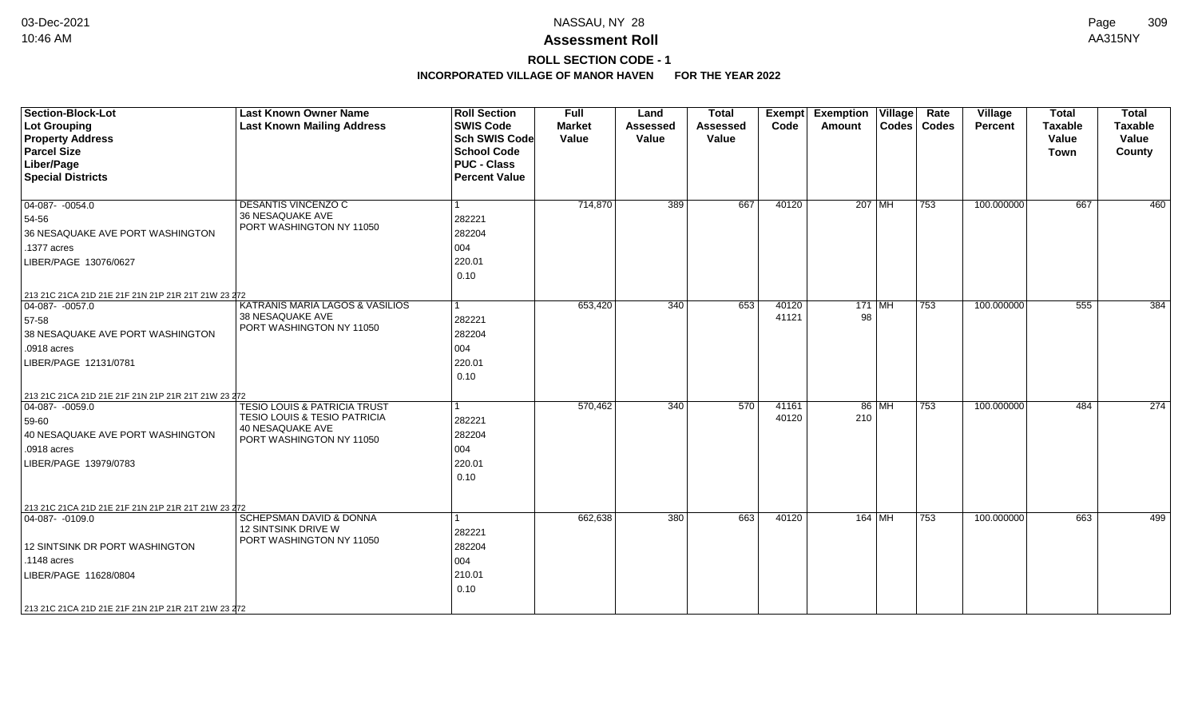# NASSAU, NY 28

## Assessment Roll

### ROLL SECTION CODE - 1

### INCORPORATED VILLAGE OF MANOR HAVEN FOR THE YEAR 2022

| Section-Block-Lot<br>Lot Grouping<br>Property Address<br>Parcel Size<br>Liber/Page<br>Special Districts | Last Known Owner Name<br>Last Known Mailing Address | Roll Section<br>SWIS Code<br>Sch SWIS Code<br>School Code<br>PUC - Class<br>Percent Value | Full Market Value | Land Assessed Value | Total Assessed Value | Exempt Code | Exemption Amount | Village Codes | Rate Codes | Village Percent | Total Taxable Value Town | Total Taxable Value County |
|---|---|---|---|---|---|---|---|---|---|---|---|---|
| 04-087- -0054.0<br>54-56<br>36 NESAQUAKE AVE PORT WASHINGTON<br>.1377 acres<br>LIBER/PAGE 13076/0627<br>213 21C 21CA 21D 21E 21F 21N 21P 21R 21T 21W 23 272 | DESANTIS VINCENZO C<br>36 NESAQUAKE AVE<br>PORT WASHINGTON NY 11050 | 1<br>282221<br>282204<br>004<br>220.01<br>0.10 | 714,870 | 389 | 667 | 40120 | 207 | MH | 753 | 100.000000 | 667 | 460 |
| 04-087- -0057.0<br>57-58<br>38 NESAQUAKE AVE PORT WASHINGTON<br>.0918 acres<br>LIBER/PAGE 12131/0781<br>213 21C 21CA 21D 21E 21F 21N 21P 21R 21T 21W 23 272 | KATRANIS MARIA LAGOS & VASILIOS<br>38 NESAQUAKE AVE<br>PORT WASHINGTON NY 11050 | 1<br>282221<br>282204<br>004<br>220.01<br>0.10 | 653,420 | 340 | 653 | 40120<br>41121 | 171<br>98 | MH | 753 | 100.000000 | 555 | 384 |
| 04-087- -0059.0<br>59-60<br>40 NESAQUAKE AVE PORT WASHINGTON<br>.0918 acres<br>LIBER/PAGE 13979/0783<br>213 21C 21CA 21D 21E 21F 21N 21P 21R 21T 21W 23 272 | TESIO LOUIS & PATRICIA TRUST<br>TESIO LOUIS & TESIO PATRICIA<br>40 NESAQUAKE AVE<br>PORT WASHINGTON NY 11050 | 1<br>282221<br>282204<br>004<br>220.01<br>0.10 | 570,462 | 340 | 570 | 41161<br>40120 | 86<br>210 | MH | 753 | 100.000000 | 484 | 274 |
| 04-087- -0109.0<br><br>12 SINTSINK DR PORT WASHINGTON<br>.1148 acres<br>LIBER/PAGE 11628/0804<br>213 21C 21CA 21D 21E 21F 21N 21P 21R 21T 21W 23 272 | SCHEPSMAN DAVID & DONNA<br>12 SINTSINK DRIVE W<br>PORT WASHINGTON NY 11050 | 1<br>282221<br>282204<br>004<br>210.01<br>0.10 | 662,638 | 380 | 663 | 40120 | 164 | MH | 753 | 100.000000 | 663 | 499 |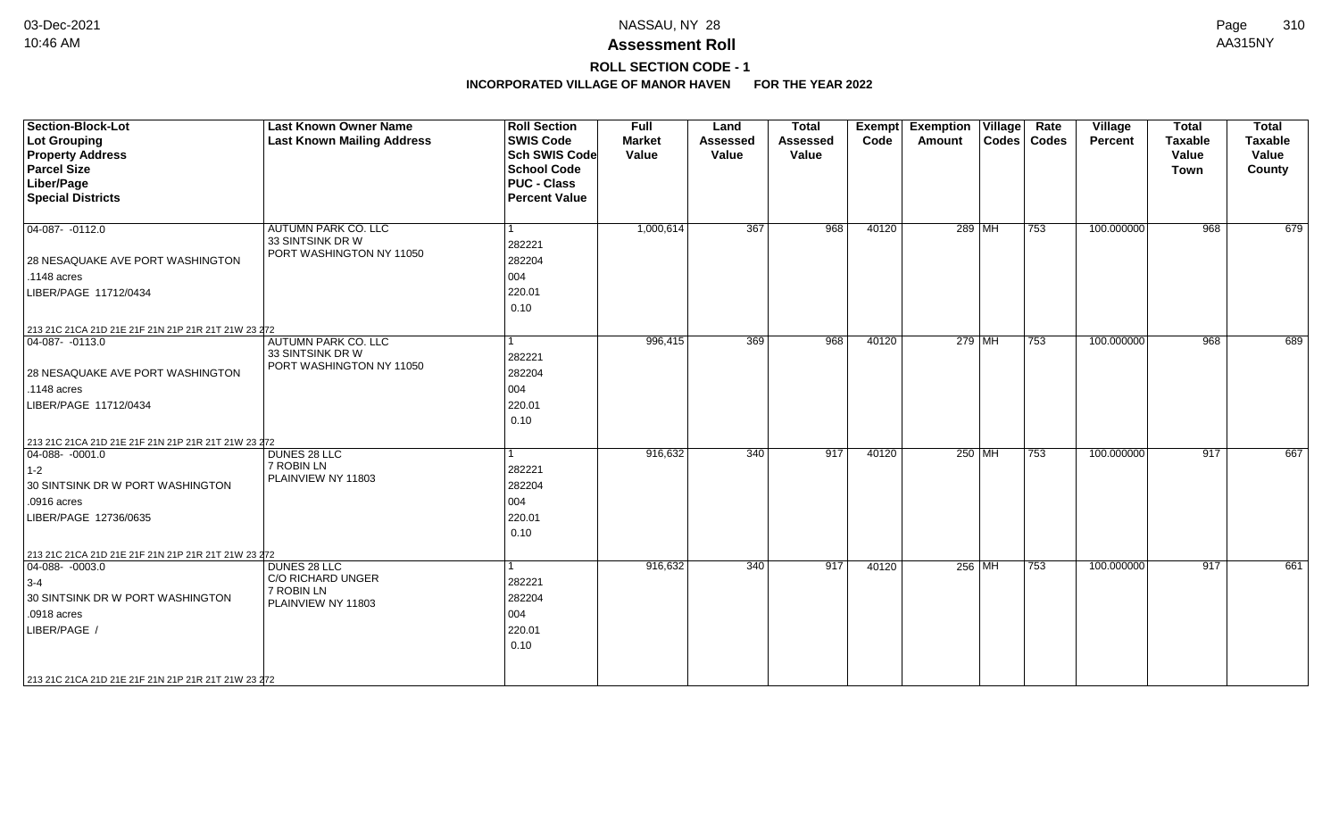# NASSAU, NY 28

## Assessment Roll

### ROLL SECTION CODE - 1

### INCORPORATED VILLAGE OF MANOR HAVEN FOR THE YEAR 2022

| Section-Block-Lot / Lot Grouping / Property Address / Parcel Size / Liber/Page / Special Districts | Last Known Owner Name / Last Known Mailing Address | Roll Section / SWIS Code / Sch SWIS Code / School Code / PUC - Class / Percent Value | Full Market Value | Land Assessed Value | Total Assessed Value | Exempt Code | Exemption Amount | Village Codes | Rate Codes | Village Percent | Total Taxable Value Town | Total Taxable Value County |
|---|---|---|---|---|---|---|---|---|---|---|---|---|
| 04-087- -0112.0<br>28 NESAQUAKE AVE PORT WASHINGTON<br>.1148 acres<br>LIBER/PAGE 11712/0434<br>213 21C 21CA 21D 21E 21F 21N 21P 21R 21T 21W 23 272 | AUTUMN PARK CO. LLC<br>33 SINTSINK DR W<br>PORT WASHINGTON NY 11050 | 1<br>282221<br>282204<br>004<br>220.01<br>0.10 | 1,000,614 | 367 | 968 | 40120 | 289 | MH | 753 | 100.000000 | 968 | 679 |
| 04-087- -0113.0<br>28 NESAQUAKE AVE PORT WASHINGTON<br>.1148 acres<br>LIBER/PAGE 11712/0434<br>213 21C 21CA 21D 21E 21F 21N 21P 21R 21T 21W 23 272 | AUTUMN PARK CO. LLC<br>33 SINTSINK DR W<br>PORT WASHINGTON NY 11050 | 1<br>282221<br>282204<br>004<br>220.01<br>0.10 | 996,415 | 369 | 968 | 40120 | 279 | MH | 753 | 100.000000 | 968 | 689 |
| 04-088- -0001.0<br>1-2<br>30 SINTSINK DR W PORT WASHINGTON<br>.0916 acres<br>LIBER/PAGE 12736/0635<br>213 21C 21CA 21D 21E 21F 21N 21P 21R 21T 21W 23 272 | DUNES 28 LLC<br>7 ROBIN LN<br>PLAINVIEW NY 11803 | 1<br>282221<br>282204<br>004<br>220.01<br>0.10 | 916,632 | 340 | 917 | 40120 | 250 | MH | 753 | 100.000000 | 917 | 667 |
| 04-088- -0003.0<br>3-4<br>30 SINTSINK DR W PORT WASHINGTON<br>.0918 acres<br>LIBER/PAGE /<br>213 21C 21CA 21D 21E 21F 21N 21P 21R 21T 21W 23 272 | DUNES 28 LLC<br>C/O RICHARD UNGER<br>7 ROBIN LN<br>PLAINVIEW NY 11803 | 1<br>282221<br>282204<br>004<br>220.01<br>0.10 | 916,632 | 340 | 917 | 40120 | 256 | MH | 753 | 100.000000 | 917 | 661 |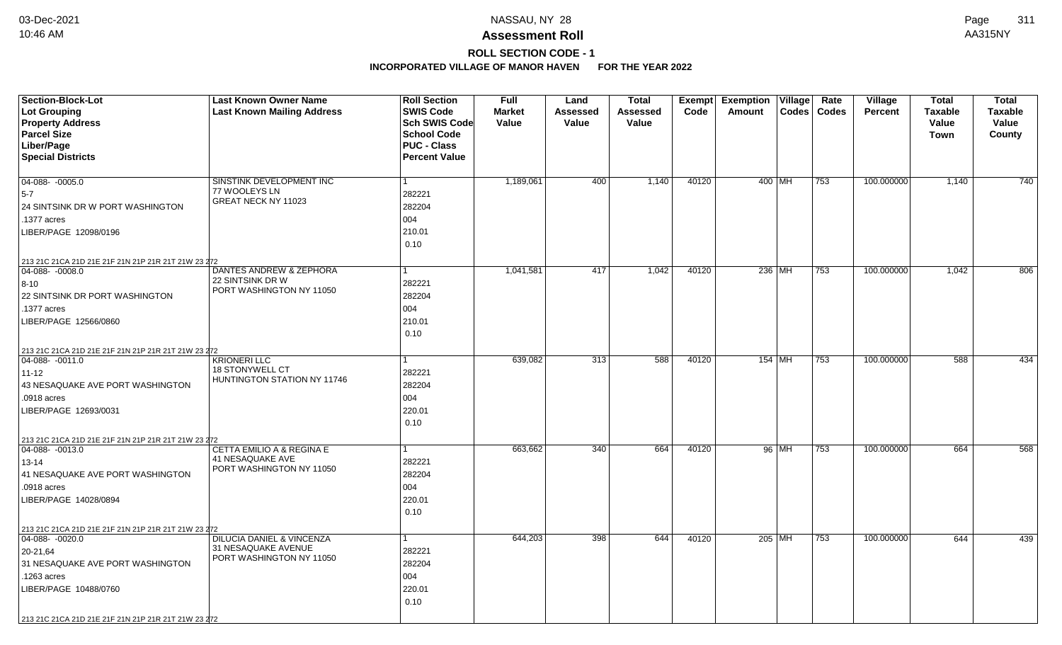# Assessment Roll

## ROLL SECTION CODE - 1

### INCORPORATED VILLAGE OF MANOR HAVEN FOR THE YEAR 2022

| Section-Block-Lot<br>Lot Grouping<br>Property Address<br>Parcel Size<br>Liber/Page<br>Special Districts | Last Known Owner Name<br>Last Known Mailing Address | Roll Section<br>SWIS Code<br>Sch SWIS Code<br>School Code<br>PUC - Class<br>Percent Value | Full Market Value | Land Assessed Value | Total Assessed Value | Exempt Code | Exemption Amount | Village Codes | Rate Codes | Village Percent | Total Taxable Value Town | Total Taxable Value County |
|---|---|---|---|---|---|---|---|---|---|---|---|---|
| 04-088- -0005.0<br>5-7<br>24 SINTSINK DR W PORT WASHINGTON<br>.1377 acres<br>LIBER/PAGE 12098/0196<br>213 21C 21CA 21D 21E 21F 21N 21P 21R 21T 21W 23 272 | SINSTINK DEVELOPMENT INC<br>77 WOOLEYS LN<br>GREAT NECK NY 11023 | 1<br>282221<br>282204<br>004<br>210.01<br>0.10 | 1,189,061 | 400 | 1,140 | 40120 | 400 | MH | 753 | 100.000000 | 1,140 | 740 |
| 04-088- -0008.0<br>8-10<br>22 SINTSINK DR PORT WASHINGTON<br>.1377 acres<br>LIBER/PAGE 12566/0860<br>213 21C 21CA 21D 21E 21F 21N 21P 21R 21T 21W 23 272 | DANTES ANDREW & ZEPHORA<br>22 SINTSINK DR W<br>PORT WASHINGTON NY 11050 | 1<br>282221<br>282204<br>004<br>210.01<br>0.10 | 1,041,581 | 417 | 1,042 | 40120 | 236 | MH | 753 | 100.000000 | 1,042 | 806 |
| 04-088- -0011.0<br>11-12<br>43 NESAQUAKE AVE PORT WASHINGTON<br>.0918 acres<br>LIBER/PAGE 12693/0031<br>213 21C 21CA 21D 21E 21F 21N 21P 21R 21T 21W 23 272 | KRIONERI LLC<br>18 STONYWELL CT<br>HUNTINGTON STATION NY 11746 | 1<br>282221<br>282204<br>004<br>220.01<br>0.10 | 639,082 | 313 | 588 | 40120 | 154 | MH | 753 | 100.000000 | 588 | 434 |
| 04-088- -0013.0<br>13-14<br>41 NESAQUAKE AVE PORT WASHINGTON<br>.0918 acres<br>LIBER/PAGE 14028/0894<br>213 21C 21CA 21D 21E 21F 21N 21P 21R 21T 21W 23 272 | CETTA EMILIO A & REGINA E<br>41 NESAQUAKE AVE<br>PORT WASHINGTON NY 11050 | 1<br>282221<br>282204<br>004<br>220.01<br>0.10 | 663,662 | 340 | 664 | 40120 | 96 | MH | 753 | 100.000000 | 664 | 568 |
| 04-088- -0020.0<br>20-21,64<br>31 NESAQUAKE AVE PORT WASHINGTON<br>.1263 acres<br>LIBER/PAGE 10488/0760<br>213 21C 21CA 21D 21E 21F 21N 21P 21R 21T 21W 23 272 | DILUCIA DANIEL & VINCENZA<br>31 NESAQUAKE AVENUE<br>PORT WASHINGTON NY 11050 | 1<br>282221<br>282204<br>004<br>220.01<br>0.10 | 644,203 | 398 | 644 | 40120 | 205 | MH | 753 | 100.000000 | 644 | 439 |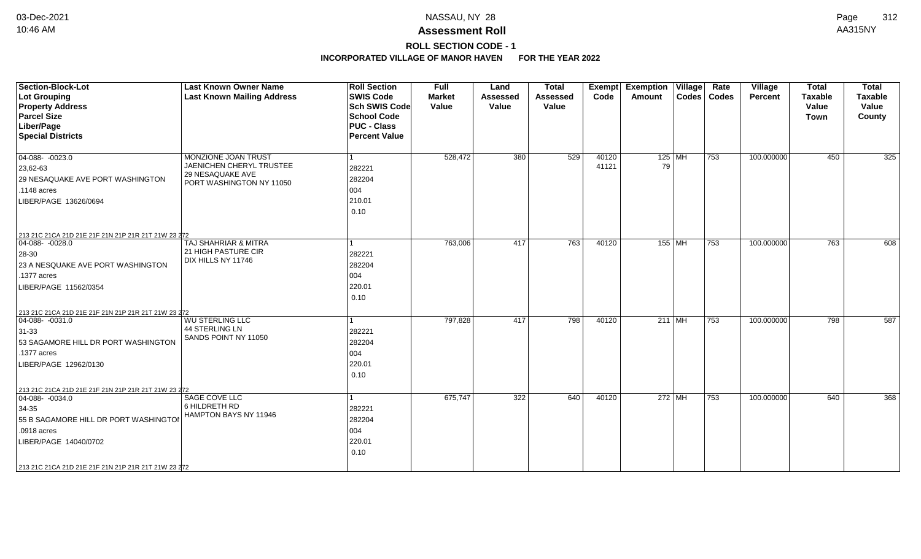# NASSAU, NY 28

## Assessment Roll

### ROLL SECTION CODE - 1

### INCORPORATED VILLAGE OF MANOR HAVEN FOR THE YEAR 2022

| Section-Block-Lot<br>Lot Grouping<br>Property Address<br>Parcel Size<br>Liber/Page<br>Special Districts | Last Known Owner Name<br>Last Known Mailing Address | Roll Section<br>SWIS Code<br>Sch SWIS Code<br>School Code<br>PUC - Class<br>Percent Value | Full Market Value | Land Assessed Value | Total Assessed Value | Exempt Code | Exemption Amount | Village Codes | Rate Codes | Village Percent | Total Taxable Value Town | Total Taxable Value County |
|---|---|---|---|---|---|---|---|---|---|---|---|---|
| 04-088- -0023.0<br>23,62-63<br>29 NESAQUAKE AVE PORT WASHINGTON<br>.1148 acres<br>LIBER/PAGE 13626/0694<br><br>213 21C 21CA 21D 21E 21F 21N 21P 21R 21T 21W 23 272 | MONZIONE JOAN TRUST<br>JAENICHEN CHERYL TRUSTEE<br>29 NESAQUAKE AVE<br>PORT WASHINGTON NY 11050 | 1<br>282221<br>282204<br>004<br>210.01<br>0.10 | 528,472 | 380 | 529 | 40120<br>41121 | 125<br>79 | MH | 753 | 100.000000 | 450 | 325 |
| 04-088- -0028.0<br>28-30<br>23 A NESQUAKE AVE PORT WASHINGTON<br>.1377 acres<br>LIBER/PAGE 11562/0354<br><br>213 21C 21CA 21D 21E 21F 21N 21P 21R 21T 21W 23 272 | TAJ SHAHRIAR & MITRA<br>21 HIGH PASTURE CIR<br>DIX HILLS NY 11746 | 1<br>282221<br>282204<br>004<br>220.01<br>0.10 | 763,006 | 417 | 763 | 40120 | 155 | MH | 753 | 100.000000 | 763 | 608 |
| 04-088- -0031.0<br>31-33<br>53 SAGAMORE HILL DR PORT WASHINGTON<br>.1377 acres<br>LIBER/PAGE 12962/0130<br><br>213 21C 21CA 21D 21E 21F 21N 21P 21R 21T 21W 23 272 | WU STERLING LLC<br>44 STERLING LN<br>SANDS POINT NY 11050 | 1<br>282221<br>282204<br>004<br>220.01<br>0.10 | 797,828 | 417 | 798 | 40120 | 211 | MH | 753 | 100.000000 | 798 | 587 |
| 04-088- -0034.0<br>34-35<br>55 B SAGAMORE HILL DR PORT WASHINGTON<br>.0918 acres<br>LIBER/PAGE 14040/0702<br><br>213 21C 21CA 21D 21E 21F 21N 21P 21R 21T 21W 23 272 | SAGE COVE LLC<br>6 HILDRETH RD<br>HAMPTON BAYS NY 11946 | 1<br>282221<br>282204<br>004<br>220.01<br>0.10 | 675,747 | 322 | 640 | 40120 | 272 | MH | 753 | 100.000000 | 640 | 368 |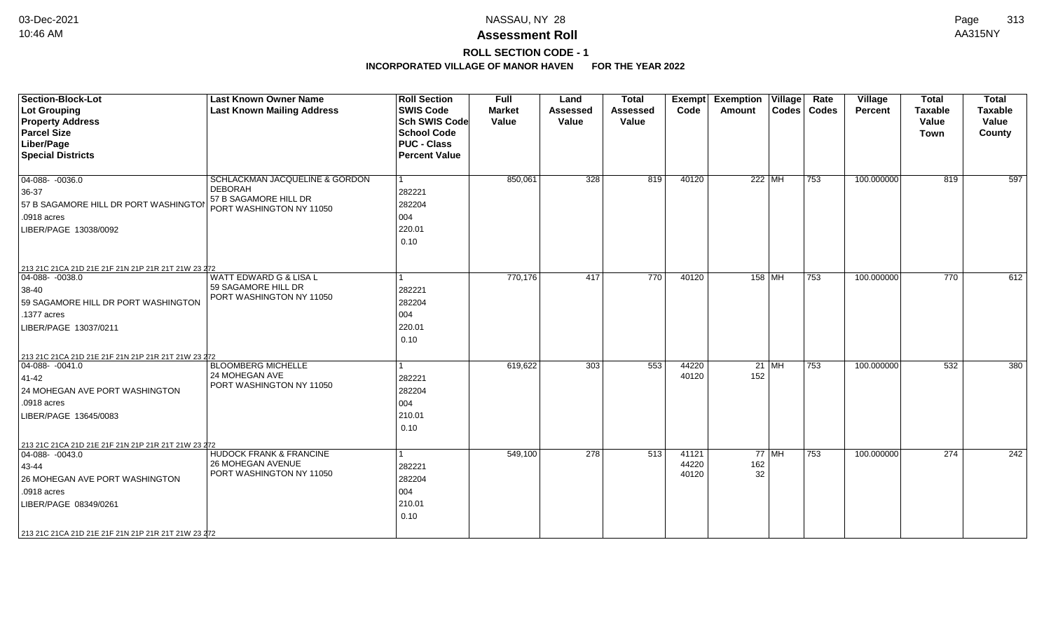# Assessment Roll

## ROLL SECTION CODE - 1

### INCORPORATED VILLAGE OF MANOR HAVEN FOR THE YEAR 2022

| Section-Block-Lot<br>Lot Grouping<br>Property Address<br>Parcel Size<br>Liber/Page<br>Special Districts | Last Known Owner Name<br>Last Known Mailing Address | Roll Section<br>SWIS Code<br>Sch SWIS Code<br>School Code<br>PUC - Class<br>Percent Value | Full Market Value | Land Assessed Value | Total Assessed Value | Exempt Code | Exemption Amount | Village Codes | Rate Codes | Village Percent | Total Taxable Value Town | Total Taxable Value County |
|---|---|---|---|---|---|---|---|---|---|---|---|---|
| 04-088- -0036.0<br>36-37<br>57 B SAGAMORE HILL DR PORT WASHINGTON<br>.0918 acres<br>LIBER/PAGE 13038/0092<br>213 21C 21CA 21D 21E 21F 21N 21P 21R 21T 21W 23 272 | SCHLACKMAN JACQUELINE & GORDON DEBORAH<br>57 B SAGAMORE HILL DR<br>PORT WASHINGTON NY 11050 | 1<br>282221<br>282204<br>004<br>220.01<br>0.10 | 850,061 | 328 | 819 | 40120 | 222 | MH | 753 | 100.000000 | 819 | 597 |
| 04-088- -0038.0<br>38-40<br>59 SAGAMORE HILL DR PORT WASHINGTON<br>.1377 acres<br>LIBER/PAGE 13037/0211<br>213 21C 21CA 21D 21E 21F 21N 21P 21R 21T 21W 23 272 | WATT EDWARD G & LISA L<br>59 SAGAMORE HILL DR<br>PORT WASHINGTON NY 11050 | 1<br>282221<br>282204<br>004<br>220.01<br>0.10 | 770,176 | 417 | 770 | 40120 | 158 | MH | 753 | 100.000000 | 770 | 612 |
| 04-088- -0041.0<br>41-42<br>24 MOHEGAN AVE PORT WASHINGTON<br>.0918 acres<br>LIBER/PAGE 13645/0083<br>213 21C 21CA 21D 21E 21F 21N 21P 21R 21T 21W 23 272 | BLOOMBERG MICHELLE<br>24 MOHEGAN AVE<br>PORT WASHINGTON NY 11050 | 1<br>282221<br>282204<br>004<br>210.01<br>0.10 | 619,622 | 303 | 553 | 44220<br>40120 | 21<br>152 | MH | 753 | 100.000000 | 532 | 380 |
| 04-088- -0043.0<br>43-44<br>26 MOHEGAN AVE PORT WASHINGTON<br>.0918 acres<br>LIBER/PAGE 08349/0261<br>213 21C 21CA 21D 21E 21F 21N 21P 21R 21T 21W 23 272 | HUDOCK FRANK & FRANCINE<br>26 MOHEGAN AVENUE<br>PORT WASHINGTON NY 11050 | 1<br>282221<br>282204<br>004<br>210.01<br>0.10 | 549,100 | 278 | 513 | 41121<br>44220<br>40120 | 77<br>162<br>32 | MH | 753 | 100.000000 | 274 | 242 |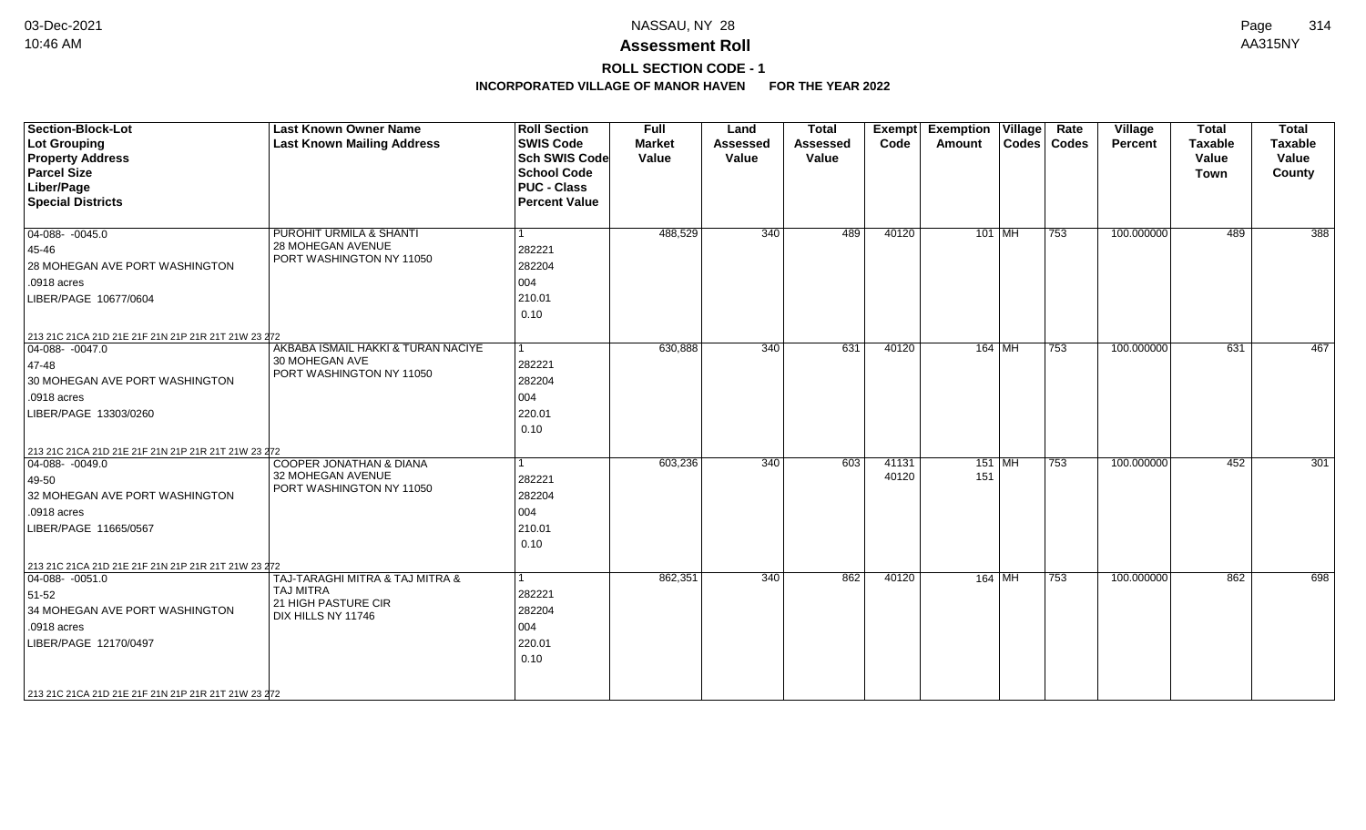# Assessment Roll

## ROLL SECTION CODE - 1

### INCORPORATED VILLAGE OF MANOR HAVEN FOR THE YEAR 2022

| Section-Block-Lot<br>Lot Grouping<br>Property Address<br>Parcel Size<br>Liber/Page<br>Special Districts | Last Known Owner Name<br>Last Known Mailing Address | Roll Section<br>SWIS Code<br>Sch SWIS Code<br>School Code<br>PUC - Class<br>Percent Value | Full Market Value | Land Assessed Value | Total Assessed Value | Exempt Code | Exemption Amount | Village Codes | Rate Codes | Village Percent | Total Taxable Value Town | Total Taxable Value County |
|---|---|---|---|---|---|---|---|---|---|---|---|---|
| 04-088- -0045.0<br>45-46<br>28 MOHEGAN AVE PORT WASHINGTON<br>.0918 acres<br>LIBER/PAGE 10677/0604<br>213 21C 21CA 21D 21E 21F 21N 21P 21R 21T 21W 23 272 | PUROHIT URMILA & SHANTI<br>28 MOHEGAN AVENUE<br>PORT WASHINGTON NY 11050 | 1<br>282221<br>282204<br>004<br>210.01<br>0.10 | 488,529 | 340 | 489 | 40120 | 101 | MH | 753 | 100.000000 | 489 | 388 |
| 04-088- -0047.0<br>47-48<br>30 MOHEGAN AVE PORT WASHINGTON<br>.0918 acres<br>LIBER/PAGE 13303/0260<br>213 21C 21CA 21D 21E 21F 21N 21P 21R 21T 21W 23 272 | AKBABA ISMAIL HAKKI & TURAN NACIYE<br>30 MOHEGAN AVE<br>PORT WASHINGTON NY 11050 | 1<br>282221<br>282204<br>004<br>220.01<br>0.10 | 630,888 | 340 | 631 | 40120 | 164 | MH | 753 | 100.000000 | 631 | 467 |
| 04-088- -0049.0<br>49-50<br>32 MOHEGAN AVE PORT WASHINGTON<br>.0918 acres<br>LIBER/PAGE 11665/0567<br>213 21C 21CA 21D 21E 21F 21N 21P 21R 21T 21W 23 272 | COOPER JONATHAN & DIANA<br>32 MOHEGAN AVENUE<br>PORT WASHINGTON NY 11050 | 1<br>282221<br>282204<br>004<br>210.01<br>0.10 | 603,236 | 340 | 603 | 41131<br>40120 | 151<br>151 | MH | 753 | 100.000000 | 452 | 301 |
| 04-088- -0051.0<br>51-52<br>34 MOHEGAN AVE PORT WASHINGTON<br>.0918 acres<br>LIBER/PAGE 12170/0497<br>213 21C 21CA 21D 21E 21F 21N 21P 21R 21T 21W 23 272 | TAJ-TARAGHI MITRA & TAJ MITRA &<br>TAJ MITRA<br>21 HIGH PASTURE CIR<br>DIX HILLS NY 11746 | 1<br>282221<br>282204<br>004<br>220.01<br>0.10 | 862,351 | 340 | 862 | 40120 | 164 | MH | 753 | 100.000000 | 862 | 698 |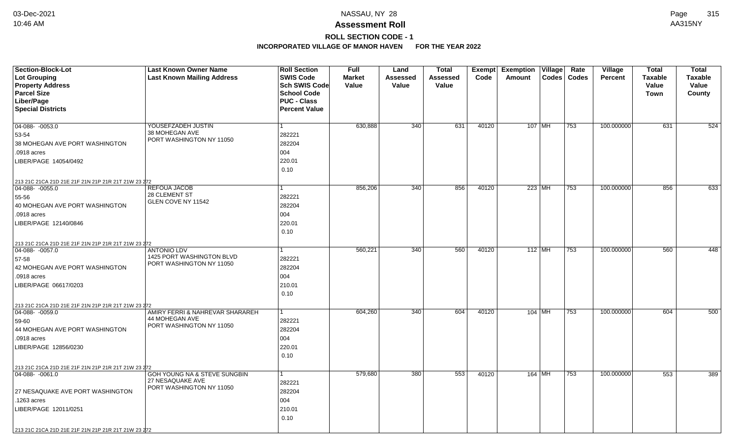# NASSAU, NY 28

## Assessment Roll

### ROLL SECTION CODE - 1

**INCORPORATED VILLAGE OF MANOR HAVEN FOR THE YEAR 2022**

| Section-Block-Lot<br>Lot Grouping<br>Property Address<br>Parcel Size<br>Liber/Page<br>Special Districts | Last Known Owner Name<br>Last Known Mailing Address | Roll Section<br>SWIS Code<br>Sch SWIS Code<br>School Code<br>PUC - Class<br>Percent Value | Full Market Value | Land Assessed Value | Total Assessed Value | Exempt Code | Exemption Amount | Village Codes | Rate Codes | Village Percent | Total Taxable Value Town | Total Taxable Value County |
|---|---|---|---|---|---|---|---|---|---|---|---|---|
| 04-088- -0053.0<br>53-54<br>38 MOHEGAN AVE PORT WASHINGTON<br>.0918 acres<br>LIBER/PAGE 14054/0492<br>213 21C 21CA 21D 21E 21F 21N 21P 21R 21T 21W 23 272 | YOUSEFZADEH JUSTIN<br>38 MOHEGAN AVE<br>PORT WASHINGTON NY 11050 | 1<br>282221<br>282204<br>004<br>220.01<br>0.10 | 630,888 | 340 | 631 | 40120 | 107 | MH | 753 | 100.000000 | 631 | 524 |
| 04-088- -0055.0<br>55-56<br>40 MOHEGAN AVE PORT WASHINGTON<br>.0918 acres<br>LIBER/PAGE 12140/0846<br>213 21C 21CA 21D 21E 21F 21N 21P 21R 21T 21W 23 272 | REFOUA JACOB<br>28 CLEMENT ST<br>GLEN COVE NY 11542 | 1<br>282221<br>282204<br>004<br>220.01<br>0.10 | 856,206 | 340 | 856 | 40120 | 223 | MH | 753 | 100.000000 | 856 | 633 |
| 04-088- -0057.0<br>57-58<br>42 MOHEGAN AVE PORT WASHINGTON<br>.0918 acres<br>LIBER/PAGE 06617/0203<br>213 21C 21CA 21D 21E 21F 21N 21P 21R 21T 21W 23 272 | ANTONIO LDV<br>1425 PORT WASHINGTON BLVD<br>PORT WASHINGTON NY 11050 | 1<br>282221<br>282204<br>004<br>210.01<br>0.10 | 560,221 | 340 | 560 | 40120 | 112 | MH | 753 | 100.000000 | 560 | 448 |
| 04-088- -0059.0<br>59-60<br>44 MOHEGAN AVE PORT WASHINGTON<br>.0918 acres<br>LIBER/PAGE 12856/0230<br>213 21C 21CA 21D 21E 21F 21N 21P 21R 21T 21W 23 272 | AMIRY FERRI & NAHREVAR SHARAREH<br>44 MOHEGAN AVE<br>PORT WASHINGTON NY 11050 | 1<br>282221<br>282204<br>004<br>220.01<br>0.10 | 604,260 | 340 | 604 | 40120 | 104 | MH | 753 | 100.000000 | 604 | 500 |
| 04-088- -0061.0<br><br>27 NESAQUAKE AVE PORT WASHINGTON<br>.1263 acres<br>LIBER/PAGE 12011/0251<br>213 21C 21CA 21D 21E 21F 21N 21P 21R 21T 21W 23 272 | GOH YOUNG NA & STEVE SUNGBIN<br>27 NESAQUAKE AVE<br>PORT WASHINGTON NY 11050 | 1<br>282221<br>282204<br>004<br>210.01<br>0.10 | 579,680 | 380 | 553 | 40120 | 164 | MH | 753 | 100.000000 | 553 | 389 |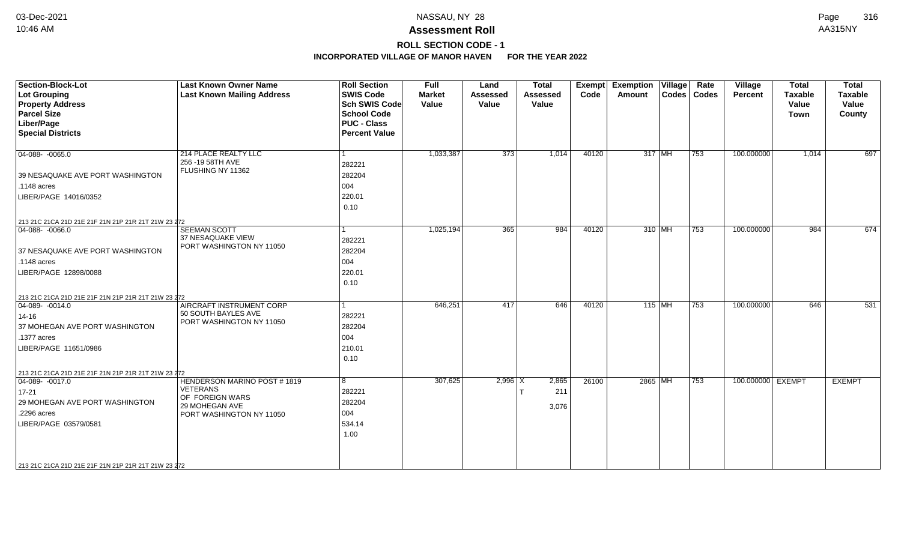# Assessment Roll

## ROLL SECTION CODE - 1

### INCORPORATED VILLAGE OF MANOR HAVEN FOR THE YEAR 2022

NASSAU, NY 28

| Section-Block-Lot<br>Lot Grouping<br>Property Address<br>Parcel Size<br>Liber/Page<br>Special Districts | Last Known Owner Name<br>Last Known Mailing Address | Roll Section<br>SWIS Code<br>Sch SWIS Code<br>School Code<br>PUC - Class<br>Percent Value | Full Market Value | Land Assessed Value | Total Assessed Value | Exempt Code | Exemption Amount | Village Codes | Rate Codes | Village Percent | Total Taxable Value Town | Total Taxable Value County |
|---|---|---|---|---|---|---|---|---|---|---|---|---|
| 04-088- -0065.0<br>39 NESAQUAKE AVE PORT WASHINGTON<br>.1148 acres<br>LIBER/PAGE 14016/0352<br>213 21C 21CA 21D 21E 21F 21N 21P 21R 21T 21W 23 272 | 214 PLACE REALTY LLC<br>256 -19 58TH AVE<br>FLUSHING NY 11362 | 1<br>282221<br>282204<br>004<br>220.01<br>0.10 | 1,033,387 | 373 | 1,014 | 40120 | 317 | MH | 753 | 100.000000 | 1,014 | 697 |
| 04-088- -0066.0<br>37 NESAQUAKE AVE PORT WASHINGTON<br>.1148 acres<br>LIBER/PAGE 12898/0088<br>213 21C 21CA 21D 21E 21F 21N 21P 21R 21T 21W 23 272 | SEEMAN SCOTT<br>37 NESAQUAKE VIEW<br>PORT WASHINGTON NY 11050 | 1<br>282221<br>282204<br>004<br>220.01<br>0.10 | 1,025,194 | 365 | 984 | 40120 | 310 | MH | 753 | 100.000000 | 984 | 674 |
| 04-089- -0014.0<br>14-16<br>37 MOHEGAN AVE PORT WASHINGTON<br>.1377 acres<br>LIBER/PAGE 11651/0986<br>213 21C 21CA 21D 21E 21F 21N 21P 21R 21T 21W 23 272 | AIRCRAFT INSTRUMENT CORP<br>50 SOUTH BAYLES AVE<br>PORT WASHINGTON NY 11050 | 1<br>282221<br>282204<br>004<br>210.01<br>0.10 | 646,251 | 417 | 646 | 40120 | 115 | MH | 753 | 100.000000 | 646 | 531 |
| 04-089- -0017.0<br>17-21<br>29 MOHEGAN AVE PORT WASHINGTON<br>.2296 acres<br>LIBER/PAGE 03579/0581<br>213 21C 21CA 21D 21E 21F 21N 21P 21R 21T 21W 23 272 | HENDERSON MARINO POST # 1819<br>VETERANS<br>OF FOREIGN WARS<br>29 MOHEGAN AVE<br>PORT WASHINGTON NY 11050 | 8<br>282221<br>282204<br>004<br>534.14<br>1.00 | 307,625 | 2,996 | X 2,865<br>T 211<br>3,076 | 26100 | 2865 | MH | 753 | 100.000000 | EXEMPT | EXEMPT |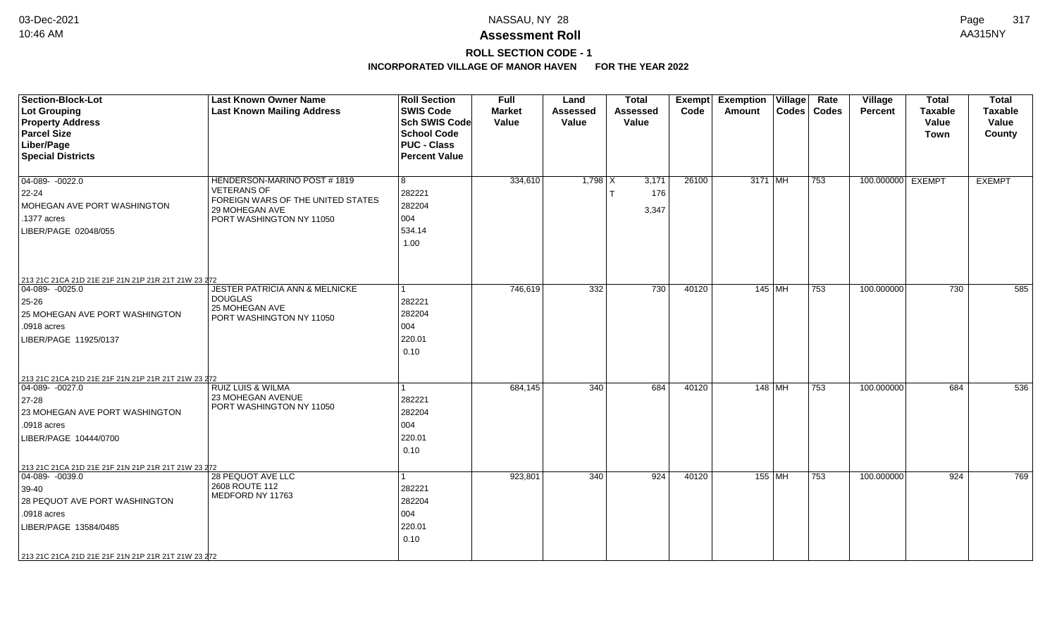# Assessment Roll

## ROLL SECTION CODE - 1

### INCORPORATED VILLAGE OF MANOR HAVEN FOR THE YEAR 2022

NASSAU, NY 28

| Section-Block-Lot<br>Lot Grouping<br>Property Address<br>Parcel Size<br>Liber/Page<br>Special Districts | Last Known Owner Name<br>Last Known Mailing Address | Roll Section<br>SWIS Code<br>Sch SWIS Code<br>School Code<br>PUC - Class<br>Percent Value | Full Market Value | Land Assessed Value | Total Assessed Value | Exempt Code | Exemption Amount | Village Codes | Rate Codes | Village Percent | Total Taxable Value Town | Total Taxable Value County |
|---|---|---|---|---|---|---|---|---|---|---|---|---|
| 04-089- -0022.0<br>22-24<br>MOHEGAN AVE PORT WASHINGTON<br>.1377 acres<br>LIBER/PAGE 02048/055<br>213 21C 21CA 21D 21E 21F 21N 21P 21R 21T 21W 23 272 | HENDERSON-MARINO POST # 1819<br>VETERANS OF<br>FOREIGN WARS OF THE UNITED STATES<br>29 MOHEGAN AVE<br>PORT WASHINGTON NY 11050 | 8<br>282221<br>282204<br>004<br>534.14<br>1.00 | 334,610 | 1,798 | X 3,171<br>T 176<br>3,347 | 26100 | 3171 | MH | 753 | 100.000000 | EXEMPT | EXEMPT |
| 04-089- -0025.0<br>25-26<br>25 MOHEGAN AVE PORT WASHINGTON<br>.0918 acres<br>LIBER/PAGE 11925/0137<br>213 21C 21CA 21D 21E 21F 21N 21P 21R 21T 21W 23 272 | JESTER PATRICIA ANN & MELNICKE<br>DOUGLAS<br>25 MOHEGAN AVE<br>PORT WASHINGTON NY 11050 | 1<br>282221<br>282204<br>004<br>220.01<br>0.10 | 746,619 | 332 | 730 | 40120 | 145 | MH | 753 | 100.000000 | 730 | 585 |
| 04-089- -0027.0<br>27-28<br>23 MOHEGAN AVE PORT WASHINGTON<br>.0918 acres<br>LIBER/PAGE 10444/0700<br>213 21C 21CA 21D 21E 21F 21N 21P 21R 21T 21W 23 272 | RUIZ LUIS & WILMA<br>23 MOHEGAN AVENUE<br>PORT WASHINGTON NY 11050 | 1<br>282221<br>282204<br>004<br>220.01<br>0.10 | 684,145 | 340 | 684 | 40120 | 148 | MH | 753 | 100.000000 | 684 | 536 |
| 04-089- -0039.0<br>39-40<br>28 PEQUOT AVE PORT WASHINGTON<br>.0918 acres<br>LIBER/PAGE 13584/0485<br>213 21C 21CA 21D 21E 21F 21N 21P 21R 21T 21W 23 272 | 28 PEQUOT AVE LLC<br>2608 ROUTE 112<br>MEDFORD NY 11763 | 1<br>282221<br>282204<br>004<br>220.01<br>0.10 | 923,801 | 340 | 924 | 40120 | 155 | MH | 753 | 100.000000 | 924 | 769 |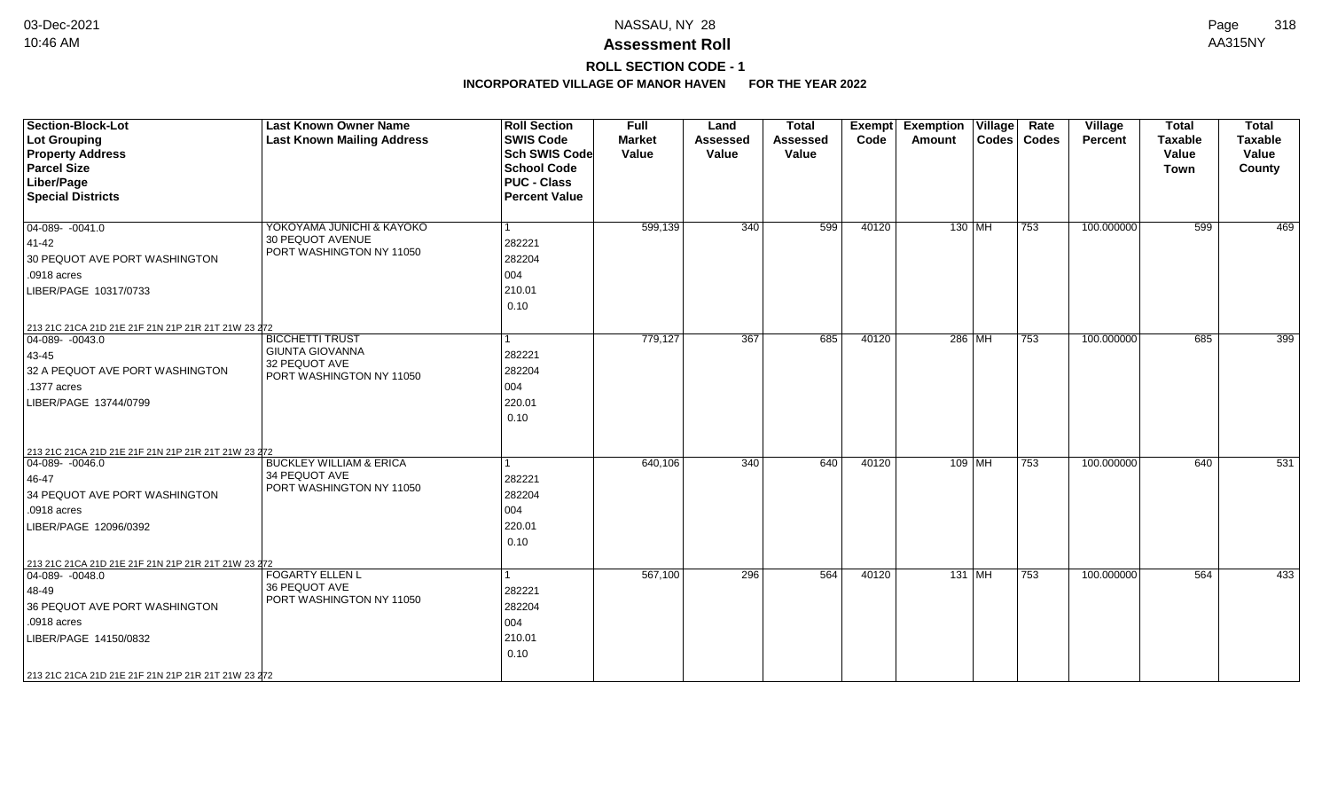# Assessment Roll

NASSAU, NY 28

**ROLL SECTION CODE - 1**

**INCORPORATED VILLAGE OF MANOR HAVEN FOR THE YEAR 2022**

| Section-Block-Lot<br>Lot Grouping<br>Property Address<br>Parcel Size<br>Liber/Page<br>Special Districts | Last Known Owner Name<br>Last Known Mailing Address | Roll Section<br>SWIS Code<br>Sch SWIS Code<br>School Code<br>PUC - Class<br>Percent Value | Full Market Value | Land Assessed Value | Total Assessed Value | Exempt Code | Exemption Amount | Village Codes | Rate Codes | Village Percent | Total Taxable Value Town | Total Taxable Value County |
|---|---|---|---|---|---|---|---|---|---|---|---|---|
| 04-089- -0041.0<br>41-42<br>30 PEQUOT AVE PORT WASHINGTON<br>.0918 acres<br>LIBER/PAGE 10317/0733<br>213 21C 21CA 21D 21E 21F 21N 21P 21R 21T 21W 23 272 | YOKOYAMA JUNICHI & KAYOKO<br>30 PEQUOT AVENUE<br>PORT WASHINGTON NY 11050 | 1<br>282221<br>282204<br>004<br>210.01<br>0.10 | 599,139 | 340 | 599 | 40120 | 130 | MH | 753 | 100.000000 | 599 | 469 |
| 04-089- -0043.0<br>43-45<br>32 A PEQUOT AVE PORT WASHINGTON<br>.1377 acres<br>LIBER/PAGE 13744/0799<br>213 21C 21CA 21D 21E 21F 21N 21P 21R 21T 21W 23 272 | BICCHETTI TRUST<br>GIUNTA GIOVANNA<br>32 PEQUOT AVE<br>PORT WASHINGTON NY 11050 | 1<br>282221<br>282204<br>004<br>220.01<br>0.10 | 779,127 | 367 | 685 | 40120 | 286 | MH | 753 | 100.000000 | 685 | 399 |
| 04-089- -0046.0<br>46-47<br>34 PEQUOT AVE PORT WASHINGTON<br>.0918 acres<br>LIBER/PAGE 12096/0392<br>213 21C 21CA 21D 21E 21F 21N 21P 21R 21T 21W 23 272 | BUCKLEY WILLIAM & ERICA<br>34 PEQUOT AVE<br>PORT WASHINGTON NY 11050 | 1<br>282221<br>282204<br>004<br>220.01<br>0.10 | 640,106 | 340 | 640 | 40120 | 109 | MH | 753 | 100.000000 | 640 | 531 |
| 04-089- -0048.0<br>48-49<br>36 PEQUOT AVE PORT WASHINGTON<br>.0918 acres<br>LIBER/PAGE 14150/0832<br>213 21C 21CA 21D 21E 21F 21N 21P 21R 21T 21W 23 272 | FOGARTY ELLEN L<br>36 PEQUOT AVE<br>PORT WASHINGTON NY 11050 | 1<br>282221<br>282204<br>004<br>210.01<br>0.10 | 567,100 | 296 | 564 | 40120 | 131 | MH | 753 | 100.000000 | 564 | 433 |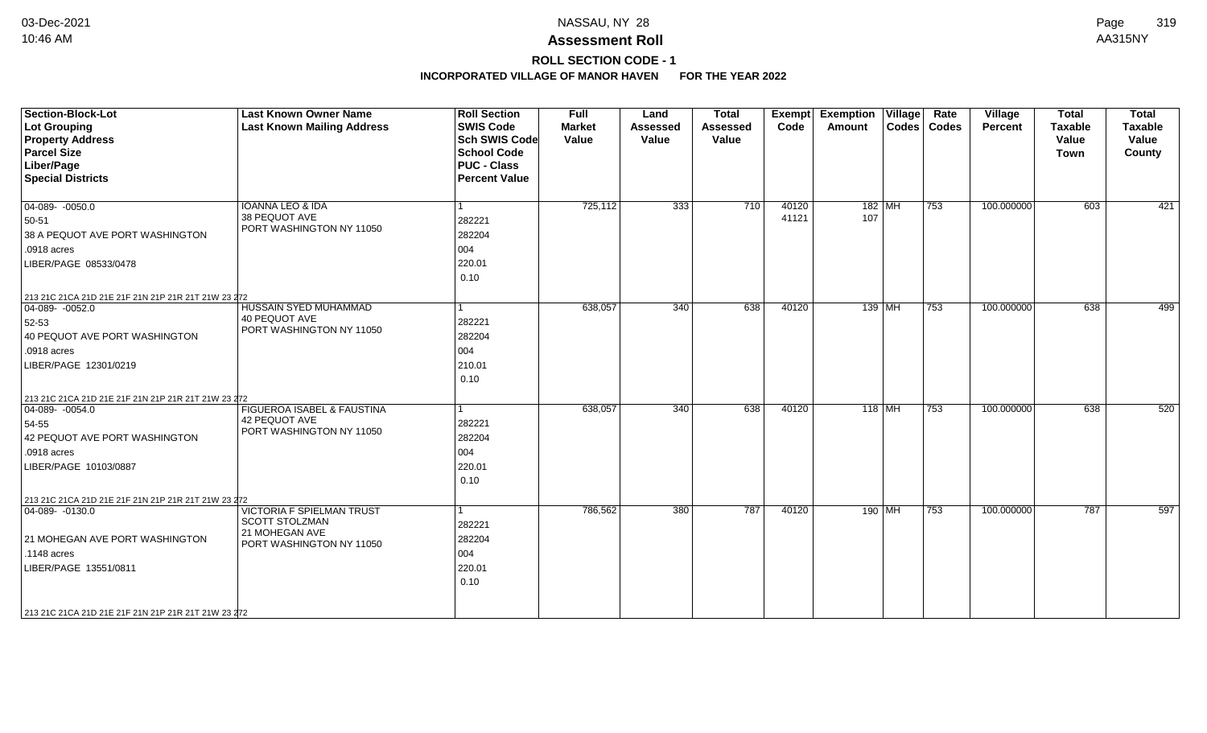NASSAU, NY 28

**Assessment Roll**

**ROLL SECTION CODE - 1**

**INCORPORATED VILLAGE OF MANOR HAVEN FOR THE YEAR 2022**

| Section-Block-Lot<br>Lot Grouping<br>Property Address<br>Parcel Size<br>Liber/Page<br>Special Districts | Last Known Owner Name<br>Last Known Mailing Address | Roll Section<br>SWIS Code<br>Sch SWIS Code<br>School Code<br>PUC - Class<br>Percent Value | Full Market Value | Land Assessed Value | Total Assessed Value | Exempt Code | Exemption Amount | Village Codes | Rate Codes | Village Percent | Total Taxable Value Town | Total Taxable Value County |
|---|---|---|---|---|---|---|---|---|---|---|---|---|
| 04-089- -0050.0<br>50-51<br>38 A PEQUOT AVE PORT WASHINGTON<br>.0918 acres<br>LIBER/PAGE 08533/0478<br>213 21C 21CA 21D 21E 21F 21N 21P 21R 21T 21W 23 272 | IOANNA LEO & IDA<br>38 PEQUOT AVE<br>PORT WASHINGTON NY 11050 | 1<br>282221<br>282204<br>004<br>220.01<br>0.10 | 725,112 | 333 | 710 | 40120<br>41121 | 182<br>107 | MH | 753 | 100.000000 | 603 | 421 |
| 04-089- -0052.0<br>52-53<br>40 PEQUOT AVE PORT WASHINGTON<br>.0918 acres<br>LIBER/PAGE 12301/0219<br>213 21C 21CA 21D 21E 21F 21N 21P 21R 21T 21W 23 272 | HUSSAIN SYED MUHAMMAD<br>40 PEQUOT AVE<br>PORT WASHINGTON NY 11050 | 1<br>282221<br>282204<br>004<br>210.01<br>0.10 | 638,057 | 340 | 638 | 40120 | 139 | MH | 753 | 100.000000 | 638 | 499 |
| 04-089- -0054.0<br>54-55<br>42 PEQUOT AVE PORT WASHINGTON<br>.0918 acres<br>LIBER/PAGE 10103/0887<br>213 21C 21CA 21D 21E 21F 21N 21P 21R 21T 21W 23 272 | FIGUEROA ISABEL & FAUSTINA<br>42 PEQUOT AVE<br>PORT WASHINGTON NY 11050 | 1<br>282221<br>282204<br>004<br>220.01<br>0.10 | 638,057 | 340 | 638 | 40120 | 118 | MH | 753 | 100.000000 | 638 | 520 |
| 04-089- -0130.0<br><br>21 MOHEGAN AVE PORT WASHINGTON<br>.1148 acres<br>LIBER/PAGE 13551/0811<br>213 21C 21CA 21D 21E 21F 21N 21P 21R 21T 21W 23 272 | VICTORIA F SPIELMAN TRUST<br>SCOTT STOLZMAN<br>21 MOHEGAN AVE<br>PORT WASHINGTON NY 11050 | 1<br>282221<br>282204<br>004<br>220.01<br>0.10 | 786,562 | 380 | 787 | 40120 | 190 | MH | 753 | 100.000000 | 787 | 597 |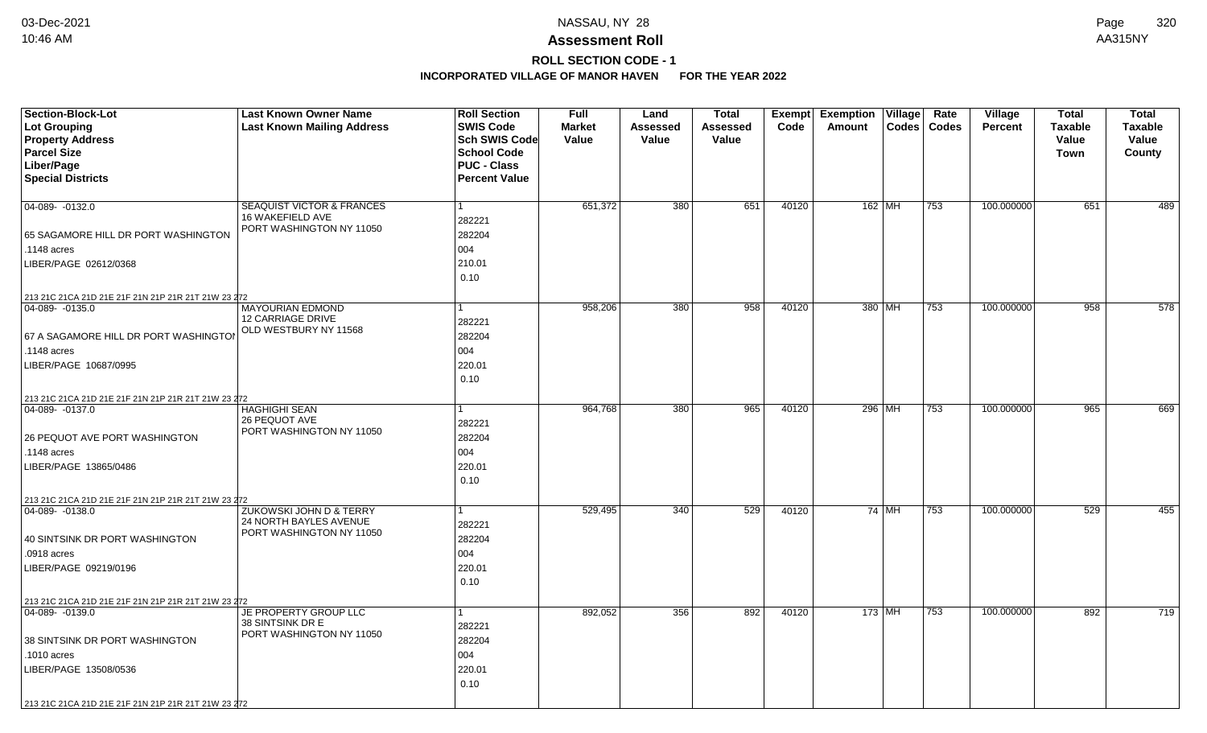# Assessment Roll

**ROLL SECTION CODE - 1**

**INCORPORATED VILLAGE OF MANOR HAVEN FOR THE YEAR 2022**

| Section-Block-Lot<br>Lot Grouping<br>Property Address<br>Parcel Size<br>Liber/Page<br>Special Districts | Last Known Owner Name<br>Last Known Mailing Address | Roll Section<br>SWIS Code<br>Sch SWIS Code<br>School Code<br>PUC - Class<br>Percent Value | Full Market Value | Land Assessed Value | Total Assessed Value | Exempt Code | Exemption Amount | Village Codes | Rate Codes | Village Percent | Total Taxable Value Town | Total Taxable Value County |
|---|---|---|---|---|---|---|---|---|---|---|---|---|
| 04-089- -0132.0<br>65 SAGAMORE HILL DR PORT WASHINGTON<br>.1148 acres<br>LIBER/PAGE 02612/0368<br>213 21C 21CA 21D 21E 21F 21N 21P 21R 21T 21W 23 272 | SEAQUIST VICTOR & FRANCES<br>16 WAKEFIELD AVE<br>PORT WASHINGTON NY 11050 | 1<br>282221<br>282204<br>004<br>210.01<br>0.10 | 651,372 | 380 | 651 | 40120 | 162 | MH | 753 | 100.000000 | 651 | 489 |
| 04-089- -0135.0<br>67 A SAGAMORE HILL DR PORT WASHINGTON<br>.1148 acres<br>LIBER/PAGE 10687/0995<br>213 21C 21CA 21D 21E 21F 21N 21P 21R 21T 21W 23 272 | MAYOURIAN EDMOND<br>12 CARRIAGE DRIVE<br>OLD WESTBURY NY 11568 | 1<br>282221<br>282204<br>004<br>220.01<br>0.10 | 958,206 | 380 | 958 | 40120 | 380 | MH | 753 | 100.000000 | 958 | 578 |
| 04-089- -0137.0<br>26 PEQUOT AVE PORT WASHINGTON<br>.1148 acres<br>LIBER/PAGE 13865/0486<br>213 21C 21CA 21D 21E 21F 21N 21P 21R 21T 21W 23 272 | HAGHIGHI SEAN<br>26 PEQUOT AVE<br>PORT WASHINGTON NY 11050 | 1<br>282221<br>282204<br>004<br>220.01<br>0.10 | 964,768 | 380 | 965 | 40120 | 296 | MH | 753 | 100.000000 | 965 | 669 |
| 04-089- -0138.0<br>40 SINTSINK DR PORT WASHINGTON<br>.0918 acres<br>LIBER/PAGE 09219/0196<br>213 21C 21CA 21D 21E 21F 21N 21P 21R 21T 21W 23 272 | ZUKOWSKI JOHN D & TERRY<br>24 NORTH BAYLES AVENUE<br>PORT WASHINGTON NY 11050 | 1<br>282221<br>282204<br>004<br>220.01<br>0.10 | 529,495 | 340 | 529 | 40120 | 74 | MH | 753 | 100.000000 | 529 | 455 |
| 04-089- -0139.0<br>38 SINTSINK DR PORT WASHINGTON<br>.1010 acres<br>LIBER/PAGE 13508/0536<br>213 21C 21CA 21D 21E 21F 21N 21P 21R 21T 21W 23 272 | JE PROPERTY GROUP LLC<br>38 SINTSINK DR E<br>PORT WASHINGTON NY 11050 | 1<br>282221<br>282204<br>004<br>220.01<br>0.10 | 892,052 | 356 | 892 | 40120 | 173 | MH | 753 | 100.000000 | 892 | 719 |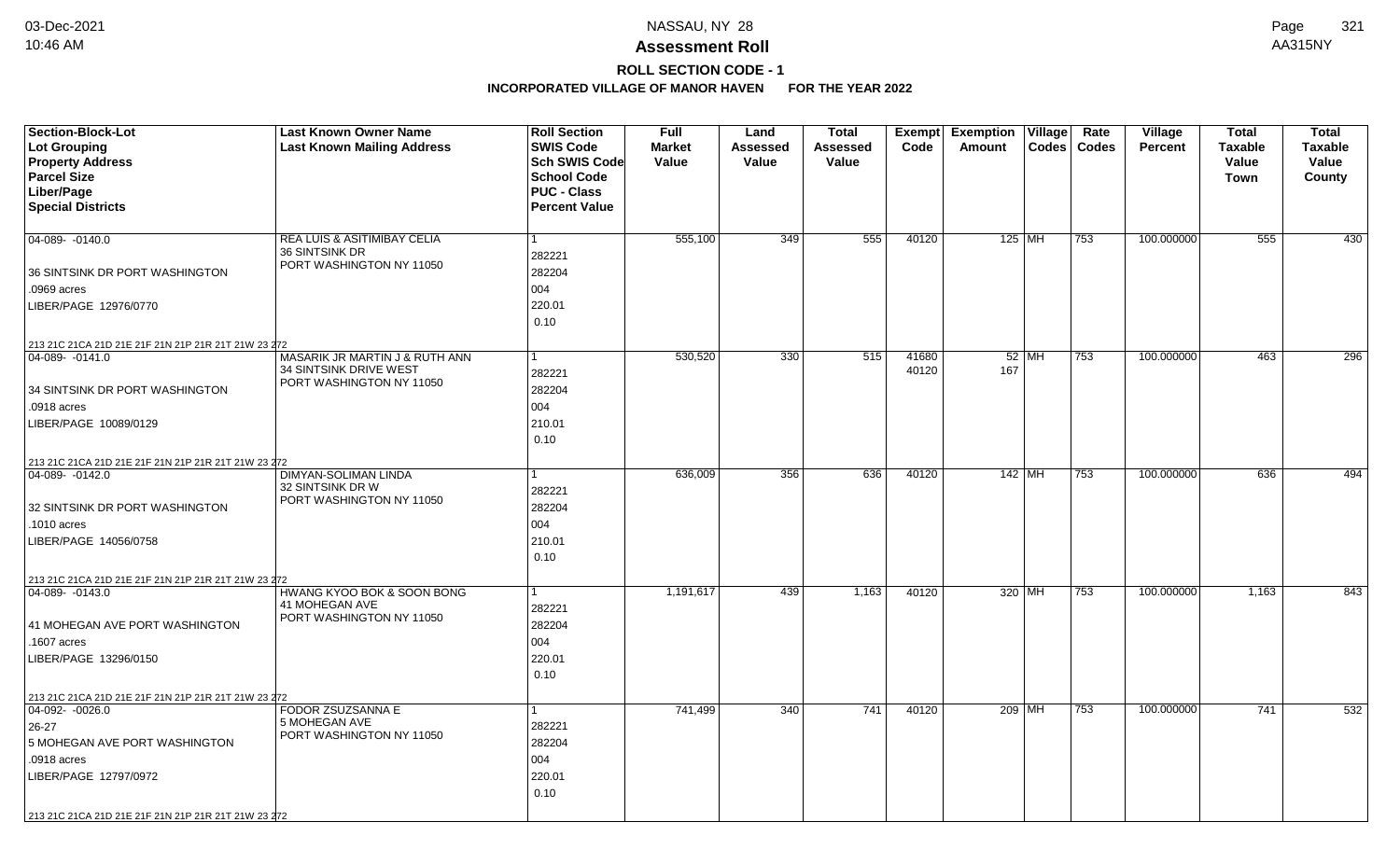# Assessment Roll

## ROLL SECTION CODE - 1

### INCORPORATED VILLAGE OF MANOR HAVEN FOR THE YEAR 2022

NASSAU, NY 28

| Section-Block-Lot / Lot Grouping / Property Address / Parcel Size / Liber/Page / Special Districts | Last Known Owner Name / Last Known Mailing Address | Roll Section / SWIS Code / Sch SWIS Code / School Code / PUC - Class / Percent Value | Full Market Value | Land Assessed Value | Total Assessed Value | Exempt Code | Exemption Amount | Village Codes | Rate Codes | Village Percent | Total Taxable Value Town | Total Taxable Value County |
|---|---|---|---|---|---|---|---|---|---|---|---|---|
| 04-089- -0140.0<br>36 SINTSINK DR PORT WASHINGTON<br>.0969 acres<br>LIBER/PAGE 12976/0770<br>213 21C 21CA 21D 21E 21F 21N 21P 21R 21T 21W 23 272 | REA LUIS & ASITIMIBAY CELIA<br>36 SINTSINK DR<br>PORT WASHINGTON NY 11050 | 1<br>282221<br>282204<br>004<br>220.01<br>0.10 | 555,100 | 349 | 555 | 40120 | 125 | MH | 753 | 100.000000 | 555 | 430 |
| 04-089- -0141.0<br>34 SINTSINK DR PORT WASHINGTON<br>.0918 acres<br>LIBER/PAGE 10089/0129<br>213 21C 21CA 21D 21E 21F 21N 21P 21R 21T 21W 23 272 | MASARIK JR MARTIN J & RUTH ANN<br>34 SINTSINK DRIVE WEST<br>PORT WASHINGTON NY 11050 | 1<br>282221<br>282204<br>004<br>210.01<br>0.10 | 530,520 | 330 | 515 | 41680<br>40120 | 52<br>167 | MH | 753 | 100.000000 | 463 | 296 |
| 04-089- -0142.0<br>32 SINTSINK DR PORT WASHINGTON<br>.1010 acres<br>LIBER/PAGE 14056/0758<br>213 21C 21CA 21D 21E 21F 21N 21P 21R 21T 21W 23 272 | DIMYAN-SOLIMAN LINDA<br>32 SINTSINK DR W<br>PORT WASHINGTON NY 11050 | 1<br>282221<br>282204<br>004<br>210.01<br>0.10 | 636,009 | 356 | 636 | 40120 | 142 | MH | 753 | 100.000000 | 636 | 494 |
| 04-089- -0143.0<br>41 MOHEGAN AVE PORT WASHINGTON<br>.1607 acres<br>LIBER/PAGE 13296/0150<br>213 21C 21CA 21D 21E 21F 21N 21P 21R 21T 21W 23 272 | HWANG KYOO BOK & SOON BONG<br>41 MOHEGAN AVE<br>PORT WASHINGTON NY 11050 | 1<br>282221<br>282204<br>004<br>220.01<br>0.10 | 1,191,617 | 439 | 1,163 | 40120 | 320 | MH | 753 | 100.000000 | 1,163 | 843 |
| 04-092- -0026.0<br>26-27<br>5 MOHEGAN AVE PORT WASHINGTON<br>.0918 acres<br>LIBER/PAGE 12797/0972<br>213 21C 21CA 21D 21E 21F 21N 21P 21R 21T 21W 23 272 | FODOR ZSUZSANNA E<br>5 MOHEGAN AVE<br>PORT WASHINGTON NY 11050 | 1<br>282221<br>282204<br>004<br>220.01<br>0.10 | 741,499 | 340 | 741 | 40120 | 209 | MH | 753 | 100.000000 | 741 | 532 |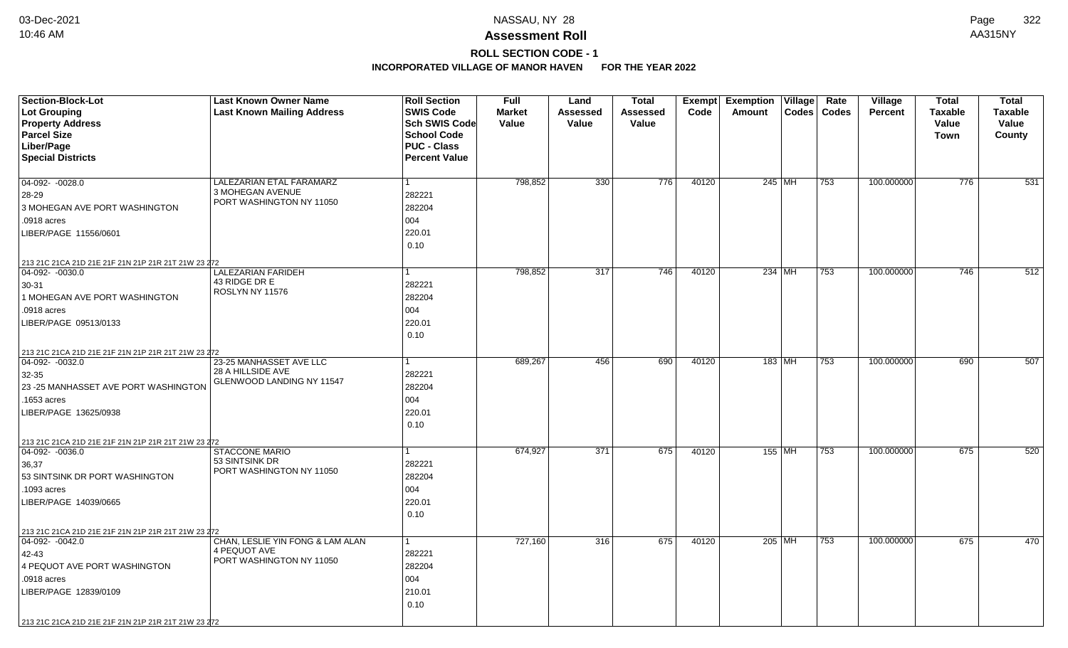# Assessment Roll

**ROLL SECTION CODE - 1**

**INCORPORATED VILLAGE OF MANOR HAVEN FOR THE YEAR 2022**

| Section-Block-Lot / Lot Grouping / Property Address / Parcel Size / Liber/Page / Special Districts | Last Known Owner Name / Last Known Mailing Address | Roll Section / SWIS Code / Sch SWIS Code / School Code / PUC - Class / Percent Value | Full Market Value | Land Assessed Value | Total Assessed Value | Exempt Code | Exemption Amount | Village Codes | Rate Codes | Village Percent | Total Taxable Value Town | Total Taxable Value County |
|---|---|---|---|---|---|---|---|---|---|---|---|---|
| 04-092- -0028.0<br>28-29<br>3 MOHEGAN AVE PORT WASHINGTON<br>.0918 acres<br>LIBER/PAGE 11556/0601<br>213 21C 21CA 21D 21E 21F 21N 21P 21R 21T 21W 23 272 | LALEZARIAN ETAL FARAMARZ<br>3 MOHEGAN AVENUE<br>PORT WASHINGTON NY 11050 | 1<br>282221<br>282204<br>004<br>220.01<br>0.10 | 798,852 | 330 | 776 | 40120 | 245 | MH | 753 | 100.000000 | 776 | 531 |
| 04-092- -0030.0<br>30-31<br>1 MOHEGAN AVE PORT WASHINGTON<br>.0918 acres<br>LIBER/PAGE 09513/0133<br>213 21C 21CA 21D 21E 21F 21N 21P 21R 21T 21W 23 272 | LALEZARIAN FARIDEH<br>43 RIDGE DR E<br>ROSLYN NY 11576 | 1<br>282221<br>282204<br>004<br>220.01<br>0.10 | 798,852 | 317 | 746 | 40120 | 234 | MH | 753 | 100.000000 | 746 | 512 |
| 04-092- -0032.0<br>32-35<br>23 -25 MANHASSET AVE PORT WASHINGTON<br>.1653 acres<br>LIBER/PAGE 13625/0938<br>213 21C 21CA 21D 21E 21F 21N 21P 21R 21T 21W 23 272 | 23-25 MANHASSET AVE LLC<br>28 A HILLSIDE AVE<br>GLENWOOD LANDING NY 11547 | 1<br>282221<br>282204<br>004<br>220.01<br>0.10 | 689,267 | 456 | 690 | 40120 | 183 | MH | 753 | 100.000000 | 690 | 507 |
| 04-092- -0036.0<br>36,37<br>53 SINTSINK DR PORT WASHINGTON<br>.1093 acres<br>LIBER/PAGE 14039/0665<br>213 21C 21CA 21D 21E 21F 21N 21P 21R 21T 21W 23 272 | STACCONE MARIO<br>53 SINTSINK DR<br>PORT WASHINGTON NY 11050 | 1<br>282221<br>282204<br>004<br>220.01<br>0.10 | 674,927 | 371 | 675 | 40120 | 155 | MH | 753 | 100.000000 | 675 | 520 |
| 04-092- -0042.0<br>42-43<br>4 PEQUOT AVE PORT WASHINGTON<br>.0918 acres<br>LIBER/PAGE 12839/0109<br>213 21C 21CA 21D 21E 21F 21N 21P 21R 21T 21W 23 272 | CHAN, LESLIE YIN FONG & LAM ALAN<br>4 PEQUOT AVE<br>PORT WASHINGTON NY 11050 | 1<br>282221<br>282204<br>004<br>210.01<br>0.10 | 727,160 | 316 | 675 | 40120 | 205 | MH | 753 | 100.000000 | 675 | 470 |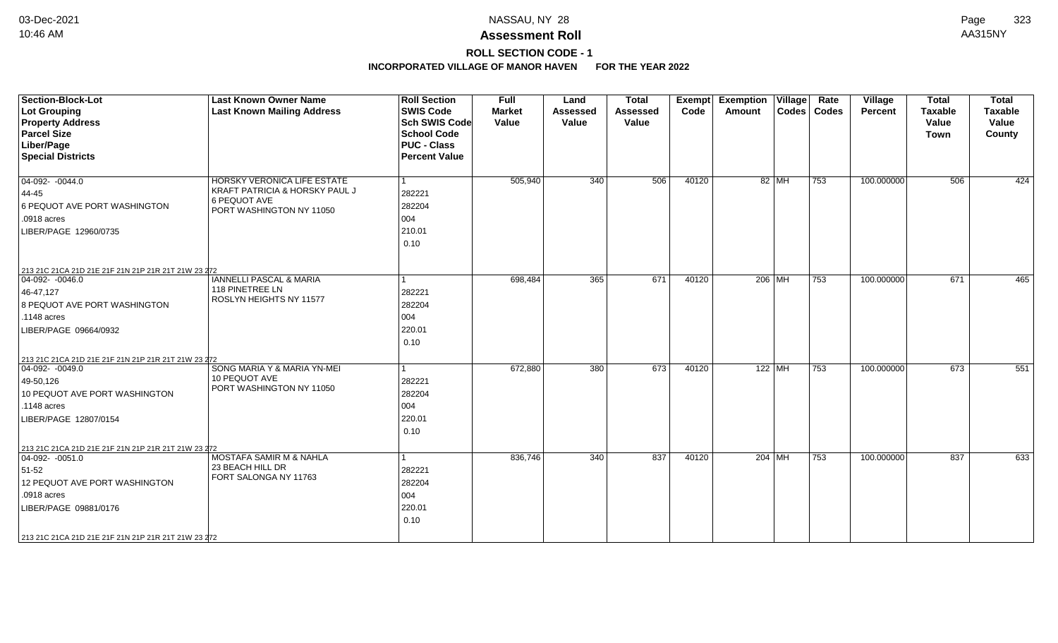NASSAU, NY 28

**Assessment Roll**

**ROLL SECTION CODE - 1**

**INCORPORATED VILLAGE OF MANOR HAVEN FOR THE YEAR 2022**

| Section-Block-Lot<br>Lot Grouping<br>Property Address<br>Parcel Size<br>Liber/Page<br>Special Districts | Last Known Owner Name<br>Last Known Mailing Address | Roll Section<br>SWIS Code<br>Sch SWIS Code<br>School Code<br>PUC - Class<br>Percent Value | Full Market Value | Land Assessed Value | Total Assessed Value | Exempt Code | Exemption Amount | Village Codes | Rate Codes | Village Percent | Total Taxable Value Town | Total Taxable Value County |
|---|---|---|---|---|---|---|---|---|---|---|---|---|
| 04-092- -0044.0<br>44-45<br>6 PEQUOT AVE PORT WASHINGTON<br>.0918 acres<br>LIBER/PAGE 12960/0735<br>213 21C 21CA 21D 21E 21F 21N 21P 21R 21T 21W 23 272 | HORSKY VERONICA LIFE ESTATE<br>KRAFT PATRICIA & HORSKY PAUL J<br>6 PEQUOT AVE<br>PORT WASHINGTON NY 11050 | 1<br>282221<br>282204<br>004<br>210.01<br>0.10 | 505,940 | 340 | 506 | 40120 | 82 | MH | 753 | 100.000000 | 506 | 424 |
| 04-092- -0046.0<br>46-47,127<br>8 PEQUOT AVE PORT WASHINGTON<br>.1148 acres<br>LIBER/PAGE 09664/0932<br>213 21C 21CA 21D 21E 21F 21N 21P 21R 21T 21W 23 272 | IANNELLI PASCAL & MARIA<br>118 PINETREE LN<br>ROSLYN HEIGHTS NY 11577 | 1<br>282221<br>282204<br>004<br>220.01<br>0.10 | 698,484 | 365 | 671 | 40120 | 206 | MH | 753 | 100.000000 | 671 | 465 |
| 04-092- -0049.0<br>49-50,126<br>10 PEQUOT AVE PORT WASHINGTON<br>.1148 acres<br>LIBER/PAGE 12807/0154<br>213 21C 21CA 21D 21E 21F 21N 21P 21R 21T 21W 23 272 | SONG MARIA Y & MARIA YN-MEI<br>10 PEQUOT AVE<br>PORT WASHINGTON NY 11050 | 1<br>282221<br>282204<br>004<br>220.01<br>0.10 | 672,880 | 380 | 673 | 40120 | 122 | MH | 753 | 100.000000 | 673 | 551 |
| 04-092- -0051.0<br>51-52<br>12 PEQUOT AVE PORT WASHINGTON<br>.0918 acres<br>LIBER/PAGE 09881/0176<br>213 21C 21CA 21D 21E 21F 21N 21P 21R 21T 21W 23 272 | MOSTAFA SAMIR M & NAHLA<br>23 BEACH HILL DR<br>FORT SALONGA NY 11763 | 1<br>282221<br>282204<br>004<br>220.01<br>0.10 | 836,746 | 340 | 837 | 40120 | 204 | MH | 753 | 100.000000 | 837 | 633 |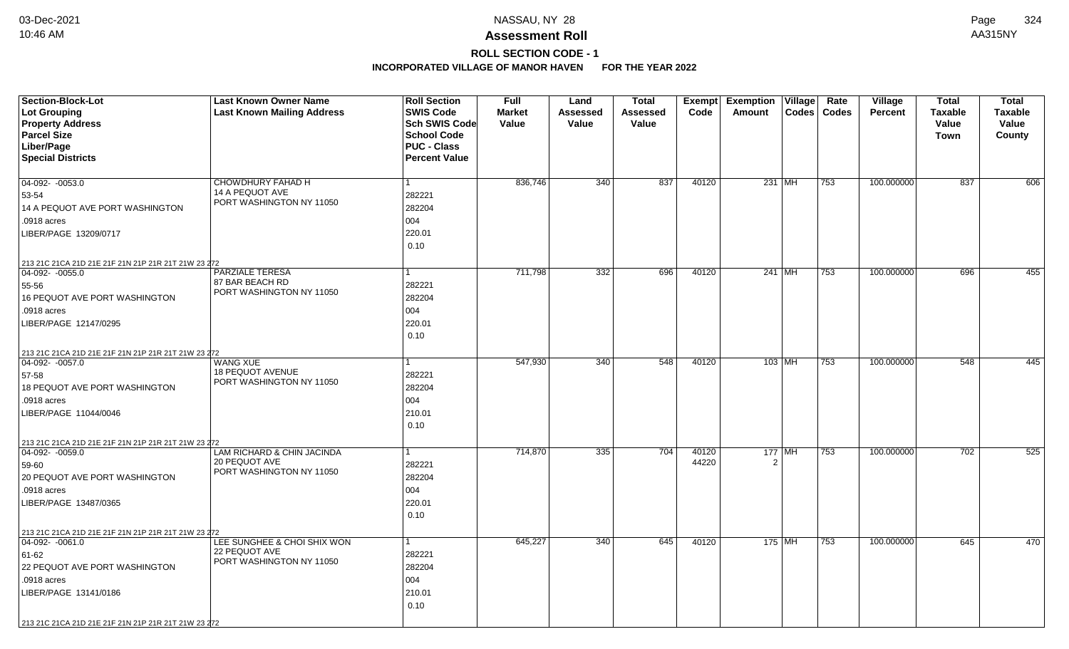# Assessment Roll

## ROLL SECTION CODE - 1

### INCORPORATED VILLAGE OF MANOR HAVEN FOR THE YEAR 2022

| Section-Block-Lot<br>Lot Grouping<br>Property Address<br>Parcel Size<br>Liber/Page<br>Special Districts | Last Known Owner Name<br>Last Known Mailing Address | Roll Section<br>SWIS Code<br>Sch SWIS Code<br>School Code<br>PUC - Class<br>Percent Value | Full Market Value | Land Assessed Value | Total Assessed Value | Exempt Code | Exemption Amount | Village Codes | Rate Codes | Village Percent | Total Taxable Value Town | Total Taxable Value County |
|---|---|---|---|---|---|---|---|---|---|---|---|---|
| 04-092- -0053.0<br>53-54<br>14 A PEQUOT AVE PORT WASHINGTON<br>.0918 acres<br>LIBER/PAGE 13209/0717<br>213 21C 21CA 21D 21E 21F 21N 21P 21R 21T 21W 23 272 | CHOWDHURY FAHAD H<br>14 A PEQUOT AVE<br>PORT WASHINGTON NY 11050 | 1<br>282221<br>282204<br>004<br>220.01<br>0.10 | 836,746 | 340 | 837 | 40120 | 231 | MH | 753 | 100.000000 | 837 | 606 |
| 04-092- -0055.0<br>55-56<br>16 PEQUOT AVE PORT WASHINGTON<br>.0918 acres<br>LIBER/PAGE 12147/0295<br>213 21C 21CA 21D 21E 21F 21N 21P 21R 21T 21W 23 272 | PARZIALE TERESA<br>87 BAR BEACH RD<br>PORT WASHINGTON NY 11050 | 1<br>282221<br>282204<br>004<br>220.01<br>0.10 | 711,798 | 332 | 696 | 40120 | 241 | MH | 753 | 100.000000 | 696 | 455 |
| 04-092- -0057.0<br>57-58<br>18 PEQUOT AVE PORT WASHINGTON<br>.0918 acres<br>LIBER/PAGE 11044/0046<br>213 21C 21CA 21D 21E 21F 21N 21P 21R 21T 21W 23 272 | WANG XUE<br>18 PEQUOT AVENUE<br>PORT WASHINGTON NY 11050 | 1<br>282221<br>282204<br>004<br>210.01<br>0.10 | 547,930 | 340 | 548 | 40120 | 103 | MH | 753 | 100.000000 | 548 | 445 |
| 04-092- -0059.0<br>59-60<br>20 PEQUOT AVE PORT WASHINGTON<br>.0918 acres<br>LIBER/PAGE 13487/0365<br>213 21C 21CA 21D 21E 21F 21N 21P 21R 21T 21W 23 272 | LAM RICHARD & CHIN JACINDA<br>20 PEQUOT AVE<br>PORT WASHINGTON NY 11050 | 1<br>282221<br>282204<br>004<br>220.01<br>0.10 | 714,870 | 335 | 704 | 40120<br>44220 | 177<br>2 | MH | 753 | 100.000000 | 702 | 525 |
| 04-092- -0061.0<br>61-62<br>22 PEQUOT AVE PORT WASHINGTON<br>.0918 acres<br>LIBER/PAGE 13141/0186<br>213 21C 21CA 21D 21E 21F 21N 21P 21R 21T 21W 23 272 | LEE SUNGHEE & CHOI SHIX WON<br>22 PEQUOT AVE<br>PORT WASHINGTON NY 11050 | 1<br>282221<br>282204<br>004<br>210.01<br>0.10 | 645,227 | 340 | 645 | 40120 | 175 | MH | 753 | 100.000000 | 645 | 470 |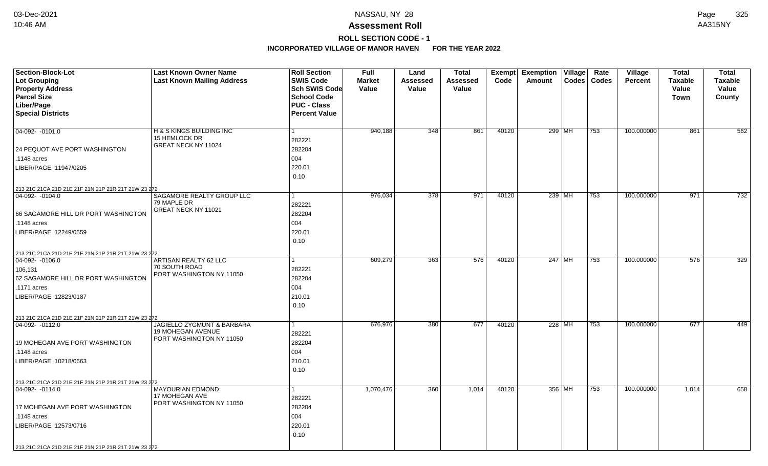# Assessment Roll

## ROLL SECTION CODE - 1

### INCORPORATED VILLAGE OF MANOR HAVEN FOR THE YEAR 2022

| Section-Block-Lot<br>Lot Grouping<br>Property Address<br>Parcel Size<br>Liber/Page<br>Special Districts | Last Known Owner Name<br>Last Known Mailing Address | Roll Section<br>SWIS Code<br>Sch SWIS Code<br>School Code<br>PUC - Class<br>Percent Value | Full Market Value | Land Assessed Value | Total Assessed Value | Exempt Code | Exemption Amount | Village Codes | Rate Codes | Village Percent | Total Taxable Value Town | Total Taxable Value County |
|---|---|---|---|---|---|---|---|---|---|---|---|---|
| 04-092- -0101.0<br>24 PEQUOT AVE PORT WASHINGTON<br>.1148 acres<br>LIBER/PAGE 11947/0205<br>213 21C 21CA 21D 21E 21F 21N 21P 21R 21T 21W 23 272 | H & S KINGS BUILDING INC<br>15 HEMLOCK DR<br>GREAT NECK NY 11024 | 1<br>282221<br>282204<br>004<br>220.01<br>0.10 | 940,188 | 348 | 861 | 40120 | 299 | MH | 753 | 100.000000 | 861 | 562 |
| 04-092- -0104.0<br>66 SAGAMORE HILL DR PORT WASHINGTON<br>.1148 acres<br>LIBER/PAGE 12249/0559<br>213 21C 21CA 21D 21E 21F 21N 21P 21R 21T 21W 23 272 | SAGAMORE REALTY GROUP LLC<br>79 MAPLE DR<br>GREAT NECK NY 11021 | 1<br>282221<br>282204<br>004<br>220.01<br>0.10 | 976,034 | 378 | 971 | 40120 | 239 | MH | 753 | 100.000000 | 971 | 732 |
| 04-092- -0106.0<br>106,131<br>62 SAGAMORE HILL DR PORT WASHINGTON<br>.1171 acres<br>LIBER/PAGE 12823/0187<br>213 21C 21CA 21D 21E 21F 21N 21P 21R 21T 21W 23 272 | ARTISAN REALTY 62 LLC<br>70 SOUTH ROAD<br>PORT WASHINGTON NY 11050 | 1<br>282221<br>282204<br>004<br>210.01<br>0.10 | 609,279 | 363 | 576 | 40120 | 247 | MH | 753 | 100.000000 | 576 | 329 |
| 04-092- -0112.0<br>19 MOHEGAN AVE PORT WASHINGTON<br>.1148 acres<br>LIBER/PAGE 10218/0663<br>213 21C 21CA 21D 21E 21F 21N 21P 21R 21T 21W 23 272 | JAGIELLO ZYGMUNT & BARBARA<br>19 MOHEGAN AVENUE<br>PORT WASHINGTON NY 11050 | 1<br>282221<br>282204<br>004<br>210.01<br>0.10 | 676,976 | 380 | 677 | 40120 | 228 | MH | 753 | 100.000000 | 677 | 449 |
| 04-092- -0114.0<br>17 MOHEGAN AVE PORT WASHINGTON<br>.1148 acres<br>LIBER/PAGE 12573/0716<br>213 21C 21CA 21D 21E 21F 21N 21P 21R 21T 21W 23 272 | MAYOURIAN EDMOND<br>17 MOHEGAN AVE<br>PORT WASHINGTON NY 11050 | 1<br>282221<br>282204<br>004<br>220.01<br>0.10 | 1,070,476 | 360 | 1,014 | 40120 | 356 | MH | 753 | 100.000000 | 1,014 | 658 |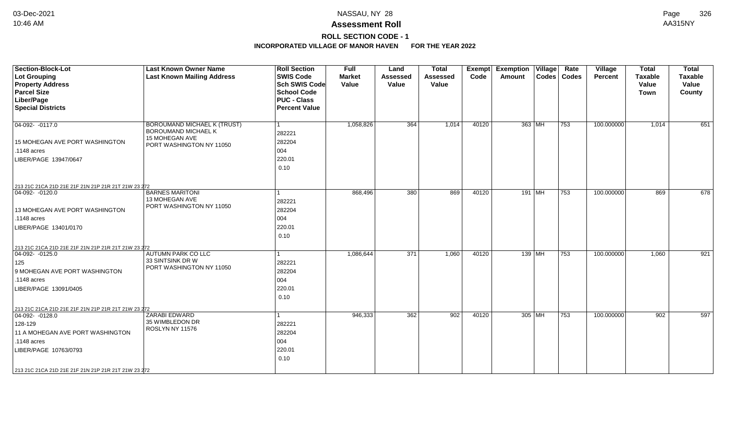**ROLL SECTION CODE - 1**

**INCORPORATED VILLAGE OF MANOR HAVEN FOR THE YEAR 2022**

| Section-Block-Lot<br>Lot Grouping<br>Property Address<br>Parcel Size<br>Liber/Page<br>Special Districts | Last Known Owner Name<br>Last Known Mailing Address | Roll Section<br>SWIS Code<br>Sch SWIS Code<br>School Code<br>PUC - Class<br>Percent Value | Full Market Value | Land Assessed Value | Total Assessed Value | Exempt Code | Exemption Amount | Village Codes | Rate Codes | Village Percent | Total Taxable Value Town | Total Taxable Value County |
|---|---|---|---|---|---|---|---|---|---|---|---|---|
| 04-092- -0117.0<br>15 MOHEGAN AVE PORT WASHINGTON<br>.1148 acres<br>LIBER/PAGE 13947/0647<br>213 21C 21CA 21D 21E 21F 21N 21P 21R 21T 21W 23 272 | BOROUMAND MICHAEL K (TRUST)<br>BOROUMAND MICHAEL K<br>15 MOHEGAN AVE<br>PORT WASHINGTON NY 11050 | 1<br>282221<br>282204<br>004<br>220.01<br>0.10 | 1,058,826 | 364 | 1,014 | 40120 | 363 | MH | 753 | 100.000000 | 1,014 | 651 |
| 04-092- -0120.0<br>13 MOHEGAN AVE PORT WASHINGTON<br>.1148 acres<br>LIBER/PAGE 13401/0170<br>213 21C 21CA 21D 21E 21F 21N 21P 21R 21T 21W 23 272 | BARNES MARITONI<br>13 MOHEGAN AVE<br>PORT WASHINGTON NY 11050 | 1<br>282221<br>282204<br>004<br>220.01<br>0.10 | 868,496 | 380 | 869 | 40120 | 191 | MH | 753 | 100.000000 | 869 | 678 |
| 04-092- -0125.0<br>125<br>9 MOHEGAN AVE PORT WASHINGTON<br>.1148 acres<br>LIBER/PAGE 13091/0405<br>213 21C 21CA 21D 21E 21F 21N 21P 21R 21T 21W 23 272 | AUTUMN PARK CO LLC<br>33 SINTSINK DR W<br>PORT WASHINGTON NY 11050 | 1<br>282221<br>282204<br>004<br>220.01<br>0.10 | 1,086,644 | 371 | 1,060 | 40120 | 139 | MH | 753 | 100.000000 | 1,060 | 921 |
| 04-092- -0128.0<br>128-129<br>11 A MOHEGAN AVE PORT WASHINGTON<br>.1148 acres<br>LIBER/PAGE 10763/0793<br>213 21C 21CA 21D 21E 21F 21N 21P 21R 21T 21W 23 272 | ZARABI EDWARD<br>35 WIMBLEDON DR<br>ROSLYN NY 11576 | 1<br>282221<br>282204<br>004<br>220.01<br>0.10 | 946,333 | 362 | 902 | 40120 | 305 | MH | 753 | 100.000000 | 902 | 597 |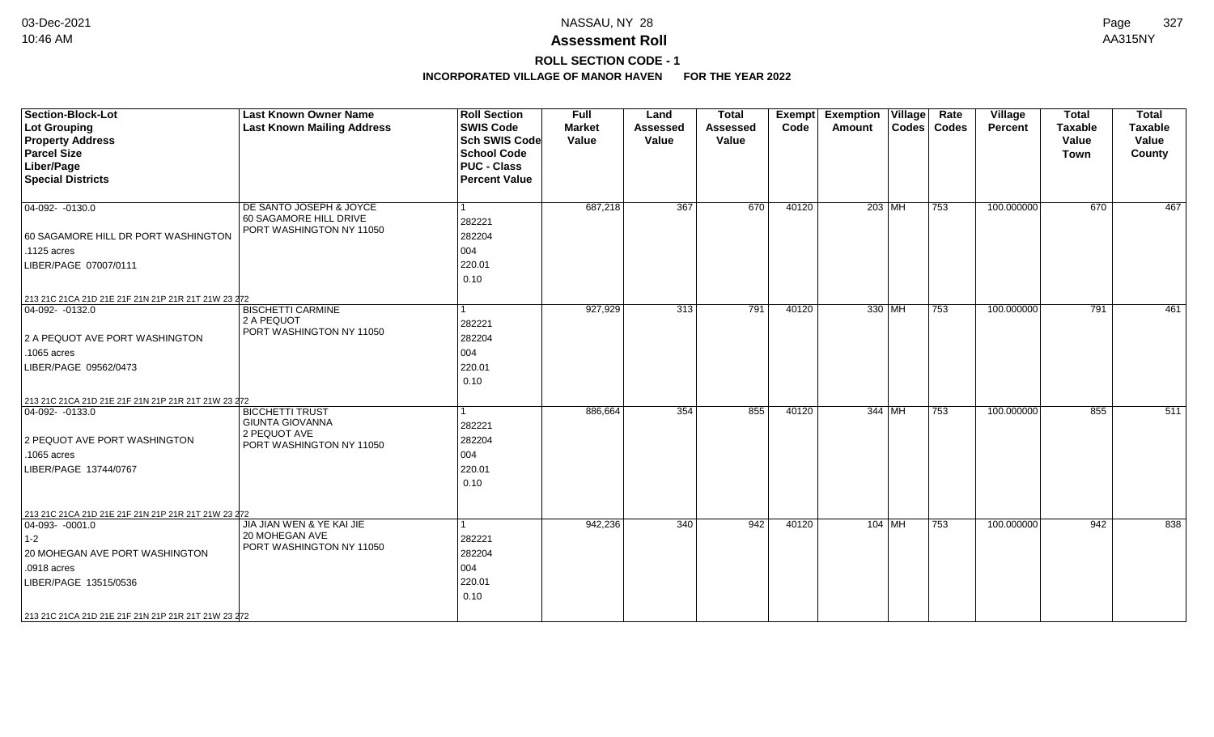## NASSAU, NY 28

## Assessment Roll

### ROLL SECTION CODE - 1

### INCORPORATED VILLAGE OF MANOR HAVEN FOR THE YEAR 2022

| Section-Block-Lot<br>Lot Grouping<br>Property Address<br>Parcel Size<br>Liber/Page<br>Special Districts | Last Known Owner Name<br>Last Known Mailing Address | Roll Section<br>SWIS Code<br>Sch SWIS Code<br>School Code<br>PUC - Class<br>Percent Value | Full Market Value | Land Assessed Value | Total Assessed Value | Exempt Code | Exemption Amount | Village Codes | Rate Codes | Village Percent | Total Taxable Value Town | Total Taxable Value County |
|---|---|---|---|---|---|---|---|---|---|---|---|---|
| 04-092- -0130.0<br>60 SAGAMORE HILL DR PORT WASHINGTON<br>.1125 acres<br>LIBER/PAGE 07007/0111<br>213 21C 21CA 21D 21E 21F 21N 21P 21R 21T 21W 23 272 | DE SANTO JOSEPH & JOYCE<br>60 SAGAMORE HILL DRIVE<br>PORT WASHINGTON NY 11050 | 1<br>282221<br>282204<br>004<br>220.01<br>0.10 | 687,218 | 367 | 670 | 40120 | 203 | MH | 753 | 100.000000 | 670 | 467 |
| 04-092- -0132.0<br>2 A PEQUOT AVE PORT WASHINGTON<br>.1065 acres<br>LIBER/PAGE 09562/0473<br>213 21C 21CA 21D 21E 21F 21N 21P 21R 21T 21W 23 272 | BISCHETTI CARMINE<br>2 A PEQUOT<br>PORT WASHINGTON NY 11050 | 1<br>282221<br>282204<br>004<br>220.01<br>0.10 | 927,929 | 313 | 791 | 40120 | 330 | MH | 753 | 100.000000 | 791 | 461 |
| 04-092- -0133.0<br>2 PEQUOT AVE PORT WASHINGTON<br>.1065 acres<br>LIBER/PAGE 13744/0767<br>213 21C 21CA 21D 21E 21F 21N 21P 21R 21T 21W 23 272 | BICCHETTI TRUST<br>GIUNTA GIOVANNA<br>2 PEQUOT AVE<br>PORT WASHINGTON NY 11050 | 1<br>282221<br>282204<br>004<br>220.01<br>0.10 | 886,664 | 354 | 855 | 40120 | 344 | MH | 753 | 100.000000 | 855 | 511 |
| 04-093- -0001.0<br>1-2<br>20 MOHEGAN AVE PORT WASHINGTON<br>.0918 acres<br>LIBER/PAGE 13515/0536<br>213 21C 21CA 21D 21E 21F 21N 21P 21R 21T 21W 23 272 | JIA JIAN WEN & YE KAI JIE<br>20 MOHEGAN AVE<br>PORT WASHINGTON NY 11050 | 1<br>282221<br>282204<br>004<br>220.01<br>0.10 | 942,236 | 340 | 942 | 40120 | 104 | MH | 753 | 100.000000 | 942 | 838 |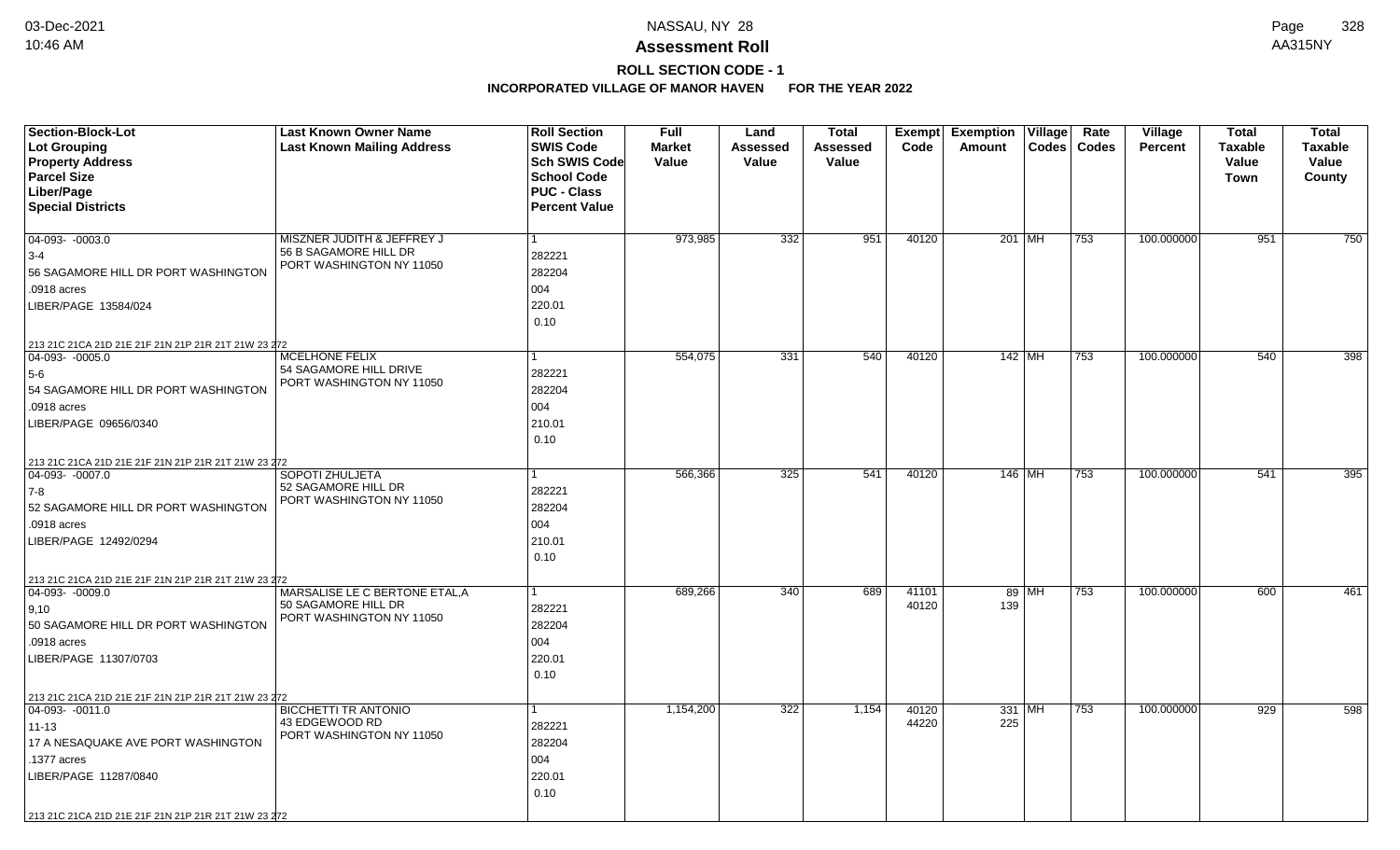# NASSAU, NY 28

## Assessment Roll

### ROLL SECTION CODE - 1

### INCORPORATED VILLAGE OF MANOR HAVEN FOR THE YEAR 2022

| Section-Block-Lot<br>Lot Grouping<br>Property Address<br>Parcel Size<br>Liber/Page<br>Special Districts | Last Known Owner Name<br>Last Known Mailing Address | Roll Section<br>SWIS Code<br>Sch SWIS Code<br>School Code<br>PUC - Class<br>Percent Value | Full Market Value | Land Assessed Value | Total Assessed Value | Exempt Code | Exemption Amount | Village Codes | Rate Codes | Village Percent | Total Taxable Value Town | Total Taxable Value County |
|---|---|---|---|---|---|---|---|---|---|---|---|---|
| 04-093- -0003.0<br>3-4<br>56 SAGAMORE HILL DR PORT WASHINGTON<br>.0918 acres<br>LIBER/PAGE 13584/024<br>213 21C 21CA 21D 21E 21F 21N 21P 21R 21T 21W 23 272 | MISZNER JUDITH & JEFFREY J<br>56 B SAGAMORE HILL DR<br>PORT WASHINGTON NY 11050 | 1<br>282221<br>282204<br>004<br>220.01<br>0.10 | 973,985 | 332 | 951 | 40120 | 201 | MH | 753 | 100.000000 | 951 | 750 |
| 04-093- -0005.0<br>5-6<br>54 SAGAMORE HILL DR PORT WASHINGTON<br>.0918 acres<br>LIBER/PAGE 09656/0340<br>213 21C 21CA 21D 21E 21F 21N 21P 21R 21T 21W 23 272 | MCELHONE FELIX<br>54 SAGAMORE HILL DRIVE<br>PORT WASHINGTON NY 11050 | 1<br>282221<br>282204<br>004<br>210.01<br>0.10 | 554,075 | 331 | 540 | 40120 | 142 | MH | 753 | 100.000000 | 540 | 398 |
| 04-093- -0007.0<br>7-8<br>52 SAGAMORE HILL DR PORT WASHINGTON<br>.0918 acres<br>LIBER/PAGE 12492/0294<br>213 21C 21CA 21D 21E 21F 21N 21P 21R 21T 21W 23 272 | SOPOTI ZHULJETA<br>52 SAGAMORE HILL DR<br>PORT WASHINGTON NY 11050 | 1<br>282221<br>282204<br>004<br>210.01<br>0.10 | 566,366 | 325 | 541 | 40120 | 146 | MH | 753 | 100.000000 | 541 | 395 |
| 04-093- -0009.0<br>9,10<br>50 SAGAMORE HILL DR PORT WASHINGTON<br>.0918 acres<br>LIBER/PAGE 11307/0703<br>213 21C 21CA 21D 21E 21F 21N 21P 21R 21T 21W 23 272 | MARSALISE LE C BERTONE ETAL,A<br>50 SAGAMORE HILL DR<br>PORT WASHINGTON NY 11050 | 1<br>282221<br>282204<br>004<br>220.01<br>0.10 | 689,266 | 340 | 689 | 41101<br>40120 | 89<br>139 | MH | 753 | 100.000000 | 600 | 461 |
| 04-093- -0011.0<br>11-13<br>17 A NESAQUAKE AVE PORT WASHINGTON<br>.1377 acres<br>LIBER/PAGE 11287/0840<br>213 21C 21CA 21D 21E 21F 21N 21P 21R 21T 21W 23 272 | BICCHETTI TR ANTONIO<br>43 EDGEWOOD RD<br>PORT WASHINGTON NY 11050 | 1<br>282221<br>282204<br>004<br>220.01<br>0.10 | 1,154,200 | 322 | 1,154 | 40120<br>44220 | 331<br>225 | MH | 753 | 100.000000 | 929 | 598 |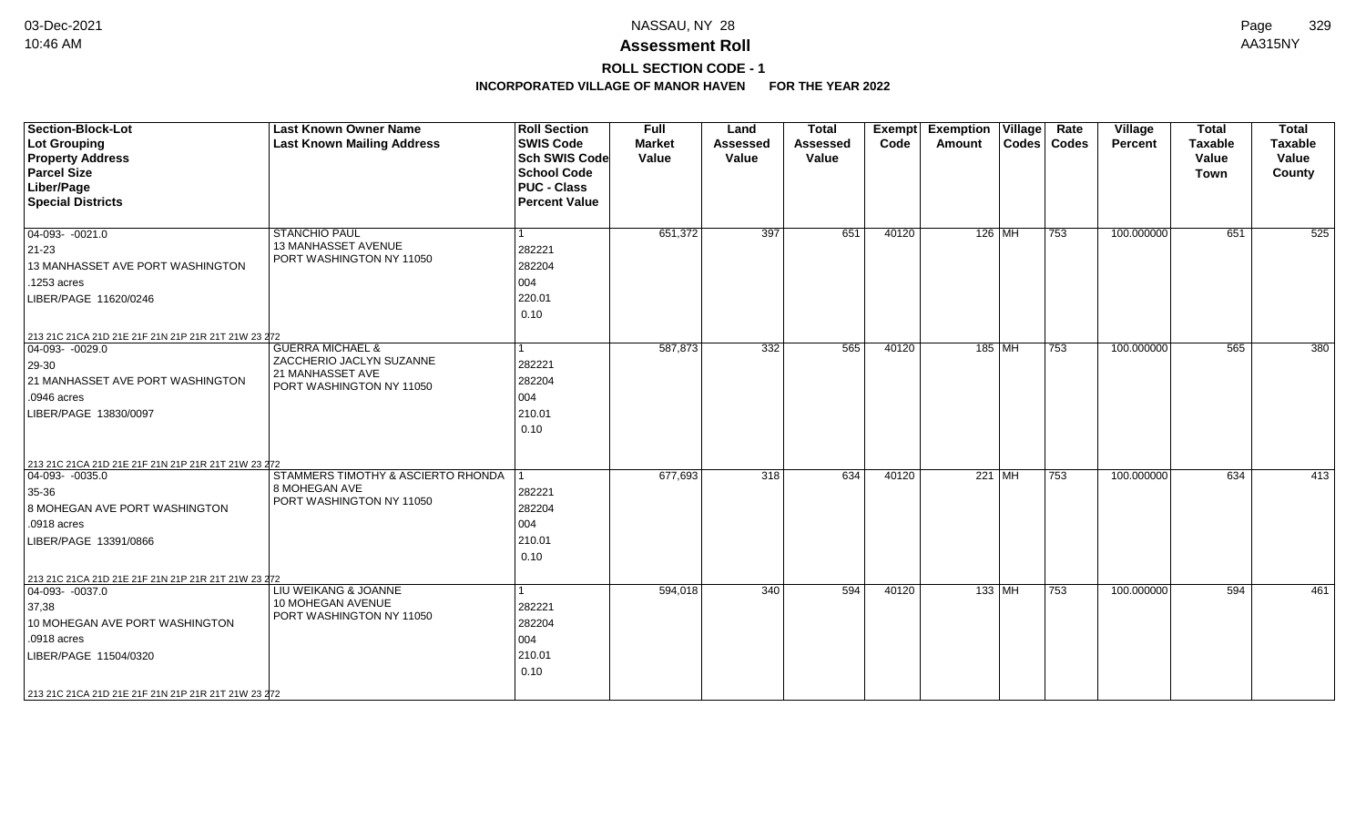# Assessment Roll

## ROLL SECTION CODE - 1

### INCORPORATED VILLAGE OF MANOR HAVEN FOR THE YEAR 2022

| Section-Block-Lot<br>Lot Grouping<br>Property Address<br>Parcel Size<br>Liber/Page<br>Special Districts | Last Known Owner Name<br>Last Known Mailing Address | Roll Section<br>SWIS Code<br>Sch SWIS Code<br>School Code<br>PUC - Class<br>Percent Value | Full Market Value | Land Assessed Value | Total Assessed Value | Exempt Code | Exemption Amount | Village Codes | Rate Codes | Village Percent | Total Taxable Value Town | Total Taxable Value County |
|---|---|---|---|---|---|---|---|---|---|---|---|---|
| 04-093- -0021.0<br>21-23<br>13 MANHASSET AVE PORT WASHINGTON<br>.1253 acres<br>LIBER/PAGE 11620/0246<br>213 21C 21CA 21D 21E 21F 21N 21P 21R 21T 21W 23 272 | STANCHIO PAUL<br>13 MANHASSET AVENUE<br>PORT WASHINGTON NY 11050 | 1<br>282221<br>282204<br>004<br>220.01<br>0.10 | 651,372 | 397 | 651 | 40120 | 126 | MH | 753 | 100.000000 | 651 | 525 |
| 04-093- -0029.0<br>29-30<br>21 MANHASSET AVE PORT WASHINGTON<br>.0946 acres<br>LIBER/PAGE 13830/0097<br>213 21C 21CA 21D 21E 21F 21N 21P 21R 21T 21W 23 272 | GUERRA MICHAEL &<br>ZACCHERIO JACLYN SUZANNE<br>21 MANHASSET AVE<br>PORT WASHINGTON NY 11050 | 1<br>282221<br>282204<br>004<br>210.01<br>0.10 | 587,873 | 332 | 565 | 40120 | 185 | MH | 753 | 100.000000 | 565 | 380 |
| 04-093- -0035.0<br>35-36<br>8 MOHEGAN AVE PORT WASHINGTON<br>.0918 acres<br>LIBER/PAGE 13391/0866<br>213 21C 21CA 21D 21E 21F 21N 21P 21R 21T 21W 23 272 | STAMMERS TIMOTHY & ASCIERTO RHONDA<br>8 MOHEGAN AVE<br>PORT WASHINGTON NY 11050 | 1<br>282221<br>282204<br>004<br>210.01<br>0.10 | 677,693 | 318 | 634 | 40120 | 221 | MH | 753 | 100.000000 | 634 | 413 |
| 04-093- -0037.0<br>37,38<br>10 MOHEGAN AVE PORT WASHINGTON<br>.0918 acres<br>LIBER/PAGE 11504/0320<br>213 21C 21CA 21D 21E 21F 21N 21P 21R 21T 21W 23 272 | LIU WEIKANG & JOANNE<br>10 MOHEGAN AVENUE<br>PORT WASHINGTON NY 11050 | 1<br>282221<br>282204<br>004<br>210.01<br>0.10 | 594,018 | 340 | 594 | 40120 | 133 | MH | 753 | 100.000000 | 594 | 461 |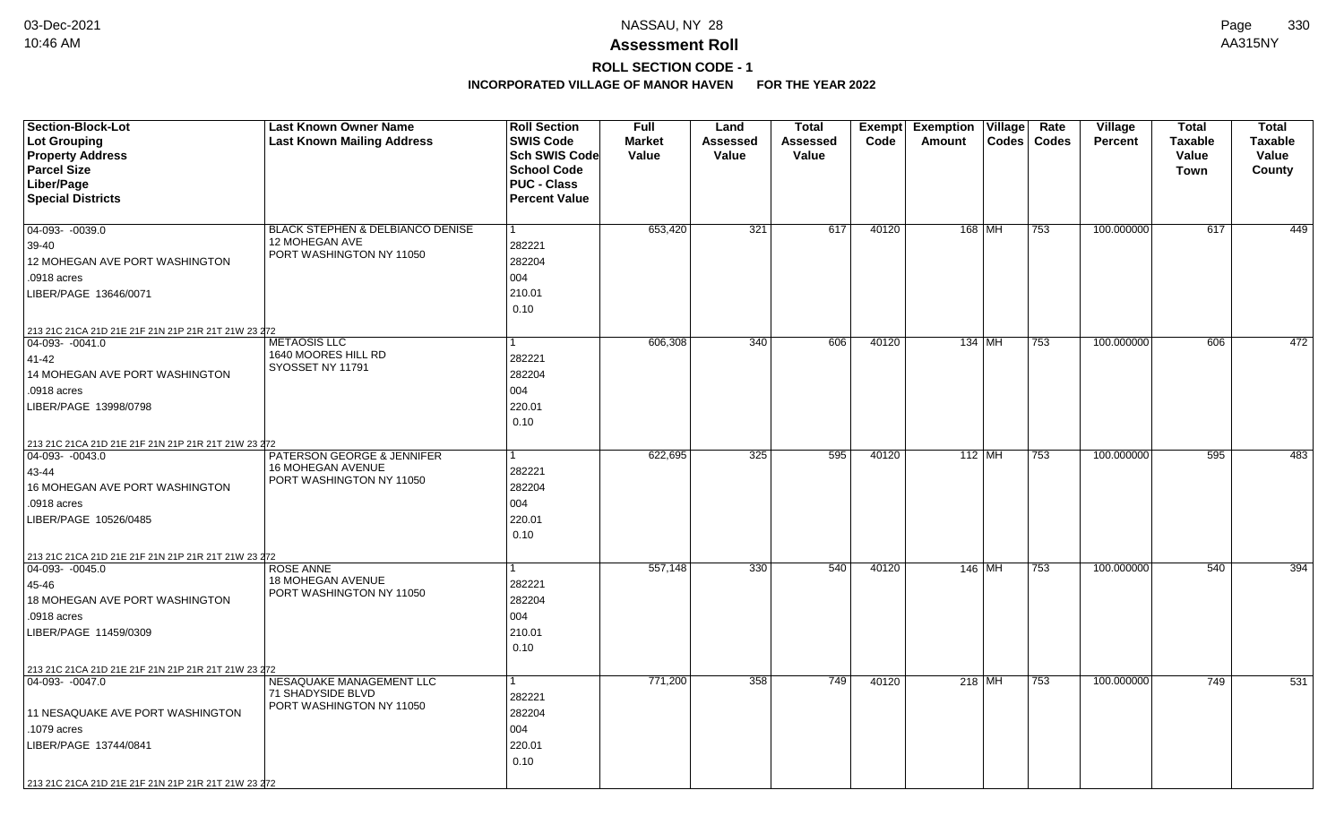# Assessment Roll

## ROLL SECTION CODE - 1

### INCORPORATED VILLAGE OF MANOR HAVEN FOR THE YEAR 2022

| Section-Block-Lot<br>Lot Grouping<br>Property Address<br>Parcel Size<br>Liber/Page<br>Special Districts | Last Known Owner Name<br>Last Known Mailing Address | Roll Section<br>SWIS Code<br>Sch SWIS Code<br>School Code<br>PUC - Class<br>Percent Value | Full Market Value | Land Assessed Value | Total Assessed Value | Exempt Code | Exemption Amount | Village Codes | Rate Codes | Village Percent | Total Taxable Value Town | Total Taxable Value County |
|---|---|---|---|---|---|---|---|---|---|---|---|---|
| 04-093- -0039.0<br>39-40<br>12 MOHEGAN AVE PORT WASHINGTON<br>.0918 acres<br>LIBER/PAGE 13646/0071<br>213 21C 21CA 21D 21E 21F 21N 21P 21R 21T 21W 23 272 | BLACK STEPHEN & DELBIANCO DENISE<br>12 MOHEGAN AVE<br>PORT WASHINGTON NY 11050 | 1<br>282221<br>282204<br>004<br>210.01<br>0.10 | 653,420 | 321 | 617 | 40120 | 168 | MH | 753 | 100.000000 | 617 | 449 |
| 04-093- -0041.0<br>41-42<br>14 MOHEGAN AVE PORT WASHINGTON<br>.0918 acres<br>LIBER/PAGE 13998/0798<br>213 21C 21CA 21D 21E 21F 21N 21P 21R 21T 21W 23 272 | METAOSIS LLC<br>1640 MOORES HILL RD<br>SYOSSET NY 11791 | 1<br>282221<br>282204<br>004<br>220.01<br>0.10 | 606,308 | 340 | 606 | 40120 | 134 | MH | 753 | 100.000000 | 606 | 472 |
| 04-093- -0043.0<br>43-44<br>16 MOHEGAN AVE PORT WASHINGTON<br>.0918 acres<br>LIBER/PAGE 10526/0485<br>213 21C 21CA 21D 21E 21F 21N 21P 21R 21T 21W 23 272 | PATERSON GEORGE & JENNIFER<br>16 MOHEGAN AVENUE<br>PORT WASHINGTON NY 11050 | 1<br>282221<br>282204<br>004<br>220.01<br>0.10 | 622,695 | 325 | 595 | 40120 | 112 | MH | 753 | 100.000000 | 595 | 483 |
| 04-093- -0045.0<br>45-46<br>18 MOHEGAN AVE PORT WASHINGTON<br>.0918 acres<br>LIBER/PAGE 11459/0309<br>213 21C 21CA 21D 21E 21F 21N 21P 21R 21T 21W 23 272 | ROSE ANNE<br>18 MOHEGAN AVENUE<br>PORT WASHINGTON NY 11050 | 1<br>282221<br>282204<br>004<br>210.01<br>0.10 | 557,148 | 330 | 540 | 40120 | 146 | MH | 753 | 100.000000 | 540 | 394 |
| 04-093- -0047.0<br><br>11 NESAQUAKE AVE PORT WASHINGTON<br>.1079 acres<br>LIBER/PAGE 13744/0841<br>213 21C 21CA 21D 21E 21F 21N 21P 21R 21T 21W 23 272 | NESAQUAKE MANAGEMENT LLC<br>71 SHADYSIDE BLVD<br>PORT WASHINGTON NY 11050 | 1<br>282221<br>282204<br>004<br>220.01<br>0.10 | 771,200 | 358 | 749 | 40120 | 218 | MH | 753 | 100.000000 | 749 | 531 |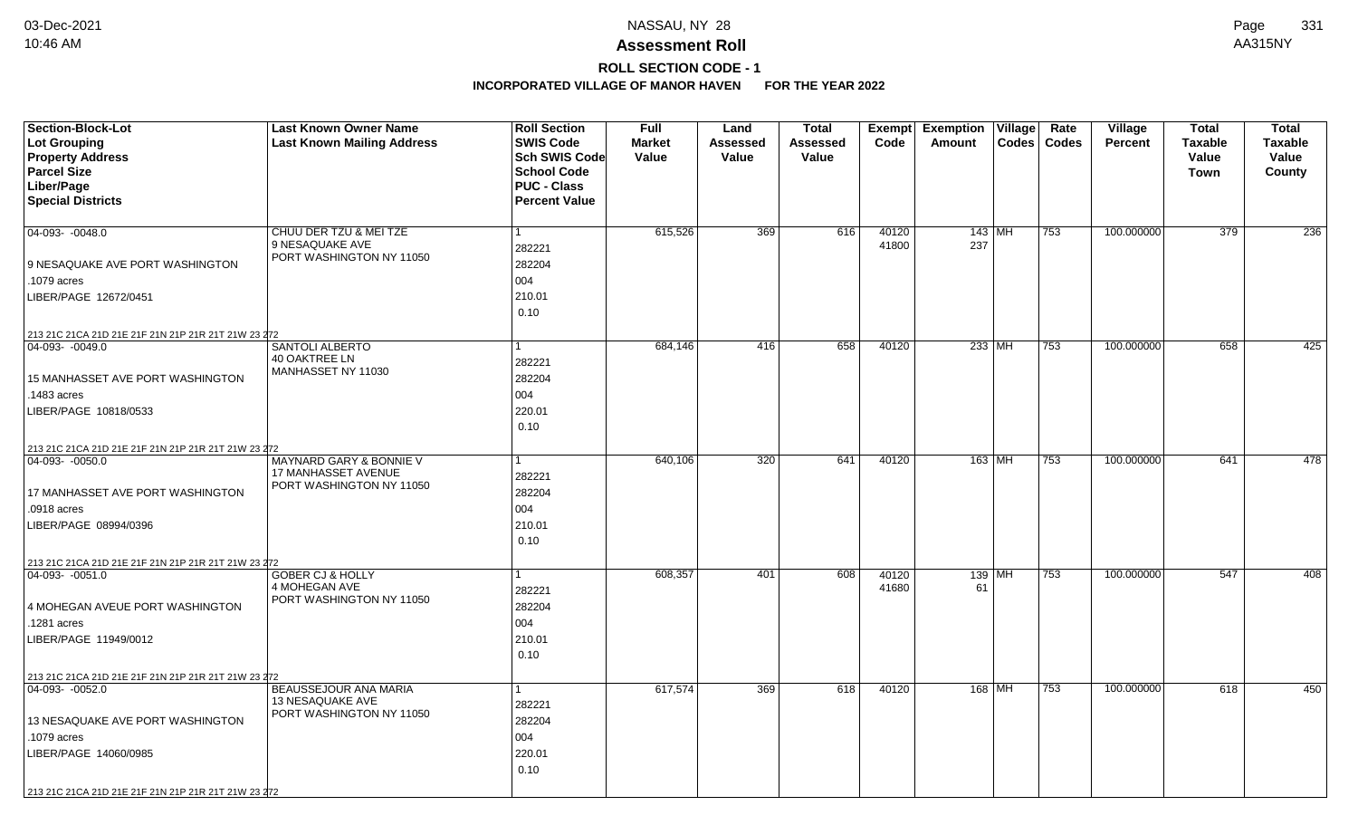# NASSAU, NY 28

## Assessment Roll

### ROLL SECTION CODE - 1

**INCORPORATED VILLAGE OF MANOR HAVEN FOR THE YEAR 2022**

| Section-Block-Lot<br>Lot Grouping<br>Property Address<br>Parcel Size<br>Liber/Page<br>Special Districts | Last Known Owner Name<br>Last Known Mailing Address | Roll Section<br>SWIS Code<br>Sch SWIS Code<br>School Code<br>PUC - Class<br>Percent Value | Full Market Value | Land Assessed Value | Total Assessed Value | Exempt Code | Exemption Amount | Village Codes | Rate Codes | Village Percent | Total Taxable Value Town | Total Taxable Value County |
|---|---|---|---|---|---|---|---|---|---|---|---|---|
| 04-093- -0048.0<br>9 NESAQUAKE AVE PORT WASHINGTON<br>.1079 acres<br>LIBER/PAGE 12672/0451<br>213 21C 21CA 21D 21E 21F 21N 21P 21R 21T 21W 23 272 | CHUU DER TZU & MEI TZE<br>9 NESAQUAKE AVE<br>PORT WASHINGTON NY 11050 | 1<br>282221<br>282204<br>004<br>210.01<br>0.10 | 615,526 | 369 | 616 | 40120<br>41800 | 143<br>237 | MH | 753 | 100.000000 | 379 | 236 |
| 04-093- -0049.0<br>15 MANHASSET AVE PORT WASHINGTON<br>.1483 acres<br>LIBER/PAGE 10818/0533<br>213 21C 21CA 21D 21E 21F 21N 21P 21R 21T 21W 23 272 | SANTOLI ALBERTO<br>40 OAKTREE LN<br>MANHASSET NY 11030 | 1<br>282221<br>282204<br>004<br>220.01<br>0.10 | 684,146 | 416 | 658 | 40120 | 233 | MH | 753 | 100.000000 | 658 | 425 |
| 04-093- -0050.0<br>17 MANHASSET AVE PORT WASHINGTON<br>.0918 acres<br>LIBER/PAGE 08994/0396<br>213 21C 21CA 21D 21E 21F 21N 21P 21R 21T 21W 23 272 | MAYNARD GARY & BONNIE V<br>17 MANHASSET AVENUE<br>PORT WASHINGTON NY 11050 | 1<br>282221<br>282204<br>004<br>210.01<br>0.10 | 640,106 | 320 | 641 | 40120 | 163 | MH | 753 | 100.000000 | 641 | 478 |
| 04-093- -0051.0<br>4 MOHEGAN AVEUE PORT WASHINGTON<br>.1281 acres<br>LIBER/PAGE 11949/0012<br>213 21C 21CA 21D 21E 21F 21N 21P 21R 21T 21W 23 272 | GOBER CJ & HOLLY<br>4 MOHEGAN AVE<br>PORT WASHINGTON NY 11050 | 1<br>282221<br>282204<br>004<br>210.01<br>0.10 | 608,357 | 401 | 608 | 40120<br>41680 | 139<br>61 | MH | 753 | 100.000000 | 547 | 408 |
| 04-093- -0052.0<br>13 NESAQUAKE AVE PORT WASHINGTON<br>.1079 acres<br>LIBER/PAGE 14060/0985<br>213 21C 21CA 21D 21E 21F 21N 21P 21R 21T 21W 23 272 | BEAUSSEJOUR ANA MARIA<br>13 NESAQUAKE AVE<br>PORT WASHINGTON NY 11050 | 1<br>282221<br>282204<br>004<br>220.01<br>0.10 | 617,574 | 369 | 618 | 40120 | 168 | MH | 753 | 100.000000 | 618 | 450 |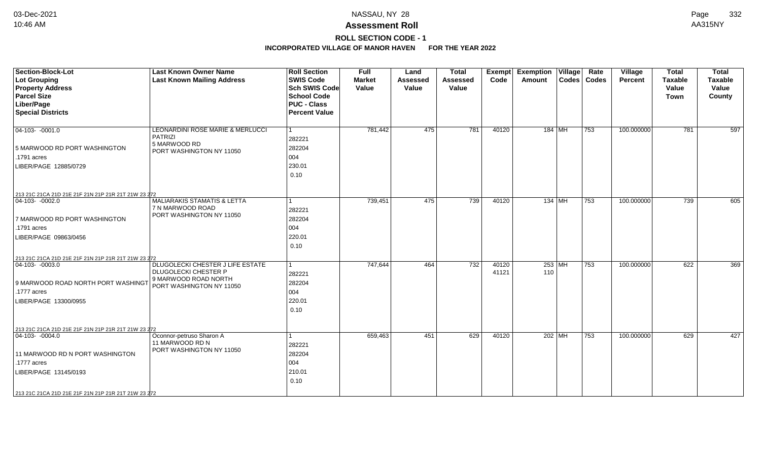# Assessment Roll

**ROLL SECTION CODE - 1**

**INCORPORATED VILLAGE OF MANOR HAVEN FOR THE YEAR 2022**

NASSAU, NY 28

AA315NY

| Section-Block-Lot<br>Lot Grouping<br>Property Address<br>Parcel Size<br>Liber/Page<br>Special Districts | Last Known Owner Name<br>Last Known Mailing Address | Roll Section<br>SWIS Code<br>Sch SWIS Code<br>School Code<br>PUC - Class<br>Percent Value | Full Market Value | Land Assessed Value | Total Assessed Value | Exempt Code | Exemption Amount | Village Codes | Rate Codes | Village Percent | Total Taxable Value Town | Total Taxable Value County |
|---|---|---|---|---|---|---|---|---|---|---|---|---|
| 04-103- -0001.0<br>5 MARWOOD RD PORT WASHINGTON<br>.1791 acres<br>LIBER/PAGE 12885/0729<br>213 21C 21CA 21D 21E 21F 21N 21P 21R 21T 21W 23 272 | LEONARDINI ROSE MARIE & MERLUCCI PATRIZI<br>5 MARWOOD RD<br>PORT WASHINGTON NY 11050 | 1<br>282221<br>282204<br>004<br>230.01<br>0.10 | 781,442 | 475 | 781 | 40120 | 184 | MH | 753 | 100.000000 | 781 | 597 |
| 04-103- -0002.0<br>7 MARWOOD RD PORT WASHINGTON<br>.1791 acres<br>LIBER/PAGE 09863/0456<br>213 21C 21CA 21D 21E 21F 21N 21P 21R 21T 21W 23 272 | MALIARAKIS STAMATIS & LETTA<br>7 N MARWOOD ROAD<br>PORT WASHINGTON NY 11050 | 1<br>282221<br>282204<br>004<br>220.01<br>0.10 | 739,451 | 475 | 739 | 40120 | 134 | MH | 753 | 100.000000 | 739 | 605 |
| 04-103- -0003.0<br>9 MARWOOD ROAD NORTH PORT WASHINGT<br>.1777 acres<br>LIBER/PAGE 13300/0955<br>213 21C 21CA 21D 21E 21F 21N 21P 21R 21T 21W 23 272 | DLUGOLECKI CHESTER J LIFE ESTATE<br>DLUGOLECKI CHESTER P<br>9 MARWOOD ROAD NORTH<br>PORT WASHINGTON NY 11050 | 1<br>282221<br>282204<br>004<br>220.01<br>0.10 | 747,644 | 464 | 732 | 40120<br>41121 | 253<br>110 | MH | 753 | 100.000000 | 622 | 369 |
| 04-103- -0004.0<br>11 MARWOOD RD N PORT WASHINGTON<br>.1777 acres<br>LIBER/PAGE 13145/0193<br>213 21C 21CA 21D 21E 21F 21N 21P 21R 21T 21W 23 272 | Oconnor-petruso Sharon A<br>11 MARWOOD RD N<br>PORT WASHINGTON NY 11050 | 1<br>282221<br>282204<br>004<br>210.01<br>0.10 | 659,463 | 451 | 629 | 40120 | 202 | MH | 753 | 100.000000 | 629 | 427 |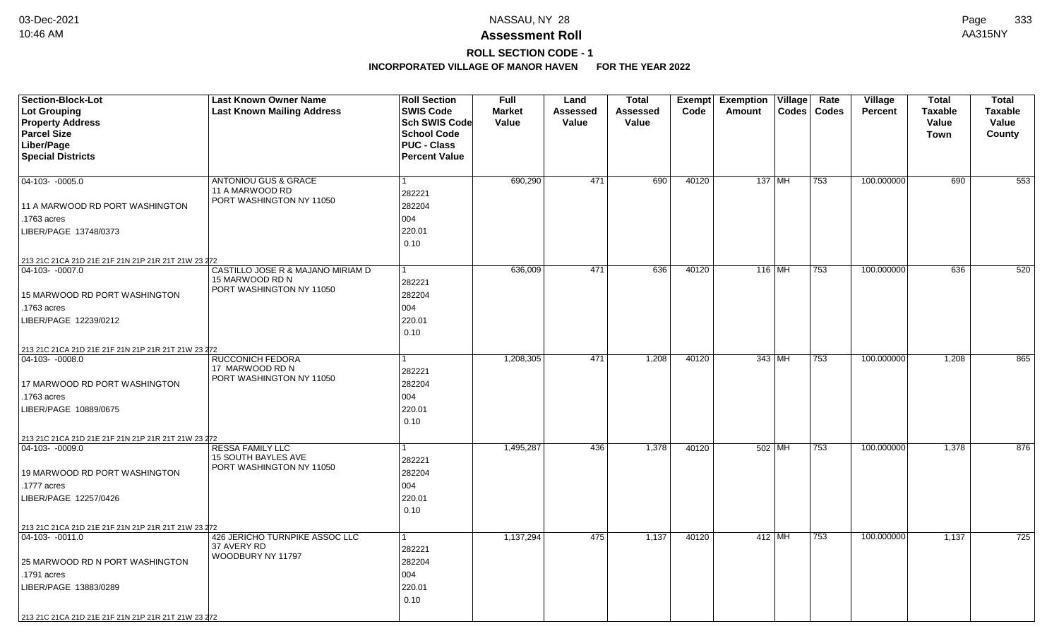# Assessment Roll

## ROLL SECTION CODE - 1

### INCORPORATED VILLAGE OF MANOR HAVEN FOR THE YEAR 2022

| Section-Block-Lot<br>Lot Grouping<br>Property Address<br>Parcel Size<br>Liber/Page<br>Special Districts | Last Known Owner Name<br>Last Known Mailing Address | Roll Section<br>SWIS Code<br>Sch SWIS Code<br>School Code<br>PUC - Class<br>Percent Value | Full Market Value | Land Assessed Value | Total Assessed Value | Exempt Code | Exemption Amount | Village Codes | Rate Codes | Village Percent | Total Taxable Value Town | Total Taxable Value County |
|---|---|---|---|---|---|---|---|---|---|---|---|---|
| 04-103- -0005.0<br>11 A MARWOOD RD PORT WASHINGTON<br>.1763 acres<br>LIBER/PAGE 13748/0373<br>213 21C 21CA 21D 21E 21F 21N 21P 21R 21T 21W 23 272 | ANTONIOU GUS & GRACE<br>11 A MARWOOD RD<br>PORT WASHINGTON NY 11050 | 1<br>282221<br>282204<br>004<br>220.01<br>0.10 | 690,290 | 471 | 690 | 40120 | 137 | MH | 753 | 100.000000 | 690 | 553 |
| 04-103- -0007.0<br>15 MARWOOD RD PORT WASHINGTON<br>.1763 acres<br>LIBER/PAGE 12239/0212<br>213 21C 21CA 21D 21E 21F 21N 21P 21R 21T 21W 23 272 | CASTILLO JOSE R & MAJANO MIRIAM D<br>15 MARWOOD RD N<br>PORT WASHINGTON NY 11050 | 1<br>282221<br>282204<br>004<br>220.01<br>0.10 | 636,009 | 471 | 636 | 40120 | 116 | MH | 753 | 100.000000 | 636 | 520 |
| 04-103- -0008.0<br>17 MARWOOD RD PORT WASHINGTON<br>.1763 acres<br>LIBER/PAGE 10889/0675<br>213 21C 21CA 21D 21E 21F 21N 21P 21R 21T 21W 23 272 | RUCCONICH FEDORA<br>17 MARWOOD RD N<br>PORT WASHINGTON NY 11050 | 1<br>282221<br>282204<br>004<br>220.01<br>0.10 | 1,208,305 | 471 | 1,208 | 40120 | 343 | MH | 753 | 100.000000 | 1,208 | 865 |
| 04-103- -0009.0<br>19 MARWOOD RD PORT WASHINGTON<br>.1777 acres<br>LIBER/PAGE 12257/0426<br>213 21C 21CA 21D 21E 21F 21N 21P 21R 21T 21W 23 272 | RESSA FAMILY LLC<br>15 SOUTH BAYLES AVE<br>PORT WASHINGTON NY 11050 | 1<br>282221<br>282204<br>004<br>220.01<br>0.10 | 1,495,287 | 436 | 1,378 | 40120 | 502 | MH | 753 | 100.000000 | 1,378 | 876 |
| 04-103- -0011.0<br>25 MARWOOD RD N PORT WASHINGTON<br>.1791 acres<br>LIBER/PAGE 13883/0289<br>213 21C 21CA 21D 21E 21F 21N 21P 21R 21T 21W 23 272 | 426 JERICHO TURNPIKE ASSOC LLC<br>37 AVERY RD<br>WOODBURY NY 11797 | 1<br>282221<br>282204<br>004<br>220.01<br>0.10 | 1,137,294 | 475 | 1,137 | 40120 | 412 | MH | 753 | 100.000000 | 1,137 | 725 |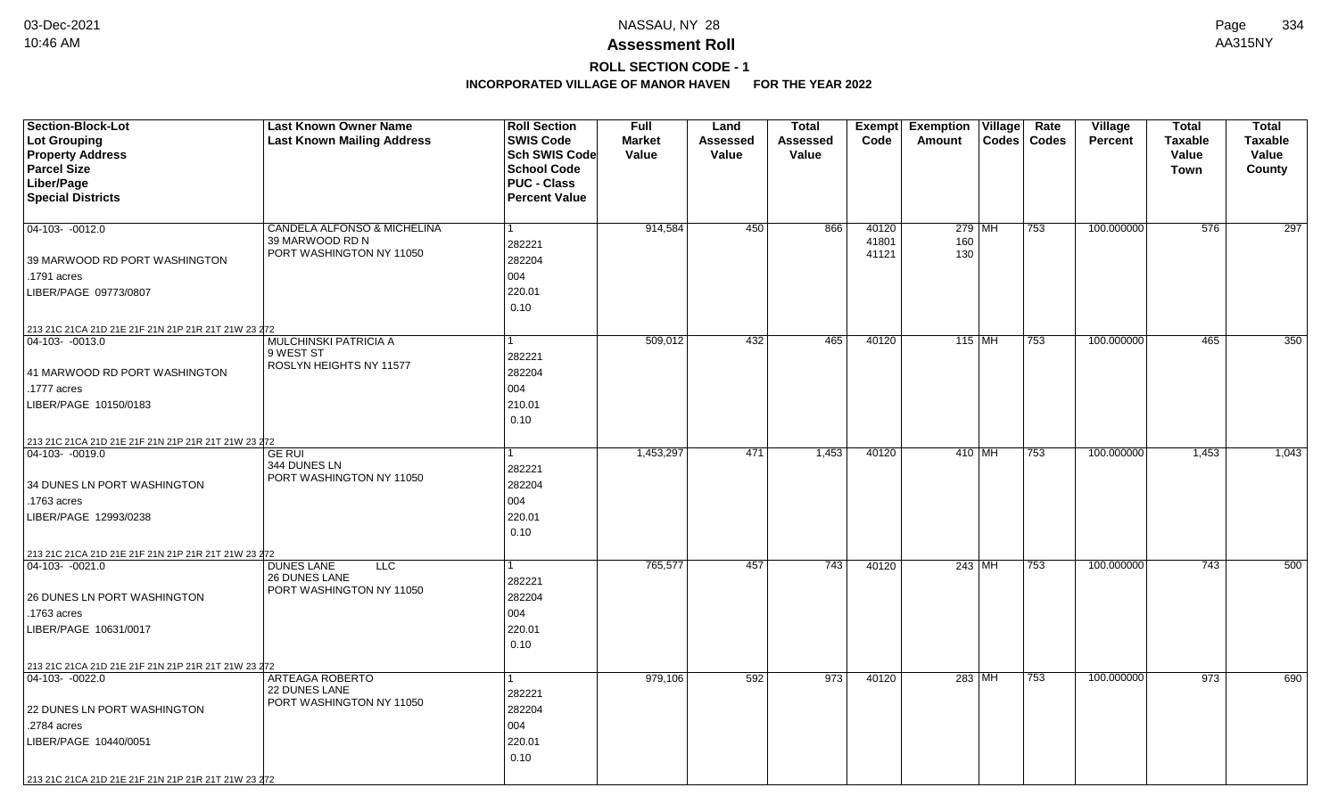# Assessment Roll

## ROLL SECTION CODE - 1

### INCORPORATED VILLAGE OF MANOR HAVEN FOR THE YEAR 2022

| Section-Block-Lot / Lot Grouping / Property Address / Parcel Size / Liber/Page / Special Districts | Last Known Owner Name / Last Known Mailing Address | Roll Section / SWIS Code / Sch SWIS Code / School Code / PUC - Class / Percent Value | Full Market Value | Land Assessed Value | Total Assessed Value | Exempt Code | Exemption Amount | Village Codes | Rate Codes | Village Percent | Total Taxable Value Town | Total Taxable Value County |
|---|---|---|---|---|---|---|---|---|---|---|---|---|
| 04-103- -0012.0<br>39 MARWOOD RD PORT WASHINGTON<br>.1791 acres<br>LIBER/PAGE 09773/0807<br>213 21C 21CA 21D 21E 21F 21N 21P 21R 21T 21W 23 272 | CANDELA ALFONSO & MICHELINA<br>39 MARWOOD RD N<br>PORT WASHINGTON NY 11050 | 1<br>282221<br>282204<br>004<br>220.01<br>0.10 | 914,584 | 450 | 866 | 40120<br>41801<br>41121 | 279<br>160<br>130 | MH | 753 | 100.000000 | 576 | 297 |
| 04-103- -0013.0<br>41 MARWOOD RD PORT WASHINGTON<br>.1777 acres<br>LIBER/PAGE 10150/0183<br>213 21C 21CA 21D 21E 21F 21N 21P 21R 21T 21W 23 272 | MULCHINSKI PATRICIA A<br>9 WEST ST<br>ROSLYN HEIGHTS NY 11577 | 1<br>282221<br>282204<br>004<br>210.01<br>0.10 | 509,012 | 432 | 465 | 40120 | 115 | MH | 753 | 100.000000 | 465 | 350 |
| 04-103- -0019.0<br>34 DUNES LN PORT WASHINGTON<br>.1763 acres<br>LIBER/PAGE 12993/0238<br>213 21C 21CA 21D 21E 21F 21N 21P 21R 21T 21W 23 272 | GE RUI<br>344 DUNES LN<br>PORT WASHINGTON NY 11050 | 1<br>282221<br>282204<br>004<br>220.01<br>0.10 | 1,453,297 | 471 | 1,453 | 40120 | 410 | MH | 753 | 100.000000 | 1,453 | 1,043 |
| 04-103- -0021.0<br>26 DUNES LN PORT WASHINGTON<br>.1763 acres<br>LIBER/PAGE 10631/0017<br>213 21C 21CA 21D 21E 21F 21N 21P 21R 21T 21W 23 272 | DUNES LANE LLC<br>26 DUNES LANE<br>PORT WASHINGTON NY 11050 | 1<br>282221<br>282204<br>004<br>220.01<br>0.10 | 765,577 | 457 | 743 | 40120 | 243 | MH | 753 | 100.000000 | 743 | 500 |
| 04-103- -0022.0<br>22 DUNES LN PORT WASHINGTON<br>.2784 acres<br>LIBER/PAGE 10440/0051<br>213 21C 21CA 21D 21E 21F 21N 21P 21R 21T 21W 23 272 | ARTEAGA ROBERTO<br>22 DUNES LANE<br>PORT WASHINGTON NY 11050 | 1<br>282221<br>282204<br>004<br>220.01<br>0.10 | 979,106 | 592 | 973 | 40120 | 283 | MH | 753 | 100.000000 | 973 | 690 |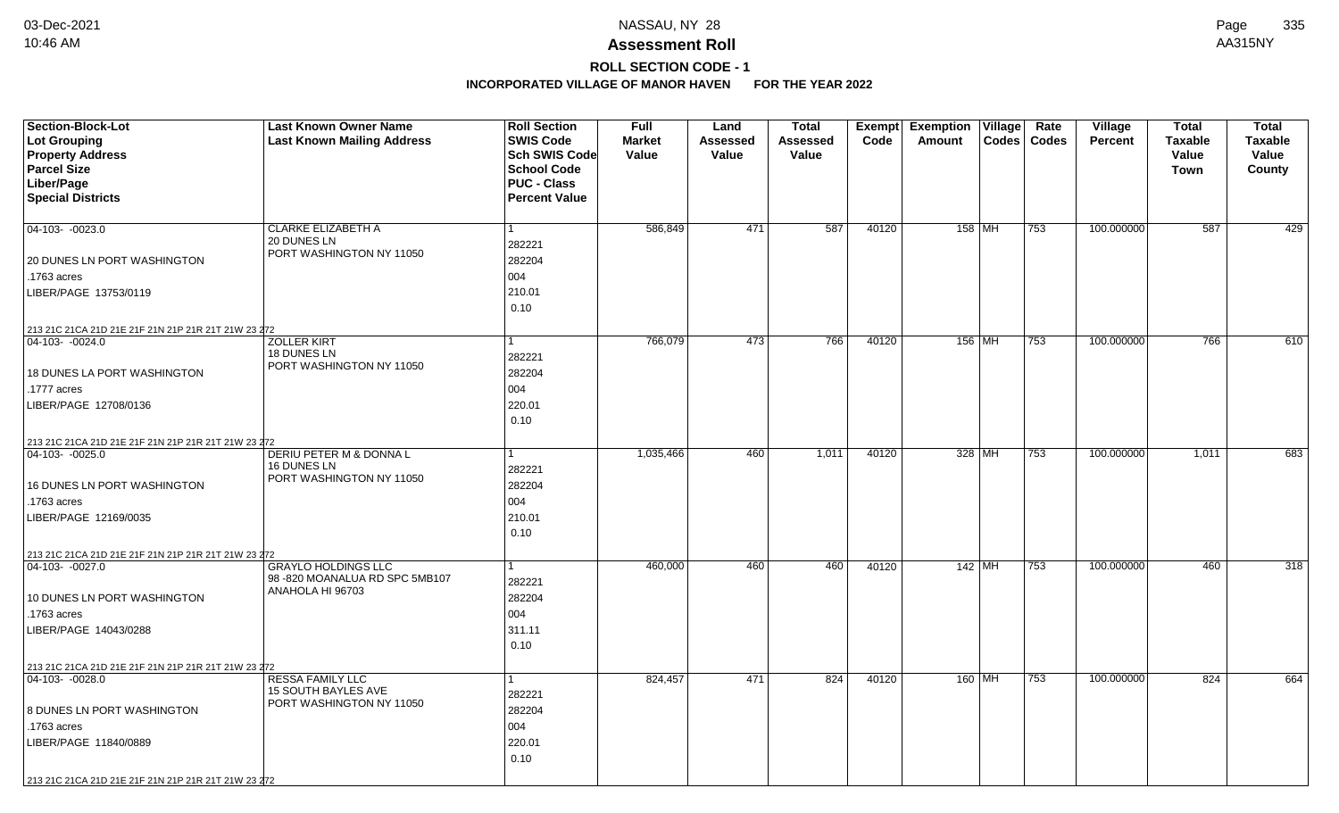# Assessment Roll

## ROLL SECTION CODE - 1

### INCORPORATED VILLAGE OF MANOR HAVEN FOR THE YEAR 2022

| Section-Block-Lot<br>Lot Grouping<br>Property Address<br>Parcel Size<br>Liber/Page<br>Special Districts | Last Known Owner Name<br>Last Known Mailing Address | Roll Section<br>SWIS Code<br>Sch SWIS Code<br>School Code<br>PUC - Class<br>Percent Value | Full Market Value | Land Assessed Value | Total Assessed Value | Exempt Code | Exemption Amount | Village Codes | Rate Codes | Village Percent | Total Taxable Value Town | Total Taxable Value County |
|---|---|---|---|---|---|---|---|---|---|---|---|---|
| 04-103- -0023.0<br>20 DUNES LN PORT WASHINGTON<br>.1763 acres<br>LIBER/PAGE 13753/0119<br>213 21C 21CA 21D 21E 21F 21N 21P 21R 21T 21W 23 272 | CLARKE ELIZABETH A<br>20 DUNES LN<br>PORT WASHINGTON NY 11050 | 1<br>282221<br>282204<br>004<br>210.01<br>0.10 | 586,849 | 471 | 587 | 40120 | 158 | MH | 753 | 100.000000 | 587 | 429 |
| 04-103- -0024.0<br>18 DUNES LA PORT WASHINGTON<br>.1777 acres<br>LIBER/PAGE 12708/0136<br>213 21C 21CA 21D 21E 21F 21N 21P 21R 21T 21W 23 272 | ZOLLER KIRT<br>18 DUNES LN<br>PORT WASHINGTON NY 11050 | 1<br>282221<br>282204<br>004<br>220.01<br>0.10 | 766,079 | 473 | 766 | 40120 | 156 | MH | 753 | 100.000000 | 766 | 610 |
| 04-103- -0025.0<br>16 DUNES LN PORT WASHINGTON<br>.1763 acres<br>LIBER/PAGE 12169/0035<br>213 21C 21CA 21D 21E 21F 21N 21P 21R 21T 21W 23 272 | DERIU PETER M & DONNA L<br>16 DUNES LN<br>PORT WASHINGTON NY 11050 | 1<br>282221<br>282204<br>004<br>210.01<br>0.10 | 1,035,466 | 460 | 1,011 | 40120 | 328 | MH | 753 | 100.000000 | 1,011 | 683 |
| 04-103- -0027.0<br>10 DUNES LN PORT WASHINGTON<br>.1763 acres<br>LIBER/PAGE 14043/0288<br>213 21C 21CA 21D 21E 21F 21N 21P 21R 21T 21W 23 272 | GRAYLO HOLDINGS LLC<br>98 -820 MOANALUA RD SPC 5MB107<br>ANAHOLA HI 96703 | 1<br>282221<br>282204<br>004<br>311.11<br>0.10 | 460,000 | 460 | 460 | 40120 | 142 | MH | 753 | 100.000000 | 460 | 318 |
| 04-103- -0028.0<br>8 DUNES LN PORT WASHINGTON<br>.1763 acres<br>LIBER/PAGE 11840/0889<br>213 21C 21CA 21D 21E 21F 21N 21P 21R 21T 21W 23 272 | RESSA FAMILY LLC<br>15 SOUTH BAYLES AVE<br>PORT WASHINGTON NY 11050 | 1<br>282221<br>282204<br>004<br>220.01<br>0.10 | 824,457 | 471 | 824 | 40120 | 160 | MH | 753 | 100.000000 | 824 | 664 |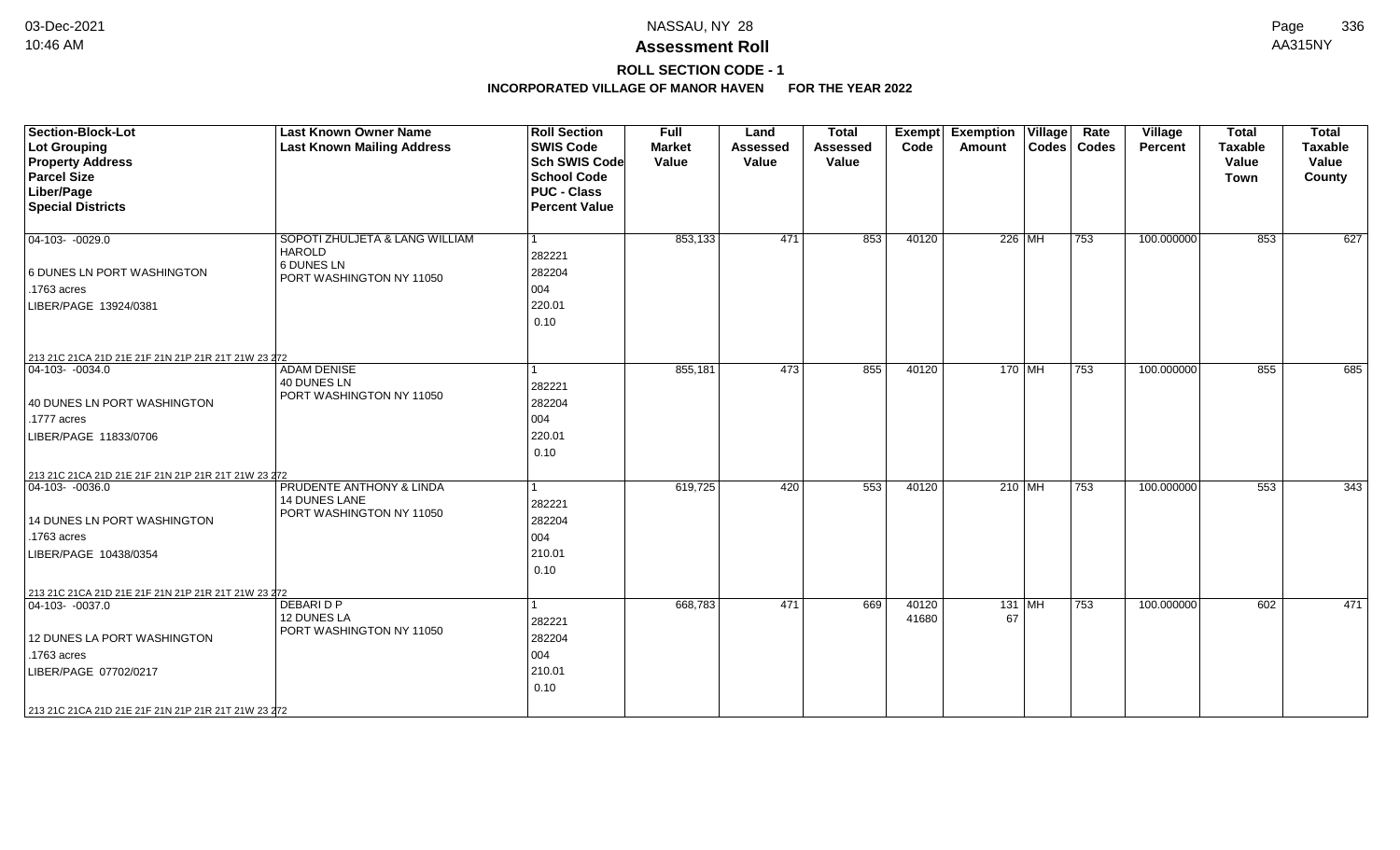# NASSAU, NY 28

## Assessment Roll

### ROLL SECTION CODE - 1

**INCORPORATED VILLAGE OF MANOR HAVEN FOR THE YEAR 2022**

| Section-Block-Lot<br>Lot Grouping<br>Property Address<br>Parcel Size<br>Liber/Page<br>Special Districts | Last Known Owner Name<br>Last Known Mailing Address | Roll Section<br>SWIS Code<br>Sch SWIS Code<br>School Code<br>PUC - Class<br>Percent Value | Full Market Value | Land Assessed Value | Total Assessed Value | Exempt Code | Exemption Amount | Village Codes | Rate Codes | Village Percent | Total Taxable Value Town | Total Taxable Value County |
|---|---|---|---|---|---|---|---|---|---|---|---|---|
| 04-103- -0029.0<br>6 DUNES LN PORT WASHINGTON<br>.1763 acres<br>LIBER/PAGE 13924/0381<br>213 21C 21CA 21D 21E 21F 21N 21P 21R 21T 21W 23 272 | SOPOTI ZHULJETA & LANG WILLIAM HAROLD<br>6 DUNES LN<br>PORT WASHINGTON NY 11050 | 1<br>282221<br>282204<br>004<br>220.01<br>0.10 | 853,133 | 471 | 853 | 40120 | 226 | MH | 753 | 100.000000 | 853 | 627 |
| 04-103- -0034.0<br>40 DUNES LN PORT WASHINGTON<br>.1777 acres<br>LIBER/PAGE 11833/0706<br>213 21C 21CA 21D 21E 21F 21N 21P 21R 21T 21W 23 272 | ADAM DENISE<br>40 DUNES LN<br>PORT WASHINGTON NY 11050 | 1<br>282221<br>282204<br>004<br>220.01<br>0.10 | 855,181 | 473 | 855 | 40120 | 170 | MH | 753 | 100.000000 | 855 | 685 |
| 04-103- -0036.0<br>14 DUNES LN PORT WASHINGTON<br>.1763 acres<br>LIBER/PAGE 10438/0354<br>213 21C 21CA 21D 21E 21F 21N 21P 21R 21T 21W 23 272 | PRUDENTE ANTHONY & LINDA<br>14 DUNES LANE<br>PORT WASHINGTON NY 11050 | 1<br>282221<br>282204<br>004<br>210.01<br>0.10 | 619,725 | 420 | 553 | 40120 | 210 | MH | 753 | 100.000000 | 553 | 343 |
| 04-103- -0037.0<br>12 DUNES LA PORT WASHINGTON<br>.1763 acres<br>LIBER/PAGE 07702/0217<br>213 21C 21CA 21D 21E 21F 21N 21P 21R 21T 21W 23 272 | DEBARI D P<br>12 DUNES LA<br>PORT WASHINGTON NY 11050 | 1<br>282221<br>282204<br>004<br>210.01<br>0.10 | 668,783 | 471 | 669 | 40120<br>41680 | 131<br>67 | MH | 753 | 100.000000 | 602 | 471 |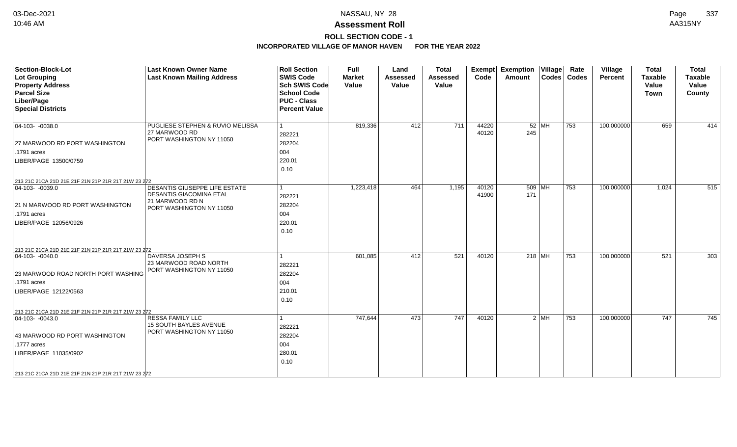# Assessment Roll

## ROLL SECTION CODE - 1

### INCORPORATED VILLAGE OF MANOR HAVEN    FOR THE YEAR 2022

| Section-Block-Lot<br>Lot Grouping<br>Property Address<br>Parcel Size<br>Liber/Page<br>Special Districts | Last Known Owner Name<br>Last Known Mailing Address | Roll Section<br>SWIS Code<br>Sch SWIS Code<br>School Code<br>PUC - Class<br>Percent Value | Full Market Value | Land Assessed Value | Total Assessed Value | Exempt Code | Exemption Amount | Village Codes | Rate Codes | Village Percent | Total Taxable Value Town | Total Taxable Value County |
|---|---|---|---|---|---|---|---|---|---|---|---|---|
| 04-103- -0038.0<br>27 MARWOOD RD PORT WASHINGTON<br>.1791 acres<br>LIBER/PAGE 13500/0759<br>213 21C 21CA 21D 21E 21F 21N 21P 21R 21T 21W 23 272 | PUGLIESE STEPHEN & RUVIO MELISSA<br>27 MARWOOD RD<br>PORT WASHINGTON NY 11050 | 1<br>282221<br>282204<br>004<br>220.01<br>0.10 | 819,336 | 412 | 711 | 44220<br>40120 | 52<br>245 | MH | 753 | 100.000000 | 659 | 414 |
| 04-103- -0039.0<br>21 N MARWOOD RD PORT WASHINGTON<br>.1791 acres<br>LIBER/PAGE 12056/0926<br>213 21C 21CA 21D 21E 21F 21N 21P 21R 21T 21W 23 272 | DESANTIS GIUSEPPE LIFE ESTATE<br>DESANTIS GIACOMINA ETAL<br>21 MARWOOD RD N<br>PORT WASHINGTON NY 11050 | 1<br>282221<br>282204<br>004<br>220.01<br>0.10 | 1,223,418 | 464 | 1,195 | 40120<br>41900 | 509<br>171 | MH | 753 | 100.000000 | 1,024 | 515 |
| 04-103- -0040.0<br>23 MARWOOD ROAD NORTH PORT WASHING<br>.1791 acres<br>LIBER/PAGE 12122/0563<br>213 21C 21CA 21D 21E 21F 21N 21P 21R 21T 21W 23 272 | DAVERSA JOSEPH S<br>23 MARWOOD ROAD NORTH<br>PORT WASHINGTON NY 11050 | 1<br>282221<br>282204<br>004<br>210.01<br>0.10 | 601,085 | 412 | 521 | 40120 | 218 | MH | 753 | 100.000000 | 521 | 303 |
| 04-103- -0043.0<br>43 MARWOOD RD PORT WASHINGTON<br>.1777 acres<br>LIBER/PAGE 11035/0902<br>213 21C 21CA 21D 21E 21F 21N 21P 21R 21T 21W 23 272 | RESSA FAMILY LLC<br>15 SOUTH BAYLES AVENUE<br>PORT WASHINGTON NY 11050 | 1<br>282221<br>282204<br>004<br>280.01<br>0.10 | 747,644 | 473 | 747 | 40120 | 2 | MH | 753 | 100.000000 | 747 | 745 |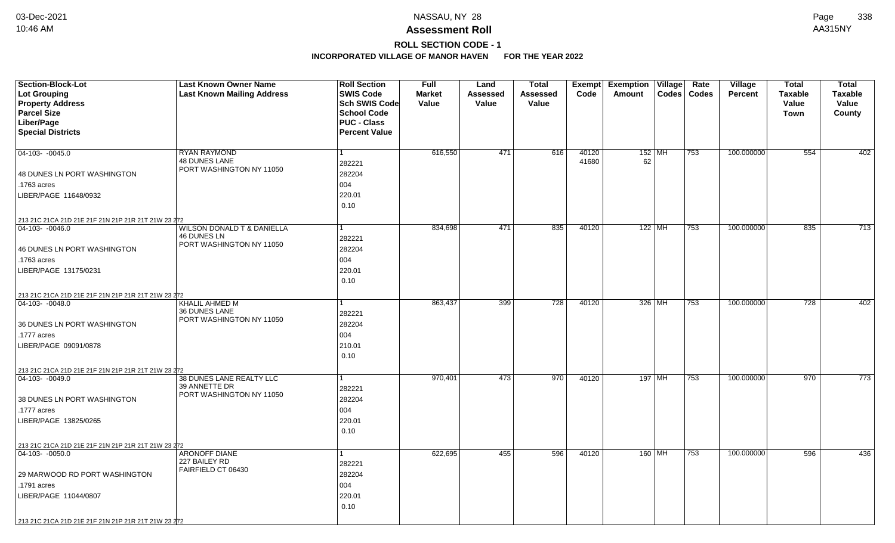# NASSAU, NY 28

## Assessment Roll

### ROLL SECTION CODE - 1

**INCORPORATED VILLAGE OF MANOR HAVEN FOR THE YEAR 2022**

| Section-Block-Lot<br>Lot Grouping<br>Property Address<br>Parcel Size<br>Liber/Page<br>Special Districts | Last Known Owner Name<br>Last Known Mailing Address | Roll Section<br>SWIS Code<br>Sch SWIS Code<br>School Code<br>PUC - Class<br>Percent Value | Full Market Value | Land Assessed Value | Total Assessed Value | Exempt Code | Exemption Amount | Village Codes | Rate Codes | Village Percent | Total Taxable Value Town | Total Taxable Value County |
|---|---|---|---|---|---|---|---|---|---|---|---|---|
| 04-103- -0045.0<br>48 DUNES LN PORT WASHINGTON<br>.1763 acres<br>LIBER/PAGE 11648/0932<br>213 21C 21CA 21D 21E 21F 21N 21P 21R 21T 21W 23 272 | RYAN RAYMOND<br>48 DUNES LANE<br>PORT WASHINGTON NY 11050 | 1<br>282221<br>282204<br>004<br>220.01<br>0.10 | 616,550 | 471 | 616 | 40120<br>41680 | 152<br>62 | MH | 753 | 100.000000 | 554 | 402 |
| 04-103- -0046.0<br>46 DUNES LN PORT WASHINGTON<br>.1763 acres<br>LIBER/PAGE 13175/0231<br>213 21C 21CA 21D 21E 21F 21N 21P 21R 21T 21W 23 272 | WILSON DONALD T & DANIELLA<br>46 DUNES LN<br>PORT WASHINGTON NY 11050 | 1<br>282221<br>282204<br>004<br>220.01<br>0.10 | 834,698 | 471 | 835 | 40120 | 122 | MH | 753 | 100.000000 | 835 | 713 |
| 04-103- -0048.0<br>36 DUNES LN PORT WASHINGTON<br>.1777 acres<br>LIBER/PAGE 09091/0878<br>213 21C 21CA 21D 21E 21F 21N 21P 21R 21T 21W 23 272 | KHALIL AHMED M<br>36 DUNES LANE<br>PORT WASHINGTON NY 11050 | 1<br>282221<br>282204<br>004<br>210.01<br>0.10 | 863,437 | 399 | 728 | 40120 | 326 | MH | 753 | 100.000000 | 728 | 402 |
| 04-103- -0049.0<br>38 DUNES LN PORT WASHINGTON<br>.1777 acres<br>LIBER/PAGE 13825/0265<br>213 21C 21CA 21D 21E 21F 21N 21P 21R 21T 21W 23 272 | 38 DUNES LANE REALTY LLC<br>39 ANNETTE DR<br>PORT WASHINGTON NY 11050 | 1<br>282221<br>282204<br>004<br>220.01<br>0.10 | 970,401 | 473 | 970 | 40120 | 197 | MH | 753 | 100.000000 | 970 | 773 |
| 04-103- -0050.0<br>29 MARWOOD RD PORT WASHINGTON<br>.1791 acres<br>LIBER/PAGE 11044/0807<br>213 21C 21CA 21D 21E 21F 21N 21P 21R 21T 21W 23 272 | ARONOFF DIANE<br>227 BAILEY RD<br>FAIRFIELD CT 06430 | 1<br>282221<br>282204<br>004<br>220.01<br>0.10 | 622,695 | 455 | 596 | 40120 | 160 | MH | 753 | 100.000000 | 596 | 436 |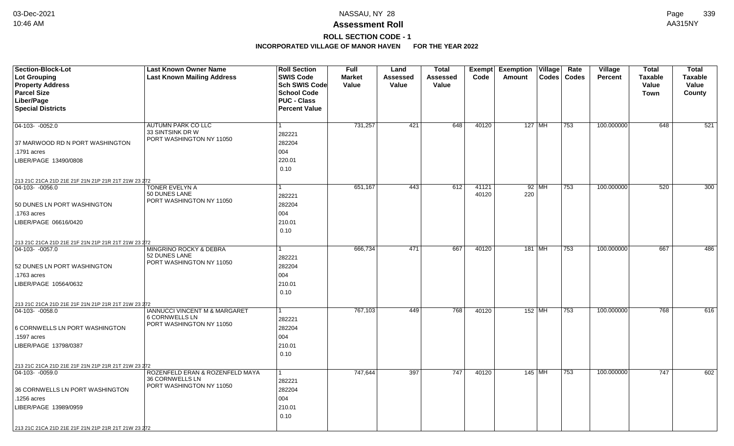NASSAU, NY 28

# Assessment Roll

## ROLL SECTION CODE - 1

### INCORPORATED VILLAGE OF MANOR HAVEN FOR THE YEAR 2022

| Section-Block-Lot<br>Lot Grouping<br>Property Address<br>Parcel Size<br>Liber/Page<br>Special Districts | Last Known Owner Name<br>Last Known Mailing Address | Roll Section<br>SWIS Code<br>Sch SWIS Code<br>School Code<br>PUC - Class<br>Percent Value | Full Market Value | Land Assessed Value | Total Assessed Value | Exempt Code | Exemption Amount | Village Codes | Rate Codes | Village Percent | Total Taxable Value Town | Total Taxable Value County |
|---|---|---|---|---|---|---|---|---|---|---|---|---|
| 04-103- -0052.0<br>37 MARWOOD RD N PORT WASHINGTON<br>.1791 acres<br>LIBER/PAGE 13490/0808<br>213 21C 21CA 21D 21E 21F 21N 21P 21R 21T 21W 23 272 | AUTUMN PARK CO LLC<br>33 SINTSINK DR W<br>PORT WASHINGTON NY 11050 | 1<br>282221<br>282204<br>004<br>220.01<br>0.10 | 731,257 | 421 | 648 | 40120 | 127 | MH | 753 | 100.000000 | 648 | 521 |
| 04-103- -0056.0<br>50 DUNES LN PORT WASHINGTON<br>.1763 acres<br>LIBER/PAGE 06616/0420<br>213 21C 21CA 21D 21E 21F 21N 21P 21R 21T 21W 23 272 | TONER EVELYN A<br>50 DUNES LANE<br>PORT WASHINGTON NY 11050 | 1<br>282221<br>282204<br>004<br>210.01<br>0.10 | 651,167 | 443 | 612 | 41121<br>40120 | 92<br>220 | MH | 753 | 100.000000 | 520 | 300 |
| 04-103- -0057.0<br>52 DUNES LN PORT WASHINGTON<br>.1763 acres<br>LIBER/PAGE 10564/0632<br>213 21C 21CA 21D 21E 21F 21N 21P 21R 21T 21W 23 272 | MINGRINO ROCKY & DEBRA<br>52 DUNES LANE<br>PORT WASHINGTON NY 11050 | 1<br>282221<br>282204<br>004<br>210.01<br>0.10 | 666,734 | 471 | 667 | 40120 | 181 | MH | 753 | 100.000000 | 667 | 486 |
| 04-103- -0058.0<br>6 CORNWELLS LN PORT WASHINGTON<br>.1597 acres<br>LIBER/PAGE 13798/0387<br>213 21C 21CA 21D 21E 21F 21N 21P 21R 21T 21W 23 272 | IANNUCCI VINCENT M & MARGARET<br>6 CORNWELLS LN<br>PORT WASHINGTON NY 11050 | 1<br>282221<br>282204<br>004<br>210.01<br>0.10 | 767,103 | 449 | 768 | 40120 | 152 | MH | 753 | 100.000000 | 768 | 616 |
| 04-103- -0059.0<br>36 CORNWELLS LN PORT WASHINGTON<br>.1256 acres<br>LIBER/PAGE 13989/0959<br>213 21C 21CA 21D 21E 21F 21N 21P 21R 21T 21W 23 272 | ROZENFELD ERAN & ROZENFELD MAYA<br>36 CORNWELLS LN<br>PORT WASHINGTON NY 11050 | 1<br>282221<br>282204<br>004<br>210.01<br>0.10 | 747,644 | 397 | 747 | 40120 | 145 | MH | 753 | 100.000000 | 747 | 602 |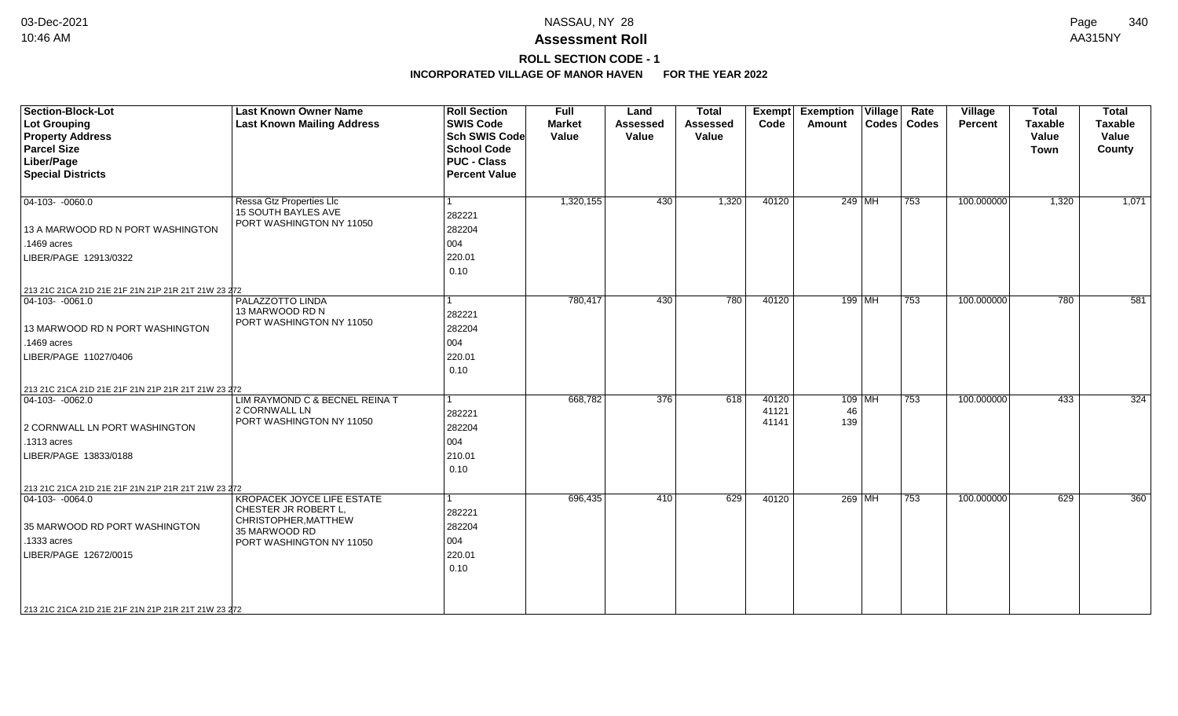# Assessment Roll

## ROLL SECTION CODE - 1

### INCORPORATED VILLAGE OF MANOR HAVEN FOR THE YEAR 2022

| Section-Block-Lot / Lot Grouping / Property Address / Parcel Size / Liber/Page / Special Districts | Last Known Owner Name / Last Known Mailing Address | Roll Section / SWIS Code / Sch SWIS Code / School Code / PUC - Class / Percent Value | Full Market Value | Land Assessed Value | Total Assessed Value | Exempt Code | Exemption Amount | Village Codes | Rate Codes | Village Percent | Total Taxable Value Town | Total Taxable Value County |
|---|---|---|---|---|---|---|---|---|---|---|---|---|
| 04-103- -0060.0<br>13 A MARWOOD RD N PORT WASHINGTON<br>.1469 acres<br>LIBER/PAGE 12913/0322<br>213 21C 21CA 21D 21E 21F 21N 21P 21R 21T 21W 23 272 | Ressa Gtz Properties Llc<br>15 SOUTH BAYLES AVE<br>PORT WASHINGTON NY 11050 | 1<br>282221<br>282204<br>004<br>220.01<br>0.10 | 1,320,155 | 430 | 1,320 | 40120 | 249 | MH | 753 | 100.000000 | 1,320 | 1,071 |
| 04-103- -0061.0<br>13 MARWOOD RD N PORT WASHINGTON<br>.1469 acres<br>LIBER/PAGE 11027/0406<br>213 21C 21CA 21D 21E 21F 21N 21P 21R 21T 21W 23 272 | PALAZZOTTO LINDA<br>13 MARWOOD RD N<br>PORT WASHINGTON NY 11050 | 1<br>282221<br>282204<br>004<br>220.01<br>0.10 | 780,417 | 430 | 780 | 40120 | 199 | MH | 753 | 100.000000 | 780 | 581 |
| 04-103- -0062.0<br>2 CORNWALL LN PORT WASHINGTON<br>.1313 acres<br>LIBER/PAGE 13833/0188<br>213 21C 21CA 21D 21E 21F 21N 21P 21R 21T 21W 23 272 | LIM RAYMOND C & BECNEL REINA T<br>2 CORNWALL LN<br>PORT WASHINGTON NY 11050 | 1<br>282221<br>282204<br>004<br>210.01<br>0.10 | 668,782 | 376 | 618 | 40120<br>41121<br>41141 | 109<br>46<br>139 | MH | 753 | 100.000000 | 433 | 324 |
| 04-103- -0064.0<br>35 MARWOOD RD PORT WASHINGTON<br>.1333 acres<br>LIBER/PAGE 12672/0015<br>213 21C 21CA 21D 21E 21F 21N 21P 21R 21T 21W 23 272 | KROPACEK JOYCE LIFE ESTATE<br>CHESTER JR ROBERT L,<br>CHRISTOPHER,MATTHEW<br>35 MARWOOD RD<br>PORT WASHINGTON NY 11050 | 1<br>282221<br>282204<br>004<br>220.01<br>0.10 | 696,435 | 410 | 629 | 40120 | 269 | MH | 753 | 100.000000 | 629 | 360 |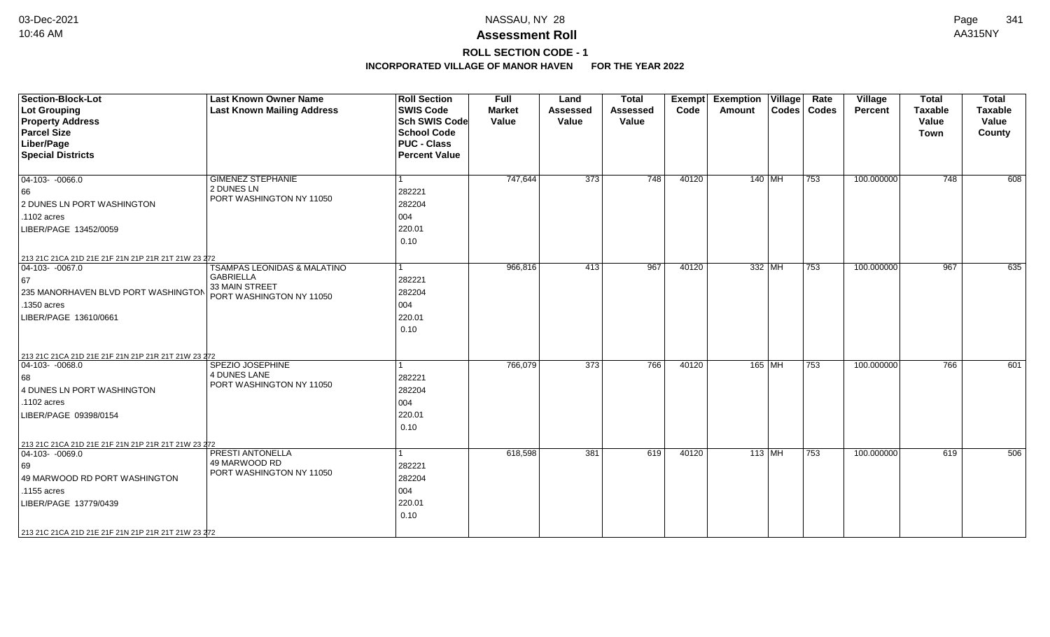# NASSAU, NY 28

## Assessment Roll

### ROLL SECTION CODE - 1

**INCORPORATED VILLAGE OF MANOR HAVEN FOR THE YEAR 2022**

| Section-Block-Lot<br>Lot Grouping<br>Property Address<br>Parcel Size<br>Liber/Page<br>Special Districts | Last Known Owner Name<br>Last Known Mailing Address | Roll Section<br>SWIS Code<br>Sch SWIS Code<br>School Code<br>PUC - Class<br>Percent Value | Full Market Value | Land Assessed Value | Total Assessed Value | Exempt Code | Exemption Amount | Village Codes | Rate Codes | Village Percent | Total Taxable Value Town | Total Taxable Value County |
|---|---|---|---|---|---|---|---|---|---|---|---|---|
| 04-103- -0066.0<br>66<br>2 DUNES LN PORT WASHINGTON<br>.1102 acres<br>LIBER/PAGE 13452/0059<br>213 21C 21CA 21D 21E 21F 21N 21P 21R 21T 21W 23 272 | GIMENEZ STEPHANIE<br>2 DUNES LN<br>PORT WASHINGTON NY 11050 | 1<br>282221<br>282204<br>004<br>220.01<br>0.10 | 747,644 | 373 | 748 | 40120 | 140 | MH | 753 | 100.000000 | 748 | 608 |
| 04-103- -0067.0<br>67<br>235 MANORHAVEN BLVD PORT WASHINGTON<br>.1350 acres<br>LIBER/PAGE 13610/0661<br>213 21C 21CA 21D 21E 21F 21N 21P 21R 21T 21W 23 272 | TSAMPAS LEONIDAS & MALATINO<br>GABRIELLA<br>33 MAIN STREET<br>PORT WASHINGTON NY 11050 | 1<br>282221<br>282204<br>004<br>220.01<br>0.10 | 966,816 | 413 | 967 | 40120 | 332 | MH | 753 | 100.000000 | 967 | 635 |
| 04-103- -0068.0<br>68<br>4 DUNES LN PORT WASHINGTON<br>.1102 acres<br>LIBER/PAGE 09398/0154<br>213 21C 21CA 21D 21E 21F 21N 21P 21R 21T 21W 23 272 | SPEZIO JOSEPHINE<br>4 DUNES LANE<br>PORT WASHINGTON NY 11050 | 1<br>282221<br>282204<br>004<br>220.01<br>0.10 | 766,079 | 373 | 766 | 40120 | 165 | MH | 753 | 100.000000 | 766 | 601 |
| 04-103- -0069.0<br>69<br>49 MARWOOD RD PORT WASHINGTON<br>.1155 acres<br>LIBER/PAGE 13779/0439<br>213 21C 21CA 21D 21E 21F 21N 21P 21R 21T 21W 23 272 | PRESTI ANTONELLA<br>49 MARWOOD RD<br>PORT WASHINGTON NY 11050 | 1<br>282221<br>282204<br>004<br>220.01<br>0.10 | 618,598 | 381 | 619 | 40120 | 113 | MH | 753 | 100.000000 | 619 | 506 |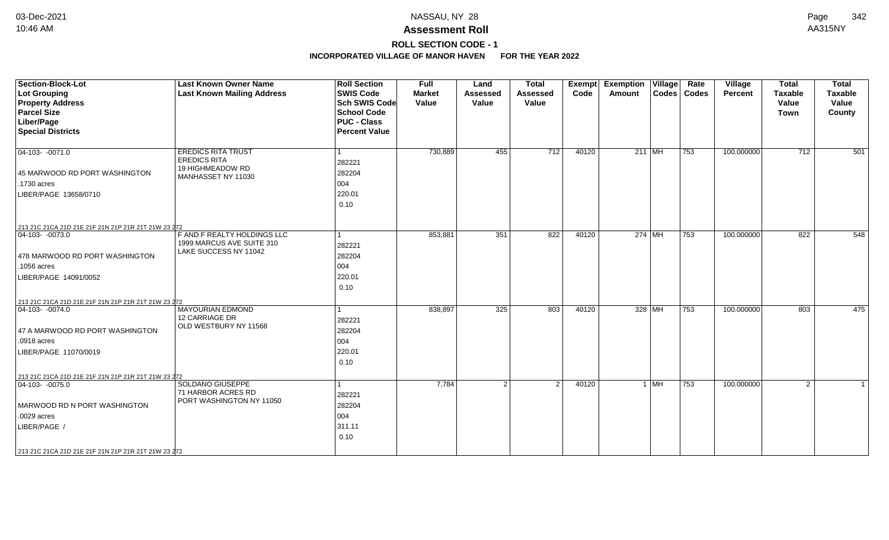# NASSAU, NY 28

## Assessment Roll

### ROLL SECTION CODE - 1

### INCORPORATED VILLAGE OF MANOR HAVEN FOR THE YEAR 2022

| Section-Block-Lot<br>Lot Grouping<br>Property Address<br>Parcel Size<br>Liber/Page<br>Special Districts | Last Known Owner Name<br>Last Known Mailing Address | Roll Section<br>SWIS Code<br>Sch SWIS Code<br>School Code<br>PUC - Class<br>Percent Value | Full Market Value | Land Assessed Value | Total Assessed Value | Exempt Code | Exemption Amount | Village Codes | Rate Codes | Village Percent | Total Taxable Value Town | Total Taxable Value County |
|---|---|---|---|---|---|---|---|---|---|---|---|---|
| 04-103- -0071.0<br>45 MARWOOD RD PORT WASHINGTON<br>.1730 acres<br>LIBER/PAGE 13658/0710<br>213 21C 21CA 21D 21E 21F 21N 21P 21R 21T 21W 23 272 | EREDICS RITA TRUST<br>EREDICS RITA<br>19 HIGHMEADOW RD<br>MANHASSET NY 11030 | 1<br>282221<br>282204<br>004<br>220.01<br>0.10 | 730,889 | 455 | 712 | 40120 | 211 | MH | 753 | 100.000000 | 712 | 501 |
| 04-103- -0073.0<br>478 MARWOOD RD PORT WASHINGTON<br>.1056 acres<br>LIBER/PAGE 14091/0052<br>213 21C 21CA 21D 21E 21F 21N 21P 21R 21T 21W 23 272 | F AND F REALTY HOLDINGS LLC<br>1999 MARCUS AVE SUITE 310<br>LAKE SUCCESS NY 11042 | 1<br>282221<br>282204<br>004<br>220.01<br>0.10 | 853,881 | 351 | 822 | 40120 | 274 | MH | 753 | 100.000000 | 822 | 548 |
| 04-103- -0074.0<br>47 A MARWOOD RD PORT WASHINGTON<br>.0918 acres<br>LIBER/PAGE 11070/0019<br>213 21C 21CA 21D 21E 21F 21N 21P 21R 21T 21W 23 272 | MAYOURIAN EDMOND<br>12 CARRIAGE DR<br>OLD WESTBURY NY 11568 | 1<br>282221<br>282204<br>004<br>220.01<br>0.10 | 838,897 | 325 | 803 | 40120 | 328 | MH | 753 | 100.000000 | 803 | 475 |
| 04-103- -0075.0<br>MARWOOD RD N PORT WASHINGTON<br>.0029 acres<br>LIBER/PAGE /<br>213 21C 21CA 21D 21E 21F 21N 21P 21R 21T 21W 23 272 | SOLDANO GIUSEPPE<br>71 HARBOR ACRES RD<br>PORT WASHINGTON NY 11050 | 1<br>282221<br>282204<br>004<br>311.11<br>0.10 | 7,784 | 2 | 2 | 40120 | 1 | MH | 753 | 100.000000 | 2 | 1 |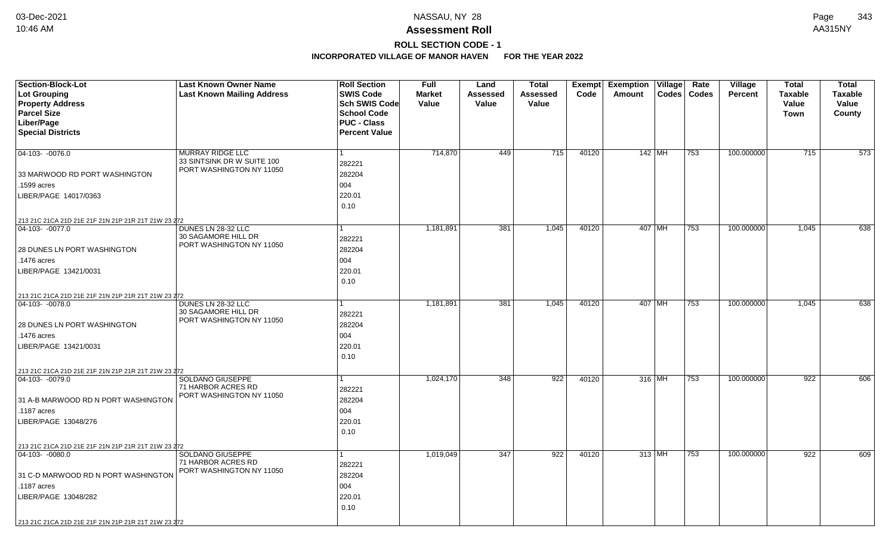# Assessment Roll

## ROLL SECTION CODE - 1

**INCORPORATED VILLAGE OF MANOR HAVEN FOR THE YEAR 2022**

| Section-Block-Lot<br>Lot Grouping<br>Property Address<br>Parcel Size<br>Liber/Page<br>Special Districts | Last Known Owner Name<br>Last Known Mailing Address | Roll Section<br>SWIS Code<br>Sch SWIS Code<br>School Code<br>PUC - Class<br>Percent Value | Full Market Value | Land Assessed Value | Total Assessed Value | Exempt Code | Exemption Amount | Village Codes | Rate Codes | Village Percent | Total Taxable Value Town | Total Taxable Value County |
|---|---|---|---|---|---|---|---|---|---|---|---|---|
| 04-103- -0076.0<br>33 MARWOOD RD PORT WASHINGTON<br>.1599 acres<br>LIBER/PAGE 14017/0363<br>213 21C 21CA 21D 21E 21F 21N 21P 21R 21T 21W 23 272 | MURRAY RIDGE LLC<br>33 SINTSINK DR W SUITE 100<br>PORT WASHINGTON NY 11050 | 1<br>282221<br>282204<br>004<br>220.01<br>0.10 | 714,870 | 449 | 715 | 40120 | 142 | MH | 753 | 100.000000 | 715 | 573 |
| 04-103- -0077.0<br>28 DUNES LN PORT WASHINGTON<br>.1476 acres<br>LIBER/PAGE 13421/0031<br>213 21C 21CA 21D 21E 21F 21N 21P 21R 21T 21W 23 272 | DUNES LN 28-32 LLC<br>30 SAGAMORE HILL DR<br>PORT WASHINGTON NY 11050 | 1<br>282221<br>282204<br>004<br>220.01<br>0.10 | 1,181,891 | 381 | 1,045 | 40120 | 407 | MH | 753 | 100.000000 | 1,045 | 638 |
| 04-103- -0078.0<br>28 DUNES LN PORT WASHINGTON<br>.1476 acres<br>LIBER/PAGE 13421/0031<br>213 21C 21CA 21D 21E 21F 21N 21P 21R 21T 21W 23 272 | DUNES LN 28-32 LLC<br>30 SAGAMORE HILL DR<br>PORT WASHINGTON NY 11050 | 1<br>282221<br>282204<br>004<br>220.01<br>0.10 | 1,181,891 | 381 | 1,045 | 40120 | 407 | MH | 753 | 100.000000 | 1,045 | 638 |
| 04-103- -0079.0<br>31 A-B MARWOOD RD N PORT WASHINGTON<br>.1187 acres<br>LIBER/PAGE 13048/276<br>213 21C 21CA 21D 21E 21F 21N 21P 21R 21T 21W 23 272 | SOLDANO GIUSEPPE<br>71 HARBOR ACRES RD<br>PORT WASHINGTON NY 11050 | 1<br>282221<br>282204<br>004<br>220.01<br>0.10 | 1,024,170 | 348 | 922 | 40120 | 316 | MH | 753 | 100.000000 | 922 | 606 |
| 04-103- -0080.0<br>31 C-D MARWOOD RD N PORT WASHINGTON<br>.1187 acres<br>LIBER/PAGE 13048/282<br>213 21C 21CA 21D 21E 21F 21N 21P 21R 21T 21W 23 272 | SOLDANO GIUSEPPE<br>71 HARBOR ACRES RD<br>PORT WASHINGTON NY 11050 | 1<br>282221<br>282204<br>004<br>220.01<br>0.10 | 1,019,049 | 347 | 922 | 40120 | 313 | MH | 753 | 100.000000 | 922 | 609 |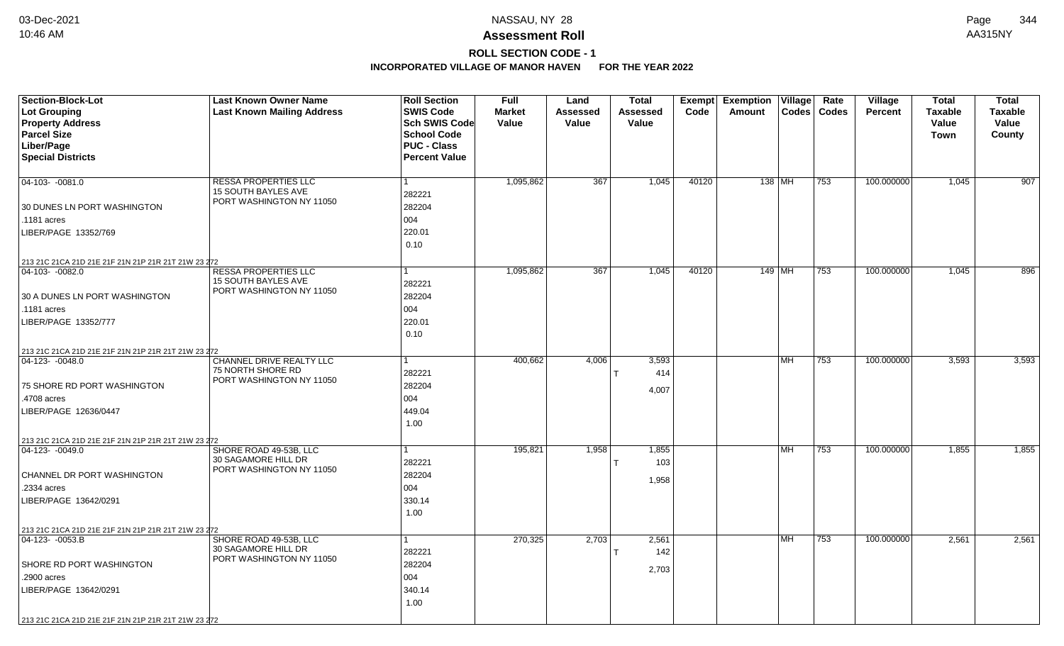**Assessment Roll**

**ROLL SECTION CODE - 1**

**INCORPORATED VILLAGE OF MANOR HAVEN FOR THE YEAR 2022**

| Section-Block-Lot<br>Lot Grouping<br>Property Address<br>Parcel Size<br>Liber/Page<br>Special Districts | Last Known Owner Name<br>Last Known Mailing Address | Roll Section<br>SWIS Code<br>Sch SWIS Code<br>School Code<br>PUC - Class<br>Percent Value | Full Market Value | Land Assessed Value | Total Assessed Value | Exempt Code | Exemption Amount | Village Codes | Rate Codes | Village Percent | Total Taxable Value Town | Total Taxable Value County |
|---|---|---|---|---|---|---|---|---|---|---|---|---|
| 04-103- -0081.0<br>30 DUNES LN PORT WASHINGTON<br>.1181 acres<br>LIBER/PAGE 13352/769<br>213 21C 21CA 21D 21E 21F 21N 21P 21R 21T 21W 23 272 | RESSA PROPERTIES LLC<br>15 SOUTH BAYLES AVE<br>PORT WASHINGTON NY 11050 | 1<br>282221<br>282204<br>004<br>220.01<br>0.10 | 1,095,862 | 367 | 1,045 | 40120 | 138 | MH | 753 | 100.000000 | 1,045 | 907 |
| 04-103- -0082.0<br>30 A DUNES LN PORT WASHINGTON<br>.1181 acres<br>LIBER/PAGE 13352/777<br>213 21C 21CA 21D 21E 21F 21N 21P 21R 21T 21W 23 272 | RESSA PROPERTIES LLC<br>15 SOUTH BAYLES AVE<br>PORT WASHINGTON NY 11050 | 1<br>282221<br>282204<br>004<br>220.01<br>0.10 | 1,095,862 | 367 | 1,045 | 40120 | 149 | MH | 753 | 100.000000 | 1,045 | 896 |
| 04-123- -0048.0<br>75 SHORE RD PORT WASHINGTON<br>.4708 acres<br>LIBER/PAGE 12636/0447<br>213 21C 21CA 21D 21E 21F 21N 21P 21R 21T 21W 23 272 | CHANNEL DRIVE REALTY LLC<br>75 NORTH SHORE RD<br>PORT WASHINGTON NY 11050 | 1<br>282221<br>282204<br>004<br>449.04<br>1.00 | 400,662 | 4,006 | 3,593<br>T 414<br>4,007 | | | MH | 753 | 100.000000 | 3,593 | 3,593 |
| 04-123- -0049.0<br>CHANNEL DR PORT WASHINGTON<br>.2334 acres<br>LIBER/PAGE 13642/0291<br>213 21C 21CA 21D 21E 21F 21N 21P 21R 21T 21W 23 272 | SHORE ROAD 49-53B, LLC<br>30 SAGAMORE HILL DR<br>PORT WASHINGTON NY 11050 | 1<br>282221<br>282204<br>004<br>330.14<br>1.00 | 195,821 | 1,958 | 1,855<br>T 103<br>1,958 | | | MH | 753 | 100.000000 | 1,855 | 1,855 |
| 04-123- -0053.B<br>SHORE RD PORT WASHINGTON<br>.2900 acres<br>LIBER/PAGE 13642/0291<br>213 21C 21CA 21D 21E 21F 21N 21P 21R 21T 21W 23 272 | SHORE ROAD 49-53B, LLC<br>30 SAGAMORE HILL DR<br>PORT WASHINGTON NY 11050 | 1<br>282221<br>282204<br>004<br>340.14<br>1.00 | 270,325 | 2,703 | 2,561<br>T 142<br>2,703 | | | MH | 753 | 100.000000 | 2,561 | 2,561 |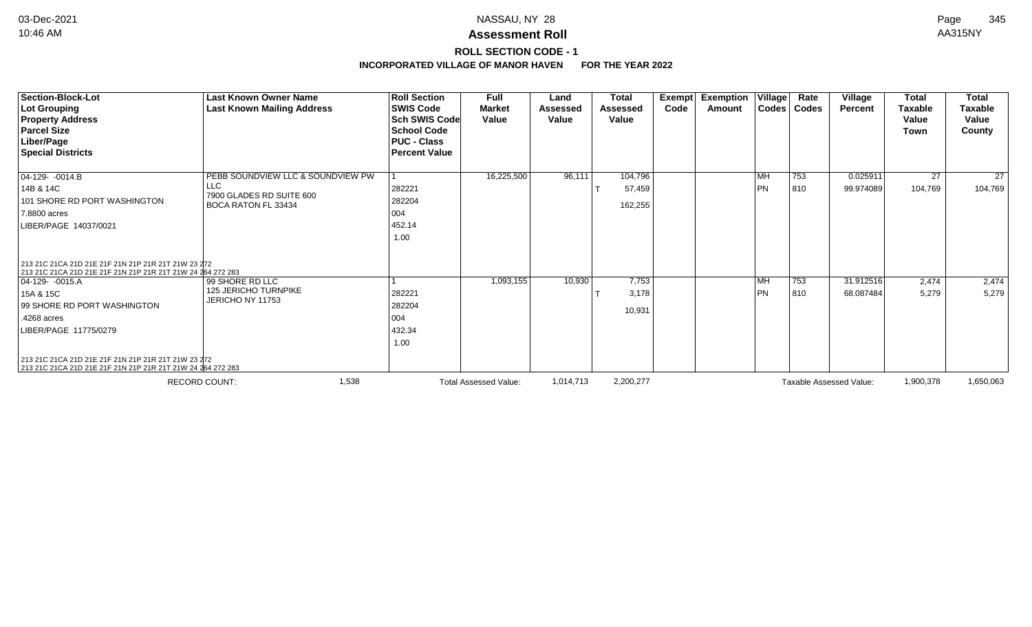# NASSAU, NY 28

## Assessment Roll

### ROLL SECTION CODE - 1

**INCORPORATED VILLAGE OF MANOR HAVEN FOR THE YEAR 2022**

| Section-Block-Lot<br>Lot Grouping<br>Property Address<br>Parcel Size<br>Liber/Page<br>Special Districts | Last Known Owner Name<br>Last Known Mailing Address | Roll Section<br>SWIS Code<br>Sch SWIS Code<br>School Code<br>PUC - Class<br>Percent Value | Full Market Value | Land Assessed Value | Total Assessed Value | Exempt Code | Exemption Amount | Village Codes | Rate Codes | Village Percent | Total Taxable Value Town | Total Taxable Value County |
|---|---|---|---|---|---|---|---|---|---|---|---|---|
| 04-129- -0014.B<br>14B & 14C<br>101 SHORE RD PORT WASHINGTON<br>7.8800 acres<br>LIBER/PAGE 14037/0021<br>213 21C 21CA 21D 21E 21F 21N 21P 21R 21T 21W 23 272<br>213 21C 21CA 21D 21E 21F 21N 21P 21R 21T 21W 24 264 272 283 | PEBB SOUNDVIEW LLC & SOUNDVIEW PW LLC<br>7900 GLADES RD SUITE 600<br>BOCA RATON FL 33434 | 1<br>282221<br>282204<br>004<br>452.14<br>1.00 | 16,225,500 | 96,111 | 104,796<br>T 57,459<br>162,255 | | | MH<br>PN | 753<br>810 | 0.025911<br>99.974089 | 27<br>104,769 | 27<br>104,769 |
| 04-129- -0015.A<br>15A & 15C<br>99 SHORE RD PORT WASHINGTON<br>.4268 acres<br>LIBER/PAGE 11775/0279<br>213 21C 21CA 21D 21E 21F 21N 21P 21R 21T 21W 23 272<br>213 21C 21CA 21D 21E 21F 21N 21P 21R 21T 21W 24 264 272 283 | 99 SHORE RD LLC<br>125 JERICHO TURNPIKE<br>JERICHO NY 11753 | 1<br>282221<br>282204<br>004<br>432.34<br>1.00 | 1,093,155 | 10,930 | 7,753<br>T 3,178<br>10,931 | | | MH<br>PN | 753<br>810 | 31.912516<br>68.087484 | 2,474<br>5,279 | 2,474<br>5,279 |
| RECORD COUNT: 1,538 | | Total Assessed Value: | | 1,014,713 | 2,200,277 | | | Taxable Assessed Value: | | | 1,900,378 | 1,650,063 |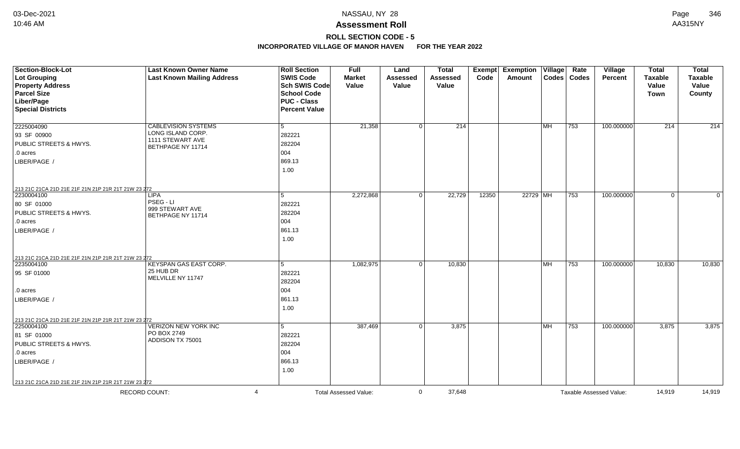# NASSAU, NY 28

## Assessment Roll

### ROLL SECTION CODE - 5

### INCORPORATED VILLAGE OF MANOR HAVEN FOR THE YEAR 2022

| Section-Block-Lot / Lot Grouping / Property Address / Parcel Size / Liber/Page / Special Districts | Last Known Owner Name / Last Known Mailing Address | Roll Section / SWIS Code / Sch SWIS Code / School Code / PUC - Class / Percent Value | Full Market Value | Land Assessed Value | Total Assessed Value | Exempt Code | Exemption Amount | Village Codes | Rate Codes | Village Percent | Total Taxable Value Town | Total Taxable Value County |
|---|---|---|---|---|---|---|---|---|---|---|---|---|
| 2225004090<br>93 SF 00900<br>PUBLIC STREETS & HWYS.<br>.0 acres<br>LIBER/PAGE /<br>213 21C 21CA 21D 21E 21F 21N 21P 21R 21T 21W 23 272 | CABLEVISION SYSTEMS<br>LONG ISLAND CORP.<br>1111 STEWART AVE<br>BETHPAGE NY 11714 | 5<br>282221<br>282204<br>004<br>869.13<br>1.00 | 21,358 | 0 | 214 | | | MH | 753 | 100.000000 | 214 | 214 |
| 2230004100<br>80 SF 01000<br>PUBLIC STREETS & HWYS.<br>.0 acres<br>LIBER/PAGE /<br>213 21C 21CA 21D 21E 21F 21N 21P 21R 21T 21W 23 272 | LIPA<br>PSEG - LI<br>999 STEWART AVE<br>BETHPAGE NY 11714 | 5<br>282221<br>282204<br>004<br>861.13<br>1.00 | 2,272,868 | 0 | 22,729 | 12350 | 22729 | MH | 753 | 100.000000 | 0 | 0 |
| 2235004100<br>95 SF 01000<br>.0 acres<br>LIBER/PAGE /<br>213 21C 21CA 21D 21E 21F 21N 21P 21R 21T 21W 23 272 | KEYSPAN GAS EAST CORP.<br>25 HUB DR<br>MELVILLE NY 11747 | 5<br>282221<br>282204<br>004<br>861.13<br>1.00 | 1,082,975 | 0 | 10,830 | | | MH | 753 | 100.000000 | 10,830 | 10,830 |
| 2250004100<br>81 SF 01000<br>PUBLIC STREETS & HWYS.<br>.0 acres<br>LIBER/PAGE /<br>213 21C 21CA 21D 21E 21F 21N 21P 21R 21T 21W 23 272 | VERIZON NEW YORK INC<br>PO BOX 2749<br>ADDISON TX 75001 | 5<br>282221<br>282204<br>004<br>866.13<br>1.00 | 387,469 | 0 | 3,875 | | | MH | 753 | 100.000000 | 3,875 | 3,875 |
| RECORD COUNT: 4 | | Total Assessed Value: | | 0 | 37,648 | | | Taxable Assessed Value: | | | 14,919 | 14,919 |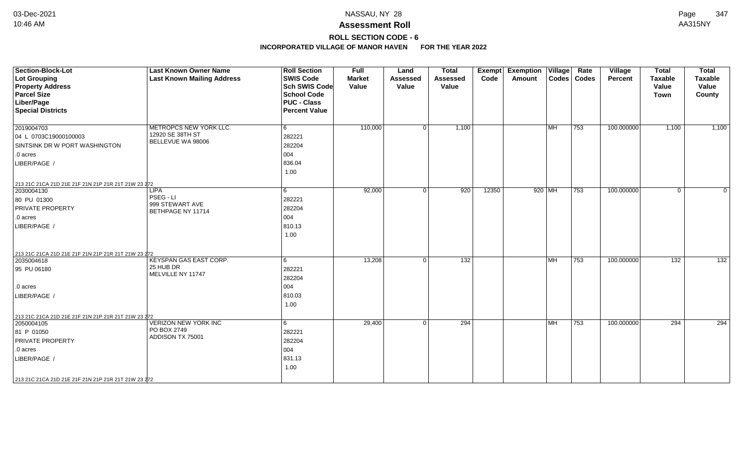# Assessment Roll

## ROLL SECTION CODE - 6

### INCORPORATED VILLAGE OF MANOR HAVEN FOR THE YEAR 2022

| Section-Block-Lot / Lot Grouping / Property Address / Parcel Size / Liber/Page / Special Districts | Last Known Owner Name / Last Known Mailing Address | Roll Section / SWIS Code / Sch SWIS Code / School Code / PUC - Class / Percent Value | Full Market Value | Land Assessed Value | Total Assessed Value | Exempt Code | Exemption Amount | Village Codes | Rate Codes | Village Percent | Total Taxable Value Town | Total Taxable Value County |
|---|---|---|---|---|---|---|---|---|---|---|---|---|
| 2019004703<br>04 L 0703C19000100003<br>SINTSINK DR W PORT WASHINGTON<br>.0 acres<br>LIBER/PAGE /<br>213 21C 21CA 21D 21E 21F 21N 21P 21R 21T 21W 23 272 | METROPCS NEW YORK LLC.<br>12920 SE 38TH ST<br>BELLEVUE WA 98006 | 6<br>282221<br>282204<br>004<br>836.04<br>1.00 | 110,000 | 0 | 1,100 | | | MH | 753 | 100.000000 | 1,100 | 1,100 |
| 2030004130<br>80 PU 01300<br>PRIVATE PROPERTY<br>.0 acres<br>LIBER/PAGE /<br>213 21C 21CA 21D 21E 21F 21N 21P 21R 21T 21W 23 272 | LIPA<br>PSEG - LI<br>999 STEWART AVE<br>BETHPAGE NY 11714 | 6<br>282221<br>282204<br>004<br>810.13<br>1.00 | 92,000 | 0 | 920 | 12350 | 920 | MH | 753 | 100.000000 | 0 | 0 |
| 2035004618<br>95 PU 06180<br>.0 acres<br>LIBER/PAGE /<br>213 21C 21CA 21D 21E 21F 21N 21P 21R 21T 21W 23 272 | KEYSPAN GAS EAST CORP.<br>25 HUB DR<br>MELVILLE NY 11747 | 6<br>282221<br>282204<br>004<br>810.03<br>1.00 | 13,208 | 0 | 132 | | | MH | 753 | 100.000000 | 132 | 132 |
| 2050004105<br>81 P 01050<br>PRIVATE PROPERTY<br>.0 acres<br>LIBER/PAGE /<br>213 21C 21CA 21D 21E 21F 21N 21P 21R 21T 21W 23 272 | VERIZON NEW YORK INC<br>PO BOX 2749<br>ADDISON TX 75001 | 6<br>282221<br>282204<br>004<br>831.13<br>1.00 | 29,400 | 0 | 294 | | | MH | 753 | 100.000000 | 294 | 294 |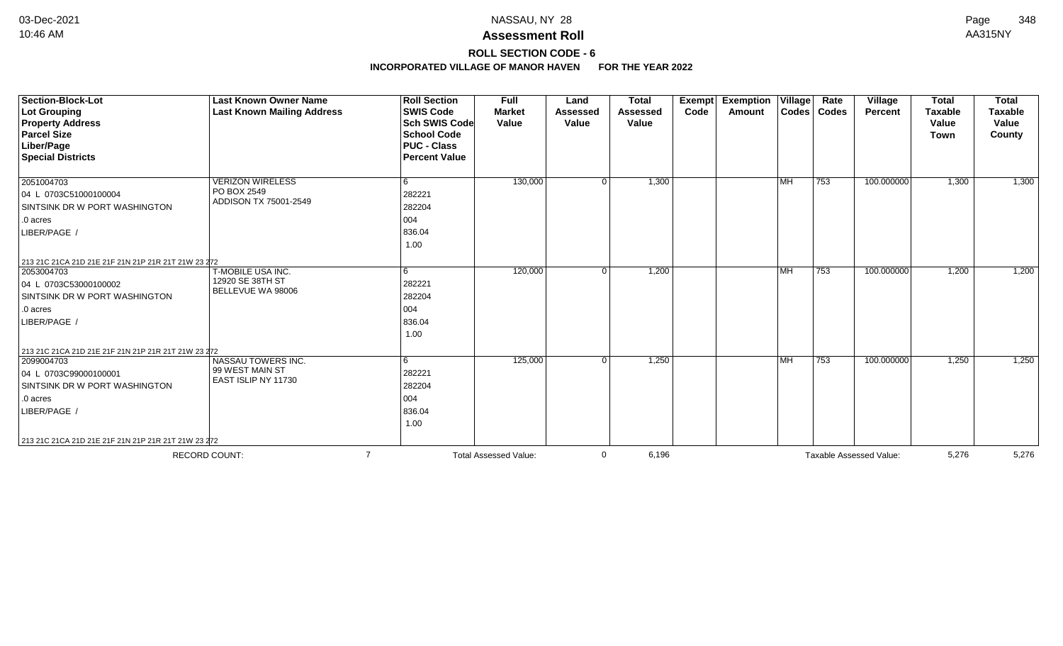# Assessment Roll

## ROLL SECTION CODE - 6

### INCORPORATED VILLAGE OF MANOR HAVEN FOR THE YEAR 2022

| Section-Block-Lot / Lot Grouping / Property Address / Parcel Size / Liber/Page / Special Districts | Last Known Owner Name / Last Known Mailing Address | Roll Section / SWIS Code / Sch SWIS Code / School Code / PUC - Class / Percent Value | Full Market Value | Land Assessed Value | Total Assessed Value | Exempt Code | Exemption Amount | Village Codes | Rate Codes | Village Percent | Total Taxable Value Town | Total Taxable Value County |
|---|---|---|---|---|---|---|---|---|---|---|---|---|
| 2051004703<br>04 L 0703C51000100004<br>SINTSINK DR W PORT WASHINGTON<br>.0 acres<br>LIBER/PAGE /<br>213 21C 21CA 21D 21E 21F 21N 21P 21R 21T 21W 23 272 | VERIZON WIRELESS<br>PO BOX 2549<br>ADDISON TX 75001-2549 | 6<br>282221<br>282204<br>004<br>836.04<br>1.00 | 130,000 | 0 | 1,300 | | | MH | 753 | 100.000000 | 1,300 | 1,300 |
| 2053004703<br>04 L 0703C53000100002<br>SINTSINK DR W PORT WASHINGTON<br>.0 acres<br>LIBER/PAGE /<br>213 21C 21CA 21D 21E 21F 21N 21P 21R 21T 21W 23 272 | T-MOBILE USA INC.<br>12920 SE 38TH ST<br>BELLEVUE WA 98006 | 6<br>282221<br>282204<br>004<br>836.04<br>1.00 | 120,000 | 0 | 1,200 | | | MH | 753 | 100.000000 | 1,200 | 1,200 |
| 2099004703<br>04 L 0703C99000100001<br>SINTSINK DR W PORT WASHINGTON<br>.0 acres<br>LIBER/PAGE /<br>213 21C 21CA 21D 21E 21F 21N 21P 21R 21T 21W 23 272 | NASSAU TOWERS INC.<br>99 WEST MAIN ST<br>EAST ISLIP NY 11730 | 6<br>282221<br>282204<br>004<br>836.04<br>1.00 | 125,000 | 0 | 1,250 | | | MH | 753 | 100.000000 | 1,250 | 1,250 |
| RECORD COUNT: 7 | | | Total Assessed Value: | 0 | 6,196 | | | Taxable Assessed Value: | | | 5,276 | 5,276 |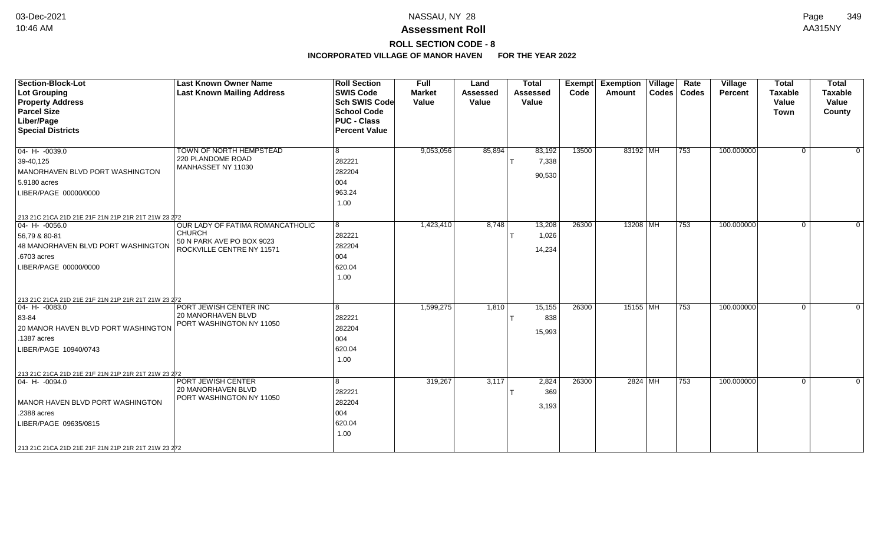# Assessment Roll

## ROLL SECTION CODE - 8

### INCORPORATED VILLAGE OF MANOR HAVEN FOR THE YEAR 2022

| Section-Block-Lot<br>Lot Grouping<br>Property Address<br>Parcel Size<br>Liber/Page<br>Special Districts | Last Known Owner Name<br>Last Known Mailing Address | Roll Section<br>SWIS Code<br>Sch SWIS Code<br>School Code<br>PUC - Class<br>Percent Value | Full Market Value | Land Assessed Value | Total Assessed Value | Exempt Code | Exemption Amount | Village Codes | Rate Codes | Village Percent | Total Taxable Value Town | Total Taxable Value County |
|---|---|---|---|---|---|---|---|---|---|---|---|---|
| 04- H- -0039.0<br>39-40,125<br>MANORHAVEN BLVD PORT WASHINGTON<br>5.9180 acres<br>LIBER/PAGE 00000/0000<br>213 21C 21CA 21D 21E 21F 21N 21P 21R 21T 21W 23 272 | TOWN OF NORTH HEMPSTEAD<br>220 PLANDOME ROAD<br>MANHASSET NY 11030 | 8<br>282221<br>282204<br>004<br>963.24<br>1.00 | 9,053,056 | 85,894 | 83,192<br>T 7,338<br>90,530 | 13500 | 83192 | MH | 753 | 100.000000 | 0 | 0 |
| 04- H- -0056.0<br>56,79 & 80-81<br>48 MANORHAVEN BLVD PORT WASHINGTON<br>.6703 acres<br>LIBER/PAGE 00000/0000<br>213 21C 21CA 21D 21E 21F 21N 21P 21R 21T 21W 23 272 | OUR LADY OF FATIMA ROMANCATHOLIC CHURCH<br>50 N PARK AVE PO BOX 9023<br>ROCKVILLE CENTRE NY 11571 | 8<br>282221<br>282204<br>004<br>620.04<br>1.00 | 1,423,410 | 8,748 | 13,208<br>T 1,026<br>14,234 | 26300 | 13208 | MH | 753 | 100.000000 | 0 | 0 |
| 04- H- -0083.0<br>83-84<br>20 MANOR HAVEN BLVD PORT WASHINGTON<br>.1387 acres<br>LIBER/PAGE 10940/0743<br>213 21C 21CA 21D 21E 21F 21N 21P 21R 21T 21W 23 272 | PORT JEWISH CENTER INC<br>20 MANORHAVEN BLVD<br>PORT WASHINGTON NY 11050 | 8<br>282221<br>282204<br>004<br>620.04<br>1.00 | 1,599,275 | 1,810 | 15,155<br>T 838<br>15,993 | 26300 | 15155 | MH | 753 | 100.000000 | 0 | 0 |
| 04- H- -0094.0<br><br>MANOR HAVEN BLVD PORT WASHINGTON<br>.2388 acres<br>LIBER/PAGE 09635/0815<br>213 21C 21CA 21D 21E 21F 21N 21P 21R 21T 21W 23 272 | PORT JEWISH CENTER<br>20 MANORHAVEN BLVD<br>PORT WASHINGTON NY 11050 | 8<br>282221<br>282204<br>004<br>620.04<br>1.00 | 319,267 | 3,117 | 2,824<br>T 369<br>3,193 | 26300 | 2824 | MH | 753 | 100.000000 | 0 | 0 |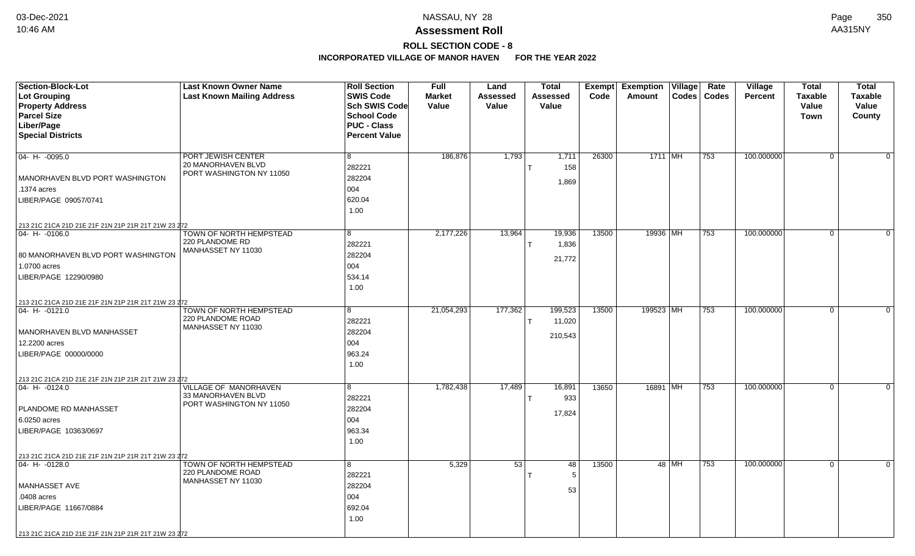# NASSAU, NY 28

## Assessment Roll

### ROLL SECTION CODE - 8

**INCORPORATED VILLAGE OF MANOR HAVEN FOR THE YEAR 2022**

| Section-Block-Lot<br>Lot Grouping<br>Property Address<br>Parcel Size<br>Liber/Page<br>Special Districts | Last Known Owner Name<br>Last Known Mailing Address | Roll Section<br>SWIS Code<br>Sch SWIS Code<br>School Code<br>PUC - Class<br>Percent Value | Full Market Value | Land Assessed Value | Total Assessed Value | Exempt Code | Exemption Amount | Village Codes | Rate Codes | Village Percent | Total Taxable Value Town | Total Taxable Value County |
|---|---|---|---|---|---|---|---|---|---|---|---|---|
| 04- H- -0095.0<br>MANORHAVEN BLVD PORT WASHINGTON<br>.1374 acres<br>LIBER/PAGE 09057/0741<br>213 21C 21CA 21D 21E 21F 21N 21P 21R 21T 21W 23 272 | PORT JEWISH CENTER<br>20 MANORHAVEN BLVD<br>PORT WASHINGTON NY 11050 | 8<br>282221<br>282204<br>004<br>620.04<br>1.00 | 186,876 | 1,793 | 1,711<br>T 158<br>1,869 | 26300 | 1711 | MH | 753 | 100.000000 | 0 | 0 |
| 04- H- -0106.0<br>80 MANORHAVEN BLVD PORT WASHINGTON<br>1.0700 acres<br>LIBER/PAGE 12290/0980<br>213 21C 21CA 21D 21E 21F 21N 21P 21R 21T 21W 23 272 | TOWN OF NORTH HEMPSTEAD<br>220 PLANDOME RD<br>MANHASSET NY 11030 | 8<br>282221<br>282204<br>004<br>534.14<br>1.00 | 2,177,226 | 13,964 | 19,936<br>T 1,836<br>21,772 | 13500 | 19936 | MH | 753 | 100.000000 | 0 | 0 |
| 04- H- -0121.0<br>MANORHAVEN BLVD MANHASSET<br>12.2200 acres<br>LIBER/PAGE 00000/0000<br>213 21C 21CA 21D 21E 21F 21N 21P 21R 21T 21W 23 272 | TOWN OF NORTH HEMPSTEAD<br>220 PLANDOME ROAD<br>MANHASSET NY 11030 | 8<br>282221<br>282204<br>004<br>963.24<br>1.00 | 21,054,293 | 177,362 | 199,523<br>T 11,020<br>210,543 | 13500 | 199523 | MH | 753 | 100.000000 | 0 | 0 |
| 04- H- -0124.0<br>PLANDOME RD MANHASSET<br>6.0250 acres<br>LIBER/PAGE 10363/0697<br>213 21C 21CA 21D 21E 21F 21N 21P 21R 21T 21W 23 272 | VILLAGE OF MANORHAVEN<br>33 MANORHAVEN BLVD<br>PORT WASHINGTON NY 11050 | 8<br>282221<br>282204<br>004<br>963.34<br>1.00 | 1,782,438 | 17,489 | 16,891<br>T 933<br>17,824 | 13650 | 16891 | MH | 753 | 100.000000 | 0 | 0 |
| 04- H- -0128.0<br>MANHASSET AVE<br>.0408 acres<br>LIBER/PAGE 11667/0884<br>213 21C 21CA 21D 21E 21F 21N 21P 21R 21T 21W 23 272 | TOWN OF NORTH HEMPSTEAD<br>220 PLANDOME ROAD<br>MANHASSET NY 11030 | 8<br>282221<br>282204<br>004<br>692.04<br>1.00 | 5,329 | 53 | 48<br>T 5<br>53 | 13500 | 48 | MH | 753 | 100.000000 | 0 | 0 |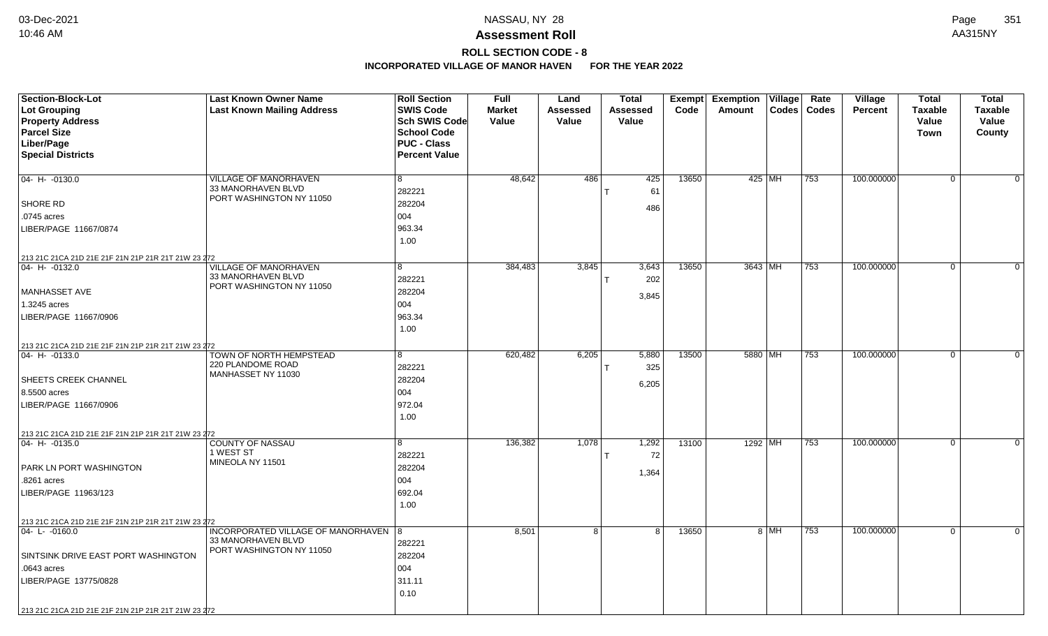# Assessment Roll

## ROLL SECTION CODE - 8

### INCORPORATED VILLAGE OF MANOR HAVEN FOR THE YEAR 2022

| Section-Block-Lot / Lot Grouping / Property Address / Parcel Size / Liber/Page / Special Districts | Last Known Owner Name / Last Known Mailing Address | Roll Section / SWIS Code / Sch SWIS Code / School Code / PUC - Class / Percent Value | Full Market Value | Land Assessed Value | Total Assessed Value | Exempt Code | Exemption Amount | Village Codes | Rate Codes | Village Percent | Total Taxable Value Town | Total Taxable Value County |
|---|---|---|---|---|---|---|---|---|---|---|---|---|
| 04- H- -0130.0<br>SHORE RD<br>.0745 acres<br>LIBER/PAGE 11667/0874<br>213 21C 21CA 21D 21E 21F 21N 21P 21R 21T 21W 23 272 | VILLAGE OF MANORHAVEN<br>33 MANORHAVEN BLVD<br>PORT WASHINGTON NY 11050 | 8<br>282221<br>282204<br>004<br>963.34<br>1.00 | 48,642 | 486 | 425<br>T 61<br>486 | 13650 | 425 | MH | 753 | 100.000000 | 0 | 0 |
| 04- H- -0132.0<br>MANHASSET AVE<br>1.3245 acres<br>LIBER/PAGE 11667/0906<br>213 21C 21CA 21D 21E 21F 21N 21P 21R 21T 21W 23 272 | VILLAGE OF MANORHAVEN<br>33 MANORHAVEN BLVD<br>PORT WASHINGTON NY 11050 | 8<br>282221<br>282204<br>004<br>963.34<br>1.00 | 384,483 | 3,845 | 3,643<br>T 202<br>3,845 | 13650 | 3643 | MH | 753 | 100.000000 | 0 | 0 |
| 04- H- -0133.0<br>SHEETS CREEK CHANNEL<br>8.5500 acres<br>LIBER/PAGE 11667/0906<br>213 21C 21CA 21D 21E 21F 21N 21P 21R 21T 21W 23 272 | TOWN OF NORTH HEMPSTEAD<br>220 PLANDOME ROAD<br>MANHASSET NY 11030 | 8<br>282221<br>282204<br>004<br>972.04<br>1.00 | 620,482 | 6,205 | 5,880<br>T 325<br>6,205 | 13500 | 5880 | MH | 753 | 100.000000 | 0 | 0 |
| 04- H- -0135.0<br>PARK LN PORT WASHINGTON<br>.8261 acres<br>LIBER/PAGE 11963/123<br>213 21C 21CA 21D 21E 21F 21N 21P 21R 21T 21W 23 272 | COUNTY OF NASSAU<br>1 WEST ST<br>MINEOLA NY 11501 | 8<br>282221<br>282204<br>004<br>692.04<br>1.00 | 136,382 | 1,078 | 1,292<br>T 72<br>1,364 | 13100 | 1292 | MH | 753 | 100.000000 | 0 | 0 |
| 04- L- -0160.0<br>SINTSINK DRIVE EAST PORT WASHINGTON<br>.0643 acres<br>LIBER/PAGE 13775/0828<br>213 21C 21CA 21D 21E 21F 21N 21P 21R 21T 21W 23 272 | INCORPORATED VILLAGE OF MANORHAVEN<br>33 MANORHAVEN BLVD<br>PORT WASHINGTON NY 11050 | 8<br>282221<br>282204<br>004<br>311.11<br>0.10 | 8,501 | 8 | 8 | 13650 | 8 | MH | 753 | 100.000000 | 0 | 0 |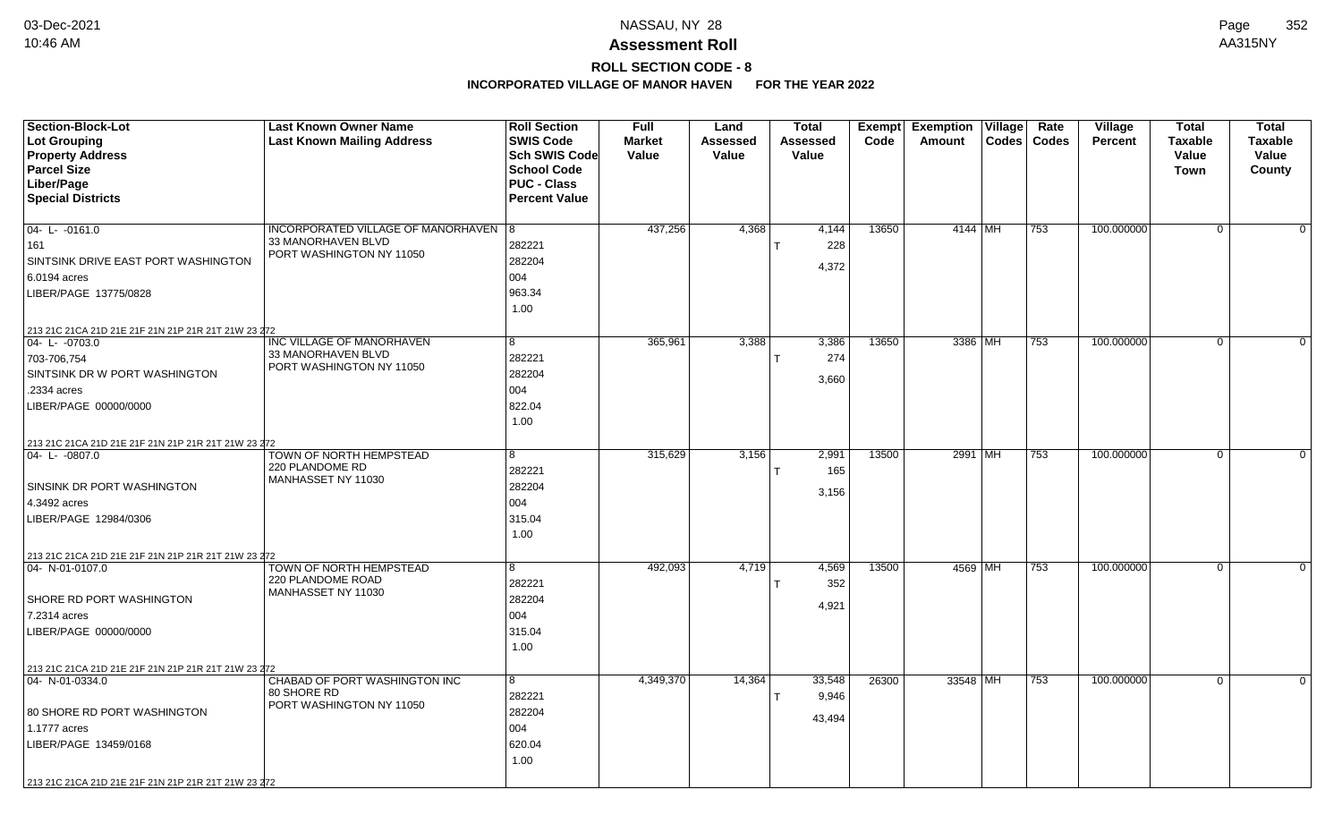# Assessment Roll

## ROLL SECTION CODE - 8

### INCORPORATED VILLAGE OF MANOR HAVEN FOR THE YEAR 2022

| Section-Block-Lot<br>Lot Grouping<br>Property Address<br>Parcel Size<br>Liber/Page<br>Special Districts | Last Known Owner Name<br>Last Known Mailing Address | Roll Section<br>SWIS Code<br>Sch SWIS Code<br>School Code<br>PUC - Class<br>Percent Value | Full Market Value | Land Assessed Value | Total Assessed Value | Exempt Code | Exemption Amount | Village Codes | Rate Codes | Village Percent | Total Taxable Value Town | Total Taxable Value County |
|---|---|---|---|---|---|---|---|---|---|---|---|---|
| 04- L- -0161.0<br>161<br>SINTSINK DRIVE EAST PORT WASHINGTON<br>6.0194 acres<br>LIBER/PAGE 13775/0828<br>213 21C 21CA 21D 21E 21F 21N 21P 21R 21T 21W 23 272 | INCORPORATED VILLAGE OF MANORHAVEN<br>33 MANORHAVEN BLVD<br>PORT WASHINGTON NY 11050 | 8<br>282221<br>282204<br>004<br>963.34<br>1.00 | 437,256 | 4,368 | 4,144<br>T 228<br>4,372 | 13650 | 4144 | MH | 753 | 100.000000 | 0 | 0 |
| 04- L- -0703.0<br>703-706,754<br>SINTSINK DR W PORT WASHINGTON<br>.2334 acres<br>LIBER/PAGE 00000/0000<br>213 21C 21CA 21D 21E 21F 21N 21P 21R 21T 21W 23 272 | INC VILLAGE OF MANORHAVEN<br>33 MANORHAVEN BLVD<br>PORT WASHINGTON NY 11050 | 8<br>282221<br>282204<br>004<br>822.04<br>1.00 | 365,961 | 3,388 | 3,386<br>T 274<br>3,660 | 13650 | 3386 | MH | 753 | 100.000000 | 0 | 0 |
| 04- L- -0807.0<br><br>SINSINK DR PORT WASHINGTON<br>4.3492 acres<br>LIBER/PAGE 12984/0306<br>213 21C 21CA 21D 21E 21F 21N 21P 21R 21T 21W 23 272 | TOWN OF NORTH HEMPSTEAD<br>220 PLANDOME RD<br>MANHASSET NY 11030 | 8<br>282221<br>282204<br>004<br>315.04<br>1.00 | 315,629 | 3,156 | 2,991<br>T 165<br>3,156 | 13500 | 2991 | MH | 753 | 100.000000 | 0 | 0 |
| 04- N-01-0107.0<br><br>SHORE RD PORT WASHINGTON<br>7.2314 acres<br>LIBER/PAGE 00000/0000<br>213 21C 21CA 21D 21E 21F 21N 21P 21R 21T 21W 23 272 | TOWN OF NORTH HEMPSTEAD<br>220 PLANDOME ROAD<br>MANHASSET NY 11030 | 8<br>282221<br>282204<br>004<br>315.04<br>1.00 | 492,093 | 4,719 | 4,569<br>T 352<br>4,921 | 13500 | 4569 | MH | 753 | 100.000000 | 0 | 0 |
| 04- N-01-0334.0<br><br>80 SHORE RD PORT WASHINGTON<br>1.1777 acres<br>LIBER/PAGE 13459/0168<br>213 21C 21CA 21D 21E 21F 21N 21P 21R 21T 21W 23 272 | CHABAD OF PORT WASHINGTON INC<br>80 SHORE RD<br>PORT WASHINGTON NY 11050 | 8<br>282221<br>282204<br>004<br>620.04<br>1.00 | 4,349,370 | 14,364 | 33,548<br>T 9,946<br>43,494 | 26300 | 33548 | MH | 753 | 100.000000 | 0 | 0 |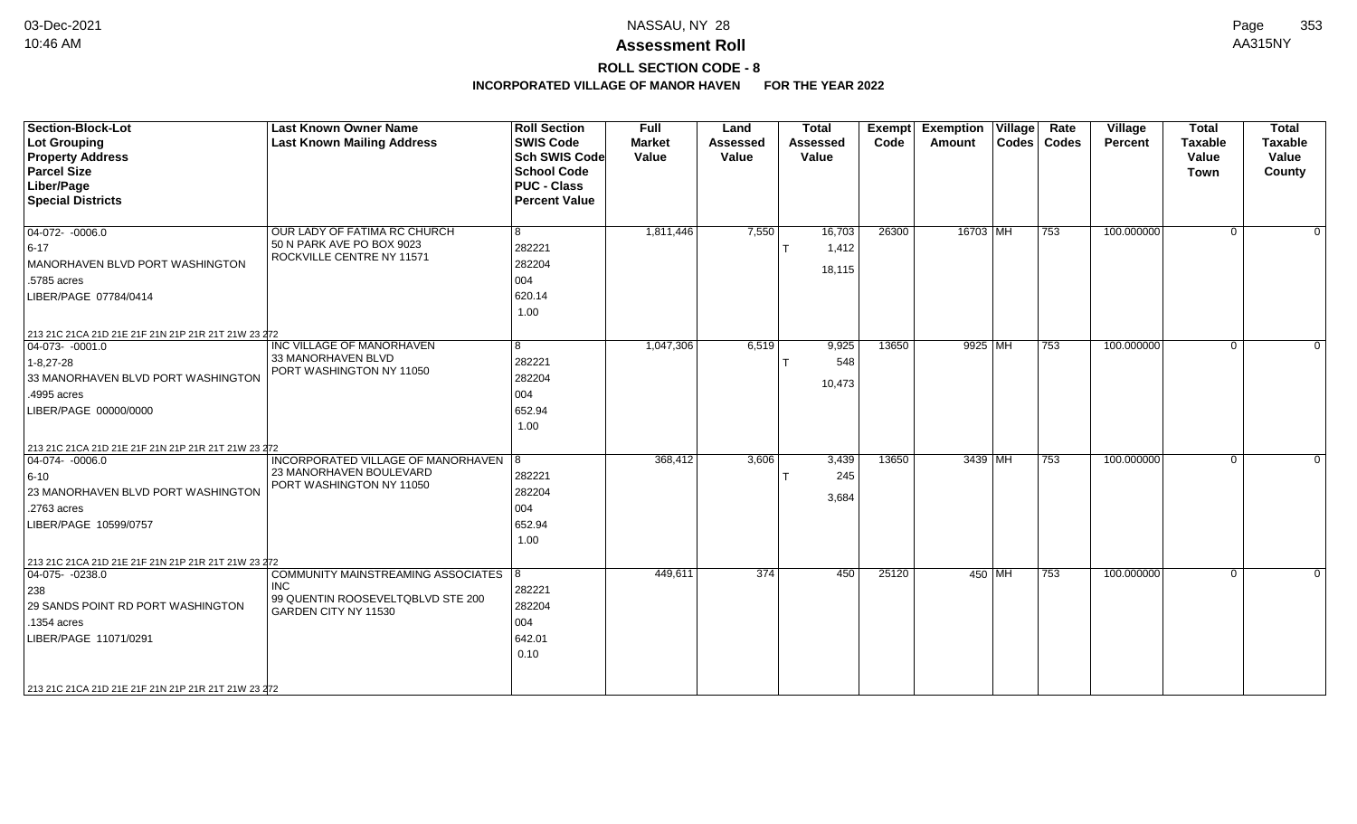# Assessment Roll

## ROLL SECTION CODE - 8

### INCORPORATED VILLAGE OF MANOR HAVEN FOR THE YEAR 2022

| Section-Block-Lot<br>Lot Grouping<br>Property Address<br>Parcel Size<br>Liber/Page<br>Special Districts | Last Known Owner Name<br>Last Known Mailing Address | Roll Section<br>SWIS Code<br>Sch SWIS Code<br>School Code<br>PUC - Class<br>Percent Value | Full Market Value | Land Assessed Value | Total Assessed Value | Exempt Code | Exemption Amount | Village Codes | Rate Codes | Village Percent | Total Taxable Value Town | Total Taxable Value County |
|---|---|---|---|---|---|---|---|---|---|---|---|---|
| 04-072- -0006.0<br>6-17<br>MANORHAVEN BLVD PORT WASHINGTON<br>.5785 acres<br>LIBER/PAGE 07784/0414<br>213 21C 21CA 21D 21E 21F 21N 21P 21R 21T 21W 23 272 | OUR LADY OF FATIMA RC CHURCH<br>50 N PARK AVE PO BOX 9023<br>ROCKVILLE CENTRE NY 11571 | 8<br>282221<br>282204<br>004<br>620.14<br>1.00 | 1,811,446 | 7,550 | 16,703<br>T 1,412<br>18,115 | 26300 | 16703 | MH | 753 | 100.000000 | 0 | 0 |
| 04-073- -0001.0<br>1-8,27-28<br>33 MANORHAVEN BLVD PORT WASHINGTON<br>.4995 acres<br>LIBER/PAGE 00000/0000<br>213 21C 21CA 21D 21E 21F 21N 21P 21R 21T 21W 23 272 | INC VILLAGE OF MANORHAVEN<br>33 MANORHAVEN BLVD<br>PORT WASHINGTON NY 11050 | 8<br>282221<br>282204<br>004<br>652.94<br>1.00 | 1,047,306 | 6,519 | 9,925<br>T 548<br>10,473 | 13650 | 9925 | MH | 753 | 100.000000 | 0 | 0 |
| 04-074- -0006.0<br>6-10<br>23 MANORHAVEN BLVD PORT WASHINGTON<br>.2763 acres<br>LIBER/PAGE 10599/0757<br>213 21C 21CA 21D 21E 21F 21N 21P 21R 21T 21W 23 272 | INCORPORATED VILLAGE OF MANORHAVEN<br>23 MANORHAVEN BOULEVARD<br>PORT WASHINGTON NY 11050 | 8<br>282221<br>282204<br>004<br>652.94<br>1.00 | 368,412 | 3,606 | 3,439<br>T 245<br>3,684 | 13650 | 3439 | MH | 753 | 100.000000 | 0 | 0 |
| 04-075- -0238.0<br>238<br>29 SANDS POINT RD PORT WASHINGTON<br>.1354 acres<br>LIBER/PAGE 11071/0291<br>213 21C 21CA 21D 21E 21F 21N 21P 21R 21T 21W 23 272 | COMMUNITY MAINSTREAMING ASSOCIATES INC<br>99 QUENTIN ROOSEVELTQBLVD STE 200<br>GARDEN CITY NY 11530 | 8<br>282221<br>282204<br>004<br>642.01<br>0.10 | 449,611 | 374 | 450 | 25120 | 450 | MH | 753 | 100.000000 | 0 | 0 |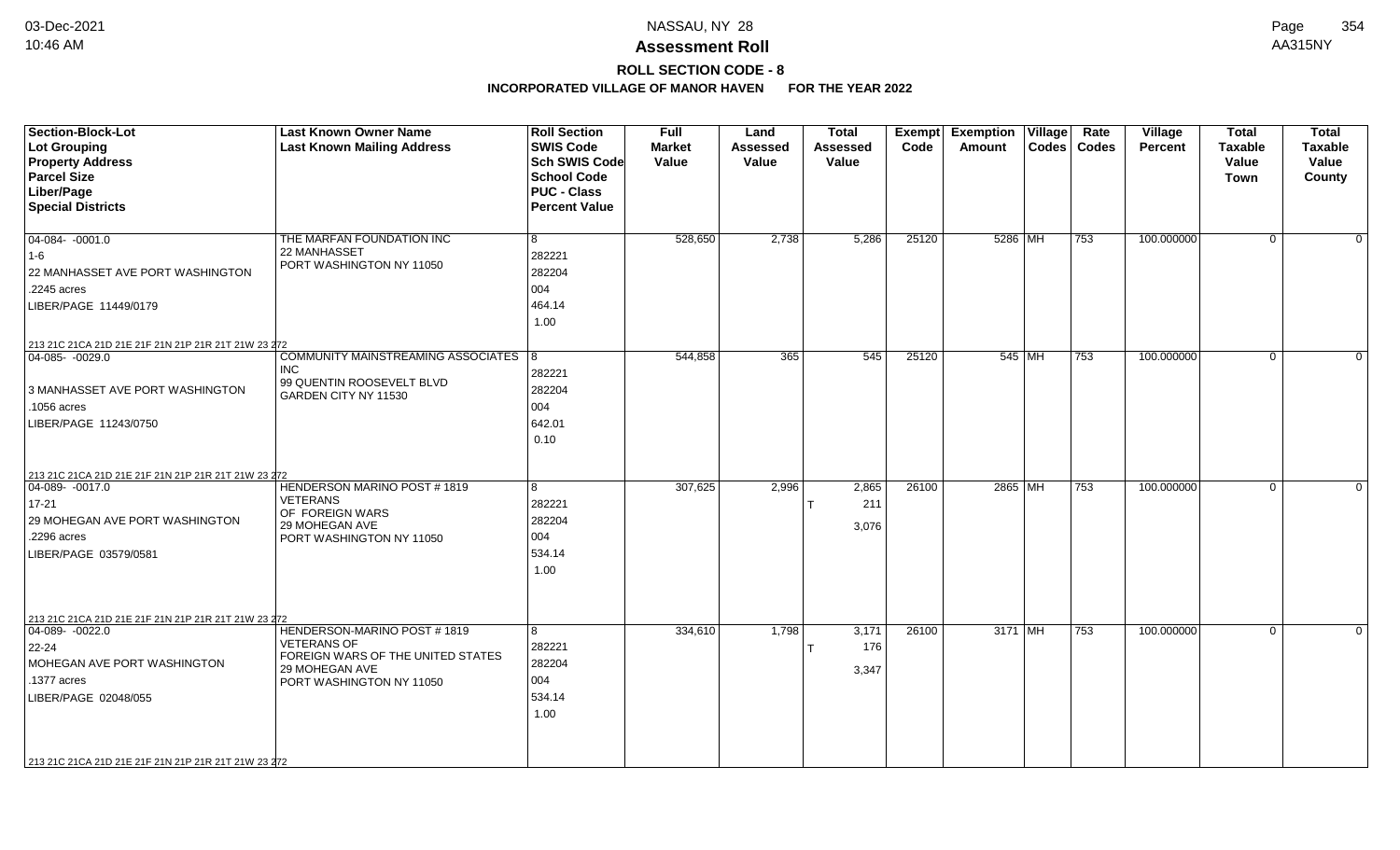# Assessment Roll

## ROLL SECTION CODE - 8

### INCORPORATED VILLAGE OF MANOR HAVEN FOR THE YEAR 2022

| Section-Block-Lot / Lot Grouping / Property Address / Parcel Size / Liber/Page / Special Districts | Last Known Owner Name / Last Known Mailing Address | Roll Section / SWIS Code / Sch SWIS Code / School Code / PUC - Class / Percent Value | Full Market Value | Land Assessed Value | Total Assessed Value | Exempt Code | Exemption Amount | Village Codes | Rate Codes | Village Percent | Total Taxable Value Town | Total Taxable Value County |
|---|---|---|---|---|---|---|---|---|---|---|---|---|
| 04-084- -0001.0<br>1-6<br>22 MANHASSET AVE PORT WASHINGTON<br>.2245 acres<br>LIBER/PAGE 11449/0179<br>213 21C 21CA 21D 21E 21F 21N 21P 21R 21T 21W 23 272 | THE MARFAN FOUNDATION INC<br>22 MANHASSET<br>PORT WASHINGTON NY 11050 | 8<br>282221<br>282204<br>004<br>464.14<br>1.00 | 528,650 | 2,738 | 5,286 | 25120 | 5286 | MH | 753 | 100.000000 | 0 | 0 |
| 04-085- -0029.0<br><br>3 MANHASSET AVE PORT WASHINGTON<br>.1056 acres<br>LIBER/PAGE 11243/0750<br>213 21C 21CA 21D 21E 21F 21N 21P 21R 21T 21W 23 272 | COMMUNITY MAINSTREAMING ASSOCIATES INC<br>99 QUENTIN ROOSEVELT BLVD<br>GARDEN CITY NY 11530 | 8<br>282221<br>282204<br>004<br>642.01<br>0.10 | 544,858 | 365 | 545 | 25120 | 545 | MH | 753 | 100.000000 | 0 | 0 |
| 04-089- -0017.0<br>17-21<br>29 MOHEGAN AVE PORT WASHINGTON<br>.2296 acres<br>LIBER/PAGE 03579/0581<br>213 21C 21CA 21D 21E 21F 21N 21P 21R 21T 21W 23 272 | HENDERSON MARINO POST # 1819<br>VETERANS<br>OF FOREIGN WARS<br>29 MOHEGAN AVE<br>PORT WASHINGTON NY 11050 | 8<br>282221<br>282204<br>004<br>534.14<br>1.00 | 307,625 | 2,996 | 2,865<br>T 211<br>3,076 | 26100 | 2865 | MH | 753 | 100.000000 | 0 | 0 |
| 04-089- -0022.0<br>22-24<br>MOHEGAN AVE PORT WASHINGTON<br>.1377 acres<br>LIBER/PAGE 02048/055<br>213 21C 21CA 21D 21E 21F 21N 21P 21R 21T 21W 23 272 | HENDERSON-MARINO POST # 1819<br>VETERANS OF<br>FOREIGN WARS OF THE UNITED STATES<br>29 MOHEGAN AVE<br>PORT WASHINGTON NY 11050 | 8<br>282221<br>282204<br>004<br>534.14<br>1.00 | 334,610 | 1,798 | 3,171<br>T 176<br>3,347 | 26100 | 3171 | MH | 753 | 100.000000 | 0 | 0 |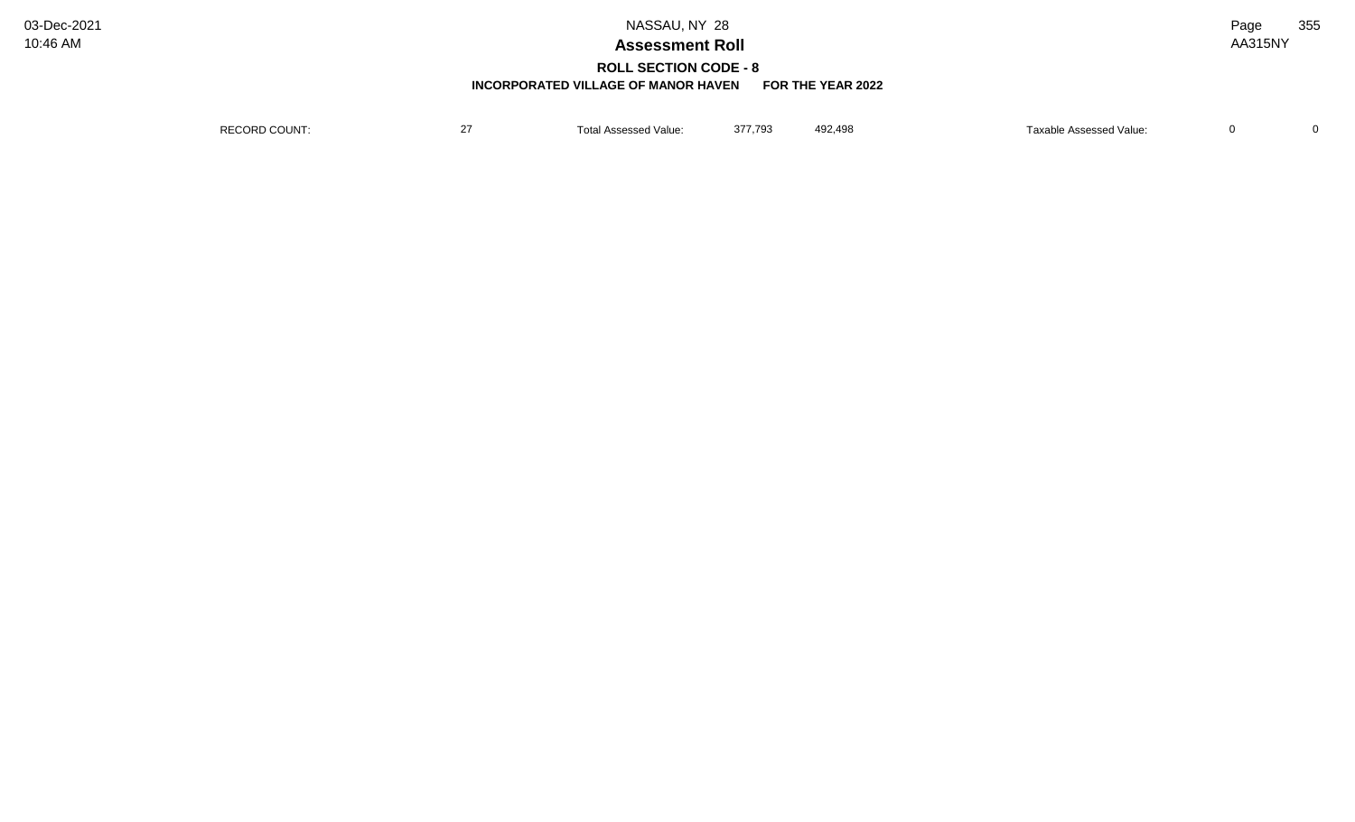NASSAU, NY 28

# Assessment Roll

**ROLL SECTION CODE - 8**

**INCORPORATED VILLAGE OF MANOR HAVEN FOR THE YEAR 2022**

| | | | | | | | |
|---|---|---|---|---|---|---|---|
| RECORD COUNT: | 27 | Total Assessed Value: | 377,793 | 492,498 | Taxable Assessed Value: | 0 | 0 |